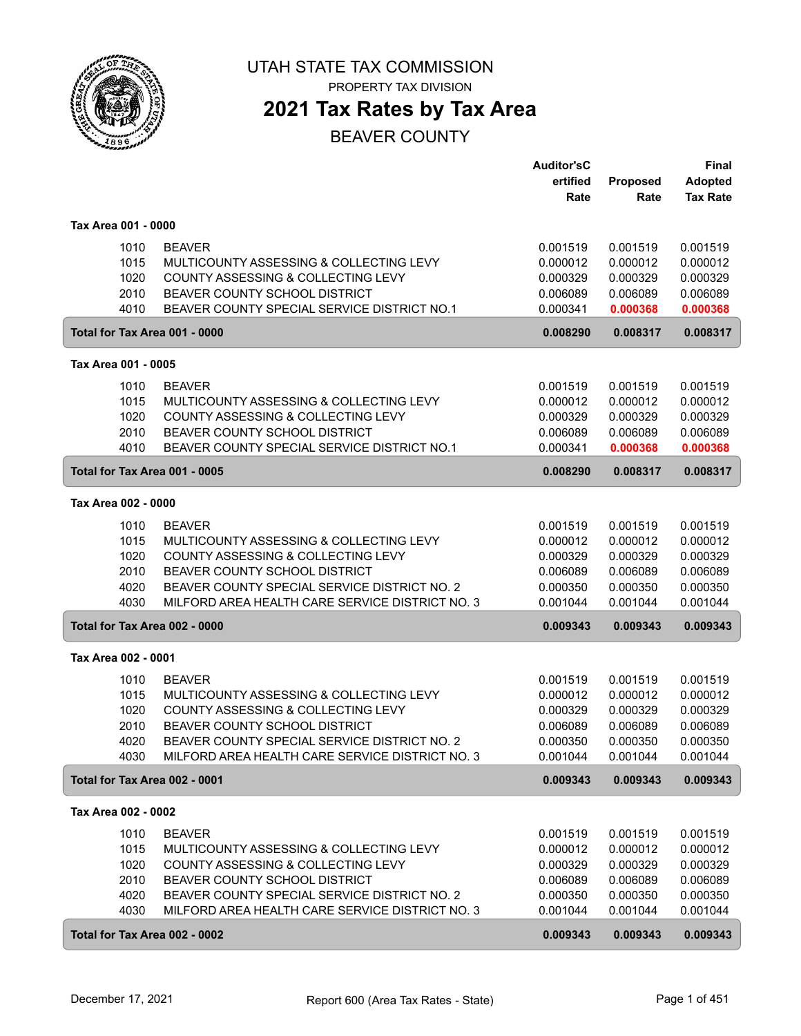# UTAH STATE TAX COMMISSION

PROPERTY TAX DIVISION

## 2021 Tax Rates by Tax Area

### BEAVER COUNTY

| | | Auditor'sCertified Rate | Proposed Rate | Final Adopted Tax Rate |
|---|---|---|---|---|
| **Tax Area 001 - 0000** | | | | |
| 1010 | BEAVER | 0.001519 | 0.001519 | 0.001519 |
| 1015 | MULTICOUNTY ASSESSING & COLLECTING LEVY | 0.000012 | 0.000012 | 0.000012 |
| 1020 | COUNTY ASSESSING & COLLECTING LEVY | 0.000329 | 0.000329 | 0.000329 |
| 2010 | BEAVER COUNTY SCHOOL DISTRICT | 0.006089 | 0.006089 | 0.006089 |
| 4010 | BEAVER COUNTY SPECIAL SERVICE DISTRICT NO.1 | 0.000341 | **0.000368** | **0.000368** |
| **Total for Tax Area 001 - 0000** | | **0.008290** | **0.008317** | **0.008317** |
| **Tax Area 001 - 0005** | | | | |
| 1010 | BEAVER | 0.001519 | 0.001519 | 0.001519 |
| 1015 | MULTICOUNTY ASSESSING & COLLECTING LEVY | 0.000012 | 0.000012 | 0.000012 |
| 1020 | COUNTY ASSESSING & COLLECTING LEVY | 0.000329 | 0.000329 | 0.000329 |
| 2010 | BEAVER COUNTY SCHOOL DISTRICT | 0.006089 | 0.006089 | 0.006089 |
| 4010 | BEAVER COUNTY SPECIAL SERVICE DISTRICT NO.1 | 0.000341 | **0.000368** | **0.000368** |
| **Total for Tax Area 001 - 0005** | | **0.008290** | **0.008317** | **0.008317** |
| **Tax Area 002 - 0000** | | | | |
| 1010 | BEAVER | 0.001519 | 0.001519 | 0.001519 |
| 1015 | MULTICOUNTY ASSESSING & COLLECTING LEVY | 0.000012 | 0.000012 | 0.000012 |
| 1020 | COUNTY ASSESSING & COLLECTING LEVY | 0.000329 | 0.000329 | 0.000329 |
| 2010 | BEAVER COUNTY SCHOOL DISTRICT | 0.006089 | 0.006089 | 0.006089 |
| 4020 | BEAVER COUNTY SPECIAL SERVICE DISTRICT NO. 2 | 0.000350 | 0.000350 | 0.000350 |
| 4030 | MILFORD AREA HEALTH CARE SERVICE DISTRICT NO. 3 | 0.001044 | 0.001044 | 0.001044 |
| **Total for Tax Area 002 - 0000** | | **0.009343** | **0.009343** | **0.009343** |
| **Tax Area 002 - 0001** | | | | |
| 1010 | BEAVER | 0.001519 | 0.001519 | 0.001519 |
| 1015 | MULTICOUNTY ASSESSING & COLLECTING LEVY | 0.000012 | 0.000012 | 0.000012 |
| 1020 | COUNTY ASSESSING & COLLECTING LEVY | 0.000329 | 0.000329 | 0.000329 |
| 2010 | BEAVER COUNTY SCHOOL DISTRICT | 0.006089 | 0.006089 | 0.006089 |
| 4020 | BEAVER COUNTY SPECIAL SERVICE DISTRICT NO. 2 | 0.000350 | 0.000350 | 0.000350 |
| 4030 | MILFORD AREA HEALTH CARE SERVICE DISTRICT NO. 3 | 0.001044 | 0.001044 | 0.001044 |
| **Total for Tax Area 002 - 0001** | | **0.009343** | **0.009343** | **0.009343** |
| **Tax Area 002 - 0002** | | | | |
| 1010 | BEAVER | 0.001519 | 0.001519 | 0.001519 |
| 1015 | MULTICOUNTY ASSESSING & COLLECTING LEVY | 0.000012 | 0.000012 | 0.000012 |
| 1020 | COUNTY ASSESSING & COLLECTING LEVY | 0.000329 | 0.000329 | 0.000329 |
| 2010 | BEAVER COUNTY SCHOOL DISTRICT | 0.006089 | 0.006089 | 0.006089 |
| 4020 | BEAVER COUNTY SPECIAL SERVICE DISTRICT NO. 2 | 0.000350 | 0.000350 | 0.000350 |
| 4030 | MILFORD AREA HEALTH CARE SERVICE DISTRICT NO. 3 | 0.001044 | 0.001044 | 0.001044 |
| **Total for Tax Area 002 - 0002** | | **0.009343** | **0.009343** | **0.009343** |

December 17, 2021 — Report 600 (Area Tax Rates - State)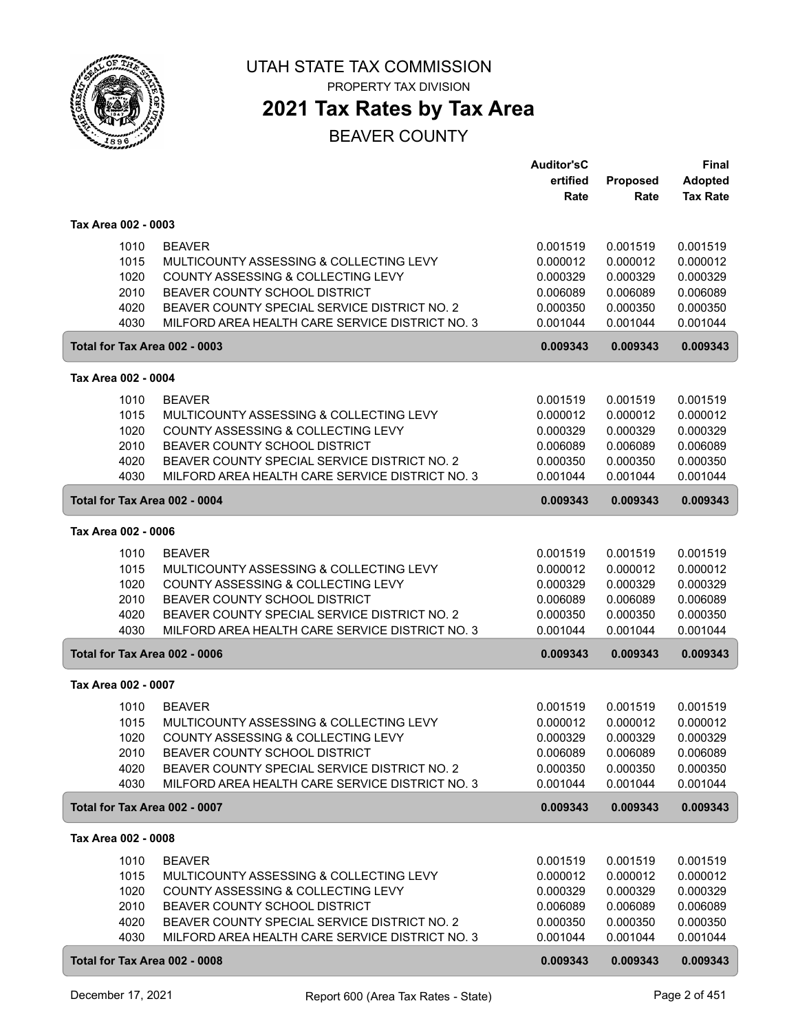# UTAH STATE TAX COMMISSION

PROPERTY TAX DIVISION

## 2021 Tax Rates by Tax Area

BEAVER COUNTY

| | | Auditor'sC ertified Rate | Proposed Rate | Final Adopted Tax Rate |
|---|---|---|---|---|
| **Tax Area 002 - 0003** | | | | |
| 1010 | BEAVER | 0.001519 | 0.001519 | 0.001519 |
| 1015 | MULTICOUNTY ASSESSING & COLLECTING LEVY | 0.000012 | 0.000012 | 0.000012 |
| 1020 | COUNTY ASSESSING & COLLECTING LEVY | 0.000329 | 0.000329 | 0.000329 |
| 2010 | BEAVER COUNTY SCHOOL DISTRICT | 0.006089 | 0.006089 | 0.006089 |
| 4020 | BEAVER COUNTY SPECIAL SERVICE DISTRICT NO. 2 | 0.000350 | 0.000350 | 0.000350 |
| 4030 | MILFORD AREA HEALTH CARE SERVICE DISTRICT NO. 3 | 0.001044 | 0.001044 | 0.001044 |
| **Total for Tax Area 002 - 0003** | | **0.009343** | **0.009343** | **0.009343** |
| **Tax Area 002 - 0004** | | | | |
| 1010 | BEAVER | 0.001519 | 0.001519 | 0.001519 |
| 1015 | MULTICOUNTY ASSESSING & COLLECTING LEVY | 0.000012 | 0.000012 | 0.000012 |
| 1020 | COUNTY ASSESSING & COLLECTING LEVY | 0.000329 | 0.000329 | 0.000329 |
| 2010 | BEAVER COUNTY SCHOOL DISTRICT | 0.006089 | 0.006089 | 0.006089 |
| 4020 | BEAVER COUNTY SPECIAL SERVICE DISTRICT NO. 2 | 0.000350 | 0.000350 | 0.000350 |
| 4030 | MILFORD AREA HEALTH CARE SERVICE DISTRICT NO. 3 | 0.001044 | 0.001044 | 0.001044 |
| **Total for Tax Area 002 - 0004** | | **0.009343** | **0.009343** | **0.009343** |
| **Tax Area 002 - 0006** | | | | |
| 1010 | BEAVER | 0.001519 | 0.001519 | 0.001519 |
| 1015 | MULTICOUNTY ASSESSING & COLLECTING LEVY | 0.000012 | 0.000012 | 0.000012 |
| 1020 | COUNTY ASSESSING & COLLECTING LEVY | 0.000329 | 0.000329 | 0.000329 |
| 2010 | BEAVER COUNTY SCHOOL DISTRICT | 0.006089 | 0.006089 | 0.006089 |
| 4020 | BEAVER COUNTY SPECIAL SERVICE DISTRICT NO. 2 | 0.000350 | 0.000350 | 0.000350 |
| 4030 | MILFORD AREA HEALTH CARE SERVICE DISTRICT NO. 3 | 0.001044 | 0.001044 | 0.001044 |
| **Total for Tax Area 002 - 0006** | | **0.009343** | **0.009343** | **0.009343** |
| **Tax Area 002 - 0007** | | | | |
| 1010 | BEAVER | 0.001519 | 0.001519 | 0.001519 |
| 1015 | MULTICOUNTY ASSESSING & COLLECTING LEVY | 0.000012 | 0.000012 | 0.000012 |
| 1020 | COUNTY ASSESSING & COLLECTING LEVY | 0.000329 | 0.000329 | 0.000329 |
| 2010 | BEAVER COUNTY SCHOOL DISTRICT | 0.006089 | 0.006089 | 0.006089 |
| 4020 | BEAVER COUNTY SPECIAL SERVICE DISTRICT NO. 2 | 0.000350 | 0.000350 | 0.000350 |
| 4030 | MILFORD AREA HEALTH CARE SERVICE DISTRICT NO. 3 | 0.001044 | 0.001044 | 0.001044 |
| **Total for Tax Area 002 - 0007** | | **0.009343** | **0.009343** | **0.009343** |
| **Tax Area 002 - 0008** | | | | |
| 1010 | BEAVER | 0.001519 | 0.001519 | 0.001519 |
| 1015 | MULTICOUNTY ASSESSING & COLLECTING LEVY | 0.000012 | 0.000012 | 0.000012 |
| 1020 | COUNTY ASSESSING & COLLECTING LEVY | 0.000329 | 0.000329 | 0.000329 |
| 2010 | BEAVER COUNTY SCHOOL DISTRICT | 0.006089 | 0.006089 | 0.006089 |
| 4020 | BEAVER COUNTY SPECIAL SERVICE DISTRICT NO. 2 | 0.000350 | 0.000350 | 0.000350 |
| 4030 | MILFORD AREA HEALTH CARE SERVICE DISTRICT NO. 3 | 0.001044 | 0.001044 | 0.001044 |
| **Total for Tax Area 002 - 0008** | | **0.009343** | **0.009343** | **0.009343** |

December 17, 2021 — Report 600 (Area Tax Rates - State)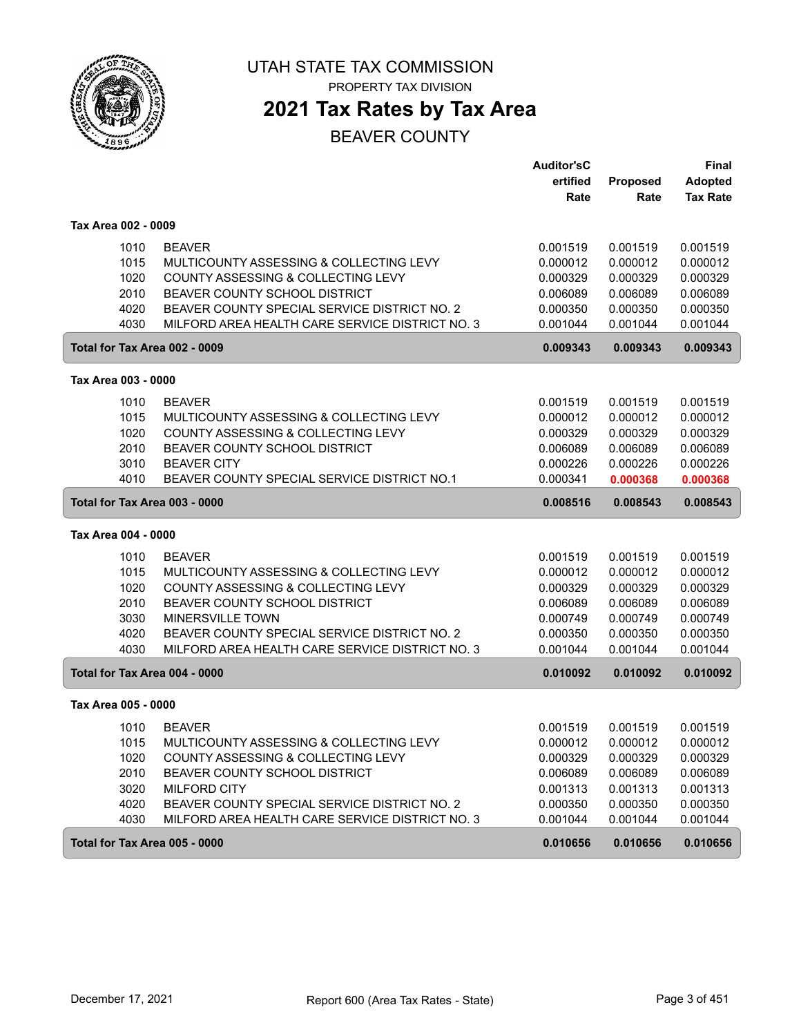# UTAH STATE TAX COMMISSION

PROPERTY TAX DIVISION

## 2021 Tax Rates by Tax Area

BEAVER COUNTY

| | | Auditor'sCertified Rate | Proposed Rate | Final Adopted Tax Rate |
|---|---|---|---|---|
| **Tax Area 002 - 0009** | | | | |
| 1010 | BEAVER | 0.001519 | 0.001519 | 0.001519 |
| 1015 | MULTICOUNTY ASSESSING & COLLECTING LEVY | 0.000012 | 0.000012 | 0.000012 |
| 1020 | COUNTY ASSESSING & COLLECTING LEVY | 0.000329 | 0.000329 | 0.000329 |
| 2010 | BEAVER COUNTY SCHOOL DISTRICT | 0.006089 | 0.006089 | 0.006089 |
| 4020 | BEAVER COUNTY SPECIAL SERVICE DISTRICT NO. 2 | 0.000350 | 0.000350 | 0.000350 |
| 4030 | MILFORD AREA HEALTH CARE SERVICE DISTRICT NO. 3 | 0.001044 | 0.001044 | 0.001044 |
| **Total for Tax Area 002 - 0009** | | **0.009343** | **0.009343** | **0.009343** |
| **Tax Area 003 - 0000** | | | | |
| 1010 | BEAVER | 0.001519 | 0.001519 | 0.001519 |
| 1015 | MULTICOUNTY ASSESSING & COLLECTING LEVY | 0.000012 | 0.000012 | 0.000012 |
| 1020 | COUNTY ASSESSING & COLLECTING LEVY | 0.000329 | 0.000329 | 0.000329 |
| 2010 | BEAVER COUNTY SCHOOL DISTRICT | 0.006089 | 0.006089 | 0.006089 |
| 3010 | BEAVER CITY | 0.000226 | 0.000226 | 0.000226 |
| 4010 | BEAVER COUNTY SPECIAL SERVICE DISTRICT NO.1 | 0.000341 | **0.000368** | **0.000368** |
| **Total for Tax Area 003 - 0000** | | **0.008516** | **0.008543** | **0.008543** |
| **Tax Area 004 - 0000** | | | | |
| 1010 | BEAVER | 0.001519 | 0.001519 | 0.001519 |
| 1015 | MULTICOUNTY ASSESSING & COLLECTING LEVY | 0.000012 | 0.000012 | 0.000012 |
| 1020 | COUNTY ASSESSING & COLLECTING LEVY | 0.000329 | 0.000329 | 0.000329 |
| 2010 | BEAVER COUNTY SCHOOL DISTRICT | 0.006089 | 0.006089 | 0.006089 |
| 3030 | MINERSVILLE TOWN | 0.000749 | 0.000749 | 0.000749 |
| 4020 | BEAVER COUNTY SPECIAL SERVICE DISTRICT NO. 2 | 0.000350 | 0.000350 | 0.000350 |
| 4030 | MILFORD AREA HEALTH CARE SERVICE DISTRICT NO. 3 | 0.001044 | 0.001044 | 0.001044 |
| **Total for Tax Area 004 - 0000** | | **0.010092** | **0.010092** | **0.010092** |
| **Tax Area 005 - 0000** | | | | |
| 1010 | BEAVER | 0.001519 | 0.001519 | 0.001519 |
| 1015 | MULTICOUNTY ASSESSING & COLLECTING LEVY | 0.000012 | 0.000012 | 0.000012 |
| 1020 | COUNTY ASSESSING & COLLECTING LEVY | 0.000329 | 0.000329 | 0.000329 |
| 2010 | BEAVER COUNTY SCHOOL DISTRICT | 0.006089 | 0.006089 | 0.006089 |
| 3020 | MILFORD CITY | 0.001313 | 0.001313 | 0.001313 |
| 4020 | BEAVER COUNTY SPECIAL SERVICE DISTRICT NO. 2 | 0.000350 | 0.000350 | 0.000350 |
| 4030 | MILFORD AREA HEALTH CARE SERVICE DISTRICT NO. 3 | 0.001044 | 0.001044 | 0.001044 |
| **Total for Tax Area 005 - 0000** | | **0.010656** | **0.010656** | **0.010656** |

December 17, 2021 Report 600 (Area Tax Rates - State)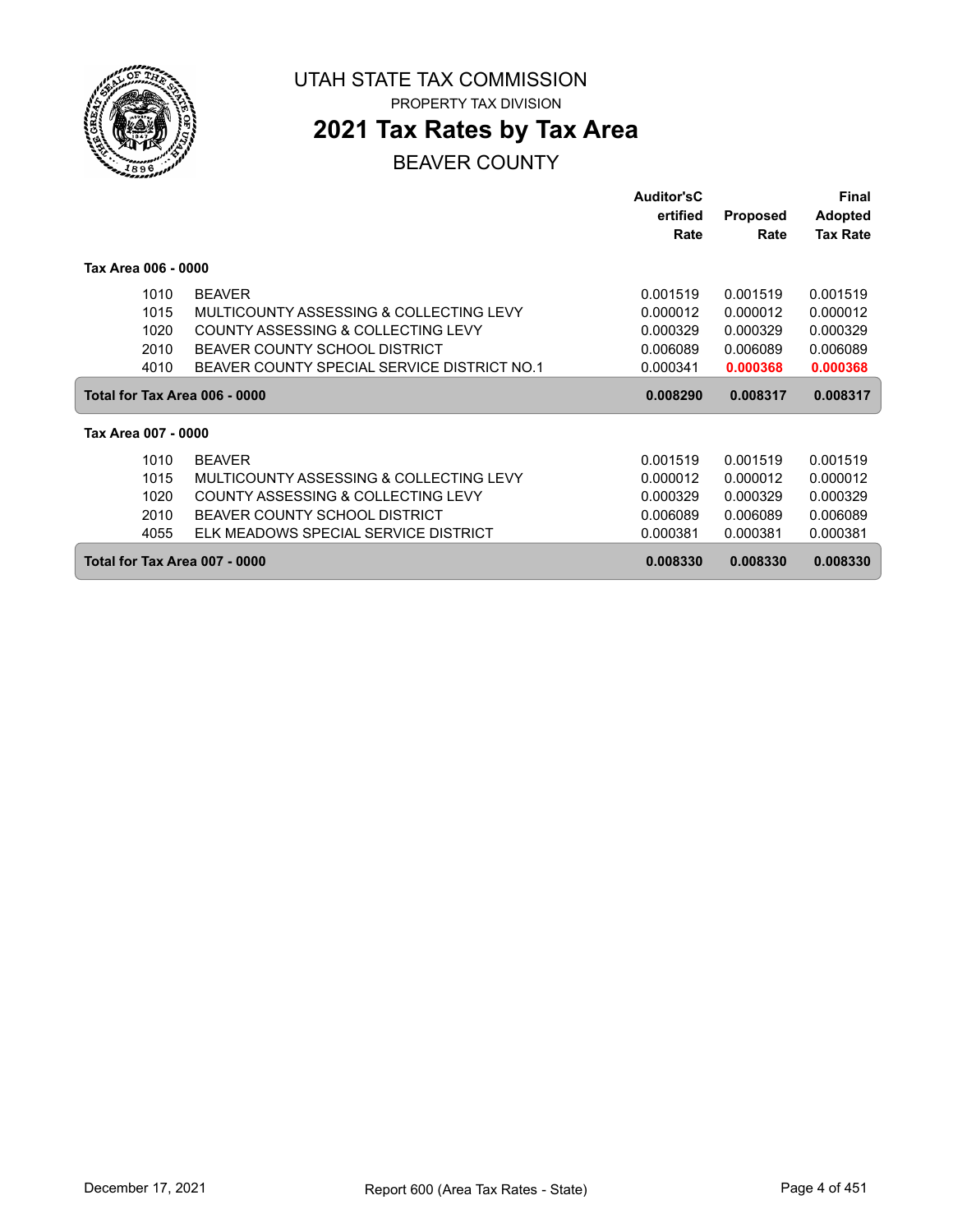# UTAH STATE TAX COMMISSION

PROPERTY TAX DIVISION

## 2021 Tax Rates by Tax Area

BEAVER COUNTY

| | | Auditor'sCertified Rate | Proposed Rate | Final Adopted Tax Rate |
|---|---|---|---|---|
| **Tax Area 006 - 0000** | | | | |
| 1010 | BEAVER | 0.001519 | 0.001519 | 0.001519 |
| 1015 | MULTICOUNTY ASSESSING & COLLECTING LEVY | 0.000012 | 0.000012 | 0.000012 |
| 1020 | COUNTY ASSESSING & COLLECTING LEVY | 0.000329 | 0.000329 | 0.000329 |
| 2010 | BEAVER COUNTY SCHOOL DISTRICT | 0.006089 | 0.006089 | 0.006089 |
| 4010 | BEAVER COUNTY SPECIAL SERVICE DISTRICT NO.1 | 0.000341 | **0.000368** | **0.000368** |
| **Total for Tax Area 006 - 0000** | | **0.008290** | **0.008317** | **0.008317** |
| **Tax Area 007 - 0000** | | | | |
| 1010 | BEAVER | 0.001519 | 0.001519 | 0.001519 |
| 1015 | MULTICOUNTY ASSESSING & COLLECTING LEVY | 0.000012 | 0.000012 | 0.000012 |
| 1020 | COUNTY ASSESSING & COLLECTING LEVY | 0.000329 | 0.000329 | 0.000329 |
| 2010 | BEAVER COUNTY SCHOOL DISTRICT | 0.006089 | 0.006089 | 0.006089 |
| 4055 | ELK MEADOWS SPECIAL SERVICE DISTRICT | 0.000381 | 0.000381 | 0.000381 |
| **Total for Tax Area 007 - 0000** | | **0.008330** | **0.008330** | **0.008330** |

December 17, 2021 Report 600 (Area Tax Rates - State)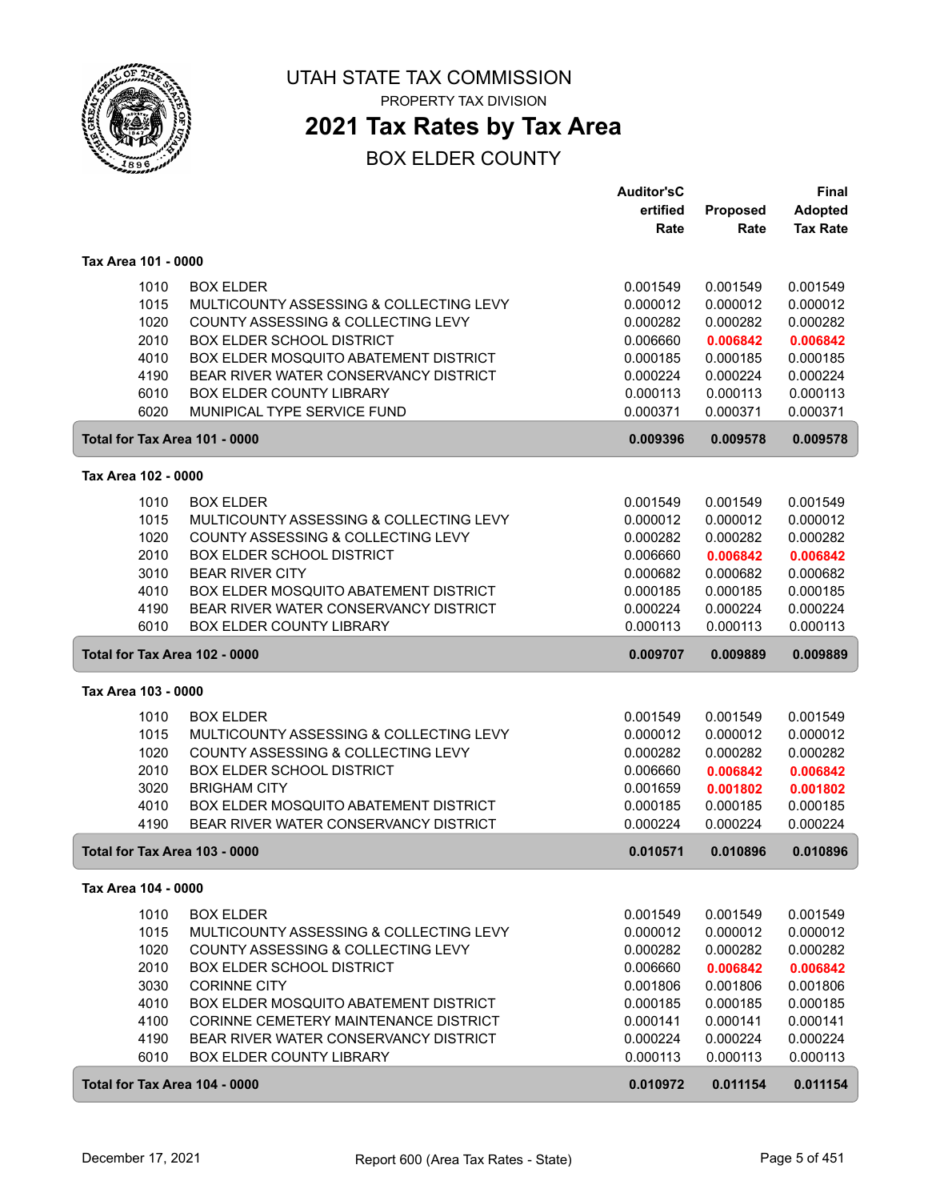# UTAH STATE TAX COMMISSION

PROPERTY TAX DIVISION

## 2021 Tax Rates by Tax Area

BOX ELDER COUNTY

| | | Auditor's Certified Rate | Proposed Rate | Final Adopted Tax Rate |
|---|---|---|---|---|
| **Tax Area 101 - 0000** | | | | |
| 1010 | BOX ELDER | 0.001549 | 0.001549 | 0.001549 |
| 1015 | MULTICOUNTY ASSESSING & COLLECTING LEVY | 0.000012 | 0.000012 | 0.000012 |
| 1020 | COUNTY ASSESSING & COLLECTING LEVY | 0.000282 | 0.000282 | 0.000282 |
| 2010 | BOX ELDER SCHOOL DISTRICT | 0.006660 | 0.006842 | 0.006842 |
| 4010 | BOX ELDER MOSQUITO ABATEMENT DISTRICT | 0.000185 | 0.000185 | 0.000185 |
| 4190 | BEAR RIVER WATER CONSERVANCY DISTRICT | 0.000224 | 0.000224 | 0.000224 |
| 6010 | BOX ELDER COUNTY LIBRARY | 0.000113 | 0.000113 | 0.000113 |
| 6020 | MUNIPICAL TYPE SERVICE FUND | 0.000371 | 0.000371 | 0.000371 |
| **Total for Tax Area 101 - 0000** | | **0.009396** | **0.009578** | **0.009578** |
| **Tax Area 102 - 0000** | | | | |
| 1010 | BOX ELDER | 0.001549 | 0.001549 | 0.001549 |
| 1015 | MULTICOUNTY ASSESSING & COLLECTING LEVY | 0.000012 | 0.000012 | 0.000012 |
| 1020 | COUNTY ASSESSING & COLLECTING LEVY | 0.000282 | 0.000282 | 0.000282 |
| 2010 | BOX ELDER SCHOOL DISTRICT | 0.006660 | 0.006842 | 0.006842 |
| 3010 | BEAR RIVER CITY | 0.000682 | 0.000682 | 0.000682 |
| 4010 | BOX ELDER MOSQUITO ABATEMENT DISTRICT | 0.000185 | 0.000185 | 0.000185 |
| 4190 | BEAR RIVER WATER CONSERVANCY DISTRICT | 0.000224 | 0.000224 | 0.000224 |
| 6010 | BOX ELDER COUNTY LIBRARY | 0.000113 | 0.000113 | 0.000113 |
| **Total for Tax Area 102 - 0000** | | **0.009707** | **0.009889** | **0.009889** |
| **Tax Area 103 - 0000** | | | | |
| 1010 | BOX ELDER | 0.001549 | 0.001549 | 0.001549 |
| 1015 | MULTICOUNTY ASSESSING & COLLECTING LEVY | 0.000012 | 0.000012 | 0.000012 |
| 1020 | COUNTY ASSESSING & COLLECTING LEVY | 0.000282 | 0.000282 | 0.000282 |
| 2010 | BOX ELDER SCHOOL DISTRICT | 0.006660 | 0.006842 | 0.006842 |
| 3020 | BRIGHAM CITY | 0.001659 | 0.001802 | 0.001802 |
| 4010 | BOX ELDER MOSQUITO ABATEMENT DISTRICT | 0.000185 | 0.000185 | 0.000185 |
| 4190 | BEAR RIVER WATER CONSERVANCY DISTRICT | 0.000224 | 0.000224 | 0.000224 |
| **Total for Tax Area 103 - 0000** | | **0.010571** | **0.010896** | **0.010896** |
| **Tax Area 104 - 0000** | | | | |
| 1010 | BOX ELDER | 0.001549 | 0.001549 | 0.001549 |
| 1015 | MULTICOUNTY ASSESSING & COLLECTING LEVY | 0.000012 | 0.000012 | 0.000012 |
| 1020 | COUNTY ASSESSING & COLLECTING LEVY | 0.000282 | 0.000282 | 0.000282 |
| 2010 | BOX ELDER SCHOOL DISTRICT | 0.006660 | 0.006842 | 0.006842 |
| 3030 | CORINNE CITY | 0.001806 | 0.001806 | 0.001806 |
| 4010 | BOX ELDER MOSQUITO ABATEMENT DISTRICT | 0.000185 | 0.000185 | 0.000185 |
| 4100 | CORINNE CEMETERY MAINTENANCE DISTRICT | 0.000141 | 0.000141 | 0.000141 |
| 4190 | BEAR RIVER WATER CONSERVANCY DISTRICT | 0.000224 | 0.000224 | 0.000224 |
| 6010 | BOX ELDER COUNTY LIBRARY | 0.000113 | 0.000113 | 0.000113 |
| **Total for Tax Area 104 - 0000** | | **0.010972** | **0.011154** | **0.011154** |

December 17, 2021 — Report 600 (Area Tax Rates - State)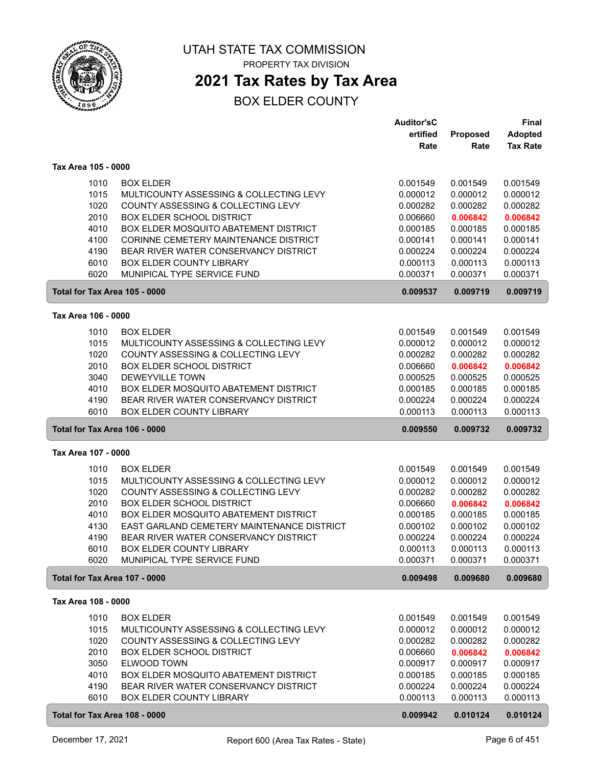# UTAH STATE TAX COMMISSION

PROPERTY TAX DIVISION

## 2021 Tax Rates by Tax Area

### BOX ELDER COUNTY

| | | Auditor'sCertified Rate | Proposed Rate | Final Adopted Tax Rate |
|---|---|---|---|---|
| **Tax Area 105 - 0000** | | | | |
| 1010 | BOX ELDER | 0.001549 | 0.001549 | 0.001549 |
| 1015 | MULTICOUNTY ASSESSING & COLLECTING LEVY | 0.000012 | 0.000012 | 0.000012 |
| 1020 | COUNTY ASSESSING & COLLECTING LEVY | 0.000282 | 0.000282 | 0.000282 |
| 2010 | BOX ELDER SCHOOL DISTRICT | 0.006660 | **0.006842** | **0.006842** |
| 4010 | BOX ELDER MOSQUITO ABATEMENT DISTRICT | 0.000185 | 0.000185 | 0.000185 |
| 4100 | CORINNE CEMETERY MAINTENANCE DISTRICT | 0.000141 | 0.000141 | 0.000141 |
| 4190 | BEAR RIVER WATER CONSERVANCY DISTRICT | 0.000224 | 0.000224 | 0.000224 |
| 6010 | BOX ELDER COUNTY LIBRARY | 0.000113 | 0.000113 | 0.000113 |
| 6020 | MUNIPICAL TYPE SERVICE FUND | 0.000371 | 0.000371 | 0.000371 |
| **Total for Tax Area 105 - 0000** | | **0.009537** | **0.009719** | **0.009719** |
| **Tax Area 106 - 0000** | | | | |
| 1010 | BOX ELDER | 0.001549 | 0.001549 | 0.001549 |
| 1015 | MULTICOUNTY ASSESSING & COLLECTING LEVY | 0.000012 | 0.000012 | 0.000012 |
| 1020 | COUNTY ASSESSING & COLLECTING LEVY | 0.000282 | 0.000282 | 0.000282 |
| 2010 | BOX ELDER SCHOOL DISTRICT | 0.006660 | **0.006842** | **0.006842** |
| 3040 | DEWEYVILLE TOWN | 0.000525 | 0.000525 | 0.000525 |
| 4010 | BOX ELDER MOSQUITO ABATEMENT DISTRICT | 0.000185 | 0.000185 | 0.000185 |
| 4190 | BEAR RIVER WATER CONSERVANCY DISTRICT | 0.000224 | 0.000224 | 0.000224 |
| 6010 | BOX ELDER COUNTY LIBRARY | 0.000113 | 0.000113 | 0.000113 |
| **Total for Tax Area 106 - 0000** | | **0.009550** | **0.009732** | **0.009732** |
| **Tax Area 107 - 0000** | | | | |
| 1010 | BOX ELDER | 0.001549 | 0.001549 | 0.001549 |
| 1015 | MULTICOUNTY ASSESSING & COLLECTING LEVY | 0.000012 | 0.000012 | 0.000012 |
| 1020 | COUNTY ASSESSING & COLLECTING LEVY | 0.000282 | 0.000282 | 0.000282 |
| 2010 | BOX ELDER SCHOOL DISTRICT | 0.006660 | **0.006842** | **0.006842** |
| 4010 | BOX ELDER MOSQUITO ABATEMENT DISTRICT | 0.000185 | 0.000185 | 0.000185 |
| 4130 | EAST GARLAND CEMETERY MAINTENANCE DISTRICT | 0.000102 | 0.000102 | 0.000102 |
| 4190 | BEAR RIVER WATER CONSERVANCY DISTRICT | 0.000224 | 0.000224 | 0.000224 |
| 6010 | BOX ELDER COUNTY LIBRARY | 0.000113 | 0.000113 | 0.000113 |
| 6020 | MUNIPICAL TYPE SERVICE FUND | 0.000371 | 0.000371 | 0.000371 |
| **Total for Tax Area 107 - 0000** | | **0.009498** | **0.009680** | **0.009680** |
| **Tax Area 108 - 0000** | | | | |
| 1010 | BOX ELDER | 0.001549 | 0.001549 | 0.001549 |
| 1015 | MULTICOUNTY ASSESSING & COLLECTING LEVY | 0.000012 | 0.000012 | 0.000012 |
| 1020 | COUNTY ASSESSING & COLLECTING LEVY | 0.000282 | 0.000282 | 0.000282 |
| 2010 | BOX ELDER SCHOOL DISTRICT | 0.006660 | **0.006842** | **0.006842** |
| 3050 | ELWOOD TOWN | 0.000917 | 0.000917 | 0.000917 |
| 4010 | BOX ELDER MOSQUITO ABATEMENT DISTRICT | 0.000185 | 0.000185 | 0.000185 |
| 4190 | BEAR RIVER WATER CONSERVANCY DISTRICT | 0.000224 | 0.000224 | 0.000224 |
| 6010 | BOX ELDER COUNTY LIBRARY | 0.000113 | 0.000113 | 0.000113 |
| **Total for Tax Area 108 - 0000** | | **0.009942** | **0.010124** | **0.010124** |

December 17, 2021 Report 600 (Area Tax Rates - State)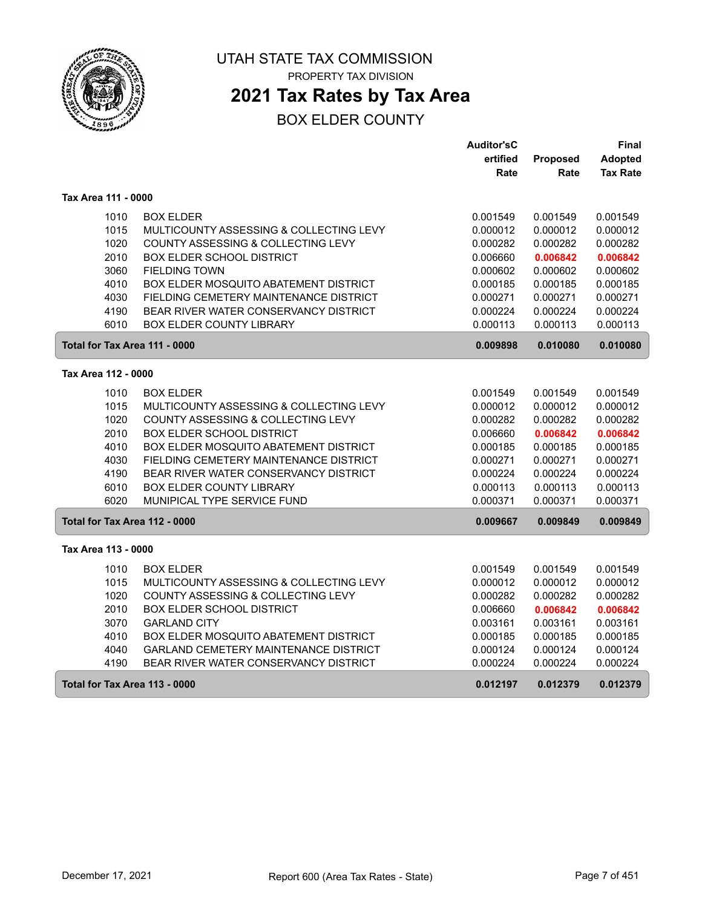# UTAH STATE TAX COMMISSION

PROPERTY TAX DIVISION

## 2021 Tax Rates by Tax Area

BOX ELDER COUNTY

| | | Auditor'sCertified Rate | Proposed Rate | Final Adopted Tax Rate |
|---|---|---|---|---|
| **Tax Area 111 - 0000** | | | | |
| 1010 | BOX ELDER | 0.001549 | 0.001549 | 0.001549 |
| 1015 | MULTICOUNTY ASSESSING & COLLECTING LEVY | 0.000012 | 0.000012 | 0.000012 |
| 1020 | COUNTY ASSESSING & COLLECTING LEVY | 0.000282 | 0.000282 | 0.000282 |
| 2010 | BOX ELDER SCHOOL DISTRICT | 0.006660 | **0.006842** | **0.006842** |
| 3060 | FIELDING TOWN | 0.000602 | 0.000602 | 0.000602 |
| 4010 | BOX ELDER MOSQUITO ABATEMENT DISTRICT | 0.000185 | 0.000185 | 0.000185 |
| 4030 | FIELDING CEMETERY MAINTENANCE DISTRICT | 0.000271 | 0.000271 | 0.000271 |
| 4190 | BEAR RIVER WATER CONSERVANCY DISTRICT | 0.000224 | 0.000224 | 0.000224 |
| 6010 | BOX ELDER COUNTY LIBRARY | 0.000113 | 0.000113 | 0.000113 |
| **Total for Tax Area 111 - 0000** | | **0.009898** | **0.010080** | **0.010080** |
| **Tax Area 112 - 0000** | | | | |
| 1010 | BOX ELDER | 0.001549 | 0.001549 | 0.001549 |
| 1015 | MULTICOUNTY ASSESSING & COLLECTING LEVY | 0.000012 | 0.000012 | 0.000012 |
| 1020 | COUNTY ASSESSING & COLLECTING LEVY | 0.000282 | 0.000282 | 0.000282 |
| 2010 | BOX ELDER SCHOOL DISTRICT | 0.006660 | **0.006842** | **0.006842** |
| 4010 | BOX ELDER MOSQUITO ABATEMENT DISTRICT | 0.000185 | 0.000185 | 0.000185 |
| 4030 | FIELDING CEMETERY MAINTENANCE DISTRICT | 0.000271 | 0.000271 | 0.000271 |
| 4190 | BEAR RIVER WATER CONSERVANCY DISTRICT | 0.000224 | 0.000224 | 0.000224 |
| 6010 | BOX ELDER COUNTY LIBRARY | 0.000113 | 0.000113 | 0.000113 |
| 6020 | MUNIPICAL TYPE SERVICE FUND | 0.000371 | 0.000371 | 0.000371 |
| **Total for Tax Area 112 - 0000** | | **0.009667** | **0.009849** | **0.009849** |
| **Tax Area 113 - 0000** | | | | |
| 1010 | BOX ELDER | 0.001549 | 0.001549 | 0.001549 |
| 1015 | MULTICOUNTY ASSESSING & COLLECTING LEVY | 0.000012 | 0.000012 | 0.000012 |
| 1020 | COUNTY ASSESSING & COLLECTING LEVY | 0.000282 | 0.000282 | 0.000282 |
| 2010 | BOX ELDER SCHOOL DISTRICT | 0.006660 | **0.006842** | **0.006842** |
| 3070 | GARLAND CITY | 0.003161 | 0.003161 | 0.003161 |
| 4010 | BOX ELDER MOSQUITO ABATEMENT DISTRICT | 0.000185 | 0.000185 | 0.000185 |
| 4040 | GARLAND CEMETERY MAINTENANCE DISTRICT | 0.000124 | 0.000124 | 0.000124 |
| 4190 | BEAR RIVER WATER CONSERVANCY DISTRICT | 0.000224 | 0.000224 | 0.000224 |
| **Total for Tax Area 113 - 0000** | | **0.012197** | **0.012379** | **0.012379** |

December 17, 2021 — Report 600 (Area Tax Rates - State)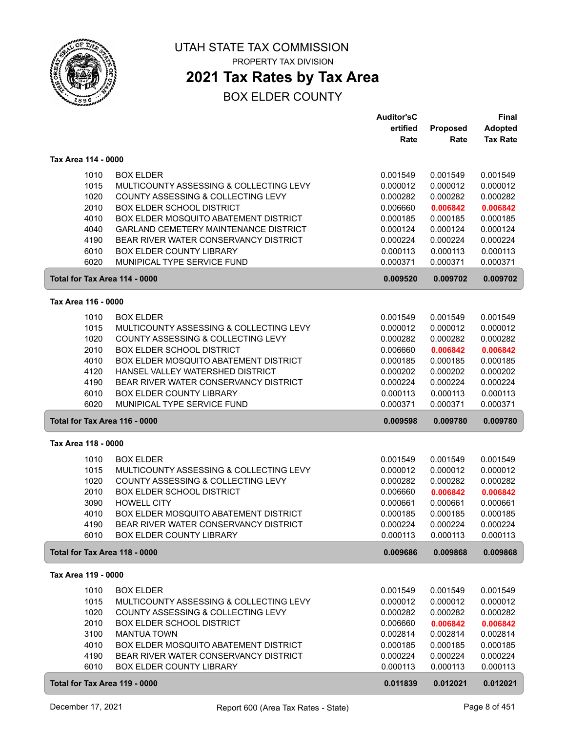# UTAH STATE TAX COMMISSION

PROPERTY TAX DIVISION

## 2021 Tax Rates by Tax Area

### BOX ELDER COUNTY

| | | Auditor'sCertified Rate | Proposed Rate | Final Adopted Tax Rate |
|---|---|---|---|---|
| **Tax Area 114 - 0000** | | | | |
| 1010 | BOX ELDER | 0.001549 | 0.001549 | 0.001549 |
| 1015 | MULTICOUNTY ASSESSING & COLLECTING LEVY | 0.000012 | 0.000012 | 0.000012 |
| 1020 | COUNTY ASSESSING & COLLECTING LEVY | 0.000282 | 0.000282 | 0.000282 |
| 2010 | BOX ELDER SCHOOL DISTRICT | 0.006660 | 0.006842 | 0.006842 |
| 4010 | BOX ELDER MOSQUITO ABATEMENT DISTRICT | 0.000185 | 0.000185 | 0.000185 |
| 4040 | GARLAND CEMETERY MAINTENANCE DISTRICT | 0.000124 | 0.000124 | 0.000124 |
| 4190 | BEAR RIVER WATER CONSERVANCY DISTRICT | 0.000224 | 0.000224 | 0.000224 |
| 6010 | BOX ELDER COUNTY LIBRARY | 0.000113 | 0.000113 | 0.000113 |
| 6020 | MUNIPICAL TYPE SERVICE FUND | 0.000371 | 0.000371 | 0.000371 |
| **Total for Tax Area 114 - 0000** | | **0.009520** | **0.009702** | **0.009702** |
| **Tax Area 116 - 0000** | | | | |
| 1010 | BOX ELDER | 0.001549 | 0.001549 | 0.001549 |
| 1015 | MULTICOUNTY ASSESSING & COLLECTING LEVY | 0.000012 | 0.000012 | 0.000012 |
| 1020 | COUNTY ASSESSING & COLLECTING LEVY | 0.000282 | 0.000282 | 0.000282 |
| 2010 | BOX ELDER SCHOOL DISTRICT | 0.006660 | 0.006842 | 0.006842 |
| 4010 | BOX ELDER MOSQUITO ABATEMENT DISTRICT | 0.000185 | 0.000185 | 0.000185 |
| 4120 | HANSEL VALLEY WATERSHED DISTRICT | 0.000202 | 0.000202 | 0.000202 |
| 4190 | BEAR RIVER WATER CONSERVANCY DISTRICT | 0.000224 | 0.000224 | 0.000224 |
| 6010 | BOX ELDER COUNTY LIBRARY | 0.000113 | 0.000113 | 0.000113 |
| 6020 | MUNIPICAL TYPE SERVICE FUND | 0.000371 | 0.000371 | 0.000371 |
| **Total for Tax Area 116 - 0000** | | **0.009598** | **0.009780** | **0.009780** |
| **Tax Area 118 - 0000** | | | | |
| 1010 | BOX ELDER | 0.001549 | 0.001549 | 0.001549 |
| 1015 | MULTICOUNTY ASSESSING & COLLECTING LEVY | 0.000012 | 0.000012 | 0.000012 |
| 1020 | COUNTY ASSESSING & COLLECTING LEVY | 0.000282 | 0.000282 | 0.000282 |
| 2010 | BOX ELDER SCHOOL DISTRICT | 0.006660 | 0.006842 | 0.006842 |
| 3090 | HOWELL CITY | 0.000661 | 0.000661 | 0.000661 |
| 4010 | BOX ELDER MOSQUITO ABATEMENT DISTRICT | 0.000185 | 0.000185 | 0.000185 |
| 4190 | BEAR RIVER WATER CONSERVANCY DISTRICT | 0.000224 | 0.000224 | 0.000224 |
| 6010 | BOX ELDER COUNTY LIBRARY | 0.000113 | 0.000113 | 0.000113 |
| **Total for Tax Area 118 - 0000** | | **0.009686** | **0.009868** | **0.009868** |
| **Tax Area 119 - 0000** | | | | |
| 1010 | BOX ELDER | 0.001549 | 0.001549 | 0.001549 |
| 1015 | MULTICOUNTY ASSESSING & COLLECTING LEVY | 0.000012 | 0.000012 | 0.000012 |
| 1020 | COUNTY ASSESSING & COLLECTING LEVY | 0.000282 | 0.000282 | 0.000282 |
| 2010 | BOX ELDER SCHOOL DISTRICT | 0.006660 | 0.006842 | 0.006842 |
| 3100 | MANTUA TOWN | 0.002814 | 0.002814 | 0.002814 |
| 4010 | BOX ELDER MOSQUITO ABATEMENT DISTRICT | 0.000185 | 0.000185 | 0.000185 |
| 4190 | BEAR RIVER WATER CONSERVANCY DISTRICT | 0.000224 | 0.000224 | 0.000224 |
| 6010 | BOX ELDER COUNTY LIBRARY | 0.000113 | 0.000113 | 0.000113 |
| **Total for Tax Area 119 - 0000** | | **0.011839** | **0.012021** | **0.012021** |

December 17, 2021 — Report 600 (Area Tax Rates - State)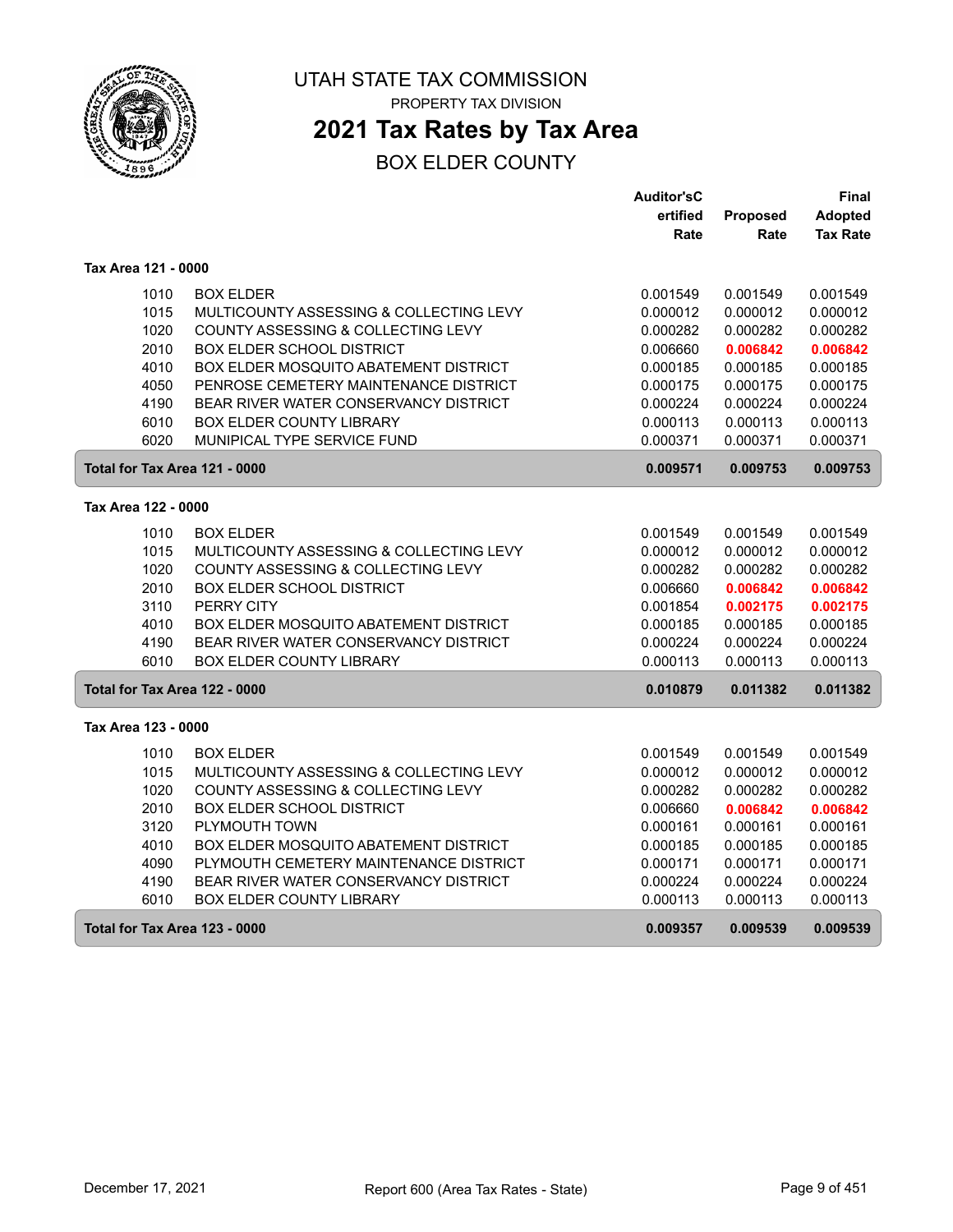# UTAH STATE TAX COMMISSION

PROPERTY TAX DIVISION

## 2021 Tax Rates by Tax Area

BOX ELDER COUNTY

| | | Auditor'sCertified Rate | Proposed Rate | Final Adopted Tax Rate |
|---|---|---|---|---|
| **Tax Area 121 - 0000** | | | | |
| 1010 | BOX ELDER | 0.001549 | 0.001549 | 0.001549 |
| 1015 | MULTICOUNTY ASSESSING & COLLECTING LEVY | 0.000012 | 0.000012 | 0.000012 |
| 1020 | COUNTY ASSESSING & COLLECTING LEVY | 0.000282 | 0.000282 | 0.000282 |
| 2010 | BOX ELDER SCHOOL DISTRICT | 0.006660 | **0.006842** | **0.006842** |
| 4010 | BOX ELDER MOSQUITO ABATEMENT DISTRICT | 0.000185 | 0.000185 | 0.000185 |
| 4050 | PENROSE CEMETERY MAINTENANCE DISTRICT | 0.000175 | 0.000175 | 0.000175 |
| 4190 | BEAR RIVER WATER CONSERVANCY DISTRICT | 0.000224 | 0.000224 | 0.000224 |
| 6010 | BOX ELDER COUNTY LIBRARY | 0.000113 | 0.000113 | 0.000113 |
| 6020 | MUNIPICAL TYPE SERVICE FUND | 0.000371 | 0.000371 | 0.000371 |
| **Total for Tax Area 121 - 0000** | | **0.009571** | **0.009753** | **0.009753** |
| **Tax Area 122 - 0000** | | | | |
| 1010 | BOX ELDER | 0.001549 | 0.001549 | 0.001549 |
| 1015 | MULTICOUNTY ASSESSING & COLLECTING LEVY | 0.000012 | 0.000012 | 0.000012 |
| 1020 | COUNTY ASSESSING & COLLECTING LEVY | 0.000282 | 0.000282 | 0.000282 |
| 2010 | BOX ELDER SCHOOL DISTRICT | 0.006660 | **0.006842** | **0.006842** |
| 3110 | PERRY CITY | 0.001854 | **0.002175** | **0.002175** |
| 4010 | BOX ELDER MOSQUITO ABATEMENT DISTRICT | 0.000185 | 0.000185 | 0.000185 |
| 4190 | BEAR RIVER WATER CONSERVANCY DISTRICT | 0.000224 | 0.000224 | 0.000224 |
| 6010 | BOX ELDER COUNTY LIBRARY | 0.000113 | 0.000113 | 0.000113 |
| **Total for Tax Area 122 - 0000** | | **0.010879** | **0.011382** | **0.011382** |
| **Tax Area 123 - 0000** | | | | |
| 1010 | BOX ELDER | 0.001549 | 0.001549 | 0.001549 |
| 1015 | MULTICOUNTY ASSESSING & COLLECTING LEVY | 0.000012 | 0.000012 | 0.000012 |
| 1020 | COUNTY ASSESSING & COLLECTING LEVY | 0.000282 | 0.000282 | 0.000282 |
| 2010 | BOX ELDER SCHOOL DISTRICT | 0.006660 | **0.006842** | **0.006842** |
| 3120 | PLYMOUTH TOWN | 0.000161 | 0.000161 | 0.000161 |
| 4010 | BOX ELDER MOSQUITO ABATEMENT DISTRICT | 0.000185 | 0.000185 | 0.000185 |
| 4090 | PLYMOUTH CEMETERY MAINTENANCE DISTRICT | 0.000171 | 0.000171 | 0.000171 |
| 4190 | BEAR RIVER WATER CONSERVANCY DISTRICT | 0.000224 | 0.000224 | 0.000224 |
| 6010 | BOX ELDER COUNTY LIBRARY | 0.000113 | 0.000113 | 0.000113 |
| **Total for Tax Area 123 - 0000** | | **0.009357** | **0.009539** | **0.009539** |

December 17, 2021 Report 600 (Area Tax Rates - State)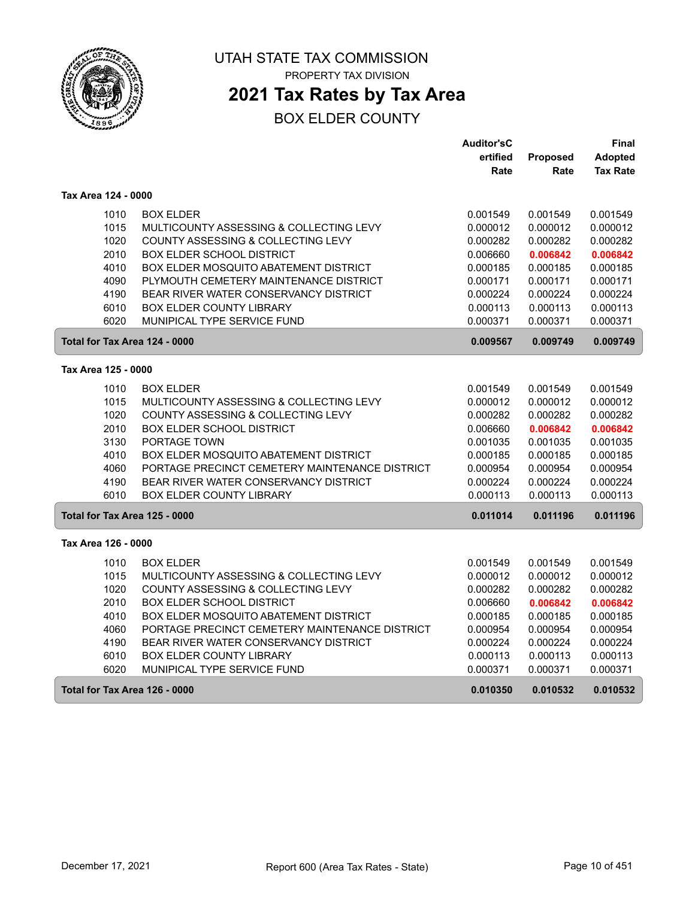# UTAH STATE TAX COMMISSION

PROPERTY TAX DIVISION

## 2021 Tax Rates by Tax Area

BOX ELDER COUNTY

| | | Auditor'sCertified Rate | Proposed Rate | Final Adopted Tax Rate |
|---|---|---|---|---|
| **Tax Area 124 - 0000** | | | | |
| 1010 | BOX ELDER | 0.001549 | 0.001549 | 0.001549 |
| 1015 | MULTICOUNTY ASSESSING & COLLECTING LEVY | 0.000012 | 0.000012 | 0.000012 |
| 1020 | COUNTY ASSESSING & COLLECTING LEVY | 0.000282 | 0.000282 | 0.000282 |
| 2010 | BOX ELDER SCHOOL DISTRICT | 0.006660 | **0.006842** | **0.006842** |
| 4010 | BOX ELDER MOSQUITO ABATEMENT DISTRICT | 0.000185 | 0.000185 | 0.000185 |
| 4090 | PLYMOUTH CEMETERY MAINTENANCE DISTRICT | 0.000171 | 0.000171 | 0.000171 |
| 4190 | BEAR RIVER WATER CONSERVANCY DISTRICT | 0.000224 | 0.000224 | 0.000224 |
| 6010 | BOX ELDER COUNTY LIBRARY | 0.000113 | 0.000113 | 0.000113 |
| 6020 | MUNIPICAL TYPE SERVICE FUND | 0.000371 | 0.000371 | 0.000371 |
| **Total for Tax Area 124 - 0000** | | **0.009567** | **0.009749** | **0.009749** |
| **Tax Area 125 - 0000** | | | | |
| 1010 | BOX ELDER | 0.001549 | 0.001549 | 0.001549 |
| 1015 | MULTICOUNTY ASSESSING & COLLECTING LEVY | 0.000012 | 0.000012 | 0.000012 |
| 1020 | COUNTY ASSESSING & COLLECTING LEVY | 0.000282 | 0.000282 | 0.000282 |
| 2010 | BOX ELDER SCHOOL DISTRICT | 0.006660 | **0.006842** | **0.006842** |
| 3130 | PORTAGE TOWN | 0.001035 | 0.001035 | 0.001035 |
| 4010 | BOX ELDER MOSQUITO ABATEMENT DISTRICT | 0.000185 | 0.000185 | 0.000185 |
| 4060 | PORTAGE PRECINCT CEMETERY MAINTENANCE DISTRICT | 0.000954 | 0.000954 | 0.000954 |
| 4190 | BEAR RIVER WATER CONSERVANCY DISTRICT | 0.000224 | 0.000224 | 0.000224 |
| 6010 | BOX ELDER COUNTY LIBRARY | 0.000113 | 0.000113 | 0.000113 |
| **Total for Tax Area 125 - 0000** | | **0.011014** | **0.011196** | **0.011196** |
| **Tax Area 126 - 0000** | | | | |
| 1010 | BOX ELDER | 0.001549 | 0.001549 | 0.001549 |
| 1015 | MULTICOUNTY ASSESSING & COLLECTING LEVY | 0.000012 | 0.000012 | 0.000012 |
| 1020 | COUNTY ASSESSING & COLLECTING LEVY | 0.000282 | 0.000282 | 0.000282 |
| 2010 | BOX ELDER SCHOOL DISTRICT | 0.006660 | **0.006842** | **0.006842** |
| 4010 | BOX ELDER MOSQUITO ABATEMENT DISTRICT | 0.000185 | 0.000185 | 0.000185 |
| 4060 | PORTAGE PRECINCT CEMETERY MAINTENANCE DISTRICT | 0.000954 | 0.000954 | 0.000954 |
| 4190 | BEAR RIVER WATER CONSERVANCY DISTRICT | 0.000224 | 0.000224 | 0.000224 |
| 6010 | BOX ELDER COUNTY LIBRARY | 0.000113 | 0.000113 | 0.000113 |
| 6020 | MUNIPICAL TYPE SERVICE FUND | 0.000371 | 0.000371 | 0.000371 |
| **Total for Tax Area 126 - 0000** | | **0.010350** | **0.010532** | **0.010532** |

December 17, 2021 Report 600 (Area Tax Rates - State)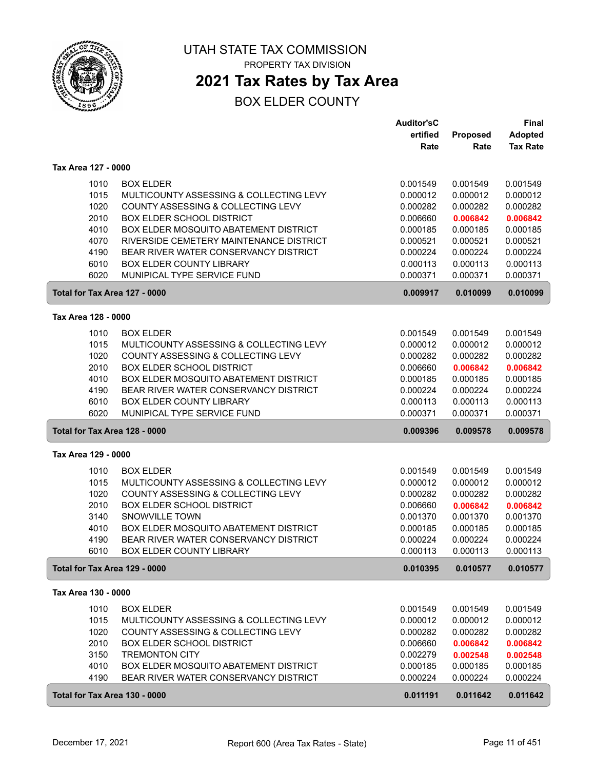# UTAH STATE TAX COMMISSION

PROPERTY TAX DIVISION

## 2021 Tax Rates by Tax Area

BOX ELDER COUNTY

| | | Auditor'sCertified Rate | Proposed Rate | Final Adopted Tax Rate |
|---|---|---|---|---|
| **Tax Area 127 - 0000** | | | | |
| 1010 | BOX ELDER | 0.001549 | 0.001549 | 0.001549 |
| 1015 | MULTICOUNTY ASSESSING & COLLECTING LEVY | 0.000012 | 0.000012 | 0.000012 |
| 1020 | COUNTY ASSESSING & COLLECTING LEVY | 0.000282 | 0.000282 | 0.000282 |
| 2010 | BOX ELDER SCHOOL DISTRICT | 0.006660 | **0.006842** | **0.006842** |
| 4010 | BOX ELDER MOSQUITO ABATEMENT DISTRICT | 0.000185 | 0.000185 | 0.000185 |
| 4070 | RIVERSIDE CEMETERY MAINTENANCE DISTRICT | 0.000521 | 0.000521 | 0.000521 |
| 4190 | BEAR RIVER WATER CONSERVANCY DISTRICT | 0.000224 | 0.000224 | 0.000224 |
| 6010 | BOX ELDER COUNTY LIBRARY | 0.000113 | 0.000113 | 0.000113 |
| 6020 | MUNIPICAL TYPE SERVICE FUND | 0.000371 | 0.000371 | 0.000371 |
| **Total for Tax Area 127 - 0000** | | **0.009917** | **0.010099** | **0.010099** |
| **Tax Area 128 - 0000** | | | | |
| 1010 | BOX ELDER | 0.001549 | 0.001549 | 0.001549 |
| 1015 | MULTICOUNTY ASSESSING & COLLECTING LEVY | 0.000012 | 0.000012 | 0.000012 |
| 1020 | COUNTY ASSESSING & COLLECTING LEVY | 0.000282 | 0.000282 | 0.000282 |
| 2010 | BOX ELDER SCHOOL DISTRICT | 0.006660 | **0.006842** | **0.006842** |
| 4010 | BOX ELDER MOSQUITO ABATEMENT DISTRICT | 0.000185 | 0.000185 | 0.000185 |
| 4190 | BEAR RIVER WATER CONSERVANCY DISTRICT | 0.000224 | 0.000224 | 0.000224 |
| 6010 | BOX ELDER COUNTY LIBRARY | 0.000113 | 0.000113 | 0.000113 |
| 6020 | MUNIPICAL TYPE SERVICE FUND | 0.000371 | 0.000371 | 0.000371 |
| **Total for Tax Area 128 - 0000** | | **0.009396** | **0.009578** | **0.009578** |
| **Tax Area 129 - 0000** | | | | |
| 1010 | BOX ELDER | 0.001549 | 0.001549 | 0.001549 |
| 1015 | MULTICOUNTY ASSESSING & COLLECTING LEVY | 0.000012 | 0.000012 | 0.000012 |
| 1020 | COUNTY ASSESSING & COLLECTING LEVY | 0.000282 | 0.000282 | 0.000282 |
| 2010 | BOX ELDER SCHOOL DISTRICT | 0.006660 | **0.006842** | **0.006842** |
| 3140 | SNOWVILLE TOWN | 0.001370 | 0.001370 | 0.001370 |
| 4010 | BOX ELDER MOSQUITO ABATEMENT DISTRICT | 0.000185 | 0.000185 | 0.000185 |
| 4190 | BEAR RIVER WATER CONSERVANCY DISTRICT | 0.000224 | 0.000224 | 0.000224 |
| 6010 | BOX ELDER COUNTY LIBRARY | 0.000113 | 0.000113 | 0.000113 |
| **Total for Tax Area 129 - 0000** | | **0.010395** | **0.010577** | **0.010577** |
| **Tax Area 130 - 0000** | | | | |
| 1010 | BOX ELDER | 0.001549 | 0.001549 | 0.001549 |
| 1015 | MULTICOUNTY ASSESSING & COLLECTING LEVY | 0.000012 | 0.000012 | 0.000012 |
| 1020 | COUNTY ASSESSING & COLLECTING LEVY | 0.000282 | 0.000282 | 0.000282 |
| 2010 | BOX ELDER SCHOOL DISTRICT | 0.006660 | **0.006842** | **0.006842** |
| 3150 | TREMONTON CITY | 0.002279 | **0.002548** | **0.002548** |
| 4010 | BOX ELDER MOSQUITO ABATEMENT DISTRICT | 0.000185 | 0.000185 | 0.000185 |
| 4190 | BEAR RIVER WATER CONSERVANCY DISTRICT | 0.000224 | 0.000224 | 0.000224 |
| **Total for Tax Area 130 - 0000** | | **0.011191** | **0.011642** | **0.011642** |

December 17, 2021 — Report 600 (Area Tax Rates - State)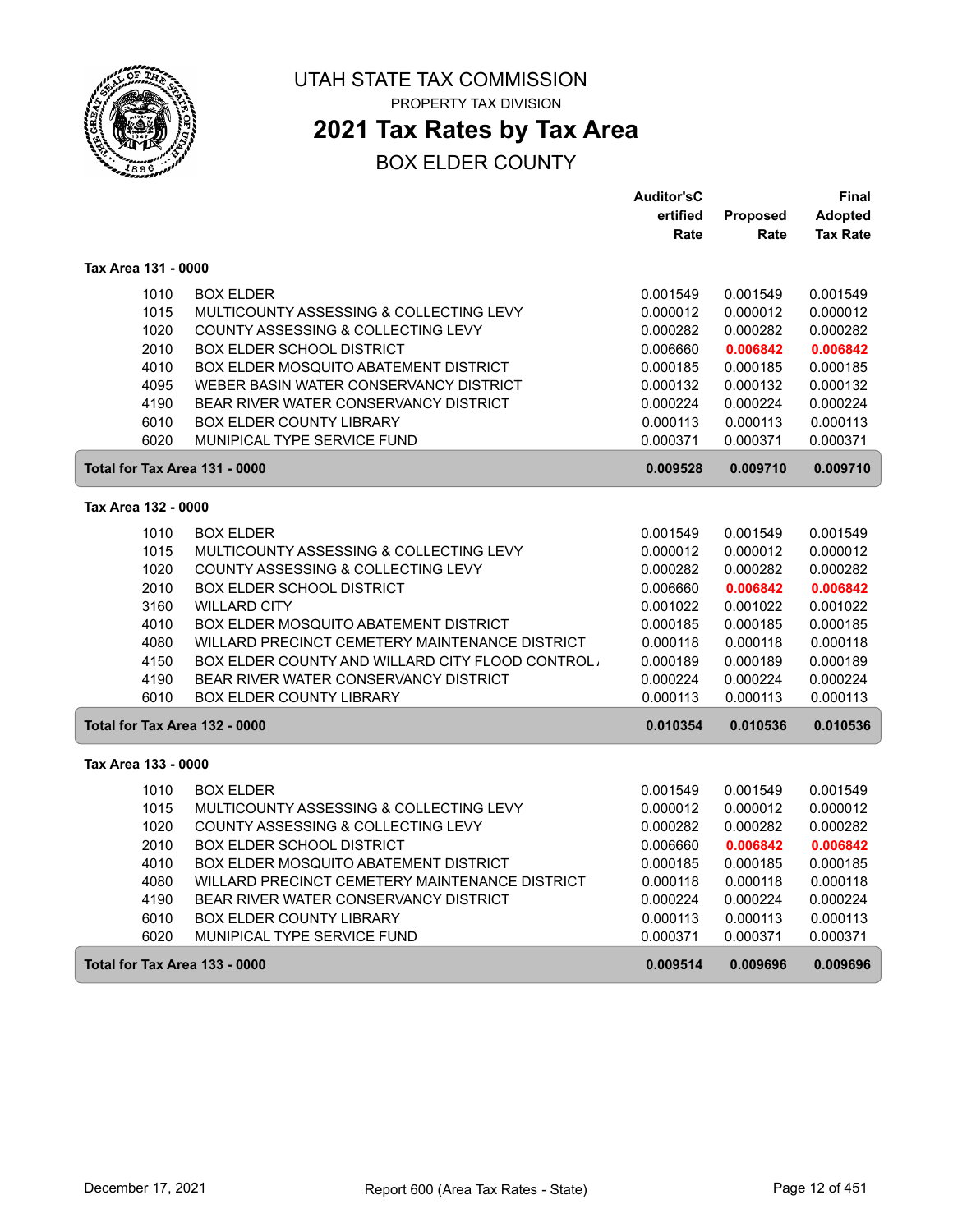# UTAH STATE TAX COMMISSION

PROPERTY TAX DIVISION

## 2021 Tax Rates by Tax Area

BOX ELDER COUNTY

| | | Auditor'sCertified Rate | Proposed Rate | Final Adopted Tax Rate |
|---|---|---|---|---|
| **Tax Area 131 - 0000** | | | | |
| 1010 | BOX ELDER | 0.001549 | 0.001549 | 0.001549 |
| 1015 | MULTICOUNTY ASSESSING & COLLECTING LEVY | 0.000012 | 0.000012 | 0.000012 |
| 1020 | COUNTY ASSESSING & COLLECTING LEVY | 0.000282 | 0.000282 | 0.000282 |
| 2010 | BOX ELDER SCHOOL DISTRICT | 0.006660 | 0.006842 | 0.006842 |
| 4010 | BOX ELDER MOSQUITO ABATEMENT DISTRICT | 0.000185 | 0.000185 | 0.000185 |
| 4095 | WEBER BASIN WATER CONSERVANCY DISTRICT | 0.000132 | 0.000132 | 0.000132 |
| 4190 | BEAR RIVER WATER CONSERVANCY DISTRICT | 0.000224 | 0.000224 | 0.000224 |
| 6010 | BOX ELDER COUNTY LIBRARY | 0.000113 | 0.000113 | 0.000113 |
| 6020 | MUNIPICAL TYPE SERVICE FUND | 0.000371 | 0.000371 | 0.000371 |
| **Total for Tax Area 131 - 0000** | | **0.009528** | **0.009710** | **0.009710** |
| **Tax Area 132 - 0000** | | | | |
| 1010 | BOX ELDER | 0.001549 | 0.001549 | 0.001549 |
| 1015 | MULTICOUNTY ASSESSING & COLLECTING LEVY | 0.000012 | 0.000012 | 0.000012 |
| 1020 | COUNTY ASSESSING & COLLECTING LEVY | 0.000282 | 0.000282 | 0.000282 |
| 2010 | BOX ELDER SCHOOL DISTRICT | 0.006660 | 0.006842 | 0.006842 |
| 3160 | WILLARD CITY | 0.001022 | 0.001022 | 0.001022 |
| 4010 | BOX ELDER MOSQUITO ABATEMENT DISTRICT | 0.000185 | 0.000185 | 0.000185 |
| 4080 | WILLARD PRECINCT CEMETERY MAINTENANCE DISTRICT | 0.000118 | 0.000118 | 0.000118 |
| 4150 | BOX ELDER COUNTY AND WILLARD CITY FLOOD CONTROL | 0.000189 | 0.000189 | 0.000189 |
| 4190 | BEAR RIVER WATER CONSERVANCY DISTRICT | 0.000224 | 0.000224 | 0.000224 |
| 6010 | BOX ELDER COUNTY LIBRARY | 0.000113 | 0.000113 | 0.000113 |
| **Total for Tax Area 132 - 0000** | | **0.010354** | **0.010536** | **0.010536** |
| **Tax Area 133 - 0000** | | | | |
| 1010 | BOX ELDER | 0.001549 | 0.001549 | 0.001549 |
| 1015 | MULTICOUNTY ASSESSING & COLLECTING LEVY | 0.000012 | 0.000012 | 0.000012 |
| 1020 | COUNTY ASSESSING & COLLECTING LEVY | 0.000282 | 0.000282 | 0.000282 |
| 2010 | BOX ELDER SCHOOL DISTRICT | 0.006660 | 0.006842 | 0.006842 |
| 4010 | BOX ELDER MOSQUITO ABATEMENT DISTRICT | 0.000185 | 0.000185 | 0.000185 |
| 4080 | WILLARD PRECINCT CEMETERY MAINTENANCE DISTRICT | 0.000118 | 0.000118 | 0.000118 |
| 4190 | BEAR RIVER WATER CONSERVANCY DISTRICT | 0.000224 | 0.000224 | 0.000224 |
| 6010 | BOX ELDER COUNTY LIBRARY | 0.000113 | 0.000113 | 0.000113 |
| 6020 | MUNIPICAL TYPE SERVICE FUND | 0.000371 | 0.000371 | 0.000371 |
| **Total for Tax Area 133 - 0000** | | **0.009514** | **0.009696** | **0.009696** |

December 17, 2021 — Report 600 (Area Tax Rates - State)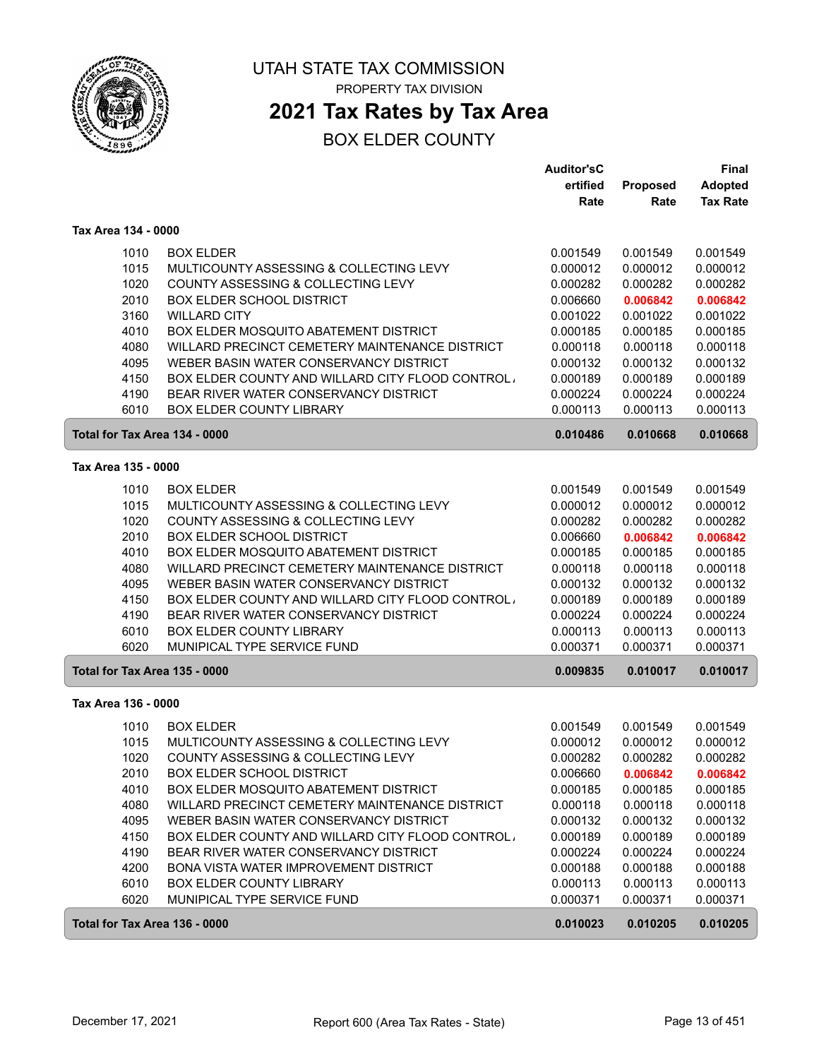# UTAH STATE TAX COMMISSION

PROPERTY TAX DIVISION

## 2021 Tax Rates by Tax Area

BOX ELDER COUNTY

| | | Auditor'sCertified Rate | Proposed Rate | Final Adopted Tax Rate |
|---|---|---|---|---|
| **Tax Area 134 - 0000** | | | | |
| 1010 | BOX ELDER | 0.001549 | 0.001549 | 0.001549 |
| 1015 | MULTICOUNTY ASSESSING & COLLECTING LEVY | 0.000012 | 0.000012 | 0.000012 |
| 1020 | COUNTY ASSESSING & COLLECTING LEVY | 0.000282 | 0.000282 | 0.000282 |
| 2010 | BOX ELDER SCHOOL DISTRICT | 0.006660 | **0.006842** | **0.006842** |
| 3160 | WILLARD CITY | 0.001022 | 0.001022 | 0.001022 |
| 4010 | BOX ELDER MOSQUITO ABATEMENT DISTRICT | 0.000185 | 0.000185 | 0.000185 |
| 4080 | WILLARD PRECINCT CEMETERY MAINTENANCE DISTRICT | 0.000118 | 0.000118 | 0.000118 |
| 4095 | WEBER BASIN WATER CONSERVANCY DISTRICT | 0.000132 | 0.000132 | 0.000132 |
| 4150 | BOX ELDER COUNTY AND WILLARD CITY FLOOD CONTROL | 0.000189 | 0.000189 | 0.000189 |
| 4190 | BEAR RIVER WATER CONSERVANCY DISTRICT | 0.000224 | 0.000224 | 0.000224 |
| 6010 | BOX ELDER COUNTY LIBRARY | 0.000113 | 0.000113 | 0.000113 |
| **Total for Tax Area 134 - 0000** | | **0.010486** | **0.010668** | **0.010668** |
| **Tax Area 135 - 0000** | | | | |
| 1010 | BOX ELDER | 0.001549 | 0.001549 | 0.001549 |
| 1015 | MULTICOUNTY ASSESSING & COLLECTING LEVY | 0.000012 | 0.000012 | 0.000012 |
| 1020 | COUNTY ASSESSING & COLLECTING LEVY | 0.000282 | 0.000282 | 0.000282 |
| 2010 | BOX ELDER SCHOOL DISTRICT | 0.006660 | **0.006842** | **0.006842** |
| 4010 | BOX ELDER MOSQUITO ABATEMENT DISTRICT | 0.000185 | 0.000185 | 0.000185 |
| 4080 | WILLARD PRECINCT CEMETERY MAINTENANCE DISTRICT | 0.000118 | 0.000118 | 0.000118 |
| 4095 | WEBER BASIN WATER CONSERVANCY DISTRICT | 0.000132 | 0.000132 | 0.000132 |
| 4150 | BOX ELDER COUNTY AND WILLARD CITY FLOOD CONTROL | 0.000189 | 0.000189 | 0.000189 |
| 4190 | BEAR RIVER WATER CONSERVANCY DISTRICT | 0.000224 | 0.000224 | 0.000224 |
| 6010 | BOX ELDER COUNTY LIBRARY | 0.000113 | 0.000113 | 0.000113 |
| 6020 | MUNIPICAL TYPE SERVICE FUND | 0.000371 | 0.000371 | 0.000371 |
| **Total for Tax Area 135 - 0000** | | **0.009835** | **0.010017** | **0.010017** |
| **Tax Area 136 - 0000** | | | | |
| 1010 | BOX ELDER | 0.001549 | 0.001549 | 0.001549 |
| 1015 | MULTICOUNTY ASSESSING & COLLECTING LEVY | 0.000012 | 0.000012 | 0.000012 |
| 1020 | COUNTY ASSESSING & COLLECTING LEVY | 0.000282 | 0.000282 | 0.000282 |
| 2010 | BOX ELDER SCHOOL DISTRICT | 0.006660 | **0.006842** | **0.006842** |
| 4010 | BOX ELDER MOSQUITO ABATEMENT DISTRICT | 0.000185 | 0.000185 | 0.000185 |
| 4080 | WILLARD PRECINCT CEMETERY MAINTENANCE DISTRICT | 0.000118 | 0.000118 | 0.000118 |
| 4095 | WEBER BASIN WATER CONSERVANCY DISTRICT | 0.000132 | 0.000132 | 0.000132 |
| 4150 | BOX ELDER COUNTY AND WILLARD CITY FLOOD CONTROL | 0.000189 | 0.000189 | 0.000189 |
| 4190 | BEAR RIVER WATER CONSERVANCY DISTRICT | 0.000224 | 0.000224 | 0.000224 |
| 4200 | BONA VISTA WATER IMPROVEMENT DISTRICT | 0.000188 | 0.000188 | 0.000188 |
| 6010 | BOX ELDER COUNTY LIBRARY | 0.000113 | 0.000113 | 0.000113 |
| 6020 | MUNIPICAL TYPE SERVICE FUND | 0.000371 | 0.000371 | 0.000371 |
| **Total for Tax Area 136 - 0000** | | **0.010023** | **0.010205** | **0.010205** |

December 17, 2021 — Report 600 (Area Tax Rates - State)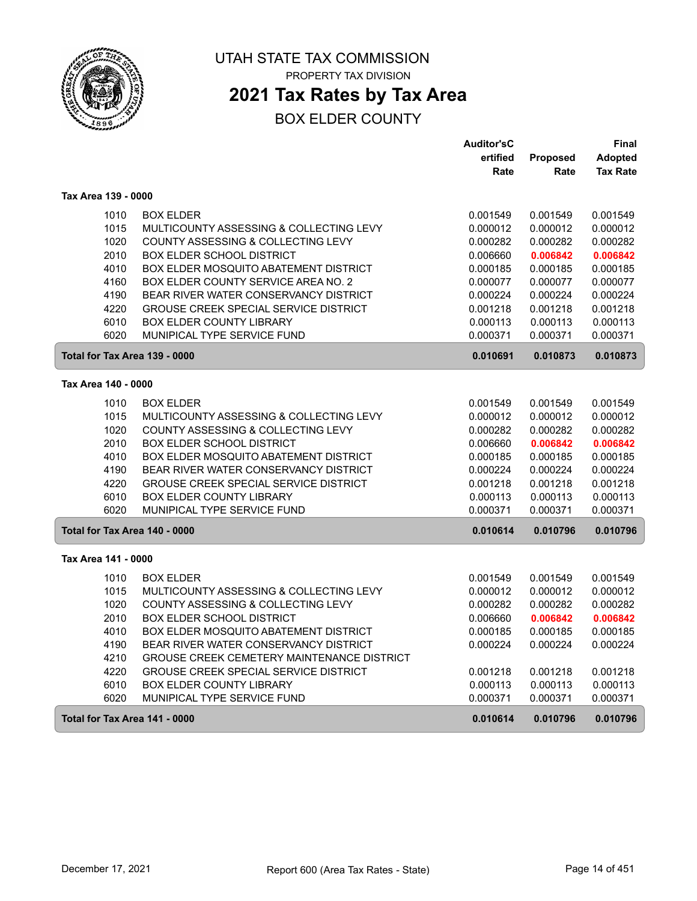# UTAH STATE TAX COMMISSION

PROPERTY TAX DIVISION

## 2021 Tax Rates by Tax Area

BOX ELDER COUNTY

| | | Auditor'sCertified Rate | Proposed Rate | Final Adopted Tax Rate |
|---|---|---|---|---|
| **Tax Area 139 - 0000** | | | | |
| 1010 | BOX ELDER | 0.001549 | 0.001549 | 0.001549 |
| 1015 | MULTICOUNTY ASSESSING & COLLECTING LEVY | 0.000012 | 0.000012 | 0.000012 |
| 1020 | COUNTY ASSESSING & COLLECTING LEVY | 0.000282 | 0.000282 | 0.000282 |
| 2010 | BOX ELDER SCHOOL DISTRICT | 0.006660 | **0.006842** | **0.006842** |
| 4010 | BOX ELDER MOSQUITO ABATEMENT DISTRICT | 0.000185 | 0.000185 | 0.000185 |
| 4160 | BOX ELDER COUNTY SERVICE AREA NO. 2 | 0.000077 | 0.000077 | 0.000077 |
| 4190 | BEAR RIVER WATER CONSERVANCY DISTRICT | 0.000224 | 0.000224 | 0.000224 |
| 4220 | GROUSE CREEK SPECIAL SERVICE DISTRICT | 0.001218 | 0.001218 | 0.001218 |
| 6010 | BOX ELDER COUNTY LIBRARY | 0.000113 | 0.000113 | 0.000113 |
| 6020 | MUNIPICAL TYPE SERVICE FUND | 0.000371 | 0.000371 | 0.000371 |
| **Total for Tax Area 139 - 0000** | | **0.010691** | **0.010873** | **0.010873** |
| **Tax Area 140 - 0000** | | | | |
| 1010 | BOX ELDER | 0.001549 | 0.001549 | 0.001549 |
| 1015 | MULTICOUNTY ASSESSING & COLLECTING LEVY | 0.000012 | 0.000012 | 0.000012 |
| 1020 | COUNTY ASSESSING & COLLECTING LEVY | 0.000282 | 0.000282 | 0.000282 |
| 2010 | BOX ELDER SCHOOL DISTRICT | 0.006660 | **0.006842** | **0.006842** |
| 4010 | BOX ELDER MOSQUITO ABATEMENT DISTRICT | 0.000185 | 0.000185 | 0.000185 |
| 4190 | BEAR RIVER WATER CONSERVANCY DISTRICT | 0.000224 | 0.000224 | 0.000224 |
| 4220 | GROUSE CREEK SPECIAL SERVICE DISTRICT | 0.001218 | 0.001218 | 0.001218 |
| 6010 | BOX ELDER COUNTY LIBRARY | 0.000113 | 0.000113 | 0.000113 |
| 6020 | MUNIPICAL TYPE SERVICE FUND | 0.000371 | 0.000371 | 0.000371 |
| **Total for Tax Area 140 - 0000** | | **0.010614** | **0.010796** | **0.010796** |
| **Tax Area 141 - 0000** | | | | |
| 1010 | BOX ELDER | 0.001549 | 0.001549 | 0.001549 |
| 1015 | MULTICOUNTY ASSESSING & COLLECTING LEVY | 0.000012 | 0.000012 | 0.000012 |
| 1020 | COUNTY ASSESSING & COLLECTING LEVY | 0.000282 | 0.000282 | 0.000282 |
| 2010 | BOX ELDER SCHOOL DISTRICT | 0.006660 | **0.006842** | **0.006842** |
| 4010 | BOX ELDER MOSQUITO ABATEMENT DISTRICT | 0.000185 | 0.000185 | 0.000185 |
| 4190 | BEAR RIVER WATER CONSERVANCY DISTRICT | 0.000224 | 0.000224 | 0.000224 |
| 4210 | GROUSE CREEK CEMETERY MAINTENANCE DISTRICT | | | |
| 4220 | GROUSE CREEK SPECIAL SERVICE DISTRICT | 0.001218 | 0.001218 | 0.001218 |
| 6010 | BOX ELDER COUNTY LIBRARY | 0.000113 | 0.000113 | 0.000113 |
| 6020 | MUNIPICAL TYPE SERVICE FUND | 0.000371 | 0.000371 | 0.000371 |
| **Total for Tax Area 141 - 0000** | | **0.010614** | **0.010796** | **0.010796** |

December 17, 2021 — Report 600 (Area Tax Rates - State)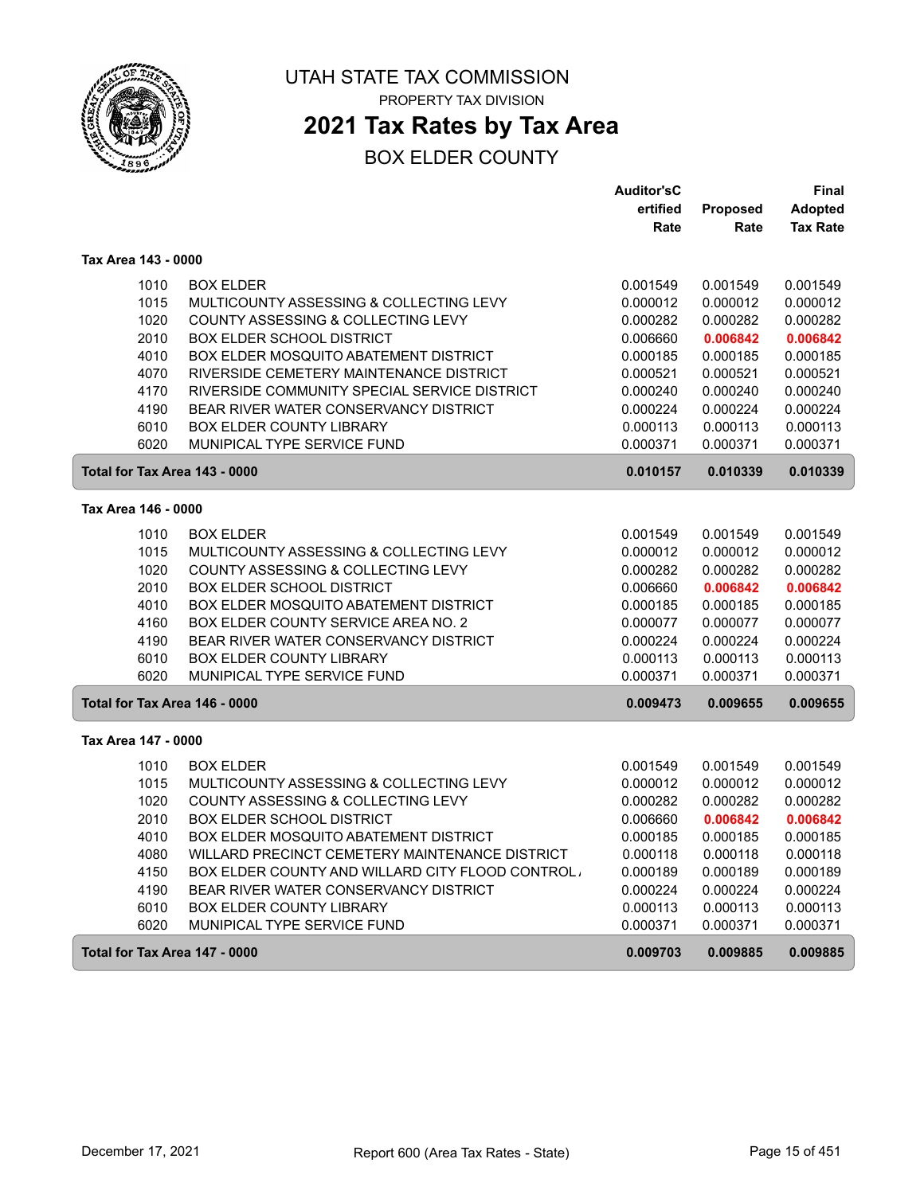# UTAH STATE TAX COMMISSION

PROPERTY TAX DIVISION

## 2021 Tax Rates by Tax Area

BOX ELDER COUNTY

| | | Auditor'sCertified Rate | Proposed Rate | Final Adopted Tax Rate |
|---|---|---|---|---|
| **Tax Area 143 - 0000** | | | | |
| 1010 | BOX ELDER | 0.001549 | 0.001549 | 0.001549 |
| 1015 | MULTICOUNTY ASSESSING & COLLECTING LEVY | 0.000012 | 0.000012 | 0.000012 |
| 1020 | COUNTY ASSESSING & COLLECTING LEVY | 0.000282 | 0.000282 | 0.000282 |
| 2010 | BOX ELDER SCHOOL DISTRICT | 0.006660 | **0.006842** | **0.006842** |
| 4010 | BOX ELDER MOSQUITO ABATEMENT DISTRICT | 0.000185 | 0.000185 | 0.000185 |
| 4070 | RIVERSIDE CEMETERY MAINTENANCE DISTRICT | 0.000521 | 0.000521 | 0.000521 |
| 4170 | RIVERSIDE COMMUNITY SPECIAL SERVICE DISTRICT | 0.000240 | 0.000240 | 0.000240 |
| 4190 | BEAR RIVER WATER CONSERVANCY DISTRICT | 0.000224 | 0.000224 | 0.000224 |
| 6010 | BOX ELDER COUNTY LIBRARY | 0.000113 | 0.000113 | 0.000113 |
| 6020 | MUNIPICAL TYPE SERVICE FUND | 0.000371 | 0.000371 | 0.000371 |
| **Total for Tax Area 143 - 0000** | | **0.010157** | **0.010339** | **0.010339** |
| **Tax Area 146 - 0000** | | | | |
| 1010 | BOX ELDER | 0.001549 | 0.001549 | 0.001549 |
| 1015 | MULTICOUNTY ASSESSING & COLLECTING LEVY | 0.000012 | 0.000012 | 0.000012 |
| 1020 | COUNTY ASSESSING & COLLECTING LEVY | 0.000282 | 0.000282 | 0.000282 |
| 2010 | BOX ELDER SCHOOL DISTRICT | 0.006660 | **0.006842** | **0.006842** |
| 4010 | BOX ELDER MOSQUITO ABATEMENT DISTRICT | 0.000185 | 0.000185 | 0.000185 |
| 4160 | BOX ELDER COUNTY SERVICE AREA NO. 2 | 0.000077 | 0.000077 | 0.000077 |
| 4190 | BEAR RIVER WATER CONSERVANCY DISTRICT | 0.000224 | 0.000224 | 0.000224 |
| 6010 | BOX ELDER COUNTY LIBRARY | 0.000113 | 0.000113 | 0.000113 |
| 6020 | MUNIPICAL TYPE SERVICE FUND | 0.000371 | 0.000371 | 0.000371 |
| **Total for Tax Area 146 - 0000** | | **0.009473** | **0.009655** | **0.009655** |
| **Tax Area 147 - 0000** | | | | |
| 1010 | BOX ELDER | 0.001549 | 0.001549 | 0.001549 |
| 1015 | MULTICOUNTY ASSESSING & COLLECTING LEVY | 0.000012 | 0.000012 | 0.000012 |
| 1020 | COUNTY ASSESSING & COLLECTING LEVY | 0.000282 | 0.000282 | 0.000282 |
| 2010 | BOX ELDER SCHOOL DISTRICT | 0.006660 | **0.006842** | **0.006842** |
| 4010 | BOX ELDER MOSQUITO ABATEMENT DISTRICT | 0.000185 | 0.000185 | 0.000185 |
| 4080 | WILLARD PRECINCT CEMETERY MAINTENANCE DISTRICT | 0.000118 | 0.000118 | 0.000118 |
| 4150 | BOX ELDER COUNTY AND WILLARD CITY FLOOD CONTROL | 0.000189 | 0.000189 | 0.000189 |
| 4190 | BEAR RIVER WATER CONSERVANCY DISTRICT | 0.000224 | 0.000224 | 0.000224 |
| 6010 | BOX ELDER COUNTY LIBRARY | 0.000113 | 0.000113 | 0.000113 |
| 6020 | MUNIPICAL TYPE SERVICE FUND | 0.000371 | 0.000371 | 0.000371 |
| **Total for Tax Area 147 - 0000** | | **0.009703** | **0.009885** | **0.009885** |

December 17, 2021 — Report 600 (Area Tax Rates - State)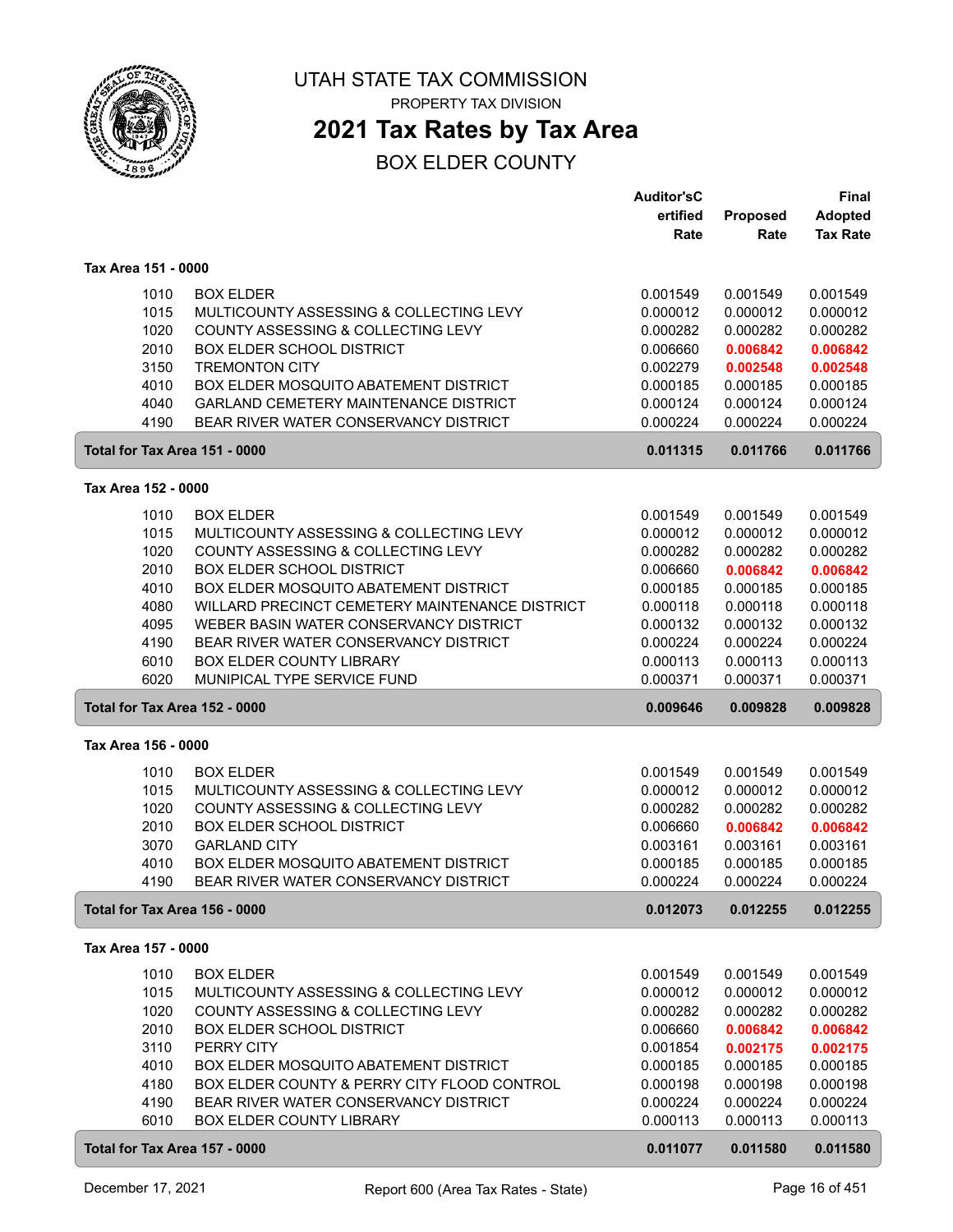UTAH STATE TAX COMMISSION

PROPERTY TAX DIVISION

# 2021 Tax Rates by Tax Area

## BOX ELDER COUNTY

| | | Auditor'sC ertified Rate | Proposed Rate | Final Adopted Tax Rate |
|---|---|---|---|---|
| **Tax Area 151 - 0000** | | | | |
| 1010 | BOX ELDER | 0.001549 | 0.001549 | 0.001549 |
| 1015 | MULTICOUNTY ASSESSING & COLLECTING LEVY | 0.000012 | 0.000012 | 0.000012 |
| 1020 | COUNTY ASSESSING & COLLECTING LEVY | 0.000282 | 0.000282 | 0.000282 |
| 2010 | BOX ELDER SCHOOL DISTRICT | 0.006660 | **0.006842** | **0.006842** |
| 3150 | TREMONTON CITY | 0.002279 | **0.002548** | **0.002548** |
| 4010 | BOX ELDER MOSQUITO ABATEMENT DISTRICT | 0.000185 | 0.000185 | 0.000185 |
| 4040 | GARLAND CEMETERY MAINTENANCE DISTRICT | 0.000124 | 0.000124 | 0.000124 |
| 4190 | BEAR RIVER WATER CONSERVANCY DISTRICT | 0.000224 | 0.000224 | 0.000224 |
| **Total for Tax Area 151 - 0000** | | **0.011315** | **0.011766** | **0.011766** |
| **Tax Area 152 - 0000** | | | | |
| 1010 | BOX ELDER | 0.001549 | 0.001549 | 0.001549 |
| 1015 | MULTICOUNTY ASSESSING & COLLECTING LEVY | 0.000012 | 0.000012 | 0.000012 |
| 1020 | COUNTY ASSESSING & COLLECTING LEVY | 0.000282 | 0.000282 | 0.000282 |
| 2010 | BOX ELDER SCHOOL DISTRICT | 0.006660 | **0.006842** | **0.006842** |
| 4010 | BOX ELDER MOSQUITO ABATEMENT DISTRICT | 0.000185 | 0.000185 | 0.000185 |
| 4080 | WILLARD PRECINCT CEMETERY MAINTENANCE DISTRICT | 0.000118 | 0.000118 | 0.000118 |
| 4095 | WEBER BASIN WATER CONSERVANCY DISTRICT | 0.000132 | 0.000132 | 0.000132 |
| 4190 | BEAR RIVER WATER CONSERVANCY DISTRICT | 0.000224 | 0.000224 | 0.000224 |
| 6010 | BOX ELDER COUNTY LIBRARY | 0.000113 | 0.000113 | 0.000113 |
| 6020 | MUNIPICAL TYPE SERVICE FUND | 0.000371 | 0.000371 | 0.000371 |
| **Total for Tax Area 152 - 0000** | | **0.009646** | **0.009828** | **0.009828** |
| **Tax Area 156 - 0000** | | | | |
| 1010 | BOX ELDER | 0.001549 | 0.001549 | 0.001549 |
| 1015 | MULTICOUNTY ASSESSING & COLLECTING LEVY | 0.000012 | 0.000012 | 0.000012 |
| 1020 | COUNTY ASSESSING & COLLECTING LEVY | 0.000282 | 0.000282 | 0.000282 |
| 2010 | BOX ELDER SCHOOL DISTRICT | 0.006660 | **0.006842** | **0.006842** |
| 3070 | GARLAND CITY | 0.003161 | 0.003161 | 0.003161 |
| 4010 | BOX ELDER MOSQUITO ABATEMENT DISTRICT | 0.000185 | 0.000185 | 0.000185 |
| 4190 | BEAR RIVER WATER CONSERVANCY DISTRICT | 0.000224 | 0.000224 | 0.000224 |
| **Total for Tax Area 156 - 0000** | | **0.012073** | **0.012255** | **0.012255** |
| **Tax Area 157 - 0000** | | | | |
| 1010 | BOX ELDER | 0.001549 | 0.001549 | 0.001549 |
| 1015 | MULTICOUNTY ASSESSING & COLLECTING LEVY | 0.000012 | 0.000012 | 0.000012 |
| 1020 | COUNTY ASSESSING & COLLECTING LEVY | 0.000282 | 0.000282 | 0.000282 |
| 2010 | BOX ELDER SCHOOL DISTRICT | 0.006660 | **0.006842** | **0.006842** |
| 3110 | PERRY CITY | 0.001854 | **0.002175** | **0.002175** |
| 4010 | BOX ELDER MOSQUITO ABATEMENT DISTRICT | 0.000185 | 0.000185 | 0.000185 |
| 4180 | BOX ELDER COUNTY & PERRY CITY FLOOD CONTROL | 0.000198 | 0.000198 | 0.000198 |
| 4190 | BEAR RIVER WATER CONSERVANCY DISTRICT | 0.000224 | 0.000224 | 0.000224 |
| 6010 | BOX ELDER COUNTY LIBRARY | 0.000113 | 0.000113 | 0.000113 |
| **Total for Tax Area 157 - 0000** | | **0.011077** | **0.011580** | **0.011580** |

December 17, 2021 — Report 600 (Area Tax Rates - State)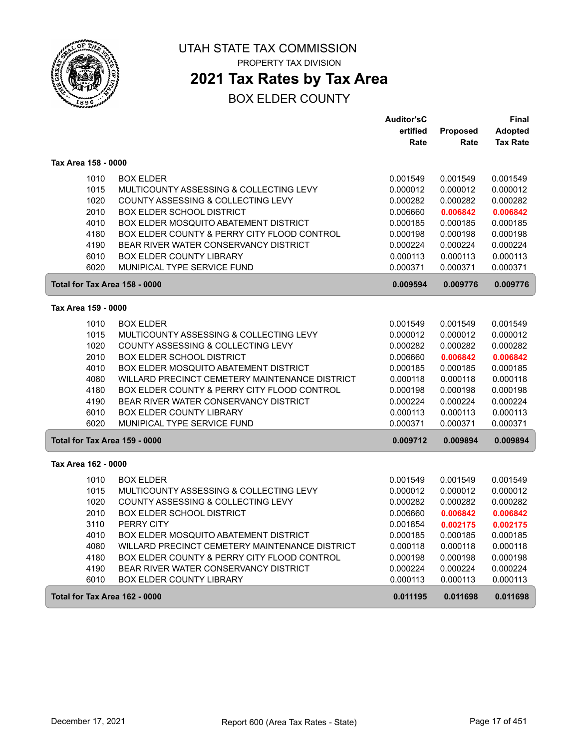# UTAH STATE TAX COMMISSION

PROPERTY TAX DIVISION

## 2021 Tax Rates by Tax Area

BOX ELDER COUNTY

| | | Auditor's Certified Rate | Proposed Rate | Final Adopted Tax Rate |
|---|---|---|---|---|
| **Tax Area 158 - 0000** | | | | |
| 1010 | BOX ELDER | 0.001549 | 0.001549 | 0.001549 |
| 1015 | MULTICOUNTY ASSESSING & COLLECTING LEVY | 0.000012 | 0.000012 | 0.000012 |
| 1020 | COUNTY ASSESSING & COLLECTING LEVY | 0.000282 | 0.000282 | 0.000282 |
| 2010 | BOX ELDER SCHOOL DISTRICT | 0.006660 | **0.006842** | **0.006842** |
| 4010 | BOX ELDER MOSQUITO ABATEMENT DISTRICT | 0.000185 | 0.000185 | 0.000185 |
| 4180 | BOX ELDER COUNTY & PERRY CITY FLOOD CONTROL | 0.000198 | 0.000198 | 0.000198 |
| 4190 | BEAR RIVER WATER CONSERVANCY DISTRICT | 0.000224 | 0.000224 | 0.000224 |
| 6010 | BOX ELDER COUNTY LIBRARY | 0.000113 | 0.000113 | 0.000113 |
| 6020 | MUNIPICAL TYPE SERVICE FUND | 0.000371 | 0.000371 | 0.000371 |
| **Total for Tax Area 158 - 0000** | | **0.009594** | **0.009776** | **0.009776** |
| **Tax Area 159 - 0000** | | | | |
| 1010 | BOX ELDER | 0.001549 | 0.001549 | 0.001549 |
| 1015 | MULTICOUNTY ASSESSING & COLLECTING LEVY | 0.000012 | 0.000012 | 0.000012 |
| 1020 | COUNTY ASSESSING & COLLECTING LEVY | 0.000282 | 0.000282 | 0.000282 |
| 2010 | BOX ELDER SCHOOL DISTRICT | 0.006660 | **0.006842** | **0.006842** |
| 4010 | BOX ELDER MOSQUITO ABATEMENT DISTRICT | 0.000185 | 0.000185 | 0.000185 |
| 4080 | WILLARD PRECINCT CEMETERY MAINTENANCE DISTRICT | 0.000118 | 0.000118 | 0.000118 |
| 4180 | BOX ELDER COUNTY & PERRY CITY FLOOD CONTROL | 0.000198 | 0.000198 | 0.000198 |
| 4190 | BEAR RIVER WATER CONSERVANCY DISTRICT | 0.000224 | 0.000224 | 0.000224 |
| 6010 | BOX ELDER COUNTY LIBRARY | 0.000113 | 0.000113 | 0.000113 |
| 6020 | MUNIPICAL TYPE SERVICE FUND | 0.000371 | 0.000371 | 0.000371 |
| **Total for Tax Area 159 - 0000** | | **0.009712** | **0.009894** | **0.009894** |
| **Tax Area 162 - 0000** | | | | |
| 1010 | BOX ELDER | 0.001549 | 0.001549 | 0.001549 |
| 1015 | MULTICOUNTY ASSESSING & COLLECTING LEVY | 0.000012 | 0.000012 | 0.000012 |
| 1020 | COUNTY ASSESSING & COLLECTING LEVY | 0.000282 | 0.000282 | 0.000282 |
| 2010 | BOX ELDER SCHOOL DISTRICT | 0.006660 | **0.006842** | **0.006842** |
| 3110 | PERRY CITY | 0.001854 | **0.002175** | **0.002175** |
| 4010 | BOX ELDER MOSQUITO ABATEMENT DISTRICT | 0.000185 | 0.000185 | 0.000185 |
| 4080 | WILLARD PRECINCT CEMETERY MAINTENANCE DISTRICT | 0.000118 | 0.000118 | 0.000118 |
| 4180 | BOX ELDER COUNTY & PERRY CITY FLOOD CONTROL | 0.000198 | 0.000198 | 0.000198 |
| 4190 | BEAR RIVER WATER CONSERVANCY DISTRICT | 0.000224 | 0.000224 | 0.000224 |
| 6010 | BOX ELDER COUNTY LIBRARY | 0.000113 | 0.000113 | 0.000113 |
| **Total for Tax Area 162 - 0000** | | **0.011195** | **0.011698** | **0.011698** |

December 17, 2021 — Report 600 (Area Tax Rates - State)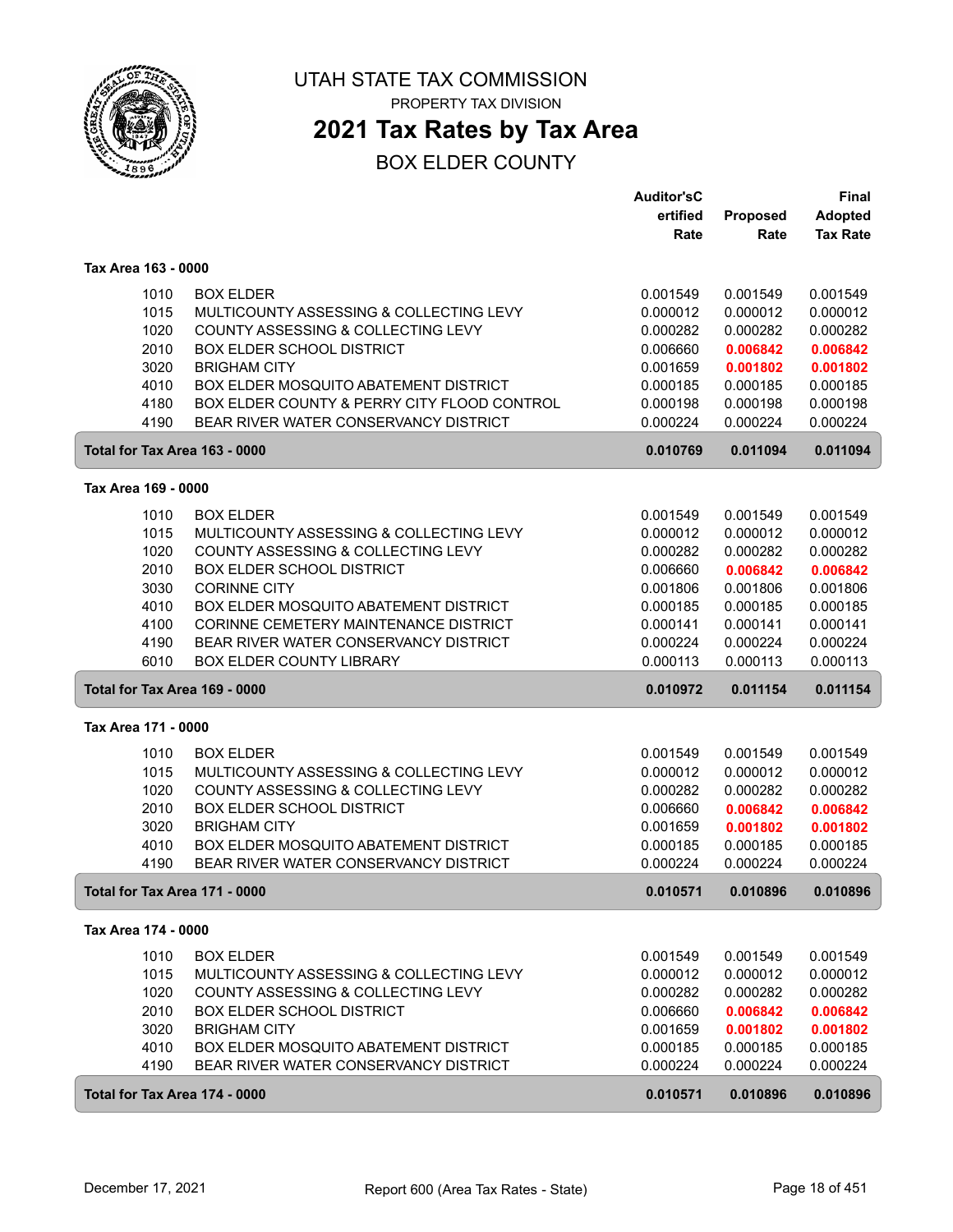# UTAH STATE TAX COMMISSION

PROPERTY TAX DIVISION

## 2021 Tax Rates by Tax Area

### BOX ELDER COUNTY

| | | Auditor'sCertified Rate | Proposed Rate | Final Adopted Tax Rate |
|---|---|---|---|---|
| **Tax Area 163 - 0000** | | | | |
| 1010 | BOX ELDER | 0.001549 | 0.001549 | 0.001549 |
| 1015 | MULTICOUNTY ASSESSING & COLLECTING LEVY | 0.000012 | 0.000012 | 0.000012 |
| 1020 | COUNTY ASSESSING & COLLECTING LEVY | 0.000282 | 0.000282 | 0.000282 |
| 2010 | BOX ELDER SCHOOL DISTRICT | 0.006660 | **0.006842** | **0.006842** |
| 3020 | BRIGHAM CITY | 0.001659 | **0.001802** | **0.001802** |
| 4010 | BOX ELDER MOSQUITO ABATEMENT DISTRICT | 0.000185 | 0.000185 | 0.000185 |
| 4180 | BOX ELDER COUNTY & PERRY CITY FLOOD CONTROL | 0.000198 | 0.000198 | 0.000198 |
| 4190 | BEAR RIVER WATER CONSERVANCY DISTRICT | 0.000224 | 0.000224 | 0.000224 |
| **Total for Tax Area 163 - 0000** | | **0.010769** | **0.011094** | **0.011094** |
| **Tax Area 169 - 0000** | | | | |
| 1010 | BOX ELDER | 0.001549 | 0.001549 | 0.001549 |
| 1015 | MULTICOUNTY ASSESSING & COLLECTING LEVY | 0.000012 | 0.000012 | 0.000012 |
| 1020 | COUNTY ASSESSING & COLLECTING LEVY | 0.000282 | 0.000282 | 0.000282 |
| 2010 | BOX ELDER SCHOOL DISTRICT | 0.006660 | **0.006842** | **0.006842** |
| 3030 | CORINNE CITY | 0.001806 | 0.001806 | 0.001806 |
| 4010 | BOX ELDER MOSQUITO ABATEMENT DISTRICT | 0.000185 | 0.000185 | 0.000185 |
| 4100 | CORINNE CEMETERY MAINTENANCE DISTRICT | 0.000141 | 0.000141 | 0.000141 |
| 4190 | BEAR RIVER WATER CONSERVANCY DISTRICT | 0.000224 | 0.000224 | 0.000224 |
| 6010 | BOX ELDER COUNTY LIBRARY | 0.000113 | 0.000113 | 0.000113 |
| **Total for Tax Area 169 - 0000** | | **0.010972** | **0.011154** | **0.011154** |
| **Tax Area 171 - 0000** | | | | |
| 1010 | BOX ELDER | 0.001549 | 0.001549 | 0.001549 |
| 1015 | MULTICOUNTY ASSESSING & COLLECTING LEVY | 0.000012 | 0.000012 | 0.000012 |
| 1020 | COUNTY ASSESSING & COLLECTING LEVY | 0.000282 | 0.000282 | 0.000282 |
| 2010 | BOX ELDER SCHOOL DISTRICT | 0.006660 | **0.006842** | **0.006842** |
| 3020 | BRIGHAM CITY | 0.001659 | **0.001802** | **0.001802** |
| 4010 | BOX ELDER MOSQUITO ABATEMENT DISTRICT | 0.000185 | 0.000185 | 0.000185 |
| 4190 | BEAR RIVER WATER CONSERVANCY DISTRICT | 0.000224 | 0.000224 | 0.000224 |
| **Total for Tax Area 171 - 0000** | | **0.010571** | **0.010896** | **0.010896** |
| **Tax Area 174 - 0000** | | | | |
| 1010 | BOX ELDER | 0.001549 | 0.001549 | 0.001549 |
| 1015 | MULTICOUNTY ASSESSING & COLLECTING LEVY | 0.000012 | 0.000012 | 0.000012 |
| 1020 | COUNTY ASSESSING & COLLECTING LEVY | 0.000282 | 0.000282 | 0.000282 |
| 2010 | BOX ELDER SCHOOL DISTRICT | 0.006660 | **0.006842** | **0.006842** |
| 3020 | BRIGHAM CITY | 0.001659 | **0.001802** | **0.001802** |
| 4010 | BOX ELDER MOSQUITO ABATEMENT DISTRICT | 0.000185 | 0.000185 | 0.000185 |
| 4190 | BEAR RIVER WATER CONSERVANCY DISTRICT | 0.000224 | 0.000224 | 0.000224 |
| **Total for Tax Area 174 - 0000** | | **0.010571** | **0.010896** | **0.010896** |

December 17, 2021 — Report 600 (Area Tax Rates - State)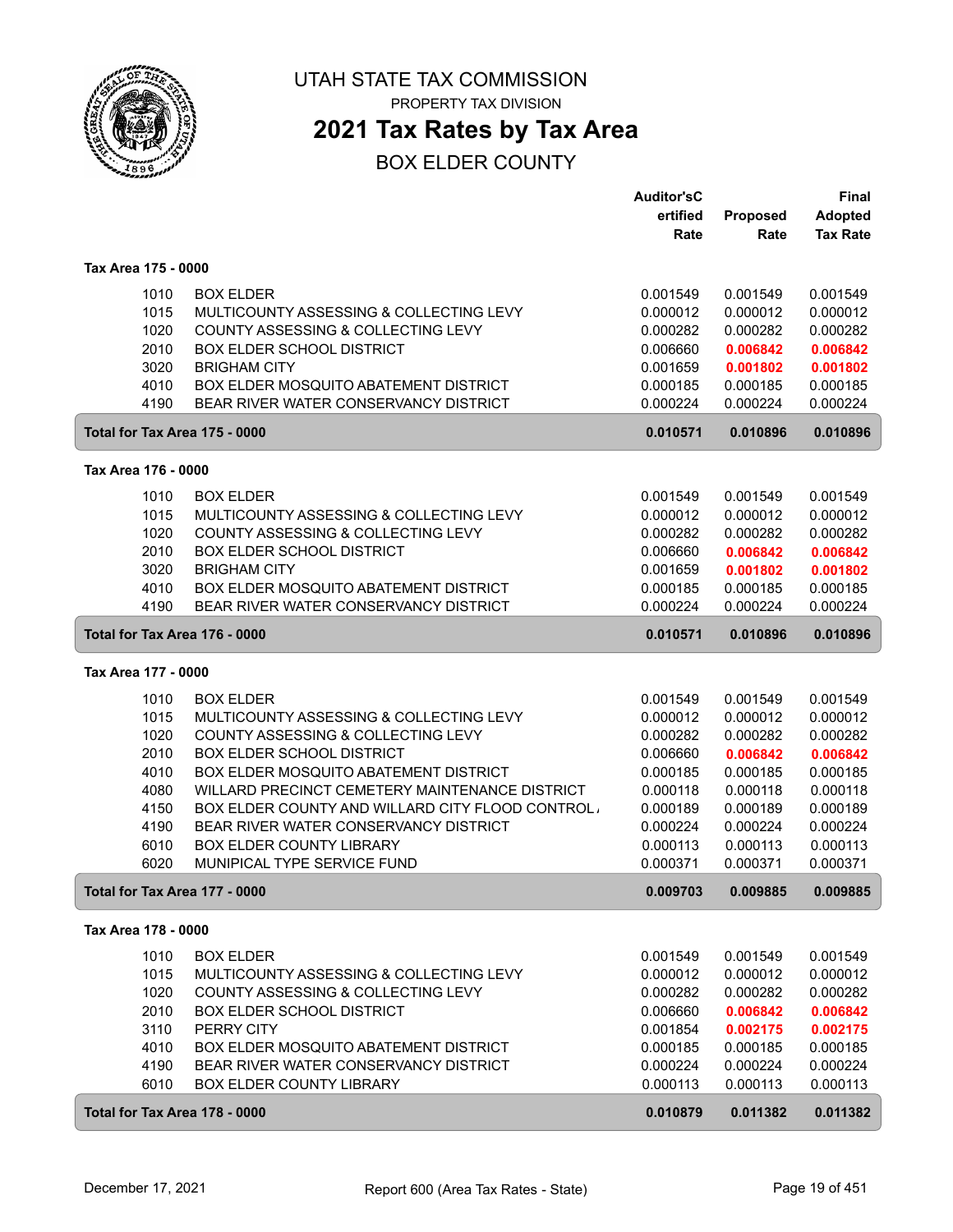# UTAH STATE TAX COMMISSION

PROPERTY TAX DIVISION

## 2021 Tax Rates by Tax Area

BOX ELDER COUNTY

| | | Auditor'sC ertified Rate | Proposed Rate | Final Adopted Tax Rate |
|---|---|---|---|---|
| **Tax Area 175 - 0000** | | | | |
| 1010 | BOX ELDER | 0.001549 | 0.001549 | 0.001549 |
| 1015 | MULTICOUNTY ASSESSING & COLLECTING LEVY | 0.000012 | 0.000012 | 0.000012 |
| 1020 | COUNTY ASSESSING & COLLECTING LEVY | 0.000282 | 0.000282 | 0.000282 |
| 2010 | BOX ELDER SCHOOL DISTRICT | 0.006660 | **0.006842** | **0.006842** |
| 3020 | BRIGHAM CITY | 0.001659 | **0.001802** | **0.001802** |
| 4010 | BOX ELDER MOSQUITO ABATEMENT DISTRICT | 0.000185 | 0.000185 | 0.000185 |
| 4190 | BEAR RIVER WATER CONSERVANCY DISTRICT | 0.000224 | 0.000224 | 0.000224 |
| **Total for Tax Area 175 - 0000** | | **0.010571** | **0.010896** | **0.010896** |
| **Tax Area 176 - 0000** | | | | |
| 1010 | BOX ELDER | 0.001549 | 0.001549 | 0.001549 |
| 1015 | MULTICOUNTY ASSESSING & COLLECTING LEVY | 0.000012 | 0.000012 | 0.000012 |
| 1020 | COUNTY ASSESSING & COLLECTING LEVY | 0.000282 | 0.000282 | 0.000282 |
| 2010 | BOX ELDER SCHOOL DISTRICT | 0.006660 | **0.006842** | **0.006842** |
| 3020 | BRIGHAM CITY | 0.001659 | **0.001802** | **0.001802** |
| 4010 | BOX ELDER MOSQUITO ABATEMENT DISTRICT | 0.000185 | 0.000185 | 0.000185 |
| 4190 | BEAR RIVER WATER CONSERVANCY DISTRICT | 0.000224 | 0.000224 | 0.000224 |
| **Total for Tax Area 176 - 0000** | | **0.010571** | **0.010896** | **0.010896** |
| **Tax Area 177 - 0000** | | | | |
| 1010 | BOX ELDER | 0.001549 | 0.001549 | 0.001549 |
| 1015 | MULTICOUNTY ASSESSING & COLLECTING LEVY | 0.000012 | 0.000012 | 0.000012 |
| 1020 | COUNTY ASSESSING & COLLECTING LEVY | 0.000282 | 0.000282 | 0.000282 |
| 2010 | BOX ELDER SCHOOL DISTRICT | 0.006660 | **0.006842** | **0.006842** |
| 4010 | BOX ELDER MOSQUITO ABATEMENT DISTRICT | 0.000185 | 0.000185 | 0.000185 |
| 4080 | WILLARD PRECINCT CEMETERY MAINTENANCE DISTRICT | 0.000118 | 0.000118 | 0.000118 |
| 4150 | BOX ELDER COUNTY AND WILLARD CITY FLOOD CONTROL | 0.000189 | 0.000189 | 0.000189 |
| 4190 | BEAR RIVER WATER CONSERVANCY DISTRICT | 0.000224 | 0.000224 | 0.000224 |
| 6010 | BOX ELDER COUNTY LIBRARY | 0.000113 | 0.000113 | 0.000113 |
| 6020 | MUNIPICAL TYPE SERVICE FUND | 0.000371 | 0.000371 | 0.000371 |
| **Total for Tax Area 177 - 0000** | | **0.009703** | **0.009885** | **0.009885** |
| **Tax Area 178 - 0000** | | | | |
| 1010 | BOX ELDER | 0.001549 | 0.001549 | 0.001549 |
| 1015 | MULTICOUNTY ASSESSING & COLLECTING LEVY | 0.000012 | 0.000012 | 0.000012 |
| 1020 | COUNTY ASSESSING & COLLECTING LEVY | 0.000282 | 0.000282 | 0.000282 |
| 2010 | BOX ELDER SCHOOL DISTRICT | 0.006660 | **0.006842** | **0.006842** |
| 3110 | PERRY CITY | 0.001854 | **0.002175** | **0.002175** |
| 4010 | BOX ELDER MOSQUITO ABATEMENT DISTRICT | 0.000185 | 0.000185 | 0.000185 |
| 4190 | BEAR RIVER WATER CONSERVANCY DISTRICT | 0.000224 | 0.000224 | 0.000224 |
| 6010 | BOX ELDER COUNTY LIBRARY | 0.000113 | 0.000113 | 0.000113 |
| **Total for Tax Area 178 - 0000** | | **0.010879** | **0.011382** | **0.011382** |

December 17, 2021 — Report 600 (Area Tax Rates - State)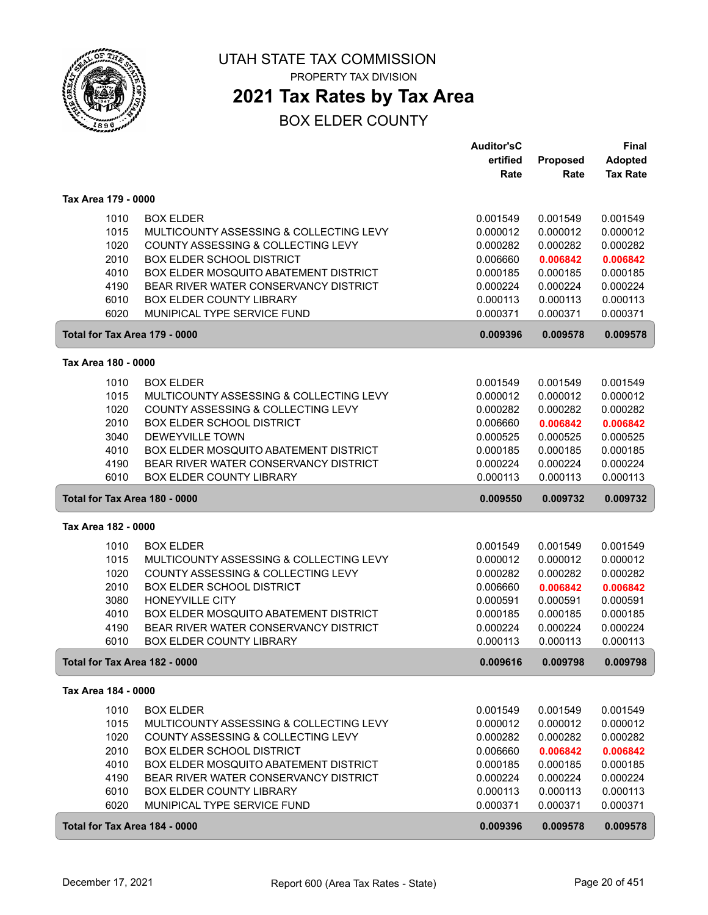# UTAH STATE TAX COMMISSION

PROPERTY TAX DIVISION

## 2021 Tax Rates by Tax Area

BOX ELDER COUNTY

| | | Auditor'sCertified Rate | Proposed Rate | Final Adopted Tax Rate |
|---|---|---|---|---|
| **Tax Area 179 - 0000** | | | | |
| 1010 | BOX ELDER | 0.001549 | 0.001549 | 0.001549 |
| 1015 | MULTICOUNTY ASSESSING & COLLECTING LEVY | 0.000012 | 0.000012 | 0.000012 |
| 1020 | COUNTY ASSESSING & COLLECTING LEVY | 0.000282 | 0.000282 | 0.000282 |
| 2010 | BOX ELDER SCHOOL DISTRICT | 0.006660 | 0.006842 | 0.006842 |
| 4010 | BOX ELDER MOSQUITO ABATEMENT DISTRICT | 0.000185 | 0.000185 | 0.000185 |
| 4190 | BEAR RIVER WATER CONSERVANCY DISTRICT | 0.000224 | 0.000224 | 0.000224 |
| 6010 | BOX ELDER COUNTY LIBRARY | 0.000113 | 0.000113 | 0.000113 |
| 6020 | MUNIPICAL TYPE SERVICE FUND | 0.000371 | 0.000371 | 0.000371 |
| **Total for Tax Area 179 - 0000** | | **0.009396** | **0.009578** | **0.009578** |
| **Tax Area 180 - 0000** | | | | |
| 1010 | BOX ELDER | 0.001549 | 0.001549 | 0.001549 |
| 1015 | MULTICOUNTY ASSESSING & COLLECTING LEVY | 0.000012 | 0.000012 | 0.000012 |
| 1020 | COUNTY ASSESSING & COLLECTING LEVY | 0.000282 | 0.000282 | 0.000282 |
| 2010 | BOX ELDER SCHOOL DISTRICT | 0.006660 | 0.006842 | 0.006842 |
| 3040 | DEWEYVILLE TOWN | 0.000525 | 0.000525 | 0.000525 |
| 4010 | BOX ELDER MOSQUITO ABATEMENT DISTRICT | 0.000185 | 0.000185 | 0.000185 |
| 4190 | BEAR RIVER WATER CONSERVANCY DISTRICT | 0.000224 | 0.000224 | 0.000224 |
| 6010 | BOX ELDER COUNTY LIBRARY | 0.000113 | 0.000113 | 0.000113 |
| **Total for Tax Area 180 - 0000** | | **0.009550** | **0.009732** | **0.009732** |
| **Tax Area 182 - 0000** | | | | |
| 1010 | BOX ELDER | 0.001549 | 0.001549 | 0.001549 |
| 1015 | MULTICOUNTY ASSESSING & COLLECTING LEVY | 0.000012 | 0.000012 | 0.000012 |
| 1020 | COUNTY ASSESSING & COLLECTING LEVY | 0.000282 | 0.000282 | 0.000282 |
| 2010 | BOX ELDER SCHOOL DISTRICT | 0.006660 | 0.006842 | 0.006842 |
| 3080 | HONEYVILLE CITY | 0.000591 | 0.000591 | 0.000591 |
| 4010 | BOX ELDER MOSQUITO ABATEMENT DISTRICT | 0.000185 | 0.000185 | 0.000185 |
| 4190 | BEAR RIVER WATER CONSERVANCY DISTRICT | 0.000224 | 0.000224 | 0.000224 |
| 6010 | BOX ELDER COUNTY LIBRARY | 0.000113 | 0.000113 | 0.000113 |
| **Total for Tax Area 182 - 0000** | | **0.009616** | **0.009798** | **0.009798** |
| **Tax Area 184 - 0000** | | | | |
| 1010 | BOX ELDER | 0.001549 | 0.001549 | 0.001549 |
| 1015 | MULTICOUNTY ASSESSING & COLLECTING LEVY | 0.000012 | 0.000012 | 0.000012 |
| 1020 | COUNTY ASSESSING & COLLECTING LEVY | 0.000282 | 0.000282 | 0.000282 |
| 2010 | BOX ELDER SCHOOL DISTRICT | 0.006660 | 0.006842 | 0.006842 |
| 4010 | BOX ELDER MOSQUITO ABATEMENT DISTRICT | 0.000185 | 0.000185 | 0.000185 |
| 4190 | BEAR RIVER WATER CONSERVANCY DISTRICT | 0.000224 | 0.000224 | 0.000224 |
| 6010 | BOX ELDER COUNTY LIBRARY | 0.000113 | 0.000113 | 0.000113 |
| 6020 | MUNIPICAL TYPE SERVICE FUND | 0.000371 | 0.000371 | 0.000371 |
| **Total for Tax Area 184 - 0000** | | **0.009396** | **0.009578** | **0.009578** |

December 17, 2021 — Report 600 (Area Tax Rates - State)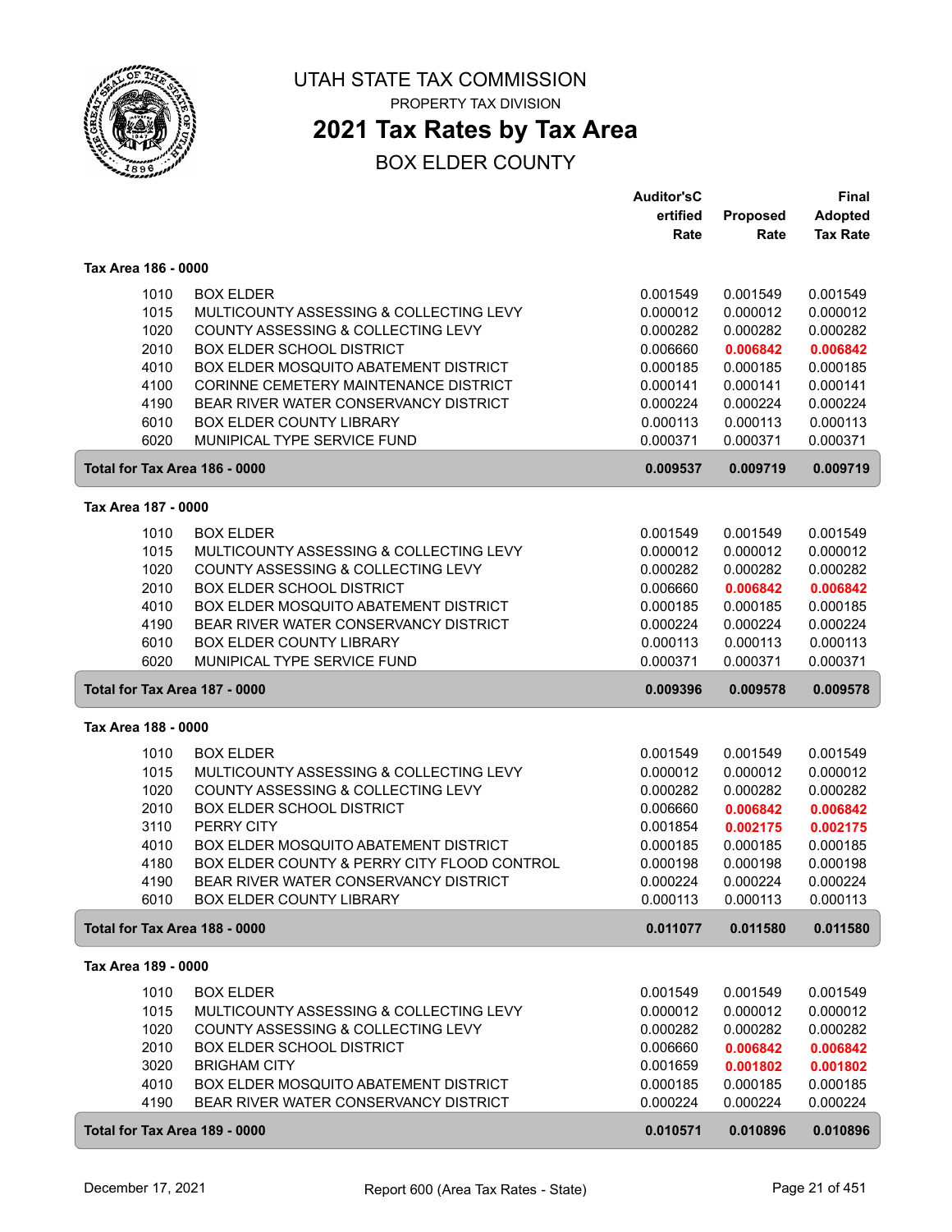# UTAH STATE TAX COMMISSION

PROPERTY TAX DIVISION

## 2021 Tax Rates by Tax Area

BOX ELDER COUNTY

| | | Auditor'sCertified Rate | Proposed Rate | Final Adopted Tax Rate |
|---|---|---|---|---|
| **Tax Area 186 - 0000** | | | | |
| 1010 | BOX ELDER | 0.001549 | 0.001549 | 0.001549 |
| 1015 | MULTICOUNTY ASSESSING & COLLECTING LEVY | 0.000012 | 0.000012 | 0.000012 |
| 1020 | COUNTY ASSESSING & COLLECTING LEVY | 0.000282 | 0.000282 | 0.000282 |
| 2010 | BOX ELDER SCHOOL DISTRICT | 0.006660 | 0.006842 | 0.006842 |
| 4010 | BOX ELDER MOSQUITO ABATEMENT DISTRICT | 0.000185 | 0.000185 | 0.000185 |
| 4100 | CORINNE CEMETERY MAINTENANCE DISTRICT | 0.000141 | 0.000141 | 0.000141 |
| 4190 | BEAR RIVER WATER CONSERVANCY DISTRICT | 0.000224 | 0.000224 | 0.000224 |
| 6010 | BOX ELDER COUNTY LIBRARY | 0.000113 | 0.000113 | 0.000113 |
| 6020 | MUNIPICAL TYPE SERVICE FUND | 0.000371 | 0.000371 | 0.000371 |
| **Total for Tax Area 186 - 0000** | | **0.009537** | **0.009719** | **0.009719** |
| **Tax Area 187 - 0000** | | | | |
| 1010 | BOX ELDER | 0.001549 | 0.001549 | 0.001549 |
| 1015 | MULTICOUNTY ASSESSING & COLLECTING LEVY | 0.000012 | 0.000012 | 0.000012 |
| 1020 | COUNTY ASSESSING & COLLECTING LEVY | 0.000282 | 0.000282 | 0.000282 |
| 2010 | BOX ELDER SCHOOL DISTRICT | 0.006660 | 0.006842 | 0.006842 |
| 4010 | BOX ELDER MOSQUITO ABATEMENT DISTRICT | 0.000185 | 0.000185 | 0.000185 |
| 4190 | BEAR RIVER WATER CONSERVANCY DISTRICT | 0.000224 | 0.000224 | 0.000224 |
| 6010 | BOX ELDER COUNTY LIBRARY | 0.000113 | 0.000113 | 0.000113 |
| 6020 | MUNIPICAL TYPE SERVICE FUND | 0.000371 | 0.000371 | 0.000371 |
| **Total for Tax Area 187 - 0000** | | **0.009396** | **0.009578** | **0.009578** |
| **Tax Area 188 - 0000** | | | | |
| 1010 | BOX ELDER | 0.001549 | 0.001549 | 0.001549 |
| 1015 | MULTICOUNTY ASSESSING & COLLECTING LEVY | 0.000012 | 0.000012 | 0.000012 |
| 1020 | COUNTY ASSESSING & COLLECTING LEVY | 0.000282 | 0.000282 | 0.000282 |
| 2010 | BOX ELDER SCHOOL DISTRICT | 0.006660 | 0.006842 | 0.006842 |
| 3110 | PERRY CITY | 0.001854 | 0.002175 | 0.002175 |
| 4010 | BOX ELDER MOSQUITO ABATEMENT DISTRICT | 0.000185 | 0.000185 | 0.000185 |
| 4180 | BOX ELDER COUNTY & PERRY CITY FLOOD CONTROL | 0.000198 | 0.000198 | 0.000198 |
| 4190 | BEAR RIVER WATER CONSERVANCY DISTRICT | 0.000224 | 0.000224 | 0.000224 |
| 6010 | BOX ELDER COUNTY LIBRARY | 0.000113 | 0.000113 | 0.000113 |
| **Total for Tax Area 188 - 0000** | | **0.011077** | **0.011580** | **0.011580** |
| **Tax Area 189 - 0000** | | | | |
| 1010 | BOX ELDER | 0.001549 | 0.001549 | 0.001549 |
| 1015 | MULTICOUNTY ASSESSING & COLLECTING LEVY | 0.000012 | 0.000012 | 0.000012 |
| 1020 | COUNTY ASSESSING & COLLECTING LEVY | 0.000282 | 0.000282 | 0.000282 |
| 2010 | BOX ELDER SCHOOL DISTRICT | 0.006660 | 0.006842 | 0.006842 |
| 3020 | BRIGHAM CITY | 0.001659 | 0.001802 | 0.001802 |
| 4010 | BOX ELDER MOSQUITO ABATEMENT DISTRICT | 0.000185 | 0.000185 | 0.000185 |
| 4190 | BEAR RIVER WATER CONSERVANCY DISTRICT | 0.000224 | 0.000224 | 0.000224 |
| **Total for Tax Area 189 - 0000** | | **0.010571** | **0.010896** | **0.010896** |

December 17, 2021 Report 600 (Area Tax Rates - State)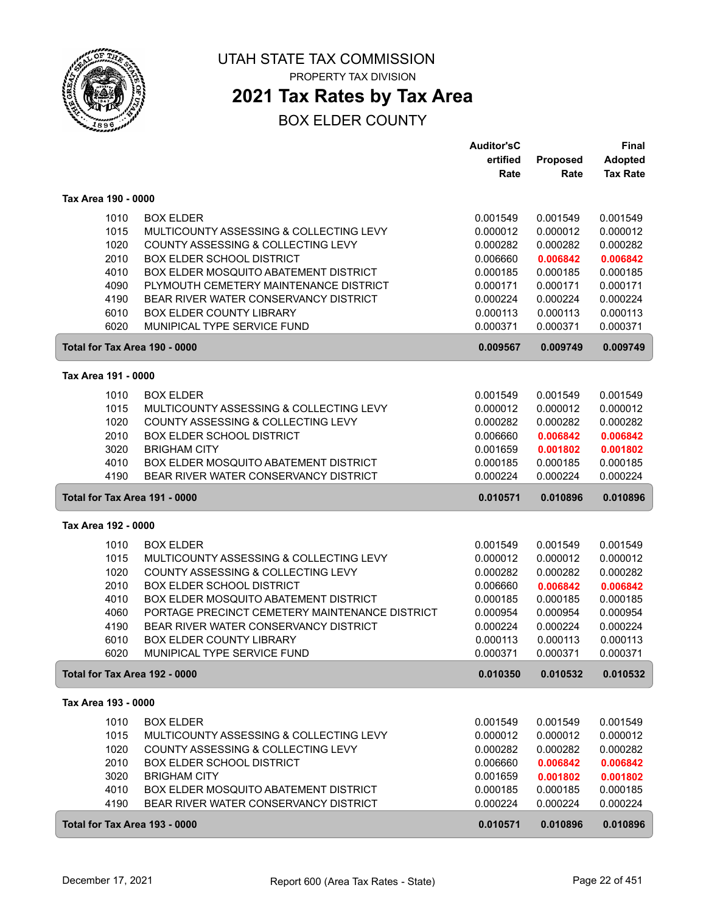# UTAH STATE TAX COMMISSION

PROPERTY TAX DIVISION

## 2021 Tax Rates by Tax Area

BOX ELDER COUNTY

| | | Auditor'sCertified Rate | Proposed Rate | Final Adopted Tax Rate |
|---|---|---|---|---|
| **Tax Area 190 - 0000** | | | | |
| 1010 | BOX ELDER | 0.001549 | 0.001549 | 0.001549 |
| 1015 | MULTICOUNTY ASSESSING & COLLECTING LEVY | 0.000012 | 0.000012 | 0.000012 |
| 1020 | COUNTY ASSESSING & COLLECTING LEVY | 0.000282 | 0.000282 | 0.000282 |
| 2010 | BOX ELDER SCHOOL DISTRICT | 0.006660 | **0.006842** | **0.006842** |
| 4010 | BOX ELDER MOSQUITO ABATEMENT DISTRICT | 0.000185 | 0.000185 | 0.000185 |
| 4090 | PLYMOUTH CEMETERY MAINTENANCE DISTRICT | 0.000171 | 0.000171 | 0.000171 |
| 4190 | BEAR RIVER WATER CONSERVANCY DISTRICT | 0.000224 | 0.000224 | 0.000224 |
| 6010 | BOX ELDER COUNTY LIBRARY | 0.000113 | 0.000113 | 0.000113 |
| 6020 | MUNIPICAL TYPE SERVICE FUND | 0.000371 | 0.000371 | 0.000371 |
| **Total for Tax Area 190 - 0000** | | **0.009567** | **0.009749** | **0.009749** |
| **Tax Area 191 - 0000** | | | | |
| 1010 | BOX ELDER | 0.001549 | 0.001549 | 0.001549 |
| 1015 | MULTICOUNTY ASSESSING & COLLECTING LEVY | 0.000012 | 0.000012 | 0.000012 |
| 1020 | COUNTY ASSESSING & COLLECTING LEVY | 0.000282 | 0.000282 | 0.000282 |
| 2010 | BOX ELDER SCHOOL DISTRICT | 0.006660 | **0.006842** | **0.006842** |
| 3020 | BRIGHAM CITY | 0.001659 | **0.001802** | **0.001802** |
| 4010 | BOX ELDER MOSQUITO ABATEMENT DISTRICT | 0.000185 | 0.000185 | 0.000185 |
| 4190 | BEAR RIVER WATER CONSERVANCY DISTRICT | 0.000224 | 0.000224 | 0.000224 |
| **Total for Tax Area 191 - 0000** | | **0.010571** | **0.010896** | **0.010896** |
| **Tax Area 192 - 0000** | | | | |
| 1010 | BOX ELDER | 0.001549 | 0.001549 | 0.001549 |
| 1015 | MULTICOUNTY ASSESSING & COLLECTING LEVY | 0.000012 | 0.000012 | 0.000012 |
| 1020 | COUNTY ASSESSING & COLLECTING LEVY | 0.000282 | 0.000282 | 0.000282 |
| 2010 | BOX ELDER SCHOOL DISTRICT | 0.006660 | **0.006842** | **0.006842** |
| 4010 | BOX ELDER MOSQUITO ABATEMENT DISTRICT | 0.000185 | 0.000185 | 0.000185 |
| 4060 | PORTAGE PRECINCT CEMETERY MAINTENANCE DISTRICT | 0.000954 | 0.000954 | 0.000954 |
| 4190 | BEAR RIVER WATER CONSERVANCY DISTRICT | 0.000224 | 0.000224 | 0.000224 |
| 6010 | BOX ELDER COUNTY LIBRARY | 0.000113 | 0.000113 | 0.000113 |
| 6020 | MUNIPICAL TYPE SERVICE FUND | 0.000371 | 0.000371 | 0.000371 |
| **Total for Tax Area 192 - 0000** | | **0.010350** | **0.010532** | **0.010532** |
| **Tax Area 193 - 0000** | | | | |
| 1010 | BOX ELDER | 0.001549 | 0.001549 | 0.001549 |
| 1015 | MULTICOUNTY ASSESSING & COLLECTING LEVY | 0.000012 | 0.000012 | 0.000012 |
| 1020 | COUNTY ASSESSING & COLLECTING LEVY | 0.000282 | 0.000282 | 0.000282 |
| 2010 | BOX ELDER SCHOOL DISTRICT | 0.006660 | **0.006842** | **0.006842** |
| 3020 | BRIGHAM CITY | 0.001659 | **0.001802** | **0.001802** |
| 4010 | BOX ELDER MOSQUITO ABATEMENT DISTRICT | 0.000185 | 0.000185 | 0.000185 |
| 4190 | BEAR RIVER WATER CONSERVANCY DISTRICT | 0.000224 | 0.000224 | 0.000224 |
| **Total for Tax Area 193 - 0000** | | **0.010571** | **0.010896** | **0.010896** |

December 17, 2021 Report 600 (Area Tax Rates - State)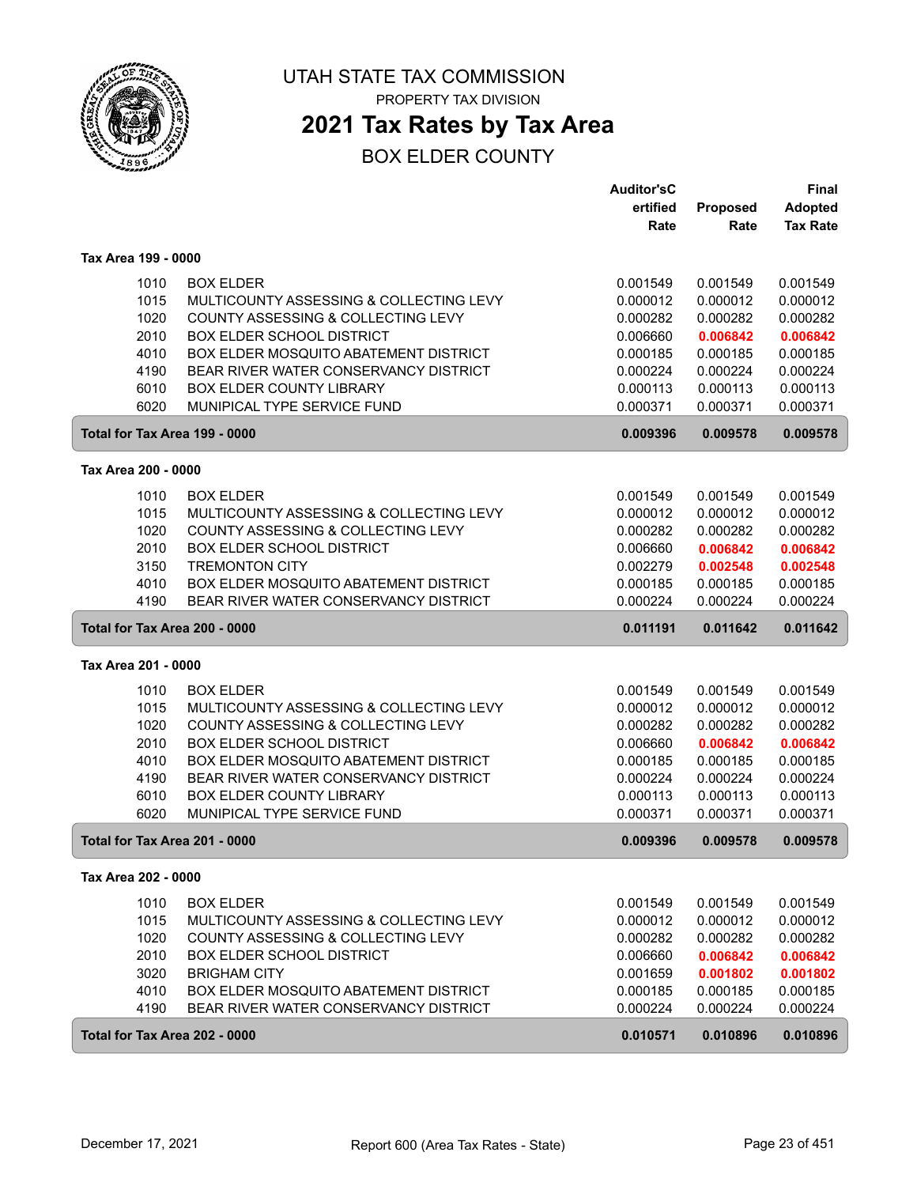# UTAH STATE TAX COMMISSION

PROPERTY TAX DIVISION

## 2021 Tax Rates by Tax Area

### BOX ELDER COUNTY

| | | Auditor'sCertified Rate | Proposed Rate | Final Adopted Tax Rate |
|---|---|---|---|---|
| **Tax Area 199 - 0000** | | | | |
| 1010 | BOX ELDER | 0.001549 | 0.001549 | 0.001549 |
| 1015 | MULTICOUNTY ASSESSING & COLLECTING LEVY | 0.000012 | 0.000012 | 0.000012 |
| 1020 | COUNTY ASSESSING & COLLECTING LEVY | 0.000282 | 0.000282 | 0.000282 |
| 2010 | BOX ELDER SCHOOL DISTRICT | 0.006660 | 0.006842 | 0.006842 |
| 4010 | BOX ELDER MOSQUITO ABATEMENT DISTRICT | 0.000185 | 0.000185 | 0.000185 |
| 4190 | BEAR RIVER WATER CONSERVANCY DISTRICT | 0.000224 | 0.000224 | 0.000224 |
| 6010 | BOX ELDER COUNTY LIBRARY | 0.000113 | 0.000113 | 0.000113 |
| 6020 | MUNIPICAL TYPE SERVICE FUND | 0.000371 | 0.000371 | 0.000371 |
| **Total for Tax Area 199 - 0000** | | **0.009396** | **0.009578** | **0.009578** |
| **Tax Area 200 - 0000** | | | | |
| 1010 | BOX ELDER | 0.001549 | 0.001549 | 0.001549 |
| 1015 | MULTICOUNTY ASSESSING & COLLECTING LEVY | 0.000012 | 0.000012 | 0.000012 |
| 1020 | COUNTY ASSESSING & COLLECTING LEVY | 0.000282 | 0.000282 | 0.000282 |
| 2010 | BOX ELDER SCHOOL DISTRICT | 0.006660 | 0.006842 | 0.006842 |
| 3150 | TREMONTON CITY | 0.002279 | 0.002548 | 0.002548 |
| 4010 | BOX ELDER MOSQUITO ABATEMENT DISTRICT | 0.000185 | 0.000185 | 0.000185 |
| 4190 | BEAR RIVER WATER CONSERVANCY DISTRICT | 0.000224 | 0.000224 | 0.000224 |
| **Total for Tax Area 200 - 0000** | | **0.011191** | **0.011642** | **0.011642** |
| **Tax Area 201 - 0000** | | | | |
| 1010 | BOX ELDER | 0.001549 | 0.001549 | 0.001549 |
| 1015 | MULTICOUNTY ASSESSING & COLLECTING LEVY | 0.000012 | 0.000012 | 0.000012 |
| 1020 | COUNTY ASSESSING & COLLECTING LEVY | 0.000282 | 0.000282 | 0.000282 |
| 2010 | BOX ELDER SCHOOL DISTRICT | 0.006660 | 0.006842 | 0.006842 |
| 4010 | BOX ELDER MOSQUITO ABATEMENT DISTRICT | 0.000185 | 0.000185 | 0.000185 |
| 4190 | BEAR RIVER WATER CONSERVANCY DISTRICT | 0.000224 | 0.000224 | 0.000224 |
| 6010 | BOX ELDER COUNTY LIBRARY | 0.000113 | 0.000113 | 0.000113 |
| 6020 | MUNIPICAL TYPE SERVICE FUND | 0.000371 | 0.000371 | 0.000371 |
| **Total for Tax Area 201 - 0000** | | **0.009396** | **0.009578** | **0.009578** |
| **Tax Area 202 - 0000** | | | | |
| 1010 | BOX ELDER | 0.001549 | 0.001549 | 0.001549 |
| 1015 | MULTICOUNTY ASSESSING & COLLECTING LEVY | 0.000012 | 0.000012 | 0.000012 |
| 1020 | COUNTY ASSESSING & COLLECTING LEVY | 0.000282 | 0.000282 | 0.000282 |
| 2010 | BOX ELDER SCHOOL DISTRICT | 0.006660 | 0.006842 | 0.006842 |
| 3020 | BRIGHAM CITY | 0.001659 | 0.001802 | 0.001802 |
| 4010 | BOX ELDER MOSQUITO ABATEMENT DISTRICT | 0.000185 | 0.000185 | 0.000185 |
| 4190 | BEAR RIVER WATER CONSERVANCY DISTRICT | 0.000224 | 0.000224 | 0.000224 |
| **Total for Tax Area 202 - 0000** | | **0.010571** | **0.010896** | **0.010896** |

December 17, 2021 Report 600 (Area Tax Rates - State)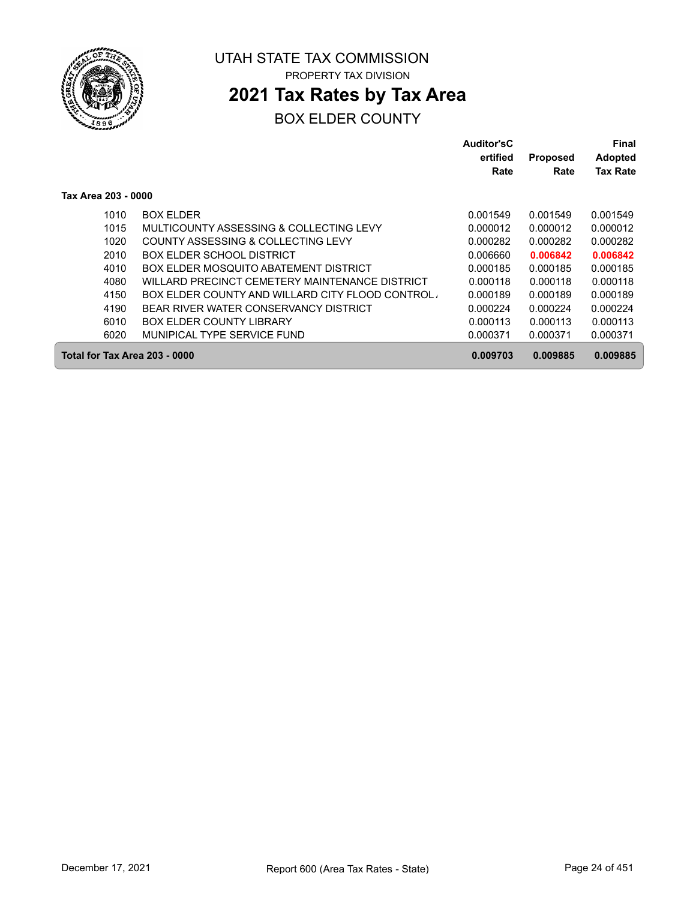UTAH STATE TAX COMMISSION

PROPERTY TAX DIVISION

# 2021 Tax Rates by Tax Area

## BOX ELDER COUNTY

**Tax Area 203 - 0000**

| | | Auditor'sCertified Rate | Proposed Rate | Final Adopted Tax Rate |
|---|---|---|---|---|
| 1010 | BOX ELDER | 0.001549 | 0.001549 | 0.001549 |
| 1015 | MULTICOUNTY ASSESSING & COLLECTING LEVY | 0.000012 | 0.000012 | 0.000012 |
| 1020 | COUNTY ASSESSING & COLLECTING LEVY | 0.000282 | 0.000282 | 0.000282 |
| 2010 | BOX ELDER SCHOOL DISTRICT | 0.006660 | **0.006842** | **0.006842** |
| 4010 | BOX ELDER MOSQUITO ABATEMENT DISTRICT | 0.000185 | 0.000185 | 0.000185 |
| 4080 | WILLARD PRECINCT CEMETERY MAINTENANCE DISTRICT | 0.000118 | 0.000118 | 0.000118 |
| 4150 | BOX ELDER COUNTY AND WILLARD CITY FLOOD CONTROL | 0.000189 | 0.000189 | 0.000189 |
| 4190 | BEAR RIVER WATER CONSERVANCY DISTRICT | 0.000224 | 0.000224 | 0.000224 |
| 6010 | BOX ELDER COUNTY LIBRARY | 0.000113 | 0.000113 | 0.000113 |
| 6020 | MUNIPICAL TYPE SERVICE FUND | 0.000371 | 0.000371 | 0.000371 |
| **Total for Tax Area 203 - 0000** | | **0.009703** | **0.009885** | **0.009885** |

December 17, 2021 — Report 600 (Area Tax Rates - State)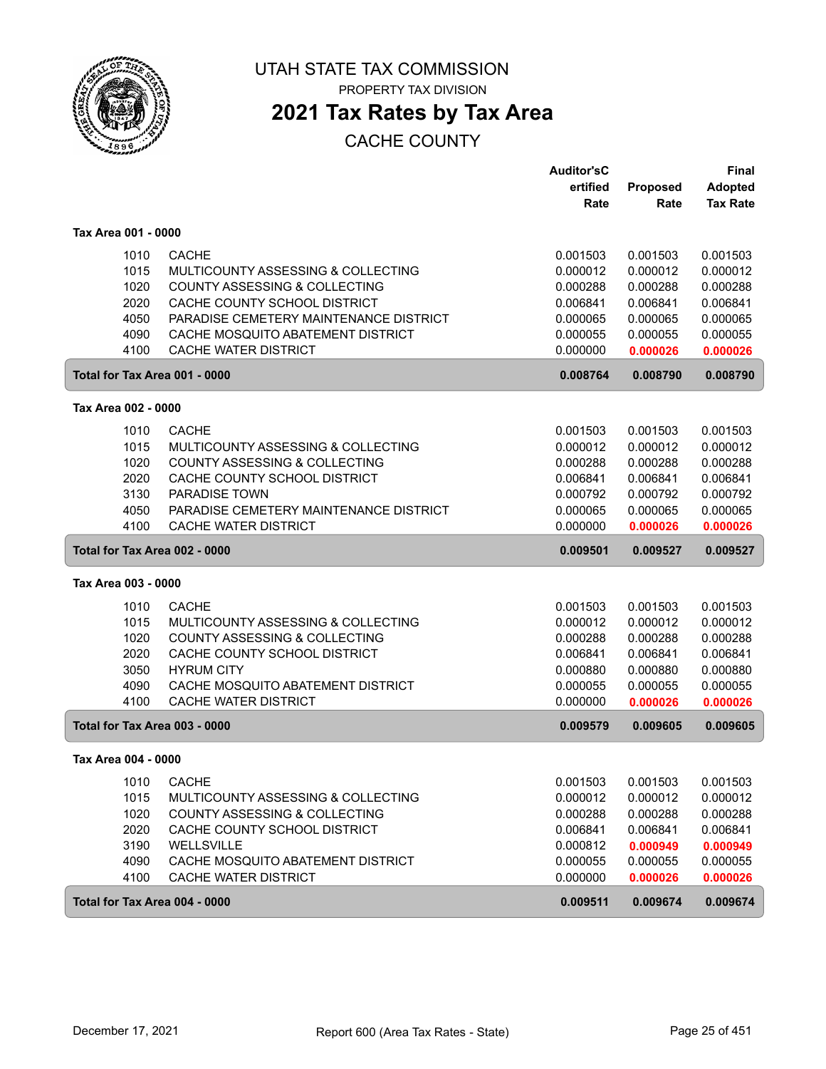# UTAH STATE TAX COMMISSION

PROPERTY TAX DIVISION

## 2021 Tax Rates by Tax Area

CACHE COUNTY

| | | Auditor'sCertified Rate | Proposed Rate | Final Adopted Tax Rate |
|---|---|---|---|---|
| **Tax Area 001 - 0000** | | | | |
| 1010 | CACHE | 0.001503 | 0.001503 | 0.001503 |
| 1015 | MULTICOUNTY ASSESSING & COLLECTING | 0.000012 | 0.000012 | 0.000012 |
| 1020 | COUNTY ASSESSING & COLLECTING | 0.000288 | 0.000288 | 0.000288 |
| 2020 | CACHE COUNTY SCHOOL DISTRICT | 0.006841 | 0.006841 | 0.006841 |
| 4050 | PARADISE CEMETERY MAINTENANCE DISTRICT | 0.000065 | 0.000065 | 0.000065 |
| 4090 | CACHE MOSQUITO ABATEMENT DISTRICT | 0.000055 | 0.000055 | 0.000055 |
| 4100 | CACHE WATER DISTRICT | 0.000000 | 0.000026 | 0.000026 |
| **Total for Tax Area 001 - 0000** | | **0.008764** | **0.008790** | **0.008790** |
| **Tax Area 002 - 0000** | | | | |
| 1010 | CACHE | 0.001503 | 0.001503 | 0.001503 |
| 1015 | MULTICOUNTY ASSESSING & COLLECTING | 0.000012 | 0.000012 | 0.000012 |
| 1020 | COUNTY ASSESSING & COLLECTING | 0.000288 | 0.000288 | 0.000288 |
| 2020 | CACHE COUNTY SCHOOL DISTRICT | 0.006841 | 0.006841 | 0.006841 |
| 3130 | PARADISE TOWN | 0.000792 | 0.000792 | 0.000792 |
| 4050 | PARADISE CEMETERY MAINTENANCE DISTRICT | 0.000065 | 0.000065 | 0.000065 |
| 4100 | CACHE WATER DISTRICT | 0.000000 | 0.000026 | 0.000026 |
| **Total for Tax Area 002 - 0000** | | **0.009501** | **0.009527** | **0.009527** |
| **Tax Area 003 - 0000** | | | | |
| 1010 | CACHE | 0.001503 | 0.001503 | 0.001503 |
| 1015 | MULTICOUNTY ASSESSING & COLLECTING | 0.000012 | 0.000012 | 0.000012 |
| 1020 | COUNTY ASSESSING & COLLECTING | 0.000288 | 0.000288 | 0.000288 |
| 2020 | CACHE COUNTY SCHOOL DISTRICT | 0.006841 | 0.006841 | 0.006841 |
| 3050 | HYRUM CITY | 0.000880 | 0.000880 | 0.000880 |
| 4090 | CACHE MOSQUITO ABATEMENT DISTRICT | 0.000055 | 0.000055 | 0.000055 |
| 4100 | CACHE WATER DISTRICT | 0.000000 | 0.000026 | 0.000026 |
| **Total for Tax Area 003 - 0000** | | **0.009579** | **0.009605** | **0.009605** |
| **Tax Area 004 - 0000** | | | | |
| 1010 | CACHE | 0.001503 | 0.001503 | 0.001503 |
| 1015 | MULTICOUNTY ASSESSING & COLLECTING | 0.000012 | 0.000012 | 0.000012 |
| 1020 | COUNTY ASSESSING & COLLECTING | 0.000288 | 0.000288 | 0.000288 |
| 2020 | CACHE COUNTY SCHOOL DISTRICT | 0.006841 | 0.006841 | 0.006841 |
| 3190 | WELLSVILLE | 0.000812 | 0.000949 | 0.000949 |
| 4090 | CACHE MOSQUITO ABATEMENT DISTRICT | 0.000055 | 0.000055 | 0.000055 |
| 4100 | CACHE WATER DISTRICT | 0.000000 | 0.000026 | 0.000026 |
| **Total for Tax Area 004 - 0000** | | **0.009511** | **0.009674** | **0.009674** |

December 17, 2021 — Report 600 (Area Tax Rates - State)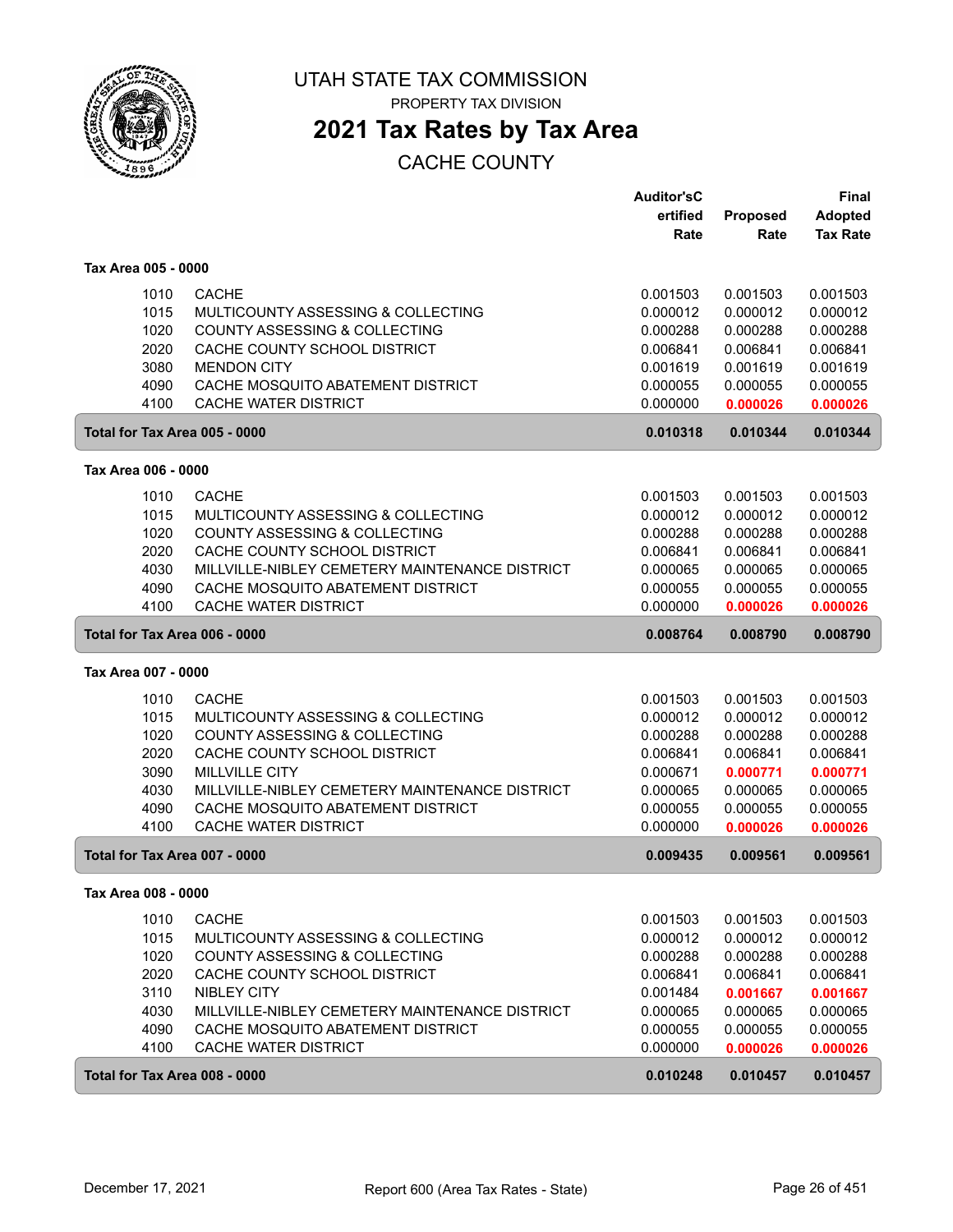# UTAH STATE TAX COMMISSION

PROPERTY TAX DIVISION

## 2021 Tax Rates by Tax Area

CACHE COUNTY

| | | Auditor'sCertified Rate | Proposed Rate | Final Adopted Tax Rate |
|---|---|---|---|---|
| **Tax Area 005 - 0000** | | | | |
| 1010 | CACHE | 0.001503 | 0.001503 | 0.001503 |
| 1015 | MULTICOUNTY ASSESSING & COLLECTING | 0.000012 | 0.000012 | 0.000012 |
| 1020 | COUNTY ASSESSING & COLLECTING | 0.000288 | 0.000288 | 0.000288 |
| 2020 | CACHE COUNTY SCHOOL DISTRICT | 0.006841 | 0.006841 | 0.006841 |
| 3080 | MENDON CITY | 0.001619 | 0.001619 | 0.001619 |
| 4090 | CACHE MOSQUITO ABATEMENT DISTRICT | 0.000055 | 0.000055 | 0.000055 |
| 4100 | CACHE WATER DISTRICT | 0.000000 | 0.000026 | 0.000026 |
| **Total for Tax Area 005 - 0000** | | **0.010318** | **0.010344** | **0.010344** |
| **Tax Area 006 - 0000** | | | | |
| 1010 | CACHE | 0.001503 | 0.001503 | 0.001503 |
| 1015 | MULTICOUNTY ASSESSING & COLLECTING | 0.000012 | 0.000012 | 0.000012 |
| 1020 | COUNTY ASSESSING & COLLECTING | 0.000288 | 0.000288 | 0.000288 |
| 2020 | CACHE COUNTY SCHOOL DISTRICT | 0.006841 | 0.006841 | 0.006841 |
| 4030 | MILLVILLE-NIBLEY CEMETERY MAINTENANCE DISTRICT | 0.000065 | 0.000065 | 0.000065 |
| 4090 | CACHE MOSQUITO ABATEMENT DISTRICT | 0.000055 | 0.000055 | 0.000055 |
| 4100 | CACHE WATER DISTRICT | 0.000000 | 0.000026 | 0.000026 |
| **Total for Tax Area 006 - 0000** | | **0.008764** | **0.008790** | **0.008790** |
| **Tax Area 007 - 0000** | | | | |
| 1010 | CACHE | 0.001503 | 0.001503 | 0.001503 |
| 1015 | MULTICOUNTY ASSESSING & COLLECTING | 0.000012 | 0.000012 | 0.000012 |
| 1020 | COUNTY ASSESSING & COLLECTING | 0.000288 | 0.000288 | 0.000288 |
| 2020 | CACHE COUNTY SCHOOL DISTRICT | 0.006841 | 0.006841 | 0.006841 |
| 3090 | MILLVILLE CITY | 0.000671 | 0.000771 | 0.000771 |
| 4030 | MILLVILLE-NIBLEY CEMETERY MAINTENANCE DISTRICT | 0.000065 | 0.000065 | 0.000065 |
| 4090 | CACHE MOSQUITO ABATEMENT DISTRICT | 0.000055 | 0.000055 | 0.000055 |
| 4100 | CACHE WATER DISTRICT | 0.000000 | 0.000026 | 0.000026 |
| **Total for Tax Area 007 - 0000** | | **0.009435** | **0.009561** | **0.009561** |
| **Tax Area 008 - 0000** | | | | |
| 1010 | CACHE | 0.001503 | 0.001503 | 0.001503 |
| 1015 | MULTICOUNTY ASSESSING & COLLECTING | 0.000012 | 0.000012 | 0.000012 |
| 1020 | COUNTY ASSESSING & COLLECTING | 0.000288 | 0.000288 | 0.000288 |
| 2020 | CACHE COUNTY SCHOOL DISTRICT | 0.006841 | 0.006841 | 0.006841 |
| 3110 | NIBLEY CITY | 0.001484 | 0.001667 | 0.001667 |
| 4030 | MILLVILLE-NIBLEY CEMETERY MAINTENANCE DISTRICT | 0.000065 | 0.000065 | 0.000065 |
| 4090 | CACHE MOSQUITO ABATEMENT DISTRICT | 0.000055 | 0.000055 | 0.000055 |
| 4100 | CACHE WATER DISTRICT | 0.000000 | 0.000026 | 0.000026 |
| **Total for Tax Area 008 - 0000** | | **0.010248** | **0.010457** | **0.010457** |

December 17, 2021 — Report 600 (Area Tax Rates - State)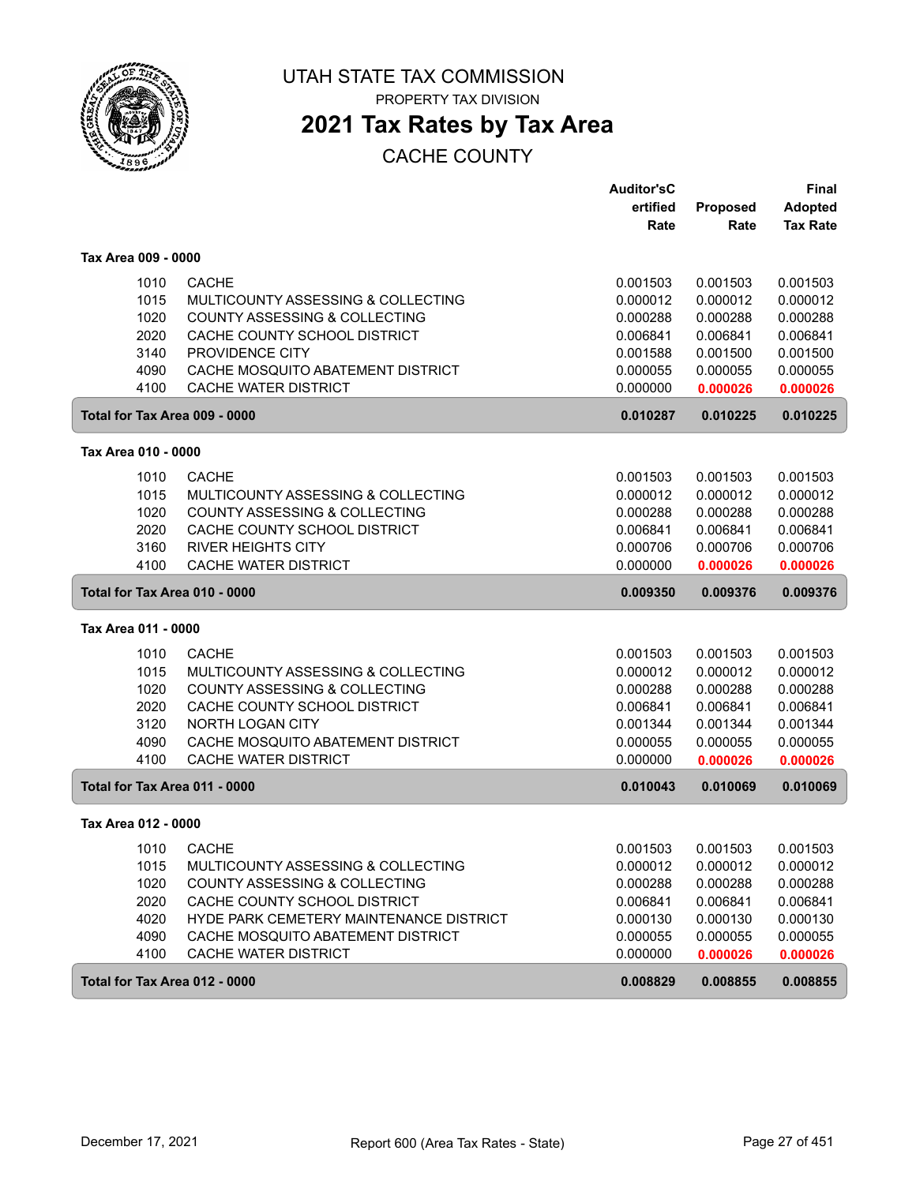# UTAH STATE TAX COMMISSION

PROPERTY TAX DIVISION

## 2021 Tax Rates by Tax Area

CACHE COUNTY

| | | Auditor'sCertified Rate | Proposed Rate | Final Adopted Tax Rate |
|---|---|---|---|---|
| **Tax Area 009 - 0000** | | | | |
| 1010 | CACHE | 0.001503 | 0.001503 | 0.001503 |
| 1015 | MULTICOUNTY ASSESSING & COLLECTING | 0.000012 | 0.000012 | 0.000012 |
| 1020 | COUNTY ASSESSING & COLLECTING | 0.000288 | 0.000288 | 0.000288 |
| 2020 | CACHE COUNTY SCHOOL DISTRICT | 0.006841 | 0.006841 | 0.006841 |
| 3140 | PROVIDENCE CITY | 0.001588 | 0.001500 | 0.001500 |
| 4090 | CACHE MOSQUITO ABATEMENT DISTRICT | 0.000055 | 0.000055 | 0.000055 |
| 4100 | CACHE WATER DISTRICT | 0.000000 | 0.000026 | 0.000026 |
| **Total for Tax Area 009 - 0000** | | **0.010287** | **0.010225** | **0.010225** |
| **Tax Area 010 - 0000** | | | | |
| 1010 | CACHE | 0.001503 | 0.001503 | 0.001503 |
| 1015 | MULTICOUNTY ASSESSING & COLLECTING | 0.000012 | 0.000012 | 0.000012 |
| 1020 | COUNTY ASSESSING & COLLECTING | 0.000288 | 0.000288 | 0.000288 |
| 2020 | CACHE COUNTY SCHOOL DISTRICT | 0.006841 | 0.006841 | 0.006841 |
| 3160 | RIVER HEIGHTS CITY | 0.000706 | 0.000706 | 0.000706 |
| 4100 | CACHE WATER DISTRICT | 0.000000 | 0.000026 | 0.000026 |
| **Total for Tax Area 010 - 0000** | | **0.009350** | **0.009376** | **0.009376** |
| **Tax Area 011 - 0000** | | | | |
| 1010 | CACHE | 0.001503 | 0.001503 | 0.001503 |
| 1015 | MULTICOUNTY ASSESSING & COLLECTING | 0.000012 | 0.000012 | 0.000012 |
| 1020 | COUNTY ASSESSING & COLLECTING | 0.000288 | 0.000288 | 0.000288 |
| 2020 | CACHE COUNTY SCHOOL DISTRICT | 0.006841 | 0.006841 | 0.006841 |
| 3120 | NORTH LOGAN CITY | 0.001344 | 0.001344 | 0.001344 |
| 4090 | CACHE MOSQUITO ABATEMENT DISTRICT | 0.000055 | 0.000055 | 0.000055 |
| 4100 | CACHE WATER DISTRICT | 0.000000 | 0.000026 | 0.000026 |
| **Total for Tax Area 011 - 0000** | | **0.010043** | **0.010069** | **0.010069** |
| **Tax Area 012 - 0000** | | | | |
| 1010 | CACHE | 0.001503 | 0.001503 | 0.001503 |
| 1015 | MULTICOUNTY ASSESSING & COLLECTING | 0.000012 | 0.000012 | 0.000012 |
| 1020 | COUNTY ASSESSING & COLLECTING | 0.000288 | 0.000288 | 0.000288 |
| 2020 | CACHE COUNTY SCHOOL DISTRICT | 0.006841 | 0.006841 | 0.006841 |
| 4020 | HYDE PARK CEMETERY MAINTENANCE DISTRICT | 0.000130 | 0.000130 | 0.000130 |
| 4090 | CACHE MOSQUITO ABATEMENT DISTRICT | 0.000055 | 0.000055 | 0.000055 |
| 4100 | CACHE WATER DISTRICT | 0.000000 | 0.000026 | 0.000026 |
| **Total for Tax Area 012 - 0000** | | **0.008829** | **0.008855** | **0.008855** |

December 17, 2021 Report 600 (Area Tax Rates - State)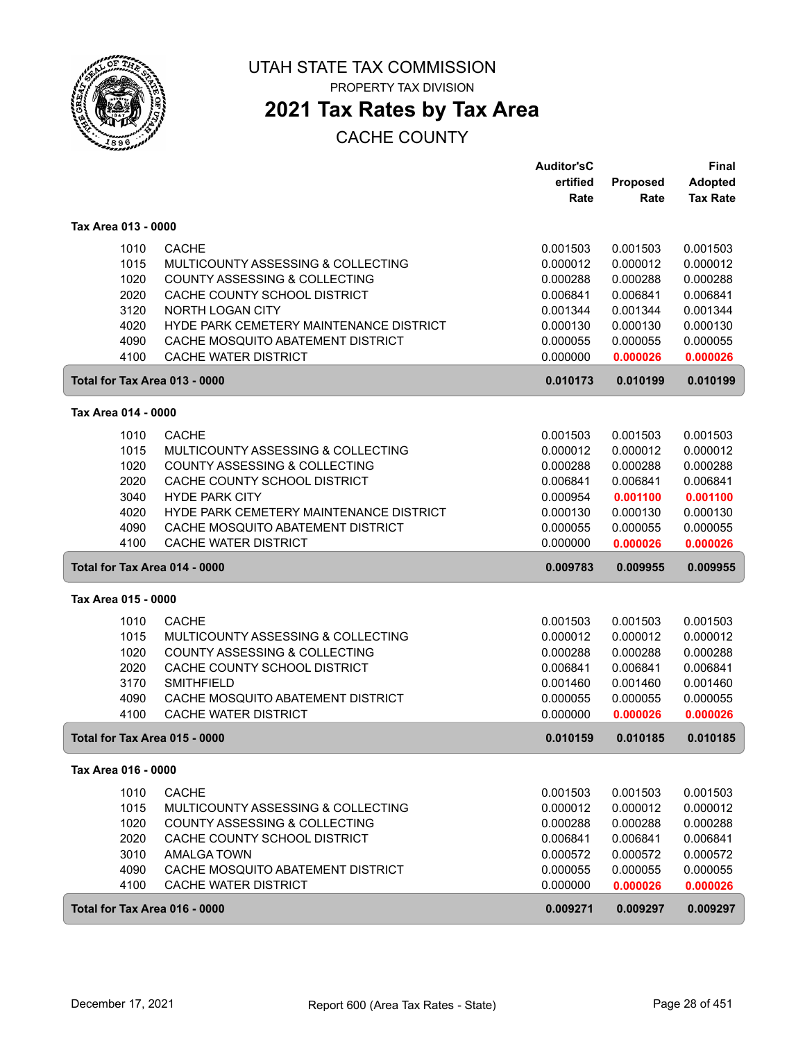# UTAH STATE TAX COMMISSION

PROPERTY TAX DIVISION

## 2021 Tax Rates by Tax Area

CACHE COUNTY

| | | Auditor's Certified Rate | Proposed Rate | Final Adopted Tax Rate |
|---|---|---|---|---|
| **Tax Area 013 - 0000** | | | | |
| 1010 | CACHE | 0.001503 | 0.001503 | 0.001503 |
| 1015 | MULTICOUNTY ASSESSING & COLLECTING | 0.000012 | 0.000012 | 0.000012 |
| 1020 | COUNTY ASSESSING & COLLECTING | 0.000288 | 0.000288 | 0.000288 |
| 2020 | CACHE COUNTY SCHOOL DISTRICT | 0.006841 | 0.006841 | 0.006841 |
| 3120 | NORTH LOGAN CITY | 0.001344 | 0.001344 | 0.001344 |
| 4020 | HYDE PARK CEMETERY MAINTENANCE DISTRICT | 0.000130 | 0.000130 | 0.000130 |
| 4090 | CACHE MOSQUITO ABATEMENT DISTRICT | 0.000055 | 0.000055 | 0.000055 |
| 4100 | CACHE WATER DISTRICT | 0.000000 | 0.000026 | 0.000026 |
| **Total for Tax Area 013 - 0000** | | **0.010173** | **0.010199** | **0.010199** |
| **Tax Area 014 - 0000** | | | | |
| 1010 | CACHE | 0.001503 | 0.001503 | 0.001503 |
| 1015 | MULTICOUNTY ASSESSING & COLLECTING | 0.000012 | 0.000012 | 0.000012 |
| 1020 | COUNTY ASSESSING & COLLECTING | 0.000288 | 0.000288 | 0.000288 |
| 2020 | CACHE COUNTY SCHOOL DISTRICT | 0.006841 | 0.006841 | 0.006841 |
| 3040 | HYDE PARK CITY | 0.000954 | 0.001100 | 0.001100 |
| 4020 | HYDE PARK CEMETERY MAINTENANCE DISTRICT | 0.000130 | 0.000130 | 0.000130 |
| 4090 | CACHE MOSQUITO ABATEMENT DISTRICT | 0.000055 | 0.000055 | 0.000055 |
| 4100 | CACHE WATER DISTRICT | 0.000000 | 0.000026 | 0.000026 |
| **Total for Tax Area 014 - 0000** | | **0.009783** | **0.009955** | **0.009955** |
| **Tax Area 015 - 0000** | | | | |
| 1010 | CACHE | 0.001503 | 0.001503 | 0.001503 |
| 1015 | MULTICOUNTY ASSESSING & COLLECTING | 0.000012 | 0.000012 | 0.000012 |
| 1020 | COUNTY ASSESSING & COLLECTING | 0.000288 | 0.000288 | 0.000288 |
| 2020 | CACHE COUNTY SCHOOL DISTRICT | 0.006841 | 0.006841 | 0.006841 |
| 3170 | SMITHFIELD | 0.001460 | 0.001460 | 0.001460 |
| 4090 | CACHE MOSQUITO ABATEMENT DISTRICT | 0.000055 | 0.000055 | 0.000055 |
| 4100 | CACHE WATER DISTRICT | 0.000000 | 0.000026 | 0.000026 |
| **Total for Tax Area 015 - 0000** | | **0.010159** | **0.010185** | **0.010185** |
| **Tax Area 016 - 0000** | | | | |
| 1010 | CACHE | 0.001503 | 0.001503 | 0.001503 |
| 1015 | MULTICOUNTY ASSESSING & COLLECTING | 0.000012 | 0.000012 | 0.000012 |
| 1020 | COUNTY ASSESSING & COLLECTING | 0.000288 | 0.000288 | 0.000288 |
| 2020 | CACHE COUNTY SCHOOL DISTRICT | 0.006841 | 0.006841 | 0.006841 |
| 3010 | AMALGA TOWN | 0.000572 | 0.000572 | 0.000572 |
| 4090 | CACHE MOSQUITO ABATEMENT DISTRICT | 0.000055 | 0.000055 | 0.000055 |
| 4100 | CACHE WATER DISTRICT | 0.000000 | 0.000026 | 0.000026 |
| **Total for Tax Area 016 - 0000** | | **0.009271** | **0.009297** | **0.009297** |

December 17, 2021 — Report 600 (Area Tax Rates - State)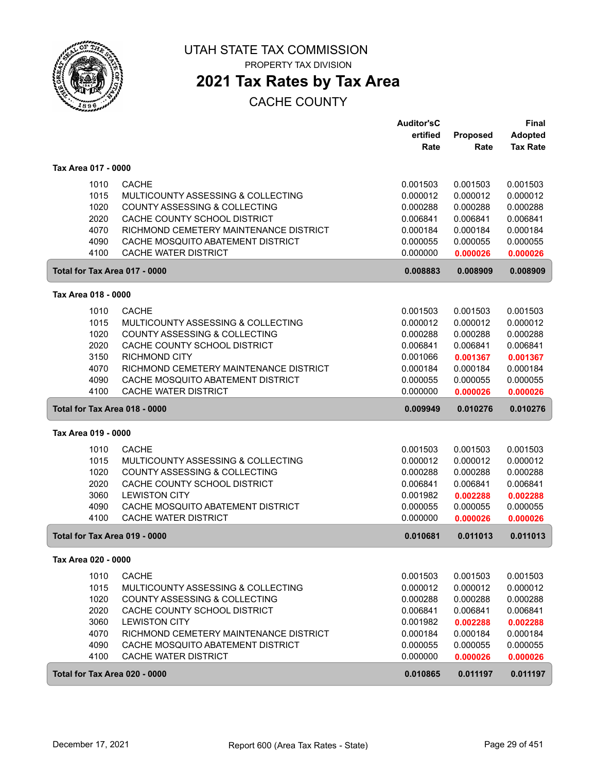# UTAH STATE TAX COMMISSION

PROPERTY TAX DIVISION

## 2021 Tax Rates by Tax Area

CACHE COUNTY

| | | Auditor'sCertified Rate | Proposed Rate | Final Adopted Tax Rate |
|---|---|---|---|---|
| **Tax Area 017 - 0000** | | | | |
| 1010 | CACHE | 0.001503 | 0.001503 | 0.001503 |
| 1015 | MULTICOUNTY ASSESSING & COLLECTING | 0.000012 | 0.000012 | 0.000012 |
| 1020 | COUNTY ASSESSING & COLLECTING | 0.000288 | 0.000288 | 0.000288 |
| 2020 | CACHE COUNTY SCHOOL DISTRICT | 0.006841 | 0.006841 | 0.006841 |
| 4070 | RICHMOND CEMETERY MAINTENANCE DISTRICT | 0.000184 | 0.000184 | 0.000184 |
| 4090 | CACHE MOSQUITO ABATEMENT DISTRICT | 0.000055 | 0.000055 | 0.000055 |
| 4100 | CACHE WATER DISTRICT | 0.000000 | **0.000026** | **0.000026** |
| **Total for Tax Area 017 - 0000** | | **0.008883** | **0.008909** | **0.008909** |
| **Tax Area 018 - 0000** | | | | |
| 1010 | CACHE | 0.001503 | 0.001503 | 0.001503 |
| 1015 | MULTICOUNTY ASSESSING & COLLECTING | 0.000012 | 0.000012 | 0.000012 |
| 1020 | COUNTY ASSESSING & COLLECTING | 0.000288 | 0.000288 | 0.000288 |
| 2020 | CACHE COUNTY SCHOOL DISTRICT | 0.006841 | 0.006841 | 0.006841 |
| 3150 | RICHMOND CITY | 0.001066 | **0.001367** | **0.001367** |
| 4070 | RICHMOND CEMETERY MAINTENANCE DISTRICT | 0.000184 | 0.000184 | 0.000184 |
| 4090 | CACHE MOSQUITO ABATEMENT DISTRICT | 0.000055 | 0.000055 | 0.000055 |
| 4100 | CACHE WATER DISTRICT | 0.000000 | **0.000026** | **0.000026** |
| **Total for Tax Area 018 - 0000** | | **0.009949** | **0.010276** | **0.010276** |
| **Tax Area 019 - 0000** | | | | |
| 1010 | CACHE | 0.001503 | 0.001503 | 0.001503 |
| 1015 | MULTICOUNTY ASSESSING & COLLECTING | 0.000012 | 0.000012 | 0.000012 |
| 1020 | COUNTY ASSESSING & COLLECTING | 0.000288 | 0.000288 | 0.000288 |
| 2020 | CACHE COUNTY SCHOOL DISTRICT | 0.006841 | 0.006841 | 0.006841 |
| 3060 | LEWISTON CITY | 0.001982 | **0.002288** | **0.002288** |
| 4090 | CACHE MOSQUITO ABATEMENT DISTRICT | 0.000055 | 0.000055 | 0.000055 |
| 4100 | CACHE WATER DISTRICT | 0.000000 | **0.000026** | **0.000026** |
| **Total for Tax Area 019 - 0000** | | **0.010681** | **0.011013** | **0.011013** |
| **Tax Area 020 - 0000** | | | | |
| 1010 | CACHE | 0.001503 | 0.001503 | 0.001503 |
| 1015 | MULTICOUNTY ASSESSING & COLLECTING | 0.000012 | 0.000012 | 0.000012 |
| 1020 | COUNTY ASSESSING & COLLECTING | 0.000288 | 0.000288 | 0.000288 |
| 2020 | CACHE COUNTY SCHOOL DISTRICT | 0.006841 | 0.006841 | 0.006841 |
| 3060 | LEWISTON CITY | 0.001982 | **0.002288** | **0.002288** |
| 4070 | RICHMOND CEMETERY MAINTENANCE DISTRICT | 0.000184 | 0.000184 | 0.000184 |
| 4090 | CACHE MOSQUITO ABATEMENT DISTRICT | 0.000055 | 0.000055 | 0.000055 |
| 4100 | CACHE WATER DISTRICT | 0.000000 | **0.000026** | **0.000026** |
| **Total for Tax Area 020 - 0000** | | **0.010865** | **0.011197** | **0.011197** |

December 17, 2021 — Report 600 (Area Tax Rates - State)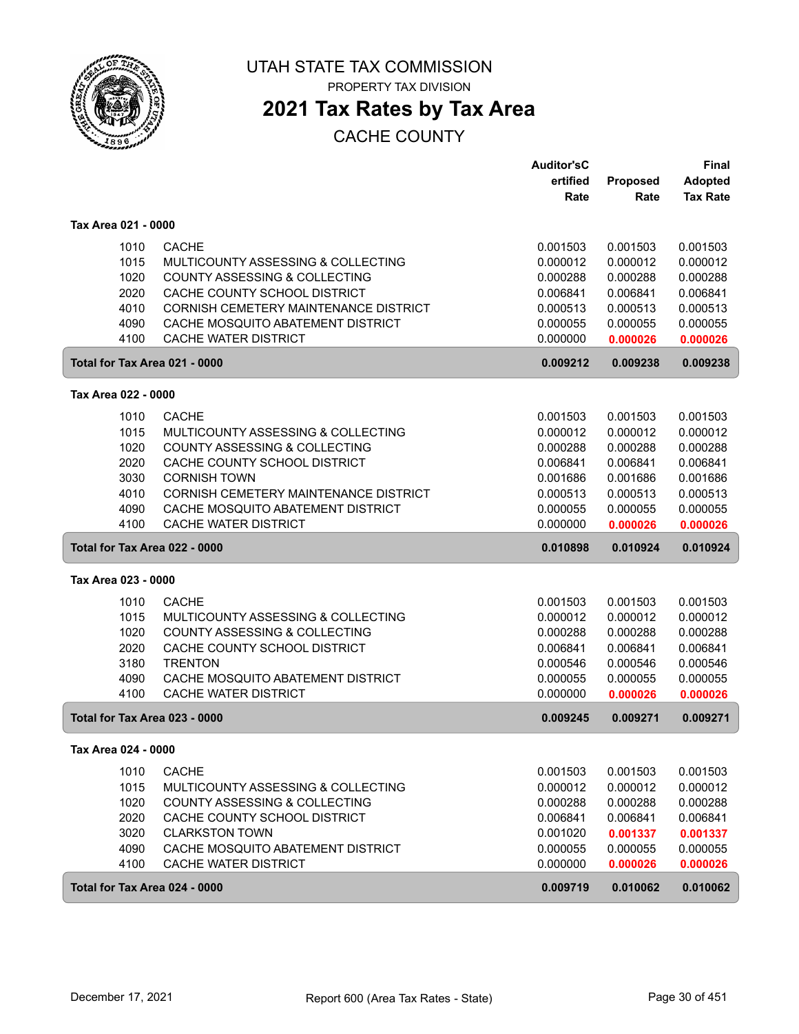# UTAH STATE TAX COMMISSION

PROPERTY TAX DIVISION

## 2021 Tax Rates by Tax Area

CACHE COUNTY

| | | Auditor's Certified Rate | Proposed Rate | Final Adopted Tax Rate |
|---|---|---|---|---|
| **Tax Area 021 - 0000** | | | | |
| 1010 | CACHE | 0.001503 | 0.001503 | 0.001503 |
| 1015 | MULTICOUNTY ASSESSING & COLLECTING | 0.000012 | 0.000012 | 0.000012 |
| 1020 | COUNTY ASSESSING & COLLECTING | 0.000288 | 0.000288 | 0.000288 |
| 2020 | CACHE COUNTY SCHOOL DISTRICT | 0.006841 | 0.006841 | 0.006841 |
| 4010 | CORNISH CEMETERY MAINTENANCE DISTRICT | 0.000513 | 0.000513 | 0.000513 |
| 4090 | CACHE MOSQUITO ABATEMENT DISTRICT | 0.000055 | 0.000055 | 0.000055 |
| 4100 | CACHE WATER DISTRICT | 0.000000 | 0.000026 | 0.000026 |
| **Total for Tax Area 021 - 0000** | | **0.009212** | **0.009238** | **0.009238** |
| **Tax Area 022 - 0000** | | | | |
| 1010 | CACHE | 0.001503 | 0.001503 | 0.001503 |
| 1015 | MULTICOUNTY ASSESSING & COLLECTING | 0.000012 | 0.000012 | 0.000012 |
| 1020 | COUNTY ASSESSING & COLLECTING | 0.000288 | 0.000288 | 0.000288 |
| 2020 | CACHE COUNTY SCHOOL DISTRICT | 0.006841 | 0.006841 | 0.006841 |
| 3030 | CORNISH TOWN | 0.001686 | 0.001686 | 0.001686 |
| 4010 | CORNISH CEMETERY MAINTENANCE DISTRICT | 0.000513 | 0.000513 | 0.000513 |
| 4090 | CACHE MOSQUITO ABATEMENT DISTRICT | 0.000055 | 0.000055 | 0.000055 |
| 4100 | CACHE WATER DISTRICT | 0.000000 | 0.000026 | 0.000026 |
| **Total for Tax Area 022 - 0000** | | **0.010898** | **0.010924** | **0.010924** |
| **Tax Area 023 - 0000** | | | | |
| 1010 | CACHE | 0.001503 | 0.001503 | 0.001503 |
| 1015 | MULTICOUNTY ASSESSING & COLLECTING | 0.000012 | 0.000012 | 0.000012 |
| 1020 | COUNTY ASSESSING & COLLECTING | 0.000288 | 0.000288 | 0.000288 |
| 2020 | CACHE COUNTY SCHOOL DISTRICT | 0.006841 | 0.006841 | 0.006841 |
| 3180 | TRENTON | 0.000546 | 0.000546 | 0.000546 |
| 4090 | CACHE MOSQUITO ABATEMENT DISTRICT | 0.000055 | 0.000055 | 0.000055 |
| 4100 | CACHE WATER DISTRICT | 0.000000 | 0.000026 | 0.000026 |
| **Total for Tax Area 023 - 0000** | | **0.009245** | **0.009271** | **0.009271** |
| **Tax Area 024 - 0000** | | | | |
| 1010 | CACHE | 0.001503 | 0.001503 | 0.001503 |
| 1015 | MULTICOUNTY ASSESSING & COLLECTING | 0.000012 | 0.000012 | 0.000012 |
| 1020 | COUNTY ASSESSING & COLLECTING | 0.000288 | 0.000288 | 0.000288 |
| 2020 | CACHE COUNTY SCHOOL DISTRICT | 0.006841 | 0.006841 | 0.006841 |
| 3020 | CLARKSTON TOWN | 0.001020 | 0.001337 | 0.001337 |
| 4090 | CACHE MOSQUITO ABATEMENT DISTRICT | 0.000055 | 0.000055 | 0.000055 |
| 4100 | CACHE WATER DISTRICT | 0.000000 | 0.000026 | 0.000026 |
| **Total for Tax Area 024 - 0000** | | **0.009719** | **0.010062** | **0.010062** |

December 17, 2021 — Report 600 (Area Tax Rates - State)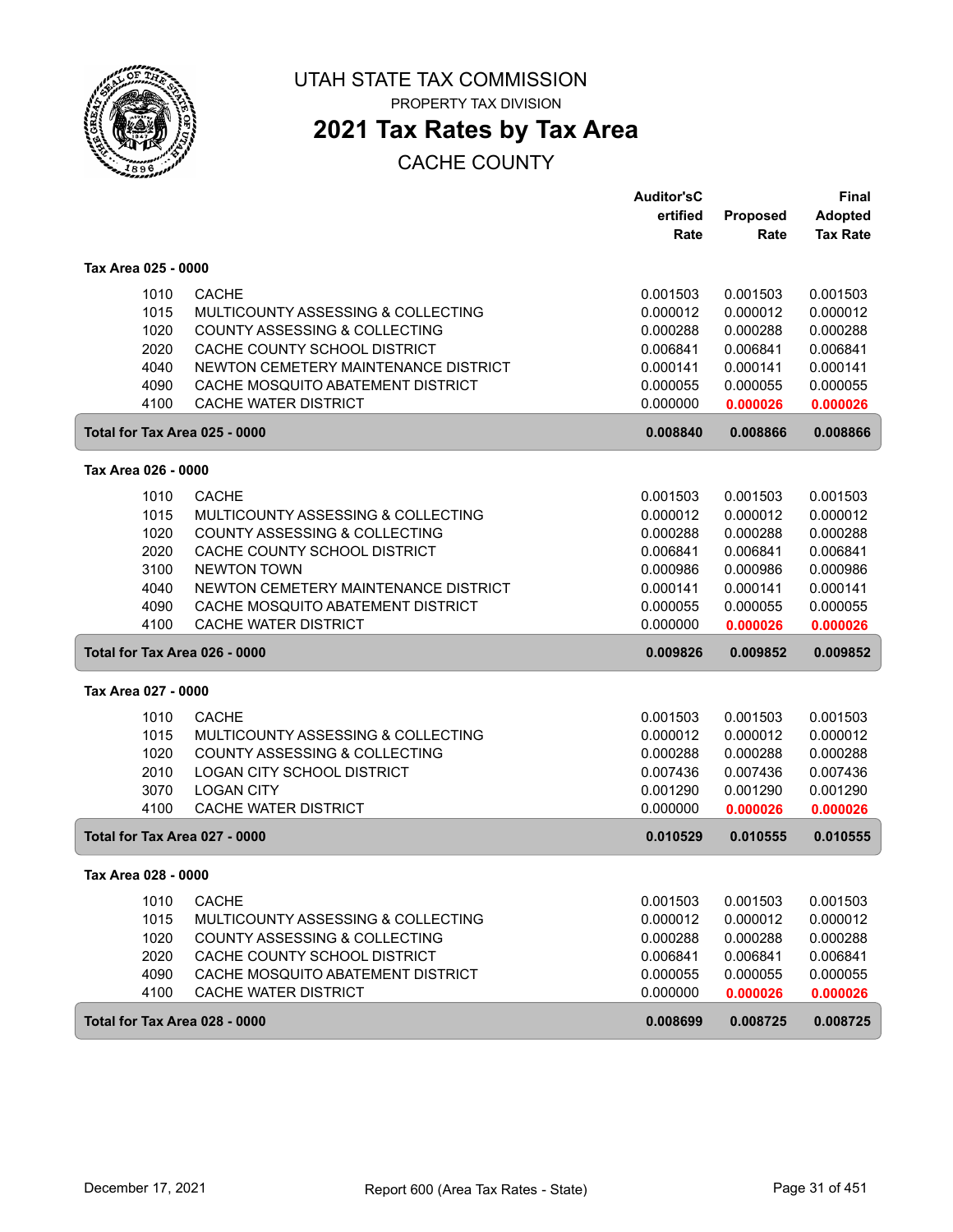# UTAH STATE TAX COMMISSION

PROPERTY TAX DIVISION

## 2021 Tax Rates by Tax Area

CACHE COUNTY

| | | Auditor'sCertified Rate | Proposed Rate | Final Adopted Tax Rate |
|---|---|---|---|---|
| **Tax Area 025 - 0000** | | | | |
| 1010 | CACHE | 0.001503 | 0.001503 | 0.001503 |
| 1015 | MULTICOUNTY ASSESSING & COLLECTING | 0.000012 | 0.000012 | 0.000012 |
| 1020 | COUNTY ASSESSING & COLLECTING | 0.000288 | 0.000288 | 0.000288 |
| 2020 | CACHE COUNTY SCHOOL DISTRICT | 0.006841 | 0.006841 | 0.006841 |
| 4040 | NEWTON CEMETERY MAINTENANCE DISTRICT | 0.000141 | 0.000141 | 0.000141 |
| 4090 | CACHE MOSQUITO ABATEMENT DISTRICT | 0.000055 | 0.000055 | 0.000055 |
| 4100 | CACHE WATER DISTRICT | 0.000000 | 0.000026 | 0.000026 |
| **Total for Tax Area 025 - 0000** | | **0.008840** | **0.008866** | **0.008866** |
| **Tax Area 026 - 0000** | | | | |
| 1010 | CACHE | 0.001503 | 0.001503 | 0.001503 |
| 1015 | MULTICOUNTY ASSESSING & COLLECTING | 0.000012 | 0.000012 | 0.000012 |
| 1020 | COUNTY ASSESSING & COLLECTING | 0.000288 | 0.000288 | 0.000288 |
| 2020 | CACHE COUNTY SCHOOL DISTRICT | 0.006841 | 0.006841 | 0.006841 |
| 3100 | NEWTON TOWN | 0.000986 | 0.000986 | 0.000986 |
| 4040 | NEWTON CEMETERY MAINTENANCE DISTRICT | 0.000141 | 0.000141 | 0.000141 |
| 4090 | CACHE MOSQUITO ABATEMENT DISTRICT | 0.000055 | 0.000055 | 0.000055 |
| 4100 | CACHE WATER DISTRICT | 0.000000 | 0.000026 | 0.000026 |
| **Total for Tax Area 026 - 0000** | | **0.009826** | **0.009852** | **0.009852** |
| **Tax Area 027 - 0000** | | | | |
| 1010 | CACHE | 0.001503 | 0.001503 | 0.001503 |
| 1015 | MULTICOUNTY ASSESSING & COLLECTING | 0.000012 | 0.000012 | 0.000012 |
| 1020 | COUNTY ASSESSING & COLLECTING | 0.000288 | 0.000288 | 0.000288 |
| 2010 | LOGAN CITY SCHOOL DISTRICT | 0.007436 | 0.007436 | 0.007436 |
| 3070 | LOGAN CITY | 0.001290 | 0.001290 | 0.001290 |
| 4100 | CACHE WATER DISTRICT | 0.000000 | 0.000026 | 0.000026 |
| **Total for Tax Area 027 - 0000** | | **0.010529** | **0.010555** | **0.010555** |
| **Tax Area 028 - 0000** | | | | |
| 1010 | CACHE | 0.001503 | 0.001503 | 0.001503 |
| 1015 | MULTICOUNTY ASSESSING & COLLECTING | 0.000012 | 0.000012 | 0.000012 |
| 1020 | COUNTY ASSESSING & COLLECTING | 0.000288 | 0.000288 | 0.000288 |
| 2020 | CACHE COUNTY SCHOOL DISTRICT | 0.006841 | 0.006841 | 0.006841 |
| 4090 | CACHE MOSQUITO ABATEMENT DISTRICT | 0.000055 | 0.000055 | 0.000055 |
| 4100 | CACHE WATER DISTRICT | 0.000000 | 0.000026 | 0.000026 |
| **Total for Tax Area 028 - 0000** | | **0.008699** | **0.008725** | **0.008725** |

December 17, 2021 — Report 600 (Area Tax Rates - State)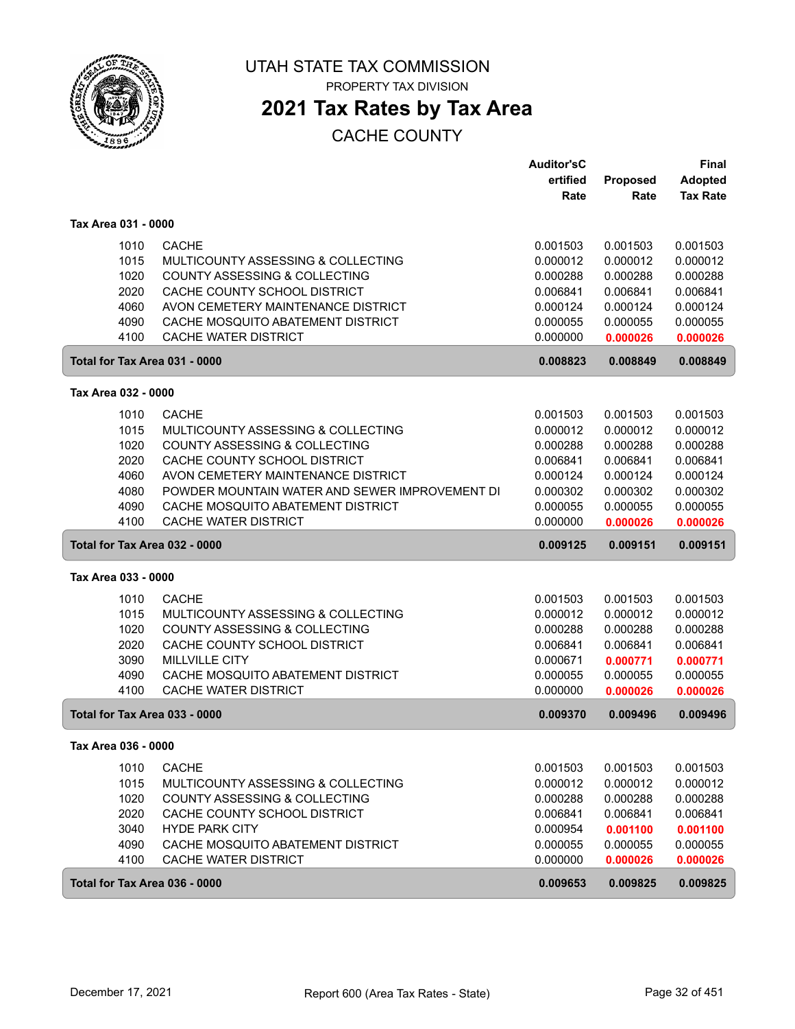# UTAH STATE TAX COMMISSION

PROPERTY TAX DIVISION

## 2021 Tax Rates by Tax Area

CACHE COUNTY

| | | Auditor'sCertified Rate | Proposed Rate | Final Adopted Tax Rate |
|---|---|---|---|---|
| **Tax Area 031 - 0000** | | | | |
| 1010 | CACHE | 0.001503 | 0.001503 | 0.001503 |
| 1015 | MULTICOUNTY ASSESSING & COLLECTING | 0.000012 | 0.000012 | 0.000012 |
| 1020 | COUNTY ASSESSING & COLLECTING | 0.000288 | 0.000288 | 0.000288 |
| 2020 | CACHE COUNTY SCHOOL DISTRICT | 0.006841 | 0.006841 | 0.006841 |
| 4060 | AVON CEMETERY MAINTENANCE DISTRICT | 0.000124 | 0.000124 | 0.000124 |
| 4090 | CACHE MOSQUITO ABATEMENT DISTRICT | 0.000055 | 0.000055 | 0.000055 |
| 4100 | CACHE WATER DISTRICT | 0.000000 | 0.000026 | 0.000026 |
| **Total for Tax Area 031 - 0000** | | **0.008823** | **0.008849** | **0.008849** |
| **Tax Area 032 - 0000** | | | | |
| 1010 | CACHE | 0.001503 | 0.001503 | 0.001503 |
| 1015 | MULTICOUNTY ASSESSING & COLLECTING | 0.000012 | 0.000012 | 0.000012 |
| 1020 | COUNTY ASSESSING & COLLECTING | 0.000288 | 0.000288 | 0.000288 |
| 2020 | CACHE COUNTY SCHOOL DISTRICT | 0.006841 | 0.006841 | 0.006841 |
| 4060 | AVON CEMETERY MAINTENANCE DISTRICT | 0.000124 | 0.000124 | 0.000124 |
| 4080 | POWDER MOUNTAIN WATER AND SEWER IMPROVEMENT DI | 0.000302 | 0.000302 | 0.000302 |
| 4090 | CACHE MOSQUITO ABATEMENT DISTRICT | 0.000055 | 0.000055 | 0.000055 |
| 4100 | CACHE WATER DISTRICT | 0.000000 | 0.000026 | 0.000026 |
| **Total for Tax Area 032 - 0000** | | **0.009125** | **0.009151** | **0.009151** |
| **Tax Area 033 - 0000** | | | | |
| 1010 | CACHE | 0.001503 | 0.001503 | 0.001503 |
| 1015 | MULTICOUNTY ASSESSING & COLLECTING | 0.000012 | 0.000012 | 0.000012 |
| 1020 | COUNTY ASSESSING & COLLECTING | 0.000288 | 0.000288 | 0.000288 |
| 2020 | CACHE COUNTY SCHOOL DISTRICT | 0.006841 | 0.006841 | 0.006841 |
| 3090 | MILLVILLE CITY | 0.000671 | 0.000771 | 0.000771 |
| 4090 | CACHE MOSQUITO ABATEMENT DISTRICT | 0.000055 | 0.000055 | 0.000055 |
| 4100 | CACHE WATER DISTRICT | 0.000000 | 0.000026 | 0.000026 |
| **Total for Tax Area 033 - 0000** | | **0.009370** | **0.009496** | **0.009496** |
| **Tax Area 036 - 0000** | | | | |
| 1010 | CACHE | 0.001503 | 0.001503 | 0.001503 |
| 1015 | MULTICOUNTY ASSESSING & COLLECTING | 0.000012 | 0.000012 | 0.000012 |
| 1020 | COUNTY ASSESSING & COLLECTING | 0.000288 | 0.000288 | 0.000288 |
| 2020 | CACHE COUNTY SCHOOL DISTRICT | 0.006841 | 0.006841 | 0.006841 |
| 3040 | HYDE PARK CITY | 0.000954 | 0.001100 | 0.001100 |
| 4090 | CACHE MOSQUITO ABATEMENT DISTRICT | 0.000055 | 0.000055 | 0.000055 |
| 4100 | CACHE WATER DISTRICT | 0.000000 | 0.000026 | 0.000026 |
| **Total for Tax Area 036 - 0000** | | **0.009653** | **0.009825** | **0.009825** |

December 17, 2021 — Report 600 (Area Tax Rates - State)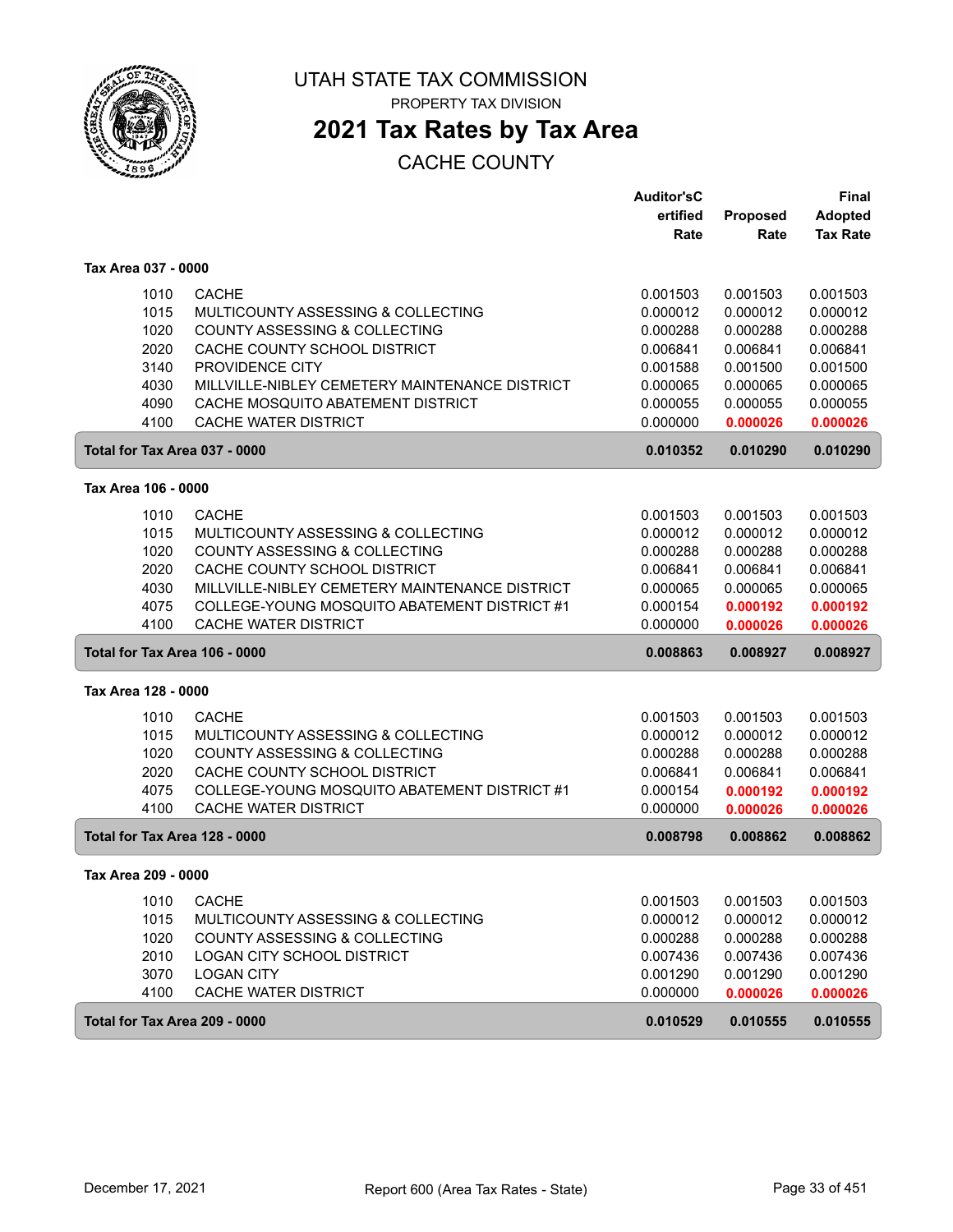UTAH STATE TAX COMMISSION

PROPERTY TAX DIVISION

# 2021 Tax Rates by Tax Area

## CACHE COUNTY

| | | Auditor'sCertified Rate | Proposed Rate | Final Adopted Tax Rate |
|---|---|---|---|---|
| **Tax Area 037 - 0000** | | | | |
| 1010 | CACHE | 0.001503 | 0.001503 | 0.001503 |
| 1015 | MULTICOUNTY ASSESSING & COLLECTING | 0.000012 | 0.000012 | 0.000012 |
| 1020 | COUNTY ASSESSING & COLLECTING | 0.000288 | 0.000288 | 0.000288 |
| 2020 | CACHE COUNTY SCHOOL DISTRICT | 0.006841 | 0.006841 | 0.006841 |
| 3140 | PROVIDENCE CITY | 0.001588 | 0.001500 | 0.001500 |
| 4030 | MILLVILLE-NIBLEY CEMETERY MAINTENANCE DISTRICT | 0.000065 | 0.000065 | 0.000065 |
| 4090 | CACHE MOSQUITO ABATEMENT DISTRICT | 0.000055 | 0.000055 | 0.000055 |
| 4100 | CACHE WATER DISTRICT | 0.000000 | **0.000026** | **0.000026** |
| **Total for Tax Area 037 - 0000** | | **0.010352** | **0.010290** | **0.010290** |
| **Tax Area 106 - 0000** | | | | |
| 1010 | CACHE | 0.001503 | 0.001503 | 0.001503 |
| 1015 | MULTICOUNTY ASSESSING & COLLECTING | 0.000012 | 0.000012 | 0.000012 |
| 1020 | COUNTY ASSESSING & COLLECTING | 0.000288 | 0.000288 | 0.000288 |
| 2020 | CACHE COUNTY SCHOOL DISTRICT | 0.006841 | 0.006841 | 0.006841 |
| 4030 | MILLVILLE-NIBLEY CEMETERY MAINTENANCE DISTRICT | 0.000065 | 0.000065 | 0.000065 |
| 4075 | COLLEGE-YOUNG MOSQUITO ABATEMENT DISTRICT #1 | 0.000154 | **0.000192** | **0.000192** |
| 4100 | CACHE WATER DISTRICT | 0.000000 | **0.000026** | **0.000026** |
| **Total for Tax Area 106 - 0000** | | **0.008863** | **0.008927** | **0.008927** |
| **Tax Area 128 - 0000** | | | | |
| 1010 | CACHE | 0.001503 | 0.001503 | 0.001503 |
| 1015 | MULTICOUNTY ASSESSING & COLLECTING | 0.000012 | 0.000012 | 0.000012 |
| 1020 | COUNTY ASSESSING & COLLECTING | 0.000288 | 0.000288 | 0.000288 |
| 2020 | CACHE COUNTY SCHOOL DISTRICT | 0.006841 | 0.006841 | 0.006841 |
| 4075 | COLLEGE-YOUNG MOSQUITO ABATEMENT DISTRICT #1 | 0.000154 | **0.000192** | **0.000192** |
| 4100 | CACHE WATER DISTRICT | 0.000000 | **0.000026** | **0.000026** |
| **Total for Tax Area 128 - 0000** | | **0.008798** | **0.008862** | **0.008862** |
| **Tax Area 209 - 0000** | | | | |
| 1010 | CACHE | 0.001503 | 0.001503 | 0.001503 |
| 1015 | MULTICOUNTY ASSESSING & COLLECTING | 0.000012 | 0.000012 | 0.000012 |
| 1020 | COUNTY ASSESSING & COLLECTING | 0.000288 | 0.000288 | 0.000288 |
| 2010 | LOGAN CITY SCHOOL DISTRICT | 0.007436 | 0.007436 | 0.007436 |
| 3070 | LOGAN CITY | 0.001290 | 0.001290 | 0.001290 |
| 4100 | CACHE WATER DISTRICT | 0.000000 | **0.000026** | **0.000026** |
| **Total for Tax Area 209 - 0000** | | **0.010529** | **0.010555** | **0.010555** |

December 17, 2021 Report 600 (Area Tax Rates - State)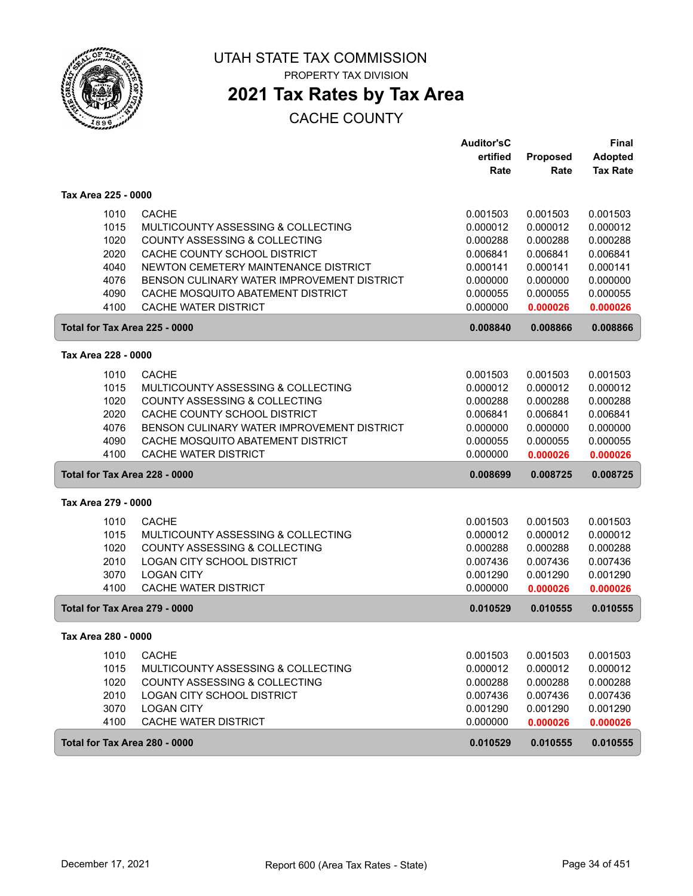# UTAH STATE TAX COMMISSION

PROPERTY TAX DIVISION

## 2021 Tax Rates by Tax Area

CACHE COUNTY

| | | Auditor'sCertified Rate | Proposed Rate | Final Adopted Tax Rate |
|---|---|---|---|---|
| **Tax Area 225 - 0000** | | | | |
| 1010 | CACHE | 0.001503 | 0.001503 | 0.001503 |
| 1015 | MULTICOUNTY ASSESSING & COLLECTING | 0.000012 | 0.000012 | 0.000012 |
| 1020 | COUNTY ASSESSING & COLLECTING | 0.000288 | 0.000288 | 0.000288 |
| 2020 | CACHE COUNTY SCHOOL DISTRICT | 0.006841 | 0.006841 | 0.006841 |
| 4040 | NEWTON CEMETERY MAINTENANCE DISTRICT | 0.000141 | 0.000141 | 0.000141 |
| 4076 | BENSON CULINARY WATER IMPROVEMENT DISTRICT | 0.000000 | 0.000000 | 0.000000 |
| 4090 | CACHE MOSQUITO ABATEMENT DISTRICT | 0.000055 | 0.000055 | 0.000055 |
| 4100 | CACHE WATER DISTRICT | 0.000000 | 0.000026 | 0.000026 |
| **Total for Tax Area 225 - 0000** | | **0.008840** | **0.008866** | **0.008866** |
| **Tax Area 228 - 0000** | | | | |
| 1010 | CACHE | 0.001503 | 0.001503 | 0.001503 |
| 1015 | MULTICOUNTY ASSESSING & COLLECTING | 0.000012 | 0.000012 | 0.000012 |
| 1020 | COUNTY ASSESSING & COLLECTING | 0.000288 | 0.000288 | 0.000288 |
| 2020 | CACHE COUNTY SCHOOL DISTRICT | 0.006841 | 0.006841 | 0.006841 |
| 4076 | BENSON CULINARY WATER IMPROVEMENT DISTRICT | 0.000000 | 0.000000 | 0.000000 |
| 4090 | CACHE MOSQUITO ABATEMENT DISTRICT | 0.000055 | 0.000055 | 0.000055 |
| 4100 | CACHE WATER DISTRICT | 0.000000 | 0.000026 | 0.000026 |
| **Total for Tax Area 228 - 0000** | | **0.008699** | **0.008725** | **0.008725** |
| **Tax Area 279 - 0000** | | | | |
| 1010 | CACHE | 0.001503 | 0.001503 | 0.001503 |
| 1015 | MULTICOUNTY ASSESSING & COLLECTING | 0.000012 | 0.000012 | 0.000012 |
| 1020 | COUNTY ASSESSING & COLLECTING | 0.000288 | 0.000288 | 0.000288 |
| 2010 | LOGAN CITY SCHOOL DISTRICT | 0.007436 | 0.007436 | 0.007436 |
| 3070 | LOGAN CITY | 0.001290 | 0.001290 | 0.001290 |
| 4100 | CACHE WATER DISTRICT | 0.000000 | 0.000026 | 0.000026 |
| **Total for Tax Area 279 - 0000** | | **0.010529** | **0.010555** | **0.010555** |
| **Tax Area 280 - 0000** | | | | |
| 1010 | CACHE | 0.001503 | 0.001503 | 0.001503 |
| 1015 | MULTICOUNTY ASSESSING & COLLECTING | 0.000012 | 0.000012 | 0.000012 |
| 1020 | COUNTY ASSESSING & COLLECTING | 0.000288 | 0.000288 | 0.000288 |
| 2010 | LOGAN CITY SCHOOL DISTRICT | 0.007436 | 0.007436 | 0.007436 |
| 3070 | LOGAN CITY | 0.001290 | 0.001290 | 0.001290 |
| 4100 | CACHE WATER DISTRICT | 0.000000 | 0.000026 | 0.000026 |
| **Total for Tax Area 280 - 0000** | | **0.010529** | **0.010555** | **0.010555** |

December 17, 2021 Report 600 (Area Tax Rates - State)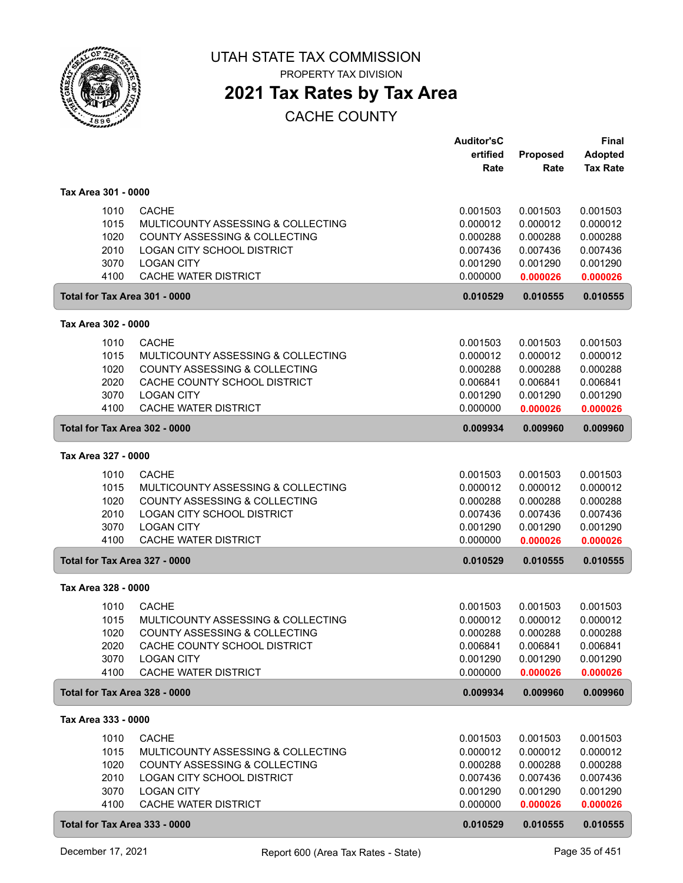# UTAH STATE TAX COMMISSION

PROPERTY TAX DIVISION

## 2021 Tax Rates by Tax Area

CACHE COUNTY

| | | Auditor'sC ertified Rate | Proposed Rate | Final Adopted Tax Rate |
|---|---|---|---|---|
| **Tax Area 301 - 0000** | | | | |
| 1010 | CACHE | 0.001503 | 0.001503 | 0.001503 |
| 1015 | MULTICOUNTY ASSESSING & COLLECTING | 0.000012 | 0.000012 | 0.000012 |
| 1020 | COUNTY ASSESSING & COLLECTING | 0.000288 | 0.000288 | 0.000288 |
| 2010 | LOGAN CITY SCHOOL DISTRICT | 0.007436 | 0.007436 | 0.007436 |
| 3070 | LOGAN CITY | 0.001290 | 0.001290 | 0.001290 |
| 4100 | CACHE WATER DISTRICT | 0.000000 | 0.000026 | 0.000026 |
| **Total for Tax Area 301 - 0000** | | **0.010529** | **0.010555** | **0.010555** |
| **Tax Area 302 - 0000** | | | | |
| 1010 | CACHE | 0.001503 | 0.001503 | 0.001503 |
| 1015 | MULTICOUNTY ASSESSING & COLLECTING | 0.000012 | 0.000012 | 0.000012 |
| 1020 | COUNTY ASSESSING & COLLECTING | 0.000288 | 0.000288 | 0.000288 |
| 2020 | CACHE COUNTY SCHOOL DISTRICT | 0.006841 | 0.006841 | 0.006841 |
| 3070 | LOGAN CITY | 0.001290 | 0.001290 | 0.001290 |
| 4100 | CACHE WATER DISTRICT | 0.000000 | 0.000026 | 0.000026 |
| **Total for Tax Area 302 - 0000** | | **0.009934** | **0.009960** | **0.009960** |
| **Tax Area 327 - 0000** | | | | |
| 1010 | CACHE | 0.001503 | 0.001503 | 0.001503 |
| 1015 | MULTICOUNTY ASSESSING & COLLECTING | 0.000012 | 0.000012 | 0.000012 |
| 1020 | COUNTY ASSESSING & COLLECTING | 0.000288 | 0.000288 | 0.000288 |
| 2010 | LOGAN CITY SCHOOL DISTRICT | 0.007436 | 0.007436 | 0.007436 |
| 3070 | LOGAN CITY | 0.001290 | 0.001290 | 0.001290 |
| 4100 | CACHE WATER DISTRICT | 0.000000 | 0.000026 | 0.000026 |
| **Total for Tax Area 327 - 0000** | | **0.010529** | **0.010555** | **0.010555** |
| **Tax Area 328 - 0000** | | | | |
| 1010 | CACHE | 0.001503 | 0.001503 | 0.001503 |
| 1015 | MULTICOUNTY ASSESSING & COLLECTING | 0.000012 | 0.000012 | 0.000012 |
| 1020 | COUNTY ASSESSING & COLLECTING | 0.000288 | 0.000288 | 0.000288 |
| 2020 | CACHE COUNTY SCHOOL DISTRICT | 0.006841 | 0.006841 | 0.006841 |
| 3070 | LOGAN CITY | 0.001290 | 0.001290 | 0.001290 |
| 4100 | CACHE WATER DISTRICT | 0.000000 | 0.000026 | 0.000026 |
| **Total for Tax Area 328 - 0000** | | **0.009934** | **0.009960** | **0.009960** |
| **Tax Area 333 - 0000** | | | | |
| 1010 | CACHE | 0.001503 | 0.001503 | 0.001503 |
| 1015 | MULTICOUNTY ASSESSING & COLLECTING | 0.000012 | 0.000012 | 0.000012 |
| 1020 | COUNTY ASSESSING & COLLECTING | 0.000288 | 0.000288 | 0.000288 |
| 2010 | LOGAN CITY SCHOOL DISTRICT | 0.007436 | 0.007436 | 0.007436 |
| 3070 | LOGAN CITY | 0.001290 | 0.001290 | 0.001290 |
| 4100 | CACHE WATER DISTRICT | 0.000000 | 0.000026 | 0.000026 |
| **Total for Tax Area 333 - 0000** | | **0.010529** | **0.010555** | **0.010555** |

December 17, 2021 Report 600 (Area Tax Rates - State)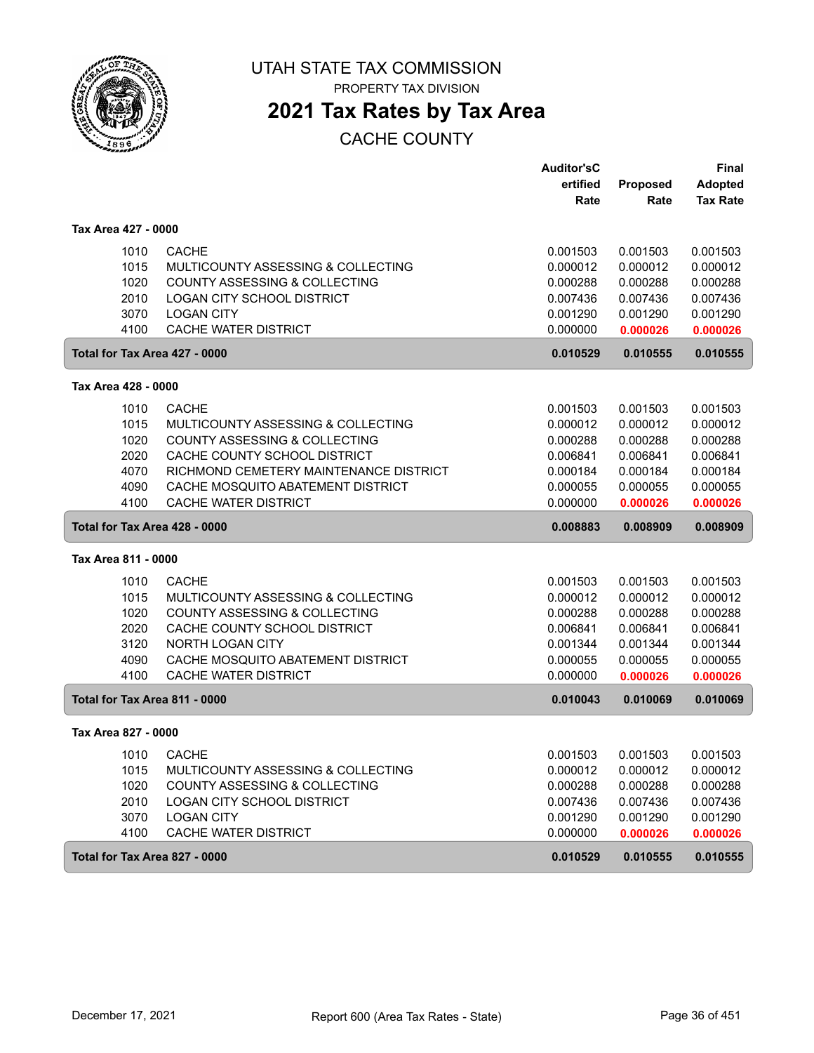# UTAH STATE TAX COMMISSION

PROPERTY TAX DIVISION

## 2021 Tax Rates by Tax Area

CACHE COUNTY

| | | Auditor'sCertified Rate | Proposed Rate | Final Adopted Tax Rate |
|---|---|---|---|---|
| **Tax Area 427 - 0000** | | | | |
| 1010 | CACHE | 0.001503 | 0.001503 | 0.001503 |
| 1015 | MULTICOUNTY ASSESSING & COLLECTING | 0.000012 | 0.000012 | 0.000012 |
| 1020 | COUNTY ASSESSING & COLLECTING | 0.000288 | 0.000288 | 0.000288 |
| 2010 | LOGAN CITY SCHOOL DISTRICT | 0.007436 | 0.007436 | 0.007436 |
| 3070 | LOGAN CITY | 0.001290 | 0.001290 | 0.001290 |
| 4100 | CACHE WATER DISTRICT | 0.000000 | **0.000026** | **0.000026** |
| **Total for Tax Area 427 - 0000** | | **0.010529** | **0.010555** | **0.010555** |
| **Tax Area 428 - 0000** | | | | |
| 1010 | CACHE | 0.001503 | 0.001503 | 0.001503 |
| 1015 | MULTICOUNTY ASSESSING & COLLECTING | 0.000012 | 0.000012 | 0.000012 |
| 1020 | COUNTY ASSESSING & COLLECTING | 0.000288 | 0.000288 | 0.000288 |
| 2020 | CACHE COUNTY SCHOOL DISTRICT | 0.006841 | 0.006841 | 0.006841 |
| 4070 | RICHMOND CEMETERY MAINTENANCE DISTRICT | 0.000184 | 0.000184 | 0.000184 |
| 4090 | CACHE MOSQUITO ABATEMENT DISTRICT | 0.000055 | 0.000055 | 0.000055 |
| 4100 | CACHE WATER DISTRICT | 0.000000 | **0.000026** | **0.000026** |
| **Total for Tax Area 428 - 0000** | | **0.008883** | **0.008909** | **0.008909** |
| **Tax Area 811 - 0000** | | | | |
| 1010 | CACHE | 0.001503 | 0.001503 | 0.001503 |
| 1015 | MULTICOUNTY ASSESSING & COLLECTING | 0.000012 | 0.000012 | 0.000012 |
| 1020 | COUNTY ASSESSING & COLLECTING | 0.000288 | 0.000288 | 0.000288 |
| 2020 | CACHE COUNTY SCHOOL DISTRICT | 0.006841 | 0.006841 | 0.006841 |
| 3120 | NORTH LOGAN CITY | 0.001344 | 0.001344 | 0.001344 |
| 4090 | CACHE MOSQUITO ABATEMENT DISTRICT | 0.000055 | 0.000055 | 0.000055 |
| 4100 | CACHE WATER DISTRICT | 0.000000 | **0.000026** | **0.000026** |
| **Total for Tax Area 811 - 0000** | | **0.010043** | **0.010069** | **0.010069** |
| **Tax Area 827 - 0000** | | | | |
| 1010 | CACHE | 0.001503 | 0.001503 | 0.001503 |
| 1015 | MULTICOUNTY ASSESSING & COLLECTING | 0.000012 | 0.000012 | 0.000012 |
| 1020 | COUNTY ASSESSING & COLLECTING | 0.000288 | 0.000288 | 0.000288 |
| 2010 | LOGAN CITY SCHOOL DISTRICT | 0.007436 | 0.007436 | 0.007436 |
| 3070 | LOGAN CITY | 0.001290 | 0.001290 | 0.001290 |
| 4100 | CACHE WATER DISTRICT | 0.000000 | **0.000026** | **0.000026** |
| **Total for Tax Area 827 - 0000** | | **0.010529** | **0.010555** | **0.010555** |

December 17, 2021 Report 600 (Area Tax Rates - State)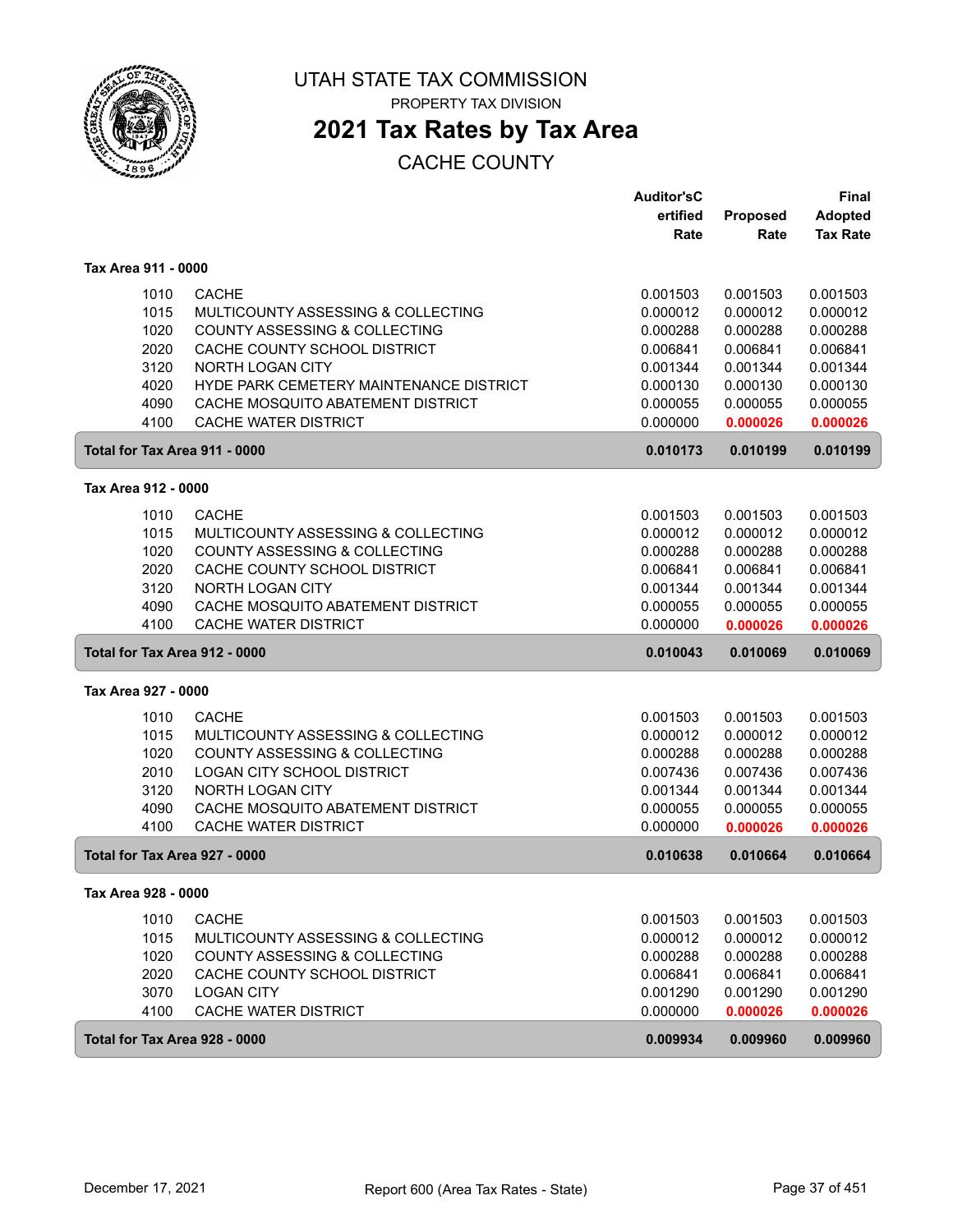# UTAH STATE TAX COMMISSION

PROPERTY TAX DIVISION

## 2021 Tax Rates by Tax Area

CACHE COUNTY

| | | Auditor'sCertified Rate | Proposed Rate | Final Adopted Tax Rate |
|---|---|---|---|---|
| **Tax Area 911 - 0000** | | | | |
| 1010 | CACHE | 0.001503 | 0.001503 | 0.001503 |
| 1015 | MULTICOUNTY ASSESSING & COLLECTING | 0.000012 | 0.000012 | 0.000012 |
| 1020 | COUNTY ASSESSING & COLLECTING | 0.000288 | 0.000288 | 0.000288 |
| 2020 | CACHE COUNTY SCHOOL DISTRICT | 0.006841 | 0.006841 | 0.006841 |
| 3120 | NORTH LOGAN CITY | 0.001344 | 0.001344 | 0.001344 |
| 4020 | HYDE PARK CEMETERY MAINTENANCE DISTRICT | 0.000130 | 0.000130 | 0.000130 |
| 4090 | CACHE MOSQUITO ABATEMENT DISTRICT | 0.000055 | 0.000055 | 0.000055 |
| 4100 | CACHE WATER DISTRICT | 0.000000 | 0.000026 | 0.000026 |
| **Total for Tax Area 911 - 0000** | | **0.010173** | **0.010199** | **0.010199** |
| **Tax Area 912 - 0000** | | | | |
| 1010 | CACHE | 0.001503 | 0.001503 | 0.001503 |
| 1015 | MULTICOUNTY ASSESSING & COLLECTING | 0.000012 | 0.000012 | 0.000012 |
| 1020 | COUNTY ASSESSING & COLLECTING | 0.000288 | 0.000288 | 0.000288 |
| 2020 | CACHE COUNTY SCHOOL DISTRICT | 0.006841 | 0.006841 | 0.006841 |
| 3120 | NORTH LOGAN CITY | 0.001344 | 0.001344 | 0.001344 |
| 4090 | CACHE MOSQUITO ABATEMENT DISTRICT | 0.000055 | 0.000055 | 0.000055 |
| 4100 | CACHE WATER DISTRICT | 0.000000 | 0.000026 | 0.000026 |
| **Total for Tax Area 912 - 0000** | | **0.010043** | **0.010069** | **0.010069** |
| **Tax Area 927 - 0000** | | | | |
| 1010 | CACHE | 0.001503 | 0.001503 | 0.001503 |
| 1015 | MULTICOUNTY ASSESSING & COLLECTING | 0.000012 | 0.000012 | 0.000012 |
| 1020 | COUNTY ASSESSING & COLLECTING | 0.000288 | 0.000288 | 0.000288 |
| 2010 | LOGAN CITY SCHOOL DISTRICT | 0.007436 | 0.007436 | 0.007436 |
| 3120 | NORTH LOGAN CITY | 0.001344 | 0.001344 | 0.001344 |
| 4090 | CACHE MOSQUITO ABATEMENT DISTRICT | 0.000055 | 0.000055 | 0.000055 |
| 4100 | CACHE WATER DISTRICT | 0.000000 | 0.000026 | 0.000026 |
| **Total for Tax Area 927 - 0000** | | **0.010638** | **0.010664** | **0.010664** |
| **Tax Area 928 - 0000** | | | | |
| 1010 | CACHE | 0.001503 | 0.001503 | 0.001503 |
| 1015 | MULTICOUNTY ASSESSING & COLLECTING | 0.000012 | 0.000012 | 0.000012 |
| 1020 | COUNTY ASSESSING & COLLECTING | 0.000288 | 0.000288 | 0.000288 |
| 2020 | CACHE COUNTY SCHOOL DISTRICT | 0.006841 | 0.006841 | 0.006841 |
| 3070 | LOGAN CITY | 0.001290 | 0.001290 | 0.001290 |
| 4100 | CACHE WATER DISTRICT | 0.000000 | 0.000026 | 0.000026 |
| **Total for Tax Area 928 - 0000** | | **0.009934** | **0.009960** | **0.009960** |

December 17, 2021 — Report 600 (Area Tax Rates - State)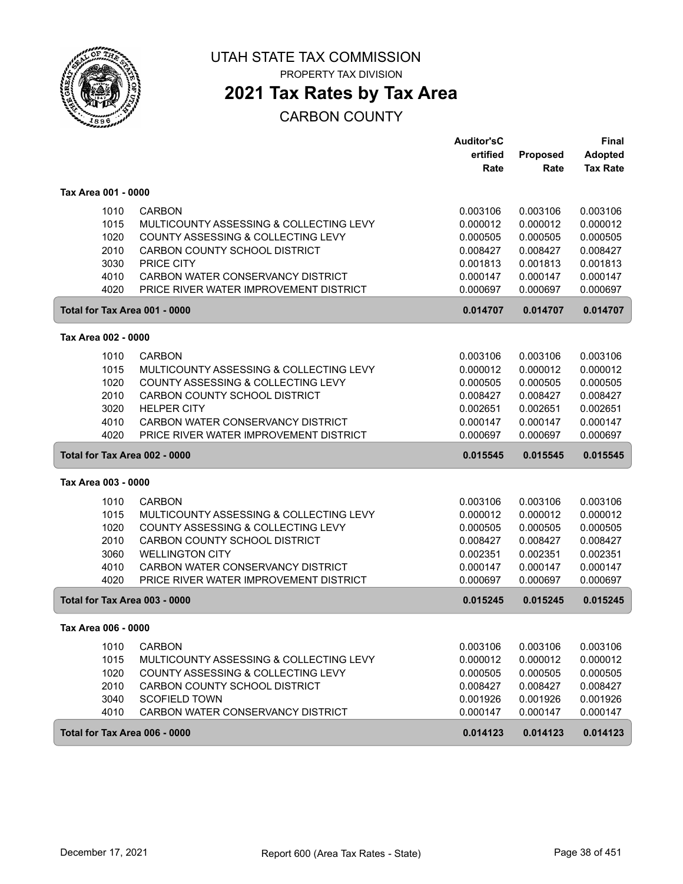# UTAH STATE TAX COMMISSION

PROPERTY TAX DIVISION

## 2021 Tax Rates by Tax Area

CARBON COUNTY

| | | Auditor'sCertified Rate | Proposed Rate | Final Adopted Tax Rate |
|---|---|---|---|---|
| **Tax Area 001 - 0000** | | | | |
| 1010 | CARBON | 0.003106 | 0.003106 | 0.003106 |
| 1015 | MULTICOUNTY ASSESSING & COLLECTING LEVY | 0.000012 | 0.000012 | 0.000012 |
| 1020 | COUNTY ASSESSING & COLLECTING LEVY | 0.000505 | 0.000505 | 0.000505 |
| 2010 | CARBON COUNTY SCHOOL DISTRICT | 0.008427 | 0.008427 | 0.008427 |
| 3030 | PRICE CITY | 0.001813 | 0.001813 | 0.001813 |
| 4010 | CARBON WATER CONSERVANCY DISTRICT | 0.000147 | 0.000147 | 0.000147 |
| 4020 | PRICE RIVER WATER IMPROVEMENT DISTRICT | 0.000697 | 0.000697 | 0.000697 |
| **Total for Tax Area 001 - 0000** | | **0.014707** | **0.014707** | **0.014707** |
| **Tax Area 002 - 0000** | | | | |
| 1010 | CARBON | 0.003106 | 0.003106 | 0.003106 |
| 1015 | MULTICOUNTY ASSESSING & COLLECTING LEVY | 0.000012 | 0.000012 | 0.000012 |
| 1020 | COUNTY ASSESSING & COLLECTING LEVY | 0.000505 | 0.000505 | 0.000505 |
| 2010 | CARBON COUNTY SCHOOL DISTRICT | 0.008427 | 0.008427 | 0.008427 |
| 3020 | HELPER CITY | 0.002651 | 0.002651 | 0.002651 |
| 4010 | CARBON WATER CONSERVANCY DISTRICT | 0.000147 | 0.000147 | 0.000147 |
| 4020 | PRICE RIVER WATER IMPROVEMENT DISTRICT | 0.000697 | 0.000697 | 0.000697 |
| **Total for Tax Area 002 - 0000** | | **0.015545** | **0.015545** | **0.015545** |
| **Tax Area 003 - 0000** | | | | |
| 1010 | CARBON | 0.003106 | 0.003106 | 0.003106 |
| 1015 | MULTICOUNTY ASSESSING & COLLECTING LEVY | 0.000012 | 0.000012 | 0.000012 |
| 1020 | COUNTY ASSESSING & COLLECTING LEVY | 0.000505 | 0.000505 | 0.000505 |
| 2010 | CARBON COUNTY SCHOOL DISTRICT | 0.008427 | 0.008427 | 0.008427 |
| 3060 | WELLINGTON CITY | 0.002351 | 0.002351 | 0.002351 |
| 4010 | CARBON WATER CONSERVANCY DISTRICT | 0.000147 | 0.000147 | 0.000147 |
| 4020 | PRICE RIVER WATER IMPROVEMENT DISTRICT | 0.000697 | 0.000697 | 0.000697 |
| **Total for Tax Area 003 - 0000** | | **0.015245** | **0.015245** | **0.015245** |
| **Tax Area 006 - 0000** | | | | |
| 1010 | CARBON | 0.003106 | 0.003106 | 0.003106 |
| 1015 | MULTICOUNTY ASSESSING & COLLECTING LEVY | 0.000012 | 0.000012 | 0.000012 |
| 1020 | COUNTY ASSESSING & COLLECTING LEVY | 0.000505 | 0.000505 | 0.000505 |
| 2010 | CARBON COUNTY SCHOOL DISTRICT | 0.008427 | 0.008427 | 0.008427 |
| 3040 | SCOFIELD TOWN | 0.001926 | 0.001926 | 0.001926 |
| 4010 | CARBON WATER CONSERVANCY DISTRICT | 0.000147 | 0.000147 | 0.000147 |
| **Total for Tax Area 006 - 0000** | | **0.014123** | **0.014123** | **0.014123** |

December 17, 2021 — Report 600 (Area Tax Rates - State)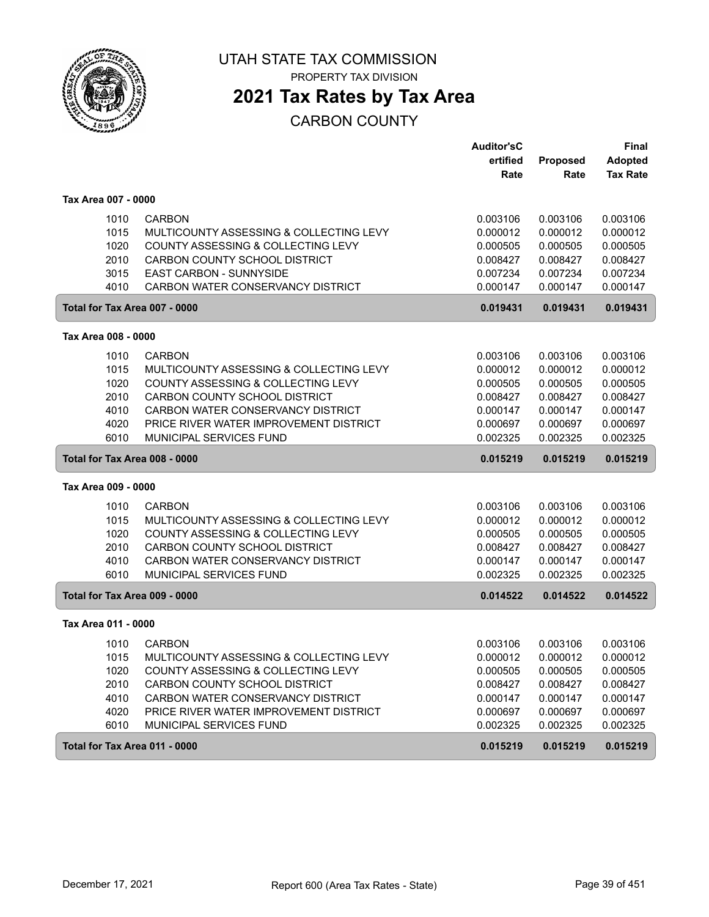# UTAH STATE TAX COMMISSION

PROPERTY TAX DIVISION

## 2021 Tax Rates by Tax Area

CARBON COUNTY

| | | Auditor'sCertified Rate | Proposed Rate | Final Adopted Tax Rate |
|---|---|---|---|---|
| **Tax Area 007 - 0000** | | | | |
| 1010 | CARBON | 0.003106 | 0.003106 | 0.003106 |
| 1015 | MULTICOUNTY ASSESSING & COLLECTING LEVY | 0.000012 | 0.000012 | 0.000012 |
| 1020 | COUNTY ASSESSING & COLLECTING LEVY | 0.000505 | 0.000505 | 0.000505 |
| 2010 | CARBON COUNTY SCHOOL DISTRICT | 0.008427 | 0.008427 | 0.008427 |
| 3015 | EAST CARBON - SUNNYSIDE | 0.007234 | 0.007234 | 0.007234 |
| 4010 | CARBON WATER CONSERVANCY DISTRICT | 0.000147 | 0.000147 | 0.000147 |
| **Total for Tax Area 007 - 0000** | | **0.019431** | **0.019431** | **0.019431** |
| **Tax Area 008 - 0000** | | | | |
| 1010 | CARBON | 0.003106 | 0.003106 | 0.003106 |
| 1015 | MULTICOUNTY ASSESSING & COLLECTING LEVY | 0.000012 | 0.000012 | 0.000012 |
| 1020 | COUNTY ASSESSING & COLLECTING LEVY | 0.000505 | 0.000505 | 0.000505 |
| 2010 | CARBON COUNTY SCHOOL DISTRICT | 0.008427 | 0.008427 | 0.008427 |
| 4010 | CARBON WATER CONSERVANCY DISTRICT | 0.000147 | 0.000147 | 0.000147 |
| 4020 | PRICE RIVER WATER IMPROVEMENT DISTRICT | 0.000697 | 0.000697 | 0.000697 |
| 6010 | MUNICIPAL SERVICES FUND | 0.002325 | 0.002325 | 0.002325 |
| **Total for Tax Area 008 - 0000** | | **0.015219** | **0.015219** | **0.015219** |
| **Tax Area 009 - 0000** | | | | |
| 1010 | CARBON | 0.003106 | 0.003106 | 0.003106 |
| 1015 | MULTICOUNTY ASSESSING & COLLECTING LEVY | 0.000012 | 0.000012 | 0.000012 |
| 1020 | COUNTY ASSESSING & COLLECTING LEVY | 0.000505 | 0.000505 | 0.000505 |
| 2010 | CARBON COUNTY SCHOOL DISTRICT | 0.008427 | 0.008427 | 0.008427 |
| 4010 | CARBON WATER CONSERVANCY DISTRICT | 0.000147 | 0.000147 | 0.000147 |
| 6010 | MUNICIPAL SERVICES FUND | 0.002325 | 0.002325 | 0.002325 |
| **Total for Tax Area 009 - 0000** | | **0.014522** | **0.014522** | **0.014522** |
| **Tax Area 011 - 0000** | | | | |
| 1010 | CARBON | 0.003106 | 0.003106 | 0.003106 |
| 1015 | MULTICOUNTY ASSESSING & COLLECTING LEVY | 0.000012 | 0.000012 | 0.000012 |
| 1020 | COUNTY ASSESSING & COLLECTING LEVY | 0.000505 | 0.000505 | 0.000505 |
| 2010 | CARBON COUNTY SCHOOL DISTRICT | 0.008427 | 0.008427 | 0.008427 |
| 4010 | CARBON WATER CONSERVANCY DISTRICT | 0.000147 | 0.000147 | 0.000147 |
| 4020 | PRICE RIVER WATER IMPROVEMENT DISTRICT | 0.000697 | 0.000697 | 0.000697 |
| 6010 | MUNICIPAL SERVICES FUND | 0.002325 | 0.002325 | 0.002325 |
| **Total for Tax Area 011 - 0000** | | **0.015219** | **0.015219** | **0.015219** |

December 17, 2021 — Report 600 (Area Tax Rates - State)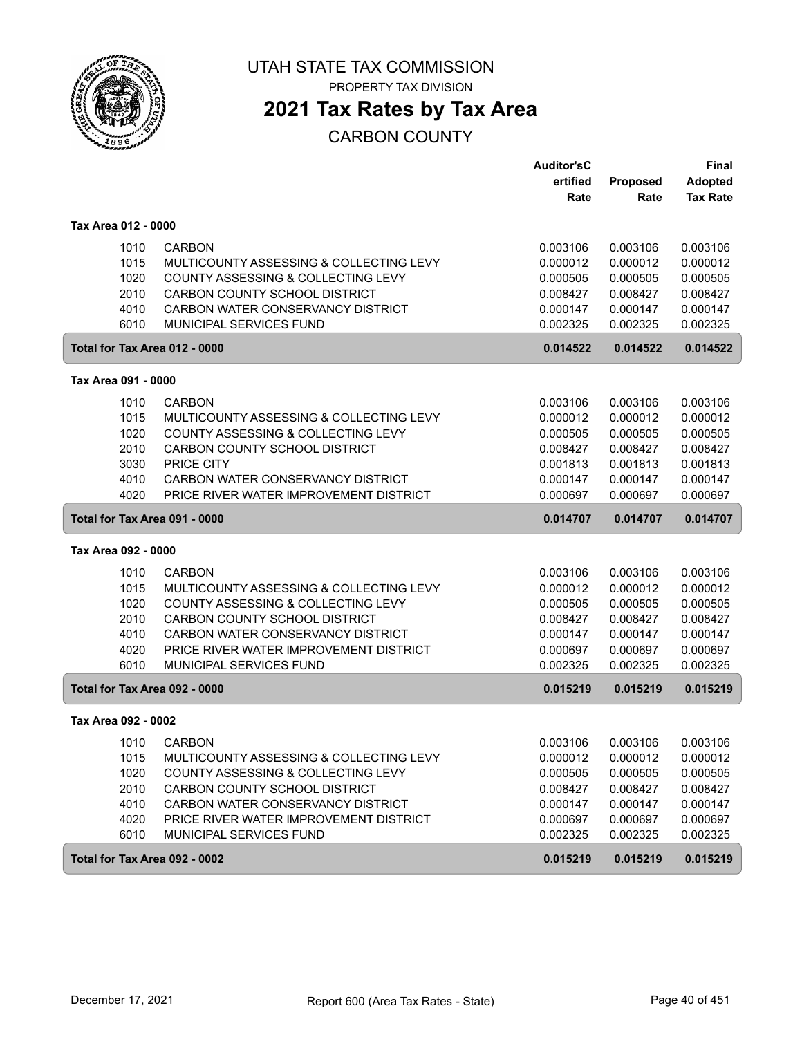# UTAH STATE TAX COMMISSION

PROPERTY TAX DIVISION

## 2021 Tax Rates by Tax Area

CARBON COUNTY

| | | Auditor'sCertified Rate | Proposed Rate | Final Adopted Tax Rate |
|---|---|---|---|---|
| **Tax Area 012 - 0000** | | | | |
| 1010 | CARBON | 0.003106 | 0.003106 | 0.003106 |
| 1015 | MULTICOUNTY ASSESSING & COLLECTING LEVY | 0.000012 | 0.000012 | 0.000012 |
| 1020 | COUNTY ASSESSING & COLLECTING LEVY | 0.000505 | 0.000505 | 0.000505 |
| 2010 | CARBON COUNTY SCHOOL DISTRICT | 0.008427 | 0.008427 | 0.008427 |
| 4010 | CARBON WATER CONSERVANCY DISTRICT | 0.000147 | 0.000147 | 0.000147 |
| 6010 | MUNICIPAL SERVICES FUND | 0.002325 | 0.002325 | 0.002325 |
| **Total for Tax Area 012 - 0000** | | **0.014522** | **0.014522** | **0.014522** |
| **Tax Area 091 - 0000** | | | | |
| 1010 | CARBON | 0.003106 | 0.003106 | 0.003106 |
| 1015 | MULTICOUNTY ASSESSING & COLLECTING LEVY | 0.000012 | 0.000012 | 0.000012 |
| 1020 | COUNTY ASSESSING & COLLECTING LEVY | 0.000505 | 0.000505 | 0.000505 |
| 2010 | CARBON COUNTY SCHOOL DISTRICT | 0.008427 | 0.008427 | 0.008427 |
| 3030 | PRICE CITY | 0.001813 | 0.001813 | 0.001813 |
| 4010 | CARBON WATER CONSERVANCY DISTRICT | 0.000147 | 0.000147 | 0.000147 |
| 4020 | PRICE RIVER WATER IMPROVEMENT DISTRICT | 0.000697 | 0.000697 | 0.000697 |
| **Total for Tax Area 091 - 0000** | | **0.014707** | **0.014707** | **0.014707** |
| **Tax Area 092 - 0000** | | | | |
| 1010 | CARBON | 0.003106 | 0.003106 | 0.003106 |
| 1015 | MULTICOUNTY ASSESSING & COLLECTING LEVY | 0.000012 | 0.000012 | 0.000012 |
| 1020 | COUNTY ASSESSING & COLLECTING LEVY | 0.000505 | 0.000505 | 0.000505 |
| 2010 | CARBON COUNTY SCHOOL DISTRICT | 0.008427 | 0.008427 | 0.008427 |
| 4010 | CARBON WATER CONSERVANCY DISTRICT | 0.000147 | 0.000147 | 0.000147 |
| 4020 | PRICE RIVER WATER IMPROVEMENT DISTRICT | 0.000697 | 0.000697 | 0.000697 |
| 6010 | MUNICIPAL SERVICES FUND | 0.002325 | 0.002325 | 0.002325 |
| **Total for Tax Area 092 - 0000** | | **0.015219** | **0.015219** | **0.015219** |
| **Tax Area 092 - 0002** | | | | |
| 1010 | CARBON | 0.003106 | 0.003106 | 0.003106 |
| 1015 | MULTICOUNTY ASSESSING & COLLECTING LEVY | 0.000012 | 0.000012 | 0.000012 |
| 1020 | COUNTY ASSESSING & COLLECTING LEVY | 0.000505 | 0.000505 | 0.000505 |
| 2010 | CARBON COUNTY SCHOOL DISTRICT | 0.008427 | 0.008427 | 0.008427 |
| 4010 | CARBON WATER CONSERVANCY DISTRICT | 0.000147 | 0.000147 | 0.000147 |
| 4020 | PRICE RIVER WATER IMPROVEMENT DISTRICT | 0.000697 | 0.000697 | 0.000697 |
| 6010 | MUNICIPAL SERVICES FUND | 0.002325 | 0.002325 | 0.002325 |
| **Total for Tax Area 092 - 0002** | | **0.015219** | **0.015219** | **0.015219** |

December 17, 2021 Report 600 (Area Tax Rates - State)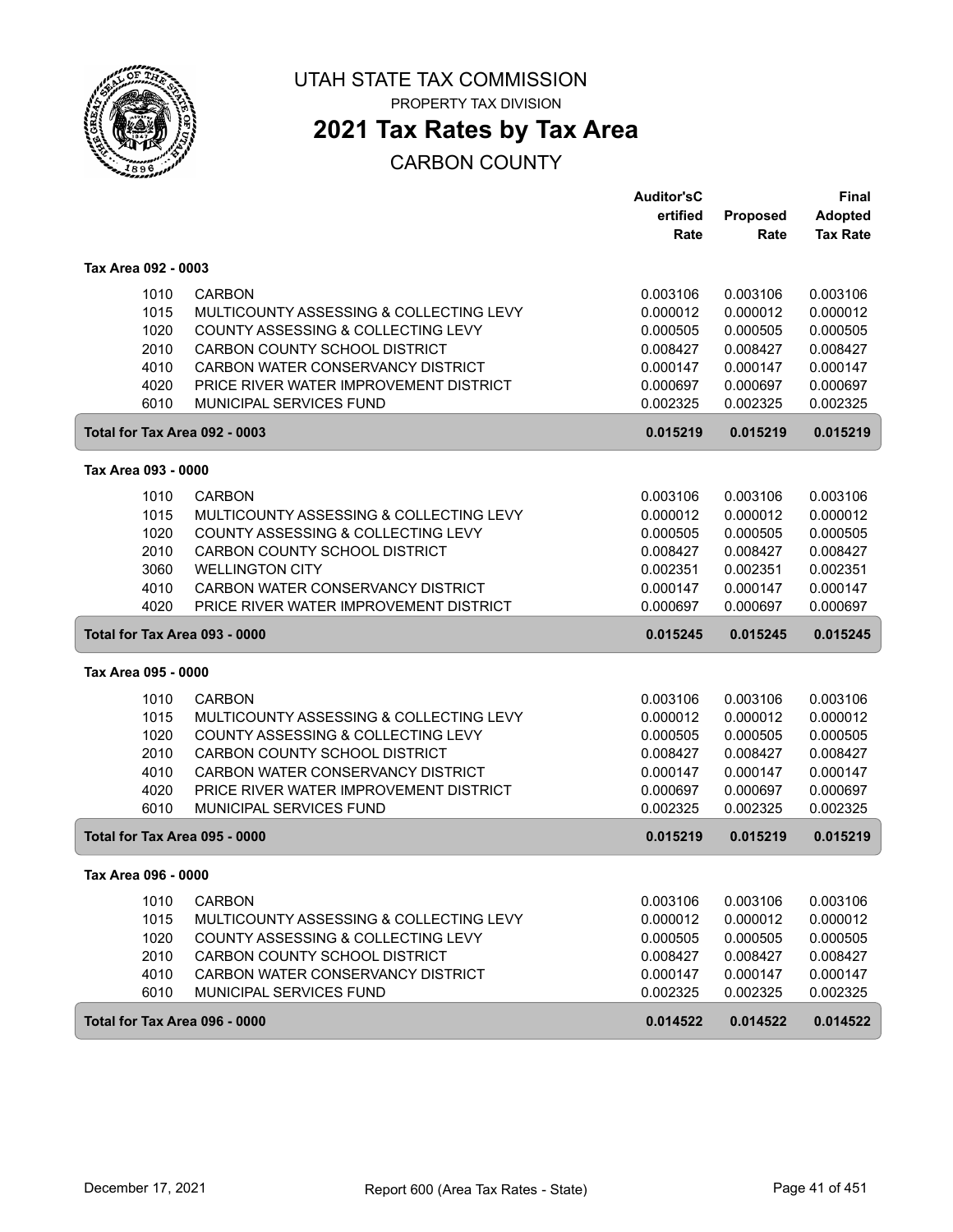# UTAH STATE TAX COMMISSION

PROPERTY TAX DIVISION

## 2021 Tax Rates by Tax Area

CARBON COUNTY

| | | Auditor'sCertified Rate | Proposed Rate | Final Adopted Tax Rate |
|---|---|---|---|---|
| **Tax Area 092 - 0003** | | | | |
| 1010 | CARBON | 0.003106 | 0.003106 | 0.003106 |
| 1015 | MULTICOUNTY ASSESSING & COLLECTING LEVY | 0.000012 | 0.000012 | 0.000012 |
| 1020 | COUNTY ASSESSING & COLLECTING LEVY | 0.000505 | 0.000505 | 0.000505 |
| 2010 | CARBON COUNTY SCHOOL DISTRICT | 0.008427 | 0.008427 | 0.008427 |
| 4010 | CARBON WATER CONSERVANCY DISTRICT | 0.000147 | 0.000147 | 0.000147 |
| 4020 | PRICE RIVER WATER IMPROVEMENT DISTRICT | 0.000697 | 0.000697 | 0.000697 |
| 6010 | MUNICIPAL SERVICES FUND | 0.002325 | 0.002325 | 0.002325 |
| **Total for Tax Area 092 - 0003** | | **0.015219** | **0.015219** | **0.015219** |
| **Tax Area 093 - 0000** | | | | |
| 1010 | CARBON | 0.003106 | 0.003106 | 0.003106 |
| 1015 | MULTICOUNTY ASSESSING & COLLECTING LEVY | 0.000012 | 0.000012 | 0.000012 |
| 1020 | COUNTY ASSESSING & COLLECTING LEVY | 0.000505 | 0.000505 | 0.000505 |
| 2010 | CARBON COUNTY SCHOOL DISTRICT | 0.008427 | 0.008427 | 0.008427 |
| 3060 | WELLINGTON CITY | 0.002351 | 0.002351 | 0.002351 |
| 4010 | CARBON WATER CONSERVANCY DISTRICT | 0.000147 | 0.000147 | 0.000147 |
| 4020 | PRICE RIVER WATER IMPROVEMENT DISTRICT | 0.000697 | 0.000697 | 0.000697 |
| **Total for Tax Area 093 - 0000** | | **0.015245** | **0.015245** | **0.015245** |
| **Tax Area 095 - 0000** | | | | |
| 1010 | CARBON | 0.003106 | 0.003106 | 0.003106 |
| 1015 | MULTICOUNTY ASSESSING & COLLECTING LEVY | 0.000012 | 0.000012 | 0.000012 |
| 1020 | COUNTY ASSESSING & COLLECTING LEVY | 0.000505 | 0.000505 | 0.000505 |
| 2010 | CARBON COUNTY SCHOOL DISTRICT | 0.008427 | 0.008427 | 0.008427 |
| 4010 | CARBON WATER CONSERVANCY DISTRICT | 0.000147 | 0.000147 | 0.000147 |
| 4020 | PRICE RIVER WATER IMPROVEMENT DISTRICT | 0.000697 | 0.000697 | 0.000697 |
| 6010 | MUNICIPAL SERVICES FUND | 0.002325 | 0.002325 | 0.002325 |
| **Total for Tax Area 095 - 0000** | | **0.015219** | **0.015219** | **0.015219** |
| **Tax Area 096 - 0000** | | | | |
| 1010 | CARBON | 0.003106 | 0.003106 | 0.003106 |
| 1015 | MULTICOUNTY ASSESSING & COLLECTING LEVY | 0.000012 | 0.000012 | 0.000012 |
| 1020 | COUNTY ASSESSING & COLLECTING LEVY | 0.000505 | 0.000505 | 0.000505 |
| 2010 | CARBON COUNTY SCHOOL DISTRICT | 0.008427 | 0.008427 | 0.008427 |
| 4010 | CARBON WATER CONSERVANCY DISTRICT | 0.000147 | 0.000147 | 0.000147 |
| 6010 | MUNICIPAL SERVICES FUND | 0.002325 | 0.002325 | 0.002325 |
| **Total for Tax Area 096 - 0000** | | **0.014522** | **0.014522** | **0.014522** |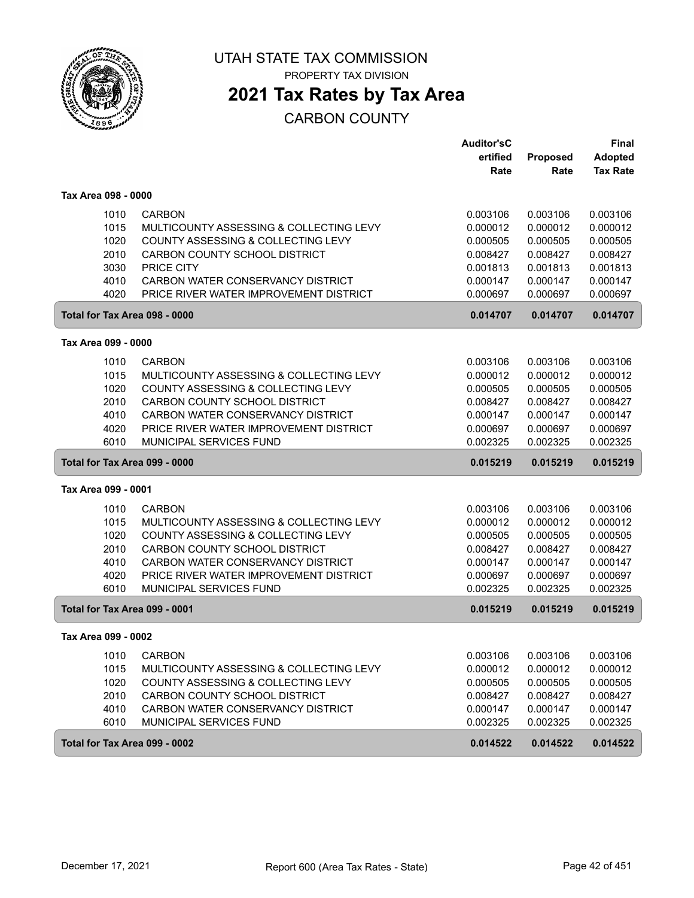UTAH STATE TAX COMMISSION

PROPERTY TAX DIVISION

# 2021 Tax Rates by Tax Area

CARBON COUNTY

| | | Auditor'sCertified Rate | Proposed Rate | Final Adopted Tax Rate |
|---|---|---|---|---|
| **Tax Area 098 - 0000** | | | | |
| 1010 | CARBON | 0.003106 | 0.003106 | 0.003106 |
| 1015 | MULTICOUNTY ASSESSING & COLLECTING LEVY | 0.000012 | 0.000012 | 0.000012 |
| 1020 | COUNTY ASSESSING & COLLECTING LEVY | 0.000505 | 0.000505 | 0.000505 |
| 2010 | CARBON COUNTY SCHOOL DISTRICT | 0.008427 | 0.008427 | 0.008427 |
| 3030 | PRICE CITY | 0.001813 | 0.001813 | 0.001813 |
| 4010 | CARBON WATER CONSERVANCY DISTRICT | 0.000147 | 0.000147 | 0.000147 |
| 4020 | PRICE RIVER WATER IMPROVEMENT DISTRICT | 0.000697 | 0.000697 | 0.000697 |
| **Total for Tax Area 098 - 0000** | | **0.014707** | **0.014707** | **0.014707** |
| **Tax Area 099 - 0000** | | | | |
| 1010 | CARBON | 0.003106 | 0.003106 | 0.003106 |
| 1015 | MULTICOUNTY ASSESSING & COLLECTING LEVY | 0.000012 | 0.000012 | 0.000012 |
| 1020 | COUNTY ASSESSING & COLLECTING LEVY | 0.000505 | 0.000505 | 0.000505 |
| 2010 | CARBON COUNTY SCHOOL DISTRICT | 0.008427 | 0.008427 | 0.008427 |
| 4010 | CARBON WATER CONSERVANCY DISTRICT | 0.000147 | 0.000147 | 0.000147 |
| 4020 | PRICE RIVER WATER IMPROVEMENT DISTRICT | 0.000697 | 0.000697 | 0.000697 |
| 6010 | MUNICIPAL SERVICES FUND | 0.002325 | 0.002325 | 0.002325 |
| **Total for Tax Area 099 - 0000** | | **0.015219** | **0.015219** | **0.015219** |
| **Tax Area 099 - 0001** | | | | |
| 1010 | CARBON | 0.003106 | 0.003106 | 0.003106 |
| 1015 | MULTICOUNTY ASSESSING & COLLECTING LEVY | 0.000012 | 0.000012 | 0.000012 |
| 1020 | COUNTY ASSESSING & COLLECTING LEVY | 0.000505 | 0.000505 | 0.000505 |
| 2010 | CARBON COUNTY SCHOOL DISTRICT | 0.008427 | 0.008427 | 0.008427 |
| 4010 | CARBON WATER CONSERVANCY DISTRICT | 0.000147 | 0.000147 | 0.000147 |
| 4020 | PRICE RIVER WATER IMPROVEMENT DISTRICT | 0.000697 | 0.000697 | 0.000697 |
| 6010 | MUNICIPAL SERVICES FUND | 0.002325 | 0.002325 | 0.002325 |
| **Total for Tax Area 099 - 0001** | | **0.015219** | **0.015219** | **0.015219** |
| **Tax Area 099 - 0002** | | | | |
| 1010 | CARBON | 0.003106 | 0.003106 | 0.003106 |
| 1015 | MULTICOUNTY ASSESSING & COLLECTING LEVY | 0.000012 | 0.000012 | 0.000012 |
| 1020 | COUNTY ASSESSING & COLLECTING LEVY | 0.000505 | 0.000505 | 0.000505 |
| 2010 | CARBON COUNTY SCHOOL DISTRICT | 0.008427 | 0.008427 | 0.008427 |
| 4010 | CARBON WATER CONSERVANCY DISTRICT | 0.000147 | 0.000147 | 0.000147 |
| 6010 | MUNICIPAL SERVICES FUND | 0.002325 | 0.002325 | 0.002325 |
| **Total for Tax Area 099 - 0002** | | **0.014522** | **0.014522** | **0.014522** |

December 17, 2021 — Report 600 (Area Tax Rates - State)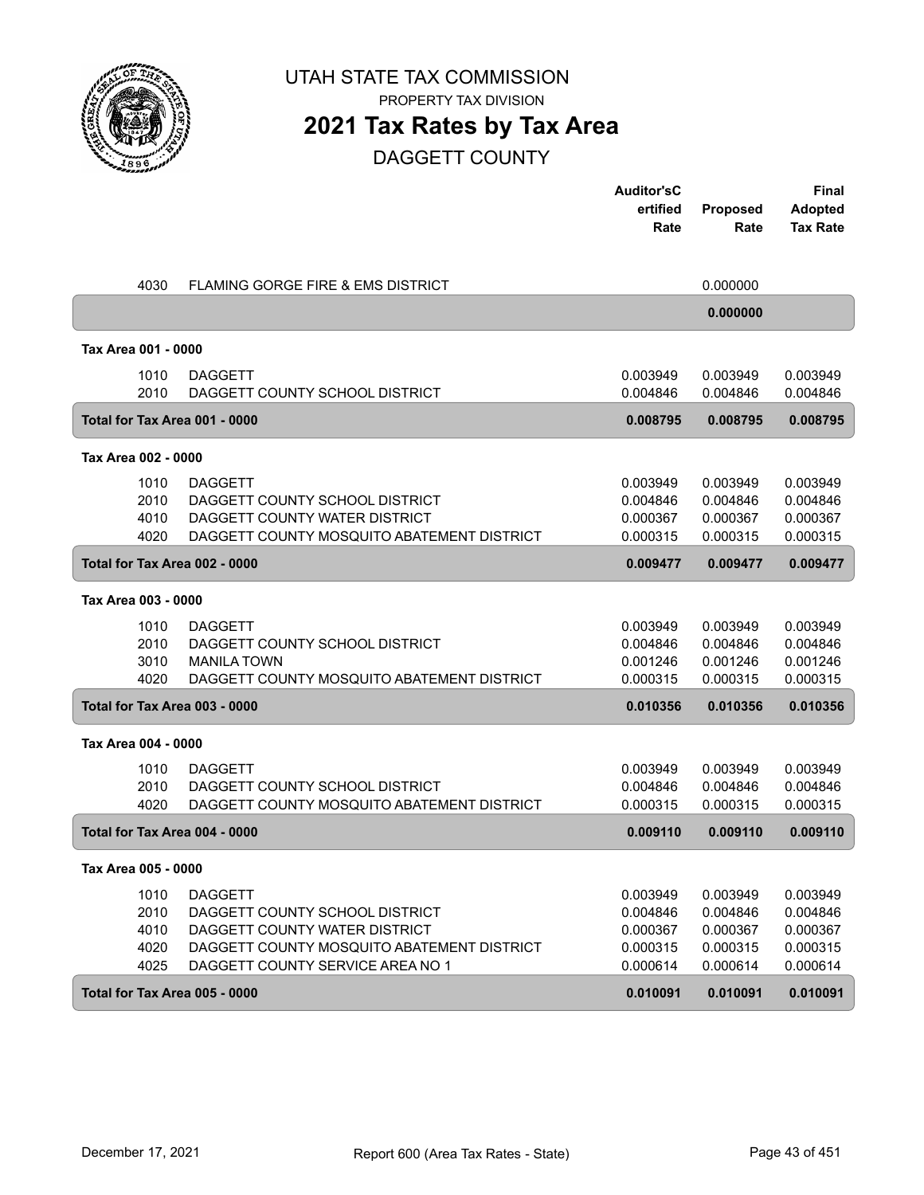UTAH STATE TAX COMMISSION

PROPERTY TAX DIVISION

# 2021 Tax Rates by Tax Area

## DAGGETT COUNTY

| | | Auditor'sCertified Rate | Proposed Rate | Final Adopted Tax Rate |
|---|---|---|---|---|
| 4030 | FLAMING GORGE FIRE & EMS DISTRICT | | 0.000000 | |
| | | | **0.000000** | |
| **Tax Area 001 - 0000** | | | | |
| 1010 | DAGGETT | 0.003949 | 0.003949 | 0.003949 |
| 2010 | DAGGETT COUNTY SCHOOL DISTRICT | 0.004846 | 0.004846 | 0.004846 |
| **Total for Tax Area 001 - 0000** | | **0.008795** | **0.008795** | **0.008795** |
| **Tax Area 002 - 0000** | | | | |
| 1010 | DAGGETT | 0.003949 | 0.003949 | 0.003949 |
| 2010 | DAGGETT COUNTY SCHOOL DISTRICT | 0.004846 | 0.004846 | 0.004846 |
| 4010 | DAGGETT COUNTY WATER DISTRICT | 0.000367 | 0.000367 | 0.000367 |
| 4020 | DAGGETT COUNTY MOSQUITO ABATEMENT DISTRICT | 0.000315 | 0.000315 | 0.000315 |
| **Total for Tax Area 002 - 0000** | | **0.009477** | **0.009477** | **0.009477** |
| **Tax Area 003 - 0000** | | | | |
| 1010 | DAGGETT | 0.003949 | 0.003949 | 0.003949 |
| 2010 | DAGGETT COUNTY SCHOOL DISTRICT | 0.004846 | 0.004846 | 0.004846 |
| 3010 | MANILA TOWN | 0.001246 | 0.001246 | 0.001246 |
| 4020 | DAGGETT COUNTY MOSQUITO ABATEMENT DISTRICT | 0.000315 | 0.000315 | 0.000315 |
| **Total for Tax Area 003 - 0000** | | **0.010356** | **0.010356** | **0.010356** |
| **Tax Area 004 - 0000** | | | | |
| 1010 | DAGGETT | 0.003949 | 0.003949 | 0.003949 |
| 2010 | DAGGETT COUNTY SCHOOL DISTRICT | 0.004846 | 0.004846 | 0.004846 |
| 4020 | DAGGETT COUNTY MOSQUITO ABATEMENT DISTRICT | 0.000315 | 0.000315 | 0.000315 |
| **Total for Tax Area 004 - 0000** | | **0.009110** | **0.009110** | **0.009110** |
| **Tax Area 005 - 0000** | | | | |
| 1010 | DAGGETT | 0.003949 | 0.003949 | 0.003949 |
| 2010 | DAGGETT COUNTY SCHOOL DISTRICT | 0.004846 | 0.004846 | 0.004846 |
| 4010 | DAGGETT COUNTY WATER DISTRICT | 0.000367 | 0.000367 | 0.000367 |
| 4020 | DAGGETT COUNTY MOSQUITO ABATEMENT DISTRICT | 0.000315 | 0.000315 | 0.000315 |
| 4025 | DAGGETT COUNTY SERVICE AREA NO 1 | 0.000614 | 0.000614 | 0.000614 |
| **Total for Tax Area 005 - 0000** | | **0.010091** | **0.010091** | **0.010091** |

December 17, 2021 — Report 600 (Area Tax Rates - State)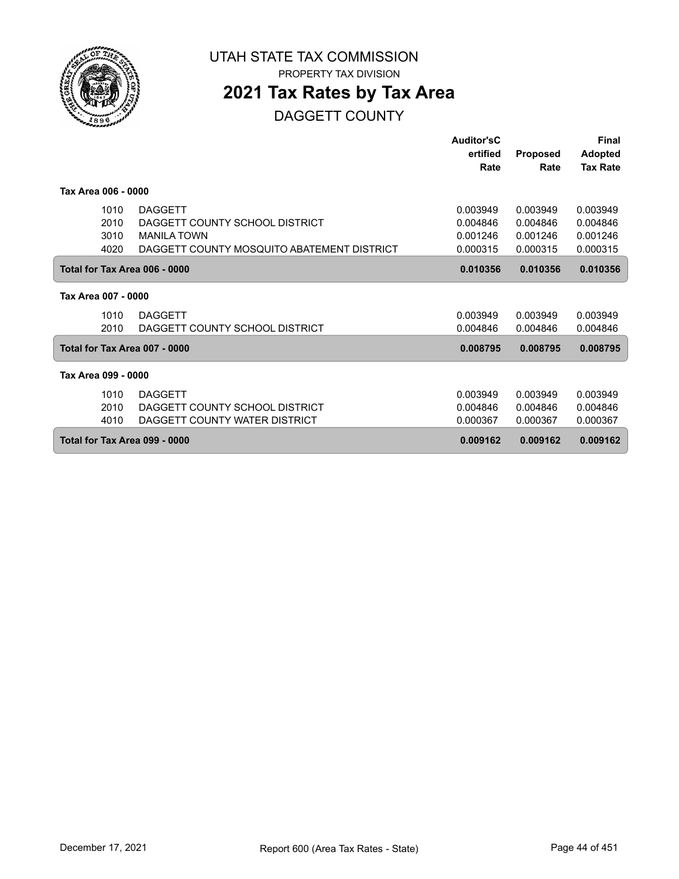# UTAH STATE TAX COMMISSION

PROPERTY TAX DIVISION

## 2021 Tax Rates by Tax Area

### DAGGETT COUNTY

| | | Auditor'sCertified Rate | Proposed Rate | Final Adopted Tax Rate |
|---|---|---|---|---|
| **Tax Area 006 - 0000** | | | | |
| 1010 | DAGGETT | 0.003949 | 0.003949 | 0.003949 |
| 2010 | DAGGETT COUNTY SCHOOL DISTRICT | 0.004846 | 0.004846 | 0.004846 |
| 3010 | MANILA TOWN | 0.001246 | 0.001246 | 0.001246 |
| 4020 | DAGGETT COUNTY MOSQUITO ABATEMENT DISTRICT | 0.000315 | 0.000315 | 0.000315 |
| **Total for Tax Area 006 - 0000** | | **0.010356** | **0.010356** | **0.010356** |
| **Tax Area 007 - 0000** | | | | |
| 1010 | DAGGETT | 0.003949 | 0.003949 | 0.003949 |
| 2010 | DAGGETT COUNTY SCHOOL DISTRICT | 0.004846 | 0.004846 | 0.004846 |
| **Total for Tax Area 007 - 0000** | | **0.008795** | **0.008795** | **0.008795** |
| **Tax Area 099 - 0000** | | | | |
| 1010 | DAGGETT | 0.003949 | 0.003949 | 0.003949 |
| 2010 | DAGGETT COUNTY SCHOOL DISTRICT | 0.004846 | 0.004846 | 0.004846 |
| 4010 | DAGGETT COUNTY WATER DISTRICT | 0.000367 | 0.000367 | 0.000367 |
| **Total for Tax Area 099 - 0000** | | **0.009162** | **0.009162** | **0.009162** |

December 17, 2021 Report 600 (Area Tax Rates - State)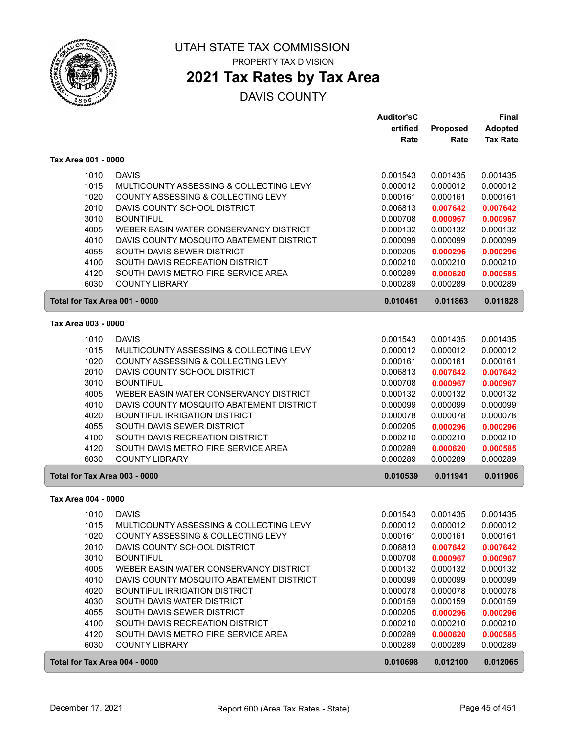# UTAH STATE TAX COMMISSION

PROPERTY TAX DIVISION

## 2021 Tax Rates by Tax Area

DAVIS COUNTY

| | | Auditor's Certified Rate | Proposed Rate | Final Adopted Tax Rate |
|---|---|---|---|---|
| **Tax Area 001 - 0000** | | | | |
| 1010 | DAVIS | 0.001543 | 0.001435 | 0.001435 |
| 1015 | MULTICOUNTY ASSESSING & COLLECTING LEVY | 0.000012 | 0.000012 | 0.000012 |
| 1020 | COUNTY ASSESSING & COLLECTING LEVY | 0.000161 | 0.000161 | 0.000161 |
| 2010 | DAVIS COUNTY SCHOOL DISTRICT | 0.006813 | 0.007642 | 0.007642 |
| 3010 | BOUNTIFUL | 0.000708 | 0.000967 | 0.000967 |
| 4005 | WEBER BASIN WATER CONSERVANCY DISTRICT | 0.000132 | 0.000132 | 0.000132 |
| 4010 | DAVIS COUNTY MOSQUITO ABATEMENT DISTRICT | 0.000099 | 0.000099 | 0.000099 |
| 4055 | SOUTH DAVIS SEWER DISTRICT | 0.000205 | 0.000296 | 0.000296 |
| 4100 | SOUTH DAVIS RECREATION DISTRICT | 0.000210 | 0.000210 | 0.000210 |
| 4120 | SOUTH DAVIS METRO FIRE SERVICE AREA | 0.000289 | 0.000620 | 0.000585 |
| 6030 | COUNTY LIBRARY | 0.000289 | 0.000289 | 0.000289 |
| **Total for Tax Area 001 - 0000** | | **0.010461** | **0.011863** | **0.011828** |
| **Tax Area 003 - 0000** | | | | |
| 1010 | DAVIS | 0.001543 | 0.001435 | 0.001435 |
| 1015 | MULTICOUNTY ASSESSING & COLLECTING LEVY | 0.000012 | 0.000012 | 0.000012 |
| 1020 | COUNTY ASSESSING & COLLECTING LEVY | 0.000161 | 0.000161 | 0.000161 |
| 2010 | DAVIS COUNTY SCHOOL DISTRICT | 0.006813 | 0.007642 | 0.007642 |
| 3010 | BOUNTIFUL | 0.000708 | 0.000967 | 0.000967 |
| 4005 | WEBER BASIN WATER CONSERVANCY DISTRICT | 0.000132 | 0.000132 | 0.000132 |
| 4010 | DAVIS COUNTY MOSQUITO ABATEMENT DISTRICT | 0.000099 | 0.000099 | 0.000099 |
| 4020 | BOUNTIFUL IRRIGATION DISTRICT | 0.000078 | 0.000078 | 0.000078 |
| 4055 | SOUTH DAVIS SEWER DISTRICT | 0.000205 | 0.000296 | 0.000296 |
| 4100 | SOUTH DAVIS RECREATION DISTRICT | 0.000210 | 0.000210 | 0.000210 |
| 4120 | SOUTH DAVIS METRO FIRE SERVICE AREA | 0.000289 | 0.000620 | 0.000585 |
| 6030 | COUNTY LIBRARY | 0.000289 | 0.000289 | 0.000289 |
| **Total for Tax Area 003 - 0000** | | **0.010539** | **0.011941** | **0.011906** |
| **Tax Area 004 - 0000** | | | | |
| 1010 | DAVIS | 0.001543 | 0.001435 | 0.001435 |
| 1015 | MULTICOUNTY ASSESSING & COLLECTING LEVY | 0.000012 | 0.000012 | 0.000012 |
| 1020 | COUNTY ASSESSING & COLLECTING LEVY | 0.000161 | 0.000161 | 0.000161 |
| 2010 | DAVIS COUNTY SCHOOL DISTRICT | 0.006813 | 0.007642 | 0.007642 |
| 3010 | BOUNTIFUL | 0.000708 | 0.000967 | 0.000967 |
| 4005 | WEBER BASIN WATER CONSERVANCY DISTRICT | 0.000132 | 0.000132 | 0.000132 |
| 4010 | DAVIS COUNTY MOSQUITO ABATEMENT DISTRICT | 0.000099 | 0.000099 | 0.000099 |
| 4020 | BOUNTIFUL IRRIGATION DISTRICT | 0.000078 | 0.000078 | 0.000078 |
| 4030 | SOUTH DAVIS WATER DISTRICT | 0.000159 | 0.000159 | 0.000159 |
| 4055 | SOUTH DAVIS SEWER DISTRICT | 0.000205 | 0.000296 | 0.000296 |
| 4100 | SOUTH DAVIS RECREATION DISTRICT | 0.000210 | 0.000210 | 0.000210 |
| 4120 | SOUTH DAVIS METRO FIRE SERVICE AREA | 0.000289 | 0.000620 | 0.000585 |
| 6030 | COUNTY LIBRARY | 0.000289 | 0.000289 | 0.000289 |
| **Total for Tax Area 004 - 0000** | | **0.010698** | **0.012100** | **0.012065** |

December 17, 2021 — Report 600 (Area Tax Rates - State)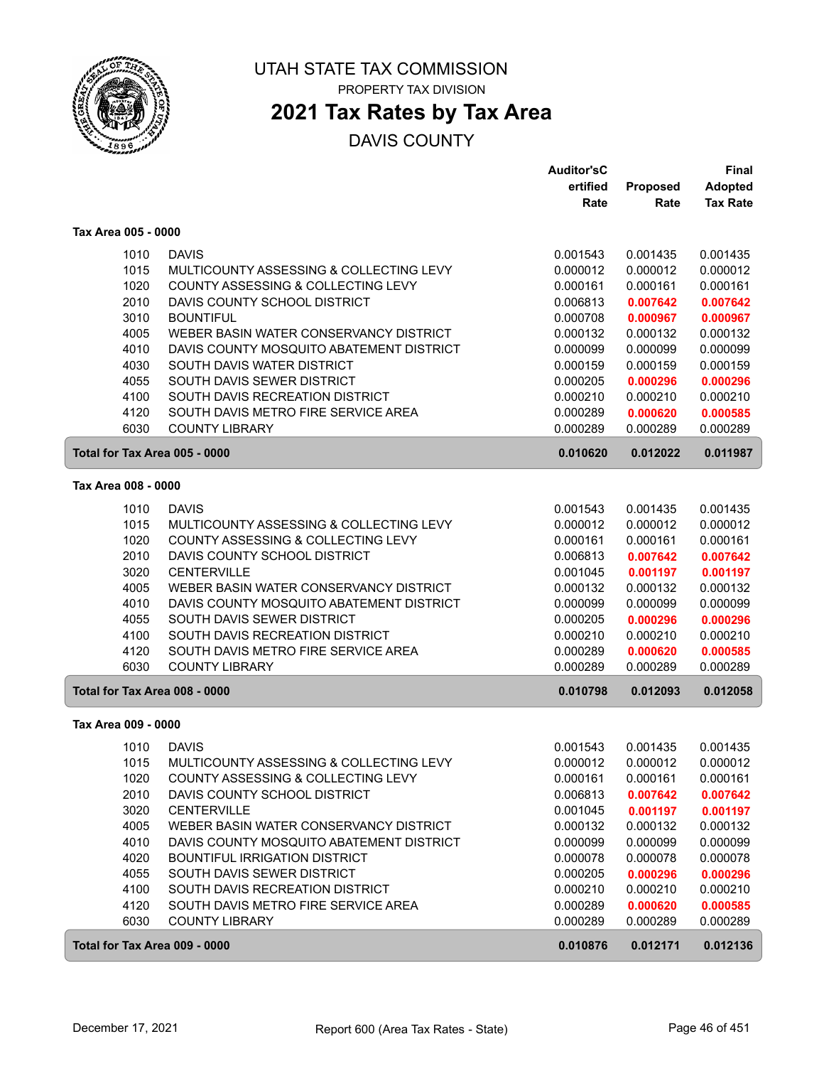# UTAH STATE TAX COMMISSION

PROPERTY TAX DIVISION

## 2021 Tax Rates by Tax Area

DAVIS COUNTY

| | | Auditor'sCertified Rate | Proposed Rate | Final Adopted Tax Rate |
|---|---|---|---|---|
| **Tax Area 005 - 0000** | | | | |
| 1010 | DAVIS | 0.001543 | 0.001435 | 0.001435 |
| 1015 | MULTICOUNTY ASSESSING & COLLECTING LEVY | 0.000012 | 0.000012 | 0.000012 |
| 1020 | COUNTY ASSESSING & COLLECTING LEVY | 0.000161 | 0.000161 | 0.000161 |
| 2010 | DAVIS COUNTY SCHOOL DISTRICT | 0.006813 | **0.007642** | **0.007642** |
| 3010 | BOUNTIFUL | 0.000708 | **0.000967** | **0.000967** |
| 4005 | WEBER BASIN WATER CONSERVANCY DISTRICT | 0.000132 | 0.000132 | 0.000132 |
| 4010 | DAVIS COUNTY MOSQUITO ABATEMENT DISTRICT | 0.000099 | 0.000099 | 0.000099 |
| 4030 | SOUTH DAVIS WATER DISTRICT | 0.000159 | 0.000159 | 0.000159 |
| 4055 | SOUTH DAVIS SEWER DISTRICT | 0.000205 | **0.000296** | **0.000296** |
| 4100 | SOUTH DAVIS RECREATION DISTRICT | 0.000210 | 0.000210 | 0.000210 |
| 4120 | SOUTH DAVIS METRO FIRE SERVICE AREA | 0.000289 | **0.000620** | **0.000585** |
| 6030 | COUNTY LIBRARY | 0.000289 | 0.000289 | 0.000289 |
| **Total for Tax Area 005 - 0000** | | **0.010620** | **0.012022** | **0.011987** |
| **Tax Area 008 - 0000** | | | | |
| 1010 | DAVIS | 0.001543 | 0.001435 | 0.001435 |
| 1015 | MULTICOUNTY ASSESSING & COLLECTING LEVY | 0.000012 | 0.000012 | 0.000012 |
| 1020 | COUNTY ASSESSING & COLLECTING LEVY | 0.000161 | 0.000161 | 0.000161 |
| 2010 | DAVIS COUNTY SCHOOL DISTRICT | 0.006813 | **0.007642** | **0.007642** |
| 3020 | CENTERVILLE | 0.001045 | **0.001197** | **0.001197** |
| 4005 | WEBER BASIN WATER CONSERVANCY DISTRICT | 0.000132 | 0.000132 | 0.000132 |
| 4010 | DAVIS COUNTY MOSQUITO ABATEMENT DISTRICT | 0.000099 | 0.000099 | 0.000099 |
| 4055 | SOUTH DAVIS SEWER DISTRICT | 0.000205 | **0.000296** | **0.000296** |
| 4100 | SOUTH DAVIS RECREATION DISTRICT | 0.000210 | 0.000210 | 0.000210 |
| 4120 | SOUTH DAVIS METRO FIRE SERVICE AREA | 0.000289 | **0.000620** | **0.000585** |
| 6030 | COUNTY LIBRARY | 0.000289 | 0.000289 | 0.000289 |
| **Total for Tax Area 008 - 0000** | | **0.010798** | **0.012093** | **0.012058** |
| **Tax Area 009 - 0000** | | | | |
| 1010 | DAVIS | 0.001543 | 0.001435 | 0.001435 |
| 1015 | MULTICOUNTY ASSESSING & COLLECTING LEVY | 0.000012 | 0.000012 | 0.000012 |
| 1020 | COUNTY ASSESSING & COLLECTING LEVY | 0.000161 | 0.000161 | 0.000161 |
| 2010 | DAVIS COUNTY SCHOOL DISTRICT | 0.006813 | **0.007642** | **0.007642** |
| 3020 | CENTERVILLE | 0.001045 | **0.001197** | **0.001197** |
| 4005 | WEBER BASIN WATER CONSERVANCY DISTRICT | 0.000132 | 0.000132 | 0.000132 |
| 4010 | DAVIS COUNTY MOSQUITO ABATEMENT DISTRICT | 0.000099 | 0.000099 | 0.000099 |
| 4020 | BOUNTIFUL IRRIGATION DISTRICT | 0.000078 | 0.000078 | 0.000078 |
| 4055 | SOUTH DAVIS SEWER DISTRICT | 0.000205 | **0.000296** | **0.000296** |
| 4100 | SOUTH DAVIS RECREATION DISTRICT | 0.000210 | 0.000210 | 0.000210 |
| 4120 | SOUTH DAVIS METRO FIRE SERVICE AREA | 0.000289 | **0.000620** | **0.000585** |
| 6030 | COUNTY LIBRARY | 0.000289 | 0.000289 | 0.000289 |
| **Total for Tax Area 009 - 0000** | | **0.010876** | **0.012171** | **0.012136** |

December 17, 2021 — Report 600 (Area Tax Rates - State)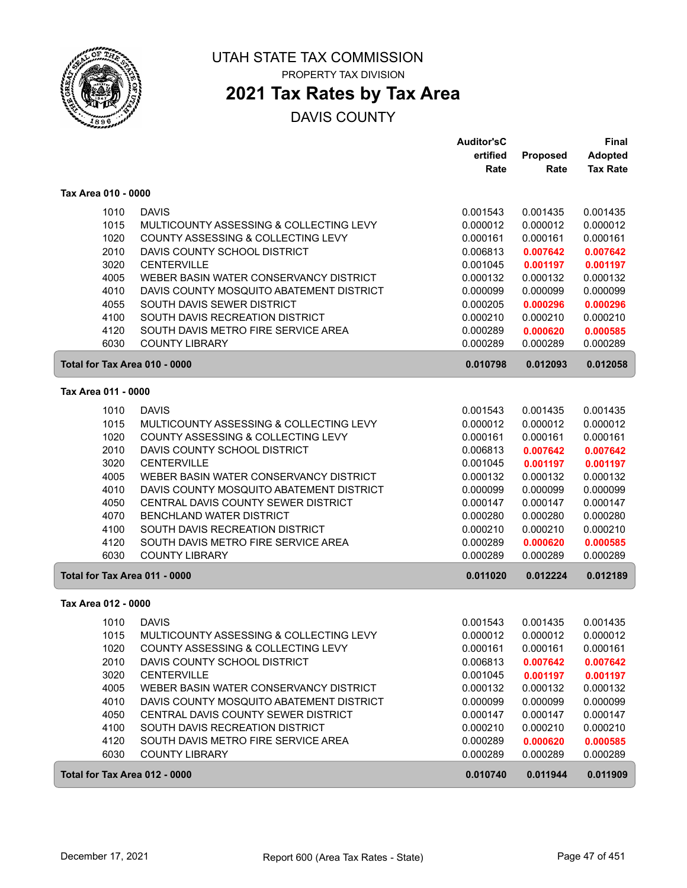# UTAH STATE TAX COMMISSION

PROPERTY TAX DIVISION

## 2021 Tax Rates by Tax Area

DAVIS COUNTY

### Tax Area 010 - 0000

| | | Auditor's Certified Rate | Proposed Rate | Final Adopted Tax Rate |
|---|---|---|---|---|
| 1010 | DAVIS | 0.001543 | 0.001435 | 0.001435 |
| 1015 | MULTICOUNTY ASSESSING & COLLECTING LEVY | 0.000012 | 0.000012 | 0.000012 |
| 1020 | COUNTY ASSESSING & COLLECTING LEVY | 0.000161 | 0.000161 | 0.000161 |
| 2010 | DAVIS COUNTY SCHOOL DISTRICT | 0.006813 | **0.007642** | **0.007642** |
| 3020 | CENTERVILLE | 0.001045 | **0.001197** | **0.001197** |
| 4005 | WEBER BASIN WATER CONSERVANCY DISTRICT | 0.000132 | 0.000132 | 0.000132 |
| 4010 | DAVIS COUNTY MOSQUITO ABATEMENT DISTRICT | 0.000099 | 0.000099 | 0.000099 |
| 4055 | SOUTH DAVIS SEWER DISTRICT | 0.000205 | **0.000296** | **0.000296** |
| 4100 | SOUTH DAVIS RECREATION DISTRICT | 0.000210 | 0.000210 | 0.000210 |
| 4120 | SOUTH DAVIS METRO FIRE SERVICE AREA | 0.000289 | **0.000620** | **0.000585** |
| 6030 | COUNTY LIBRARY | 0.000289 | 0.000289 | 0.000289 |
| **Total for Tax Area 010 - 0000** | | **0.010798** | **0.012093** | **0.012058** |

### Tax Area 011 - 0000

| | | Auditor's Certified Rate | Proposed Rate | Final Adopted Tax Rate |
|---|---|---|---|---|
| 1010 | DAVIS | 0.001543 | 0.001435 | 0.001435 |
| 1015 | MULTICOUNTY ASSESSING & COLLECTING LEVY | 0.000012 | 0.000012 | 0.000012 |
| 1020 | COUNTY ASSESSING & COLLECTING LEVY | 0.000161 | 0.000161 | 0.000161 |
| 2010 | DAVIS COUNTY SCHOOL DISTRICT | 0.006813 | **0.007642** | **0.007642** |
| 3020 | CENTERVILLE | 0.001045 | **0.001197** | **0.001197** |
| 4005 | WEBER BASIN WATER CONSERVANCY DISTRICT | 0.000132 | 0.000132 | 0.000132 |
| 4010 | DAVIS COUNTY MOSQUITO ABATEMENT DISTRICT | 0.000099 | 0.000099 | 0.000099 |
| 4050 | CENTRAL DAVIS COUNTY SEWER DISTRICT | 0.000147 | 0.000147 | 0.000147 |
| 4070 | BENCHLAND WATER DISTRICT | 0.000280 | 0.000280 | 0.000280 |
| 4100 | SOUTH DAVIS RECREATION DISTRICT | 0.000210 | 0.000210 | 0.000210 |
| 4120 | SOUTH DAVIS METRO FIRE SERVICE AREA | 0.000289 | **0.000620** | **0.000585** |
| 6030 | COUNTY LIBRARY | 0.000289 | 0.000289 | 0.000289 |
| **Total for Tax Area 011 - 0000** | | **0.011020** | **0.012224** | **0.012189** |

### Tax Area 012 - 0000

| | | Auditor's Certified Rate | Proposed Rate | Final Adopted Tax Rate |
|---|---|---|---|---|
| 1010 | DAVIS | 0.001543 | 0.001435 | 0.001435 |
| 1015 | MULTICOUNTY ASSESSING & COLLECTING LEVY | 0.000012 | 0.000012 | 0.000012 |
| 1020 | COUNTY ASSESSING & COLLECTING LEVY | 0.000161 | 0.000161 | 0.000161 |
| 2010 | DAVIS COUNTY SCHOOL DISTRICT | 0.006813 | **0.007642** | **0.007642** |
| 3020 | CENTERVILLE | 0.001045 | **0.001197** | **0.001197** |
| 4005 | WEBER BASIN WATER CONSERVANCY DISTRICT | 0.000132 | 0.000132 | 0.000132 |
| 4010 | DAVIS COUNTY MOSQUITO ABATEMENT DISTRICT | 0.000099 | 0.000099 | 0.000099 |
| 4050 | CENTRAL DAVIS COUNTY SEWER DISTRICT | 0.000147 | 0.000147 | 0.000147 |
| 4100 | SOUTH DAVIS RECREATION DISTRICT | 0.000210 | 0.000210 | 0.000210 |
| 4120 | SOUTH DAVIS METRO FIRE SERVICE AREA | 0.000289 | **0.000620** | **0.000585** |
| 6030 | COUNTY LIBRARY | 0.000289 | 0.000289 | 0.000289 |
| **Total for Tax Area 012 - 0000** | | **0.010740** | **0.011944** | **0.011909** |

December 17, 2021 — Report 600 (Area Tax Rates - State)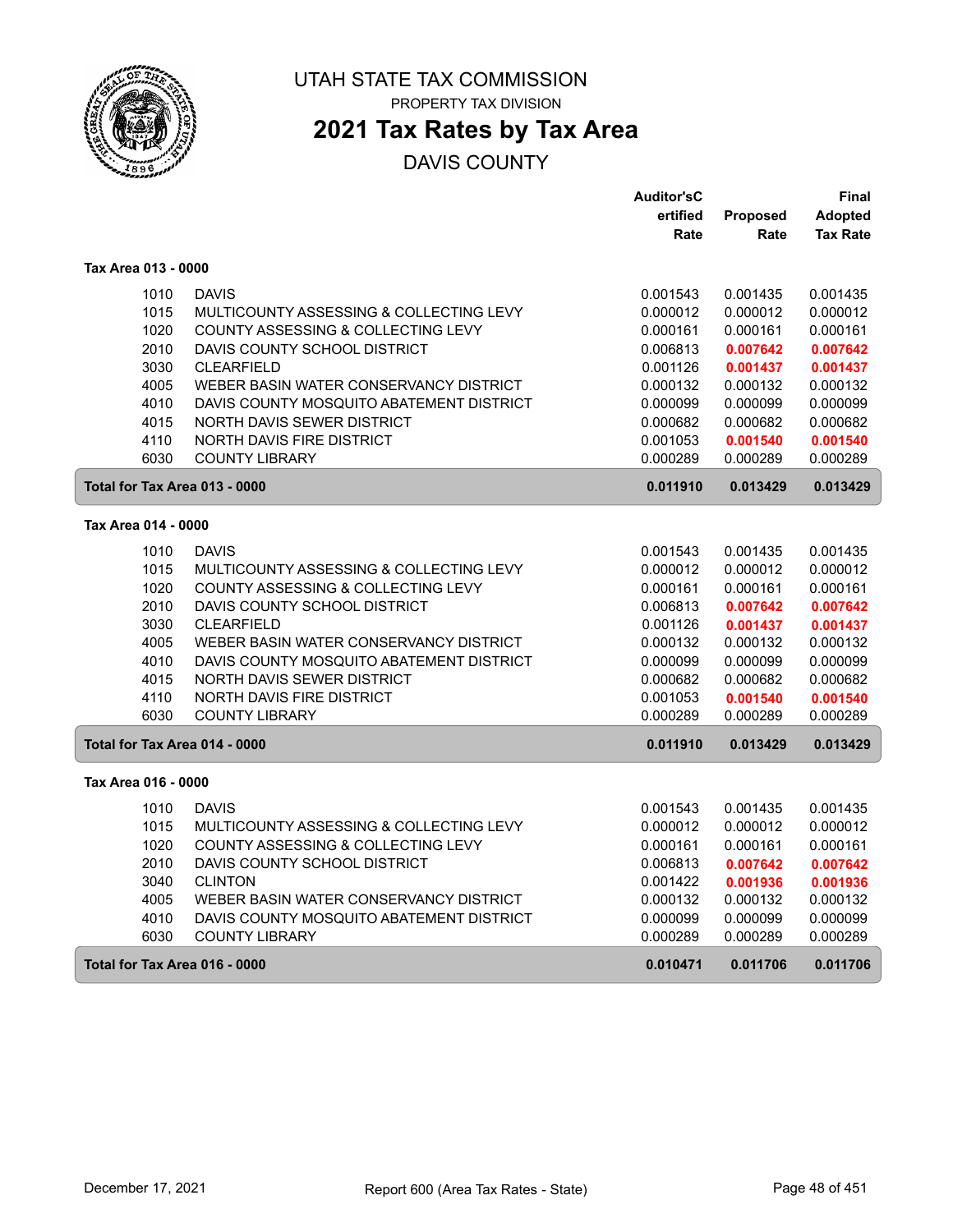# UTAH STATE TAX COMMISSION

PROPERTY TAX DIVISION

## 2021 Tax Rates by Tax Area

DAVIS COUNTY

| | | Auditor'sCertified Rate | Proposed Rate | Final Adopted Tax Rate |
|---|---|---|---|---|
| **Tax Area 013 - 0000** | | | | |
| 1010 | DAVIS | 0.001543 | 0.001435 | 0.001435 |
| 1015 | MULTICOUNTY ASSESSING & COLLECTING LEVY | 0.000012 | 0.000012 | 0.000012 |
| 1020 | COUNTY ASSESSING & COLLECTING LEVY | 0.000161 | 0.000161 | 0.000161 |
| 2010 | DAVIS COUNTY SCHOOL DISTRICT | 0.006813 | **0.007642** | **0.007642** |
| 3030 | CLEARFIELD | 0.001126 | **0.001437** | **0.001437** |
| 4005 | WEBER BASIN WATER CONSERVANCY DISTRICT | 0.000132 | 0.000132 | 0.000132 |
| 4010 | DAVIS COUNTY MOSQUITO ABATEMENT DISTRICT | 0.000099 | 0.000099 | 0.000099 |
| 4015 | NORTH DAVIS SEWER DISTRICT | 0.000682 | 0.000682 | 0.000682 |
| 4110 | NORTH DAVIS FIRE DISTRICT | 0.001053 | **0.001540** | **0.001540** |
| 6030 | COUNTY LIBRARY | 0.000289 | 0.000289 | 0.000289 |
| **Total for Tax Area 013 - 0000** | | **0.011910** | **0.013429** | **0.013429** |
| **Tax Area 014 - 0000** | | | | |
| 1010 | DAVIS | 0.001543 | 0.001435 | 0.001435 |
| 1015 | MULTICOUNTY ASSESSING & COLLECTING LEVY | 0.000012 | 0.000012 | 0.000012 |
| 1020 | COUNTY ASSESSING & COLLECTING LEVY | 0.000161 | 0.000161 | 0.000161 |
| 2010 | DAVIS COUNTY SCHOOL DISTRICT | 0.006813 | **0.007642** | **0.007642** |
| 3030 | CLEARFIELD | 0.001126 | **0.001437** | **0.001437** |
| 4005 | WEBER BASIN WATER CONSERVANCY DISTRICT | 0.000132 | 0.000132 | 0.000132 |
| 4010 | DAVIS COUNTY MOSQUITO ABATEMENT DISTRICT | 0.000099 | 0.000099 | 0.000099 |
| 4015 | NORTH DAVIS SEWER DISTRICT | 0.000682 | 0.000682 | 0.000682 |
| 4110 | NORTH DAVIS FIRE DISTRICT | 0.001053 | **0.001540** | **0.001540** |
| 6030 | COUNTY LIBRARY | 0.000289 | 0.000289 | 0.000289 |
| **Total for Tax Area 014 - 0000** | | **0.011910** | **0.013429** | **0.013429** |
| **Tax Area 016 - 0000** | | | | |
| 1010 | DAVIS | 0.001543 | 0.001435 | 0.001435 |
| 1015 | MULTICOUNTY ASSESSING & COLLECTING LEVY | 0.000012 | 0.000012 | 0.000012 |
| 1020 | COUNTY ASSESSING & COLLECTING LEVY | 0.000161 | 0.000161 | 0.000161 |
| 2010 | DAVIS COUNTY SCHOOL DISTRICT | 0.006813 | **0.007642** | **0.007642** |
| 3040 | CLINTON | 0.001422 | **0.001936** | **0.001936** |
| 4005 | WEBER BASIN WATER CONSERVANCY DISTRICT | 0.000132 | 0.000132 | 0.000132 |
| 4010 | DAVIS COUNTY MOSQUITO ABATEMENT DISTRICT | 0.000099 | 0.000099 | 0.000099 |
| 6030 | COUNTY LIBRARY | 0.000289 | 0.000289 | 0.000289 |
| **Total for Tax Area 016 - 0000** | | **0.010471** | **0.011706** | **0.011706** |

December 17, 2021 — Report 600 (Area Tax Rates - State)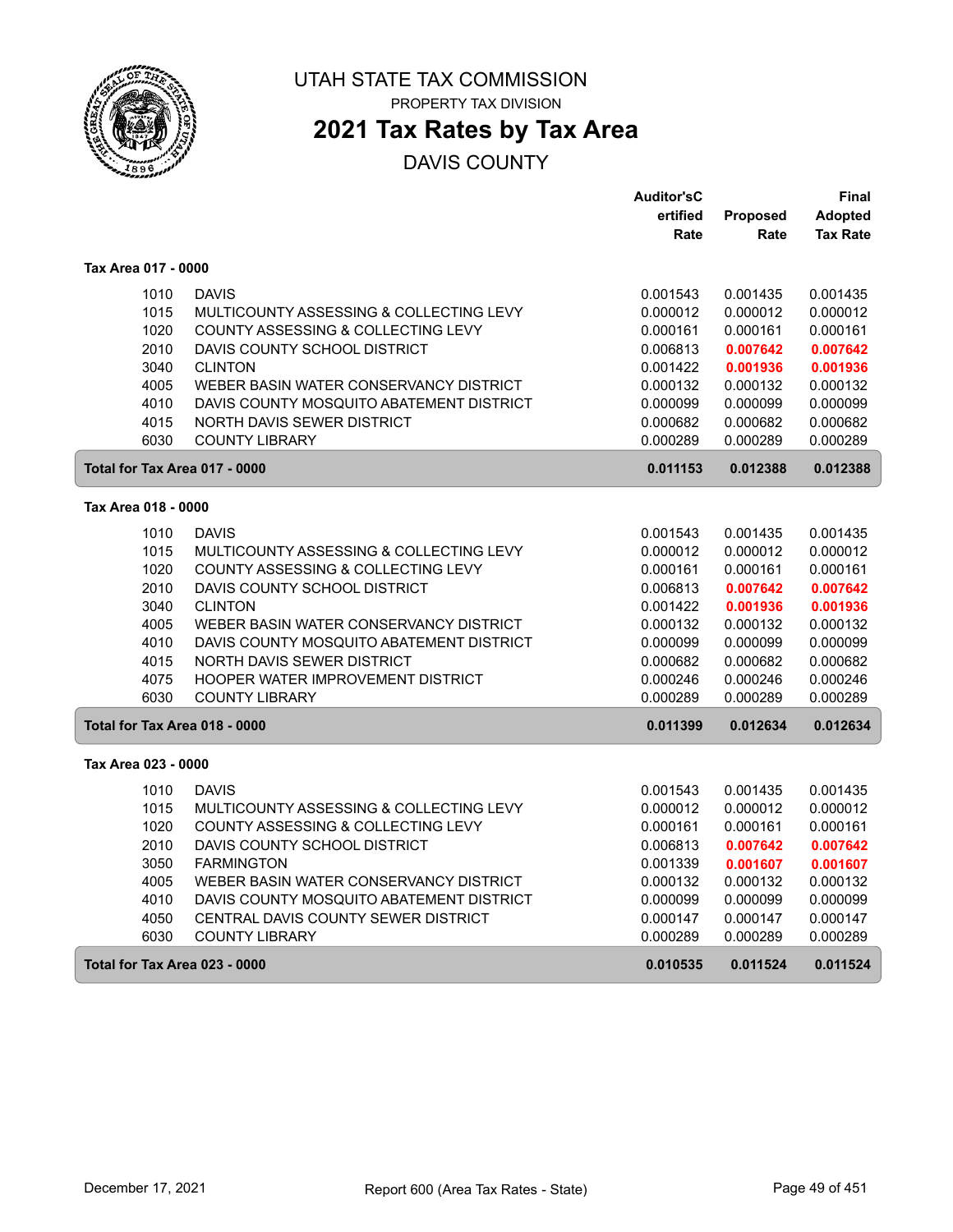# UTAH STATE TAX COMMISSION

PROPERTY TAX DIVISION

## 2021 Tax Rates by Tax Area

DAVIS COUNTY

| | | Auditor'sCertified Rate | Proposed Rate | Final Adopted Tax Rate |
|---|---|---|---|---|
| **Tax Area 017 - 0000** | | | | |
| 1010 | DAVIS | 0.001543 | 0.001435 | 0.001435 |
| 1015 | MULTICOUNTY ASSESSING & COLLECTING LEVY | 0.000012 | 0.000012 | 0.000012 |
| 1020 | COUNTY ASSESSING & COLLECTING LEVY | 0.000161 | 0.000161 | 0.000161 |
| 2010 | DAVIS COUNTY SCHOOL DISTRICT | 0.006813 | **0.007642** | **0.007642** |
| 3040 | CLINTON | 0.001422 | **0.001936** | **0.001936** |
| 4005 | WEBER BASIN WATER CONSERVANCY DISTRICT | 0.000132 | 0.000132 | 0.000132 |
| 4010 | DAVIS COUNTY MOSQUITO ABATEMENT DISTRICT | 0.000099 | 0.000099 | 0.000099 |
| 4015 | NORTH DAVIS SEWER DISTRICT | 0.000682 | 0.000682 | 0.000682 |
| 6030 | COUNTY LIBRARY | 0.000289 | 0.000289 | 0.000289 |
| **Total for Tax Area 017 - 0000** | | **0.011153** | **0.012388** | **0.012388** |
| **Tax Area 018 - 0000** | | | | |
| 1010 | DAVIS | 0.001543 | 0.001435 | 0.001435 |
| 1015 | MULTICOUNTY ASSESSING & COLLECTING LEVY | 0.000012 | 0.000012 | 0.000012 |
| 1020 | COUNTY ASSESSING & COLLECTING LEVY | 0.000161 | 0.000161 | 0.000161 |
| 2010 | DAVIS COUNTY SCHOOL DISTRICT | 0.006813 | **0.007642** | **0.007642** |
| 3040 | CLINTON | 0.001422 | **0.001936** | **0.001936** |
| 4005 | WEBER BASIN WATER CONSERVANCY DISTRICT | 0.000132 | 0.000132 | 0.000132 |
| 4010 | DAVIS COUNTY MOSQUITO ABATEMENT DISTRICT | 0.000099 | 0.000099 | 0.000099 |
| 4015 | NORTH DAVIS SEWER DISTRICT | 0.000682 | 0.000682 | 0.000682 |
| 4075 | HOOPER WATER IMPROVEMENT DISTRICT | 0.000246 | 0.000246 | 0.000246 |
| 6030 | COUNTY LIBRARY | 0.000289 | 0.000289 | 0.000289 |
| **Total for Tax Area 018 - 0000** | | **0.011399** | **0.012634** | **0.012634** |
| **Tax Area 023 - 0000** | | | | |
| 1010 | DAVIS | 0.001543 | 0.001435 | 0.001435 |
| 1015 | MULTICOUNTY ASSESSING & COLLECTING LEVY | 0.000012 | 0.000012 | 0.000012 |
| 1020 | COUNTY ASSESSING & COLLECTING LEVY | 0.000161 | 0.000161 | 0.000161 |
| 2010 | DAVIS COUNTY SCHOOL DISTRICT | 0.006813 | **0.007642** | **0.007642** |
| 3050 | FARMINGTON | 0.001339 | **0.001607** | **0.001607** |
| 4005 | WEBER BASIN WATER CONSERVANCY DISTRICT | 0.000132 | 0.000132 | 0.000132 |
| 4010 | DAVIS COUNTY MOSQUITO ABATEMENT DISTRICT | 0.000099 | 0.000099 | 0.000099 |
| 4050 | CENTRAL DAVIS COUNTY SEWER DISTRICT | 0.000147 | 0.000147 | 0.000147 |
| 6030 | COUNTY LIBRARY | 0.000289 | 0.000289 | 0.000289 |
| **Total for Tax Area 023 - 0000** | | **0.010535** | **0.011524** | **0.011524** |

December 17, 2021 — Report 600 (Area Tax Rates - State)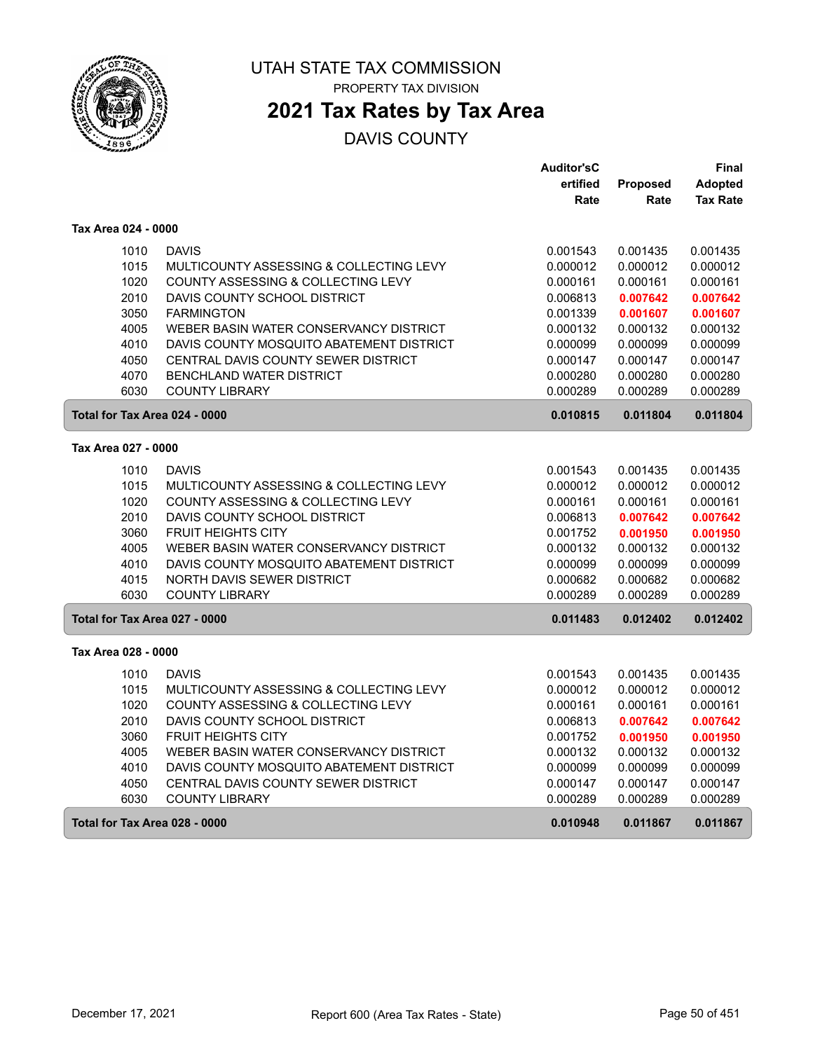# UTAH STATE TAX COMMISSION

PROPERTY TAX DIVISION

## 2021 Tax Rates by Tax Area

DAVIS COUNTY

| | | Auditor'sCertified Rate | Proposed Rate | Final Adopted Tax Rate |
|---|---|---|---|---|
| **Tax Area 024 - 0000** | | | | |
| 1010 | DAVIS | 0.001543 | 0.001435 | 0.001435 |
| 1015 | MULTICOUNTY ASSESSING & COLLECTING LEVY | 0.000012 | 0.000012 | 0.000012 |
| 1020 | COUNTY ASSESSING & COLLECTING LEVY | 0.000161 | 0.000161 | 0.000161 |
| 2010 | DAVIS COUNTY SCHOOL DISTRICT | 0.006813 | **0.007642** | **0.007642** |
| 3050 | FARMINGTON | 0.001339 | **0.001607** | **0.001607** |
| 4005 | WEBER BASIN WATER CONSERVANCY DISTRICT | 0.000132 | 0.000132 | 0.000132 |
| 4010 | DAVIS COUNTY MOSQUITO ABATEMENT DISTRICT | 0.000099 | 0.000099 | 0.000099 |
| 4050 | CENTRAL DAVIS COUNTY SEWER DISTRICT | 0.000147 | 0.000147 | 0.000147 |
| 4070 | BENCHLAND WATER DISTRICT | 0.000280 | 0.000280 | 0.000280 |
| 6030 | COUNTY LIBRARY | 0.000289 | 0.000289 | 0.000289 |
| **Total for Tax Area 024 - 0000** | | **0.010815** | **0.011804** | **0.011804** |
| **Tax Area 027 - 0000** | | | | |
| 1010 | DAVIS | 0.001543 | 0.001435 | 0.001435 |
| 1015 | MULTICOUNTY ASSESSING & COLLECTING LEVY | 0.000012 | 0.000012 | 0.000012 |
| 1020 | COUNTY ASSESSING & COLLECTING LEVY | 0.000161 | 0.000161 | 0.000161 |
| 2010 | DAVIS COUNTY SCHOOL DISTRICT | 0.006813 | **0.007642** | **0.007642** |
| 3060 | FRUIT HEIGHTS CITY | 0.001752 | **0.001950** | **0.001950** |
| 4005 | WEBER BASIN WATER CONSERVANCY DISTRICT | 0.000132 | 0.000132 | 0.000132 |
| 4010 | DAVIS COUNTY MOSQUITO ABATEMENT DISTRICT | 0.000099 | 0.000099 | 0.000099 |
| 4015 | NORTH DAVIS SEWER DISTRICT | 0.000682 | 0.000682 | 0.000682 |
| 6030 | COUNTY LIBRARY | 0.000289 | 0.000289 | 0.000289 |
| **Total for Tax Area 027 - 0000** | | **0.011483** | **0.012402** | **0.012402** |
| **Tax Area 028 - 0000** | | | | |
| 1010 | DAVIS | 0.001543 | 0.001435 | 0.001435 |
| 1015 | MULTICOUNTY ASSESSING & COLLECTING LEVY | 0.000012 | 0.000012 | 0.000012 |
| 1020 | COUNTY ASSESSING & COLLECTING LEVY | 0.000161 | 0.000161 | 0.000161 |
| 2010 | DAVIS COUNTY SCHOOL DISTRICT | 0.006813 | **0.007642** | **0.007642** |
| 3060 | FRUIT HEIGHTS CITY | 0.001752 | **0.001950** | **0.001950** |
| 4005 | WEBER BASIN WATER CONSERVANCY DISTRICT | 0.000132 | 0.000132 | 0.000132 |
| 4010 | DAVIS COUNTY MOSQUITO ABATEMENT DISTRICT | 0.000099 | 0.000099 | 0.000099 |
| 4050 | CENTRAL DAVIS COUNTY SEWER DISTRICT | 0.000147 | 0.000147 | 0.000147 |
| 6030 | COUNTY LIBRARY | 0.000289 | 0.000289 | 0.000289 |
| **Total for Tax Area 028 - 0000** | | **0.010948** | **0.011867** | **0.011867** |

December 17, 2021 — Report 600 (Area Tax Rates - State)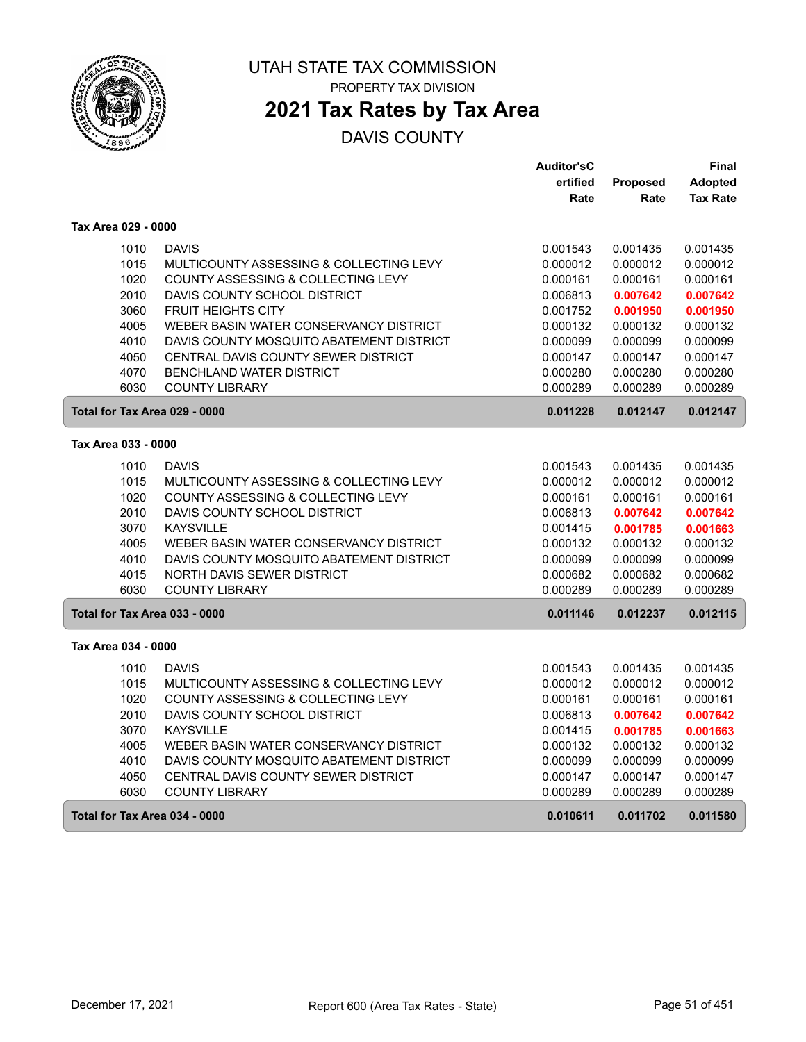# UTAH STATE TAX COMMISSION

PROPERTY TAX DIVISION

## 2021 Tax Rates by Tax Area

DAVIS COUNTY

| | | Auditor'sCertified Rate | Proposed Rate | Final Adopted Tax Rate |
|---|---|---|---|---|
| **Tax Area 029 - 0000** | | | | |
| 1010 | DAVIS | 0.001543 | 0.001435 | 0.001435 |
| 1015 | MULTICOUNTY ASSESSING & COLLECTING LEVY | 0.000012 | 0.000012 | 0.000012 |
| 1020 | COUNTY ASSESSING & COLLECTING LEVY | 0.000161 | 0.000161 | 0.000161 |
| 2010 | DAVIS COUNTY SCHOOL DISTRICT | 0.006813 | **0.007642** | **0.007642** |
| 3060 | FRUIT HEIGHTS CITY | 0.001752 | **0.001950** | **0.001950** |
| 4005 | WEBER BASIN WATER CONSERVANCY DISTRICT | 0.000132 | 0.000132 | 0.000132 |
| 4010 | DAVIS COUNTY MOSQUITO ABATEMENT DISTRICT | 0.000099 | 0.000099 | 0.000099 |
| 4050 | CENTRAL DAVIS COUNTY SEWER DISTRICT | 0.000147 | 0.000147 | 0.000147 |
| 4070 | BENCHLAND WATER DISTRICT | 0.000280 | 0.000280 | 0.000280 |
| 6030 | COUNTY LIBRARY | 0.000289 | 0.000289 | 0.000289 |
| **Total for Tax Area 029 - 0000** | | **0.011228** | **0.012147** | **0.012147** |
| **Tax Area 033 - 0000** | | | | |
| 1010 | DAVIS | 0.001543 | 0.001435 | 0.001435 |
| 1015 | MULTICOUNTY ASSESSING & COLLECTING LEVY | 0.000012 | 0.000012 | 0.000012 |
| 1020 | COUNTY ASSESSING & COLLECTING LEVY | 0.000161 | 0.000161 | 0.000161 |
| 2010 | DAVIS COUNTY SCHOOL DISTRICT | 0.006813 | **0.007642** | **0.007642** |
| 3070 | KAYSVILLE | 0.001415 | **0.001785** | **0.001663** |
| 4005 | WEBER BASIN WATER CONSERVANCY DISTRICT | 0.000132 | 0.000132 | 0.000132 |
| 4010 | DAVIS COUNTY MOSQUITO ABATEMENT DISTRICT | 0.000099 | 0.000099 | 0.000099 |
| 4015 | NORTH DAVIS SEWER DISTRICT | 0.000682 | 0.000682 | 0.000682 |
| 6030 | COUNTY LIBRARY | 0.000289 | 0.000289 | 0.000289 |
| **Total for Tax Area 033 - 0000** | | **0.011146** | **0.012237** | **0.012115** |
| **Tax Area 034 - 0000** | | | | |
| 1010 | DAVIS | 0.001543 | 0.001435 | 0.001435 |
| 1015 | MULTICOUNTY ASSESSING & COLLECTING LEVY | 0.000012 | 0.000012 | 0.000012 |
| 1020 | COUNTY ASSESSING & COLLECTING LEVY | 0.000161 | 0.000161 | 0.000161 |
| 2010 | DAVIS COUNTY SCHOOL DISTRICT | 0.006813 | **0.007642** | **0.007642** |
| 3070 | KAYSVILLE | 0.001415 | **0.001785** | **0.001663** |
| 4005 | WEBER BASIN WATER CONSERVANCY DISTRICT | 0.000132 | 0.000132 | 0.000132 |
| 4010 | DAVIS COUNTY MOSQUITO ABATEMENT DISTRICT | 0.000099 | 0.000099 | 0.000099 |
| 4050 | CENTRAL DAVIS COUNTY SEWER DISTRICT | 0.000147 | 0.000147 | 0.000147 |
| 6030 | COUNTY LIBRARY | 0.000289 | 0.000289 | 0.000289 |
| **Total for Tax Area 034 - 0000** | | **0.010611** | **0.011702** | **0.011580** |

December 17, 2021 — Report 600 (Area Tax Rates - State)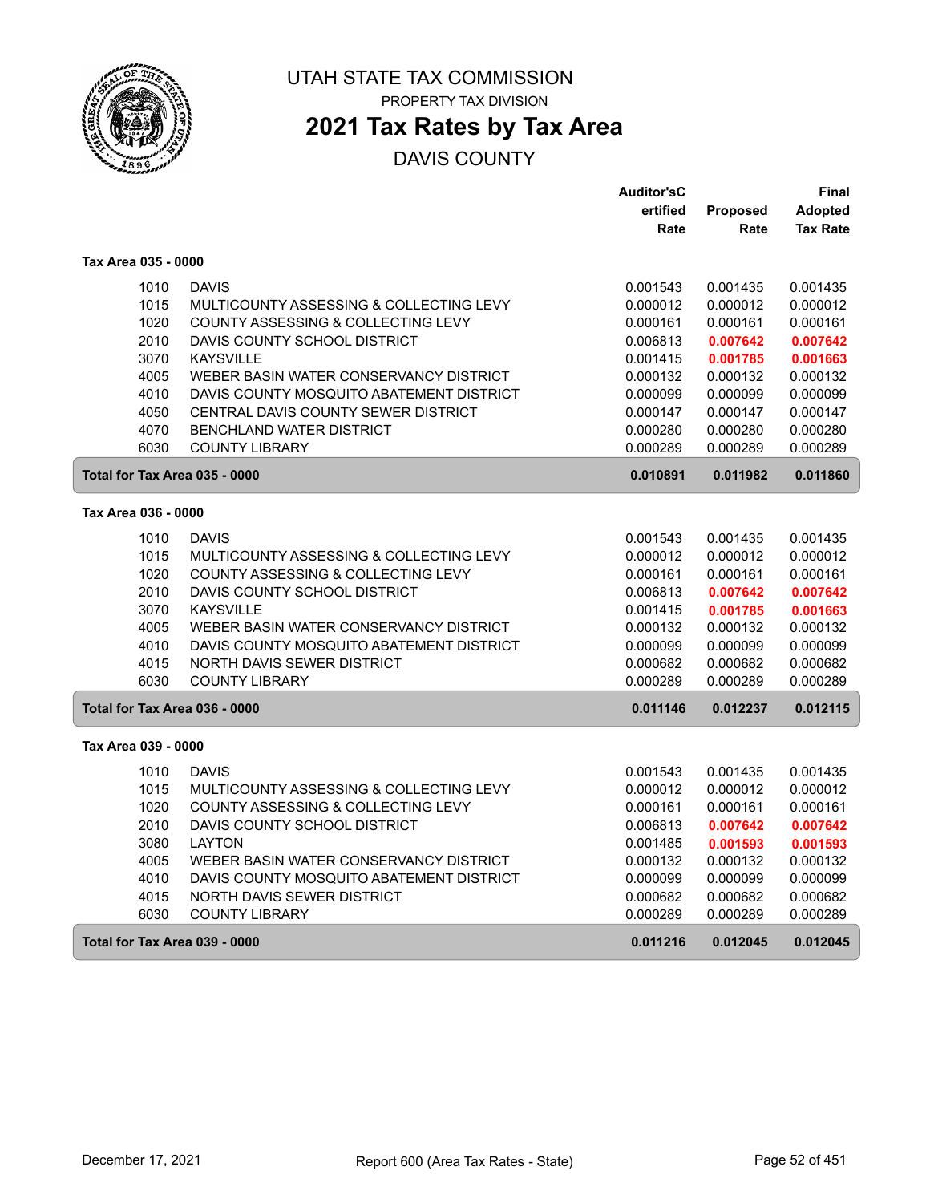# UTAH STATE TAX COMMISSION

PROPERTY TAX DIVISION

## 2021 Tax Rates by Tax Area

DAVIS COUNTY

| | | Auditor'sCertified Rate | Proposed Rate | Final Adopted Tax Rate |
|---|---|---|---|---|
| **Tax Area 035 - 0000** | | | | |
| 1010 | DAVIS | 0.001543 | 0.001435 | 0.001435 |
| 1015 | MULTICOUNTY ASSESSING & COLLECTING LEVY | 0.000012 | 0.000012 | 0.000012 |
| 1020 | COUNTY ASSESSING & COLLECTING LEVY | 0.000161 | 0.000161 | 0.000161 |
| 2010 | DAVIS COUNTY SCHOOL DISTRICT | 0.006813 | **0.007642** | **0.007642** |
| 3070 | KAYSVILLE | 0.001415 | **0.001785** | **0.001663** |
| 4005 | WEBER BASIN WATER CONSERVANCY DISTRICT | 0.000132 | 0.000132 | 0.000132 |
| 4010 | DAVIS COUNTY MOSQUITO ABATEMENT DISTRICT | 0.000099 | 0.000099 | 0.000099 |
| 4050 | CENTRAL DAVIS COUNTY SEWER DISTRICT | 0.000147 | 0.000147 | 0.000147 |
| 4070 | BENCHLAND WATER DISTRICT | 0.000280 | 0.000280 | 0.000280 |
| 6030 | COUNTY LIBRARY | 0.000289 | 0.000289 | 0.000289 |
| **Total for Tax Area 035 - 0000** | | **0.010891** | **0.011982** | **0.011860** |
| **Tax Area 036 - 0000** | | | | |
| 1010 | DAVIS | 0.001543 | 0.001435 | 0.001435 |
| 1015 | MULTICOUNTY ASSESSING & COLLECTING LEVY | 0.000012 | 0.000012 | 0.000012 |
| 1020 | COUNTY ASSESSING & COLLECTING LEVY | 0.000161 | 0.000161 | 0.000161 |
| 2010 | DAVIS COUNTY SCHOOL DISTRICT | 0.006813 | **0.007642** | **0.007642** |
| 3070 | KAYSVILLE | 0.001415 | **0.001785** | **0.001663** |
| 4005 | WEBER BASIN WATER CONSERVANCY DISTRICT | 0.000132 | 0.000132 | 0.000132 |
| 4010 | DAVIS COUNTY MOSQUITO ABATEMENT DISTRICT | 0.000099 | 0.000099 | 0.000099 |
| 4015 | NORTH DAVIS SEWER DISTRICT | 0.000682 | 0.000682 | 0.000682 |
| 6030 | COUNTY LIBRARY | 0.000289 | 0.000289 | 0.000289 |
| **Total for Tax Area 036 - 0000** | | **0.011146** | **0.012237** | **0.012115** |
| **Tax Area 039 - 0000** | | | | |
| 1010 | DAVIS | 0.001543 | 0.001435 | 0.001435 |
| 1015 | MULTICOUNTY ASSESSING & COLLECTING LEVY | 0.000012 | 0.000012 | 0.000012 |
| 1020 | COUNTY ASSESSING & COLLECTING LEVY | 0.000161 | 0.000161 | 0.000161 |
| 2010 | DAVIS COUNTY SCHOOL DISTRICT | 0.006813 | **0.007642** | **0.007642** |
| 3080 | LAYTON | 0.001485 | **0.001593** | **0.001593** |
| 4005 | WEBER BASIN WATER CONSERVANCY DISTRICT | 0.000132 | 0.000132 | 0.000132 |
| 4010 | DAVIS COUNTY MOSQUITO ABATEMENT DISTRICT | 0.000099 | 0.000099 | 0.000099 |
| 4015 | NORTH DAVIS SEWER DISTRICT | 0.000682 | 0.000682 | 0.000682 |
| 6030 | COUNTY LIBRARY | 0.000289 | 0.000289 | 0.000289 |
| **Total for Tax Area 039 - 0000** | | **0.011216** | **0.012045** | **0.012045** |

December 17, 2021 — Report 600 (Area Tax Rates - State)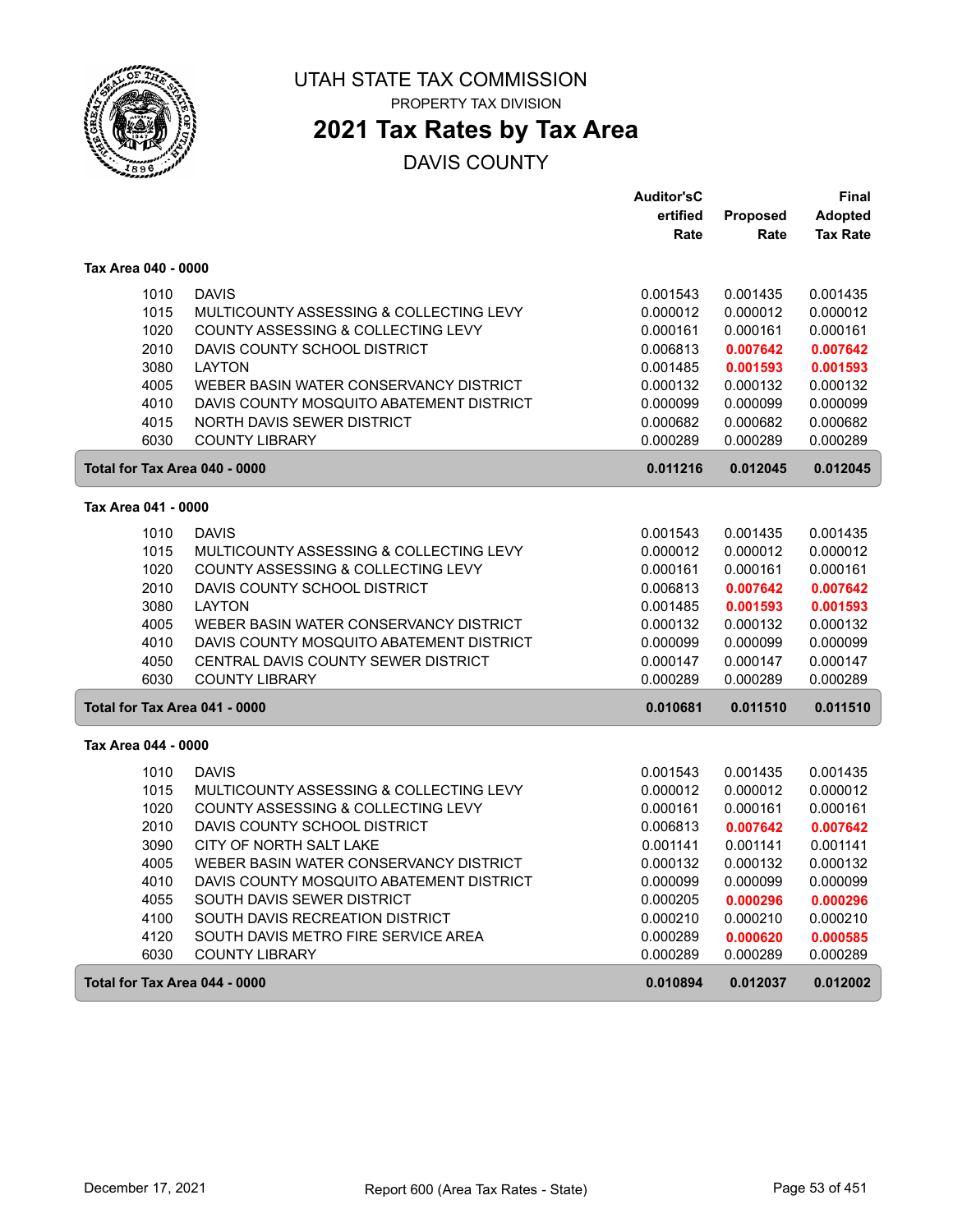# UTAH STATE TAX COMMISSION

PROPERTY TAX DIVISION

## 2021 Tax Rates by Tax Area

DAVIS COUNTY

### Tax Area 040 - 0000

| | | Auditor'sCertified Rate | Proposed Rate | Final Adopted Tax Rate |
|---|---|---|---|---|
| 1010 | DAVIS | 0.001543 | 0.001435 | 0.001435 |
| 1015 | MULTICOUNTY ASSESSING & COLLECTING LEVY | 0.000012 | 0.000012 | 0.000012 |
| 1020 | COUNTY ASSESSING & COLLECTING LEVY | 0.000161 | 0.000161 | 0.000161 |
| 2010 | DAVIS COUNTY SCHOOL DISTRICT | 0.006813 | **0.007642** | **0.007642** |
| 3080 | LAYTON | 0.001485 | **0.001593** | **0.001593** |
| 4005 | WEBER BASIN WATER CONSERVANCY DISTRICT | 0.000132 | 0.000132 | 0.000132 |
| 4010 | DAVIS COUNTY MOSQUITO ABATEMENT DISTRICT | 0.000099 | 0.000099 | 0.000099 |
| 4015 | NORTH DAVIS SEWER DISTRICT | 0.000682 | 0.000682 | 0.000682 |
| 6030 | COUNTY LIBRARY | 0.000289 | 0.000289 | 0.000289 |
| **Total for Tax Area 040 - 0000** | | **0.011216** | **0.012045** | **0.012045** |

### Tax Area 041 - 0000

| | | Auditor'sCertified Rate | Proposed Rate | Final Adopted Tax Rate |
|---|---|---|---|---|
| 1010 | DAVIS | 0.001543 | 0.001435 | 0.001435 |
| 1015 | MULTICOUNTY ASSESSING & COLLECTING LEVY | 0.000012 | 0.000012 | 0.000012 |
| 1020 | COUNTY ASSESSING & COLLECTING LEVY | 0.000161 | 0.000161 | 0.000161 |
| 2010 | DAVIS COUNTY SCHOOL DISTRICT | 0.006813 | **0.007642** | **0.007642** |
| 3080 | LAYTON | 0.001485 | **0.001593** | **0.001593** |
| 4005 | WEBER BASIN WATER CONSERVANCY DISTRICT | 0.000132 | 0.000132 | 0.000132 |
| 4010 | DAVIS COUNTY MOSQUITO ABATEMENT DISTRICT | 0.000099 | 0.000099 | 0.000099 |
| 4050 | CENTRAL DAVIS COUNTY SEWER DISTRICT | 0.000147 | 0.000147 | 0.000147 |
| 6030 | COUNTY LIBRARY | 0.000289 | 0.000289 | 0.000289 |
| **Total for Tax Area 041 - 0000** | | **0.010681** | **0.011510** | **0.011510** |

### Tax Area 044 - 0000

| | | Auditor'sCertified Rate | Proposed Rate | Final Adopted Tax Rate |
|---|---|---|---|---|
| 1010 | DAVIS | 0.001543 | 0.001435 | 0.001435 |
| 1015 | MULTICOUNTY ASSESSING & COLLECTING LEVY | 0.000012 | 0.000012 | 0.000012 |
| 1020 | COUNTY ASSESSING & COLLECTING LEVY | 0.000161 | 0.000161 | 0.000161 |
| 2010 | DAVIS COUNTY SCHOOL DISTRICT | 0.006813 | **0.007642** | **0.007642** |
| 3090 | CITY OF NORTH SALT LAKE | 0.001141 | 0.001141 | 0.001141 |
| 4005 | WEBER BASIN WATER CONSERVANCY DISTRICT | 0.000132 | 0.000132 | 0.000132 |
| 4010 | DAVIS COUNTY MOSQUITO ABATEMENT DISTRICT | 0.000099 | 0.000099 | 0.000099 |
| 4055 | SOUTH DAVIS SEWER DISTRICT | 0.000205 | **0.000296** | **0.000296** |
| 4100 | SOUTH DAVIS RECREATION DISTRICT | 0.000210 | 0.000210 | 0.000210 |
| 4120 | SOUTH DAVIS METRO FIRE SERVICE AREA | 0.000289 | **0.000620** | **0.000585** |
| 6030 | COUNTY LIBRARY | 0.000289 | 0.000289 | 0.000289 |
| **Total for Tax Area 044 - 0000** | | **0.010894** | **0.012037** | **0.012002** |

December 17, 2021 Report 600 (Area Tax Rates - State)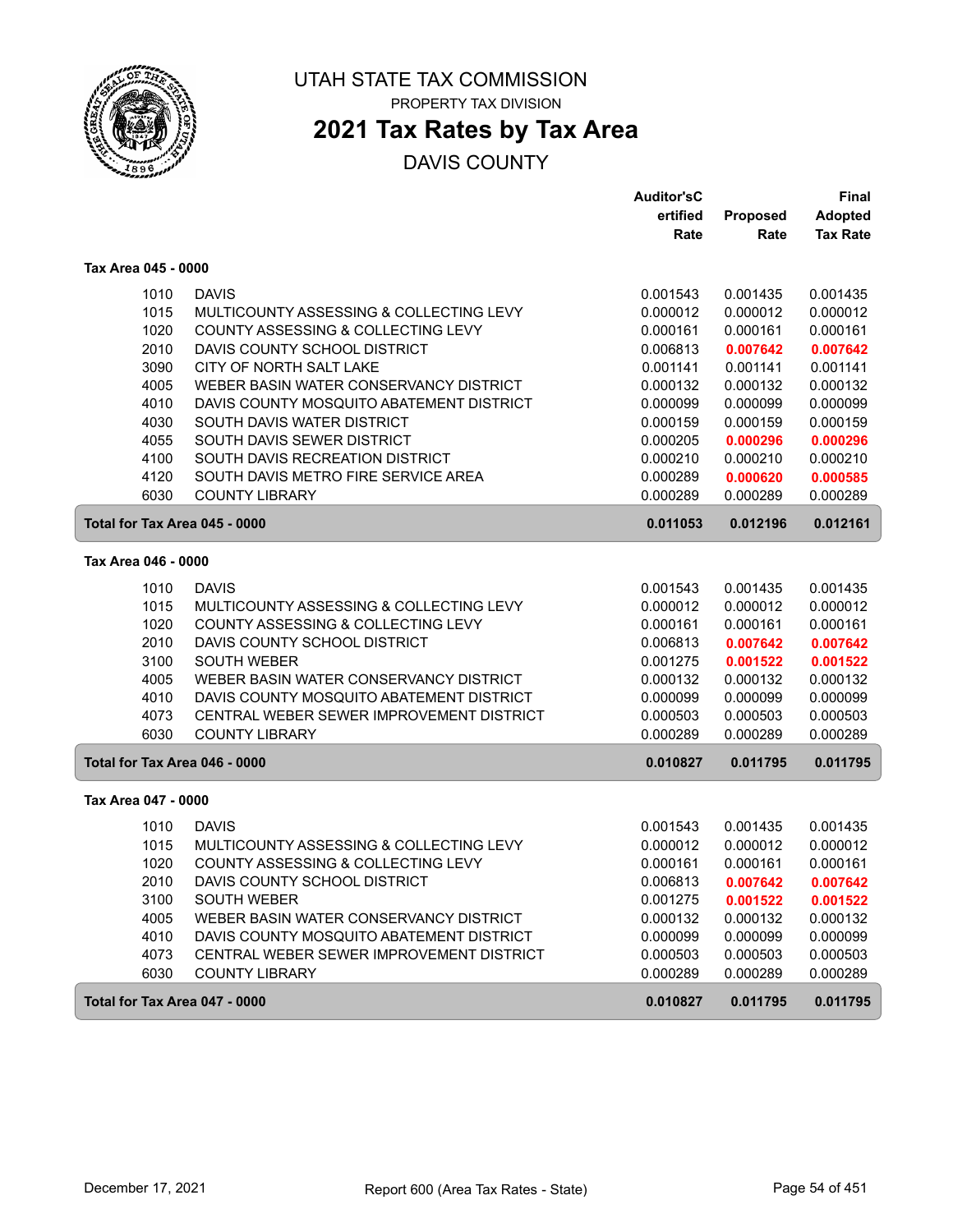# UTAH STATE TAX COMMISSION

PROPERTY TAX DIVISION

## 2021 Tax Rates by Tax Area

DAVIS COUNTY

| | | Auditor'sCertified Rate | Proposed Rate | Final Adopted Tax Rate |
|---|---|---|---|---|
| **Tax Area 045 - 0000** | | | | |
| 1010 | DAVIS | 0.001543 | 0.001435 | 0.001435 |
| 1015 | MULTICOUNTY ASSESSING & COLLECTING LEVY | 0.000012 | 0.000012 | 0.000012 |
| 1020 | COUNTY ASSESSING & COLLECTING LEVY | 0.000161 | 0.000161 | 0.000161 |
| 2010 | DAVIS COUNTY SCHOOL DISTRICT | 0.006813 | **0.007642** | **0.007642** |
| 3090 | CITY OF NORTH SALT LAKE | 0.001141 | 0.001141 | 0.001141 |
| 4005 | WEBER BASIN WATER CONSERVANCY DISTRICT | 0.000132 | 0.000132 | 0.000132 |
| 4010 | DAVIS COUNTY MOSQUITO ABATEMENT DISTRICT | 0.000099 | 0.000099 | 0.000099 |
| 4030 | SOUTH DAVIS WATER DISTRICT | 0.000159 | 0.000159 | 0.000159 |
| 4055 | SOUTH DAVIS SEWER DISTRICT | 0.000205 | **0.000296** | **0.000296** |
| 4100 | SOUTH DAVIS RECREATION DISTRICT | 0.000210 | 0.000210 | 0.000210 |
| 4120 | SOUTH DAVIS METRO FIRE SERVICE AREA | 0.000289 | **0.000620** | **0.000585** |
| 6030 | COUNTY LIBRARY | 0.000289 | 0.000289 | 0.000289 |
| **Total for Tax Area 045 - 0000** | | **0.011053** | **0.012196** | **0.012161** |
| **Tax Area 046 - 0000** | | | | |
| 1010 | DAVIS | 0.001543 | 0.001435 | 0.001435 |
| 1015 | MULTICOUNTY ASSESSING & COLLECTING LEVY | 0.000012 | 0.000012 | 0.000012 |
| 1020 | COUNTY ASSESSING & COLLECTING LEVY | 0.000161 | 0.000161 | 0.000161 |
| 2010 | DAVIS COUNTY SCHOOL DISTRICT | 0.006813 | **0.007642** | **0.007642** |
| 3100 | SOUTH WEBER | 0.001275 | **0.001522** | **0.001522** |
| 4005 | WEBER BASIN WATER CONSERVANCY DISTRICT | 0.000132 | 0.000132 | 0.000132 |
| 4010 | DAVIS COUNTY MOSQUITO ABATEMENT DISTRICT | 0.000099 | 0.000099 | 0.000099 |
| 4073 | CENTRAL WEBER SEWER IMPROVEMENT DISTRICT | 0.000503 | 0.000503 | 0.000503 |
| 6030 | COUNTY LIBRARY | 0.000289 | 0.000289 | 0.000289 |
| **Total for Tax Area 046 - 0000** | | **0.010827** | **0.011795** | **0.011795** |
| **Tax Area 047 - 0000** | | | | |
| 1010 | DAVIS | 0.001543 | 0.001435 | 0.001435 |
| 1015 | MULTICOUNTY ASSESSING & COLLECTING LEVY | 0.000012 | 0.000012 | 0.000012 |
| 1020 | COUNTY ASSESSING & COLLECTING LEVY | 0.000161 | 0.000161 | 0.000161 |
| 2010 | DAVIS COUNTY SCHOOL DISTRICT | 0.006813 | **0.007642** | **0.007642** |
| 3100 | SOUTH WEBER | 0.001275 | **0.001522** | **0.001522** |
| 4005 | WEBER BASIN WATER CONSERVANCY DISTRICT | 0.000132 | 0.000132 | 0.000132 |
| 4010 | DAVIS COUNTY MOSQUITO ABATEMENT DISTRICT | 0.000099 | 0.000099 | 0.000099 |
| 4073 | CENTRAL WEBER SEWER IMPROVEMENT DISTRICT | 0.000503 | 0.000503 | 0.000503 |
| 6030 | COUNTY LIBRARY | 0.000289 | 0.000289 | 0.000289 |
| **Total for Tax Area 047 - 0000** | | **0.010827** | **0.011795** | **0.011795** |

December 17, 2021 — Report 600 (Area Tax Rates - State)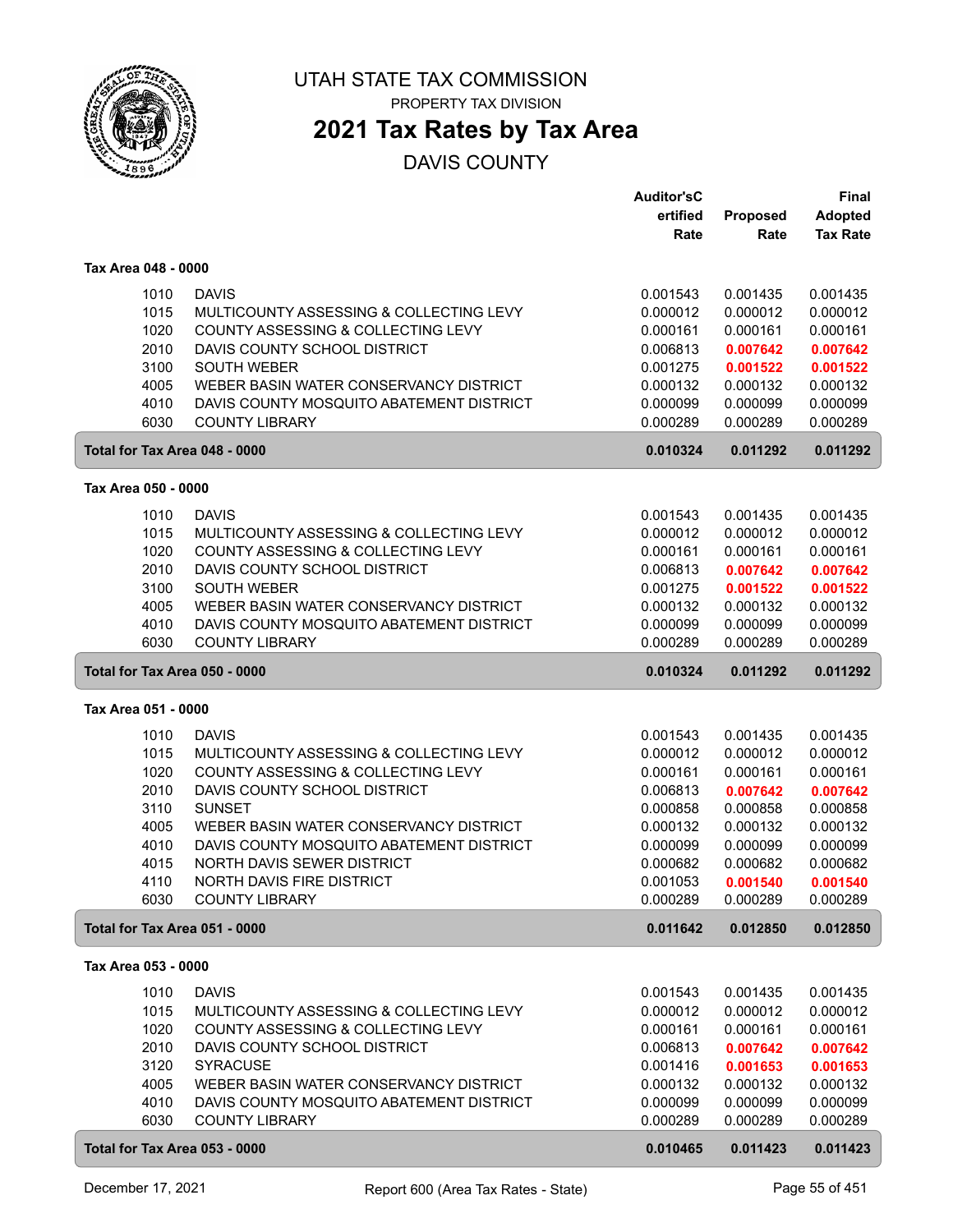# UTAH STATE TAX COMMISSION

PROPERTY TAX DIVISION

## 2021 Tax Rates by Tax Area

DAVIS COUNTY

| | | Auditor'sCertified Rate | Proposed Rate | Final Adopted Tax Rate |
|---|---|---|---|---|
| **Tax Area 048 - 0000** | | | | |
| 1010 | DAVIS | 0.001543 | 0.001435 | 0.001435 |
| 1015 | MULTICOUNTY ASSESSING & COLLECTING LEVY | 0.000012 | 0.000012 | 0.000012 |
| 1020 | COUNTY ASSESSING & COLLECTING LEVY | 0.000161 | 0.000161 | 0.000161 |
| 2010 | DAVIS COUNTY SCHOOL DISTRICT | 0.006813 | **0.007642** | **0.007642** |
| 3100 | SOUTH WEBER | 0.001275 | **0.001522** | **0.001522** |
| 4005 | WEBER BASIN WATER CONSERVANCY DISTRICT | 0.000132 | 0.000132 | 0.000132 |
| 4010 | DAVIS COUNTY MOSQUITO ABATEMENT DISTRICT | 0.000099 | 0.000099 | 0.000099 |
| 6030 | COUNTY LIBRARY | 0.000289 | 0.000289 | 0.000289 |
| **Total for Tax Area 048 - 0000** | | **0.010324** | **0.011292** | **0.011292** |
| **Tax Area 050 - 0000** | | | | |
| 1010 | DAVIS | 0.001543 | 0.001435 | 0.001435 |
| 1015 | MULTICOUNTY ASSESSING & COLLECTING LEVY | 0.000012 | 0.000012 | 0.000012 |
| 1020 | COUNTY ASSESSING & COLLECTING LEVY | 0.000161 | 0.000161 | 0.000161 |
| 2010 | DAVIS COUNTY SCHOOL DISTRICT | 0.006813 | **0.007642** | **0.007642** |
| 3100 | SOUTH WEBER | 0.001275 | **0.001522** | **0.001522** |
| 4005 | WEBER BASIN WATER CONSERVANCY DISTRICT | 0.000132 | 0.000132 | 0.000132 |
| 4010 | DAVIS COUNTY MOSQUITO ABATEMENT DISTRICT | 0.000099 | 0.000099 | 0.000099 |
| 6030 | COUNTY LIBRARY | 0.000289 | 0.000289 | 0.000289 |
| **Total for Tax Area 050 - 0000** | | **0.010324** | **0.011292** | **0.011292** |
| **Tax Area 051 - 0000** | | | | |
| 1010 | DAVIS | 0.001543 | 0.001435 | 0.001435 |
| 1015 | MULTICOUNTY ASSESSING & COLLECTING LEVY | 0.000012 | 0.000012 | 0.000012 |
| 1020 | COUNTY ASSESSING & COLLECTING LEVY | 0.000161 | 0.000161 | 0.000161 |
| 2010 | DAVIS COUNTY SCHOOL DISTRICT | 0.006813 | **0.007642** | **0.007642** |
| 3110 | SUNSET | 0.000858 | 0.000858 | 0.000858 |
| 4005 | WEBER BASIN WATER CONSERVANCY DISTRICT | 0.000132 | 0.000132 | 0.000132 |
| 4010 | DAVIS COUNTY MOSQUITO ABATEMENT DISTRICT | 0.000099 | 0.000099 | 0.000099 |
| 4015 | NORTH DAVIS SEWER DISTRICT | 0.000682 | 0.000682 | 0.000682 |
| 4110 | NORTH DAVIS FIRE DISTRICT | 0.001053 | **0.001540** | **0.001540** |
| 6030 | COUNTY LIBRARY | 0.000289 | 0.000289 | 0.000289 |
| **Total for Tax Area 051 - 0000** | | **0.011642** | **0.012850** | **0.012850** |
| **Tax Area 053 - 0000** | | | | |
| 1010 | DAVIS | 0.001543 | 0.001435 | 0.001435 |
| 1015 | MULTICOUNTY ASSESSING & COLLECTING LEVY | 0.000012 | 0.000012 | 0.000012 |
| 1020 | COUNTY ASSESSING & COLLECTING LEVY | 0.000161 | 0.000161 | 0.000161 |
| 2010 | DAVIS COUNTY SCHOOL DISTRICT | 0.006813 | **0.007642** | **0.007642** |
| 3120 | SYRACUSE | 0.001416 | **0.001653** | **0.001653** |
| 4005 | WEBER BASIN WATER CONSERVANCY DISTRICT | 0.000132 | 0.000132 | 0.000132 |
| 4010 | DAVIS COUNTY MOSQUITO ABATEMENT DISTRICT | 0.000099 | 0.000099 | 0.000099 |
| 6030 | COUNTY LIBRARY | 0.000289 | 0.000289 | 0.000289 |
| **Total for Tax Area 053 - 0000** | | **0.010465** | **0.011423** | **0.011423** |

December 17, 2021 — Report 600 (Area Tax Rates - State)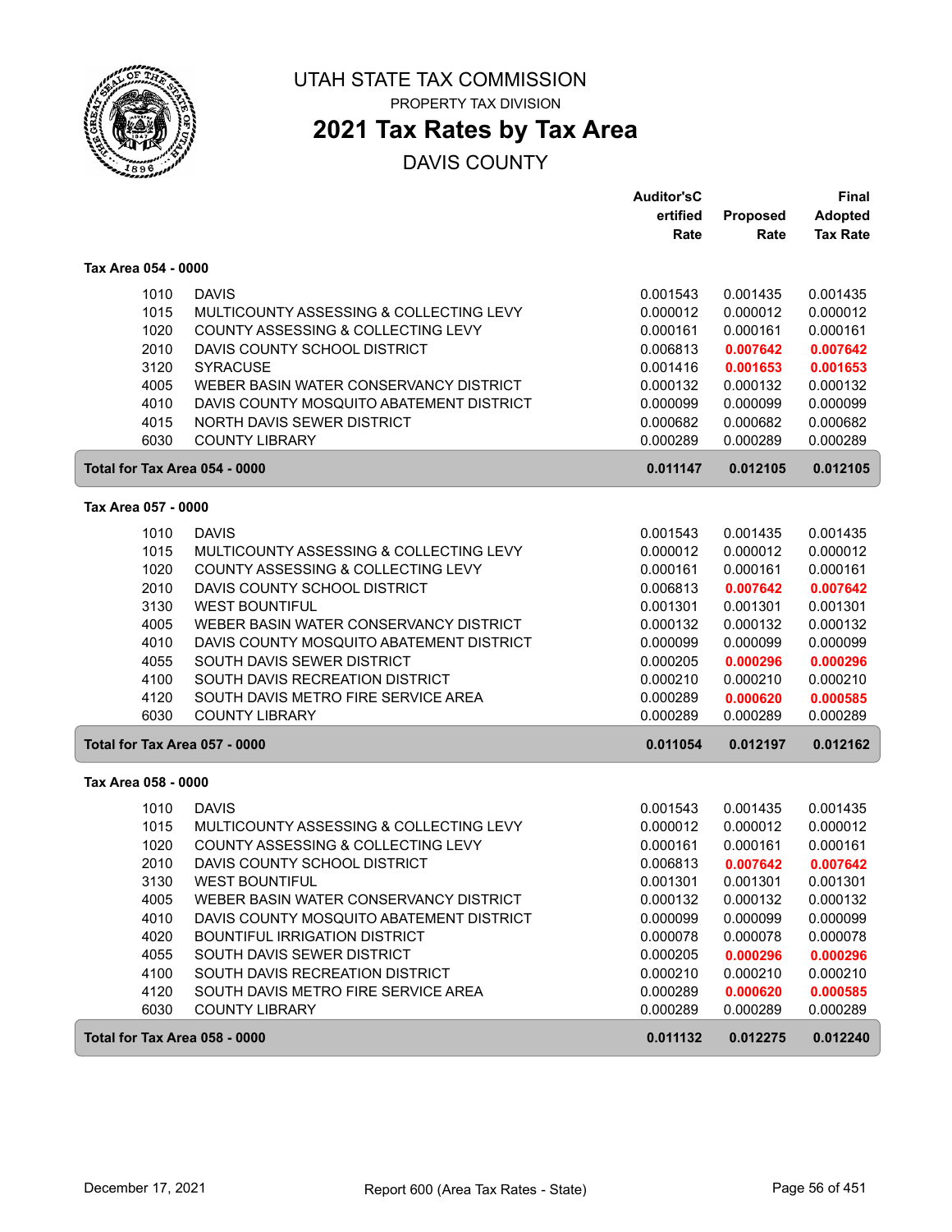# UTAH STATE TAX COMMISSION

PROPERTY TAX DIVISION

## 2021 Tax Rates by Tax Area

DAVIS COUNTY

### Tax Area 054 - 0000

| | | Auditor'sCertified Rate | Proposed Rate | Final Adopted Tax Rate |
|---|---|---|---|---|
| 1010 | DAVIS | 0.001543 | 0.001435 | 0.001435 |
| 1015 | MULTICOUNTY ASSESSING & COLLECTING LEVY | 0.000012 | 0.000012 | 0.000012 |
| 1020 | COUNTY ASSESSING & COLLECTING LEVY | 0.000161 | 0.000161 | 0.000161 |
| 2010 | DAVIS COUNTY SCHOOL DISTRICT | 0.006813 | **0.007642** | **0.007642** |
| 3120 | SYRACUSE | 0.001416 | **0.001653** | **0.001653** |
| 4005 | WEBER BASIN WATER CONSERVANCY DISTRICT | 0.000132 | 0.000132 | 0.000132 |
| 4010 | DAVIS COUNTY MOSQUITO ABATEMENT DISTRICT | 0.000099 | 0.000099 | 0.000099 |
| 4015 | NORTH DAVIS SEWER DISTRICT | 0.000682 | 0.000682 | 0.000682 |
| 6030 | COUNTY LIBRARY | 0.000289 | 0.000289 | 0.000289 |
| **Total for Tax Area 054 - 0000** | | **0.011147** | **0.012105** | **0.012105** |

### Tax Area 057 - 0000

| | | Auditor'sCertified Rate | Proposed Rate | Final Adopted Tax Rate |
|---|---|---|---|---|
| 1010 | DAVIS | 0.001543 | 0.001435 | 0.001435 |
| 1015 | MULTICOUNTY ASSESSING & COLLECTING LEVY | 0.000012 | 0.000012 | 0.000012 |
| 1020 | COUNTY ASSESSING & COLLECTING LEVY | 0.000161 | 0.000161 | 0.000161 |
| 2010 | DAVIS COUNTY SCHOOL DISTRICT | 0.006813 | **0.007642** | **0.007642** |
| 3130 | WEST BOUNTIFUL | 0.001301 | 0.001301 | 0.001301 |
| 4005 | WEBER BASIN WATER CONSERVANCY DISTRICT | 0.000132 | 0.000132 | 0.000132 |
| 4010 | DAVIS COUNTY MOSQUITO ABATEMENT DISTRICT | 0.000099 | 0.000099 | 0.000099 |
| 4055 | SOUTH DAVIS SEWER DISTRICT | 0.000205 | **0.000296** | **0.000296** |
| 4100 | SOUTH DAVIS RECREATION DISTRICT | 0.000210 | 0.000210 | 0.000210 |
| 4120 | SOUTH DAVIS METRO FIRE SERVICE AREA | 0.000289 | **0.000620** | **0.000585** |
| 6030 | COUNTY LIBRARY | 0.000289 | 0.000289 | 0.000289 |
| **Total for Tax Area 057 - 0000** | | **0.011054** | **0.012197** | **0.012162** |

### Tax Area 058 - 0000

| | | Auditor'sCertified Rate | Proposed Rate | Final Adopted Tax Rate |
|---|---|---|---|---|
| 1010 | DAVIS | 0.001543 | 0.001435 | 0.001435 |
| 1015 | MULTICOUNTY ASSESSING & COLLECTING LEVY | 0.000012 | 0.000012 | 0.000012 |
| 1020 | COUNTY ASSESSING & COLLECTING LEVY | 0.000161 | 0.000161 | 0.000161 |
| 2010 | DAVIS COUNTY SCHOOL DISTRICT | 0.006813 | **0.007642** | **0.007642** |
| 3130 | WEST BOUNTIFUL | 0.001301 | 0.001301 | 0.001301 |
| 4005 | WEBER BASIN WATER CONSERVANCY DISTRICT | 0.000132 | 0.000132 | 0.000132 |
| 4010 | DAVIS COUNTY MOSQUITO ABATEMENT DISTRICT | 0.000099 | 0.000099 | 0.000099 |
| 4020 | BOUNTIFUL IRRIGATION DISTRICT | 0.000078 | 0.000078 | 0.000078 |
| 4055 | SOUTH DAVIS SEWER DISTRICT | 0.000205 | **0.000296** | **0.000296** |
| 4100 | SOUTH DAVIS RECREATION DISTRICT | 0.000210 | 0.000210 | 0.000210 |
| 4120 | SOUTH DAVIS METRO FIRE SERVICE AREA | 0.000289 | **0.000620** | **0.000585** |
| 6030 | COUNTY LIBRARY | 0.000289 | 0.000289 | 0.000289 |
| **Total for Tax Area 058 - 0000** | | **0.011132** | **0.012275** | **0.012240** |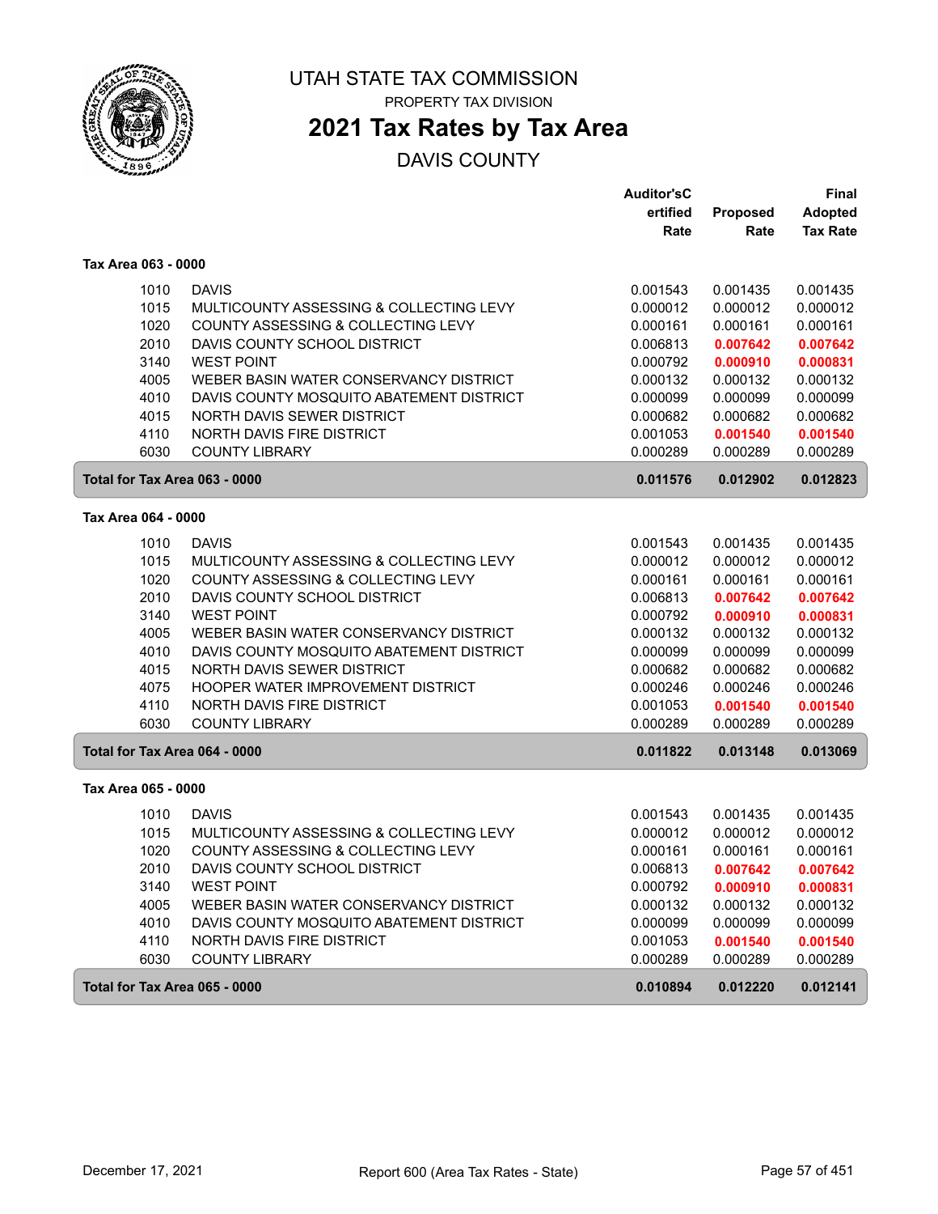# UTAH STATE TAX COMMISSION

PROPERTY TAX DIVISION

## 2021 Tax Rates by Tax Area

DAVIS COUNTY

| | | Auditor'sCertified Rate | Proposed Rate | Final Adopted Tax Rate |
|---|---|---|---|---|
| **Tax Area 063 - 0000** | | | | |
| 1010 | DAVIS | 0.001543 | 0.001435 | 0.001435 |
| 1015 | MULTICOUNTY ASSESSING & COLLECTING LEVY | 0.000012 | 0.000012 | 0.000012 |
| 1020 | COUNTY ASSESSING & COLLECTING LEVY | 0.000161 | 0.000161 | 0.000161 |
| 2010 | DAVIS COUNTY SCHOOL DISTRICT | 0.006813 | **0.007642** | **0.007642** |
| 3140 | WEST POINT | 0.000792 | **0.000910** | **0.000831** |
| 4005 | WEBER BASIN WATER CONSERVANCY DISTRICT | 0.000132 | 0.000132 | 0.000132 |
| 4010 | DAVIS COUNTY MOSQUITO ABATEMENT DISTRICT | 0.000099 | 0.000099 | 0.000099 |
| 4015 | NORTH DAVIS SEWER DISTRICT | 0.000682 | 0.000682 | 0.000682 |
| 4110 | NORTH DAVIS FIRE DISTRICT | 0.001053 | **0.001540** | **0.001540** |
| 6030 | COUNTY LIBRARY | 0.000289 | 0.000289 | 0.000289 |
| **Total for Tax Area 063 - 0000** | | **0.011576** | **0.012902** | **0.012823** |
| **Tax Area 064 - 0000** | | | | |
| 1010 | DAVIS | 0.001543 | 0.001435 | 0.001435 |
| 1015 | MULTICOUNTY ASSESSING & COLLECTING LEVY | 0.000012 | 0.000012 | 0.000012 |
| 1020 | COUNTY ASSESSING & COLLECTING LEVY | 0.000161 | 0.000161 | 0.000161 |
| 2010 | DAVIS COUNTY SCHOOL DISTRICT | 0.006813 | **0.007642** | **0.007642** |
| 3140 | WEST POINT | 0.000792 | **0.000910** | **0.000831** |
| 4005 | WEBER BASIN WATER CONSERVANCY DISTRICT | 0.000132 | 0.000132 | 0.000132 |
| 4010 | DAVIS COUNTY MOSQUITO ABATEMENT DISTRICT | 0.000099 | 0.000099 | 0.000099 |
| 4015 | NORTH DAVIS SEWER DISTRICT | 0.000682 | 0.000682 | 0.000682 |
| 4075 | HOOPER WATER IMPROVEMENT DISTRICT | 0.000246 | 0.000246 | 0.000246 |
| 4110 | NORTH DAVIS FIRE DISTRICT | 0.001053 | **0.001540** | **0.001540** |
| 6030 | COUNTY LIBRARY | 0.000289 | 0.000289 | 0.000289 |
| **Total for Tax Area 064 - 0000** | | **0.011822** | **0.013148** | **0.013069** |
| **Tax Area 065 - 0000** | | | | |
| 1010 | DAVIS | 0.001543 | 0.001435 | 0.001435 |
| 1015 | MULTICOUNTY ASSESSING & COLLECTING LEVY | 0.000012 | 0.000012 | 0.000012 |
| 1020 | COUNTY ASSESSING & COLLECTING LEVY | 0.000161 | 0.000161 | 0.000161 |
| 2010 | DAVIS COUNTY SCHOOL DISTRICT | 0.006813 | **0.007642** | **0.007642** |
| 3140 | WEST POINT | 0.000792 | **0.000910** | **0.000831** |
| 4005 | WEBER BASIN WATER CONSERVANCY DISTRICT | 0.000132 | 0.000132 | 0.000132 |
| 4010 | DAVIS COUNTY MOSQUITO ABATEMENT DISTRICT | 0.000099 | 0.000099 | 0.000099 |
| 4110 | NORTH DAVIS FIRE DISTRICT | 0.001053 | **0.001540** | **0.001540** |
| 6030 | COUNTY LIBRARY | 0.000289 | 0.000289 | 0.000289 |
| **Total for Tax Area 065 - 0000** | | **0.010894** | **0.012220** | **0.012141** |

December 17, 2021 — Report 600 (Area Tax Rates - State)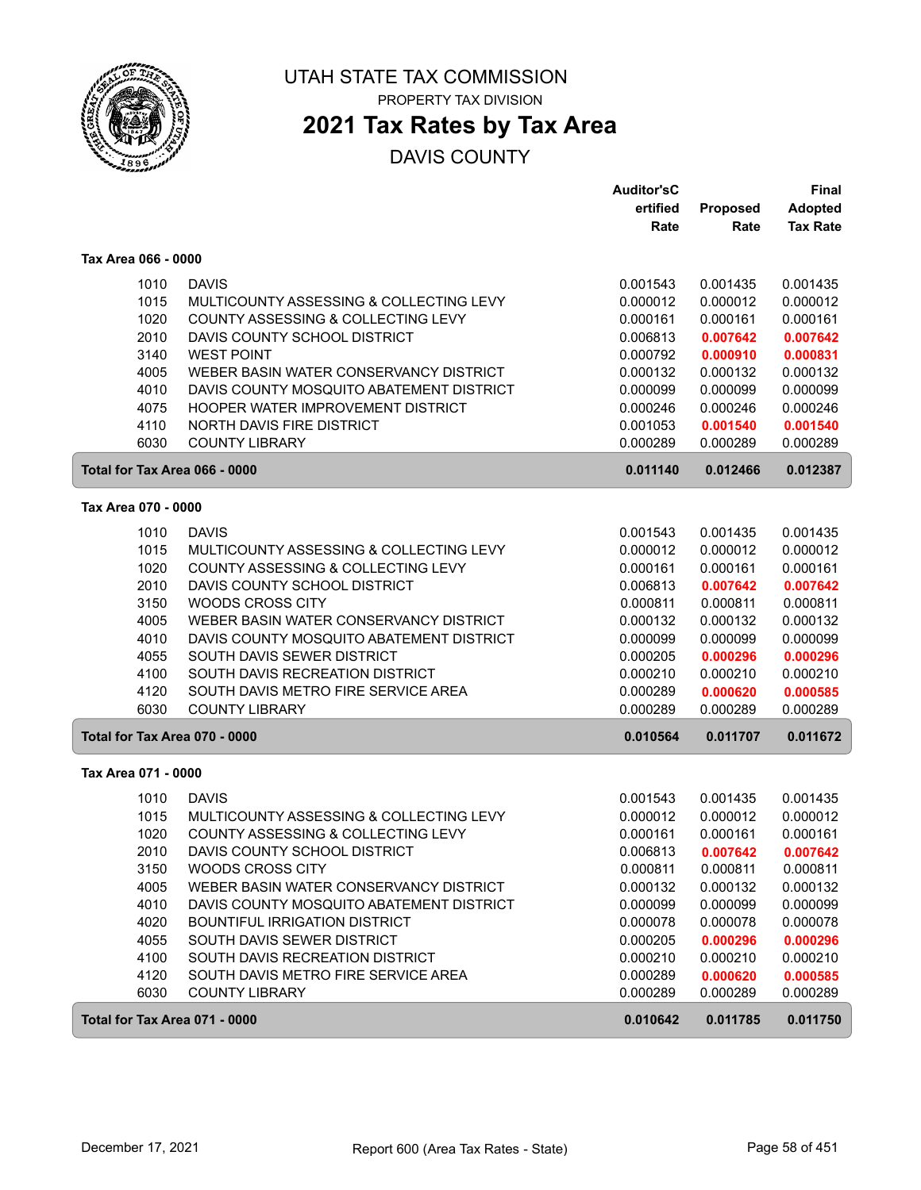# UTAH STATE TAX COMMISSION

PROPERTY TAX DIVISION

## 2021 Tax Rates by Tax Area

DAVIS COUNTY

### Tax Area 066 - 0000

| Code | Entity | Auditor's Certified Rate | Proposed Rate | Final Adopted Tax Rate |
|---|---|---|---|---|
| 1010 | DAVIS | 0.001543 | 0.001435 | 0.001435 |
| 1015 | MULTICOUNTY ASSESSING & COLLECTING LEVY | 0.000012 | 0.000012 | 0.000012 |
| 1020 | COUNTY ASSESSING & COLLECTING LEVY | 0.000161 | 0.000161 | 0.000161 |
| 2010 | DAVIS COUNTY SCHOOL DISTRICT | 0.006813 | **0.007642** | **0.007642** |
| 3140 | WEST POINT | 0.000792 | **0.000910** | **0.000831** |
| 4005 | WEBER BASIN WATER CONSERVANCY DISTRICT | 0.000132 | 0.000132 | 0.000132 |
| 4010 | DAVIS COUNTY MOSQUITO ABATEMENT DISTRICT | 0.000099 | 0.000099 | 0.000099 |
| 4075 | HOOPER WATER IMPROVEMENT DISTRICT | 0.000246 | 0.000246 | 0.000246 |
| 4110 | NORTH DAVIS FIRE DISTRICT | 0.001053 | **0.001540** | **0.001540** |
| 6030 | COUNTY LIBRARY | 0.000289 | 0.000289 | 0.000289 |
| **Total for Tax Area 066 - 0000** | | **0.011140** | **0.012466** | **0.012387** |

### Tax Area 070 - 0000

| Code | Entity | Auditor's Certified Rate | Proposed Rate | Final Adopted Tax Rate |
|---|---|---|---|---|
| 1010 | DAVIS | 0.001543 | 0.001435 | 0.001435 |
| 1015 | MULTICOUNTY ASSESSING & COLLECTING LEVY | 0.000012 | 0.000012 | 0.000012 |
| 1020 | COUNTY ASSESSING & COLLECTING LEVY | 0.000161 | 0.000161 | 0.000161 |
| 2010 | DAVIS COUNTY SCHOOL DISTRICT | 0.006813 | **0.007642** | **0.007642** |
| 3150 | WOODS CROSS CITY | 0.000811 | 0.000811 | 0.000811 |
| 4005 | WEBER BASIN WATER CONSERVANCY DISTRICT | 0.000132 | 0.000132 | 0.000132 |
| 4010 | DAVIS COUNTY MOSQUITO ABATEMENT DISTRICT | 0.000099 | 0.000099 | 0.000099 |
| 4055 | SOUTH DAVIS SEWER DISTRICT | 0.000205 | **0.000296** | **0.000296** |
| 4100 | SOUTH DAVIS RECREATION DISTRICT | 0.000210 | 0.000210 | 0.000210 |
| 4120 | SOUTH DAVIS METRO FIRE SERVICE AREA | 0.000289 | **0.000620** | **0.000585** |
| 6030 | COUNTY LIBRARY | 0.000289 | 0.000289 | 0.000289 |
| **Total for Tax Area 070 - 0000** | | **0.010564** | **0.011707** | **0.011672** |

### Tax Area 071 - 0000

| Code | Entity | Auditor's Certified Rate | Proposed Rate | Final Adopted Tax Rate |
|---|---|---|---|---|
| 1010 | DAVIS | 0.001543 | 0.001435 | 0.001435 |
| 1015 | MULTICOUNTY ASSESSING & COLLECTING LEVY | 0.000012 | 0.000012 | 0.000012 |
| 1020 | COUNTY ASSESSING & COLLECTING LEVY | 0.000161 | 0.000161 | 0.000161 |
| 2010 | DAVIS COUNTY SCHOOL DISTRICT | 0.006813 | **0.007642** | **0.007642** |
| 3150 | WOODS CROSS CITY | 0.000811 | 0.000811 | 0.000811 |
| 4005 | WEBER BASIN WATER CONSERVANCY DISTRICT | 0.000132 | 0.000132 | 0.000132 |
| 4010 | DAVIS COUNTY MOSQUITO ABATEMENT DISTRICT | 0.000099 | 0.000099 | 0.000099 |
| 4020 | BOUNTIFUL IRRIGATION DISTRICT | 0.000078 | 0.000078 | 0.000078 |
| 4055 | SOUTH DAVIS SEWER DISTRICT | 0.000205 | **0.000296** | **0.000296** |
| 4100 | SOUTH DAVIS RECREATION DISTRICT | 0.000210 | 0.000210 | 0.000210 |
| 4120 | SOUTH DAVIS METRO FIRE SERVICE AREA | 0.000289 | **0.000620** | **0.000585** |
| 6030 | COUNTY LIBRARY | 0.000289 | 0.000289 | 0.000289 |
| **Total for Tax Area 071 - 0000** | | **0.010642** | **0.011785** | **0.011750** |

December 17, 2021 — Report 600 (Area Tax Rates - State)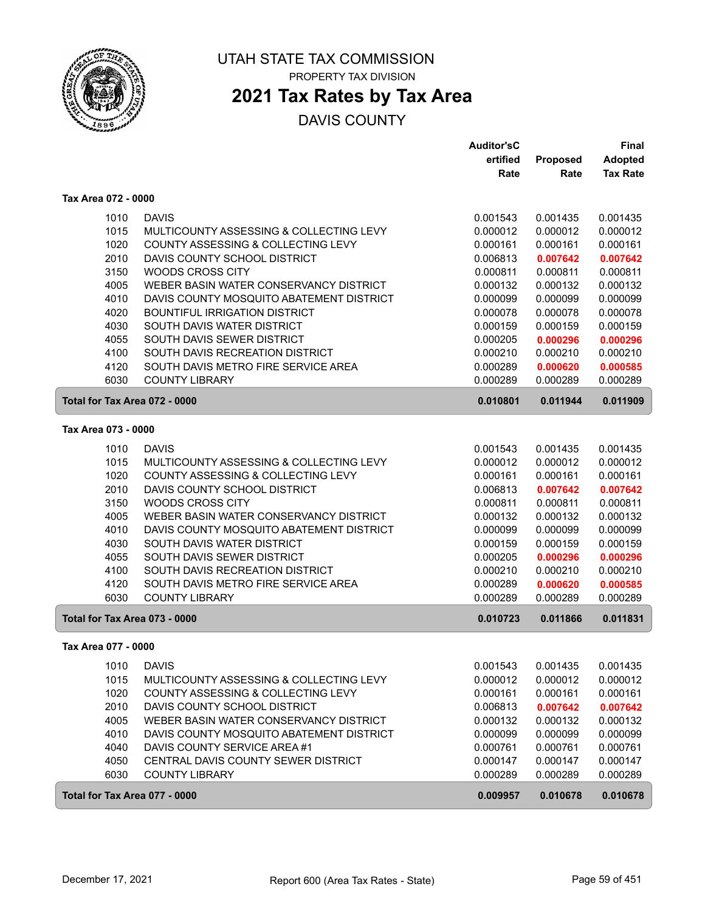# UTAH STATE TAX COMMISSION

PROPERTY TAX DIVISION

## 2021 Tax Rates by Tax Area

DAVIS COUNTY

| | | Auditor'sCertified Rate | Proposed Rate | Final Adopted Tax Rate |
|---|---|---|---|---|
| **Tax Area 072 - 0000** | | | | |
| 1010 | DAVIS | 0.001543 | 0.001435 | 0.001435 |
| 1015 | MULTICOUNTY ASSESSING & COLLECTING LEVY | 0.000012 | 0.000012 | 0.000012 |
| 1020 | COUNTY ASSESSING & COLLECTING LEVY | 0.000161 | 0.000161 | 0.000161 |
| 2010 | DAVIS COUNTY SCHOOL DISTRICT | 0.006813 | **0.007642** | **0.007642** |
| 3150 | WOODS CROSS CITY | 0.000811 | 0.000811 | 0.000811 |
| 4005 | WEBER BASIN WATER CONSERVANCY DISTRICT | 0.000132 | 0.000132 | 0.000132 |
| 4010 | DAVIS COUNTY MOSQUITO ABATEMENT DISTRICT | 0.000099 | 0.000099 | 0.000099 |
| 4020 | BOUNTIFUL IRRIGATION DISTRICT | 0.000078 | 0.000078 | 0.000078 |
| 4030 | SOUTH DAVIS WATER DISTRICT | 0.000159 | 0.000159 | 0.000159 |
| 4055 | SOUTH DAVIS SEWER DISTRICT | 0.000205 | **0.000296** | **0.000296** |
| 4100 | SOUTH DAVIS RECREATION DISTRICT | 0.000210 | 0.000210 | 0.000210 |
| 4120 | SOUTH DAVIS METRO FIRE SERVICE AREA | 0.000289 | **0.000620** | **0.000585** |
| 6030 | COUNTY LIBRARY | 0.000289 | 0.000289 | 0.000289 |
| **Total for Tax Area 072 - 0000** | | **0.010801** | **0.011944** | **0.011909** |
| **Tax Area 073 - 0000** | | | | |
| 1010 | DAVIS | 0.001543 | 0.001435 | 0.001435 |
| 1015 | MULTICOUNTY ASSESSING & COLLECTING LEVY | 0.000012 | 0.000012 | 0.000012 |
| 1020 | COUNTY ASSESSING & COLLECTING LEVY | 0.000161 | 0.000161 | 0.000161 |
| 2010 | DAVIS COUNTY SCHOOL DISTRICT | 0.006813 | **0.007642** | **0.007642** |
| 3150 | WOODS CROSS CITY | 0.000811 | 0.000811 | 0.000811 |
| 4005 | WEBER BASIN WATER CONSERVANCY DISTRICT | 0.000132 | 0.000132 | 0.000132 |
| 4010 | DAVIS COUNTY MOSQUITO ABATEMENT DISTRICT | 0.000099 | 0.000099 | 0.000099 |
| 4030 | SOUTH DAVIS WATER DISTRICT | 0.000159 | 0.000159 | 0.000159 |
| 4055 | SOUTH DAVIS SEWER DISTRICT | 0.000205 | **0.000296** | **0.000296** |
| 4100 | SOUTH DAVIS RECREATION DISTRICT | 0.000210 | 0.000210 | 0.000210 |
| 4120 | SOUTH DAVIS METRO FIRE SERVICE AREA | 0.000289 | **0.000620** | **0.000585** |
| 6030 | COUNTY LIBRARY | 0.000289 | 0.000289 | 0.000289 |
| **Total for Tax Area 073 - 0000** | | **0.010723** | **0.011866** | **0.011831** |
| **Tax Area 077 - 0000** | | | | |
| 1010 | DAVIS | 0.001543 | 0.001435 | 0.001435 |
| 1015 | MULTICOUNTY ASSESSING & COLLECTING LEVY | 0.000012 | 0.000012 | 0.000012 |
| 1020 | COUNTY ASSESSING & COLLECTING LEVY | 0.000161 | 0.000161 | 0.000161 |
| 2010 | DAVIS COUNTY SCHOOL DISTRICT | 0.006813 | **0.007642** | **0.007642** |
| 4005 | WEBER BASIN WATER CONSERVANCY DISTRICT | 0.000132 | 0.000132 | 0.000132 |
| 4010 | DAVIS COUNTY MOSQUITO ABATEMENT DISTRICT | 0.000099 | 0.000099 | 0.000099 |
| 4040 | DAVIS COUNTY SERVICE AREA #1 | 0.000761 | 0.000761 | 0.000761 |
| 4050 | CENTRAL DAVIS COUNTY SEWER DISTRICT | 0.000147 | 0.000147 | 0.000147 |
| 6030 | COUNTY LIBRARY | 0.000289 | 0.000289 | 0.000289 |
| **Total for Tax Area 077 - 0000** | | **0.009957** | **0.010678** | **0.010678** |

December 17, 2021 — Report 600 (Area Tax Rates - State)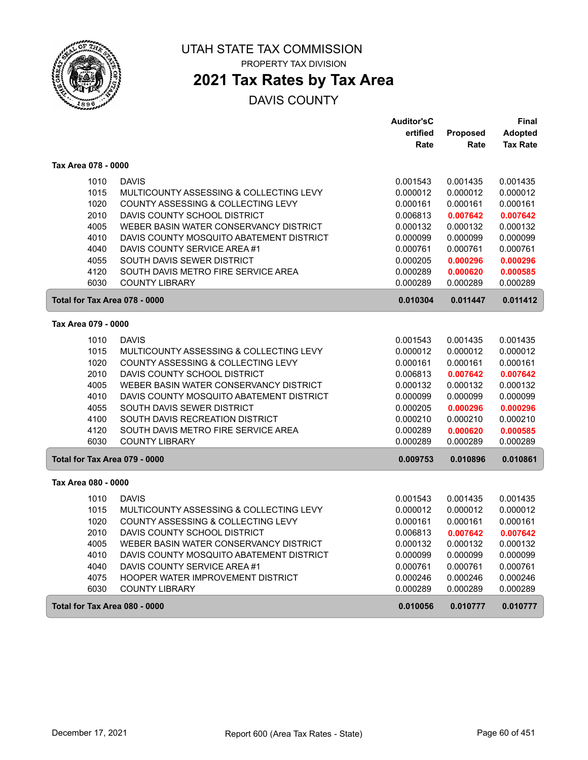UTAH STATE TAX COMMISSION

PROPERTY TAX DIVISION

# 2021 Tax Rates by Tax Area

DAVIS COUNTY

| | | Auditor'sCertified Rate | Proposed Rate | Final Adopted Tax Rate |
|---|---|---|---|---|
| **Tax Area 078 - 0000** | | | | |
| 1010 | DAVIS | 0.001543 | 0.001435 | 0.001435 |
| 1015 | MULTICOUNTY ASSESSING & COLLECTING LEVY | 0.000012 | 0.000012 | 0.000012 |
| 1020 | COUNTY ASSESSING & COLLECTING LEVY | 0.000161 | 0.000161 | 0.000161 |
| 2010 | DAVIS COUNTY SCHOOL DISTRICT | 0.006813 | **0.007642** | **0.007642** |
| 4005 | WEBER BASIN WATER CONSERVANCY DISTRICT | 0.000132 | 0.000132 | 0.000132 |
| 4010 | DAVIS COUNTY MOSQUITO ABATEMENT DISTRICT | 0.000099 | 0.000099 | 0.000099 |
| 4040 | DAVIS COUNTY SERVICE AREA #1 | 0.000761 | 0.000761 | 0.000761 |
| 4055 | SOUTH DAVIS SEWER DISTRICT | 0.000205 | **0.000296** | **0.000296** |
| 4120 | SOUTH DAVIS METRO FIRE SERVICE AREA | 0.000289 | **0.000620** | **0.000585** |
| 6030 | COUNTY LIBRARY | 0.000289 | 0.000289 | 0.000289 |
| **Total for Tax Area 078 - 0000** | | **0.010304** | **0.011447** | **0.011412** |
| **Tax Area 079 - 0000** | | | | |
| 1010 | DAVIS | 0.001543 | 0.001435 | 0.001435 |
| 1015 | MULTICOUNTY ASSESSING & COLLECTING LEVY | 0.000012 | 0.000012 | 0.000012 |
| 1020 | COUNTY ASSESSING & COLLECTING LEVY | 0.000161 | 0.000161 | 0.000161 |
| 2010 | DAVIS COUNTY SCHOOL DISTRICT | 0.006813 | **0.007642** | **0.007642** |
| 4005 | WEBER BASIN WATER CONSERVANCY DISTRICT | 0.000132 | 0.000132 | 0.000132 |
| 4010 | DAVIS COUNTY MOSQUITO ABATEMENT DISTRICT | 0.000099 | 0.000099 | 0.000099 |
| 4055 | SOUTH DAVIS SEWER DISTRICT | 0.000205 | **0.000296** | **0.000296** |
| 4100 | SOUTH DAVIS RECREATION DISTRICT | 0.000210 | 0.000210 | 0.000210 |
| 4120 | SOUTH DAVIS METRO FIRE SERVICE AREA | 0.000289 | **0.000620** | **0.000585** |
| 6030 | COUNTY LIBRARY | 0.000289 | 0.000289 | 0.000289 |
| **Total for Tax Area 079 - 0000** | | **0.009753** | **0.010896** | **0.010861** |
| **Tax Area 080 - 0000** | | | | |
| 1010 | DAVIS | 0.001543 | 0.001435 | 0.001435 |
| 1015 | MULTICOUNTY ASSESSING & COLLECTING LEVY | 0.000012 | 0.000012 | 0.000012 |
| 1020 | COUNTY ASSESSING & COLLECTING LEVY | 0.000161 | 0.000161 | 0.000161 |
| 2010 | DAVIS COUNTY SCHOOL DISTRICT | 0.006813 | **0.007642** | **0.007642** |
| 4005 | WEBER BASIN WATER CONSERVANCY DISTRICT | 0.000132 | 0.000132 | 0.000132 |
| 4010 | DAVIS COUNTY MOSQUITO ABATEMENT DISTRICT | 0.000099 | 0.000099 | 0.000099 |
| 4040 | DAVIS COUNTY SERVICE AREA #1 | 0.000761 | 0.000761 | 0.000761 |
| 4075 | HOOPER WATER IMPROVEMENT DISTRICT | 0.000246 | 0.000246 | 0.000246 |
| 6030 | COUNTY LIBRARY | 0.000289 | 0.000289 | 0.000289 |
| **Total for Tax Area 080 - 0000** | | **0.010056** | **0.010777** | **0.010777** |

December 17, 2021 — Report 600 (Area Tax Rates - State)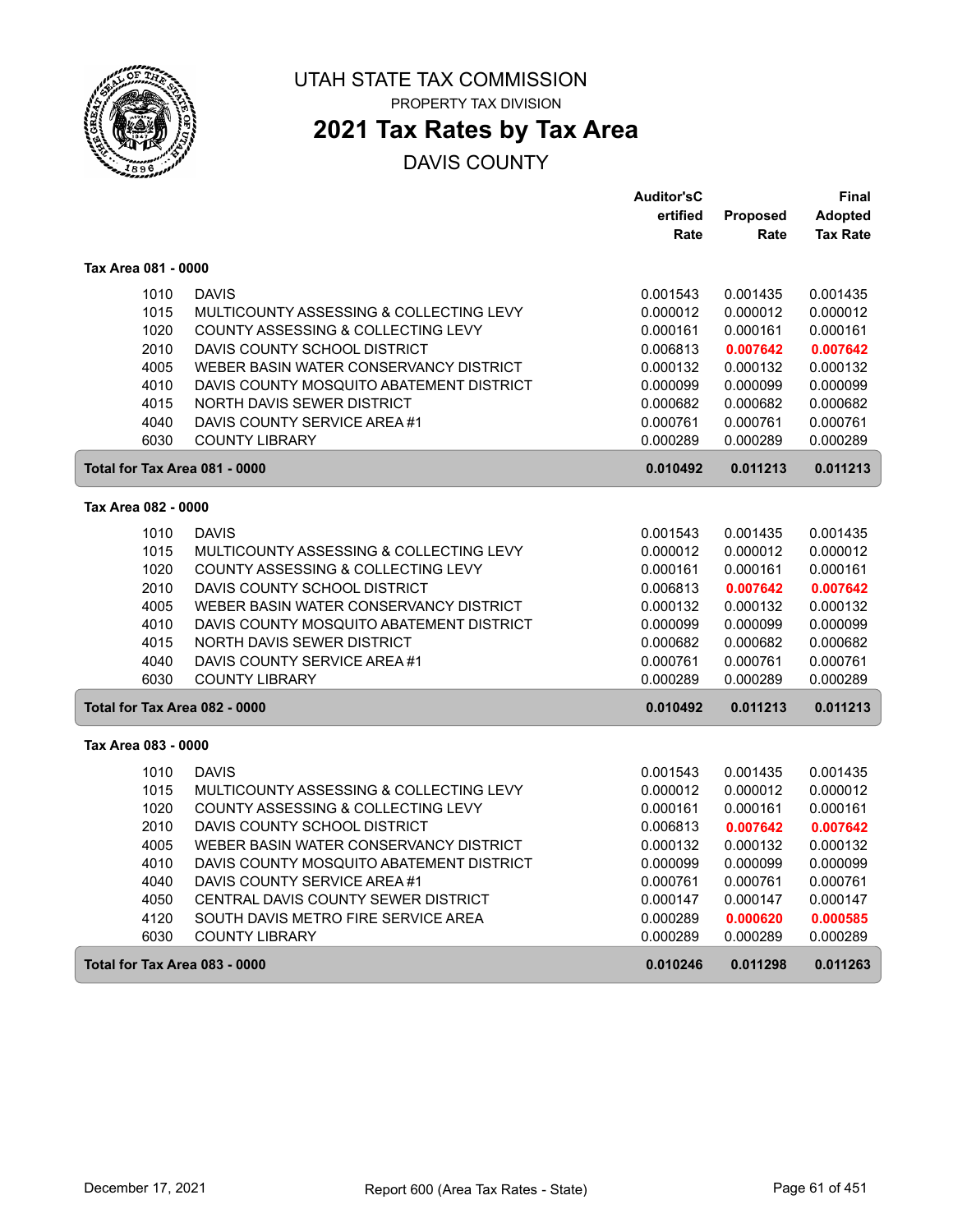# UTAH STATE TAX COMMISSION

PROPERTY TAX DIVISION

## 2021 Tax Rates by Tax Area

DAVIS COUNTY

| | | Auditor'sCertified Rate | Proposed Rate | Final Adopted Tax Rate |
|---|---|---|---|---|
| **Tax Area 081 - 0000** | | | | |
| 1010 | DAVIS | 0.001543 | 0.001435 | 0.001435 |
| 1015 | MULTICOUNTY ASSESSING & COLLECTING LEVY | 0.000012 | 0.000012 | 0.000012 |
| 1020 | COUNTY ASSESSING & COLLECTING LEVY | 0.000161 | 0.000161 | 0.000161 |
| 2010 | DAVIS COUNTY SCHOOL DISTRICT | 0.006813 | **0.007642** | **0.007642** |
| 4005 | WEBER BASIN WATER CONSERVANCY DISTRICT | 0.000132 | 0.000132 | 0.000132 |
| 4010 | DAVIS COUNTY MOSQUITO ABATEMENT DISTRICT | 0.000099 | 0.000099 | 0.000099 |
| 4015 | NORTH DAVIS SEWER DISTRICT | 0.000682 | 0.000682 | 0.000682 |
| 4040 | DAVIS COUNTY SERVICE AREA #1 | 0.000761 | 0.000761 | 0.000761 |
| 6030 | COUNTY LIBRARY | 0.000289 | 0.000289 | 0.000289 |
| **Total for Tax Area 081 - 0000** | | **0.010492** | **0.011213** | **0.011213** |
| **Tax Area 082 - 0000** | | | | |
| 1010 | DAVIS | 0.001543 | 0.001435 | 0.001435 |
| 1015 | MULTICOUNTY ASSESSING & COLLECTING LEVY | 0.000012 | 0.000012 | 0.000012 |
| 1020 | COUNTY ASSESSING & COLLECTING LEVY | 0.000161 | 0.000161 | 0.000161 |
| 2010 | DAVIS COUNTY SCHOOL DISTRICT | 0.006813 | **0.007642** | **0.007642** |
| 4005 | WEBER BASIN WATER CONSERVANCY DISTRICT | 0.000132 | 0.000132 | 0.000132 |
| 4010 | DAVIS COUNTY MOSQUITO ABATEMENT DISTRICT | 0.000099 | 0.000099 | 0.000099 |
| 4015 | NORTH DAVIS SEWER DISTRICT | 0.000682 | 0.000682 | 0.000682 |
| 4040 | DAVIS COUNTY SERVICE AREA #1 | 0.000761 | 0.000761 | 0.000761 |
| 6030 | COUNTY LIBRARY | 0.000289 | 0.000289 | 0.000289 |
| **Total for Tax Area 082 - 0000** | | **0.010492** | **0.011213** | **0.011213** |
| **Tax Area 083 - 0000** | | | | |
| 1010 | DAVIS | 0.001543 | 0.001435 | 0.001435 |
| 1015 | MULTICOUNTY ASSESSING & COLLECTING LEVY | 0.000012 | 0.000012 | 0.000012 |
| 1020 | COUNTY ASSESSING & COLLECTING LEVY | 0.000161 | 0.000161 | 0.000161 |
| 2010 | DAVIS COUNTY SCHOOL DISTRICT | 0.006813 | **0.007642** | **0.007642** |
| 4005 | WEBER BASIN WATER CONSERVANCY DISTRICT | 0.000132 | 0.000132 | 0.000132 |
| 4010 | DAVIS COUNTY MOSQUITO ABATEMENT DISTRICT | 0.000099 | 0.000099 | 0.000099 |
| 4040 | DAVIS COUNTY SERVICE AREA #1 | 0.000761 | 0.000761 | 0.000761 |
| 4050 | CENTRAL DAVIS COUNTY SEWER DISTRICT | 0.000147 | 0.000147 | 0.000147 |
| 4120 | SOUTH DAVIS METRO FIRE SERVICE AREA | 0.000289 | **0.000620** | **0.000585** |
| 6030 | COUNTY LIBRARY | 0.000289 | 0.000289 | 0.000289 |
| **Total for Tax Area 083 - 0000** | | **0.010246** | **0.011298** | **0.011263** |

December 17, 2021 — Report 600 (Area Tax Rates - State)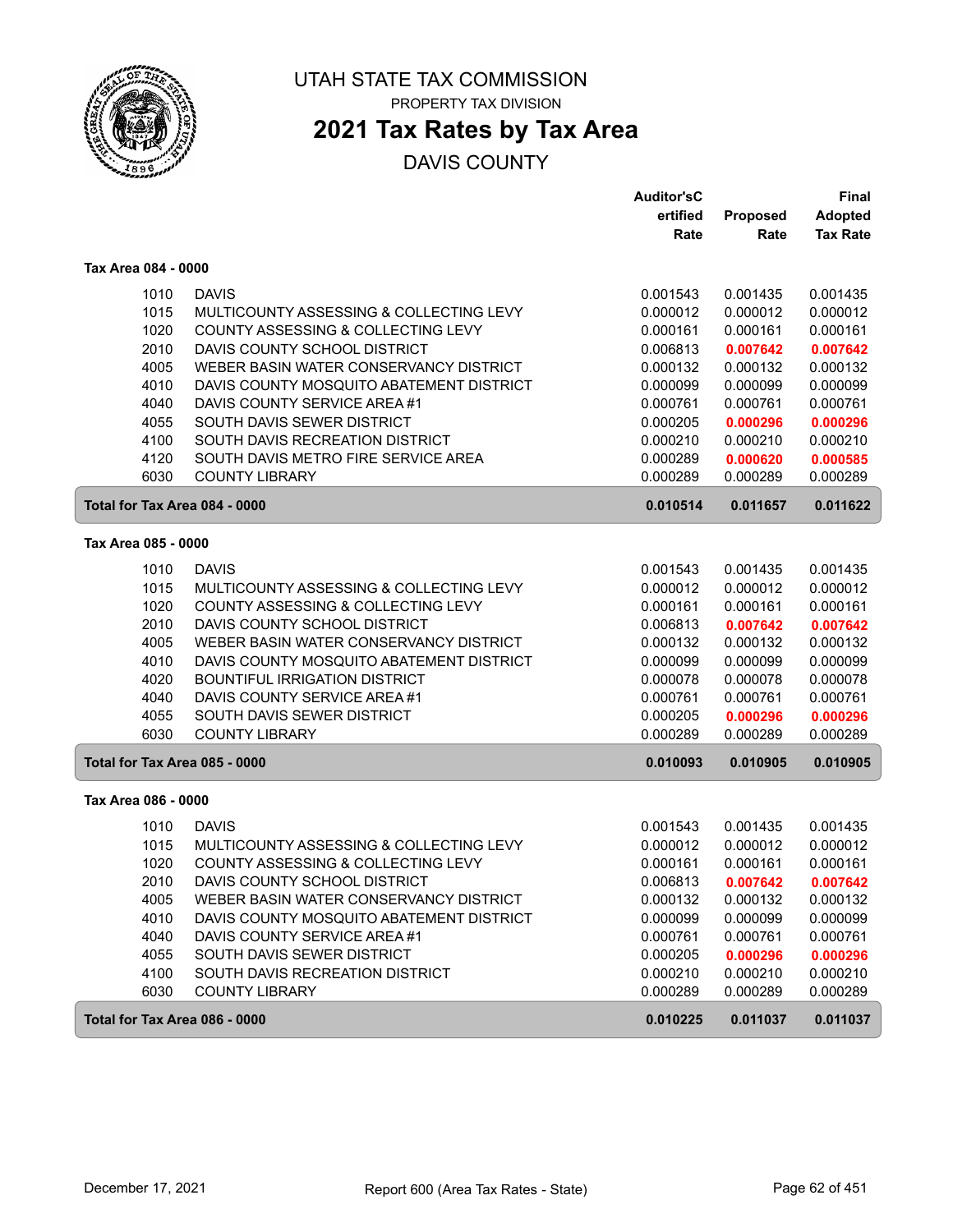# UTAH STATE TAX COMMISSION

PROPERTY TAX DIVISION

## 2021 Tax Rates by Tax Area

DAVIS COUNTY

| | | Auditor'sCertified Rate | Proposed Rate | Final Adopted Tax Rate |
|---|---|---|---|---|
| **Tax Area 084 - 0000** | | | | |
| 1010 | DAVIS | 0.001543 | 0.001435 | 0.001435 |
| 1015 | MULTICOUNTY ASSESSING & COLLECTING LEVY | 0.000012 | 0.000012 | 0.000012 |
| 1020 | COUNTY ASSESSING & COLLECTING LEVY | 0.000161 | 0.000161 | 0.000161 |
| 2010 | DAVIS COUNTY SCHOOL DISTRICT | 0.006813 | **0.007642** | **0.007642** |
| 4005 | WEBER BASIN WATER CONSERVANCY DISTRICT | 0.000132 | 0.000132 | 0.000132 |
| 4010 | DAVIS COUNTY MOSQUITO ABATEMENT DISTRICT | 0.000099 | 0.000099 | 0.000099 |
| 4040 | DAVIS COUNTY SERVICE AREA #1 | 0.000761 | 0.000761 | 0.000761 |
| 4055 | SOUTH DAVIS SEWER DISTRICT | 0.000205 | **0.000296** | **0.000296** |
| 4100 | SOUTH DAVIS RECREATION DISTRICT | 0.000210 | 0.000210 | 0.000210 |
| 4120 | SOUTH DAVIS METRO FIRE SERVICE AREA | 0.000289 | **0.000620** | **0.000585** |
| 6030 | COUNTY LIBRARY | 0.000289 | 0.000289 | 0.000289 |
| **Total for Tax Area 084 - 0000** | | **0.010514** | **0.011657** | **0.011622** |
| **Tax Area 085 - 0000** | | | | |
| 1010 | DAVIS | 0.001543 | 0.001435 | 0.001435 |
| 1015 | MULTICOUNTY ASSESSING & COLLECTING LEVY | 0.000012 | 0.000012 | 0.000012 |
| 1020 | COUNTY ASSESSING & COLLECTING LEVY | 0.000161 | 0.000161 | 0.000161 |
| 2010 | DAVIS COUNTY SCHOOL DISTRICT | 0.006813 | **0.007642** | **0.007642** |
| 4005 | WEBER BASIN WATER CONSERVANCY DISTRICT | 0.000132 | 0.000132 | 0.000132 |
| 4010 | DAVIS COUNTY MOSQUITO ABATEMENT DISTRICT | 0.000099 | 0.000099 | 0.000099 |
| 4020 | BOUNTIFUL IRRIGATION DISTRICT | 0.000078 | 0.000078 | 0.000078 |
| 4040 | DAVIS COUNTY SERVICE AREA #1 | 0.000761 | 0.000761 | 0.000761 |
| 4055 | SOUTH DAVIS SEWER DISTRICT | 0.000205 | **0.000296** | **0.000296** |
| 6030 | COUNTY LIBRARY | 0.000289 | 0.000289 | 0.000289 |
| **Total for Tax Area 085 - 0000** | | **0.010093** | **0.010905** | **0.010905** |
| **Tax Area 086 - 0000** | | | | |
| 1010 | DAVIS | 0.001543 | 0.001435 | 0.001435 |
| 1015 | MULTICOUNTY ASSESSING & COLLECTING LEVY | 0.000012 | 0.000012 | 0.000012 |
| 1020 | COUNTY ASSESSING & COLLECTING LEVY | 0.000161 | 0.000161 | 0.000161 |
| 2010 | DAVIS COUNTY SCHOOL DISTRICT | 0.006813 | **0.007642** | **0.007642** |
| 4005 | WEBER BASIN WATER CONSERVANCY DISTRICT | 0.000132 | 0.000132 | 0.000132 |
| 4010 | DAVIS COUNTY MOSQUITO ABATEMENT DISTRICT | 0.000099 | 0.000099 | 0.000099 |
| 4040 | DAVIS COUNTY SERVICE AREA #1 | 0.000761 | 0.000761 | 0.000761 |
| 4055 | SOUTH DAVIS SEWER DISTRICT | 0.000205 | **0.000296** | **0.000296** |
| 4100 | SOUTH DAVIS RECREATION DISTRICT | 0.000210 | 0.000210 | 0.000210 |
| 6030 | COUNTY LIBRARY | 0.000289 | 0.000289 | 0.000289 |
| **Total for Tax Area 086 - 0000** | | **0.010225** | **0.011037** | **0.011037** |

December 17, 2021 — Report 600 (Area Tax Rates - State)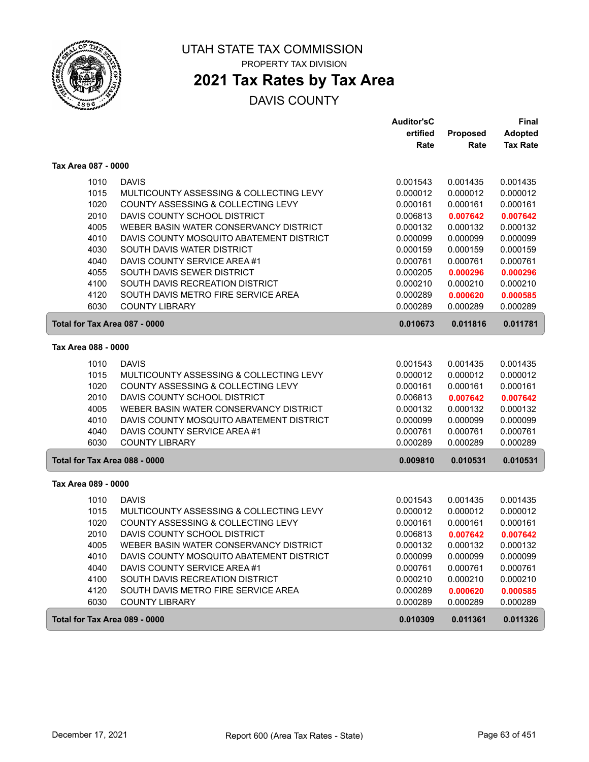# UTAH STATE TAX COMMISSION

PROPERTY TAX DIVISION

## 2021 Tax Rates by Tax Area

DAVIS COUNTY

| | | Auditor'sCertified Rate | Proposed Rate | Final Adopted Tax Rate |
|---|---|---|---|---|
| **Tax Area 087 - 0000** | | | | |
| 1010 | DAVIS | 0.001543 | 0.001435 | 0.001435 |
| 1015 | MULTICOUNTY ASSESSING & COLLECTING LEVY | 0.000012 | 0.000012 | 0.000012 |
| 1020 | COUNTY ASSESSING & COLLECTING LEVY | 0.000161 | 0.000161 | 0.000161 |
| 2010 | DAVIS COUNTY SCHOOL DISTRICT | 0.006813 | **0.007642** | **0.007642** |
| 4005 | WEBER BASIN WATER CONSERVANCY DISTRICT | 0.000132 | 0.000132 | 0.000132 |
| 4010 | DAVIS COUNTY MOSQUITO ABATEMENT DISTRICT | 0.000099 | 0.000099 | 0.000099 |
| 4030 | SOUTH DAVIS WATER DISTRICT | 0.000159 | 0.000159 | 0.000159 |
| 4040 | DAVIS COUNTY SERVICE AREA #1 | 0.000761 | 0.000761 | 0.000761 |
| 4055 | SOUTH DAVIS SEWER DISTRICT | 0.000205 | **0.000296** | **0.000296** |
| 4100 | SOUTH DAVIS RECREATION DISTRICT | 0.000210 | 0.000210 | 0.000210 |
| 4120 | SOUTH DAVIS METRO FIRE SERVICE AREA | 0.000289 | **0.000620** | **0.000585** |
| 6030 | COUNTY LIBRARY | 0.000289 | 0.000289 | 0.000289 |
| **Total for Tax Area 087 - 0000** | | **0.010673** | **0.011816** | **0.011781** |
| **Tax Area 088 - 0000** | | | | |
| 1010 | DAVIS | 0.001543 | 0.001435 | 0.001435 |
| 1015 | MULTICOUNTY ASSESSING & COLLECTING LEVY | 0.000012 | 0.000012 | 0.000012 |
| 1020 | COUNTY ASSESSING & COLLECTING LEVY | 0.000161 | 0.000161 | 0.000161 |
| 2010 | DAVIS COUNTY SCHOOL DISTRICT | 0.006813 | **0.007642** | **0.007642** |
| 4005 | WEBER BASIN WATER CONSERVANCY DISTRICT | 0.000132 | 0.000132 | 0.000132 |
| 4010 | DAVIS COUNTY MOSQUITO ABATEMENT DISTRICT | 0.000099 | 0.000099 | 0.000099 |
| 4040 | DAVIS COUNTY SERVICE AREA #1 | 0.000761 | 0.000761 | 0.000761 |
| 6030 | COUNTY LIBRARY | 0.000289 | 0.000289 | 0.000289 |
| **Total for Tax Area 088 - 0000** | | **0.009810** | **0.010531** | **0.010531** |
| **Tax Area 089 - 0000** | | | | |
| 1010 | DAVIS | 0.001543 | 0.001435 | 0.001435 |
| 1015 | MULTICOUNTY ASSESSING & COLLECTING LEVY | 0.000012 | 0.000012 | 0.000012 |
| 1020 | COUNTY ASSESSING & COLLECTING LEVY | 0.000161 | 0.000161 | 0.000161 |
| 2010 | DAVIS COUNTY SCHOOL DISTRICT | 0.006813 | **0.007642** | **0.007642** |
| 4005 | WEBER BASIN WATER CONSERVANCY DISTRICT | 0.000132 | 0.000132 | 0.000132 |
| 4010 | DAVIS COUNTY MOSQUITO ABATEMENT DISTRICT | 0.000099 | 0.000099 | 0.000099 |
| 4040 | DAVIS COUNTY SERVICE AREA #1 | 0.000761 | 0.000761 | 0.000761 |
| 4100 | SOUTH DAVIS RECREATION DISTRICT | 0.000210 | 0.000210 | 0.000210 |
| 4120 | SOUTH DAVIS METRO FIRE SERVICE AREA | 0.000289 | **0.000620** | **0.000585** |
| 6030 | COUNTY LIBRARY | 0.000289 | 0.000289 | 0.000289 |
| **Total for Tax Area 089 - 0000** | | **0.010309** | **0.011361** | **0.011326** |

December 17, 2021 — Report 600 (Area Tax Rates - State)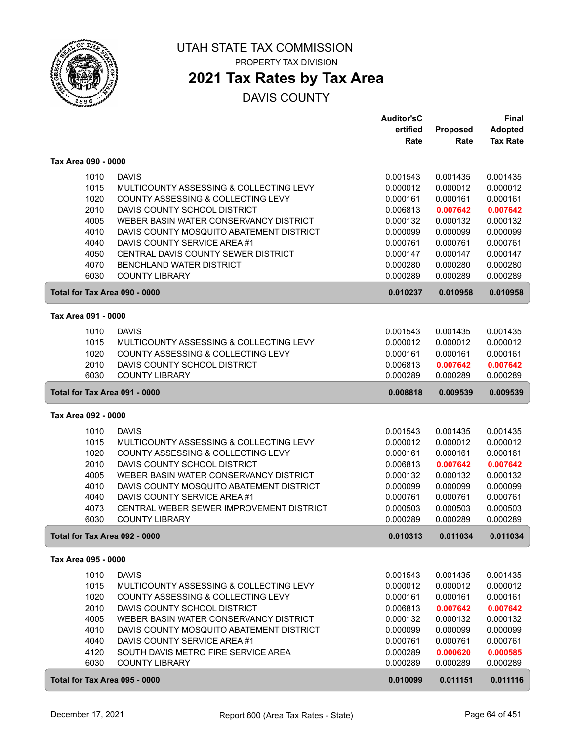UTAH STATE TAX COMMISSION

PROPERTY TAX DIVISION

# 2021 Tax Rates by Tax Area

## DAVIS COUNTY

| | | Auditor'sCertified Rate | Proposed Rate | Final Adopted Tax Rate |
|---|---|---|---|---|
| **Tax Area 090 - 0000** | | | | |
| 1010 | DAVIS | 0.001543 | 0.001435 | 0.001435 |
| 1015 | MULTICOUNTY ASSESSING & COLLECTING LEVY | 0.000012 | 0.000012 | 0.000012 |
| 1020 | COUNTY ASSESSING & COLLECTING LEVY | 0.000161 | 0.000161 | 0.000161 |
| 2010 | DAVIS COUNTY SCHOOL DISTRICT | 0.006813 | 0.007642 | 0.007642 |
| 4005 | WEBER BASIN WATER CONSERVANCY DISTRICT | 0.000132 | 0.000132 | 0.000132 |
| 4010 | DAVIS COUNTY MOSQUITO ABATEMENT DISTRICT | 0.000099 | 0.000099 | 0.000099 |
| 4040 | DAVIS COUNTY SERVICE AREA #1 | 0.000761 | 0.000761 | 0.000761 |
| 4050 | CENTRAL DAVIS COUNTY SEWER DISTRICT | 0.000147 | 0.000147 | 0.000147 |
| 4070 | BENCHLAND WATER DISTRICT | 0.000280 | 0.000280 | 0.000280 |
| 6030 | COUNTY LIBRARY | 0.000289 | 0.000289 | 0.000289 |
| **Total for Tax Area 090 - 0000** | | **0.010237** | **0.010958** | **0.010958** |
| **Tax Area 091 - 0000** | | | | |
| 1010 | DAVIS | 0.001543 | 0.001435 | 0.001435 |
| 1015 | MULTICOUNTY ASSESSING & COLLECTING LEVY | 0.000012 | 0.000012 | 0.000012 |
| 1020 | COUNTY ASSESSING & COLLECTING LEVY | 0.000161 | 0.000161 | 0.000161 |
| 2010 | DAVIS COUNTY SCHOOL DISTRICT | 0.006813 | 0.007642 | 0.007642 |
| 6030 | COUNTY LIBRARY | 0.000289 | 0.000289 | 0.000289 |
| **Total for Tax Area 091 - 0000** | | **0.008818** | **0.009539** | **0.009539** |
| **Tax Area 092 - 0000** | | | | |
| 1010 | DAVIS | 0.001543 | 0.001435 | 0.001435 |
| 1015 | MULTICOUNTY ASSESSING & COLLECTING LEVY | 0.000012 | 0.000012 | 0.000012 |
| 1020 | COUNTY ASSESSING & COLLECTING LEVY | 0.000161 | 0.000161 | 0.000161 |
| 2010 | DAVIS COUNTY SCHOOL DISTRICT | 0.006813 | 0.007642 | 0.007642 |
| 4005 | WEBER BASIN WATER CONSERVANCY DISTRICT | 0.000132 | 0.000132 | 0.000132 |
| 4010 | DAVIS COUNTY MOSQUITO ABATEMENT DISTRICT | 0.000099 | 0.000099 | 0.000099 |
| 4040 | DAVIS COUNTY SERVICE AREA #1 | 0.000761 | 0.000761 | 0.000761 |
| 4073 | CENTRAL WEBER SEWER IMPROVEMENT DISTRICT | 0.000503 | 0.000503 | 0.000503 |
| 6030 | COUNTY LIBRARY | 0.000289 | 0.000289 | 0.000289 |
| **Total for Tax Area 092 - 0000** | | **0.010313** | **0.011034** | **0.011034** |
| **Tax Area 095 - 0000** | | | | |
| 1010 | DAVIS | 0.001543 | 0.001435 | 0.001435 |
| 1015 | MULTICOUNTY ASSESSING & COLLECTING LEVY | 0.000012 | 0.000012 | 0.000012 |
| 1020 | COUNTY ASSESSING & COLLECTING LEVY | 0.000161 | 0.000161 | 0.000161 |
| 2010 | DAVIS COUNTY SCHOOL DISTRICT | 0.006813 | 0.007642 | 0.007642 |
| 4005 | WEBER BASIN WATER CONSERVANCY DISTRICT | 0.000132 | 0.000132 | 0.000132 |
| 4010 | DAVIS COUNTY MOSQUITO ABATEMENT DISTRICT | 0.000099 | 0.000099 | 0.000099 |
| 4040 | DAVIS COUNTY SERVICE AREA #1 | 0.000761 | 0.000761 | 0.000761 |
| 4120 | SOUTH DAVIS METRO FIRE SERVICE AREA | 0.000289 | 0.000620 | 0.000585 |
| 6030 | COUNTY LIBRARY | 0.000289 | 0.000289 | 0.000289 |
| **Total for Tax Area 095 - 0000** | | **0.010099** | **0.011151** | **0.011116** |

December 17, 2021 — Report 600 (Area Tax Rates - State)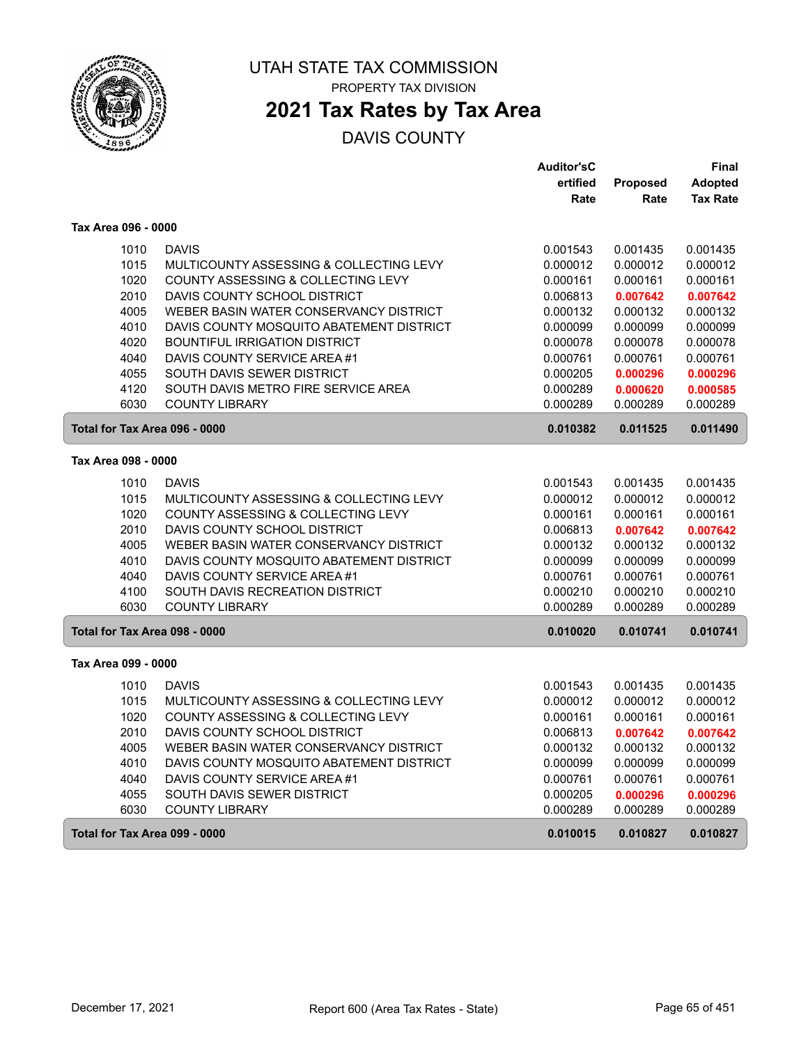# UTAH STATE TAX COMMISSION

PROPERTY TAX DIVISION

## 2021 Tax Rates by Tax Area

DAVIS COUNTY

| | | Auditor'sCertified Rate | Proposed Rate | Final Adopted Tax Rate |
|---|---|---|---|---|
| **Tax Area 096 - 0000** | | | | |
| 1010 | DAVIS | 0.001543 | 0.001435 | 0.001435 |
| 1015 | MULTICOUNTY ASSESSING & COLLECTING LEVY | 0.000012 | 0.000012 | 0.000012 |
| 1020 | COUNTY ASSESSING & COLLECTING LEVY | 0.000161 | 0.000161 | 0.000161 |
| 2010 | DAVIS COUNTY SCHOOL DISTRICT | 0.006813 | **0.007642** | **0.007642** |
| 4005 | WEBER BASIN WATER CONSERVANCY DISTRICT | 0.000132 | 0.000132 | 0.000132 |
| 4010 | DAVIS COUNTY MOSQUITO ABATEMENT DISTRICT | 0.000099 | 0.000099 | 0.000099 |
| 4020 | BOUNTIFUL IRRIGATION DISTRICT | 0.000078 | 0.000078 | 0.000078 |
| 4040 | DAVIS COUNTY SERVICE AREA #1 | 0.000761 | 0.000761 | 0.000761 |
| 4055 | SOUTH DAVIS SEWER DISTRICT | 0.000205 | **0.000296** | **0.000296** |
| 4120 | SOUTH DAVIS METRO FIRE SERVICE AREA | 0.000289 | **0.000620** | **0.000585** |
| 6030 | COUNTY LIBRARY | 0.000289 | 0.000289 | 0.000289 |
| **Total for Tax Area 096 - 0000** | | **0.010382** | **0.011525** | **0.011490** |
| **Tax Area 098 - 0000** | | | | |
| 1010 | DAVIS | 0.001543 | 0.001435 | 0.001435 |
| 1015 | MULTICOUNTY ASSESSING & COLLECTING LEVY | 0.000012 | 0.000012 | 0.000012 |
| 1020 | COUNTY ASSESSING & COLLECTING LEVY | 0.000161 | 0.000161 | 0.000161 |
| 2010 | DAVIS COUNTY SCHOOL DISTRICT | 0.006813 | **0.007642** | **0.007642** |
| 4005 | WEBER BASIN WATER CONSERVANCY DISTRICT | 0.000132 | 0.000132 | 0.000132 |
| 4010 | DAVIS COUNTY MOSQUITO ABATEMENT DISTRICT | 0.000099 | 0.000099 | 0.000099 |
| 4040 | DAVIS COUNTY SERVICE AREA #1 | 0.000761 | 0.000761 | 0.000761 |
| 4100 | SOUTH DAVIS RECREATION DISTRICT | 0.000210 | 0.000210 | 0.000210 |
| 6030 | COUNTY LIBRARY | 0.000289 | 0.000289 | 0.000289 |
| **Total for Tax Area 098 - 0000** | | **0.010020** | **0.010741** | **0.010741** |
| **Tax Area 099 - 0000** | | | | |
| 1010 | DAVIS | 0.001543 | 0.001435 | 0.001435 |
| 1015 | MULTICOUNTY ASSESSING & COLLECTING LEVY | 0.000012 | 0.000012 | 0.000012 |
| 1020 | COUNTY ASSESSING & COLLECTING LEVY | 0.000161 | 0.000161 | 0.000161 |
| 2010 | DAVIS COUNTY SCHOOL DISTRICT | 0.006813 | **0.007642** | **0.007642** |
| 4005 | WEBER BASIN WATER CONSERVANCY DISTRICT | 0.000132 | 0.000132 | 0.000132 |
| 4010 | DAVIS COUNTY MOSQUITO ABATEMENT DISTRICT | 0.000099 | 0.000099 | 0.000099 |
| 4040 | DAVIS COUNTY SERVICE AREA #1 | 0.000761 | 0.000761 | 0.000761 |
| 4055 | SOUTH DAVIS SEWER DISTRICT | 0.000205 | **0.000296** | **0.000296** |
| 6030 | COUNTY LIBRARY | 0.000289 | 0.000289 | 0.000289 |
| **Total for Tax Area 099 - 0000** | | **0.010015** | **0.010827** | **0.010827** |

December 17, 2021 Report 600 (Area Tax Rates - State)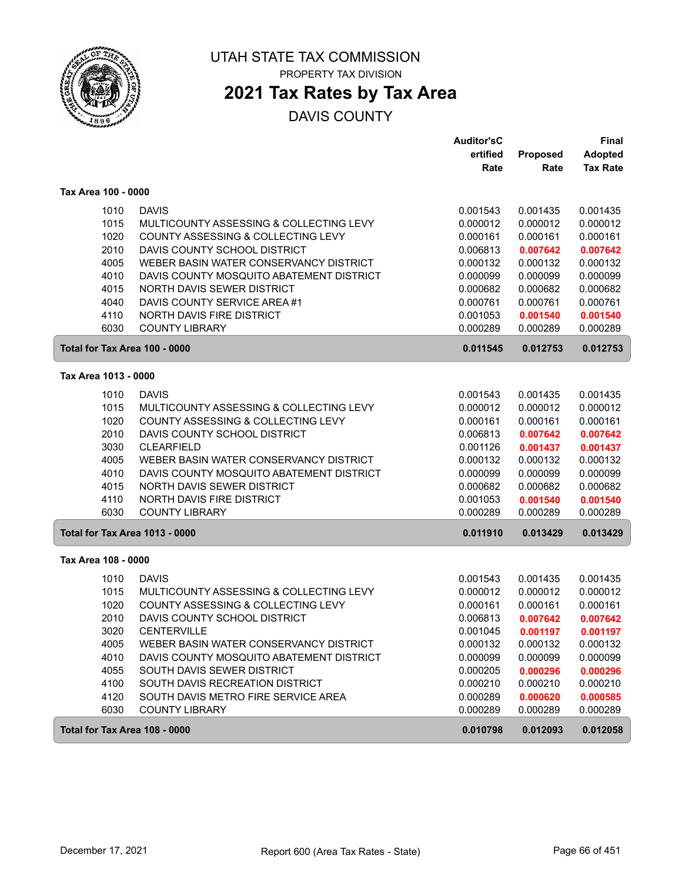# UTAH STATE TAX COMMISSION

PROPERTY TAX DIVISION

## 2021 Tax Rates by Tax Area

DAVIS COUNTY

| | | Auditor'sCertified Rate | Proposed Rate | Final Adopted Tax Rate |
|---|---|---|---|---|
| **Tax Area 100 - 0000** | | | | |
| 1010 | DAVIS | 0.001543 | 0.001435 | 0.001435 |
| 1015 | MULTICOUNTY ASSESSING & COLLECTING LEVY | 0.000012 | 0.000012 | 0.000012 |
| 1020 | COUNTY ASSESSING & COLLECTING LEVY | 0.000161 | 0.000161 | 0.000161 |
| 2010 | DAVIS COUNTY SCHOOL DISTRICT | 0.006813 | **0.007642** | **0.007642** |
| 4005 | WEBER BASIN WATER CONSERVANCY DISTRICT | 0.000132 | 0.000132 | 0.000132 |
| 4010 | DAVIS COUNTY MOSQUITO ABATEMENT DISTRICT | 0.000099 | 0.000099 | 0.000099 |
| 4015 | NORTH DAVIS SEWER DISTRICT | 0.000682 | 0.000682 | 0.000682 |
| 4040 | DAVIS COUNTY SERVICE AREA #1 | 0.000761 | 0.000761 | 0.000761 |
| 4110 | NORTH DAVIS FIRE DISTRICT | 0.001053 | **0.001540** | **0.001540** |
| 6030 | COUNTY LIBRARY | 0.000289 | 0.000289 | 0.000289 |
| **Total for Tax Area 100 - 0000** | | **0.011545** | **0.012753** | **0.012753** |
| **Tax Area 1013 - 0000** | | | | |
| 1010 | DAVIS | 0.001543 | 0.001435 | 0.001435 |
| 1015 | MULTICOUNTY ASSESSING & COLLECTING LEVY | 0.000012 | 0.000012 | 0.000012 |
| 1020 | COUNTY ASSESSING & COLLECTING LEVY | 0.000161 | 0.000161 | 0.000161 |
| 2010 | DAVIS COUNTY SCHOOL DISTRICT | 0.006813 | **0.007642** | **0.007642** |
| 3030 | CLEARFIELD | 0.001126 | **0.001437** | **0.001437** |
| 4005 | WEBER BASIN WATER CONSERVANCY DISTRICT | 0.000132 | 0.000132 | 0.000132 |
| 4010 | DAVIS COUNTY MOSQUITO ABATEMENT DISTRICT | 0.000099 | 0.000099 | 0.000099 |
| 4015 | NORTH DAVIS SEWER DISTRICT | 0.000682 | 0.000682 | 0.000682 |
| 4110 | NORTH DAVIS FIRE DISTRICT | 0.001053 | **0.001540** | **0.001540** |
| 6030 | COUNTY LIBRARY | 0.000289 | 0.000289 | 0.000289 |
| **Total for Tax Area 1013 - 0000** | | **0.011910** | **0.013429** | **0.013429** |
| **Tax Area 108 - 0000** | | | | |
| 1010 | DAVIS | 0.001543 | 0.001435 | 0.001435 |
| 1015 | MULTICOUNTY ASSESSING & COLLECTING LEVY | 0.000012 | 0.000012 | 0.000012 |
| 1020 | COUNTY ASSESSING & COLLECTING LEVY | 0.000161 | 0.000161 | 0.000161 |
| 2010 | DAVIS COUNTY SCHOOL DISTRICT | 0.006813 | **0.007642** | **0.007642** |
| 3020 | CENTERVILLE | 0.001045 | **0.001197** | **0.001197** |
| 4005 | WEBER BASIN WATER CONSERVANCY DISTRICT | 0.000132 | 0.000132 | 0.000132 |
| 4010 | DAVIS COUNTY MOSQUITO ABATEMENT DISTRICT | 0.000099 | 0.000099 | 0.000099 |
| 4055 | SOUTH DAVIS SEWER DISTRICT | 0.000205 | **0.000296** | **0.000296** |
| 4100 | SOUTH DAVIS RECREATION DISTRICT | 0.000210 | 0.000210 | 0.000210 |
| 4120 | SOUTH DAVIS METRO FIRE SERVICE AREA | 0.000289 | **0.000620** | **0.000585** |
| 6030 | COUNTY LIBRARY | 0.000289 | 0.000289 | 0.000289 |
| **Total for Tax Area 108 - 0000** | | **0.010798** | **0.012093** | **0.012058** |

December 17, 2021 — Report 600 (Area Tax Rates - State)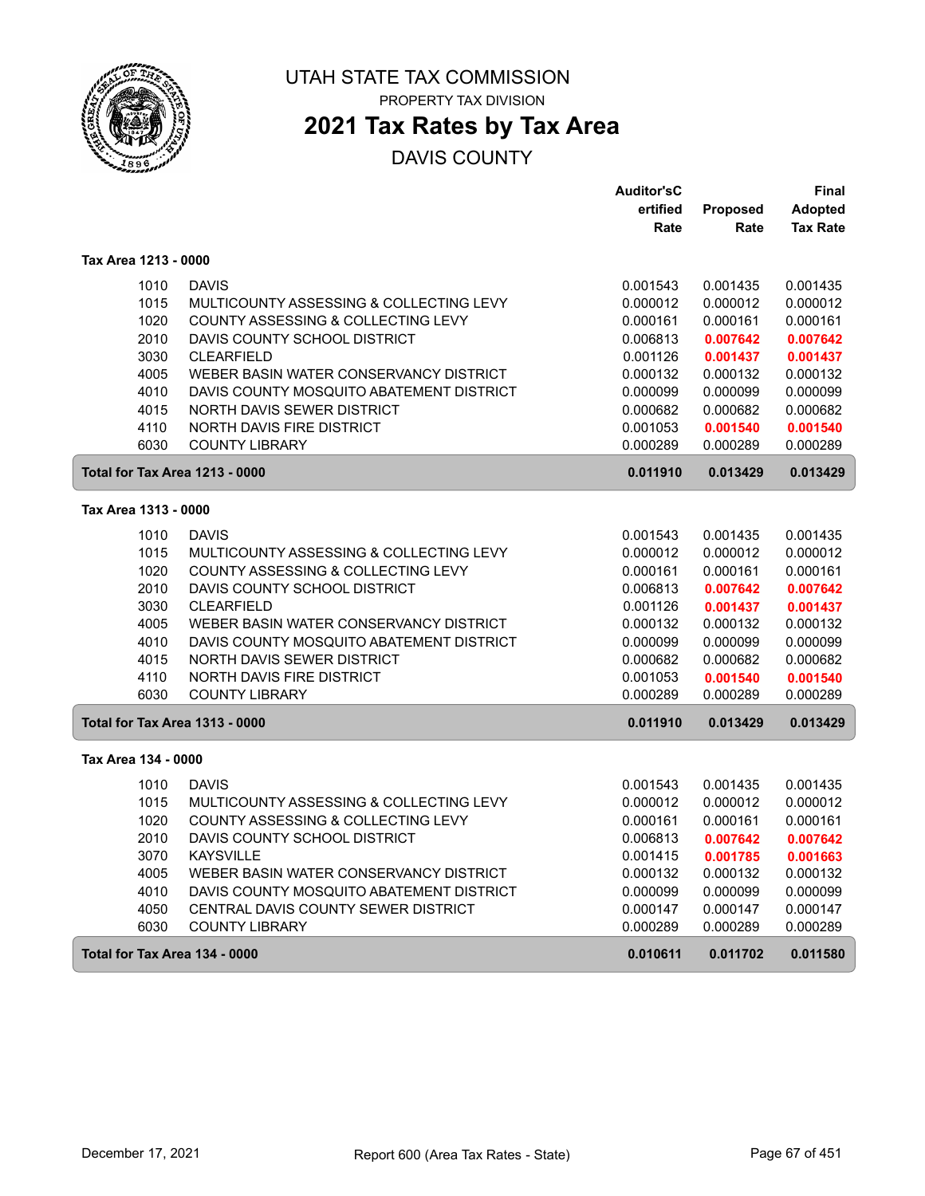# UTAH STATE TAX COMMISSION

PROPERTY TAX DIVISION

## 2021 Tax Rates by Tax Area

DAVIS COUNTY

| | | Auditor'sCertified Rate | Proposed Rate | Final Adopted Tax Rate |
|---|---|---|---|---|
| **Tax Area 1213 - 0000** | | | | |
| 1010 | DAVIS | 0.001543 | 0.001435 | 0.001435 |
| 1015 | MULTICOUNTY ASSESSING & COLLECTING LEVY | 0.000012 | 0.000012 | 0.000012 |
| 1020 | COUNTY ASSESSING & COLLECTING LEVY | 0.000161 | 0.000161 | 0.000161 |
| 2010 | DAVIS COUNTY SCHOOL DISTRICT | 0.006813 | **0.007642** | **0.007642** |
| 3030 | CLEARFIELD | 0.001126 | **0.001437** | **0.001437** |
| 4005 | WEBER BASIN WATER CONSERVANCY DISTRICT | 0.000132 | 0.000132 | 0.000132 |
| 4010 | DAVIS COUNTY MOSQUITO ABATEMENT DISTRICT | 0.000099 | 0.000099 | 0.000099 |
| 4015 | NORTH DAVIS SEWER DISTRICT | 0.000682 | 0.000682 | 0.000682 |
| 4110 | NORTH DAVIS FIRE DISTRICT | 0.001053 | **0.001540** | **0.001540** |
| 6030 | COUNTY LIBRARY | 0.000289 | 0.000289 | 0.000289 |
| **Total for Tax Area 1213 - 0000** | | **0.011910** | **0.013429** | **0.013429** |
| **Tax Area 1313 - 0000** | | | | |
| 1010 | DAVIS | 0.001543 | 0.001435 | 0.001435 |
| 1015 | MULTICOUNTY ASSESSING & COLLECTING LEVY | 0.000012 | 0.000012 | 0.000012 |
| 1020 | COUNTY ASSESSING & COLLECTING LEVY | 0.000161 | 0.000161 | 0.000161 |
| 2010 | DAVIS COUNTY SCHOOL DISTRICT | 0.006813 | **0.007642** | **0.007642** |
| 3030 | CLEARFIELD | 0.001126 | **0.001437** | **0.001437** |
| 4005 | WEBER BASIN WATER CONSERVANCY DISTRICT | 0.000132 | 0.000132 | 0.000132 |
| 4010 | DAVIS COUNTY MOSQUITO ABATEMENT DISTRICT | 0.000099 | 0.000099 | 0.000099 |
| 4015 | NORTH DAVIS SEWER DISTRICT | 0.000682 | 0.000682 | 0.000682 |
| 4110 | NORTH DAVIS FIRE DISTRICT | 0.001053 | **0.001540** | **0.001540** |
| 6030 | COUNTY LIBRARY | 0.000289 | 0.000289 | 0.000289 |
| **Total for Tax Area 1313 - 0000** | | **0.011910** | **0.013429** | **0.013429** |
| **Tax Area 134 - 0000** | | | | |
| 1010 | DAVIS | 0.001543 | 0.001435 | 0.001435 |
| 1015 | MULTICOUNTY ASSESSING & COLLECTING LEVY | 0.000012 | 0.000012 | 0.000012 |
| 1020 | COUNTY ASSESSING & COLLECTING LEVY | 0.000161 | 0.000161 | 0.000161 |
| 2010 | DAVIS COUNTY SCHOOL DISTRICT | 0.006813 | **0.007642** | **0.007642** |
| 3070 | KAYSVILLE | 0.001415 | **0.001785** | **0.001663** |
| 4005 | WEBER BASIN WATER CONSERVANCY DISTRICT | 0.000132 | 0.000132 | 0.000132 |
| 4010 | DAVIS COUNTY MOSQUITO ABATEMENT DISTRICT | 0.000099 | 0.000099 | 0.000099 |
| 4050 | CENTRAL DAVIS COUNTY SEWER DISTRICT | 0.000147 | 0.000147 | 0.000147 |
| 6030 | COUNTY LIBRARY | 0.000289 | 0.000289 | 0.000289 |
| **Total for Tax Area 134 - 0000** | | **0.010611** | **0.011702** | **0.011580** |

December 17, 2021 — Report 600 (Area Tax Rates - State)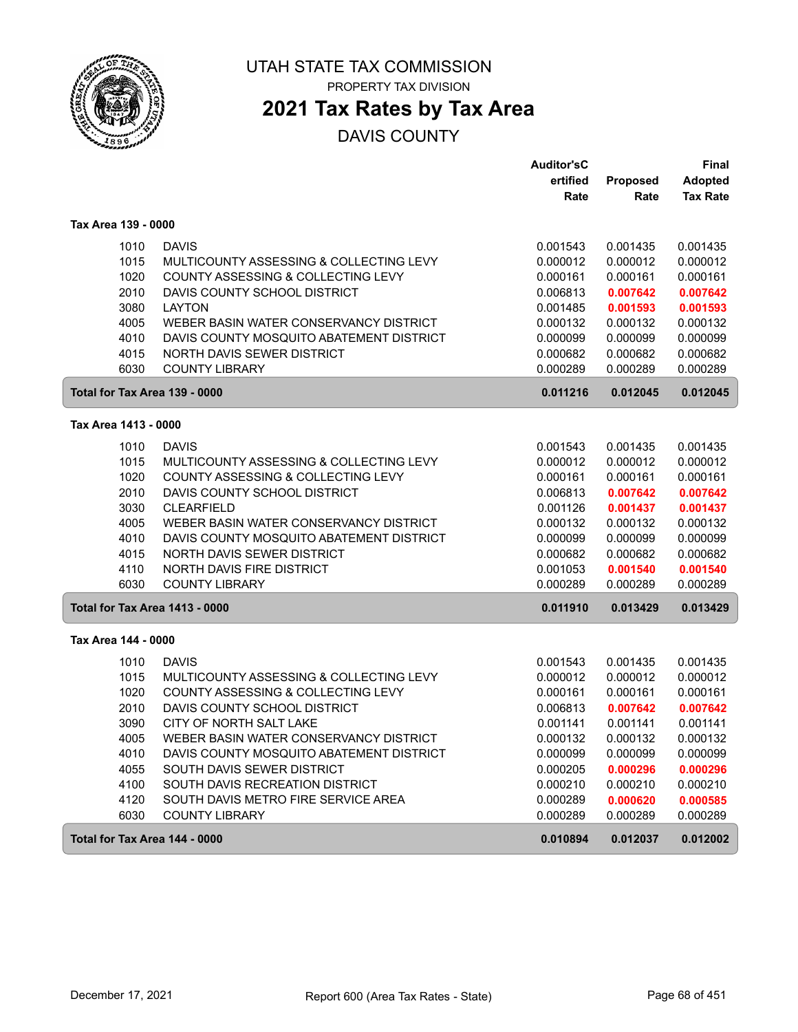# UTAH STATE TAX COMMISSION

PROPERTY TAX DIVISION

## 2021 Tax Rates by Tax Area

DAVIS COUNTY

| | | Auditor'sCertified Rate | Proposed Rate | Final Adopted Tax Rate |
|---|---|---|---|---|
| **Tax Area 139 - 0000** | | | | |
| 1010 | DAVIS | 0.001543 | 0.001435 | 0.001435 |
| 1015 | MULTICOUNTY ASSESSING & COLLECTING LEVY | 0.000012 | 0.000012 | 0.000012 |
| 1020 | COUNTY ASSESSING & COLLECTING LEVY | 0.000161 | 0.000161 | 0.000161 |
| 2010 | DAVIS COUNTY SCHOOL DISTRICT | 0.006813 | **0.007642** | **0.007642** |
| 3080 | LAYTON | 0.001485 | **0.001593** | **0.001593** |
| 4005 | WEBER BASIN WATER CONSERVANCY DISTRICT | 0.000132 | 0.000132 | 0.000132 |
| 4010 | DAVIS COUNTY MOSQUITO ABATEMENT DISTRICT | 0.000099 | 0.000099 | 0.000099 |
| 4015 | NORTH DAVIS SEWER DISTRICT | 0.000682 | 0.000682 | 0.000682 |
| 6030 | COUNTY LIBRARY | 0.000289 | 0.000289 | 0.000289 |
| **Total for Tax Area 139 - 0000** | | **0.011216** | **0.012045** | **0.012045** |
| **Tax Area 1413 - 0000** | | | | |
| 1010 | DAVIS | 0.001543 | 0.001435 | 0.001435 |
| 1015 | MULTICOUNTY ASSESSING & COLLECTING LEVY | 0.000012 | 0.000012 | 0.000012 |
| 1020 | COUNTY ASSESSING & COLLECTING LEVY | 0.000161 | 0.000161 | 0.000161 |
| 2010 | DAVIS COUNTY SCHOOL DISTRICT | 0.006813 | **0.007642** | **0.007642** |
| 3030 | CLEARFIELD | 0.001126 | **0.001437** | **0.001437** |
| 4005 | WEBER BASIN WATER CONSERVANCY DISTRICT | 0.000132 | 0.000132 | 0.000132 |
| 4010 | DAVIS COUNTY MOSQUITO ABATEMENT DISTRICT | 0.000099 | 0.000099 | 0.000099 |
| 4015 | NORTH DAVIS SEWER DISTRICT | 0.000682 | 0.000682 | 0.000682 |
| 4110 | NORTH DAVIS FIRE DISTRICT | 0.001053 | **0.001540** | **0.001540** |
| 6030 | COUNTY LIBRARY | 0.000289 | 0.000289 | 0.000289 |
| **Total for Tax Area 1413 - 0000** | | **0.011910** | **0.013429** | **0.013429** |
| **Tax Area 144 - 0000** | | | | |
| 1010 | DAVIS | 0.001543 | 0.001435 | 0.001435 |
| 1015 | MULTICOUNTY ASSESSING & COLLECTING LEVY | 0.000012 | 0.000012 | 0.000012 |
| 1020 | COUNTY ASSESSING & COLLECTING LEVY | 0.000161 | 0.000161 | 0.000161 |
| 2010 | DAVIS COUNTY SCHOOL DISTRICT | 0.006813 | **0.007642** | **0.007642** |
| 3090 | CITY OF NORTH SALT LAKE | 0.001141 | 0.001141 | 0.001141 |
| 4005 | WEBER BASIN WATER CONSERVANCY DISTRICT | 0.000132 | 0.000132 | 0.000132 |
| 4010 | DAVIS COUNTY MOSQUITO ABATEMENT DISTRICT | 0.000099 | 0.000099 | 0.000099 |
| 4055 | SOUTH DAVIS SEWER DISTRICT | 0.000205 | **0.000296** | **0.000296** |
| 4100 | SOUTH DAVIS RECREATION DISTRICT | 0.000210 | 0.000210 | 0.000210 |
| 4120 | SOUTH DAVIS METRO FIRE SERVICE AREA | 0.000289 | **0.000620** | **0.000585** |
| 6030 | COUNTY LIBRARY | 0.000289 | 0.000289 | 0.000289 |
| **Total for Tax Area 144 - 0000** | | **0.010894** | **0.012037** | **0.012002** |

December 17, 2021 — Report 600 (Area Tax Rates - State)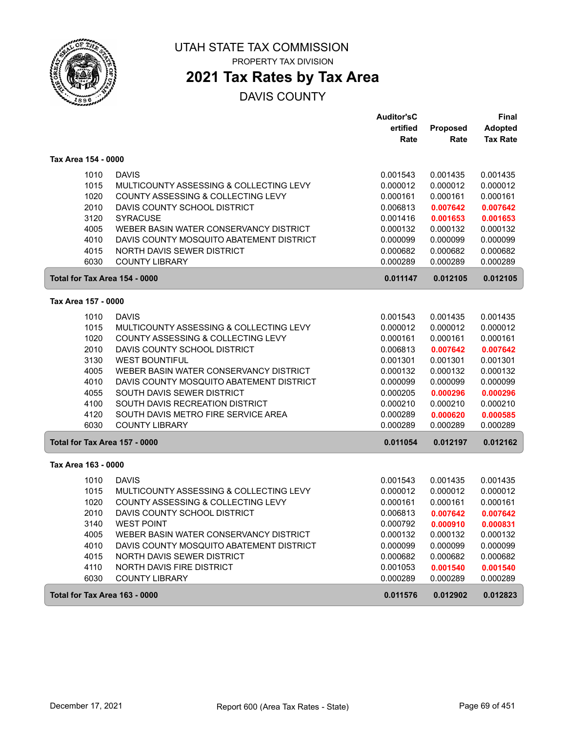# UTAH STATE TAX COMMISSION

PROPERTY TAX DIVISION

## 2021 Tax Rates by Tax Area

DAVIS COUNTY

| | | Auditor's Certified Rate | Proposed Rate | Final Adopted Tax Rate |
|---|---|---|---|---|
| **Tax Area 154 - 0000** | | | | |
| 1010 | DAVIS | 0.001543 | 0.001435 | 0.001435 |
| 1015 | MULTICOUNTY ASSESSING & COLLECTING LEVY | 0.000012 | 0.000012 | 0.000012 |
| 1020 | COUNTY ASSESSING & COLLECTING LEVY | 0.000161 | 0.000161 | 0.000161 |
| 2010 | DAVIS COUNTY SCHOOL DISTRICT | 0.006813 | **0.007642** | **0.007642** |
| 3120 | SYRACUSE | 0.001416 | **0.001653** | **0.001653** |
| 4005 | WEBER BASIN WATER CONSERVANCY DISTRICT | 0.000132 | 0.000132 | 0.000132 |
| 4010 | DAVIS COUNTY MOSQUITO ABATEMENT DISTRICT | 0.000099 | 0.000099 | 0.000099 |
| 4015 | NORTH DAVIS SEWER DISTRICT | 0.000682 | 0.000682 | 0.000682 |
| 6030 | COUNTY LIBRARY | 0.000289 | 0.000289 | 0.000289 |
| **Total for Tax Area 154 - 0000** | | **0.011147** | **0.012105** | **0.012105** |
| **Tax Area 157 - 0000** | | | | |
| 1010 | DAVIS | 0.001543 | 0.001435 | 0.001435 |
| 1015 | MULTICOUNTY ASSESSING & COLLECTING LEVY | 0.000012 | 0.000012 | 0.000012 |
| 1020 | COUNTY ASSESSING & COLLECTING LEVY | 0.000161 | 0.000161 | 0.000161 |
| 2010 | DAVIS COUNTY SCHOOL DISTRICT | 0.006813 | **0.007642** | **0.007642** |
| 3130 | WEST BOUNTIFUL | 0.001301 | 0.001301 | 0.001301 |
| 4005 | WEBER BASIN WATER CONSERVANCY DISTRICT | 0.000132 | 0.000132 | 0.000132 |
| 4010 | DAVIS COUNTY MOSQUITO ABATEMENT DISTRICT | 0.000099 | 0.000099 | 0.000099 |
| 4055 | SOUTH DAVIS SEWER DISTRICT | 0.000205 | **0.000296** | **0.000296** |
| 4100 | SOUTH DAVIS RECREATION DISTRICT | 0.000210 | 0.000210 | 0.000210 |
| 4120 | SOUTH DAVIS METRO FIRE SERVICE AREA | 0.000289 | **0.000620** | **0.000585** |
| 6030 | COUNTY LIBRARY | 0.000289 | 0.000289 | 0.000289 |
| **Total for Tax Area 157 - 0000** | | **0.011054** | **0.012197** | **0.012162** |
| **Tax Area 163 - 0000** | | | | |
| 1010 | DAVIS | 0.001543 | 0.001435 | 0.001435 |
| 1015 | MULTICOUNTY ASSESSING & COLLECTING LEVY | 0.000012 | 0.000012 | 0.000012 |
| 1020 | COUNTY ASSESSING & COLLECTING LEVY | 0.000161 | 0.000161 | 0.000161 |
| 2010 | DAVIS COUNTY SCHOOL DISTRICT | 0.006813 | **0.007642** | **0.007642** |
| 3140 | WEST POINT | 0.000792 | **0.000910** | **0.000831** |
| 4005 | WEBER BASIN WATER CONSERVANCY DISTRICT | 0.000132 | 0.000132 | 0.000132 |
| 4010 | DAVIS COUNTY MOSQUITO ABATEMENT DISTRICT | 0.000099 | 0.000099 | 0.000099 |
| 4015 | NORTH DAVIS SEWER DISTRICT | 0.000682 | 0.000682 | 0.000682 |
| 4110 | NORTH DAVIS FIRE DISTRICT | 0.001053 | **0.001540** | **0.001540** |
| 6030 | COUNTY LIBRARY | 0.000289 | 0.000289 | 0.000289 |
| **Total for Tax Area 163 - 0000** | | **0.011576** | **0.012902** | **0.012823** |

December 17, 2021 — Report 600 (Area Tax Rates - State)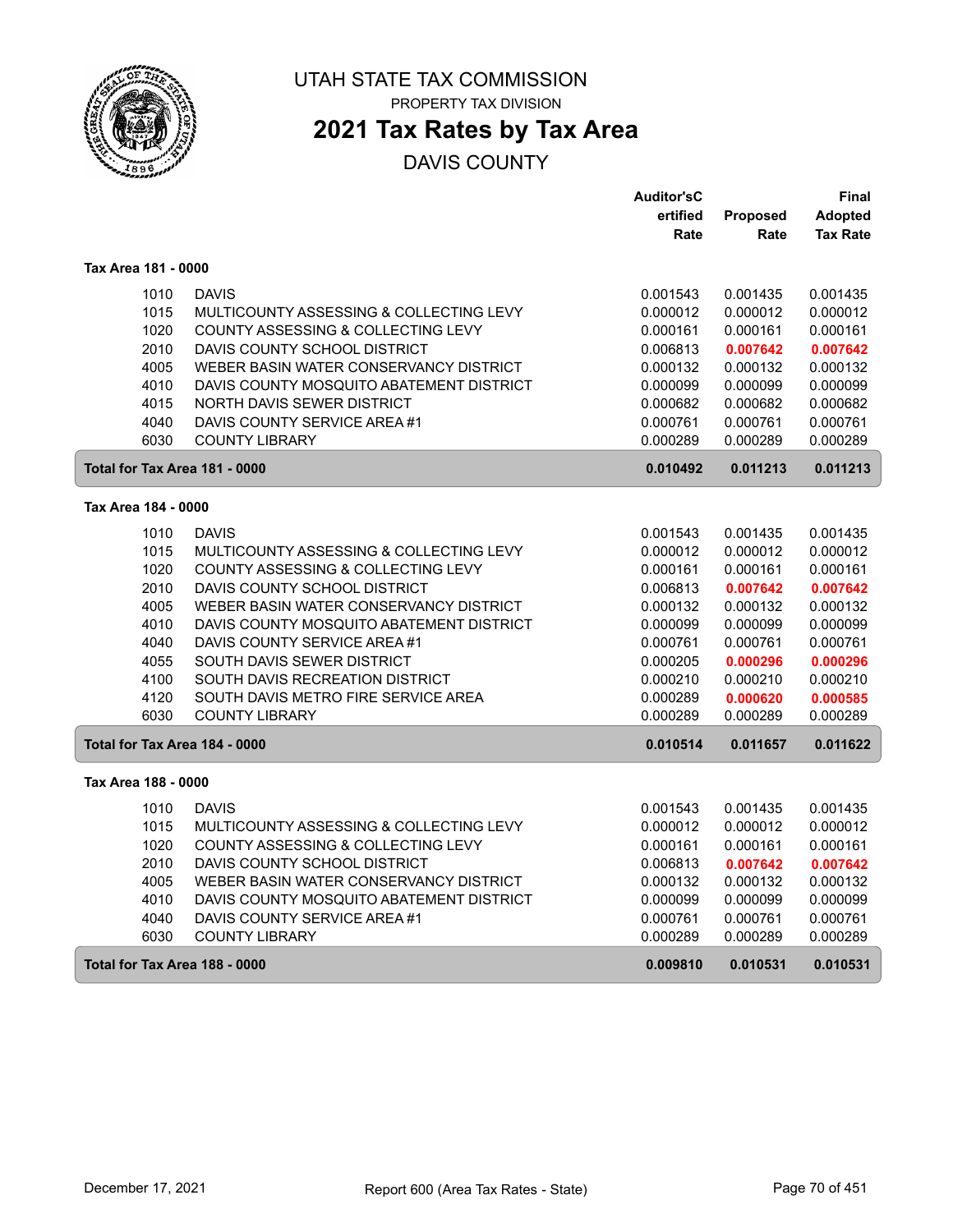# UTAH STATE TAX COMMISSION

PROPERTY TAX DIVISION

## 2021 Tax Rates by Tax Area

DAVIS COUNTY

| | | Auditor'sCertified Rate | Proposed Rate | Final Adopted Tax Rate |
|---|---|---|---|---|
| **Tax Area 181 - 0000** | | | | |
| 1010 | DAVIS | 0.001543 | 0.001435 | 0.001435 |
| 1015 | MULTICOUNTY ASSESSING & COLLECTING LEVY | 0.000012 | 0.000012 | 0.000012 |
| 1020 | COUNTY ASSESSING & COLLECTING LEVY | 0.000161 | 0.000161 | 0.000161 |
| 2010 | DAVIS COUNTY SCHOOL DISTRICT | 0.006813 | 0.007642 | 0.007642 |
| 4005 | WEBER BASIN WATER CONSERVANCY DISTRICT | 0.000132 | 0.000132 | 0.000132 |
| 4010 | DAVIS COUNTY MOSQUITO ABATEMENT DISTRICT | 0.000099 | 0.000099 | 0.000099 |
| 4015 | NORTH DAVIS SEWER DISTRICT | 0.000682 | 0.000682 | 0.000682 |
| 4040 | DAVIS COUNTY SERVICE AREA #1 | 0.000761 | 0.000761 | 0.000761 |
| 6030 | COUNTY LIBRARY | 0.000289 | 0.000289 | 0.000289 |
| **Total for Tax Area 181 - 0000** | | **0.010492** | **0.011213** | **0.011213** |
| **Tax Area 184 - 0000** | | | | |
| 1010 | DAVIS | 0.001543 | 0.001435 | 0.001435 |
| 1015 | MULTICOUNTY ASSESSING & COLLECTING LEVY | 0.000012 | 0.000012 | 0.000012 |
| 1020 | COUNTY ASSESSING & COLLECTING LEVY | 0.000161 | 0.000161 | 0.000161 |
| 2010 | DAVIS COUNTY SCHOOL DISTRICT | 0.006813 | 0.007642 | 0.007642 |
| 4005 | WEBER BASIN WATER CONSERVANCY DISTRICT | 0.000132 | 0.000132 | 0.000132 |
| 4010 | DAVIS COUNTY MOSQUITO ABATEMENT DISTRICT | 0.000099 | 0.000099 | 0.000099 |
| 4040 | DAVIS COUNTY SERVICE AREA #1 | 0.000761 | 0.000761 | 0.000761 |
| 4055 | SOUTH DAVIS SEWER DISTRICT | 0.000205 | 0.000296 | 0.000296 |
| 4100 | SOUTH DAVIS RECREATION DISTRICT | 0.000210 | 0.000210 | 0.000210 |
| 4120 | SOUTH DAVIS METRO FIRE SERVICE AREA | 0.000289 | 0.000620 | 0.000585 |
| 6030 | COUNTY LIBRARY | 0.000289 | 0.000289 | 0.000289 |
| **Total for Tax Area 184 - 0000** | | **0.010514** | **0.011657** | **0.011622** |
| **Tax Area 188 - 0000** | | | | |
| 1010 | DAVIS | 0.001543 | 0.001435 | 0.001435 |
| 1015 | MULTICOUNTY ASSESSING & COLLECTING LEVY | 0.000012 | 0.000012 | 0.000012 |
| 1020 | COUNTY ASSESSING & COLLECTING LEVY | 0.000161 | 0.000161 | 0.000161 |
| 2010 | DAVIS COUNTY SCHOOL DISTRICT | 0.006813 | 0.007642 | 0.007642 |
| 4005 | WEBER BASIN WATER CONSERVANCY DISTRICT | 0.000132 | 0.000132 | 0.000132 |
| 4010 | DAVIS COUNTY MOSQUITO ABATEMENT DISTRICT | 0.000099 | 0.000099 | 0.000099 |
| 4040 | DAVIS COUNTY SERVICE AREA #1 | 0.000761 | 0.000761 | 0.000761 |
| 6030 | COUNTY LIBRARY | 0.000289 | 0.000289 | 0.000289 |
| **Total for Tax Area 188 - 0000** | | **0.009810** | **0.010531** | **0.010531** |

December 17, 2021 — Report 600 (Area Tax Rates - State)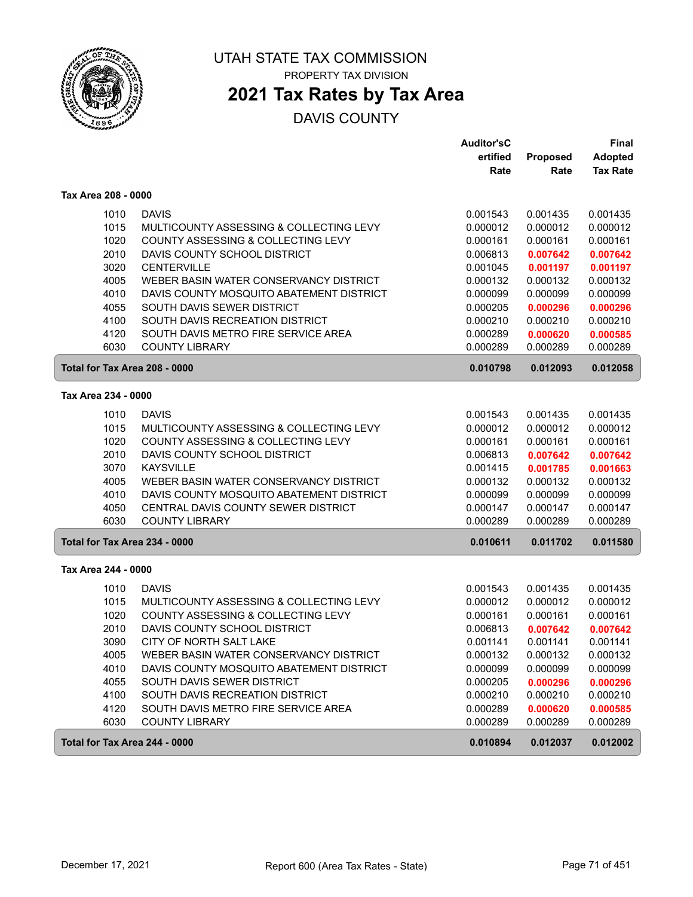# UTAH STATE TAX COMMISSION

PROPERTY TAX DIVISION

## 2021 Tax Rates by Tax Area

DAVIS COUNTY

| | | Auditor'sCertified Rate | Proposed Rate | Final Adopted Tax Rate |
|---|---|---|---|---|
| **Tax Area 208 - 0000** | | | | |
| 1010 | DAVIS | 0.001543 | 0.001435 | 0.001435 |
| 1015 | MULTICOUNTY ASSESSING & COLLECTING LEVY | 0.000012 | 0.000012 | 0.000012 |
| 1020 | COUNTY ASSESSING & COLLECTING LEVY | 0.000161 | 0.000161 | 0.000161 |
| 2010 | DAVIS COUNTY SCHOOL DISTRICT | 0.006813 | **0.007642** | **0.007642** |
| 3020 | CENTERVILLE | 0.001045 | **0.001197** | **0.001197** |
| 4005 | WEBER BASIN WATER CONSERVANCY DISTRICT | 0.000132 | 0.000132 | 0.000132 |
| 4010 | DAVIS COUNTY MOSQUITO ABATEMENT DISTRICT | 0.000099 | 0.000099 | 0.000099 |
| 4055 | SOUTH DAVIS SEWER DISTRICT | 0.000205 | **0.000296** | **0.000296** |
| 4100 | SOUTH DAVIS RECREATION DISTRICT | 0.000210 | 0.000210 | 0.000210 |
| 4120 | SOUTH DAVIS METRO FIRE SERVICE AREA | 0.000289 | **0.000620** | **0.000585** |
| 6030 | COUNTY LIBRARY | 0.000289 | 0.000289 | 0.000289 |
| **Total for Tax Area 208 - 0000** | | **0.010798** | **0.012093** | **0.012058** |
| **Tax Area 234 - 0000** | | | | |
| 1010 | DAVIS | 0.001543 | 0.001435 | 0.001435 |
| 1015 | MULTICOUNTY ASSESSING & COLLECTING LEVY | 0.000012 | 0.000012 | 0.000012 |
| 1020 | COUNTY ASSESSING & COLLECTING LEVY | 0.000161 | 0.000161 | 0.000161 |
| 2010 | DAVIS COUNTY SCHOOL DISTRICT | 0.006813 | **0.007642** | **0.007642** |
| 3070 | KAYSVILLE | 0.001415 | **0.001785** | **0.001663** |
| 4005 | WEBER BASIN WATER CONSERVANCY DISTRICT | 0.000132 | 0.000132 | 0.000132 |
| 4010 | DAVIS COUNTY MOSQUITO ABATEMENT DISTRICT | 0.000099 | 0.000099 | 0.000099 |
| 4050 | CENTRAL DAVIS COUNTY SEWER DISTRICT | 0.000147 | 0.000147 | 0.000147 |
| 6030 | COUNTY LIBRARY | 0.000289 | 0.000289 | 0.000289 |
| **Total for Tax Area 234 - 0000** | | **0.010611** | **0.011702** | **0.011580** |
| **Tax Area 244 - 0000** | | | | |
| 1010 | DAVIS | 0.001543 | 0.001435 | 0.001435 |
| 1015 | MULTICOUNTY ASSESSING & COLLECTING LEVY | 0.000012 | 0.000012 | 0.000012 |
| 1020 | COUNTY ASSESSING & COLLECTING LEVY | 0.000161 | 0.000161 | 0.000161 |
| 2010 | DAVIS COUNTY SCHOOL DISTRICT | 0.006813 | **0.007642** | **0.007642** |
| 3090 | CITY OF NORTH SALT LAKE | 0.001141 | 0.001141 | 0.001141 |
| 4005 | WEBER BASIN WATER CONSERVANCY DISTRICT | 0.000132 | 0.000132 | 0.000132 |
| 4010 | DAVIS COUNTY MOSQUITO ABATEMENT DISTRICT | 0.000099 | 0.000099 | 0.000099 |
| 4055 | SOUTH DAVIS SEWER DISTRICT | 0.000205 | **0.000296** | **0.000296** |
| 4100 | SOUTH DAVIS RECREATION DISTRICT | 0.000210 | 0.000210 | 0.000210 |
| 4120 | SOUTH DAVIS METRO FIRE SERVICE AREA | 0.000289 | **0.000620** | **0.000585** |
| 6030 | COUNTY LIBRARY | 0.000289 | 0.000289 | 0.000289 |
| **Total for Tax Area 244 - 0000** | | **0.010894** | **0.012037** | **0.012002** |

December 17, 2021 — Report 600 (Area Tax Rates - State)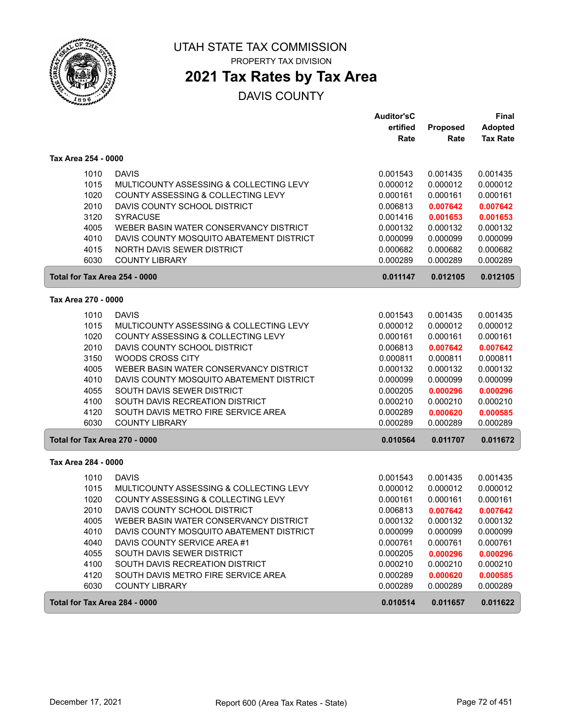UTAH STATE TAX COMMISSION

PROPERTY TAX DIVISION

# 2021 Tax Rates by Tax Area

DAVIS COUNTY

| | | Auditor'sCertified Rate | Proposed Rate | Final Adopted Tax Rate |
|---|---|---|---|---|
| **Tax Area 254 - 0000** | | | | |
| 1010 | DAVIS | 0.001543 | 0.001435 | 0.001435 |
| 1015 | MULTICOUNTY ASSESSING & COLLECTING LEVY | 0.000012 | 0.000012 | 0.000012 |
| 1020 | COUNTY ASSESSING & COLLECTING LEVY | 0.000161 | 0.000161 | 0.000161 |
| 2010 | DAVIS COUNTY SCHOOL DISTRICT | 0.006813 | **0.007642** | **0.007642** |
| 3120 | SYRACUSE | 0.001416 | **0.001653** | **0.001653** |
| 4005 | WEBER BASIN WATER CONSERVANCY DISTRICT | 0.000132 | 0.000132 | 0.000132 |
| 4010 | DAVIS COUNTY MOSQUITO ABATEMENT DISTRICT | 0.000099 | 0.000099 | 0.000099 |
| 4015 | NORTH DAVIS SEWER DISTRICT | 0.000682 | 0.000682 | 0.000682 |
| 6030 | COUNTY LIBRARY | 0.000289 | 0.000289 | 0.000289 |
| **Total for Tax Area 254 - 0000** | | **0.011147** | **0.012105** | **0.012105** |
| **Tax Area 270 - 0000** | | | | |
| 1010 | DAVIS | 0.001543 | 0.001435 | 0.001435 |
| 1015 | MULTICOUNTY ASSESSING & COLLECTING LEVY | 0.000012 | 0.000012 | 0.000012 |
| 1020 | COUNTY ASSESSING & COLLECTING LEVY | 0.000161 | 0.000161 | 0.000161 |
| 2010 | DAVIS COUNTY SCHOOL DISTRICT | 0.006813 | **0.007642** | **0.007642** |
| 3150 | WOODS CROSS CITY | 0.000811 | 0.000811 | 0.000811 |
| 4005 | WEBER BASIN WATER CONSERVANCY DISTRICT | 0.000132 | 0.000132 | 0.000132 |
| 4010 | DAVIS COUNTY MOSQUITO ABATEMENT DISTRICT | 0.000099 | 0.000099 | 0.000099 |
| 4055 | SOUTH DAVIS SEWER DISTRICT | 0.000205 | **0.000296** | **0.000296** |
| 4100 | SOUTH DAVIS RECREATION DISTRICT | 0.000210 | 0.000210 | 0.000210 |
| 4120 | SOUTH DAVIS METRO FIRE SERVICE AREA | 0.000289 | **0.000620** | **0.000585** |
| 6030 | COUNTY LIBRARY | 0.000289 | 0.000289 | 0.000289 |
| **Total for Tax Area 270 - 0000** | | **0.010564** | **0.011707** | **0.011672** |
| **Tax Area 284 - 0000** | | | | |
| 1010 | DAVIS | 0.001543 | 0.001435 | 0.001435 |
| 1015 | MULTICOUNTY ASSESSING & COLLECTING LEVY | 0.000012 | 0.000012 | 0.000012 |
| 1020 | COUNTY ASSESSING & COLLECTING LEVY | 0.000161 | 0.000161 | 0.000161 |
| 2010 | DAVIS COUNTY SCHOOL DISTRICT | 0.006813 | **0.007642** | **0.007642** |
| 4005 | WEBER BASIN WATER CONSERVANCY DISTRICT | 0.000132 | 0.000132 | 0.000132 |
| 4010 | DAVIS COUNTY MOSQUITO ABATEMENT DISTRICT | 0.000099 | 0.000099 | 0.000099 |
| 4040 | DAVIS COUNTY SERVICE AREA #1 | 0.000761 | 0.000761 | 0.000761 |
| 4055 | SOUTH DAVIS SEWER DISTRICT | 0.000205 | **0.000296** | **0.000296** |
| 4100 | SOUTH DAVIS RECREATION DISTRICT | 0.000210 | 0.000210 | 0.000210 |
| 4120 | SOUTH DAVIS METRO FIRE SERVICE AREA | 0.000289 | **0.000620** | **0.000585** |
| 6030 | COUNTY LIBRARY | 0.000289 | 0.000289 | 0.000289 |
| **Total for Tax Area 284 - 0000** | | **0.010514** | **0.011657** | **0.011622** |

December 17, 2021 — Report 600 (Area Tax Rates - State)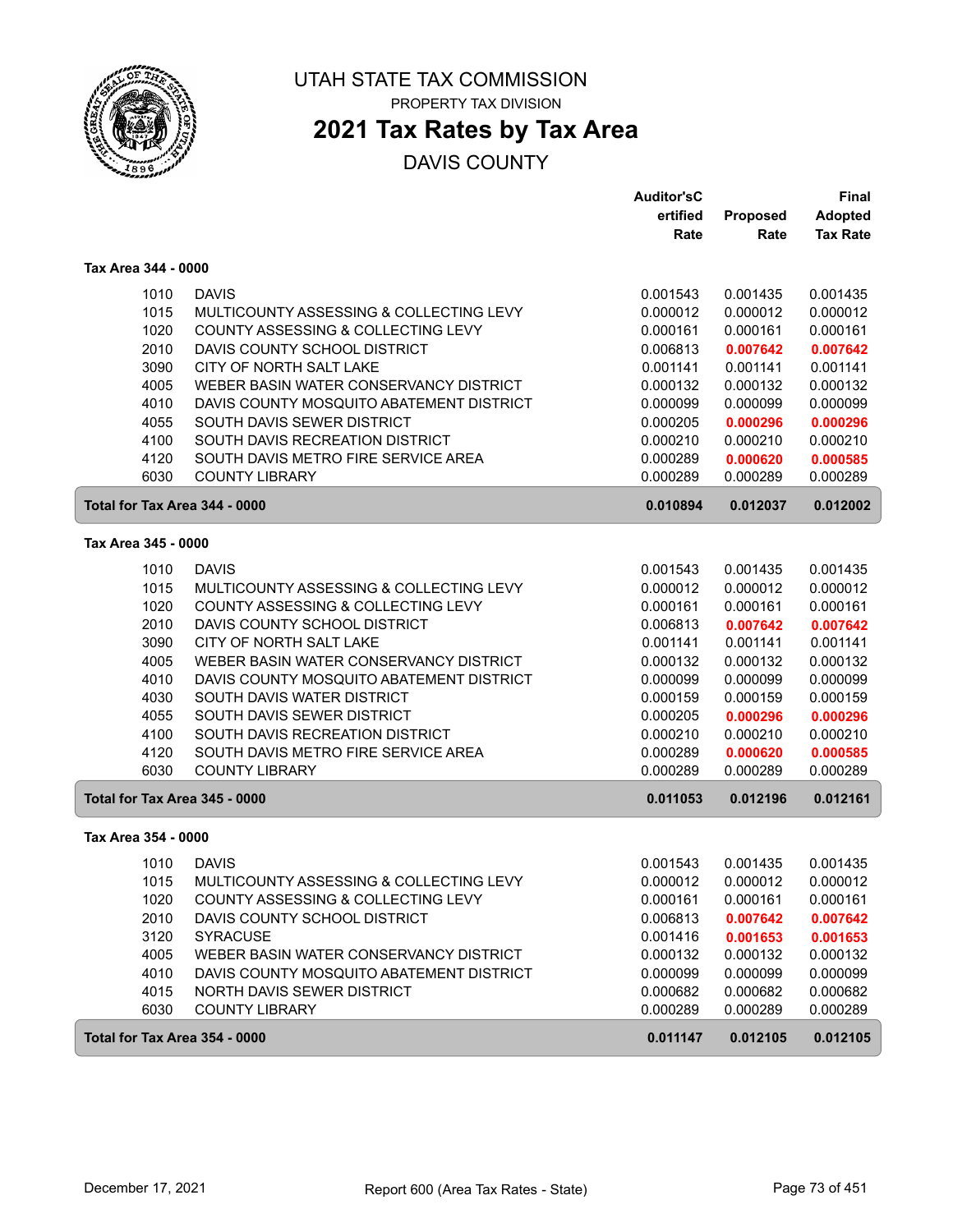# UTAH STATE TAX COMMISSION

PROPERTY TAX DIVISION

## 2021 Tax Rates by Tax Area

DAVIS COUNTY

### Tax Area 344 - 0000

| Code | Entity | Auditor's Certified Rate | Proposed Rate | Final Adopted Tax Rate |
|---|---|---|---|---|
| 1010 | DAVIS | 0.001543 | 0.001435 | 0.001435 |
| 1015 | MULTICOUNTY ASSESSING & COLLECTING LEVY | 0.000012 | 0.000012 | 0.000012 |
| 1020 | COUNTY ASSESSING & COLLECTING LEVY | 0.000161 | 0.000161 | 0.000161 |
| 2010 | DAVIS COUNTY SCHOOL DISTRICT | 0.006813 | **0.007642** | **0.007642** |
| 3090 | CITY OF NORTH SALT LAKE | 0.001141 | 0.001141 | 0.001141 |
| 4005 | WEBER BASIN WATER CONSERVANCY DISTRICT | 0.000132 | 0.000132 | 0.000132 |
| 4010 | DAVIS COUNTY MOSQUITO ABATEMENT DISTRICT | 0.000099 | 0.000099 | 0.000099 |
| 4055 | SOUTH DAVIS SEWER DISTRICT | 0.000205 | **0.000296** | **0.000296** |
| 4100 | SOUTH DAVIS RECREATION DISTRICT | 0.000210 | 0.000210 | 0.000210 |
| 4120 | SOUTH DAVIS METRO FIRE SERVICE AREA | 0.000289 | **0.000620** | **0.000585** |
| 6030 | COUNTY LIBRARY | 0.000289 | 0.000289 | 0.000289 |
| **Total for Tax Area 344 - 0000** | | **0.010894** | **0.012037** | **0.012002** |

### Tax Area 345 - 0000

| Code | Entity | Auditor's Certified Rate | Proposed Rate | Final Adopted Tax Rate |
|---|---|---|---|---|
| 1010 | DAVIS | 0.001543 | 0.001435 | 0.001435 |
| 1015 | MULTICOUNTY ASSESSING & COLLECTING LEVY | 0.000012 | 0.000012 | 0.000012 |
| 1020 | COUNTY ASSESSING & COLLECTING LEVY | 0.000161 | 0.000161 | 0.000161 |
| 2010 | DAVIS COUNTY SCHOOL DISTRICT | 0.006813 | **0.007642** | **0.007642** |
| 3090 | CITY OF NORTH SALT LAKE | 0.001141 | 0.001141 | 0.001141 |
| 4005 | WEBER BASIN WATER CONSERVANCY DISTRICT | 0.000132 | 0.000132 | 0.000132 |
| 4010 | DAVIS COUNTY MOSQUITO ABATEMENT DISTRICT | 0.000099 | 0.000099 | 0.000099 |
| 4030 | SOUTH DAVIS WATER DISTRICT | 0.000159 | 0.000159 | 0.000159 |
| 4055 | SOUTH DAVIS SEWER DISTRICT | 0.000205 | **0.000296** | **0.000296** |
| 4100 | SOUTH DAVIS RECREATION DISTRICT | 0.000210 | 0.000210 | 0.000210 |
| 4120 | SOUTH DAVIS METRO FIRE SERVICE AREA | 0.000289 | **0.000620** | **0.000585** |
| 6030 | COUNTY LIBRARY | 0.000289 | 0.000289 | 0.000289 |
| **Total for Tax Area 345 - 0000** | | **0.011053** | **0.012196** | **0.012161** |

### Tax Area 354 - 0000

| Code | Entity | Auditor's Certified Rate | Proposed Rate | Final Adopted Tax Rate |
|---|---|---|---|---|
| 1010 | DAVIS | 0.001543 | 0.001435 | 0.001435 |
| 1015 | MULTICOUNTY ASSESSING & COLLECTING LEVY | 0.000012 | 0.000012 | 0.000012 |
| 1020 | COUNTY ASSESSING & COLLECTING LEVY | 0.000161 | 0.000161 | 0.000161 |
| 2010 | DAVIS COUNTY SCHOOL DISTRICT | 0.006813 | **0.007642** | **0.007642** |
| 3120 | SYRACUSE | 0.001416 | **0.001653** | **0.001653** |
| 4005 | WEBER BASIN WATER CONSERVANCY DISTRICT | 0.000132 | 0.000132 | 0.000132 |
| 4010 | DAVIS COUNTY MOSQUITO ABATEMENT DISTRICT | 0.000099 | 0.000099 | 0.000099 |
| 4015 | NORTH DAVIS SEWER DISTRICT | 0.000682 | 0.000682 | 0.000682 |
| 6030 | COUNTY LIBRARY | 0.000289 | 0.000289 | 0.000289 |
| **Total for Tax Area 354 - 0000** | | **0.011147** | **0.012105** | **0.012105** |

December 17, 2021 — Report 600 (Area Tax Rates - State)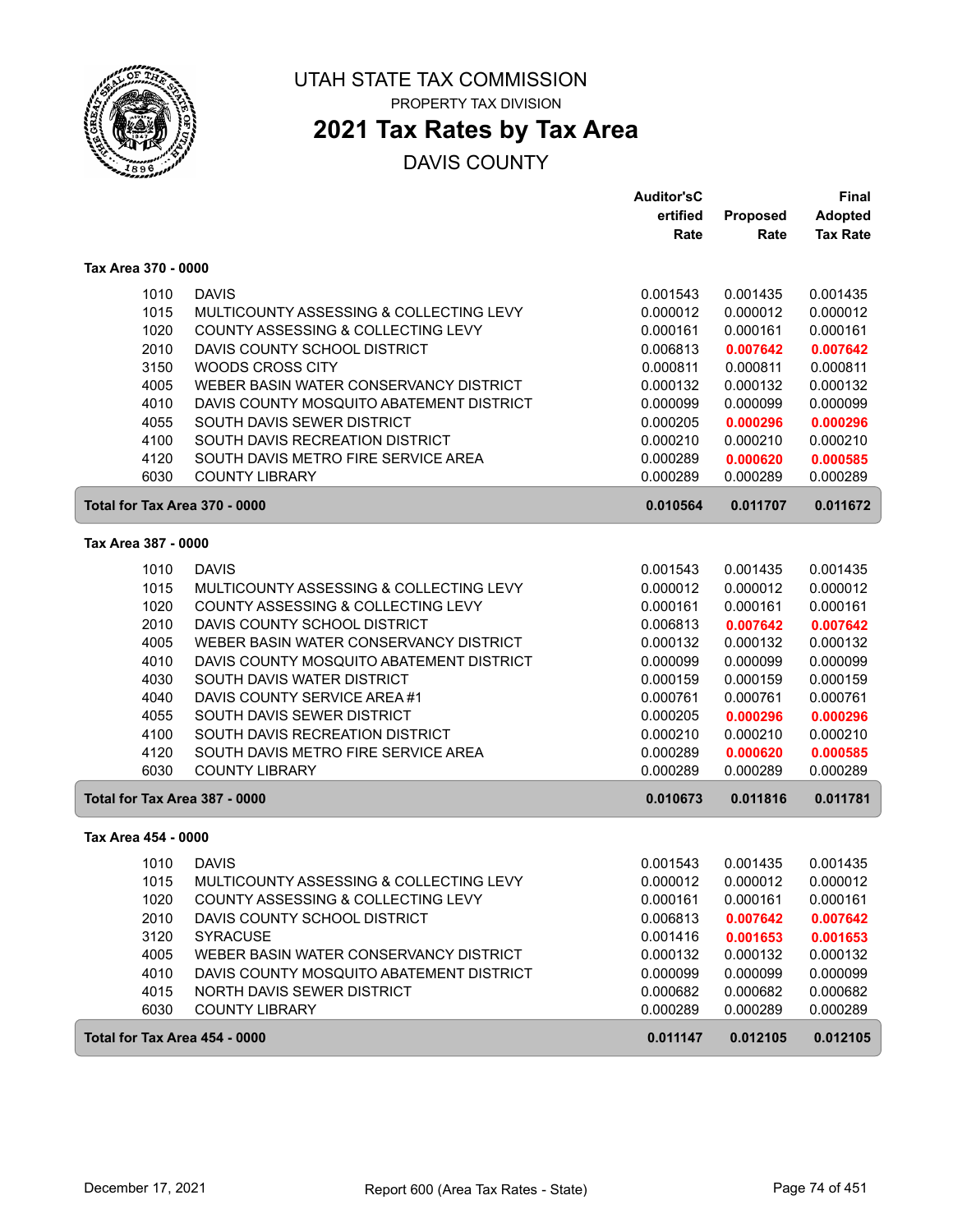UTAH STATE TAX COMMISSION

PROPERTY TAX DIVISION

# 2021 Tax Rates by Tax Area

DAVIS COUNTY

| | | Auditor's Certified Rate | Proposed Rate | Final Adopted Tax Rate |
|---|---|---|---|---|
| **Tax Area 370 - 0000** | | | | |
| 1010 | DAVIS | 0.001543 | 0.001435 | 0.001435 |
| 1015 | MULTICOUNTY ASSESSING & COLLECTING LEVY | 0.000012 | 0.000012 | 0.000012 |
| 1020 | COUNTY ASSESSING & COLLECTING LEVY | 0.000161 | 0.000161 | 0.000161 |
| 2010 | DAVIS COUNTY SCHOOL DISTRICT | 0.006813 | **0.007642** | **0.007642** |
| 3150 | WOODS CROSS CITY | 0.000811 | 0.000811 | 0.000811 |
| 4005 | WEBER BASIN WATER CONSERVANCY DISTRICT | 0.000132 | 0.000132 | 0.000132 |
| 4010 | DAVIS COUNTY MOSQUITO ABATEMENT DISTRICT | 0.000099 | 0.000099 | 0.000099 |
| 4055 | SOUTH DAVIS SEWER DISTRICT | 0.000205 | **0.000296** | **0.000296** |
| 4100 | SOUTH DAVIS RECREATION DISTRICT | 0.000210 | 0.000210 | 0.000210 |
| 4120 | SOUTH DAVIS METRO FIRE SERVICE AREA | 0.000289 | **0.000620** | **0.000585** |
| 6030 | COUNTY LIBRARY | 0.000289 | 0.000289 | 0.000289 |
| **Total for Tax Area 370 - 0000** | | **0.010564** | **0.011707** | **0.011672** |
| **Tax Area 387 - 0000** | | | | |
| 1010 | DAVIS | 0.001543 | 0.001435 | 0.001435 |
| 1015 | MULTICOUNTY ASSESSING & COLLECTING LEVY | 0.000012 | 0.000012 | 0.000012 |
| 1020 | COUNTY ASSESSING & COLLECTING LEVY | 0.000161 | 0.000161 | 0.000161 |
| 2010 | DAVIS COUNTY SCHOOL DISTRICT | 0.006813 | **0.007642** | **0.007642** |
| 4005 | WEBER BASIN WATER CONSERVANCY DISTRICT | 0.000132 | 0.000132 | 0.000132 |
| 4010 | DAVIS COUNTY MOSQUITO ABATEMENT DISTRICT | 0.000099 | 0.000099 | 0.000099 |
| 4030 | SOUTH DAVIS WATER DISTRICT | 0.000159 | 0.000159 | 0.000159 |
| 4040 | DAVIS COUNTY SERVICE AREA #1 | 0.000761 | 0.000761 | 0.000761 |
| 4055 | SOUTH DAVIS SEWER DISTRICT | 0.000205 | **0.000296** | **0.000296** |
| 4100 | SOUTH DAVIS RECREATION DISTRICT | 0.000210 | 0.000210 | 0.000210 |
| 4120 | SOUTH DAVIS METRO FIRE SERVICE AREA | 0.000289 | **0.000620** | **0.000585** |
| 6030 | COUNTY LIBRARY | 0.000289 | 0.000289 | 0.000289 |
| **Total for Tax Area 387 - 0000** | | **0.010673** | **0.011816** | **0.011781** |
| **Tax Area 454 - 0000** | | | | |
| 1010 | DAVIS | 0.001543 | 0.001435 | 0.001435 |
| 1015 | MULTICOUNTY ASSESSING & COLLECTING LEVY | 0.000012 | 0.000012 | 0.000012 |
| 1020 | COUNTY ASSESSING & COLLECTING LEVY | 0.000161 | 0.000161 | 0.000161 |
| 2010 | DAVIS COUNTY SCHOOL DISTRICT | 0.006813 | **0.007642** | **0.007642** |
| 3120 | SYRACUSE | 0.001416 | **0.001653** | **0.001653** |
| 4005 | WEBER BASIN WATER CONSERVANCY DISTRICT | 0.000132 | 0.000132 | 0.000132 |
| 4010 | DAVIS COUNTY MOSQUITO ABATEMENT DISTRICT | 0.000099 | 0.000099 | 0.000099 |
| 4015 | NORTH DAVIS SEWER DISTRICT | 0.000682 | 0.000682 | 0.000682 |
| 6030 | COUNTY LIBRARY | 0.000289 | 0.000289 | 0.000289 |
| **Total for Tax Area 454 - 0000** | | **0.011147** | **0.012105** | **0.012105** |

December 17, 2021 Report 600 (Area Tax Rates - State)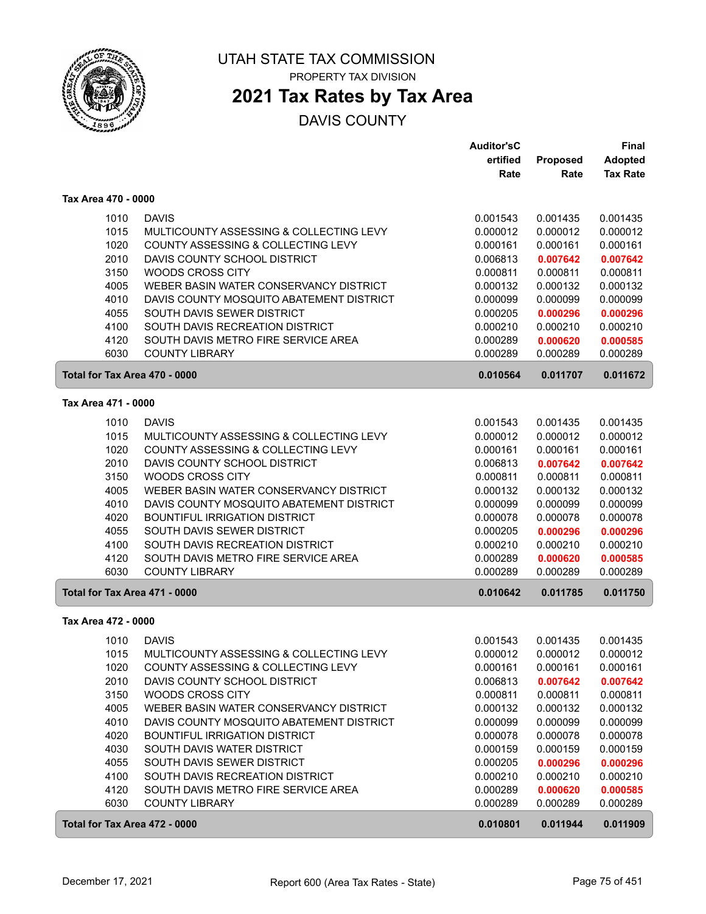# UTAH STATE TAX COMMISSION

PROPERTY TAX DIVISION

## 2021 Tax Rates by Tax Area

DAVIS COUNTY

### Tax Area 470 - 0000

| Code | Entity | Auditor's Certified Rate | Proposed Rate | Final Adopted Tax Rate |
|---|---|---|---|---|
| 1010 | DAVIS | 0.001543 | 0.001435 | 0.001435 |
| 1015 | MULTICOUNTY ASSESSING & COLLECTING LEVY | 0.000012 | 0.000012 | 0.000012 |
| 1020 | COUNTY ASSESSING & COLLECTING LEVY | 0.000161 | 0.000161 | 0.000161 |
| 2010 | DAVIS COUNTY SCHOOL DISTRICT | 0.006813 | **0.007642** | **0.007642** |
| 3150 | WOODS CROSS CITY | 0.000811 | 0.000811 | 0.000811 |
| 4005 | WEBER BASIN WATER CONSERVANCY DISTRICT | 0.000132 | 0.000132 | 0.000132 |
| 4010 | DAVIS COUNTY MOSQUITO ABATEMENT DISTRICT | 0.000099 | 0.000099 | 0.000099 |
| 4055 | SOUTH DAVIS SEWER DISTRICT | 0.000205 | **0.000296** | **0.000296** |
| 4100 | SOUTH DAVIS RECREATION DISTRICT | 0.000210 | 0.000210 | 0.000210 |
| 4120 | SOUTH DAVIS METRO FIRE SERVICE AREA | 0.000289 | **0.000620** | **0.000585** |
| 6030 | COUNTY LIBRARY | 0.000289 | 0.000289 | 0.000289 |
| **Total for Tax Area 470 - 0000** | | **0.010564** | **0.011707** | **0.011672** |

### Tax Area 471 - 0000

| Code | Entity | Auditor's Certified Rate | Proposed Rate | Final Adopted Tax Rate |
|---|---|---|---|---|
| 1010 | DAVIS | 0.001543 | 0.001435 | 0.001435 |
| 1015 | MULTICOUNTY ASSESSING & COLLECTING LEVY | 0.000012 | 0.000012 | 0.000012 |
| 1020 | COUNTY ASSESSING & COLLECTING LEVY | 0.000161 | 0.000161 | 0.000161 |
| 2010 | DAVIS COUNTY SCHOOL DISTRICT | 0.006813 | **0.007642** | **0.007642** |
| 3150 | WOODS CROSS CITY | 0.000811 | 0.000811 | 0.000811 |
| 4005 | WEBER BASIN WATER CONSERVANCY DISTRICT | 0.000132 | 0.000132 | 0.000132 |
| 4010 | DAVIS COUNTY MOSQUITO ABATEMENT DISTRICT | 0.000099 | 0.000099 | 0.000099 |
| 4020 | BOUNTIFUL IRRIGATION DISTRICT | 0.000078 | 0.000078 | 0.000078 |
| 4055 | SOUTH DAVIS SEWER DISTRICT | 0.000205 | **0.000296** | **0.000296** |
| 4100 | SOUTH DAVIS RECREATION DISTRICT | 0.000210 | 0.000210 | 0.000210 |
| 4120 | SOUTH DAVIS METRO FIRE SERVICE AREA | 0.000289 | **0.000620** | **0.000585** |
| 6030 | COUNTY LIBRARY | 0.000289 | 0.000289 | 0.000289 |
| **Total for Tax Area 471 - 0000** | | **0.010642** | **0.011785** | **0.011750** |

### Tax Area 472 - 0000

| Code | Entity | Auditor's Certified Rate | Proposed Rate | Final Adopted Tax Rate |
|---|---|---|---|---|
| 1010 | DAVIS | 0.001543 | 0.001435 | 0.001435 |
| 1015 | MULTICOUNTY ASSESSING & COLLECTING LEVY | 0.000012 | 0.000012 | 0.000012 |
| 1020 | COUNTY ASSESSING & COLLECTING LEVY | 0.000161 | 0.000161 | 0.000161 |
| 2010 | DAVIS COUNTY SCHOOL DISTRICT | 0.006813 | **0.007642** | **0.007642** |
| 3150 | WOODS CROSS CITY | 0.000811 | 0.000811 | 0.000811 |
| 4005 | WEBER BASIN WATER CONSERVANCY DISTRICT | 0.000132 | 0.000132 | 0.000132 |
| 4010 | DAVIS COUNTY MOSQUITO ABATEMENT DISTRICT | 0.000099 | 0.000099 | 0.000099 |
| 4020 | BOUNTIFUL IRRIGATION DISTRICT | 0.000078 | 0.000078 | 0.000078 |
| 4030 | SOUTH DAVIS WATER DISTRICT | 0.000159 | 0.000159 | 0.000159 |
| 4055 | SOUTH DAVIS SEWER DISTRICT | 0.000205 | **0.000296** | **0.000296** |
| 4100 | SOUTH DAVIS RECREATION DISTRICT | 0.000210 | 0.000210 | 0.000210 |
| 4120 | SOUTH DAVIS METRO FIRE SERVICE AREA | 0.000289 | **0.000620** | **0.000585** |
| 6030 | COUNTY LIBRARY | 0.000289 | 0.000289 | 0.000289 |
| **Total for Tax Area 472 - 0000** | | **0.010801** | **0.011944** | **0.011909** |

December 17, 2021 — Report 600 (Area Tax Rates - State)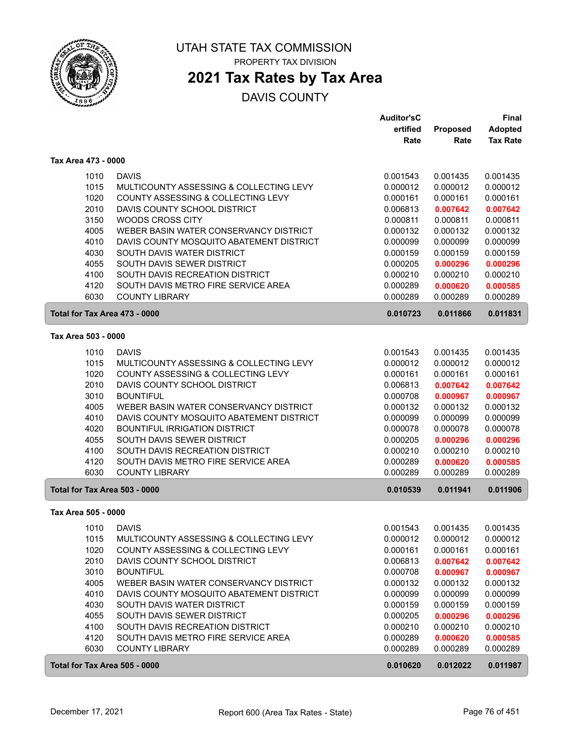# UTAH STATE TAX COMMISSION

PROPERTY TAX DIVISION

## 2021 Tax Rates by Tax Area

DAVIS COUNTY

### Tax Area 473 - 0000

| | | Auditor's Certified Rate | Proposed Rate | Final Adopted Tax Rate |
|---|---|---|---|---|
| 1010 | DAVIS | 0.001543 | 0.001435 | 0.001435 |
| 1015 | MULTICOUNTY ASSESSING & COLLECTING LEVY | 0.000012 | 0.000012 | 0.000012 |
| 1020 | COUNTY ASSESSING & COLLECTING LEVY | 0.000161 | 0.000161 | 0.000161 |
| 2010 | DAVIS COUNTY SCHOOL DISTRICT | 0.006813 | **0.007642** | **0.007642** |
| 3150 | WOODS CROSS CITY | 0.000811 | 0.000811 | 0.000811 |
| 4005 | WEBER BASIN WATER CONSERVANCY DISTRICT | 0.000132 | 0.000132 | 0.000132 |
| 4010 | DAVIS COUNTY MOSQUITO ABATEMENT DISTRICT | 0.000099 | 0.000099 | 0.000099 |
| 4030 | SOUTH DAVIS WATER DISTRICT | 0.000159 | 0.000159 | 0.000159 |
| 4055 | SOUTH DAVIS SEWER DISTRICT | 0.000205 | **0.000296** | **0.000296** |
| 4100 | SOUTH DAVIS RECREATION DISTRICT | 0.000210 | 0.000210 | 0.000210 |
| 4120 | SOUTH DAVIS METRO FIRE SERVICE AREA | 0.000289 | **0.000620** | **0.000585** |
| 6030 | COUNTY LIBRARY | 0.000289 | 0.000289 | 0.000289 |
| **Total for Tax Area 473 - 0000** | | **0.010723** | **0.011866** | **0.011831** |

### Tax Area 503 - 0000

| | | Auditor's Certified Rate | Proposed Rate | Final Adopted Tax Rate |
|---|---|---|---|---|
| 1010 | DAVIS | 0.001543 | 0.001435 | 0.001435 |
| 1015 | MULTICOUNTY ASSESSING & COLLECTING LEVY | 0.000012 | 0.000012 | 0.000012 |
| 1020 | COUNTY ASSESSING & COLLECTING LEVY | 0.000161 | 0.000161 | 0.000161 |
| 2010 | DAVIS COUNTY SCHOOL DISTRICT | 0.006813 | **0.007642** | **0.007642** |
| 3010 | BOUNTIFUL | 0.000708 | **0.000967** | **0.000967** |
| 4005 | WEBER BASIN WATER CONSERVANCY DISTRICT | 0.000132 | 0.000132 | 0.000132 |
| 4010 | DAVIS COUNTY MOSQUITO ABATEMENT DISTRICT | 0.000099 | 0.000099 | 0.000099 |
| 4020 | BOUNTIFUL IRRIGATION DISTRICT | 0.000078 | 0.000078 | 0.000078 |
| 4055 | SOUTH DAVIS SEWER DISTRICT | 0.000205 | **0.000296** | **0.000296** |
| 4100 | SOUTH DAVIS RECREATION DISTRICT | 0.000210 | 0.000210 | 0.000210 |
| 4120 | SOUTH DAVIS METRO FIRE SERVICE AREA | 0.000289 | **0.000620** | **0.000585** |
| 6030 | COUNTY LIBRARY | 0.000289 | 0.000289 | 0.000289 |
| **Total for Tax Area 503 - 0000** | | **0.010539** | **0.011941** | **0.011906** |

### Tax Area 505 - 0000

| | | Auditor's Certified Rate | Proposed Rate | Final Adopted Tax Rate |
|---|---|---|---|---|
| 1010 | DAVIS | 0.001543 | 0.001435 | 0.001435 |
| 1015 | MULTICOUNTY ASSESSING & COLLECTING LEVY | 0.000012 | 0.000012 | 0.000012 |
| 1020 | COUNTY ASSESSING & COLLECTING LEVY | 0.000161 | 0.000161 | 0.000161 |
| 2010 | DAVIS COUNTY SCHOOL DISTRICT | 0.006813 | **0.007642** | **0.007642** |
| 3010 | BOUNTIFUL | 0.000708 | **0.000967** | **0.000967** |
| 4005 | WEBER BASIN WATER CONSERVANCY DISTRICT | 0.000132 | 0.000132 | 0.000132 |
| 4010 | DAVIS COUNTY MOSQUITO ABATEMENT DISTRICT | 0.000099 | 0.000099 | 0.000099 |
| 4030 | SOUTH DAVIS WATER DISTRICT | 0.000159 | 0.000159 | 0.000159 |
| 4055 | SOUTH DAVIS SEWER DISTRICT | 0.000205 | **0.000296** | **0.000296** |
| 4100 | SOUTH DAVIS RECREATION DISTRICT | 0.000210 | 0.000210 | 0.000210 |
| 4120 | SOUTH DAVIS METRO FIRE SERVICE AREA | 0.000289 | **0.000620** | **0.000585** |
| 6030 | COUNTY LIBRARY | 0.000289 | 0.000289 | 0.000289 |
| **Total for Tax Area 505 - 0000** | | **0.010620** | **0.012022** | **0.011987** |

December 17, 2021 — Report 600 (Area Tax Rates - State)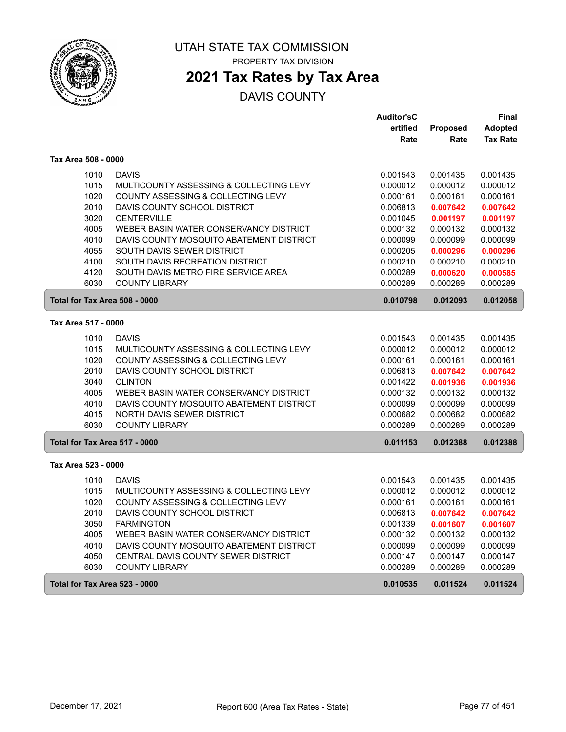# UTAH STATE TAX COMMISSION

PROPERTY TAX DIVISION

## 2021 Tax Rates by Tax Area

DAVIS COUNTY

| | | Auditor's Certified Rate | Proposed Rate | Final Adopted Tax Rate |
|---|---|---|---|---|
| **Tax Area 508 - 0000** | | | | |
| 1010 | DAVIS | 0.001543 | 0.001435 | 0.001435 |
| 1015 | MULTICOUNTY ASSESSING & COLLECTING LEVY | 0.000012 | 0.000012 | 0.000012 |
| 1020 | COUNTY ASSESSING & COLLECTING LEVY | 0.000161 | 0.000161 | 0.000161 |
| 2010 | DAVIS COUNTY SCHOOL DISTRICT | 0.006813 | **0.007642** | **0.007642** |
| 3020 | CENTERVILLE | 0.001045 | **0.001197** | **0.001197** |
| 4005 | WEBER BASIN WATER CONSERVANCY DISTRICT | 0.000132 | 0.000132 | 0.000132 |
| 4010 | DAVIS COUNTY MOSQUITO ABATEMENT DISTRICT | 0.000099 | 0.000099 | 0.000099 |
| 4055 | SOUTH DAVIS SEWER DISTRICT | 0.000205 | **0.000296** | **0.000296** |
| 4100 | SOUTH DAVIS RECREATION DISTRICT | 0.000210 | 0.000210 | 0.000210 |
| 4120 | SOUTH DAVIS METRO FIRE SERVICE AREA | 0.000289 | **0.000620** | **0.000585** |
| 6030 | COUNTY LIBRARY | 0.000289 | 0.000289 | 0.000289 |
| **Total for Tax Area 508 - 0000** | | **0.010798** | **0.012093** | **0.012058** |
| **Tax Area 517 - 0000** | | | | |
| 1010 | DAVIS | 0.001543 | 0.001435 | 0.001435 |
| 1015 | MULTICOUNTY ASSESSING & COLLECTING LEVY | 0.000012 | 0.000012 | 0.000012 |
| 1020 | COUNTY ASSESSING & COLLECTING LEVY | 0.000161 | 0.000161 | 0.000161 |
| 2010 | DAVIS COUNTY SCHOOL DISTRICT | 0.006813 | **0.007642** | **0.007642** |
| 3040 | CLINTON | 0.001422 | **0.001936** | **0.001936** |
| 4005 | WEBER BASIN WATER CONSERVANCY DISTRICT | 0.000132 | 0.000132 | 0.000132 |
| 4010 | DAVIS COUNTY MOSQUITO ABATEMENT DISTRICT | 0.000099 | 0.000099 | 0.000099 |
| 4015 | NORTH DAVIS SEWER DISTRICT | 0.000682 | 0.000682 | 0.000682 |
| 6030 | COUNTY LIBRARY | 0.000289 | 0.000289 | 0.000289 |
| **Total for Tax Area 517 - 0000** | | **0.011153** | **0.012388** | **0.012388** |
| **Tax Area 523 - 0000** | | | | |
| 1010 | DAVIS | 0.001543 | 0.001435 | 0.001435 |
| 1015 | MULTICOUNTY ASSESSING & COLLECTING LEVY | 0.000012 | 0.000012 | 0.000012 |
| 1020 | COUNTY ASSESSING & COLLECTING LEVY | 0.000161 | 0.000161 | 0.000161 |
| 2010 | DAVIS COUNTY SCHOOL DISTRICT | 0.006813 | **0.007642** | **0.007642** |
| 3050 | FARMINGTON | 0.001339 | **0.001607** | **0.001607** |
| 4005 | WEBER BASIN WATER CONSERVANCY DISTRICT | 0.000132 | 0.000132 | 0.000132 |
| 4010 | DAVIS COUNTY MOSQUITO ABATEMENT DISTRICT | 0.000099 | 0.000099 | 0.000099 |
| 4050 | CENTRAL DAVIS COUNTY SEWER DISTRICT | 0.000147 | 0.000147 | 0.000147 |
| 6030 | COUNTY LIBRARY | 0.000289 | 0.000289 | 0.000289 |
| **Total for Tax Area 523 - 0000** | | **0.010535** | **0.011524** | **0.011524** |

December 17, 2021 — Report 600 (Area Tax Rates - State)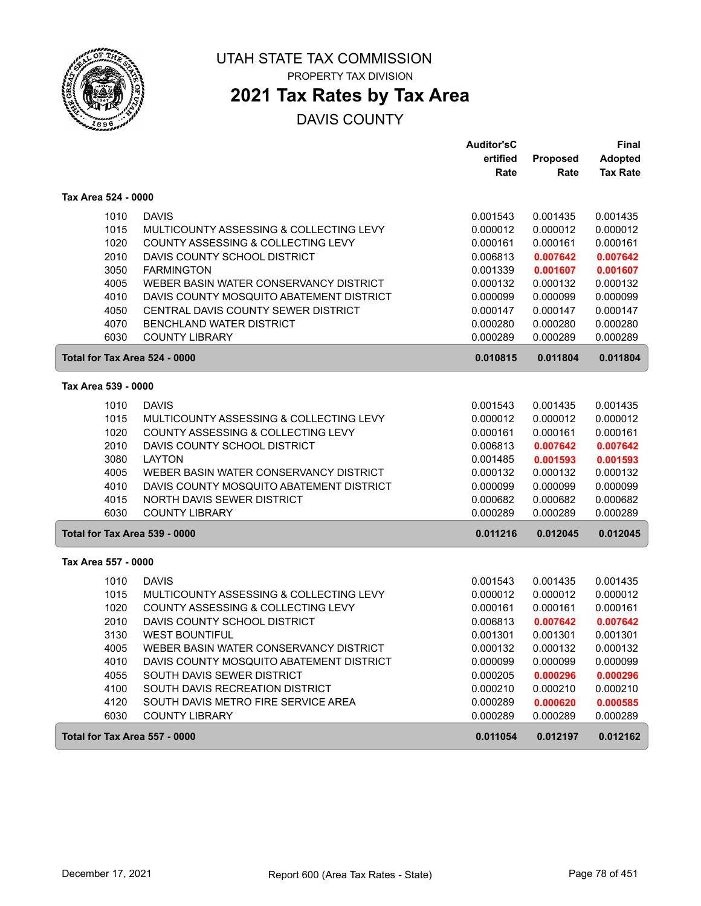# UTAH STATE TAX COMMISSION

PROPERTY TAX DIVISION

## 2021 Tax Rates by Tax Area

DAVIS COUNTY

| | | Auditor'sCertified Rate | Proposed Rate | Final Adopted Tax Rate |
|---|---|---|---|---|
| **Tax Area 524 - 0000** | | | | |
| 1010 | DAVIS | 0.001543 | 0.001435 | 0.001435 |
| 1015 | MULTICOUNTY ASSESSING & COLLECTING LEVY | 0.000012 | 0.000012 | 0.000012 |
| 1020 | COUNTY ASSESSING & COLLECTING LEVY | 0.000161 | 0.000161 | 0.000161 |
| 2010 | DAVIS COUNTY SCHOOL DISTRICT | 0.006813 | **0.007642** | **0.007642** |
| 3050 | FARMINGTON | 0.001339 | **0.001607** | **0.001607** |
| 4005 | WEBER BASIN WATER CONSERVANCY DISTRICT | 0.000132 | 0.000132 | 0.000132 |
| 4010 | DAVIS COUNTY MOSQUITO ABATEMENT DISTRICT | 0.000099 | 0.000099 | 0.000099 |
| 4050 | CENTRAL DAVIS COUNTY SEWER DISTRICT | 0.000147 | 0.000147 | 0.000147 |
| 4070 | BENCHLAND WATER DISTRICT | 0.000280 | 0.000280 | 0.000280 |
| 6030 | COUNTY LIBRARY | 0.000289 | 0.000289 | 0.000289 |
| **Total for Tax Area 524 - 0000** | | **0.010815** | **0.011804** | **0.011804** |
| **Tax Area 539 - 0000** | | | | |
| 1010 | DAVIS | 0.001543 | 0.001435 | 0.001435 |
| 1015 | MULTICOUNTY ASSESSING & COLLECTING LEVY | 0.000012 | 0.000012 | 0.000012 |
| 1020 | COUNTY ASSESSING & COLLECTING LEVY | 0.000161 | 0.000161 | 0.000161 |
| 2010 | DAVIS COUNTY SCHOOL DISTRICT | 0.006813 | **0.007642** | **0.007642** |
| 3080 | LAYTON | 0.001485 | **0.001593** | **0.001593** |
| 4005 | WEBER BASIN WATER CONSERVANCY DISTRICT | 0.000132 | 0.000132 | 0.000132 |
| 4010 | DAVIS COUNTY MOSQUITO ABATEMENT DISTRICT | 0.000099 | 0.000099 | 0.000099 |
| 4015 | NORTH DAVIS SEWER DISTRICT | 0.000682 | 0.000682 | 0.000682 |
| 6030 | COUNTY LIBRARY | 0.000289 | 0.000289 | 0.000289 |
| **Total for Tax Area 539 - 0000** | | **0.011216** | **0.012045** | **0.012045** |
| **Tax Area 557 - 0000** | | | | |
| 1010 | DAVIS | 0.001543 | 0.001435 | 0.001435 |
| 1015 | MULTICOUNTY ASSESSING & COLLECTING LEVY | 0.000012 | 0.000012 | 0.000012 |
| 1020 | COUNTY ASSESSING & COLLECTING LEVY | 0.000161 | 0.000161 | 0.000161 |
| 2010 | DAVIS COUNTY SCHOOL DISTRICT | 0.006813 | **0.007642** | **0.007642** |
| 3130 | WEST BOUNTIFUL | 0.001301 | 0.001301 | 0.001301 |
| 4005 | WEBER BASIN WATER CONSERVANCY DISTRICT | 0.000132 | 0.000132 | 0.000132 |
| 4010 | DAVIS COUNTY MOSQUITO ABATEMENT DISTRICT | 0.000099 | 0.000099 | 0.000099 |
| 4055 | SOUTH DAVIS SEWER DISTRICT | 0.000205 | **0.000296** | **0.000296** |
| 4100 | SOUTH DAVIS RECREATION DISTRICT | 0.000210 | 0.000210 | 0.000210 |
| 4120 | SOUTH DAVIS METRO FIRE SERVICE AREA | 0.000289 | **0.000620** | **0.000585** |
| 6030 | COUNTY LIBRARY | 0.000289 | 0.000289 | 0.000289 |
| **Total for Tax Area 557 - 0000** | | **0.011054** | **0.012197** | **0.012162** |

December 17, 2021 — Report 600 (Area Tax Rates - State)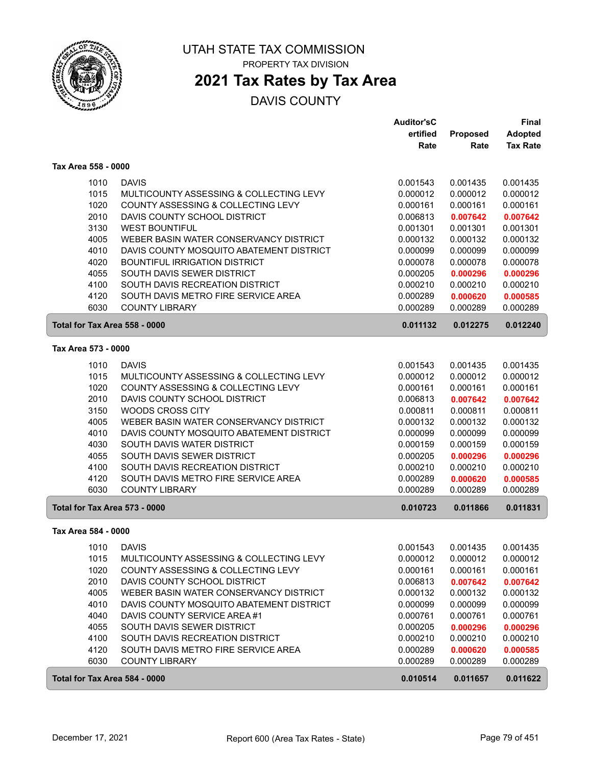# UTAH STATE TAX COMMISSION

PROPERTY TAX DIVISION

## 2021 Tax Rates by Tax Area

DAVIS COUNTY

### Tax Area 558 - 0000

| Code | Entity | Auditor's Certified Rate | Proposed Rate | Final Adopted Tax Rate |
|---|---|---|---|---|
| 1010 | DAVIS | 0.001543 | 0.001435 | 0.001435 |
| 1015 | MULTICOUNTY ASSESSING & COLLECTING LEVY | 0.000012 | 0.000012 | 0.000012 |
| 1020 | COUNTY ASSESSING & COLLECTING LEVY | 0.000161 | 0.000161 | 0.000161 |
| 2010 | DAVIS COUNTY SCHOOL DISTRICT | 0.006813 | **0.007642** | **0.007642** |
| 3130 | WEST BOUNTIFUL | 0.001301 | 0.001301 | 0.001301 |
| 4005 | WEBER BASIN WATER CONSERVANCY DISTRICT | 0.000132 | 0.000132 | 0.000132 |
| 4010 | DAVIS COUNTY MOSQUITO ABATEMENT DISTRICT | 0.000099 | 0.000099 | 0.000099 |
| 4020 | BOUNTIFUL IRRIGATION DISTRICT | 0.000078 | 0.000078 | 0.000078 |
| 4055 | SOUTH DAVIS SEWER DISTRICT | 0.000205 | **0.000296** | **0.000296** |
| 4100 | SOUTH DAVIS RECREATION DISTRICT | 0.000210 | 0.000210 | 0.000210 |
| 4120 | SOUTH DAVIS METRO FIRE SERVICE AREA | 0.000289 | **0.000620** | **0.000585** |
| 6030 | COUNTY LIBRARY | 0.000289 | 0.000289 | 0.000289 |
| **Total for Tax Area 558 - 0000** | | **0.011132** | **0.012275** | **0.012240** |

### Tax Area 573 - 0000

| Code | Entity | Auditor's Certified Rate | Proposed Rate | Final Adopted Tax Rate |
|---|---|---|---|---|
| 1010 | DAVIS | 0.001543 | 0.001435 | 0.001435 |
| 1015 | MULTICOUNTY ASSESSING & COLLECTING LEVY | 0.000012 | 0.000012 | 0.000012 |
| 1020 | COUNTY ASSESSING & COLLECTING LEVY | 0.000161 | 0.000161 | 0.000161 |
| 2010 | DAVIS COUNTY SCHOOL DISTRICT | 0.006813 | **0.007642** | **0.007642** |
| 3150 | WOODS CROSS CITY | 0.000811 | 0.000811 | 0.000811 |
| 4005 | WEBER BASIN WATER CONSERVANCY DISTRICT | 0.000132 | 0.000132 | 0.000132 |
| 4010 | DAVIS COUNTY MOSQUITO ABATEMENT DISTRICT | 0.000099 | 0.000099 | 0.000099 |
| 4030 | SOUTH DAVIS WATER DISTRICT | 0.000159 | 0.000159 | 0.000159 |
| 4055 | SOUTH DAVIS SEWER DISTRICT | 0.000205 | **0.000296** | **0.000296** |
| 4100 | SOUTH DAVIS RECREATION DISTRICT | 0.000210 | 0.000210 | 0.000210 |
| 4120 | SOUTH DAVIS METRO FIRE SERVICE AREA | 0.000289 | **0.000620** | **0.000585** |
| 6030 | COUNTY LIBRARY | 0.000289 | 0.000289 | 0.000289 |
| **Total for Tax Area 573 - 0000** | | **0.010723** | **0.011866** | **0.011831** |

### Tax Area 584 - 0000

| Code | Entity | Auditor's Certified Rate | Proposed Rate | Final Adopted Tax Rate |
|---|---|---|---|---|
| 1010 | DAVIS | 0.001543 | 0.001435 | 0.001435 |
| 1015 | MULTICOUNTY ASSESSING & COLLECTING LEVY | 0.000012 | 0.000012 | 0.000012 |
| 1020 | COUNTY ASSESSING & COLLECTING LEVY | 0.000161 | 0.000161 | 0.000161 |
| 2010 | DAVIS COUNTY SCHOOL DISTRICT | 0.006813 | **0.007642** | **0.007642** |
| 4005 | WEBER BASIN WATER CONSERVANCY DISTRICT | 0.000132 | 0.000132 | 0.000132 |
| 4010 | DAVIS COUNTY MOSQUITO ABATEMENT DISTRICT | 0.000099 | 0.000099 | 0.000099 |
| 4040 | DAVIS COUNTY SERVICE AREA #1 | 0.000761 | 0.000761 | 0.000761 |
| 4055 | SOUTH DAVIS SEWER DISTRICT | 0.000205 | **0.000296** | **0.000296** |
| 4100 | SOUTH DAVIS RECREATION DISTRICT | 0.000210 | 0.000210 | 0.000210 |
| 4120 | SOUTH DAVIS METRO FIRE SERVICE AREA | 0.000289 | **0.000620** | **0.000585** |
| 6030 | COUNTY LIBRARY | 0.000289 | 0.000289 | 0.000289 |
| **Total for Tax Area 584 - 0000** | | **0.010514** | **0.011657** | **0.011622** |

December 17, 2021 — Report 600 (Area Tax Rates - State)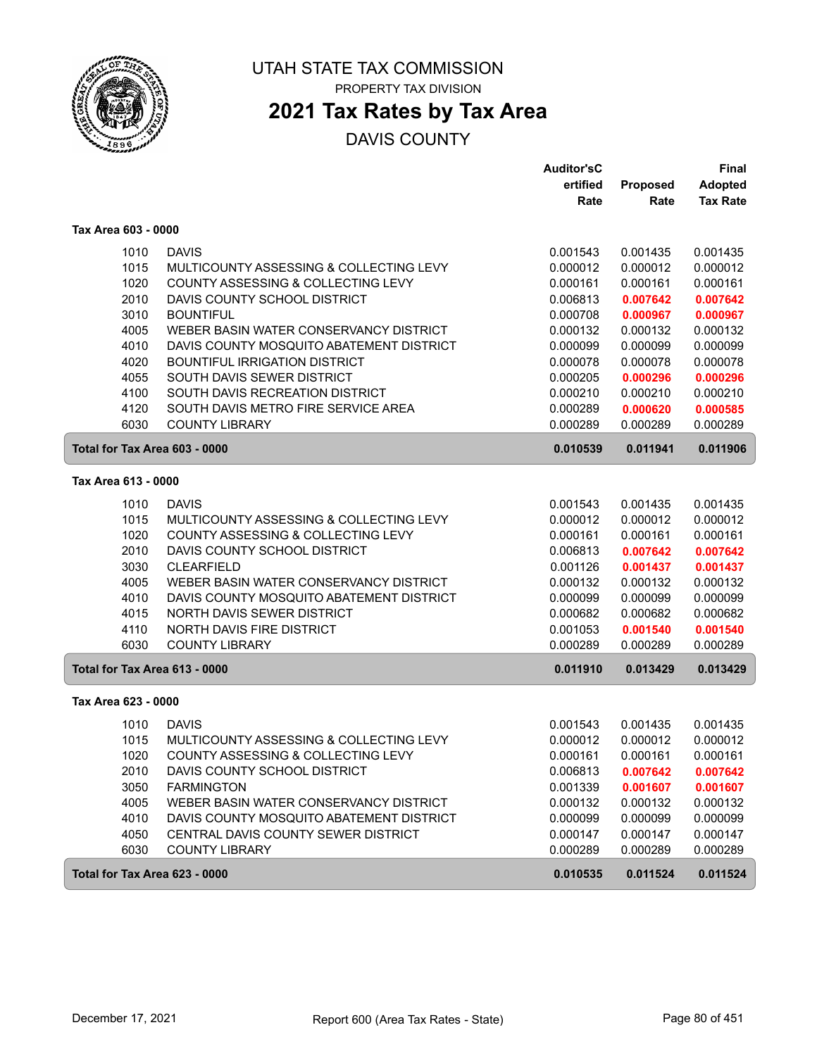# UTAH STATE TAX COMMISSION

PROPERTY TAX DIVISION

## 2021 Tax Rates by Tax Area

DAVIS COUNTY

| | | Auditor's Certified Rate | Proposed Rate | Final Adopted Tax Rate |
|---|---|---|---|---|
| **Tax Area 603 - 0000** | | | | |
| 1010 | DAVIS | 0.001543 | 0.001435 | 0.001435 |
| 1015 | MULTICOUNTY ASSESSING & COLLECTING LEVY | 0.000012 | 0.000012 | 0.000012 |
| 1020 | COUNTY ASSESSING & COLLECTING LEVY | 0.000161 | 0.000161 | 0.000161 |
| 2010 | DAVIS COUNTY SCHOOL DISTRICT | 0.006813 | **0.007642** | **0.007642** |
| 3010 | BOUNTIFUL | 0.000708 | **0.000967** | **0.000967** |
| 4005 | WEBER BASIN WATER CONSERVANCY DISTRICT | 0.000132 | 0.000132 | 0.000132 |
| 4010 | DAVIS COUNTY MOSQUITO ABATEMENT DISTRICT | 0.000099 | 0.000099 | 0.000099 |
| 4020 | BOUNTIFUL IRRIGATION DISTRICT | 0.000078 | 0.000078 | 0.000078 |
| 4055 | SOUTH DAVIS SEWER DISTRICT | 0.000205 | **0.000296** | **0.000296** |
| 4100 | SOUTH DAVIS RECREATION DISTRICT | 0.000210 | 0.000210 | 0.000210 |
| 4120 | SOUTH DAVIS METRO FIRE SERVICE AREA | 0.000289 | **0.000620** | **0.000585** |
| 6030 | COUNTY LIBRARY | 0.000289 | 0.000289 | 0.000289 |
| **Total for Tax Area 603 - 0000** | | **0.010539** | **0.011941** | **0.011906** |
| **Tax Area 613 - 0000** | | | | |
| 1010 | DAVIS | 0.001543 | 0.001435 | 0.001435 |
| 1015 | MULTICOUNTY ASSESSING & COLLECTING LEVY | 0.000012 | 0.000012 | 0.000012 |
| 1020 | COUNTY ASSESSING & COLLECTING LEVY | 0.000161 | 0.000161 | 0.000161 |
| 2010 | DAVIS COUNTY SCHOOL DISTRICT | 0.006813 | **0.007642** | **0.007642** |
| 3030 | CLEARFIELD | 0.001126 | **0.001437** | **0.001437** |
| 4005 | WEBER BASIN WATER CONSERVANCY DISTRICT | 0.000132 | 0.000132 | 0.000132 |
| 4010 | DAVIS COUNTY MOSQUITO ABATEMENT DISTRICT | 0.000099 | 0.000099 | 0.000099 |
| 4015 | NORTH DAVIS SEWER DISTRICT | 0.000682 | 0.000682 | 0.000682 |
| 4110 | NORTH DAVIS FIRE DISTRICT | 0.001053 | **0.001540** | **0.001540** |
| 6030 | COUNTY LIBRARY | 0.000289 | 0.000289 | 0.000289 |
| **Total for Tax Area 613 - 0000** | | **0.011910** | **0.013429** | **0.013429** |
| **Tax Area 623 - 0000** | | | | |
| 1010 | DAVIS | 0.001543 | 0.001435 | 0.001435 |
| 1015 | MULTICOUNTY ASSESSING & COLLECTING LEVY | 0.000012 | 0.000012 | 0.000012 |
| 1020 | COUNTY ASSESSING & COLLECTING LEVY | 0.000161 | 0.000161 | 0.000161 |
| 2010 | DAVIS COUNTY SCHOOL DISTRICT | 0.006813 | **0.007642** | **0.007642** |
| 3050 | FARMINGTON | 0.001339 | **0.001607** | **0.001607** |
| 4005 | WEBER BASIN WATER CONSERVANCY DISTRICT | 0.000132 | 0.000132 | 0.000132 |
| 4010 | DAVIS COUNTY MOSQUITO ABATEMENT DISTRICT | 0.000099 | 0.000099 | 0.000099 |
| 4050 | CENTRAL DAVIS COUNTY SEWER DISTRICT | 0.000147 | 0.000147 | 0.000147 |
| 6030 | COUNTY LIBRARY | 0.000289 | 0.000289 | 0.000289 |
| **Total for Tax Area 623 - 0000** | | **0.010535** | **0.011524** | **0.011524** |

December 17, 2021 — Report 600 (Area Tax Rates - State)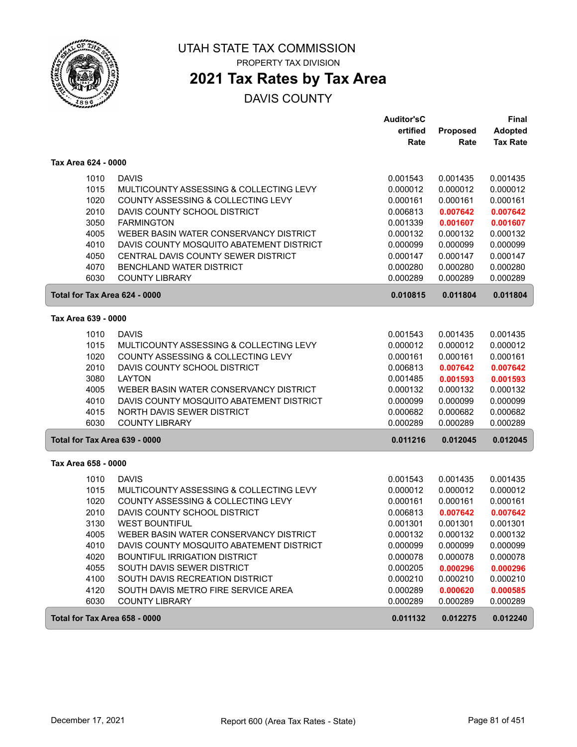# UTAH STATE TAX COMMISSION

PROPERTY TAX DIVISION

## 2021 Tax Rates by Tax Area

DAVIS COUNTY

| | | Auditor'sCertified Rate | Proposed Rate | Final Adopted Tax Rate |
|---|---|---|---|---|
| **Tax Area 624 - 0000** | | | | |
| 1010 | DAVIS | 0.001543 | 0.001435 | 0.001435 |
| 1015 | MULTICOUNTY ASSESSING & COLLECTING LEVY | 0.000012 | 0.000012 | 0.000012 |
| 1020 | COUNTY ASSESSING & COLLECTING LEVY | 0.000161 | 0.000161 | 0.000161 |
| 2010 | DAVIS COUNTY SCHOOL DISTRICT | 0.006813 | **0.007642** | **0.007642** |
| 3050 | FARMINGTON | 0.001339 | **0.001607** | **0.001607** |
| 4005 | WEBER BASIN WATER CONSERVANCY DISTRICT | 0.000132 | 0.000132 | 0.000132 |
| 4010 | DAVIS COUNTY MOSQUITO ABATEMENT DISTRICT | 0.000099 | 0.000099 | 0.000099 |
| 4050 | CENTRAL DAVIS COUNTY SEWER DISTRICT | 0.000147 | 0.000147 | 0.000147 |
| 4070 | BENCHLAND WATER DISTRICT | 0.000280 | 0.000280 | 0.000280 |
| 6030 | COUNTY LIBRARY | 0.000289 | 0.000289 | 0.000289 |
| **Total for Tax Area 624 - 0000** | | **0.010815** | **0.011804** | **0.011804** |
| **Tax Area 639 - 0000** | | | | |
| 1010 | DAVIS | 0.001543 | 0.001435 | 0.001435 |
| 1015 | MULTICOUNTY ASSESSING & COLLECTING LEVY | 0.000012 | 0.000012 | 0.000012 |
| 1020 | COUNTY ASSESSING & COLLECTING LEVY | 0.000161 | 0.000161 | 0.000161 |
| 2010 | DAVIS COUNTY SCHOOL DISTRICT | 0.006813 | **0.007642** | **0.007642** |
| 3080 | LAYTON | 0.001485 | **0.001593** | **0.001593** |
| 4005 | WEBER BASIN WATER CONSERVANCY DISTRICT | 0.000132 | 0.000132 | 0.000132 |
| 4010 | DAVIS COUNTY MOSQUITO ABATEMENT DISTRICT | 0.000099 | 0.000099 | 0.000099 |
| 4015 | NORTH DAVIS SEWER DISTRICT | 0.000682 | 0.000682 | 0.000682 |
| 6030 | COUNTY LIBRARY | 0.000289 | 0.000289 | 0.000289 |
| **Total for Tax Area 639 - 0000** | | **0.011216** | **0.012045** | **0.012045** |
| **Tax Area 658 - 0000** | | | | |
| 1010 | DAVIS | 0.001543 | 0.001435 | 0.001435 |
| 1015 | MULTICOUNTY ASSESSING & COLLECTING LEVY | 0.000012 | 0.000012 | 0.000012 |
| 1020 | COUNTY ASSESSING & COLLECTING LEVY | 0.000161 | 0.000161 | 0.000161 |
| 2010 | DAVIS COUNTY SCHOOL DISTRICT | 0.006813 | **0.007642** | **0.007642** |
| 3130 | WEST BOUNTIFUL | 0.001301 | 0.001301 | 0.001301 |
| 4005 | WEBER BASIN WATER CONSERVANCY DISTRICT | 0.000132 | 0.000132 | 0.000132 |
| 4010 | DAVIS COUNTY MOSQUITO ABATEMENT DISTRICT | 0.000099 | 0.000099 | 0.000099 |
| 4020 | BOUNTIFUL IRRIGATION DISTRICT | 0.000078 | 0.000078 | 0.000078 |
| 4055 | SOUTH DAVIS SEWER DISTRICT | 0.000205 | **0.000296** | **0.000296** |
| 4100 | SOUTH DAVIS RECREATION DISTRICT | 0.000210 | 0.000210 | 0.000210 |
| 4120 | SOUTH DAVIS METRO FIRE SERVICE AREA | 0.000289 | **0.000620** | **0.000585** |
| 6030 | COUNTY LIBRARY | 0.000289 | 0.000289 | 0.000289 |
| **Total for Tax Area 658 - 0000** | | **0.011132** | **0.012275** | **0.012240** |

December 17, 2021 — Report 600 (Area Tax Rates - State)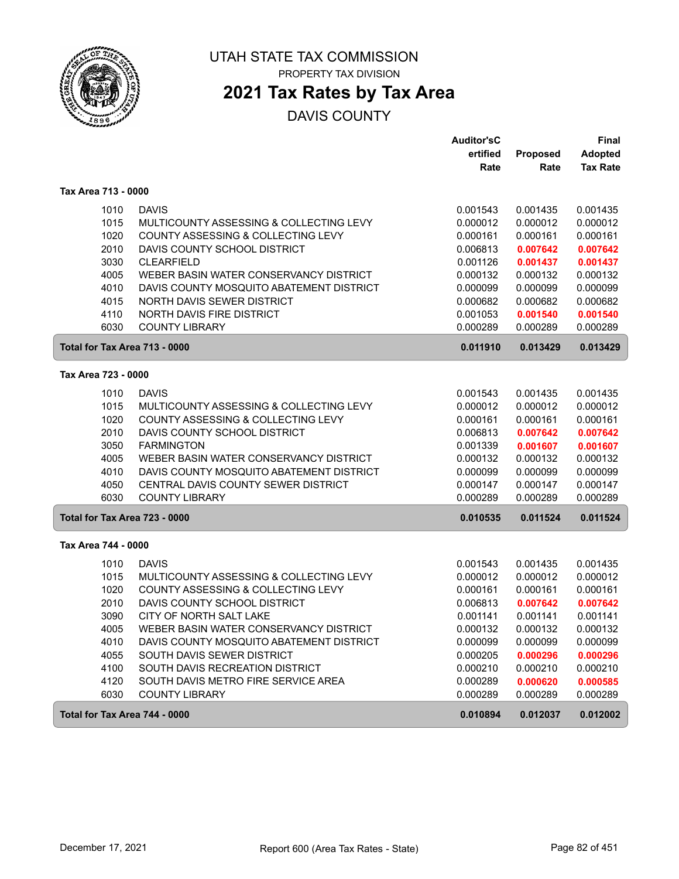# UTAH STATE TAX COMMISSION

PROPERTY TAX DIVISION

## 2021 Tax Rates by Tax Area

DAVIS COUNTY

| | | Auditor'sCertified Rate | Proposed Rate | Final Adopted Tax Rate |
|---|---|---|---|---|
| **Tax Area 713 - 0000** | | | | |
| 1010 | DAVIS | 0.001543 | 0.001435 | 0.001435 |
| 1015 | MULTICOUNTY ASSESSING & COLLECTING LEVY | 0.000012 | 0.000012 | 0.000012 |
| 1020 | COUNTY ASSESSING & COLLECTING LEVY | 0.000161 | 0.000161 | 0.000161 |
| 2010 | DAVIS COUNTY SCHOOL DISTRICT | 0.006813 | **0.007642** | **0.007642** |
| 3030 | CLEARFIELD | 0.001126 | **0.001437** | **0.001437** |
| 4005 | WEBER BASIN WATER CONSERVANCY DISTRICT | 0.000132 | 0.000132 | 0.000132 |
| 4010 | DAVIS COUNTY MOSQUITO ABATEMENT DISTRICT | 0.000099 | 0.000099 | 0.000099 |
| 4015 | NORTH DAVIS SEWER DISTRICT | 0.000682 | 0.000682 | 0.000682 |
| 4110 | NORTH DAVIS FIRE DISTRICT | 0.001053 | **0.001540** | **0.001540** |
| 6030 | COUNTY LIBRARY | 0.000289 | 0.000289 | 0.000289 |
| **Total for Tax Area 713 - 0000** | | **0.011910** | **0.013429** | **0.013429** |
| **Tax Area 723 - 0000** | | | | |
| 1010 | DAVIS | 0.001543 | 0.001435 | 0.001435 |
| 1015 | MULTICOUNTY ASSESSING & COLLECTING LEVY | 0.000012 | 0.000012 | 0.000012 |
| 1020 | COUNTY ASSESSING & COLLECTING LEVY | 0.000161 | 0.000161 | 0.000161 |
| 2010 | DAVIS COUNTY SCHOOL DISTRICT | 0.006813 | **0.007642** | **0.007642** |
| 3050 | FARMINGTON | 0.001339 | **0.001607** | **0.001607** |
| 4005 | WEBER BASIN WATER CONSERVANCY DISTRICT | 0.000132 | 0.000132 | 0.000132 |
| 4010 | DAVIS COUNTY MOSQUITO ABATEMENT DISTRICT | 0.000099 | 0.000099 | 0.000099 |
| 4050 | CENTRAL DAVIS COUNTY SEWER DISTRICT | 0.000147 | 0.000147 | 0.000147 |
| 6030 | COUNTY LIBRARY | 0.000289 | 0.000289 | 0.000289 |
| **Total for Tax Area 723 - 0000** | | **0.010535** | **0.011524** | **0.011524** |
| **Tax Area 744 - 0000** | | | | |
| 1010 | DAVIS | 0.001543 | 0.001435 | 0.001435 |
| 1015 | MULTICOUNTY ASSESSING & COLLECTING LEVY | 0.000012 | 0.000012 | 0.000012 |
| 1020 | COUNTY ASSESSING & COLLECTING LEVY | 0.000161 | 0.000161 | 0.000161 |
| 2010 | DAVIS COUNTY SCHOOL DISTRICT | 0.006813 | **0.007642** | **0.007642** |
| 3090 | CITY OF NORTH SALT LAKE | 0.001141 | 0.001141 | 0.001141 |
| 4005 | WEBER BASIN WATER CONSERVANCY DISTRICT | 0.000132 | 0.000132 | 0.000132 |
| 4010 | DAVIS COUNTY MOSQUITO ABATEMENT DISTRICT | 0.000099 | 0.000099 | 0.000099 |
| 4055 | SOUTH DAVIS SEWER DISTRICT | 0.000205 | **0.000296** | **0.000296** |
| 4100 | SOUTH DAVIS RECREATION DISTRICT | 0.000210 | 0.000210 | 0.000210 |
| 4120 | SOUTH DAVIS METRO FIRE SERVICE AREA | 0.000289 | **0.000620** | **0.000585** |
| 6030 | COUNTY LIBRARY | 0.000289 | 0.000289 | 0.000289 |
| **Total for Tax Area 744 - 0000** | | **0.010894** | **0.012037** | **0.012002** |

December 17, 2021 — Report 600 (Area Tax Rates - State)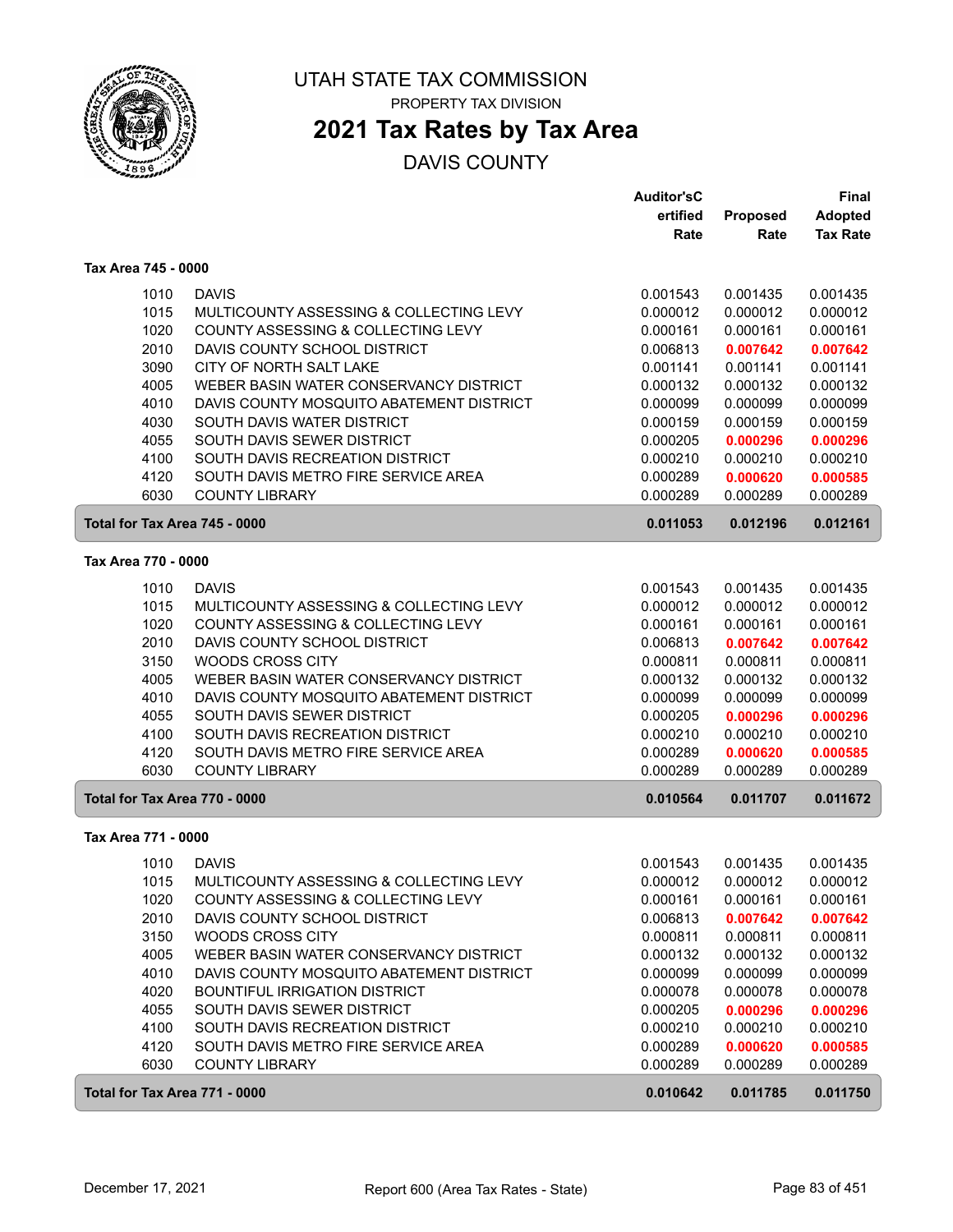# UTAH STATE TAX COMMISSION

PROPERTY TAX DIVISION

## 2021 Tax Rates by Tax Area

DAVIS COUNTY

### Tax Area 745 - 0000

| Code | Entity | Auditor's Certified Rate | Proposed Rate | Final Adopted Tax Rate |
|---|---|---|---|---|
| 1010 | DAVIS | 0.001543 | 0.001435 | 0.001435 |
| 1015 | MULTICOUNTY ASSESSING & COLLECTING LEVY | 0.000012 | 0.000012 | 0.000012 |
| 1020 | COUNTY ASSESSING & COLLECTING LEVY | 0.000161 | 0.000161 | 0.000161 |
| 2010 | DAVIS COUNTY SCHOOL DISTRICT | 0.006813 | **0.007642** | **0.007642** |
| 3090 | CITY OF NORTH SALT LAKE | 0.001141 | 0.001141 | 0.001141 |
| 4005 | WEBER BASIN WATER CONSERVANCY DISTRICT | 0.000132 | 0.000132 | 0.000132 |
| 4010 | DAVIS COUNTY MOSQUITO ABATEMENT DISTRICT | 0.000099 | 0.000099 | 0.000099 |
| 4030 | SOUTH DAVIS WATER DISTRICT | 0.000159 | 0.000159 | 0.000159 |
| 4055 | SOUTH DAVIS SEWER DISTRICT | 0.000205 | **0.000296** | **0.000296** |
| 4100 | SOUTH DAVIS RECREATION DISTRICT | 0.000210 | 0.000210 | 0.000210 |
| 4120 | SOUTH DAVIS METRO FIRE SERVICE AREA | 0.000289 | **0.000620** | **0.000585** |
| 6030 | COUNTY LIBRARY | 0.000289 | 0.000289 | 0.000289 |
| **Total for Tax Area 745 - 0000** | | **0.011053** | **0.012196** | **0.012161** |

### Tax Area 770 - 0000

| Code | Entity | Auditor's Certified Rate | Proposed Rate | Final Adopted Tax Rate |
|---|---|---|---|---|
| 1010 | DAVIS | 0.001543 | 0.001435 | 0.001435 |
| 1015 | MULTICOUNTY ASSESSING & COLLECTING LEVY | 0.000012 | 0.000012 | 0.000012 |
| 1020 | COUNTY ASSESSING & COLLECTING LEVY | 0.000161 | 0.000161 | 0.000161 |
| 2010 | DAVIS COUNTY SCHOOL DISTRICT | 0.006813 | **0.007642** | **0.007642** |
| 3150 | WOODS CROSS CITY | 0.000811 | 0.000811 | 0.000811 |
| 4005 | WEBER BASIN WATER CONSERVANCY DISTRICT | 0.000132 | 0.000132 | 0.000132 |
| 4010 | DAVIS COUNTY MOSQUITO ABATEMENT DISTRICT | 0.000099 | 0.000099 | 0.000099 |
| 4055 | SOUTH DAVIS SEWER DISTRICT | 0.000205 | **0.000296** | **0.000296** |
| 4100 | SOUTH DAVIS RECREATION DISTRICT | 0.000210 | 0.000210 | 0.000210 |
| 4120 | SOUTH DAVIS METRO FIRE SERVICE AREA | 0.000289 | **0.000620** | **0.000585** |
| 6030 | COUNTY LIBRARY | 0.000289 | 0.000289 | 0.000289 |
| **Total for Tax Area 770 - 0000** | | **0.010564** | **0.011707** | **0.011672** |

### Tax Area 771 - 0000

| Code | Entity | Auditor's Certified Rate | Proposed Rate | Final Adopted Tax Rate |
|---|---|---|---|---|
| 1010 | DAVIS | 0.001543 | 0.001435 | 0.001435 |
| 1015 | MULTICOUNTY ASSESSING & COLLECTING LEVY | 0.000012 | 0.000012 | 0.000012 |
| 1020 | COUNTY ASSESSING & COLLECTING LEVY | 0.000161 | 0.000161 | 0.000161 |
| 2010 | DAVIS COUNTY SCHOOL DISTRICT | 0.006813 | **0.007642** | **0.007642** |
| 3150 | WOODS CROSS CITY | 0.000811 | 0.000811 | 0.000811 |
| 4005 | WEBER BASIN WATER CONSERVANCY DISTRICT | 0.000132 | 0.000132 | 0.000132 |
| 4010 | DAVIS COUNTY MOSQUITO ABATEMENT DISTRICT | 0.000099 | 0.000099 | 0.000099 |
| 4020 | BOUNTIFUL IRRIGATION DISTRICT | 0.000078 | 0.000078 | 0.000078 |
| 4055 | SOUTH DAVIS SEWER DISTRICT | 0.000205 | **0.000296** | **0.000296** |
| 4100 | SOUTH DAVIS RECREATION DISTRICT | 0.000210 | 0.000210 | 0.000210 |
| 4120 | SOUTH DAVIS METRO FIRE SERVICE AREA | 0.000289 | **0.000620** | **0.000585** |
| 6030 | COUNTY LIBRARY | 0.000289 | 0.000289 | 0.000289 |
| **Total for Tax Area 771 - 0000** | | **0.010642** | **0.011785** | **0.011750** |

December 17, 2021 — Report 600 (Area Tax Rates - State)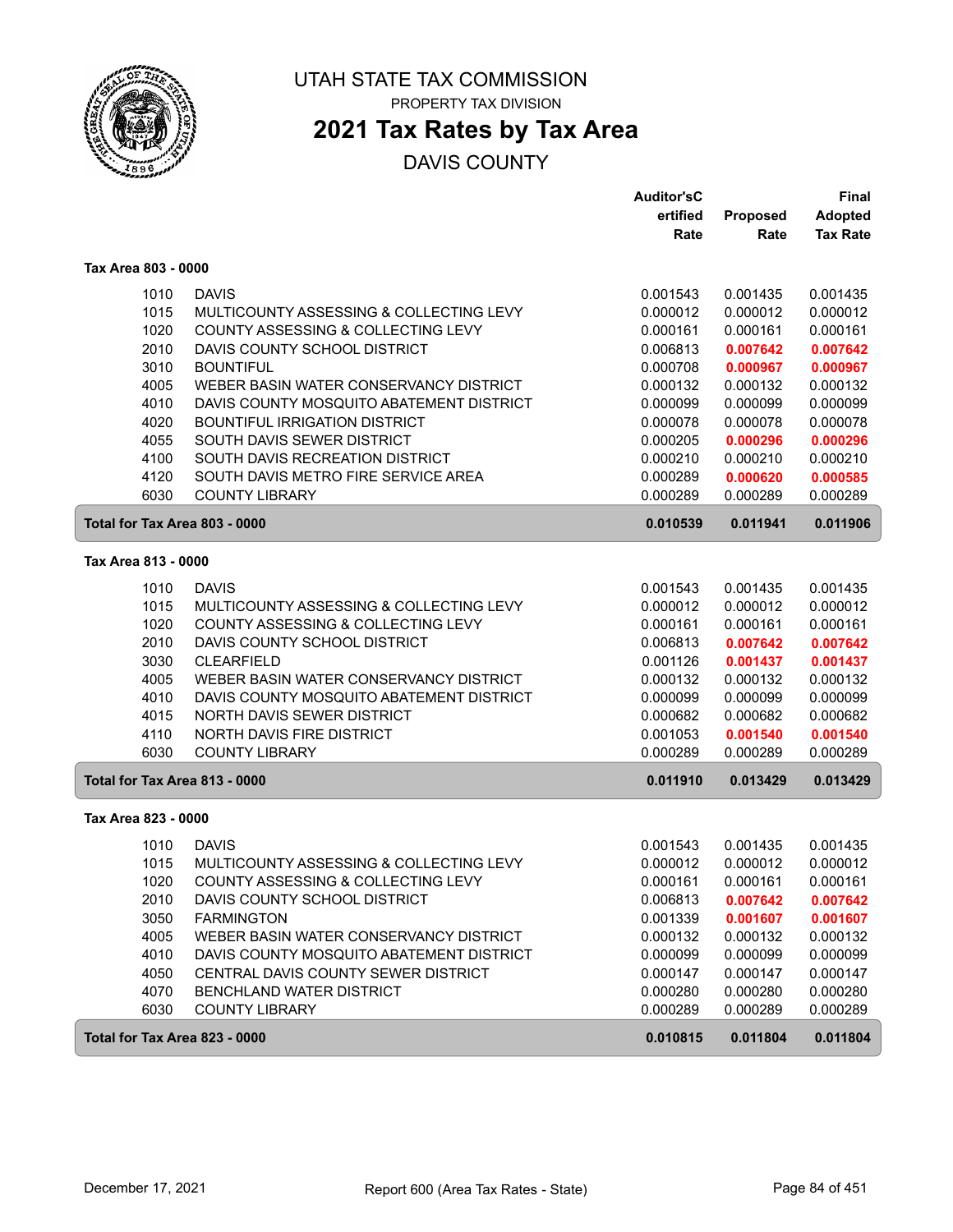# UTAH STATE TAX COMMISSION

PROPERTY TAX DIVISION

## 2021 Tax Rates by Tax Area

DAVIS COUNTY

| | | Auditor'sCertified Rate | Proposed Rate | Final Adopted Tax Rate |
|---|---|---|---|---|
| **Tax Area 803 - 0000** | | | | |
| 1010 | DAVIS | 0.001543 | 0.001435 | 0.001435 |
| 1015 | MULTICOUNTY ASSESSING & COLLECTING LEVY | 0.000012 | 0.000012 | 0.000012 |
| 1020 | COUNTY ASSESSING & COLLECTING LEVY | 0.000161 | 0.000161 | 0.000161 |
| 2010 | DAVIS COUNTY SCHOOL DISTRICT | 0.006813 | **0.007642** | **0.007642** |
| 3010 | BOUNTIFUL | 0.000708 | **0.000967** | **0.000967** |
| 4005 | WEBER BASIN WATER CONSERVANCY DISTRICT | 0.000132 | 0.000132 | 0.000132 |
| 4010 | DAVIS COUNTY MOSQUITO ABATEMENT DISTRICT | 0.000099 | 0.000099 | 0.000099 |
| 4020 | BOUNTIFUL IRRIGATION DISTRICT | 0.000078 | 0.000078 | 0.000078 |
| 4055 | SOUTH DAVIS SEWER DISTRICT | 0.000205 | **0.000296** | **0.000296** |
| 4100 | SOUTH DAVIS RECREATION DISTRICT | 0.000210 | 0.000210 | 0.000210 |
| 4120 | SOUTH DAVIS METRO FIRE SERVICE AREA | 0.000289 | **0.000620** | **0.000585** |
| 6030 | COUNTY LIBRARY | 0.000289 | 0.000289 | 0.000289 |
| **Total for Tax Area 803 - 0000** | | **0.010539** | **0.011941** | **0.011906** |
| **Tax Area 813 - 0000** | | | | |
| 1010 | DAVIS | 0.001543 | 0.001435 | 0.001435 |
| 1015 | MULTICOUNTY ASSESSING & COLLECTING LEVY | 0.000012 | 0.000012 | 0.000012 |
| 1020 | COUNTY ASSESSING & COLLECTING LEVY | 0.000161 | 0.000161 | 0.000161 |
| 2010 | DAVIS COUNTY SCHOOL DISTRICT | 0.006813 | **0.007642** | **0.007642** |
| 3030 | CLEARFIELD | 0.001126 | **0.001437** | **0.001437** |
| 4005 | WEBER BASIN WATER CONSERVANCY DISTRICT | 0.000132 | 0.000132 | 0.000132 |
| 4010 | DAVIS COUNTY MOSQUITO ABATEMENT DISTRICT | 0.000099 | 0.000099 | 0.000099 |
| 4015 | NORTH DAVIS SEWER DISTRICT | 0.000682 | 0.000682 | 0.000682 |
| 4110 | NORTH DAVIS FIRE DISTRICT | 0.001053 | **0.001540** | **0.001540** |
| 6030 | COUNTY LIBRARY | 0.000289 | 0.000289 | 0.000289 |
| **Total for Tax Area 813 - 0000** | | **0.011910** | **0.013429** | **0.013429** |
| **Tax Area 823 - 0000** | | | | |
| 1010 | DAVIS | 0.001543 | 0.001435 | 0.001435 |
| 1015 | MULTICOUNTY ASSESSING & COLLECTING LEVY | 0.000012 | 0.000012 | 0.000012 |
| 1020 | COUNTY ASSESSING & COLLECTING LEVY | 0.000161 | 0.000161 | 0.000161 |
| 2010 | DAVIS COUNTY SCHOOL DISTRICT | 0.006813 | **0.007642** | **0.007642** |
| 3050 | FARMINGTON | 0.001339 | **0.001607** | **0.001607** |
| 4005 | WEBER BASIN WATER CONSERVANCY DISTRICT | 0.000132 | 0.000132 | 0.000132 |
| 4010 | DAVIS COUNTY MOSQUITO ABATEMENT DISTRICT | 0.000099 | 0.000099 | 0.000099 |
| 4050 | CENTRAL DAVIS COUNTY SEWER DISTRICT | 0.000147 | 0.000147 | 0.000147 |
| 4070 | BENCHLAND WATER DISTRICT | 0.000280 | 0.000280 | 0.000280 |
| 6030 | COUNTY LIBRARY | 0.000289 | 0.000289 | 0.000289 |
| **Total for Tax Area 823 - 0000** | | **0.010815** | **0.011804** | **0.011804** |

December 17, 2021 — Report 600 (Area Tax Rates - State)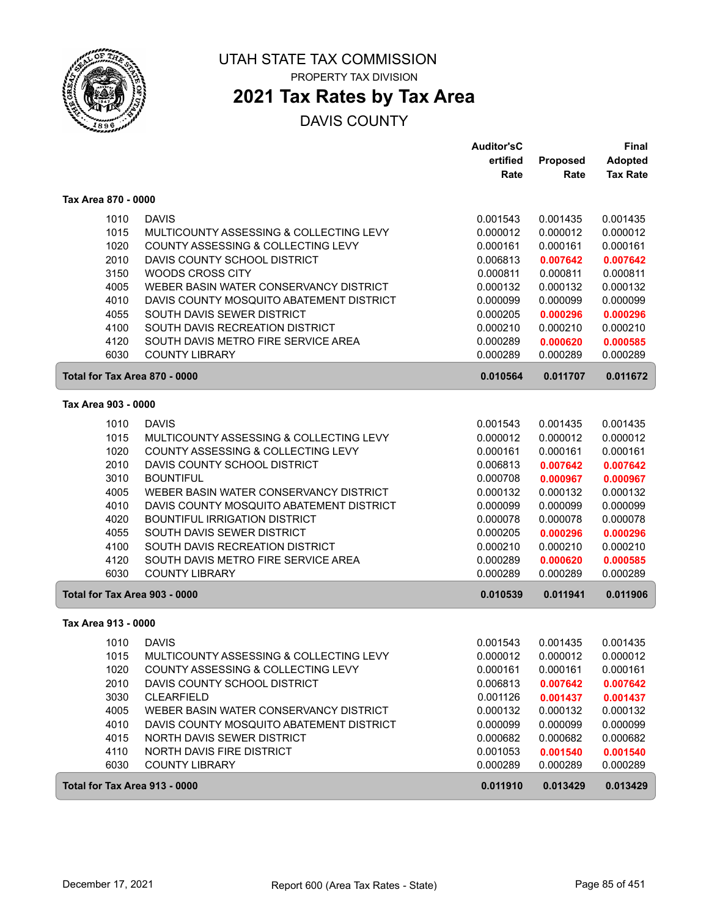# UTAH STATE TAX COMMISSION

PROPERTY TAX DIVISION

## 2021 Tax Rates by Tax Area

DAVIS COUNTY

| | | Auditor's Certified Rate | Proposed Rate | Final Adopted Tax Rate |
|---|---|---|---|---|
| **Tax Area 870 - 0000** | | | | |
| 1010 | DAVIS | 0.001543 | 0.001435 | 0.001435 |
| 1015 | MULTICOUNTY ASSESSING & COLLECTING LEVY | 0.000012 | 0.000012 | 0.000012 |
| 1020 | COUNTY ASSESSING & COLLECTING LEVY | 0.000161 | 0.000161 | 0.000161 |
| 2010 | DAVIS COUNTY SCHOOL DISTRICT | 0.006813 | **0.007642** | **0.007642** |
| 3150 | WOODS CROSS CITY | 0.000811 | 0.000811 | 0.000811 |
| 4005 | WEBER BASIN WATER CONSERVANCY DISTRICT | 0.000132 | 0.000132 | 0.000132 |
| 4010 | DAVIS COUNTY MOSQUITO ABATEMENT DISTRICT | 0.000099 | 0.000099 | 0.000099 |
| 4055 | SOUTH DAVIS SEWER DISTRICT | 0.000205 | **0.000296** | **0.000296** |
| 4100 | SOUTH DAVIS RECREATION DISTRICT | 0.000210 | 0.000210 | 0.000210 |
| 4120 | SOUTH DAVIS METRO FIRE SERVICE AREA | 0.000289 | **0.000620** | **0.000585** |
| 6030 | COUNTY LIBRARY | 0.000289 | 0.000289 | 0.000289 |
| **Total for Tax Area 870 - 0000** | | **0.010564** | **0.011707** | **0.011672** |
| **Tax Area 903 - 0000** | | | | |
| 1010 | DAVIS | 0.001543 | 0.001435 | 0.001435 |
| 1015 | MULTICOUNTY ASSESSING & COLLECTING LEVY | 0.000012 | 0.000012 | 0.000012 |
| 1020 | COUNTY ASSESSING & COLLECTING LEVY | 0.000161 | 0.000161 | 0.000161 |
| 2010 | DAVIS COUNTY SCHOOL DISTRICT | 0.006813 | **0.007642** | **0.007642** |
| 3010 | BOUNTIFUL | 0.000708 | **0.000967** | **0.000967** |
| 4005 | WEBER BASIN WATER CONSERVANCY DISTRICT | 0.000132 | 0.000132 | 0.000132 |
| 4010 | DAVIS COUNTY MOSQUITO ABATEMENT DISTRICT | 0.000099 | 0.000099 | 0.000099 |
| 4020 | BOUNTIFUL IRRIGATION DISTRICT | 0.000078 | 0.000078 | 0.000078 |
| 4055 | SOUTH DAVIS SEWER DISTRICT | 0.000205 | **0.000296** | **0.000296** |
| 4100 | SOUTH DAVIS RECREATION DISTRICT | 0.000210 | 0.000210 | 0.000210 |
| 4120 | SOUTH DAVIS METRO FIRE SERVICE AREA | 0.000289 | **0.000620** | **0.000585** |
| 6030 | COUNTY LIBRARY | 0.000289 | 0.000289 | 0.000289 |
| **Total for Tax Area 903 - 0000** | | **0.010539** | **0.011941** | **0.011906** |
| **Tax Area 913 - 0000** | | | | |
| 1010 | DAVIS | 0.001543 | 0.001435 | 0.001435 |
| 1015 | MULTICOUNTY ASSESSING & COLLECTING LEVY | 0.000012 | 0.000012 | 0.000012 |
| 1020 | COUNTY ASSESSING & COLLECTING LEVY | 0.000161 | 0.000161 | 0.000161 |
| 2010 | DAVIS COUNTY SCHOOL DISTRICT | 0.006813 | **0.007642** | **0.007642** |
| 3030 | CLEARFIELD | 0.001126 | **0.001437** | **0.001437** |
| 4005 | WEBER BASIN WATER CONSERVANCY DISTRICT | 0.000132 | 0.000132 | 0.000132 |
| 4010 | DAVIS COUNTY MOSQUITO ABATEMENT DISTRICT | 0.000099 | 0.000099 | 0.000099 |
| 4015 | NORTH DAVIS SEWER DISTRICT | 0.000682 | 0.000682 | 0.000682 |
| 4110 | NORTH DAVIS FIRE DISTRICT | 0.001053 | **0.001540** | **0.001540** |
| 6030 | COUNTY LIBRARY | 0.000289 | 0.000289 | 0.000289 |
| **Total for Tax Area 913 - 0000** | | **0.011910** | **0.013429** | **0.013429** |

December 17, 2021 — Report 600 (Area Tax Rates - State)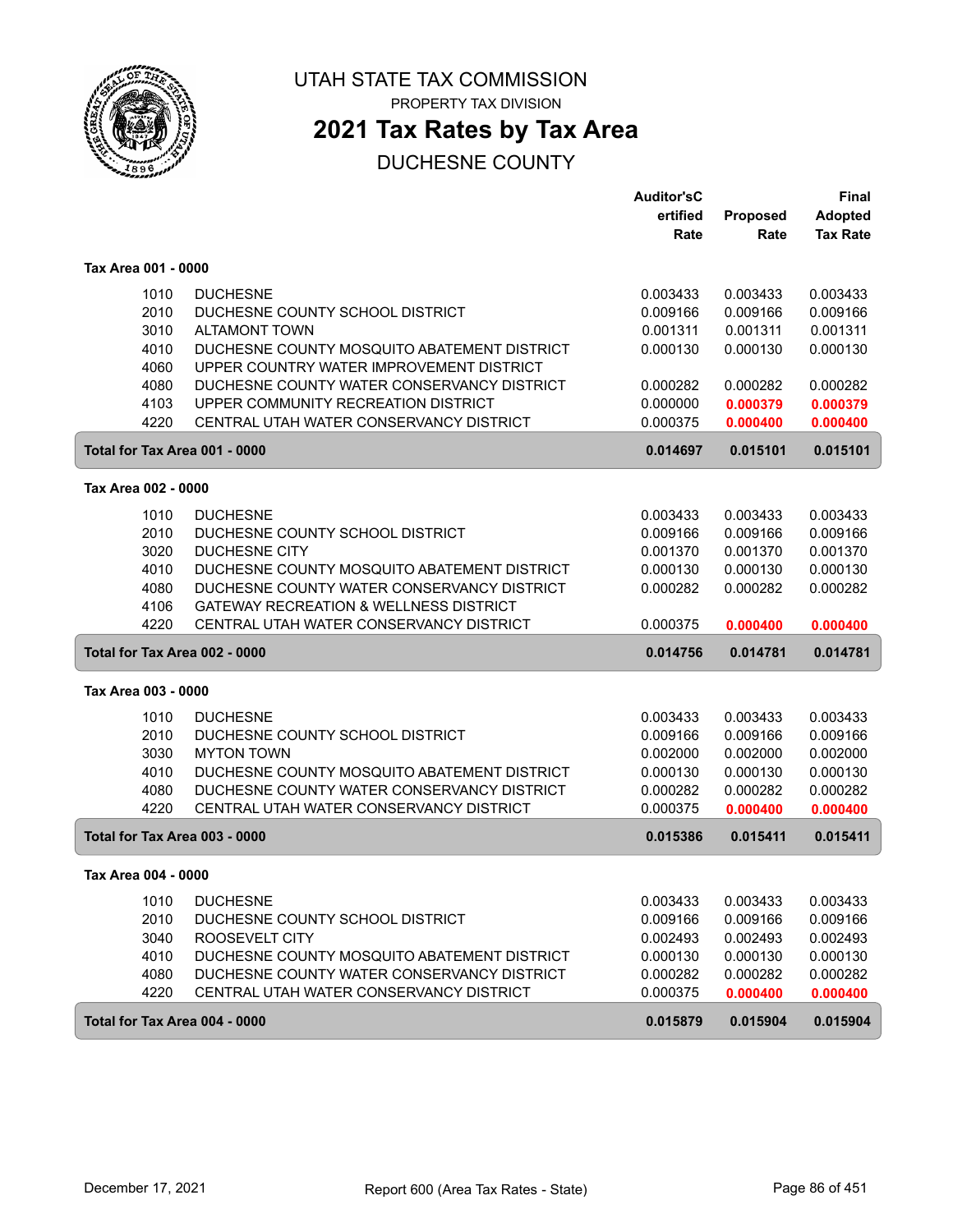# UTAH STATE TAX COMMISSION

PROPERTY TAX DIVISION

## 2021 Tax Rates by Tax Area

DUCHESNE COUNTY

| | | Auditor'sC ertified Rate | Proposed Rate | Final Adopted Tax Rate |
|---|---|---|---|---|
| **Tax Area 001 - 0000** | | | | |
| 1010 | DUCHESNE | 0.003433 | 0.003433 | 0.003433 |
| 2010 | DUCHESNE COUNTY SCHOOL DISTRICT | 0.009166 | 0.009166 | 0.009166 |
| 3010 | ALTAMONT TOWN | 0.001311 | 0.001311 | 0.001311 |
| 4010 | DUCHESNE COUNTY MOSQUITO ABATEMENT DISTRICT | 0.000130 | 0.000130 | 0.000130 |
| 4060 | UPPER COUNTRY WATER IMPROVEMENT DISTRICT | | | |
| 4080 | DUCHESNE COUNTY WATER CONSERVANCY DISTRICT | 0.000282 | 0.000282 | 0.000282 |
| 4103 | UPPER COMMUNITY RECREATION DISTRICT | 0.000000 | 0.000379 | 0.000379 |
| 4220 | CENTRAL UTAH WATER CONSERVANCY DISTRICT | 0.000375 | 0.000400 | 0.000400 |
| **Total for Tax Area 001 - 0000** | | **0.014697** | **0.015101** | **0.015101** |
| **Tax Area 002 - 0000** | | | | |
| 1010 | DUCHESNE | 0.003433 | 0.003433 | 0.003433 |
| 2010 | DUCHESNE COUNTY SCHOOL DISTRICT | 0.009166 | 0.009166 | 0.009166 |
| 3020 | DUCHESNE CITY | 0.001370 | 0.001370 | 0.001370 |
| 4010 | DUCHESNE COUNTY MOSQUITO ABATEMENT DISTRICT | 0.000130 | 0.000130 | 0.000130 |
| 4080 | DUCHESNE COUNTY WATER CONSERVANCY DISTRICT | 0.000282 | 0.000282 | 0.000282 |
| 4106 | GATEWAY RECREATION & WELLNESS DISTRICT | | | |
| 4220 | CENTRAL UTAH WATER CONSERVANCY DISTRICT | 0.000375 | 0.000400 | 0.000400 |
| **Total for Tax Area 002 - 0000** | | **0.014756** | **0.014781** | **0.014781** |
| **Tax Area 003 - 0000** | | | | |
| 1010 | DUCHESNE | 0.003433 | 0.003433 | 0.003433 |
| 2010 | DUCHESNE COUNTY SCHOOL DISTRICT | 0.009166 | 0.009166 | 0.009166 |
| 3030 | MYTON TOWN | 0.002000 | 0.002000 | 0.002000 |
| 4010 | DUCHESNE COUNTY MOSQUITO ABATEMENT DISTRICT | 0.000130 | 0.000130 | 0.000130 |
| 4080 | DUCHESNE COUNTY WATER CONSERVANCY DISTRICT | 0.000282 | 0.000282 | 0.000282 |
| 4220 | CENTRAL UTAH WATER CONSERVANCY DISTRICT | 0.000375 | 0.000400 | 0.000400 |
| **Total for Tax Area 003 - 0000** | | **0.015386** | **0.015411** | **0.015411** |
| **Tax Area 004 - 0000** | | | | |
| 1010 | DUCHESNE | 0.003433 | 0.003433 | 0.003433 |
| 2010 | DUCHESNE COUNTY SCHOOL DISTRICT | 0.009166 | 0.009166 | 0.009166 |
| 3040 | ROOSEVELT CITY | 0.002493 | 0.002493 | 0.002493 |
| 4010 | DUCHESNE COUNTY MOSQUITO ABATEMENT DISTRICT | 0.000130 | 0.000130 | 0.000130 |
| 4080 | DUCHESNE COUNTY WATER CONSERVANCY DISTRICT | 0.000282 | 0.000282 | 0.000282 |
| 4220 | CENTRAL UTAH WATER CONSERVANCY DISTRICT | 0.000375 | 0.000400 | 0.000400 |
| **Total for Tax Area 004 - 0000** | | **0.015879** | **0.015904** | **0.015904** |

December 17, 2021 — Report 600 (Area Tax Rates - State)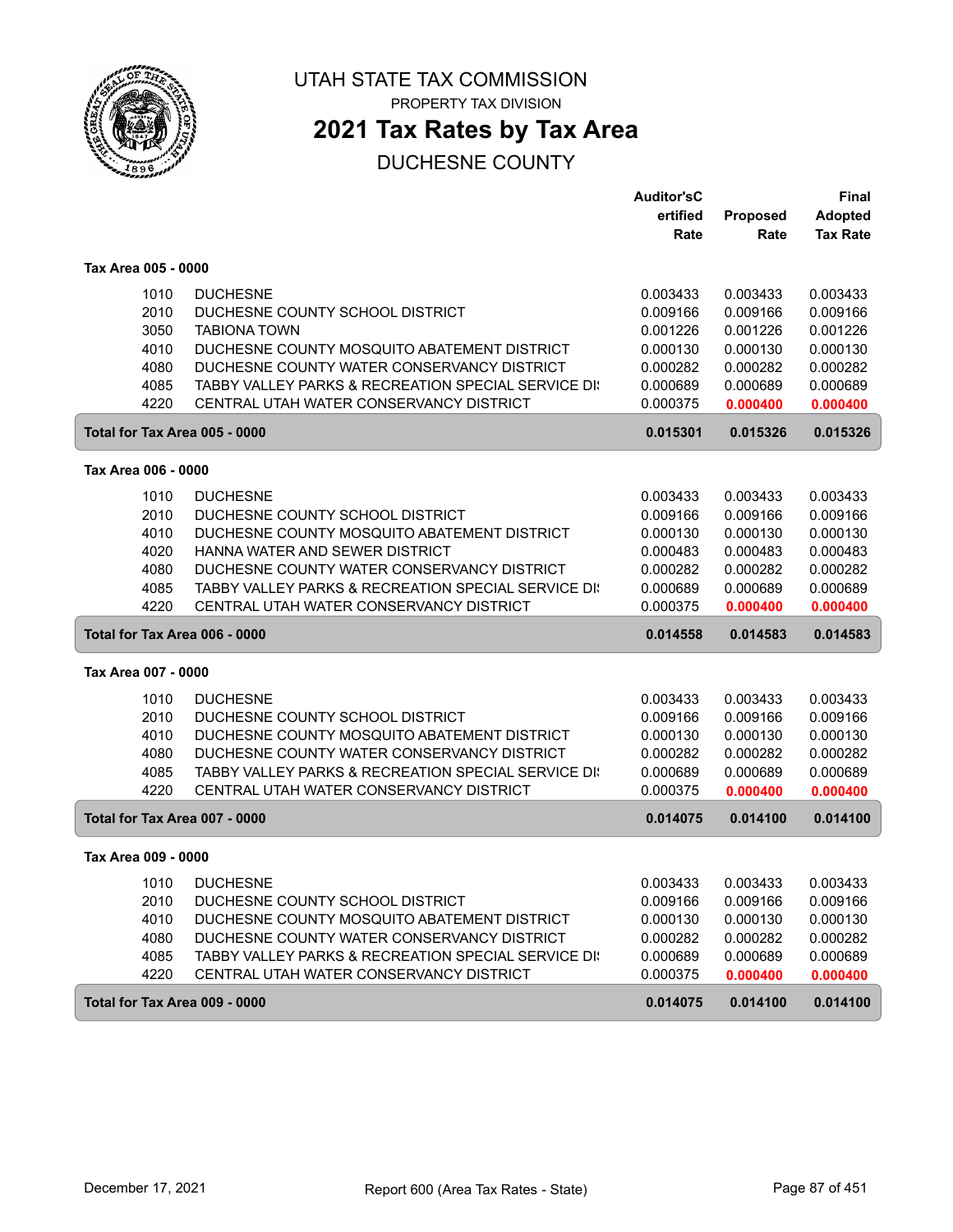# UTAH STATE TAX COMMISSION

PROPERTY TAX DIVISION

## 2021 Tax Rates by Tax Area

DUCHESNE COUNTY

| | | Auditor'sCertified Rate | Proposed Rate | Final Adopted Tax Rate |
|---|---|---|---|---|
| **Tax Area 005 - 0000** | | | | |
| 1010 | DUCHESNE | 0.003433 | 0.003433 | 0.003433 |
| 2010 | DUCHESNE COUNTY SCHOOL DISTRICT | 0.009166 | 0.009166 | 0.009166 |
| 3050 | TABIONA TOWN | 0.001226 | 0.001226 | 0.001226 |
| 4010 | DUCHESNE COUNTY MOSQUITO ABATEMENT DISTRICT | 0.000130 | 0.000130 | 0.000130 |
| 4080 | DUCHESNE COUNTY WATER CONSERVANCY DISTRICT | 0.000282 | 0.000282 | 0.000282 |
| 4085 | TABBY VALLEY PARKS & RECREATION SPECIAL SERVICE DI: | 0.000689 | 0.000689 | 0.000689 |
| 4220 | CENTRAL UTAH WATER CONSERVANCY DISTRICT | 0.000375 | 0.000400 | 0.000400 |
| **Total for Tax Area 005 - 0000** | | **0.015301** | **0.015326** | **0.015326** |
| **Tax Area 006 - 0000** | | | | |
| 1010 | DUCHESNE | 0.003433 | 0.003433 | 0.003433 |
| 2010 | DUCHESNE COUNTY SCHOOL DISTRICT | 0.009166 | 0.009166 | 0.009166 |
| 4010 | DUCHESNE COUNTY MOSQUITO ABATEMENT DISTRICT | 0.000130 | 0.000130 | 0.000130 |
| 4020 | HANNA WATER AND SEWER DISTRICT | 0.000483 | 0.000483 | 0.000483 |
| 4080 | DUCHESNE COUNTY WATER CONSERVANCY DISTRICT | 0.000282 | 0.000282 | 0.000282 |
| 4085 | TABBY VALLEY PARKS & RECREATION SPECIAL SERVICE DI: | 0.000689 | 0.000689 | 0.000689 |
| 4220 | CENTRAL UTAH WATER CONSERVANCY DISTRICT | 0.000375 | 0.000400 | 0.000400 |
| **Total for Tax Area 006 - 0000** | | **0.014558** | **0.014583** | **0.014583** |
| **Tax Area 007 - 0000** | | | | |
| 1010 | DUCHESNE | 0.003433 | 0.003433 | 0.003433 |
| 2010 | DUCHESNE COUNTY SCHOOL DISTRICT | 0.009166 | 0.009166 | 0.009166 |
| 4010 | DUCHESNE COUNTY MOSQUITO ABATEMENT DISTRICT | 0.000130 | 0.000130 | 0.000130 |
| 4080 | DUCHESNE COUNTY WATER CONSERVANCY DISTRICT | 0.000282 | 0.000282 | 0.000282 |
| 4085 | TABBY VALLEY PARKS & RECREATION SPECIAL SERVICE DI: | 0.000689 | 0.000689 | 0.000689 |
| 4220 | CENTRAL UTAH WATER CONSERVANCY DISTRICT | 0.000375 | 0.000400 | 0.000400 |
| **Total for Tax Area 007 - 0000** | | **0.014075** | **0.014100** | **0.014100** |
| **Tax Area 009 - 0000** | | | | |
| 1010 | DUCHESNE | 0.003433 | 0.003433 | 0.003433 |
| 2010 | DUCHESNE COUNTY SCHOOL DISTRICT | 0.009166 | 0.009166 | 0.009166 |
| 4010 | DUCHESNE COUNTY MOSQUITO ABATEMENT DISTRICT | 0.000130 | 0.000130 | 0.000130 |
| 4080 | DUCHESNE COUNTY WATER CONSERVANCY DISTRICT | 0.000282 | 0.000282 | 0.000282 |
| 4085 | TABBY VALLEY PARKS & RECREATION SPECIAL SERVICE DI: | 0.000689 | 0.000689 | 0.000689 |
| 4220 | CENTRAL UTAH WATER CONSERVANCY DISTRICT | 0.000375 | 0.000400 | 0.000400 |
| **Total for Tax Area 009 - 0000** | | **0.014075** | **0.014100** | **0.014100** |

December 17, 2021 — Report 600 (Area Tax Rates - State)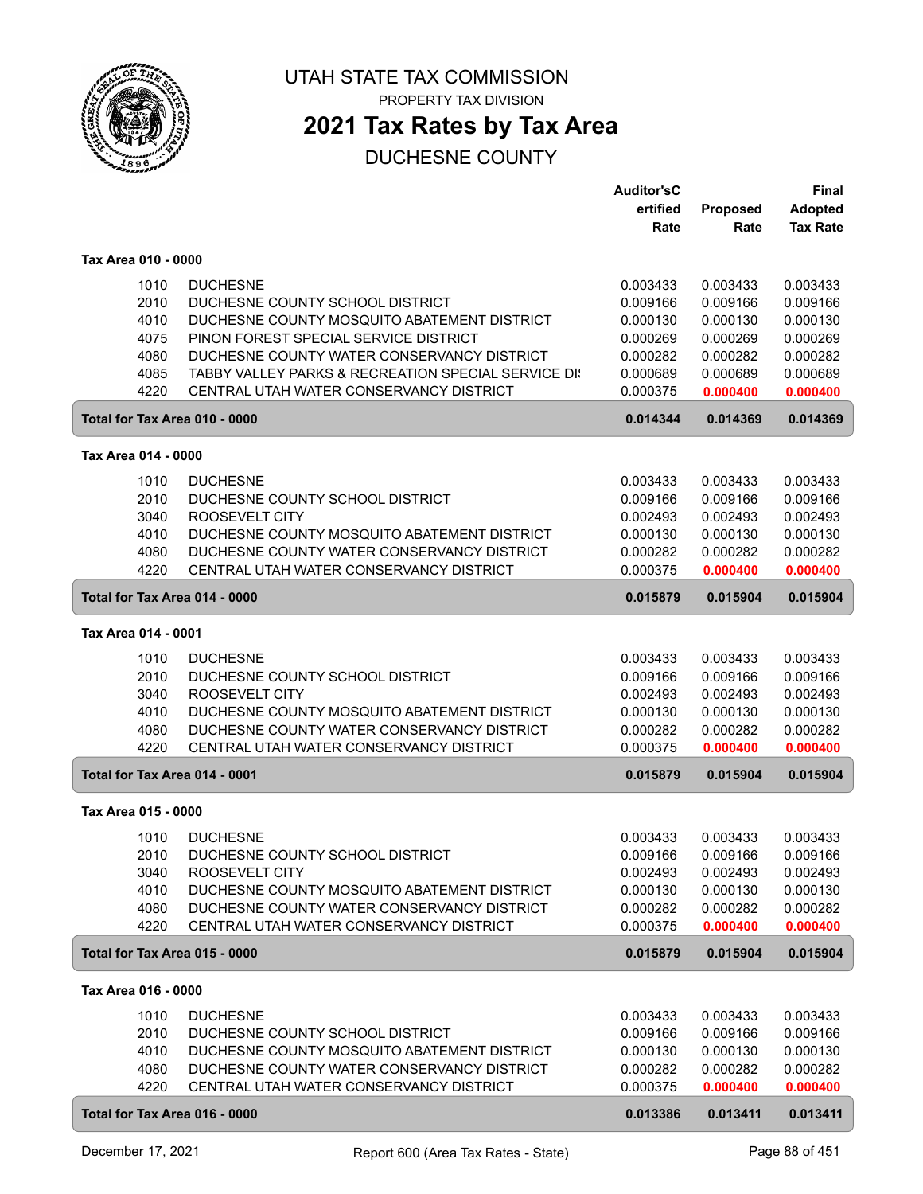UTAH STATE TAX COMMISSION

PROPERTY TAX DIVISION

# 2021 Tax Rates by Tax Area

## DUCHESNE COUNTY

| | | Auditor'sCertified Rate | Proposed Rate | Final Adopted Tax Rate |
|---|---|---|---|---|
| **Tax Area 010 - 0000** | | | | |
| 1010 | DUCHESNE | 0.003433 | 0.003433 | 0.003433 |
| 2010 | DUCHESNE COUNTY SCHOOL DISTRICT | 0.009166 | 0.009166 | 0.009166 |
| 4010 | DUCHESNE COUNTY MOSQUITO ABATEMENT DISTRICT | 0.000130 | 0.000130 | 0.000130 |
| 4075 | PINON FOREST SPECIAL SERVICE DISTRICT | 0.000269 | 0.000269 | 0.000269 |
| 4080 | DUCHESNE COUNTY WATER CONSERVANCY DISTRICT | 0.000282 | 0.000282 | 0.000282 |
| 4085 | TABBY VALLEY PARKS & RECREATION SPECIAL SERVICE DI: | 0.000689 | 0.000689 | 0.000689 |
| 4220 | CENTRAL UTAH WATER CONSERVANCY DISTRICT | 0.000375 | **0.000400** | **0.000400** |
| **Total for Tax Area 010 - 0000** | | **0.014344** | **0.014369** | **0.014369** |
| **Tax Area 014 - 0000** | | | | |
| 1010 | DUCHESNE | 0.003433 | 0.003433 | 0.003433 |
| 2010 | DUCHESNE COUNTY SCHOOL DISTRICT | 0.009166 | 0.009166 | 0.009166 |
| 3040 | ROOSEVELT CITY | 0.002493 | 0.002493 | 0.002493 |
| 4010 | DUCHESNE COUNTY MOSQUITO ABATEMENT DISTRICT | 0.000130 | 0.000130 | 0.000130 |
| 4080 | DUCHESNE COUNTY WATER CONSERVANCY DISTRICT | 0.000282 | 0.000282 | 0.000282 |
| 4220 | CENTRAL UTAH WATER CONSERVANCY DISTRICT | 0.000375 | **0.000400** | **0.000400** |
| **Total for Tax Area 014 - 0000** | | **0.015879** | **0.015904** | **0.015904** |
| **Tax Area 014 - 0001** | | | | |
| 1010 | DUCHESNE | 0.003433 | 0.003433 | 0.003433 |
| 2010 | DUCHESNE COUNTY SCHOOL DISTRICT | 0.009166 | 0.009166 | 0.009166 |
| 3040 | ROOSEVELT CITY | 0.002493 | 0.002493 | 0.002493 |
| 4010 | DUCHESNE COUNTY MOSQUITO ABATEMENT DISTRICT | 0.000130 | 0.000130 | 0.000130 |
| 4080 | DUCHESNE COUNTY WATER CONSERVANCY DISTRICT | 0.000282 | 0.000282 | 0.000282 |
| 4220 | CENTRAL UTAH WATER CONSERVANCY DISTRICT | 0.000375 | **0.000400** | **0.000400** |
| **Total for Tax Area 014 - 0001** | | **0.015879** | **0.015904** | **0.015904** |
| **Tax Area 015 - 0000** | | | | |
| 1010 | DUCHESNE | 0.003433 | 0.003433 | 0.003433 |
| 2010 | DUCHESNE COUNTY SCHOOL DISTRICT | 0.009166 | 0.009166 | 0.009166 |
| 3040 | ROOSEVELT CITY | 0.002493 | 0.002493 | 0.002493 |
| 4010 | DUCHESNE COUNTY MOSQUITO ABATEMENT DISTRICT | 0.000130 | 0.000130 | 0.000130 |
| 4080 | DUCHESNE COUNTY WATER CONSERVANCY DISTRICT | 0.000282 | 0.000282 | 0.000282 |
| 4220 | CENTRAL UTAH WATER CONSERVANCY DISTRICT | 0.000375 | **0.000400** | **0.000400** |
| **Total for Tax Area 015 - 0000** | | **0.015879** | **0.015904** | **0.015904** |
| **Tax Area 016 - 0000** | | | | |
| 1010 | DUCHESNE | 0.003433 | 0.003433 | 0.003433 |
| 2010 | DUCHESNE COUNTY SCHOOL DISTRICT | 0.009166 | 0.009166 | 0.009166 |
| 4010 | DUCHESNE COUNTY MOSQUITO ABATEMENT DISTRICT | 0.000130 | 0.000130 | 0.000130 |
| 4080 | DUCHESNE COUNTY WATER CONSERVANCY DISTRICT | 0.000282 | 0.000282 | 0.000282 |
| 4220 | CENTRAL UTAH WATER CONSERVANCY DISTRICT | 0.000375 | **0.000400** | **0.000400** |
| **Total for Tax Area 016 - 0000** | | **0.013386** | **0.013411** | **0.013411** |

December 17, 2021 — Report 600 (Area Tax Rates - State)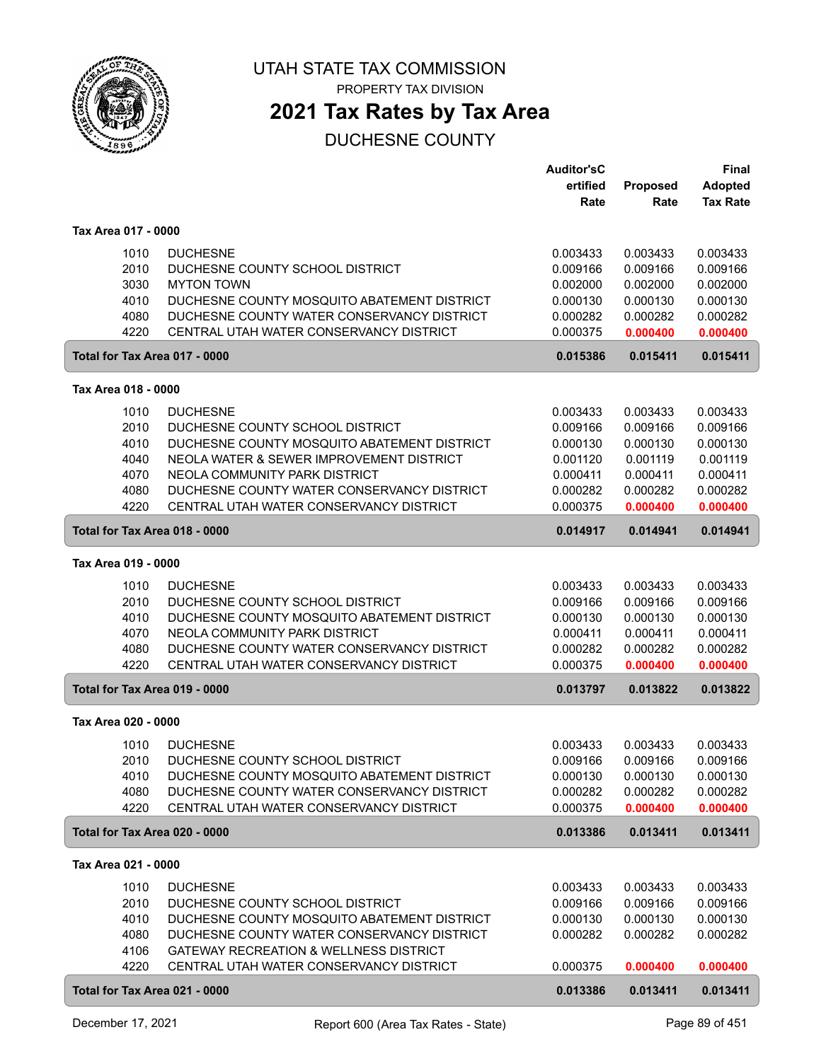# UTAH STATE TAX COMMISSION

PROPERTY TAX DIVISION

## 2021 Tax Rates by Tax Area

DUCHESNE COUNTY

| | | Auditor'sCertified Rate | Proposed Rate | Final Adopted Tax Rate |
|---|---|---|---|---|
| **Tax Area 017 - 0000** | | | | |
| 1010 | DUCHESNE | 0.003433 | 0.003433 | 0.003433 |
| 2010 | DUCHESNE COUNTY SCHOOL DISTRICT | 0.009166 | 0.009166 | 0.009166 |
| 3030 | MYTON TOWN | 0.002000 | 0.002000 | 0.002000 |
| 4010 | DUCHESNE COUNTY MOSQUITO ABATEMENT DISTRICT | 0.000130 | 0.000130 | 0.000130 |
| 4080 | DUCHESNE COUNTY WATER CONSERVANCY DISTRICT | 0.000282 | 0.000282 | 0.000282 |
| 4220 | CENTRAL UTAH WATER CONSERVANCY DISTRICT | 0.000375 | **0.000400** | **0.000400** |
| **Total for Tax Area 017 - 0000** | | **0.015386** | **0.015411** | **0.015411** |
| **Tax Area 018 - 0000** | | | | |
| 1010 | DUCHESNE | 0.003433 | 0.003433 | 0.003433 |
| 2010 | DUCHESNE COUNTY SCHOOL DISTRICT | 0.009166 | 0.009166 | 0.009166 |
| 4010 | DUCHESNE COUNTY MOSQUITO ABATEMENT DISTRICT | 0.000130 | 0.000130 | 0.000130 |
| 4040 | NEOLA WATER & SEWER IMPROVEMENT DISTRICT | 0.001120 | 0.001119 | 0.001119 |
| 4070 | NEOLA COMMUNITY PARK DISTRICT | 0.000411 | 0.000411 | 0.000411 |
| 4080 | DUCHESNE COUNTY WATER CONSERVANCY DISTRICT | 0.000282 | 0.000282 | 0.000282 |
| 4220 | CENTRAL UTAH WATER CONSERVANCY DISTRICT | 0.000375 | **0.000400** | **0.000400** |
| **Total for Tax Area 018 - 0000** | | **0.014917** | **0.014941** | **0.014941** |
| **Tax Area 019 - 0000** | | | | |
| 1010 | DUCHESNE | 0.003433 | 0.003433 | 0.003433 |
| 2010 | DUCHESNE COUNTY SCHOOL DISTRICT | 0.009166 | 0.009166 | 0.009166 |
| 4010 | DUCHESNE COUNTY MOSQUITO ABATEMENT DISTRICT | 0.000130 | 0.000130 | 0.000130 |
| 4070 | NEOLA COMMUNITY PARK DISTRICT | 0.000411 | 0.000411 | 0.000411 |
| 4080 | DUCHESNE COUNTY WATER CONSERVANCY DISTRICT | 0.000282 | 0.000282 | 0.000282 |
| 4220 | CENTRAL UTAH WATER CONSERVANCY DISTRICT | 0.000375 | **0.000400** | **0.000400** |
| **Total for Tax Area 019 - 0000** | | **0.013797** | **0.013822** | **0.013822** |
| **Tax Area 020 - 0000** | | | | |
| 1010 | DUCHESNE | 0.003433 | 0.003433 | 0.003433 |
| 2010 | DUCHESNE COUNTY SCHOOL DISTRICT | 0.009166 | 0.009166 | 0.009166 |
| 4010 | DUCHESNE COUNTY MOSQUITO ABATEMENT DISTRICT | 0.000130 | 0.000130 | 0.000130 |
| 4080 | DUCHESNE COUNTY WATER CONSERVANCY DISTRICT | 0.000282 | 0.000282 | 0.000282 |
| 4220 | CENTRAL UTAH WATER CONSERVANCY DISTRICT | 0.000375 | **0.000400** | **0.000400** |
| **Total for Tax Area 020 - 0000** | | **0.013386** | **0.013411** | **0.013411** |
| **Tax Area 021 - 0000** | | | | |
| 1010 | DUCHESNE | 0.003433 | 0.003433 | 0.003433 |
| 2010 | DUCHESNE COUNTY SCHOOL DISTRICT | 0.009166 | 0.009166 | 0.009166 |
| 4010 | DUCHESNE COUNTY MOSQUITO ABATEMENT DISTRICT | 0.000130 | 0.000130 | 0.000130 |
| 4080 | DUCHESNE COUNTY WATER CONSERVANCY DISTRICT | 0.000282 | 0.000282 | 0.000282 |
| 4106 | GATEWAY RECREATION & WELLNESS DISTRICT | | | |
| 4220 | CENTRAL UTAH WATER CONSERVANCY DISTRICT | 0.000375 | **0.000400** | **0.000400** |
| **Total for Tax Area 021 - 0000** | | **0.013386** | **0.013411** | **0.013411** |

December 17, 2021 — Report 600 (Area Tax Rates - State)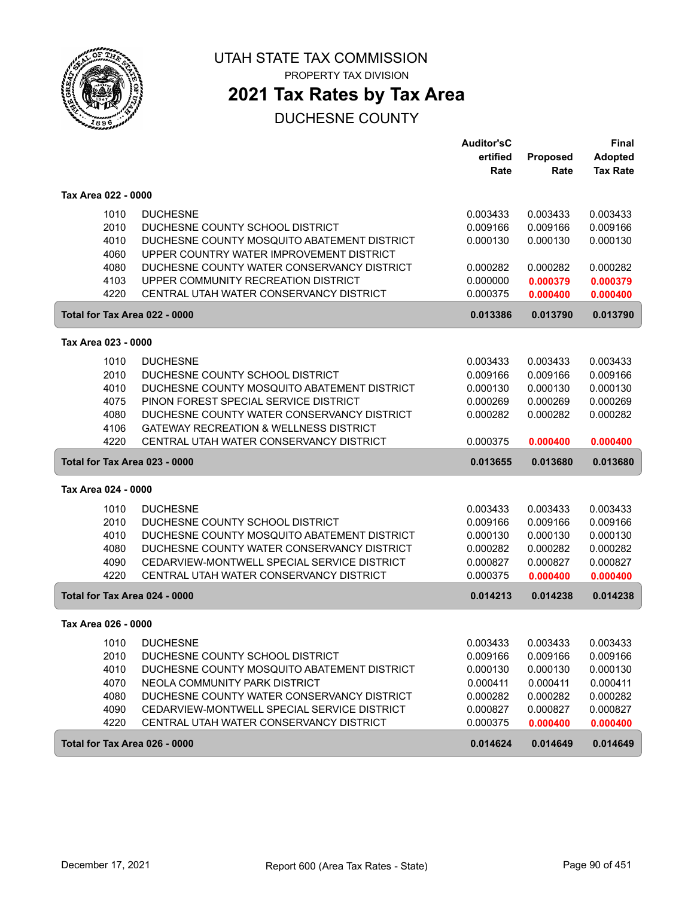# UTAH STATE TAX COMMISSION

PROPERTY TAX DIVISION

## 2021 Tax Rates by Tax Area

DUCHESNE COUNTY

| | | Auditor'sCertified Rate | Proposed Rate | Final Adopted Tax Rate |
|---|---|---|---|---|
| **Tax Area 022 - 0000** | | | | |
| 1010 | DUCHESNE | 0.003433 | 0.003433 | 0.003433 |
| 2010 | DUCHESNE COUNTY SCHOOL DISTRICT | 0.009166 | 0.009166 | 0.009166 |
| 4010 | DUCHESNE COUNTY MOSQUITO ABATEMENT DISTRICT | 0.000130 | 0.000130 | 0.000130 |
| 4060 | UPPER COUNTRY WATER IMPROVEMENT DISTRICT | | | |
| 4080 | DUCHESNE COUNTY WATER CONSERVANCY DISTRICT | 0.000282 | 0.000282 | 0.000282 |
| 4103 | UPPER COMMUNITY RECREATION DISTRICT | 0.000000 | **0.000379** | **0.000379** |
| 4220 | CENTRAL UTAH WATER CONSERVANCY DISTRICT | 0.000375 | **0.000400** | **0.000400** |
| **Total for Tax Area 022 - 0000** | | **0.013386** | **0.013790** | **0.013790** |
| **Tax Area 023 - 0000** | | | | |
| 1010 | DUCHESNE | 0.003433 | 0.003433 | 0.003433 |
| 2010 | DUCHESNE COUNTY SCHOOL DISTRICT | 0.009166 | 0.009166 | 0.009166 |
| 4010 | DUCHESNE COUNTY MOSQUITO ABATEMENT DISTRICT | 0.000130 | 0.000130 | 0.000130 |
| 4075 | PINON FOREST SPECIAL SERVICE DISTRICT | 0.000269 | 0.000269 | 0.000269 |
| 4080 | DUCHESNE COUNTY WATER CONSERVANCY DISTRICT | 0.000282 | 0.000282 | 0.000282 |
| 4106 | GATEWAY RECREATION & WELLNESS DISTRICT | | | |
| 4220 | CENTRAL UTAH WATER CONSERVANCY DISTRICT | 0.000375 | **0.000400** | **0.000400** |
| **Total for Tax Area 023 - 0000** | | **0.013655** | **0.013680** | **0.013680** |
| **Tax Area 024 - 0000** | | | | |
| 1010 | DUCHESNE | 0.003433 | 0.003433 | 0.003433 |
| 2010 | DUCHESNE COUNTY SCHOOL DISTRICT | 0.009166 | 0.009166 | 0.009166 |
| 4010 | DUCHESNE COUNTY MOSQUITO ABATEMENT DISTRICT | 0.000130 | 0.000130 | 0.000130 |
| 4080 | DUCHESNE COUNTY WATER CONSERVANCY DISTRICT | 0.000282 | 0.000282 | 0.000282 |
| 4090 | CEDARVIEW-MONTWELL SPECIAL SERVICE DISTRICT | 0.000827 | 0.000827 | 0.000827 |
| 4220 | CENTRAL UTAH WATER CONSERVANCY DISTRICT | 0.000375 | **0.000400** | **0.000400** |
| **Total for Tax Area 024 - 0000** | | **0.014213** | **0.014238** | **0.014238** |
| **Tax Area 026 - 0000** | | | | |
| 1010 | DUCHESNE | 0.003433 | 0.003433 | 0.003433 |
| 2010 | DUCHESNE COUNTY SCHOOL DISTRICT | 0.009166 | 0.009166 | 0.009166 |
| 4010 | DUCHESNE COUNTY MOSQUITO ABATEMENT DISTRICT | 0.000130 | 0.000130 | 0.000130 |
| 4070 | NEOLA COMMUNITY PARK DISTRICT | 0.000411 | 0.000411 | 0.000411 |
| 4080 | DUCHESNE COUNTY WATER CONSERVANCY DISTRICT | 0.000282 | 0.000282 | 0.000282 |
| 4090 | CEDARVIEW-MONTWELL SPECIAL SERVICE DISTRICT | 0.000827 | 0.000827 | 0.000827 |
| 4220 | CENTRAL UTAH WATER CONSERVANCY DISTRICT | 0.000375 | **0.000400** | **0.000400** |
| **Total for Tax Area 026 - 0000** | | **0.014624** | **0.014649** | **0.014649** |

December 17, 2021 — Report 600 (Area Tax Rates - State)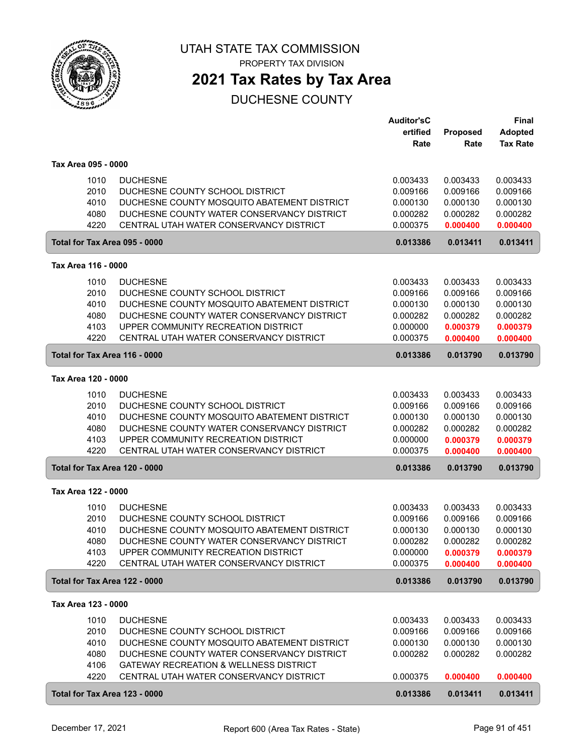# UTAH STATE TAX COMMISSION

PROPERTY TAX DIVISION

## 2021 Tax Rates by Tax Area

DUCHESNE COUNTY

| | | Auditor'sCertified Rate | Proposed Rate | Final Adopted Tax Rate |
|---|---|---|---|---|
| **Tax Area 095 - 0000** | | | | |
| 1010 | DUCHESNE | 0.003433 | 0.003433 | 0.003433 |
| 2010 | DUCHESNE COUNTY SCHOOL DISTRICT | 0.009166 | 0.009166 | 0.009166 |
| 4010 | DUCHESNE COUNTY MOSQUITO ABATEMENT DISTRICT | 0.000130 | 0.000130 | 0.000130 |
| 4080 | DUCHESNE COUNTY WATER CONSERVANCY DISTRICT | 0.000282 | 0.000282 | 0.000282 |
| 4220 | CENTRAL UTAH WATER CONSERVANCY DISTRICT | 0.000375 | **0.000400** | **0.000400** |
| **Total for Tax Area 095 - 0000** | | **0.013386** | **0.013411** | **0.013411** |
| **Tax Area 116 - 0000** | | | | |
| 1010 | DUCHESNE | 0.003433 | 0.003433 | 0.003433 |
| 2010 | DUCHESNE COUNTY SCHOOL DISTRICT | 0.009166 | 0.009166 | 0.009166 |
| 4010 | DUCHESNE COUNTY MOSQUITO ABATEMENT DISTRICT | 0.000130 | 0.000130 | 0.000130 |
| 4080 | DUCHESNE COUNTY WATER CONSERVANCY DISTRICT | 0.000282 | 0.000282 | 0.000282 |
| 4103 | UPPER COMMUNITY RECREATION DISTRICT | 0.000000 | **0.000379** | **0.000379** |
| 4220 | CENTRAL UTAH WATER CONSERVANCY DISTRICT | 0.000375 | **0.000400** | **0.000400** |
| **Total for Tax Area 116 - 0000** | | **0.013386** | **0.013790** | **0.013790** |
| **Tax Area 120 - 0000** | | | | |
| 1010 | DUCHESNE | 0.003433 | 0.003433 | 0.003433 |
| 2010 | DUCHESNE COUNTY SCHOOL DISTRICT | 0.009166 | 0.009166 | 0.009166 |
| 4010 | DUCHESNE COUNTY MOSQUITO ABATEMENT DISTRICT | 0.000130 | 0.000130 | 0.000130 |
| 4080 | DUCHESNE COUNTY WATER CONSERVANCY DISTRICT | 0.000282 | 0.000282 | 0.000282 |
| 4103 | UPPER COMMUNITY RECREATION DISTRICT | 0.000000 | **0.000379** | **0.000379** |
| 4220 | CENTRAL UTAH WATER CONSERVANCY DISTRICT | 0.000375 | **0.000400** | **0.000400** |
| **Total for Tax Area 120 - 0000** | | **0.013386** | **0.013790** | **0.013790** |
| **Tax Area 122 - 0000** | | | | |
| 1010 | DUCHESNE | 0.003433 | 0.003433 | 0.003433 |
| 2010 | DUCHESNE COUNTY SCHOOL DISTRICT | 0.009166 | 0.009166 | 0.009166 |
| 4010 | DUCHESNE COUNTY MOSQUITO ABATEMENT DISTRICT | 0.000130 | 0.000130 | 0.000130 |
| 4080 | DUCHESNE COUNTY WATER CONSERVANCY DISTRICT | 0.000282 | 0.000282 | 0.000282 |
| 4103 | UPPER COMMUNITY RECREATION DISTRICT | 0.000000 | **0.000379** | **0.000379** |
| 4220 | CENTRAL UTAH WATER CONSERVANCY DISTRICT | 0.000375 | **0.000400** | **0.000400** |
| **Total for Tax Area 122 - 0000** | | **0.013386** | **0.013790** | **0.013790** |
| **Tax Area 123 - 0000** | | | | |
| 1010 | DUCHESNE | 0.003433 | 0.003433 | 0.003433 |
| 2010 | DUCHESNE COUNTY SCHOOL DISTRICT | 0.009166 | 0.009166 | 0.009166 |
| 4010 | DUCHESNE COUNTY MOSQUITO ABATEMENT DISTRICT | 0.000130 | 0.000130 | 0.000130 |
| 4080 | DUCHESNE COUNTY WATER CONSERVANCY DISTRICT | 0.000282 | 0.000282 | 0.000282 |
| 4106 | GATEWAY RECREATION & WELLNESS DISTRICT | | | |
| 4220 | CENTRAL UTAH WATER CONSERVANCY DISTRICT | 0.000375 | **0.000400** | **0.000400** |
| **Total for Tax Area 123 - 0000** | | **0.013386** | **0.013411** | **0.013411** |

December 17, 2021 — Report 600 (Area Tax Rates - State)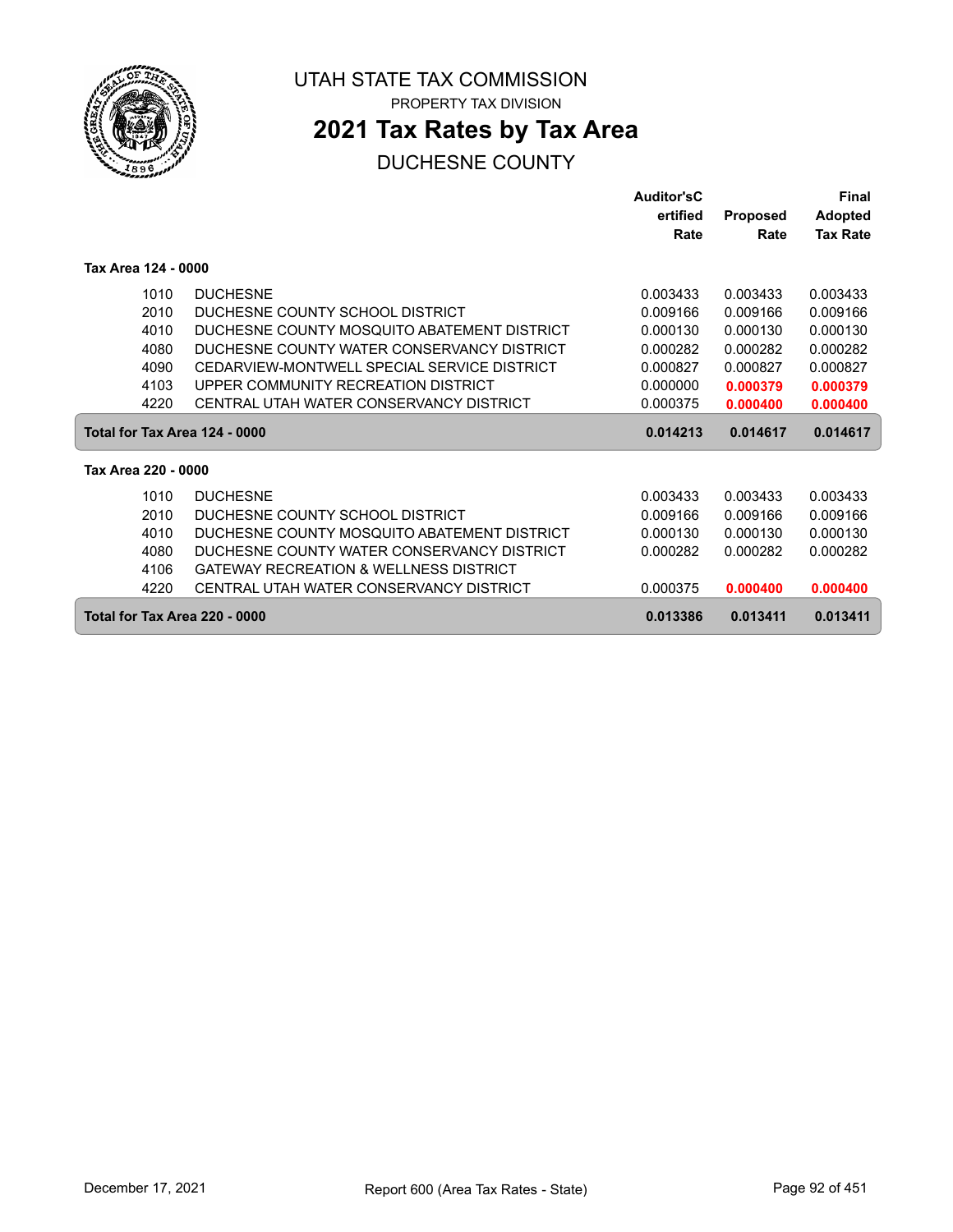# UTAH STATE TAX COMMISSION

PROPERTY TAX DIVISION

## 2021 Tax Rates by Tax Area

DUCHESNE COUNTY

| | | Auditor's Certified Rate | Proposed Rate | Final Adopted Tax Rate |
|---|---|---|---|---|
| **Tax Area 124 - 0000** | | | | |
| 1010 | DUCHESNE | 0.003433 | 0.003433 | 0.003433 |
| 2010 | DUCHESNE COUNTY SCHOOL DISTRICT | 0.009166 | 0.009166 | 0.009166 |
| 4010 | DUCHESNE COUNTY MOSQUITO ABATEMENT DISTRICT | 0.000130 | 0.000130 | 0.000130 |
| 4080 | DUCHESNE COUNTY WATER CONSERVANCY DISTRICT | 0.000282 | 0.000282 | 0.000282 |
| 4090 | CEDARVIEW-MONTWELL SPECIAL SERVICE DISTRICT | 0.000827 | 0.000827 | 0.000827 |
| 4103 | UPPER COMMUNITY RECREATION DISTRICT | 0.000000 | **0.000379** | **0.000379** |
| 4220 | CENTRAL UTAH WATER CONSERVANCY DISTRICT | 0.000375 | **0.000400** | **0.000400** |
| **Total for Tax Area 124 - 0000** | | **0.014213** | **0.014617** | **0.014617** |
| **Tax Area 220 - 0000** | | | | |
| 1010 | DUCHESNE | 0.003433 | 0.003433 | 0.003433 |
| 2010 | DUCHESNE COUNTY SCHOOL DISTRICT | 0.009166 | 0.009166 | 0.009166 |
| 4010 | DUCHESNE COUNTY MOSQUITO ABATEMENT DISTRICT | 0.000130 | 0.000130 | 0.000130 |
| 4080 | DUCHESNE COUNTY WATER CONSERVANCY DISTRICT | 0.000282 | 0.000282 | 0.000282 |
| 4106 | GATEWAY RECREATION & WELLNESS DISTRICT | | | |
| 4220 | CENTRAL UTAH WATER CONSERVANCY DISTRICT | 0.000375 | **0.000400** | **0.000400** |
| **Total for Tax Area 220 - 0000** | | **0.013386** | **0.013411** | **0.013411** |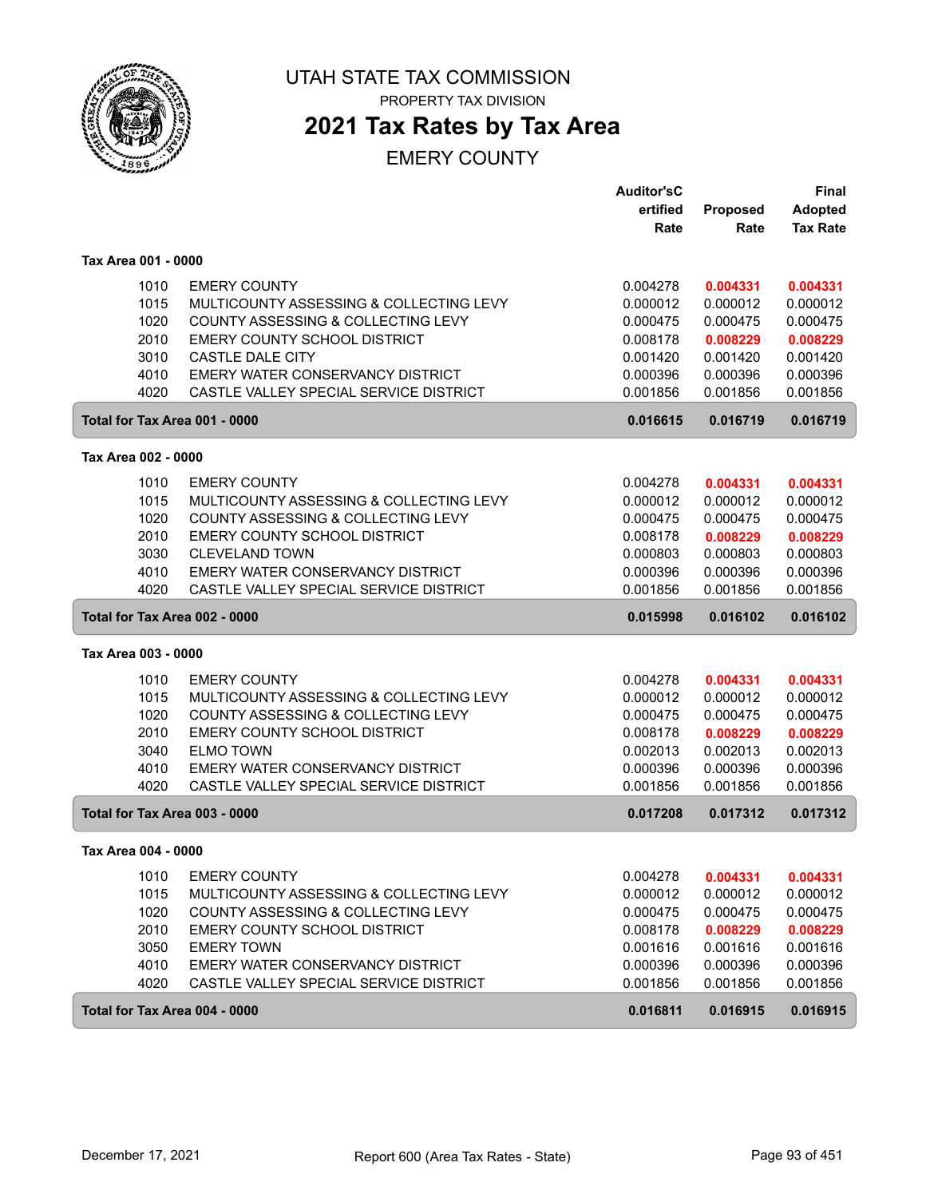# UTAH STATE TAX COMMISSION

PROPERTY TAX DIVISION

## 2021 Tax Rates by Tax Area

EMERY COUNTY

| | | Auditor'sCertified Rate | Proposed Rate | Final Adopted Tax Rate |
|---|---|---|---|---|
| **Tax Area 001 - 0000** | | | | |
| 1010 | EMERY COUNTY | 0.004278 | **0.004331** | **0.004331** |
| 1015 | MULTICOUNTY ASSESSING & COLLECTING LEVY | 0.000012 | 0.000012 | 0.000012 |
| 1020 | COUNTY ASSESSING & COLLECTING LEVY | 0.000475 | 0.000475 | 0.000475 |
| 2010 | EMERY COUNTY SCHOOL DISTRICT | 0.008178 | **0.008229** | **0.008229** |
| 3010 | CASTLE DALE CITY | 0.001420 | 0.001420 | 0.001420 |
| 4010 | EMERY WATER CONSERVANCY DISTRICT | 0.000396 | 0.000396 | 0.000396 |
| 4020 | CASTLE VALLEY SPECIAL SERVICE DISTRICT | 0.001856 | 0.001856 | 0.001856 |
| **Total for Tax Area 001 - 0000** | | **0.016615** | **0.016719** | **0.016719** |
| **Tax Area 002 - 0000** | | | | |
| 1010 | EMERY COUNTY | 0.004278 | **0.004331** | **0.004331** |
| 1015 | MULTICOUNTY ASSESSING & COLLECTING LEVY | 0.000012 | 0.000012 | 0.000012 |
| 1020 | COUNTY ASSESSING & COLLECTING LEVY | 0.000475 | 0.000475 | 0.000475 |
| 2010 | EMERY COUNTY SCHOOL DISTRICT | 0.008178 | **0.008229** | **0.008229** |
| 3030 | CLEVELAND TOWN | 0.000803 | 0.000803 | 0.000803 |
| 4010 | EMERY WATER CONSERVANCY DISTRICT | 0.000396 | 0.000396 | 0.000396 |
| 4020 | CASTLE VALLEY SPECIAL SERVICE DISTRICT | 0.001856 | 0.001856 | 0.001856 |
| **Total for Tax Area 002 - 0000** | | **0.015998** | **0.016102** | **0.016102** |
| **Tax Area 003 - 0000** | | | | |
| 1010 | EMERY COUNTY | 0.004278 | **0.004331** | **0.004331** |
| 1015 | MULTICOUNTY ASSESSING & COLLECTING LEVY | 0.000012 | 0.000012 | 0.000012 |
| 1020 | COUNTY ASSESSING & COLLECTING LEVY | 0.000475 | 0.000475 | 0.000475 |
| 2010 | EMERY COUNTY SCHOOL DISTRICT | 0.008178 | **0.008229** | **0.008229** |
| 3040 | ELMO TOWN | 0.002013 | 0.002013 | 0.002013 |
| 4010 | EMERY WATER CONSERVANCY DISTRICT | 0.000396 | 0.000396 | 0.000396 |
| 4020 | CASTLE VALLEY SPECIAL SERVICE DISTRICT | 0.001856 | 0.001856 | 0.001856 |
| **Total for Tax Area 003 - 0000** | | **0.017208** | **0.017312** | **0.017312** |
| **Tax Area 004 - 0000** | | | | |
| 1010 | EMERY COUNTY | 0.004278 | **0.004331** | **0.004331** |
| 1015 | MULTICOUNTY ASSESSING & COLLECTING LEVY | 0.000012 | 0.000012 | 0.000012 |
| 1020 | COUNTY ASSESSING & COLLECTING LEVY | 0.000475 | 0.000475 | 0.000475 |
| 2010 | EMERY COUNTY SCHOOL DISTRICT | 0.008178 | **0.008229** | **0.008229** |
| 3050 | EMERY TOWN | 0.001616 | 0.001616 | 0.001616 |
| 4010 | EMERY WATER CONSERVANCY DISTRICT | 0.000396 | 0.000396 | 0.000396 |
| 4020 | CASTLE VALLEY SPECIAL SERVICE DISTRICT | 0.001856 | 0.001856 | 0.001856 |
| **Total for Tax Area 004 - 0000** | | **0.016811** | **0.016915** | **0.016915** |

December 17, 2021 — Report 600 (Area Tax Rates - State)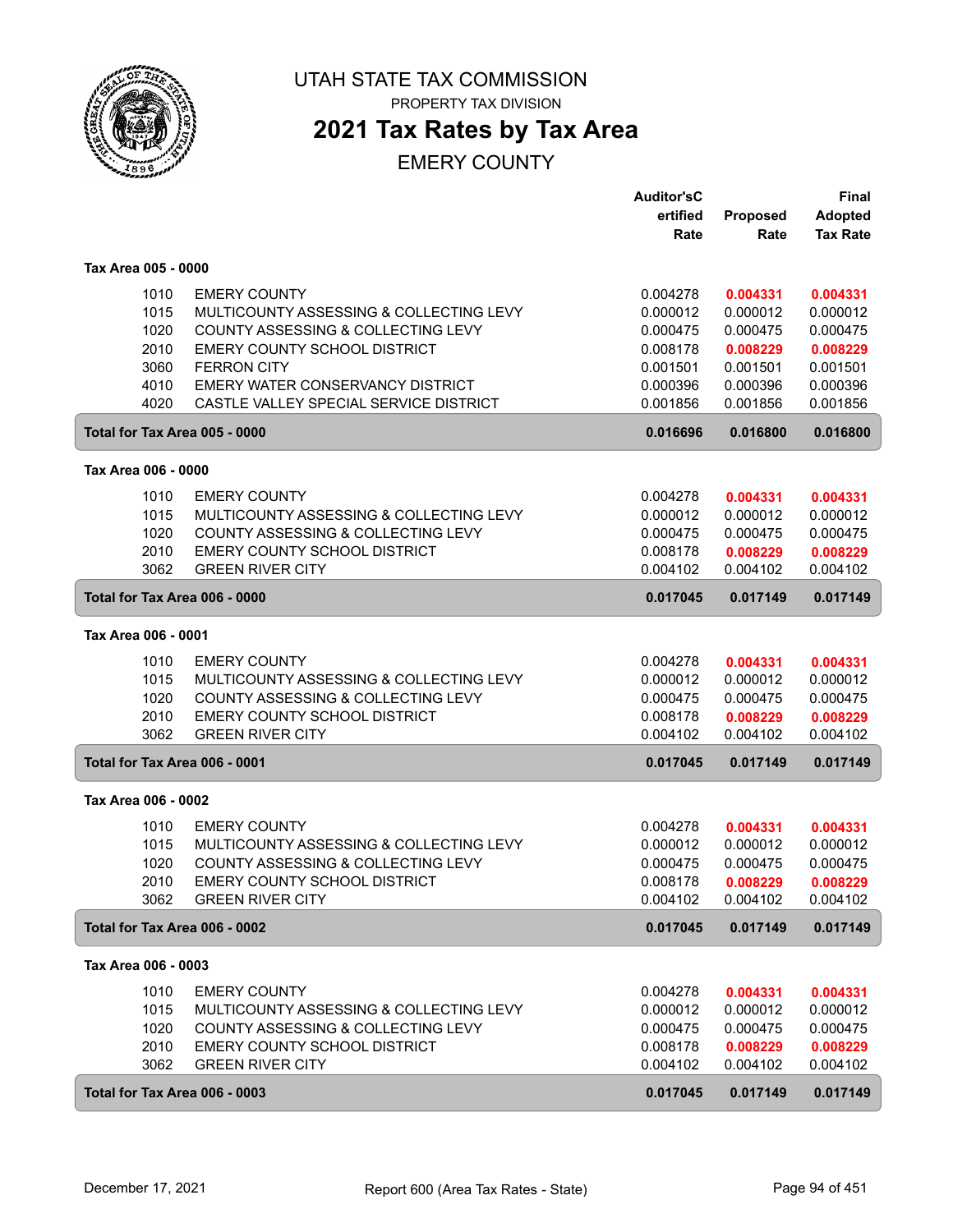# UTAH STATE TAX COMMISSION

PROPERTY TAX DIVISION

## 2021 Tax Rates by Tax Area

EMERY COUNTY

| | | Auditor's Certified Rate | Proposed Rate | Final Adopted Tax Rate |
|---|---|---|---|---|
| **Tax Area 005 - 0000** | | | | |
| 1010 | EMERY COUNTY | 0.004278 | **0.004331** | **0.004331** |
| 1015 | MULTICOUNTY ASSESSING & COLLECTING LEVY | 0.000012 | 0.000012 | 0.000012 |
| 1020 | COUNTY ASSESSING & COLLECTING LEVY | 0.000475 | 0.000475 | 0.000475 |
| 2010 | EMERY COUNTY SCHOOL DISTRICT | 0.008178 | **0.008229** | **0.008229** |
| 3060 | FERRON CITY | 0.001501 | 0.001501 | 0.001501 |
| 4010 | EMERY WATER CONSERVANCY DISTRICT | 0.000396 | 0.000396 | 0.000396 |
| 4020 | CASTLE VALLEY SPECIAL SERVICE DISTRICT | 0.001856 | 0.001856 | 0.001856 |
| **Total for Tax Area 005 - 0000** | | **0.016696** | **0.016800** | **0.016800** |
| **Tax Area 006 - 0000** | | | | |
| 1010 | EMERY COUNTY | 0.004278 | **0.004331** | **0.004331** |
| 1015 | MULTICOUNTY ASSESSING & COLLECTING LEVY | 0.000012 | 0.000012 | 0.000012 |
| 1020 | COUNTY ASSESSING & COLLECTING LEVY | 0.000475 | 0.000475 | 0.000475 |
| 2010 | EMERY COUNTY SCHOOL DISTRICT | 0.008178 | **0.008229** | **0.008229** |
| 3062 | GREEN RIVER CITY | 0.004102 | 0.004102 | 0.004102 |
| **Total for Tax Area 006 - 0000** | | **0.017045** | **0.017149** | **0.017149** |
| **Tax Area 006 - 0001** | | | | |
| 1010 | EMERY COUNTY | 0.004278 | **0.004331** | **0.004331** |
| 1015 | MULTICOUNTY ASSESSING & COLLECTING LEVY | 0.000012 | 0.000012 | 0.000012 |
| 1020 | COUNTY ASSESSING & COLLECTING LEVY | 0.000475 | 0.000475 | 0.000475 |
| 2010 | EMERY COUNTY SCHOOL DISTRICT | 0.008178 | **0.008229** | **0.008229** |
| 3062 | GREEN RIVER CITY | 0.004102 | 0.004102 | 0.004102 |
| **Total for Tax Area 006 - 0001** | | **0.017045** | **0.017149** | **0.017149** |
| **Tax Area 006 - 0002** | | | | |
| 1010 | EMERY COUNTY | 0.004278 | **0.004331** | **0.004331** |
| 1015 | MULTICOUNTY ASSESSING & COLLECTING LEVY | 0.000012 | 0.000012 | 0.000012 |
| 1020 | COUNTY ASSESSING & COLLECTING LEVY | 0.000475 | 0.000475 | 0.000475 |
| 2010 | EMERY COUNTY SCHOOL DISTRICT | 0.008178 | **0.008229** | **0.008229** |
| 3062 | GREEN RIVER CITY | 0.004102 | 0.004102 | 0.004102 |
| **Total for Tax Area 006 - 0002** | | **0.017045** | **0.017149** | **0.017149** |
| **Tax Area 006 - 0003** | | | | |
| 1010 | EMERY COUNTY | 0.004278 | **0.004331** | **0.004331** |
| 1015 | MULTICOUNTY ASSESSING & COLLECTING LEVY | 0.000012 | 0.000012 | 0.000012 |
| 1020 | COUNTY ASSESSING & COLLECTING LEVY | 0.000475 | 0.000475 | 0.000475 |
| 2010 | EMERY COUNTY SCHOOL DISTRICT | 0.008178 | **0.008229** | **0.008229** |
| 3062 | GREEN RIVER CITY | 0.004102 | 0.004102 | 0.004102 |
| **Total for Tax Area 006 - 0003** | | **0.017045** | **0.017149** | **0.017149** |

December 17, 2021 — Report 600 (Area Tax Rates - State)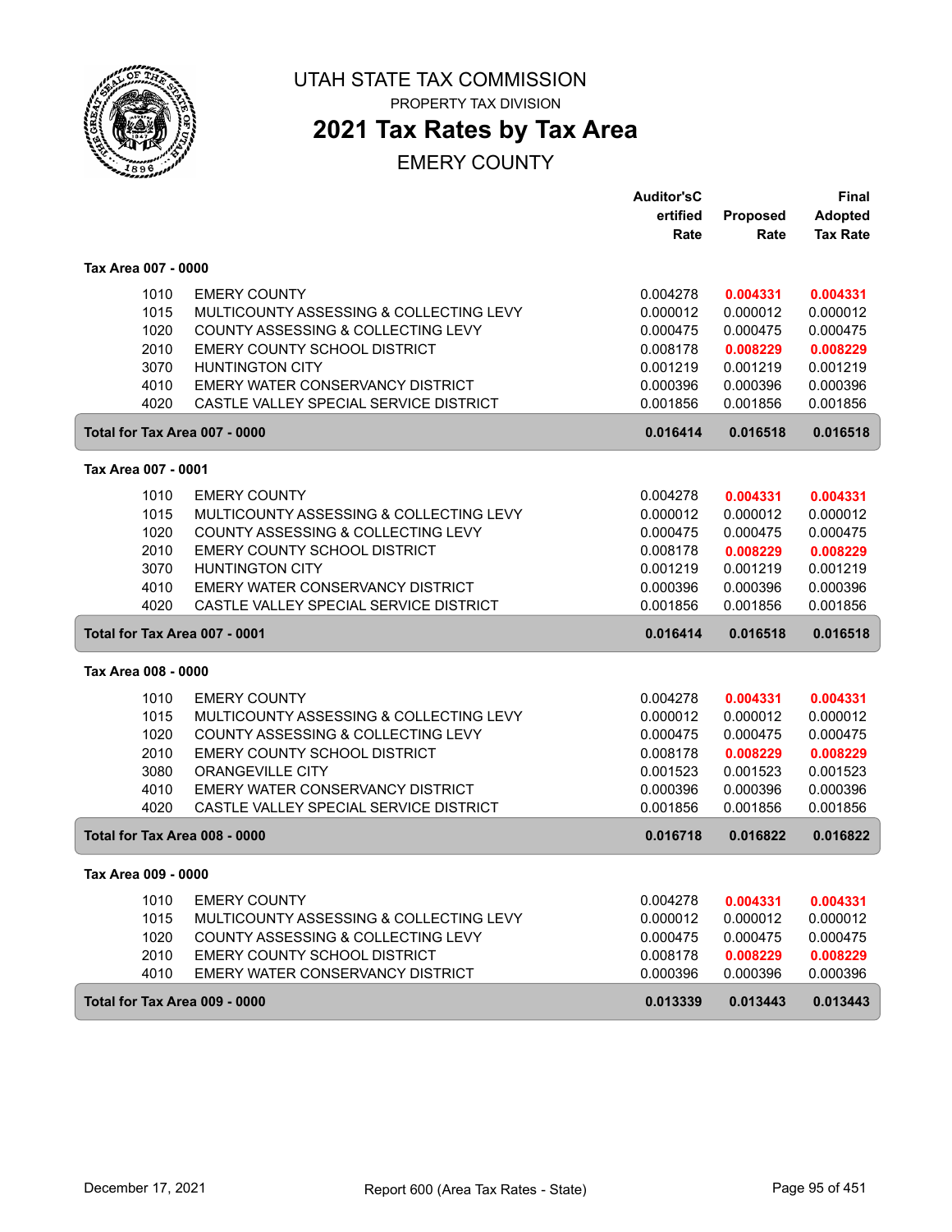# UTAH STATE TAX COMMISSION

PROPERTY TAX DIVISION

## 2021 Tax Rates by Tax Area

EMERY COUNTY

| | | Auditor'sCertified Rate | Proposed Rate | Final Adopted Tax Rate |
|---|---|---|---|---|
| **Tax Area 007 - 0000** | | | | |
| 1010 | EMERY COUNTY | 0.004278 | **0.004331** | **0.004331** |
| 1015 | MULTICOUNTY ASSESSING & COLLECTING LEVY | 0.000012 | 0.000012 | 0.000012 |
| 1020 | COUNTY ASSESSING & COLLECTING LEVY | 0.000475 | 0.000475 | 0.000475 |
| 2010 | EMERY COUNTY SCHOOL DISTRICT | 0.008178 | **0.008229** | **0.008229** |
| 3070 | HUNTINGTON CITY | 0.001219 | 0.001219 | 0.001219 |
| 4010 | EMERY WATER CONSERVANCY DISTRICT | 0.000396 | 0.000396 | 0.000396 |
| 4020 | CASTLE VALLEY SPECIAL SERVICE DISTRICT | 0.001856 | 0.001856 | 0.001856 |
| **Total for Tax Area 007 - 0000** | | **0.016414** | **0.016518** | **0.016518** |
| **Tax Area 007 - 0001** | | | | |
| 1010 | EMERY COUNTY | 0.004278 | **0.004331** | **0.004331** |
| 1015 | MULTICOUNTY ASSESSING & COLLECTING LEVY | 0.000012 | 0.000012 | 0.000012 |
| 1020 | COUNTY ASSESSING & COLLECTING LEVY | 0.000475 | 0.000475 | 0.000475 |
| 2010 | EMERY COUNTY SCHOOL DISTRICT | 0.008178 | **0.008229** | **0.008229** |
| 3070 | HUNTINGTON CITY | 0.001219 | 0.001219 | 0.001219 |
| 4010 | EMERY WATER CONSERVANCY DISTRICT | 0.000396 | 0.000396 | 0.000396 |
| 4020 | CASTLE VALLEY SPECIAL SERVICE DISTRICT | 0.001856 | 0.001856 | 0.001856 |
| **Total for Tax Area 007 - 0001** | | **0.016414** | **0.016518** | **0.016518** |
| **Tax Area 008 - 0000** | | | | |
| 1010 | EMERY COUNTY | 0.004278 | **0.004331** | **0.004331** |
| 1015 | MULTICOUNTY ASSESSING & COLLECTING LEVY | 0.000012 | 0.000012 | 0.000012 |
| 1020 | COUNTY ASSESSING & COLLECTING LEVY | 0.000475 | 0.000475 | 0.000475 |
| 2010 | EMERY COUNTY SCHOOL DISTRICT | 0.008178 | **0.008229** | **0.008229** |
| 3080 | ORANGEVILLE CITY | 0.001523 | 0.001523 | 0.001523 |
| 4010 | EMERY WATER CONSERVANCY DISTRICT | 0.000396 | 0.000396 | 0.000396 |
| 4020 | CASTLE VALLEY SPECIAL SERVICE DISTRICT | 0.001856 | 0.001856 | 0.001856 |
| **Total for Tax Area 008 - 0000** | | **0.016718** | **0.016822** | **0.016822** |
| **Tax Area 009 - 0000** | | | | |
| 1010 | EMERY COUNTY | 0.004278 | **0.004331** | **0.004331** |
| 1015 | MULTICOUNTY ASSESSING & COLLECTING LEVY | 0.000012 | 0.000012 | 0.000012 |
| 1020 | COUNTY ASSESSING & COLLECTING LEVY | 0.000475 | 0.000475 | 0.000475 |
| 2010 | EMERY COUNTY SCHOOL DISTRICT | 0.008178 | **0.008229** | **0.008229** |
| 4010 | EMERY WATER CONSERVANCY DISTRICT | 0.000396 | 0.000396 | 0.000396 |
| **Total for Tax Area 009 - 0000** | | **0.013339** | **0.013443** | **0.013443** |

December 17, 2021 — Report 600 (Area Tax Rates - State)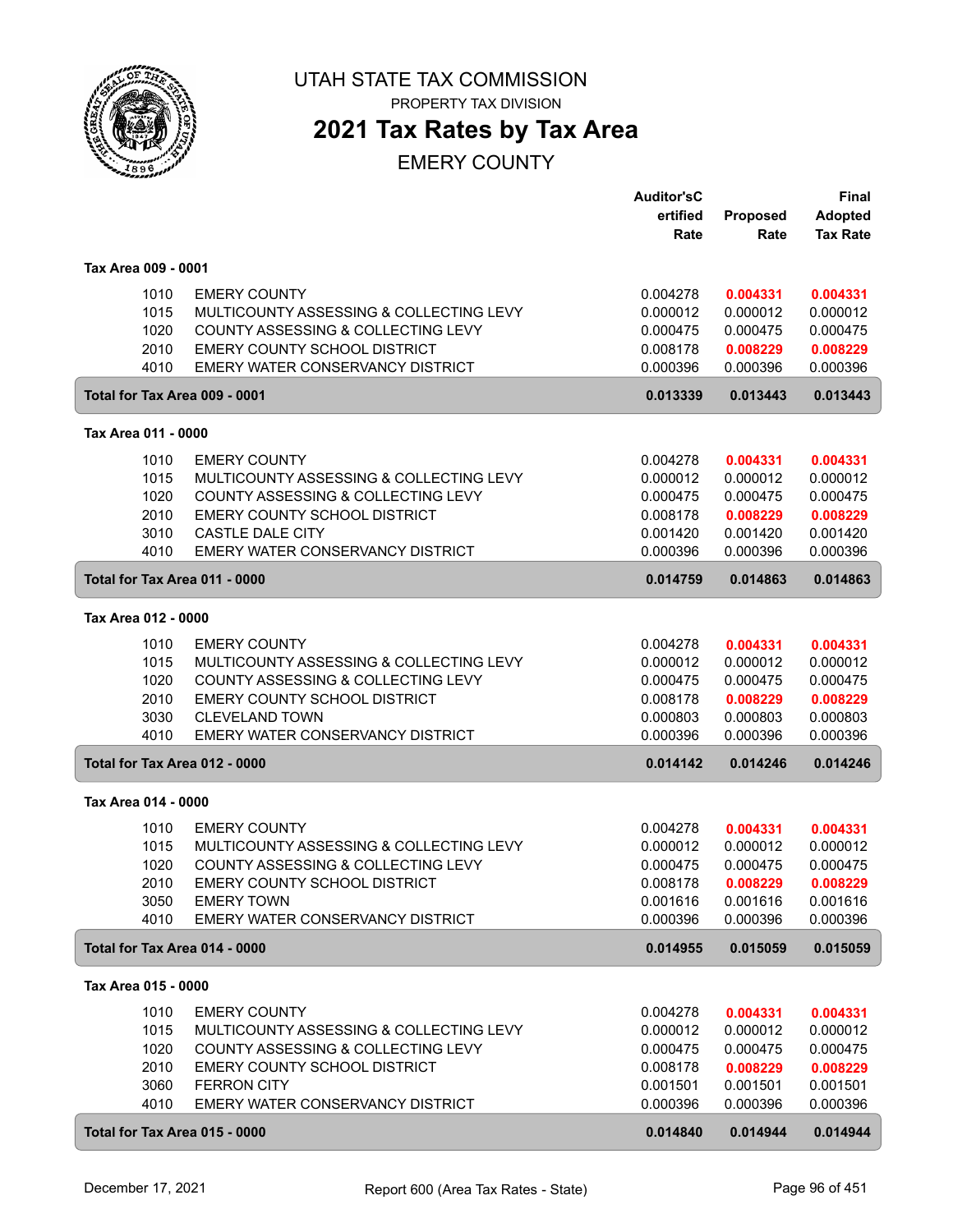UTAH STATE TAX COMMISSION

PROPERTY TAX DIVISION

# 2021 Tax Rates by Tax Area

## EMERY COUNTY

| | | Auditor's Certified Rate | Proposed Rate | Final Adopted Tax Rate |
|---|---|---|---|---|
| **Tax Area 009 - 0001** | | | | |
| 1010 | EMERY COUNTY | 0.004278 | **0.004331** | **0.004331** |
| 1015 | MULTICOUNTY ASSESSING & COLLECTING LEVY | 0.000012 | 0.000012 | 0.000012 |
| 1020 | COUNTY ASSESSING & COLLECTING LEVY | 0.000475 | 0.000475 | 0.000475 |
| 2010 | EMERY COUNTY SCHOOL DISTRICT | 0.008178 | **0.008229** | **0.008229** |
| 4010 | EMERY WATER CONSERVANCY DISTRICT | 0.000396 | 0.000396 | 0.000396 |
| **Total for Tax Area 009 - 0001** | | **0.013339** | **0.013443** | **0.013443** |
| **Tax Area 011 - 0000** | | | | |
| 1010 | EMERY COUNTY | 0.004278 | **0.004331** | **0.004331** |
| 1015 | MULTICOUNTY ASSESSING & COLLECTING LEVY | 0.000012 | 0.000012 | 0.000012 |
| 1020 | COUNTY ASSESSING & COLLECTING LEVY | 0.000475 | 0.000475 | 0.000475 |
| 2010 | EMERY COUNTY SCHOOL DISTRICT | 0.008178 | **0.008229** | **0.008229** |
| 3010 | CASTLE DALE CITY | 0.001420 | 0.001420 | 0.001420 |
| 4010 | EMERY WATER CONSERVANCY DISTRICT | 0.000396 | 0.000396 | 0.000396 |
| **Total for Tax Area 011 - 0000** | | **0.014759** | **0.014863** | **0.014863** |
| **Tax Area 012 - 0000** | | | | |
| 1010 | EMERY COUNTY | 0.004278 | **0.004331** | **0.004331** |
| 1015 | MULTICOUNTY ASSESSING & COLLECTING LEVY | 0.000012 | 0.000012 | 0.000012 |
| 1020 | COUNTY ASSESSING & COLLECTING LEVY | 0.000475 | 0.000475 | 0.000475 |
| 2010 | EMERY COUNTY SCHOOL DISTRICT | 0.008178 | **0.008229** | **0.008229** |
| 3030 | CLEVELAND TOWN | 0.000803 | 0.000803 | 0.000803 |
| 4010 | EMERY WATER CONSERVANCY DISTRICT | 0.000396 | 0.000396 | 0.000396 |
| **Total for Tax Area 012 - 0000** | | **0.014142** | **0.014246** | **0.014246** |
| **Tax Area 014 - 0000** | | | | |
| 1010 | EMERY COUNTY | 0.004278 | **0.004331** | **0.004331** |
| 1015 | MULTICOUNTY ASSESSING & COLLECTING LEVY | 0.000012 | 0.000012 | 0.000012 |
| 1020 | COUNTY ASSESSING & COLLECTING LEVY | 0.000475 | 0.000475 | 0.000475 |
| 2010 | EMERY COUNTY SCHOOL DISTRICT | 0.008178 | **0.008229** | **0.008229** |
| 3050 | EMERY TOWN | 0.001616 | 0.001616 | 0.001616 |
| 4010 | EMERY WATER CONSERVANCY DISTRICT | 0.000396 | 0.000396 | 0.000396 |
| **Total for Tax Area 014 - 0000** | | **0.014955** | **0.015059** | **0.015059** |
| **Tax Area 015 - 0000** | | | | |
| 1010 | EMERY COUNTY | 0.004278 | **0.004331** | **0.004331** |
| 1015 | MULTICOUNTY ASSESSING & COLLECTING LEVY | 0.000012 | 0.000012 | 0.000012 |
| 1020 | COUNTY ASSESSING & COLLECTING LEVY | 0.000475 | 0.000475 | 0.000475 |
| 2010 | EMERY COUNTY SCHOOL DISTRICT | 0.008178 | **0.008229** | **0.008229** |
| 3060 | FERRON CITY | 0.001501 | 0.001501 | 0.001501 |
| 4010 | EMERY WATER CONSERVANCY DISTRICT | 0.000396 | 0.000396 | 0.000396 |
| **Total for Tax Area 015 - 0000** | | **0.014840** | **0.014944** | **0.014944** |

December 17, 2021 Report 600 (Area Tax Rates - State)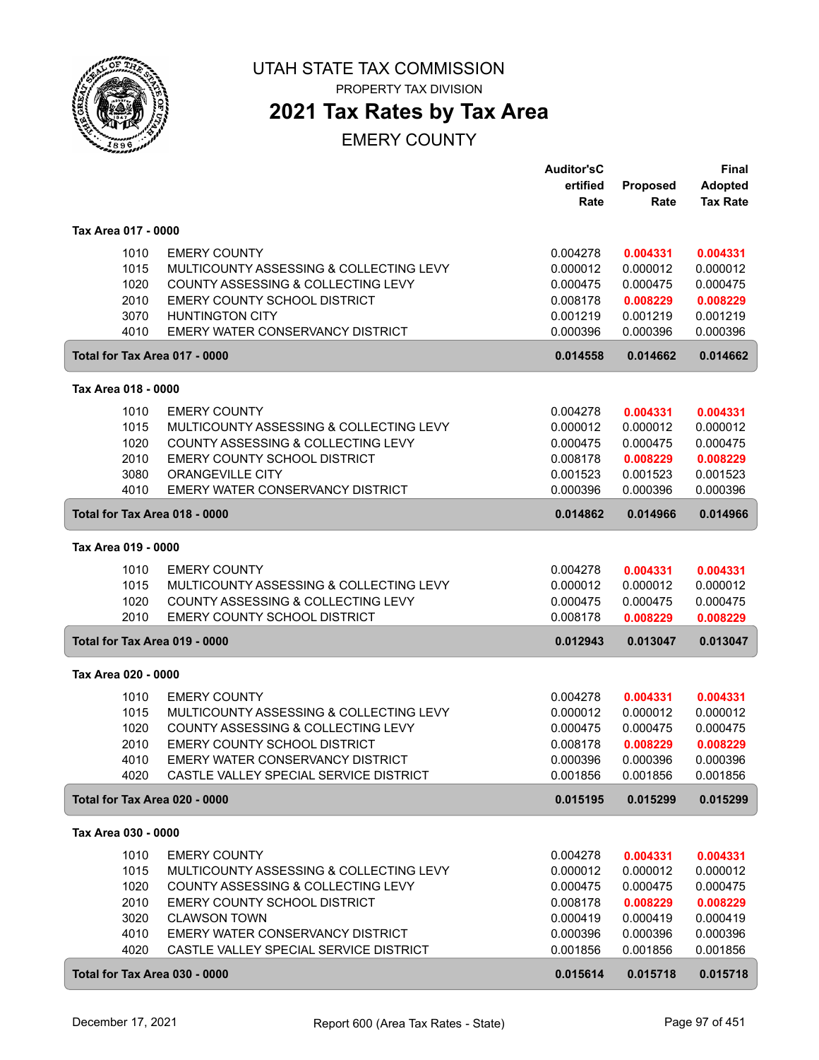# UTAH STATE TAX COMMISSION

PROPERTY TAX DIVISION

## 2021 Tax Rates by Tax Area

EMERY COUNTY

| | | Auditor's Certified Rate | Proposed Rate | Final Adopted Tax Rate |
|---|---|---|---|---|
| **Tax Area 017 - 0000** | | | | |
| 1010 | EMERY COUNTY | 0.004278 | **0.004331** | **0.004331** |
| 1015 | MULTICOUNTY ASSESSING & COLLECTING LEVY | 0.000012 | 0.000012 | 0.000012 |
| 1020 | COUNTY ASSESSING & COLLECTING LEVY | 0.000475 | 0.000475 | 0.000475 |
| 2010 | EMERY COUNTY SCHOOL DISTRICT | 0.008178 | **0.008229** | **0.008229** |
| 3070 | HUNTINGTON CITY | 0.001219 | 0.001219 | 0.001219 |
| 4010 | EMERY WATER CONSERVANCY DISTRICT | 0.000396 | 0.000396 | 0.000396 |
| **Total for Tax Area 017 - 0000** | | **0.014558** | **0.014662** | **0.014662** |
| **Tax Area 018 - 0000** | | | | |
| 1010 | EMERY COUNTY | 0.004278 | **0.004331** | **0.004331** |
| 1015 | MULTICOUNTY ASSESSING & COLLECTING LEVY | 0.000012 | 0.000012 | 0.000012 |
| 1020 | COUNTY ASSESSING & COLLECTING LEVY | 0.000475 | 0.000475 | 0.000475 |
| 2010 | EMERY COUNTY SCHOOL DISTRICT | 0.008178 | **0.008229** | **0.008229** |
| 3080 | ORANGEVILLE CITY | 0.001523 | 0.001523 | 0.001523 |
| 4010 | EMERY WATER CONSERVANCY DISTRICT | 0.000396 | 0.000396 | 0.000396 |
| **Total for Tax Area 018 - 0000** | | **0.014862** | **0.014966** | **0.014966** |
| **Tax Area 019 - 0000** | | | | |
| 1010 | EMERY COUNTY | 0.004278 | **0.004331** | **0.004331** |
| 1015 | MULTICOUNTY ASSESSING & COLLECTING LEVY | 0.000012 | 0.000012 | 0.000012 |
| 1020 | COUNTY ASSESSING & COLLECTING LEVY | 0.000475 | 0.000475 | 0.000475 |
| 2010 | EMERY COUNTY SCHOOL DISTRICT | 0.008178 | **0.008229** | **0.008229** |
| **Total for Tax Area 019 - 0000** | | **0.012943** | **0.013047** | **0.013047** |
| **Tax Area 020 - 0000** | | | | |
| 1010 | EMERY COUNTY | 0.004278 | **0.004331** | **0.004331** |
| 1015 | MULTICOUNTY ASSESSING & COLLECTING LEVY | 0.000012 | 0.000012 | 0.000012 |
| 1020 | COUNTY ASSESSING & COLLECTING LEVY | 0.000475 | 0.000475 | 0.000475 |
| 2010 | EMERY COUNTY SCHOOL DISTRICT | 0.008178 | **0.008229** | **0.008229** |
| 4010 | EMERY WATER CONSERVANCY DISTRICT | 0.000396 | 0.000396 | 0.000396 |
| 4020 | CASTLE VALLEY SPECIAL SERVICE DISTRICT | 0.001856 | 0.001856 | 0.001856 |
| **Total for Tax Area 020 - 0000** | | **0.015195** | **0.015299** | **0.015299** |
| **Tax Area 030 - 0000** | | | | |
| 1010 | EMERY COUNTY | 0.004278 | **0.004331** | **0.004331** |
| 1015 | MULTICOUNTY ASSESSING & COLLECTING LEVY | 0.000012 | 0.000012 | 0.000012 |
| 1020 | COUNTY ASSESSING & COLLECTING LEVY | 0.000475 | 0.000475 | 0.000475 |
| 2010 | EMERY COUNTY SCHOOL DISTRICT | 0.008178 | **0.008229** | **0.008229** |
| 3020 | CLAWSON TOWN | 0.000419 | 0.000419 | 0.000419 |
| 4010 | EMERY WATER CONSERVANCY DISTRICT | 0.000396 | 0.000396 | 0.000396 |
| 4020 | CASTLE VALLEY SPECIAL SERVICE DISTRICT | 0.001856 | 0.001856 | 0.001856 |
| **Total for Tax Area 030 - 0000** | | **0.015614** | **0.015718** | **0.015718** |

December 17, 2021 — Report 600 (Area Tax Rates - State)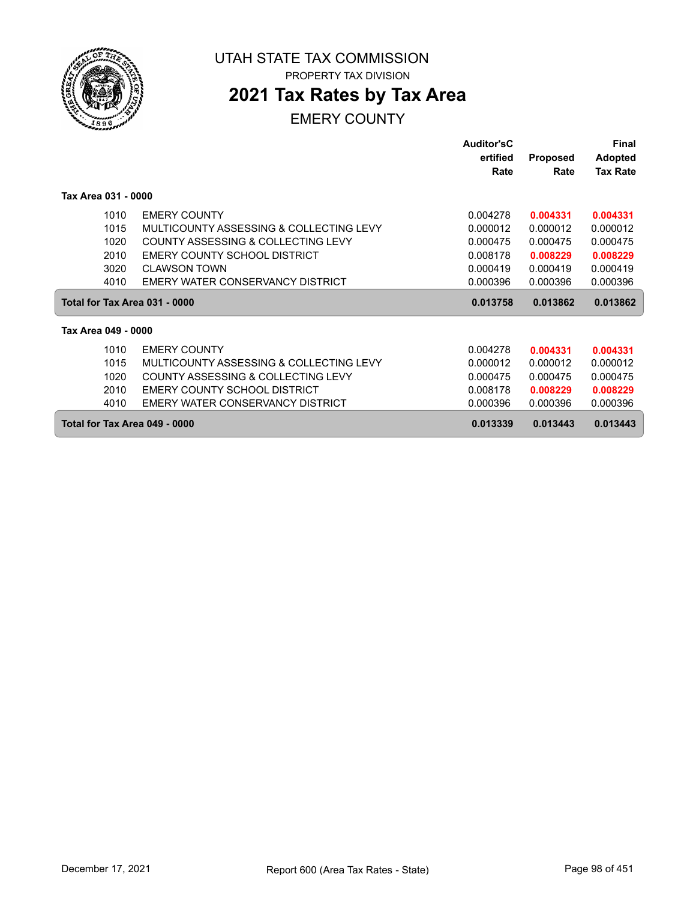# UTAH STATE TAX COMMISSION

PROPERTY TAX DIVISION

## 2021 Tax Rates by Tax Area

EMERY COUNTY

| | | Auditor'sCertified Rate | Proposed Rate | Final Adopted Tax Rate |
|---|---|---|---|---|
| **Tax Area 031 - 0000** | | | | |
| 1010 | EMERY COUNTY | 0.004278 | **0.004331** | **0.004331** |
| 1015 | MULTICOUNTY ASSESSING & COLLECTING LEVY | 0.000012 | 0.000012 | 0.000012 |
| 1020 | COUNTY ASSESSING & COLLECTING LEVY | 0.000475 | 0.000475 | 0.000475 |
| 2010 | EMERY COUNTY SCHOOL DISTRICT | 0.008178 | **0.008229** | **0.008229** |
| 3020 | CLAWSON TOWN | 0.000419 | 0.000419 | 0.000419 |
| 4010 | EMERY WATER CONSERVANCY DISTRICT | 0.000396 | 0.000396 | 0.000396 |
| **Total for Tax Area 031 - 0000** | | **0.013758** | **0.013862** | **0.013862** |
| **Tax Area 049 - 0000** | | | | |
| 1010 | EMERY COUNTY | 0.004278 | **0.004331** | **0.004331** |
| 1015 | MULTICOUNTY ASSESSING & COLLECTING LEVY | 0.000012 | 0.000012 | 0.000012 |
| 1020 | COUNTY ASSESSING & COLLECTING LEVY | 0.000475 | 0.000475 | 0.000475 |
| 2010 | EMERY COUNTY SCHOOL DISTRICT | 0.008178 | **0.008229** | **0.008229** |
| 4010 | EMERY WATER CONSERVANCY DISTRICT | 0.000396 | 0.000396 | 0.000396 |
| **Total for Tax Area 049 - 0000** | | **0.013339** | **0.013443** | **0.013443** |

December 17, 2021 — Report 600 (Area Tax Rates - State)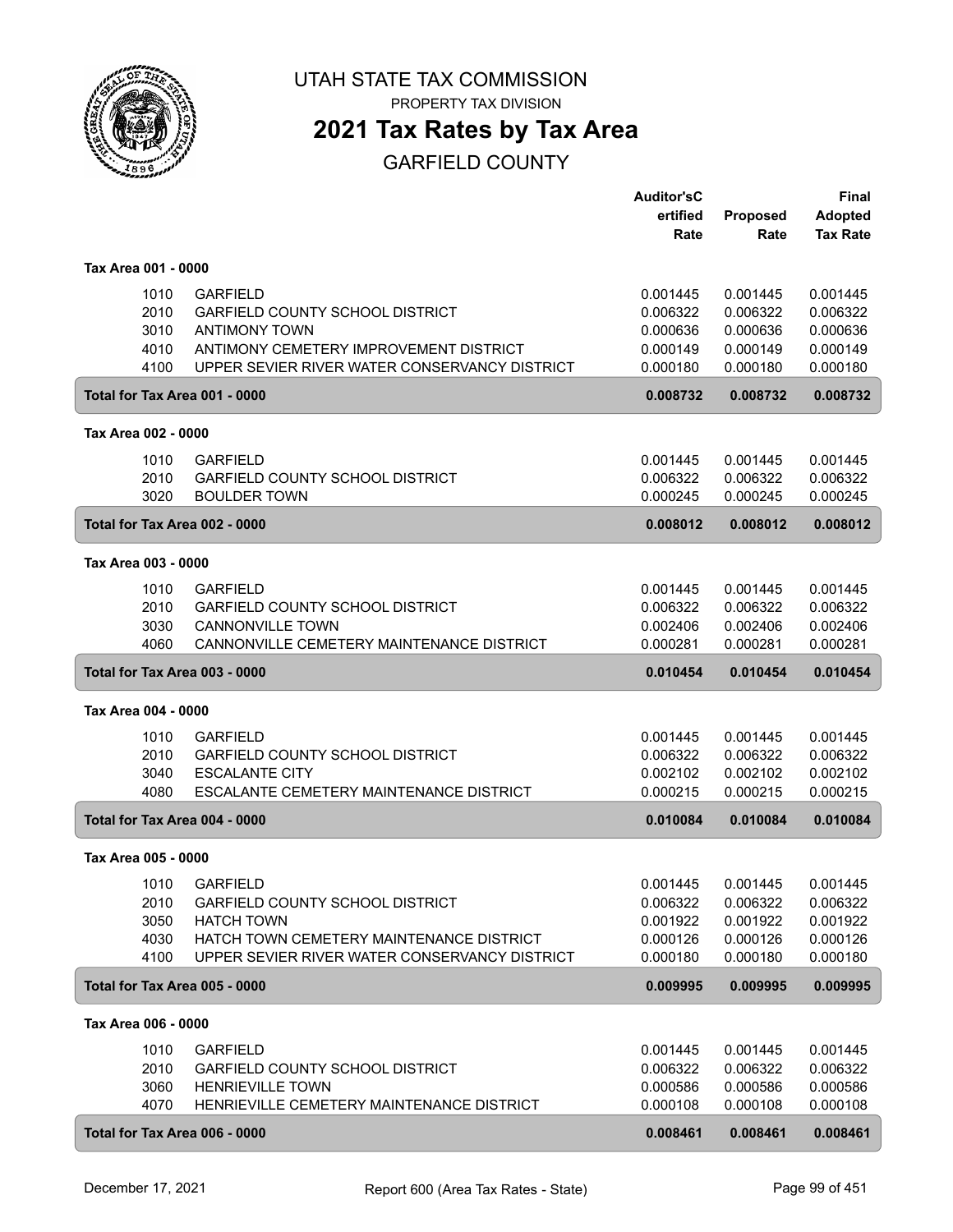# UTAH STATE TAX COMMISSION

PROPERTY TAX DIVISION

## 2021 Tax Rates by Tax Area

GARFIELD COUNTY

| | | Auditor'sC ertified Rate | Proposed Rate | Final Adopted Tax Rate |
|---|---|---|---|---|
| **Tax Area 001 - 0000** | | | | |
| 1010 | GARFIELD | 0.001445 | 0.001445 | 0.001445 |
| 2010 | GARFIELD COUNTY SCHOOL DISTRICT | 0.006322 | 0.006322 | 0.006322 |
| 3010 | ANTIMONY TOWN | 0.000636 | 0.000636 | 0.000636 |
| 4010 | ANTIMONY CEMETERY IMPROVEMENT DISTRICT | 0.000149 | 0.000149 | 0.000149 |
| 4100 | UPPER SEVIER RIVER WATER CONSERVANCY DISTRICT | 0.000180 | 0.000180 | 0.000180 |
| **Total for Tax Area 001 - 0000** | | **0.008732** | **0.008732** | **0.008732** |
| **Tax Area 002 - 0000** | | | | |
| 1010 | GARFIELD | 0.001445 | 0.001445 | 0.001445 |
| 2010 | GARFIELD COUNTY SCHOOL DISTRICT | 0.006322 | 0.006322 | 0.006322 |
| 3020 | BOULDER TOWN | 0.000245 | 0.000245 | 0.000245 |
| **Total for Tax Area 002 - 0000** | | **0.008012** | **0.008012** | **0.008012** |
| **Tax Area 003 - 0000** | | | | |
| 1010 | GARFIELD | 0.001445 | 0.001445 | 0.001445 |
| 2010 | GARFIELD COUNTY SCHOOL DISTRICT | 0.006322 | 0.006322 | 0.006322 |
| 3030 | CANNONVILLE TOWN | 0.002406 | 0.002406 | 0.002406 |
| 4060 | CANNONVILLE CEMETERY MAINTENANCE DISTRICT | 0.000281 | 0.000281 | 0.000281 |
| **Total for Tax Area 003 - 0000** | | **0.010454** | **0.010454** | **0.010454** |
| **Tax Area 004 - 0000** | | | | |
| 1010 | GARFIELD | 0.001445 | 0.001445 | 0.001445 |
| 2010 | GARFIELD COUNTY SCHOOL DISTRICT | 0.006322 | 0.006322 | 0.006322 |
| 3040 | ESCALANTE CITY | 0.002102 | 0.002102 | 0.002102 |
| 4080 | ESCALANTE CEMETERY MAINTENANCE DISTRICT | 0.000215 | 0.000215 | 0.000215 |
| **Total for Tax Area 004 - 0000** | | **0.010084** | **0.010084** | **0.010084** |
| **Tax Area 005 - 0000** | | | | |
| 1010 | GARFIELD | 0.001445 | 0.001445 | 0.001445 |
| 2010 | GARFIELD COUNTY SCHOOL DISTRICT | 0.006322 | 0.006322 | 0.006322 |
| 3050 | HATCH TOWN | 0.001922 | 0.001922 | 0.001922 |
| 4030 | HATCH TOWN CEMETERY MAINTENANCE DISTRICT | 0.000126 | 0.000126 | 0.000126 |
| 4100 | UPPER SEVIER RIVER WATER CONSERVANCY DISTRICT | 0.000180 | 0.000180 | 0.000180 |
| **Total for Tax Area 005 - 0000** | | **0.009995** | **0.009995** | **0.009995** |
| **Tax Area 006 - 0000** | | | | |
| 1010 | GARFIELD | 0.001445 | 0.001445 | 0.001445 |
| 2010 | GARFIELD COUNTY SCHOOL DISTRICT | 0.006322 | 0.006322 | 0.006322 |
| 3060 | HENRIEVILLE TOWN | 0.000586 | 0.000586 | 0.000586 |
| 4070 | HENRIEVILLE CEMETERY MAINTENANCE DISTRICT | 0.000108 | 0.000108 | 0.000108 |
| **Total for Tax Area 006 - 0000** | | **0.008461** | **0.008461** | **0.008461** |

December 17, 2021 — Report 600 (Area Tax Rates - State)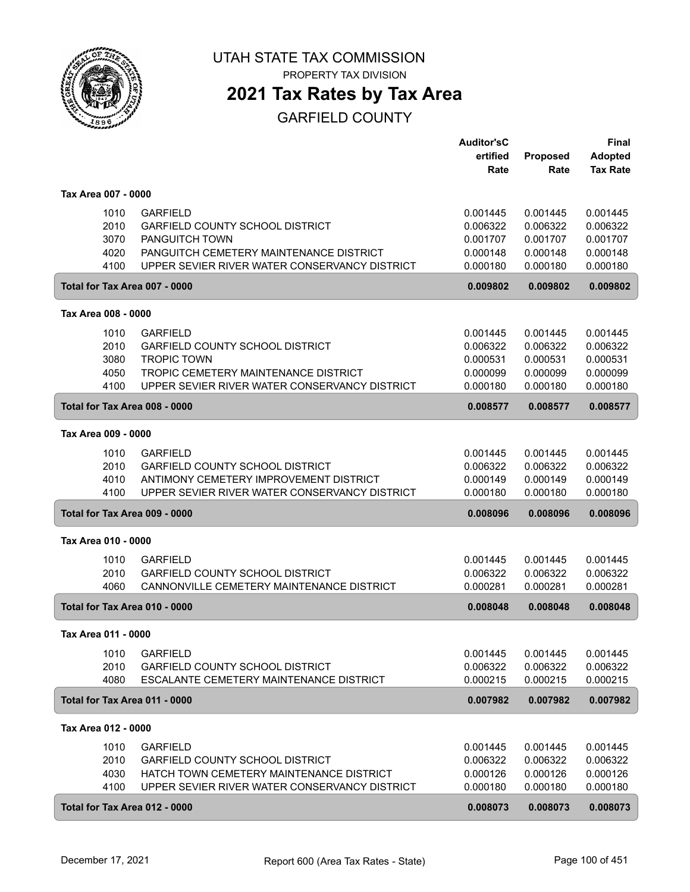# UTAH STATE TAX COMMISSION

PROPERTY TAX DIVISION

## 2021 Tax Rates by Tax Area

GARFIELD COUNTY

| | | Auditor'sCertified Rate | Proposed Rate | Final Adopted Tax Rate |
|---|---|---|---|---|
| **Tax Area 007 - 0000** | | | | |
| 1010 | GARFIELD | 0.001445 | 0.001445 | 0.001445 |
| 2010 | GARFIELD COUNTY SCHOOL DISTRICT | 0.006322 | 0.006322 | 0.006322 |
| 3070 | PANGUITCH TOWN | 0.001707 | 0.001707 | 0.001707 |
| 4020 | PANGUITCH CEMETERY MAINTENANCE DISTRICT | 0.000148 | 0.000148 | 0.000148 |
| 4100 | UPPER SEVIER RIVER WATER CONSERVANCY DISTRICT | 0.000180 | 0.000180 | 0.000180 |
| **Total for Tax Area 007 - 0000** | | **0.009802** | **0.009802** | **0.009802** |
| **Tax Area 008 - 0000** | | | | |
| 1010 | GARFIELD | 0.001445 | 0.001445 | 0.001445 |
| 2010 | GARFIELD COUNTY SCHOOL DISTRICT | 0.006322 | 0.006322 | 0.006322 |
| 3080 | TROPIC TOWN | 0.000531 | 0.000531 | 0.000531 |
| 4050 | TROPIC CEMETERY MAINTENANCE DISTRICT | 0.000099 | 0.000099 | 0.000099 |
| 4100 | UPPER SEVIER RIVER WATER CONSERVANCY DISTRICT | 0.000180 | 0.000180 | 0.000180 |
| **Total for Tax Area 008 - 0000** | | **0.008577** | **0.008577** | **0.008577** |
| **Tax Area 009 - 0000** | | | | |
| 1010 | GARFIELD | 0.001445 | 0.001445 | 0.001445 |
| 2010 | GARFIELD COUNTY SCHOOL DISTRICT | 0.006322 | 0.006322 | 0.006322 |
| 4010 | ANTIMONY CEMETERY IMPROVEMENT DISTRICT | 0.000149 | 0.000149 | 0.000149 |
| 4100 | UPPER SEVIER RIVER WATER CONSERVANCY DISTRICT | 0.000180 | 0.000180 | 0.000180 |
| **Total for Tax Area 009 - 0000** | | **0.008096** | **0.008096** | **0.008096** |
| **Tax Area 010 - 0000** | | | | |
| 1010 | GARFIELD | 0.001445 | 0.001445 | 0.001445 |
| 2010 | GARFIELD COUNTY SCHOOL DISTRICT | 0.006322 | 0.006322 | 0.006322 |
| 4060 | CANNONVILLE CEMETERY MAINTENANCE DISTRICT | 0.000281 | 0.000281 | 0.000281 |
| **Total for Tax Area 010 - 0000** | | **0.008048** | **0.008048** | **0.008048** |
| **Tax Area 011 - 0000** | | | | |
| 1010 | GARFIELD | 0.001445 | 0.001445 | 0.001445 |
| 2010 | GARFIELD COUNTY SCHOOL DISTRICT | 0.006322 | 0.006322 | 0.006322 |
| 4080 | ESCALANTE CEMETERY MAINTENANCE DISTRICT | 0.000215 | 0.000215 | 0.000215 |
| **Total for Tax Area 011 - 0000** | | **0.007982** | **0.007982** | **0.007982** |
| **Tax Area 012 - 0000** | | | | |
| 1010 | GARFIELD | 0.001445 | 0.001445 | 0.001445 |
| 2010 | GARFIELD COUNTY SCHOOL DISTRICT | 0.006322 | 0.006322 | 0.006322 |
| 4030 | HATCH TOWN CEMETERY MAINTENANCE DISTRICT | 0.000126 | 0.000126 | 0.000126 |
| 4100 | UPPER SEVIER RIVER WATER CONSERVANCY DISTRICT | 0.000180 | 0.000180 | 0.000180 |
| **Total for Tax Area 012 - 0000** | | **0.008073** | **0.008073** | **0.008073** |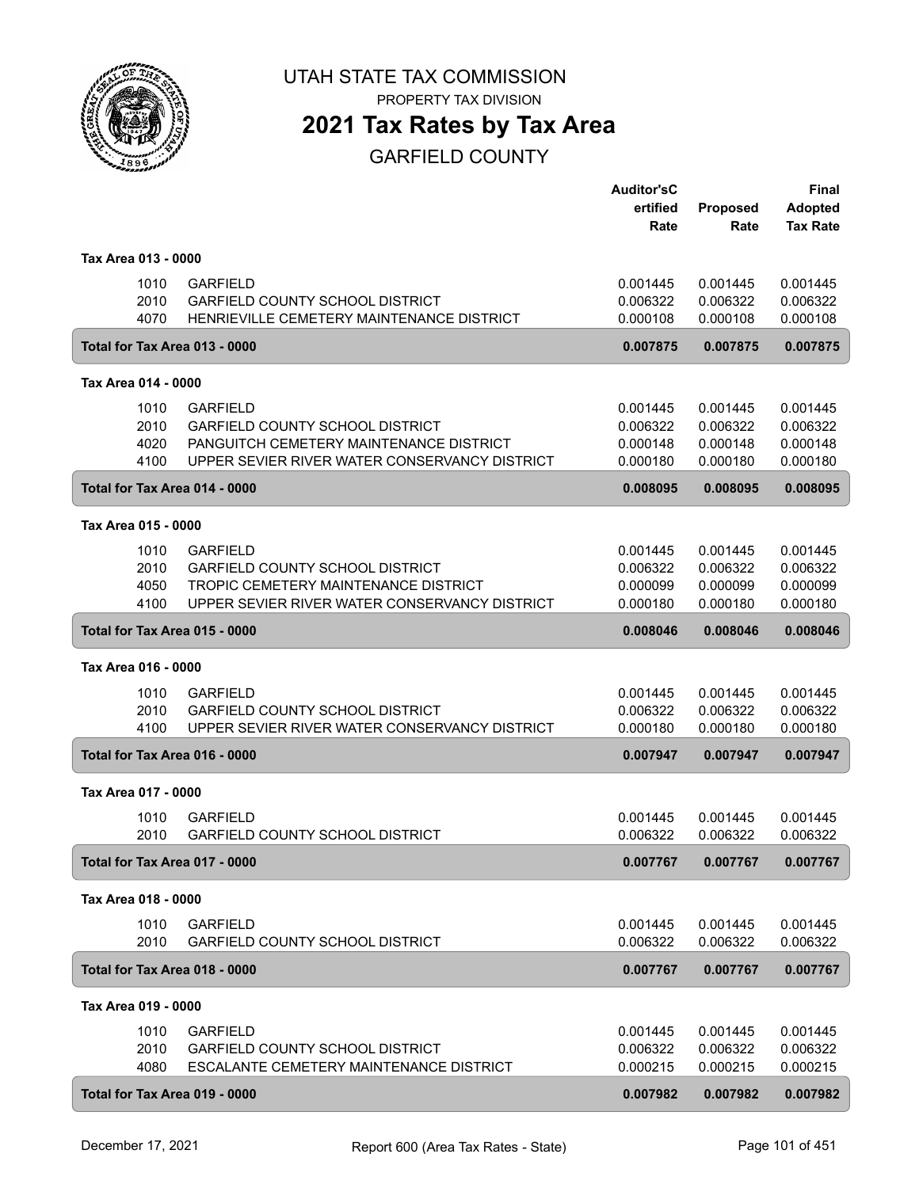# UTAH STATE TAX COMMISSION

PROPERTY TAX DIVISION

## 2021 Tax Rates by Tax Area

GARFIELD COUNTY

| | | Auditor'sCertified Rate | Proposed Rate | Final Adopted Tax Rate |
|---|---|---|---|---|
| **Tax Area 013 - 0000** | | | | |
| 1010 | GARFIELD | 0.001445 | 0.001445 | 0.001445 |
| 2010 | GARFIELD COUNTY SCHOOL DISTRICT | 0.006322 | 0.006322 | 0.006322 |
| 4070 | HENRIEVILLE CEMETERY MAINTENANCE DISTRICT | 0.000108 | 0.000108 | 0.000108 |
| **Total for Tax Area 013 - 0000** | | **0.007875** | **0.007875** | **0.007875** |
| **Tax Area 014 - 0000** | | | | |
| 1010 | GARFIELD | 0.001445 | 0.001445 | 0.001445 |
| 2010 | GARFIELD COUNTY SCHOOL DISTRICT | 0.006322 | 0.006322 | 0.006322 |
| 4020 | PANGUITCH CEMETERY MAINTENANCE DISTRICT | 0.000148 | 0.000148 | 0.000148 |
| 4100 | UPPER SEVIER RIVER WATER CONSERVANCY DISTRICT | 0.000180 | 0.000180 | 0.000180 |
| **Total for Tax Area 014 - 0000** | | **0.008095** | **0.008095** | **0.008095** |
| **Tax Area 015 - 0000** | | | | |
| 1010 | GARFIELD | 0.001445 | 0.001445 | 0.001445 |
| 2010 | GARFIELD COUNTY SCHOOL DISTRICT | 0.006322 | 0.006322 | 0.006322 |
| 4050 | TROPIC CEMETERY MAINTENANCE DISTRICT | 0.000099 | 0.000099 | 0.000099 |
| 4100 | UPPER SEVIER RIVER WATER CONSERVANCY DISTRICT | 0.000180 | 0.000180 | 0.000180 |
| **Total for Tax Area 015 - 0000** | | **0.008046** | **0.008046** | **0.008046** |
| **Tax Area 016 - 0000** | | | | |
| 1010 | GARFIELD | 0.001445 | 0.001445 | 0.001445 |
| 2010 | GARFIELD COUNTY SCHOOL DISTRICT | 0.006322 | 0.006322 | 0.006322 |
| 4100 | UPPER SEVIER RIVER WATER CONSERVANCY DISTRICT | 0.000180 | 0.000180 | 0.000180 |
| **Total for Tax Area 016 - 0000** | | **0.007947** | **0.007947** | **0.007947** |
| **Tax Area 017 - 0000** | | | | |
| 1010 | GARFIELD | 0.001445 | 0.001445 | 0.001445 |
| 2010 | GARFIELD COUNTY SCHOOL DISTRICT | 0.006322 | 0.006322 | 0.006322 |
| **Total for Tax Area 017 - 0000** | | **0.007767** | **0.007767** | **0.007767** |
| **Tax Area 018 - 0000** | | | | |
| 1010 | GARFIELD | 0.001445 | 0.001445 | 0.001445 |
| 2010 | GARFIELD COUNTY SCHOOL DISTRICT | 0.006322 | 0.006322 | 0.006322 |
| **Total for Tax Area 018 - 0000** | | **0.007767** | **0.007767** | **0.007767** |
| **Tax Area 019 - 0000** | | | | |
| 1010 | GARFIELD | 0.001445 | 0.001445 | 0.001445 |
| 2010 | GARFIELD COUNTY SCHOOL DISTRICT | 0.006322 | 0.006322 | 0.006322 |
| 4080 | ESCALANTE CEMETERY MAINTENANCE DISTRICT | 0.000215 | 0.000215 | 0.000215 |
| **Total for Tax Area 019 - 0000** | | **0.007982** | **0.007982** | **0.007982** |

December 17, 2021 — Report 600 (Area Tax Rates - State)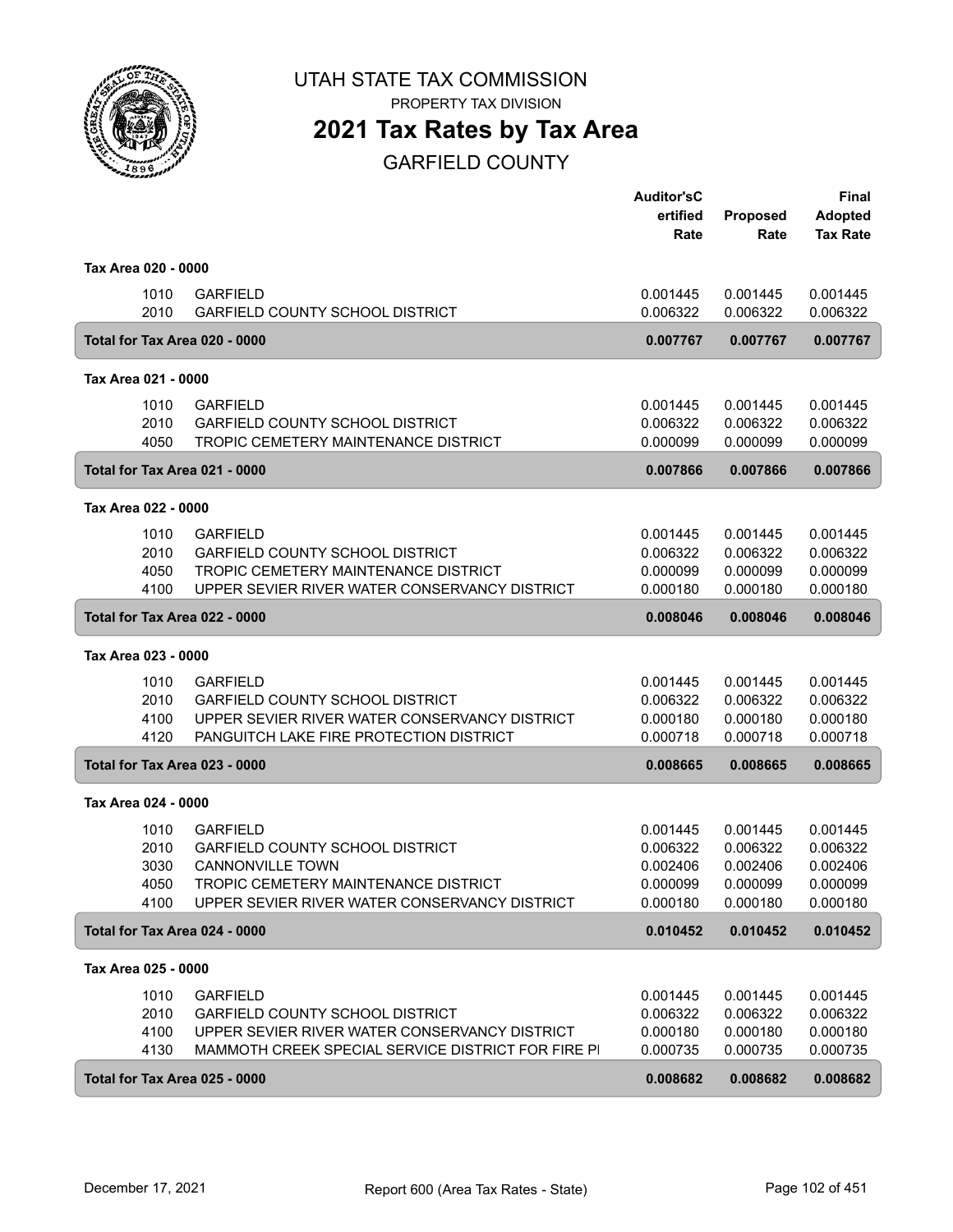# UTAH STATE TAX COMMISSION

PROPERTY TAX DIVISION

## 2021 Tax Rates by Tax Area

GARFIELD COUNTY

| | | Auditor'sCertified Rate | Proposed Rate | Final Adopted Tax Rate |
|---|---|---|---|---|
| **Tax Area 020 - 0000** | | | | |
| 1010 | GARFIELD | 0.001445 | 0.001445 | 0.001445 |
| 2010 | GARFIELD COUNTY SCHOOL DISTRICT | 0.006322 | 0.006322 | 0.006322 |
| **Total for Tax Area 020 - 0000** | | **0.007767** | **0.007767** | **0.007767** |
| **Tax Area 021 - 0000** | | | | |
| 1010 | GARFIELD | 0.001445 | 0.001445 | 0.001445 |
| 2010 | GARFIELD COUNTY SCHOOL DISTRICT | 0.006322 | 0.006322 | 0.006322 |
| 4050 | TROPIC CEMETERY MAINTENANCE DISTRICT | 0.000099 | 0.000099 | 0.000099 |
| **Total for Tax Area 021 - 0000** | | **0.007866** | **0.007866** | **0.007866** |
| **Tax Area 022 - 0000** | | | | |
| 1010 | GARFIELD | 0.001445 | 0.001445 | 0.001445 |
| 2010 | GARFIELD COUNTY SCHOOL DISTRICT | 0.006322 | 0.006322 | 0.006322 |
| 4050 | TROPIC CEMETERY MAINTENANCE DISTRICT | 0.000099 | 0.000099 | 0.000099 |
| 4100 | UPPER SEVIER RIVER WATER CONSERVANCY DISTRICT | 0.000180 | 0.000180 | 0.000180 |
| **Total for Tax Area 022 - 0000** | | **0.008046** | **0.008046** | **0.008046** |
| **Tax Area 023 - 0000** | | | | |
| 1010 | GARFIELD | 0.001445 | 0.001445 | 0.001445 |
| 2010 | GARFIELD COUNTY SCHOOL DISTRICT | 0.006322 | 0.006322 | 0.006322 |
| 4100 | UPPER SEVIER RIVER WATER CONSERVANCY DISTRICT | 0.000180 | 0.000180 | 0.000180 |
| 4120 | PANGUITCH LAKE FIRE PROTECTION DISTRICT | 0.000718 | 0.000718 | 0.000718 |
| **Total for Tax Area 023 - 0000** | | **0.008665** | **0.008665** | **0.008665** |
| **Tax Area 024 - 0000** | | | | |
| 1010 | GARFIELD | 0.001445 | 0.001445 | 0.001445 |
| 2010 | GARFIELD COUNTY SCHOOL DISTRICT | 0.006322 | 0.006322 | 0.006322 |
| 3030 | CANNONVILLE TOWN | 0.002406 | 0.002406 | 0.002406 |
| 4050 | TROPIC CEMETERY MAINTENANCE DISTRICT | 0.000099 | 0.000099 | 0.000099 |
| 4100 | UPPER SEVIER RIVER WATER CONSERVANCY DISTRICT | 0.000180 | 0.000180 | 0.000180 |
| **Total for Tax Area 024 - 0000** | | **0.010452** | **0.010452** | **0.010452** |
| **Tax Area 025 - 0000** | | | | |
| 1010 | GARFIELD | 0.001445 | 0.001445 | 0.001445 |
| 2010 | GARFIELD COUNTY SCHOOL DISTRICT | 0.006322 | 0.006322 | 0.006322 |
| 4100 | UPPER SEVIER RIVER WATER CONSERVANCY DISTRICT | 0.000180 | 0.000180 | 0.000180 |
| 4130 | MAMMOTH CREEK SPECIAL SERVICE DISTRICT FOR FIRE PI | 0.000735 | 0.000735 | 0.000735 |
| **Total for Tax Area 025 - 0000** | | **0.008682** | **0.008682** | **0.008682** |

December 17, 2021 Report 600 (Area Tax Rates - State)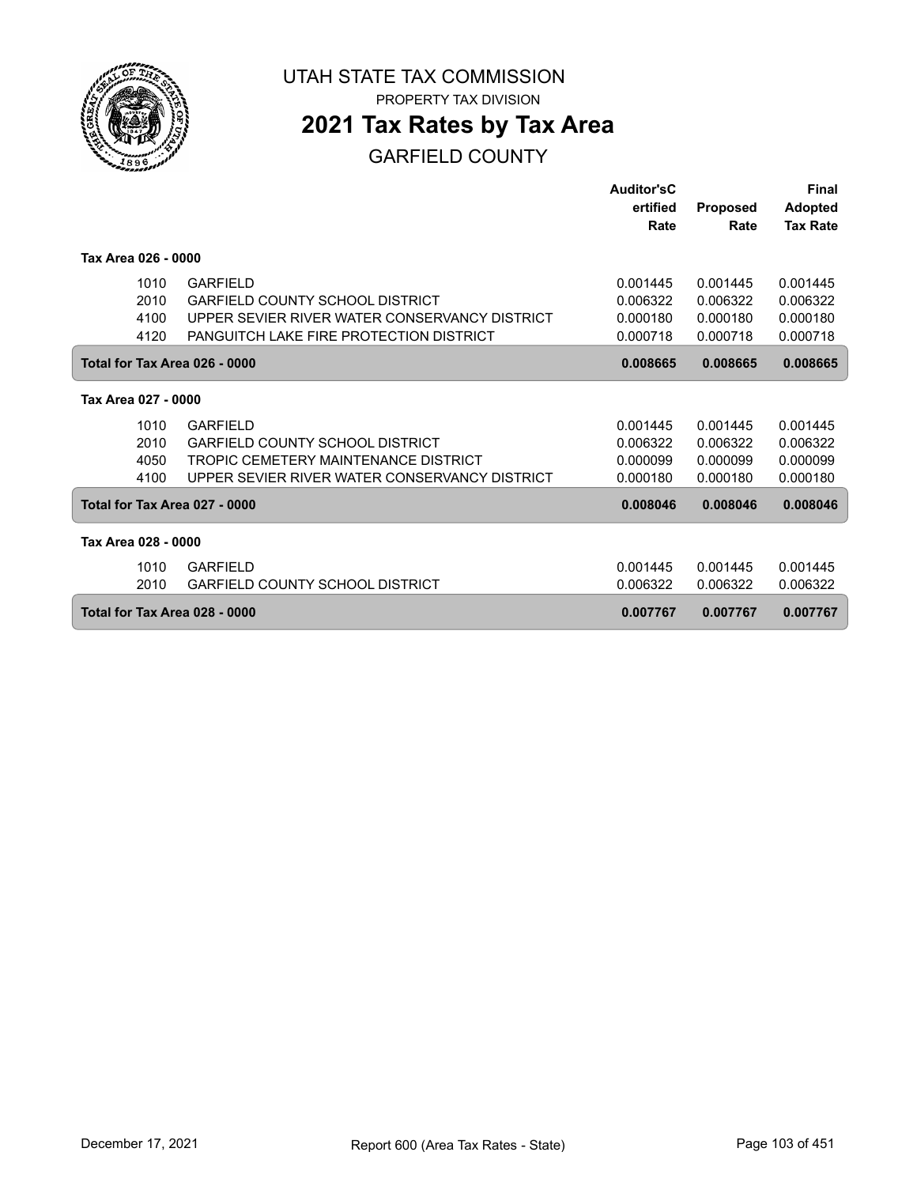# UTAH STATE TAX COMMISSION

PROPERTY TAX DIVISION

## 2021 Tax Rates by Tax Area

GARFIELD COUNTY

| | | Auditor'sCertified Rate | Proposed Rate | Final Adopted Tax Rate |
|---|---|---|---|---|
| **Tax Area 026 - 0000** | | | | |
| 1010 | GARFIELD | 0.001445 | 0.001445 | 0.001445 |
| 2010 | GARFIELD COUNTY SCHOOL DISTRICT | 0.006322 | 0.006322 | 0.006322 |
| 4100 | UPPER SEVIER RIVER WATER CONSERVANCY DISTRICT | 0.000180 | 0.000180 | 0.000180 |
| 4120 | PANGUITCH LAKE FIRE PROTECTION DISTRICT | 0.000718 | 0.000718 | 0.000718 |
| **Total for Tax Area 026 - 0000** | | **0.008665** | **0.008665** | **0.008665** |
| **Tax Area 027 - 0000** | | | | |
| 1010 | GARFIELD | 0.001445 | 0.001445 | 0.001445 |
| 2010 | GARFIELD COUNTY SCHOOL DISTRICT | 0.006322 | 0.006322 | 0.006322 |
| 4050 | TROPIC CEMETERY MAINTENANCE DISTRICT | 0.000099 | 0.000099 | 0.000099 |
| 4100 | UPPER SEVIER RIVER WATER CONSERVANCY DISTRICT | 0.000180 | 0.000180 | 0.000180 |
| **Total for Tax Area 027 - 0000** | | **0.008046** | **0.008046** | **0.008046** |
| **Tax Area 028 - 0000** | | | | |
| 1010 | GARFIELD | 0.001445 | 0.001445 | 0.001445 |
| 2010 | GARFIELD COUNTY SCHOOL DISTRICT | 0.006322 | 0.006322 | 0.006322 |
| **Total for Tax Area 028 - 0000** | | **0.007767** | **0.007767** | **0.007767** |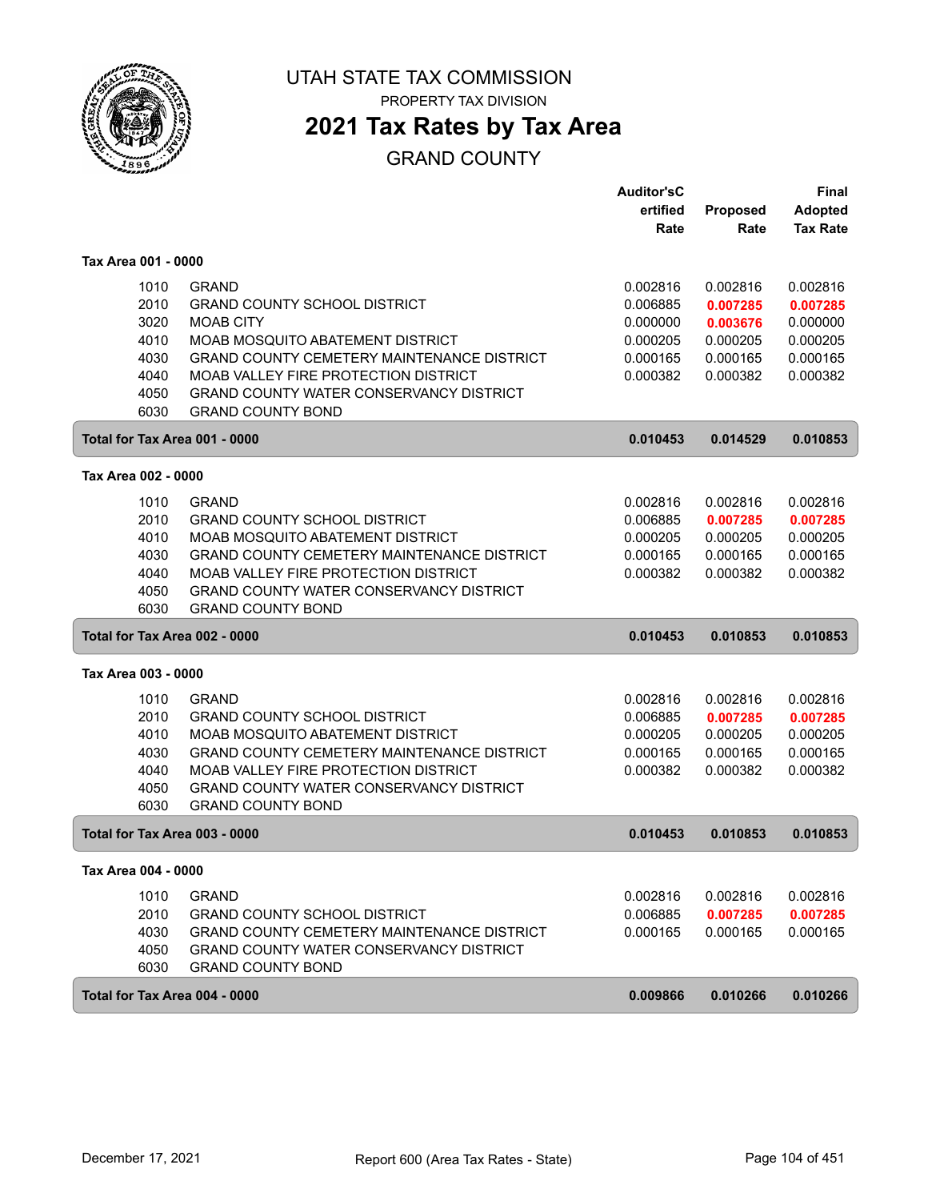# UTAH STATE TAX COMMISSION

PROPERTY TAX DIVISION

# 2021 Tax Rates by Tax Area

## GRAND COUNTY

| | | Auditor'sCertified Rate | Proposed Rate | Final Adopted Tax Rate |
|---|---|---|---|---|
| **Tax Area 001 - 0000** | | | | |
| 1010 | GRAND | 0.002816 | 0.002816 | 0.002816 |
| 2010 | GRAND COUNTY SCHOOL DISTRICT | 0.006885 | **0.007285** | **0.007285** |
| 3020 | MOAB CITY | 0.000000 | **0.003676** | 0.000000 |
| 4010 | MOAB MOSQUITO ABATEMENT DISTRICT | 0.000205 | 0.000205 | 0.000205 |
| 4030 | GRAND COUNTY CEMETERY MAINTENANCE DISTRICT | 0.000165 | 0.000165 | 0.000165 |
| 4040 | MOAB VALLEY FIRE PROTECTION DISTRICT | 0.000382 | 0.000382 | 0.000382 |
| 4050 | GRAND COUNTY WATER CONSERVANCY DISTRICT | | | |
| 6030 | GRAND COUNTY BOND | | | |
| **Total for Tax Area 001 - 0000** | | **0.010453** | **0.014529** | **0.010853** |
| **Tax Area 002 - 0000** | | | | |
| 1010 | GRAND | 0.002816 | 0.002816 | 0.002816 |
| 2010 | GRAND COUNTY SCHOOL DISTRICT | 0.006885 | **0.007285** | **0.007285** |
| 4010 | MOAB MOSQUITO ABATEMENT DISTRICT | 0.000205 | 0.000205 | 0.000205 |
| 4030 | GRAND COUNTY CEMETERY MAINTENANCE DISTRICT | 0.000165 | 0.000165 | 0.000165 |
| 4040 | MOAB VALLEY FIRE PROTECTION DISTRICT | 0.000382 | 0.000382 | 0.000382 |
| 4050 | GRAND COUNTY WATER CONSERVANCY DISTRICT | | | |
| 6030 | GRAND COUNTY BOND | | | |
| **Total for Tax Area 002 - 0000** | | **0.010453** | **0.010853** | **0.010853** |
| **Tax Area 003 - 0000** | | | | |
| 1010 | GRAND | 0.002816 | 0.002816 | 0.002816 |
| 2010 | GRAND COUNTY SCHOOL DISTRICT | 0.006885 | **0.007285** | **0.007285** |
| 4010 | MOAB MOSQUITO ABATEMENT DISTRICT | 0.000205 | 0.000205 | 0.000205 |
| 4030 | GRAND COUNTY CEMETERY MAINTENANCE DISTRICT | 0.000165 | 0.000165 | 0.000165 |
| 4040 | MOAB VALLEY FIRE PROTECTION DISTRICT | 0.000382 | 0.000382 | 0.000382 |
| 4050 | GRAND COUNTY WATER CONSERVANCY DISTRICT | | | |
| 6030 | GRAND COUNTY BOND | | | |
| **Total for Tax Area 003 - 0000** | | **0.010453** | **0.010853** | **0.010853** |
| **Tax Area 004 - 0000** | | | | |
| 1010 | GRAND | 0.002816 | 0.002816 | 0.002816 |
| 2010 | GRAND COUNTY SCHOOL DISTRICT | 0.006885 | **0.007285** | **0.007285** |
| 4030 | GRAND COUNTY CEMETERY MAINTENANCE DISTRICT | 0.000165 | 0.000165 | 0.000165 |
| 4050 | GRAND COUNTY WATER CONSERVANCY DISTRICT | | | |
| 6030 | GRAND COUNTY BOND | | | |
| **Total for Tax Area 004 - 0000** | | **0.009866** | **0.010266** | **0.010266** |

December 17, 2021 — Report 600 (Area Tax Rates - State)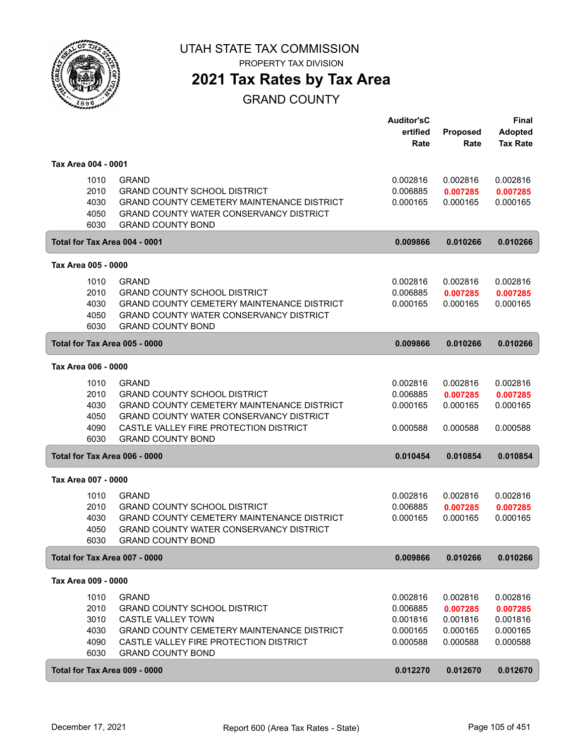UTAH STATE TAX COMMISSION

PROPERTY TAX DIVISION

# 2021 Tax Rates by Tax Area

## GRAND COUNTY

| | | Auditor'sCertified Rate | Proposed Rate | Final Adopted Tax Rate |
|---|---|---|---|---|
| **Tax Area 004 - 0001** | | | | |
| 1010 | GRAND | 0.002816 | 0.002816 | 0.002816 |
| 2010 | GRAND COUNTY SCHOOL DISTRICT | 0.006885 | **0.007285** | **0.007285** |
| 4030 | GRAND COUNTY CEMETERY MAINTENANCE DISTRICT | 0.000165 | 0.000165 | 0.000165 |
| 4050 | GRAND COUNTY WATER CONSERVANCY DISTRICT | | | |
| 6030 | GRAND COUNTY BOND | | | |
| **Total for Tax Area 004 - 0001** | | **0.009866** | **0.010266** | **0.010266** |
| **Tax Area 005 - 0000** | | | | |
| 1010 | GRAND | 0.002816 | 0.002816 | 0.002816 |
| 2010 | GRAND COUNTY SCHOOL DISTRICT | 0.006885 | **0.007285** | **0.007285** |
| 4030 | GRAND COUNTY CEMETERY MAINTENANCE DISTRICT | 0.000165 | 0.000165 | 0.000165 |
| 4050 | GRAND COUNTY WATER CONSERVANCY DISTRICT | | | |
| 6030 | GRAND COUNTY BOND | | | |
| **Total for Tax Area 005 - 0000** | | **0.009866** | **0.010266** | **0.010266** |
| **Tax Area 006 - 0000** | | | | |
| 1010 | GRAND | 0.002816 | 0.002816 | 0.002816 |
| 2010 | GRAND COUNTY SCHOOL DISTRICT | 0.006885 | **0.007285** | **0.007285** |
| 4030 | GRAND COUNTY CEMETERY MAINTENANCE DISTRICT | 0.000165 | 0.000165 | 0.000165 |
| 4050 | GRAND COUNTY WATER CONSERVANCY DISTRICT | | | |
| 4090 | CASTLE VALLEY FIRE PROTECTION DISTRICT | 0.000588 | 0.000588 | 0.000588 |
| 6030 | GRAND COUNTY BOND | | | |
| **Total for Tax Area 006 - 0000** | | **0.010454** | **0.010854** | **0.010854** |
| **Tax Area 007 - 0000** | | | | |
| 1010 | GRAND | 0.002816 | 0.002816 | 0.002816 |
| 2010 | GRAND COUNTY SCHOOL DISTRICT | 0.006885 | **0.007285** | **0.007285** |
| 4030 | GRAND COUNTY CEMETERY MAINTENANCE DISTRICT | 0.000165 | 0.000165 | 0.000165 |
| 4050 | GRAND COUNTY WATER CONSERVANCY DISTRICT | | | |
| 6030 | GRAND COUNTY BOND | | | |
| **Total for Tax Area 007 - 0000** | | **0.009866** | **0.010266** | **0.010266** |
| **Tax Area 009 - 0000** | | | | |
| 1010 | GRAND | 0.002816 | 0.002816 | 0.002816 |
| 2010 | GRAND COUNTY SCHOOL DISTRICT | 0.006885 | **0.007285** | **0.007285** |
| 3010 | CASTLE VALLEY TOWN | 0.001816 | 0.001816 | 0.001816 |
| 4030 | GRAND COUNTY CEMETERY MAINTENANCE DISTRICT | 0.000165 | 0.000165 | 0.000165 |
| 4090 | CASTLE VALLEY FIRE PROTECTION DISTRICT | 0.000588 | 0.000588 | 0.000588 |
| 6030 | GRAND COUNTY BOND | | | |
| **Total for Tax Area 009 - 0000** | | **0.012270** | **0.012670** | **0.012670** |

December 17, 2021 — Report 600 (Area Tax Rates - State)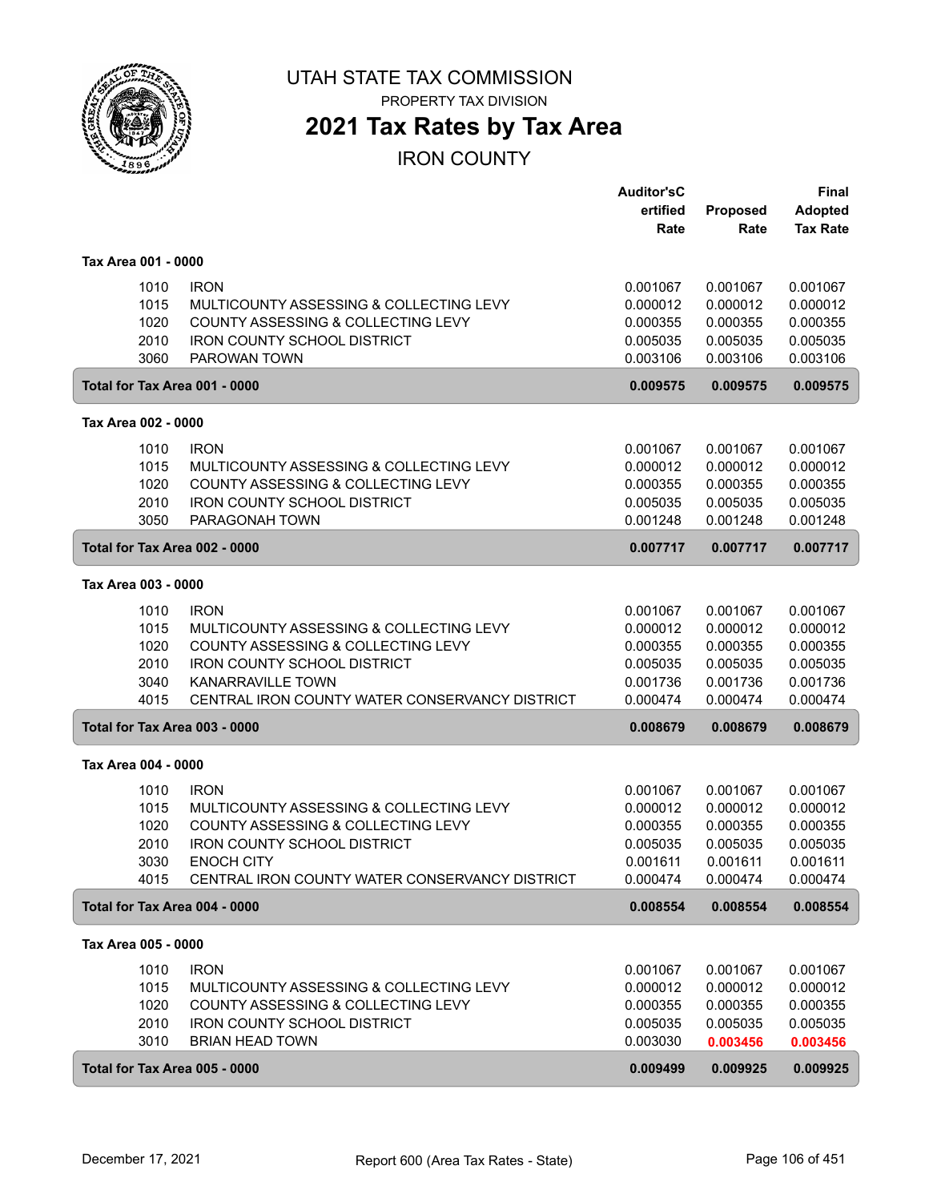# UTAH STATE TAX COMMISSION

PROPERTY TAX DIVISION

## 2021 Tax Rates by Tax Area

IRON COUNTY

| | | Auditor's Certified Rate | Proposed Rate | Final Adopted Tax Rate |
|---|---|---|---|---|
| **Tax Area 001 - 0000** | | | | |
| 1010 | IRON | 0.001067 | 0.001067 | 0.001067 |
| 1015 | MULTICOUNTY ASSESSING & COLLECTING LEVY | 0.000012 | 0.000012 | 0.000012 |
| 1020 | COUNTY ASSESSING & COLLECTING LEVY | 0.000355 | 0.000355 | 0.000355 |
| 2010 | IRON COUNTY SCHOOL DISTRICT | 0.005035 | 0.005035 | 0.005035 |
| 3060 | PAROWAN TOWN | 0.003106 | 0.003106 | 0.003106 |
| **Total for Tax Area 001 - 0000** | | **0.009575** | **0.009575** | **0.009575** |
| **Tax Area 002 - 0000** | | | | |
| 1010 | IRON | 0.001067 | 0.001067 | 0.001067 |
| 1015 | MULTICOUNTY ASSESSING & COLLECTING LEVY | 0.000012 | 0.000012 | 0.000012 |
| 1020 | COUNTY ASSESSING & COLLECTING LEVY | 0.000355 | 0.000355 | 0.000355 |
| 2010 | IRON COUNTY SCHOOL DISTRICT | 0.005035 | 0.005035 | 0.005035 |
| 3050 | PARAGONAH TOWN | 0.001248 | 0.001248 | 0.001248 |
| **Total for Tax Area 002 - 0000** | | **0.007717** | **0.007717** | **0.007717** |
| **Tax Area 003 - 0000** | | | | |
| 1010 | IRON | 0.001067 | 0.001067 | 0.001067 |
| 1015 | MULTICOUNTY ASSESSING & COLLECTING LEVY | 0.000012 | 0.000012 | 0.000012 |
| 1020 | COUNTY ASSESSING & COLLECTING LEVY | 0.000355 | 0.000355 | 0.000355 |
| 2010 | IRON COUNTY SCHOOL DISTRICT | 0.005035 | 0.005035 | 0.005035 |
| 3040 | KANARRAVILLE TOWN | 0.001736 | 0.001736 | 0.001736 |
| 4015 | CENTRAL IRON COUNTY WATER CONSERVANCY DISTRICT | 0.000474 | 0.000474 | 0.000474 |
| **Total for Tax Area 003 - 0000** | | **0.008679** | **0.008679** | **0.008679** |
| **Tax Area 004 - 0000** | | | | |
| 1010 | IRON | 0.001067 | 0.001067 | 0.001067 |
| 1015 | MULTICOUNTY ASSESSING & COLLECTING LEVY | 0.000012 | 0.000012 | 0.000012 |
| 1020 | COUNTY ASSESSING & COLLECTING LEVY | 0.000355 | 0.000355 | 0.000355 |
| 2010 | IRON COUNTY SCHOOL DISTRICT | 0.005035 | 0.005035 | 0.005035 |
| 3030 | ENOCH CITY | 0.001611 | 0.001611 | 0.001611 |
| 4015 | CENTRAL IRON COUNTY WATER CONSERVANCY DISTRICT | 0.000474 | 0.000474 | 0.000474 |
| **Total for Tax Area 004 - 0000** | | **0.008554** | **0.008554** | **0.008554** |
| **Tax Area 005 - 0000** | | | | |
| 1010 | IRON | 0.001067 | 0.001067 | 0.001067 |
| 1015 | MULTICOUNTY ASSESSING & COLLECTING LEVY | 0.000012 | 0.000012 | 0.000012 |
| 1020 | COUNTY ASSESSING & COLLECTING LEVY | 0.000355 | 0.000355 | 0.000355 |
| 2010 | IRON COUNTY SCHOOL DISTRICT | 0.005035 | 0.005035 | 0.005035 |
| 3010 | BRIAN HEAD TOWN | 0.003030 | **0.003456** | **0.003456** |
| **Total for Tax Area 005 - 0000** | | **0.009499** | **0.009925** | **0.009925** |

December 17, 2021 Report 600 (Area Tax Rates - State)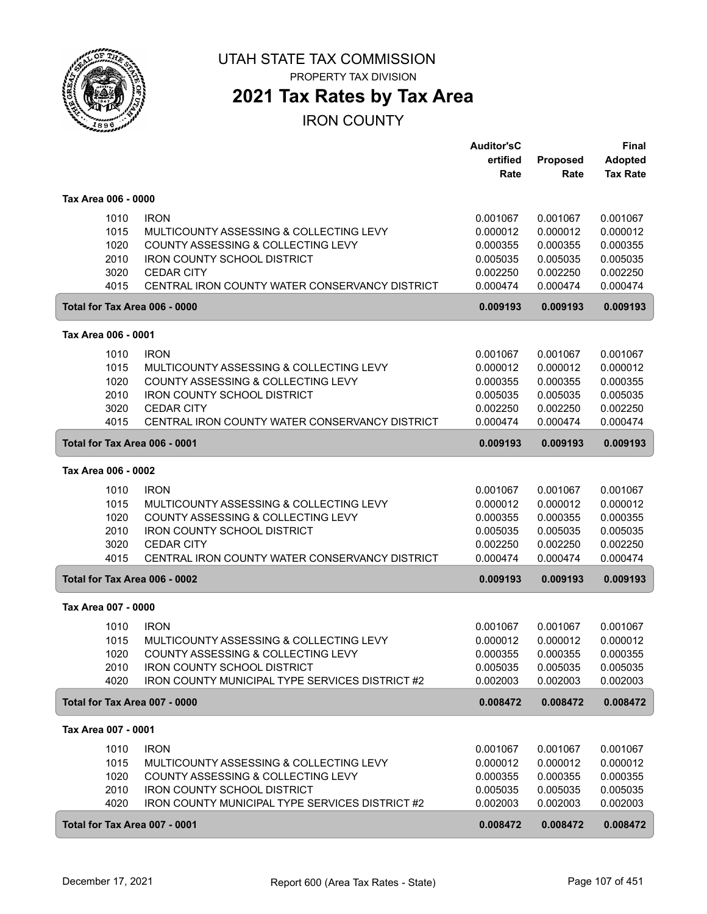# UTAH STATE TAX COMMISSION

PROPERTY TAX DIVISION

## 2021 Tax Rates by Tax Area

IRON COUNTY

| | | Auditor'sCertified Rate | Proposed Rate | Final Adopted Tax Rate |
|---|---|---|---|---|
| **Tax Area 006 - 0000** | | | | |
| 1010 | IRON | 0.001067 | 0.001067 | 0.001067 |
| 1015 | MULTICOUNTY ASSESSING & COLLECTING LEVY | 0.000012 | 0.000012 | 0.000012 |
| 1020 | COUNTY ASSESSING & COLLECTING LEVY | 0.000355 | 0.000355 | 0.000355 |
| 2010 | IRON COUNTY SCHOOL DISTRICT | 0.005035 | 0.005035 | 0.005035 |
| 3020 | CEDAR CITY | 0.002250 | 0.002250 | 0.002250 |
| 4015 | CENTRAL IRON COUNTY WATER CONSERVANCY DISTRICT | 0.000474 | 0.000474 | 0.000474 |
| **Total for Tax Area 006 - 0000** | | **0.009193** | **0.009193** | **0.009193** |
| **Tax Area 006 - 0001** | | | | |
| 1010 | IRON | 0.001067 | 0.001067 | 0.001067 |
| 1015 | MULTICOUNTY ASSESSING & COLLECTING LEVY | 0.000012 | 0.000012 | 0.000012 |
| 1020 | COUNTY ASSESSING & COLLECTING LEVY | 0.000355 | 0.000355 | 0.000355 |
| 2010 | IRON COUNTY SCHOOL DISTRICT | 0.005035 | 0.005035 | 0.005035 |
| 3020 | CEDAR CITY | 0.002250 | 0.002250 | 0.002250 |
| 4015 | CENTRAL IRON COUNTY WATER CONSERVANCY DISTRICT | 0.000474 | 0.000474 | 0.000474 |
| **Total for Tax Area 006 - 0001** | | **0.009193** | **0.009193** | **0.009193** |
| **Tax Area 006 - 0002** | | | | |
| 1010 | IRON | 0.001067 | 0.001067 | 0.001067 |
| 1015 | MULTICOUNTY ASSESSING & COLLECTING LEVY | 0.000012 | 0.000012 | 0.000012 |
| 1020 | COUNTY ASSESSING & COLLECTING LEVY | 0.000355 | 0.000355 | 0.000355 |
| 2010 | IRON COUNTY SCHOOL DISTRICT | 0.005035 | 0.005035 | 0.005035 |
| 3020 | CEDAR CITY | 0.002250 | 0.002250 | 0.002250 |
| 4015 | CENTRAL IRON COUNTY WATER CONSERVANCY DISTRICT | 0.000474 | 0.000474 | 0.000474 |
| **Total for Tax Area 006 - 0002** | | **0.009193** | **0.009193** | **0.009193** |
| **Tax Area 007 - 0000** | | | | |
| 1010 | IRON | 0.001067 | 0.001067 | 0.001067 |
| 1015 | MULTICOUNTY ASSESSING & COLLECTING LEVY | 0.000012 | 0.000012 | 0.000012 |
| 1020 | COUNTY ASSESSING & COLLECTING LEVY | 0.000355 | 0.000355 | 0.000355 |
| 2010 | IRON COUNTY SCHOOL DISTRICT | 0.005035 | 0.005035 | 0.005035 |
| 4020 | IRON COUNTY MUNICIPAL TYPE SERVICES DISTRICT #2 | 0.002003 | 0.002003 | 0.002003 |
| **Total for Tax Area 007 - 0000** | | **0.008472** | **0.008472** | **0.008472** |
| **Tax Area 007 - 0001** | | | | |
| 1010 | IRON | 0.001067 | 0.001067 | 0.001067 |
| 1015 | MULTICOUNTY ASSESSING & COLLECTING LEVY | 0.000012 | 0.000012 | 0.000012 |
| 1020 | COUNTY ASSESSING & COLLECTING LEVY | 0.000355 | 0.000355 | 0.000355 |
| 2010 | IRON COUNTY SCHOOL DISTRICT | 0.005035 | 0.005035 | 0.005035 |
| 4020 | IRON COUNTY MUNICIPAL TYPE SERVICES DISTRICT #2 | 0.002003 | 0.002003 | 0.002003 |
| **Total for Tax Area 007 - 0001** | | **0.008472** | **0.008472** | **0.008472** |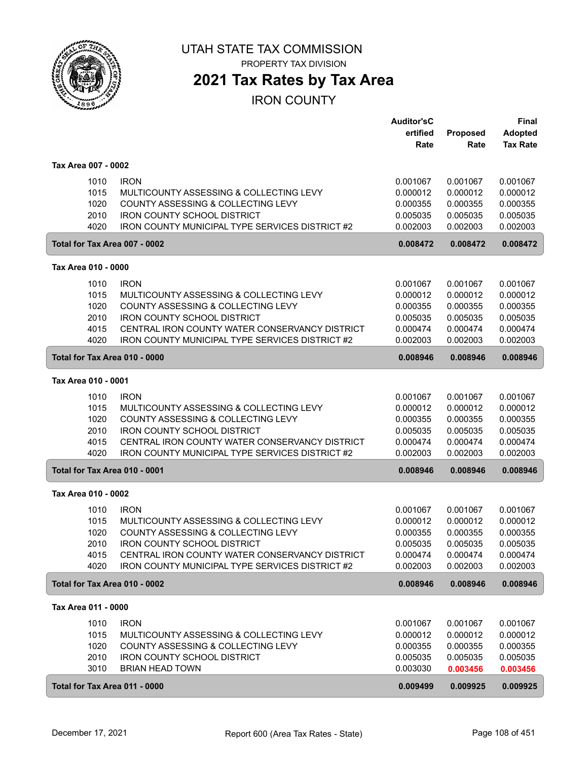UTAH STATE TAX COMMISSION

PROPERTY TAX DIVISION

# 2021 Tax Rates by Tax Area

## IRON COUNTY

| | | Auditor's Certified Rate | Proposed Rate | Final Adopted Tax Rate |
|---|---|---|---|---|
| **Tax Area 007 - 0002** | | | | |
| 1010 | IRON | 0.001067 | 0.001067 | 0.001067 |
| 1015 | MULTICOUNTY ASSESSING & COLLECTING LEVY | 0.000012 | 0.000012 | 0.000012 |
| 1020 | COUNTY ASSESSING & COLLECTING LEVY | 0.000355 | 0.000355 | 0.000355 |
| 2010 | IRON COUNTY SCHOOL DISTRICT | 0.005035 | 0.005035 | 0.005035 |
| 4020 | IRON COUNTY MUNICIPAL TYPE SERVICES DISTRICT #2 | 0.002003 | 0.002003 | 0.002003 |
| **Total for Tax Area 007 - 0002** | | **0.008472** | **0.008472** | **0.008472** |
| **Tax Area 010 - 0000** | | | | |
| 1010 | IRON | 0.001067 | 0.001067 | 0.001067 |
| 1015 | MULTICOUNTY ASSESSING & COLLECTING LEVY | 0.000012 | 0.000012 | 0.000012 |
| 1020 | COUNTY ASSESSING & COLLECTING LEVY | 0.000355 | 0.000355 | 0.000355 |
| 2010 | IRON COUNTY SCHOOL DISTRICT | 0.005035 | 0.005035 | 0.005035 |
| 4015 | CENTRAL IRON COUNTY WATER CONSERVANCY DISTRICT | 0.000474 | 0.000474 | 0.000474 |
| 4020 | IRON COUNTY MUNICIPAL TYPE SERVICES DISTRICT #2 | 0.002003 | 0.002003 | 0.002003 |
| **Total for Tax Area 010 - 0000** | | **0.008946** | **0.008946** | **0.008946** |
| **Tax Area 010 - 0001** | | | | |
| 1010 | IRON | 0.001067 | 0.001067 | 0.001067 |
| 1015 | MULTICOUNTY ASSESSING & COLLECTING LEVY | 0.000012 | 0.000012 | 0.000012 |
| 1020 | COUNTY ASSESSING & COLLECTING LEVY | 0.000355 | 0.000355 | 0.000355 |
| 2010 | IRON COUNTY SCHOOL DISTRICT | 0.005035 | 0.005035 | 0.005035 |
| 4015 | CENTRAL IRON COUNTY WATER CONSERVANCY DISTRICT | 0.000474 | 0.000474 | 0.000474 |
| 4020 | IRON COUNTY MUNICIPAL TYPE SERVICES DISTRICT #2 | 0.002003 | 0.002003 | 0.002003 |
| **Total for Tax Area 010 - 0001** | | **0.008946** | **0.008946** | **0.008946** |
| **Tax Area 010 - 0002** | | | | |
| 1010 | IRON | 0.001067 | 0.001067 | 0.001067 |
| 1015 | MULTICOUNTY ASSESSING & COLLECTING LEVY | 0.000012 | 0.000012 | 0.000012 |
| 1020 | COUNTY ASSESSING & COLLECTING LEVY | 0.000355 | 0.000355 | 0.000355 |
| 2010 | IRON COUNTY SCHOOL DISTRICT | 0.005035 | 0.005035 | 0.005035 |
| 4015 | CENTRAL IRON COUNTY WATER CONSERVANCY DISTRICT | 0.000474 | 0.000474 | 0.000474 |
| 4020 | IRON COUNTY MUNICIPAL TYPE SERVICES DISTRICT #2 | 0.002003 | 0.002003 | 0.002003 |
| **Total for Tax Area 010 - 0002** | | **0.008946** | **0.008946** | **0.008946** |
| **Tax Area 011 - 0000** | | | | |
| 1010 | IRON | 0.001067 | 0.001067 | 0.001067 |
| 1015 | MULTICOUNTY ASSESSING & COLLECTING LEVY | 0.000012 | 0.000012 | 0.000012 |
| 1020 | COUNTY ASSESSING & COLLECTING LEVY | 0.000355 | 0.000355 | 0.000355 |
| 2010 | IRON COUNTY SCHOOL DISTRICT | 0.005035 | 0.005035 | 0.005035 |
| 3010 | BRIAN HEAD TOWN | 0.003030 | **0.003456** | **0.003456** |
| **Total for Tax Area 011 - 0000** | | **0.009499** | **0.009925** | **0.009925** |

December 17, 2021 — Report 600 (Area Tax Rates - State)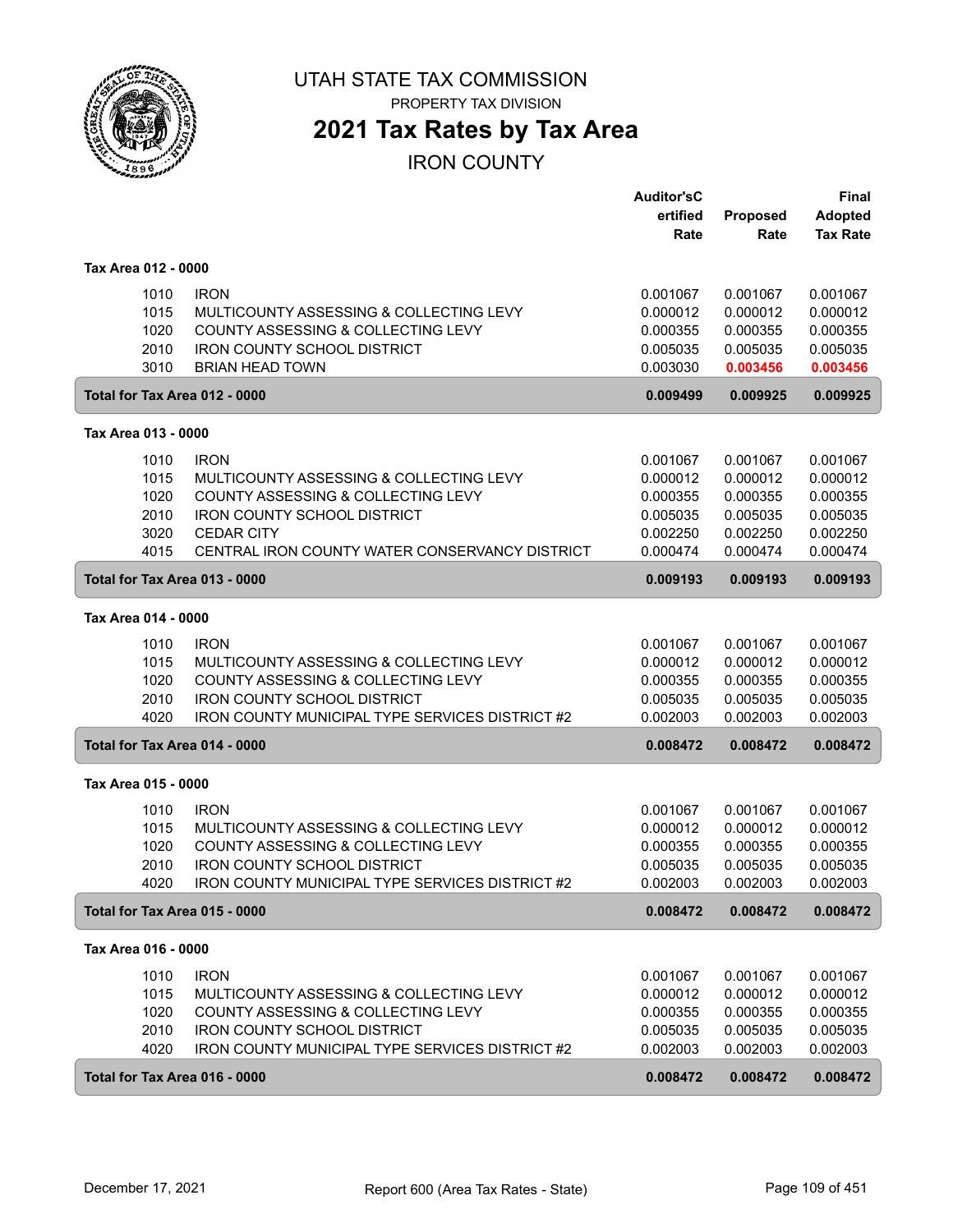# UTAH STATE TAX COMMISSION

PROPERTY TAX DIVISION

## 2021 Tax Rates by Tax Area

IRON COUNTY

| | | Auditor'sCertified Rate | Proposed Rate | Final Adopted Tax Rate |
|---|---|---|---|---|
| **Tax Area 012 - 0000** | | | | |
| 1010 | IRON | 0.001067 | 0.001067 | 0.001067 |
| 1015 | MULTICOUNTY ASSESSING & COLLECTING LEVY | 0.000012 | 0.000012 | 0.000012 |
| 1020 | COUNTY ASSESSING & COLLECTING LEVY | 0.000355 | 0.000355 | 0.000355 |
| 2010 | IRON COUNTY SCHOOL DISTRICT | 0.005035 | 0.005035 | 0.005035 |
| 3010 | BRIAN HEAD TOWN | 0.003030 | **0.003456** | **0.003456** |
| **Total for Tax Area 012 - 0000** | | **0.009499** | **0.009925** | **0.009925** |
| **Tax Area 013 - 0000** | | | | |
| 1010 | IRON | 0.001067 | 0.001067 | 0.001067 |
| 1015 | MULTICOUNTY ASSESSING & COLLECTING LEVY | 0.000012 | 0.000012 | 0.000012 |
| 1020 | COUNTY ASSESSING & COLLECTING LEVY | 0.000355 | 0.000355 | 0.000355 |
| 2010 | IRON COUNTY SCHOOL DISTRICT | 0.005035 | 0.005035 | 0.005035 |
| 3020 | CEDAR CITY | 0.002250 | 0.002250 | 0.002250 |
| 4015 | CENTRAL IRON COUNTY WATER CONSERVANCY DISTRICT | 0.000474 | 0.000474 | 0.000474 |
| **Total for Tax Area 013 - 0000** | | **0.009193** | **0.009193** | **0.009193** |
| **Tax Area 014 - 0000** | | | | |
| 1010 | IRON | 0.001067 | 0.001067 | 0.001067 |
| 1015 | MULTICOUNTY ASSESSING & COLLECTING LEVY | 0.000012 | 0.000012 | 0.000012 |
| 1020 | COUNTY ASSESSING & COLLECTING LEVY | 0.000355 | 0.000355 | 0.000355 |
| 2010 | IRON COUNTY SCHOOL DISTRICT | 0.005035 | 0.005035 | 0.005035 |
| 4020 | IRON COUNTY MUNICIPAL TYPE SERVICES DISTRICT #2 | 0.002003 | 0.002003 | 0.002003 |
| **Total for Tax Area 014 - 0000** | | **0.008472** | **0.008472** | **0.008472** |
| **Tax Area 015 - 0000** | | | | |
| 1010 | IRON | 0.001067 | 0.001067 | 0.001067 |
| 1015 | MULTICOUNTY ASSESSING & COLLECTING LEVY | 0.000012 | 0.000012 | 0.000012 |
| 1020 | COUNTY ASSESSING & COLLECTING LEVY | 0.000355 | 0.000355 | 0.000355 |
| 2010 | IRON COUNTY SCHOOL DISTRICT | 0.005035 | 0.005035 | 0.005035 |
| 4020 | IRON COUNTY MUNICIPAL TYPE SERVICES DISTRICT #2 | 0.002003 | 0.002003 | 0.002003 |
| **Total for Tax Area 015 - 0000** | | **0.008472** | **0.008472** | **0.008472** |
| **Tax Area 016 - 0000** | | | | |
| 1010 | IRON | 0.001067 | 0.001067 | 0.001067 |
| 1015 | MULTICOUNTY ASSESSING & COLLECTING LEVY | 0.000012 | 0.000012 | 0.000012 |
| 1020 | COUNTY ASSESSING & COLLECTING LEVY | 0.000355 | 0.000355 | 0.000355 |
| 2010 | IRON COUNTY SCHOOL DISTRICT | 0.005035 | 0.005035 | 0.005035 |
| 4020 | IRON COUNTY MUNICIPAL TYPE SERVICES DISTRICT #2 | 0.002003 | 0.002003 | 0.002003 |
| **Total for Tax Area 016 - 0000** | | **0.008472** | **0.008472** | **0.008472** |

December 17, 2021 — Report 600 (Area Tax Rates - State)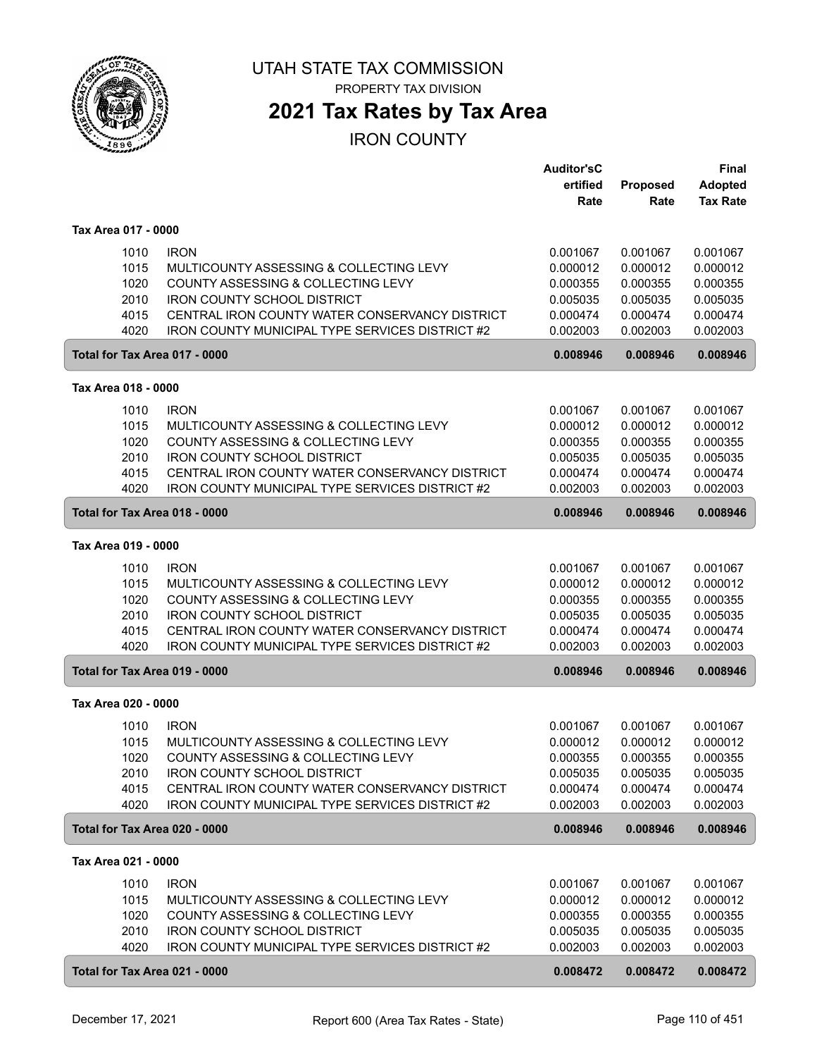# UTAH STATE TAX COMMISSION

PROPERTY TAX DIVISION

## 2021 Tax Rates by Tax Area

IRON COUNTY

| | | Auditor'sCertified Rate | Proposed Rate | Final Adopted Tax Rate |
|---|---|---|---|---|
| **Tax Area 017 - 0000** | | | | |
| 1010 | IRON | 0.001067 | 0.001067 | 0.001067 |
| 1015 | MULTICOUNTY ASSESSING & COLLECTING LEVY | 0.000012 | 0.000012 | 0.000012 |
| 1020 | COUNTY ASSESSING & COLLECTING LEVY | 0.000355 | 0.000355 | 0.000355 |
| 2010 | IRON COUNTY SCHOOL DISTRICT | 0.005035 | 0.005035 | 0.005035 |
| 4015 | CENTRAL IRON COUNTY WATER CONSERVANCY DISTRICT | 0.000474 | 0.000474 | 0.000474 |
| 4020 | IRON COUNTY MUNICIPAL TYPE SERVICES DISTRICT #2 | 0.002003 | 0.002003 | 0.002003 |
| **Total for Tax Area 017 - 0000** | | **0.008946** | **0.008946** | **0.008946** |
| **Tax Area 018 - 0000** | | | | |
| 1010 | IRON | 0.001067 | 0.001067 | 0.001067 |
| 1015 | MULTICOUNTY ASSESSING & COLLECTING LEVY | 0.000012 | 0.000012 | 0.000012 |
| 1020 | COUNTY ASSESSING & COLLECTING LEVY | 0.000355 | 0.000355 | 0.000355 |
| 2010 | IRON COUNTY SCHOOL DISTRICT | 0.005035 | 0.005035 | 0.005035 |
| 4015 | CENTRAL IRON COUNTY WATER CONSERVANCY DISTRICT | 0.000474 | 0.000474 | 0.000474 |
| 4020 | IRON COUNTY MUNICIPAL TYPE SERVICES DISTRICT #2 | 0.002003 | 0.002003 | 0.002003 |
| **Total for Tax Area 018 - 0000** | | **0.008946** | **0.008946** | **0.008946** |
| **Tax Area 019 - 0000** | | | | |
| 1010 | IRON | 0.001067 | 0.001067 | 0.001067 |
| 1015 | MULTICOUNTY ASSESSING & COLLECTING LEVY | 0.000012 | 0.000012 | 0.000012 |
| 1020 | COUNTY ASSESSING & COLLECTING LEVY | 0.000355 | 0.000355 | 0.000355 |
| 2010 | IRON COUNTY SCHOOL DISTRICT | 0.005035 | 0.005035 | 0.005035 |
| 4015 | CENTRAL IRON COUNTY WATER CONSERVANCY DISTRICT | 0.000474 | 0.000474 | 0.000474 |
| 4020 | IRON COUNTY MUNICIPAL TYPE SERVICES DISTRICT #2 | 0.002003 | 0.002003 | 0.002003 |
| **Total for Tax Area 019 - 0000** | | **0.008946** | **0.008946** | **0.008946** |
| **Tax Area 020 - 0000** | | | | |
| 1010 | IRON | 0.001067 | 0.001067 | 0.001067 |
| 1015 | MULTICOUNTY ASSESSING & COLLECTING LEVY | 0.000012 | 0.000012 | 0.000012 |
| 1020 | COUNTY ASSESSING & COLLECTING LEVY | 0.000355 | 0.000355 | 0.000355 |
| 2010 | IRON COUNTY SCHOOL DISTRICT | 0.005035 | 0.005035 | 0.005035 |
| 4015 | CENTRAL IRON COUNTY WATER CONSERVANCY DISTRICT | 0.000474 | 0.000474 | 0.000474 |
| 4020 | IRON COUNTY MUNICIPAL TYPE SERVICES DISTRICT #2 | 0.002003 | 0.002003 | 0.002003 |
| **Total for Tax Area 020 - 0000** | | **0.008946** | **0.008946** | **0.008946** |
| **Tax Area 021 - 0000** | | | | |
| 1010 | IRON | 0.001067 | 0.001067 | 0.001067 |
| 1015 | MULTICOUNTY ASSESSING & COLLECTING LEVY | 0.000012 | 0.000012 | 0.000012 |
| 1020 | COUNTY ASSESSING & COLLECTING LEVY | 0.000355 | 0.000355 | 0.000355 |
| 2010 | IRON COUNTY SCHOOL DISTRICT | 0.005035 | 0.005035 | 0.005035 |
| 4020 | IRON COUNTY MUNICIPAL TYPE SERVICES DISTRICT #2 | 0.002003 | 0.002003 | 0.002003 |
| **Total for Tax Area 021 - 0000** | | **0.008472** | **0.008472** | **0.008472** |

December 17, 2021 — Report 600 (Area Tax Rates - State)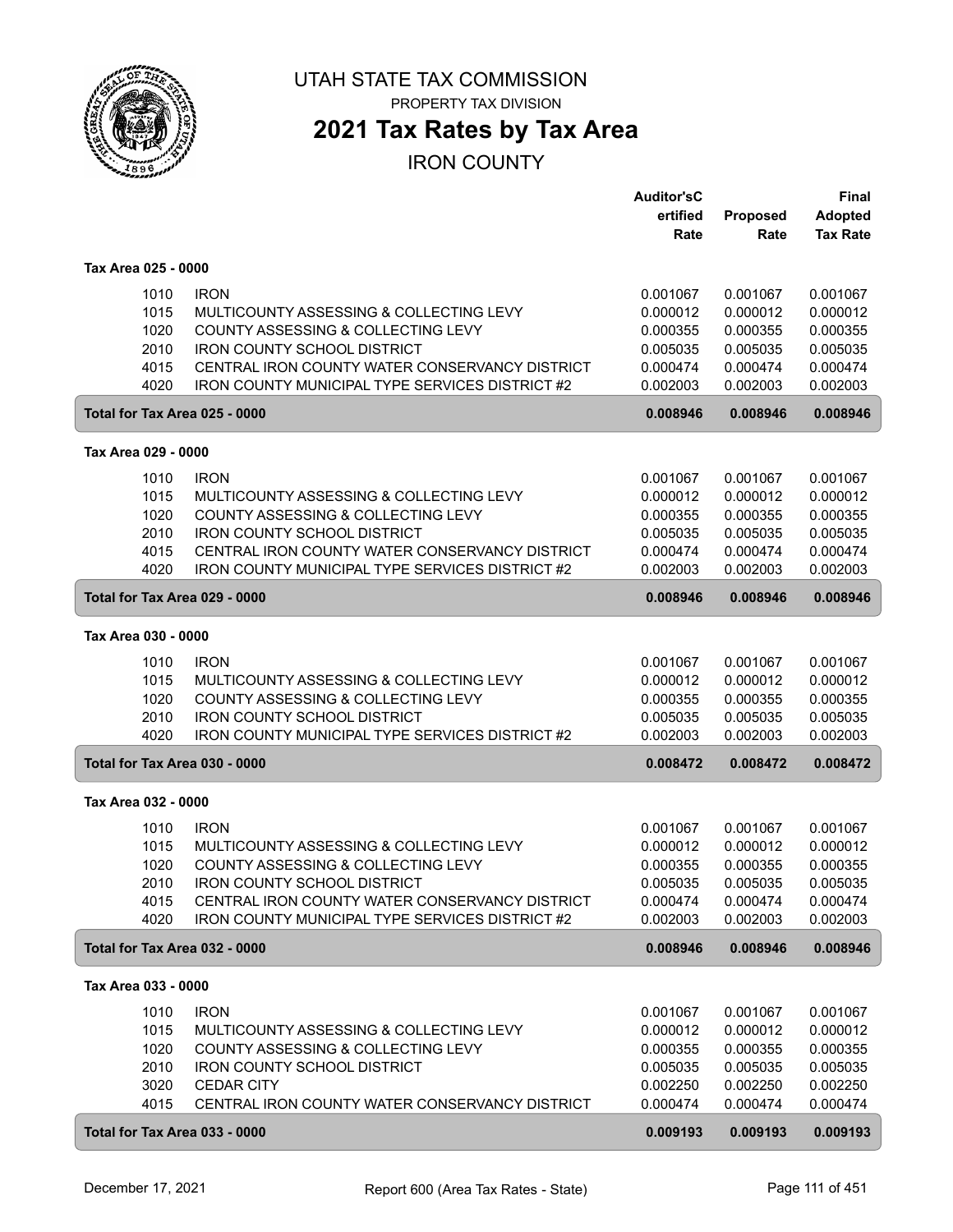UTAH STATE TAX COMMISSION

PROPERTY TAX DIVISION

# 2021 Tax Rates by Tax Area

## IRON COUNTY

| | | Auditor'sC ertified Rate | Proposed Rate | Final Adopted Tax Rate |
|---|---|---|---|---|
| **Tax Area 025 - 0000** | | | | |
| 1010 | IRON | 0.001067 | 0.001067 | 0.001067 |
| 1015 | MULTICOUNTY ASSESSING & COLLECTING LEVY | 0.000012 | 0.000012 | 0.000012 |
| 1020 | COUNTY ASSESSING & COLLECTING LEVY | 0.000355 | 0.000355 | 0.000355 |
| 2010 | IRON COUNTY SCHOOL DISTRICT | 0.005035 | 0.005035 | 0.005035 |
| 4015 | CENTRAL IRON COUNTY WATER CONSERVANCY DISTRICT | 0.000474 | 0.000474 | 0.000474 |
| 4020 | IRON COUNTY MUNICIPAL TYPE SERVICES DISTRICT #2 | 0.002003 | 0.002003 | 0.002003 |
| **Total for Tax Area 025 - 0000** | | **0.008946** | **0.008946** | **0.008946** |
| **Tax Area 029 - 0000** | | | | |
| 1010 | IRON | 0.001067 | 0.001067 | 0.001067 |
| 1015 | MULTICOUNTY ASSESSING & COLLECTING LEVY | 0.000012 | 0.000012 | 0.000012 |
| 1020 | COUNTY ASSESSING & COLLECTING LEVY | 0.000355 | 0.000355 | 0.000355 |
| 2010 | IRON COUNTY SCHOOL DISTRICT | 0.005035 | 0.005035 | 0.005035 |
| 4015 | CENTRAL IRON COUNTY WATER CONSERVANCY DISTRICT | 0.000474 | 0.000474 | 0.000474 |
| 4020 | IRON COUNTY MUNICIPAL TYPE SERVICES DISTRICT #2 | 0.002003 | 0.002003 | 0.002003 |
| **Total for Tax Area 029 - 0000** | | **0.008946** | **0.008946** | **0.008946** |
| **Tax Area 030 - 0000** | | | | |
| 1010 | IRON | 0.001067 | 0.001067 | 0.001067 |
| 1015 | MULTICOUNTY ASSESSING & COLLECTING LEVY | 0.000012 | 0.000012 | 0.000012 |
| 1020 | COUNTY ASSESSING & COLLECTING LEVY | 0.000355 | 0.000355 | 0.000355 |
| 2010 | IRON COUNTY SCHOOL DISTRICT | 0.005035 | 0.005035 | 0.005035 |
| 4020 | IRON COUNTY MUNICIPAL TYPE SERVICES DISTRICT #2 | 0.002003 | 0.002003 | 0.002003 |
| **Total for Tax Area 030 - 0000** | | **0.008472** | **0.008472** | **0.008472** |
| **Tax Area 032 - 0000** | | | | |
| 1010 | IRON | 0.001067 | 0.001067 | 0.001067 |
| 1015 | MULTICOUNTY ASSESSING & COLLECTING LEVY | 0.000012 | 0.000012 | 0.000012 |
| 1020 | COUNTY ASSESSING & COLLECTING LEVY | 0.000355 | 0.000355 | 0.000355 |
| 2010 | IRON COUNTY SCHOOL DISTRICT | 0.005035 | 0.005035 | 0.005035 |
| 4015 | CENTRAL IRON COUNTY WATER CONSERVANCY DISTRICT | 0.000474 | 0.000474 | 0.000474 |
| 4020 | IRON COUNTY MUNICIPAL TYPE SERVICES DISTRICT #2 | 0.002003 | 0.002003 | 0.002003 |
| **Total for Tax Area 032 - 0000** | | **0.008946** | **0.008946** | **0.008946** |
| **Tax Area 033 - 0000** | | | | |
| 1010 | IRON | 0.001067 | 0.001067 | 0.001067 |
| 1015 | MULTICOUNTY ASSESSING & COLLECTING LEVY | 0.000012 | 0.000012 | 0.000012 |
| 1020 | COUNTY ASSESSING & COLLECTING LEVY | 0.000355 | 0.000355 | 0.000355 |
| 2010 | IRON COUNTY SCHOOL DISTRICT | 0.005035 | 0.005035 | 0.005035 |
| 3020 | CEDAR CITY | 0.002250 | 0.002250 | 0.002250 |
| 4015 | CENTRAL IRON COUNTY WATER CONSERVANCY DISTRICT | 0.000474 | 0.000474 | 0.000474 |
| **Total for Tax Area 033 - 0000** | | **0.009193** | **0.009193** | **0.009193** |

December 17, 2021 — Report 600 (Area Tax Rates - State)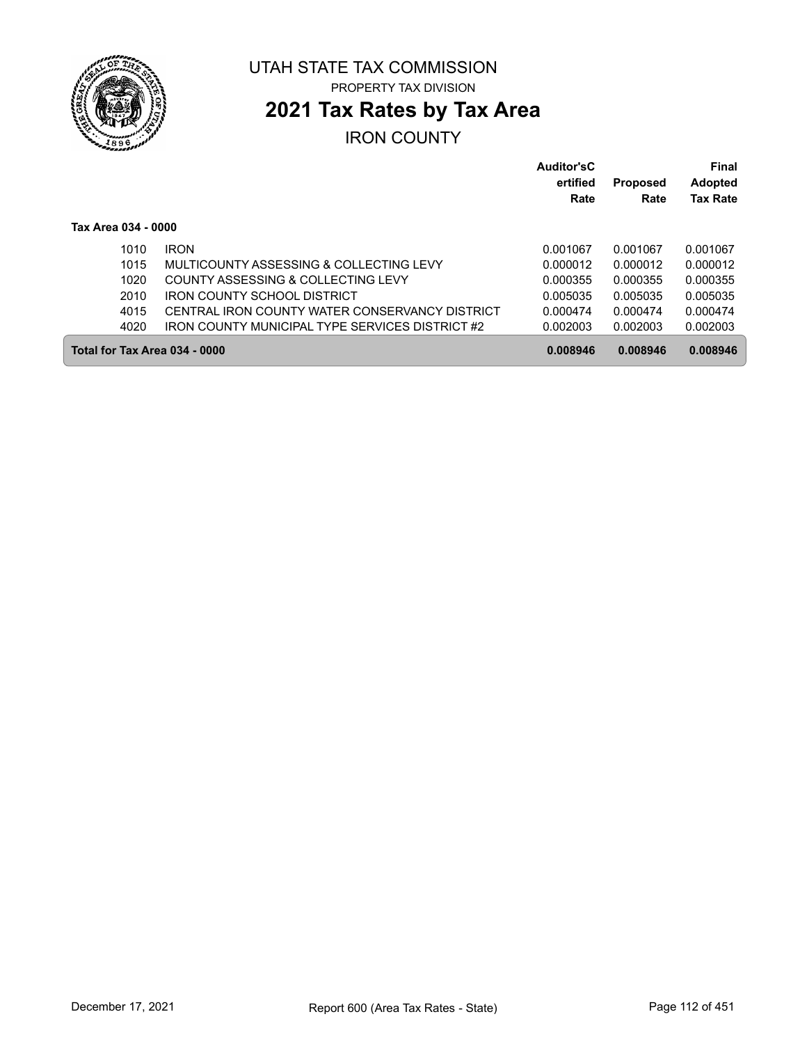# UTAH STATE TAX COMMISSION

PROPERTY TAX DIVISION

## 2021 Tax Rates by Tax Area

IRON COUNTY

| | | Auditor'sCertified Rate | Proposed Rate | Final Adopted Tax Rate |
|---|---|---|---|---|
| **Tax Area 034 - 0000** | | | | |
| 1010 | IRON | 0.001067 | 0.001067 | 0.001067 |
| 1015 | MULTICOUNTY ASSESSING & COLLECTING LEVY | 0.000012 | 0.000012 | 0.000012 |
| 1020 | COUNTY ASSESSING & COLLECTING LEVY | 0.000355 | 0.000355 | 0.000355 |
| 2010 | IRON COUNTY SCHOOL DISTRICT | 0.005035 | 0.005035 | 0.005035 |
| 4015 | CENTRAL IRON COUNTY WATER CONSERVANCY DISTRICT | 0.000474 | 0.000474 | 0.000474 |
| 4020 | IRON COUNTY MUNICIPAL TYPE SERVICES DISTRICT #2 | 0.002003 | 0.002003 | 0.002003 |
| **Total for Tax Area 034 - 0000** | | **0.008946** | **0.008946** | **0.008946** |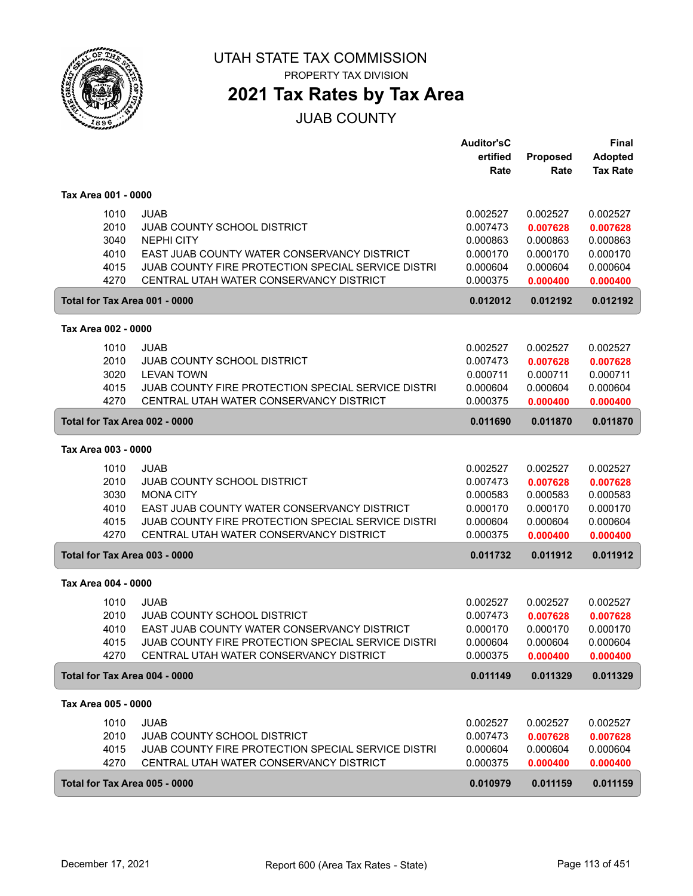# UTAH STATE TAX COMMISSION

PROPERTY TAX DIVISION

## 2021 Tax Rates by Tax Area

JUAB COUNTY

| | | Auditor'sCertified Rate | Proposed Rate | Final Adopted Tax Rate |
|---|---|---|---|---|
| **Tax Area 001 - 0000** | | | | |
| 1010 | JUAB | 0.002527 | 0.002527 | 0.002527 |
| 2010 | JUAB COUNTY SCHOOL DISTRICT | 0.007473 | 0.007628 | 0.007628 |
| 3040 | NEPHI CITY | 0.000863 | 0.000863 | 0.000863 |
| 4010 | EAST JUAB COUNTY WATER CONSERVANCY DISTRICT | 0.000170 | 0.000170 | 0.000170 |
| 4015 | JUAB COUNTY FIRE PROTECTION SPECIAL SERVICE DISTRI | 0.000604 | 0.000604 | 0.000604 |
| 4270 | CENTRAL UTAH WATER CONSERVANCY DISTRICT | 0.000375 | 0.000400 | 0.000400 |
| **Total for Tax Area 001 - 0000** | | **0.012012** | **0.012192** | **0.012192** |
| **Tax Area 002 - 0000** | | | | |
| 1010 | JUAB | 0.002527 | 0.002527 | 0.002527 |
| 2010 | JUAB COUNTY SCHOOL DISTRICT | 0.007473 | 0.007628 | 0.007628 |
| 3020 | LEVAN TOWN | 0.000711 | 0.000711 | 0.000711 |
| 4015 | JUAB COUNTY FIRE PROTECTION SPECIAL SERVICE DISTRI | 0.000604 | 0.000604 | 0.000604 |
| 4270 | CENTRAL UTAH WATER CONSERVANCY DISTRICT | 0.000375 | 0.000400 | 0.000400 |
| **Total for Tax Area 002 - 0000** | | **0.011690** | **0.011870** | **0.011870** |
| **Tax Area 003 - 0000** | | | | |
| 1010 | JUAB | 0.002527 | 0.002527 | 0.002527 |
| 2010 | JUAB COUNTY SCHOOL DISTRICT | 0.007473 | 0.007628 | 0.007628 |
| 3030 | MONA CITY | 0.000583 | 0.000583 | 0.000583 |
| 4010 | EAST JUAB COUNTY WATER CONSERVANCY DISTRICT | 0.000170 | 0.000170 | 0.000170 |
| 4015 | JUAB COUNTY FIRE PROTECTION SPECIAL SERVICE DISTRI | 0.000604 | 0.000604 | 0.000604 |
| 4270 | CENTRAL UTAH WATER CONSERVANCY DISTRICT | 0.000375 | 0.000400 | 0.000400 |
| **Total for Tax Area 003 - 0000** | | **0.011732** | **0.011912** | **0.011912** |
| **Tax Area 004 - 0000** | | | | |
| 1010 | JUAB | 0.002527 | 0.002527 | 0.002527 |
| 2010 | JUAB COUNTY SCHOOL DISTRICT | 0.007473 | 0.007628 | 0.007628 |
| 4010 | EAST JUAB COUNTY WATER CONSERVANCY DISTRICT | 0.000170 | 0.000170 | 0.000170 |
| 4015 | JUAB COUNTY FIRE PROTECTION SPECIAL SERVICE DISTRI | 0.000604 | 0.000604 | 0.000604 |
| 4270 | CENTRAL UTAH WATER CONSERVANCY DISTRICT | 0.000375 | 0.000400 | 0.000400 |
| **Total for Tax Area 004 - 0000** | | **0.011149** | **0.011329** | **0.011329** |
| **Tax Area 005 - 0000** | | | | |
| 1010 | JUAB | 0.002527 | 0.002527 | 0.002527 |
| 2010 | JUAB COUNTY SCHOOL DISTRICT | 0.007473 | 0.007628 | 0.007628 |
| 4015 | JUAB COUNTY FIRE PROTECTION SPECIAL SERVICE DISTRI | 0.000604 | 0.000604 | 0.000604 |
| 4270 | CENTRAL UTAH WATER CONSERVANCY DISTRICT | 0.000375 | 0.000400 | 0.000400 |
| **Total for Tax Area 005 - 0000** | | **0.010979** | **0.011159** | **0.011159** |

December 17, 2021 — Report 600 (Area Tax Rates - State)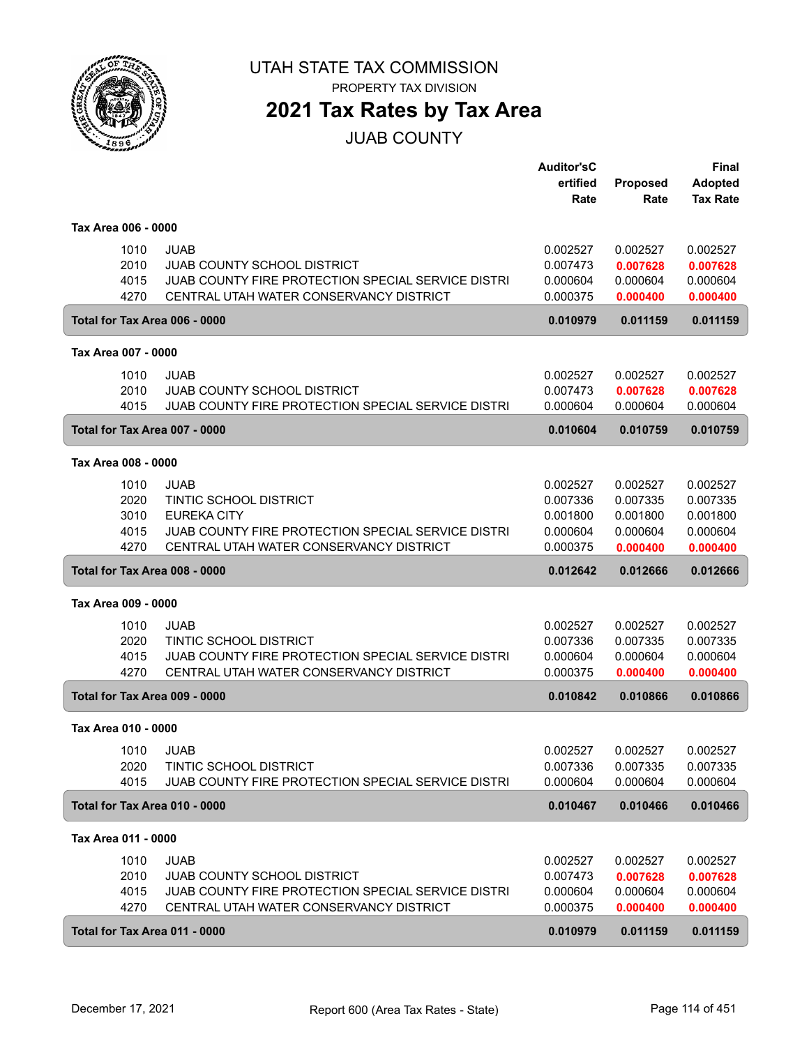UTAH STATE TAX COMMISSION

PROPERTY TAX DIVISION

# 2021 Tax Rates by Tax Area

## JUAB COUNTY

| | | Auditor'sCertified Rate | Proposed Rate | Final Adopted Tax Rate |
|---|---|---|---|---|
| **Tax Area 006 - 0000** | | | | |
| 1010 | JUAB | 0.002527 | 0.002527 | 0.002527 |
| 2010 | JUAB COUNTY SCHOOL DISTRICT | 0.007473 | **0.007628** | **0.007628** |
| 4015 | JUAB COUNTY FIRE PROTECTION SPECIAL SERVICE DISTRI | 0.000604 | 0.000604 | 0.000604 |
| 4270 | CENTRAL UTAH WATER CONSERVANCY DISTRICT | 0.000375 | **0.000400** | **0.000400** |
| **Total for Tax Area 006 - 0000** | | **0.010979** | **0.011159** | **0.011159** |
| **Tax Area 007 - 0000** | | | | |
| 1010 | JUAB | 0.002527 | 0.002527 | 0.002527 |
| 2010 | JUAB COUNTY SCHOOL DISTRICT | 0.007473 | **0.007628** | **0.007628** |
| 4015 | JUAB COUNTY FIRE PROTECTION SPECIAL SERVICE DISTRI | 0.000604 | 0.000604 | 0.000604 |
| **Total for Tax Area 007 - 0000** | | **0.010604** | **0.010759** | **0.010759** |
| **Tax Area 008 - 0000** | | | | |
| 1010 | JUAB | 0.002527 | 0.002527 | 0.002527 |
| 2020 | TINTIC SCHOOL DISTRICT | 0.007336 | 0.007335 | 0.007335 |
| 3010 | EUREKA CITY | 0.001800 | 0.001800 | 0.001800 |
| 4015 | JUAB COUNTY FIRE PROTECTION SPECIAL SERVICE DISTRI | 0.000604 | 0.000604 | 0.000604 |
| 4270 | CENTRAL UTAH WATER CONSERVANCY DISTRICT | 0.000375 | **0.000400** | **0.000400** |
| **Total for Tax Area 008 - 0000** | | **0.012642** | **0.012666** | **0.012666** |
| **Tax Area 009 - 0000** | | | | |
| 1010 | JUAB | 0.002527 | 0.002527 | 0.002527 |
| 2020 | TINTIC SCHOOL DISTRICT | 0.007336 | 0.007335 | 0.007335 |
| 4015 | JUAB COUNTY FIRE PROTECTION SPECIAL SERVICE DISTRI | 0.000604 | 0.000604 | 0.000604 |
| 4270 | CENTRAL UTAH WATER CONSERVANCY DISTRICT | 0.000375 | **0.000400** | **0.000400** |
| **Total for Tax Area 009 - 0000** | | **0.010842** | **0.010866** | **0.010866** |
| **Tax Area 010 - 0000** | | | | |
| 1010 | JUAB | 0.002527 | 0.002527 | 0.002527 |
| 2020 | TINTIC SCHOOL DISTRICT | 0.007336 | 0.007335 | 0.007335 |
| 4015 | JUAB COUNTY FIRE PROTECTION SPECIAL SERVICE DISTRI | 0.000604 | 0.000604 | 0.000604 |
| **Total for Tax Area 010 - 0000** | | **0.010467** | **0.010466** | **0.010466** |
| **Tax Area 011 - 0000** | | | | |
| 1010 | JUAB | 0.002527 | 0.002527 | 0.002527 |
| 2010 | JUAB COUNTY SCHOOL DISTRICT | 0.007473 | **0.007628** | **0.007628** |
| 4015 | JUAB COUNTY FIRE PROTECTION SPECIAL SERVICE DISTRI | 0.000604 | 0.000604 | 0.000604 |
| 4270 | CENTRAL UTAH WATER CONSERVANCY DISTRICT | 0.000375 | **0.000400** | **0.000400** |
| **Total for Tax Area 011 - 0000** | | **0.010979** | **0.011159** | **0.011159** |

December 17, 2021 — Report 600 (Area Tax Rates - State)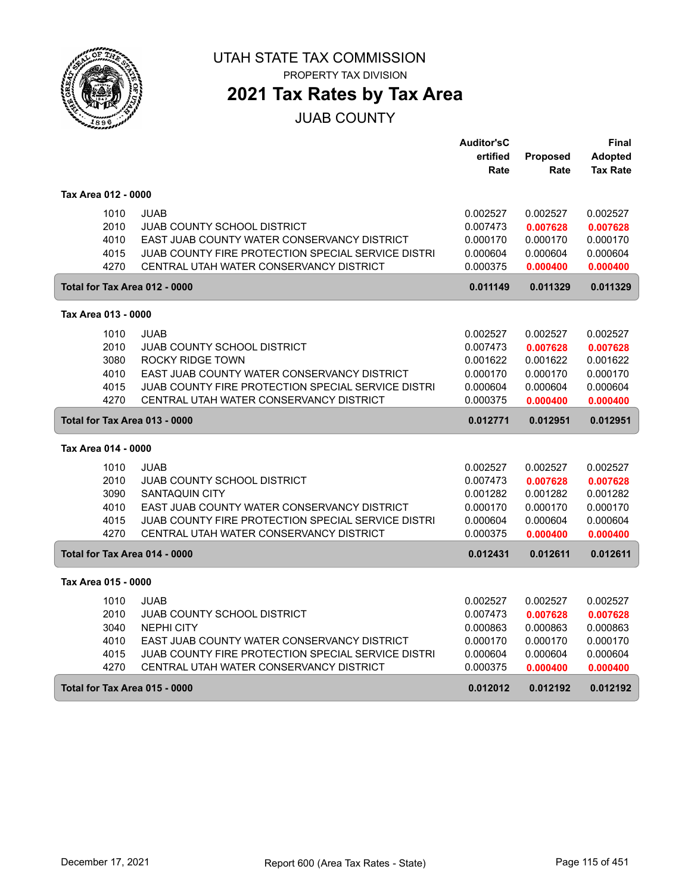# UTAH STATE TAX COMMISSION

PROPERTY TAX DIVISION

## 2021 Tax Rates by Tax Area

JUAB COUNTY

| | | Auditor'sCertified Rate | Proposed Rate | Final Adopted Tax Rate |
|---|---|---|---|---|
| **Tax Area 012 - 0000** | | | | |
| 1010 | JUAB | 0.002527 | 0.002527 | 0.002527 |
| 2010 | JUAB COUNTY SCHOOL DISTRICT | 0.007473 | **0.007628** | **0.007628** |
| 4010 | EAST JUAB COUNTY WATER CONSERVANCY DISTRICT | 0.000170 | 0.000170 | 0.000170 |
| 4015 | JUAB COUNTY FIRE PROTECTION SPECIAL SERVICE DISTRI | 0.000604 | 0.000604 | 0.000604 |
| 4270 | CENTRAL UTAH WATER CONSERVANCY DISTRICT | 0.000375 | **0.000400** | **0.000400** |
| **Total for Tax Area 012 - 0000** | | **0.011149** | **0.011329** | **0.011329** |
| **Tax Area 013 - 0000** | | | | |
| 1010 | JUAB | 0.002527 | 0.002527 | 0.002527 |
| 2010 | JUAB COUNTY SCHOOL DISTRICT | 0.007473 | **0.007628** | **0.007628** |
| 3080 | ROCKY RIDGE TOWN | 0.001622 | 0.001622 | 0.001622 |
| 4010 | EAST JUAB COUNTY WATER CONSERVANCY DISTRICT | 0.000170 | 0.000170 | 0.000170 |
| 4015 | JUAB COUNTY FIRE PROTECTION SPECIAL SERVICE DISTRI | 0.000604 | 0.000604 | 0.000604 |
| 4270 | CENTRAL UTAH WATER CONSERVANCY DISTRICT | 0.000375 | **0.000400** | **0.000400** |
| **Total for Tax Area 013 - 0000** | | **0.012771** | **0.012951** | **0.012951** |
| **Tax Area 014 - 0000** | | | | |
| 1010 | JUAB | 0.002527 | 0.002527 | 0.002527 |
| 2010 | JUAB COUNTY SCHOOL DISTRICT | 0.007473 | **0.007628** | **0.007628** |
| 3090 | SANTAQUIN CITY | 0.001282 | 0.001282 | 0.001282 |
| 4010 | EAST JUAB COUNTY WATER CONSERVANCY DISTRICT | 0.000170 | 0.000170 | 0.000170 |
| 4015 | JUAB COUNTY FIRE PROTECTION SPECIAL SERVICE DISTRI | 0.000604 | 0.000604 | 0.000604 |
| 4270 | CENTRAL UTAH WATER CONSERVANCY DISTRICT | 0.000375 | **0.000400** | **0.000400** |
| **Total for Tax Area 014 - 0000** | | **0.012431** | **0.012611** | **0.012611** |
| **Tax Area 015 - 0000** | | | | |
| 1010 | JUAB | 0.002527 | 0.002527 | 0.002527 |
| 2010 | JUAB COUNTY SCHOOL DISTRICT | 0.007473 | **0.007628** | **0.007628** |
| 3040 | NEPHI CITY | 0.000863 | 0.000863 | 0.000863 |
| 4010 | EAST JUAB COUNTY WATER CONSERVANCY DISTRICT | 0.000170 | 0.000170 | 0.000170 |
| 4015 | JUAB COUNTY FIRE PROTECTION SPECIAL SERVICE DISTRI | 0.000604 | 0.000604 | 0.000604 |
| 4270 | CENTRAL UTAH WATER CONSERVANCY DISTRICT | 0.000375 | **0.000400** | **0.000400** |
| **Total for Tax Area 015 - 0000** | | **0.012012** | **0.012192** | **0.012192** |

December 17, 2021 — Report 600 (Area Tax Rates - State)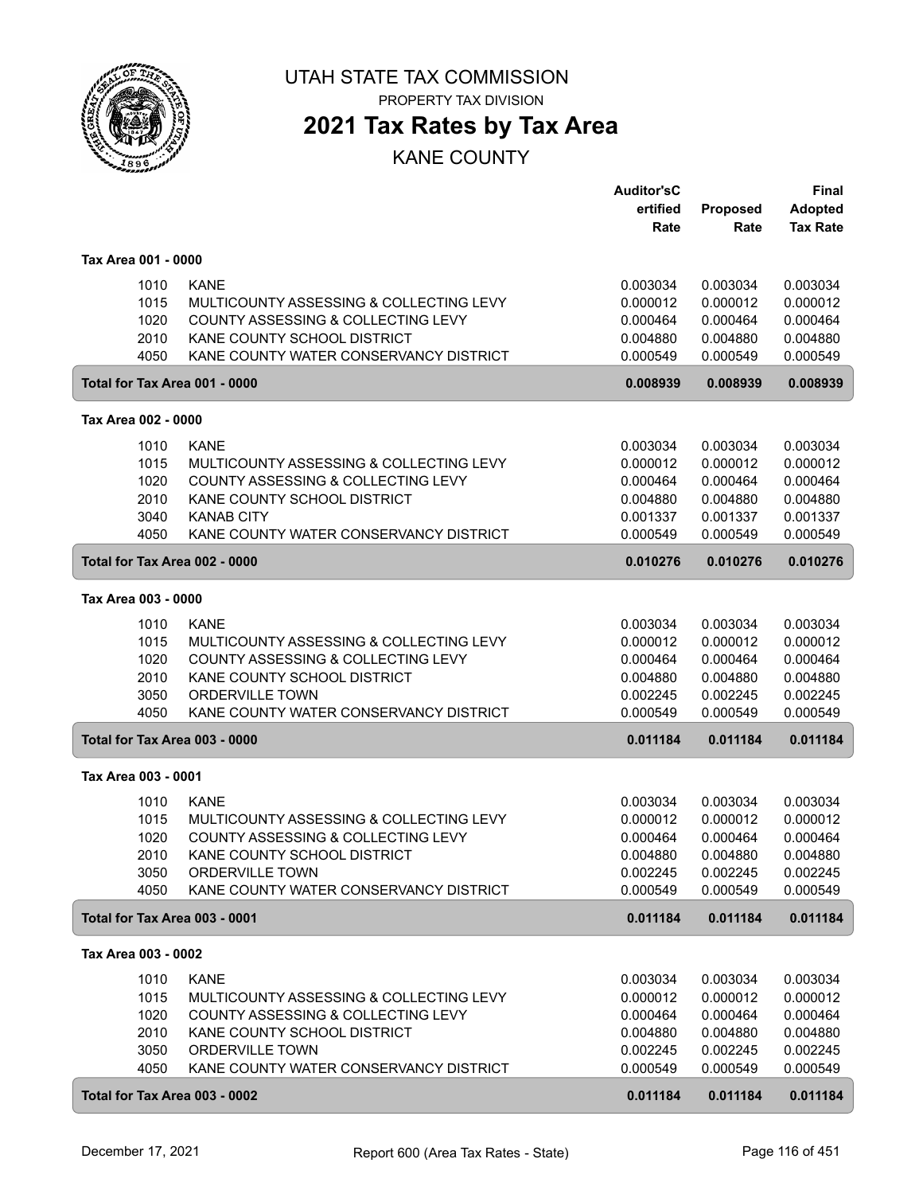# UTAH STATE TAX COMMISSION

PROPERTY TAX DIVISION

## 2021 Tax Rates by Tax Area

KANE COUNTY

| | | Auditor'sCertified Rate | Proposed Rate | Final Adopted Tax Rate |
|---|---|---|---|---|
| **Tax Area 001 - 0000** | | | | |
| 1010 | KANE | 0.003034 | 0.003034 | 0.003034 |
| 1015 | MULTICOUNTY ASSESSING & COLLECTING LEVY | 0.000012 | 0.000012 | 0.000012 |
| 1020 | COUNTY ASSESSING & COLLECTING LEVY | 0.000464 | 0.000464 | 0.000464 |
| 2010 | KANE COUNTY SCHOOL DISTRICT | 0.004880 | 0.004880 | 0.004880 |
| 4050 | KANE COUNTY WATER CONSERVANCY DISTRICT | 0.000549 | 0.000549 | 0.000549 |
| **Total for Tax Area 001 - 0000** | | **0.008939** | **0.008939** | **0.008939** |
| **Tax Area 002 - 0000** | | | | |
| 1010 | KANE | 0.003034 | 0.003034 | 0.003034 |
| 1015 | MULTICOUNTY ASSESSING & COLLECTING LEVY | 0.000012 | 0.000012 | 0.000012 |
| 1020 | COUNTY ASSESSING & COLLECTING LEVY | 0.000464 | 0.000464 | 0.000464 |
| 2010 | KANE COUNTY SCHOOL DISTRICT | 0.004880 | 0.004880 | 0.004880 |
| 3040 | KANAB CITY | 0.001337 | 0.001337 | 0.001337 |
| 4050 | KANE COUNTY WATER CONSERVANCY DISTRICT | 0.000549 | 0.000549 | 0.000549 |
| **Total for Tax Area 002 - 0000** | | **0.010276** | **0.010276** | **0.010276** |
| **Tax Area 003 - 0000** | | | | |
| 1010 | KANE | 0.003034 | 0.003034 | 0.003034 |
| 1015 | MULTICOUNTY ASSESSING & COLLECTING LEVY | 0.000012 | 0.000012 | 0.000012 |
| 1020 | COUNTY ASSESSING & COLLECTING LEVY | 0.000464 | 0.000464 | 0.000464 |
| 2010 | KANE COUNTY SCHOOL DISTRICT | 0.004880 | 0.004880 | 0.004880 |
| 3050 | ORDERVILLE TOWN | 0.002245 | 0.002245 | 0.002245 |
| 4050 | KANE COUNTY WATER CONSERVANCY DISTRICT | 0.000549 | 0.000549 | 0.000549 |
| **Total for Tax Area 003 - 0000** | | **0.011184** | **0.011184** | **0.011184** |
| **Tax Area 003 - 0001** | | | | |
| 1010 | KANE | 0.003034 | 0.003034 | 0.003034 |
| 1015 | MULTICOUNTY ASSESSING & COLLECTING LEVY | 0.000012 | 0.000012 | 0.000012 |
| 1020 | COUNTY ASSESSING & COLLECTING LEVY | 0.000464 | 0.000464 | 0.000464 |
| 2010 | KANE COUNTY SCHOOL DISTRICT | 0.004880 | 0.004880 | 0.004880 |
| 3050 | ORDERVILLE TOWN | 0.002245 | 0.002245 | 0.002245 |
| 4050 | KANE COUNTY WATER CONSERVANCY DISTRICT | 0.000549 | 0.000549 | 0.000549 |
| **Total for Tax Area 003 - 0001** | | **0.011184** | **0.011184** | **0.011184** |
| **Tax Area 003 - 0002** | | | | |
| 1010 | KANE | 0.003034 | 0.003034 | 0.003034 |
| 1015 | MULTICOUNTY ASSESSING & COLLECTING LEVY | 0.000012 | 0.000012 | 0.000012 |
| 1020 | COUNTY ASSESSING & COLLECTING LEVY | 0.000464 | 0.000464 | 0.000464 |
| 2010 | KANE COUNTY SCHOOL DISTRICT | 0.004880 | 0.004880 | 0.004880 |
| 3050 | ORDERVILLE TOWN | 0.002245 | 0.002245 | 0.002245 |
| 4050 | KANE COUNTY WATER CONSERVANCY DISTRICT | 0.000549 | 0.000549 | 0.000549 |
| **Total for Tax Area 003 - 0002** | | **0.011184** | **0.011184** | **0.011184** |

December 17, 2021 — Report 600 (Area Tax Rates - State)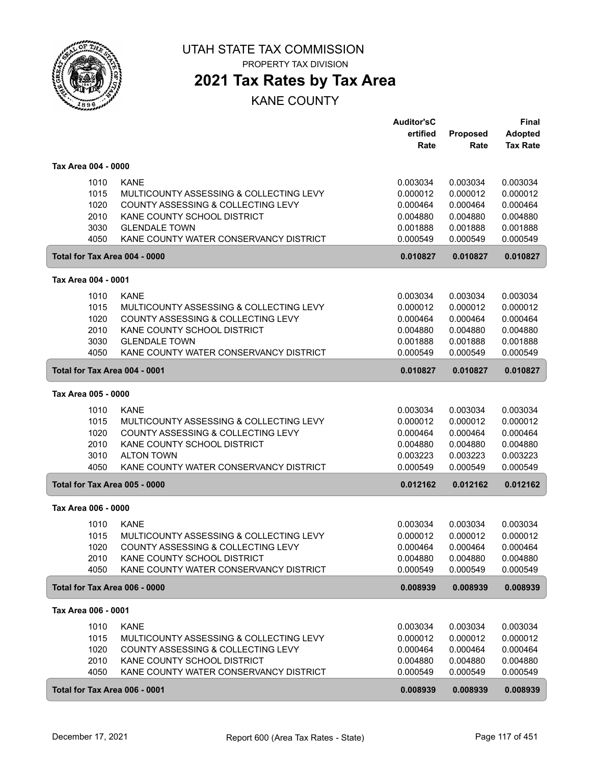# UTAH STATE TAX COMMISSION

PROPERTY TAX DIVISION

## 2021 Tax Rates by Tax Area

KANE COUNTY

| | | Auditor'sC ertified Rate | Proposed Rate | Final Adopted Tax Rate |
|---|---|---|---|---|
| **Tax Area 004 - 0000** | | | | |
| 1010 | KANE | 0.003034 | 0.003034 | 0.003034 |
| 1015 | MULTICOUNTY ASSESSING & COLLECTING LEVY | 0.000012 | 0.000012 | 0.000012 |
| 1020 | COUNTY ASSESSING & COLLECTING LEVY | 0.000464 | 0.000464 | 0.000464 |
| 2010 | KANE COUNTY SCHOOL DISTRICT | 0.004880 | 0.004880 | 0.004880 |
| 3030 | GLENDALE TOWN | 0.001888 | 0.001888 | 0.001888 |
| 4050 | KANE COUNTY WATER CONSERVANCY DISTRICT | 0.000549 | 0.000549 | 0.000549 |
| **Total for Tax Area 004 - 0000** | | **0.010827** | **0.010827** | **0.010827** |
| **Tax Area 004 - 0001** | | | | |
| 1010 | KANE | 0.003034 | 0.003034 | 0.003034 |
| 1015 | MULTICOUNTY ASSESSING & COLLECTING LEVY | 0.000012 | 0.000012 | 0.000012 |
| 1020 | COUNTY ASSESSING & COLLECTING LEVY | 0.000464 | 0.000464 | 0.000464 |
| 2010 | KANE COUNTY SCHOOL DISTRICT | 0.004880 | 0.004880 | 0.004880 |
| 3030 | GLENDALE TOWN | 0.001888 | 0.001888 | 0.001888 |
| 4050 | KANE COUNTY WATER CONSERVANCY DISTRICT | 0.000549 | 0.000549 | 0.000549 |
| **Total for Tax Area 004 - 0001** | | **0.010827** | **0.010827** | **0.010827** |
| **Tax Area 005 - 0000** | | | | |
| 1010 | KANE | 0.003034 | 0.003034 | 0.003034 |
| 1015 | MULTICOUNTY ASSESSING & COLLECTING LEVY | 0.000012 | 0.000012 | 0.000012 |
| 1020 | COUNTY ASSESSING & COLLECTING LEVY | 0.000464 | 0.000464 | 0.000464 |
| 2010 | KANE COUNTY SCHOOL DISTRICT | 0.004880 | 0.004880 | 0.004880 |
| 3010 | ALTON TOWN | 0.003223 | 0.003223 | 0.003223 |
| 4050 | KANE COUNTY WATER CONSERVANCY DISTRICT | 0.000549 | 0.000549 | 0.000549 |
| **Total for Tax Area 005 - 0000** | | **0.012162** | **0.012162** | **0.012162** |
| **Tax Area 006 - 0000** | | | | |
| 1010 | KANE | 0.003034 | 0.003034 | 0.003034 |
| 1015 | MULTICOUNTY ASSESSING & COLLECTING LEVY | 0.000012 | 0.000012 | 0.000012 |
| 1020 | COUNTY ASSESSING & COLLECTING LEVY | 0.000464 | 0.000464 | 0.000464 |
| 2010 | KANE COUNTY SCHOOL DISTRICT | 0.004880 | 0.004880 | 0.004880 |
| 4050 | KANE COUNTY WATER CONSERVANCY DISTRICT | 0.000549 | 0.000549 | 0.000549 |
| **Total for Tax Area 006 - 0000** | | **0.008939** | **0.008939** | **0.008939** |
| **Tax Area 006 - 0001** | | | | |
| 1010 | KANE | 0.003034 | 0.003034 | 0.003034 |
| 1015 | MULTICOUNTY ASSESSING & COLLECTING LEVY | 0.000012 | 0.000012 | 0.000012 |
| 1020 | COUNTY ASSESSING & COLLECTING LEVY | 0.000464 | 0.000464 | 0.000464 |
| 2010 | KANE COUNTY SCHOOL DISTRICT | 0.004880 | 0.004880 | 0.004880 |
| 4050 | KANE COUNTY WATER CONSERVANCY DISTRICT | 0.000549 | 0.000549 | 0.000549 |
| **Total for Tax Area 006 - 0001** | | **0.008939** | **0.008939** | **0.008939** |

December 17, 2021 Report 600 (Area Tax Rates - State)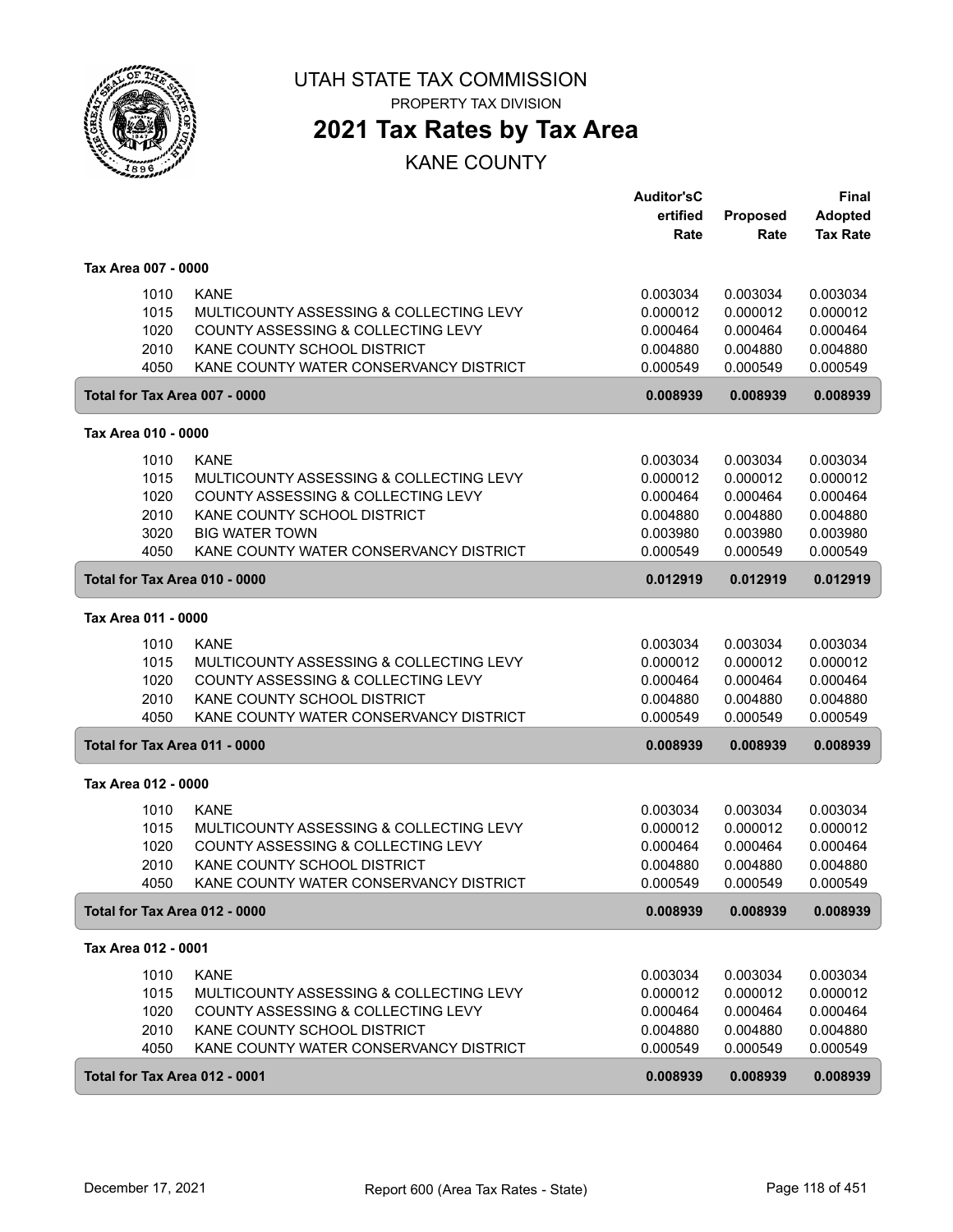# UTAH STATE TAX COMMISSION

PROPERTY TAX DIVISION

## 2021 Tax Rates by Tax Area

KANE COUNTY

| | | Auditor'sCertified Rate | Proposed Rate | Final Adopted Tax Rate |
|---|---|---|---|---|
| **Tax Area 007 - 0000** | | | | |
| 1010 | KANE | 0.003034 | 0.003034 | 0.003034 |
| 1015 | MULTICOUNTY ASSESSING & COLLECTING LEVY | 0.000012 | 0.000012 | 0.000012 |
| 1020 | COUNTY ASSESSING & COLLECTING LEVY | 0.000464 | 0.000464 | 0.000464 |
| 2010 | KANE COUNTY SCHOOL DISTRICT | 0.004880 | 0.004880 | 0.004880 |
| 4050 | KANE COUNTY WATER CONSERVANCY DISTRICT | 0.000549 | 0.000549 | 0.000549 |
| **Total for Tax Area 007 - 0000** | | **0.008939** | **0.008939** | **0.008939** |
| **Tax Area 010 - 0000** | | | | |
| 1010 | KANE | 0.003034 | 0.003034 | 0.003034 |
| 1015 | MULTICOUNTY ASSESSING & COLLECTING LEVY | 0.000012 | 0.000012 | 0.000012 |
| 1020 | COUNTY ASSESSING & COLLECTING LEVY | 0.000464 | 0.000464 | 0.000464 |
| 2010 | KANE COUNTY SCHOOL DISTRICT | 0.004880 | 0.004880 | 0.004880 |
| 3020 | BIG WATER TOWN | 0.003980 | 0.003980 | 0.003980 |
| 4050 | KANE COUNTY WATER CONSERVANCY DISTRICT | 0.000549 | 0.000549 | 0.000549 |
| **Total for Tax Area 010 - 0000** | | **0.012919** | **0.012919** | **0.012919** |
| **Tax Area 011 - 0000** | | | | |
| 1010 | KANE | 0.003034 | 0.003034 | 0.003034 |
| 1015 | MULTICOUNTY ASSESSING & COLLECTING LEVY | 0.000012 | 0.000012 | 0.000012 |
| 1020 | COUNTY ASSESSING & COLLECTING LEVY | 0.000464 | 0.000464 | 0.000464 |
| 2010 | KANE COUNTY SCHOOL DISTRICT | 0.004880 | 0.004880 | 0.004880 |
| 4050 | KANE COUNTY WATER CONSERVANCY DISTRICT | 0.000549 | 0.000549 | 0.000549 |
| **Total for Tax Area 011 - 0000** | | **0.008939** | **0.008939** | **0.008939** |
| **Tax Area 012 - 0000** | | | | |
| 1010 | KANE | 0.003034 | 0.003034 | 0.003034 |
| 1015 | MULTICOUNTY ASSESSING & COLLECTING LEVY | 0.000012 | 0.000012 | 0.000012 |
| 1020 | COUNTY ASSESSING & COLLECTING LEVY | 0.000464 | 0.000464 | 0.000464 |
| 2010 | KANE COUNTY SCHOOL DISTRICT | 0.004880 | 0.004880 | 0.004880 |
| 4050 | KANE COUNTY WATER CONSERVANCY DISTRICT | 0.000549 | 0.000549 | 0.000549 |
| **Total for Tax Area 012 - 0000** | | **0.008939** | **0.008939** | **0.008939** |
| **Tax Area 012 - 0001** | | | | |
| 1010 | KANE | 0.003034 | 0.003034 | 0.003034 |
| 1015 | MULTICOUNTY ASSESSING & COLLECTING LEVY | 0.000012 | 0.000012 | 0.000012 |
| 1020 | COUNTY ASSESSING & COLLECTING LEVY | 0.000464 | 0.000464 | 0.000464 |
| 2010 | KANE COUNTY SCHOOL DISTRICT | 0.004880 | 0.004880 | 0.004880 |
| 4050 | KANE COUNTY WATER CONSERVANCY DISTRICT | 0.000549 | 0.000549 | 0.000549 |
| **Total for Tax Area 012 - 0001** | | **0.008939** | **0.008939** | **0.008939** |

December 17, 2021 — Report 600 (Area Tax Rates - State)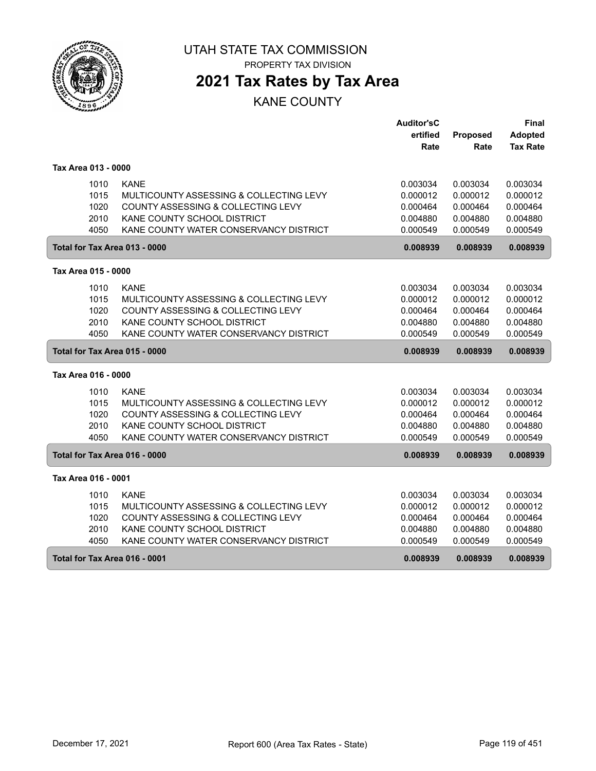# UTAH STATE TAX COMMISSION

PROPERTY TAX DIVISION

## 2021 Tax Rates by Tax Area

KANE COUNTY

| | | Auditor'sC ertified Rate | Proposed Rate | Final Adopted Tax Rate |
|---|---|---|---|---|
| **Tax Area 013 - 0000** | | | | |
| 1010 | KANE | 0.003034 | 0.003034 | 0.003034 |
| 1015 | MULTICOUNTY ASSESSING & COLLECTING LEVY | 0.000012 | 0.000012 | 0.000012 |
| 1020 | COUNTY ASSESSING & COLLECTING LEVY | 0.000464 | 0.000464 | 0.000464 |
| 2010 | KANE COUNTY SCHOOL DISTRICT | 0.004880 | 0.004880 | 0.004880 |
| 4050 | KANE COUNTY WATER CONSERVANCY DISTRICT | 0.000549 | 0.000549 | 0.000549 |
| **Total for Tax Area 013 - 0000** | | **0.008939** | **0.008939** | **0.008939** |
| **Tax Area 015 - 0000** | | | | |
| 1010 | KANE | 0.003034 | 0.003034 | 0.003034 |
| 1015 | MULTICOUNTY ASSESSING & COLLECTING LEVY | 0.000012 | 0.000012 | 0.000012 |
| 1020 | COUNTY ASSESSING & COLLECTING LEVY | 0.000464 | 0.000464 | 0.000464 |
| 2010 | KANE COUNTY SCHOOL DISTRICT | 0.004880 | 0.004880 | 0.004880 |
| 4050 | KANE COUNTY WATER CONSERVANCY DISTRICT | 0.000549 | 0.000549 | 0.000549 |
| **Total for Tax Area 015 - 0000** | | **0.008939** | **0.008939** | **0.008939** |
| **Tax Area 016 - 0000** | | | | |
| 1010 | KANE | 0.003034 | 0.003034 | 0.003034 |
| 1015 | MULTICOUNTY ASSESSING & COLLECTING LEVY | 0.000012 | 0.000012 | 0.000012 |
| 1020 | COUNTY ASSESSING & COLLECTING LEVY | 0.000464 | 0.000464 | 0.000464 |
| 2010 | KANE COUNTY SCHOOL DISTRICT | 0.004880 | 0.004880 | 0.004880 |
| 4050 | KANE COUNTY WATER CONSERVANCY DISTRICT | 0.000549 | 0.000549 | 0.000549 |
| **Total for Tax Area 016 - 0000** | | **0.008939** | **0.008939** | **0.008939** |
| **Tax Area 016 - 0001** | | | | |
| 1010 | KANE | 0.003034 | 0.003034 | 0.003034 |
| 1015 | MULTICOUNTY ASSESSING & COLLECTING LEVY | 0.000012 | 0.000012 | 0.000012 |
| 1020 | COUNTY ASSESSING & COLLECTING LEVY | 0.000464 | 0.000464 | 0.000464 |
| 2010 | KANE COUNTY SCHOOL DISTRICT | 0.004880 | 0.004880 | 0.004880 |
| 4050 | KANE COUNTY WATER CONSERVANCY DISTRICT | 0.000549 | 0.000549 | 0.000549 |
| **Total for Tax Area 016 - 0001** | | **0.008939** | **0.008939** | **0.008939** |

December 17, 2021 — Report 600 (Area Tax Rates - State)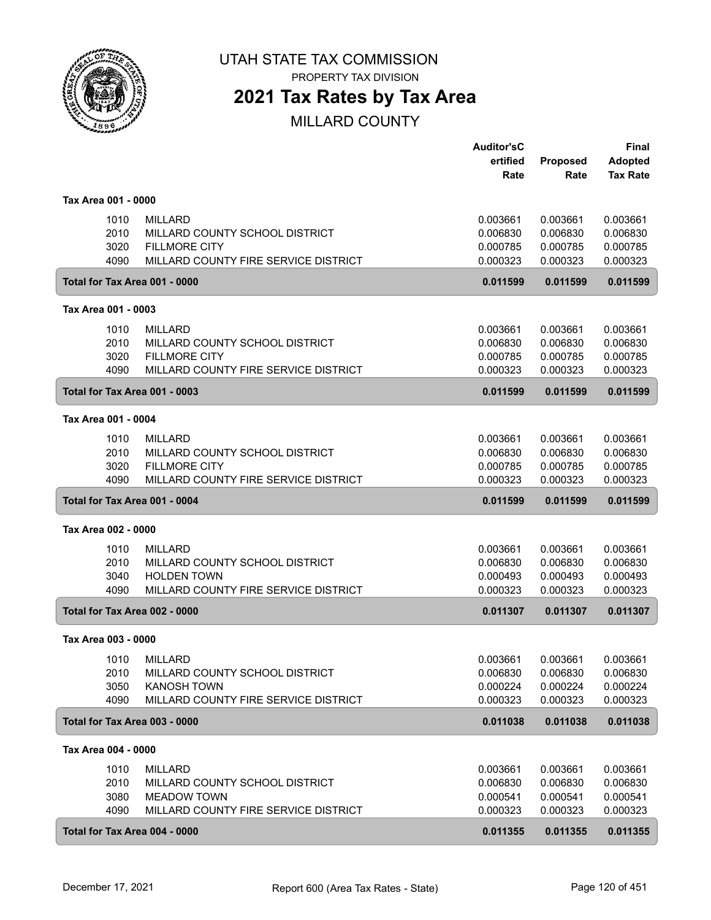UTAH STATE TAX COMMISSION

PROPERTY TAX DIVISION

# 2021 Tax Rates by Tax Area

## MILLARD COUNTY

| | | Auditor's Certified Rate | Proposed Rate | Final Adopted Tax Rate |
|---|---|---|---|---|
| **Tax Area 001 - 0000** | | | | |
| 1010 | MILLARD | 0.003661 | 0.003661 | 0.003661 |
| 2010 | MILLARD COUNTY SCHOOL DISTRICT | 0.006830 | 0.006830 | 0.006830 |
| 3020 | FILLMORE CITY | 0.000785 | 0.000785 | 0.000785 |
| 4090 | MILLARD COUNTY FIRE SERVICE DISTRICT | 0.000323 | 0.000323 | 0.000323 |
| **Total for Tax Area 001 - 0000** | | **0.011599** | **0.011599** | **0.011599** |
| **Tax Area 001 - 0003** | | | | |
| 1010 | MILLARD | 0.003661 | 0.003661 | 0.003661 |
| 2010 | MILLARD COUNTY SCHOOL DISTRICT | 0.006830 | 0.006830 | 0.006830 |
| 3020 | FILLMORE CITY | 0.000785 | 0.000785 | 0.000785 |
| 4090 | MILLARD COUNTY FIRE SERVICE DISTRICT | 0.000323 | 0.000323 | 0.000323 |
| **Total for Tax Area 001 - 0003** | | **0.011599** | **0.011599** | **0.011599** |
| **Tax Area 001 - 0004** | | | | |
| 1010 | MILLARD | 0.003661 | 0.003661 | 0.003661 |
| 2010 | MILLARD COUNTY SCHOOL DISTRICT | 0.006830 | 0.006830 | 0.006830 |
| 3020 | FILLMORE CITY | 0.000785 | 0.000785 | 0.000785 |
| 4090 | MILLARD COUNTY FIRE SERVICE DISTRICT | 0.000323 | 0.000323 | 0.000323 |
| **Total for Tax Area 001 - 0004** | | **0.011599** | **0.011599** | **0.011599** |
| **Tax Area 002 - 0000** | | | | |
| 1010 | MILLARD | 0.003661 | 0.003661 | 0.003661 |
| 2010 | MILLARD COUNTY SCHOOL DISTRICT | 0.006830 | 0.006830 | 0.006830 |
| 3040 | HOLDEN TOWN | 0.000493 | 0.000493 | 0.000493 |
| 4090 | MILLARD COUNTY FIRE SERVICE DISTRICT | 0.000323 | 0.000323 | 0.000323 |
| **Total for Tax Area 002 - 0000** | | **0.011307** | **0.011307** | **0.011307** |
| **Tax Area 003 - 0000** | | | | |
| 1010 | MILLARD | 0.003661 | 0.003661 | 0.003661 |
| 2010 | MILLARD COUNTY SCHOOL DISTRICT | 0.006830 | 0.006830 | 0.006830 |
| 3050 | KANOSH TOWN | 0.000224 | 0.000224 | 0.000224 |
| 4090 | MILLARD COUNTY FIRE SERVICE DISTRICT | 0.000323 | 0.000323 | 0.000323 |
| **Total for Tax Area 003 - 0000** | | **0.011038** | **0.011038** | **0.011038** |
| **Tax Area 004 - 0000** | | | | |
| 1010 | MILLARD | 0.003661 | 0.003661 | 0.003661 |
| 2010 | MILLARD COUNTY SCHOOL DISTRICT | 0.006830 | 0.006830 | 0.006830 |
| 3080 | MEADOW TOWN | 0.000541 | 0.000541 | 0.000541 |
| 4090 | MILLARD COUNTY FIRE SERVICE DISTRICT | 0.000323 | 0.000323 | 0.000323 |
| **Total for Tax Area 004 - 0000** | | **0.011355** | **0.011355** | **0.011355** |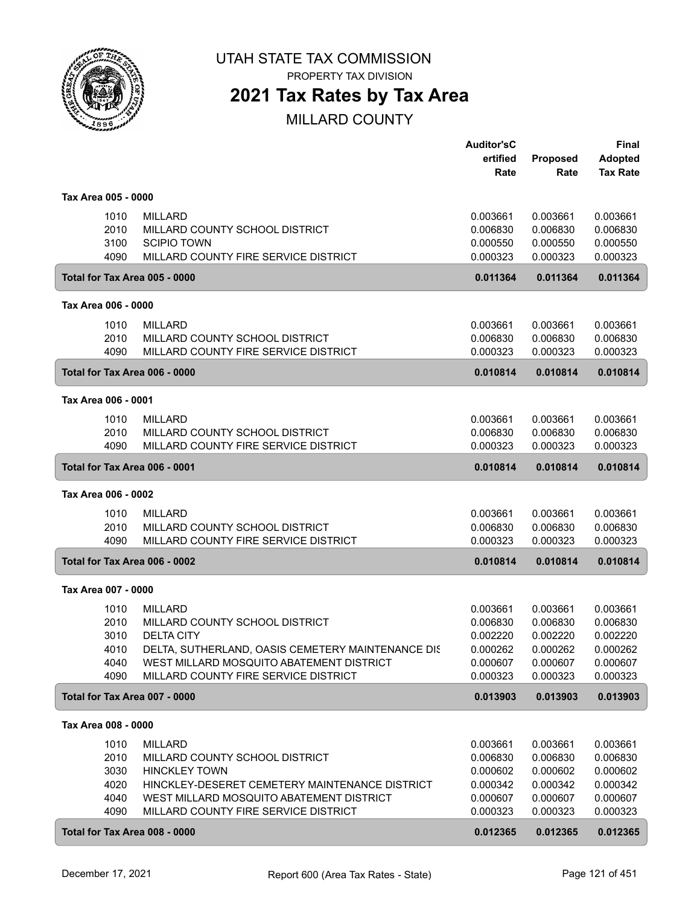# UTAH STATE TAX COMMISSION

PROPERTY TAX DIVISION

## 2021 Tax Rates by Tax Area

MILLARD COUNTY

| | | Auditor'sCertified Rate | Proposed Rate | Final Adopted Tax Rate |
|---|---|---|---|---|
| **Tax Area 005 - 0000** | | | | |
| 1010 | MILLARD | 0.003661 | 0.003661 | 0.003661 |
| 2010 | MILLARD COUNTY SCHOOL DISTRICT | 0.006830 | 0.006830 | 0.006830 |
| 3100 | SCIPIO TOWN | 0.000550 | 0.000550 | 0.000550 |
| 4090 | MILLARD COUNTY FIRE SERVICE DISTRICT | 0.000323 | 0.000323 | 0.000323 |
| **Total for Tax Area 005 - 0000** | | **0.011364** | **0.011364** | **0.011364** |
| **Tax Area 006 - 0000** | | | | |
| 1010 | MILLARD | 0.003661 | 0.003661 | 0.003661 |
| 2010 | MILLARD COUNTY SCHOOL DISTRICT | 0.006830 | 0.006830 | 0.006830 |
| 4090 | MILLARD COUNTY FIRE SERVICE DISTRICT | 0.000323 | 0.000323 | 0.000323 |
| **Total for Tax Area 006 - 0000** | | **0.010814** | **0.010814** | **0.010814** |
| **Tax Area 006 - 0001** | | | | |
| 1010 | MILLARD | 0.003661 | 0.003661 | 0.003661 |
| 2010 | MILLARD COUNTY SCHOOL DISTRICT | 0.006830 | 0.006830 | 0.006830 |
| 4090 | MILLARD COUNTY FIRE SERVICE DISTRICT | 0.000323 | 0.000323 | 0.000323 |
| **Total for Tax Area 006 - 0001** | | **0.010814** | **0.010814** | **0.010814** |
| **Tax Area 006 - 0002** | | | | |
| 1010 | MILLARD | 0.003661 | 0.003661 | 0.003661 |
| 2010 | MILLARD COUNTY SCHOOL DISTRICT | 0.006830 | 0.006830 | 0.006830 |
| 4090 | MILLARD COUNTY FIRE SERVICE DISTRICT | 0.000323 | 0.000323 | 0.000323 |
| **Total for Tax Area 006 - 0002** | | **0.010814** | **0.010814** | **0.010814** |
| **Tax Area 007 - 0000** | | | | |
| 1010 | MILLARD | 0.003661 | 0.003661 | 0.003661 |
| 2010 | MILLARD COUNTY SCHOOL DISTRICT | 0.006830 | 0.006830 | 0.006830 |
| 3010 | DELTA CITY | 0.002220 | 0.002220 | 0.002220 |
| 4010 | DELTA, SUTHERLAND, OASIS CEMETERY MAINTENANCE DIS | 0.000262 | 0.000262 | 0.000262 |
| 4040 | WEST MILLARD MOSQUITO ABATEMENT DISTRICT | 0.000607 | 0.000607 | 0.000607 |
| 4090 | MILLARD COUNTY FIRE SERVICE DISTRICT | 0.000323 | 0.000323 | 0.000323 |
| **Total for Tax Area 007 - 0000** | | **0.013903** | **0.013903** | **0.013903** |
| **Tax Area 008 - 0000** | | | | |
| 1010 | MILLARD | 0.003661 | 0.003661 | 0.003661 |
| 2010 | MILLARD COUNTY SCHOOL DISTRICT | 0.006830 | 0.006830 | 0.006830 |
| 3030 | HINCKLEY TOWN | 0.000602 | 0.000602 | 0.000602 |
| 4020 | HINCKLEY-DESERET CEMETERY MAINTENANCE DISTRICT | 0.000342 | 0.000342 | 0.000342 |
| 4040 | WEST MILLARD MOSQUITO ABATEMENT DISTRICT | 0.000607 | 0.000607 | 0.000607 |
| 4090 | MILLARD COUNTY FIRE SERVICE DISTRICT | 0.000323 | 0.000323 | 0.000323 |
| **Total for Tax Area 008 - 0000** | | **0.012365** | **0.012365** | **0.012365** |

December 17, 2021 — Report 600 (Area Tax Rates - State)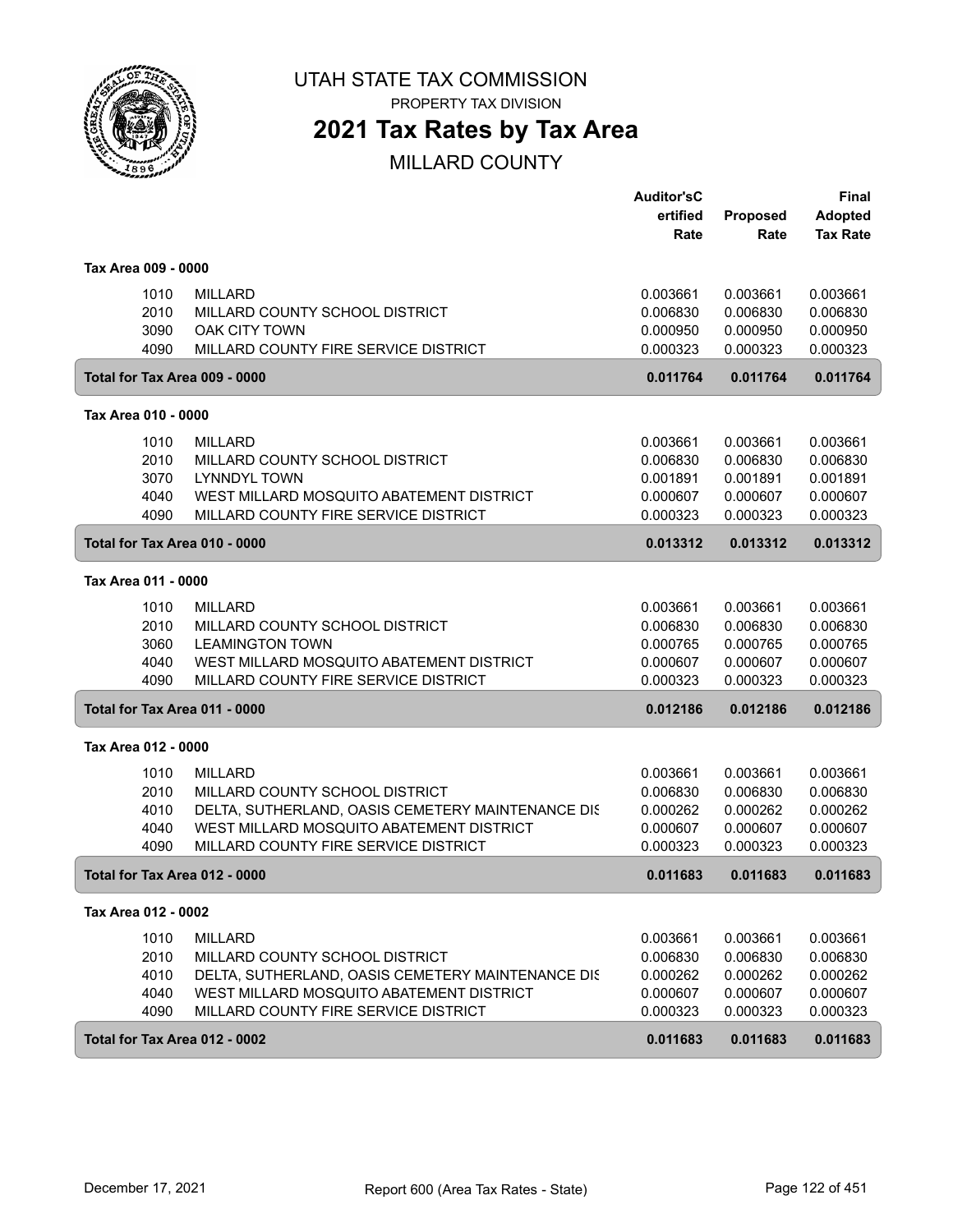# UTAH STATE TAX COMMISSION

PROPERTY TAX DIVISION

## 2021 Tax Rates by Tax Area

MILLARD COUNTY

| | | Auditor'sC ertified Rate | Proposed Rate | Final Adopted Tax Rate |
|---|---|---|---|---|
| **Tax Area 009 - 0000** | | | | |
| 1010 | MILLARD | 0.003661 | 0.003661 | 0.003661 |
| 2010 | MILLARD COUNTY SCHOOL DISTRICT | 0.006830 | 0.006830 | 0.006830 |
| 3090 | OAK CITY TOWN | 0.000950 | 0.000950 | 0.000950 |
| 4090 | MILLARD COUNTY FIRE SERVICE DISTRICT | 0.000323 | 0.000323 | 0.000323 |
| **Total for Tax Area 009 - 0000** | | **0.011764** | **0.011764** | **0.011764** |
| **Tax Area 010 - 0000** | | | | |
| 1010 | MILLARD | 0.003661 | 0.003661 | 0.003661 |
| 2010 | MILLARD COUNTY SCHOOL DISTRICT | 0.006830 | 0.006830 | 0.006830 |
| 3070 | LYNNDYL TOWN | 0.001891 | 0.001891 | 0.001891 |
| 4040 | WEST MILLARD MOSQUITO ABATEMENT DISTRICT | 0.000607 | 0.000607 | 0.000607 |
| 4090 | MILLARD COUNTY FIRE SERVICE DISTRICT | 0.000323 | 0.000323 | 0.000323 |
| **Total for Tax Area 010 - 0000** | | **0.013312** | **0.013312** | **0.013312** |
| **Tax Area 011 - 0000** | | | | |
| 1010 | MILLARD | 0.003661 | 0.003661 | 0.003661 |
| 2010 | MILLARD COUNTY SCHOOL DISTRICT | 0.006830 | 0.006830 | 0.006830 |
| 3060 | LEAMINGTON TOWN | 0.000765 | 0.000765 | 0.000765 |
| 4040 | WEST MILLARD MOSQUITO ABATEMENT DISTRICT | 0.000607 | 0.000607 | 0.000607 |
| 4090 | MILLARD COUNTY FIRE SERVICE DISTRICT | 0.000323 | 0.000323 | 0.000323 |
| **Total for Tax Area 011 - 0000** | | **0.012186** | **0.012186** | **0.012186** |
| **Tax Area 012 - 0000** | | | | |
| 1010 | MILLARD | 0.003661 | 0.003661 | 0.003661 |
| 2010 | MILLARD COUNTY SCHOOL DISTRICT | 0.006830 | 0.006830 | 0.006830 |
| 4010 | DELTA, SUTHERLAND, OASIS CEMETERY MAINTENANCE DIS | 0.000262 | 0.000262 | 0.000262 |
| 4040 | WEST MILLARD MOSQUITO ABATEMENT DISTRICT | 0.000607 | 0.000607 | 0.000607 |
| 4090 | MILLARD COUNTY FIRE SERVICE DISTRICT | 0.000323 | 0.000323 | 0.000323 |
| **Total for Tax Area 012 - 0000** | | **0.011683** | **0.011683** | **0.011683** |
| **Tax Area 012 - 0002** | | | | |
| 1010 | MILLARD | 0.003661 | 0.003661 | 0.003661 |
| 2010 | MILLARD COUNTY SCHOOL DISTRICT | 0.006830 | 0.006830 | 0.006830 |
| 4010 | DELTA, SUTHERLAND, OASIS CEMETERY MAINTENANCE DIS | 0.000262 | 0.000262 | 0.000262 |
| 4040 | WEST MILLARD MOSQUITO ABATEMENT DISTRICT | 0.000607 | 0.000607 | 0.000607 |
| 4090 | MILLARD COUNTY FIRE SERVICE DISTRICT | 0.000323 | 0.000323 | 0.000323 |
| **Total for Tax Area 012 - 0002** | | **0.011683** | **0.011683** | **0.011683** |

December 17, 2021 | Report 600 (Area Tax Rates - State)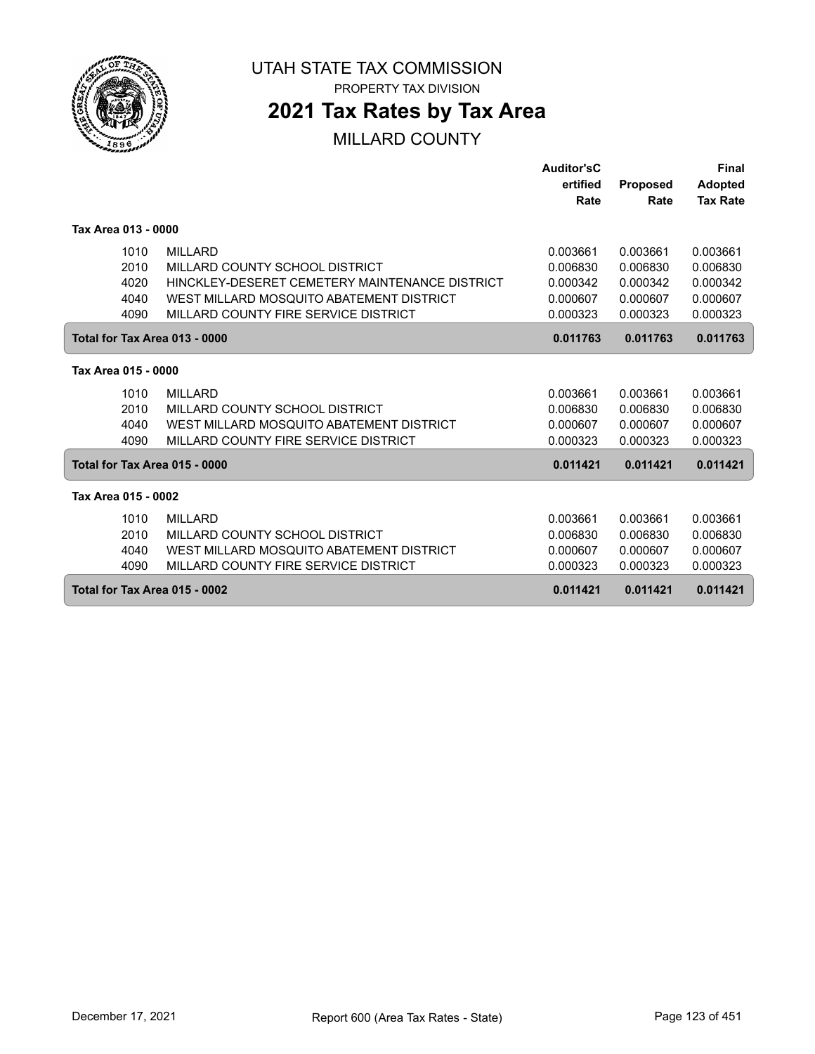# UTAH STATE TAX COMMISSION

PROPERTY TAX DIVISION

## 2021 Tax Rates by Tax Area

MILLARD COUNTY

| | | Auditor'sCertified Rate | Proposed Rate | Final Adopted Tax Rate |
|---|---|---|---|---|
| **Tax Area 013 - 0000** | | | | |
| 1010 | MILLARD | 0.003661 | 0.003661 | 0.003661 |
| 2010 | MILLARD COUNTY SCHOOL DISTRICT | 0.006830 | 0.006830 | 0.006830 |
| 4020 | HINCKLEY-DESERET CEMETERY MAINTENANCE DISTRICT | 0.000342 | 0.000342 | 0.000342 |
| 4040 | WEST MILLARD MOSQUITO ABATEMENT DISTRICT | 0.000607 | 0.000607 | 0.000607 |
| 4090 | MILLARD COUNTY FIRE SERVICE DISTRICT | 0.000323 | 0.000323 | 0.000323 |
| **Total for Tax Area 013 - 0000** | | **0.011763** | **0.011763** | **0.011763** |
| **Tax Area 015 - 0000** | | | | |
| 1010 | MILLARD | 0.003661 | 0.003661 | 0.003661 |
| 2010 | MILLARD COUNTY SCHOOL DISTRICT | 0.006830 | 0.006830 | 0.006830 |
| 4040 | WEST MILLARD MOSQUITO ABATEMENT DISTRICT | 0.000607 | 0.000607 | 0.000607 |
| 4090 | MILLARD COUNTY FIRE SERVICE DISTRICT | 0.000323 | 0.000323 | 0.000323 |
| **Total for Tax Area 015 - 0000** | | **0.011421** | **0.011421** | **0.011421** |
| **Tax Area 015 - 0002** | | | | |
| 1010 | MILLARD | 0.003661 | 0.003661 | 0.003661 |
| 2010 | MILLARD COUNTY SCHOOL DISTRICT | 0.006830 | 0.006830 | 0.006830 |
| 4040 | WEST MILLARD MOSQUITO ABATEMENT DISTRICT | 0.000607 | 0.000607 | 0.000607 |
| 4090 | MILLARD COUNTY FIRE SERVICE DISTRICT | 0.000323 | 0.000323 | 0.000323 |
| **Total for Tax Area 015 - 0002** | | **0.011421** | **0.011421** | **0.011421** |

December 17, 2021 Report 600 (Area Tax Rates - State)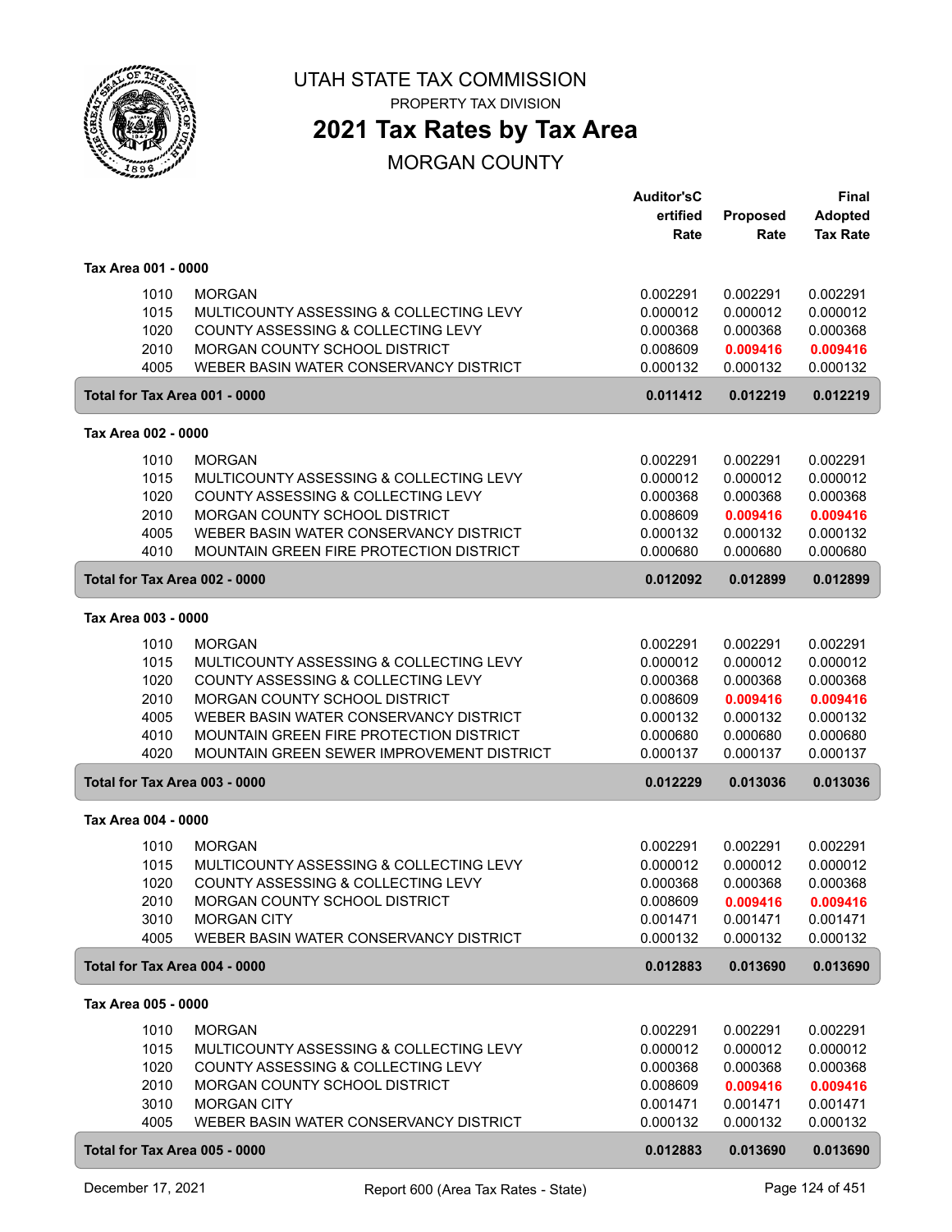# UTAH STATE TAX COMMISSION

PROPERTY TAX DIVISION

## 2021 Tax Rates by Tax Area

MORGAN COUNTY

| | | Auditor's Certified Rate | Proposed Rate | Final Adopted Tax Rate |
|---|---|---|---|---|
| **Tax Area 001 - 0000** | | | | |
| 1010 | MORGAN | 0.002291 | 0.002291 | 0.002291 |
| 1015 | MULTICOUNTY ASSESSING & COLLECTING LEVY | 0.000012 | 0.000012 | 0.000012 |
| 1020 | COUNTY ASSESSING & COLLECTING LEVY | 0.000368 | 0.000368 | 0.000368 |
| 2010 | MORGAN COUNTY SCHOOL DISTRICT | 0.008609 | **0.009416** | **0.009416** |
| 4005 | WEBER BASIN WATER CONSERVANCY DISTRICT | 0.000132 | 0.000132 | 0.000132 |
| **Total for Tax Area 001 - 0000** | | **0.011412** | **0.012219** | **0.012219** |
| **Tax Area 002 - 0000** | | | | |
| 1010 | MORGAN | 0.002291 | 0.002291 | 0.002291 |
| 1015 | MULTICOUNTY ASSESSING & COLLECTING LEVY | 0.000012 | 0.000012 | 0.000012 |
| 1020 | COUNTY ASSESSING & COLLECTING LEVY | 0.000368 | 0.000368 | 0.000368 |
| 2010 | MORGAN COUNTY SCHOOL DISTRICT | 0.008609 | **0.009416** | **0.009416** |
| 4005 | WEBER BASIN WATER CONSERVANCY DISTRICT | 0.000132 | 0.000132 | 0.000132 |
| 4010 | MOUNTAIN GREEN FIRE PROTECTION DISTRICT | 0.000680 | 0.000680 | 0.000680 |
| **Total for Tax Area 002 - 0000** | | **0.012092** | **0.012899** | **0.012899** |
| **Tax Area 003 - 0000** | | | | |
| 1010 | MORGAN | 0.002291 | 0.002291 | 0.002291 |
| 1015 | MULTICOUNTY ASSESSING & COLLECTING LEVY | 0.000012 | 0.000012 | 0.000012 |
| 1020 | COUNTY ASSESSING & COLLECTING LEVY | 0.000368 | 0.000368 | 0.000368 |
| 2010 | MORGAN COUNTY SCHOOL DISTRICT | 0.008609 | **0.009416** | **0.009416** |
| 4005 | WEBER BASIN WATER CONSERVANCY DISTRICT | 0.000132 | 0.000132 | 0.000132 |
| 4010 | MOUNTAIN GREEN FIRE PROTECTION DISTRICT | 0.000680 | 0.000680 | 0.000680 |
| 4020 | MOUNTAIN GREEN SEWER IMPROVEMENT DISTRICT | 0.000137 | 0.000137 | 0.000137 |
| **Total for Tax Area 003 - 0000** | | **0.012229** | **0.013036** | **0.013036** |
| **Tax Area 004 - 0000** | | | | |
| 1010 | MORGAN | 0.002291 | 0.002291 | 0.002291 |
| 1015 | MULTICOUNTY ASSESSING & COLLECTING LEVY | 0.000012 | 0.000012 | 0.000012 |
| 1020 | COUNTY ASSESSING & COLLECTING LEVY | 0.000368 | 0.000368 | 0.000368 |
| 2010 | MORGAN COUNTY SCHOOL DISTRICT | 0.008609 | **0.009416** | **0.009416** |
| 3010 | MORGAN CITY | 0.001471 | 0.001471 | 0.001471 |
| 4005 | WEBER BASIN WATER CONSERVANCY DISTRICT | 0.000132 | 0.000132 | 0.000132 |
| **Total for Tax Area 004 - 0000** | | **0.012883** | **0.013690** | **0.013690** |
| **Tax Area 005 - 0000** | | | | |
| 1010 | MORGAN | 0.002291 | 0.002291 | 0.002291 |
| 1015 | MULTICOUNTY ASSESSING & COLLECTING LEVY | 0.000012 | 0.000012 | 0.000012 |
| 1020 | COUNTY ASSESSING & COLLECTING LEVY | 0.000368 | 0.000368 | 0.000368 |
| 2010 | MORGAN COUNTY SCHOOL DISTRICT | 0.008609 | **0.009416** | **0.009416** |
| 3010 | MORGAN CITY | 0.001471 | 0.001471 | 0.001471 |
| 4005 | WEBER BASIN WATER CONSERVANCY DISTRICT | 0.000132 | 0.000132 | 0.000132 |
| **Total for Tax Area 005 - 0000** | | **0.012883** | **0.013690** | **0.013690** |

December 17, 2021 — Report 600 (Area Tax Rates - State)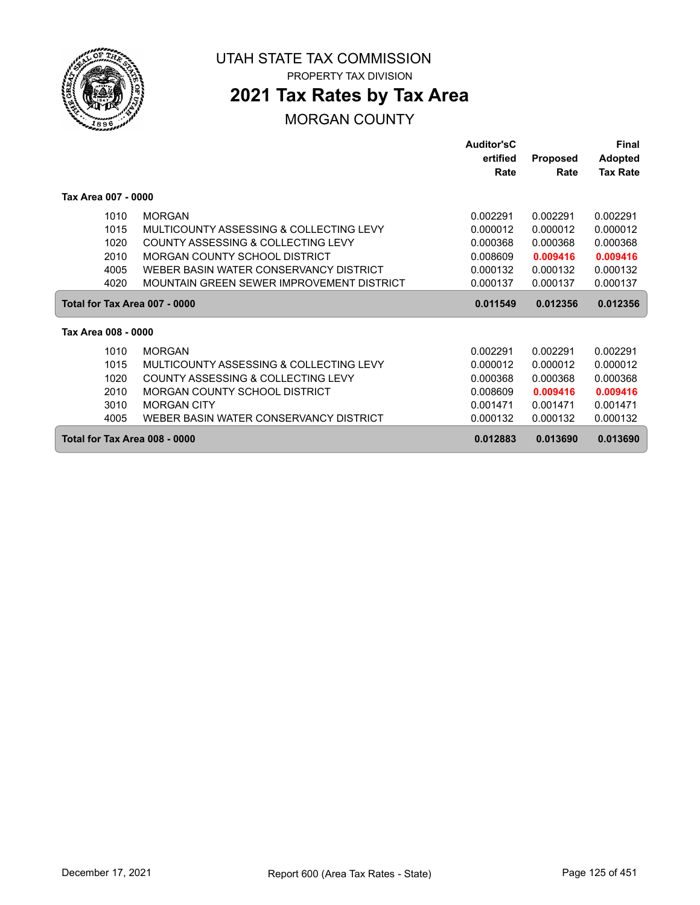UTAH STATE TAX COMMISSION

PROPERTY TAX DIVISION

# 2021 Tax Rates by Tax Area

## MORGAN COUNTY

| | | Auditor'sCertified Rate | Proposed Rate | Final Adopted Tax Rate |
|---|---|---|---|---|
| **Tax Area 007 - 0000** | | | | |
| 1010 | MORGAN | 0.002291 | 0.002291 | 0.002291 |
| 1015 | MULTICOUNTY ASSESSING & COLLECTING LEVY | 0.000012 | 0.000012 | 0.000012 |
| 1020 | COUNTY ASSESSING & COLLECTING LEVY | 0.000368 | 0.000368 | 0.000368 |
| 2010 | MORGAN COUNTY SCHOOL DISTRICT | 0.008609 | **0.009416** | **0.009416** |
| 4005 | WEBER BASIN WATER CONSERVANCY DISTRICT | 0.000132 | 0.000132 | 0.000132 |
| 4020 | MOUNTAIN GREEN SEWER IMPROVEMENT DISTRICT | 0.000137 | 0.000137 | 0.000137 |
| **Total for Tax Area 007 - 0000** | | **0.011549** | **0.012356** | **0.012356** |
| **Tax Area 008 - 0000** | | | | |
| 1010 | MORGAN | 0.002291 | 0.002291 | 0.002291 |
| 1015 | MULTICOUNTY ASSESSING & COLLECTING LEVY | 0.000012 | 0.000012 | 0.000012 |
| 1020 | COUNTY ASSESSING & COLLECTING LEVY | 0.000368 | 0.000368 | 0.000368 |
| 2010 | MORGAN COUNTY SCHOOL DISTRICT | 0.008609 | **0.009416** | **0.009416** |
| 3010 | MORGAN CITY | 0.001471 | 0.001471 | 0.001471 |
| 4005 | WEBER BASIN WATER CONSERVANCY DISTRICT | 0.000132 | 0.000132 | 0.000132 |
| **Total for Tax Area 008 - 0000** | | **0.012883** | **0.013690** | **0.013690** |

December 17, 2021 Report 600 (Area Tax Rates - State)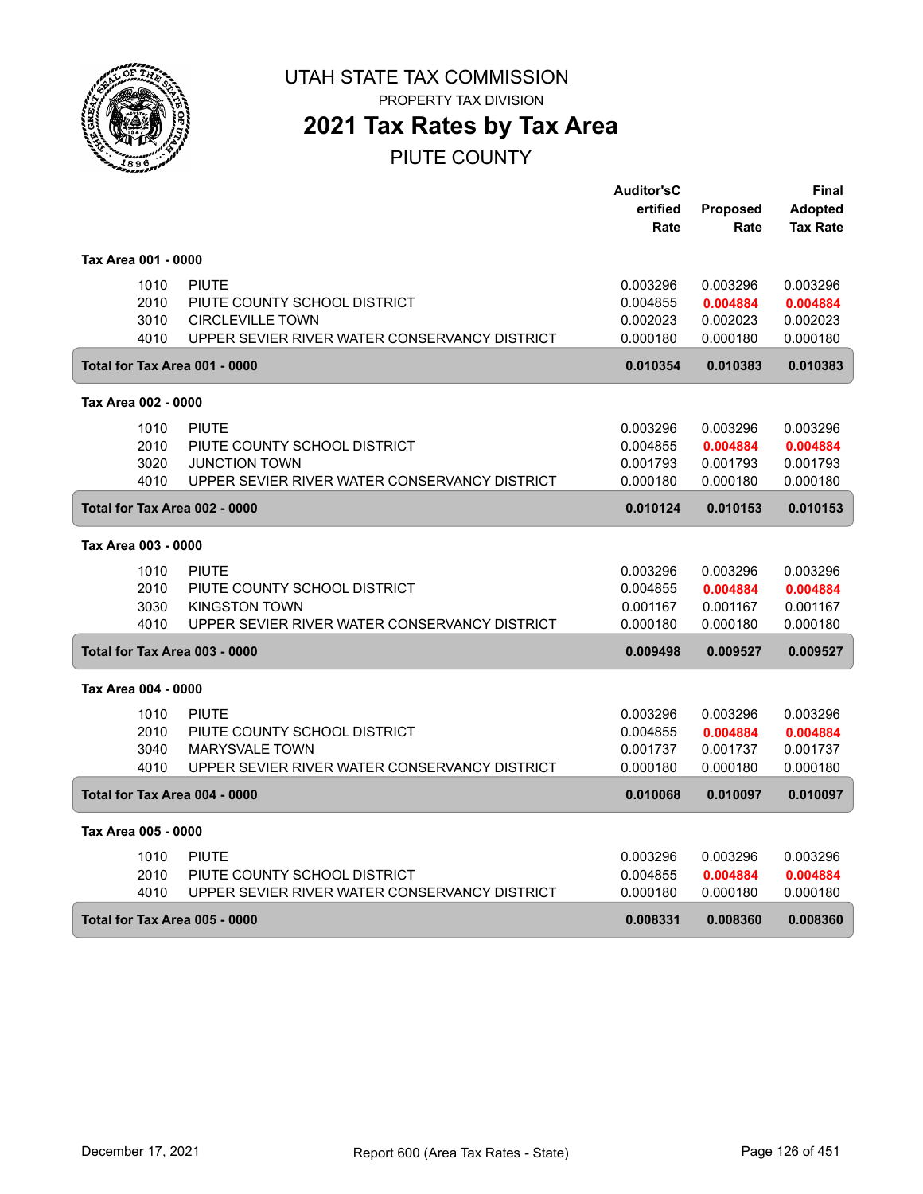# UTAH STATE TAX COMMISSION

PROPERTY TAX DIVISION

## 2021 Tax Rates by Tax Area

PIUTE COUNTY

| | | Auditor'sCertified Rate | Proposed Rate | Final Adopted Tax Rate |
|---|---|---|---|---|
| **Tax Area 001 - 0000** | | | | |
| 1010 | PIUTE | 0.003296 | 0.003296 | 0.003296 |
| 2010 | PIUTE COUNTY SCHOOL DISTRICT | 0.004855 | 0.004884 | 0.004884 |
| 3010 | CIRCLEVILLE TOWN | 0.002023 | 0.002023 | 0.002023 |
| 4010 | UPPER SEVIER RIVER WATER CONSERVANCY DISTRICT | 0.000180 | 0.000180 | 0.000180 |
| **Total for Tax Area 001 - 0000** | | **0.010354** | **0.010383** | **0.010383** |
| **Tax Area 002 - 0000** | | | | |
| 1010 | PIUTE | 0.003296 | 0.003296 | 0.003296 |
| 2010 | PIUTE COUNTY SCHOOL DISTRICT | 0.004855 | 0.004884 | 0.004884 |
| 3020 | JUNCTION TOWN | 0.001793 | 0.001793 | 0.001793 |
| 4010 | UPPER SEVIER RIVER WATER CONSERVANCY DISTRICT | 0.000180 | 0.000180 | 0.000180 |
| **Total for Tax Area 002 - 0000** | | **0.010124** | **0.010153** | **0.010153** |
| **Tax Area 003 - 0000** | | | | |
| 1010 | PIUTE | 0.003296 | 0.003296 | 0.003296 |
| 2010 | PIUTE COUNTY SCHOOL DISTRICT | 0.004855 | 0.004884 | 0.004884 |
| 3030 | KINGSTON TOWN | 0.001167 | 0.001167 | 0.001167 |
| 4010 | UPPER SEVIER RIVER WATER CONSERVANCY DISTRICT | 0.000180 | 0.000180 | 0.000180 |
| **Total for Tax Area 003 - 0000** | | **0.009498** | **0.009527** | **0.009527** |
| **Tax Area 004 - 0000** | | | | |
| 1010 | PIUTE | 0.003296 | 0.003296 | 0.003296 |
| 2010 | PIUTE COUNTY SCHOOL DISTRICT | 0.004855 | 0.004884 | 0.004884 |
| 3040 | MARYSVALE TOWN | 0.001737 | 0.001737 | 0.001737 |
| 4010 | UPPER SEVIER RIVER WATER CONSERVANCY DISTRICT | 0.000180 | 0.000180 | 0.000180 |
| **Total for Tax Area 004 - 0000** | | **0.010068** | **0.010097** | **0.010097** |
| **Tax Area 005 - 0000** | | | | |
| 1010 | PIUTE | 0.003296 | 0.003296 | 0.003296 |
| 2010 | PIUTE COUNTY SCHOOL DISTRICT | 0.004855 | 0.004884 | 0.004884 |
| 4010 | UPPER SEVIER RIVER WATER CONSERVANCY DISTRICT | 0.000180 | 0.000180 | 0.000180 |
| **Total for Tax Area 005 - 0000** | | **0.008331** | **0.008360** | **0.008360** |

December 17, 2021 Report 600 (Area Tax Rates - State)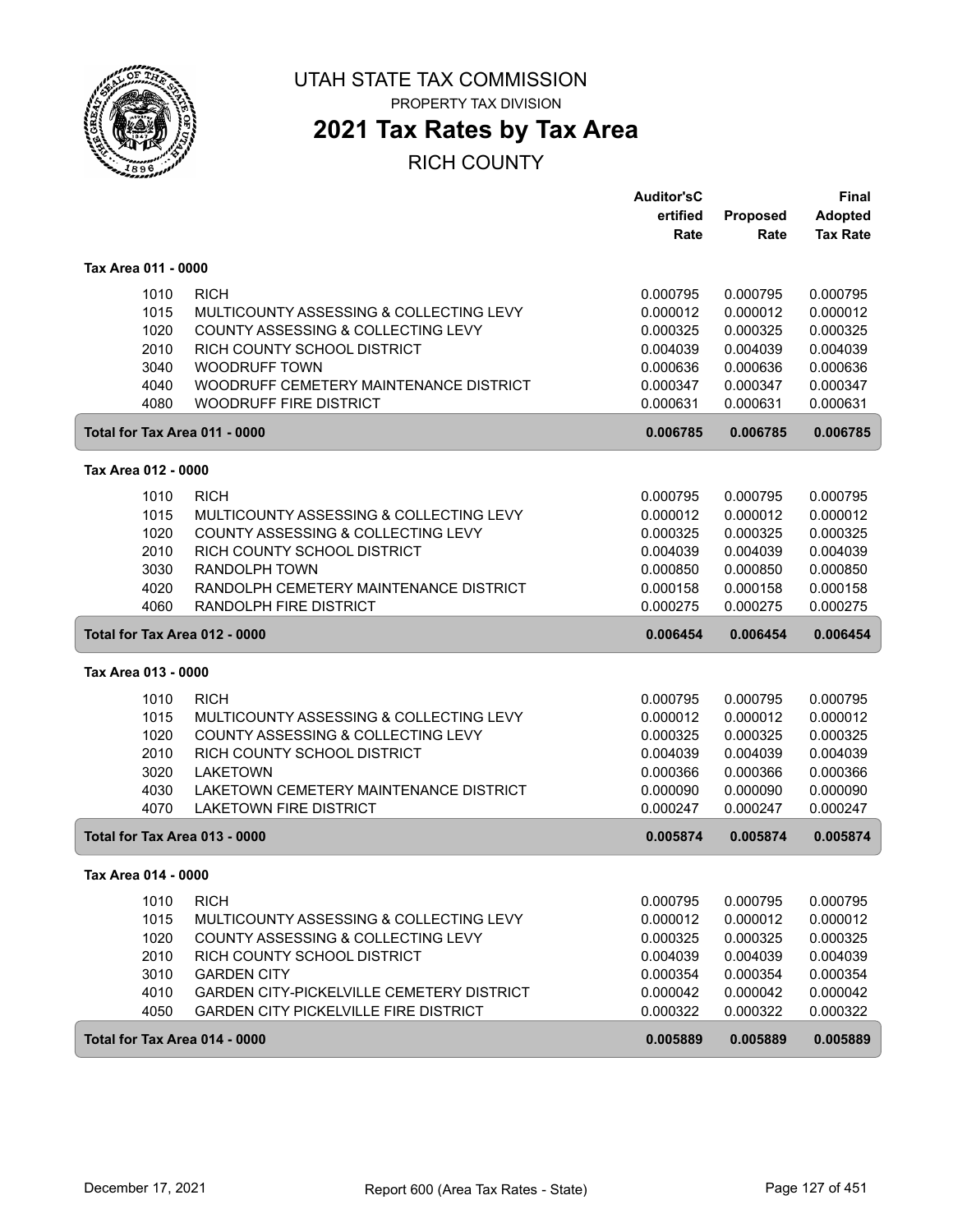# UTAH STATE TAX COMMISSION

PROPERTY TAX DIVISION

## 2021 Tax Rates by Tax Area

RICH COUNTY

| | | Auditor'sCertified Rate | Proposed Rate | Final Adopted Tax Rate |
|---|---|---|---|---|
| **Tax Area 011 - 0000** | | | | |
| 1010 | RICH | 0.000795 | 0.000795 | 0.000795 |
| 1015 | MULTICOUNTY ASSESSING & COLLECTING LEVY | 0.000012 | 0.000012 | 0.000012 |
| 1020 | COUNTY ASSESSING & COLLECTING LEVY | 0.000325 | 0.000325 | 0.000325 |
| 2010 | RICH COUNTY SCHOOL DISTRICT | 0.004039 | 0.004039 | 0.004039 |
| 3040 | WOODRUFF TOWN | 0.000636 | 0.000636 | 0.000636 |
| 4040 | WOODRUFF CEMETERY MAINTENANCE DISTRICT | 0.000347 | 0.000347 | 0.000347 |
| 4080 | WOODRUFF FIRE DISTRICT | 0.000631 | 0.000631 | 0.000631 |
| **Total for Tax Area 011 - 0000** | | **0.006785** | **0.006785** | **0.006785** |
| **Tax Area 012 - 0000** | | | | |
| 1010 | RICH | 0.000795 | 0.000795 | 0.000795 |
| 1015 | MULTICOUNTY ASSESSING & COLLECTING LEVY | 0.000012 | 0.000012 | 0.000012 |
| 1020 | COUNTY ASSESSING & COLLECTING LEVY | 0.000325 | 0.000325 | 0.000325 |
| 2010 | RICH COUNTY SCHOOL DISTRICT | 0.004039 | 0.004039 | 0.004039 |
| 3030 | RANDOLPH TOWN | 0.000850 | 0.000850 | 0.000850 |
| 4020 | RANDOLPH CEMETERY MAINTENANCE DISTRICT | 0.000158 | 0.000158 | 0.000158 |
| 4060 | RANDOLPH FIRE DISTRICT | 0.000275 | 0.000275 | 0.000275 |
| **Total for Tax Area 012 - 0000** | | **0.006454** | **0.006454** | **0.006454** |
| **Tax Area 013 - 0000** | | | | |
| 1010 | RICH | 0.000795 | 0.000795 | 0.000795 |
| 1015 | MULTICOUNTY ASSESSING & COLLECTING LEVY | 0.000012 | 0.000012 | 0.000012 |
| 1020 | COUNTY ASSESSING & COLLECTING LEVY | 0.000325 | 0.000325 | 0.000325 |
| 2010 | RICH COUNTY SCHOOL DISTRICT | 0.004039 | 0.004039 | 0.004039 |
| 3020 | LAKETOWN | 0.000366 | 0.000366 | 0.000366 |
| 4030 | LAKETOWN CEMETERY MAINTENANCE DISTRICT | 0.000090 | 0.000090 | 0.000090 |
| 4070 | LAKETOWN FIRE DISTRICT | 0.000247 | 0.000247 | 0.000247 |
| **Total for Tax Area 013 - 0000** | | **0.005874** | **0.005874** | **0.005874** |
| **Tax Area 014 - 0000** | | | | |
| 1010 | RICH | 0.000795 | 0.000795 | 0.000795 |
| 1015 | MULTICOUNTY ASSESSING & COLLECTING LEVY | 0.000012 | 0.000012 | 0.000012 |
| 1020 | COUNTY ASSESSING & COLLECTING LEVY | 0.000325 | 0.000325 | 0.000325 |
| 2010 | RICH COUNTY SCHOOL DISTRICT | 0.004039 | 0.004039 | 0.004039 |
| 3010 | GARDEN CITY | 0.000354 | 0.000354 | 0.000354 |
| 4010 | GARDEN CITY-PICKELVILLE CEMETERY DISTRICT | 0.000042 | 0.000042 | 0.000042 |
| 4050 | GARDEN CITY PICKELVILLE FIRE DISTRICT | 0.000322 | 0.000322 | 0.000322 |
| **Total for Tax Area 014 - 0000** | | **0.005889** | **0.005889** | **0.005889** |

December 17, 2021 — Report 600 (Area Tax Rates - State)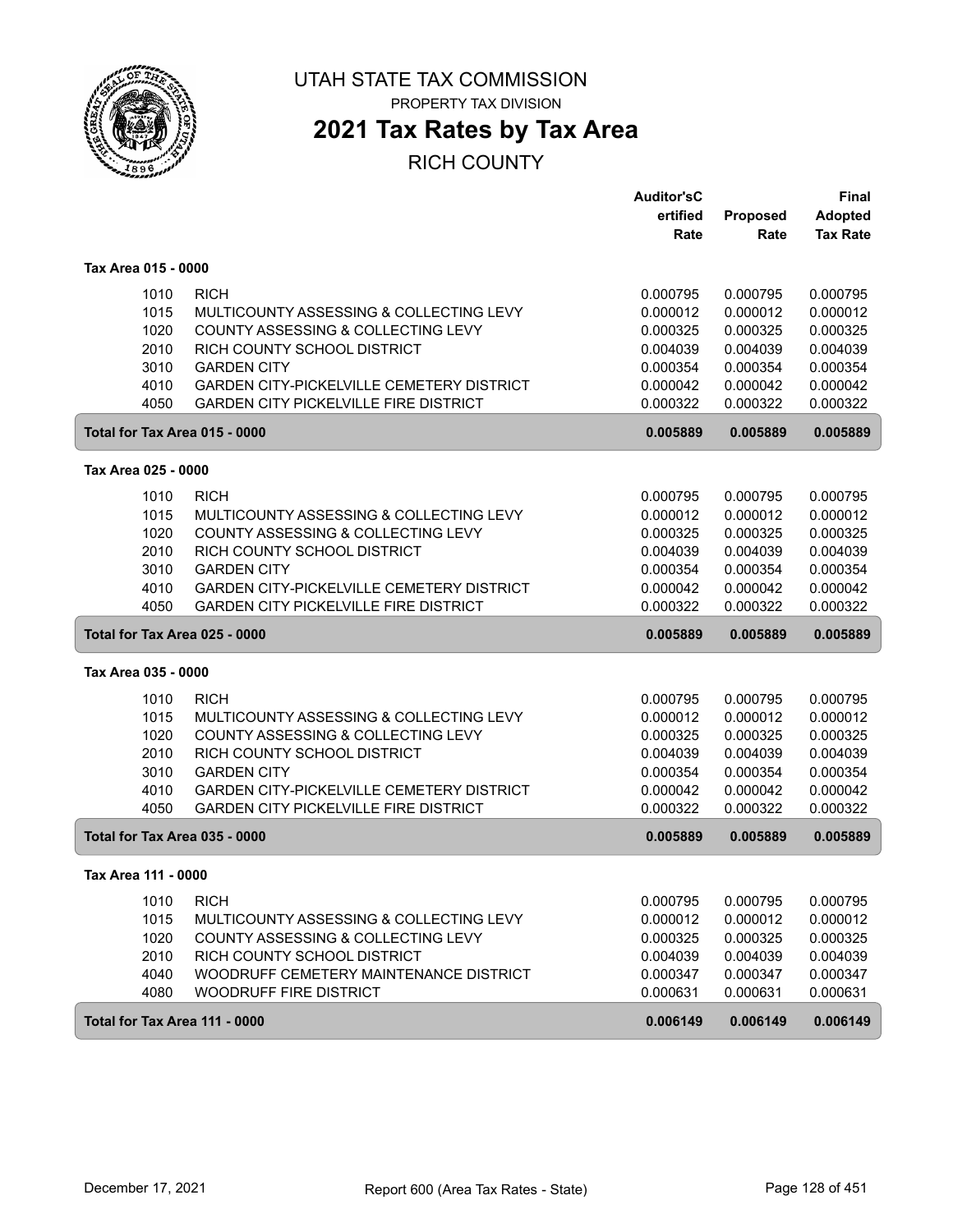# UTAH STATE TAX COMMISSION

PROPERTY TAX DIVISION

## 2021 Tax Rates by Tax Area

RICH COUNTY

| | | Auditor'sCertified Rate | Proposed Rate | Final Adopted Tax Rate |
|---|---|---|---|---|
| **Tax Area 015 - 0000** | | | | |
| 1010 | RICH | 0.000795 | 0.000795 | 0.000795 |
| 1015 | MULTICOUNTY ASSESSING & COLLECTING LEVY | 0.000012 | 0.000012 | 0.000012 |
| 1020 | COUNTY ASSESSING & COLLECTING LEVY | 0.000325 | 0.000325 | 0.000325 |
| 2010 | RICH COUNTY SCHOOL DISTRICT | 0.004039 | 0.004039 | 0.004039 |
| 3010 | GARDEN CITY | 0.000354 | 0.000354 | 0.000354 |
| 4010 | GARDEN CITY-PICKELVILLE CEMETERY DISTRICT | 0.000042 | 0.000042 | 0.000042 |
| 4050 | GARDEN CITY PICKELVILLE FIRE DISTRICT | 0.000322 | 0.000322 | 0.000322 |
| **Total for Tax Area 015 - 0000** | | **0.005889** | **0.005889** | **0.005889** |
| **Tax Area 025 - 0000** | | | | |
| 1010 | RICH | 0.000795 | 0.000795 | 0.000795 |
| 1015 | MULTICOUNTY ASSESSING & COLLECTING LEVY | 0.000012 | 0.000012 | 0.000012 |
| 1020 | COUNTY ASSESSING & COLLECTING LEVY | 0.000325 | 0.000325 | 0.000325 |
| 2010 | RICH COUNTY SCHOOL DISTRICT | 0.004039 | 0.004039 | 0.004039 |
| 3010 | GARDEN CITY | 0.000354 | 0.000354 | 0.000354 |
| 4010 | GARDEN CITY-PICKELVILLE CEMETERY DISTRICT | 0.000042 | 0.000042 | 0.000042 |
| 4050 | GARDEN CITY PICKELVILLE FIRE DISTRICT | 0.000322 | 0.000322 | 0.000322 |
| **Total for Tax Area 025 - 0000** | | **0.005889** | **0.005889** | **0.005889** |
| **Tax Area 035 - 0000** | | | | |
| 1010 | RICH | 0.000795 | 0.000795 | 0.000795 |
| 1015 | MULTICOUNTY ASSESSING & COLLECTING LEVY | 0.000012 | 0.000012 | 0.000012 |
| 1020 | COUNTY ASSESSING & COLLECTING LEVY | 0.000325 | 0.000325 | 0.000325 |
| 2010 | RICH COUNTY SCHOOL DISTRICT | 0.004039 | 0.004039 | 0.004039 |
| 3010 | GARDEN CITY | 0.000354 | 0.000354 | 0.000354 |
| 4010 | GARDEN CITY-PICKELVILLE CEMETERY DISTRICT | 0.000042 | 0.000042 | 0.000042 |
| 4050 | GARDEN CITY PICKELVILLE FIRE DISTRICT | 0.000322 | 0.000322 | 0.000322 |
| **Total for Tax Area 035 - 0000** | | **0.005889** | **0.005889** | **0.005889** |
| **Tax Area 111 - 0000** | | | | |
| 1010 | RICH | 0.000795 | 0.000795 | 0.000795 |
| 1015 | MULTICOUNTY ASSESSING & COLLECTING LEVY | 0.000012 | 0.000012 | 0.000012 |
| 1020 | COUNTY ASSESSING & COLLECTING LEVY | 0.000325 | 0.000325 | 0.000325 |
| 2010 | RICH COUNTY SCHOOL DISTRICT | 0.004039 | 0.004039 | 0.004039 |
| 4040 | WOODRUFF CEMETERY MAINTENANCE DISTRICT | 0.000347 | 0.000347 | 0.000347 |
| 4080 | WOODRUFF FIRE DISTRICT | 0.000631 | 0.000631 | 0.000631 |
| **Total for Tax Area 111 - 0000** | | **0.006149** | **0.006149** | **0.006149** |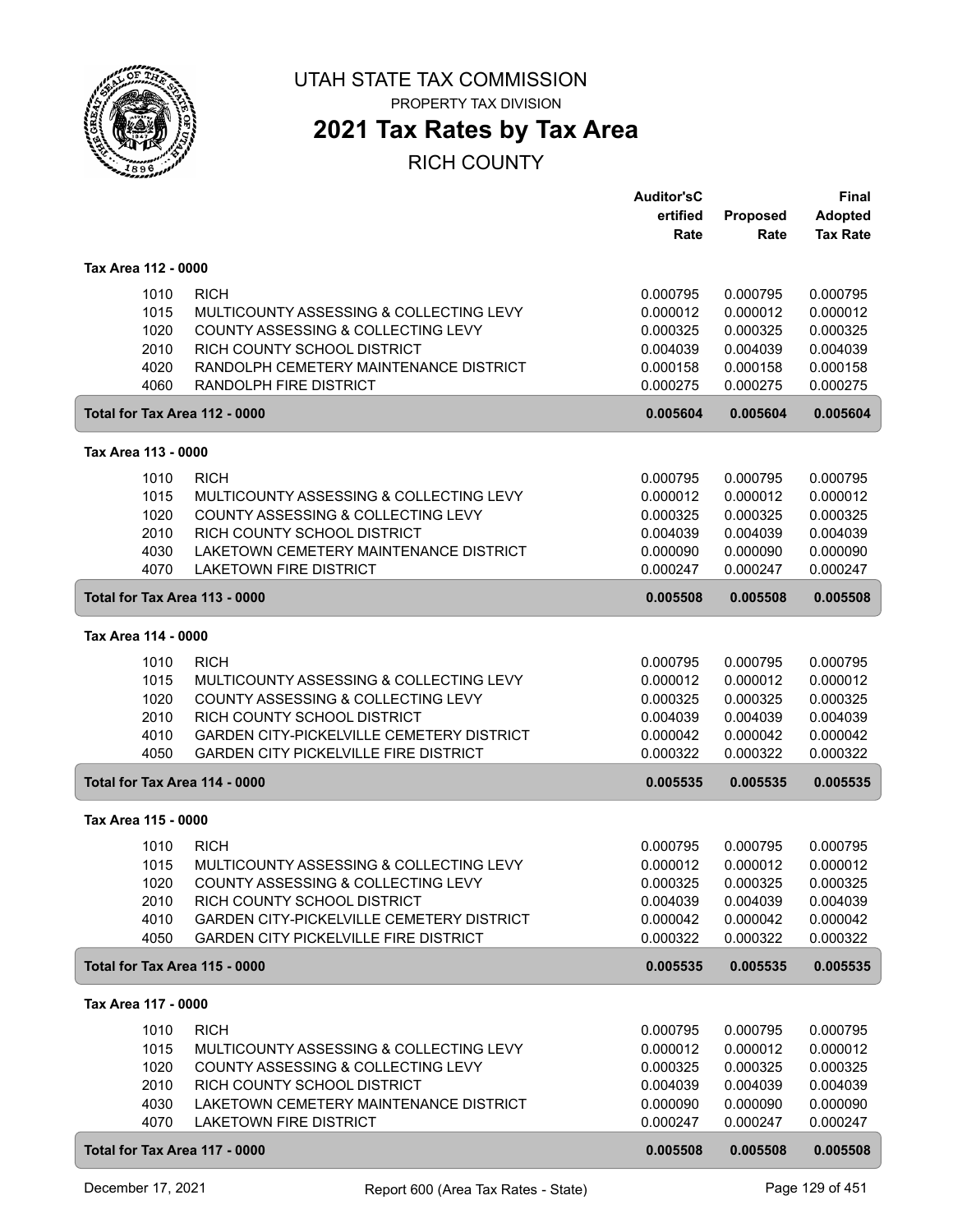UTAH STATE TAX COMMISSION

PROPERTY TAX DIVISION

# 2021 Tax Rates by Tax Area

RICH COUNTY

| | | Auditor'sC ertified Rate | Proposed Rate | Final Adopted Tax Rate |
|---|---|---|---|---|
| **Tax Area 112 - 0000** | | | | |
| 1010 | RICH | 0.000795 | 0.000795 | 0.000795 |
| 1015 | MULTICOUNTY ASSESSING & COLLECTING LEVY | 0.000012 | 0.000012 | 0.000012 |
| 1020 | COUNTY ASSESSING & COLLECTING LEVY | 0.000325 | 0.000325 | 0.000325 |
| 2010 | RICH COUNTY SCHOOL DISTRICT | 0.004039 | 0.004039 | 0.004039 |
| 4020 | RANDOLPH CEMETERY MAINTENANCE DISTRICT | 0.000158 | 0.000158 | 0.000158 |
| 4060 | RANDOLPH FIRE DISTRICT | 0.000275 | 0.000275 | 0.000275 |
| **Total for Tax Area 112 - 0000** | | **0.005604** | **0.005604** | **0.005604** |
| **Tax Area 113 - 0000** | | | | |
| 1010 | RICH | 0.000795 | 0.000795 | 0.000795 |
| 1015 | MULTICOUNTY ASSESSING & COLLECTING LEVY | 0.000012 | 0.000012 | 0.000012 |
| 1020 | COUNTY ASSESSING & COLLECTING LEVY | 0.000325 | 0.000325 | 0.000325 |
| 2010 | RICH COUNTY SCHOOL DISTRICT | 0.004039 | 0.004039 | 0.004039 |
| 4030 | LAKETOWN CEMETERY MAINTENANCE DISTRICT | 0.000090 | 0.000090 | 0.000090 |
| 4070 | LAKETOWN FIRE DISTRICT | 0.000247 | 0.000247 | 0.000247 |
| **Total for Tax Area 113 - 0000** | | **0.005508** | **0.005508** | **0.005508** |
| **Tax Area 114 - 0000** | | | | |
| 1010 | RICH | 0.000795 | 0.000795 | 0.000795 |
| 1015 | MULTICOUNTY ASSESSING & COLLECTING LEVY | 0.000012 | 0.000012 | 0.000012 |
| 1020 | COUNTY ASSESSING & COLLECTING LEVY | 0.000325 | 0.000325 | 0.000325 |
| 2010 | RICH COUNTY SCHOOL DISTRICT | 0.004039 | 0.004039 | 0.004039 |
| 4010 | GARDEN CITY-PICKELVILLE CEMETERY DISTRICT | 0.000042 | 0.000042 | 0.000042 |
| 4050 | GARDEN CITY PICKELVILLE FIRE DISTRICT | 0.000322 | 0.000322 | 0.000322 |
| **Total for Tax Area 114 - 0000** | | **0.005535** | **0.005535** | **0.005535** |
| **Tax Area 115 - 0000** | | | | |
| 1010 | RICH | 0.000795 | 0.000795 | 0.000795 |
| 1015 | MULTICOUNTY ASSESSING & COLLECTING LEVY | 0.000012 | 0.000012 | 0.000012 |
| 1020 | COUNTY ASSESSING & COLLECTING LEVY | 0.000325 | 0.000325 | 0.000325 |
| 2010 | RICH COUNTY SCHOOL DISTRICT | 0.004039 | 0.004039 | 0.004039 |
| 4010 | GARDEN CITY-PICKELVILLE CEMETERY DISTRICT | 0.000042 | 0.000042 | 0.000042 |
| 4050 | GARDEN CITY PICKELVILLE FIRE DISTRICT | 0.000322 | 0.000322 | 0.000322 |
| **Total for Tax Area 115 - 0000** | | **0.005535** | **0.005535** | **0.005535** |
| **Tax Area 117 - 0000** | | | | |
| 1010 | RICH | 0.000795 | 0.000795 | 0.000795 |
| 1015 | MULTICOUNTY ASSESSING & COLLECTING LEVY | 0.000012 | 0.000012 | 0.000012 |
| 1020 | COUNTY ASSESSING & COLLECTING LEVY | 0.000325 | 0.000325 | 0.000325 |
| 2010 | RICH COUNTY SCHOOL DISTRICT | 0.004039 | 0.004039 | 0.004039 |
| 4030 | LAKETOWN CEMETERY MAINTENANCE DISTRICT | 0.000090 | 0.000090 | 0.000090 |
| 4070 | LAKETOWN FIRE DISTRICT | 0.000247 | 0.000247 | 0.000247 |
| **Total for Tax Area 117 - 0000** | | **0.005508** | **0.005508** | **0.005508** |

December 17, 2021 Report 600 (Area Tax Rates - State)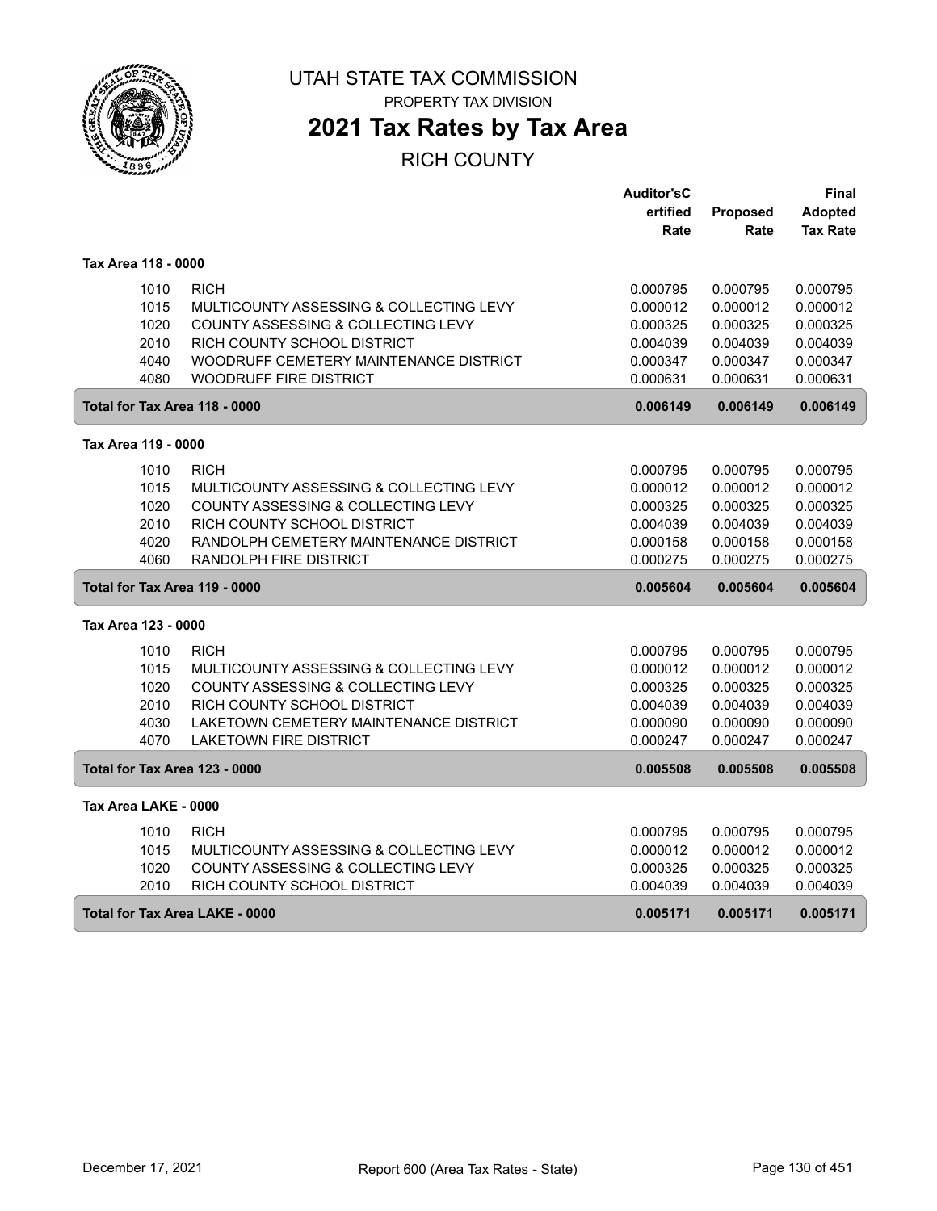# UTAH STATE TAX COMMISSION

PROPERTY TAX DIVISION

## 2021 Tax Rates by Tax Area

RICH COUNTY

| | | Auditor'sCertified Rate | Proposed Rate | Final Adopted Tax Rate |
|---|---|---|---|---|
| **Tax Area 118 - 0000** | | | | |
| 1010 | RICH | 0.000795 | 0.000795 | 0.000795 |
| 1015 | MULTICOUNTY ASSESSING & COLLECTING LEVY | 0.000012 | 0.000012 | 0.000012 |
| 1020 | COUNTY ASSESSING & COLLECTING LEVY | 0.000325 | 0.000325 | 0.000325 |
| 2010 | RICH COUNTY SCHOOL DISTRICT | 0.004039 | 0.004039 | 0.004039 |
| 4040 | WOODRUFF CEMETERY MAINTENANCE DISTRICT | 0.000347 | 0.000347 | 0.000347 |
| 4080 | WOODRUFF FIRE DISTRICT | 0.000631 | 0.000631 | 0.000631 |
| **Total for Tax Area 118 - 0000** | | **0.006149** | **0.006149** | **0.006149** |
| **Tax Area 119 - 0000** | | | | |
| 1010 | RICH | 0.000795 | 0.000795 | 0.000795 |
| 1015 | MULTICOUNTY ASSESSING & COLLECTING LEVY | 0.000012 | 0.000012 | 0.000012 |
| 1020 | COUNTY ASSESSING & COLLECTING LEVY | 0.000325 | 0.000325 | 0.000325 |
| 2010 | RICH COUNTY SCHOOL DISTRICT | 0.004039 | 0.004039 | 0.004039 |
| 4020 | RANDOLPH CEMETERY MAINTENANCE DISTRICT | 0.000158 | 0.000158 | 0.000158 |
| 4060 | RANDOLPH FIRE DISTRICT | 0.000275 | 0.000275 | 0.000275 |
| **Total for Tax Area 119 - 0000** | | **0.005604** | **0.005604** | **0.005604** |
| **Tax Area 123 - 0000** | | | | |
| 1010 | RICH | 0.000795 | 0.000795 | 0.000795 |
| 1015 | MULTICOUNTY ASSESSING & COLLECTING LEVY | 0.000012 | 0.000012 | 0.000012 |
| 1020 | COUNTY ASSESSING & COLLECTING LEVY | 0.000325 | 0.000325 | 0.000325 |
| 2010 | RICH COUNTY SCHOOL DISTRICT | 0.004039 | 0.004039 | 0.004039 |
| 4030 | LAKETOWN CEMETERY MAINTENANCE DISTRICT | 0.000090 | 0.000090 | 0.000090 |
| 4070 | LAKETOWN FIRE DISTRICT | 0.000247 | 0.000247 | 0.000247 |
| **Total for Tax Area 123 - 0000** | | **0.005508** | **0.005508** | **0.005508** |
| **Tax Area LAKE - 0000** | | | | |
| 1010 | RICH | 0.000795 | 0.000795 | 0.000795 |
| 1015 | MULTICOUNTY ASSESSING & COLLECTING LEVY | 0.000012 | 0.000012 | 0.000012 |
| 1020 | COUNTY ASSESSING & COLLECTING LEVY | 0.000325 | 0.000325 | 0.000325 |
| 2010 | RICH COUNTY SCHOOL DISTRICT | 0.004039 | 0.004039 | 0.004039 |
| **Total for Tax Area LAKE - 0000** | | **0.005171** | **0.005171** | **0.005171** |

December 17, 2021 Report 600 (Area Tax Rates - State)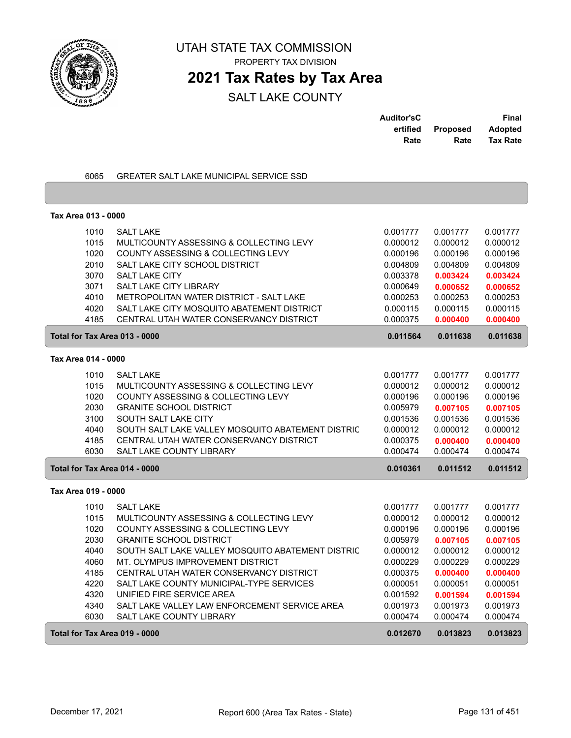# UTAH STATE TAX COMMISSION

PROPERTY TAX DIVISION

## 2021 Tax Rates by Tax Area

SALT LAKE COUNTY

| | | Auditor'sCertified Rate | Proposed Rate | Final Adopted Tax Rate |
|---|---|---|---|---|
| 6065 | GREATER SALT LAKE MUNICIPAL SERVICE SSD | | | |

**Tax Area 013 - 0000**

| Code | Entity | Auditor's Certified Rate | Proposed Rate | Final Adopted Tax Rate |
|---|---|---|---|---|
| 1010 | SALT LAKE | 0.001777 | 0.001777 | 0.001777 |
| 1015 | MULTICOUNTY ASSESSING & COLLECTING LEVY | 0.000012 | 0.000012 | 0.000012 |
| 1020 | COUNTY ASSESSING & COLLECTING LEVY | 0.000196 | 0.000196 | 0.000196 |
| 2010 | SALT LAKE CITY SCHOOL DISTRICT | 0.004809 | 0.004809 | 0.004809 |
| 3070 | SALT LAKE CITY | 0.003378 | **0.003424** | **0.003424** |
| 3071 | SALT LAKE CITY LIBRARY | 0.000649 | **0.000652** | **0.000652** |
| 4010 | METROPOLITAN WATER DISTRICT - SALT LAKE | 0.000253 | 0.000253 | 0.000253 |
| 4020 | SALT LAKE CITY MOSQUITO ABATEMENT DISTRICT | 0.000115 | 0.000115 | 0.000115 |
| 4185 | CENTRAL UTAH WATER CONSERVANCY DISTRICT | 0.000375 | **0.000400** | **0.000400** |
| **Total for Tax Area 013 - 0000** | | **0.011564** | **0.011638** | **0.011638** |

**Tax Area 014 - 0000**

| Code | Entity | Auditor's Certified Rate | Proposed Rate | Final Adopted Tax Rate |
|---|---|---|---|---|
| 1010 | SALT LAKE | 0.001777 | 0.001777 | 0.001777 |
| 1015 | MULTICOUNTY ASSESSING & COLLECTING LEVY | 0.000012 | 0.000012 | 0.000012 |
| 1020 | COUNTY ASSESSING & COLLECTING LEVY | 0.000196 | 0.000196 | 0.000196 |
| 2030 | GRANITE SCHOOL DISTRICT | 0.005979 | **0.007105** | **0.007105** |
| 3100 | SOUTH SALT LAKE CITY | 0.001536 | 0.001536 | 0.001536 |
| 4040 | SOUTH SALT LAKE VALLEY MOSQUITO ABATEMENT DISTRIC | 0.000012 | 0.000012 | 0.000012 |
| 4185 | CENTRAL UTAH WATER CONSERVANCY DISTRICT | 0.000375 | **0.000400** | **0.000400** |
| 6030 | SALT LAKE COUNTY LIBRARY | 0.000474 | 0.000474 | 0.000474 |
| **Total for Tax Area 014 - 0000** | | **0.010361** | **0.011512** | **0.011512** |

**Tax Area 019 - 0000**

| Code | Entity | Auditor's Certified Rate | Proposed Rate | Final Adopted Tax Rate |
|---|---|---|---|---|
| 1010 | SALT LAKE | 0.001777 | 0.001777 | 0.001777 |
| 1015 | MULTICOUNTY ASSESSING & COLLECTING LEVY | 0.000012 | 0.000012 | 0.000012 |
| 1020 | COUNTY ASSESSING & COLLECTING LEVY | 0.000196 | 0.000196 | 0.000196 |
| 2030 | GRANITE SCHOOL DISTRICT | 0.005979 | **0.007105** | **0.007105** |
| 4040 | SOUTH SALT LAKE VALLEY MOSQUITO ABATEMENT DISTRIC | 0.000012 | 0.000012 | 0.000012 |
| 4060 | MT. OLYMPUS IMPROVEMENT DISTRICT | 0.000229 | 0.000229 | 0.000229 |
| 4185 | CENTRAL UTAH WATER CONSERVANCY DISTRICT | 0.000375 | **0.000400** | **0.000400** |
| 4220 | SALT LAKE COUNTY MUNICIPAL-TYPE SERVICES | 0.000051 | 0.000051 | 0.000051 |
| 4320 | UNIFIED FIRE SERVICE AREA | 0.001592 | **0.001594** | **0.001594** |
| 4340 | SALT LAKE VALLEY LAW ENFORCEMENT SERVICE AREA | 0.001973 | 0.001973 | 0.001973 |
| 6030 | SALT LAKE COUNTY LIBRARY | 0.000474 | 0.000474 | 0.000474 |
| **Total for Tax Area 019 - 0000** | | **0.012670** | **0.013823** | **0.013823** |

December 17, 2021 — Report 600 (Area Tax Rates - State)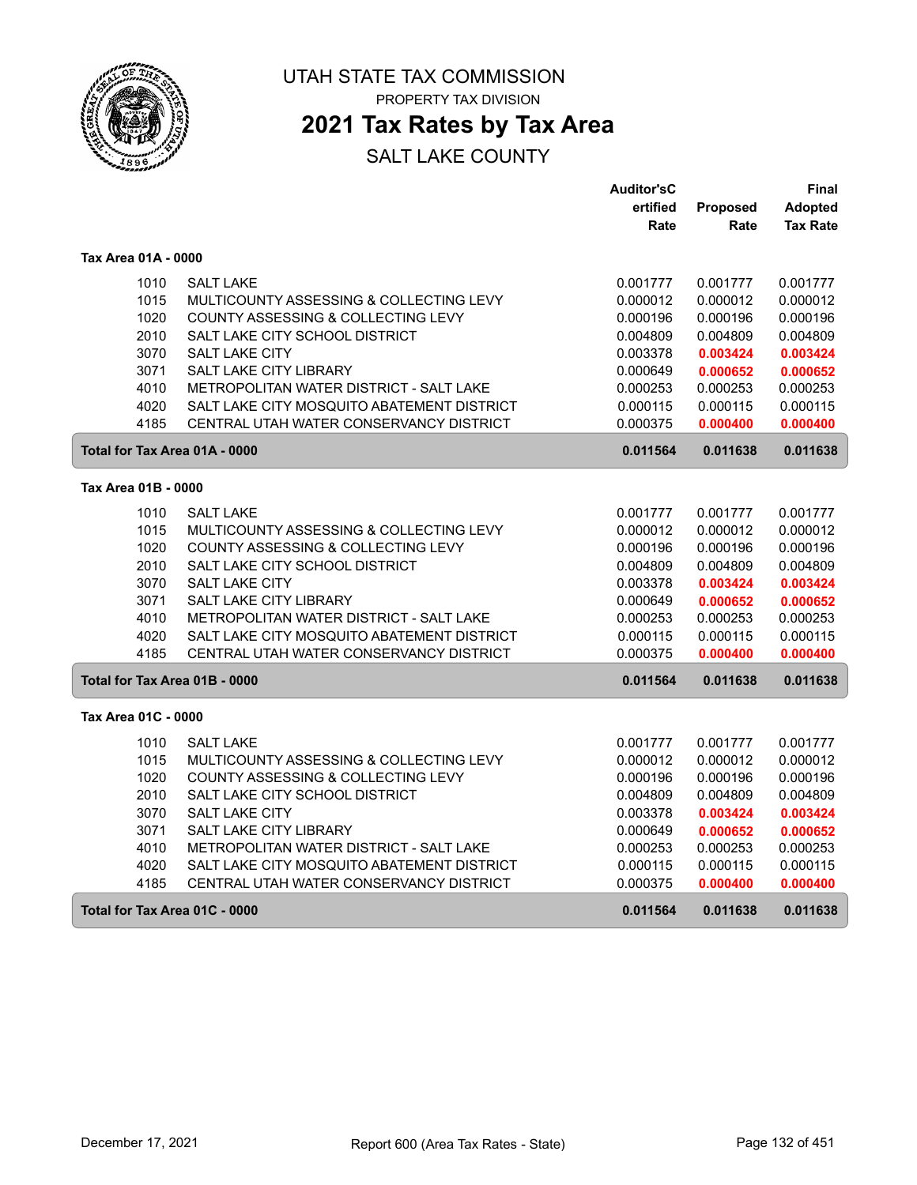# UTAH STATE TAX COMMISSION

PROPERTY TAX DIVISION

## 2021 Tax Rates by Tax Area

SALT LAKE COUNTY

| | | Auditor'sC ertified Rate | Proposed Rate | Final Adopted Tax Rate |
|---|---|---|---|---|
| **Tax Area 01A - 0000** | | | | |
| 1010 | SALT LAKE | 0.001777 | 0.001777 | 0.001777 |
| 1015 | MULTICOUNTY ASSESSING & COLLECTING LEVY | 0.000012 | 0.000012 | 0.000012 |
| 1020 | COUNTY ASSESSING & COLLECTING LEVY | 0.000196 | 0.000196 | 0.000196 |
| 2010 | SALT LAKE CITY SCHOOL DISTRICT | 0.004809 | 0.004809 | 0.004809 |
| 3070 | SALT LAKE CITY | 0.003378 | **0.003424** | **0.003424** |
| 3071 | SALT LAKE CITY LIBRARY | 0.000649 | **0.000652** | **0.000652** |
| 4010 | METROPOLITAN WATER DISTRICT - SALT LAKE | 0.000253 | 0.000253 | 0.000253 |
| 4020 | SALT LAKE CITY MOSQUITO ABATEMENT DISTRICT | 0.000115 | 0.000115 | 0.000115 |
| 4185 | CENTRAL UTAH WATER CONSERVANCY DISTRICT | 0.000375 | **0.000400** | **0.000400** |
| **Total for Tax Area 01A - 0000** | | **0.011564** | **0.011638** | **0.011638** |
| **Tax Area 01B - 0000** | | | | |
| 1010 | SALT LAKE | 0.001777 | 0.001777 | 0.001777 |
| 1015 | MULTICOUNTY ASSESSING & COLLECTING LEVY | 0.000012 | 0.000012 | 0.000012 |
| 1020 | COUNTY ASSESSING & COLLECTING LEVY | 0.000196 | 0.000196 | 0.000196 |
| 2010 | SALT LAKE CITY SCHOOL DISTRICT | 0.004809 | 0.004809 | 0.004809 |
| 3070 | SALT LAKE CITY | 0.003378 | **0.003424** | **0.003424** |
| 3071 | SALT LAKE CITY LIBRARY | 0.000649 | **0.000652** | **0.000652** |
| 4010 | METROPOLITAN WATER DISTRICT - SALT LAKE | 0.000253 | 0.000253 | 0.000253 |
| 4020 | SALT LAKE CITY MOSQUITO ABATEMENT DISTRICT | 0.000115 | 0.000115 | 0.000115 |
| 4185 | CENTRAL UTAH WATER CONSERVANCY DISTRICT | 0.000375 | **0.000400** | **0.000400** |
| **Total for Tax Area 01B - 0000** | | **0.011564** | **0.011638** | **0.011638** |
| **Tax Area 01C - 0000** | | | | |
| 1010 | SALT LAKE | 0.001777 | 0.001777 | 0.001777 |
| 1015 | MULTICOUNTY ASSESSING & COLLECTING LEVY | 0.000012 | 0.000012 | 0.000012 |
| 1020 | COUNTY ASSESSING & COLLECTING LEVY | 0.000196 | 0.000196 | 0.000196 |
| 2010 | SALT LAKE CITY SCHOOL DISTRICT | 0.004809 | 0.004809 | 0.004809 |
| 3070 | SALT LAKE CITY | 0.003378 | **0.003424** | **0.003424** |
| 3071 | SALT LAKE CITY LIBRARY | 0.000649 | **0.000652** | **0.000652** |
| 4010 | METROPOLITAN WATER DISTRICT - SALT LAKE | 0.000253 | 0.000253 | 0.000253 |
| 4020 | SALT LAKE CITY MOSQUITO ABATEMENT DISTRICT | 0.000115 | 0.000115 | 0.000115 |
| 4185 | CENTRAL UTAH WATER CONSERVANCY DISTRICT | 0.000375 | **0.000400** | **0.000400** |
| **Total for Tax Area 01C - 0000** | | **0.011564** | **0.011638** | **0.011638** |

December 17, 2021 Report 600 (Area Tax Rates - State)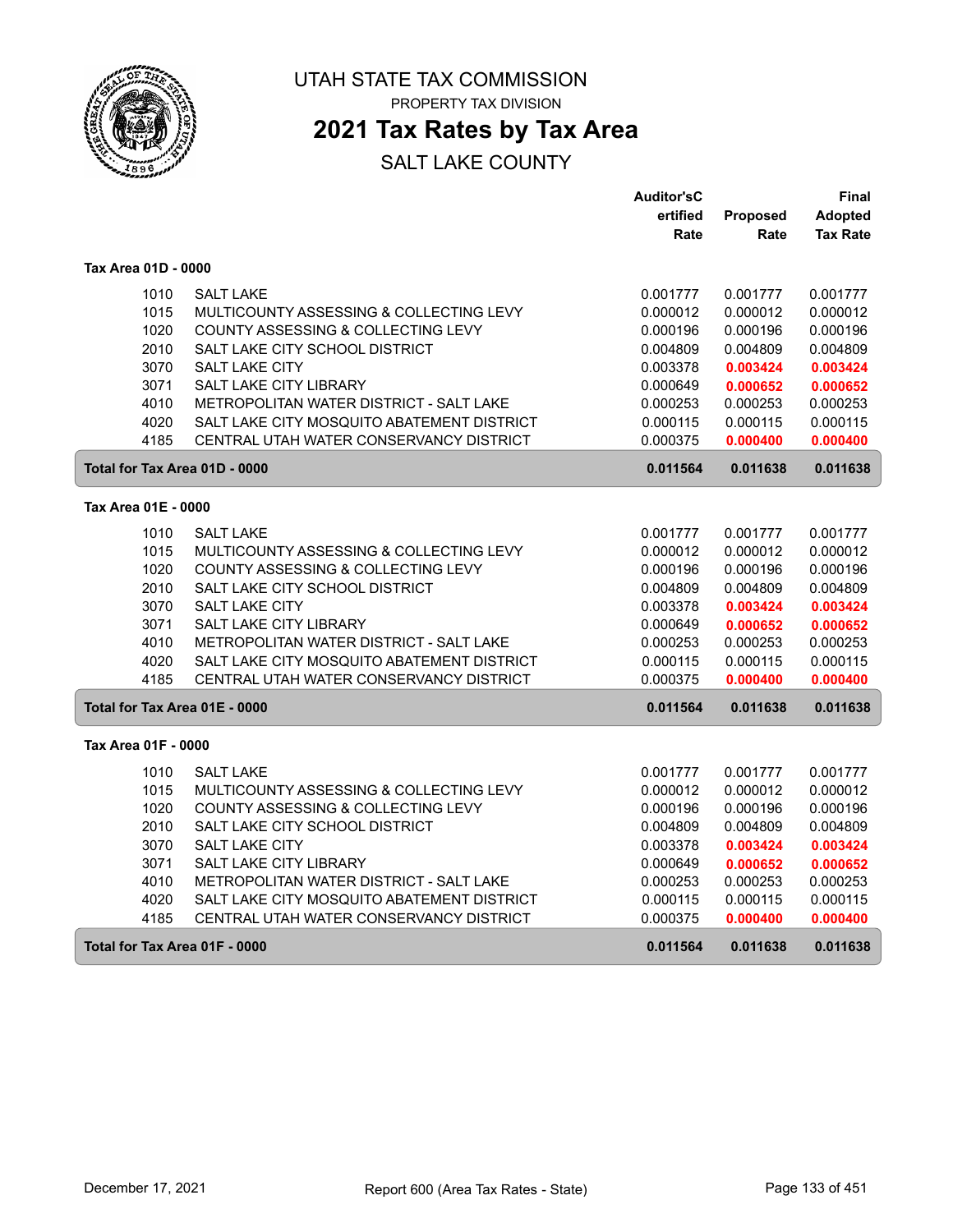# UTAH STATE TAX COMMISSION

PROPERTY TAX DIVISION

## 2021 Tax Rates by Tax Area

SALT LAKE COUNTY

| | | Auditor'sCertified Rate | Proposed Rate | Final Adopted Tax Rate |
|---|---|---|---|---|
| **Tax Area 01D - 0000** | | | | |
| 1010 | SALT LAKE | 0.001777 | 0.001777 | 0.001777 |
| 1015 | MULTICOUNTY ASSESSING & COLLECTING LEVY | 0.000012 | 0.000012 | 0.000012 |
| 1020 | COUNTY ASSESSING & COLLECTING LEVY | 0.000196 | 0.000196 | 0.000196 |
| 2010 | SALT LAKE CITY SCHOOL DISTRICT | 0.004809 | 0.004809 | 0.004809 |
| 3070 | SALT LAKE CITY | 0.003378 | **0.003424** | **0.003424** |
| 3071 | SALT LAKE CITY LIBRARY | 0.000649 | **0.000652** | **0.000652** |
| 4010 | METROPOLITAN WATER DISTRICT - SALT LAKE | 0.000253 | 0.000253 | 0.000253 |
| 4020 | SALT LAKE CITY MOSQUITO ABATEMENT DISTRICT | 0.000115 | 0.000115 | 0.000115 |
| 4185 | CENTRAL UTAH WATER CONSERVANCY DISTRICT | 0.000375 | **0.000400** | **0.000400** |
| **Total for Tax Area 01D - 0000** | | **0.011564** | **0.011638** | **0.011638** |
| **Tax Area 01E - 0000** | | | | |
| 1010 | SALT LAKE | 0.001777 | 0.001777 | 0.001777 |
| 1015 | MULTICOUNTY ASSESSING & COLLECTING LEVY | 0.000012 | 0.000012 | 0.000012 |
| 1020 | COUNTY ASSESSING & COLLECTING LEVY | 0.000196 | 0.000196 | 0.000196 |
| 2010 | SALT LAKE CITY SCHOOL DISTRICT | 0.004809 | 0.004809 | 0.004809 |
| 3070 | SALT LAKE CITY | 0.003378 | **0.003424** | **0.003424** |
| 3071 | SALT LAKE CITY LIBRARY | 0.000649 | **0.000652** | **0.000652** |
| 4010 | METROPOLITAN WATER DISTRICT - SALT LAKE | 0.000253 | 0.000253 | 0.000253 |
| 4020 | SALT LAKE CITY MOSQUITO ABATEMENT DISTRICT | 0.000115 | 0.000115 | 0.000115 |
| 4185 | CENTRAL UTAH WATER CONSERVANCY DISTRICT | 0.000375 | **0.000400** | **0.000400** |
| **Total for Tax Area 01E - 0000** | | **0.011564** | **0.011638** | **0.011638** |
| **Tax Area 01F - 0000** | | | | |
| 1010 | SALT LAKE | 0.001777 | 0.001777 | 0.001777 |
| 1015 | MULTICOUNTY ASSESSING & COLLECTING LEVY | 0.000012 | 0.000012 | 0.000012 |
| 1020 | COUNTY ASSESSING & COLLECTING LEVY | 0.000196 | 0.000196 | 0.000196 |
| 2010 | SALT LAKE CITY SCHOOL DISTRICT | 0.004809 | 0.004809 | 0.004809 |
| 3070 | SALT LAKE CITY | 0.003378 | **0.003424** | **0.003424** |
| 3071 | SALT LAKE CITY LIBRARY | 0.000649 | **0.000652** | **0.000652** |
| 4010 | METROPOLITAN WATER DISTRICT - SALT LAKE | 0.000253 | 0.000253 | 0.000253 |
| 4020 | SALT LAKE CITY MOSQUITO ABATEMENT DISTRICT | 0.000115 | 0.000115 | 0.000115 |
| 4185 | CENTRAL UTAH WATER CONSERVANCY DISTRICT | 0.000375 | **0.000400** | **0.000400** |
| **Total for Tax Area 01F - 0000** | | **0.011564** | **0.011638** | **0.011638** |

December 17, 2021 — Report 600 (Area Tax Rates - State)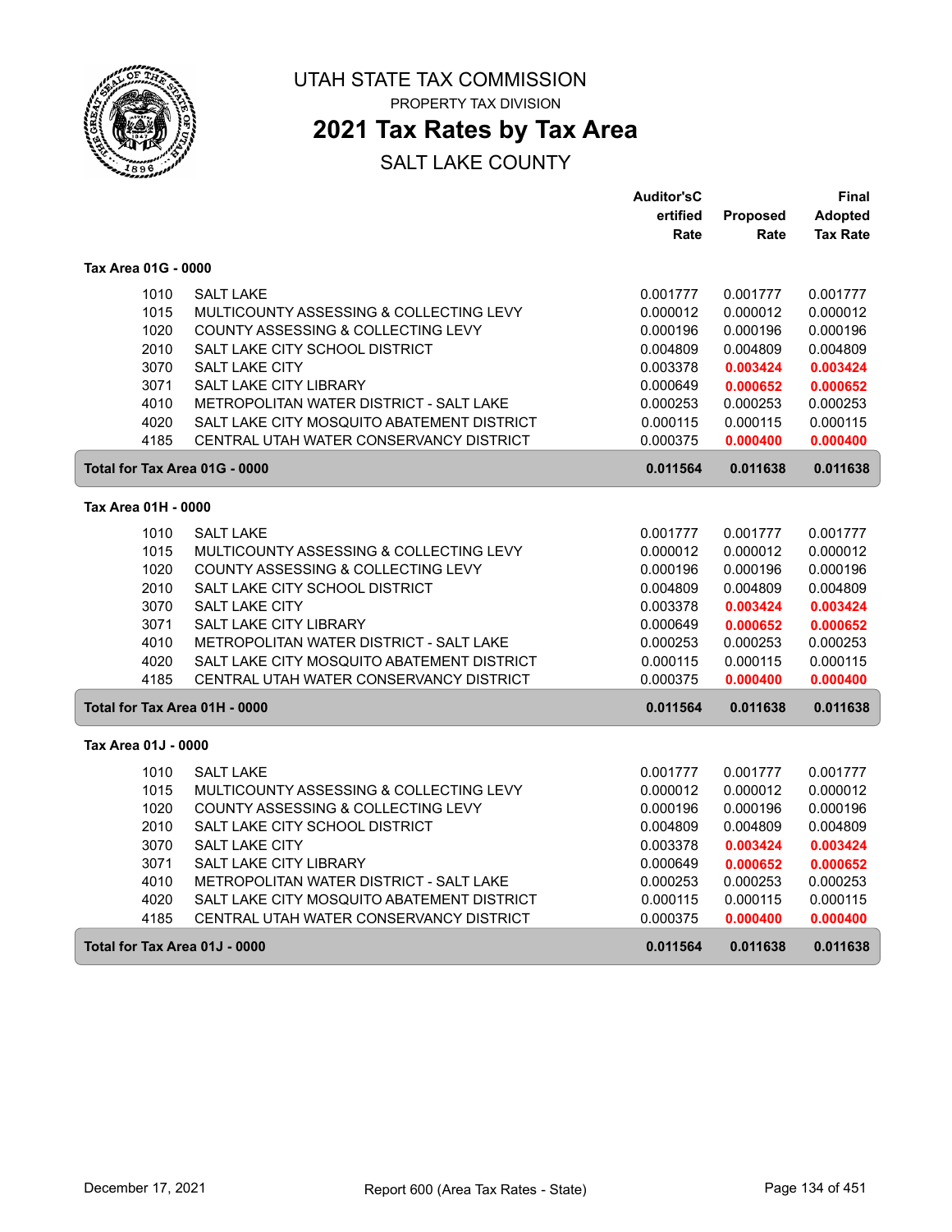# UTAH STATE TAX COMMISSION

PROPERTY TAX DIVISION

## 2021 Tax Rates by Tax Area

SALT LAKE COUNTY

| | | Auditor'sCertified Rate | Proposed Rate | Final Adopted Tax Rate |
|---|---|---|---|---|
| **Tax Area 01G - 0000** | | | | |
| 1010 | SALT LAKE | 0.001777 | 0.001777 | 0.001777 |
| 1015 | MULTICOUNTY ASSESSING & COLLECTING LEVY | 0.000012 | 0.000012 | 0.000012 |
| 1020 | COUNTY ASSESSING & COLLECTING LEVY | 0.000196 | 0.000196 | 0.000196 |
| 2010 | SALT LAKE CITY SCHOOL DISTRICT | 0.004809 | 0.004809 | 0.004809 |
| 3070 | SALT LAKE CITY | 0.003378 | **0.003424** | **0.003424** |
| 3071 | SALT LAKE CITY LIBRARY | 0.000649 | **0.000652** | **0.000652** |
| 4010 | METROPOLITAN WATER DISTRICT - SALT LAKE | 0.000253 | 0.000253 | 0.000253 |
| 4020 | SALT LAKE CITY MOSQUITO ABATEMENT DISTRICT | 0.000115 | 0.000115 | 0.000115 |
| 4185 | CENTRAL UTAH WATER CONSERVANCY DISTRICT | 0.000375 | **0.000400** | **0.000400** |
| **Total for Tax Area 01G - 0000** | | **0.011564** | **0.011638** | **0.011638** |
| **Tax Area 01H - 0000** | | | | |
| 1010 | SALT LAKE | 0.001777 | 0.001777 | 0.001777 |
| 1015 | MULTICOUNTY ASSESSING & COLLECTING LEVY | 0.000012 | 0.000012 | 0.000012 |
| 1020 | COUNTY ASSESSING & COLLECTING LEVY | 0.000196 | 0.000196 | 0.000196 |
| 2010 | SALT LAKE CITY SCHOOL DISTRICT | 0.004809 | 0.004809 | 0.004809 |
| 3070 | SALT LAKE CITY | 0.003378 | **0.003424** | **0.003424** |
| 3071 | SALT LAKE CITY LIBRARY | 0.000649 | **0.000652** | **0.000652** |
| 4010 | METROPOLITAN WATER DISTRICT - SALT LAKE | 0.000253 | 0.000253 | 0.000253 |
| 4020 | SALT LAKE CITY MOSQUITO ABATEMENT DISTRICT | 0.000115 | 0.000115 | 0.000115 |
| 4185 | CENTRAL UTAH WATER CONSERVANCY DISTRICT | 0.000375 | **0.000400** | **0.000400** |
| **Total for Tax Area 01H - 0000** | | **0.011564** | **0.011638** | **0.011638** |
| **Tax Area 01J - 0000** | | | | |
| 1010 | SALT LAKE | 0.001777 | 0.001777 | 0.001777 |
| 1015 | MULTICOUNTY ASSESSING & COLLECTING LEVY | 0.000012 | 0.000012 | 0.000012 |
| 1020 | COUNTY ASSESSING & COLLECTING LEVY | 0.000196 | 0.000196 | 0.000196 |
| 2010 | SALT LAKE CITY SCHOOL DISTRICT | 0.004809 | 0.004809 | 0.004809 |
| 3070 | SALT LAKE CITY | 0.003378 | **0.003424** | **0.003424** |
| 3071 | SALT LAKE CITY LIBRARY | 0.000649 | **0.000652** | **0.000652** |
| 4010 | METROPOLITAN WATER DISTRICT - SALT LAKE | 0.000253 | 0.000253 | 0.000253 |
| 4020 | SALT LAKE CITY MOSQUITO ABATEMENT DISTRICT | 0.000115 | 0.000115 | 0.000115 |
| 4185 | CENTRAL UTAH WATER CONSERVANCY DISTRICT | 0.000375 | **0.000400** | **0.000400** |
| **Total for Tax Area 01J - 0000** | | **0.011564** | **0.011638** | **0.011638** |

December 17, 2021 Report 600 (Area Tax Rates - State)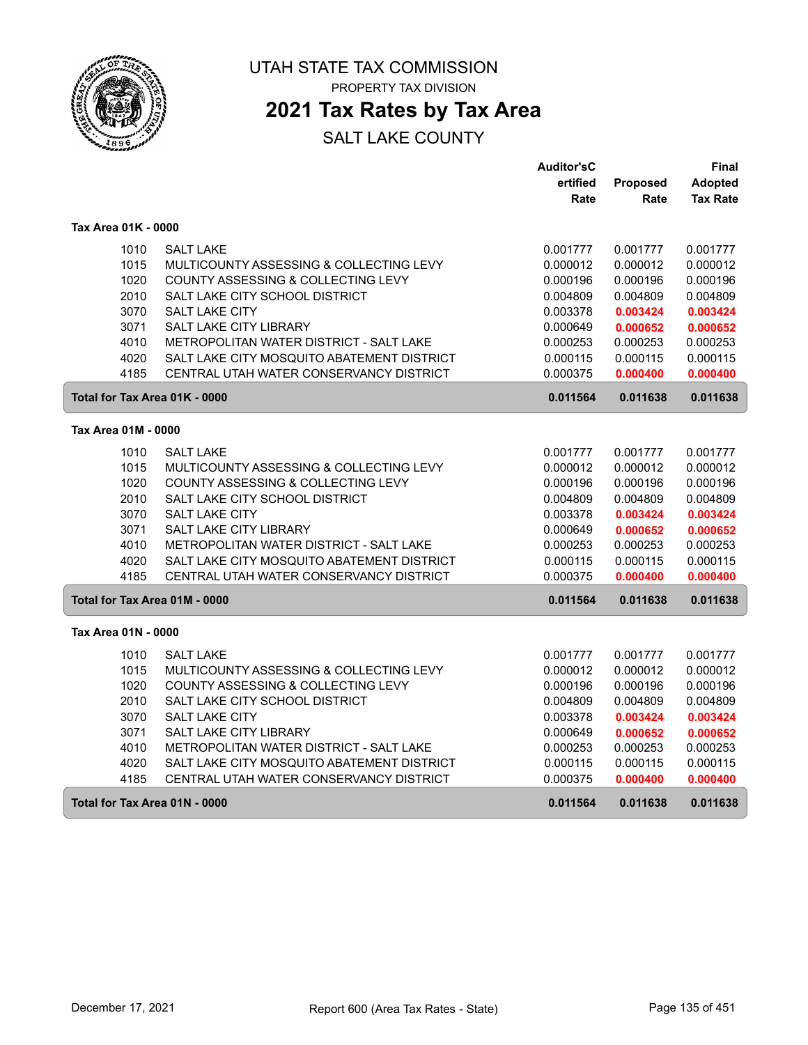# UTAH STATE TAX COMMISSION

PROPERTY TAX DIVISION

## 2021 Tax Rates by Tax Area

SALT LAKE COUNTY

| | | Auditor'sCertified Rate | Proposed Rate | Final Adopted Tax Rate |
|---|---|---|---|---|
| **Tax Area 01K - 0000** | | | | |
| 1010 | SALT LAKE | 0.001777 | 0.001777 | 0.001777 |
| 1015 | MULTICOUNTY ASSESSING & COLLECTING LEVY | 0.000012 | 0.000012 | 0.000012 |
| 1020 | COUNTY ASSESSING & COLLECTING LEVY | 0.000196 | 0.000196 | 0.000196 |
| 2010 | SALT LAKE CITY SCHOOL DISTRICT | 0.004809 | 0.004809 | 0.004809 |
| 3070 | SALT LAKE CITY | 0.003378 | **0.003424** | **0.003424** |
| 3071 | SALT LAKE CITY LIBRARY | 0.000649 | **0.000652** | **0.000652** |
| 4010 | METROPOLITAN WATER DISTRICT - SALT LAKE | 0.000253 | 0.000253 | 0.000253 |
| 4020 | SALT LAKE CITY MOSQUITO ABATEMENT DISTRICT | 0.000115 | 0.000115 | 0.000115 |
| 4185 | CENTRAL UTAH WATER CONSERVANCY DISTRICT | 0.000375 | **0.000400** | **0.000400** |
| **Total for Tax Area 01K - 0000** | | **0.011564** | **0.011638** | **0.011638** |
| **Tax Area 01M - 0000** | | | | |
| 1010 | SALT LAKE | 0.001777 | 0.001777 | 0.001777 |
| 1015 | MULTICOUNTY ASSESSING & COLLECTING LEVY | 0.000012 | 0.000012 | 0.000012 |
| 1020 | COUNTY ASSESSING & COLLECTING LEVY | 0.000196 | 0.000196 | 0.000196 |
| 2010 | SALT LAKE CITY SCHOOL DISTRICT | 0.004809 | 0.004809 | 0.004809 |
| 3070 | SALT LAKE CITY | 0.003378 | **0.003424** | **0.003424** |
| 3071 | SALT LAKE CITY LIBRARY | 0.000649 | **0.000652** | **0.000652** |
| 4010 | METROPOLITAN WATER DISTRICT - SALT LAKE | 0.000253 | 0.000253 | 0.000253 |
| 4020 | SALT LAKE CITY MOSQUITO ABATEMENT DISTRICT | 0.000115 | 0.000115 | 0.000115 |
| 4185 | CENTRAL UTAH WATER CONSERVANCY DISTRICT | 0.000375 | **0.000400** | **0.000400** |
| **Total for Tax Area 01M - 0000** | | **0.011564** | **0.011638** | **0.011638** |
| **Tax Area 01N - 0000** | | | | |
| 1010 | SALT LAKE | 0.001777 | 0.001777 | 0.001777 |
| 1015 | MULTICOUNTY ASSESSING & COLLECTING LEVY | 0.000012 | 0.000012 | 0.000012 |
| 1020 | COUNTY ASSESSING & COLLECTING LEVY | 0.000196 | 0.000196 | 0.000196 |
| 2010 | SALT LAKE CITY SCHOOL DISTRICT | 0.004809 | 0.004809 | 0.004809 |
| 3070 | SALT LAKE CITY | 0.003378 | **0.003424** | **0.003424** |
| 3071 | SALT LAKE CITY LIBRARY | 0.000649 | **0.000652** | **0.000652** |
| 4010 | METROPOLITAN WATER DISTRICT - SALT LAKE | 0.000253 | 0.000253 | 0.000253 |
| 4020 | SALT LAKE CITY MOSQUITO ABATEMENT DISTRICT | 0.000115 | 0.000115 | 0.000115 |
| 4185 | CENTRAL UTAH WATER CONSERVANCY DISTRICT | 0.000375 | **0.000400** | **0.000400** |
| **Total for Tax Area 01N - 0000** | | **0.011564** | **0.011638** | **0.011638** |

December 17, 2021 — Report 600 (Area Tax Rates - State)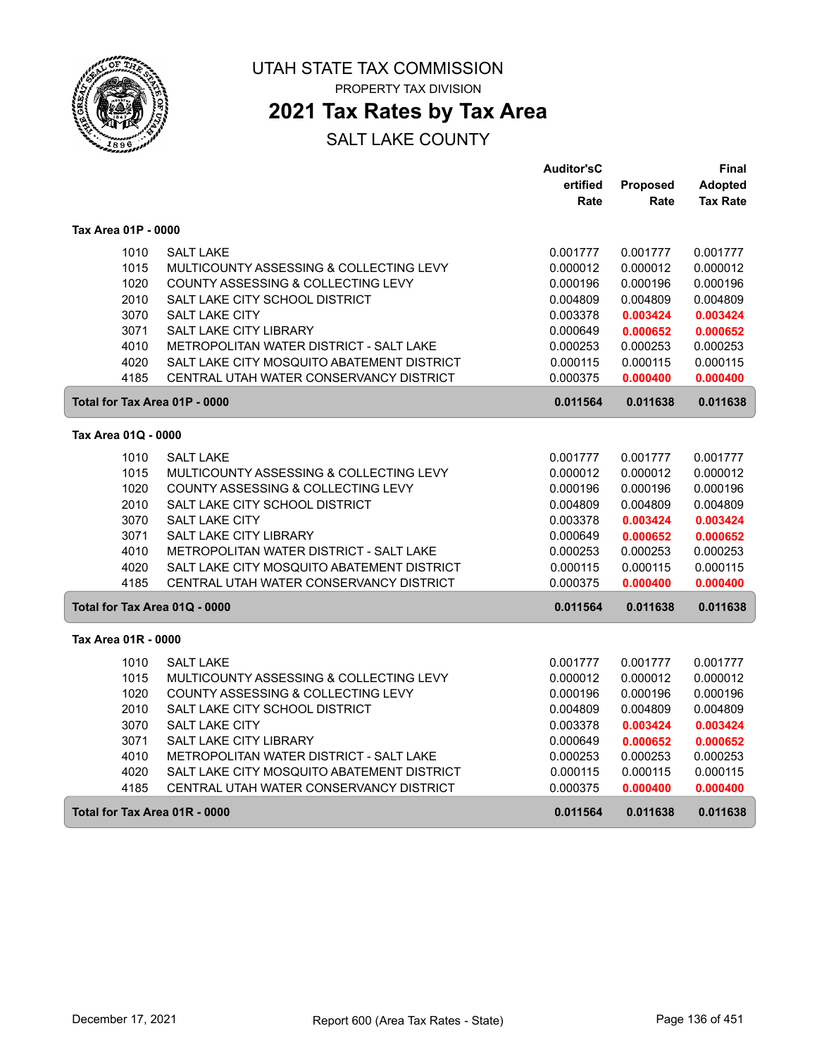# UTAH STATE TAX COMMISSION

PROPERTY TAX DIVISION

## 2021 Tax Rates by Tax Area

SALT LAKE COUNTY

| | | Auditor'sCertified Rate | Proposed Rate | Final Adopted Tax Rate |
|---|---|---|---|---|
| **Tax Area 01P - 0000** | | | | |
| 1010 | SALT LAKE | 0.001777 | 0.001777 | 0.001777 |
| 1015 | MULTICOUNTY ASSESSING & COLLECTING LEVY | 0.000012 | 0.000012 | 0.000012 |
| 1020 | COUNTY ASSESSING & COLLECTING LEVY | 0.000196 | 0.000196 | 0.000196 |
| 2010 | SALT LAKE CITY SCHOOL DISTRICT | 0.004809 | 0.004809 | 0.004809 |
| 3070 | SALT LAKE CITY | 0.003378 | **0.003424** | **0.003424** |
| 3071 | SALT LAKE CITY LIBRARY | 0.000649 | **0.000652** | **0.000652** |
| 4010 | METROPOLITAN WATER DISTRICT - SALT LAKE | 0.000253 | 0.000253 | 0.000253 |
| 4020 | SALT LAKE CITY MOSQUITO ABATEMENT DISTRICT | 0.000115 | 0.000115 | 0.000115 |
| 4185 | CENTRAL UTAH WATER CONSERVANCY DISTRICT | 0.000375 | **0.000400** | **0.000400** |
| **Total for Tax Area 01P - 0000** | | **0.011564** | **0.011638** | **0.011638** |
| **Tax Area 01Q - 0000** | | | | |
| 1010 | SALT LAKE | 0.001777 | 0.001777 | 0.001777 |
| 1015 | MULTICOUNTY ASSESSING & COLLECTING LEVY | 0.000012 | 0.000012 | 0.000012 |
| 1020 | COUNTY ASSESSING & COLLECTING LEVY | 0.000196 | 0.000196 | 0.000196 |
| 2010 | SALT LAKE CITY SCHOOL DISTRICT | 0.004809 | 0.004809 | 0.004809 |
| 3070 | SALT LAKE CITY | 0.003378 | **0.003424** | **0.003424** |
| 3071 | SALT LAKE CITY LIBRARY | 0.000649 | **0.000652** | **0.000652** |
| 4010 | METROPOLITAN WATER DISTRICT - SALT LAKE | 0.000253 | 0.000253 | 0.000253 |
| 4020 | SALT LAKE CITY MOSQUITO ABATEMENT DISTRICT | 0.000115 | 0.000115 | 0.000115 |
| 4185 | CENTRAL UTAH WATER CONSERVANCY DISTRICT | 0.000375 | **0.000400** | **0.000400** |
| **Total for Tax Area 01Q - 0000** | | **0.011564** | **0.011638** | **0.011638** |
| **Tax Area 01R - 0000** | | | | |
| 1010 | SALT LAKE | 0.001777 | 0.001777 | 0.001777 |
| 1015 | MULTICOUNTY ASSESSING & COLLECTING LEVY | 0.000012 | 0.000012 | 0.000012 |
| 1020 | COUNTY ASSESSING & COLLECTING LEVY | 0.000196 | 0.000196 | 0.000196 |
| 2010 | SALT LAKE CITY SCHOOL DISTRICT | 0.004809 | 0.004809 | 0.004809 |
| 3070 | SALT LAKE CITY | 0.003378 | **0.003424** | **0.003424** |
| 3071 | SALT LAKE CITY LIBRARY | 0.000649 | **0.000652** | **0.000652** |
| 4010 | METROPOLITAN WATER DISTRICT - SALT LAKE | 0.000253 | 0.000253 | 0.000253 |
| 4020 | SALT LAKE CITY MOSQUITO ABATEMENT DISTRICT | 0.000115 | 0.000115 | 0.000115 |
| 4185 | CENTRAL UTAH WATER CONSERVANCY DISTRICT | 0.000375 | **0.000400** | **0.000400** |
| **Total for Tax Area 01R - 0000** | | **0.011564** | **0.011638** | **0.011638** |

December 17, 2021 Report 600 (Area Tax Rates - State)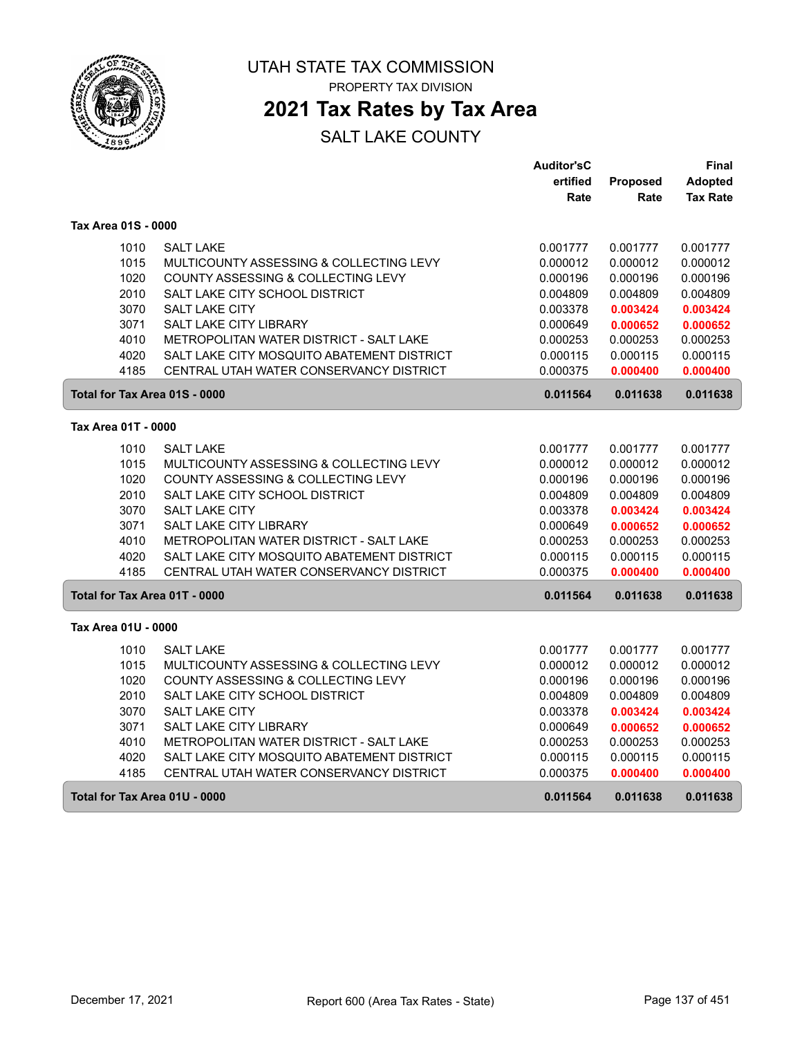# UTAH STATE TAX COMMISSION

PROPERTY TAX DIVISION

## 2021 Tax Rates by Tax Area

SALT LAKE COUNTY

| | | Auditor'sCertified Rate | Proposed Rate | Final Adopted Tax Rate |
|---|---|---|---|---|
| **Tax Area 01S - 0000** | | | | |
| 1010 | SALT LAKE | 0.001777 | 0.001777 | 0.001777 |
| 1015 | MULTICOUNTY ASSESSING & COLLECTING LEVY | 0.000012 | 0.000012 | 0.000012 |
| 1020 | COUNTY ASSESSING & COLLECTING LEVY | 0.000196 | 0.000196 | 0.000196 |
| 2010 | SALT LAKE CITY SCHOOL DISTRICT | 0.004809 | 0.004809 | 0.004809 |
| 3070 | SALT LAKE CITY | 0.003378 | **0.003424** | **0.003424** |
| 3071 | SALT LAKE CITY LIBRARY | 0.000649 | **0.000652** | **0.000652** |
| 4010 | METROPOLITAN WATER DISTRICT - SALT LAKE | 0.000253 | 0.000253 | 0.000253 |
| 4020 | SALT LAKE CITY MOSQUITO ABATEMENT DISTRICT | 0.000115 | 0.000115 | 0.000115 |
| 4185 | CENTRAL UTAH WATER CONSERVANCY DISTRICT | 0.000375 | **0.000400** | **0.000400** |
| **Total for Tax Area 01S - 0000** | | **0.011564** | **0.011638** | **0.011638** |
| **Tax Area 01T - 0000** | | | | |
| 1010 | SALT LAKE | 0.001777 | 0.001777 | 0.001777 |
| 1015 | MULTICOUNTY ASSESSING & COLLECTING LEVY | 0.000012 | 0.000012 | 0.000012 |
| 1020 | COUNTY ASSESSING & COLLECTING LEVY | 0.000196 | 0.000196 | 0.000196 |
| 2010 | SALT LAKE CITY SCHOOL DISTRICT | 0.004809 | 0.004809 | 0.004809 |
| 3070 | SALT LAKE CITY | 0.003378 | **0.003424** | **0.003424** |
| 3071 | SALT LAKE CITY LIBRARY | 0.000649 | **0.000652** | **0.000652** |
| 4010 | METROPOLITAN WATER DISTRICT - SALT LAKE | 0.000253 | 0.000253 | 0.000253 |
| 4020 | SALT LAKE CITY MOSQUITO ABATEMENT DISTRICT | 0.000115 | 0.000115 | 0.000115 |
| 4185 | CENTRAL UTAH WATER CONSERVANCY DISTRICT | 0.000375 | **0.000400** | **0.000400** |
| **Total for Tax Area 01T - 0000** | | **0.011564** | **0.011638** | **0.011638** |
| **Tax Area 01U - 0000** | | | | |
| 1010 | SALT LAKE | 0.001777 | 0.001777 | 0.001777 |
| 1015 | MULTICOUNTY ASSESSING & COLLECTING LEVY | 0.000012 | 0.000012 | 0.000012 |
| 1020 | COUNTY ASSESSING & COLLECTING LEVY | 0.000196 | 0.000196 | 0.000196 |
| 2010 | SALT LAKE CITY SCHOOL DISTRICT | 0.004809 | 0.004809 | 0.004809 |
| 3070 | SALT LAKE CITY | 0.003378 | **0.003424** | **0.003424** |
| 3071 | SALT LAKE CITY LIBRARY | 0.000649 | **0.000652** | **0.000652** |
| 4010 | METROPOLITAN WATER DISTRICT - SALT LAKE | 0.000253 | 0.000253 | 0.000253 |
| 4020 | SALT LAKE CITY MOSQUITO ABATEMENT DISTRICT | 0.000115 | 0.000115 | 0.000115 |
| 4185 | CENTRAL UTAH WATER CONSERVANCY DISTRICT | 0.000375 | **0.000400** | **0.000400** |
| **Total for Tax Area 01U - 0000** | | **0.011564** | **0.011638** | **0.011638** |

December 17, 2021 — Report 600 (Area Tax Rates - State)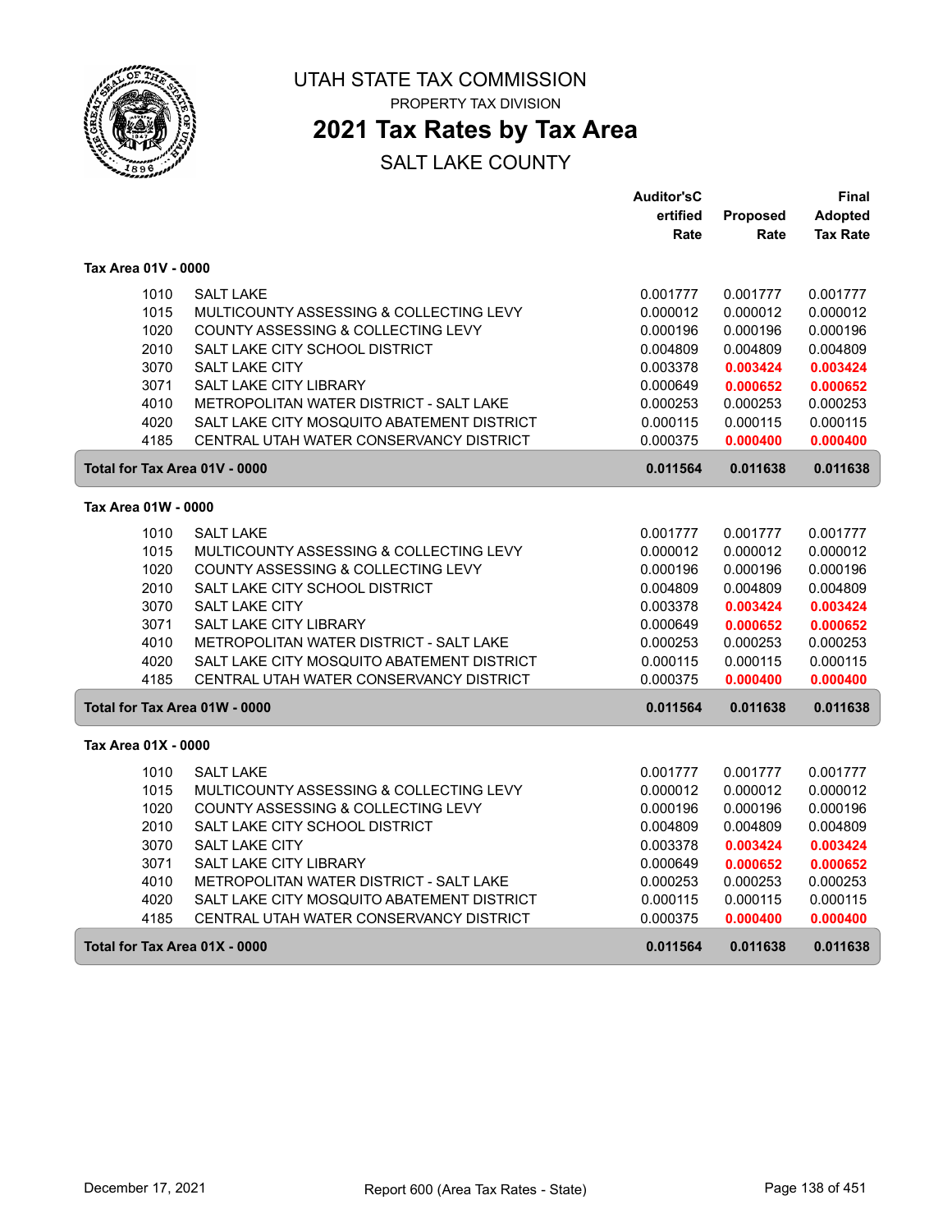# UTAH STATE TAX COMMISSION

PROPERTY TAX DIVISION

## 2021 Tax Rates by Tax Area

SALT LAKE COUNTY

| | | Auditor'sCertified Rate | Proposed Rate | Final Adopted Tax Rate |
|---|---|---|---|---|
| **Tax Area 01V - 0000** | | | | |
| 1010 | SALT LAKE | 0.001777 | 0.001777 | 0.001777 |
| 1015 | MULTICOUNTY ASSESSING & COLLECTING LEVY | 0.000012 | 0.000012 | 0.000012 |
| 1020 | COUNTY ASSESSING & COLLECTING LEVY | 0.000196 | 0.000196 | 0.000196 |
| 2010 | SALT LAKE CITY SCHOOL DISTRICT | 0.004809 | 0.004809 | 0.004809 |
| 3070 | SALT LAKE CITY | 0.003378 | **0.003424** | **0.003424** |
| 3071 | SALT LAKE CITY LIBRARY | 0.000649 | **0.000652** | **0.000652** |
| 4010 | METROPOLITAN WATER DISTRICT - SALT LAKE | 0.000253 | 0.000253 | 0.000253 |
| 4020 | SALT LAKE CITY MOSQUITO ABATEMENT DISTRICT | 0.000115 | 0.000115 | 0.000115 |
| 4185 | CENTRAL UTAH WATER CONSERVANCY DISTRICT | 0.000375 | **0.000400** | **0.000400** |
| **Total for Tax Area 01V - 0000** | | **0.011564** | **0.011638** | **0.011638** |
| **Tax Area 01W - 0000** | | | | |
| 1010 | SALT LAKE | 0.001777 | 0.001777 | 0.001777 |
| 1015 | MULTICOUNTY ASSESSING & COLLECTING LEVY | 0.000012 | 0.000012 | 0.000012 |
| 1020 | COUNTY ASSESSING & COLLECTING LEVY | 0.000196 | 0.000196 | 0.000196 |
| 2010 | SALT LAKE CITY SCHOOL DISTRICT | 0.004809 | 0.004809 | 0.004809 |
| 3070 | SALT LAKE CITY | 0.003378 | **0.003424** | **0.003424** |
| 3071 | SALT LAKE CITY LIBRARY | 0.000649 | **0.000652** | **0.000652** |
| 4010 | METROPOLITAN WATER DISTRICT - SALT LAKE | 0.000253 | 0.000253 | 0.000253 |
| 4020 | SALT LAKE CITY MOSQUITO ABATEMENT DISTRICT | 0.000115 | 0.000115 | 0.000115 |
| 4185 | CENTRAL UTAH WATER CONSERVANCY DISTRICT | 0.000375 | **0.000400** | **0.000400** |
| **Total for Tax Area 01W - 0000** | | **0.011564** | **0.011638** | **0.011638** |
| **Tax Area 01X - 0000** | | | | |
| 1010 | SALT LAKE | 0.001777 | 0.001777 | 0.001777 |
| 1015 | MULTICOUNTY ASSESSING & COLLECTING LEVY | 0.000012 | 0.000012 | 0.000012 |
| 1020 | COUNTY ASSESSING & COLLECTING LEVY | 0.000196 | 0.000196 | 0.000196 |
| 2010 | SALT LAKE CITY SCHOOL DISTRICT | 0.004809 | 0.004809 | 0.004809 |
| 3070 | SALT LAKE CITY | 0.003378 | **0.003424** | **0.003424** |
| 3071 | SALT LAKE CITY LIBRARY | 0.000649 | **0.000652** | **0.000652** |
| 4010 | METROPOLITAN WATER DISTRICT - SALT LAKE | 0.000253 | 0.000253 | 0.000253 |
| 4020 | SALT LAKE CITY MOSQUITO ABATEMENT DISTRICT | 0.000115 | 0.000115 | 0.000115 |
| 4185 | CENTRAL UTAH WATER CONSERVANCY DISTRICT | 0.000375 | **0.000400** | **0.000400** |
| **Total for Tax Area 01X - 0000** | | **0.011564** | **0.011638** | **0.011638** |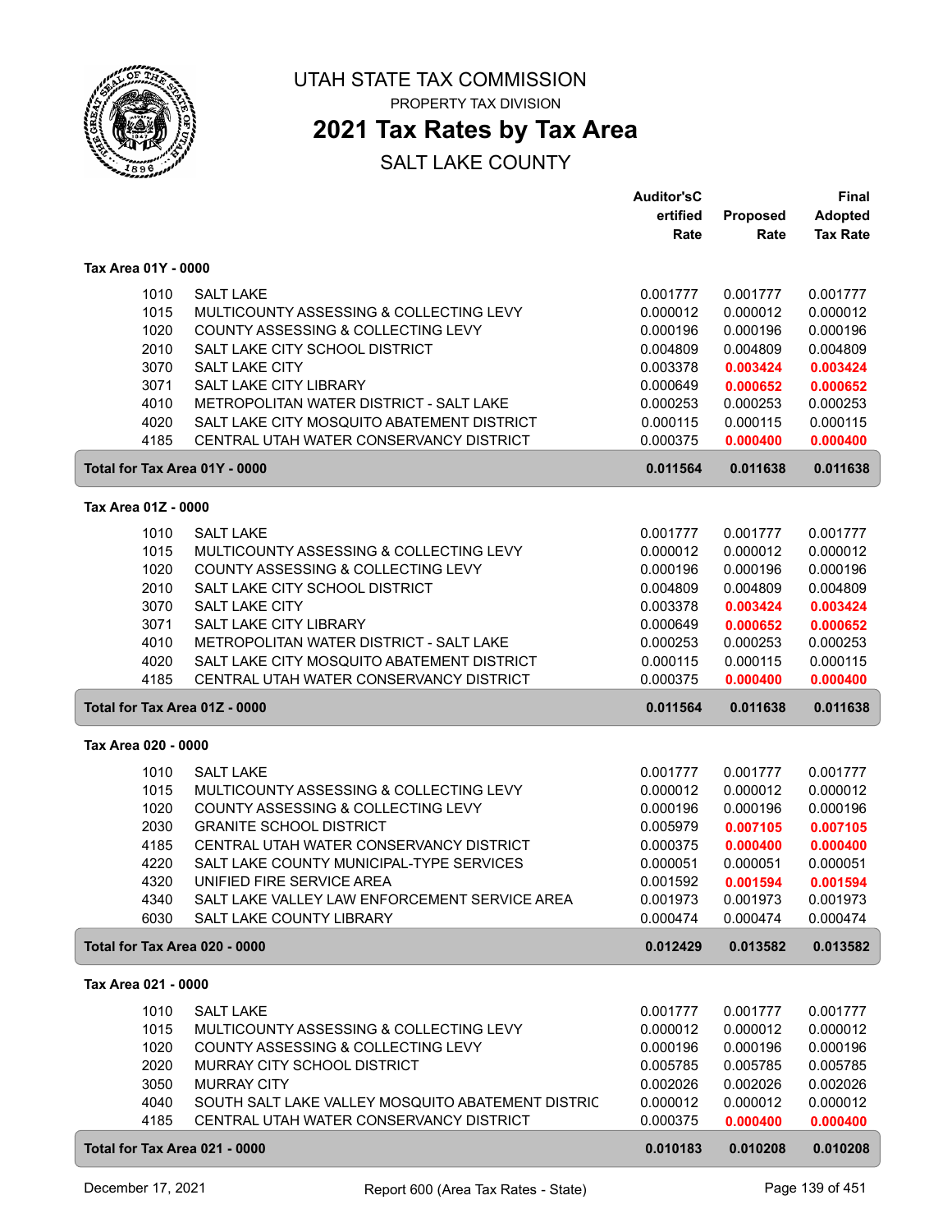# UTAH STATE TAX COMMISSION

PROPERTY TAX DIVISION

## 2021 Tax Rates by Tax Area

SALT LAKE COUNTY

| | | Auditor'sCertified Rate | Proposed Rate | Final Adopted Tax Rate |
|---|---|---|---|---|
| **Tax Area 01Y - 0000** | | | | |
| 1010 | SALT LAKE | 0.001777 | 0.001777 | 0.001777 |
| 1015 | MULTICOUNTY ASSESSING & COLLECTING LEVY | 0.000012 | 0.000012 | 0.000012 |
| 1020 | COUNTY ASSESSING & COLLECTING LEVY | 0.000196 | 0.000196 | 0.000196 |
| 2010 | SALT LAKE CITY SCHOOL DISTRICT | 0.004809 | 0.004809 | 0.004809 |
| 3070 | SALT LAKE CITY | 0.003378 | 0.003424 | 0.003424 |
| 3071 | SALT LAKE CITY LIBRARY | 0.000649 | 0.000652 | 0.000652 |
| 4010 | METROPOLITAN WATER DISTRICT - SALT LAKE | 0.000253 | 0.000253 | 0.000253 |
| 4020 | SALT LAKE CITY MOSQUITO ABATEMENT DISTRICT | 0.000115 | 0.000115 | 0.000115 |
| 4185 | CENTRAL UTAH WATER CONSERVANCY DISTRICT | 0.000375 | 0.000400 | 0.000400 |
| **Total for Tax Area 01Y - 0000** | | **0.011564** | **0.011638** | **0.011638** |
| **Tax Area 01Z - 0000** | | | | |
| 1010 | SALT LAKE | 0.001777 | 0.001777 | 0.001777 |
| 1015 | MULTICOUNTY ASSESSING & COLLECTING LEVY | 0.000012 | 0.000012 | 0.000012 |
| 1020 | COUNTY ASSESSING & COLLECTING LEVY | 0.000196 | 0.000196 | 0.000196 |
| 2010 | SALT LAKE CITY SCHOOL DISTRICT | 0.004809 | 0.004809 | 0.004809 |
| 3070 | SALT LAKE CITY | 0.003378 | 0.003424 | 0.003424 |
| 3071 | SALT LAKE CITY LIBRARY | 0.000649 | 0.000652 | 0.000652 |
| 4010 | METROPOLITAN WATER DISTRICT - SALT LAKE | 0.000253 | 0.000253 | 0.000253 |
| 4020 | SALT LAKE CITY MOSQUITO ABATEMENT DISTRICT | 0.000115 | 0.000115 | 0.000115 |
| 4185 | CENTRAL UTAH WATER CONSERVANCY DISTRICT | 0.000375 | 0.000400 | 0.000400 |
| **Total for Tax Area 01Z - 0000** | | **0.011564** | **0.011638** | **0.011638** |
| **Tax Area 020 - 0000** | | | | |
| 1010 | SALT LAKE | 0.001777 | 0.001777 | 0.001777 |
| 1015 | MULTICOUNTY ASSESSING & COLLECTING LEVY | 0.000012 | 0.000012 | 0.000012 |
| 1020 | COUNTY ASSESSING & COLLECTING LEVY | 0.000196 | 0.000196 | 0.000196 |
| 2030 | GRANITE SCHOOL DISTRICT | 0.005979 | 0.007105 | 0.007105 |
| 4185 | CENTRAL UTAH WATER CONSERVANCY DISTRICT | 0.000375 | 0.000400 | 0.000400 |
| 4220 | SALT LAKE COUNTY MUNICIPAL-TYPE SERVICES | 0.000051 | 0.000051 | 0.000051 |
| 4320 | UNIFIED FIRE SERVICE AREA | 0.001592 | 0.001594 | 0.001594 |
| 4340 | SALT LAKE VALLEY LAW ENFORCEMENT SERVICE AREA | 0.001973 | 0.001973 | 0.001973 |
| 6030 | SALT LAKE COUNTY LIBRARY | 0.000474 | 0.000474 | 0.000474 |
| **Total for Tax Area 020 - 0000** | | **0.012429** | **0.013582** | **0.013582** |
| **Tax Area 021 - 0000** | | | | |
| 1010 | SALT LAKE | 0.001777 | 0.001777 | 0.001777 |
| 1015 | MULTICOUNTY ASSESSING & COLLECTING LEVY | 0.000012 | 0.000012 | 0.000012 |
| 1020 | COUNTY ASSESSING & COLLECTING LEVY | 0.000196 | 0.000196 | 0.000196 |
| 2020 | MURRAY CITY SCHOOL DISTRICT | 0.005785 | 0.005785 | 0.005785 |
| 3050 | MURRAY CITY | 0.002026 | 0.002026 | 0.002026 |
| 4040 | SOUTH SALT LAKE VALLEY MOSQUITO ABATEMENT DISTRIC | 0.000012 | 0.000012 | 0.000012 |
| 4185 | CENTRAL UTAH WATER CONSERVANCY DISTRICT | 0.000375 | 0.000400 | 0.000400 |
| **Total for Tax Area 021 - 0000** | | **0.010183** | **0.010208** | **0.010208** |

December 17, 2021 — Report 600 (Area Tax Rates - State)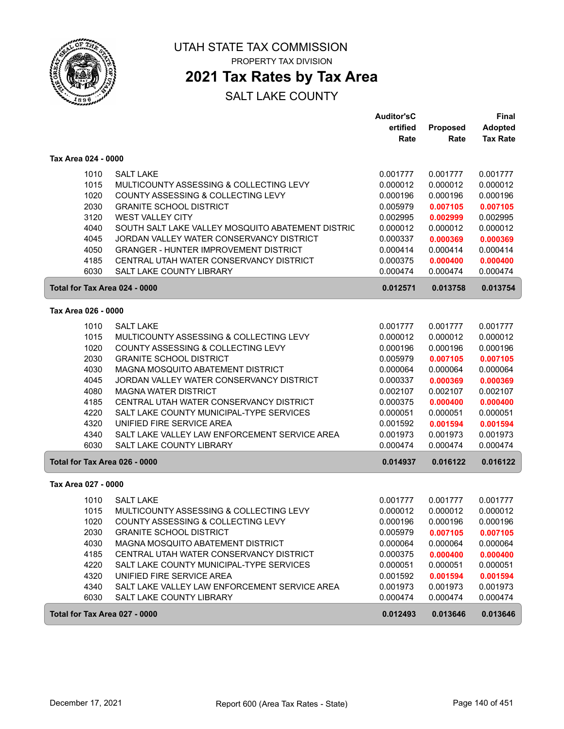# UTAH STATE TAX COMMISSION

PROPERTY TAX DIVISION

## 2021 Tax Rates by Tax Area

SALT LAKE COUNTY

### Tax Area 024 - 0000

| | | Auditor'sCertified Rate | Proposed Rate | Final Adopted Tax Rate |
|---|---|---|---|---|
| 1010 | SALT LAKE | 0.001777 | 0.001777 | 0.001777 |
| 1015 | MULTICOUNTY ASSESSING & COLLECTING LEVY | 0.000012 | 0.000012 | 0.000012 |
| 1020 | COUNTY ASSESSING & COLLECTING LEVY | 0.000196 | 0.000196 | 0.000196 |
| 2030 | GRANITE SCHOOL DISTRICT | 0.005979 | **0.007105** | **0.007105** |
| 3120 | WEST VALLEY CITY | 0.002995 | **0.002999** | 0.002995 |
| 4040 | SOUTH SALT LAKE VALLEY MOSQUITO ABATEMENT DISTRIC | 0.000012 | 0.000012 | 0.000012 |
| 4045 | JORDAN VALLEY WATER CONSERVANCY DISTRICT | 0.000337 | **0.000369** | **0.000369** |
| 4050 | GRANGER - HUNTER IMPROVEMENT DISTRICT | 0.000414 | 0.000414 | 0.000414 |
| 4185 | CENTRAL UTAH WATER CONSERVANCY DISTRICT | 0.000375 | **0.000400** | **0.000400** |
| 6030 | SALT LAKE COUNTY LIBRARY | 0.000474 | 0.000474 | 0.000474 |
| **Total for Tax Area 024 - 0000** | | **0.012571** | **0.013758** | **0.013754** |

### Tax Area 026 - 0000

| | | Auditor'sCertified Rate | Proposed Rate | Final Adopted Tax Rate |
|---|---|---|---|---|
| 1010 | SALT LAKE | 0.001777 | 0.001777 | 0.001777 |
| 1015 | MULTICOUNTY ASSESSING & COLLECTING LEVY | 0.000012 | 0.000012 | 0.000012 |
| 1020 | COUNTY ASSESSING & COLLECTING LEVY | 0.000196 | 0.000196 | 0.000196 |
| 2030 | GRANITE SCHOOL DISTRICT | 0.005979 | **0.007105** | **0.007105** |
| 4030 | MAGNA MOSQUITO ABATEMENT DISTRICT | 0.000064 | 0.000064 | 0.000064 |
| 4045 | JORDAN VALLEY WATER CONSERVANCY DISTRICT | 0.000337 | **0.000369** | **0.000369** |
| 4080 | MAGNA WATER DISTRICT | 0.002107 | 0.002107 | 0.002107 |
| 4185 | CENTRAL UTAH WATER CONSERVANCY DISTRICT | 0.000375 | **0.000400** | **0.000400** |
| 4220 | SALT LAKE COUNTY MUNICIPAL-TYPE SERVICES | 0.000051 | 0.000051 | 0.000051 |
| 4320 | UNIFIED FIRE SERVICE AREA | 0.001592 | **0.001594** | **0.001594** |
| 4340 | SALT LAKE VALLEY LAW ENFORCEMENT SERVICE AREA | 0.001973 | 0.001973 | 0.001973 |
| 6030 | SALT LAKE COUNTY LIBRARY | 0.000474 | 0.000474 | 0.000474 |
| **Total for Tax Area 026 - 0000** | | **0.014937** | **0.016122** | **0.016122** |

### Tax Area 027 - 0000

| | | Auditor'sCertified Rate | Proposed Rate | Final Adopted Tax Rate |
|---|---|---|---|---|
| 1010 | SALT LAKE | 0.001777 | 0.001777 | 0.001777 |
| 1015 | MULTICOUNTY ASSESSING & COLLECTING LEVY | 0.000012 | 0.000012 | 0.000012 |
| 1020 | COUNTY ASSESSING & COLLECTING LEVY | 0.000196 | 0.000196 | 0.000196 |
| 2030 | GRANITE SCHOOL DISTRICT | 0.005979 | **0.007105** | **0.007105** |
| 4030 | MAGNA MOSQUITO ABATEMENT DISTRICT | 0.000064 | 0.000064 | 0.000064 |
| 4185 | CENTRAL UTAH WATER CONSERVANCY DISTRICT | 0.000375 | **0.000400** | **0.000400** |
| 4220 | SALT LAKE COUNTY MUNICIPAL-TYPE SERVICES | 0.000051 | 0.000051 | 0.000051 |
| 4320 | UNIFIED FIRE SERVICE AREA | 0.001592 | **0.001594** | **0.001594** |
| 4340 | SALT LAKE VALLEY LAW ENFORCEMENT SERVICE AREA | 0.001973 | 0.001973 | 0.001973 |
| 6030 | SALT LAKE COUNTY LIBRARY | 0.000474 | 0.000474 | 0.000474 |
| **Total for Tax Area 027 - 0000** | | **0.012493** | **0.013646** | **0.013646** |

December 17, 2021 — Report 600 (Area Tax Rates - State)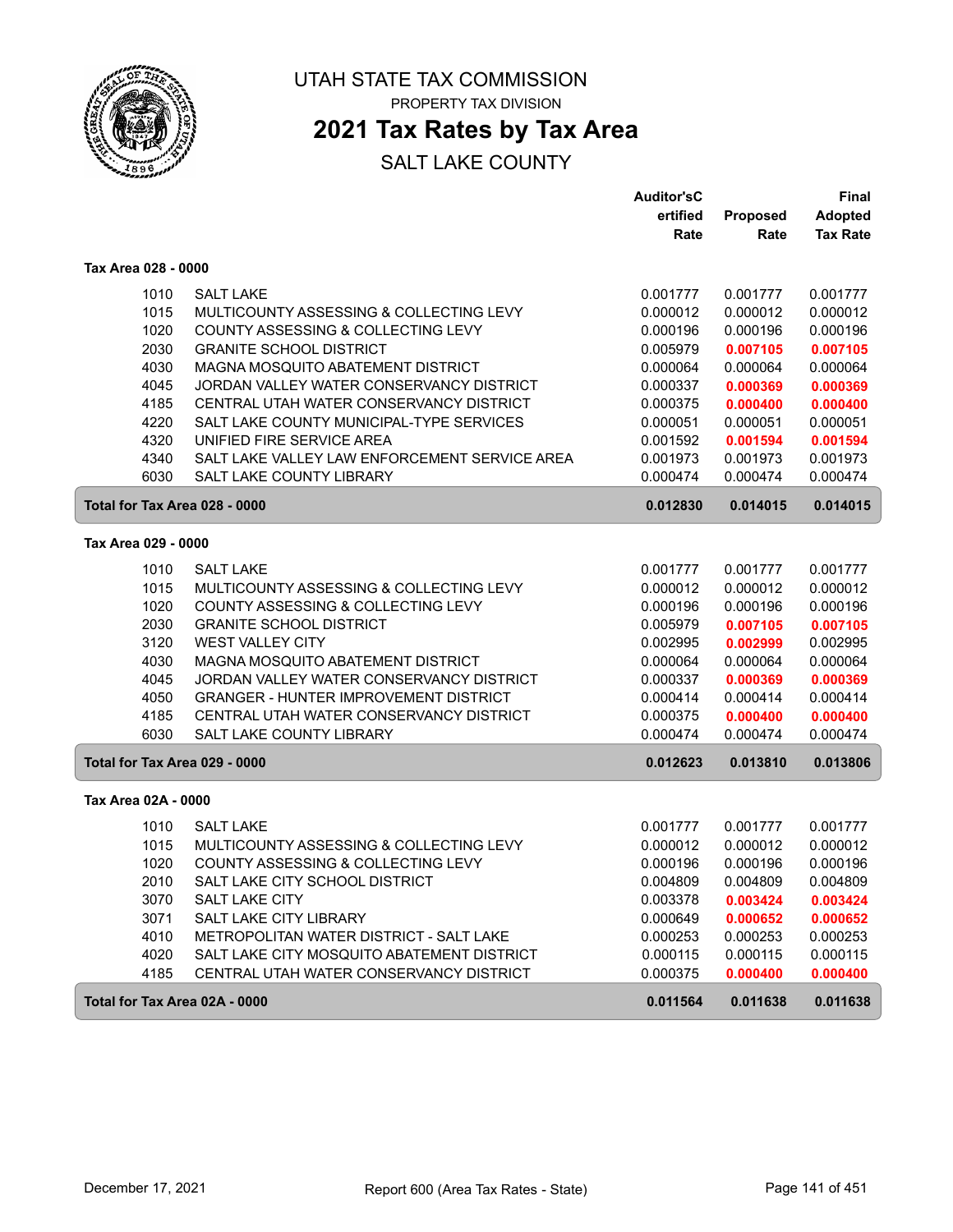# UTAH STATE TAX COMMISSION

PROPERTY TAX DIVISION

## 2021 Tax Rates by Tax Area

SALT LAKE COUNTY

### Tax Area 028 - 0000

| Code | Entity | Auditor's Certified Rate | Proposed Rate | Final Adopted Tax Rate |
|---|---|---|---|---|
| 1010 | SALT LAKE | 0.001777 | 0.001777 | 0.001777 |
| 1015 | MULTICOUNTY ASSESSING & COLLECTING LEVY | 0.000012 | 0.000012 | 0.000012 |
| 1020 | COUNTY ASSESSING & COLLECTING LEVY | 0.000196 | 0.000196 | 0.000196 |
| 2030 | GRANITE SCHOOL DISTRICT | 0.005979 | **0.007105** | **0.007105** |
| 4030 | MAGNA MOSQUITO ABATEMENT DISTRICT | 0.000064 | 0.000064 | 0.000064 |
| 4045 | JORDAN VALLEY WATER CONSERVANCY DISTRICT | 0.000337 | **0.000369** | **0.000369** |
| 4185 | CENTRAL UTAH WATER CONSERVANCY DISTRICT | 0.000375 | **0.000400** | **0.000400** |
| 4220 | SALT LAKE COUNTY MUNICIPAL-TYPE SERVICES | 0.000051 | 0.000051 | 0.000051 |
| 4320 | UNIFIED FIRE SERVICE AREA | 0.001592 | **0.001594** | **0.001594** |
| 4340 | SALT LAKE VALLEY LAW ENFORCEMENT SERVICE AREA | 0.001973 | 0.001973 | 0.001973 |
| 6030 | SALT LAKE COUNTY LIBRARY | 0.000474 | 0.000474 | 0.000474 |
| **Total for Tax Area 028 - 0000** | | **0.012830** | **0.014015** | **0.014015** |

### Tax Area 029 - 0000

| Code | Entity | Auditor's Certified Rate | Proposed Rate | Final Adopted Tax Rate |
|---|---|---|---|---|
| 1010 | SALT LAKE | 0.001777 | 0.001777 | 0.001777 |
| 1015 | MULTICOUNTY ASSESSING & COLLECTING LEVY | 0.000012 | 0.000012 | 0.000012 |
| 1020 | COUNTY ASSESSING & COLLECTING LEVY | 0.000196 | 0.000196 | 0.000196 |
| 2030 | GRANITE SCHOOL DISTRICT | 0.005979 | **0.007105** | **0.007105** |
| 3120 | WEST VALLEY CITY | 0.002995 | **0.002999** | 0.002995 |
| 4030 | MAGNA MOSQUITO ABATEMENT DISTRICT | 0.000064 | 0.000064 | 0.000064 |
| 4045 | JORDAN VALLEY WATER CONSERVANCY DISTRICT | 0.000337 | **0.000369** | **0.000369** |
| 4050 | GRANGER - HUNTER IMPROVEMENT DISTRICT | 0.000414 | 0.000414 | 0.000414 |
| 4185 | CENTRAL UTAH WATER CONSERVANCY DISTRICT | 0.000375 | **0.000400** | **0.000400** |
| 6030 | SALT LAKE COUNTY LIBRARY | 0.000474 | 0.000474 | 0.000474 |
| **Total for Tax Area 029 - 0000** | | **0.012623** | **0.013810** | **0.013806** |

### Tax Area 02A - 0000

| Code | Entity | Auditor's Certified Rate | Proposed Rate | Final Adopted Tax Rate |
|---|---|---|---|---|
| 1010 | SALT LAKE | 0.001777 | 0.001777 | 0.001777 |
| 1015 | MULTICOUNTY ASSESSING & COLLECTING LEVY | 0.000012 | 0.000012 | 0.000012 |
| 1020 | COUNTY ASSESSING & COLLECTING LEVY | 0.000196 | 0.000196 | 0.000196 |
| 2010 | SALT LAKE CITY SCHOOL DISTRICT | 0.004809 | 0.004809 | 0.004809 |
| 3070 | SALT LAKE CITY | 0.003378 | **0.003424** | **0.003424** |
| 3071 | SALT LAKE CITY LIBRARY | 0.000649 | **0.000652** | **0.000652** |
| 4010 | METROPOLITAN WATER DISTRICT - SALT LAKE | 0.000253 | 0.000253 | 0.000253 |
| 4020 | SALT LAKE CITY MOSQUITO ABATEMENT DISTRICT | 0.000115 | 0.000115 | 0.000115 |
| 4185 | CENTRAL UTAH WATER CONSERVANCY DISTRICT | 0.000375 | **0.000400** | **0.000400** |
| **Total for Tax Area 02A - 0000** | | **0.011564** | **0.011638** | **0.011638** |

December 17, 2021 — Report 600 (Area Tax Rates - State)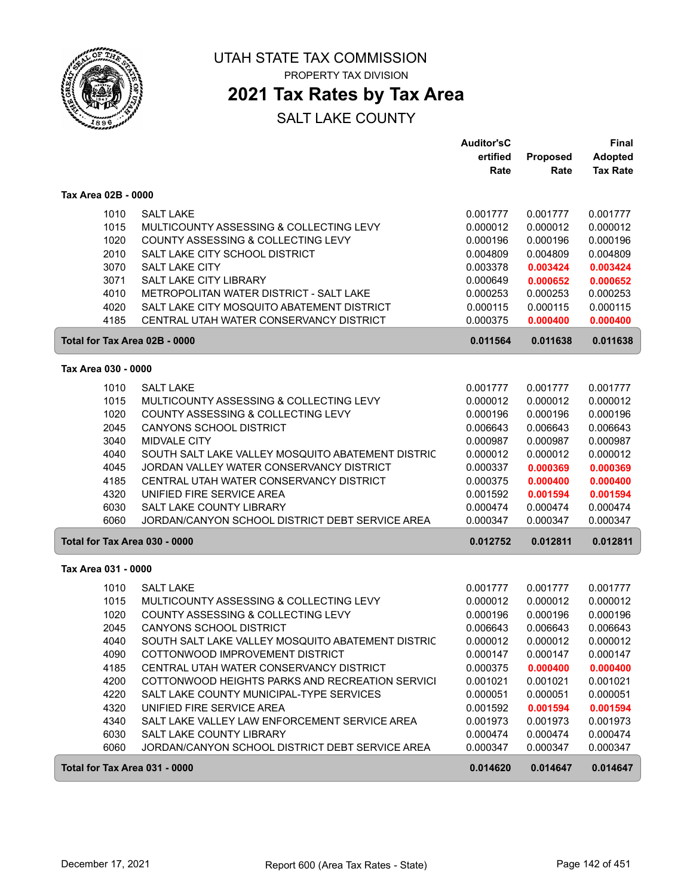# UTAH STATE TAX COMMISSION

PROPERTY TAX DIVISION

## 2021 Tax Rates by Tax Area

SALT LAKE COUNTY

### Tax Area 02B - 0000

| | | Auditor'sCertified Rate | Proposed Rate | Final Adopted Tax Rate |
|---|---|---|---|---|
| 1010 | SALT LAKE | 0.001777 | 0.001777 | 0.001777 |
| 1015 | MULTICOUNTY ASSESSING & COLLECTING LEVY | 0.000012 | 0.000012 | 0.000012 |
| 1020 | COUNTY ASSESSING & COLLECTING LEVY | 0.000196 | 0.000196 | 0.000196 |
| 2010 | SALT LAKE CITY SCHOOL DISTRICT | 0.004809 | 0.004809 | 0.004809 |
| 3070 | SALT LAKE CITY | 0.003378 | **0.003424** | **0.003424** |
| 3071 | SALT LAKE CITY LIBRARY | 0.000649 | **0.000652** | **0.000652** |
| 4010 | METROPOLITAN WATER DISTRICT - SALT LAKE | 0.000253 | 0.000253 | 0.000253 |
| 4020 | SALT LAKE CITY MOSQUITO ABATEMENT DISTRICT | 0.000115 | 0.000115 | 0.000115 |
| 4185 | CENTRAL UTAH WATER CONSERVANCY DISTRICT | 0.000375 | **0.000400** | **0.000400** |
| **Total for Tax Area 02B - 0000** | | **0.011564** | **0.011638** | **0.011638** |

### Tax Area 030 - 0000

| | | Auditor'sCertified Rate | Proposed Rate | Final Adopted Tax Rate |
|---|---|---|---|---|
| 1010 | SALT LAKE | 0.001777 | 0.001777 | 0.001777 |
| 1015 | MULTICOUNTY ASSESSING & COLLECTING LEVY | 0.000012 | 0.000012 | 0.000012 |
| 1020 | COUNTY ASSESSING & COLLECTING LEVY | 0.000196 | 0.000196 | 0.000196 |
| 2045 | CANYONS SCHOOL DISTRICT | 0.006643 | 0.006643 | 0.006643 |
| 3040 | MIDVALE CITY | 0.000987 | 0.000987 | 0.000987 |
| 4040 | SOUTH SALT LAKE VALLEY MOSQUITO ABATEMENT DISTRIC | 0.000012 | 0.000012 | 0.000012 |
| 4045 | JORDAN VALLEY WATER CONSERVANCY DISTRICT | 0.000337 | **0.000369** | **0.000369** |
| 4185 | CENTRAL UTAH WATER CONSERVANCY DISTRICT | 0.000375 | **0.000400** | **0.000400** |
| 4320 | UNIFIED FIRE SERVICE AREA | 0.001592 | **0.001594** | **0.001594** |
| 6030 | SALT LAKE COUNTY LIBRARY | 0.000474 | 0.000474 | 0.000474 |
| 6060 | JORDAN/CANYON SCHOOL DISTRICT DEBT SERVICE AREA | 0.000347 | 0.000347 | 0.000347 |
| **Total for Tax Area 030 - 0000** | | **0.012752** | **0.012811** | **0.012811** |

### Tax Area 031 - 0000

| | | Auditor'sCertified Rate | Proposed Rate | Final Adopted Tax Rate |
|---|---|---|---|---|
| 1010 | SALT LAKE | 0.001777 | 0.001777 | 0.001777 |
| 1015 | MULTICOUNTY ASSESSING & COLLECTING LEVY | 0.000012 | 0.000012 | 0.000012 |
| 1020 | COUNTY ASSESSING & COLLECTING LEVY | 0.000196 | 0.000196 | 0.000196 |
| 2045 | CANYONS SCHOOL DISTRICT | 0.006643 | 0.006643 | 0.006643 |
| 4040 | SOUTH SALT LAKE VALLEY MOSQUITO ABATEMENT DISTRIC | 0.000012 | 0.000012 | 0.000012 |
| 4090 | COTTONWOOD IMPROVEMENT DISTRICT | 0.000147 | 0.000147 | 0.000147 |
| 4185 | CENTRAL UTAH WATER CONSERVANCY DISTRICT | 0.000375 | **0.000400** | **0.000400** |
| 4200 | COTTONWOOD HEIGHTS PARKS AND RECREATION SERVICI | 0.001021 | 0.001021 | 0.001021 |
| 4220 | SALT LAKE COUNTY MUNICIPAL-TYPE SERVICES | 0.000051 | 0.000051 | 0.000051 |
| 4320 | UNIFIED FIRE SERVICE AREA | 0.001592 | **0.001594** | **0.001594** |
| 4340 | SALT LAKE VALLEY LAW ENFORCEMENT SERVICE AREA | 0.001973 | 0.001973 | 0.001973 |
| 6030 | SALT LAKE COUNTY LIBRARY | 0.000474 | 0.000474 | 0.000474 |
| 6060 | JORDAN/CANYON SCHOOL DISTRICT DEBT SERVICE AREA | 0.000347 | 0.000347 | 0.000347 |
| **Total for Tax Area 031 - 0000** | | **0.014620** | **0.014647** | **0.014647** |

December 17, 2021 — Report 600 (Area Tax Rates - State)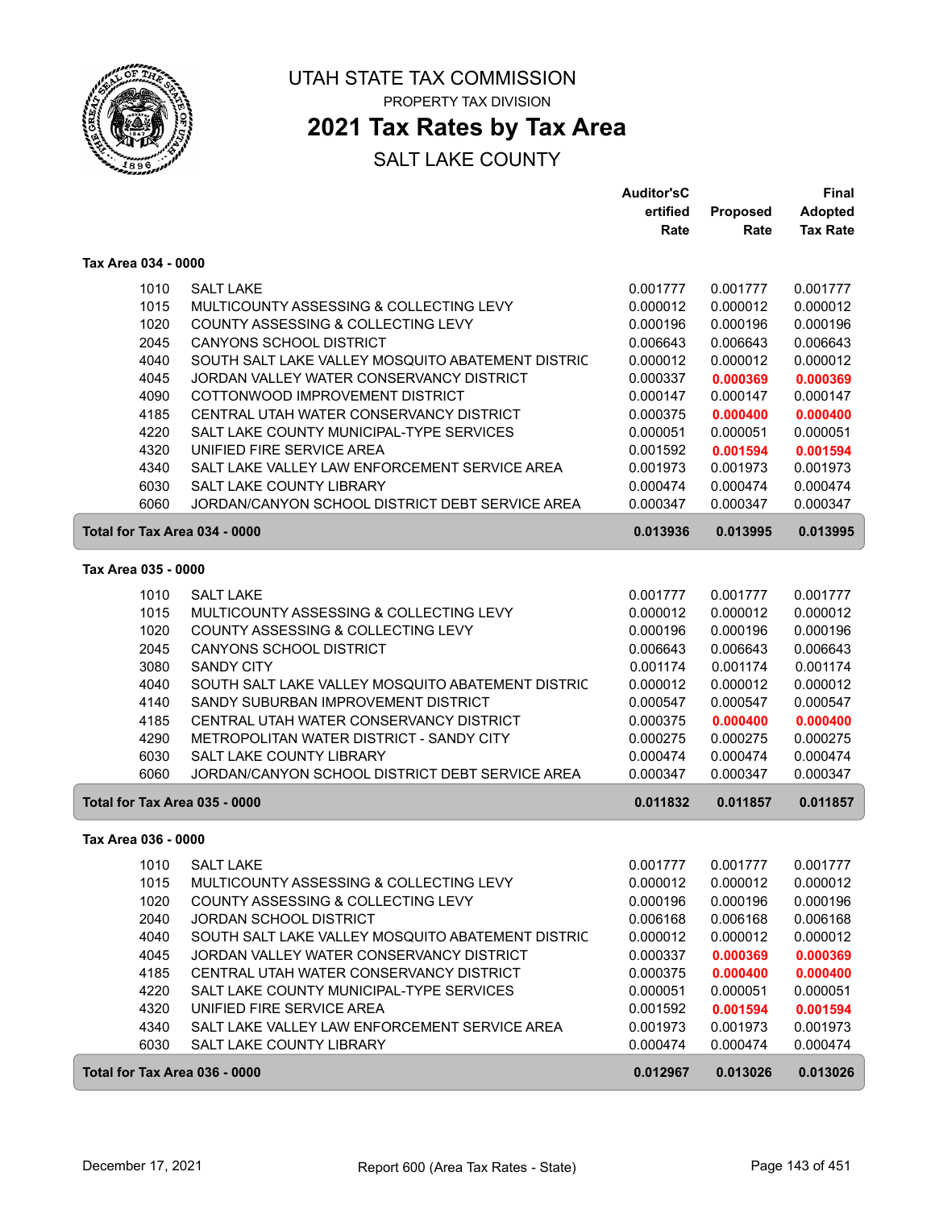# UTAH STATE TAX COMMISSION

PROPERTY TAX DIVISION

## 2021 Tax Rates by Tax Area

SALT LAKE COUNTY

### Tax Area 034 - 0000

| | | Auditor'sCertified Rate | Proposed Rate | Final Adopted Tax Rate |
|---|---|---|---|---|
| 1010 | SALT LAKE | 0.001777 | 0.001777 | 0.001777 |
| 1015 | MULTICOUNTY ASSESSING & COLLECTING LEVY | 0.000012 | 0.000012 | 0.000012 |
| 1020 | COUNTY ASSESSING & COLLECTING LEVY | 0.000196 | 0.000196 | 0.000196 |
| 2045 | CANYONS SCHOOL DISTRICT | 0.006643 | 0.006643 | 0.006643 |
| 4040 | SOUTH SALT LAKE VALLEY MOSQUITO ABATEMENT DISTRIC | 0.000012 | 0.000012 | 0.000012 |
| 4045 | JORDAN VALLEY WATER CONSERVANCY DISTRICT | 0.000337 | **0.000369** | **0.000369** |
| 4090 | COTTONWOOD IMPROVEMENT DISTRICT | 0.000147 | 0.000147 | 0.000147 |
| 4185 | CENTRAL UTAH WATER CONSERVANCY DISTRICT | 0.000375 | **0.000400** | **0.000400** |
| 4220 | SALT LAKE COUNTY MUNICIPAL-TYPE SERVICES | 0.000051 | 0.000051 | 0.000051 |
| 4320 | UNIFIED FIRE SERVICE AREA | 0.001592 | **0.001594** | **0.001594** |
| 4340 | SALT LAKE VALLEY LAW ENFORCEMENT SERVICE AREA | 0.001973 | 0.001973 | 0.001973 |
| 6030 | SALT LAKE COUNTY LIBRARY | 0.000474 | 0.000474 | 0.000474 |
| 6060 | JORDAN/CANYON SCHOOL DISTRICT DEBT SERVICE AREA | 0.000347 | 0.000347 | 0.000347 |
| **Total for Tax Area 034 - 0000** | | **0.013936** | **0.013995** | **0.013995** |

### Tax Area 035 - 0000

| | | Auditor'sCertified Rate | Proposed Rate | Final Adopted Tax Rate |
|---|---|---|---|---|
| 1010 | SALT LAKE | 0.001777 | 0.001777 | 0.001777 |
| 1015 | MULTICOUNTY ASSESSING & COLLECTING LEVY | 0.000012 | 0.000012 | 0.000012 |
| 1020 | COUNTY ASSESSING & COLLECTING LEVY | 0.000196 | 0.000196 | 0.000196 |
| 2045 | CANYONS SCHOOL DISTRICT | 0.006643 | 0.006643 | 0.006643 |
| 3080 | SANDY CITY | 0.001174 | 0.001174 | 0.001174 |
| 4040 | SOUTH SALT LAKE VALLEY MOSQUITO ABATEMENT DISTRIC | 0.000012 | 0.000012 | 0.000012 |
| 4140 | SANDY SUBURBAN IMPROVEMENT DISTRICT | 0.000547 | 0.000547 | 0.000547 |
| 4185 | CENTRAL UTAH WATER CONSERVANCY DISTRICT | 0.000375 | **0.000400** | **0.000400** |
| 4290 | METROPOLITAN WATER DISTRICT - SANDY CITY | 0.000275 | 0.000275 | 0.000275 |
| 6030 | SALT LAKE COUNTY LIBRARY | 0.000474 | 0.000474 | 0.000474 |
| 6060 | JORDAN/CANYON SCHOOL DISTRICT DEBT SERVICE AREA | 0.000347 | 0.000347 | 0.000347 |
| **Total for Tax Area 035 - 0000** | | **0.011832** | **0.011857** | **0.011857** |

### Tax Area 036 - 0000

| | | Auditor'sCertified Rate | Proposed Rate | Final Adopted Tax Rate |
|---|---|---|---|---|
| 1010 | SALT LAKE | 0.001777 | 0.001777 | 0.001777 |
| 1015 | MULTICOUNTY ASSESSING & COLLECTING LEVY | 0.000012 | 0.000012 | 0.000012 |
| 1020 | COUNTY ASSESSING & COLLECTING LEVY | 0.000196 | 0.000196 | 0.000196 |
| 2040 | JORDAN SCHOOL DISTRICT | 0.006168 | 0.006168 | 0.006168 |
| 4040 | SOUTH SALT LAKE VALLEY MOSQUITO ABATEMENT DISTRIC | 0.000012 | 0.000012 | 0.000012 |
| 4045 | JORDAN VALLEY WATER CONSERVANCY DISTRICT | 0.000337 | **0.000369** | **0.000369** |
| 4185 | CENTRAL UTAH WATER CONSERVANCY DISTRICT | 0.000375 | **0.000400** | **0.000400** |
| 4220 | SALT LAKE COUNTY MUNICIPAL-TYPE SERVICES | 0.000051 | 0.000051 | 0.000051 |
| 4320 | UNIFIED FIRE SERVICE AREA | 0.001592 | **0.001594** | **0.001594** |
| 4340 | SALT LAKE VALLEY LAW ENFORCEMENT SERVICE AREA | 0.001973 | 0.001973 | 0.001973 |
| 6030 | SALT LAKE COUNTY LIBRARY | 0.000474 | 0.000474 | 0.000474 |
| **Total for Tax Area 036 - 0000** | | **0.012967** | **0.013026** | **0.013026** |

December 17, 2021 — Report 600 (Area Tax Rates - State)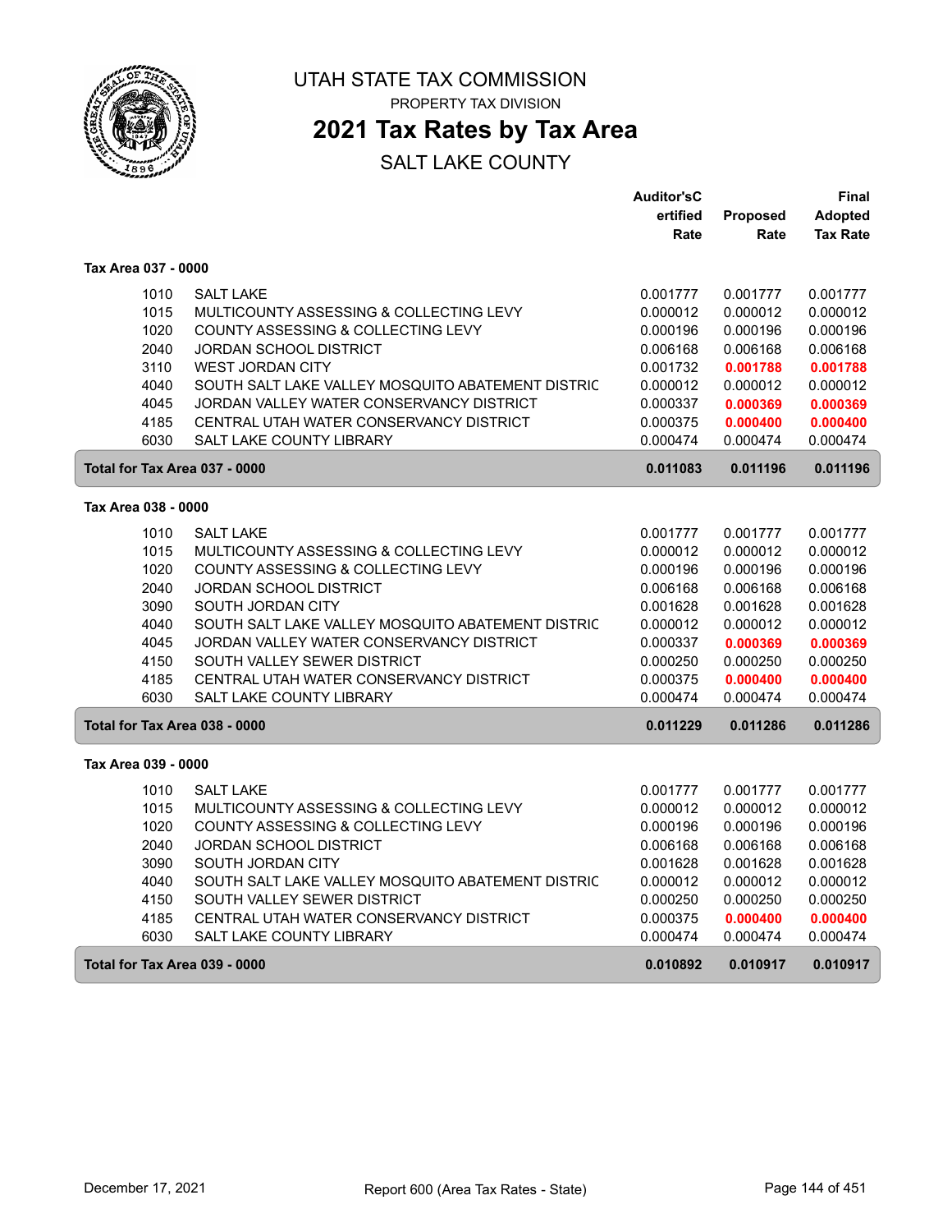# UTAH STATE TAX COMMISSION

PROPERTY TAX DIVISION

## 2021 Tax Rates by Tax Area

SALT LAKE COUNTY

| | | Auditor'sCertified Rate | Proposed Rate | Final Adopted Tax Rate |
|---|---|---|---|---|
| **Tax Area 037 - 0000** | | | | |
| 1010 | SALT LAKE | 0.001777 | 0.001777 | 0.001777 |
| 1015 | MULTICOUNTY ASSESSING & COLLECTING LEVY | 0.000012 | 0.000012 | 0.000012 |
| 1020 | COUNTY ASSESSING & COLLECTING LEVY | 0.000196 | 0.000196 | 0.000196 |
| 2040 | JORDAN SCHOOL DISTRICT | 0.006168 | 0.006168 | 0.006168 |
| 3110 | WEST JORDAN CITY | 0.001732 | **0.001788** | **0.001788** |
| 4040 | SOUTH SALT LAKE VALLEY MOSQUITO ABATEMENT DISTRIC | 0.000012 | 0.000012 | 0.000012 |
| 4045 | JORDAN VALLEY WATER CONSERVANCY DISTRICT | 0.000337 | **0.000369** | **0.000369** |
| 4185 | CENTRAL UTAH WATER CONSERVANCY DISTRICT | 0.000375 | **0.000400** | **0.000400** |
| 6030 | SALT LAKE COUNTY LIBRARY | 0.000474 | 0.000474 | 0.000474 |
| **Total for Tax Area 037 - 0000** | | **0.011083** | **0.011196** | **0.011196** |
| **Tax Area 038 - 0000** | | | | |
| 1010 | SALT LAKE | 0.001777 | 0.001777 | 0.001777 |
| 1015 | MULTICOUNTY ASSESSING & COLLECTING LEVY | 0.000012 | 0.000012 | 0.000012 |
| 1020 | COUNTY ASSESSING & COLLECTING LEVY | 0.000196 | 0.000196 | 0.000196 |
| 2040 | JORDAN SCHOOL DISTRICT | 0.006168 | 0.006168 | 0.006168 |
| 3090 | SOUTH JORDAN CITY | 0.001628 | 0.001628 | 0.001628 |
| 4040 | SOUTH SALT LAKE VALLEY MOSQUITO ABATEMENT DISTRIC | 0.000012 | 0.000012 | 0.000012 |
| 4045 | JORDAN VALLEY WATER CONSERVANCY DISTRICT | 0.000337 | **0.000369** | **0.000369** |
| 4150 | SOUTH VALLEY SEWER DISTRICT | 0.000250 | 0.000250 | 0.000250 |
| 4185 | CENTRAL UTAH WATER CONSERVANCY DISTRICT | 0.000375 | **0.000400** | **0.000400** |
| 6030 | SALT LAKE COUNTY LIBRARY | 0.000474 | 0.000474 | 0.000474 |
| **Total for Tax Area 038 - 0000** | | **0.011229** | **0.011286** | **0.011286** |
| **Tax Area 039 - 0000** | | | | |
| 1010 | SALT LAKE | 0.001777 | 0.001777 | 0.001777 |
| 1015 | MULTICOUNTY ASSESSING & COLLECTING LEVY | 0.000012 | 0.000012 | 0.000012 |
| 1020 | COUNTY ASSESSING & COLLECTING LEVY | 0.000196 | 0.000196 | 0.000196 |
| 2040 | JORDAN SCHOOL DISTRICT | 0.006168 | 0.006168 | 0.006168 |
| 3090 | SOUTH JORDAN CITY | 0.001628 | 0.001628 | 0.001628 |
| 4040 | SOUTH SALT LAKE VALLEY MOSQUITO ABATEMENT DISTRIC | 0.000012 | 0.000012 | 0.000012 |
| 4150 | SOUTH VALLEY SEWER DISTRICT | 0.000250 | 0.000250 | 0.000250 |
| 4185 | CENTRAL UTAH WATER CONSERVANCY DISTRICT | 0.000375 | **0.000400** | **0.000400** |
| 6030 | SALT LAKE COUNTY LIBRARY | 0.000474 | 0.000474 | 0.000474 |
| **Total for Tax Area 039 - 0000** | | **0.010892** | **0.010917** | **0.010917** |

December 17, 2021 — Report 600 (Area Tax Rates - State)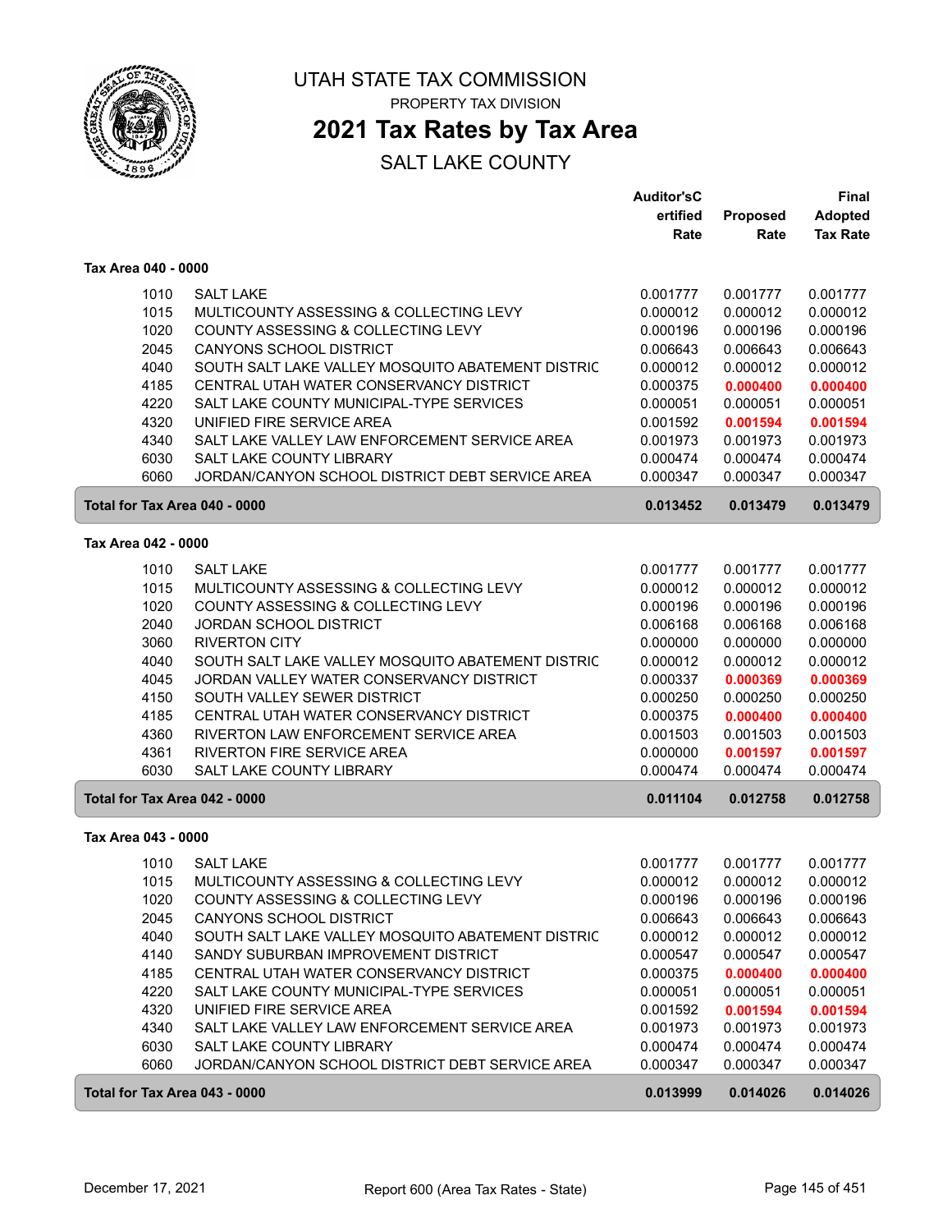# UTAH STATE TAX COMMISSION

PROPERTY TAX DIVISION

## 2021 Tax Rates by Tax Area

SALT LAKE COUNTY

| | | Auditor'sCertified Rate | Proposed Rate | Final Adopted Tax Rate |
|---|---|---|---|---|
| **Tax Area 040 - 0000** | | | | |
| 1010 | SALT LAKE | 0.001777 | 0.001777 | 0.001777 |
| 1015 | MULTICOUNTY ASSESSING & COLLECTING LEVY | 0.000012 | 0.000012 | 0.000012 |
| 1020 | COUNTY ASSESSING & COLLECTING LEVY | 0.000196 | 0.000196 | 0.000196 |
| 2045 | CANYONS SCHOOL DISTRICT | 0.006643 | 0.006643 | 0.006643 |
| 4040 | SOUTH SALT LAKE VALLEY MOSQUITO ABATEMENT DISTRIC | 0.000012 | 0.000012 | 0.000012 |
| 4185 | CENTRAL UTAH WATER CONSERVANCY DISTRICT | 0.000375 | **0.000400** | **0.000400** |
| 4220 | SALT LAKE COUNTY MUNICIPAL-TYPE SERVICES | 0.000051 | 0.000051 | 0.000051 |
| 4320 | UNIFIED FIRE SERVICE AREA | 0.001592 | **0.001594** | **0.001594** |
| 4340 | SALT LAKE VALLEY LAW ENFORCEMENT SERVICE AREA | 0.001973 | 0.001973 | 0.001973 |
| 6030 | SALT LAKE COUNTY LIBRARY | 0.000474 | 0.000474 | 0.000474 |
| 6060 | JORDAN/CANYON SCHOOL DISTRICT DEBT SERVICE AREA | 0.000347 | 0.000347 | 0.000347 |
| **Total for Tax Area 040 - 0000** | | **0.013452** | **0.013479** | **0.013479** |
| **Tax Area 042 - 0000** | | | | |
| 1010 | SALT LAKE | 0.001777 | 0.001777 | 0.001777 |
| 1015 | MULTICOUNTY ASSESSING & COLLECTING LEVY | 0.000012 | 0.000012 | 0.000012 |
| 1020 | COUNTY ASSESSING & COLLECTING LEVY | 0.000196 | 0.000196 | 0.000196 |
| 2040 | JORDAN SCHOOL DISTRICT | 0.006168 | 0.006168 | 0.006168 |
| 3060 | RIVERTON CITY | 0.000000 | 0.000000 | 0.000000 |
| 4040 | SOUTH SALT LAKE VALLEY MOSQUITO ABATEMENT DISTRIC | 0.000012 | 0.000012 | 0.000012 |
| 4045 | JORDAN VALLEY WATER CONSERVANCY DISTRICT | 0.000337 | **0.000369** | **0.000369** |
| 4150 | SOUTH VALLEY SEWER DISTRICT | 0.000250 | 0.000250 | 0.000250 |
| 4185 | CENTRAL UTAH WATER CONSERVANCY DISTRICT | 0.000375 | **0.000400** | **0.000400** |
| 4360 | RIVERTON LAW ENFORCEMENT SERVICE AREA | 0.001503 | 0.001503 | 0.001503 |
| 4361 | RIVERTON FIRE SERVICE AREA | 0.000000 | **0.001597** | **0.001597** |
| 6030 | SALT LAKE COUNTY LIBRARY | 0.000474 | 0.000474 | 0.000474 |
| **Total for Tax Area 042 - 0000** | | **0.011104** | **0.012758** | **0.012758** |
| **Tax Area 043 - 0000** | | | | |
| 1010 | SALT LAKE | 0.001777 | 0.001777 | 0.001777 |
| 1015 | MULTICOUNTY ASSESSING & COLLECTING LEVY | 0.000012 | 0.000012 | 0.000012 |
| 1020 | COUNTY ASSESSING & COLLECTING LEVY | 0.000196 | 0.000196 | 0.000196 |
| 2045 | CANYONS SCHOOL DISTRICT | 0.006643 | 0.006643 | 0.006643 |
| 4040 | SOUTH SALT LAKE VALLEY MOSQUITO ABATEMENT DISTRIC | 0.000012 | 0.000012 | 0.000012 |
| 4140 | SANDY SUBURBAN IMPROVEMENT DISTRICT | 0.000547 | 0.000547 | 0.000547 |
| 4185 | CENTRAL UTAH WATER CONSERVANCY DISTRICT | 0.000375 | **0.000400** | **0.000400** |
| 4220 | SALT LAKE COUNTY MUNICIPAL-TYPE SERVICES | 0.000051 | 0.000051 | 0.000051 |
| 4320 | UNIFIED FIRE SERVICE AREA | 0.001592 | **0.001594** | **0.001594** |
| 4340 | SALT LAKE VALLEY LAW ENFORCEMENT SERVICE AREA | 0.001973 | 0.001973 | 0.001973 |
| 6030 | SALT LAKE COUNTY LIBRARY | 0.000474 | 0.000474 | 0.000474 |
| 6060 | JORDAN/CANYON SCHOOL DISTRICT DEBT SERVICE AREA | 0.000347 | 0.000347 | 0.000347 |
| **Total for Tax Area 043 - 0000** | | **0.013999** | **0.014026** | **0.014026** |

December 17, 2021 — Report 600 (Area Tax Rates - State)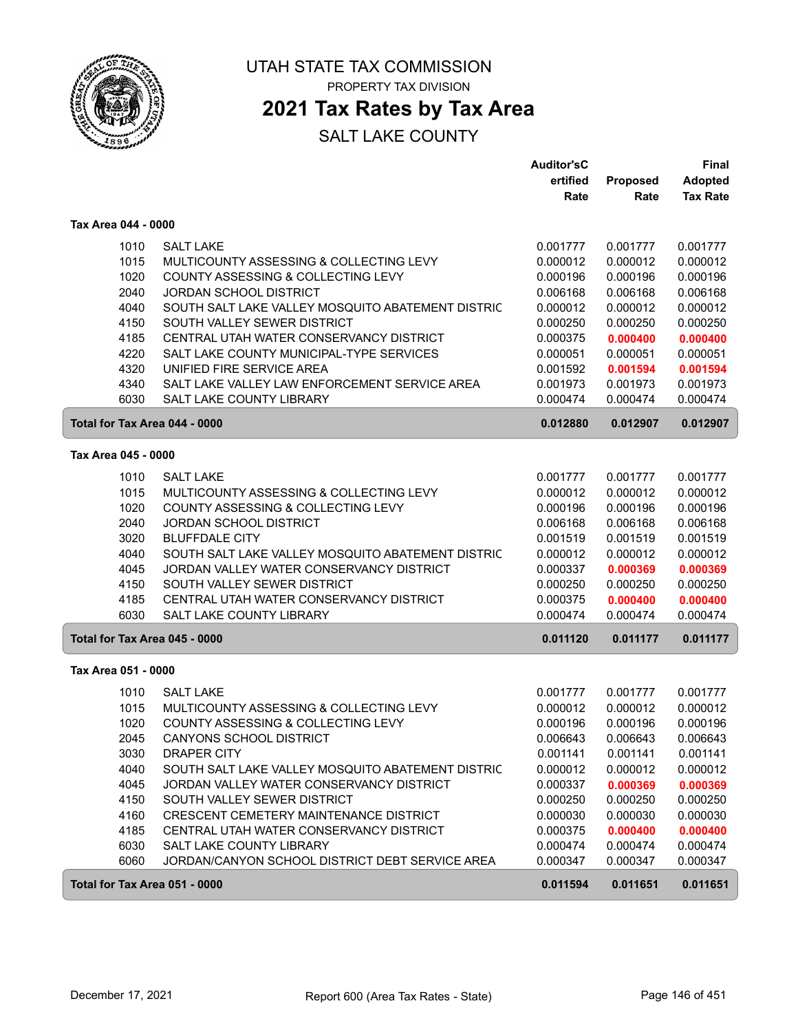# UTAH STATE TAX COMMISSION

PROPERTY TAX DIVISION

## 2021 Tax Rates by Tax Area

SALT LAKE COUNTY

| | | Auditor'sCertified Rate | Proposed Rate | Final Adopted Tax Rate |
|---|---|---|---|---|
| **Tax Area 044 - 0000** | | | | |
| 1010 | SALT LAKE | 0.001777 | 0.001777 | 0.001777 |
| 1015 | MULTICOUNTY ASSESSING & COLLECTING LEVY | 0.000012 | 0.000012 | 0.000012 |
| 1020 | COUNTY ASSESSING & COLLECTING LEVY | 0.000196 | 0.000196 | 0.000196 |
| 2040 | JORDAN SCHOOL DISTRICT | 0.006168 | 0.006168 | 0.006168 |
| 4040 | SOUTH SALT LAKE VALLEY MOSQUITO ABATEMENT DISTRIC | 0.000012 | 0.000012 | 0.000012 |
| 4150 | SOUTH VALLEY SEWER DISTRICT | 0.000250 | 0.000250 | 0.000250 |
| 4185 | CENTRAL UTAH WATER CONSERVANCY DISTRICT | 0.000375 | **0.000400** | **0.000400** |
| 4220 | SALT LAKE COUNTY MUNICIPAL-TYPE SERVICES | 0.000051 | 0.000051 | 0.000051 |
| 4320 | UNIFIED FIRE SERVICE AREA | 0.001592 | **0.001594** | **0.001594** |
| 4340 | SALT LAKE VALLEY LAW ENFORCEMENT SERVICE AREA | 0.001973 | 0.001973 | 0.001973 |
| 6030 | SALT LAKE COUNTY LIBRARY | 0.000474 | 0.000474 | 0.000474 |
| **Total for Tax Area 044 - 0000** | | **0.012880** | **0.012907** | **0.012907** |
| **Tax Area 045 - 0000** | | | | |
| 1010 | SALT LAKE | 0.001777 | 0.001777 | 0.001777 |
| 1015 | MULTICOUNTY ASSESSING & COLLECTING LEVY | 0.000012 | 0.000012 | 0.000012 |
| 1020 | COUNTY ASSESSING & COLLECTING LEVY | 0.000196 | 0.000196 | 0.000196 |
| 2040 | JORDAN SCHOOL DISTRICT | 0.006168 | 0.006168 | 0.006168 |
| 3020 | BLUFFDALE CITY | 0.001519 | 0.001519 | 0.001519 |
| 4040 | SOUTH SALT LAKE VALLEY MOSQUITO ABATEMENT DISTRIC | 0.000012 | 0.000012 | 0.000012 |
| 4045 | JORDAN VALLEY WATER CONSERVANCY DISTRICT | 0.000337 | **0.000369** | **0.000369** |
| 4150 | SOUTH VALLEY SEWER DISTRICT | 0.000250 | 0.000250 | 0.000250 |
| 4185 | CENTRAL UTAH WATER CONSERVANCY DISTRICT | 0.000375 | **0.000400** | **0.000400** |
| 6030 | SALT LAKE COUNTY LIBRARY | 0.000474 | 0.000474 | 0.000474 |
| **Total for Tax Area 045 - 0000** | | **0.011120** | **0.011177** | **0.011177** |
| **Tax Area 051 - 0000** | | | | |
| 1010 | SALT LAKE | 0.001777 | 0.001777 | 0.001777 |
| 1015 | MULTICOUNTY ASSESSING & COLLECTING LEVY | 0.000012 | 0.000012 | 0.000012 |
| 1020 | COUNTY ASSESSING & COLLECTING LEVY | 0.000196 | 0.000196 | 0.000196 |
| 2045 | CANYONS SCHOOL DISTRICT | 0.006643 | 0.006643 | 0.006643 |
| 3030 | DRAPER CITY | 0.001141 | 0.001141 | 0.001141 |
| 4040 | SOUTH SALT LAKE VALLEY MOSQUITO ABATEMENT DISTRIC | 0.000012 | 0.000012 | 0.000012 |
| 4045 | JORDAN VALLEY WATER CONSERVANCY DISTRICT | 0.000337 | **0.000369** | **0.000369** |
| 4150 | SOUTH VALLEY SEWER DISTRICT | 0.000250 | 0.000250 | 0.000250 |
| 4160 | CRESCENT CEMETERY MAINTENANCE DISTRICT | 0.000030 | 0.000030 | 0.000030 |
| 4185 | CENTRAL UTAH WATER CONSERVANCY DISTRICT | 0.000375 | **0.000400** | **0.000400** |
| 6030 | SALT LAKE COUNTY LIBRARY | 0.000474 | 0.000474 | 0.000474 |
| 6060 | JORDAN/CANYON SCHOOL DISTRICT DEBT SERVICE AREA | 0.000347 | 0.000347 | 0.000347 |
| **Total for Tax Area 051 - 0000** | | **0.011594** | **0.011651** | **0.011651** |

December 17, 2021 — Report 600 (Area Tax Rates - State)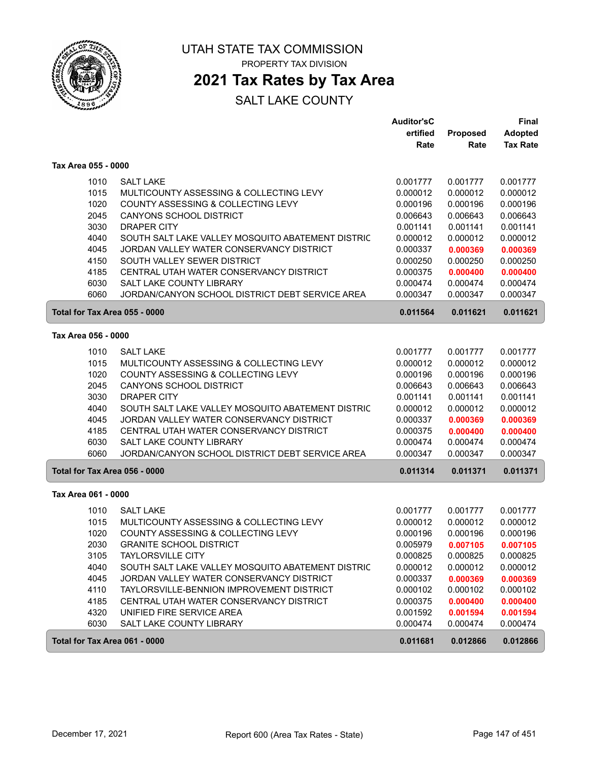# UTAH STATE TAX COMMISSION

PROPERTY TAX DIVISION

## 2021 Tax Rates by Tax Area

SALT LAKE COUNTY

| | | Auditor'sCertified Rate | Proposed Rate | Final Adopted Tax Rate |
|---|---|---|---|---|
| **Tax Area 055 - 0000** | | | | |
| 1010 | SALT LAKE | 0.001777 | 0.001777 | 0.001777 |
| 1015 | MULTICOUNTY ASSESSING & COLLECTING LEVY | 0.000012 | 0.000012 | 0.000012 |
| 1020 | COUNTY ASSESSING & COLLECTING LEVY | 0.000196 | 0.000196 | 0.000196 |
| 2045 | CANYONS SCHOOL DISTRICT | 0.006643 | 0.006643 | 0.006643 |
| 3030 | DRAPER CITY | 0.001141 | 0.001141 | 0.001141 |
| 4040 | SOUTH SALT LAKE VALLEY MOSQUITO ABATEMENT DISTRIC | 0.000012 | 0.000012 | 0.000012 |
| 4045 | JORDAN VALLEY WATER CONSERVANCY DISTRICT | 0.000337 | **0.000369** | **0.000369** |
| 4150 | SOUTH VALLEY SEWER DISTRICT | 0.000250 | 0.000250 | 0.000250 |
| 4185 | CENTRAL UTAH WATER CONSERVANCY DISTRICT | 0.000375 | **0.000400** | **0.000400** |
| 6030 | SALT LAKE COUNTY LIBRARY | 0.000474 | 0.000474 | 0.000474 |
| 6060 | JORDAN/CANYON SCHOOL DISTRICT DEBT SERVICE AREA | 0.000347 | 0.000347 | 0.000347 |
| **Total for Tax Area 055 - 0000** | | **0.011564** | **0.011621** | **0.011621** |
| **Tax Area 056 - 0000** | | | | |
| 1010 | SALT LAKE | 0.001777 | 0.001777 | 0.001777 |
| 1015 | MULTICOUNTY ASSESSING & COLLECTING LEVY | 0.000012 | 0.000012 | 0.000012 |
| 1020 | COUNTY ASSESSING & COLLECTING LEVY | 0.000196 | 0.000196 | 0.000196 |
| 2045 | CANYONS SCHOOL DISTRICT | 0.006643 | 0.006643 | 0.006643 |
| 3030 | DRAPER CITY | 0.001141 | 0.001141 | 0.001141 |
| 4040 | SOUTH SALT LAKE VALLEY MOSQUITO ABATEMENT DISTRIC | 0.000012 | 0.000012 | 0.000012 |
| 4045 | JORDAN VALLEY WATER CONSERVANCY DISTRICT | 0.000337 | **0.000369** | **0.000369** |
| 4185 | CENTRAL UTAH WATER CONSERVANCY DISTRICT | 0.000375 | **0.000400** | **0.000400** |
| 6030 | SALT LAKE COUNTY LIBRARY | 0.000474 | 0.000474 | 0.000474 |
| 6060 | JORDAN/CANYON SCHOOL DISTRICT DEBT SERVICE AREA | 0.000347 | 0.000347 | 0.000347 |
| **Total for Tax Area 056 - 0000** | | **0.011314** | **0.011371** | **0.011371** |
| **Tax Area 061 - 0000** | | | | |
| 1010 | SALT LAKE | 0.001777 | 0.001777 | 0.001777 |
| 1015 | MULTICOUNTY ASSESSING & COLLECTING LEVY | 0.000012 | 0.000012 | 0.000012 |
| 1020 | COUNTY ASSESSING & COLLECTING LEVY | 0.000196 | 0.000196 | 0.000196 |
| 2030 | GRANITE SCHOOL DISTRICT | 0.005979 | **0.007105** | **0.007105** |
| 3105 | TAYLORSVILLE CITY | 0.000825 | 0.000825 | 0.000825 |
| 4040 | SOUTH SALT LAKE VALLEY MOSQUITO ABATEMENT DISTRIC | 0.000012 | 0.000012 | 0.000012 |
| 4045 | JORDAN VALLEY WATER CONSERVANCY DISTRICT | 0.000337 | **0.000369** | **0.000369** |
| 4110 | TAYLORSVILLE-BENNION IMPROVEMENT DISTRICT | 0.000102 | 0.000102 | 0.000102 |
| 4185 | CENTRAL UTAH WATER CONSERVANCY DISTRICT | 0.000375 | **0.000400** | **0.000400** |
| 4320 | UNIFIED FIRE SERVICE AREA | 0.001592 | **0.001594** | **0.001594** |
| 6030 | SALT LAKE COUNTY LIBRARY | 0.000474 | 0.000474 | 0.000474 |
| **Total for Tax Area 061 - 0000** | | **0.011681** | **0.012866** | **0.012866** |

December 17, 2021 — Report 600 (Area Tax Rates - State)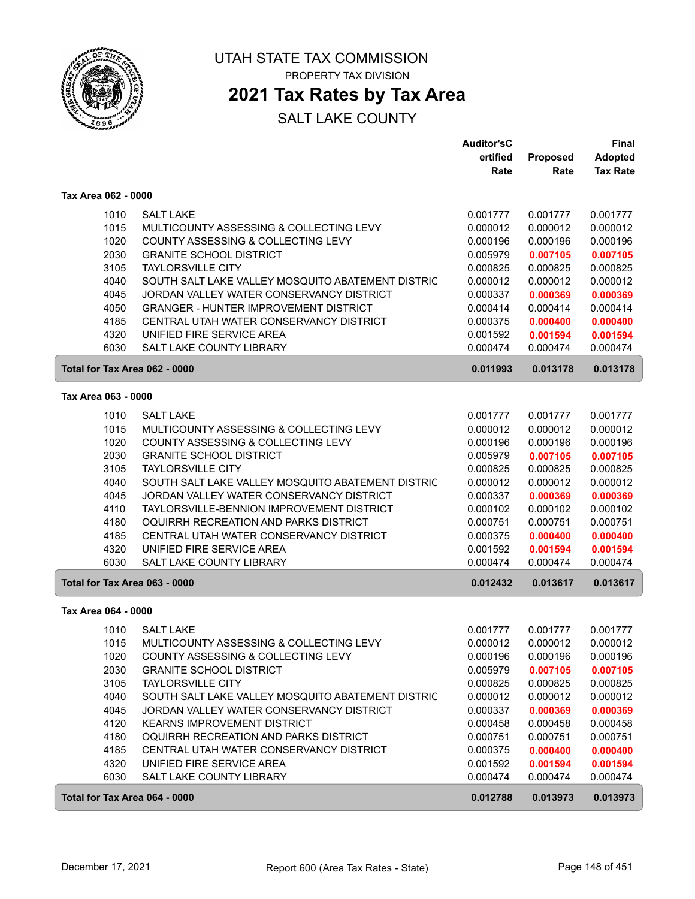# UTAH STATE TAX COMMISSION

PROPERTY TAX DIVISION

## 2021 Tax Rates by Tax Area

SALT LAKE COUNTY

| | | Auditor'sC ertified Rate | Proposed Rate | Final Adopted Tax Rate |
|---|---|---|---|---|
| **Tax Area 062 - 0000** | | | | |
| 1010 | SALT LAKE | 0.001777 | 0.001777 | 0.001777 |
| 1015 | MULTICOUNTY ASSESSING & COLLECTING LEVY | 0.000012 | 0.000012 | 0.000012 |
| 1020 | COUNTY ASSESSING & COLLECTING LEVY | 0.000196 | 0.000196 | 0.000196 |
| 2030 | GRANITE SCHOOL DISTRICT | 0.005979 | **0.007105** | **0.007105** |
| 3105 | TAYLORSVILLE CITY | 0.000825 | 0.000825 | 0.000825 |
| 4040 | SOUTH SALT LAKE VALLEY MOSQUITO ABATEMENT DISTRIC | 0.000012 | 0.000012 | 0.000012 |
| 4045 | JORDAN VALLEY WATER CONSERVANCY DISTRICT | 0.000337 | **0.000369** | **0.000369** |
| 4050 | GRANGER - HUNTER IMPROVEMENT DISTRICT | 0.000414 | 0.000414 | 0.000414 |
| 4185 | CENTRAL UTAH WATER CONSERVANCY DISTRICT | 0.000375 | **0.000400** | **0.000400** |
| 4320 | UNIFIED FIRE SERVICE AREA | 0.001592 | **0.001594** | **0.001594** |
| 6030 | SALT LAKE COUNTY LIBRARY | 0.000474 | 0.000474 | 0.000474 |
| **Total for Tax Area 062 - 0000** | | **0.011993** | **0.013178** | **0.013178** |
| **Tax Area 063 - 0000** | | | | |
| 1010 | SALT LAKE | 0.001777 | 0.001777 | 0.001777 |
| 1015 | MULTICOUNTY ASSESSING & COLLECTING LEVY | 0.000012 | 0.000012 | 0.000012 |
| 1020 | COUNTY ASSESSING & COLLECTING LEVY | 0.000196 | 0.000196 | 0.000196 |
| 2030 | GRANITE SCHOOL DISTRICT | 0.005979 | **0.007105** | **0.007105** |
| 3105 | TAYLORSVILLE CITY | 0.000825 | 0.000825 | 0.000825 |
| 4040 | SOUTH SALT LAKE VALLEY MOSQUITO ABATEMENT DISTRIC | 0.000012 | 0.000012 | 0.000012 |
| 4045 | JORDAN VALLEY WATER CONSERVANCY DISTRICT | 0.000337 | **0.000369** | **0.000369** |
| 4110 | TAYLORSVILLE-BENNION IMPROVEMENT DISTRICT | 0.000102 | 0.000102 | 0.000102 |
| 4180 | OQUIRRH RECREATION AND PARKS DISTRICT | 0.000751 | 0.000751 | 0.000751 |
| 4185 | CENTRAL UTAH WATER CONSERVANCY DISTRICT | 0.000375 | **0.000400** | **0.000400** |
| 4320 | UNIFIED FIRE SERVICE AREA | 0.001592 | **0.001594** | **0.001594** |
| 6030 | SALT LAKE COUNTY LIBRARY | 0.000474 | 0.000474 | 0.000474 |
| **Total for Tax Area 063 - 0000** | | **0.012432** | **0.013617** | **0.013617** |
| **Tax Area 064 - 0000** | | | | |
| 1010 | SALT LAKE | 0.001777 | 0.001777 | 0.001777 |
| 1015 | MULTICOUNTY ASSESSING & COLLECTING LEVY | 0.000012 | 0.000012 | 0.000012 |
| 1020 | COUNTY ASSESSING & COLLECTING LEVY | 0.000196 | 0.000196 | 0.000196 |
| 2030 | GRANITE SCHOOL DISTRICT | 0.005979 | **0.007105** | **0.007105** |
| 3105 | TAYLORSVILLE CITY | 0.000825 | 0.000825 | 0.000825 |
| 4040 | SOUTH SALT LAKE VALLEY MOSQUITO ABATEMENT DISTRIC | 0.000012 | 0.000012 | 0.000012 |
| 4045 | JORDAN VALLEY WATER CONSERVANCY DISTRICT | 0.000337 | **0.000369** | **0.000369** |
| 4120 | KEARNS IMPROVEMENT DISTRICT | 0.000458 | 0.000458 | 0.000458 |
| 4180 | OQUIRRH RECREATION AND PARKS DISTRICT | 0.000751 | 0.000751 | 0.000751 |
| 4185 | CENTRAL UTAH WATER CONSERVANCY DISTRICT | 0.000375 | **0.000400** | **0.000400** |
| 4320 | UNIFIED FIRE SERVICE AREA | 0.001592 | **0.001594** | **0.001594** |
| 6030 | SALT LAKE COUNTY LIBRARY | 0.000474 | 0.000474 | 0.000474 |
| **Total for Tax Area 064 - 0000** | | **0.012788** | **0.013973** | **0.013973** |

December 17, 2021 — Report 600 (Area Tax Rates - State)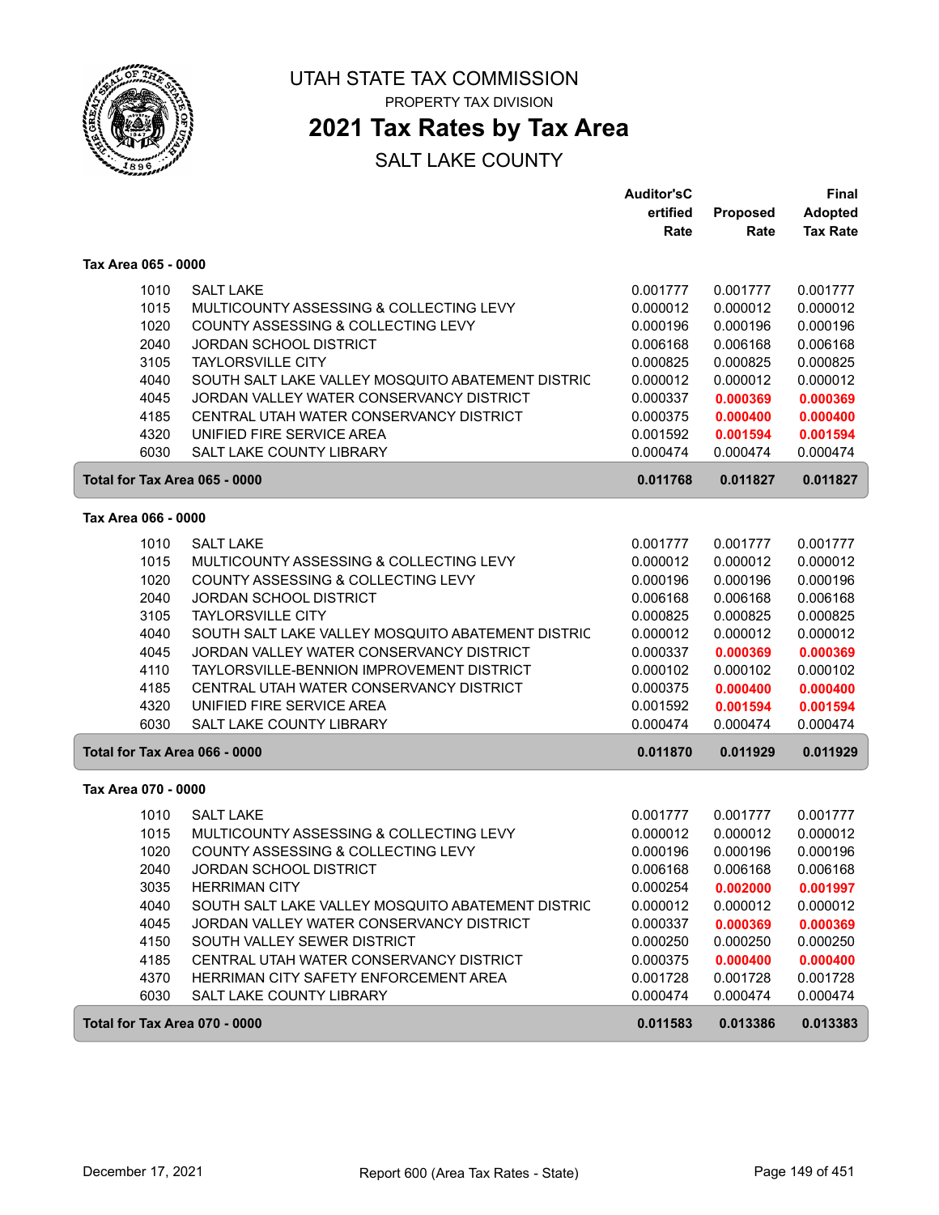# UTAH STATE TAX COMMISSION

PROPERTY TAX DIVISION

## 2021 Tax Rates by Tax Area

SALT LAKE COUNTY

| | | Auditor's Certified Rate | Proposed Rate | Final Adopted Tax Rate |
|---|---|---|---|---|
| **Tax Area 065 - 0000** | | | | |
| 1010 | SALT LAKE | 0.001777 | 0.001777 | 0.001777 |
| 1015 | MULTICOUNTY ASSESSING & COLLECTING LEVY | 0.000012 | 0.000012 | 0.000012 |
| 1020 | COUNTY ASSESSING & COLLECTING LEVY | 0.000196 | 0.000196 | 0.000196 |
| 2040 | JORDAN SCHOOL DISTRICT | 0.006168 | 0.006168 | 0.006168 |
| 3105 | TAYLORSVILLE CITY | 0.000825 | 0.000825 | 0.000825 |
| 4040 | SOUTH SALT LAKE VALLEY MOSQUITO ABATEMENT DISTRIC | 0.000012 | 0.000012 | 0.000012 |
| 4045 | JORDAN VALLEY WATER CONSERVANCY DISTRICT | 0.000337 | **0.000369** | **0.000369** |
| 4185 | CENTRAL UTAH WATER CONSERVANCY DISTRICT | 0.000375 | **0.000400** | **0.000400** |
| 4320 | UNIFIED FIRE SERVICE AREA | 0.001592 | **0.001594** | **0.001594** |
| 6030 | SALT LAKE COUNTY LIBRARY | 0.000474 | 0.000474 | 0.000474 |
| **Total for Tax Area 065 - 0000** | | **0.011768** | **0.011827** | **0.011827** |
| **Tax Area 066 - 0000** | | | | |
| 1010 | SALT LAKE | 0.001777 | 0.001777 | 0.001777 |
| 1015 | MULTICOUNTY ASSESSING & COLLECTING LEVY | 0.000012 | 0.000012 | 0.000012 |
| 1020 | COUNTY ASSESSING & COLLECTING LEVY | 0.000196 | 0.000196 | 0.000196 |
| 2040 | JORDAN SCHOOL DISTRICT | 0.006168 | 0.006168 | 0.006168 |
| 3105 | TAYLORSVILLE CITY | 0.000825 | 0.000825 | 0.000825 |
| 4040 | SOUTH SALT LAKE VALLEY MOSQUITO ABATEMENT DISTRIC | 0.000012 | 0.000012 | 0.000012 |
| 4045 | JORDAN VALLEY WATER CONSERVANCY DISTRICT | 0.000337 | **0.000369** | **0.000369** |
| 4110 | TAYLORSVILLE-BENNION IMPROVEMENT DISTRICT | 0.000102 | 0.000102 | 0.000102 |
| 4185 | CENTRAL UTAH WATER CONSERVANCY DISTRICT | 0.000375 | **0.000400** | **0.000400** |
| 4320 | UNIFIED FIRE SERVICE AREA | 0.001592 | **0.001594** | **0.001594** |
| 6030 | SALT LAKE COUNTY LIBRARY | 0.000474 | 0.000474 | 0.000474 |
| **Total for Tax Area 066 - 0000** | | **0.011870** | **0.011929** | **0.011929** |
| **Tax Area 070 - 0000** | | | | |
| 1010 | SALT LAKE | 0.001777 | 0.001777 | 0.001777 |
| 1015 | MULTICOUNTY ASSESSING & COLLECTING LEVY | 0.000012 | 0.000012 | 0.000012 |
| 1020 | COUNTY ASSESSING & COLLECTING LEVY | 0.000196 | 0.000196 | 0.000196 |
| 2040 | JORDAN SCHOOL DISTRICT | 0.006168 | 0.006168 | 0.006168 |
| 3035 | HERRIMAN CITY | 0.000254 | **0.002000** | **0.001997** |
| 4040 | SOUTH SALT LAKE VALLEY MOSQUITO ABATEMENT DISTRIC | 0.000012 | 0.000012 | 0.000012 |
| 4045 | JORDAN VALLEY WATER CONSERVANCY DISTRICT | 0.000337 | **0.000369** | **0.000369** |
| 4150 | SOUTH VALLEY SEWER DISTRICT | 0.000250 | 0.000250 | 0.000250 |
| 4185 | CENTRAL UTAH WATER CONSERVANCY DISTRICT | 0.000375 | **0.000400** | **0.000400** |
| 4370 | HERRIMAN CITY SAFETY ENFORCEMENT AREA | 0.001728 | 0.001728 | 0.001728 |
| 6030 | SALT LAKE COUNTY LIBRARY | 0.000474 | 0.000474 | 0.000474 |
| **Total for Tax Area 070 - 0000** | | **0.011583** | **0.013386** | **0.013383** |

December 17, 2021 — Report 600 (Area Tax Rates - State)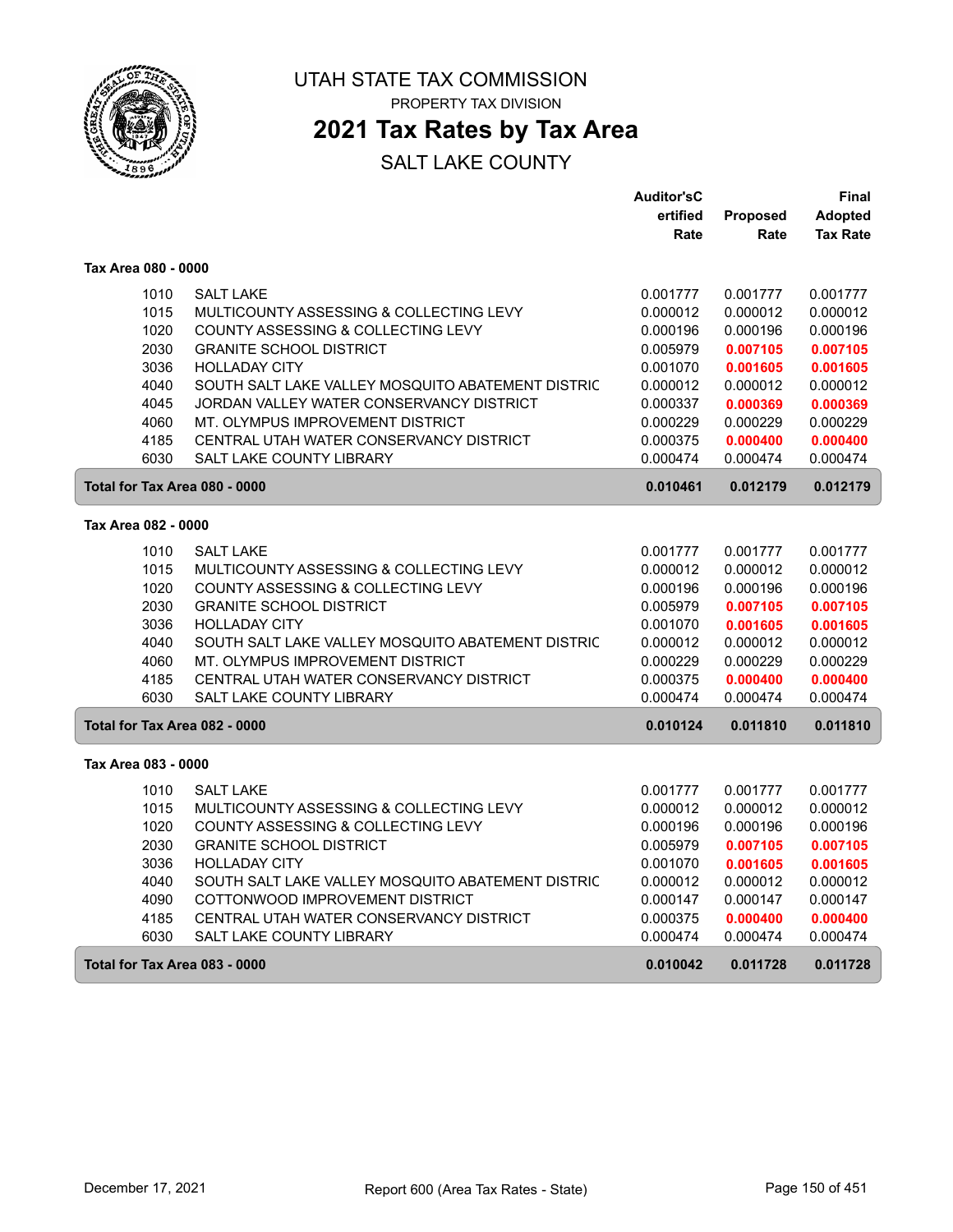# UTAH STATE TAX COMMISSION

PROPERTY TAX DIVISION

## 2021 Tax Rates by Tax Area

SALT LAKE COUNTY

| | | Auditor'sCertified Rate | Proposed Rate | Final Adopted Tax Rate |
|---|---|---|---|---|
| **Tax Area 080 - 0000** | | | | |
| 1010 | SALT LAKE | 0.001777 | 0.001777 | 0.001777 |
| 1015 | MULTICOUNTY ASSESSING & COLLECTING LEVY | 0.000012 | 0.000012 | 0.000012 |
| 1020 | COUNTY ASSESSING & COLLECTING LEVY | 0.000196 | 0.000196 | 0.000196 |
| 2030 | GRANITE SCHOOL DISTRICT | 0.005979 | **0.007105** | **0.007105** |
| 3036 | HOLLADAY CITY | 0.001070 | **0.001605** | **0.001605** |
| 4040 | SOUTH SALT LAKE VALLEY MOSQUITO ABATEMENT DISTRIC | 0.000012 | 0.000012 | 0.000012 |
| 4045 | JORDAN VALLEY WATER CONSERVANCY DISTRICT | 0.000337 | **0.000369** | **0.000369** |
| 4060 | MT. OLYMPUS IMPROVEMENT DISTRICT | 0.000229 | 0.000229 | 0.000229 |
| 4185 | CENTRAL UTAH WATER CONSERVANCY DISTRICT | 0.000375 | **0.000400** | **0.000400** |
| 6030 | SALT LAKE COUNTY LIBRARY | 0.000474 | 0.000474 | 0.000474 |
| **Total for Tax Area 080 - 0000** | | **0.010461** | **0.012179** | **0.012179** |
| **Tax Area 082 - 0000** | | | | |
| 1010 | SALT LAKE | 0.001777 | 0.001777 | 0.001777 |
| 1015 | MULTICOUNTY ASSESSING & COLLECTING LEVY | 0.000012 | 0.000012 | 0.000012 |
| 1020 | COUNTY ASSESSING & COLLECTING LEVY | 0.000196 | 0.000196 | 0.000196 |
| 2030 | GRANITE SCHOOL DISTRICT | 0.005979 | **0.007105** | **0.007105** |
| 3036 | HOLLADAY CITY | 0.001070 | **0.001605** | **0.001605** |
| 4040 | SOUTH SALT LAKE VALLEY MOSQUITO ABATEMENT DISTRIC | 0.000012 | 0.000012 | 0.000012 |
| 4060 | MT. OLYMPUS IMPROVEMENT DISTRICT | 0.000229 | 0.000229 | 0.000229 |
| 4185 | CENTRAL UTAH WATER CONSERVANCY DISTRICT | 0.000375 | **0.000400** | **0.000400** |
| 6030 | SALT LAKE COUNTY LIBRARY | 0.000474 | 0.000474 | 0.000474 |
| **Total for Tax Area 082 - 0000** | | **0.010124** | **0.011810** | **0.011810** |
| **Tax Area 083 - 0000** | | | | |
| 1010 | SALT LAKE | 0.001777 | 0.001777 | 0.001777 |
| 1015 | MULTICOUNTY ASSESSING & COLLECTING LEVY | 0.000012 | 0.000012 | 0.000012 |
| 1020 | COUNTY ASSESSING & COLLECTING LEVY | 0.000196 | 0.000196 | 0.000196 |
| 2030 | GRANITE SCHOOL DISTRICT | 0.005979 | **0.007105** | **0.007105** |
| 3036 | HOLLADAY CITY | 0.001070 | **0.001605** | **0.001605** |
| 4040 | SOUTH SALT LAKE VALLEY MOSQUITO ABATEMENT DISTRIC | 0.000012 | 0.000012 | 0.000012 |
| 4090 | COTTONWOOD IMPROVEMENT DISTRICT | 0.000147 | 0.000147 | 0.000147 |
| 4185 | CENTRAL UTAH WATER CONSERVANCY DISTRICT | 0.000375 | **0.000400** | **0.000400** |
| 6030 | SALT LAKE COUNTY LIBRARY | 0.000474 | 0.000474 | 0.000474 |
| **Total for Tax Area 083 - 0000** | | **0.010042** | **0.011728** | **0.011728** |

December 17, 2021 — Report 600 (Area Tax Rates - State)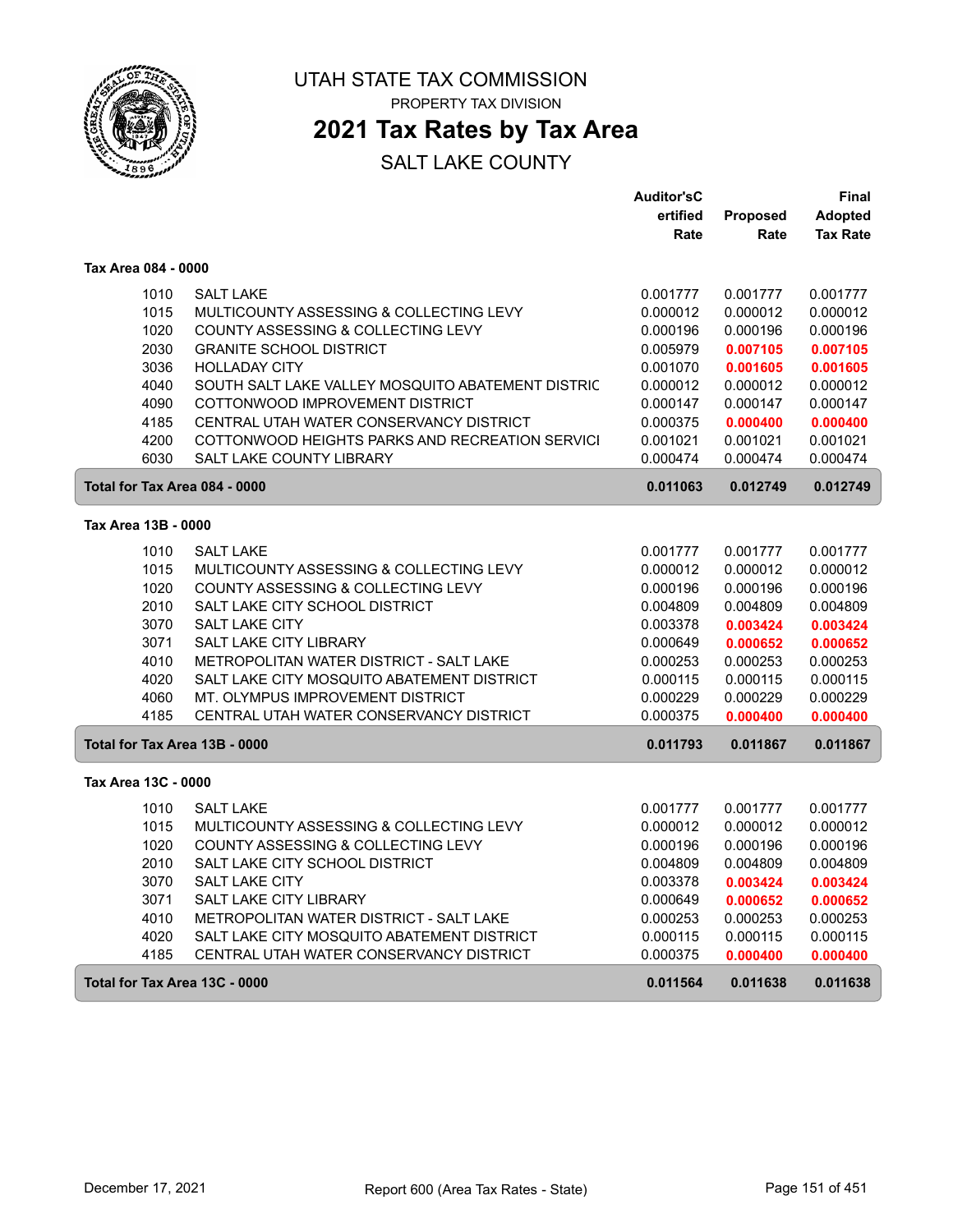# UTAH STATE TAX COMMISSION

PROPERTY TAX DIVISION

## 2021 Tax Rates by Tax Area

SALT LAKE COUNTY

| | | Auditor'sCertified Rate | Proposed Rate | Final Adopted Tax Rate |
|---|---|---|---|---|
| **Tax Area 084 - 0000** | | | | |
| 1010 | SALT LAKE | 0.001777 | 0.001777 | 0.001777 |
| 1015 | MULTICOUNTY ASSESSING & COLLECTING LEVY | 0.000012 | 0.000012 | 0.000012 |
| 1020 | COUNTY ASSESSING & COLLECTING LEVY | 0.000196 | 0.000196 | 0.000196 |
| 2030 | GRANITE SCHOOL DISTRICT | 0.005979 | **0.007105** | **0.007105** |
| 3036 | HOLLADAY CITY | 0.001070 | **0.001605** | **0.001605** |
| 4040 | SOUTH SALT LAKE VALLEY MOSQUITO ABATEMENT DISTRIC | 0.000012 | 0.000012 | 0.000012 |
| 4090 | COTTONWOOD IMPROVEMENT DISTRICT | 0.000147 | 0.000147 | 0.000147 |
| 4185 | CENTRAL UTAH WATER CONSERVANCY DISTRICT | 0.000375 | **0.000400** | **0.000400** |
| 4200 | COTTONWOOD HEIGHTS PARKS AND RECREATION SERVICI | 0.001021 | 0.001021 | 0.001021 |
| 6030 | SALT LAKE COUNTY LIBRARY | 0.000474 | 0.000474 | 0.000474 |
| **Total for Tax Area 084 - 0000** | | **0.011063** | **0.012749** | **0.012749** |
| **Tax Area 13B - 0000** | | | | |
| 1010 | SALT LAKE | 0.001777 | 0.001777 | 0.001777 |
| 1015 | MULTICOUNTY ASSESSING & COLLECTING LEVY | 0.000012 | 0.000012 | 0.000012 |
| 1020 | COUNTY ASSESSING & COLLECTING LEVY | 0.000196 | 0.000196 | 0.000196 |
| 2010 | SALT LAKE CITY SCHOOL DISTRICT | 0.004809 | 0.004809 | 0.004809 |
| 3070 | SALT LAKE CITY | 0.003378 | **0.003424** | **0.003424** |
| 3071 | SALT LAKE CITY LIBRARY | 0.000649 | **0.000652** | **0.000652** |
| 4010 | METROPOLITAN WATER DISTRICT - SALT LAKE | 0.000253 | 0.000253 | 0.000253 |
| 4020 | SALT LAKE CITY MOSQUITO ABATEMENT DISTRICT | 0.000115 | 0.000115 | 0.000115 |
| 4060 | MT. OLYMPUS IMPROVEMENT DISTRICT | 0.000229 | 0.000229 | 0.000229 |
| 4185 | CENTRAL UTAH WATER CONSERVANCY DISTRICT | 0.000375 | **0.000400** | **0.000400** |
| **Total for Tax Area 13B - 0000** | | **0.011793** | **0.011867** | **0.011867** |
| **Tax Area 13C - 0000** | | | | |
| 1010 | SALT LAKE | 0.001777 | 0.001777 | 0.001777 |
| 1015 | MULTICOUNTY ASSESSING & COLLECTING LEVY | 0.000012 | 0.000012 | 0.000012 |
| 1020 | COUNTY ASSESSING & COLLECTING LEVY | 0.000196 | 0.000196 | 0.000196 |
| 2010 | SALT LAKE CITY SCHOOL DISTRICT | 0.004809 | 0.004809 | 0.004809 |
| 3070 | SALT LAKE CITY | 0.003378 | **0.003424** | **0.003424** |
| 3071 | SALT LAKE CITY LIBRARY | 0.000649 | **0.000652** | **0.000652** |
| 4010 | METROPOLITAN WATER DISTRICT - SALT LAKE | 0.000253 | 0.000253 | 0.000253 |
| 4020 | SALT LAKE CITY MOSQUITO ABATEMENT DISTRICT | 0.000115 | 0.000115 | 0.000115 |
| 4185 | CENTRAL UTAH WATER CONSERVANCY DISTRICT | 0.000375 | **0.000400** | **0.000400** |
| **Total for Tax Area 13C - 0000** | | **0.011564** | **0.011638** | **0.011638** |

December 17, 2021 — Report 600 (Area Tax Rates - State)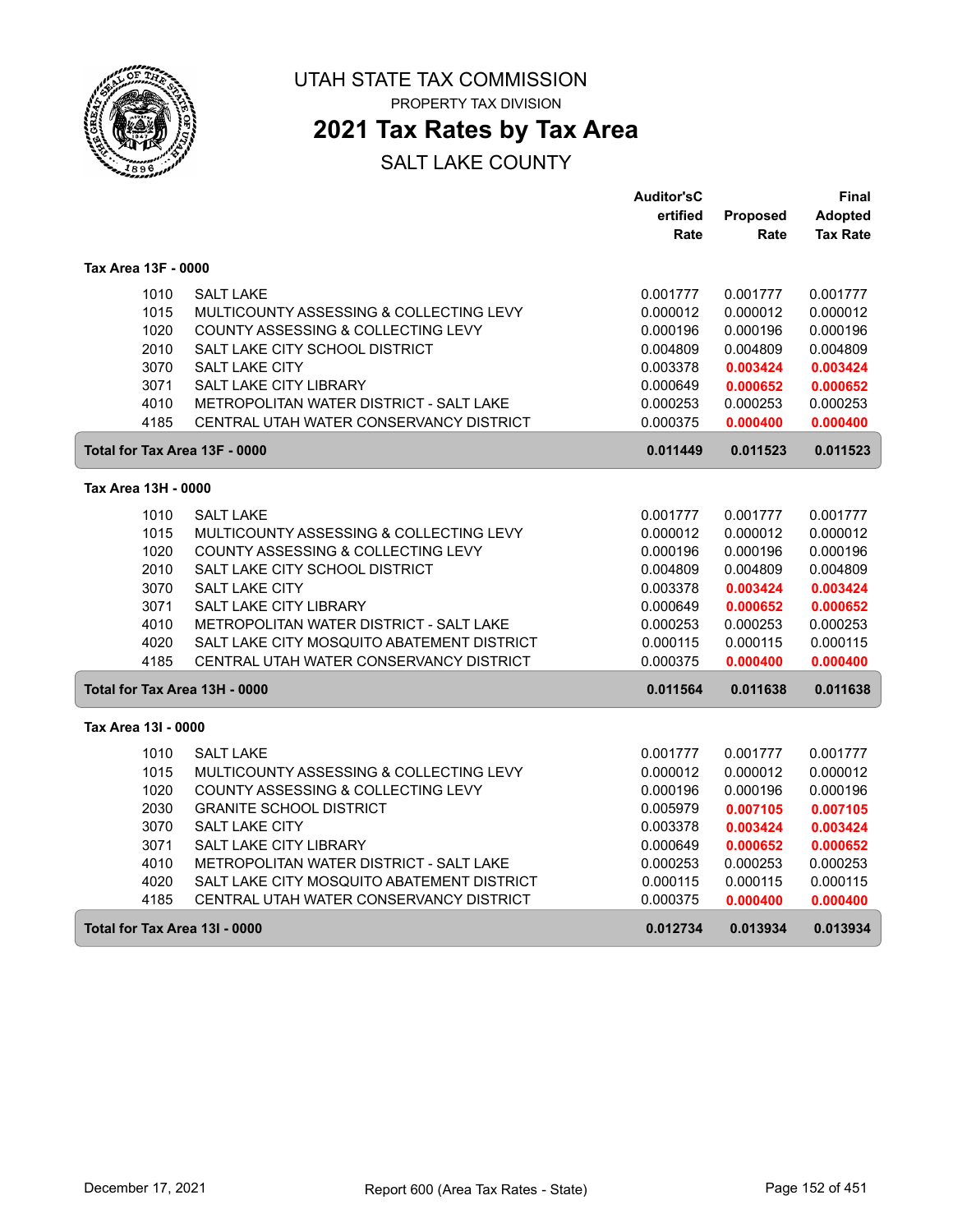# UTAH STATE TAX COMMISSION

PROPERTY TAX DIVISION

## 2021 Tax Rates by Tax Area

SALT LAKE COUNTY

| | | Auditor'sCertified Rate | Proposed Rate | Final Adopted Tax Rate |
|---|---|---|---|---|
| **Tax Area 13F - 0000** | | | | |
| 1010 | SALT LAKE | 0.001777 | 0.001777 | 0.001777 |
| 1015 | MULTICOUNTY ASSESSING & COLLECTING LEVY | 0.000012 | 0.000012 | 0.000012 |
| 1020 | COUNTY ASSESSING & COLLECTING LEVY | 0.000196 | 0.000196 | 0.000196 |
| 2010 | SALT LAKE CITY SCHOOL DISTRICT | 0.004809 | 0.004809 | 0.004809 |
| 3070 | SALT LAKE CITY | 0.003378 | **0.003424** | **0.003424** |
| 3071 | SALT LAKE CITY LIBRARY | 0.000649 | **0.000652** | **0.000652** |
| 4010 | METROPOLITAN WATER DISTRICT - SALT LAKE | 0.000253 | 0.000253 | 0.000253 |
| 4185 | CENTRAL UTAH WATER CONSERVANCY DISTRICT | 0.000375 | **0.000400** | **0.000400** |
| **Total for Tax Area 13F - 0000** | | **0.011449** | **0.011523** | **0.011523** |
| **Tax Area 13H - 0000** | | | | |
| 1010 | SALT LAKE | 0.001777 | 0.001777 | 0.001777 |
| 1015 | MULTICOUNTY ASSESSING & COLLECTING LEVY | 0.000012 | 0.000012 | 0.000012 |
| 1020 | COUNTY ASSESSING & COLLECTING LEVY | 0.000196 | 0.000196 | 0.000196 |
| 2010 | SALT LAKE CITY SCHOOL DISTRICT | 0.004809 | 0.004809 | 0.004809 |
| 3070 | SALT LAKE CITY | 0.003378 | **0.003424** | **0.003424** |
| 3071 | SALT LAKE CITY LIBRARY | 0.000649 | **0.000652** | **0.000652** |
| 4010 | METROPOLITAN WATER DISTRICT - SALT LAKE | 0.000253 | 0.000253 | 0.000253 |
| 4020 | SALT LAKE CITY MOSQUITO ABATEMENT DISTRICT | 0.000115 | 0.000115 | 0.000115 |
| 4185 | CENTRAL UTAH WATER CONSERVANCY DISTRICT | 0.000375 | **0.000400** | **0.000400** |
| **Total for Tax Area 13H - 0000** | | **0.011564** | **0.011638** | **0.011638** |
| **Tax Area 13I - 0000** | | | | |
| 1010 | SALT LAKE | 0.001777 | 0.001777 | 0.001777 |
| 1015 | MULTICOUNTY ASSESSING & COLLECTING LEVY | 0.000012 | 0.000012 | 0.000012 |
| 1020 | COUNTY ASSESSING & COLLECTING LEVY | 0.000196 | 0.000196 | 0.000196 |
| 2030 | GRANITE SCHOOL DISTRICT | 0.005979 | **0.007105** | **0.007105** |
| 3070 | SALT LAKE CITY | 0.003378 | **0.003424** | **0.003424** |
| 3071 | SALT LAKE CITY LIBRARY | 0.000649 | **0.000652** | **0.000652** |
| 4010 | METROPOLITAN WATER DISTRICT - SALT LAKE | 0.000253 | 0.000253 | 0.000253 |
| 4020 | SALT LAKE CITY MOSQUITO ABATEMENT DISTRICT | 0.000115 | 0.000115 | 0.000115 |
| 4185 | CENTRAL UTAH WATER CONSERVANCY DISTRICT | 0.000375 | **0.000400** | **0.000400** |
| **Total for Tax Area 13I - 0000** | | **0.012734** | **0.013934** | **0.013934** |

December 17, 2021 Report 600 (Area Tax Rates - State)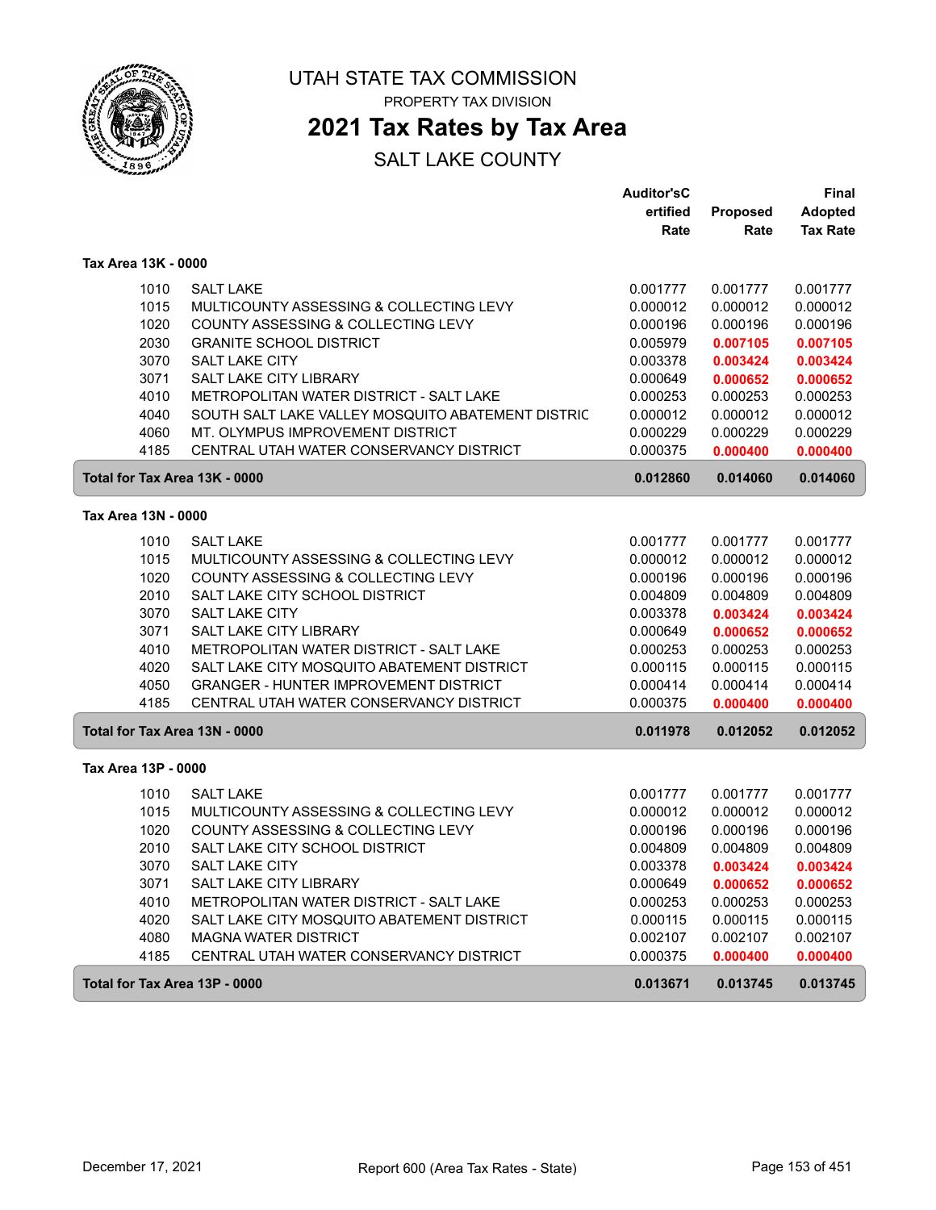# UTAH STATE TAX COMMISSION

PROPERTY TAX DIVISION

## 2021 Tax Rates by Tax Area

SALT LAKE COUNTY

| | | Auditor'sC ertified Rate | Proposed Rate | Final Adopted Tax Rate |
|---|---|---|---|---|
| **Tax Area 13K - 0000** | | | | |
| 1010 | SALT LAKE | 0.001777 | 0.001777 | 0.001777 |
| 1015 | MULTICOUNTY ASSESSING & COLLECTING LEVY | 0.000012 | 0.000012 | 0.000012 |
| 1020 | COUNTY ASSESSING & COLLECTING LEVY | 0.000196 | 0.000196 | 0.000196 |
| 2030 | GRANITE SCHOOL DISTRICT | 0.005979 | **0.007105** | **0.007105** |
| 3070 | SALT LAKE CITY | 0.003378 | **0.003424** | **0.003424** |
| 3071 | SALT LAKE CITY LIBRARY | 0.000649 | **0.000652** | **0.000652** |
| 4010 | METROPOLITAN WATER DISTRICT - SALT LAKE | 0.000253 | 0.000253 | 0.000253 |
| 4040 | SOUTH SALT LAKE VALLEY MOSQUITO ABATEMENT DISTRIC | 0.000012 | 0.000012 | 0.000012 |
| 4060 | MT. OLYMPUS IMPROVEMENT DISTRICT | 0.000229 | 0.000229 | 0.000229 |
| 4185 | CENTRAL UTAH WATER CONSERVANCY DISTRICT | 0.000375 | **0.000400** | **0.000400** |
| **Total for Tax Area 13K - 0000** | | **0.012860** | **0.014060** | **0.014060** |
| **Tax Area 13N - 0000** | | | | |
| 1010 | SALT LAKE | 0.001777 | 0.001777 | 0.001777 |
| 1015 | MULTICOUNTY ASSESSING & COLLECTING LEVY | 0.000012 | 0.000012 | 0.000012 |
| 1020 | COUNTY ASSESSING & COLLECTING LEVY | 0.000196 | 0.000196 | 0.000196 |
| 2010 | SALT LAKE CITY SCHOOL DISTRICT | 0.004809 | 0.004809 | 0.004809 |
| 3070 | SALT LAKE CITY | 0.003378 | **0.003424** | **0.003424** |
| 3071 | SALT LAKE CITY LIBRARY | 0.000649 | **0.000652** | **0.000652** |
| 4010 | METROPOLITAN WATER DISTRICT - SALT LAKE | 0.000253 | 0.000253 | 0.000253 |
| 4020 | SALT LAKE CITY MOSQUITO ABATEMENT DISTRICT | 0.000115 | 0.000115 | 0.000115 |
| 4050 | GRANGER - HUNTER IMPROVEMENT DISTRICT | 0.000414 | 0.000414 | 0.000414 |
| 4185 | CENTRAL UTAH WATER CONSERVANCY DISTRICT | 0.000375 | **0.000400** | **0.000400** |
| **Total for Tax Area 13N - 0000** | | **0.011978** | **0.012052** | **0.012052** |
| **Tax Area 13P - 0000** | | | | |
| 1010 | SALT LAKE | 0.001777 | 0.001777 | 0.001777 |
| 1015 | MULTICOUNTY ASSESSING & COLLECTING LEVY | 0.000012 | 0.000012 | 0.000012 |
| 1020 | COUNTY ASSESSING & COLLECTING LEVY | 0.000196 | 0.000196 | 0.000196 |
| 2010 | SALT LAKE CITY SCHOOL DISTRICT | 0.004809 | 0.004809 | 0.004809 |
| 3070 | SALT LAKE CITY | 0.003378 | **0.003424** | **0.003424** |
| 3071 | SALT LAKE CITY LIBRARY | 0.000649 | **0.000652** | **0.000652** |
| 4010 | METROPOLITAN WATER DISTRICT - SALT LAKE | 0.000253 | 0.000253 | 0.000253 |
| 4020 | SALT LAKE CITY MOSQUITO ABATEMENT DISTRICT | 0.000115 | 0.000115 | 0.000115 |
| 4080 | MAGNA WATER DISTRICT | 0.002107 | 0.002107 | 0.002107 |
| 4185 | CENTRAL UTAH WATER CONSERVANCY DISTRICT | 0.000375 | **0.000400** | **0.000400** |
| **Total for Tax Area 13P - 0000** | | **0.013671** | **0.013745** | **0.013745** |

December 17, 2021 — Report 600 (Area Tax Rates - State)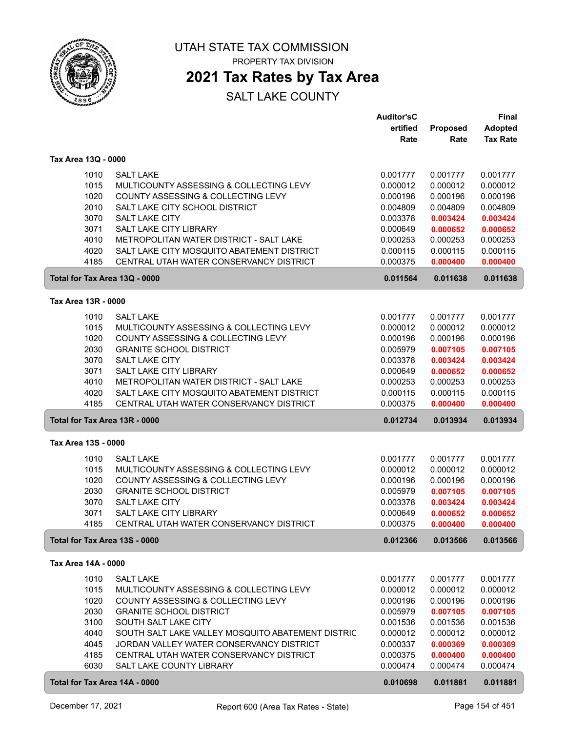# UTAH STATE TAX COMMISSION

PROPERTY TAX DIVISION

## 2021 Tax Rates by Tax Area

SALT LAKE COUNTY

| | | Auditor'sCertified Rate | Proposed Rate | Final Adopted Tax Rate |
|---|---|---|---|---|
| **Tax Area 13Q - 0000** | | | | |
| 1010 | SALT LAKE | 0.001777 | 0.001777 | 0.001777 |
| 1015 | MULTICOUNTY ASSESSING & COLLECTING LEVY | 0.000012 | 0.000012 | 0.000012 |
| 1020 | COUNTY ASSESSING & COLLECTING LEVY | 0.000196 | 0.000196 | 0.000196 |
| 2010 | SALT LAKE CITY SCHOOL DISTRICT | 0.004809 | 0.004809 | 0.004809 |
| 3070 | SALT LAKE CITY | 0.003378 | **0.003424** | **0.003424** |
| 3071 | SALT LAKE CITY LIBRARY | 0.000649 | **0.000652** | **0.000652** |
| 4010 | METROPOLITAN WATER DISTRICT - SALT LAKE | 0.000253 | 0.000253 | 0.000253 |
| 4020 | SALT LAKE CITY MOSQUITO ABATEMENT DISTRICT | 0.000115 | 0.000115 | 0.000115 |
| 4185 | CENTRAL UTAH WATER CONSERVANCY DISTRICT | 0.000375 | **0.000400** | **0.000400** |
| **Total for Tax Area 13Q - 0000** | | **0.011564** | **0.011638** | **0.011638** |
| **Tax Area 13R - 0000** | | | | |
| 1010 | SALT LAKE | 0.001777 | 0.001777 | 0.001777 |
| 1015 | MULTICOUNTY ASSESSING & COLLECTING LEVY | 0.000012 | 0.000012 | 0.000012 |
| 1020 | COUNTY ASSESSING & COLLECTING LEVY | 0.000196 | 0.000196 | 0.000196 |
| 2030 | GRANITE SCHOOL DISTRICT | 0.005979 | **0.007105** | **0.007105** |
| 3070 | SALT LAKE CITY | 0.003378 | **0.003424** | **0.003424** |
| 3071 | SALT LAKE CITY LIBRARY | 0.000649 | **0.000652** | **0.000652** |
| 4010 | METROPOLITAN WATER DISTRICT - SALT LAKE | 0.000253 | 0.000253 | 0.000253 |
| 4020 | SALT LAKE CITY MOSQUITO ABATEMENT DISTRICT | 0.000115 | 0.000115 | 0.000115 |
| 4185 | CENTRAL UTAH WATER CONSERVANCY DISTRICT | 0.000375 | **0.000400** | **0.000400** |
| **Total for Tax Area 13R - 0000** | | **0.012734** | **0.013934** | **0.013934** |
| **Tax Area 13S - 0000** | | | | |
| 1010 | SALT LAKE | 0.001777 | 0.001777 | 0.001777 |
| 1015 | MULTICOUNTY ASSESSING & COLLECTING LEVY | 0.000012 | 0.000012 | 0.000012 |
| 1020 | COUNTY ASSESSING & COLLECTING LEVY | 0.000196 | 0.000196 | 0.000196 |
| 2030 | GRANITE SCHOOL DISTRICT | 0.005979 | **0.007105** | **0.007105** |
| 3070 | SALT LAKE CITY | 0.003378 | **0.003424** | **0.003424** |
| 3071 | SALT LAKE CITY LIBRARY | 0.000649 | **0.000652** | **0.000652** |
| 4185 | CENTRAL UTAH WATER CONSERVANCY DISTRICT | 0.000375 | **0.000400** | **0.000400** |
| **Total for Tax Area 13S - 0000** | | **0.012366** | **0.013566** | **0.013566** |
| **Tax Area 14A - 0000** | | | | |
| 1010 | SALT LAKE | 0.001777 | 0.001777 | 0.001777 |
| 1015 | MULTICOUNTY ASSESSING & COLLECTING LEVY | 0.000012 | 0.000012 | 0.000012 |
| 1020 | COUNTY ASSESSING & COLLECTING LEVY | 0.000196 | 0.000196 | 0.000196 |
| 2030 | GRANITE SCHOOL DISTRICT | 0.005979 | **0.007105** | **0.007105** |
| 3100 | SOUTH SALT LAKE CITY | 0.001536 | 0.001536 | 0.001536 |
| 4040 | SOUTH SALT LAKE VALLEY MOSQUITO ABATEMENT DISTRIC | 0.000012 | 0.000012 | 0.000012 |
| 4045 | JORDAN VALLEY WATER CONSERVANCY DISTRICT | 0.000337 | **0.000369** | **0.000369** |
| 4185 | CENTRAL UTAH WATER CONSERVANCY DISTRICT | 0.000375 | **0.000400** | **0.000400** |
| 6030 | SALT LAKE COUNTY LIBRARY | 0.000474 | 0.000474 | 0.000474 |
| **Total for Tax Area 14A - 0000** | | **0.010698** | **0.011881** | **0.011881** |

December 17, 2021 — Report 600 (Area Tax Rates - State)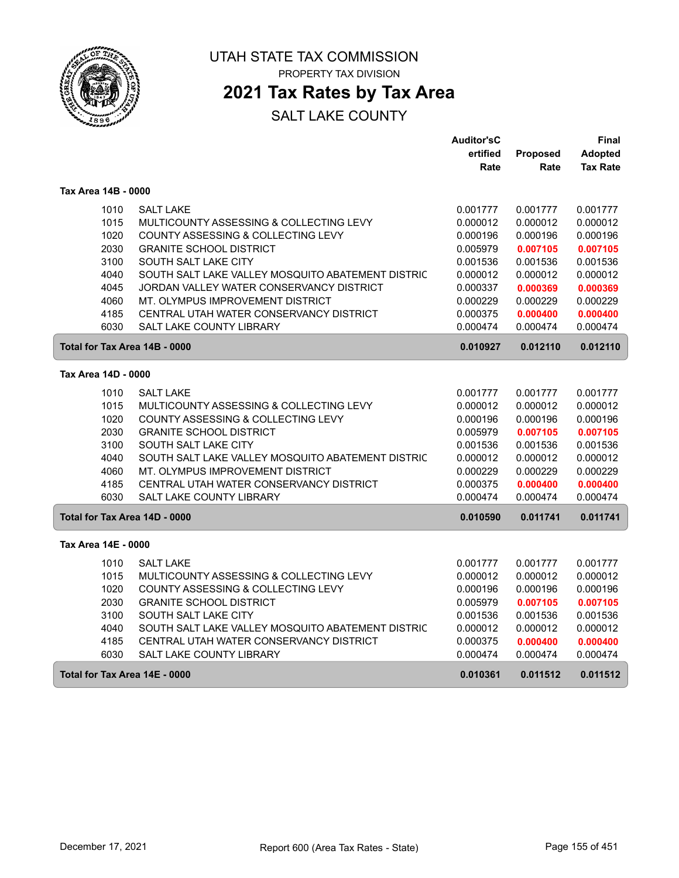# UTAH STATE TAX COMMISSION

PROPERTY TAX DIVISION

## 2021 Tax Rates by Tax Area

SALT LAKE COUNTY

| | | Auditor'sCertified Rate | Proposed Rate | Final Adopted Tax Rate |
|---|---|---|---|---|
| **Tax Area 14B - 0000** | | | | |
| 1010 | SALT LAKE | 0.001777 | 0.001777 | 0.001777 |
| 1015 | MULTICOUNTY ASSESSING & COLLECTING LEVY | 0.000012 | 0.000012 | 0.000012 |
| 1020 | COUNTY ASSESSING & COLLECTING LEVY | 0.000196 | 0.000196 | 0.000196 |
| 2030 | GRANITE SCHOOL DISTRICT | 0.005979 | **0.007105** | **0.007105** |
| 3100 | SOUTH SALT LAKE CITY | 0.001536 | 0.001536 | 0.001536 |
| 4040 | SOUTH SALT LAKE VALLEY MOSQUITO ABATEMENT DISTRIC | 0.000012 | 0.000012 | 0.000012 |
| 4045 | JORDAN VALLEY WATER CONSERVANCY DISTRICT | 0.000337 | **0.000369** | **0.000369** |
| 4060 | MT. OLYMPUS IMPROVEMENT DISTRICT | 0.000229 | 0.000229 | 0.000229 |
| 4185 | CENTRAL UTAH WATER CONSERVANCY DISTRICT | 0.000375 | **0.000400** | **0.000400** |
| 6030 | SALT LAKE COUNTY LIBRARY | 0.000474 | 0.000474 | 0.000474 |
| **Total for Tax Area 14B - 0000** | | **0.010927** | **0.012110** | **0.012110** |
| **Tax Area 14D - 0000** | | | | |
| 1010 | SALT LAKE | 0.001777 | 0.001777 | 0.001777 |
| 1015 | MULTICOUNTY ASSESSING & COLLECTING LEVY | 0.000012 | 0.000012 | 0.000012 |
| 1020 | COUNTY ASSESSING & COLLECTING LEVY | 0.000196 | 0.000196 | 0.000196 |
| 2030 | GRANITE SCHOOL DISTRICT | 0.005979 | **0.007105** | **0.007105** |
| 3100 | SOUTH SALT LAKE CITY | 0.001536 | 0.001536 | 0.001536 |
| 4040 | SOUTH SALT LAKE VALLEY MOSQUITO ABATEMENT DISTRIC | 0.000012 | 0.000012 | 0.000012 |
| 4060 | MT. OLYMPUS IMPROVEMENT DISTRICT | 0.000229 | 0.000229 | 0.000229 |
| 4185 | CENTRAL UTAH WATER CONSERVANCY DISTRICT | 0.000375 | **0.000400** | **0.000400** |
| 6030 | SALT LAKE COUNTY LIBRARY | 0.000474 | 0.000474 | 0.000474 |
| **Total for Tax Area 14D - 0000** | | **0.010590** | **0.011741** | **0.011741** |
| **Tax Area 14E - 0000** | | | | |
| 1010 | SALT LAKE | 0.001777 | 0.001777 | 0.001777 |
| 1015 | MULTICOUNTY ASSESSING & COLLECTING LEVY | 0.000012 | 0.000012 | 0.000012 |
| 1020 | COUNTY ASSESSING & COLLECTING LEVY | 0.000196 | 0.000196 | 0.000196 |
| 2030 | GRANITE SCHOOL DISTRICT | 0.005979 | **0.007105** | **0.007105** |
| 3100 | SOUTH SALT LAKE CITY | 0.001536 | 0.001536 | 0.001536 |
| 4040 | SOUTH SALT LAKE VALLEY MOSQUITO ABATEMENT DISTRIC | 0.000012 | 0.000012 | 0.000012 |
| 4185 | CENTRAL UTAH WATER CONSERVANCY DISTRICT | 0.000375 | **0.000400** | **0.000400** |
| 6030 | SALT LAKE COUNTY LIBRARY | 0.000474 | 0.000474 | 0.000474 |
| **Total for Tax Area 14E - 0000** | | **0.010361** | **0.011512** | **0.011512** |

December 17, 2021 Report 600 (Area Tax Rates - State)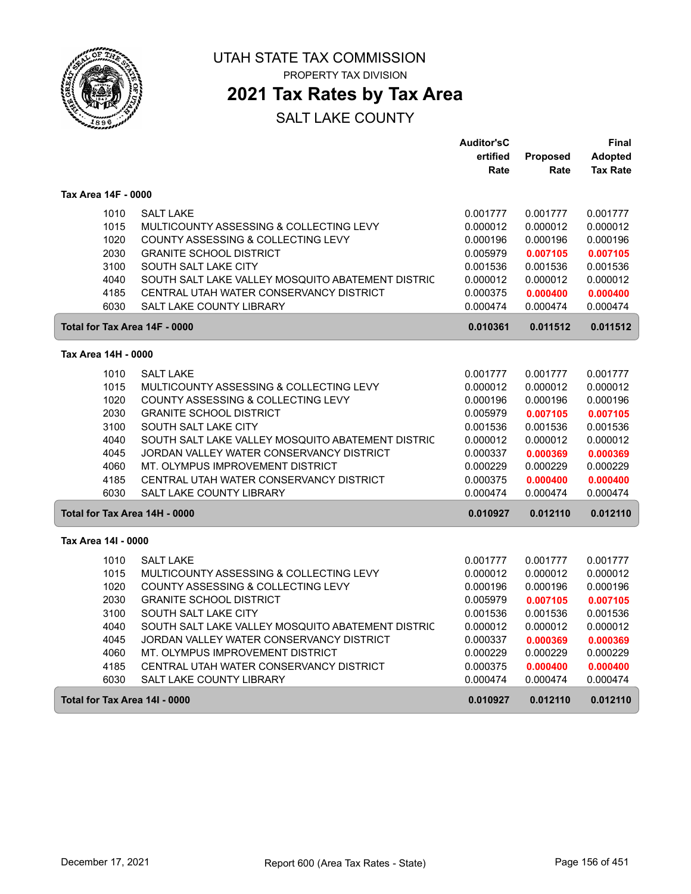# UTAH STATE TAX COMMISSION

PROPERTY TAX DIVISION

## 2021 Tax Rates by Tax Area

SALT LAKE COUNTY

| | | Auditor'sCertified Rate | Proposed Rate | Final Adopted Tax Rate |
|---|---|---|---|---|
| **Tax Area 14F - 0000** | | | | |
| 1010 | SALT LAKE | 0.001777 | 0.001777 | 0.001777 |
| 1015 | MULTICOUNTY ASSESSING & COLLECTING LEVY | 0.000012 | 0.000012 | 0.000012 |
| 1020 | COUNTY ASSESSING & COLLECTING LEVY | 0.000196 | 0.000196 | 0.000196 |
| 2030 | GRANITE SCHOOL DISTRICT | 0.005979 | **0.007105** | **0.007105** |
| 3100 | SOUTH SALT LAKE CITY | 0.001536 | 0.001536 | 0.001536 |
| 4040 | SOUTH SALT LAKE VALLEY MOSQUITO ABATEMENT DISTRIC | 0.000012 | 0.000012 | 0.000012 |
| 4185 | CENTRAL UTAH WATER CONSERVANCY DISTRICT | 0.000375 | **0.000400** | **0.000400** |
| 6030 | SALT LAKE COUNTY LIBRARY | 0.000474 | 0.000474 | 0.000474 |
| **Total for Tax Area 14F - 0000** | | **0.010361** | **0.011512** | **0.011512** |
| **Tax Area 14H - 0000** | | | | |
| 1010 | SALT LAKE | 0.001777 | 0.001777 | 0.001777 |
| 1015 | MULTICOUNTY ASSESSING & COLLECTING LEVY | 0.000012 | 0.000012 | 0.000012 |
| 1020 | COUNTY ASSESSING & COLLECTING LEVY | 0.000196 | 0.000196 | 0.000196 |
| 2030 | GRANITE SCHOOL DISTRICT | 0.005979 | **0.007105** | **0.007105** |
| 3100 | SOUTH SALT LAKE CITY | 0.001536 | 0.001536 | 0.001536 |
| 4040 | SOUTH SALT LAKE VALLEY MOSQUITO ABATEMENT DISTRIC | 0.000012 | 0.000012 | 0.000012 |
| 4045 | JORDAN VALLEY WATER CONSERVANCY DISTRICT | 0.000337 | **0.000369** | **0.000369** |
| 4060 | MT. OLYMPUS IMPROVEMENT DISTRICT | 0.000229 | 0.000229 | 0.000229 |
| 4185 | CENTRAL UTAH WATER CONSERVANCY DISTRICT | 0.000375 | **0.000400** | **0.000400** |
| 6030 | SALT LAKE COUNTY LIBRARY | 0.000474 | 0.000474 | 0.000474 |
| **Total for Tax Area 14H - 0000** | | **0.010927** | **0.012110** | **0.012110** |
| **Tax Area 14I - 0000** | | | | |
| 1010 | SALT LAKE | 0.001777 | 0.001777 | 0.001777 |
| 1015 | MULTICOUNTY ASSESSING & COLLECTING LEVY | 0.000012 | 0.000012 | 0.000012 |
| 1020 | COUNTY ASSESSING & COLLECTING LEVY | 0.000196 | 0.000196 | 0.000196 |
| 2030 | GRANITE SCHOOL DISTRICT | 0.005979 | **0.007105** | **0.007105** |
| 3100 | SOUTH SALT LAKE CITY | 0.001536 | 0.001536 | 0.001536 |
| 4040 | SOUTH SALT LAKE VALLEY MOSQUITO ABATEMENT DISTRIC | 0.000012 | 0.000012 | 0.000012 |
| 4045 | JORDAN VALLEY WATER CONSERVANCY DISTRICT | 0.000337 | **0.000369** | **0.000369** |
| 4060 | MT. OLYMPUS IMPROVEMENT DISTRICT | 0.000229 | 0.000229 | 0.000229 |
| 4185 | CENTRAL UTAH WATER CONSERVANCY DISTRICT | 0.000375 | **0.000400** | **0.000400** |
| 6030 | SALT LAKE COUNTY LIBRARY | 0.000474 | 0.000474 | 0.000474 |
| **Total for Tax Area 14I - 0000** | | **0.010927** | **0.012110** | **0.012110** |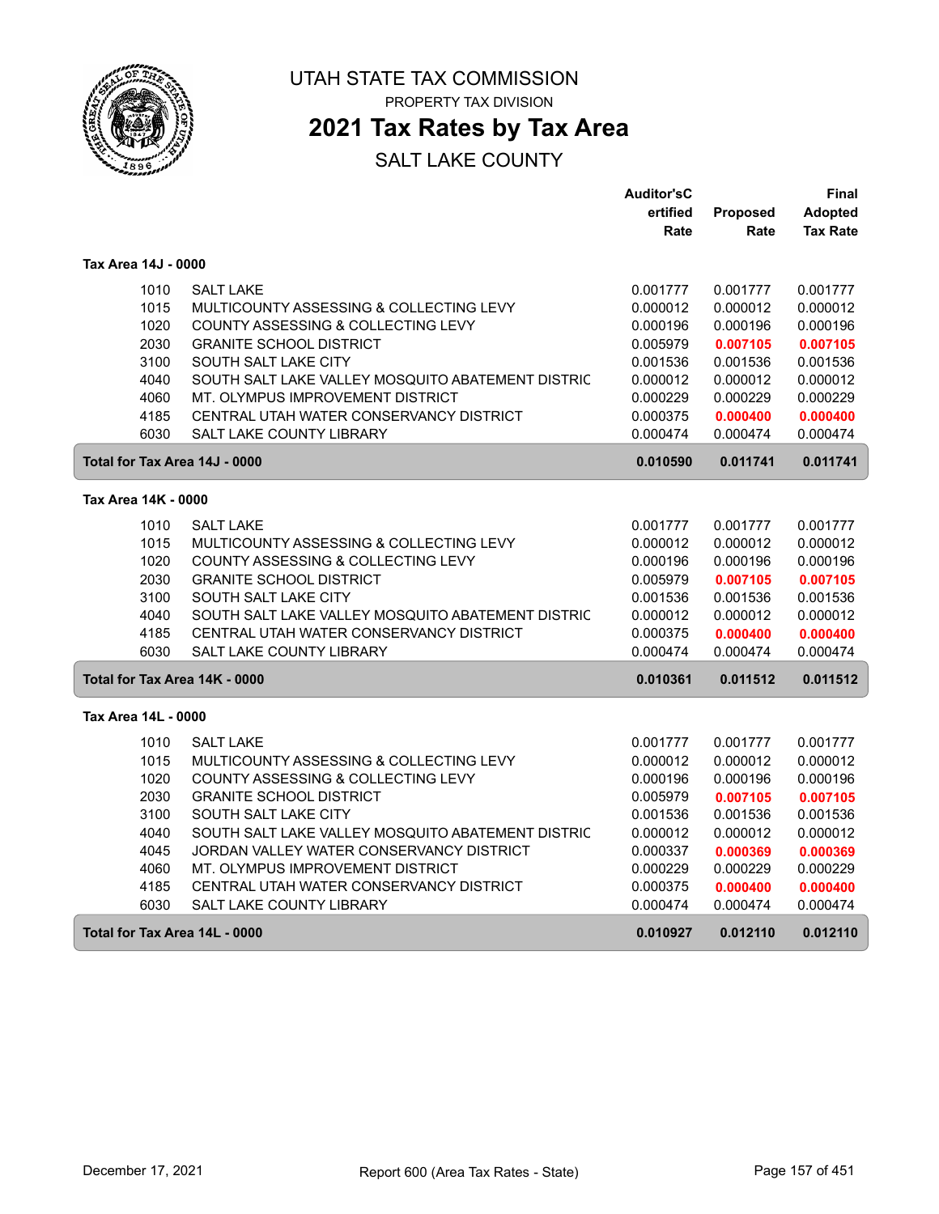# UTAH STATE TAX COMMISSION

PROPERTY TAX DIVISION

## 2021 Tax Rates by Tax Area

SALT LAKE COUNTY

| | | Auditor'sCertified Rate | Proposed Rate | Final Adopted Tax Rate |
|---|---|---|---|---|
| **Tax Area 14J - 0000** | | | | |
| 1010 | SALT LAKE | 0.001777 | 0.001777 | 0.001777 |
| 1015 | MULTICOUNTY ASSESSING & COLLECTING LEVY | 0.000012 | 0.000012 | 0.000012 |
| 1020 | COUNTY ASSESSING & COLLECTING LEVY | 0.000196 | 0.000196 | 0.000196 |
| 2030 | GRANITE SCHOOL DISTRICT | 0.005979 | **0.007105** | **0.007105** |
| 3100 | SOUTH SALT LAKE CITY | 0.001536 | 0.001536 | 0.001536 |
| 4040 | SOUTH SALT LAKE VALLEY MOSQUITO ABATEMENT DISTRIC | 0.000012 | 0.000012 | 0.000012 |
| 4060 | MT. OLYMPUS IMPROVEMENT DISTRICT | 0.000229 | 0.000229 | 0.000229 |
| 4185 | CENTRAL UTAH WATER CONSERVANCY DISTRICT | 0.000375 | **0.000400** | **0.000400** |
| 6030 | SALT LAKE COUNTY LIBRARY | 0.000474 | 0.000474 | 0.000474 |
| **Total for Tax Area 14J - 0000** | | **0.010590** | **0.011741** | **0.011741** |
| **Tax Area 14K - 0000** | | | | |
| 1010 | SALT LAKE | 0.001777 | 0.001777 | 0.001777 |
| 1015 | MULTICOUNTY ASSESSING & COLLECTING LEVY | 0.000012 | 0.000012 | 0.000012 |
| 1020 | COUNTY ASSESSING & COLLECTING LEVY | 0.000196 | 0.000196 | 0.000196 |
| 2030 | GRANITE SCHOOL DISTRICT | 0.005979 | **0.007105** | **0.007105** |
| 3100 | SOUTH SALT LAKE CITY | 0.001536 | 0.001536 | 0.001536 |
| 4040 | SOUTH SALT LAKE VALLEY MOSQUITO ABATEMENT DISTRIC | 0.000012 | 0.000012 | 0.000012 |
| 4185 | CENTRAL UTAH WATER CONSERVANCY DISTRICT | 0.000375 | **0.000400** | **0.000400** |
| 6030 | SALT LAKE COUNTY LIBRARY | 0.000474 | 0.000474 | 0.000474 |
| **Total for Tax Area 14K - 0000** | | **0.010361** | **0.011512** | **0.011512** |
| **Tax Area 14L - 0000** | | | | |
| 1010 | SALT LAKE | 0.001777 | 0.001777 | 0.001777 |
| 1015 | MULTICOUNTY ASSESSING & COLLECTING LEVY | 0.000012 | 0.000012 | 0.000012 |
| 1020 | COUNTY ASSESSING & COLLECTING LEVY | 0.000196 | 0.000196 | 0.000196 |
| 2030 | GRANITE SCHOOL DISTRICT | 0.005979 | **0.007105** | **0.007105** |
| 3100 | SOUTH SALT LAKE CITY | 0.001536 | 0.001536 | 0.001536 |
| 4040 | SOUTH SALT LAKE VALLEY MOSQUITO ABATEMENT DISTRIC | 0.000012 | 0.000012 | 0.000012 |
| 4045 | JORDAN VALLEY WATER CONSERVANCY DISTRICT | 0.000337 | **0.000369** | **0.000369** |
| 4060 | MT. OLYMPUS IMPROVEMENT DISTRICT | 0.000229 | 0.000229 | 0.000229 |
| 4185 | CENTRAL UTAH WATER CONSERVANCY DISTRICT | 0.000375 | **0.000400** | **0.000400** |
| 6030 | SALT LAKE COUNTY LIBRARY | 0.000474 | 0.000474 | 0.000474 |
| **Total for Tax Area 14L - 0000** | | **0.010927** | **0.012110** | **0.012110** |

December 17, 2021 Report 600 (Area Tax Rates - State)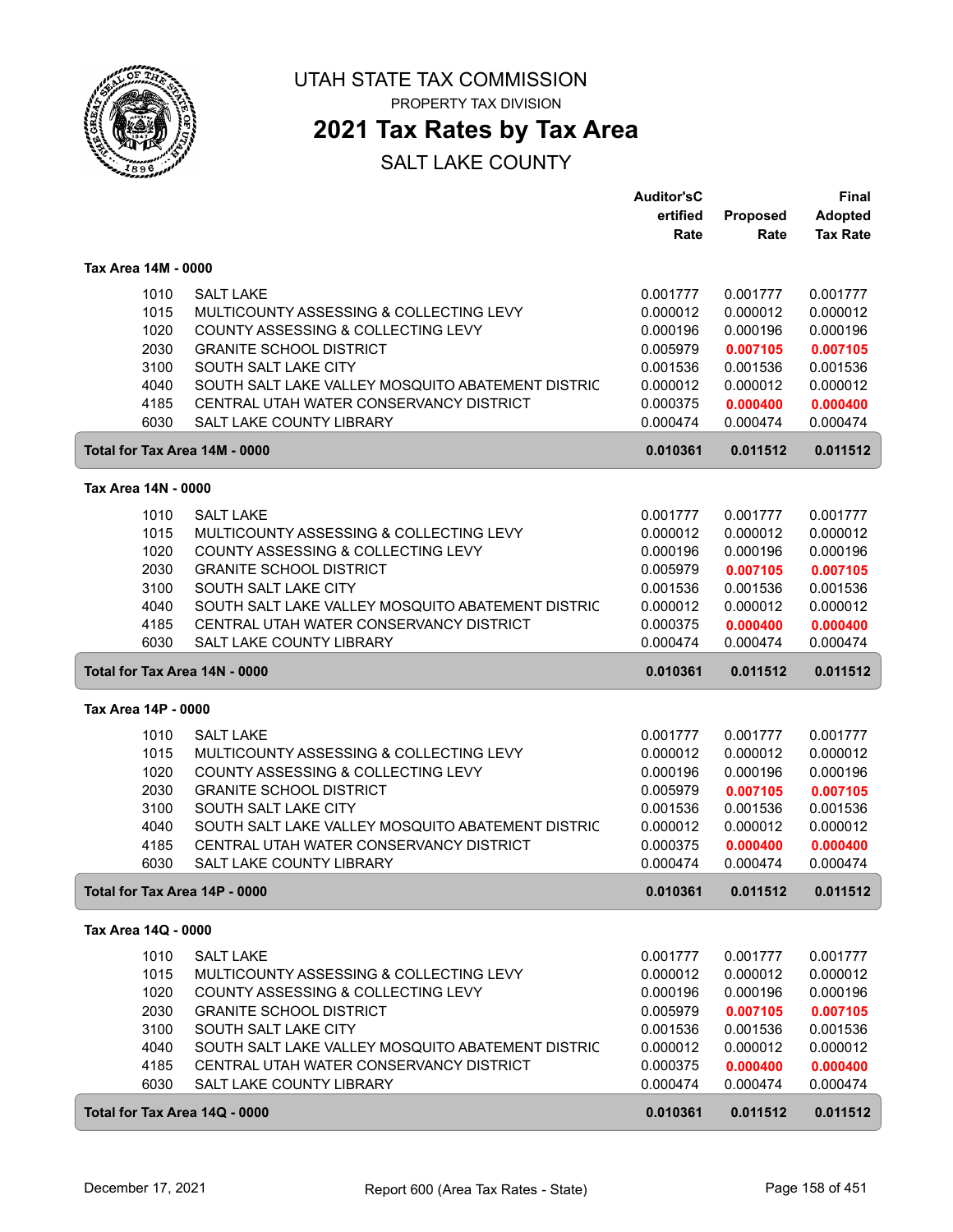# UTAH STATE TAX COMMISSION

PROPERTY TAX DIVISION

## 2021 Tax Rates by Tax Area

SALT LAKE COUNTY

| | | Auditor'sCertified Rate | Proposed Rate | Final Adopted Tax Rate |
|---|---|---|---|---|
| **Tax Area 14M - 0000** | | | | |
| 1010 | SALT LAKE | 0.001777 | 0.001777 | 0.001777 |
| 1015 | MULTICOUNTY ASSESSING & COLLECTING LEVY | 0.000012 | 0.000012 | 0.000012 |
| 1020 | COUNTY ASSESSING & COLLECTING LEVY | 0.000196 | 0.000196 | 0.000196 |
| 2030 | GRANITE SCHOOL DISTRICT | 0.005979 | 0.007105 | 0.007105 |
| 3100 | SOUTH SALT LAKE CITY | 0.001536 | 0.001536 | 0.001536 |
| 4040 | SOUTH SALT LAKE VALLEY MOSQUITO ABATEMENT DISTRIC | 0.000012 | 0.000012 | 0.000012 |
| 4185 | CENTRAL UTAH WATER CONSERVANCY DISTRICT | 0.000375 | 0.000400 | 0.000400 |
| 6030 | SALT LAKE COUNTY LIBRARY | 0.000474 | 0.000474 | 0.000474 |
| **Total for Tax Area 14M - 0000** | | **0.010361** | **0.011512** | **0.011512** |
| **Tax Area 14N - 0000** | | | | |
| 1010 | SALT LAKE | 0.001777 | 0.001777 | 0.001777 |
| 1015 | MULTICOUNTY ASSESSING & COLLECTING LEVY | 0.000012 | 0.000012 | 0.000012 |
| 1020 | COUNTY ASSESSING & COLLECTING LEVY | 0.000196 | 0.000196 | 0.000196 |
| 2030 | GRANITE SCHOOL DISTRICT | 0.005979 | 0.007105 | 0.007105 |
| 3100 | SOUTH SALT LAKE CITY | 0.001536 | 0.001536 | 0.001536 |
| 4040 | SOUTH SALT LAKE VALLEY MOSQUITO ABATEMENT DISTRIC | 0.000012 | 0.000012 | 0.000012 |
| 4185 | CENTRAL UTAH WATER CONSERVANCY DISTRICT | 0.000375 | 0.000400 | 0.000400 |
| 6030 | SALT LAKE COUNTY LIBRARY | 0.000474 | 0.000474 | 0.000474 |
| **Total for Tax Area 14N - 0000** | | **0.010361** | **0.011512** | **0.011512** |
| **Tax Area 14P - 0000** | | | | |
| 1010 | SALT LAKE | 0.001777 | 0.001777 | 0.001777 |
| 1015 | MULTICOUNTY ASSESSING & COLLECTING LEVY | 0.000012 | 0.000012 | 0.000012 |
| 1020 | COUNTY ASSESSING & COLLECTING LEVY | 0.000196 | 0.000196 | 0.000196 |
| 2030 | GRANITE SCHOOL DISTRICT | 0.005979 | 0.007105 | 0.007105 |
| 3100 | SOUTH SALT LAKE CITY | 0.001536 | 0.001536 | 0.001536 |
| 4040 | SOUTH SALT LAKE VALLEY MOSQUITO ABATEMENT DISTRIC | 0.000012 | 0.000012 | 0.000012 |
| 4185 | CENTRAL UTAH WATER CONSERVANCY DISTRICT | 0.000375 | 0.000400 | 0.000400 |
| 6030 | SALT LAKE COUNTY LIBRARY | 0.000474 | 0.000474 | 0.000474 |
| **Total for Tax Area 14P - 0000** | | **0.010361** | **0.011512** | **0.011512** |
| **Tax Area 14Q - 0000** | | | | |
| 1010 | SALT LAKE | 0.001777 | 0.001777 | 0.001777 |
| 1015 | MULTICOUNTY ASSESSING & COLLECTING LEVY | 0.000012 | 0.000012 | 0.000012 |
| 1020 | COUNTY ASSESSING & COLLECTING LEVY | 0.000196 | 0.000196 | 0.000196 |
| 2030 | GRANITE SCHOOL DISTRICT | 0.005979 | 0.007105 | 0.007105 |
| 3100 | SOUTH SALT LAKE CITY | 0.001536 | 0.001536 | 0.001536 |
| 4040 | SOUTH SALT LAKE VALLEY MOSQUITO ABATEMENT DISTRIC | 0.000012 | 0.000012 | 0.000012 |
| 4185 | CENTRAL UTAH WATER CONSERVANCY DISTRICT | 0.000375 | 0.000400 | 0.000400 |
| 6030 | SALT LAKE COUNTY LIBRARY | 0.000474 | 0.000474 | 0.000474 |
| **Total for Tax Area 14Q - 0000** | | **0.010361** | **0.011512** | **0.011512** |

December 17, 2021 — Report 600 (Area Tax Rates - State)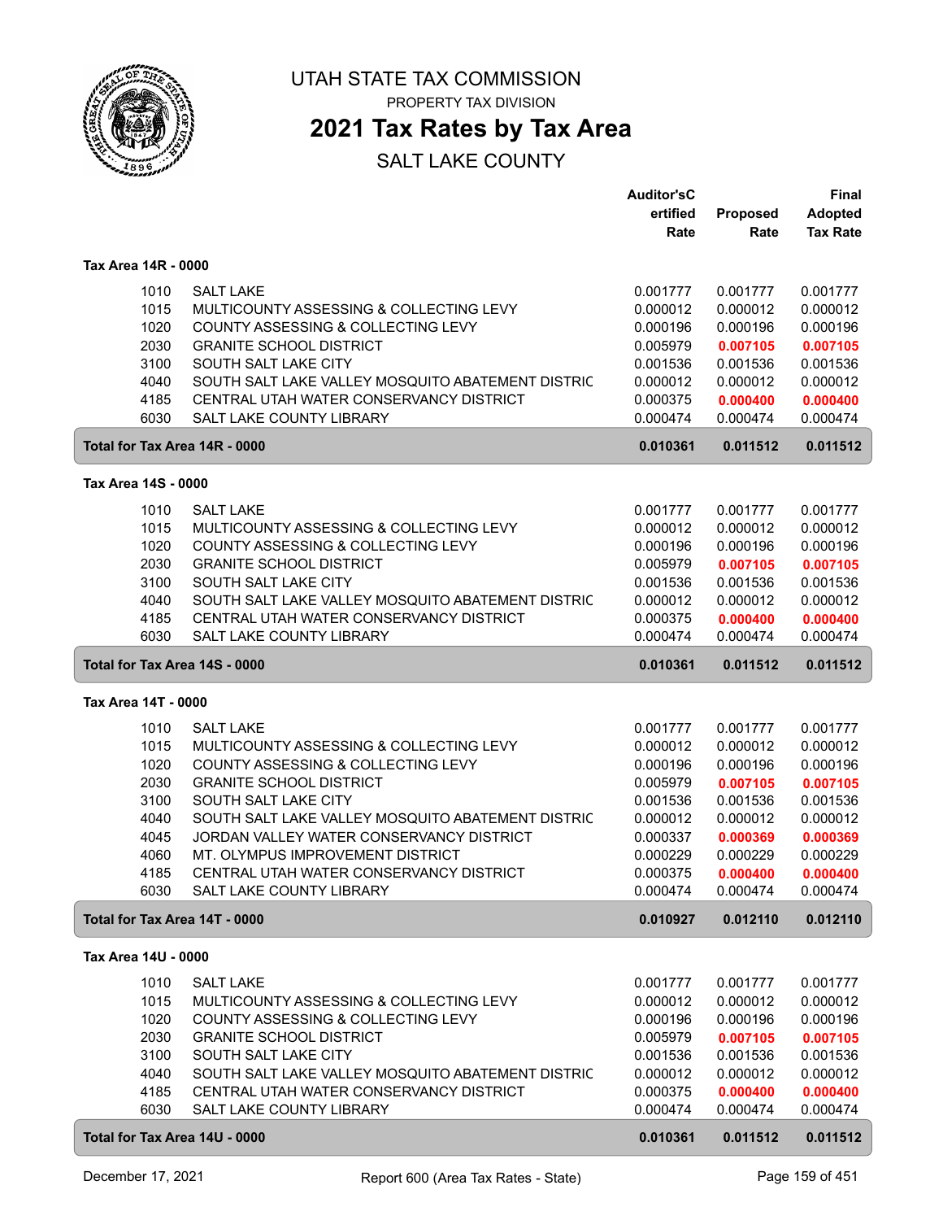# UTAH STATE TAX COMMISSION

PROPERTY TAX DIVISION

## 2021 Tax Rates by Tax Area

SALT LAKE COUNTY

### Tax Area 14R - 0000

| | | Auditor's Certified Rate | Proposed Rate | Final Adopted Tax Rate |
|---|---|---|---|---|
| 1010 | SALT LAKE | 0.001777 | 0.001777 | 0.001777 |
| 1015 | MULTICOUNTY ASSESSING & COLLECTING LEVY | 0.000012 | 0.000012 | 0.000012 |
| 1020 | COUNTY ASSESSING & COLLECTING LEVY | 0.000196 | 0.000196 | 0.000196 |
| 2030 | GRANITE SCHOOL DISTRICT | 0.005979 | **0.007105** | **0.007105** |
| 3100 | SOUTH SALT LAKE CITY | 0.001536 | 0.001536 | 0.001536 |
| 4040 | SOUTH SALT LAKE VALLEY MOSQUITO ABATEMENT DISTRIC | 0.000012 | 0.000012 | 0.000012 |
| 4185 | CENTRAL UTAH WATER CONSERVANCY DISTRICT | 0.000375 | **0.000400** | **0.000400** |
| 6030 | SALT LAKE COUNTY LIBRARY | 0.000474 | 0.000474 | 0.000474 |
| **Total for Tax Area 14R - 0000** | | **0.010361** | **0.011512** | **0.011512** |

### Tax Area 14S - 0000

| | | Auditor's Certified Rate | Proposed Rate | Final Adopted Tax Rate |
|---|---|---|---|---|
| 1010 | SALT LAKE | 0.001777 | 0.001777 | 0.001777 |
| 1015 | MULTICOUNTY ASSESSING & COLLECTING LEVY | 0.000012 | 0.000012 | 0.000012 |
| 1020 | COUNTY ASSESSING & COLLECTING LEVY | 0.000196 | 0.000196 | 0.000196 |
| 2030 | GRANITE SCHOOL DISTRICT | 0.005979 | **0.007105** | **0.007105** |
| 3100 | SOUTH SALT LAKE CITY | 0.001536 | 0.001536 | 0.001536 |
| 4040 | SOUTH SALT LAKE VALLEY MOSQUITO ABATEMENT DISTRIC | 0.000012 | 0.000012 | 0.000012 |
| 4185 | CENTRAL UTAH WATER CONSERVANCY DISTRICT | 0.000375 | **0.000400** | **0.000400** |
| 6030 | SALT LAKE COUNTY LIBRARY | 0.000474 | 0.000474 | 0.000474 |
| **Total for Tax Area 14S - 0000** | | **0.010361** | **0.011512** | **0.011512** |

### Tax Area 14T - 0000

| | | Auditor's Certified Rate | Proposed Rate | Final Adopted Tax Rate |
|---|---|---|---|---|
| 1010 | SALT LAKE | 0.001777 | 0.001777 | 0.001777 |
| 1015 | MULTICOUNTY ASSESSING & COLLECTING LEVY | 0.000012 | 0.000012 | 0.000012 |
| 1020 | COUNTY ASSESSING & COLLECTING LEVY | 0.000196 | 0.000196 | 0.000196 |
| 2030 | GRANITE SCHOOL DISTRICT | 0.005979 | **0.007105** | **0.007105** |
| 3100 | SOUTH SALT LAKE CITY | 0.001536 | 0.001536 | 0.001536 |
| 4040 | SOUTH SALT LAKE VALLEY MOSQUITO ABATEMENT DISTRIC | 0.000012 | 0.000012 | 0.000012 |
| 4045 | JORDAN VALLEY WATER CONSERVANCY DISTRICT | 0.000337 | **0.000369** | **0.000369** |
| 4060 | MT. OLYMPUS IMPROVEMENT DISTRICT | 0.000229 | 0.000229 | 0.000229 |
| 4185 | CENTRAL UTAH WATER CONSERVANCY DISTRICT | 0.000375 | **0.000400** | **0.000400** |
| 6030 | SALT LAKE COUNTY LIBRARY | 0.000474 | 0.000474 | 0.000474 |
| **Total for Tax Area 14T - 0000** | | **0.010927** | **0.012110** | **0.012110** |

### Tax Area 14U - 0000

| | | Auditor's Certified Rate | Proposed Rate | Final Adopted Tax Rate |
|---|---|---|---|---|
| 1010 | SALT LAKE | 0.001777 | 0.001777 | 0.001777 |
| 1015 | MULTICOUNTY ASSESSING & COLLECTING LEVY | 0.000012 | 0.000012 | 0.000012 |
| 1020 | COUNTY ASSESSING & COLLECTING LEVY | 0.000196 | 0.000196 | 0.000196 |
| 2030 | GRANITE SCHOOL DISTRICT | 0.005979 | **0.007105** | **0.007105** |
| 3100 | SOUTH SALT LAKE CITY | 0.001536 | 0.001536 | 0.001536 |
| 4040 | SOUTH SALT LAKE VALLEY MOSQUITO ABATEMENT DISTRIC | 0.000012 | 0.000012 | 0.000012 |
| 4185 | CENTRAL UTAH WATER CONSERVANCY DISTRICT | 0.000375 | **0.000400** | **0.000400** |
| 6030 | SALT LAKE COUNTY LIBRARY | 0.000474 | 0.000474 | 0.000474 |
| **Total for Tax Area 14U - 0000** | | **0.010361** | **0.011512** | **0.011512** |

December 17, 2021 — Report 600 (Area Tax Rates - State)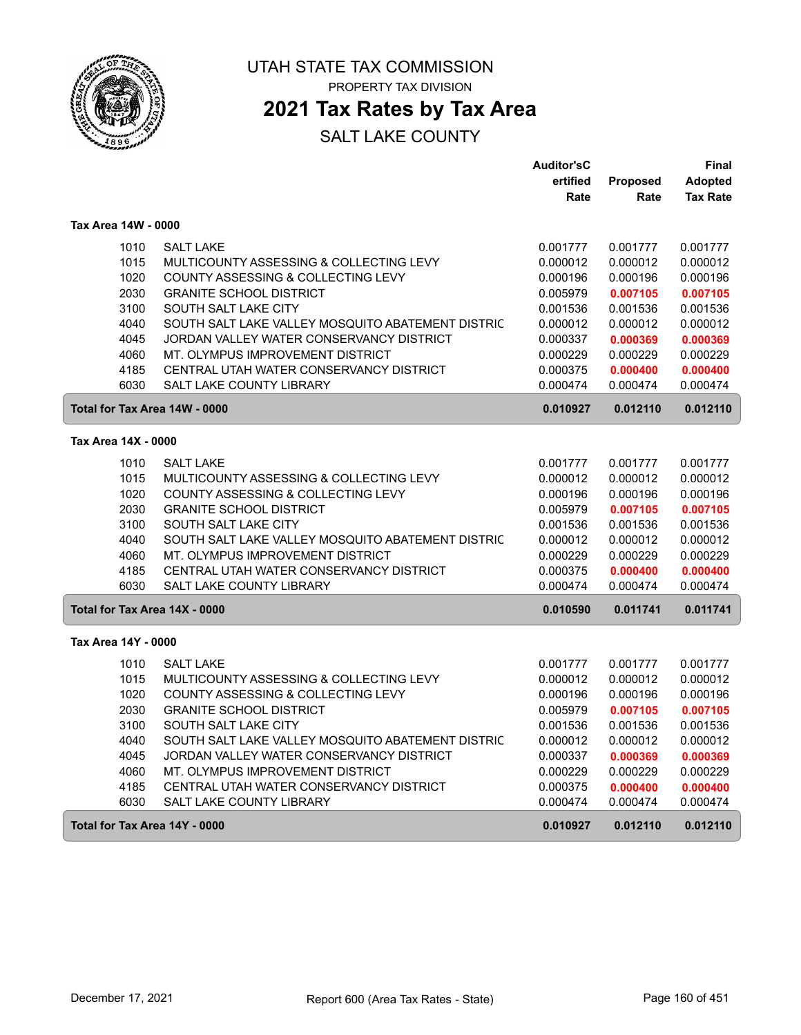# UTAH STATE TAX COMMISSION

PROPERTY TAX DIVISION

## 2021 Tax Rates by Tax Area

SALT LAKE COUNTY

### Tax Area 14W - 0000

| | | Auditor'sCertified Rate | Proposed Rate | Final Adopted Tax Rate |
|---|---|---|---|---|
| 1010 | SALT LAKE | 0.001777 | 0.001777 | 0.001777 |
| 1015 | MULTICOUNTY ASSESSING & COLLECTING LEVY | 0.000012 | 0.000012 | 0.000012 |
| 1020 | COUNTY ASSESSING & COLLECTING LEVY | 0.000196 | 0.000196 | 0.000196 |
| 2030 | GRANITE SCHOOL DISTRICT | 0.005979 | **0.007105** | **0.007105** |
| 3100 | SOUTH SALT LAKE CITY | 0.001536 | 0.001536 | 0.001536 |
| 4040 | SOUTH SALT LAKE VALLEY MOSQUITO ABATEMENT DISTRIC | 0.000012 | 0.000012 | 0.000012 |
| 4045 | JORDAN VALLEY WATER CONSERVANCY DISTRICT | 0.000337 | **0.000369** | **0.000369** |
| 4060 | MT. OLYMPUS IMPROVEMENT DISTRICT | 0.000229 | 0.000229 | 0.000229 |
| 4185 | CENTRAL UTAH WATER CONSERVANCY DISTRICT | 0.000375 | **0.000400** | **0.000400** |
| 6030 | SALT LAKE COUNTY LIBRARY | 0.000474 | 0.000474 | 0.000474 |
| **Total for Tax Area 14W - 0000** | | **0.010927** | **0.012110** | **0.012110** |

### Tax Area 14X - 0000

| | | Auditor'sCertified Rate | Proposed Rate | Final Adopted Tax Rate |
|---|---|---|---|---|
| 1010 | SALT LAKE | 0.001777 | 0.001777 | 0.001777 |
| 1015 | MULTICOUNTY ASSESSING & COLLECTING LEVY | 0.000012 | 0.000012 | 0.000012 |
| 1020 | COUNTY ASSESSING & COLLECTING LEVY | 0.000196 | 0.000196 | 0.000196 |
| 2030 | GRANITE SCHOOL DISTRICT | 0.005979 | **0.007105** | **0.007105** |
| 3100 | SOUTH SALT LAKE CITY | 0.001536 | 0.001536 | 0.001536 |
| 4040 | SOUTH SALT LAKE VALLEY MOSQUITO ABATEMENT DISTRIC | 0.000012 | 0.000012 | 0.000012 |
| 4060 | MT. OLYMPUS IMPROVEMENT DISTRICT | 0.000229 | 0.000229 | 0.000229 |
| 4185 | CENTRAL UTAH WATER CONSERVANCY DISTRICT | 0.000375 | **0.000400** | **0.000400** |
| 6030 | SALT LAKE COUNTY LIBRARY | 0.000474 | 0.000474 | 0.000474 |
| **Total for Tax Area 14X - 0000** | | **0.010590** | **0.011741** | **0.011741** |

### Tax Area 14Y - 0000

| | | Auditor'sCertified Rate | Proposed Rate | Final Adopted Tax Rate |
|---|---|---|---|---|
| 1010 | SALT LAKE | 0.001777 | 0.001777 | 0.001777 |
| 1015 | MULTICOUNTY ASSESSING & COLLECTING LEVY | 0.000012 | 0.000012 | 0.000012 |
| 1020 | COUNTY ASSESSING & COLLECTING LEVY | 0.000196 | 0.000196 | 0.000196 |
| 2030 | GRANITE SCHOOL DISTRICT | 0.005979 | **0.007105** | **0.007105** |
| 3100 | SOUTH SALT LAKE CITY | 0.001536 | 0.001536 | 0.001536 |
| 4040 | SOUTH SALT LAKE VALLEY MOSQUITO ABATEMENT DISTRIC | 0.000012 | 0.000012 | 0.000012 |
| 4045 | JORDAN VALLEY WATER CONSERVANCY DISTRICT | 0.000337 | **0.000369** | **0.000369** |
| 4060 | MT. OLYMPUS IMPROVEMENT DISTRICT | 0.000229 | 0.000229 | 0.000229 |
| 4185 | CENTRAL UTAH WATER CONSERVANCY DISTRICT | 0.000375 | **0.000400** | **0.000400** |
| 6030 | SALT LAKE COUNTY LIBRARY | 0.000474 | 0.000474 | 0.000474 |
| **Total for Tax Area 14Y - 0000** | | **0.010927** | **0.012110** | **0.012110** |

December 17, 2021 — Report 600 (Area Tax Rates - State)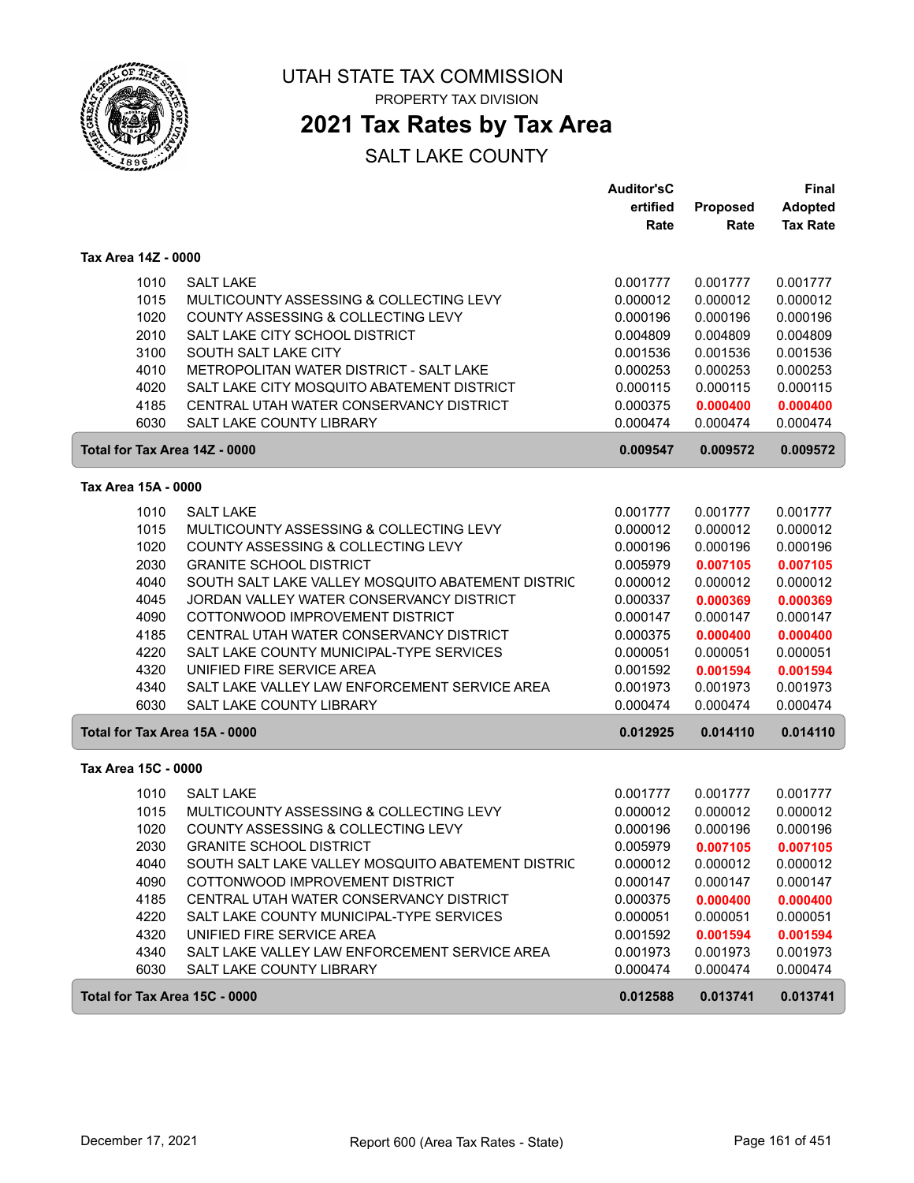# UTAH STATE TAX COMMISSION

PROPERTY TAX DIVISION

## 2021 Tax Rates by Tax Area

SALT LAKE COUNTY

| | | Auditor'sCertified Rate | Proposed Rate | Final Adopted Tax Rate |
|---|---|---|---|---|
| **Tax Area 14Z - 0000** | | | | |
| 1010 | SALT LAKE | 0.001777 | 0.001777 | 0.001777 |
| 1015 | MULTICOUNTY ASSESSING & COLLECTING LEVY | 0.000012 | 0.000012 | 0.000012 |
| 1020 | COUNTY ASSESSING & COLLECTING LEVY | 0.000196 | 0.000196 | 0.000196 |
| 2010 | SALT LAKE CITY SCHOOL DISTRICT | 0.004809 | 0.004809 | 0.004809 |
| 3100 | SOUTH SALT LAKE CITY | 0.001536 | 0.001536 | 0.001536 |
| 4010 | METROPOLITAN WATER DISTRICT - SALT LAKE | 0.000253 | 0.000253 | 0.000253 |
| 4020 | SALT LAKE CITY MOSQUITO ABATEMENT DISTRICT | 0.000115 | 0.000115 | 0.000115 |
| 4185 | CENTRAL UTAH WATER CONSERVANCY DISTRICT | 0.000375 | **0.000400** | **0.000400** |
| 6030 | SALT LAKE COUNTY LIBRARY | 0.000474 | 0.000474 | 0.000474 |
| **Total for Tax Area 14Z - 0000** | | **0.009547** | **0.009572** | **0.009572** |
| **Tax Area 15A - 0000** | | | | |
| 1010 | SALT LAKE | 0.001777 | 0.001777 | 0.001777 |
| 1015 | MULTICOUNTY ASSESSING & COLLECTING LEVY | 0.000012 | 0.000012 | 0.000012 |
| 1020 | COUNTY ASSESSING & COLLECTING LEVY | 0.000196 | 0.000196 | 0.000196 |
| 2030 | GRANITE SCHOOL DISTRICT | 0.005979 | **0.007105** | **0.007105** |
| 4040 | SOUTH SALT LAKE VALLEY MOSQUITO ABATEMENT DISTRIC | 0.000012 | 0.000012 | 0.000012 |
| 4045 | JORDAN VALLEY WATER CONSERVANCY DISTRICT | 0.000337 | **0.000369** | **0.000369** |
| 4090 | COTTONWOOD IMPROVEMENT DISTRICT | 0.000147 | 0.000147 | 0.000147 |
| 4185 | CENTRAL UTAH WATER CONSERVANCY DISTRICT | 0.000375 | **0.000400** | **0.000400** |
| 4220 | SALT LAKE COUNTY MUNICIPAL-TYPE SERVICES | 0.000051 | 0.000051 | 0.000051 |
| 4320 | UNIFIED FIRE SERVICE AREA | 0.001592 | **0.001594** | **0.001594** |
| 4340 | SALT LAKE VALLEY LAW ENFORCEMENT SERVICE AREA | 0.001973 | 0.001973 | 0.001973 |
| 6030 | SALT LAKE COUNTY LIBRARY | 0.000474 | 0.000474 | 0.000474 |
| **Total for Tax Area 15A - 0000** | | **0.012925** | **0.014110** | **0.014110** |
| **Tax Area 15C - 0000** | | | | |
| 1010 | SALT LAKE | 0.001777 | 0.001777 | 0.001777 |
| 1015 | MULTICOUNTY ASSESSING & COLLECTING LEVY | 0.000012 | 0.000012 | 0.000012 |
| 1020 | COUNTY ASSESSING & COLLECTING LEVY | 0.000196 | 0.000196 | 0.000196 |
| 2030 | GRANITE SCHOOL DISTRICT | 0.005979 | **0.007105** | **0.007105** |
| 4040 | SOUTH SALT LAKE VALLEY MOSQUITO ABATEMENT DISTRIC | 0.000012 | 0.000012 | 0.000012 |
| 4090 | COTTONWOOD IMPROVEMENT DISTRICT | 0.000147 | 0.000147 | 0.000147 |
| 4185 | CENTRAL UTAH WATER CONSERVANCY DISTRICT | 0.000375 | **0.000400** | **0.000400** |
| 4220 | SALT LAKE COUNTY MUNICIPAL-TYPE SERVICES | 0.000051 | 0.000051 | 0.000051 |
| 4320 | UNIFIED FIRE SERVICE AREA | 0.001592 | **0.001594** | **0.001594** |
| 4340 | SALT LAKE VALLEY LAW ENFORCEMENT SERVICE AREA | 0.001973 | 0.001973 | 0.001973 |
| 6030 | SALT LAKE COUNTY LIBRARY | 0.000474 | 0.000474 | 0.000474 |
| **Total for Tax Area 15C - 0000** | | **0.012588** | **0.013741** | **0.013741** |

December 17, 2021 — Report 600 (Area Tax Rates - State)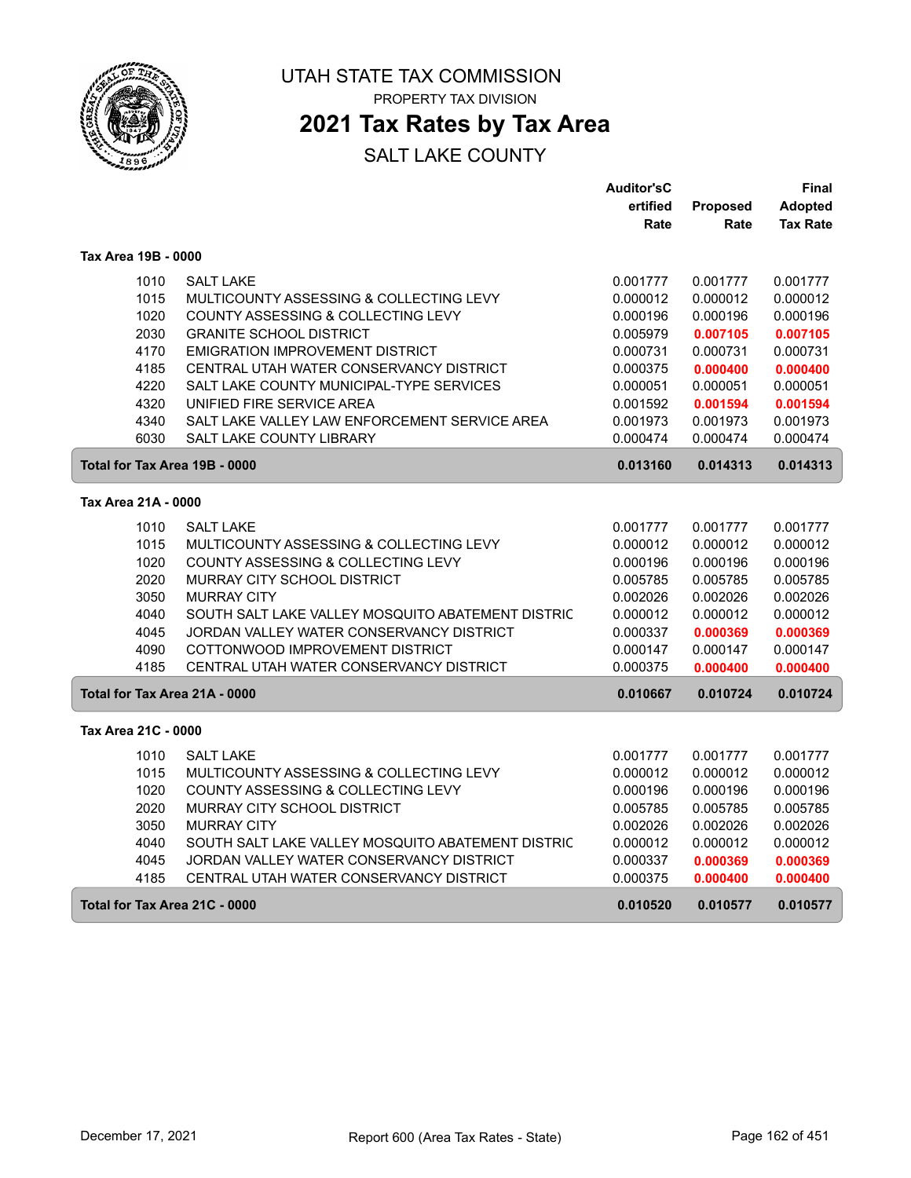# UTAH STATE TAX COMMISSION

PROPERTY TAX DIVISION

## 2021 Tax Rates by Tax Area

SALT LAKE COUNTY

### Tax Area 19B - 0000

| | | Auditor's Certified Rate | Proposed Rate | Final Adopted Tax Rate |
|---|---|---|---|---|
| 1010 | SALT LAKE | 0.001777 | 0.001777 | 0.001777 |
| 1015 | MULTICOUNTY ASSESSING & COLLECTING LEVY | 0.000012 | 0.000012 | 0.000012 |
| 1020 | COUNTY ASSESSING & COLLECTING LEVY | 0.000196 | 0.000196 | 0.000196 |
| 2030 | GRANITE SCHOOL DISTRICT | 0.005979 | **0.007105** | **0.007105** |
| 4170 | EMIGRATION IMPROVEMENT DISTRICT | 0.000731 | 0.000731 | 0.000731 |
| 4185 | CENTRAL UTAH WATER CONSERVANCY DISTRICT | 0.000375 | **0.000400** | **0.000400** |
| 4220 | SALT LAKE COUNTY MUNICIPAL-TYPE SERVICES | 0.000051 | 0.000051 | 0.000051 |
| 4320 | UNIFIED FIRE SERVICE AREA | 0.001592 | **0.001594** | **0.001594** |
| 4340 | SALT LAKE VALLEY LAW ENFORCEMENT SERVICE AREA | 0.001973 | 0.001973 | 0.001973 |
| 6030 | SALT LAKE COUNTY LIBRARY | 0.000474 | 0.000474 | 0.000474 |
| **Total for Tax Area 19B - 0000** | | **0.013160** | **0.014313** | **0.014313** |

### Tax Area 21A - 0000

| | | Auditor's Certified Rate | Proposed Rate | Final Adopted Tax Rate |
|---|---|---|---|---|
| 1010 | SALT LAKE | 0.001777 | 0.001777 | 0.001777 |
| 1015 | MULTICOUNTY ASSESSING & COLLECTING LEVY | 0.000012 | 0.000012 | 0.000012 |
| 1020 | COUNTY ASSESSING & COLLECTING LEVY | 0.000196 | 0.000196 | 0.000196 |
| 2020 | MURRAY CITY SCHOOL DISTRICT | 0.005785 | 0.005785 | 0.005785 |
| 3050 | MURRAY CITY | 0.002026 | 0.002026 | 0.002026 |
| 4040 | SOUTH SALT LAKE VALLEY MOSQUITO ABATEMENT DISTRIC | 0.000012 | 0.000012 | 0.000012 |
| 4045 | JORDAN VALLEY WATER CONSERVANCY DISTRICT | 0.000337 | **0.000369** | **0.000369** |
| 4090 | COTTONWOOD IMPROVEMENT DISTRICT | 0.000147 | 0.000147 | 0.000147 |
| 4185 | CENTRAL UTAH WATER CONSERVANCY DISTRICT | 0.000375 | **0.000400** | **0.000400** |
| **Total for Tax Area 21A - 0000** | | **0.010667** | **0.010724** | **0.010724** |

### Tax Area 21C - 0000

| | | Auditor's Certified Rate | Proposed Rate | Final Adopted Tax Rate |
|---|---|---|---|---|
| 1010 | SALT LAKE | 0.001777 | 0.001777 | 0.001777 |
| 1015 | MULTICOUNTY ASSESSING & COLLECTING LEVY | 0.000012 | 0.000012 | 0.000012 |
| 1020 | COUNTY ASSESSING & COLLECTING LEVY | 0.000196 | 0.000196 | 0.000196 |
| 2020 | MURRAY CITY SCHOOL DISTRICT | 0.005785 | 0.005785 | 0.005785 |
| 3050 | MURRAY CITY | 0.002026 | 0.002026 | 0.002026 |
| 4040 | SOUTH SALT LAKE VALLEY MOSQUITO ABATEMENT DISTRIC | 0.000012 | 0.000012 | 0.000012 |
| 4045 | JORDAN VALLEY WATER CONSERVANCY DISTRICT | 0.000337 | **0.000369** | **0.000369** |
| 4185 | CENTRAL UTAH WATER CONSERVANCY DISTRICT | 0.000375 | **0.000400** | **0.000400** |
| **Total for Tax Area 21C - 0000** | | **0.010520** | **0.010577** | **0.010577** |

December 17, 2021 — Report 600 (Area Tax Rates - State)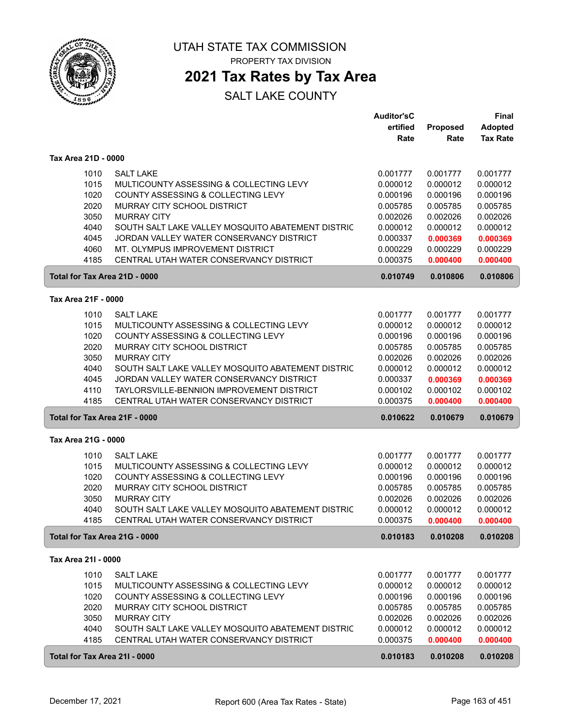# UTAH STATE TAX COMMISSION

PROPERTY TAX DIVISION

## 2021 Tax Rates by Tax Area

SALT LAKE COUNTY

| | | Auditor'sCertified Rate | Proposed Rate | Final Adopted Tax Rate |
|---|---|---|---|---|
| **Tax Area 21D - 0000** | | | | |
| 1010 | SALT LAKE | 0.001777 | 0.001777 | 0.001777 |
| 1015 | MULTICOUNTY ASSESSING & COLLECTING LEVY | 0.000012 | 0.000012 | 0.000012 |
| 1020 | COUNTY ASSESSING & COLLECTING LEVY | 0.000196 | 0.000196 | 0.000196 |
| 2020 | MURRAY CITY SCHOOL DISTRICT | 0.005785 | 0.005785 | 0.005785 |
| 3050 | MURRAY CITY | 0.002026 | 0.002026 | 0.002026 |
| 4040 | SOUTH SALT LAKE VALLEY MOSQUITO ABATEMENT DISTRIC | 0.000012 | 0.000012 | 0.000012 |
| 4045 | JORDAN VALLEY WATER CONSERVANCY DISTRICT | 0.000337 | **0.000369** | **0.000369** |
| 4060 | MT. OLYMPUS IMPROVEMENT DISTRICT | 0.000229 | 0.000229 | 0.000229 |
| 4185 | CENTRAL UTAH WATER CONSERVANCY DISTRICT | 0.000375 | **0.000400** | **0.000400** |
| **Total for Tax Area 21D - 0000** | | **0.010749** | **0.010806** | **0.010806** |
| **Tax Area 21F - 0000** | | | | |
| 1010 | SALT LAKE | 0.001777 | 0.001777 | 0.001777 |
| 1015 | MULTICOUNTY ASSESSING & COLLECTING LEVY | 0.000012 | 0.000012 | 0.000012 |
| 1020 | COUNTY ASSESSING & COLLECTING LEVY | 0.000196 | 0.000196 | 0.000196 |
| 2020 | MURRAY CITY SCHOOL DISTRICT | 0.005785 | 0.005785 | 0.005785 |
| 3050 | MURRAY CITY | 0.002026 | 0.002026 | 0.002026 |
| 4040 | SOUTH SALT LAKE VALLEY MOSQUITO ABATEMENT DISTRIC | 0.000012 | 0.000012 | 0.000012 |
| 4045 | JORDAN VALLEY WATER CONSERVANCY DISTRICT | 0.000337 | **0.000369** | **0.000369** |
| 4110 | TAYLORSVILLE-BENNION IMPROVEMENT DISTRICT | 0.000102 | 0.000102 | 0.000102 |
| 4185 | CENTRAL UTAH WATER CONSERVANCY DISTRICT | 0.000375 | **0.000400** | **0.000400** |
| **Total for Tax Area 21F - 0000** | | **0.010622** | **0.010679** | **0.010679** |
| **Tax Area 21G - 0000** | | | | |
| 1010 | SALT LAKE | 0.001777 | 0.001777 | 0.001777 |
| 1015 | MULTICOUNTY ASSESSING & COLLECTING LEVY | 0.000012 | 0.000012 | 0.000012 |
| 1020 | COUNTY ASSESSING & COLLECTING LEVY | 0.000196 | 0.000196 | 0.000196 |
| 2020 | MURRAY CITY SCHOOL DISTRICT | 0.005785 | 0.005785 | 0.005785 |
| 3050 | MURRAY CITY | 0.002026 | 0.002026 | 0.002026 |
| 4040 | SOUTH SALT LAKE VALLEY MOSQUITO ABATEMENT DISTRIC | 0.000012 | 0.000012 | 0.000012 |
| 4185 | CENTRAL UTAH WATER CONSERVANCY DISTRICT | 0.000375 | **0.000400** | **0.000400** |
| **Total for Tax Area 21G - 0000** | | **0.010183** | **0.010208** | **0.010208** |
| **Tax Area 21I - 0000** | | | | |
| 1010 | SALT LAKE | 0.001777 | 0.001777 | 0.001777 |
| 1015 | MULTICOUNTY ASSESSING & COLLECTING LEVY | 0.000012 | 0.000012 | 0.000012 |
| 1020 | COUNTY ASSESSING & COLLECTING LEVY | 0.000196 | 0.000196 | 0.000196 |
| 2020 | MURRAY CITY SCHOOL DISTRICT | 0.005785 | 0.005785 | 0.005785 |
| 3050 | MURRAY CITY | 0.002026 | 0.002026 | 0.002026 |
| 4040 | SOUTH SALT LAKE VALLEY MOSQUITO ABATEMENT DISTRIC | 0.000012 | 0.000012 | 0.000012 |
| 4185 | CENTRAL UTAH WATER CONSERVANCY DISTRICT | 0.000375 | **0.000400** | **0.000400** |
| **Total for Tax Area 21I - 0000** | | **0.010183** | **0.010208** | **0.010208** |

December 17, 2021 Report 600 (Area Tax Rates - State)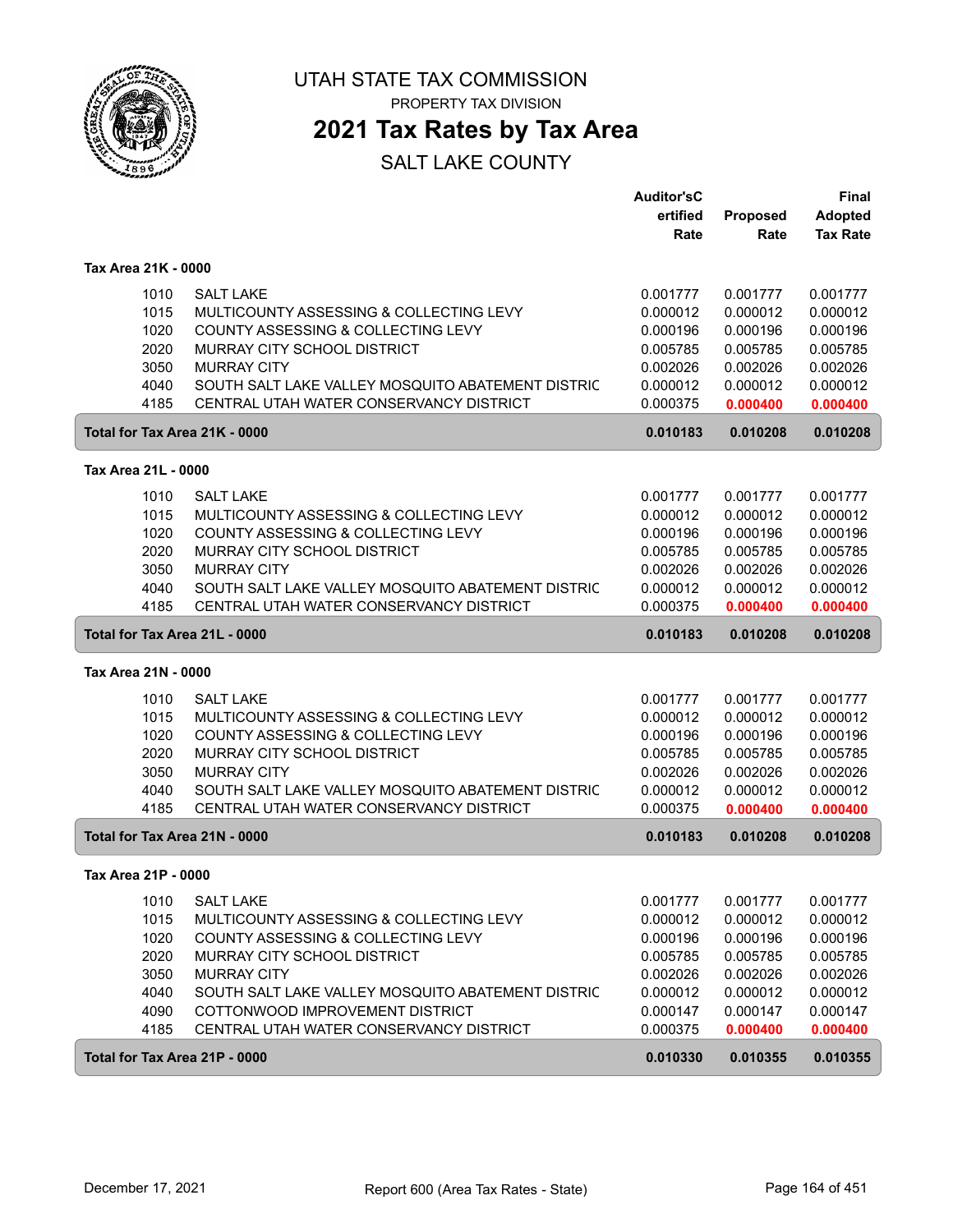# UTAH STATE TAX COMMISSION

PROPERTY TAX DIVISION

## 2021 Tax Rates by Tax Area

SALT LAKE COUNTY

| | | Auditor'sCertified Rate | Proposed Rate | Final Adopted Tax Rate |
|---|---|---|---|---|
| **Tax Area 21K - 0000** | | | | |
| 1010 | SALT LAKE | 0.001777 | 0.001777 | 0.001777 |
| 1015 | MULTICOUNTY ASSESSING & COLLECTING LEVY | 0.000012 | 0.000012 | 0.000012 |
| 1020 | COUNTY ASSESSING & COLLECTING LEVY | 0.000196 | 0.000196 | 0.000196 |
| 2020 | MURRAY CITY SCHOOL DISTRICT | 0.005785 | 0.005785 | 0.005785 |
| 3050 | MURRAY CITY | 0.002026 | 0.002026 | 0.002026 |
| 4040 | SOUTH SALT LAKE VALLEY MOSQUITO ABATEMENT DISTRIC | 0.000012 | 0.000012 | 0.000012 |
| 4185 | CENTRAL UTAH WATER CONSERVANCY DISTRICT | 0.000375 | 0.000400 | 0.000400 |
| **Total for Tax Area 21K - 0000** | | **0.010183** | **0.010208** | **0.010208** |
| **Tax Area 21L - 0000** | | | | |
| 1010 | SALT LAKE | 0.001777 | 0.001777 | 0.001777 |
| 1015 | MULTICOUNTY ASSESSING & COLLECTING LEVY | 0.000012 | 0.000012 | 0.000012 |
| 1020 | COUNTY ASSESSING & COLLECTING LEVY | 0.000196 | 0.000196 | 0.000196 |
| 2020 | MURRAY CITY SCHOOL DISTRICT | 0.005785 | 0.005785 | 0.005785 |
| 3050 | MURRAY CITY | 0.002026 | 0.002026 | 0.002026 |
| 4040 | SOUTH SALT LAKE VALLEY MOSQUITO ABATEMENT DISTRIC | 0.000012 | 0.000012 | 0.000012 |
| 4185 | CENTRAL UTAH WATER CONSERVANCY DISTRICT | 0.000375 | 0.000400 | 0.000400 |
| **Total for Tax Area 21L - 0000** | | **0.010183** | **0.010208** | **0.010208** |
| **Tax Area 21N - 0000** | | | | |
| 1010 | SALT LAKE | 0.001777 | 0.001777 | 0.001777 |
| 1015 | MULTICOUNTY ASSESSING & COLLECTING LEVY | 0.000012 | 0.000012 | 0.000012 |
| 1020 | COUNTY ASSESSING & COLLECTING LEVY | 0.000196 | 0.000196 | 0.000196 |
| 2020 | MURRAY CITY SCHOOL DISTRICT | 0.005785 | 0.005785 | 0.005785 |
| 3050 | MURRAY CITY | 0.002026 | 0.002026 | 0.002026 |
| 4040 | SOUTH SALT LAKE VALLEY MOSQUITO ABATEMENT DISTRIC | 0.000012 | 0.000012 | 0.000012 |
| 4185 | CENTRAL UTAH WATER CONSERVANCY DISTRICT | 0.000375 | 0.000400 | 0.000400 |
| **Total for Tax Area 21N - 0000** | | **0.010183** | **0.010208** | **0.010208** |
| **Tax Area 21P - 0000** | | | | |
| 1010 | SALT LAKE | 0.001777 | 0.001777 | 0.001777 |
| 1015 | MULTICOUNTY ASSESSING & COLLECTING LEVY | 0.000012 | 0.000012 | 0.000012 |
| 1020 | COUNTY ASSESSING & COLLECTING LEVY | 0.000196 | 0.000196 | 0.000196 |
| 2020 | MURRAY CITY SCHOOL DISTRICT | 0.005785 | 0.005785 | 0.005785 |
| 3050 | MURRAY CITY | 0.002026 | 0.002026 | 0.002026 |
| 4040 | SOUTH SALT LAKE VALLEY MOSQUITO ABATEMENT DISTRIC | 0.000012 | 0.000012 | 0.000012 |
| 4090 | COTTONWOOD IMPROVEMENT DISTRICT | 0.000147 | 0.000147 | 0.000147 |
| 4185 | CENTRAL UTAH WATER CONSERVANCY DISTRICT | 0.000375 | 0.000400 | 0.000400 |
| **Total for Tax Area 21P - 0000** | | **0.010330** | **0.010355** | **0.010355** |

December 17, 2021 — Report 600 (Area Tax Rates - State)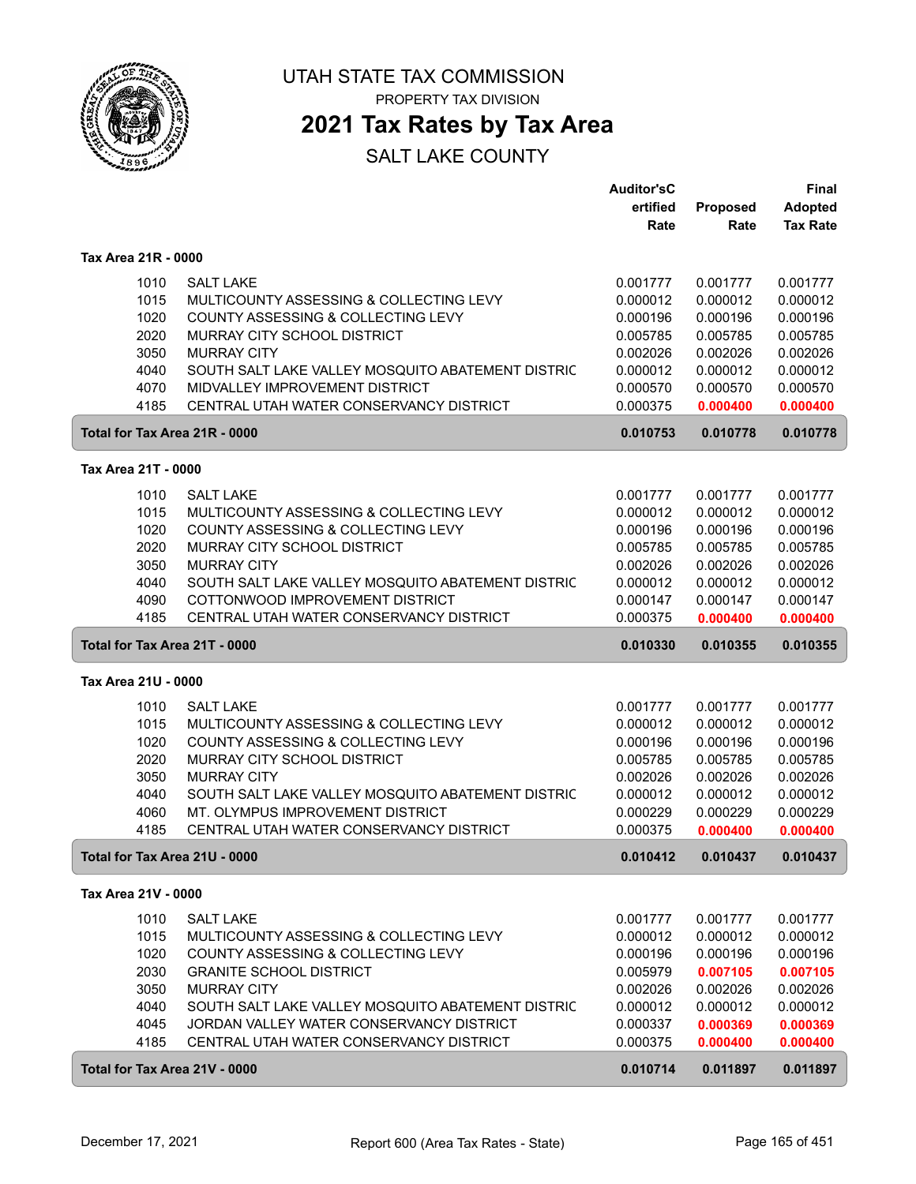# UTAH STATE TAX COMMISSION

PROPERTY TAX DIVISION

## 2021 Tax Rates by Tax Area

SALT LAKE COUNTY

| | | Auditor'sCertified Rate | Proposed Rate | Final Adopted Tax Rate |
|---|---|---|---|---|
| **Tax Area 21R - 0000** | | | | |
| 1010 | SALT LAKE | 0.001777 | 0.001777 | 0.001777 |
| 1015 | MULTICOUNTY ASSESSING & COLLECTING LEVY | 0.000012 | 0.000012 | 0.000012 |
| 1020 | COUNTY ASSESSING & COLLECTING LEVY | 0.000196 | 0.000196 | 0.000196 |
| 2020 | MURRAY CITY SCHOOL DISTRICT | 0.005785 | 0.005785 | 0.005785 |
| 3050 | MURRAY CITY | 0.002026 | 0.002026 | 0.002026 |
| 4040 | SOUTH SALT LAKE VALLEY MOSQUITO ABATEMENT DISTRIC | 0.000012 | 0.000012 | 0.000012 |
| 4070 | MIDVALLEY IMPROVEMENT DISTRICT | 0.000570 | 0.000570 | 0.000570 |
| 4185 | CENTRAL UTAH WATER CONSERVANCY DISTRICT | 0.000375 | 0.000400 | 0.000400 |
| **Total for Tax Area 21R - 0000** | | **0.010753** | **0.010778** | **0.010778** |
| **Tax Area 21T - 0000** | | | | |
| 1010 | SALT LAKE | 0.001777 | 0.001777 | 0.001777 |
| 1015 | MULTICOUNTY ASSESSING & COLLECTING LEVY | 0.000012 | 0.000012 | 0.000012 |
| 1020 | COUNTY ASSESSING & COLLECTING LEVY | 0.000196 | 0.000196 | 0.000196 |
| 2020 | MURRAY CITY SCHOOL DISTRICT | 0.005785 | 0.005785 | 0.005785 |
| 3050 | MURRAY CITY | 0.002026 | 0.002026 | 0.002026 |
| 4040 | SOUTH SALT LAKE VALLEY MOSQUITO ABATEMENT DISTRIC | 0.000012 | 0.000012 | 0.000012 |
| 4090 | COTTONWOOD IMPROVEMENT DISTRICT | 0.000147 | 0.000147 | 0.000147 |
| 4185 | CENTRAL UTAH WATER CONSERVANCY DISTRICT | 0.000375 | 0.000400 | 0.000400 |
| **Total for Tax Area 21T - 0000** | | **0.010330** | **0.010355** | **0.010355** |
| **Tax Area 21U - 0000** | | | | |
| 1010 | SALT LAKE | 0.001777 | 0.001777 | 0.001777 |
| 1015 | MULTICOUNTY ASSESSING & COLLECTING LEVY | 0.000012 | 0.000012 | 0.000012 |
| 1020 | COUNTY ASSESSING & COLLECTING LEVY | 0.000196 | 0.000196 | 0.000196 |
| 2020 | MURRAY CITY SCHOOL DISTRICT | 0.005785 | 0.005785 | 0.005785 |
| 3050 | MURRAY CITY | 0.002026 | 0.002026 | 0.002026 |
| 4040 | SOUTH SALT LAKE VALLEY MOSQUITO ABATEMENT DISTRIC | 0.000012 | 0.000012 | 0.000012 |
| 4060 | MT. OLYMPUS IMPROVEMENT DISTRICT | 0.000229 | 0.000229 | 0.000229 |
| 4185 | CENTRAL UTAH WATER CONSERVANCY DISTRICT | 0.000375 | 0.000400 | 0.000400 |
| **Total for Tax Area 21U - 0000** | | **0.010412** | **0.010437** | **0.010437** |
| **Tax Area 21V - 0000** | | | | |
| 1010 | SALT LAKE | 0.001777 | 0.001777 | 0.001777 |
| 1015 | MULTICOUNTY ASSESSING & COLLECTING LEVY | 0.000012 | 0.000012 | 0.000012 |
| 1020 | COUNTY ASSESSING & COLLECTING LEVY | 0.000196 | 0.000196 | 0.000196 |
| 2030 | GRANITE SCHOOL DISTRICT | 0.005979 | 0.007105 | 0.007105 |
| 3050 | MURRAY CITY | 0.002026 | 0.002026 | 0.002026 |
| 4040 | SOUTH SALT LAKE VALLEY MOSQUITO ABATEMENT DISTRIC | 0.000012 | 0.000012 | 0.000012 |
| 4045 | JORDAN VALLEY WATER CONSERVANCY DISTRICT | 0.000337 | 0.000369 | 0.000369 |
| 4185 | CENTRAL UTAH WATER CONSERVANCY DISTRICT | 0.000375 | 0.000400 | 0.000400 |
| **Total for Tax Area 21V - 0000** | | **0.010714** | **0.011897** | **0.011897** |

December 17, 2021 — Report 600 (Area Tax Rates - State)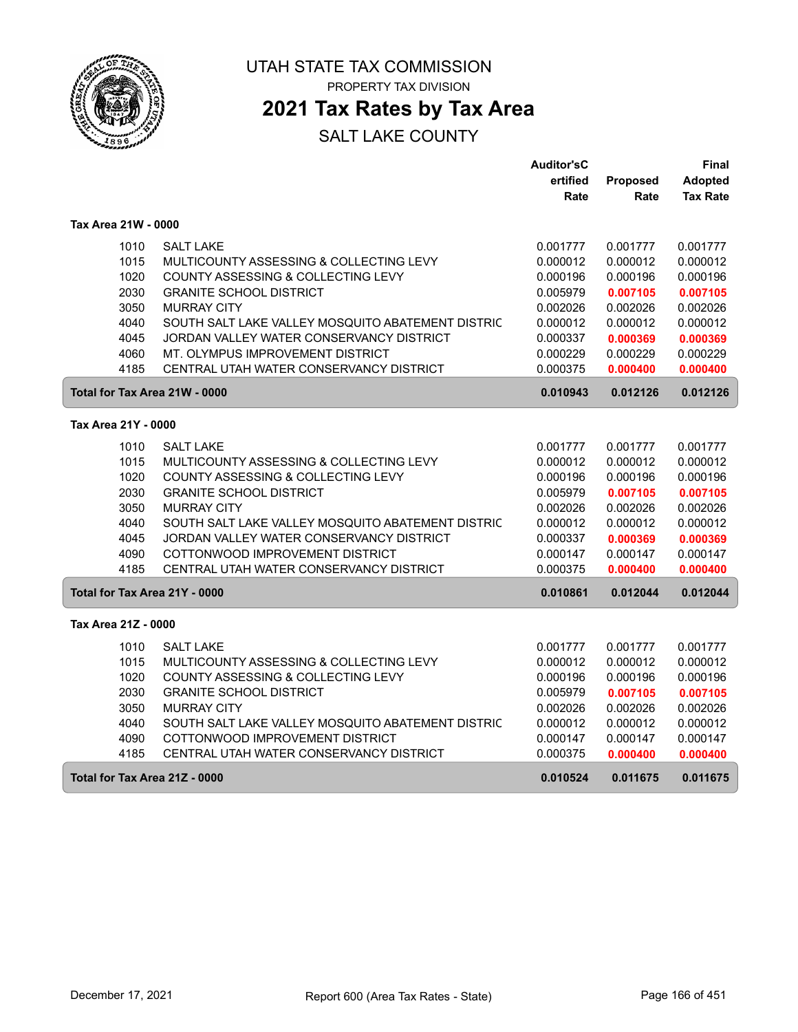# UTAH STATE TAX COMMISSION

PROPERTY TAX DIVISION

## 2021 Tax Rates by Tax Area

SALT LAKE COUNTY

| | | Auditor'sCertified Rate | Proposed Rate | Final Adopted Tax Rate |
|---|---|---|---|---|
| **Tax Area 21W - 0000** | | | | |
| 1010 | SALT LAKE | 0.001777 | 0.001777 | 0.001777 |
| 1015 | MULTICOUNTY ASSESSING & COLLECTING LEVY | 0.000012 | 0.000012 | 0.000012 |
| 1020 | COUNTY ASSESSING & COLLECTING LEVY | 0.000196 | 0.000196 | 0.000196 |
| 2030 | GRANITE SCHOOL DISTRICT | 0.005979 | **0.007105** | **0.007105** |
| 3050 | MURRAY CITY | 0.002026 | 0.002026 | 0.002026 |
| 4040 | SOUTH SALT LAKE VALLEY MOSQUITO ABATEMENT DISTRIC | 0.000012 | 0.000012 | 0.000012 |
| 4045 | JORDAN VALLEY WATER CONSERVANCY DISTRICT | 0.000337 | **0.000369** | **0.000369** |
| 4060 | MT. OLYMPUS IMPROVEMENT DISTRICT | 0.000229 | 0.000229 | 0.000229 |
| 4185 | CENTRAL UTAH WATER CONSERVANCY DISTRICT | 0.000375 | **0.000400** | **0.000400** |
| **Total for Tax Area 21W - 0000** | | **0.010943** | **0.012126** | **0.012126** |
| **Tax Area 21Y - 0000** | | | | |
| 1010 | SALT LAKE | 0.001777 | 0.001777 | 0.001777 |
| 1015 | MULTICOUNTY ASSESSING & COLLECTING LEVY | 0.000012 | 0.000012 | 0.000012 |
| 1020 | COUNTY ASSESSING & COLLECTING LEVY | 0.000196 | 0.000196 | 0.000196 |
| 2030 | GRANITE SCHOOL DISTRICT | 0.005979 | **0.007105** | **0.007105** |
| 3050 | MURRAY CITY | 0.002026 | 0.002026 | 0.002026 |
| 4040 | SOUTH SALT LAKE VALLEY MOSQUITO ABATEMENT DISTRIC | 0.000012 | 0.000012 | 0.000012 |
| 4045 | JORDAN VALLEY WATER CONSERVANCY DISTRICT | 0.000337 | **0.000369** | **0.000369** |
| 4090 | COTTONWOOD IMPROVEMENT DISTRICT | 0.000147 | 0.000147 | 0.000147 |
| 4185 | CENTRAL UTAH WATER CONSERVANCY DISTRICT | 0.000375 | **0.000400** | **0.000400** |
| **Total for Tax Area 21Y - 0000** | | **0.010861** | **0.012044** | **0.012044** |
| **Tax Area 21Z - 0000** | | | | |
| 1010 | SALT LAKE | 0.001777 | 0.001777 | 0.001777 |
| 1015 | MULTICOUNTY ASSESSING & COLLECTING LEVY | 0.000012 | 0.000012 | 0.000012 |
| 1020 | COUNTY ASSESSING & COLLECTING LEVY | 0.000196 | 0.000196 | 0.000196 |
| 2030 | GRANITE SCHOOL DISTRICT | 0.005979 | **0.007105** | **0.007105** |
| 3050 | MURRAY CITY | 0.002026 | 0.002026 | 0.002026 |
| 4040 | SOUTH SALT LAKE VALLEY MOSQUITO ABATEMENT DISTRIC | 0.000012 | 0.000012 | 0.000012 |
| 4090 | COTTONWOOD IMPROVEMENT DISTRICT | 0.000147 | 0.000147 | 0.000147 |
| 4185 | CENTRAL UTAH WATER CONSERVANCY DISTRICT | 0.000375 | **0.000400** | **0.000400** |
| **Total for Tax Area 21Z - 0000** | | **0.010524** | **0.011675** | **0.011675** |

December 17, 2021 — Report 600 (Area Tax Rates - State)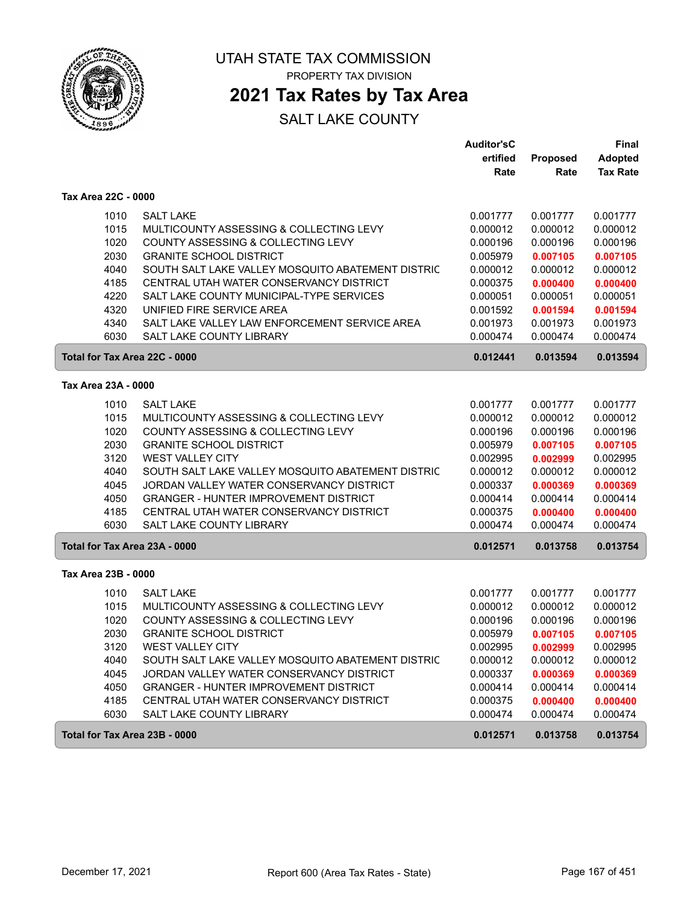# UTAH STATE TAX COMMISSION

PROPERTY TAX DIVISION

## 2021 Tax Rates by Tax Area

SALT LAKE COUNTY

### Tax Area 22C - 0000

| | | Auditor'sCertified Rate | Proposed Rate | Final Adopted Tax Rate |
|---|---|---|---|---|
| 1010 | SALT LAKE | 0.001777 | 0.001777 | 0.001777 |
| 1015 | MULTICOUNTY ASSESSING & COLLECTING LEVY | 0.000012 | 0.000012 | 0.000012 |
| 1020 | COUNTY ASSESSING & COLLECTING LEVY | 0.000196 | 0.000196 | 0.000196 |
| 2030 | GRANITE SCHOOL DISTRICT | 0.005979 | **0.007105** | **0.007105** |
| 4040 | SOUTH SALT LAKE VALLEY MOSQUITO ABATEMENT DISTRIC | 0.000012 | 0.000012 | 0.000012 |
| 4185 | CENTRAL UTAH WATER CONSERVANCY DISTRICT | 0.000375 | **0.000400** | **0.000400** |
| 4220 | SALT LAKE COUNTY MUNICIPAL-TYPE SERVICES | 0.000051 | 0.000051 | 0.000051 |
| 4320 | UNIFIED FIRE SERVICE AREA | 0.001592 | **0.001594** | **0.001594** |
| 4340 | SALT LAKE VALLEY LAW ENFORCEMENT SERVICE AREA | 0.001973 | 0.001973 | 0.001973 |
| 6030 | SALT LAKE COUNTY LIBRARY | 0.000474 | 0.000474 | 0.000474 |
| **Total for Tax Area 22C - 0000** | | **0.012441** | **0.013594** | **0.013594** |

### Tax Area 23A - 0000

| | | Auditor'sCertified Rate | Proposed Rate | Final Adopted Tax Rate |
|---|---|---|---|---|
| 1010 | SALT LAKE | 0.001777 | 0.001777 | 0.001777 |
| 1015 | MULTICOUNTY ASSESSING & COLLECTING LEVY | 0.000012 | 0.000012 | 0.000012 |
| 1020 | COUNTY ASSESSING & COLLECTING LEVY | 0.000196 | 0.000196 | 0.000196 |
| 2030 | GRANITE SCHOOL DISTRICT | 0.005979 | **0.007105** | **0.007105** |
| 3120 | WEST VALLEY CITY | 0.002995 | **0.002999** | 0.002995 |
| 4040 | SOUTH SALT LAKE VALLEY MOSQUITO ABATEMENT DISTRIC | 0.000012 | 0.000012 | 0.000012 |
| 4045 | JORDAN VALLEY WATER CONSERVANCY DISTRICT | 0.000337 | **0.000369** | **0.000369** |
| 4050 | GRANGER - HUNTER IMPROVEMENT DISTRICT | 0.000414 | 0.000414 | 0.000414 |
| 4185 | CENTRAL UTAH WATER CONSERVANCY DISTRICT | 0.000375 | **0.000400** | **0.000400** |
| 6030 | SALT LAKE COUNTY LIBRARY | 0.000474 | 0.000474 | 0.000474 |
| **Total for Tax Area 23A - 0000** | | **0.012571** | **0.013758** | **0.013754** |

### Tax Area 23B - 0000

| | | Auditor'sCertified Rate | Proposed Rate | Final Adopted Tax Rate |
|---|---|---|---|---|
| 1010 | SALT LAKE | 0.001777 | 0.001777 | 0.001777 |
| 1015 | MULTICOUNTY ASSESSING & COLLECTING LEVY | 0.000012 | 0.000012 | 0.000012 |
| 1020 | COUNTY ASSESSING & COLLECTING LEVY | 0.000196 | 0.000196 | 0.000196 |
| 2030 | GRANITE SCHOOL DISTRICT | 0.005979 | **0.007105** | **0.007105** |
| 3120 | WEST VALLEY CITY | 0.002995 | **0.002999** | 0.002995 |
| 4040 | SOUTH SALT LAKE VALLEY MOSQUITO ABATEMENT DISTRIC | 0.000012 | 0.000012 | 0.000012 |
| 4045 | JORDAN VALLEY WATER CONSERVANCY DISTRICT | 0.000337 | **0.000369** | **0.000369** |
| 4050 | GRANGER - HUNTER IMPROVEMENT DISTRICT | 0.000414 | 0.000414 | 0.000414 |
| 4185 | CENTRAL UTAH WATER CONSERVANCY DISTRICT | 0.000375 | **0.000400** | **0.000400** |
| 6030 | SALT LAKE COUNTY LIBRARY | 0.000474 | 0.000474 | 0.000474 |
| **Total for Tax Area 23B - 0000** | | **0.012571** | **0.013758** | **0.013754** |

December 17, 2021 — Report 600 (Area Tax Rates - State)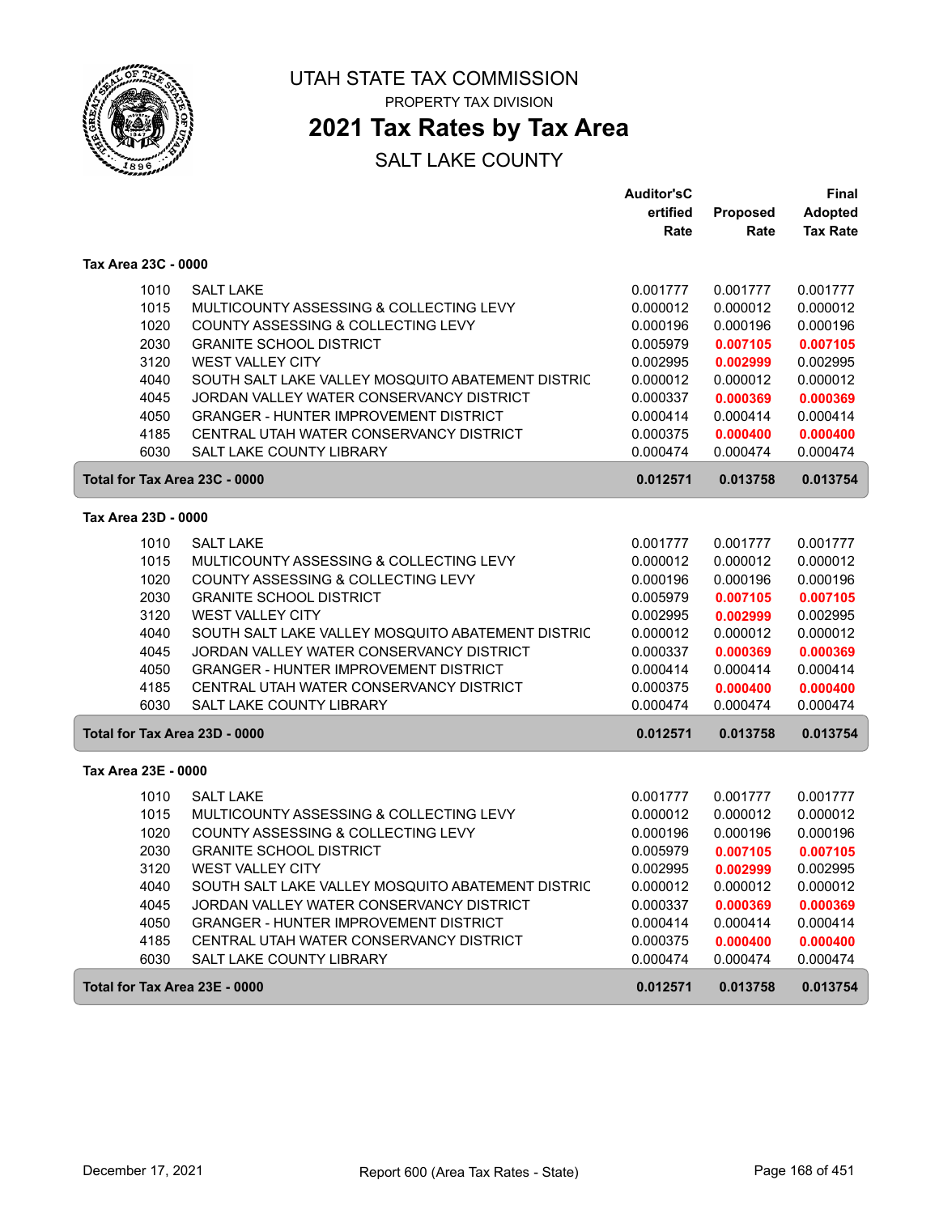# UTAH STATE TAX COMMISSION

PROPERTY TAX DIVISION

## 2021 Tax Rates by Tax Area

SALT LAKE COUNTY

| | | Auditor'sCertified Rate | Proposed Rate | Final Adopted Tax Rate |
|---|---|---|---|---|
| **Tax Area 23C - 0000** | | | | |
| 1010 | SALT LAKE | 0.001777 | 0.001777 | 0.001777 |
| 1015 | MULTICOUNTY ASSESSING & COLLECTING LEVY | 0.000012 | 0.000012 | 0.000012 |
| 1020 | COUNTY ASSESSING & COLLECTING LEVY | 0.000196 | 0.000196 | 0.000196 |
| 2030 | GRANITE SCHOOL DISTRICT | 0.005979 | **0.007105** | **0.007105** |
| 3120 | WEST VALLEY CITY | 0.002995 | **0.002999** | 0.002995 |
| 4040 | SOUTH SALT LAKE VALLEY MOSQUITO ABATEMENT DISTRIC | 0.000012 | 0.000012 | 0.000012 |
| 4045 | JORDAN VALLEY WATER CONSERVANCY DISTRICT | 0.000337 | **0.000369** | **0.000369** |
| 4050 | GRANGER - HUNTER IMPROVEMENT DISTRICT | 0.000414 | 0.000414 | 0.000414 |
| 4185 | CENTRAL UTAH WATER CONSERVANCY DISTRICT | 0.000375 | **0.000400** | **0.000400** |
| 6030 | SALT LAKE COUNTY LIBRARY | 0.000474 | 0.000474 | 0.000474 |
| **Total for Tax Area 23C - 0000** | | **0.012571** | **0.013758** | **0.013754** |
| **Tax Area 23D - 0000** | | | | |
| 1010 | SALT LAKE | 0.001777 | 0.001777 | 0.001777 |
| 1015 | MULTICOUNTY ASSESSING & COLLECTING LEVY | 0.000012 | 0.000012 | 0.000012 |
| 1020 | COUNTY ASSESSING & COLLECTING LEVY | 0.000196 | 0.000196 | 0.000196 |
| 2030 | GRANITE SCHOOL DISTRICT | 0.005979 | **0.007105** | **0.007105** |
| 3120 | WEST VALLEY CITY | 0.002995 | **0.002999** | 0.002995 |
| 4040 | SOUTH SALT LAKE VALLEY MOSQUITO ABATEMENT DISTRIC | 0.000012 | 0.000012 | 0.000012 |
| 4045 | JORDAN VALLEY WATER CONSERVANCY DISTRICT | 0.000337 | **0.000369** | **0.000369** |
| 4050 | GRANGER - HUNTER IMPROVEMENT DISTRICT | 0.000414 | 0.000414 | 0.000414 |
| 4185 | CENTRAL UTAH WATER CONSERVANCY DISTRICT | 0.000375 | **0.000400** | **0.000400** |
| 6030 | SALT LAKE COUNTY LIBRARY | 0.000474 | 0.000474 | 0.000474 |
| **Total for Tax Area 23D - 0000** | | **0.012571** | **0.013758** | **0.013754** |
| **Tax Area 23E - 0000** | | | | |
| 1010 | SALT LAKE | 0.001777 | 0.001777 | 0.001777 |
| 1015 | MULTICOUNTY ASSESSING & COLLECTING LEVY | 0.000012 | 0.000012 | 0.000012 |
| 1020 | COUNTY ASSESSING & COLLECTING LEVY | 0.000196 | 0.000196 | 0.000196 |
| 2030 | GRANITE SCHOOL DISTRICT | 0.005979 | **0.007105** | **0.007105** |
| 3120 | WEST VALLEY CITY | 0.002995 | **0.002999** | 0.002995 |
| 4040 | SOUTH SALT LAKE VALLEY MOSQUITO ABATEMENT DISTRIC | 0.000012 | 0.000012 | 0.000012 |
| 4045 | JORDAN VALLEY WATER CONSERVANCY DISTRICT | 0.000337 | **0.000369** | **0.000369** |
| 4050 | GRANGER - HUNTER IMPROVEMENT DISTRICT | 0.000414 | 0.000414 | 0.000414 |
| 4185 | CENTRAL UTAH WATER CONSERVANCY DISTRICT | 0.000375 | **0.000400** | **0.000400** |
| 6030 | SALT LAKE COUNTY LIBRARY | 0.000474 | 0.000474 | 0.000474 |
| **Total for Tax Area 23E - 0000** | | **0.012571** | **0.013758** | **0.013754** |

December 17, 2021 — Report 600 (Area Tax Rates - State)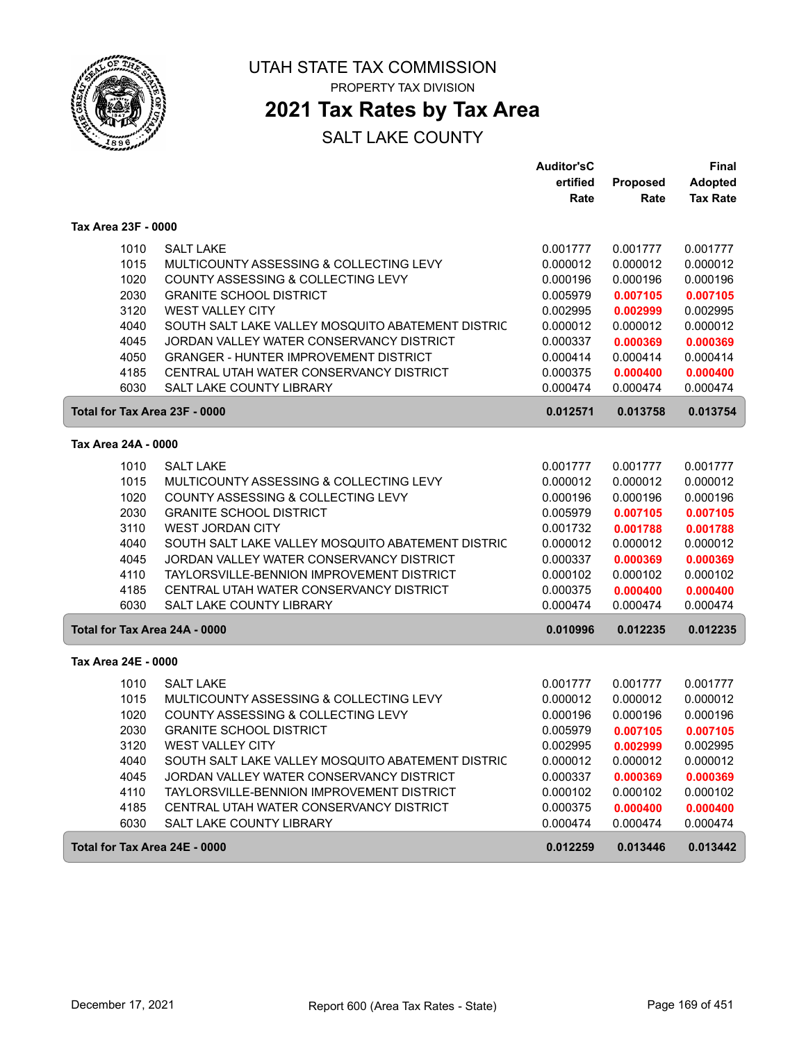# UTAH STATE TAX COMMISSION

PROPERTY TAX DIVISION

## 2021 Tax Rates by Tax Area

SALT LAKE COUNTY

| | | Auditor'sCertified Rate | Proposed Rate | Final Adopted Tax Rate |
|---|---|---|---|---|
| **Tax Area 23F - 0000** | | | | |
| 1010 | SALT LAKE | 0.001777 | 0.001777 | 0.001777 |
| 1015 | MULTICOUNTY ASSESSING & COLLECTING LEVY | 0.000012 | 0.000012 | 0.000012 |
| 1020 | COUNTY ASSESSING & COLLECTING LEVY | 0.000196 | 0.000196 | 0.000196 |
| 2030 | GRANITE SCHOOL DISTRICT | 0.005979 | **0.007105** | **0.007105** |
| 3120 | WEST VALLEY CITY | 0.002995 | **0.002999** | 0.002995 |
| 4040 | SOUTH SALT LAKE VALLEY MOSQUITO ABATEMENT DISTRIC | 0.000012 | 0.000012 | 0.000012 |
| 4045 | JORDAN VALLEY WATER CONSERVANCY DISTRICT | 0.000337 | **0.000369** | **0.000369** |
| 4050 | GRANGER - HUNTER IMPROVEMENT DISTRICT | 0.000414 | 0.000414 | 0.000414 |
| 4185 | CENTRAL UTAH WATER CONSERVANCY DISTRICT | 0.000375 | **0.000400** | **0.000400** |
| 6030 | SALT LAKE COUNTY LIBRARY | 0.000474 | 0.000474 | 0.000474 |
| **Total for Tax Area 23F - 0000** | | **0.012571** | **0.013758** | **0.013754** |
| **Tax Area 24A - 0000** | | | | |
| 1010 | SALT LAKE | 0.001777 | 0.001777 | 0.001777 |
| 1015 | MULTICOUNTY ASSESSING & COLLECTING LEVY | 0.000012 | 0.000012 | 0.000012 |
| 1020 | COUNTY ASSESSING & COLLECTING LEVY | 0.000196 | 0.000196 | 0.000196 |
| 2030 | GRANITE SCHOOL DISTRICT | 0.005979 | **0.007105** | **0.007105** |
| 3110 | WEST JORDAN CITY | 0.001732 | **0.001788** | **0.001788** |
| 4040 | SOUTH SALT LAKE VALLEY MOSQUITO ABATEMENT DISTRIC | 0.000012 | 0.000012 | 0.000012 |
| 4045 | JORDAN VALLEY WATER CONSERVANCY DISTRICT | 0.000337 | **0.000369** | **0.000369** |
| 4110 | TAYLORSVILLE-BENNION IMPROVEMENT DISTRICT | 0.000102 | 0.000102 | 0.000102 |
| 4185 | CENTRAL UTAH WATER CONSERVANCY DISTRICT | 0.000375 | **0.000400** | **0.000400** |
| 6030 | SALT LAKE COUNTY LIBRARY | 0.000474 | 0.000474 | 0.000474 |
| **Total for Tax Area 24A - 0000** | | **0.010996** | **0.012235** | **0.012235** |
| **Tax Area 24E - 0000** | | | | |
| 1010 | SALT LAKE | 0.001777 | 0.001777 | 0.001777 |
| 1015 | MULTICOUNTY ASSESSING & COLLECTING LEVY | 0.000012 | 0.000012 | 0.000012 |
| 1020 | COUNTY ASSESSING & COLLECTING LEVY | 0.000196 | 0.000196 | 0.000196 |
| 2030 | GRANITE SCHOOL DISTRICT | 0.005979 | **0.007105** | **0.007105** |
| 3120 | WEST VALLEY CITY | 0.002995 | **0.002999** | 0.002995 |
| 4040 | SOUTH SALT LAKE VALLEY MOSQUITO ABATEMENT DISTRIC | 0.000012 | 0.000012 | 0.000012 |
| 4045 | JORDAN VALLEY WATER CONSERVANCY DISTRICT | 0.000337 | **0.000369** | **0.000369** |
| 4110 | TAYLORSVILLE-BENNION IMPROVEMENT DISTRICT | 0.000102 | 0.000102 | 0.000102 |
| 4185 | CENTRAL UTAH WATER CONSERVANCY DISTRICT | 0.000375 | **0.000400** | **0.000400** |
| 6030 | SALT LAKE COUNTY LIBRARY | 0.000474 | 0.000474 | 0.000474 |
| **Total for Tax Area 24E - 0000** | | **0.012259** | **0.013446** | **0.013442** |

December 17, 2021 — Report 600 (Area Tax Rates - State)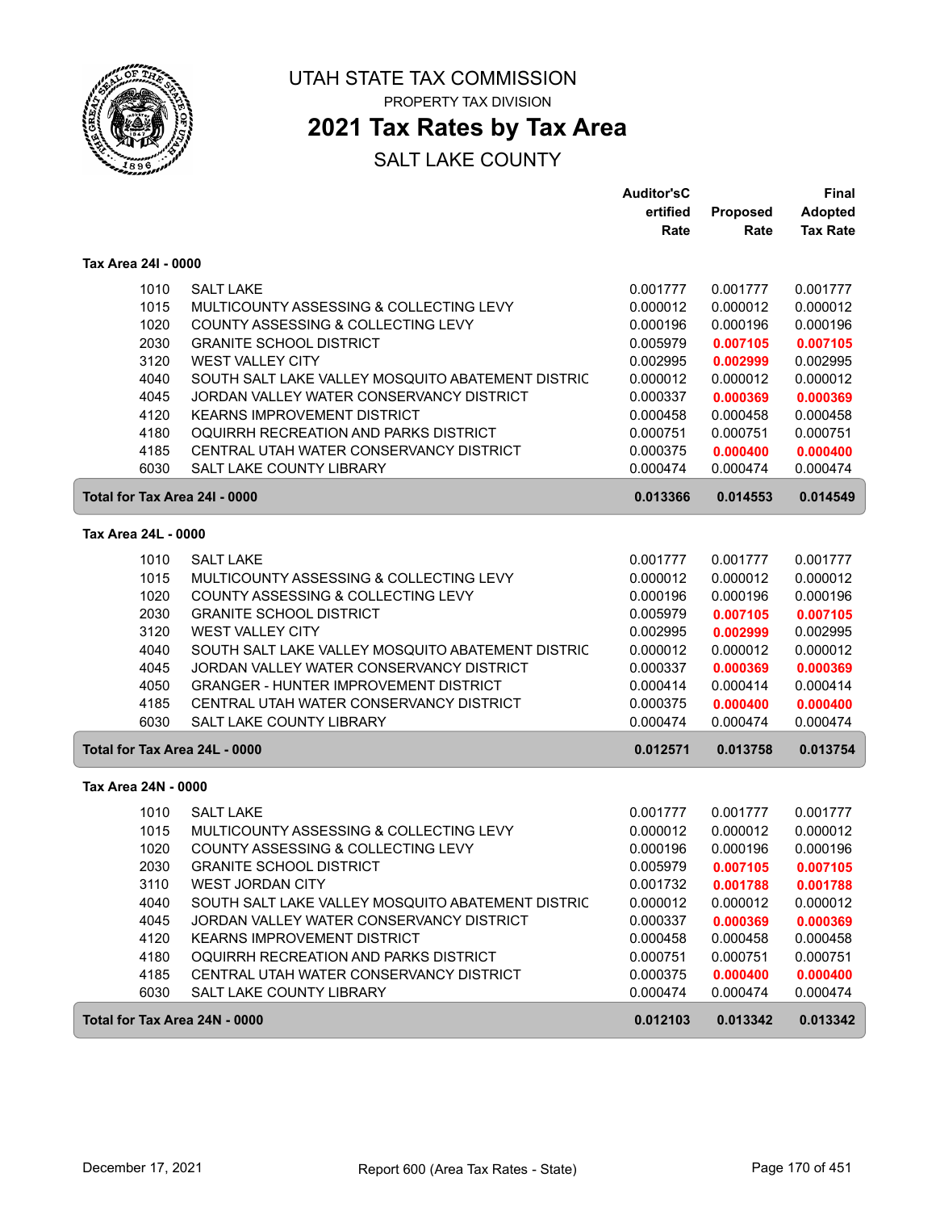# UTAH STATE TAX COMMISSION

PROPERTY TAX DIVISION

## 2021 Tax Rates by Tax Area

SALT LAKE COUNTY

| | | Auditor'sCertified Rate | Proposed Rate | Final Adopted Tax Rate |
|---|---|---|---|---|
| **Tax Area 24I - 0000** | | | | |
| 1010 | SALT LAKE | 0.001777 | 0.001777 | 0.001777 |
| 1015 | MULTICOUNTY ASSESSING & COLLECTING LEVY | 0.000012 | 0.000012 | 0.000012 |
| 1020 | COUNTY ASSESSING & COLLECTING LEVY | 0.000196 | 0.000196 | 0.000196 |
| 2030 | GRANITE SCHOOL DISTRICT | 0.005979 | **0.007105** | **0.007105** |
| 3120 | WEST VALLEY CITY | 0.002995 | **0.002999** | 0.002995 |
| 4040 | SOUTH SALT LAKE VALLEY MOSQUITO ABATEMENT DISTRIC | 0.000012 | 0.000012 | 0.000012 |
| 4045 | JORDAN VALLEY WATER CONSERVANCY DISTRICT | 0.000337 | **0.000369** | **0.000369** |
| 4120 | KEARNS IMPROVEMENT DISTRICT | 0.000458 | 0.000458 | 0.000458 |
| 4180 | OQUIRRH RECREATION AND PARKS DISTRICT | 0.000751 | 0.000751 | 0.000751 |
| 4185 | CENTRAL UTAH WATER CONSERVANCY DISTRICT | 0.000375 | **0.000400** | **0.000400** |
| 6030 | SALT LAKE COUNTY LIBRARY | 0.000474 | 0.000474 | 0.000474 |
| **Total for Tax Area 24I - 0000** | | **0.013366** | **0.014553** | **0.014549** |
| **Tax Area 24L - 0000** | | | | |
| 1010 | SALT LAKE | 0.001777 | 0.001777 | 0.001777 |
| 1015 | MULTICOUNTY ASSESSING & COLLECTING LEVY | 0.000012 | 0.000012 | 0.000012 |
| 1020 | COUNTY ASSESSING & COLLECTING LEVY | 0.000196 | 0.000196 | 0.000196 |
| 2030 | GRANITE SCHOOL DISTRICT | 0.005979 | **0.007105** | **0.007105** |
| 3120 | WEST VALLEY CITY | 0.002995 | **0.002999** | 0.002995 |
| 4040 | SOUTH SALT LAKE VALLEY MOSQUITO ABATEMENT DISTRIC | 0.000012 | 0.000012 | 0.000012 |
| 4045 | JORDAN VALLEY WATER CONSERVANCY DISTRICT | 0.000337 | **0.000369** | **0.000369** |
| 4050 | GRANGER - HUNTER IMPROVEMENT DISTRICT | 0.000414 | 0.000414 | 0.000414 |
| 4185 | CENTRAL UTAH WATER CONSERVANCY DISTRICT | 0.000375 | **0.000400** | **0.000400** |
| 6030 | SALT LAKE COUNTY LIBRARY | 0.000474 | 0.000474 | 0.000474 |
| **Total for Tax Area 24L - 0000** | | **0.012571** | **0.013758** | **0.013754** |
| **Tax Area 24N - 0000** | | | | |
| 1010 | SALT LAKE | 0.001777 | 0.001777 | 0.001777 |
| 1015 | MULTICOUNTY ASSESSING & COLLECTING LEVY | 0.000012 | 0.000012 | 0.000012 |
| 1020 | COUNTY ASSESSING & COLLECTING LEVY | 0.000196 | 0.000196 | 0.000196 |
| 2030 | GRANITE SCHOOL DISTRICT | 0.005979 | **0.007105** | **0.007105** |
| 3110 | WEST JORDAN CITY | 0.001732 | **0.001788** | **0.001788** |
| 4040 | SOUTH SALT LAKE VALLEY MOSQUITO ABATEMENT DISTRIC | 0.000012 | 0.000012 | 0.000012 |
| 4045 | JORDAN VALLEY WATER CONSERVANCY DISTRICT | 0.000337 | **0.000369** | **0.000369** |
| 4120 | KEARNS IMPROVEMENT DISTRICT | 0.000458 | 0.000458 | 0.000458 |
| 4180 | OQUIRRH RECREATION AND PARKS DISTRICT | 0.000751 | 0.000751 | 0.000751 |
| 4185 | CENTRAL UTAH WATER CONSERVANCY DISTRICT | 0.000375 | **0.000400** | **0.000400** |
| 6030 | SALT LAKE COUNTY LIBRARY | 0.000474 | 0.000474 | 0.000474 |
| **Total for Tax Area 24N - 0000** | | **0.012103** | **0.013342** | **0.013342** |

December 17, 2021 — Report 600 (Area Tax Rates - State)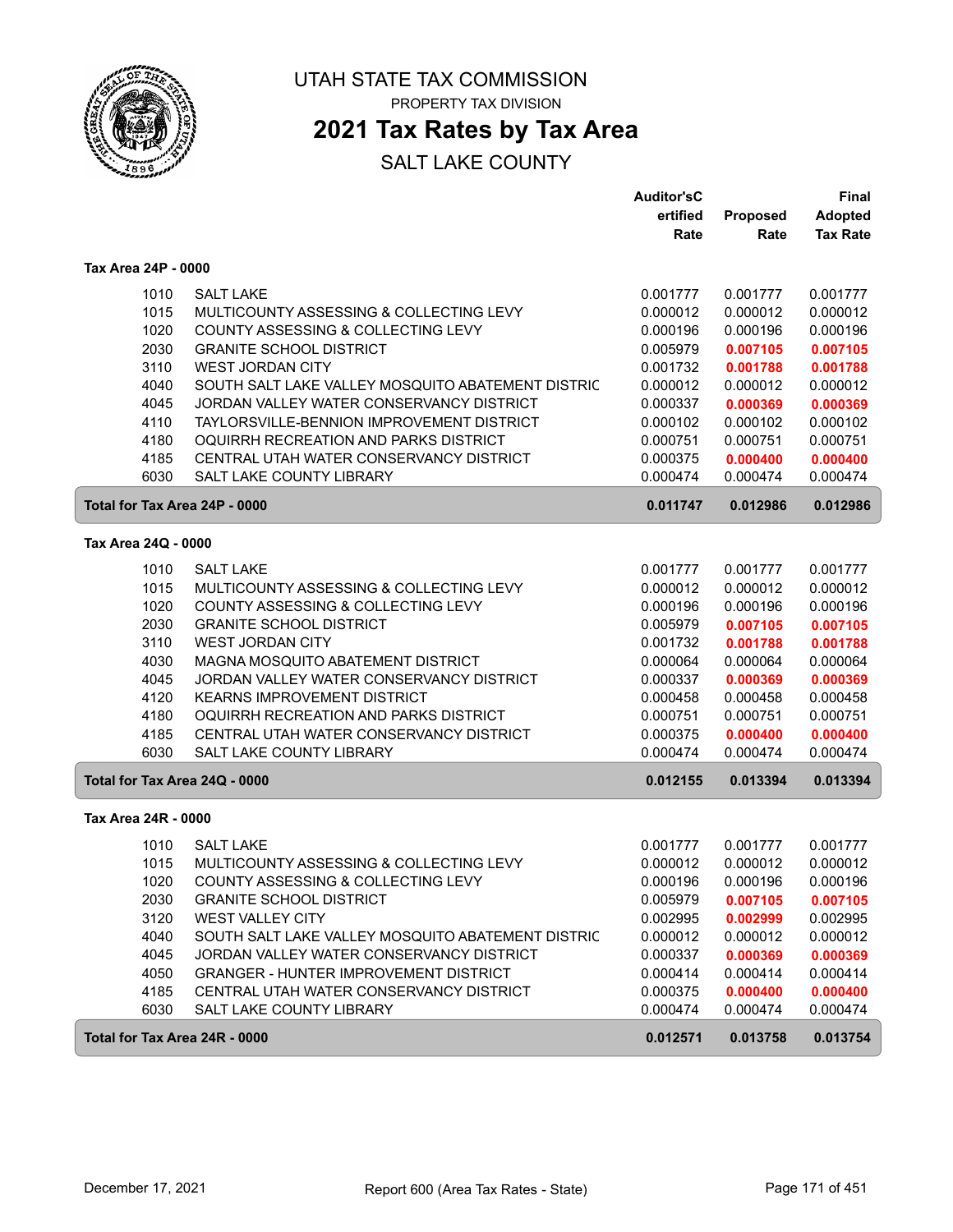# UTAH STATE TAX COMMISSION

PROPERTY TAX DIVISION

## 2021 Tax Rates by Tax Area

SALT LAKE COUNTY

### Tax Area 24P - 0000

| | | Auditor'sCertified Rate | Proposed Rate | Final Adopted Tax Rate |
|---|---|---|---|---|
| 1010 | SALT LAKE | 0.001777 | 0.001777 | 0.001777 |
| 1015 | MULTICOUNTY ASSESSING & COLLECTING LEVY | 0.000012 | 0.000012 | 0.000012 |
| 1020 | COUNTY ASSESSING & COLLECTING LEVY | 0.000196 | 0.000196 | 0.000196 |
| 2030 | GRANITE SCHOOL DISTRICT | 0.005979 | **0.007105** | **0.007105** |
| 3110 | WEST JORDAN CITY | 0.001732 | **0.001788** | **0.001788** |
| 4040 | SOUTH SALT LAKE VALLEY MOSQUITO ABATEMENT DISTRIC | 0.000012 | 0.000012 | 0.000012 |
| 4045 | JORDAN VALLEY WATER CONSERVANCY DISTRICT | 0.000337 | **0.000369** | **0.000369** |
| 4110 | TAYLORSVILLE-BENNION IMPROVEMENT DISTRICT | 0.000102 | 0.000102 | 0.000102 |
| 4180 | OQUIRRH RECREATION AND PARKS DISTRICT | 0.000751 | 0.000751 | 0.000751 |
| 4185 | CENTRAL UTAH WATER CONSERVANCY DISTRICT | 0.000375 | **0.000400** | **0.000400** |
| 6030 | SALT LAKE COUNTY LIBRARY | 0.000474 | 0.000474 | 0.000474 |
| **Total for Tax Area 24P - 0000** | | **0.011747** | **0.012986** | **0.012986** |

### Tax Area 24Q - 0000

| | | Auditor'sCertified Rate | Proposed Rate | Final Adopted Tax Rate |
|---|---|---|---|---|
| 1010 | SALT LAKE | 0.001777 | 0.001777 | 0.001777 |
| 1015 | MULTICOUNTY ASSESSING & COLLECTING LEVY | 0.000012 | 0.000012 | 0.000012 |
| 1020 | COUNTY ASSESSING & COLLECTING LEVY | 0.000196 | 0.000196 | 0.000196 |
| 2030 | GRANITE SCHOOL DISTRICT | 0.005979 | **0.007105** | **0.007105** |
| 3110 | WEST JORDAN CITY | 0.001732 | **0.001788** | **0.001788** |
| 4030 | MAGNA MOSQUITO ABATEMENT DISTRICT | 0.000064 | 0.000064 | 0.000064 |
| 4045 | JORDAN VALLEY WATER CONSERVANCY DISTRICT | 0.000337 | **0.000369** | **0.000369** |
| 4120 | KEARNS IMPROVEMENT DISTRICT | 0.000458 | 0.000458 | 0.000458 |
| 4180 | OQUIRRH RECREATION AND PARKS DISTRICT | 0.000751 | 0.000751 | 0.000751 |
| 4185 | CENTRAL UTAH WATER CONSERVANCY DISTRICT | 0.000375 | **0.000400** | **0.000400** |
| 6030 | SALT LAKE COUNTY LIBRARY | 0.000474 | 0.000474 | 0.000474 |
| **Total for Tax Area 24Q - 0000** | | **0.012155** | **0.013394** | **0.013394** |

### Tax Area 24R - 0000

| | | Auditor'sCertified Rate | Proposed Rate | Final Adopted Tax Rate |
|---|---|---|---|---|
| 1010 | SALT LAKE | 0.001777 | 0.001777 | 0.001777 |
| 1015 | MULTICOUNTY ASSESSING & COLLECTING LEVY | 0.000012 | 0.000012 | 0.000012 |
| 1020 | COUNTY ASSESSING & COLLECTING LEVY | 0.000196 | 0.000196 | 0.000196 |
| 2030 | GRANITE SCHOOL DISTRICT | 0.005979 | **0.007105** | **0.007105** |
| 3120 | WEST VALLEY CITY | 0.002995 | **0.002999** | 0.002995 |
| 4040 | SOUTH SALT LAKE VALLEY MOSQUITO ABATEMENT DISTRIC | 0.000012 | 0.000012 | 0.000012 |
| 4045 | JORDAN VALLEY WATER CONSERVANCY DISTRICT | 0.000337 | **0.000369** | **0.000369** |
| 4050 | GRANGER - HUNTER IMPROVEMENT DISTRICT | 0.000414 | 0.000414 | 0.000414 |
| 4185 | CENTRAL UTAH WATER CONSERVANCY DISTRICT | 0.000375 | **0.000400** | **0.000400** |
| 6030 | SALT LAKE COUNTY LIBRARY | 0.000474 | 0.000474 | 0.000474 |
| **Total for Tax Area 24R - 0000** | | **0.012571** | **0.013758** | **0.013754** |

December 17, 2021 Report 600 (Area Tax Rates - State)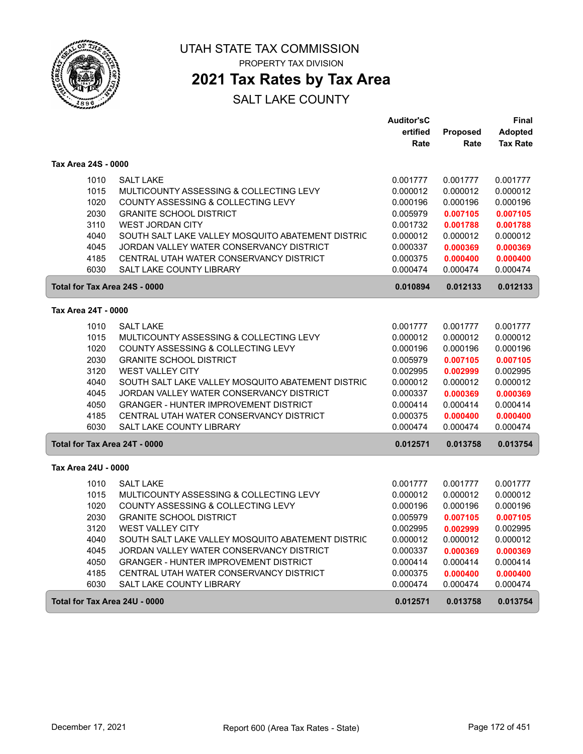# UTAH STATE TAX COMMISSION

PROPERTY TAX DIVISION

## 2021 Tax Rates by Tax Area

SALT LAKE COUNTY

| | | Auditor's Certified Rate | Proposed Rate | Final Adopted Tax Rate |
|---|---|---|---|---|
| **Tax Area 24S - 0000** | | | | |
| 1010 | SALT LAKE | 0.001777 | 0.001777 | 0.001777 |
| 1015 | MULTICOUNTY ASSESSING & COLLECTING LEVY | 0.000012 | 0.000012 | 0.000012 |
| 1020 | COUNTY ASSESSING & COLLECTING LEVY | 0.000196 | 0.000196 | 0.000196 |
| 2030 | GRANITE SCHOOL DISTRICT | 0.005979 | 0.007105 | 0.007105 |
| 3110 | WEST JORDAN CITY | 0.001732 | 0.001788 | 0.001788 |
| 4040 | SOUTH SALT LAKE VALLEY MOSQUITO ABATEMENT DISTRIC | 0.000012 | 0.000012 | 0.000012 |
| 4045 | JORDAN VALLEY WATER CONSERVANCY DISTRICT | 0.000337 | 0.000369 | 0.000369 |
| 4185 | CENTRAL UTAH WATER CONSERVANCY DISTRICT | 0.000375 | 0.000400 | 0.000400 |
| 6030 | SALT LAKE COUNTY LIBRARY | 0.000474 | 0.000474 | 0.000474 |
| **Total for Tax Area 24S - 0000** | | **0.010894** | **0.012133** | **0.012133** |
| **Tax Area 24T - 0000** | | | | |
| 1010 | SALT LAKE | 0.001777 | 0.001777 | 0.001777 |
| 1015 | MULTICOUNTY ASSESSING & COLLECTING LEVY | 0.000012 | 0.000012 | 0.000012 |
| 1020 | COUNTY ASSESSING & COLLECTING LEVY | 0.000196 | 0.000196 | 0.000196 |
| 2030 | GRANITE SCHOOL DISTRICT | 0.005979 | 0.007105 | 0.007105 |
| 3120 | WEST VALLEY CITY | 0.002995 | 0.002999 | 0.002995 |
| 4040 | SOUTH SALT LAKE VALLEY MOSQUITO ABATEMENT DISTRIC | 0.000012 | 0.000012 | 0.000012 |
| 4045 | JORDAN VALLEY WATER CONSERVANCY DISTRICT | 0.000337 | 0.000369 | 0.000369 |
| 4050 | GRANGER - HUNTER IMPROVEMENT DISTRICT | 0.000414 | 0.000414 | 0.000414 |
| 4185 | CENTRAL UTAH WATER CONSERVANCY DISTRICT | 0.000375 | 0.000400 | 0.000400 |
| 6030 | SALT LAKE COUNTY LIBRARY | 0.000474 | 0.000474 | 0.000474 |
| **Total for Tax Area 24T - 0000** | | **0.012571** | **0.013758** | **0.013754** |
| **Tax Area 24U - 0000** | | | | |
| 1010 | SALT LAKE | 0.001777 | 0.001777 | 0.001777 |
| 1015 | MULTICOUNTY ASSESSING & COLLECTING LEVY | 0.000012 | 0.000012 | 0.000012 |
| 1020 | COUNTY ASSESSING & COLLECTING LEVY | 0.000196 | 0.000196 | 0.000196 |
| 2030 | GRANITE SCHOOL DISTRICT | 0.005979 | 0.007105 | 0.007105 |
| 3120 | WEST VALLEY CITY | 0.002995 | 0.002999 | 0.002995 |
| 4040 | SOUTH SALT LAKE VALLEY MOSQUITO ABATEMENT DISTRIC | 0.000012 | 0.000012 | 0.000012 |
| 4045 | JORDAN VALLEY WATER CONSERVANCY DISTRICT | 0.000337 | 0.000369 | 0.000369 |
| 4050 | GRANGER - HUNTER IMPROVEMENT DISTRICT | 0.000414 | 0.000414 | 0.000414 |
| 4185 | CENTRAL UTAH WATER CONSERVANCY DISTRICT | 0.000375 | 0.000400 | 0.000400 |
| 6030 | SALT LAKE COUNTY LIBRARY | 0.000474 | 0.000474 | 0.000474 |
| **Total for Tax Area 24U - 0000** | | **0.012571** | **0.013758** | **0.013754** |

December 17, 2021 Report 600 (Area Tax Rates - State)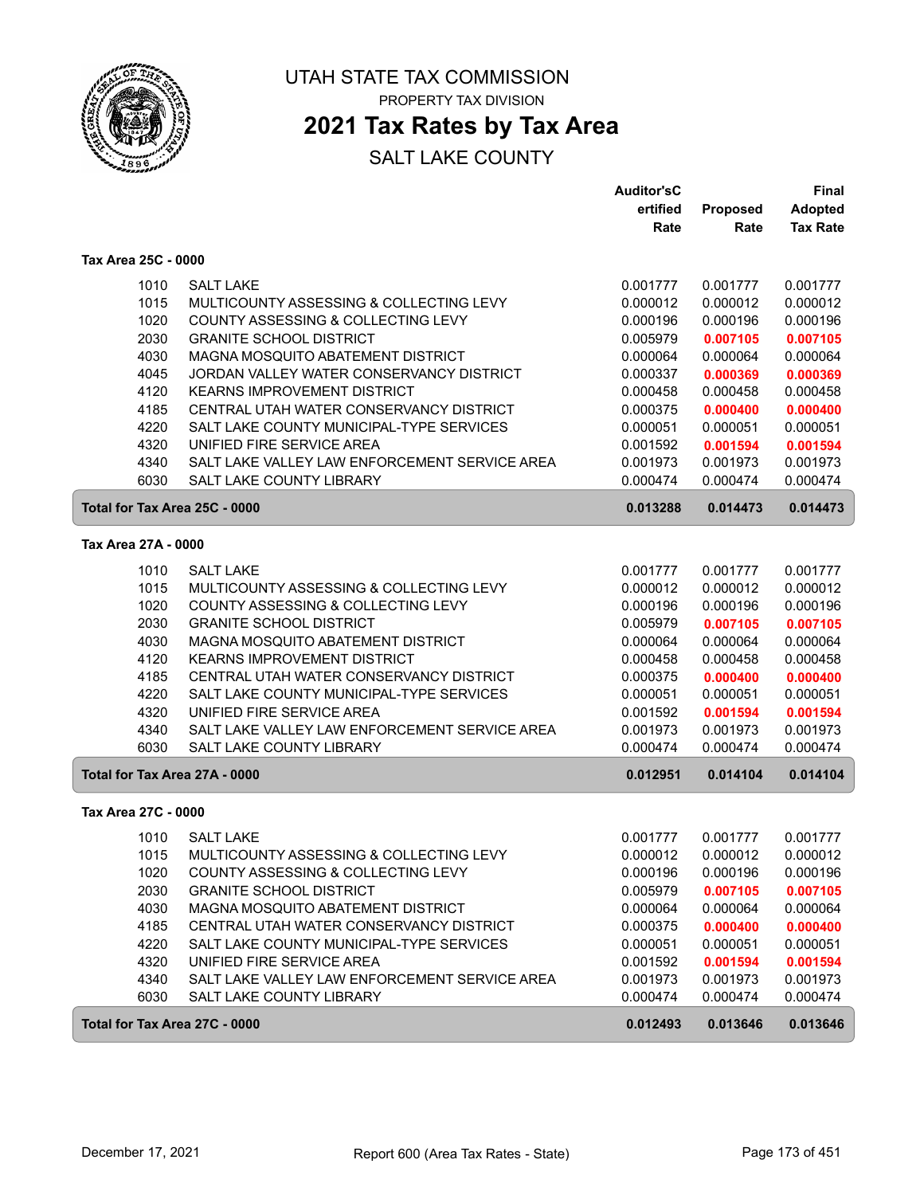# UTAH STATE TAX COMMISSION

PROPERTY TAX DIVISION

## 2021 Tax Rates by Tax Area

SALT LAKE COUNTY

| | | Auditor'sCertified Rate | Proposed Rate | Final Adopted Tax Rate |
|---|---|---|---|---|
| **Tax Area 25C - 0000** | | | | |
| 1010 | SALT LAKE | 0.001777 | 0.001777 | 0.001777 |
| 1015 | MULTICOUNTY ASSESSING & COLLECTING LEVY | 0.000012 | 0.000012 | 0.000012 |
| 1020 | COUNTY ASSESSING & COLLECTING LEVY | 0.000196 | 0.000196 | 0.000196 |
| 2030 | GRANITE SCHOOL DISTRICT | 0.005979 | **0.007105** | **0.007105** |
| 4030 | MAGNA MOSQUITO ABATEMENT DISTRICT | 0.000064 | 0.000064 | 0.000064 |
| 4045 | JORDAN VALLEY WATER CONSERVANCY DISTRICT | 0.000337 | **0.000369** | **0.000369** |
| 4120 | KEARNS IMPROVEMENT DISTRICT | 0.000458 | 0.000458 | 0.000458 |
| 4185 | CENTRAL UTAH WATER CONSERVANCY DISTRICT | 0.000375 | **0.000400** | **0.000400** |
| 4220 | SALT LAKE COUNTY MUNICIPAL-TYPE SERVICES | 0.000051 | 0.000051 | 0.000051 |
| 4320 | UNIFIED FIRE SERVICE AREA | 0.001592 | **0.001594** | **0.001594** |
| 4340 | SALT LAKE VALLEY LAW ENFORCEMENT SERVICE AREA | 0.001973 | 0.001973 | 0.001973 |
| 6030 | SALT LAKE COUNTY LIBRARY | 0.000474 | 0.000474 | 0.000474 |
| **Total for Tax Area 25C - 0000** | | **0.013288** | **0.014473** | **0.014473** |
| **Tax Area 27A - 0000** | | | | |
| 1010 | SALT LAKE | 0.001777 | 0.001777 | 0.001777 |
| 1015 | MULTICOUNTY ASSESSING & COLLECTING LEVY | 0.000012 | 0.000012 | 0.000012 |
| 1020 | COUNTY ASSESSING & COLLECTING LEVY | 0.000196 | 0.000196 | 0.000196 |
| 2030 | GRANITE SCHOOL DISTRICT | 0.005979 | **0.007105** | **0.007105** |
| 4030 | MAGNA MOSQUITO ABATEMENT DISTRICT | 0.000064 | 0.000064 | 0.000064 |
| 4120 | KEARNS IMPROVEMENT DISTRICT | 0.000458 | 0.000458 | 0.000458 |
| 4185 | CENTRAL UTAH WATER CONSERVANCY DISTRICT | 0.000375 | **0.000400** | **0.000400** |
| 4220 | SALT LAKE COUNTY MUNICIPAL-TYPE SERVICES | 0.000051 | 0.000051 | 0.000051 |
| 4320 | UNIFIED FIRE SERVICE AREA | 0.001592 | **0.001594** | **0.001594** |
| 4340 | SALT LAKE VALLEY LAW ENFORCEMENT SERVICE AREA | 0.001973 | 0.001973 | 0.001973 |
| 6030 | SALT LAKE COUNTY LIBRARY | 0.000474 | 0.000474 | 0.000474 |
| **Total for Tax Area 27A - 0000** | | **0.012951** | **0.014104** | **0.014104** |
| **Tax Area 27C - 0000** | | | | |
| 1010 | SALT LAKE | 0.001777 | 0.001777 | 0.001777 |
| 1015 | MULTICOUNTY ASSESSING & COLLECTING LEVY | 0.000012 | 0.000012 | 0.000012 |
| 1020 | COUNTY ASSESSING & COLLECTING LEVY | 0.000196 | 0.000196 | 0.000196 |
| 2030 | GRANITE SCHOOL DISTRICT | 0.005979 | **0.007105** | **0.007105** |
| 4030 | MAGNA MOSQUITO ABATEMENT DISTRICT | 0.000064 | 0.000064 | 0.000064 |
| 4185 | CENTRAL UTAH WATER CONSERVANCY DISTRICT | 0.000375 | **0.000400** | **0.000400** |
| 4220 | SALT LAKE COUNTY MUNICIPAL-TYPE SERVICES | 0.000051 | 0.000051 | 0.000051 |
| 4320 | UNIFIED FIRE SERVICE AREA | 0.001592 | **0.001594** | **0.001594** |
| 4340 | SALT LAKE VALLEY LAW ENFORCEMENT SERVICE AREA | 0.001973 | 0.001973 | 0.001973 |
| 6030 | SALT LAKE COUNTY LIBRARY | 0.000474 | 0.000474 | 0.000474 |
| **Total for Tax Area 27C - 0000** | | **0.012493** | **0.013646** | **0.013646** |

December 17, 2021 — Report 600 (Area Tax Rates - State)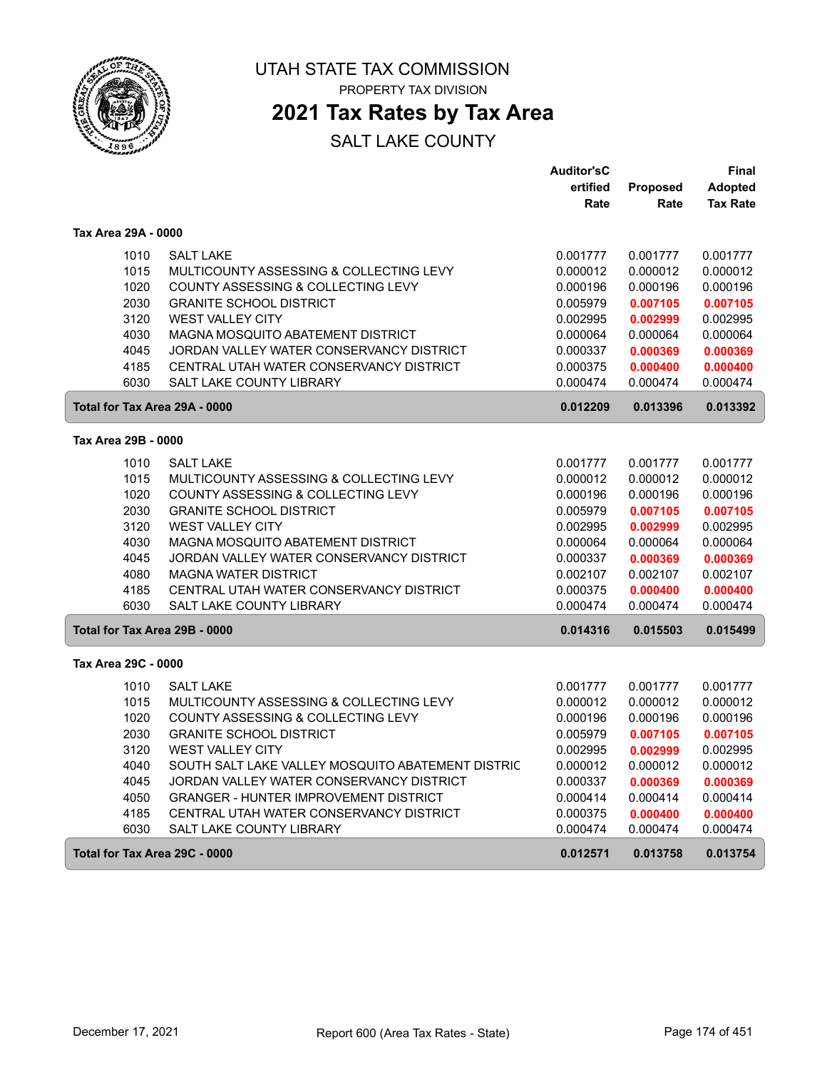# UTAH STATE TAX COMMISSION

PROPERTY TAX DIVISION

## 2021 Tax Rates by Tax Area

SALT LAKE COUNTY

| | | Auditor'sCertified Rate | Proposed Rate | Final Adopted Tax Rate |
|---|---|---|---|---|
| **Tax Area 29A - 0000** | | | | |
| 1010 | SALT LAKE | 0.001777 | 0.001777 | 0.001777 |
| 1015 | MULTICOUNTY ASSESSING & COLLECTING LEVY | 0.000012 | 0.000012 | 0.000012 |
| 1020 | COUNTY ASSESSING & COLLECTING LEVY | 0.000196 | 0.000196 | 0.000196 |
| 2030 | GRANITE SCHOOL DISTRICT | 0.005979 | **0.007105** | **0.007105** |
| 3120 | WEST VALLEY CITY | 0.002995 | **0.002999** | 0.002995 |
| 4030 | MAGNA MOSQUITO ABATEMENT DISTRICT | 0.000064 | 0.000064 | 0.000064 |
| 4045 | JORDAN VALLEY WATER CONSERVANCY DISTRICT | 0.000337 | **0.000369** | **0.000369** |
| 4185 | CENTRAL UTAH WATER CONSERVANCY DISTRICT | 0.000375 | **0.000400** | **0.000400** |
| 6030 | SALT LAKE COUNTY LIBRARY | 0.000474 | 0.000474 | 0.000474 |
| **Total for Tax Area 29A - 0000** | | **0.012209** | **0.013396** | **0.013392** |
| **Tax Area 29B - 0000** | | | | |
| 1010 | SALT LAKE | 0.001777 | 0.001777 | 0.001777 |
| 1015 | MULTICOUNTY ASSESSING & COLLECTING LEVY | 0.000012 | 0.000012 | 0.000012 |
| 1020 | COUNTY ASSESSING & COLLECTING LEVY | 0.000196 | 0.000196 | 0.000196 |
| 2030 | GRANITE SCHOOL DISTRICT | 0.005979 | **0.007105** | **0.007105** |
| 3120 | WEST VALLEY CITY | 0.002995 | **0.002999** | 0.002995 |
| 4030 | MAGNA MOSQUITO ABATEMENT DISTRICT | 0.000064 | 0.000064 | 0.000064 |
| 4045 | JORDAN VALLEY WATER CONSERVANCY DISTRICT | 0.000337 | **0.000369** | **0.000369** |
| 4080 | MAGNA WATER DISTRICT | 0.002107 | 0.002107 | 0.002107 |
| 4185 | CENTRAL UTAH WATER CONSERVANCY DISTRICT | 0.000375 | **0.000400** | **0.000400** |
| 6030 | SALT LAKE COUNTY LIBRARY | 0.000474 | 0.000474 | 0.000474 |
| **Total for Tax Area 29B - 0000** | | **0.014316** | **0.015503** | **0.015499** |
| **Tax Area 29C - 0000** | | | | |
| 1010 | SALT LAKE | 0.001777 | 0.001777 | 0.001777 |
| 1015 | MULTICOUNTY ASSESSING & COLLECTING LEVY | 0.000012 | 0.000012 | 0.000012 |
| 1020 | COUNTY ASSESSING & COLLECTING LEVY | 0.000196 | 0.000196 | 0.000196 |
| 2030 | GRANITE SCHOOL DISTRICT | 0.005979 | **0.007105** | **0.007105** |
| 3120 | WEST VALLEY CITY | 0.002995 | **0.002999** | 0.002995 |
| 4040 | SOUTH SALT LAKE VALLEY MOSQUITO ABATEMENT DISTRIC | 0.000012 | 0.000012 | 0.000012 |
| 4045 | JORDAN VALLEY WATER CONSERVANCY DISTRICT | 0.000337 | **0.000369** | **0.000369** |
| 4050 | GRANGER - HUNTER IMPROVEMENT DISTRICT | 0.000414 | 0.000414 | 0.000414 |
| 4185 | CENTRAL UTAH WATER CONSERVANCY DISTRICT | 0.000375 | **0.000400** | **0.000400** |
| 6030 | SALT LAKE COUNTY LIBRARY | 0.000474 | 0.000474 | 0.000474 |
| **Total for Tax Area 29C - 0000** | | **0.012571** | **0.013758** | **0.013754** |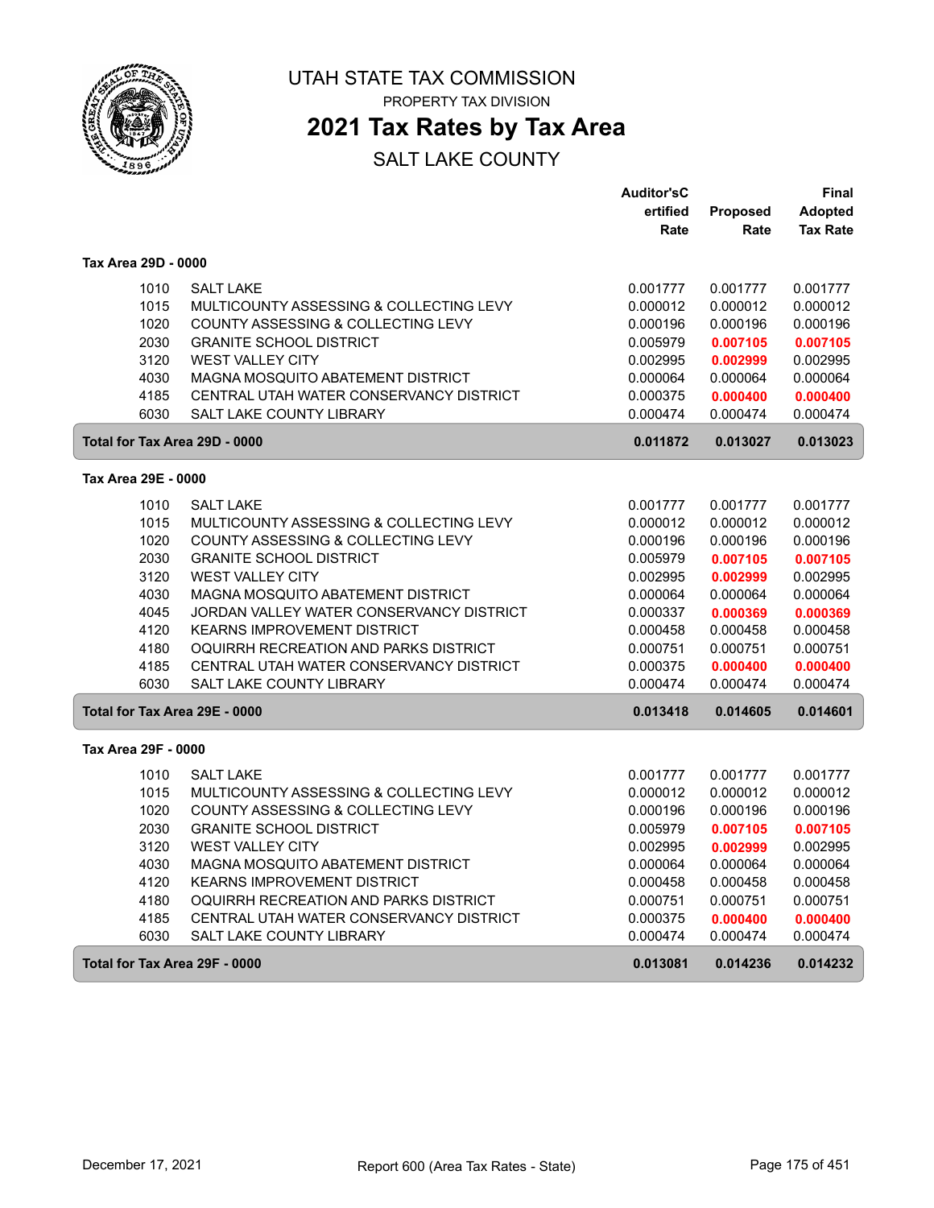# UTAH STATE TAX COMMISSION

PROPERTY TAX DIVISION

## 2021 Tax Rates by Tax Area

SALT LAKE COUNTY

| | | Auditor'sCertified Rate | Proposed Rate | Final Adopted Tax Rate |
|---|---|---|---|---|
| **Tax Area 29D - 0000** | | | | |
| 1010 | SALT LAKE | 0.001777 | 0.001777 | 0.001777 |
| 1015 | MULTICOUNTY ASSESSING & COLLECTING LEVY | 0.000012 | 0.000012 | 0.000012 |
| 1020 | COUNTY ASSESSING & COLLECTING LEVY | 0.000196 | 0.000196 | 0.000196 |
| 2030 | GRANITE SCHOOL DISTRICT | 0.005979 | **0.007105** | **0.007105** |
| 3120 | WEST VALLEY CITY | 0.002995 | **0.002999** | 0.002995 |
| 4030 | MAGNA MOSQUITO ABATEMENT DISTRICT | 0.000064 | 0.000064 | 0.000064 |
| 4185 | CENTRAL UTAH WATER CONSERVANCY DISTRICT | 0.000375 | **0.000400** | **0.000400** |
| 6030 | SALT LAKE COUNTY LIBRARY | 0.000474 | 0.000474 | 0.000474 |
| **Total for Tax Area 29D - 0000** | | **0.011872** | **0.013027** | **0.013023** |
| **Tax Area 29E - 0000** | | | | |
| 1010 | SALT LAKE | 0.001777 | 0.001777 | 0.001777 |
| 1015 | MULTICOUNTY ASSESSING & COLLECTING LEVY | 0.000012 | 0.000012 | 0.000012 |
| 1020 | COUNTY ASSESSING & COLLECTING LEVY | 0.000196 | 0.000196 | 0.000196 |
| 2030 | GRANITE SCHOOL DISTRICT | 0.005979 | **0.007105** | **0.007105** |
| 3120 | WEST VALLEY CITY | 0.002995 | **0.002999** | 0.002995 |
| 4030 | MAGNA MOSQUITO ABATEMENT DISTRICT | 0.000064 | 0.000064 | 0.000064 |
| 4045 | JORDAN VALLEY WATER CONSERVANCY DISTRICT | 0.000337 | **0.000369** | **0.000369** |
| 4120 | KEARNS IMPROVEMENT DISTRICT | 0.000458 | 0.000458 | 0.000458 |
| 4180 | OQUIRRH RECREATION AND PARKS DISTRICT | 0.000751 | 0.000751 | 0.000751 |
| 4185 | CENTRAL UTAH WATER CONSERVANCY DISTRICT | 0.000375 | **0.000400** | **0.000400** |
| 6030 | SALT LAKE COUNTY LIBRARY | 0.000474 | 0.000474 | 0.000474 |
| **Total for Tax Area 29E - 0000** | | **0.013418** | **0.014605** | **0.014601** |
| **Tax Area 29F - 0000** | | | | |
| 1010 | SALT LAKE | 0.001777 | 0.001777 | 0.001777 |
| 1015 | MULTICOUNTY ASSESSING & COLLECTING LEVY | 0.000012 | 0.000012 | 0.000012 |
| 1020 | COUNTY ASSESSING & COLLECTING LEVY | 0.000196 | 0.000196 | 0.000196 |
| 2030 | GRANITE SCHOOL DISTRICT | 0.005979 | **0.007105** | **0.007105** |
| 3120 | WEST VALLEY CITY | 0.002995 | **0.002999** | 0.002995 |
| 4030 | MAGNA MOSQUITO ABATEMENT DISTRICT | 0.000064 | 0.000064 | 0.000064 |
| 4120 | KEARNS IMPROVEMENT DISTRICT | 0.000458 | 0.000458 | 0.000458 |
| 4180 | OQUIRRH RECREATION AND PARKS DISTRICT | 0.000751 | 0.000751 | 0.000751 |
| 4185 | CENTRAL UTAH WATER CONSERVANCY DISTRICT | 0.000375 | **0.000400** | **0.000400** |
| 6030 | SALT LAKE COUNTY LIBRARY | 0.000474 | 0.000474 | 0.000474 |
| **Total for Tax Area 29F - 0000** | | **0.013081** | **0.014236** | **0.014232** |

December 17, 2021 — Report 600 (Area Tax Rates - State)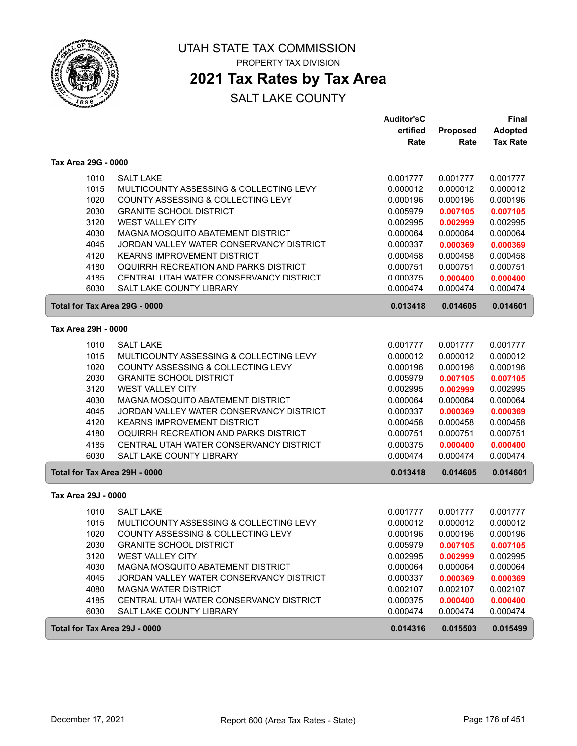# UTAH STATE TAX COMMISSION

PROPERTY TAX DIVISION

## 2021 Tax Rates by Tax Area

SALT LAKE COUNTY

### Tax Area 29G - 0000

| | | Auditor'sCertified Rate | Proposed Rate | Final Adopted Tax Rate |
|---|---|---|---|---|
| 1010 | SALT LAKE | 0.001777 | 0.001777 | 0.001777 |
| 1015 | MULTICOUNTY ASSESSING & COLLECTING LEVY | 0.000012 | 0.000012 | 0.000012 |
| 1020 | COUNTY ASSESSING & COLLECTING LEVY | 0.000196 | 0.000196 | 0.000196 |
| 2030 | GRANITE SCHOOL DISTRICT | 0.005979 | **0.007105** | **0.007105** |
| 3120 | WEST VALLEY CITY | 0.002995 | **0.002999** | 0.002995 |
| 4030 | MAGNA MOSQUITO ABATEMENT DISTRICT | 0.000064 | 0.000064 | 0.000064 |
| 4045 | JORDAN VALLEY WATER CONSERVANCY DISTRICT | 0.000337 | **0.000369** | **0.000369** |
| 4120 | KEARNS IMPROVEMENT DISTRICT | 0.000458 | 0.000458 | 0.000458 |
| 4180 | OQUIRRH RECREATION AND PARKS DISTRICT | 0.000751 | 0.000751 | 0.000751 |
| 4185 | CENTRAL UTAH WATER CONSERVANCY DISTRICT | 0.000375 | **0.000400** | **0.000400** |
| 6030 | SALT LAKE COUNTY LIBRARY | 0.000474 | 0.000474 | 0.000474 |
| **Total for Tax Area 29G - 0000** | | **0.013418** | **0.014605** | **0.014601** |

### Tax Area 29H - 0000

| | | Auditor'sCertified Rate | Proposed Rate | Final Adopted Tax Rate |
|---|---|---|---|---|
| 1010 | SALT LAKE | 0.001777 | 0.001777 | 0.001777 |
| 1015 | MULTICOUNTY ASSESSING & COLLECTING LEVY | 0.000012 | 0.000012 | 0.000012 |
| 1020 | COUNTY ASSESSING & COLLECTING LEVY | 0.000196 | 0.000196 | 0.000196 |
| 2030 | GRANITE SCHOOL DISTRICT | 0.005979 | **0.007105** | **0.007105** |
| 3120 | WEST VALLEY CITY | 0.002995 | **0.002999** | 0.002995 |
| 4030 | MAGNA MOSQUITO ABATEMENT DISTRICT | 0.000064 | 0.000064 | 0.000064 |
| 4045 | JORDAN VALLEY WATER CONSERVANCY DISTRICT | 0.000337 | **0.000369** | **0.000369** |
| 4120 | KEARNS IMPROVEMENT DISTRICT | 0.000458 | 0.000458 | 0.000458 |
| 4180 | OQUIRRH RECREATION AND PARKS DISTRICT | 0.000751 | 0.000751 | 0.000751 |
| 4185 | CENTRAL UTAH WATER CONSERVANCY DISTRICT | 0.000375 | **0.000400** | **0.000400** |
| 6030 | SALT LAKE COUNTY LIBRARY | 0.000474 | 0.000474 | 0.000474 |
| **Total for Tax Area 29H - 0000** | | **0.013418** | **0.014605** | **0.014601** |

### Tax Area 29J - 0000

| | | Auditor'sCertified Rate | Proposed Rate | Final Adopted Tax Rate |
|---|---|---|---|---|
| 1010 | SALT LAKE | 0.001777 | 0.001777 | 0.001777 |
| 1015 | MULTICOUNTY ASSESSING & COLLECTING LEVY | 0.000012 | 0.000012 | 0.000012 |
| 1020 | COUNTY ASSESSING & COLLECTING LEVY | 0.000196 | 0.000196 | 0.000196 |
| 2030 | GRANITE SCHOOL DISTRICT | 0.005979 | **0.007105** | **0.007105** |
| 3120 | WEST VALLEY CITY | 0.002995 | **0.002999** | 0.002995 |
| 4030 | MAGNA MOSQUITO ABATEMENT DISTRICT | 0.000064 | 0.000064 | 0.000064 |
| 4045 | JORDAN VALLEY WATER CONSERVANCY DISTRICT | 0.000337 | **0.000369** | **0.000369** |
| 4080 | MAGNA WATER DISTRICT | 0.002107 | 0.002107 | 0.002107 |
| 4185 | CENTRAL UTAH WATER CONSERVANCY DISTRICT | 0.000375 | **0.000400** | **0.000400** |
| 6030 | SALT LAKE COUNTY LIBRARY | 0.000474 | 0.000474 | 0.000474 |
| **Total for Tax Area 29J - 0000** | | **0.014316** | **0.015503** | **0.015499** |

December 17, 2021 — Report 600 (Area Tax Rates - State)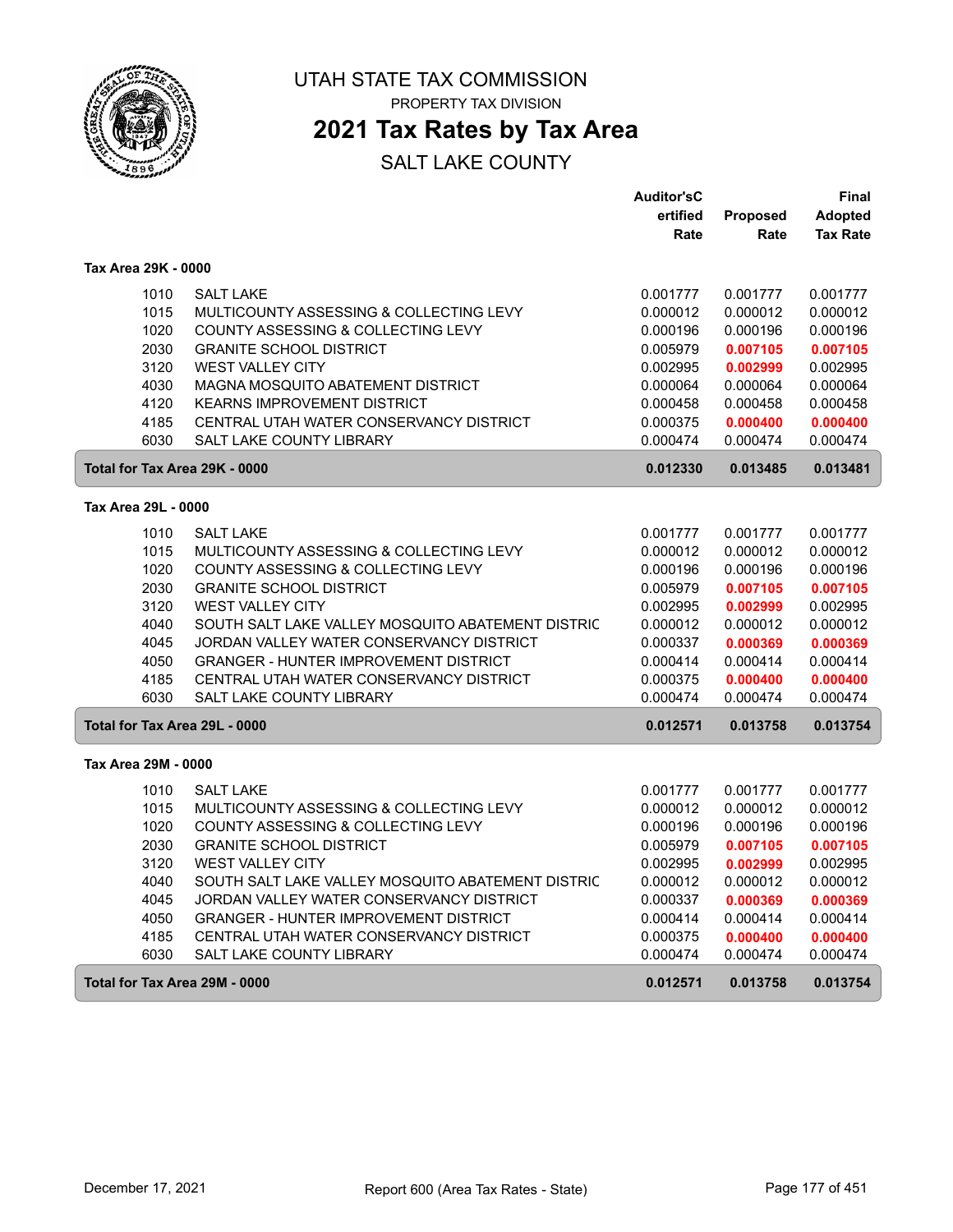# UTAH STATE TAX COMMISSION

PROPERTY TAX DIVISION

## 2021 Tax Rates by Tax Area

SALT LAKE COUNTY

### Tax Area 29K - 0000

| | | Auditor's Certified Rate | Proposed Rate | Final Adopted Tax Rate |
|---|---|---|---|---|
| 1010 | SALT LAKE | 0.001777 | 0.001777 | 0.001777 |
| 1015 | MULTICOUNTY ASSESSING & COLLECTING LEVY | 0.000012 | 0.000012 | 0.000012 |
| 1020 | COUNTY ASSESSING & COLLECTING LEVY | 0.000196 | 0.000196 | 0.000196 |
| 2030 | GRANITE SCHOOL DISTRICT | 0.005979 | **0.007105** | **0.007105** |
| 3120 | WEST VALLEY CITY | 0.002995 | **0.002999** | 0.002995 |
| 4030 | MAGNA MOSQUITO ABATEMENT DISTRICT | 0.000064 | 0.000064 | 0.000064 |
| 4120 | KEARNS IMPROVEMENT DISTRICT | 0.000458 | 0.000458 | 0.000458 |
| 4185 | CENTRAL UTAH WATER CONSERVANCY DISTRICT | 0.000375 | **0.000400** | **0.000400** |
| 6030 | SALT LAKE COUNTY LIBRARY | 0.000474 | 0.000474 | 0.000474 |
| **Total for Tax Area 29K - 0000** | | **0.012330** | **0.013485** | **0.013481** |

### Tax Area 29L - 0000

| | | Auditor's Certified Rate | Proposed Rate | Final Adopted Tax Rate |
|---|---|---|---|---|
| 1010 | SALT LAKE | 0.001777 | 0.001777 | 0.001777 |
| 1015 | MULTICOUNTY ASSESSING & COLLECTING LEVY | 0.000012 | 0.000012 | 0.000012 |
| 1020 | COUNTY ASSESSING & COLLECTING LEVY | 0.000196 | 0.000196 | 0.000196 |
| 2030 | GRANITE SCHOOL DISTRICT | 0.005979 | **0.007105** | **0.007105** |
| 3120 | WEST VALLEY CITY | 0.002995 | **0.002999** | 0.002995 |
| 4040 | SOUTH SALT LAKE VALLEY MOSQUITO ABATEMENT DISTRIC | 0.000012 | 0.000012 | 0.000012 |
| 4045 | JORDAN VALLEY WATER CONSERVANCY DISTRICT | 0.000337 | **0.000369** | **0.000369** |
| 4050 | GRANGER - HUNTER IMPROVEMENT DISTRICT | 0.000414 | 0.000414 | 0.000414 |
| 4185 | CENTRAL UTAH WATER CONSERVANCY DISTRICT | 0.000375 | **0.000400** | **0.000400** |
| 6030 | SALT LAKE COUNTY LIBRARY | 0.000474 | 0.000474 | 0.000474 |
| **Total for Tax Area 29L - 0000** | | **0.012571** | **0.013758** | **0.013754** |

### Tax Area 29M - 0000

| | | Auditor's Certified Rate | Proposed Rate | Final Adopted Tax Rate |
|---|---|---|---|---|
| 1010 | SALT LAKE | 0.001777 | 0.001777 | 0.001777 |
| 1015 | MULTICOUNTY ASSESSING & COLLECTING LEVY | 0.000012 | 0.000012 | 0.000012 |
| 1020 | COUNTY ASSESSING & COLLECTING LEVY | 0.000196 | 0.000196 | 0.000196 |
| 2030 | GRANITE SCHOOL DISTRICT | 0.005979 | **0.007105** | **0.007105** |
| 3120 | WEST VALLEY CITY | 0.002995 | **0.002999** | 0.002995 |
| 4040 | SOUTH SALT LAKE VALLEY MOSQUITO ABATEMENT DISTRIC | 0.000012 | 0.000012 | 0.000012 |
| 4045 | JORDAN VALLEY WATER CONSERVANCY DISTRICT | 0.000337 | **0.000369** | **0.000369** |
| 4050 | GRANGER - HUNTER IMPROVEMENT DISTRICT | 0.000414 | 0.000414 | 0.000414 |
| 4185 | CENTRAL UTAH WATER CONSERVANCY DISTRICT | 0.000375 | **0.000400** | **0.000400** |
| 6030 | SALT LAKE COUNTY LIBRARY | 0.000474 | 0.000474 | 0.000474 |
| **Total for Tax Area 29M - 0000** | | **0.012571** | **0.013758** | **0.013754** |

December 17, 2021 — Report 600 (Area Tax Rates - State)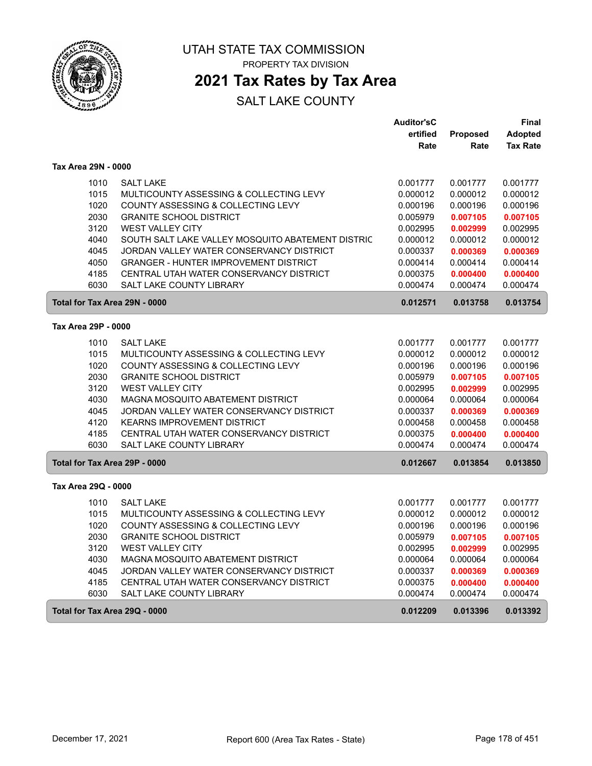# UTAH STATE TAX COMMISSION

PROPERTY TAX DIVISION

## 2021 Tax Rates by Tax Area

SALT LAKE COUNTY

| | | Auditor'sCertified Rate | Proposed Rate | Final Adopted Tax Rate |
|---|---|---|---|---|
| **Tax Area 29N - 0000** | | | | |
| 1010 | SALT LAKE | 0.001777 | 0.001777 | 0.001777 |
| 1015 | MULTICOUNTY ASSESSING & COLLECTING LEVY | 0.000012 | 0.000012 | 0.000012 |
| 1020 | COUNTY ASSESSING & COLLECTING LEVY | 0.000196 | 0.000196 | 0.000196 |
| 2030 | GRANITE SCHOOL DISTRICT | 0.005979 | **0.007105** | **0.007105** |
| 3120 | WEST VALLEY CITY | 0.002995 | **0.002999** | 0.002995 |
| 4040 | SOUTH SALT LAKE VALLEY MOSQUITO ABATEMENT DISTRIC | 0.000012 | 0.000012 | 0.000012 |
| 4045 | JORDAN VALLEY WATER CONSERVANCY DISTRICT | 0.000337 | **0.000369** | **0.000369** |
| 4050 | GRANGER - HUNTER IMPROVEMENT DISTRICT | 0.000414 | 0.000414 | 0.000414 |
| 4185 | CENTRAL UTAH WATER CONSERVANCY DISTRICT | 0.000375 | **0.000400** | **0.000400** |
| 6030 | SALT LAKE COUNTY LIBRARY | 0.000474 | 0.000474 | 0.000474 |
| **Total for Tax Area 29N - 0000** | | **0.012571** | **0.013758** | **0.013754** |
| **Tax Area 29P - 0000** | | | | |
| 1010 | SALT LAKE | 0.001777 | 0.001777 | 0.001777 |
| 1015 | MULTICOUNTY ASSESSING & COLLECTING LEVY | 0.000012 | 0.000012 | 0.000012 |
| 1020 | COUNTY ASSESSING & COLLECTING LEVY | 0.000196 | 0.000196 | 0.000196 |
| 2030 | GRANITE SCHOOL DISTRICT | 0.005979 | **0.007105** | **0.007105** |
| 3120 | WEST VALLEY CITY | 0.002995 | **0.002999** | 0.002995 |
| 4030 | MAGNA MOSQUITO ABATEMENT DISTRICT | 0.000064 | 0.000064 | 0.000064 |
| 4045 | JORDAN VALLEY WATER CONSERVANCY DISTRICT | 0.000337 | **0.000369** | **0.000369** |
| 4120 | KEARNS IMPROVEMENT DISTRICT | 0.000458 | 0.000458 | 0.000458 |
| 4185 | CENTRAL UTAH WATER CONSERVANCY DISTRICT | 0.000375 | **0.000400** | **0.000400** |
| 6030 | SALT LAKE COUNTY LIBRARY | 0.000474 | 0.000474 | 0.000474 |
| **Total for Tax Area 29P - 0000** | | **0.012667** | **0.013854** | **0.013850** |
| **Tax Area 29Q - 0000** | | | | |
| 1010 | SALT LAKE | 0.001777 | 0.001777 | 0.001777 |
| 1015 | MULTICOUNTY ASSESSING & COLLECTING LEVY | 0.000012 | 0.000012 | 0.000012 |
| 1020 | COUNTY ASSESSING & COLLECTING LEVY | 0.000196 | 0.000196 | 0.000196 |
| 2030 | GRANITE SCHOOL DISTRICT | 0.005979 | **0.007105** | **0.007105** |
| 3120 | WEST VALLEY CITY | 0.002995 | **0.002999** | 0.002995 |
| 4030 | MAGNA MOSQUITO ABATEMENT DISTRICT | 0.000064 | 0.000064 | 0.000064 |
| 4045 | JORDAN VALLEY WATER CONSERVANCY DISTRICT | 0.000337 | **0.000369** | **0.000369** |
| 4185 | CENTRAL UTAH WATER CONSERVANCY DISTRICT | 0.000375 | **0.000400** | **0.000400** |
| 6030 | SALT LAKE COUNTY LIBRARY | 0.000474 | 0.000474 | 0.000474 |
| **Total for Tax Area 29Q - 0000** | | **0.012209** | **0.013396** | **0.013392** |

December 17, 2021 — Report 600 (Area Tax Rates - State)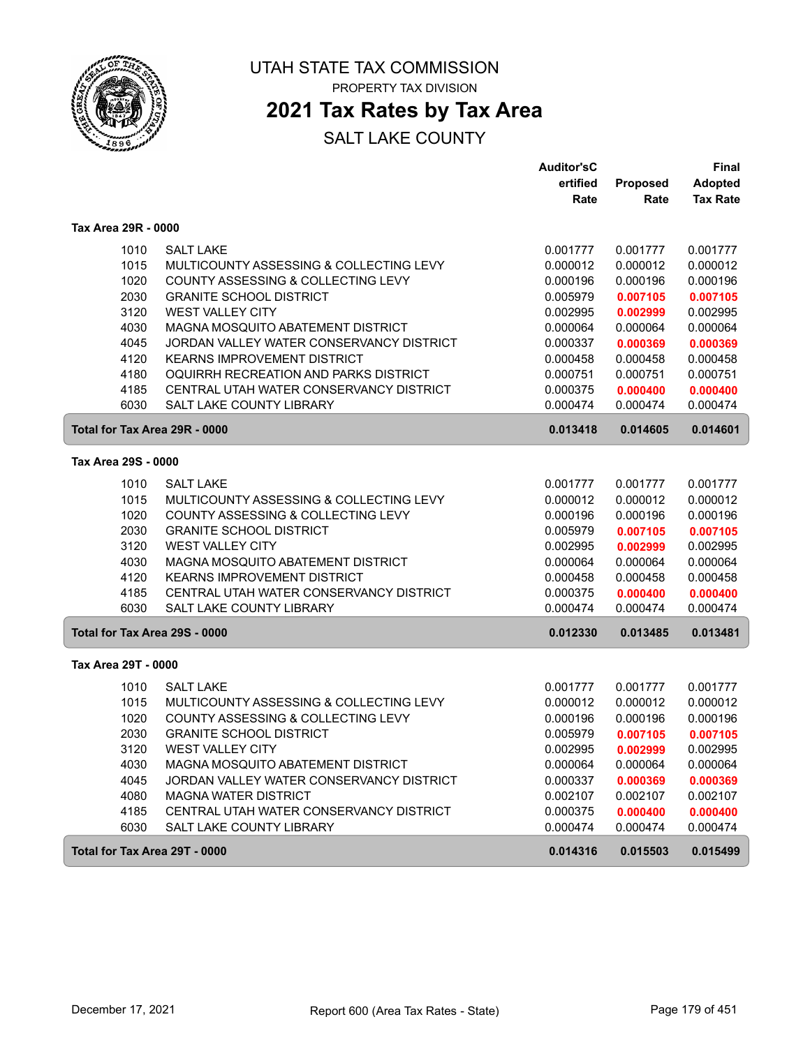# UTAH STATE TAX COMMISSION

PROPERTY TAX DIVISION

## 2021 Tax Rates by Tax Area

SALT LAKE COUNTY

### Tax Area 29R - 0000

| | | Auditor's Certified Rate | Proposed Rate | Final Adopted Tax Rate |
|---|---|---|---|---|
| 1010 | SALT LAKE | 0.001777 | 0.001777 | 0.001777 |
| 1015 | MULTICOUNTY ASSESSING & COLLECTING LEVY | 0.000012 | 0.000012 | 0.000012 |
| 1020 | COUNTY ASSESSING & COLLECTING LEVY | 0.000196 | 0.000196 | 0.000196 |
| 2030 | GRANITE SCHOOL DISTRICT | 0.005979 | **0.007105** | **0.007105** |
| 3120 | WEST VALLEY CITY | 0.002995 | **0.002999** | 0.002995 |
| 4030 | MAGNA MOSQUITO ABATEMENT DISTRICT | 0.000064 | 0.000064 | 0.000064 |
| 4045 | JORDAN VALLEY WATER CONSERVANCY DISTRICT | 0.000337 | **0.000369** | **0.000369** |
| 4120 | KEARNS IMPROVEMENT DISTRICT | 0.000458 | 0.000458 | 0.000458 |
| 4180 | OQUIRRH RECREATION AND PARKS DISTRICT | 0.000751 | 0.000751 | 0.000751 |
| 4185 | CENTRAL UTAH WATER CONSERVANCY DISTRICT | 0.000375 | **0.000400** | **0.000400** |
| 6030 | SALT LAKE COUNTY LIBRARY | 0.000474 | 0.000474 | 0.000474 |
| **Total for Tax Area 29R - 0000** | | **0.013418** | **0.014605** | **0.014601** |

### Tax Area 29S - 0000

| | | Auditor's Certified Rate | Proposed Rate | Final Adopted Tax Rate |
|---|---|---|---|---|
| 1010 | SALT LAKE | 0.001777 | 0.001777 | 0.001777 |
| 1015 | MULTICOUNTY ASSESSING & COLLECTING LEVY | 0.000012 | 0.000012 | 0.000012 |
| 1020 | COUNTY ASSESSING & COLLECTING LEVY | 0.000196 | 0.000196 | 0.000196 |
| 2030 | GRANITE SCHOOL DISTRICT | 0.005979 | **0.007105** | **0.007105** |
| 3120 | WEST VALLEY CITY | 0.002995 | **0.002999** | 0.002995 |
| 4030 | MAGNA MOSQUITO ABATEMENT DISTRICT | 0.000064 | 0.000064 | 0.000064 |
| 4120 | KEARNS IMPROVEMENT DISTRICT | 0.000458 | 0.000458 | 0.000458 |
| 4185 | CENTRAL UTAH WATER CONSERVANCY DISTRICT | 0.000375 | **0.000400** | **0.000400** |
| 6030 | SALT LAKE COUNTY LIBRARY | 0.000474 | 0.000474 | 0.000474 |
| **Total for Tax Area 29S - 0000** | | **0.012330** | **0.013485** | **0.013481** |

### Tax Area 29T - 0000

| | | Auditor's Certified Rate | Proposed Rate | Final Adopted Tax Rate |
|---|---|---|---|---|
| 1010 | SALT LAKE | 0.001777 | 0.001777 | 0.001777 |
| 1015 | MULTICOUNTY ASSESSING & COLLECTING LEVY | 0.000012 | 0.000012 | 0.000012 |
| 1020 | COUNTY ASSESSING & COLLECTING LEVY | 0.000196 | 0.000196 | 0.000196 |
| 2030 | GRANITE SCHOOL DISTRICT | 0.005979 | **0.007105** | **0.007105** |
| 3120 | WEST VALLEY CITY | 0.002995 | **0.002999** | 0.002995 |
| 4030 | MAGNA MOSQUITO ABATEMENT DISTRICT | 0.000064 | 0.000064 | 0.000064 |
| 4045 | JORDAN VALLEY WATER CONSERVANCY DISTRICT | 0.000337 | **0.000369** | **0.000369** |
| 4080 | MAGNA WATER DISTRICT | 0.002107 | 0.002107 | 0.002107 |
| 4185 | CENTRAL UTAH WATER CONSERVANCY DISTRICT | 0.000375 | **0.000400** | **0.000400** |
| 6030 | SALT LAKE COUNTY LIBRARY | 0.000474 | 0.000474 | 0.000474 |
| **Total for Tax Area 29T - 0000** | | **0.014316** | **0.015503** | **0.015499** |

December 17, 2021 — Report 600 (Area Tax Rates - State)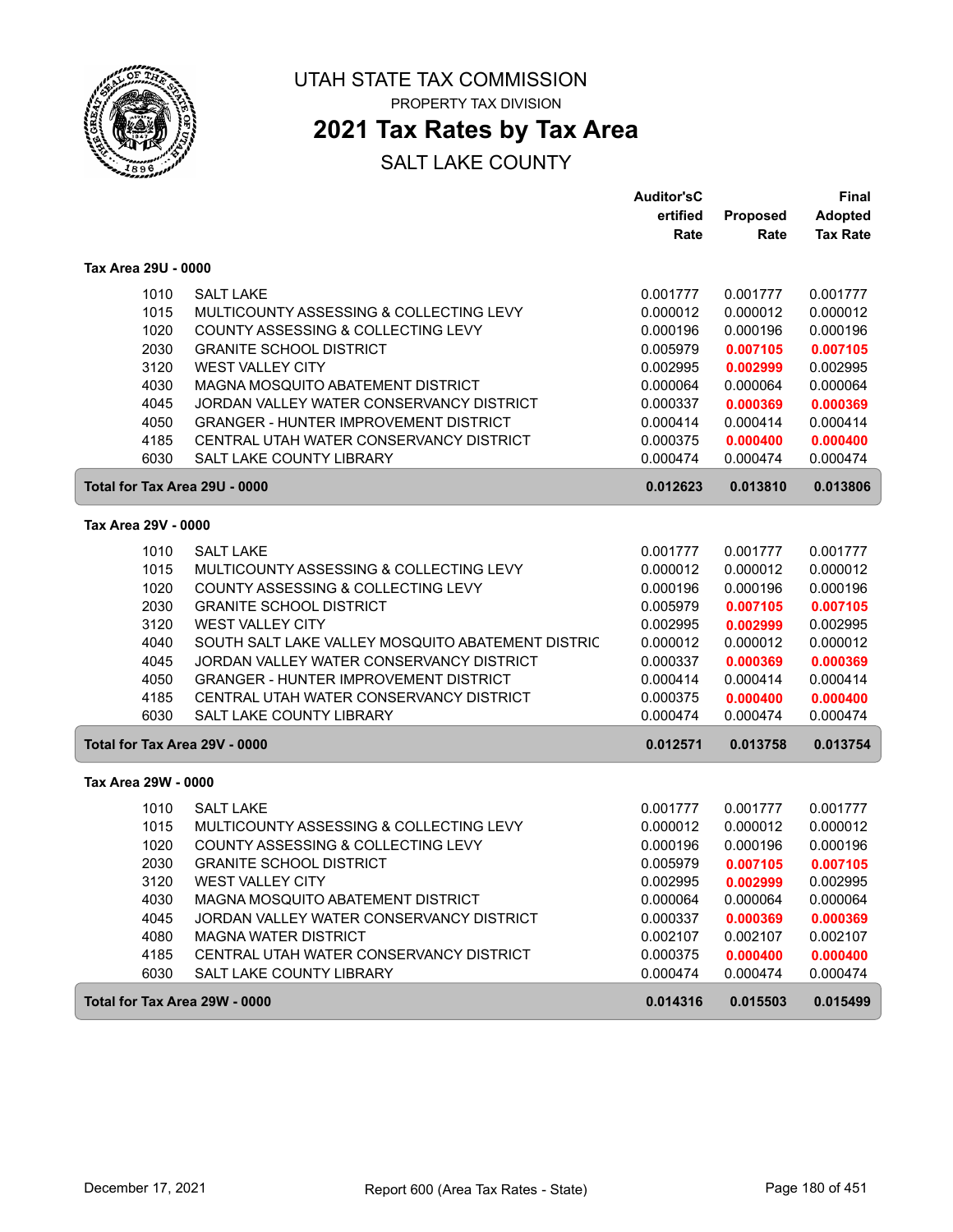# UTAH STATE TAX COMMISSION

PROPERTY TAX DIVISION

## 2021 Tax Rates by Tax Area

SALT LAKE COUNTY

### Tax Area 29U - 0000

| | | Auditor'sCertified Rate | Proposed Rate | Final Adopted Tax Rate |
|---|---|---|---|---|
| 1010 | SALT LAKE | 0.001777 | 0.001777 | 0.001777 |
| 1015 | MULTICOUNTY ASSESSING & COLLECTING LEVY | 0.000012 | 0.000012 | 0.000012 |
| 1020 | COUNTY ASSESSING & COLLECTING LEVY | 0.000196 | 0.000196 | 0.000196 |
| 2030 | GRANITE SCHOOL DISTRICT | 0.005979 | **0.007105** | **0.007105** |
| 3120 | WEST VALLEY CITY | 0.002995 | **0.002999** | 0.002995 |
| 4030 | MAGNA MOSQUITO ABATEMENT DISTRICT | 0.000064 | 0.000064 | 0.000064 |
| 4045 | JORDAN VALLEY WATER CONSERVANCY DISTRICT | 0.000337 | **0.000369** | **0.000369** |
| 4050 | GRANGER - HUNTER IMPROVEMENT DISTRICT | 0.000414 | 0.000414 | 0.000414 |
| 4185 | CENTRAL UTAH WATER CONSERVANCY DISTRICT | 0.000375 | **0.000400** | **0.000400** |
| 6030 | SALT LAKE COUNTY LIBRARY | 0.000474 | 0.000474 | 0.000474 |
| **Total for Tax Area 29U - 0000** | | **0.012623** | **0.013810** | **0.013806** |

### Tax Area 29V - 0000

| | | Auditor'sCertified Rate | Proposed Rate | Final Adopted Tax Rate |
|---|---|---|---|---|
| 1010 | SALT LAKE | 0.001777 | 0.001777 | 0.001777 |
| 1015 | MULTICOUNTY ASSESSING & COLLECTING LEVY | 0.000012 | 0.000012 | 0.000012 |
| 1020 | COUNTY ASSESSING & COLLECTING LEVY | 0.000196 | 0.000196 | 0.000196 |
| 2030 | GRANITE SCHOOL DISTRICT | 0.005979 | **0.007105** | **0.007105** |
| 3120 | WEST VALLEY CITY | 0.002995 | **0.002999** | 0.002995 |
| 4040 | SOUTH SALT LAKE VALLEY MOSQUITO ABATEMENT DISTRIC | 0.000012 | 0.000012 | 0.000012 |
| 4045 | JORDAN VALLEY WATER CONSERVANCY DISTRICT | 0.000337 | **0.000369** | **0.000369** |
| 4050 | GRANGER - HUNTER IMPROVEMENT DISTRICT | 0.000414 | 0.000414 | 0.000414 |
| 4185 | CENTRAL UTAH WATER CONSERVANCY DISTRICT | 0.000375 | **0.000400** | **0.000400** |
| 6030 | SALT LAKE COUNTY LIBRARY | 0.000474 | 0.000474 | 0.000474 |
| **Total for Tax Area 29V - 0000** | | **0.012571** | **0.013758** | **0.013754** |

### Tax Area 29W - 0000

| | | Auditor'sCertified Rate | Proposed Rate | Final Adopted Tax Rate |
|---|---|---|---|---|
| 1010 | SALT LAKE | 0.001777 | 0.001777 | 0.001777 |
| 1015 | MULTICOUNTY ASSESSING & COLLECTING LEVY | 0.000012 | 0.000012 | 0.000012 |
| 1020 | COUNTY ASSESSING & COLLECTING LEVY | 0.000196 | 0.000196 | 0.000196 |
| 2030 | GRANITE SCHOOL DISTRICT | 0.005979 | **0.007105** | **0.007105** |
| 3120 | WEST VALLEY CITY | 0.002995 | **0.002999** | 0.002995 |
| 4030 | MAGNA MOSQUITO ABATEMENT DISTRICT | 0.000064 | 0.000064 | 0.000064 |
| 4045 | JORDAN VALLEY WATER CONSERVANCY DISTRICT | 0.000337 | **0.000369** | **0.000369** |
| 4080 | MAGNA WATER DISTRICT | 0.002107 | 0.002107 | 0.002107 |
| 4185 | CENTRAL UTAH WATER CONSERVANCY DISTRICT | 0.000375 | **0.000400** | **0.000400** |
| 6030 | SALT LAKE COUNTY LIBRARY | 0.000474 | 0.000474 | 0.000474 |
| **Total for Tax Area 29W - 0000** | | **0.014316** | **0.015503** | **0.015499** |

December 17, 2021 — Report 600 (Area Tax Rates - State)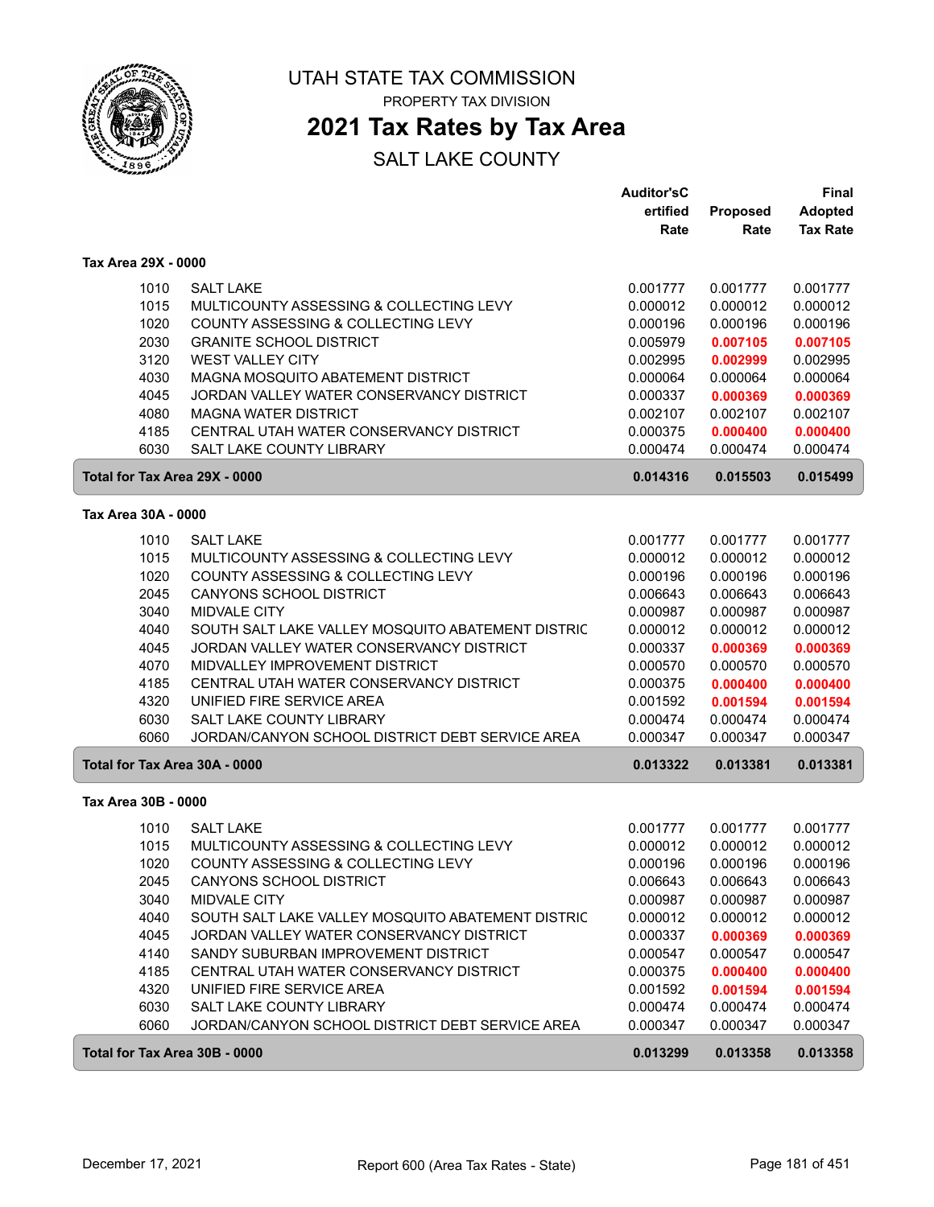# UTAH STATE TAX COMMISSION

PROPERTY TAX DIVISION

## 2021 Tax Rates by Tax Area

SALT LAKE COUNTY

| | | Auditor'sCertified Rate | Proposed Rate | Final Adopted Tax Rate |
|---|---|---|---|---|
| **Tax Area 29X - 0000** | | | | |
| 1010 | SALT LAKE | 0.001777 | 0.001777 | 0.001777 |
| 1015 | MULTICOUNTY ASSESSING & COLLECTING LEVY | 0.000012 | 0.000012 | 0.000012 |
| 1020 | COUNTY ASSESSING & COLLECTING LEVY | 0.000196 | 0.000196 | 0.000196 |
| 2030 | GRANITE SCHOOL DISTRICT | 0.005979 | **0.007105** | **0.007105** |
| 3120 | WEST VALLEY CITY | 0.002995 | **0.002999** | 0.002995 |
| 4030 | MAGNA MOSQUITO ABATEMENT DISTRICT | 0.000064 | 0.000064 | 0.000064 |
| 4045 | JORDAN VALLEY WATER CONSERVANCY DISTRICT | 0.000337 | **0.000369** | **0.000369** |
| 4080 | MAGNA WATER DISTRICT | 0.002107 | 0.002107 | 0.002107 |
| 4185 | CENTRAL UTAH WATER CONSERVANCY DISTRICT | 0.000375 | **0.000400** | **0.000400** |
| 6030 | SALT LAKE COUNTY LIBRARY | 0.000474 | 0.000474 | 0.000474 |
| **Total for Tax Area 29X - 0000** | | **0.014316** | **0.015503** | **0.015499** |
| **Tax Area 30A - 0000** | | | | |
| 1010 | SALT LAKE | 0.001777 | 0.001777 | 0.001777 |
| 1015 | MULTICOUNTY ASSESSING & COLLECTING LEVY | 0.000012 | 0.000012 | 0.000012 |
| 1020 | COUNTY ASSESSING & COLLECTING LEVY | 0.000196 | 0.000196 | 0.000196 |
| 2045 | CANYONS SCHOOL DISTRICT | 0.006643 | 0.006643 | 0.006643 |
| 3040 | MIDVALE CITY | 0.000987 | 0.000987 | 0.000987 |
| 4040 | SOUTH SALT LAKE VALLEY MOSQUITO ABATEMENT DISTRIC | 0.000012 | 0.000012 | 0.000012 |
| 4045 | JORDAN VALLEY WATER CONSERVANCY DISTRICT | 0.000337 | **0.000369** | **0.000369** |
| 4070 | MIDVALLEY IMPROVEMENT DISTRICT | 0.000570 | 0.000570 | 0.000570 |
| 4185 | CENTRAL UTAH WATER CONSERVANCY DISTRICT | 0.000375 | **0.000400** | **0.000400** |
| 4320 | UNIFIED FIRE SERVICE AREA | 0.001592 | **0.001594** | **0.001594** |
| 6030 | SALT LAKE COUNTY LIBRARY | 0.000474 | 0.000474 | 0.000474 |
| 6060 | JORDAN/CANYON SCHOOL DISTRICT DEBT SERVICE AREA | 0.000347 | 0.000347 | 0.000347 |
| **Total for Tax Area 30A - 0000** | | **0.013322** | **0.013381** | **0.013381** |
| **Tax Area 30B - 0000** | | | | |
| 1010 | SALT LAKE | 0.001777 | 0.001777 | 0.001777 |
| 1015 | MULTICOUNTY ASSESSING & COLLECTING LEVY | 0.000012 | 0.000012 | 0.000012 |
| 1020 | COUNTY ASSESSING & COLLECTING LEVY | 0.000196 | 0.000196 | 0.000196 |
| 2045 | CANYONS SCHOOL DISTRICT | 0.006643 | 0.006643 | 0.006643 |
| 3040 | MIDVALE CITY | 0.000987 | 0.000987 | 0.000987 |
| 4040 | SOUTH SALT LAKE VALLEY MOSQUITO ABATEMENT DISTRIC | 0.000012 | 0.000012 | 0.000012 |
| 4045 | JORDAN VALLEY WATER CONSERVANCY DISTRICT | 0.000337 | **0.000369** | **0.000369** |
| 4140 | SANDY SUBURBAN IMPROVEMENT DISTRICT | 0.000547 | 0.000547 | 0.000547 |
| 4185 | CENTRAL UTAH WATER CONSERVANCY DISTRICT | 0.000375 | **0.000400** | **0.000400** |
| 4320 | UNIFIED FIRE SERVICE AREA | 0.001592 | **0.001594** | **0.001594** |
| 6030 | SALT LAKE COUNTY LIBRARY | 0.000474 | 0.000474 | 0.000474 |
| 6060 | JORDAN/CANYON SCHOOL DISTRICT DEBT SERVICE AREA | 0.000347 | 0.000347 | 0.000347 |
| **Total for Tax Area 30B - 0000** | | **0.013299** | **0.013358** | **0.013358** |

December 17, 2021 — Report 600 (Area Tax Rates - State)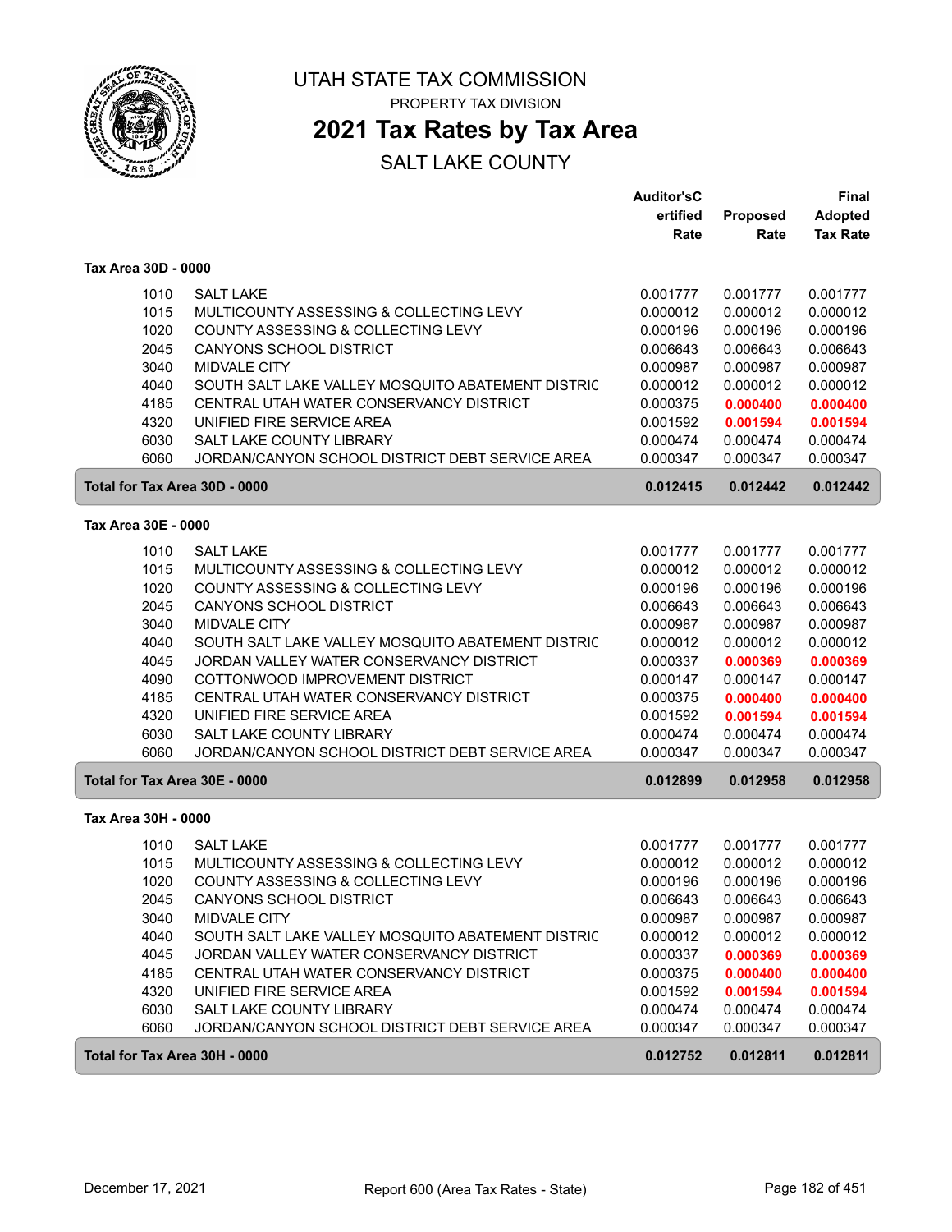# UTAH STATE TAX COMMISSION

PROPERTY TAX DIVISION

## 2021 Tax Rates by Tax Area

SALT LAKE COUNTY

| | | Auditor'sCertified Rate | Proposed Rate | Final Adopted Tax Rate |
|---|---|---|---|---|
| **Tax Area 30D - 0000** | | | | |
| 1010 | SALT LAKE | 0.001777 | 0.001777 | 0.001777 |
| 1015 | MULTICOUNTY ASSESSING & COLLECTING LEVY | 0.000012 | 0.000012 | 0.000012 |
| 1020 | COUNTY ASSESSING & COLLECTING LEVY | 0.000196 | 0.000196 | 0.000196 |
| 2045 | CANYONS SCHOOL DISTRICT | 0.006643 | 0.006643 | 0.006643 |
| 3040 | MIDVALE CITY | 0.000987 | 0.000987 | 0.000987 |
| 4040 | SOUTH SALT LAKE VALLEY MOSQUITO ABATEMENT DISTRIC | 0.000012 | 0.000012 | 0.000012 |
| 4185 | CENTRAL UTAH WATER CONSERVANCY DISTRICT | 0.000375 | **0.000400** | **0.000400** |
| 4320 | UNIFIED FIRE SERVICE AREA | 0.001592 | **0.001594** | **0.001594** |
| 6030 | SALT LAKE COUNTY LIBRARY | 0.000474 | 0.000474 | 0.000474 |
| 6060 | JORDAN/CANYON SCHOOL DISTRICT DEBT SERVICE AREA | 0.000347 | 0.000347 | 0.000347 |
| **Total for Tax Area 30D - 0000** | | **0.012415** | **0.012442** | **0.012442** |
| **Tax Area 30E - 0000** | | | | |
| 1010 | SALT LAKE | 0.001777 | 0.001777 | 0.001777 |
| 1015 | MULTICOUNTY ASSESSING & COLLECTING LEVY | 0.000012 | 0.000012 | 0.000012 |
| 1020 | COUNTY ASSESSING & COLLECTING LEVY | 0.000196 | 0.000196 | 0.000196 |
| 2045 | CANYONS SCHOOL DISTRICT | 0.006643 | 0.006643 | 0.006643 |
| 3040 | MIDVALE CITY | 0.000987 | 0.000987 | 0.000987 |
| 4040 | SOUTH SALT LAKE VALLEY MOSQUITO ABATEMENT DISTRIC | 0.000012 | 0.000012 | 0.000012 |
| 4045 | JORDAN VALLEY WATER CONSERVANCY DISTRICT | 0.000337 | **0.000369** | **0.000369** |
| 4090 | COTTONWOOD IMPROVEMENT DISTRICT | 0.000147 | 0.000147 | 0.000147 |
| 4185 | CENTRAL UTAH WATER CONSERVANCY DISTRICT | 0.000375 | **0.000400** | **0.000400** |
| 4320 | UNIFIED FIRE SERVICE AREA | 0.001592 | **0.001594** | **0.001594** |
| 6030 | SALT LAKE COUNTY LIBRARY | 0.000474 | 0.000474 | 0.000474 |
| 6060 | JORDAN/CANYON SCHOOL DISTRICT DEBT SERVICE AREA | 0.000347 | 0.000347 | 0.000347 |
| **Total for Tax Area 30E - 0000** | | **0.012899** | **0.012958** | **0.012958** |
| **Tax Area 30H - 0000** | | | | |
| 1010 | SALT LAKE | 0.001777 | 0.001777 | 0.001777 |
| 1015 | MULTICOUNTY ASSESSING & COLLECTING LEVY | 0.000012 | 0.000012 | 0.000012 |
| 1020 | COUNTY ASSESSING & COLLECTING LEVY | 0.000196 | 0.000196 | 0.000196 |
| 2045 | CANYONS SCHOOL DISTRICT | 0.006643 | 0.006643 | 0.006643 |
| 3040 | MIDVALE CITY | 0.000987 | 0.000987 | 0.000987 |
| 4040 | SOUTH SALT LAKE VALLEY MOSQUITO ABATEMENT DISTRIC | 0.000012 | 0.000012 | 0.000012 |
| 4045 | JORDAN VALLEY WATER CONSERVANCY DISTRICT | 0.000337 | **0.000369** | **0.000369** |
| 4185 | CENTRAL UTAH WATER CONSERVANCY DISTRICT | 0.000375 | **0.000400** | **0.000400** |
| 4320 | UNIFIED FIRE SERVICE AREA | 0.001592 | **0.001594** | **0.001594** |
| 6030 | SALT LAKE COUNTY LIBRARY | 0.000474 | 0.000474 | 0.000474 |
| 6060 | JORDAN/CANYON SCHOOL DISTRICT DEBT SERVICE AREA | 0.000347 | 0.000347 | 0.000347 |
| **Total for Tax Area 30H - 0000** | | **0.012752** | **0.012811** | **0.012811** |

December 17, 2021 — Report 600 (Area Tax Rates - State)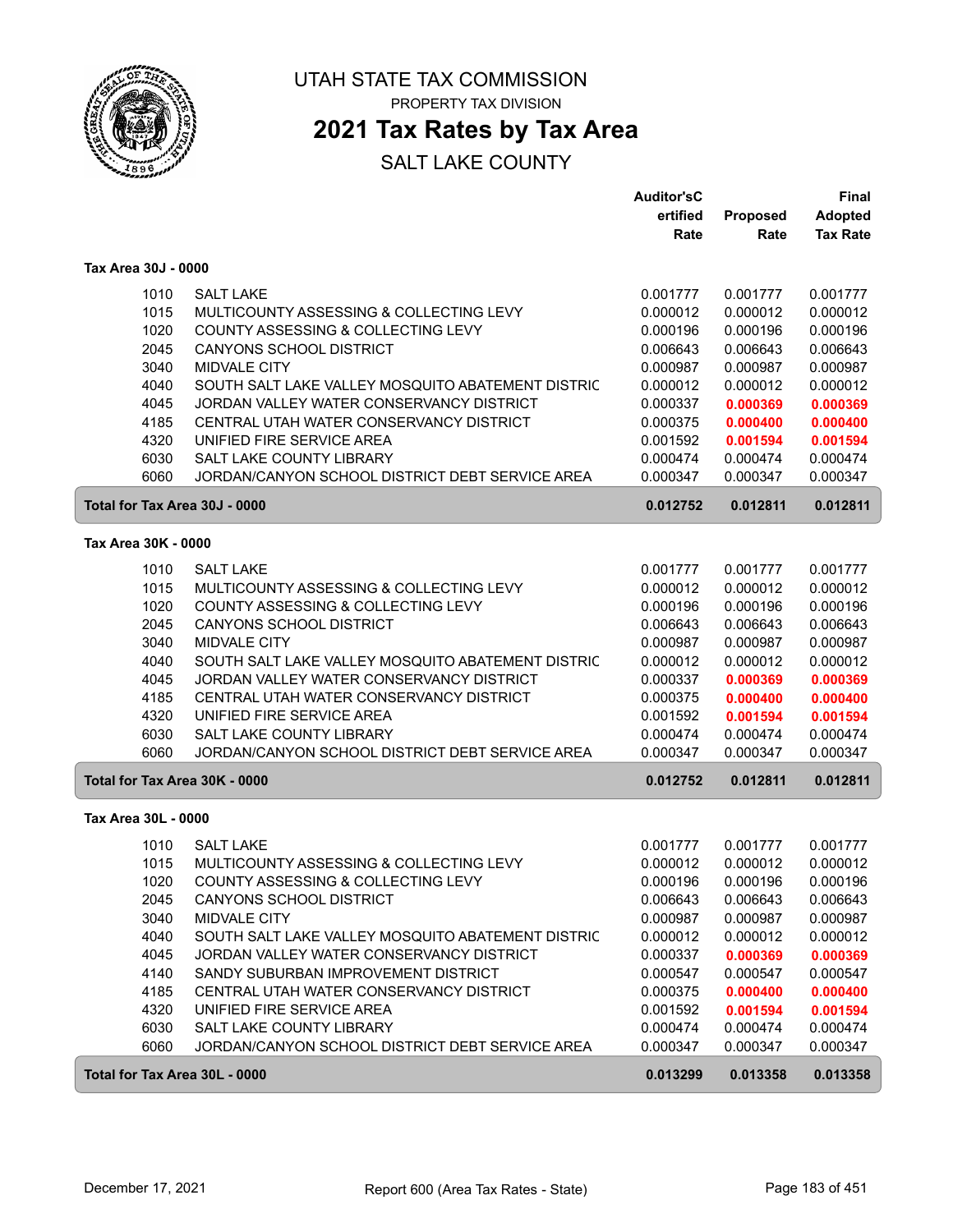UTAH STATE TAX COMMISSION

PROPERTY TAX DIVISION

# 2021 Tax Rates by Tax Area

## SALT LAKE COUNTY

| | | Auditor'sCertified Rate | Proposed Rate | Final Adopted Tax Rate |
|---|---|---|---|---|
| **Tax Area 30J - 0000** | | | | |
| 1010 | SALT LAKE | 0.001777 | 0.001777 | 0.001777 |
| 1015 | MULTICOUNTY ASSESSING & COLLECTING LEVY | 0.000012 | 0.000012 | 0.000012 |
| 1020 | COUNTY ASSESSING & COLLECTING LEVY | 0.000196 | 0.000196 | 0.000196 |
| 2045 | CANYONS SCHOOL DISTRICT | 0.006643 | 0.006643 | 0.006643 |
| 3040 | MIDVALE CITY | 0.000987 | 0.000987 | 0.000987 |
| 4040 | SOUTH SALT LAKE VALLEY MOSQUITO ABATEMENT DISTRIC | 0.000012 | 0.000012 | 0.000012 |
| 4045 | JORDAN VALLEY WATER CONSERVANCY DISTRICT | 0.000337 | **0.000369** | **0.000369** |
| 4185 | CENTRAL UTAH WATER CONSERVANCY DISTRICT | 0.000375 | **0.000400** | **0.000400** |
| 4320 | UNIFIED FIRE SERVICE AREA | 0.001592 | **0.001594** | **0.001594** |
| 6030 | SALT LAKE COUNTY LIBRARY | 0.000474 | 0.000474 | 0.000474 |
| 6060 | JORDAN/CANYON SCHOOL DISTRICT DEBT SERVICE AREA | 0.000347 | 0.000347 | 0.000347 |
| **Total for Tax Area 30J - 0000** | | **0.012752** | **0.012811** | **0.012811** |
| **Tax Area 30K - 0000** | | | | |
| 1010 | SALT LAKE | 0.001777 | 0.001777 | 0.001777 |
| 1015 | MULTICOUNTY ASSESSING & COLLECTING LEVY | 0.000012 | 0.000012 | 0.000012 |
| 1020 | COUNTY ASSESSING & COLLECTING LEVY | 0.000196 | 0.000196 | 0.000196 |
| 2045 | CANYONS SCHOOL DISTRICT | 0.006643 | 0.006643 | 0.006643 |
| 3040 | MIDVALE CITY | 0.000987 | 0.000987 | 0.000987 |
| 4040 | SOUTH SALT LAKE VALLEY MOSQUITO ABATEMENT DISTRIC | 0.000012 | 0.000012 | 0.000012 |
| 4045 | JORDAN VALLEY WATER CONSERVANCY DISTRICT | 0.000337 | **0.000369** | **0.000369** |
| 4185 | CENTRAL UTAH WATER CONSERVANCY DISTRICT | 0.000375 | **0.000400** | **0.000400** |
| 4320 | UNIFIED FIRE SERVICE AREA | 0.001592 | **0.001594** | **0.001594** |
| 6030 | SALT LAKE COUNTY LIBRARY | 0.000474 | 0.000474 | 0.000474 |
| 6060 | JORDAN/CANYON SCHOOL DISTRICT DEBT SERVICE AREA | 0.000347 | 0.000347 | 0.000347 |
| **Total for Tax Area 30K - 0000** | | **0.012752** | **0.012811** | **0.012811** |
| **Tax Area 30L - 0000** | | | | |
| 1010 | SALT LAKE | 0.001777 | 0.001777 | 0.001777 |
| 1015 | MULTICOUNTY ASSESSING & COLLECTING LEVY | 0.000012 | 0.000012 | 0.000012 |
| 1020 | COUNTY ASSESSING & COLLECTING LEVY | 0.000196 | 0.000196 | 0.000196 |
| 2045 | CANYONS SCHOOL DISTRICT | 0.006643 | 0.006643 | 0.006643 |
| 3040 | MIDVALE CITY | 0.000987 | 0.000987 | 0.000987 |
| 4040 | SOUTH SALT LAKE VALLEY MOSQUITO ABATEMENT DISTRIC | 0.000012 | 0.000012 | 0.000012 |
| 4045 | JORDAN VALLEY WATER CONSERVANCY DISTRICT | 0.000337 | **0.000369** | **0.000369** |
| 4140 | SANDY SUBURBAN IMPROVEMENT DISTRICT | 0.000547 | 0.000547 | 0.000547 |
| 4185 | CENTRAL UTAH WATER CONSERVANCY DISTRICT | 0.000375 | **0.000400** | **0.000400** |
| 4320 | UNIFIED FIRE SERVICE AREA | 0.001592 | **0.001594** | **0.001594** |
| 6030 | SALT LAKE COUNTY LIBRARY | 0.000474 | 0.000474 | 0.000474 |
| 6060 | JORDAN/CANYON SCHOOL DISTRICT DEBT SERVICE AREA | 0.000347 | 0.000347 | 0.000347 |
| **Total for Tax Area 30L - 0000** | | **0.013299** | **0.013358** | **0.013358** |

December 17, 2021 — Report 600 (Area Tax Rates - State)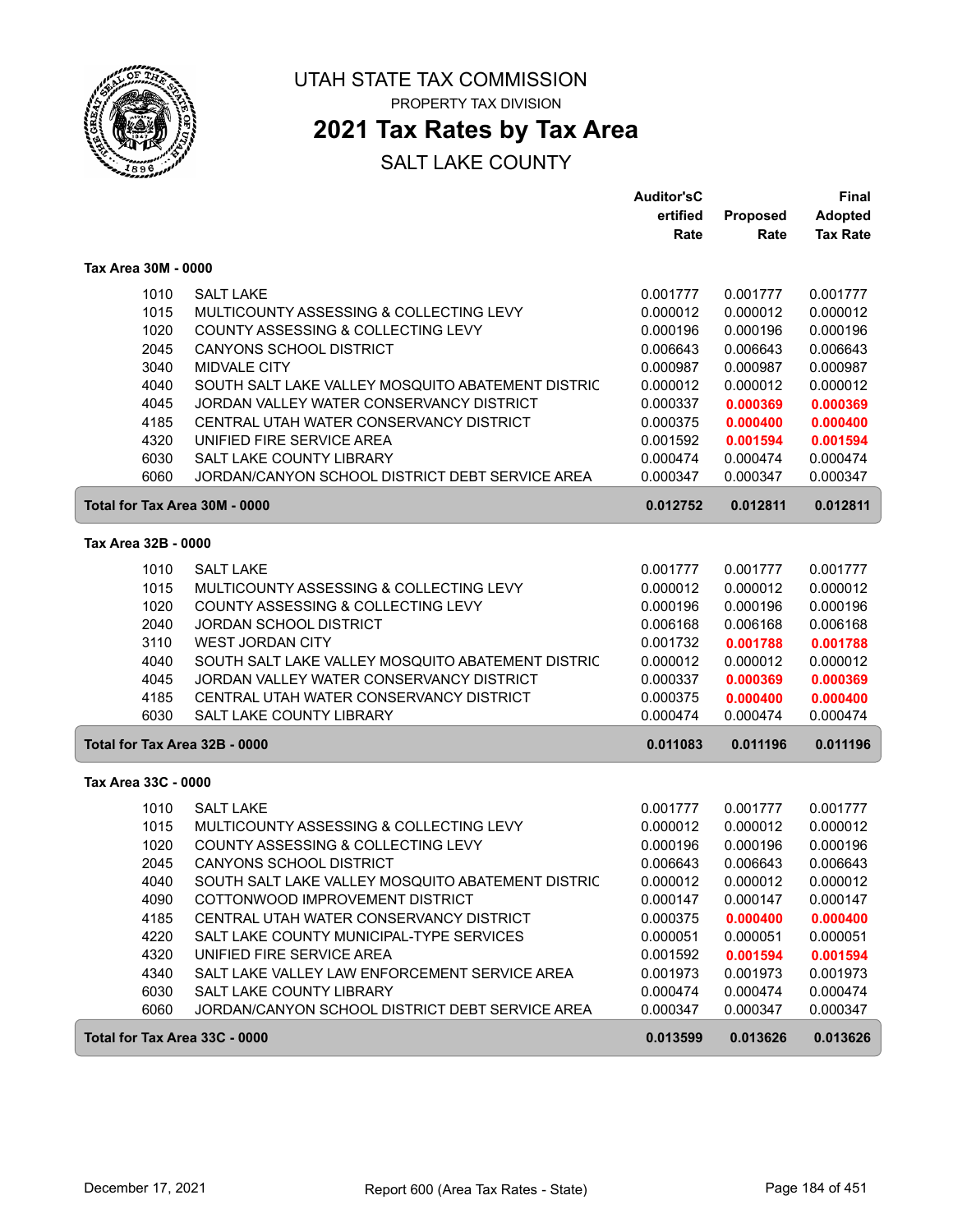# UTAH STATE TAX COMMISSION

PROPERTY TAX DIVISION

## 2021 Tax Rates by Tax Area

SALT LAKE COUNTY

| | | Auditor'sCertified Rate | Proposed Rate | Final Adopted Tax Rate |
|---|---|---|---|---|
| **Tax Area 30M - 0000** | | | | |
| 1010 | SALT LAKE | 0.001777 | 0.001777 | 0.001777 |
| 1015 | MULTICOUNTY ASSESSING & COLLECTING LEVY | 0.000012 | 0.000012 | 0.000012 |
| 1020 | COUNTY ASSESSING & COLLECTING LEVY | 0.000196 | 0.000196 | 0.000196 |
| 2045 | CANYONS SCHOOL DISTRICT | 0.006643 | 0.006643 | 0.006643 |
| 3040 | MIDVALE CITY | 0.000987 | 0.000987 | 0.000987 |
| 4040 | SOUTH SALT LAKE VALLEY MOSQUITO ABATEMENT DISTRIC | 0.000012 | 0.000012 | 0.000012 |
| 4045 | JORDAN VALLEY WATER CONSERVANCY DISTRICT | 0.000337 | **0.000369** | **0.000369** |
| 4185 | CENTRAL UTAH WATER CONSERVANCY DISTRICT | 0.000375 | **0.000400** | **0.000400** |
| 4320 | UNIFIED FIRE SERVICE AREA | 0.001592 | **0.001594** | **0.001594** |
| 6030 | SALT LAKE COUNTY LIBRARY | 0.000474 | 0.000474 | 0.000474 |
| 6060 | JORDAN/CANYON SCHOOL DISTRICT DEBT SERVICE AREA | 0.000347 | 0.000347 | 0.000347 |
| **Total for Tax Area 30M - 0000** | | **0.012752** | **0.012811** | **0.012811** |
| **Tax Area 32B - 0000** | | | | |
| 1010 | SALT LAKE | 0.001777 | 0.001777 | 0.001777 |
| 1015 | MULTICOUNTY ASSESSING & COLLECTING LEVY | 0.000012 | 0.000012 | 0.000012 |
| 1020 | COUNTY ASSESSING & COLLECTING LEVY | 0.000196 | 0.000196 | 0.000196 |
| 2040 | JORDAN SCHOOL DISTRICT | 0.006168 | 0.006168 | 0.006168 |
| 3110 | WEST JORDAN CITY | 0.001732 | **0.001788** | **0.001788** |
| 4040 | SOUTH SALT LAKE VALLEY MOSQUITO ABATEMENT DISTRIC | 0.000012 | 0.000012 | 0.000012 |
| 4045 | JORDAN VALLEY WATER CONSERVANCY DISTRICT | 0.000337 | **0.000369** | **0.000369** |
| 4185 | CENTRAL UTAH WATER CONSERVANCY DISTRICT | 0.000375 | **0.000400** | **0.000400** |
| 6030 | SALT LAKE COUNTY LIBRARY | 0.000474 | 0.000474 | 0.000474 |
| **Total for Tax Area 32B - 0000** | | **0.011083** | **0.011196** | **0.011196** |
| **Tax Area 33C - 0000** | | | | |
| 1010 | SALT LAKE | 0.001777 | 0.001777 | 0.001777 |
| 1015 | MULTICOUNTY ASSESSING & COLLECTING LEVY | 0.000012 | 0.000012 | 0.000012 |
| 1020 | COUNTY ASSESSING & COLLECTING LEVY | 0.000196 | 0.000196 | 0.000196 |
| 2045 | CANYONS SCHOOL DISTRICT | 0.006643 | 0.006643 | 0.006643 |
| 4040 | SOUTH SALT LAKE VALLEY MOSQUITO ABATEMENT DISTRIC | 0.000012 | 0.000012 | 0.000012 |
| 4090 | COTTONWOOD IMPROVEMENT DISTRICT | 0.000147 | 0.000147 | 0.000147 |
| 4185 | CENTRAL UTAH WATER CONSERVANCY DISTRICT | 0.000375 | **0.000400** | **0.000400** |
| 4220 | SALT LAKE COUNTY MUNICIPAL-TYPE SERVICES | 0.000051 | 0.000051 | 0.000051 |
| 4320 | UNIFIED FIRE SERVICE AREA | 0.001592 | **0.001594** | **0.001594** |
| 4340 | SALT LAKE VALLEY LAW ENFORCEMENT SERVICE AREA | 0.001973 | 0.001973 | 0.001973 |
| 6030 | SALT LAKE COUNTY LIBRARY | 0.000474 | 0.000474 | 0.000474 |
| 6060 | JORDAN/CANYON SCHOOL DISTRICT DEBT SERVICE AREA | 0.000347 | 0.000347 | 0.000347 |
| **Total for Tax Area 33C - 0000** | | **0.013599** | **0.013626** | **0.013626** |

December 17, 2021 — Report 600 (Area Tax Rates - State)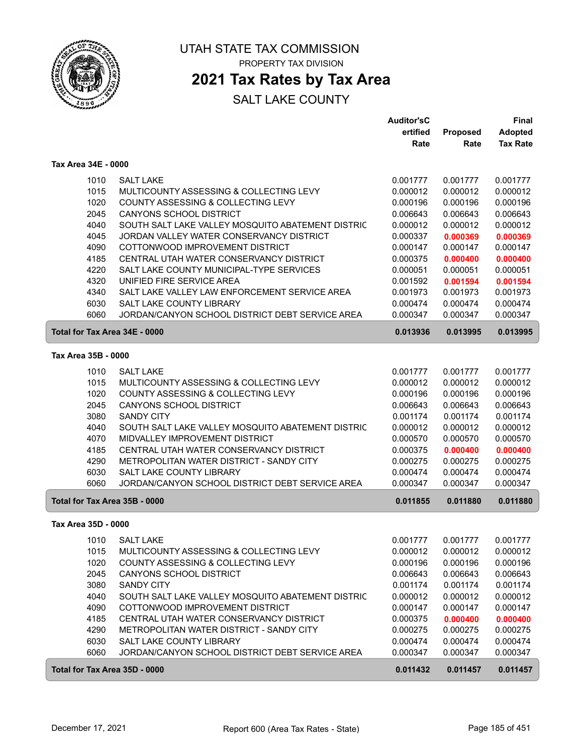# UTAH STATE TAX COMMISSION

PROPERTY TAX DIVISION

## 2021 Tax Rates by Tax Area

SALT LAKE COUNTY

### Tax Area 34E - 0000

| | | Auditor'sCertified Rate | Proposed Rate | Final Adopted Tax Rate |
|---|---|---|---|---|
| 1010 | SALT LAKE | 0.001777 | 0.001777 | 0.001777 |
| 1015 | MULTICOUNTY ASSESSING & COLLECTING LEVY | 0.000012 | 0.000012 | 0.000012 |
| 1020 | COUNTY ASSESSING & COLLECTING LEVY | 0.000196 | 0.000196 | 0.000196 |
| 2045 | CANYONS SCHOOL DISTRICT | 0.006643 | 0.006643 | 0.006643 |
| 4040 | SOUTH SALT LAKE VALLEY MOSQUITO ABATEMENT DISTRIC | 0.000012 | 0.000012 | 0.000012 |
| 4045 | JORDAN VALLEY WATER CONSERVANCY DISTRICT | 0.000337 | **0.000369** | **0.000369** |
| 4090 | COTTONWOOD IMPROVEMENT DISTRICT | 0.000147 | 0.000147 | 0.000147 |
| 4185 | CENTRAL UTAH WATER CONSERVANCY DISTRICT | 0.000375 | **0.000400** | **0.000400** |
| 4220 | SALT LAKE COUNTY MUNICIPAL-TYPE SERVICES | 0.000051 | 0.000051 | 0.000051 |
| 4320 | UNIFIED FIRE SERVICE AREA | 0.001592 | **0.001594** | **0.001594** |
| 4340 | SALT LAKE VALLEY LAW ENFORCEMENT SERVICE AREA | 0.001973 | 0.001973 | 0.001973 |
| 6030 | SALT LAKE COUNTY LIBRARY | 0.000474 | 0.000474 | 0.000474 |
| 6060 | JORDAN/CANYON SCHOOL DISTRICT DEBT SERVICE AREA | 0.000347 | 0.000347 | 0.000347 |
| **Total for Tax Area 34E - 0000** | | **0.013936** | **0.013995** | **0.013995** |

### Tax Area 35B - 0000

| | | Auditor'sCertified Rate | Proposed Rate | Final Adopted Tax Rate |
|---|---|---|---|---|
| 1010 | SALT LAKE | 0.001777 | 0.001777 | 0.001777 |
| 1015 | MULTICOUNTY ASSESSING & COLLECTING LEVY | 0.000012 | 0.000012 | 0.000012 |
| 1020 | COUNTY ASSESSING & COLLECTING LEVY | 0.000196 | 0.000196 | 0.000196 |
| 2045 | CANYONS SCHOOL DISTRICT | 0.006643 | 0.006643 | 0.006643 |
| 3080 | SANDY CITY | 0.001174 | 0.001174 | 0.001174 |
| 4040 | SOUTH SALT LAKE VALLEY MOSQUITO ABATEMENT DISTRIC | 0.000012 | 0.000012 | 0.000012 |
| 4070 | MIDVALLEY IMPROVEMENT DISTRICT | 0.000570 | 0.000570 | 0.000570 |
| 4185 | CENTRAL UTAH WATER CONSERVANCY DISTRICT | 0.000375 | **0.000400** | **0.000400** |
| 4290 | METROPOLITAN WATER DISTRICT - SANDY CITY | 0.000275 | 0.000275 | 0.000275 |
| 6030 | SALT LAKE COUNTY LIBRARY | 0.000474 | 0.000474 | 0.000474 |
| 6060 | JORDAN/CANYON SCHOOL DISTRICT DEBT SERVICE AREA | 0.000347 | 0.000347 | 0.000347 |
| **Total for Tax Area 35B - 0000** | | **0.011855** | **0.011880** | **0.011880** |

### Tax Area 35D - 0000

| | | Auditor'sCertified Rate | Proposed Rate | Final Adopted Tax Rate |
|---|---|---|---|---|
| 1010 | SALT LAKE | 0.001777 | 0.001777 | 0.001777 |
| 1015 | MULTICOUNTY ASSESSING & COLLECTING LEVY | 0.000012 | 0.000012 | 0.000012 |
| 1020 | COUNTY ASSESSING & COLLECTING LEVY | 0.000196 | 0.000196 | 0.000196 |
| 2045 | CANYONS SCHOOL DISTRICT | 0.006643 | 0.006643 | 0.006643 |
| 3080 | SANDY CITY | 0.001174 | 0.001174 | 0.001174 |
| 4040 | SOUTH SALT LAKE VALLEY MOSQUITO ABATEMENT DISTRIC | 0.000012 | 0.000012 | 0.000012 |
| 4090 | COTTONWOOD IMPROVEMENT DISTRICT | 0.000147 | 0.000147 | 0.000147 |
| 4185 | CENTRAL UTAH WATER CONSERVANCY DISTRICT | 0.000375 | **0.000400** | **0.000400** |
| 4290 | METROPOLITAN WATER DISTRICT - SANDY CITY | 0.000275 | 0.000275 | 0.000275 |
| 6030 | SALT LAKE COUNTY LIBRARY | 0.000474 | 0.000474 | 0.000474 |
| 6060 | JORDAN/CANYON SCHOOL DISTRICT DEBT SERVICE AREA | 0.000347 | 0.000347 | 0.000347 |
| **Total for Tax Area 35D - 0000** | | **0.011432** | **0.011457** | **0.011457** |

December 17, 2021 — Report 600 (Area Tax Rates - State)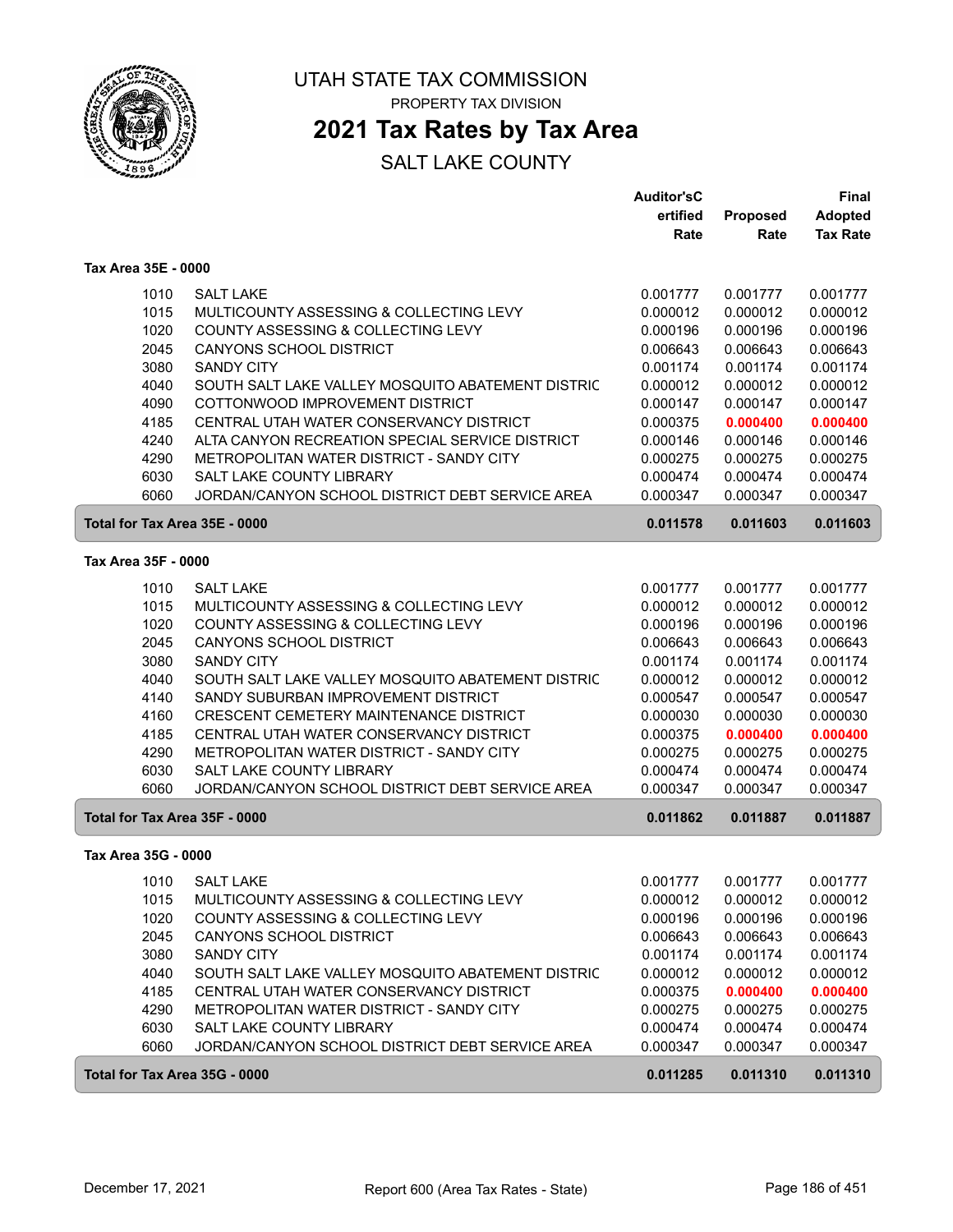# UTAH STATE TAX COMMISSION

PROPERTY TAX DIVISION

## 2021 Tax Rates by Tax Area

SALT LAKE COUNTY

| | | Auditor'sCertified Rate | Proposed Rate | Final Adopted Tax Rate |
|---|---|---|---|---|
| **Tax Area 35E - 0000** | | | | |
| 1010 | SALT LAKE | 0.001777 | 0.001777 | 0.001777 |
| 1015 | MULTICOUNTY ASSESSING & COLLECTING LEVY | 0.000012 | 0.000012 | 0.000012 |
| 1020 | COUNTY ASSESSING & COLLECTING LEVY | 0.000196 | 0.000196 | 0.000196 |
| 2045 | CANYONS SCHOOL DISTRICT | 0.006643 | 0.006643 | 0.006643 |
| 3080 | SANDY CITY | 0.001174 | 0.001174 | 0.001174 |
| 4040 | SOUTH SALT LAKE VALLEY MOSQUITO ABATEMENT DISTRIC | 0.000012 | 0.000012 | 0.000012 |
| 4090 | COTTONWOOD IMPROVEMENT DISTRICT | 0.000147 | 0.000147 | 0.000147 |
| 4185 | CENTRAL UTAH WATER CONSERVANCY DISTRICT | 0.000375 | **0.000400** | **0.000400** |
| 4240 | ALTA CANYON RECREATION SPECIAL SERVICE DISTRICT | 0.000146 | 0.000146 | 0.000146 |
| 4290 | METROPOLITAN WATER DISTRICT - SANDY CITY | 0.000275 | 0.000275 | 0.000275 |
| 6030 | SALT LAKE COUNTY LIBRARY | 0.000474 | 0.000474 | 0.000474 |
| 6060 | JORDAN/CANYON SCHOOL DISTRICT DEBT SERVICE AREA | 0.000347 | 0.000347 | 0.000347 |
| **Total for Tax Area 35E - 0000** | | **0.011578** | **0.011603** | **0.011603** |
| **Tax Area 35F - 0000** | | | | |
| 1010 | SALT LAKE | 0.001777 | 0.001777 | 0.001777 |
| 1015 | MULTICOUNTY ASSESSING & COLLECTING LEVY | 0.000012 | 0.000012 | 0.000012 |
| 1020 | COUNTY ASSESSING & COLLECTING LEVY | 0.000196 | 0.000196 | 0.000196 |
| 2045 | CANYONS SCHOOL DISTRICT | 0.006643 | 0.006643 | 0.006643 |
| 3080 | SANDY CITY | 0.001174 | 0.001174 | 0.001174 |
| 4040 | SOUTH SALT LAKE VALLEY MOSQUITO ABATEMENT DISTRIC | 0.000012 | 0.000012 | 0.000012 |
| 4140 | SANDY SUBURBAN IMPROVEMENT DISTRICT | 0.000547 | 0.000547 | 0.000547 |
| 4160 | CRESCENT CEMETERY MAINTENANCE DISTRICT | 0.000030 | 0.000030 | 0.000030 |
| 4185 | CENTRAL UTAH WATER CONSERVANCY DISTRICT | 0.000375 | **0.000400** | **0.000400** |
| 4290 | METROPOLITAN WATER DISTRICT - SANDY CITY | 0.000275 | 0.000275 | 0.000275 |
| 6030 | SALT LAKE COUNTY LIBRARY | 0.000474 | 0.000474 | 0.000474 |
| 6060 | JORDAN/CANYON SCHOOL DISTRICT DEBT SERVICE AREA | 0.000347 | 0.000347 | 0.000347 |
| **Total for Tax Area 35F - 0000** | | **0.011862** | **0.011887** | **0.011887** |
| **Tax Area 35G - 0000** | | | | |
| 1010 | SALT LAKE | 0.001777 | 0.001777 | 0.001777 |
| 1015 | MULTICOUNTY ASSESSING & COLLECTING LEVY | 0.000012 | 0.000012 | 0.000012 |
| 1020 | COUNTY ASSESSING & COLLECTING LEVY | 0.000196 | 0.000196 | 0.000196 |
| 2045 | CANYONS SCHOOL DISTRICT | 0.006643 | 0.006643 | 0.006643 |
| 3080 | SANDY CITY | 0.001174 | 0.001174 | 0.001174 |
| 4040 | SOUTH SALT LAKE VALLEY MOSQUITO ABATEMENT DISTRIC | 0.000012 | 0.000012 | 0.000012 |
| 4185 | CENTRAL UTAH WATER CONSERVANCY DISTRICT | 0.000375 | **0.000400** | **0.000400** |
| 4290 | METROPOLITAN WATER DISTRICT - SANDY CITY | 0.000275 | 0.000275 | 0.000275 |
| 6030 | SALT LAKE COUNTY LIBRARY | 0.000474 | 0.000474 | 0.000474 |
| 6060 | JORDAN/CANYON SCHOOL DISTRICT DEBT SERVICE AREA | 0.000347 | 0.000347 | 0.000347 |
| **Total for Tax Area 35G - 0000** | | **0.011285** | **0.011310** | **0.011310** |

December 17, 2021 — Report 600 (Area Tax Rates - State)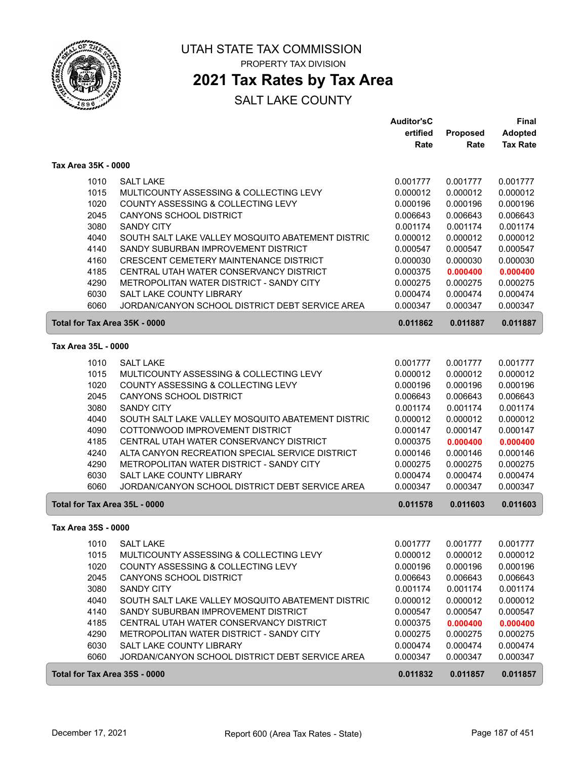# UTAH STATE TAX COMMISSION

PROPERTY TAX DIVISION

## 2021 Tax Rates by Tax Area

SALT LAKE COUNTY

| | | Auditor'sCertified Rate | Proposed Rate | Final Adopted Tax Rate |
|---|---|---|---|---|
| **Tax Area 35K - 0000** | | | | |
| 1010 | SALT LAKE | 0.001777 | 0.001777 | 0.001777 |
| 1015 | MULTICOUNTY ASSESSING & COLLECTING LEVY | 0.000012 | 0.000012 | 0.000012 |
| 1020 | COUNTY ASSESSING & COLLECTING LEVY | 0.000196 | 0.000196 | 0.000196 |
| 2045 | CANYONS SCHOOL DISTRICT | 0.006643 | 0.006643 | 0.006643 |
| 3080 | SANDY CITY | 0.001174 | 0.001174 | 0.001174 |
| 4040 | SOUTH SALT LAKE VALLEY MOSQUITO ABATEMENT DISTRIC | 0.000012 | 0.000012 | 0.000012 |
| 4140 | SANDY SUBURBAN IMPROVEMENT DISTRICT | 0.000547 | 0.000547 | 0.000547 |
| 4160 | CRESCENT CEMETERY MAINTENANCE DISTRICT | 0.000030 | 0.000030 | 0.000030 |
| 4185 | CENTRAL UTAH WATER CONSERVANCY DISTRICT | 0.000375 | 0.000400 | 0.000400 |
| 4290 | METROPOLITAN WATER DISTRICT - SANDY CITY | 0.000275 | 0.000275 | 0.000275 |
| 6030 | SALT LAKE COUNTY LIBRARY | 0.000474 | 0.000474 | 0.000474 |
| 6060 | JORDAN/CANYON SCHOOL DISTRICT DEBT SERVICE AREA | 0.000347 | 0.000347 | 0.000347 |
| **Total for Tax Area 35K - 0000** | | **0.011862** | **0.011887** | **0.011887** |
| **Tax Area 35L - 0000** | | | | |
| 1010 | SALT LAKE | 0.001777 | 0.001777 | 0.001777 |
| 1015 | MULTICOUNTY ASSESSING & COLLECTING LEVY | 0.000012 | 0.000012 | 0.000012 |
| 1020 | COUNTY ASSESSING & COLLECTING LEVY | 0.000196 | 0.000196 | 0.000196 |
| 2045 | CANYONS SCHOOL DISTRICT | 0.006643 | 0.006643 | 0.006643 |
| 3080 | SANDY CITY | 0.001174 | 0.001174 | 0.001174 |
| 4040 | SOUTH SALT LAKE VALLEY MOSQUITO ABATEMENT DISTRIC | 0.000012 | 0.000012 | 0.000012 |
| 4090 | COTTONWOOD IMPROVEMENT DISTRICT | 0.000147 | 0.000147 | 0.000147 |
| 4185 | CENTRAL UTAH WATER CONSERVANCY DISTRICT | 0.000375 | 0.000400 | 0.000400 |
| 4240 | ALTA CANYON RECREATION SPECIAL SERVICE DISTRICT | 0.000146 | 0.000146 | 0.000146 |
| 4290 | METROPOLITAN WATER DISTRICT - SANDY CITY | 0.000275 | 0.000275 | 0.000275 |
| 6030 | SALT LAKE COUNTY LIBRARY | 0.000474 | 0.000474 | 0.000474 |
| 6060 | JORDAN/CANYON SCHOOL DISTRICT DEBT SERVICE AREA | 0.000347 | 0.000347 | 0.000347 |
| **Total for Tax Area 35L - 0000** | | **0.011578** | **0.011603** | **0.011603** |
| **Tax Area 35S - 0000** | | | | |
| 1010 | SALT LAKE | 0.001777 | 0.001777 | 0.001777 |
| 1015 | MULTICOUNTY ASSESSING & COLLECTING LEVY | 0.000012 | 0.000012 | 0.000012 |
| 1020 | COUNTY ASSESSING & COLLECTING LEVY | 0.000196 | 0.000196 | 0.000196 |
| 2045 | CANYONS SCHOOL DISTRICT | 0.006643 | 0.006643 | 0.006643 |
| 3080 | SANDY CITY | 0.001174 | 0.001174 | 0.001174 |
| 4040 | SOUTH SALT LAKE VALLEY MOSQUITO ABATEMENT DISTRIC | 0.000012 | 0.000012 | 0.000012 |
| 4140 | SANDY SUBURBAN IMPROVEMENT DISTRICT | 0.000547 | 0.000547 | 0.000547 |
| 4185 | CENTRAL UTAH WATER CONSERVANCY DISTRICT | 0.000375 | 0.000400 | 0.000400 |
| 4290 | METROPOLITAN WATER DISTRICT - SANDY CITY | 0.000275 | 0.000275 | 0.000275 |
| 6030 | SALT LAKE COUNTY LIBRARY | 0.000474 | 0.000474 | 0.000474 |
| 6060 | JORDAN/CANYON SCHOOL DISTRICT DEBT SERVICE AREA | 0.000347 | 0.000347 | 0.000347 |
| **Total for Tax Area 35S - 0000** | | **0.011832** | **0.011857** | **0.011857** |

December 17, 2021 — Report 600 (Area Tax Rates - State)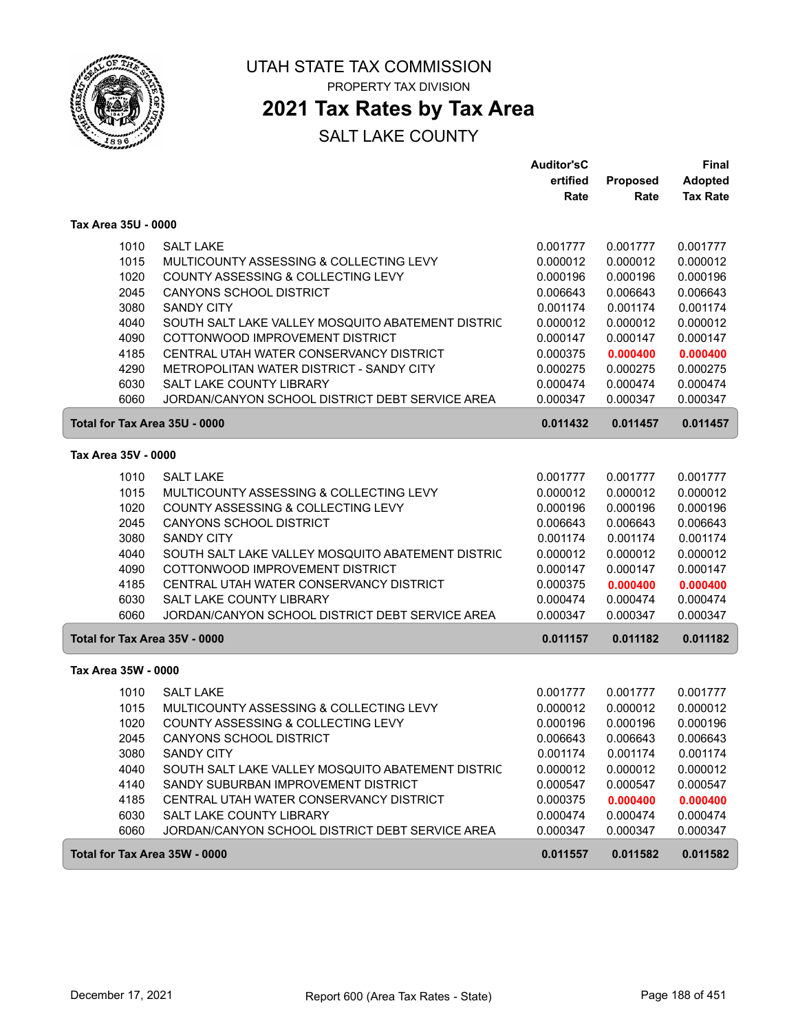# UTAH STATE TAX COMMISSION

PROPERTY TAX DIVISION

## 2021 Tax Rates by Tax Area

SALT LAKE COUNTY

| | | Auditor'sCertified Rate | Proposed Rate | Final Adopted Tax Rate |
|---|---|---|---|---|
| **Tax Area 35U - 0000** | | | | |
| 1010 | SALT LAKE | 0.001777 | 0.001777 | 0.001777 |
| 1015 | MULTICOUNTY ASSESSING & COLLECTING LEVY | 0.000012 | 0.000012 | 0.000012 |
| 1020 | COUNTY ASSESSING & COLLECTING LEVY | 0.000196 | 0.000196 | 0.000196 |
| 2045 | CANYONS SCHOOL DISTRICT | 0.006643 | 0.006643 | 0.006643 |
| 3080 | SANDY CITY | 0.001174 | 0.001174 | 0.001174 |
| 4040 | SOUTH SALT LAKE VALLEY MOSQUITO ABATEMENT DISTRIC | 0.000012 | 0.000012 | 0.000012 |
| 4090 | COTTONWOOD IMPROVEMENT DISTRICT | 0.000147 | 0.000147 | 0.000147 |
| 4185 | CENTRAL UTAH WATER CONSERVANCY DISTRICT | 0.000375 | **0.000400** | **0.000400** |
| 4290 | METROPOLITAN WATER DISTRICT - SANDY CITY | 0.000275 | 0.000275 | 0.000275 |
| 6030 | SALT LAKE COUNTY LIBRARY | 0.000474 | 0.000474 | 0.000474 |
| 6060 | JORDAN/CANYON SCHOOL DISTRICT DEBT SERVICE AREA | 0.000347 | 0.000347 | 0.000347 |
| **Total for Tax Area 35U - 0000** | | **0.011432** | **0.011457** | **0.011457** |
| **Tax Area 35V - 0000** | | | | |
| 1010 | SALT LAKE | 0.001777 | 0.001777 | 0.001777 |
| 1015 | MULTICOUNTY ASSESSING & COLLECTING LEVY | 0.000012 | 0.000012 | 0.000012 |
| 1020 | COUNTY ASSESSING & COLLECTING LEVY | 0.000196 | 0.000196 | 0.000196 |
| 2045 | CANYONS SCHOOL DISTRICT | 0.006643 | 0.006643 | 0.006643 |
| 3080 | SANDY CITY | 0.001174 | 0.001174 | 0.001174 |
| 4040 | SOUTH SALT LAKE VALLEY MOSQUITO ABATEMENT DISTRIC | 0.000012 | 0.000012 | 0.000012 |
| 4090 | COTTONWOOD IMPROVEMENT DISTRICT | 0.000147 | 0.000147 | 0.000147 |
| 4185 | CENTRAL UTAH WATER CONSERVANCY DISTRICT | 0.000375 | **0.000400** | **0.000400** |
| 6030 | SALT LAKE COUNTY LIBRARY | 0.000474 | 0.000474 | 0.000474 |
| 6060 | JORDAN/CANYON SCHOOL DISTRICT DEBT SERVICE AREA | 0.000347 | 0.000347 | 0.000347 |
| **Total for Tax Area 35V - 0000** | | **0.011157** | **0.011182** | **0.011182** |
| **Tax Area 35W - 0000** | | | | |
| 1010 | SALT LAKE | 0.001777 | 0.001777 | 0.001777 |
| 1015 | MULTICOUNTY ASSESSING & COLLECTING LEVY | 0.000012 | 0.000012 | 0.000012 |
| 1020 | COUNTY ASSESSING & COLLECTING LEVY | 0.000196 | 0.000196 | 0.000196 |
| 2045 | CANYONS SCHOOL DISTRICT | 0.006643 | 0.006643 | 0.006643 |
| 3080 | SANDY CITY | 0.001174 | 0.001174 | 0.001174 |
| 4040 | SOUTH SALT LAKE VALLEY MOSQUITO ABATEMENT DISTRIC | 0.000012 | 0.000012 | 0.000012 |
| 4140 | SANDY SUBURBAN IMPROVEMENT DISTRICT | 0.000547 | 0.000547 | 0.000547 |
| 4185 | CENTRAL UTAH WATER CONSERVANCY DISTRICT | 0.000375 | **0.000400** | **0.000400** |
| 6030 | SALT LAKE COUNTY LIBRARY | 0.000474 | 0.000474 | 0.000474 |
| 6060 | JORDAN/CANYON SCHOOL DISTRICT DEBT SERVICE AREA | 0.000347 | 0.000347 | 0.000347 |
| **Total for Tax Area 35W - 0000** | | **0.011557** | **0.011582** | **0.011582** |

December 17, 2021 — Report 600 (Area Tax Rates - State)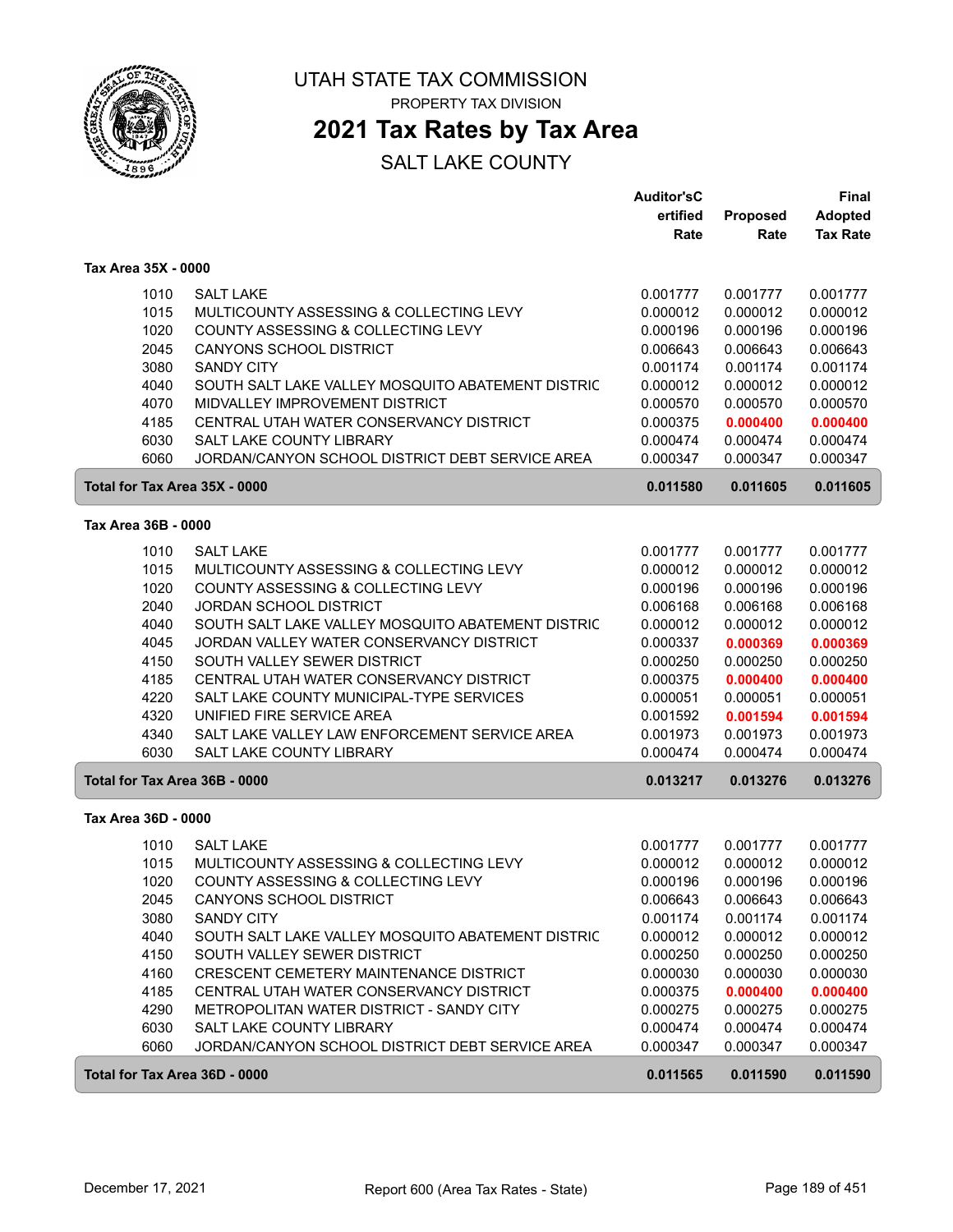# UTAH STATE TAX COMMISSION

PROPERTY TAX DIVISION

## 2021 Tax Rates by Tax Area

SALT LAKE COUNTY

### Tax Area 35X - 0000

| | | Auditor's Certified Rate | Proposed Rate | Final Adopted Tax Rate |
|---|---|---|---|---|
| 1010 | SALT LAKE | 0.001777 | 0.001777 | 0.001777 |
| 1015 | MULTICOUNTY ASSESSING & COLLECTING LEVY | 0.000012 | 0.000012 | 0.000012 |
| 1020 | COUNTY ASSESSING & COLLECTING LEVY | 0.000196 | 0.000196 | 0.000196 |
| 2045 | CANYONS SCHOOL DISTRICT | 0.006643 | 0.006643 | 0.006643 |
| 3080 | SANDY CITY | 0.001174 | 0.001174 | 0.001174 |
| 4040 | SOUTH SALT LAKE VALLEY MOSQUITO ABATEMENT DISTRIC | 0.000012 | 0.000012 | 0.000012 |
| 4070 | MIDVALLEY IMPROVEMENT DISTRICT | 0.000570 | 0.000570 | 0.000570 |
| 4185 | CENTRAL UTAH WATER CONSERVANCY DISTRICT | 0.000375 | **0.000400** | **0.000400** |
| 6030 | SALT LAKE COUNTY LIBRARY | 0.000474 | 0.000474 | 0.000474 |
| 6060 | JORDAN/CANYON SCHOOL DISTRICT DEBT SERVICE AREA | 0.000347 | 0.000347 | 0.000347 |
| **Total for Tax Area 35X - 0000** | | **0.011580** | **0.011605** | **0.011605** |

### Tax Area 36B - 0000

| | | Auditor's Certified Rate | Proposed Rate | Final Adopted Tax Rate |
|---|---|---|---|---|
| 1010 | SALT LAKE | 0.001777 | 0.001777 | 0.001777 |
| 1015 | MULTICOUNTY ASSESSING & COLLECTING LEVY | 0.000012 | 0.000012 | 0.000012 |
| 1020 | COUNTY ASSESSING & COLLECTING LEVY | 0.000196 | 0.000196 | 0.000196 |
| 2040 | JORDAN SCHOOL DISTRICT | 0.006168 | 0.006168 | 0.006168 |
| 4040 | SOUTH SALT LAKE VALLEY MOSQUITO ABATEMENT DISTRIC | 0.000012 | 0.000012 | 0.000012 |
| 4045 | JORDAN VALLEY WATER CONSERVANCY DISTRICT | 0.000337 | **0.000369** | **0.000369** |
| 4150 | SOUTH VALLEY SEWER DISTRICT | 0.000250 | 0.000250 | 0.000250 |
| 4185 | CENTRAL UTAH WATER CONSERVANCY DISTRICT | 0.000375 | **0.000400** | **0.000400** |
| 4220 | SALT LAKE COUNTY MUNICIPAL-TYPE SERVICES | 0.000051 | 0.000051 | 0.000051 |
| 4320 | UNIFIED FIRE SERVICE AREA | 0.001592 | **0.001594** | **0.001594** |
| 4340 | SALT LAKE VALLEY LAW ENFORCEMENT SERVICE AREA | 0.001973 | 0.001973 | 0.001973 |
| 6030 | SALT LAKE COUNTY LIBRARY | 0.000474 | 0.000474 | 0.000474 |
| **Total for Tax Area 36B - 0000** | | **0.013217** | **0.013276** | **0.013276** |

### Tax Area 36D - 0000

| | | Auditor's Certified Rate | Proposed Rate | Final Adopted Tax Rate |
|---|---|---|---|---|
| 1010 | SALT LAKE | 0.001777 | 0.001777 | 0.001777 |
| 1015 | MULTICOUNTY ASSESSING & COLLECTING LEVY | 0.000012 | 0.000012 | 0.000012 |
| 1020 | COUNTY ASSESSING & COLLECTING LEVY | 0.000196 | 0.000196 | 0.000196 |
| 2045 | CANYONS SCHOOL DISTRICT | 0.006643 | 0.006643 | 0.006643 |
| 3080 | SANDY CITY | 0.001174 | 0.001174 | 0.001174 |
| 4040 | SOUTH SALT LAKE VALLEY MOSQUITO ABATEMENT DISTRIC | 0.000012 | 0.000012 | 0.000012 |
| 4150 | SOUTH VALLEY SEWER DISTRICT | 0.000250 | 0.000250 | 0.000250 |
| 4160 | CRESCENT CEMETERY MAINTENANCE DISTRICT | 0.000030 | 0.000030 | 0.000030 |
| 4185 | CENTRAL UTAH WATER CONSERVANCY DISTRICT | 0.000375 | **0.000400** | **0.000400** |
| 4290 | METROPOLITAN WATER DISTRICT - SANDY CITY | 0.000275 | 0.000275 | 0.000275 |
| 6030 | SALT LAKE COUNTY LIBRARY | 0.000474 | 0.000474 | 0.000474 |
| 6060 | JORDAN/CANYON SCHOOL DISTRICT DEBT SERVICE AREA | 0.000347 | 0.000347 | 0.000347 |
| **Total for Tax Area 36D - 0000** | | **0.011565** | **0.011590** | **0.011590** |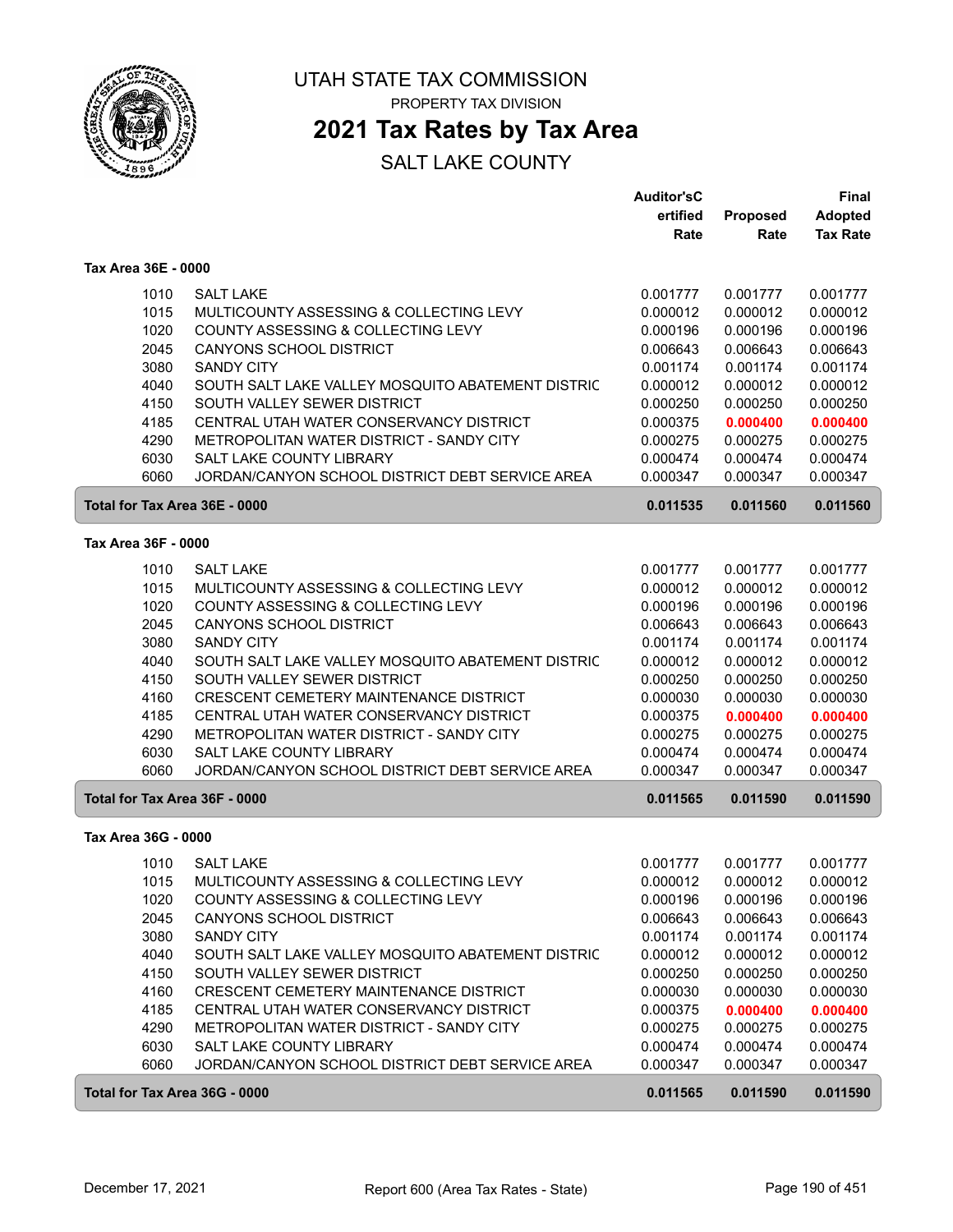# UTAH STATE TAX COMMISSION

PROPERTY TAX DIVISION

## 2021 Tax Rates by Tax Area

SALT LAKE COUNTY

| | | Auditor'sCertified Rate | Proposed Rate | Final Adopted Tax Rate |
|---|---|---|---|---|
| **Tax Area 36E - 0000** | | | | |
| 1010 | SALT LAKE | 0.001777 | 0.001777 | 0.001777 |
| 1015 | MULTICOUNTY ASSESSING & COLLECTING LEVY | 0.000012 | 0.000012 | 0.000012 |
| 1020 | COUNTY ASSESSING & COLLECTING LEVY | 0.000196 | 0.000196 | 0.000196 |
| 2045 | CANYONS SCHOOL DISTRICT | 0.006643 | 0.006643 | 0.006643 |
| 3080 | SANDY CITY | 0.001174 | 0.001174 | 0.001174 |
| 4040 | SOUTH SALT LAKE VALLEY MOSQUITO ABATEMENT DISTRIC | 0.000012 | 0.000012 | 0.000012 |
| 4150 | SOUTH VALLEY SEWER DISTRICT | 0.000250 | 0.000250 | 0.000250 |
| 4185 | CENTRAL UTAH WATER CONSERVANCY DISTRICT | 0.000375 | **0.000400** | **0.000400** |
| 4290 | METROPOLITAN WATER DISTRICT - SANDY CITY | 0.000275 | 0.000275 | 0.000275 |
| 6030 | SALT LAKE COUNTY LIBRARY | 0.000474 | 0.000474 | 0.000474 |
| 6060 | JORDAN/CANYON SCHOOL DISTRICT DEBT SERVICE AREA | 0.000347 | 0.000347 | 0.000347 |
| **Total for Tax Area 36E - 0000** | | **0.011535** | **0.011560** | **0.011560** |
| **Tax Area 36F - 0000** | | | | |
| 1010 | SALT LAKE | 0.001777 | 0.001777 | 0.001777 |
| 1015 | MULTICOUNTY ASSESSING & COLLECTING LEVY | 0.000012 | 0.000012 | 0.000012 |
| 1020 | COUNTY ASSESSING & COLLECTING LEVY | 0.000196 | 0.000196 | 0.000196 |
| 2045 | CANYONS SCHOOL DISTRICT | 0.006643 | 0.006643 | 0.006643 |
| 3080 | SANDY CITY | 0.001174 | 0.001174 | 0.001174 |
| 4040 | SOUTH SALT LAKE VALLEY MOSQUITO ABATEMENT DISTRIC | 0.000012 | 0.000012 | 0.000012 |
| 4150 | SOUTH VALLEY SEWER DISTRICT | 0.000250 | 0.000250 | 0.000250 |
| 4160 | CRESCENT CEMETERY MAINTENANCE DISTRICT | 0.000030 | 0.000030 | 0.000030 |
| 4185 | CENTRAL UTAH WATER CONSERVANCY DISTRICT | 0.000375 | **0.000400** | **0.000400** |
| 4290 | METROPOLITAN WATER DISTRICT - SANDY CITY | 0.000275 | 0.000275 | 0.000275 |
| 6030 | SALT LAKE COUNTY LIBRARY | 0.000474 | 0.000474 | 0.000474 |
| 6060 | JORDAN/CANYON SCHOOL DISTRICT DEBT SERVICE AREA | 0.000347 | 0.000347 | 0.000347 |
| **Total for Tax Area 36F - 0000** | | **0.011565** | **0.011590** | **0.011590** |
| **Tax Area 36G - 0000** | | | | |
| 1010 | SALT LAKE | 0.001777 | 0.001777 | 0.001777 |
| 1015 | MULTICOUNTY ASSESSING & COLLECTING LEVY | 0.000012 | 0.000012 | 0.000012 |
| 1020 | COUNTY ASSESSING & COLLECTING LEVY | 0.000196 | 0.000196 | 0.000196 |
| 2045 | CANYONS SCHOOL DISTRICT | 0.006643 | 0.006643 | 0.006643 |
| 3080 | SANDY CITY | 0.001174 | 0.001174 | 0.001174 |
| 4040 | SOUTH SALT LAKE VALLEY MOSQUITO ABATEMENT DISTRIC | 0.000012 | 0.000012 | 0.000012 |
| 4150 | SOUTH VALLEY SEWER DISTRICT | 0.000250 | 0.000250 | 0.000250 |
| 4160 | CRESCENT CEMETERY MAINTENANCE DISTRICT | 0.000030 | 0.000030 | 0.000030 |
| 4185 | CENTRAL UTAH WATER CONSERVANCY DISTRICT | 0.000375 | **0.000400** | **0.000400** |
| 4290 | METROPOLITAN WATER DISTRICT - SANDY CITY | 0.000275 | 0.000275 | 0.000275 |
| 6030 | SALT LAKE COUNTY LIBRARY | 0.000474 | 0.000474 | 0.000474 |
| 6060 | JORDAN/CANYON SCHOOL DISTRICT DEBT SERVICE AREA | 0.000347 | 0.000347 | 0.000347 |
| **Total for Tax Area 36G - 0000** | | **0.011565** | **0.011590** | **0.011590** |

December 17, 2021 — Report 600 (Area Tax Rates - State)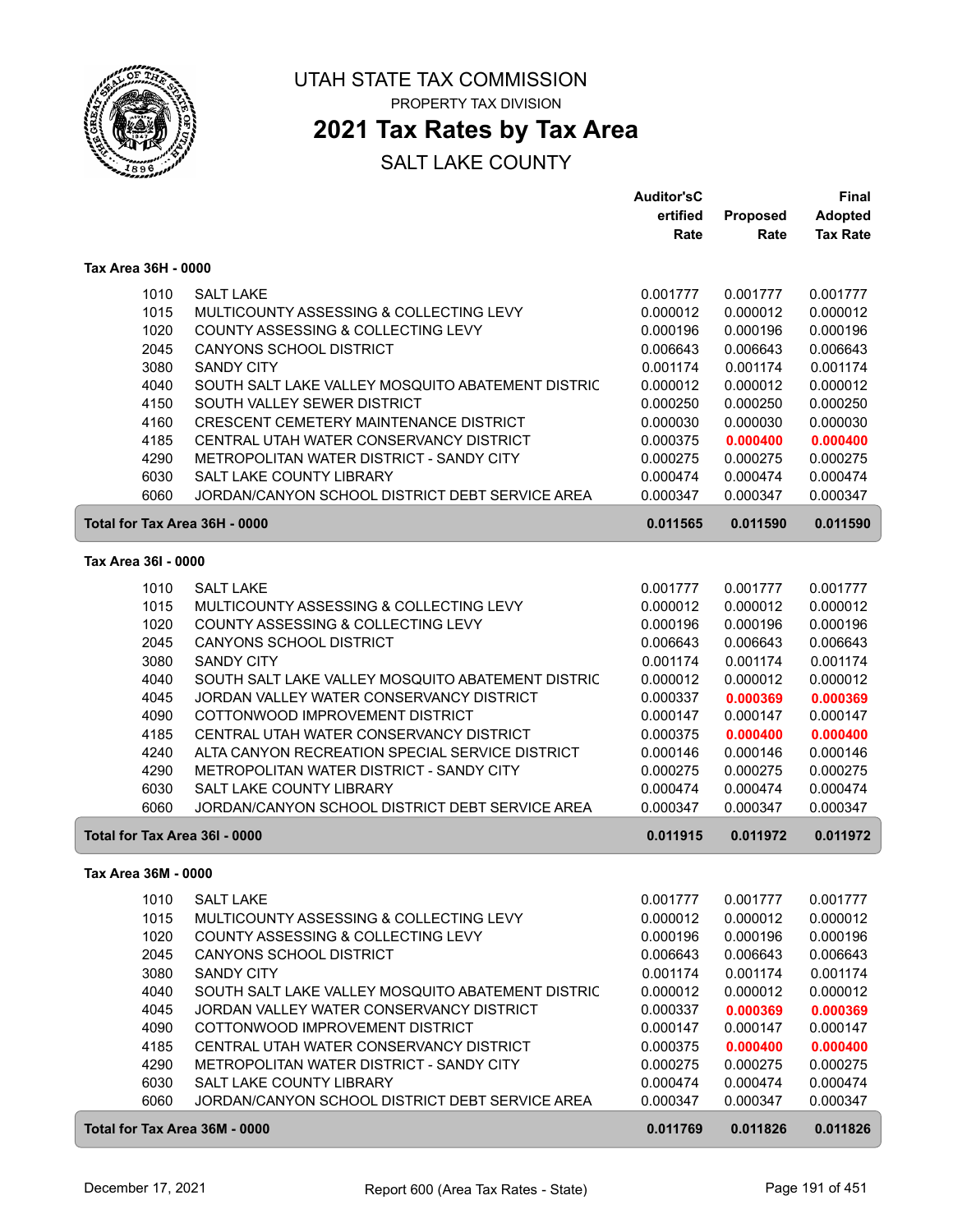# UTAH STATE TAX COMMISSION

PROPERTY TAX DIVISION

## 2021 Tax Rates by Tax Area

SALT LAKE COUNTY

| | | Auditor's Certified Rate | Proposed Rate | Final Adopted Tax Rate |
|---|---|---|---|---|
| **Tax Area 36H - 0000** | | | | |
| 1010 | SALT LAKE | 0.001777 | 0.001777 | 0.001777 |
| 1015 | MULTICOUNTY ASSESSING & COLLECTING LEVY | 0.000012 | 0.000012 | 0.000012 |
| 1020 | COUNTY ASSESSING & COLLECTING LEVY | 0.000196 | 0.000196 | 0.000196 |
| 2045 | CANYONS SCHOOL DISTRICT | 0.006643 | 0.006643 | 0.006643 |
| 3080 | SANDY CITY | 0.001174 | 0.001174 | 0.001174 |
| 4040 | SOUTH SALT LAKE VALLEY MOSQUITO ABATEMENT DISTRIC | 0.000012 | 0.000012 | 0.000012 |
| 4150 | SOUTH VALLEY SEWER DISTRICT | 0.000250 | 0.000250 | 0.000250 |
| 4160 | CRESCENT CEMETERY MAINTENANCE DISTRICT | 0.000030 | 0.000030 | 0.000030 |
| 4185 | CENTRAL UTAH WATER CONSERVANCY DISTRICT | 0.000375 | 0.000400 | 0.000400 |
| 4290 | METROPOLITAN WATER DISTRICT - SANDY CITY | 0.000275 | 0.000275 | 0.000275 |
| 6030 | SALT LAKE COUNTY LIBRARY | 0.000474 | 0.000474 | 0.000474 |
| 6060 | JORDAN/CANYON SCHOOL DISTRICT DEBT SERVICE AREA | 0.000347 | 0.000347 | 0.000347 |
| **Total for Tax Area 36H - 0000** | | **0.011565** | **0.011590** | **0.011590** |
| **Tax Area 36I - 0000** | | | | |
| 1010 | SALT LAKE | 0.001777 | 0.001777 | 0.001777 |
| 1015 | MULTICOUNTY ASSESSING & COLLECTING LEVY | 0.000012 | 0.000012 | 0.000012 |
| 1020 | COUNTY ASSESSING & COLLECTING LEVY | 0.000196 | 0.000196 | 0.000196 |
| 2045 | CANYONS SCHOOL DISTRICT | 0.006643 | 0.006643 | 0.006643 |
| 3080 | SANDY CITY | 0.001174 | 0.001174 | 0.001174 |
| 4040 | SOUTH SALT LAKE VALLEY MOSQUITO ABATEMENT DISTRIC | 0.000012 | 0.000012 | 0.000012 |
| 4045 | JORDAN VALLEY WATER CONSERVANCY DISTRICT | 0.000337 | 0.000369 | 0.000369 |
| 4090 | COTTONWOOD IMPROVEMENT DISTRICT | 0.000147 | 0.000147 | 0.000147 |
| 4185 | CENTRAL UTAH WATER CONSERVANCY DISTRICT | 0.000375 | 0.000400 | 0.000400 |
| 4240 | ALTA CANYON RECREATION SPECIAL SERVICE DISTRICT | 0.000146 | 0.000146 | 0.000146 |
| 4290 | METROPOLITAN WATER DISTRICT - SANDY CITY | 0.000275 | 0.000275 | 0.000275 |
| 6030 | SALT LAKE COUNTY LIBRARY | 0.000474 | 0.000474 | 0.000474 |
| 6060 | JORDAN/CANYON SCHOOL DISTRICT DEBT SERVICE AREA | 0.000347 | 0.000347 | 0.000347 |
| **Total for Tax Area 36I - 0000** | | **0.011915** | **0.011972** | **0.011972** |
| **Tax Area 36M - 0000** | | | | |
| 1010 | SALT LAKE | 0.001777 | 0.001777 | 0.001777 |
| 1015 | MULTICOUNTY ASSESSING & COLLECTING LEVY | 0.000012 | 0.000012 | 0.000012 |
| 1020 | COUNTY ASSESSING & COLLECTING LEVY | 0.000196 | 0.000196 | 0.000196 |
| 2045 | CANYONS SCHOOL DISTRICT | 0.006643 | 0.006643 | 0.006643 |
| 3080 | SANDY CITY | 0.001174 | 0.001174 | 0.001174 |
| 4040 | SOUTH SALT LAKE VALLEY MOSQUITO ABATEMENT DISTRIC | 0.000012 | 0.000012 | 0.000012 |
| 4045 | JORDAN VALLEY WATER CONSERVANCY DISTRICT | 0.000337 | 0.000369 | 0.000369 |
| 4090 | COTTONWOOD IMPROVEMENT DISTRICT | 0.000147 | 0.000147 | 0.000147 |
| 4185 | CENTRAL UTAH WATER CONSERVANCY DISTRICT | 0.000375 | 0.000400 | 0.000400 |
| 4290 | METROPOLITAN WATER DISTRICT - SANDY CITY | 0.000275 | 0.000275 | 0.000275 |
| 6030 | SALT LAKE COUNTY LIBRARY | 0.000474 | 0.000474 | 0.000474 |
| 6060 | JORDAN/CANYON SCHOOL DISTRICT DEBT SERVICE AREA | 0.000347 | 0.000347 | 0.000347 |
| **Total for Tax Area 36M - 0000** | | **0.011769** | **0.011826** | **0.011826** |

December 17, 2021 Report 600 (Area Tax Rates - State)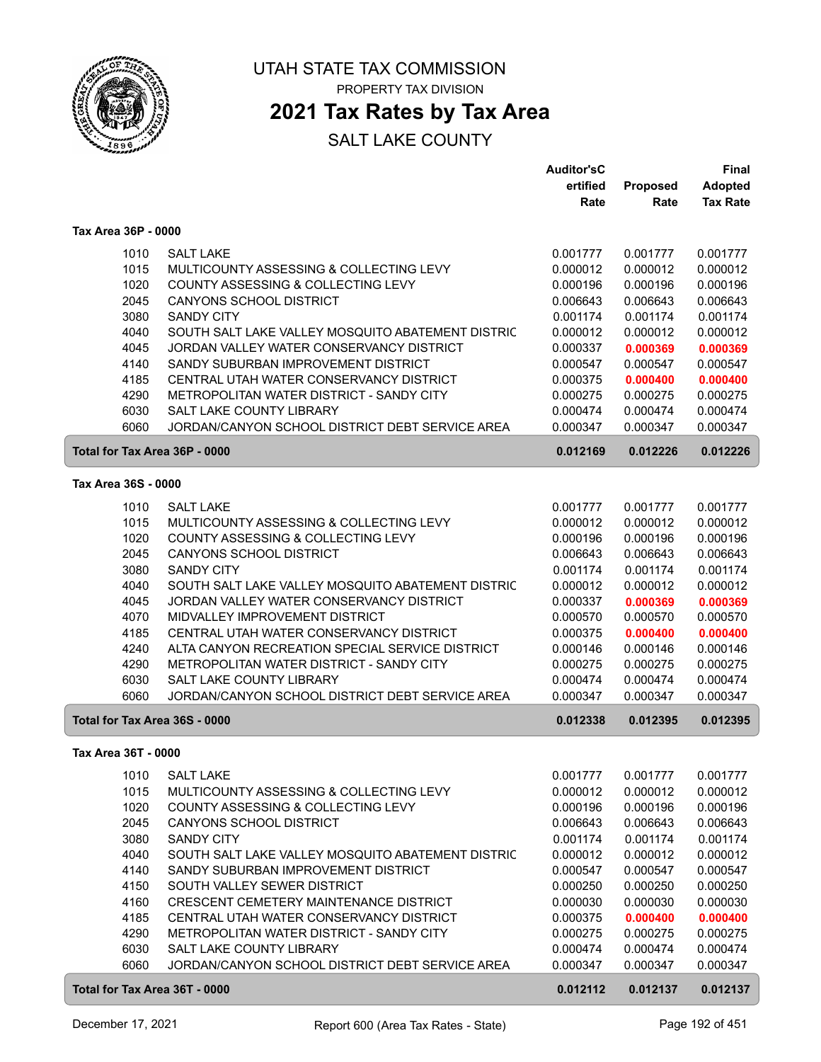# UTAH STATE TAX COMMISSION

PROPERTY TAX DIVISION

## 2021 Tax Rates by Tax Area

SALT LAKE COUNTY

| | | Auditor'sCertified Rate | Proposed Rate | Final Adopted Tax Rate |
|---|---|---|---|---|
| **Tax Area 36P - 0000** | | | | |
| 1010 | SALT LAKE | 0.001777 | 0.001777 | 0.001777 |
| 1015 | MULTICOUNTY ASSESSING & COLLECTING LEVY | 0.000012 | 0.000012 | 0.000012 |
| 1020 | COUNTY ASSESSING & COLLECTING LEVY | 0.000196 | 0.000196 | 0.000196 |
| 2045 | CANYONS SCHOOL DISTRICT | 0.006643 | 0.006643 | 0.006643 |
| 3080 | SANDY CITY | 0.001174 | 0.001174 | 0.001174 |
| 4040 | SOUTH SALT LAKE VALLEY MOSQUITO ABATEMENT DISTRIC | 0.000012 | 0.000012 | 0.000012 |
| 4045 | JORDAN VALLEY WATER CONSERVANCY DISTRICT | 0.000337 | **0.000369** | **0.000369** |
| 4140 | SANDY SUBURBAN IMPROVEMENT DISTRICT | 0.000547 | 0.000547 | 0.000547 |
| 4185 | CENTRAL UTAH WATER CONSERVANCY DISTRICT | 0.000375 | **0.000400** | **0.000400** |
| 4290 | METROPOLITAN WATER DISTRICT - SANDY CITY | 0.000275 | 0.000275 | 0.000275 |
| 6030 | SALT LAKE COUNTY LIBRARY | 0.000474 | 0.000474 | 0.000474 |
| 6060 | JORDAN/CANYON SCHOOL DISTRICT DEBT SERVICE AREA | 0.000347 | 0.000347 | 0.000347 |
| **Total for Tax Area 36P - 0000** | | **0.012169** | **0.012226** | **0.012226** |
| **Tax Area 36S - 0000** | | | | |
| 1010 | SALT LAKE | 0.001777 | 0.001777 | 0.001777 |
| 1015 | MULTICOUNTY ASSESSING & COLLECTING LEVY | 0.000012 | 0.000012 | 0.000012 |
| 1020 | COUNTY ASSESSING & COLLECTING LEVY | 0.000196 | 0.000196 | 0.000196 |
| 2045 | CANYONS SCHOOL DISTRICT | 0.006643 | 0.006643 | 0.006643 |
| 3080 | SANDY CITY | 0.001174 | 0.001174 | 0.001174 |
| 4040 | SOUTH SALT LAKE VALLEY MOSQUITO ABATEMENT DISTRIC | 0.000012 | 0.000012 | 0.000012 |
| 4045 | JORDAN VALLEY WATER CONSERVANCY DISTRICT | 0.000337 | **0.000369** | **0.000369** |
| 4070 | MIDVALLEY IMPROVEMENT DISTRICT | 0.000570 | 0.000570 | 0.000570 |
| 4185 | CENTRAL UTAH WATER CONSERVANCY DISTRICT | 0.000375 | **0.000400** | **0.000400** |
| 4240 | ALTA CANYON RECREATION SPECIAL SERVICE DISTRICT | 0.000146 | 0.000146 | 0.000146 |
| 4290 | METROPOLITAN WATER DISTRICT - SANDY CITY | 0.000275 | 0.000275 | 0.000275 |
| 6030 | SALT LAKE COUNTY LIBRARY | 0.000474 | 0.000474 | 0.000474 |
| 6060 | JORDAN/CANYON SCHOOL DISTRICT DEBT SERVICE AREA | 0.000347 | 0.000347 | 0.000347 |
| **Total for Tax Area 36S - 0000** | | **0.012338** | **0.012395** | **0.012395** |
| **Tax Area 36T - 0000** | | | | |
| 1010 | SALT LAKE | 0.001777 | 0.001777 | 0.001777 |
| 1015 | MULTICOUNTY ASSESSING & COLLECTING LEVY | 0.000012 | 0.000012 | 0.000012 |
| 1020 | COUNTY ASSESSING & COLLECTING LEVY | 0.000196 | 0.000196 | 0.000196 |
| 2045 | CANYONS SCHOOL DISTRICT | 0.006643 | 0.006643 | 0.006643 |
| 3080 | SANDY CITY | 0.001174 | 0.001174 | 0.001174 |
| 4040 | SOUTH SALT LAKE VALLEY MOSQUITO ABATEMENT DISTRIC | 0.000012 | 0.000012 | 0.000012 |
| 4140 | SANDY SUBURBAN IMPROVEMENT DISTRICT | 0.000547 | 0.000547 | 0.000547 |
| 4150 | SOUTH VALLEY SEWER DISTRICT | 0.000250 | 0.000250 | 0.000250 |
| 4160 | CRESCENT CEMETERY MAINTENANCE DISTRICT | 0.000030 | 0.000030 | 0.000030 |
| 4185 | CENTRAL UTAH WATER CONSERVANCY DISTRICT | 0.000375 | **0.000400** | **0.000400** |
| 4290 | METROPOLITAN WATER DISTRICT - SANDY CITY | 0.000275 | 0.000275 | 0.000275 |
| 6030 | SALT LAKE COUNTY LIBRARY | 0.000474 | 0.000474 | 0.000474 |
| 6060 | JORDAN/CANYON SCHOOL DISTRICT DEBT SERVICE AREA | 0.000347 | 0.000347 | 0.000347 |
| **Total for Tax Area 36T - 0000** | | **0.012112** | **0.012137** | **0.012137** |

December 17, 2021 — Report 600 (Area Tax Rates - State)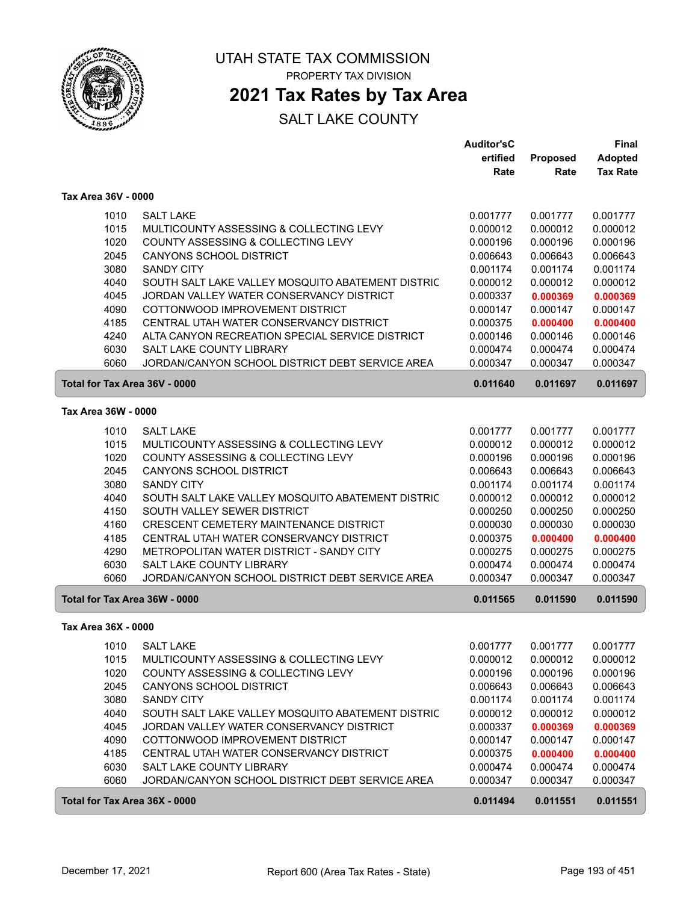# UTAH STATE TAX COMMISSION

PROPERTY TAX DIVISION

## 2021 Tax Rates by Tax Area

SALT LAKE COUNTY

### Tax Area 36V - 0000

| | | Auditor'sC ertified Rate | Proposed Rate | Final Adopted Tax Rate |
|---|---|---|---|---|
| 1010 | SALT LAKE | 0.001777 | 0.001777 | 0.001777 |
| 1015 | MULTICOUNTY ASSESSING & COLLECTING LEVY | 0.000012 | 0.000012 | 0.000012 |
| 1020 | COUNTY ASSESSING & COLLECTING LEVY | 0.000196 | 0.000196 | 0.000196 |
| 2045 | CANYONS SCHOOL DISTRICT | 0.006643 | 0.006643 | 0.006643 |
| 3080 | SANDY CITY | 0.001174 | 0.001174 | 0.001174 |
| 4040 | SOUTH SALT LAKE VALLEY MOSQUITO ABATEMENT DISTRIC | 0.000012 | 0.000012 | 0.000012 |
| 4045 | JORDAN VALLEY WATER CONSERVANCY DISTRICT | 0.000337 | **0.000369** | **0.000369** |
| 4090 | COTTONWOOD IMPROVEMENT DISTRICT | 0.000147 | 0.000147 | 0.000147 |
| 4185 | CENTRAL UTAH WATER CONSERVANCY DISTRICT | 0.000375 | **0.000400** | **0.000400** |
| 4240 | ALTA CANYON RECREATION SPECIAL SERVICE DISTRICT | 0.000146 | 0.000146 | 0.000146 |
| 6030 | SALT LAKE COUNTY LIBRARY | 0.000474 | 0.000474 | 0.000474 |
| 6060 | JORDAN/CANYON SCHOOL DISTRICT DEBT SERVICE AREA | 0.000347 | 0.000347 | 0.000347 |
| **Total for Tax Area 36V - 0000** | | **0.011640** | **0.011697** | **0.011697** |

### Tax Area 36W - 0000

| | | Auditor'sC ertified Rate | Proposed Rate | Final Adopted Tax Rate |
|---|---|---|---|---|
| 1010 | SALT LAKE | 0.001777 | 0.001777 | 0.001777 |
| 1015 | MULTICOUNTY ASSESSING & COLLECTING LEVY | 0.000012 | 0.000012 | 0.000012 |
| 1020 | COUNTY ASSESSING & COLLECTING LEVY | 0.000196 | 0.000196 | 0.000196 |
| 2045 | CANYONS SCHOOL DISTRICT | 0.006643 | 0.006643 | 0.006643 |
| 3080 | SANDY CITY | 0.001174 | 0.001174 | 0.001174 |
| 4040 | SOUTH SALT LAKE VALLEY MOSQUITO ABATEMENT DISTRIC | 0.000012 | 0.000012 | 0.000012 |
| 4150 | SOUTH VALLEY SEWER DISTRICT | 0.000250 | 0.000250 | 0.000250 |
| 4160 | CRESCENT CEMETERY MAINTENANCE DISTRICT | 0.000030 | 0.000030 | 0.000030 |
| 4185 | CENTRAL UTAH WATER CONSERVANCY DISTRICT | 0.000375 | **0.000400** | **0.000400** |
| 4290 | METROPOLITAN WATER DISTRICT - SANDY CITY | 0.000275 | 0.000275 | 0.000275 |
| 6030 | SALT LAKE COUNTY LIBRARY | 0.000474 | 0.000474 | 0.000474 |
| 6060 | JORDAN/CANYON SCHOOL DISTRICT DEBT SERVICE AREA | 0.000347 | 0.000347 | 0.000347 |
| **Total for Tax Area 36W - 0000** | | **0.011565** | **0.011590** | **0.011590** |

### Tax Area 36X - 0000

| | | Auditor'sC ertified Rate | Proposed Rate | Final Adopted Tax Rate |
|---|---|---|---|---|
| 1010 | SALT LAKE | 0.001777 | 0.001777 | 0.001777 |
| 1015 | MULTICOUNTY ASSESSING & COLLECTING LEVY | 0.000012 | 0.000012 | 0.000012 |
| 1020 | COUNTY ASSESSING & COLLECTING LEVY | 0.000196 | 0.000196 | 0.000196 |
| 2045 | CANYONS SCHOOL DISTRICT | 0.006643 | 0.006643 | 0.006643 |
| 3080 | SANDY CITY | 0.001174 | 0.001174 | 0.001174 |
| 4040 | SOUTH SALT LAKE VALLEY MOSQUITO ABATEMENT DISTRIC | 0.000012 | 0.000012 | 0.000012 |
| 4045 | JORDAN VALLEY WATER CONSERVANCY DISTRICT | 0.000337 | **0.000369** | **0.000369** |
| 4090 | COTTONWOOD IMPROVEMENT DISTRICT | 0.000147 | 0.000147 | 0.000147 |
| 4185 | CENTRAL UTAH WATER CONSERVANCY DISTRICT | 0.000375 | **0.000400** | **0.000400** |
| 6030 | SALT LAKE COUNTY LIBRARY | 0.000474 | 0.000474 | 0.000474 |
| 6060 | JORDAN/CANYON SCHOOL DISTRICT DEBT SERVICE AREA | 0.000347 | 0.000347 | 0.000347 |
| **Total for Tax Area 36X - 0000** | | **0.011494** | **0.011551** | **0.011551** |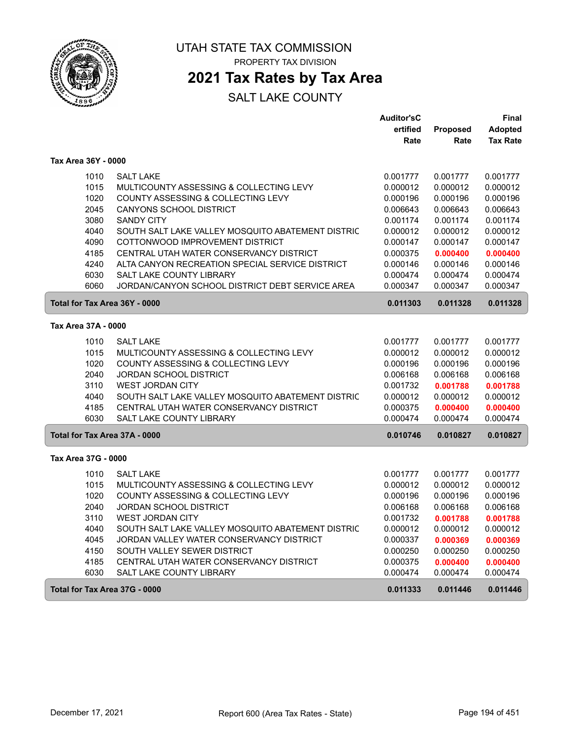# UTAH STATE TAX COMMISSION

PROPERTY TAX DIVISION

## 2021 Tax Rates by Tax Area

SALT LAKE COUNTY

| | | Auditor'sC ertified Rate | Proposed Rate | Final Adopted Tax Rate |
|---|---|---|---|---|
| **Tax Area 36Y - 0000** | | | | |
| 1010 | SALT LAKE | 0.001777 | 0.001777 | 0.001777 |
| 1015 | MULTICOUNTY ASSESSING & COLLECTING LEVY | 0.000012 | 0.000012 | 0.000012 |
| 1020 | COUNTY ASSESSING & COLLECTING LEVY | 0.000196 | 0.000196 | 0.000196 |
| 2045 | CANYONS SCHOOL DISTRICT | 0.006643 | 0.006643 | 0.006643 |
| 3080 | SANDY CITY | 0.001174 | 0.001174 | 0.001174 |
| 4040 | SOUTH SALT LAKE VALLEY MOSQUITO ABATEMENT DISTRIC | 0.000012 | 0.000012 | 0.000012 |
| 4090 | COTTONWOOD IMPROVEMENT DISTRICT | 0.000147 | 0.000147 | 0.000147 |
| 4185 | CENTRAL UTAH WATER CONSERVANCY DISTRICT | 0.000375 | **0.000400** | **0.000400** |
| 4240 | ALTA CANYON RECREATION SPECIAL SERVICE DISTRICT | 0.000146 | 0.000146 | 0.000146 |
| 6030 | SALT LAKE COUNTY LIBRARY | 0.000474 | 0.000474 | 0.000474 |
| 6060 | JORDAN/CANYON SCHOOL DISTRICT DEBT SERVICE AREA | 0.000347 | 0.000347 | 0.000347 |
| **Total for Tax Area 36Y - 0000** | | **0.011303** | **0.011328** | **0.011328** |
| **Tax Area 37A - 0000** | | | | |
| 1010 | SALT LAKE | 0.001777 | 0.001777 | 0.001777 |
| 1015 | MULTICOUNTY ASSESSING & COLLECTING LEVY | 0.000012 | 0.000012 | 0.000012 |
| 1020 | COUNTY ASSESSING & COLLECTING LEVY | 0.000196 | 0.000196 | 0.000196 |
| 2040 | JORDAN SCHOOL DISTRICT | 0.006168 | 0.006168 | 0.006168 |
| 3110 | WEST JORDAN CITY | 0.001732 | **0.001788** | **0.001788** |
| 4040 | SOUTH SALT LAKE VALLEY MOSQUITO ABATEMENT DISTRIC | 0.000012 | 0.000012 | 0.000012 |
| 4185 | CENTRAL UTAH WATER CONSERVANCY DISTRICT | 0.000375 | **0.000400** | **0.000400** |
| 6030 | SALT LAKE COUNTY LIBRARY | 0.000474 | 0.000474 | 0.000474 |
| **Total for Tax Area 37A - 0000** | | **0.010746** | **0.010827** | **0.010827** |
| **Tax Area 37G - 0000** | | | | |
| 1010 | SALT LAKE | 0.001777 | 0.001777 | 0.001777 |
| 1015 | MULTICOUNTY ASSESSING & COLLECTING LEVY | 0.000012 | 0.000012 | 0.000012 |
| 1020 | COUNTY ASSESSING & COLLECTING LEVY | 0.000196 | 0.000196 | 0.000196 |
| 2040 | JORDAN SCHOOL DISTRICT | 0.006168 | 0.006168 | 0.006168 |
| 3110 | WEST JORDAN CITY | 0.001732 | **0.001788** | **0.001788** |
| 4040 | SOUTH SALT LAKE VALLEY MOSQUITO ABATEMENT DISTRIC | 0.000012 | 0.000012 | 0.000012 |
| 4045 | JORDAN VALLEY WATER CONSERVANCY DISTRICT | 0.000337 | **0.000369** | **0.000369** |
| 4150 | SOUTH VALLEY SEWER DISTRICT | 0.000250 | 0.000250 | 0.000250 |
| 4185 | CENTRAL UTAH WATER CONSERVANCY DISTRICT | 0.000375 | **0.000400** | **0.000400** |
| 6030 | SALT LAKE COUNTY LIBRARY | 0.000474 | 0.000474 | 0.000474 |
| **Total for Tax Area 37G - 0000** | | **0.011333** | **0.011446** | **0.011446** |

December 17, 2021 — Report 600 (Area Tax Rates - State)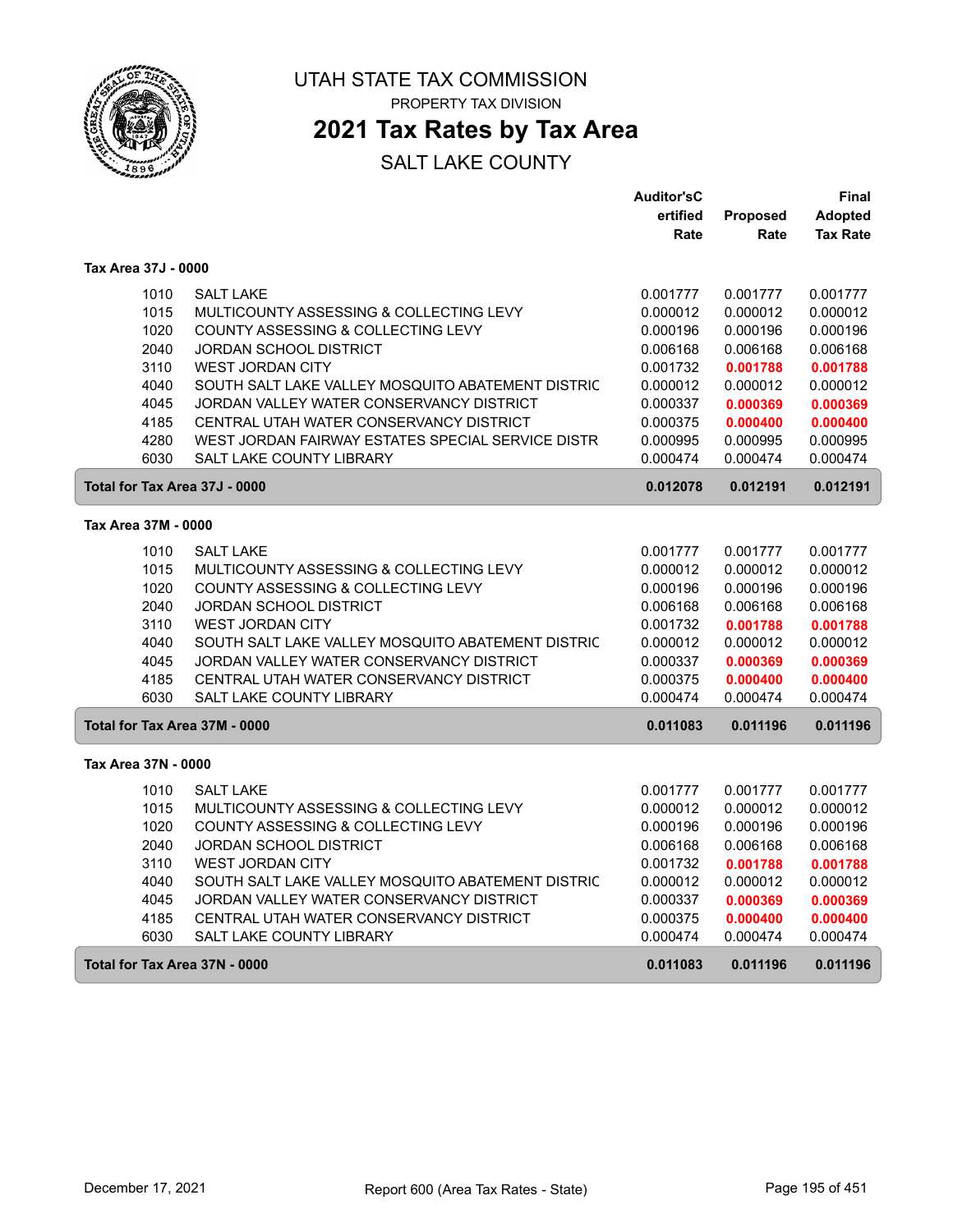# UTAH STATE TAX COMMISSION

PROPERTY TAX DIVISION

## 2021 Tax Rates by Tax Area

SALT LAKE COUNTY

| | | Auditor'sCertified Rate | Proposed Rate | Final Adopted Tax Rate |
|---|---|---|---|---|
| **Tax Area 37J - 0000** | | | | |
| 1010 | SALT LAKE | 0.001777 | 0.001777 | 0.001777 |
| 1015 | MULTICOUNTY ASSESSING & COLLECTING LEVY | 0.000012 | 0.000012 | 0.000012 |
| 1020 | COUNTY ASSESSING & COLLECTING LEVY | 0.000196 | 0.000196 | 0.000196 |
| 2040 | JORDAN SCHOOL DISTRICT | 0.006168 | 0.006168 | 0.006168 |
| 3110 | WEST JORDAN CITY | 0.001732 | **0.001788** | **0.001788** |
| 4040 | SOUTH SALT LAKE VALLEY MOSQUITO ABATEMENT DISTRIC | 0.000012 | 0.000012 | 0.000012 |
| 4045 | JORDAN VALLEY WATER CONSERVANCY DISTRICT | 0.000337 | **0.000369** | **0.000369** |
| 4185 | CENTRAL UTAH WATER CONSERVANCY DISTRICT | 0.000375 | **0.000400** | **0.000400** |
| 4280 | WEST JORDAN FAIRWAY ESTATES SPECIAL SERVICE DISTR | 0.000995 | 0.000995 | 0.000995 |
| 6030 | SALT LAKE COUNTY LIBRARY | 0.000474 | 0.000474 | 0.000474 |
| **Total for Tax Area 37J - 0000** | | **0.012078** | **0.012191** | **0.012191** |
| **Tax Area 37M - 0000** | | | | |
| 1010 | SALT LAKE | 0.001777 | 0.001777 | 0.001777 |
| 1015 | MULTICOUNTY ASSESSING & COLLECTING LEVY | 0.000012 | 0.000012 | 0.000012 |
| 1020 | COUNTY ASSESSING & COLLECTING LEVY | 0.000196 | 0.000196 | 0.000196 |
| 2040 | JORDAN SCHOOL DISTRICT | 0.006168 | 0.006168 | 0.006168 |
| 3110 | WEST JORDAN CITY | 0.001732 | **0.001788** | **0.001788** |
| 4040 | SOUTH SALT LAKE VALLEY MOSQUITO ABATEMENT DISTRIC | 0.000012 | 0.000012 | 0.000012 |
| 4045 | JORDAN VALLEY WATER CONSERVANCY DISTRICT | 0.000337 | **0.000369** | **0.000369** |
| 4185 | CENTRAL UTAH WATER CONSERVANCY DISTRICT | 0.000375 | **0.000400** | **0.000400** |
| 6030 | SALT LAKE COUNTY LIBRARY | 0.000474 | 0.000474 | 0.000474 |
| **Total for Tax Area 37M - 0000** | | **0.011083** | **0.011196** | **0.011196** |
| **Tax Area 37N - 0000** | | | | |
| 1010 | SALT LAKE | 0.001777 | 0.001777 | 0.001777 |
| 1015 | MULTICOUNTY ASSESSING & COLLECTING LEVY | 0.000012 | 0.000012 | 0.000012 |
| 1020 | COUNTY ASSESSING & COLLECTING LEVY | 0.000196 | 0.000196 | 0.000196 |
| 2040 | JORDAN SCHOOL DISTRICT | 0.006168 | 0.006168 | 0.006168 |
| 3110 | WEST JORDAN CITY | 0.001732 | **0.001788** | **0.001788** |
| 4040 | SOUTH SALT LAKE VALLEY MOSQUITO ABATEMENT DISTRIC | 0.000012 | 0.000012 | 0.000012 |
| 4045 | JORDAN VALLEY WATER CONSERVANCY DISTRICT | 0.000337 | **0.000369** | **0.000369** |
| 4185 | CENTRAL UTAH WATER CONSERVANCY DISTRICT | 0.000375 | **0.000400** | **0.000400** |
| 6030 | SALT LAKE COUNTY LIBRARY | 0.000474 | 0.000474 | 0.000474 |
| **Total for Tax Area 37N - 0000** | | **0.011083** | **0.011196** | **0.011196** |

December 17, 2021 — Report 600 (Area Tax Rates - State)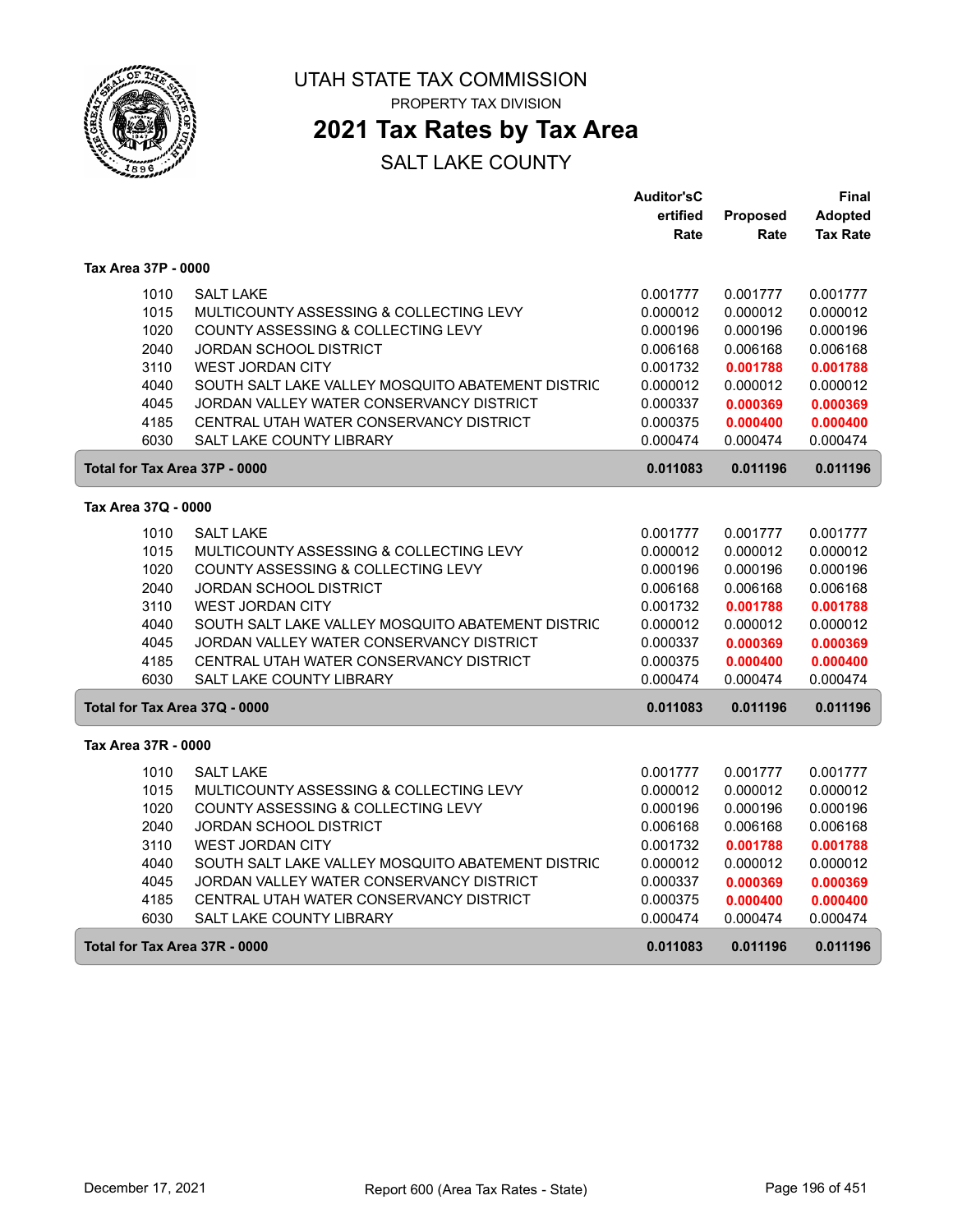UTAH STATE TAX COMMISSION

PROPERTY TAX DIVISION

# 2021 Tax Rates by Tax Area

SALT LAKE COUNTY

| | | Auditor'sCertified Rate | Proposed Rate | Final Adopted Tax Rate |
|---|---|---|---|---|
| **Tax Area 37P - 0000** | | | | |
| 1010 | SALT LAKE | 0.001777 | 0.001777 | 0.001777 |
| 1015 | MULTICOUNTY ASSESSING & COLLECTING LEVY | 0.000012 | 0.000012 | 0.000012 |
| 1020 | COUNTY ASSESSING & COLLECTING LEVY | 0.000196 | 0.000196 | 0.000196 |
| 2040 | JORDAN SCHOOL DISTRICT | 0.006168 | 0.006168 | 0.006168 |
| 3110 | WEST JORDAN CITY | 0.001732 | **0.001788** | **0.001788** |
| 4040 | SOUTH SALT LAKE VALLEY MOSQUITO ABATEMENT DISTRIC | 0.000012 | 0.000012 | 0.000012 |
| 4045 | JORDAN VALLEY WATER CONSERVANCY DISTRICT | 0.000337 | **0.000369** | **0.000369** |
| 4185 | CENTRAL UTAH WATER CONSERVANCY DISTRICT | 0.000375 | **0.000400** | **0.000400** |
| 6030 | SALT LAKE COUNTY LIBRARY | 0.000474 | 0.000474 | 0.000474 |
| **Total for Tax Area 37P - 0000** | | **0.011083** | **0.011196** | **0.011196** |
| **Tax Area 37Q - 0000** | | | | |
| 1010 | SALT LAKE | 0.001777 | 0.001777 | 0.001777 |
| 1015 | MULTICOUNTY ASSESSING & COLLECTING LEVY | 0.000012 | 0.000012 | 0.000012 |
| 1020 | COUNTY ASSESSING & COLLECTING LEVY | 0.000196 | 0.000196 | 0.000196 |
| 2040 | JORDAN SCHOOL DISTRICT | 0.006168 | 0.006168 | 0.006168 |
| 3110 | WEST JORDAN CITY | 0.001732 | **0.001788** | **0.001788** |
| 4040 | SOUTH SALT LAKE VALLEY MOSQUITO ABATEMENT DISTRIC | 0.000012 | 0.000012 | 0.000012 |
| 4045 | JORDAN VALLEY WATER CONSERVANCY DISTRICT | 0.000337 | **0.000369** | **0.000369** |
| 4185 | CENTRAL UTAH WATER CONSERVANCY DISTRICT | 0.000375 | **0.000400** | **0.000400** |
| 6030 | SALT LAKE COUNTY LIBRARY | 0.000474 | 0.000474 | 0.000474 |
| **Total for Tax Area 37Q - 0000** | | **0.011083** | **0.011196** | **0.011196** |
| **Tax Area 37R - 0000** | | | | |
| 1010 | SALT LAKE | 0.001777 | 0.001777 | 0.001777 |
| 1015 | MULTICOUNTY ASSESSING & COLLECTING LEVY | 0.000012 | 0.000012 | 0.000012 |
| 1020 | COUNTY ASSESSING & COLLECTING LEVY | 0.000196 | 0.000196 | 0.000196 |
| 2040 | JORDAN SCHOOL DISTRICT | 0.006168 | 0.006168 | 0.006168 |
| 3110 | WEST JORDAN CITY | 0.001732 | **0.001788** | **0.001788** |
| 4040 | SOUTH SALT LAKE VALLEY MOSQUITO ABATEMENT DISTRIC | 0.000012 | 0.000012 | 0.000012 |
| 4045 | JORDAN VALLEY WATER CONSERVANCY DISTRICT | 0.000337 | **0.000369** | **0.000369** |
| 4185 | CENTRAL UTAH WATER CONSERVANCY DISTRICT | 0.000375 | **0.000400** | **0.000400** |
| 6030 | SALT LAKE COUNTY LIBRARY | 0.000474 | 0.000474 | 0.000474 |
| **Total for Tax Area 37R - 0000** | | **0.011083** | **0.011196** | **0.011196** |

December 17, 2021 Report 600 (Area Tax Rates - State)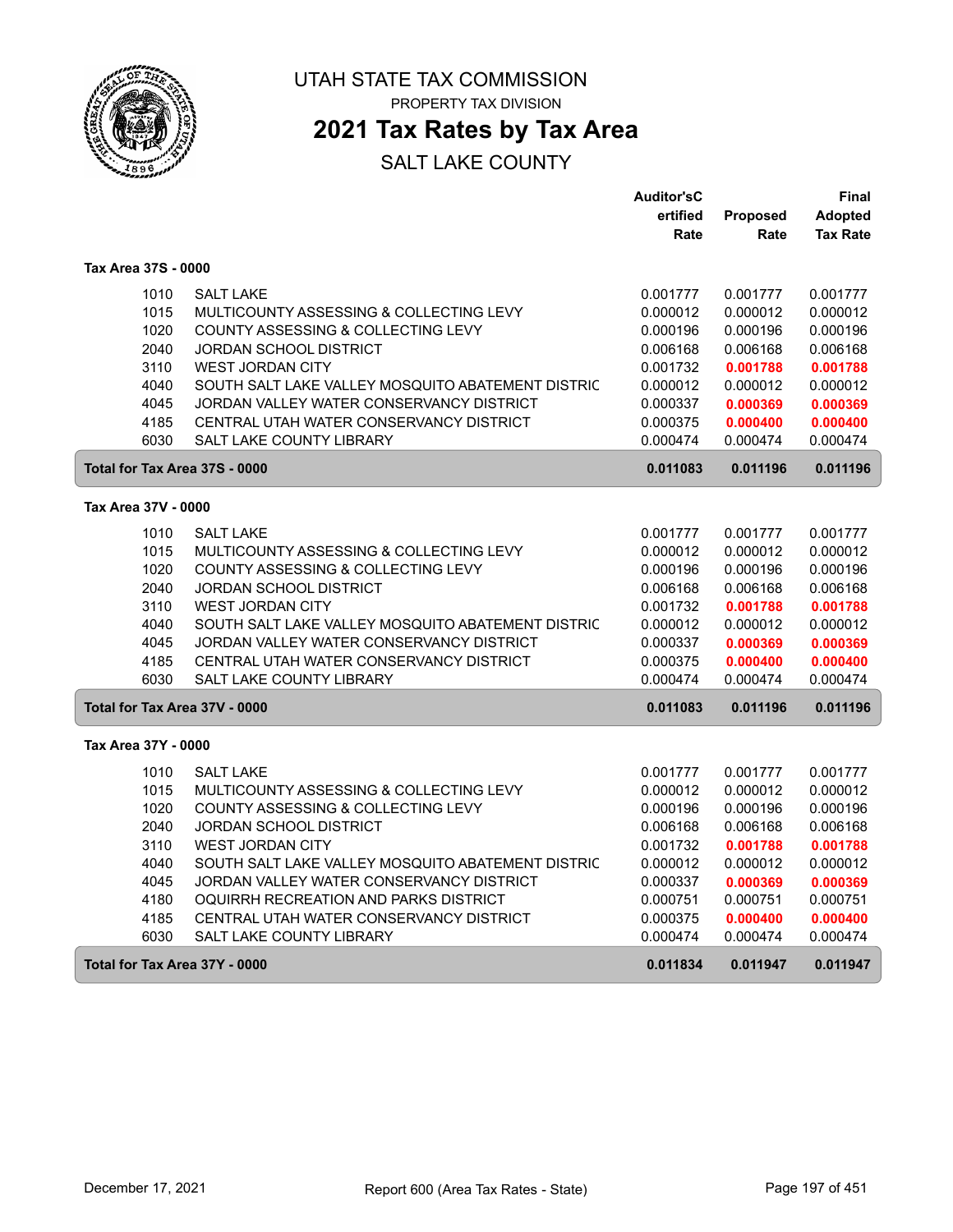# UTAH STATE TAX COMMISSION

PROPERTY TAX DIVISION

## 2021 Tax Rates by Tax Area

SALT LAKE COUNTY

| | | Auditor'sCertified Rate | Proposed Rate | Final Adopted Tax Rate |
|---|---|---|---|---|
| **Tax Area 37S - 0000** | | | | |
| 1010 | SALT LAKE | 0.001777 | 0.001777 | 0.001777 |
| 1015 | MULTICOUNTY ASSESSING & COLLECTING LEVY | 0.000012 | 0.000012 | 0.000012 |
| 1020 | COUNTY ASSESSING & COLLECTING LEVY | 0.000196 | 0.000196 | 0.000196 |
| 2040 | JORDAN SCHOOL DISTRICT | 0.006168 | 0.006168 | 0.006168 |
| 3110 | WEST JORDAN CITY | 0.001732 | **0.001788** | **0.001788** |
| 4040 | SOUTH SALT LAKE VALLEY MOSQUITO ABATEMENT DISTRIC | 0.000012 | 0.000012 | 0.000012 |
| 4045 | JORDAN VALLEY WATER CONSERVANCY DISTRICT | 0.000337 | **0.000369** | **0.000369** |
| 4185 | CENTRAL UTAH WATER CONSERVANCY DISTRICT | 0.000375 | **0.000400** | **0.000400** |
| 6030 | SALT LAKE COUNTY LIBRARY | 0.000474 | 0.000474 | 0.000474 |
| **Total for Tax Area 37S - 0000** | | **0.011083** | **0.011196** | **0.011196** |
| **Tax Area 37V - 0000** | | | | |
| 1010 | SALT LAKE | 0.001777 | 0.001777 | 0.001777 |
| 1015 | MULTICOUNTY ASSESSING & COLLECTING LEVY | 0.000012 | 0.000012 | 0.000012 |
| 1020 | COUNTY ASSESSING & COLLECTING LEVY | 0.000196 | 0.000196 | 0.000196 |
| 2040 | JORDAN SCHOOL DISTRICT | 0.006168 | 0.006168 | 0.006168 |
| 3110 | WEST JORDAN CITY | 0.001732 | **0.001788** | **0.001788** |
| 4040 | SOUTH SALT LAKE VALLEY MOSQUITO ABATEMENT DISTRIC | 0.000012 | 0.000012 | 0.000012 |
| 4045 | JORDAN VALLEY WATER CONSERVANCY DISTRICT | 0.000337 | **0.000369** | **0.000369** |
| 4185 | CENTRAL UTAH WATER CONSERVANCY DISTRICT | 0.000375 | **0.000400** | **0.000400** |
| 6030 | SALT LAKE COUNTY LIBRARY | 0.000474 | 0.000474 | 0.000474 |
| **Total for Tax Area 37V - 0000** | | **0.011083** | **0.011196** | **0.011196** |
| **Tax Area 37Y - 0000** | | | | |
| 1010 | SALT LAKE | 0.001777 | 0.001777 | 0.001777 |
| 1015 | MULTICOUNTY ASSESSING & COLLECTING LEVY | 0.000012 | 0.000012 | 0.000012 |
| 1020 | COUNTY ASSESSING & COLLECTING LEVY | 0.000196 | 0.000196 | 0.000196 |
| 2040 | JORDAN SCHOOL DISTRICT | 0.006168 | 0.006168 | 0.006168 |
| 3110 | WEST JORDAN CITY | 0.001732 | **0.001788** | **0.001788** |
| 4040 | SOUTH SALT LAKE VALLEY MOSQUITO ABATEMENT DISTRIC | 0.000012 | 0.000012 | 0.000012 |
| 4045 | JORDAN VALLEY WATER CONSERVANCY DISTRICT | 0.000337 | **0.000369** | **0.000369** |
| 4180 | OQUIRRH RECREATION AND PARKS DISTRICT | 0.000751 | 0.000751 | 0.000751 |
| 4185 | CENTRAL UTAH WATER CONSERVANCY DISTRICT | 0.000375 | **0.000400** | **0.000400** |
| 6030 | SALT LAKE COUNTY LIBRARY | 0.000474 | 0.000474 | 0.000474 |
| **Total for Tax Area 37Y - 0000** | | **0.011834** | **0.011947** | **0.011947** |

December 17, 2021 Report 600 (Area Tax Rates - State)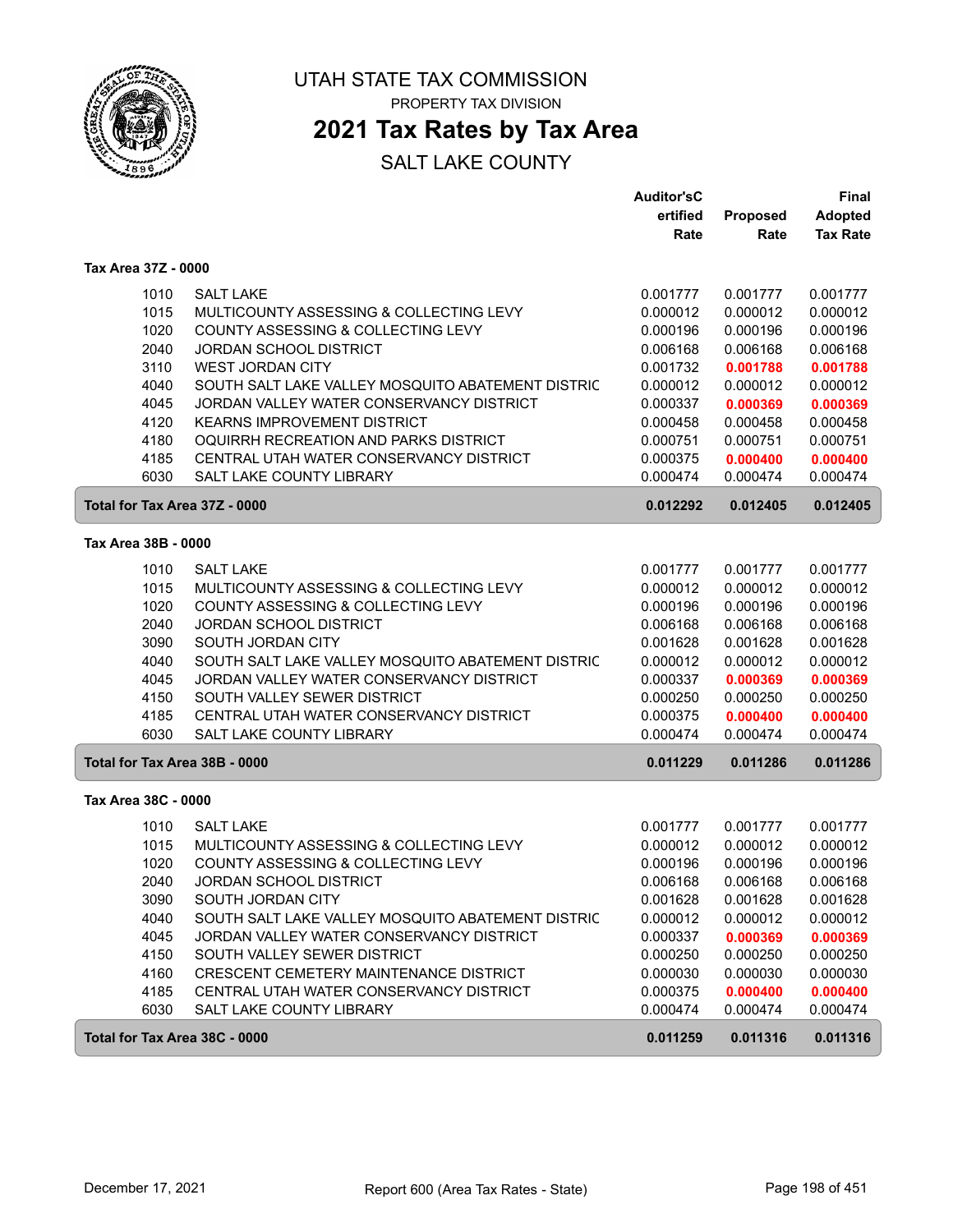# UTAH STATE TAX COMMISSION

PROPERTY TAX DIVISION

## 2021 Tax Rates by Tax Area

SALT LAKE COUNTY

### Tax Area 37Z - 0000

| | | Auditor'sCertified Rate | Proposed Rate | Final Adopted Tax Rate |
|---|---|---|---|---|
| 1010 | SALT LAKE | 0.001777 | 0.001777 | 0.001777 |
| 1015 | MULTICOUNTY ASSESSING & COLLECTING LEVY | 0.000012 | 0.000012 | 0.000012 |
| 1020 | COUNTY ASSESSING & COLLECTING LEVY | 0.000196 | 0.000196 | 0.000196 |
| 2040 | JORDAN SCHOOL DISTRICT | 0.006168 | 0.006168 | 0.006168 |
| 3110 | WEST JORDAN CITY | 0.001732 | **0.001788** | **0.001788** |
| 4040 | SOUTH SALT LAKE VALLEY MOSQUITO ABATEMENT DISTRIC | 0.000012 | 0.000012 | 0.000012 |
| 4045 | JORDAN VALLEY WATER CONSERVANCY DISTRICT | 0.000337 | **0.000369** | **0.000369** |
| 4120 | KEARNS IMPROVEMENT DISTRICT | 0.000458 | 0.000458 | 0.000458 |
| 4180 | OQUIRRH RECREATION AND PARKS DISTRICT | 0.000751 | 0.000751 | 0.000751 |
| 4185 | CENTRAL UTAH WATER CONSERVANCY DISTRICT | 0.000375 | **0.000400** | **0.000400** |
| 6030 | SALT LAKE COUNTY LIBRARY | 0.000474 | 0.000474 | 0.000474 |
| **Total for Tax Area 37Z - 0000** | | **0.012292** | **0.012405** | **0.012405** |

### Tax Area 38B - 0000

| | | Auditor'sCertified Rate | Proposed Rate | Final Adopted Tax Rate |
|---|---|---|---|---|
| 1010 | SALT LAKE | 0.001777 | 0.001777 | 0.001777 |
| 1015 | MULTICOUNTY ASSESSING & COLLECTING LEVY | 0.000012 | 0.000012 | 0.000012 |
| 1020 | COUNTY ASSESSING & COLLECTING LEVY | 0.000196 | 0.000196 | 0.000196 |
| 2040 | JORDAN SCHOOL DISTRICT | 0.006168 | 0.006168 | 0.006168 |
| 3090 | SOUTH JORDAN CITY | 0.001628 | 0.001628 | 0.001628 |
| 4040 | SOUTH SALT LAKE VALLEY MOSQUITO ABATEMENT DISTRIC | 0.000012 | 0.000012 | 0.000012 |
| 4045 | JORDAN VALLEY WATER CONSERVANCY DISTRICT | 0.000337 | **0.000369** | **0.000369** |
| 4150 | SOUTH VALLEY SEWER DISTRICT | 0.000250 | 0.000250 | 0.000250 |
| 4185 | CENTRAL UTAH WATER CONSERVANCY DISTRICT | 0.000375 | **0.000400** | **0.000400** |
| 6030 | SALT LAKE COUNTY LIBRARY | 0.000474 | 0.000474 | 0.000474 |
| **Total for Tax Area 38B - 0000** | | **0.011229** | **0.011286** | **0.011286** |

### Tax Area 38C - 0000

| | | Auditor'sCertified Rate | Proposed Rate | Final Adopted Tax Rate |
|---|---|---|---|---|
| 1010 | SALT LAKE | 0.001777 | 0.001777 | 0.001777 |
| 1015 | MULTICOUNTY ASSESSING & COLLECTING LEVY | 0.000012 | 0.000012 | 0.000012 |
| 1020 | COUNTY ASSESSING & COLLECTING LEVY | 0.000196 | 0.000196 | 0.000196 |
| 2040 | JORDAN SCHOOL DISTRICT | 0.006168 | 0.006168 | 0.006168 |
| 3090 | SOUTH JORDAN CITY | 0.001628 | 0.001628 | 0.001628 |
| 4040 | SOUTH SALT LAKE VALLEY MOSQUITO ABATEMENT DISTRIC | 0.000012 | 0.000012 | 0.000012 |
| 4045 | JORDAN VALLEY WATER CONSERVANCY DISTRICT | 0.000337 | **0.000369** | **0.000369** |
| 4150 | SOUTH VALLEY SEWER DISTRICT | 0.000250 | 0.000250 | 0.000250 |
| 4160 | CRESCENT CEMETERY MAINTENANCE DISTRICT | 0.000030 | 0.000030 | 0.000030 |
| 4185 | CENTRAL UTAH WATER CONSERVANCY DISTRICT | 0.000375 | **0.000400** | **0.000400** |
| 6030 | SALT LAKE COUNTY LIBRARY | 0.000474 | 0.000474 | 0.000474 |
| **Total for Tax Area 38C - 0000** | | **0.011259** | **0.011316** | **0.011316** |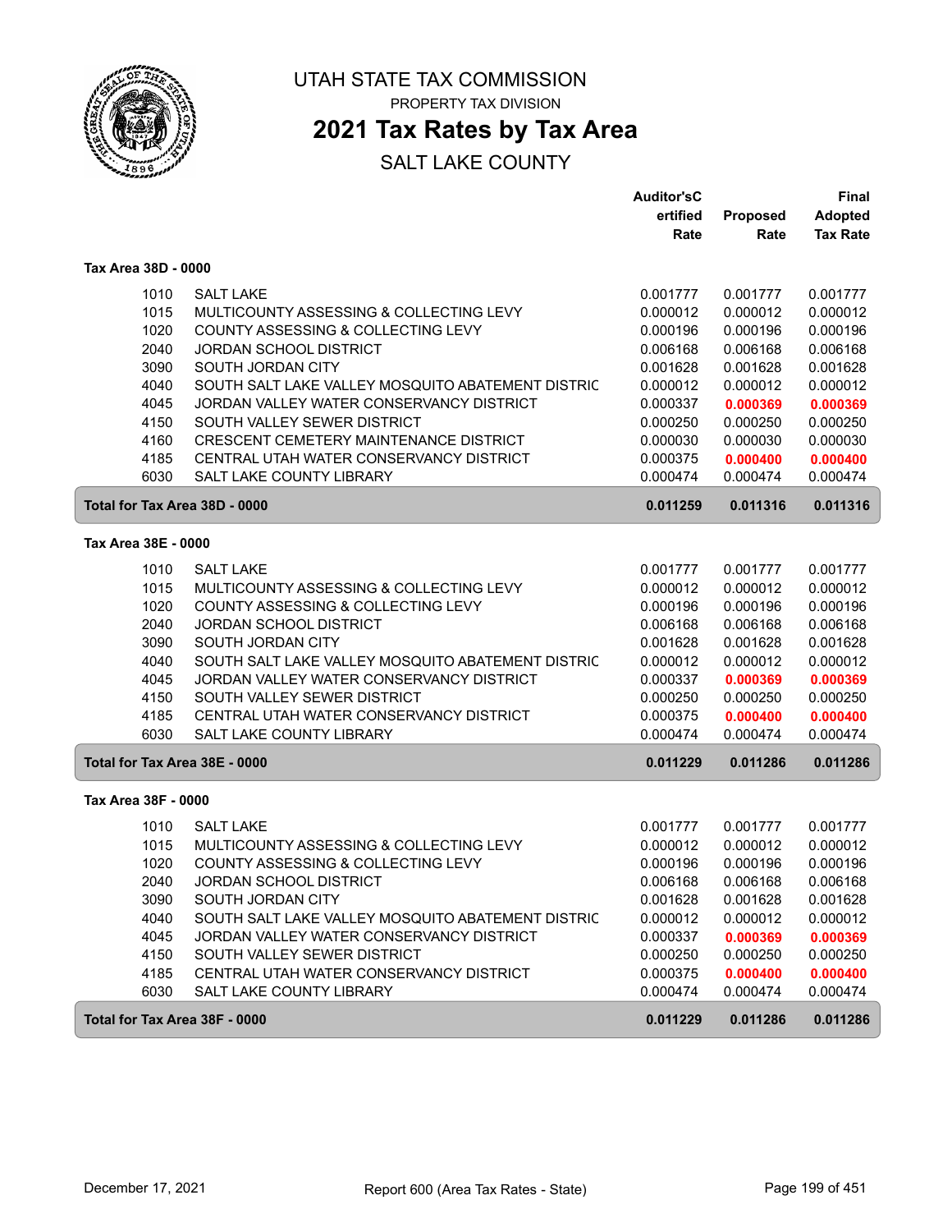# UTAH STATE TAX COMMISSION

PROPERTY TAX DIVISION

## 2021 Tax Rates by Tax Area

SALT LAKE COUNTY

| | | Auditor'sCertified Rate | Proposed Rate | Final Adopted Tax Rate |
|---|---|---|---|---|
| **Tax Area 38D - 0000** | | | | |
| 1010 | SALT LAKE | 0.001777 | 0.001777 | 0.001777 |
| 1015 | MULTICOUNTY ASSESSING & COLLECTING LEVY | 0.000012 | 0.000012 | 0.000012 |
| 1020 | COUNTY ASSESSING & COLLECTING LEVY | 0.000196 | 0.000196 | 0.000196 |
| 2040 | JORDAN SCHOOL DISTRICT | 0.006168 | 0.006168 | 0.006168 |
| 3090 | SOUTH JORDAN CITY | 0.001628 | 0.001628 | 0.001628 |
| 4040 | SOUTH SALT LAKE VALLEY MOSQUITO ABATEMENT DISTRIC | 0.000012 | 0.000012 | 0.000012 |
| 4045 | JORDAN VALLEY WATER CONSERVANCY DISTRICT | 0.000337 | **0.000369** | **0.000369** |
| 4150 | SOUTH VALLEY SEWER DISTRICT | 0.000250 | 0.000250 | 0.000250 |
| 4160 | CRESCENT CEMETERY MAINTENANCE DISTRICT | 0.000030 | 0.000030 | 0.000030 |
| 4185 | CENTRAL UTAH WATER CONSERVANCY DISTRICT | 0.000375 | **0.000400** | **0.000400** |
| 6030 | SALT LAKE COUNTY LIBRARY | 0.000474 | 0.000474 | 0.000474 |
| **Total for Tax Area 38D - 0000** | | **0.011259** | **0.011316** | **0.011316** |
| **Tax Area 38E - 0000** | | | | |
| 1010 | SALT LAKE | 0.001777 | 0.001777 | 0.001777 |
| 1015 | MULTICOUNTY ASSESSING & COLLECTING LEVY | 0.000012 | 0.000012 | 0.000012 |
| 1020 | COUNTY ASSESSING & COLLECTING LEVY | 0.000196 | 0.000196 | 0.000196 |
| 2040 | JORDAN SCHOOL DISTRICT | 0.006168 | 0.006168 | 0.006168 |
| 3090 | SOUTH JORDAN CITY | 0.001628 | 0.001628 | 0.001628 |
| 4040 | SOUTH SALT LAKE VALLEY MOSQUITO ABATEMENT DISTRIC | 0.000012 | 0.000012 | 0.000012 |
| 4045 | JORDAN VALLEY WATER CONSERVANCY DISTRICT | 0.000337 | **0.000369** | **0.000369** |
| 4150 | SOUTH VALLEY SEWER DISTRICT | 0.000250 | 0.000250 | 0.000250 |
| 4185 | CENTRAL UTAH WATER CONSERVANCY DISTRICT | 0.000375 | **0.000400** | **0.000400** |
| 6030 | SALT LAKE COUNTY LIBRARY | 0.000474 | 0.000474 | 0.000474 |
| **Total for Tax Area 38E - 0000** | | **0.011229** | **0.011286** | **0.011286** |
| **Tax Area 38F - 0000** | | | | |
| 1010 | SALT LAKE | 0.001777 | 0.001777 | 0.001777 |
| 1015 | MULTICOUNTY ASSESSING & COLLECTING LEVY | 0.000012 | 0.000012 | 0.000012 |
| 1020 | COUNTY ASSESSING & COLLECTING LEVY | 0.000196 | 0.000196 | 0.000196 |
| 2040 | JORDAN SCHOOL DISTRICT | 0.006168 | 0.006168 | 0.006168 |
| 3090 | SOUTH JORDAN CITY | 0.001628 | 0.001628 | 0.001628 |
| 4040 | SOUTH SALT LAKE VALLEY MOSQUITO ABATEMENT DISTRIC | 0.000012 | 0.000012 | 0.000012 |
| 4045 | JORDAN VALLEY WATER CONSERVANCY DISTRICT | 0.000337 | **0.000369** | **0.000369** |
| 4150 | SOUTH VALLEY SEWER DISTRICT | 0.000250 | 0.000250 | 0.000250 |
| 4185 | CENTRAL UTAH WATER CONSERVANCY DISTRICT | 0.000375 | **0.000400** | **0.000400** |
| 6030 | SALT LAKE COUNTY LIBRARY | 0.000474 | 0.000474 | 0.000474 |
| **Total for Tax Area 38F - 0000** | | **0.011229** | **0.011286** | **0.011286** |

December 17, 2021 — Report 600 (Area Tax Rates - State)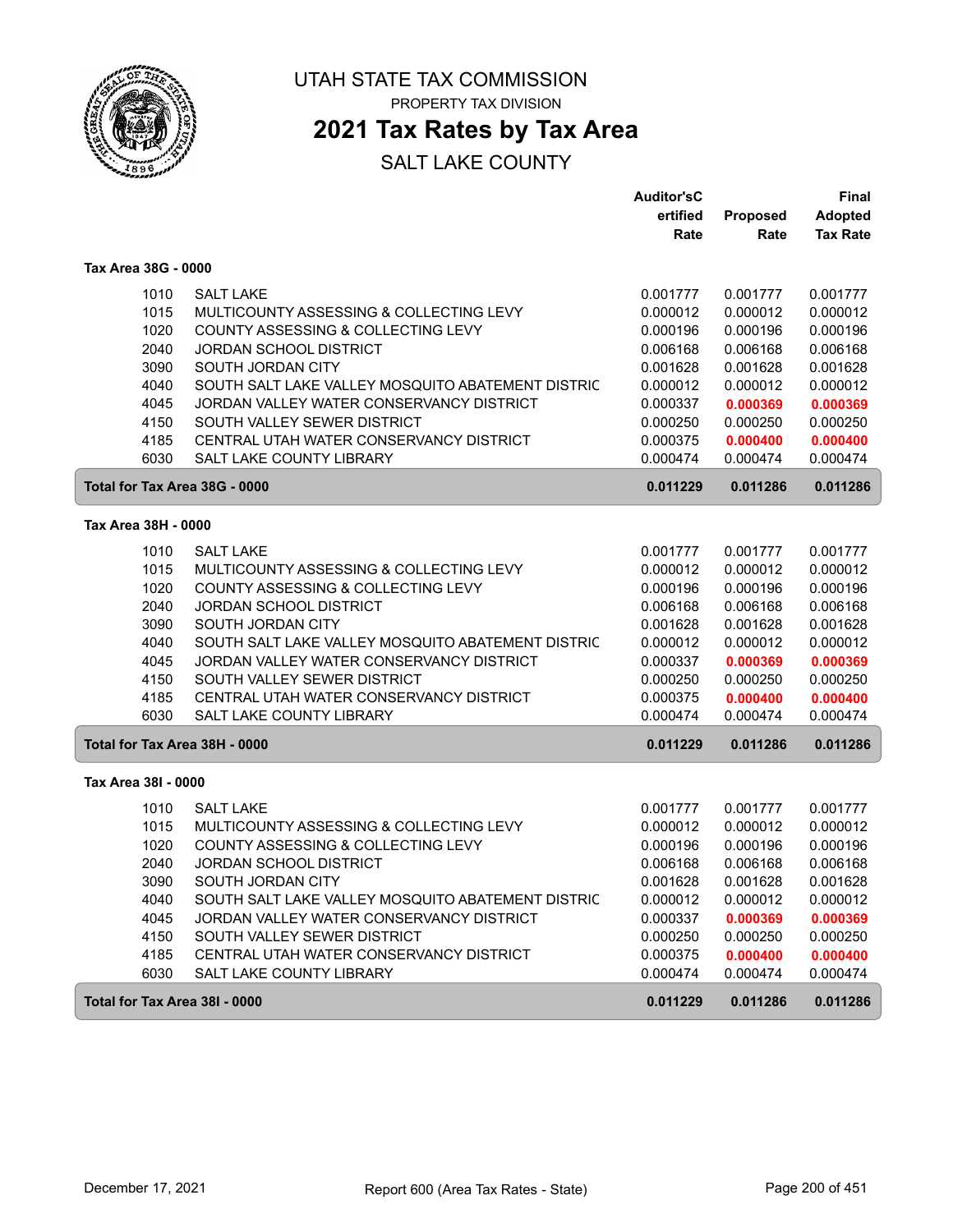UTAH STATE TAX COMMISSION

PROPERTY TAX DIVISION

# 2021 Tax Rates by Tax Area

SALT LAKE COUNTY

| | | Auditor'sCertified Rate | Proposed Rate | Final Adopted Tax Rate |
|---|---|---|---|---|
| **Tax Area 38G - 0000** | | | | |
| 1010 | SALT LAKE | 0.001777 | 0.001777 | 0.001777 |
| 1015 | MULTICOUNTY ASSESSING & COLLECTING LEVY | 0.000012 | 0.000012 | 0.000012 |
| 1020 | COUNTY ASSESSING & COLLECTING LEVY | 0.000196 | 0.000196 | 0.000196 |
| 2040 | JORDAN SCHOOL DISTRICT | 0.006168 | 0.006168 | 0.006168 |
| 3090 | SOUTH JORDAN CITY | 0.001628 | 0.001628 | 0.001628 |
| 4040 | SOUTH SALT LAKE VALLEY MOSQUITO ABATEMENT DISTRIC | 0.000012 | 0.000012 | 0.000012 |
| 4045 | JORDAN VALLEY WATER CONSERVANCY DISTRICT | 0.000337 | **0.000369** | **0.000369** |
| 4150 | SOUTH VALLEY SEWER DISTRICT | 0.000250 | 0.000250 | 0.000250 |
| 4185 | CENTRAL UTAH WATER CONSERVANCY DISTRICT | 0.000375 | **0.000400** | **0.000400** |
| 6030 | SALT LAKE COUNTY LIBRARY | 0.000474 | 0.000474 | 0.000474 |
| **Total for Tax Area 38G - 0000** | | **0.011229** | **0.011286** | **0.011286** |
| **Tax Area 38H - 0000** | | | | |
| 1010 | SALT LAKE | 0.001777 | 0.001777 | 0.001777 |
| 1015 | MULTICOUNTY ASSESSING & COLLECTING LEVY | 0.000012 | 0.000012 | 0.000012 |
| 1020 | COUNTY ASSESSING & COLLECTING LEVY | 0.000196 | 0.000196 | 0.000196 |
| 2040 | JORDAN SCHOOL DISTRICT | 0.006168 | 0.006168 | 0.006168 |
| 3090 | SOUTH JORDAN CITY | 0.001628 | 0.001628 | 0.001628 |
| 4040 | SOUTH SALT LAKE VALLEY MOSQUITO ABATEMENT DISTRIC | 0.000012 | 0.000012 | 0.000012 |
| 4045 | JORDAN VALLEY WATER CONSERVANCY DISTRICT | 0.000337 | **0.000369** | **0.000369** |
| 4150 | SOUTH VALLEY SEWER DISTRICT | 0.000250 | 0.000250 | 0.000250 |
| 4185 | CENTRAL UTAH WATER CONSERVANCY DISTRICT | 0.000375 | **0.000400** | **0.000400** |
| 6030 | SALT LAKE COUNTY LIBRARY | 0.000474 | 0.000474 | 0.000474 |
| **Total for Tax Area 38H - 0000** | | **0.011229** | **0.011286** | **0.011286** |
| **Tax Area 38I - 0000** | | | | |
| 1010 | SALT LAKE | 0.001777 | 0.001777 | 0.001777 |
| 1015 | MULTICOUNTY ASSESSING & COLLECTING LEVY | 0.000012 | 0.000012 | 0.000012 |
| 1020 | COUNTY ASSESSING & COLLECTING LEVY | 0.000196 | 0.000196 | 0.000196 |
| 2040 | JORDAN SCHOOL DISTRICT | 0.006168 | 0.006168 | 0.006168 |
| 3090 | SOUTH JORDAN CITY | 0.001628 | 0.001628 | 0.001628 |
| 4040 | SOUTH SALT LAKE VALLEY MOSQUITO ABATEMENT DISTRIC | 0.000012 | 0.000012 | 0.000012 |
| 4045 | JORDAN VALLEY WATER CONSERVANCY DISTRICT | 0.000337 | **0.000369** | **0.000369** |
| 4150 | SOUTH VALLEY SEWER DISTRICT | 0.000250 | 0.000250 | 0.000250 |
| 4185 | CENTRAL UTAH WATER CONSERVANCY DISTRICT | 0.000375 | **0.000400** | **0.000400** |
| 6030 | SALT LAKE COUNTY LIBRARY | 0.000474 | 0.000474 | 0.000474 |
| **Total for Tax Area 38I - 0000** | | **0.011229** | **0.011286** | **0.011286** |

December 17, 2021 — Report 600 (Area Tax Rates - State)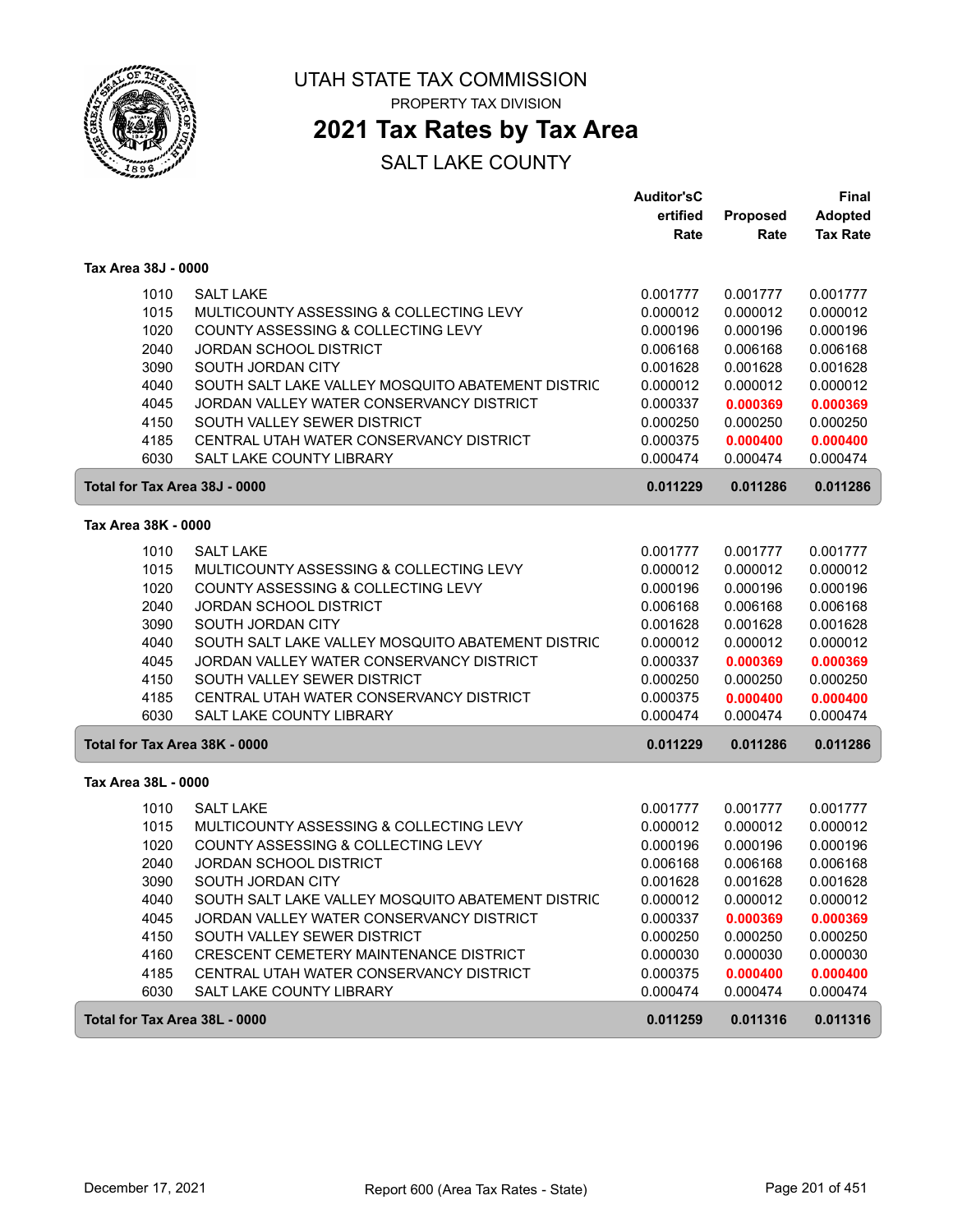# UTAH STATE TAX COMMISSION

PROPERTY TAX DIVISION

## 2021 Tax Rates by Tax Area

SALT LAKE COUNTY

| | | Auditor'sCertified Rate | Proposed Rate | Final Adopted Tax Rate |
|---|---|---|---|---|
| **Tax Area 38J - 0000** | | | | |
| 1010 | SALT LAKE | 0.001777 | 0.001777 | 0.001777 |
| 1015 | MULTICOUNTY ASSESSING & COLLECTING LEVY | 0.000012 | 0.000012 | 0.000012 |
| 1020 | COUNTY ASSESSING & COLLECTING LEVY | 0.000196 | 0.000196 | 0.000196 |
| 2040 | JORDAN SCHOOL DISTRICT | 0.006168 | 0.006168 | 0.006168 |
| 3090 | SOUTH JORDAN CITY | 0.001628 | 0.001628 | 0.001628 |
| 4040 | SOUTH SALT LAKE VALLEY MOSQUITO ABATEMENT DISTRIC | 0.000012 | 0.000012 | 0.000012 |
| 4045 | JORDAN VALLEY WATER CONSERVANCY DISTRICT | 0.000337 | **0.000369** | **0.000369** |
| 4150 | SOUTH VALLEY SEWER DISTRICT | 0.000250 | 0.000250 | 0.000250 |
| 4185 | CENTRAL UTAH WATER CONSERVANCY DISTRICT | 0.000375 | **0.000400** | **0.000400** |
| 6030 | SALT LAKE COUNTY LIBRARY | 0.000474 | 0.000474 | 0.000474 |
| **Total for Tax Area 38J - 0000** | | **0.011229** | **0.011286** | **0.011286** |
| **Tax Area 38K - 0000** | | | | |
| 1010 | SALT LAKE | 0.001777 | 0.001777 | 0.001777 |
| 1015 | MULTICOUNTY ASSESSING & COLLECTING LEVY | 0.000012 | 0.000012 | 0.000012 |
| 1020 | COUNTY ASSESSING & COLLECTING LEVY | 0.000196 | 0.000196 | 0.000196 |
| 2040 | JORDAN SCHOOL DISTRICT | 0.006168 | 0.006168 | 0.006168 |
| 3090 | SOUTH JORDAN CITY | 0.001628 | 0.001628 | 0.001628 |
| 4040 | SOUTH SALT LAKE VALLEY MOSQUITO ABATEMENT DISTRIC | 0.000012 | 0.000012 | 0.000012 |
| 4045 | JORDAN VALLEY WATER CONSERVANCY DISTRICT | 0.000337 | **0.000369** | **0.000369** |
| 4150 | SOUTH VALLEY SEWER DISTRICT | 0.000250 | 0.000250 | 0.000250 |
| 4185 | CENTRAL UTAH WATER CONSERVANCY DISTRICT | 0.000375 | **0.000400** | **0.000400** |
| 6030 | SALT LAKE COUNTY LIBRARY | 0.000474 | 0.000474 | 0.000474 |
| **Total for Tax Area 38K - 0000** | | **0.011229** | **0.011286** | **0.011286** |
| **Tax Area 38L - 0000** | | | | |
| 1010 | SALT LAKE | 0.001777 | 0.001777 | 0.001777 |
| 1015 | MULTICOUNTY ASSESSING & COLLECTING LEVY | 0.000012 | 0.000012 | 0.000012 |
| 1020 | COUNTY ASSESSING & COLLECTING LEVY | 0.000196 | 0.000196 | 0.000196 |
| 2040 | JORDAN SCHOOL DISTRICT | 0.006168 | 0.006168 | 0.006168 |
| 3090 | SOUTH JORDAN CITY | 0.001628 | 0.001628 | 0.001628 |
| 4040 | SOUTH SALT LAKE VALLEY MOSQUITO ABATEMENT DISTRIC | 0.000012 | 0.000012 | 0.000012 |
| 4045 | JORDAN VALLEY WATER CONSERVANCY DISTRICT | 0.000337 | **0.000369** | **0.000369** |
| 4150 | SOUTH VALLEY SEWER DISTRICT | 0.000250 | 0.000250 | 0.000250 |
| 4160 | CRESCENT CEMETERY MAINTENANCE DISTRICT | 0.000030 | 0.000030 | 0.000030 |
| 4185 | CENTRAL UTAH WATER CONSERVANCY DISTRICT | 0.000375 | **0.000400** | **0.000400** |
| 6030 | SALT LAKE COUNTY LIBRARY | 0.000474 | 0.000474 | 0.000474 |
| **Total for Tax Area 38L - 0000** | | **0.011259** | **0.011316** | **0.011316** |

December 17, 2021 — Report 600 (Area Tax Rates - State)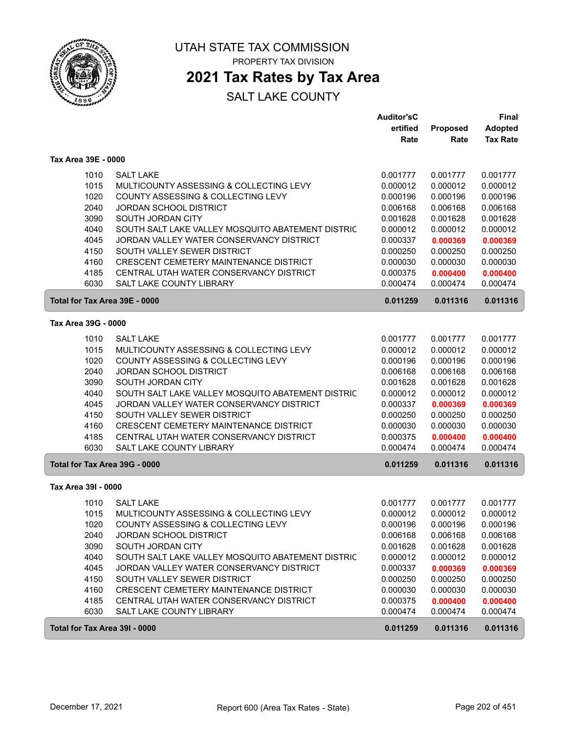# UTAH STATE TAX COMMISSION

PROPERTY TAX DIVISION

## 2021 Tax Rates by Tax Area

SALT LAKE COUNTY

### Tax Area 39E - 0000

| | | Auditor'sCertified Rate | Proposed Rate | Final Adopted Tax Rate |
|---|---|---|---|---|
| 1010 | SALT LAKE | 0.001777 | 0.001777 | 0.001777 |
| 1015 | MULTICOUNTY ASSESSING & COLLECTING LEVY | 0.000012 | 0.000012 | 0.000012 |
| 1020 | COUNTY ASSESSING & COLLECTING LEVY | 0.000196 | 0.000196 | 0.000196 |
| 2040 | JORDAN SCHOOL DISTRICT | 0.006168 | 0.006168 | 0.006168 |
| 3090 | SOUTH JORDAN CITY | 0.001628 | 0.001628 | 0.001628 |
| 4040 | SOUTH SALT LAKE VALLEY MOSQUITO ABATEMENT DISTRIC | 0.000012 | 0.000012 | 0.000012 |
| 4045 | JORDAN VALLEY WATER CONSERVANCY DISTRICT | 0.000337 | **0.000369** | **0.000369** |
| 4150 | SOUTH VALLEY SEWER DISTRICT | 0.000250 | 0.000250 | 0.000250 |
| 4160 | CRESCENT CEMETERY MAINTENANCE DISTRICT | 0.000030 | 0.000030 | 0.000030 |
| 4185 | CENTRAL UTAH WATER CONSERVANCY DISTRICT | 0.000375 | **0.000400** | **0.000400** |
| 6030 | SALT LAKE COUNTY LIBRARY | 0.000474 | 0.000474 | 0.000474 |
| **Total for Tax Area 39E - 0000** | | **0.011259** | **0.011316** | **0.011316** |

### Tax Area 39G - 0000

| | | Auditor'sCertified Rate | Proposed Rate | Final Adopted Tax Rate |
|---|---|---|---|---|
| 1010 | SALT LAKE | 0.001777 | 0.001777 | 0.001777 |
| 1015 | MULTICOUNTY ASSESSING & COLLECTING LEVY | 0.000012 | 0.000012 | 0.000012 |
| 1020 | COUNTY ASSESSING & COLLECTING LEVY | 0.000196 | 0.000196 | 0.000196 |
| 2040 | JORDAN SCHOOL DISTRICT | 0.006168 | 0.006168 | 0.006168 |
| 3090 | SOUTH JORDAN CITY | 0.001628 | 0.001628 | 0.001628 |
| 4040 | SOUTH SALT LAKE VALLEY MOSQUITO ABATEMENT DISTRIC | 0.000012 | 0.000012 | 0.000012 |
| 4045 | JORDAN VALLEY WATER CONSERVANCY DISTRICT | 0.000337 | **0.000369** | **0.000369** |
| 4150 | SOUTH VALLEY SEWER DISTRICT | 0.000250 | 0.000250 | 0.000250 |
| 4160 | CRESCENT CEMETERY MAINTENANCE DISTRICT | 0.000030 | 0.000030 | 0.000030 |
| 4185 | CENTRAL UTAH WATER CONSERVANCY DISTRICT | 0.000375 | **0.000400** | **0.000400** |
| 6030 | SALT LAKE COUNTY LIBRARY | 0.000474 | 0.000474 | 0.000474 |
| **Total for Tax Area 39G - 0000** | | **0.011259** | **0.011316** | **0.011316** |

### Tax Area 39I - 0000

| | | Auditor'sCertified Rate | Proposed Rate | Final Adopted Tax Rate |
|---|---|---|---|---|
| 1010 | SALT LAKE | 0.001777 | 0.001777 | 0.001777 |
| 1015 | MULTICOUNTY ASSESSING & COLLECTING LEVY | 0.000012 | 0.000012 | 0.000012 |
| 1020 | COUNTY ASSESSING & COLLECTING LEVY | 0.000196 | 0.000196 | 0.000196 |
| 2040 | JORDAN SCHOOL DISTRICT | 0.006168 | 0.006168 | 0.006168 |
| 3090 | SOUTH JORDAN CITY | 0.001628 | 0.001628 | 0.001628 |
| 4040 | SOUTH SALT LAKE VALLEY MOSQUITO ABATEMENT DISTRIC | 0.000012 | 0.000012 | 0.000012 |
| 4045 | JORDAN VALLEY WATER CONSERVANCY DISTRICT | 0.000337 | **0.000369** | **0.000369** |
| 4150 | SOUTH VALLEY SEWER DISTRICT | 0.000250 | 0.000250 | 0.000250 |
| 4160 | CRESCENT CEMETERY MAINTENANCE DISTRICT | 0.000030 | 0.000030 | 0.000030 |
| 4185 | CENTRAL UTAH WATER CONSERVANCY DISTRICT | 0.000375 | **0.000400** | **0.000400** |
| 6030 | SALT LAKE COUNTY LIBRARY | 0.000474 | 0.000474 | 0.000474 |
| **Total for Tax Area 39I - 0000** | | **0.011259** | **0.011316** | **0.011316** |

December 17, 2021 Report 600 (Area Tax Rates - State)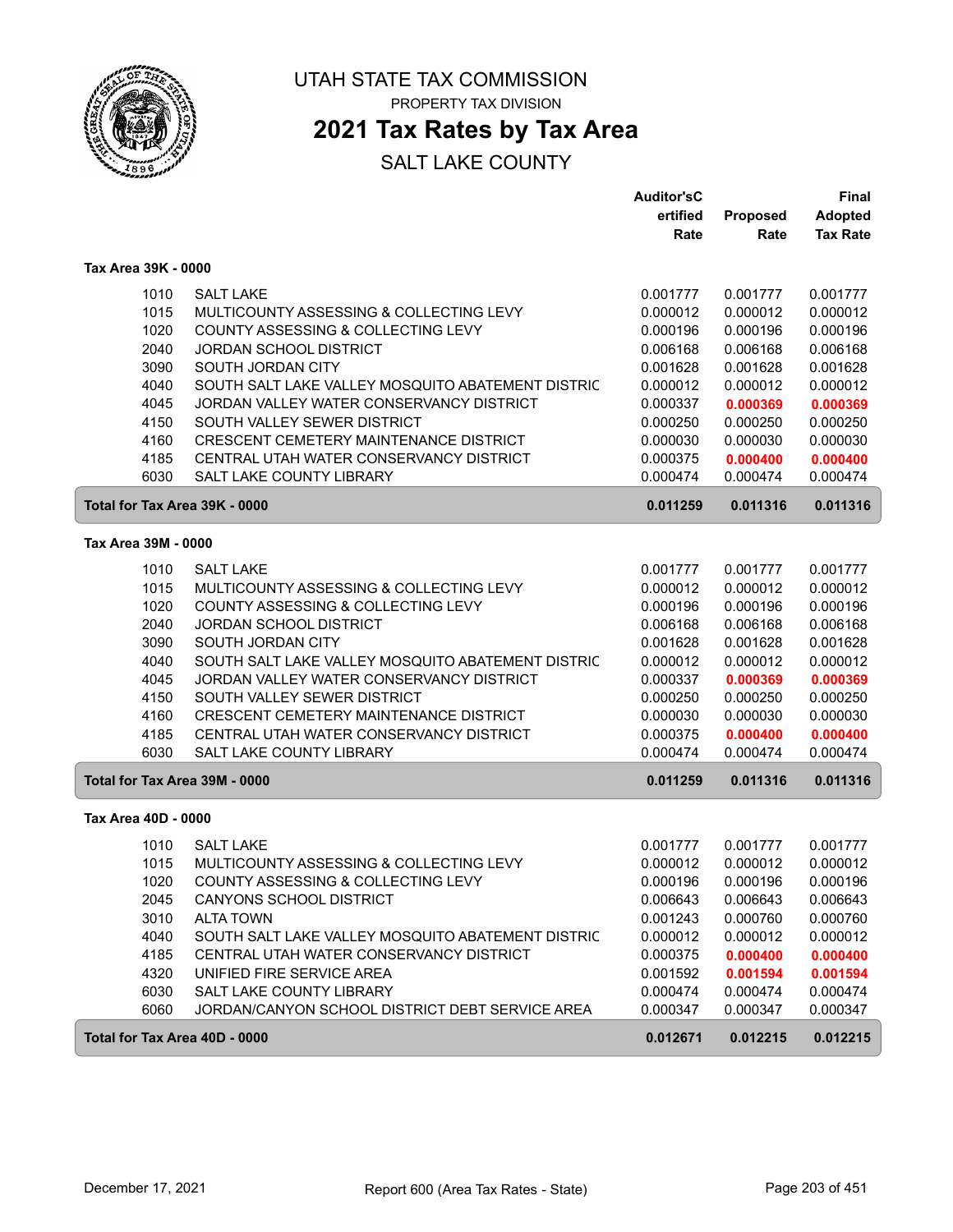# UTAH STATE TAX COMMISSION

PROPERTY TAX DIVISION

## 2021 Tax Rates by Tax Area

SALT LAKE COUNTY

### Tax Area 39K - 0000

| Code | Entity | Auditor'sCertified Rate | Proposed Rate | Final Adopted Tax Rate |
|---|---|---|---|---|
| 1010 | SALT LAKE | 0.001777 | 0.001777 | 0.001777 |
| 1015 | MULTICOUNTY ASSESSING & COLLECTING LEVY | 0.000012 | 0.000012 | 0.000012 |
| 1020 | COUNTY ASSESSING & COLLECTING LEVY | 0.000196 | 0.000196 | 0.000196 |
| 2040 | JORDAN SCHOOL DISTRICT | 0.006168 | 0.006168 | 0.006168 |
| 3090 | SOUTH JORDAN CITY | 0.001628 | 0.001628 | 0.001628 |
| 4040 | SOUTH SALT LAKE VALLEY MOSQUITO ABATEMENT DISTRIC | 0.000012 | 0.000012 | 0.000012 |
| 4045 | JORDAN VALLEY WATER CONSERVANCY DISTRICT | 0.000337 | **0.000369** | **0.000369** |
| 4150 | SOUTH VALLEY SEWER DISTRICT | 0.000250 | 0.000250 | 0.000250 |
| 4160 | CRESCENT CEMETERY MAINTENANCE DISTRICT | 0.000030 | 0.000030 | 0.000030 |
| 4185 | CENTRAL UTAH WATER CONSERVANCY DISTRICT | 0.000375 | **0.000400** | **0.000400** |
| 6030 | SALT LAKE COUNTY LIBRARY | 0.000474 | 0.000474 | 0.000474 |
| **Total for Tax Area 39K - 0000** | | **0.011259** | **0.011316** | **0.011316** |

### Tax Area 39M - 0000

| Code | Entity | Auditor'sCertified Rate | Proposed Rate | Final Adopted Tax Rate |
|---|---|---|---|---|
| 1010 | SALT LAKE | 0.001777 | 0.001777 | 0.001777 |
| 1015 | MULTICOUNTY ASSESSING & COLLECTING LEVY | 0.000012 | 0.000012 | 0.000012 |
| 1020 | COUNTY ASSESSING & COLLECTING LEVY | 0.000196 | 0.000196 | 0.000196 |
| 2040 | JORDAN SCHOOL DISTRICT | 0.006168 | 0.006168 | 0.006168 |
| 3090 | SOUTH JORDAN CITY | 0.001628 | 0.001628 | 0.001628 |
| 4040 | SOUTH SALT LAKE VALLEY MOSQUITO ABATEMENT DISTRIC | 0.000012 | 0.000012 | 0.000012 |
| 4045 | JORDAN VALLEY WATER CONSERVANCY DISTRICT | 0.000337 | **0.000369** | **0.000369** |
| 4150 | SOUTH VALLEY SEWER DISTRICT | 0.000250 | 0.000250 | 0.000250 |
| 4160 | CRESCENT CEMETERY MAINTENANCE DISTRICT | 0.000030 | 0.000030 | 0.000030 |
| 4185 | CENTRAL UTAH WATER CONSERVANCY DISTRICT | 0.000375 | **0.000400** | **0.000400** |
| 6030 | SALT LAKE COUNTY LIBRARY | 0.000474 | 0.000474 | 0.000474 |
| **Total for Tax Area 39M - 0000** | | **0.011259** | **0.011316** | **0.011316** |

### Tax Area 40D - 0000

| Code | Entity | Auditor'sCertified Rate | Proposed Rate | Final Adopted Tax Rate |
|---|---|---|---|---|
| 1010 | SALT LAKE | 0.001777 | 0.001777 | 0.001777 |
| 1015 | MULTICOUNTY ASSESSING & COLLECTING LEVY | 0.000012 | 0.000012 | 0.000012 |
| 1020 | COUNTY ASSESSING & COLLECTING LEVY | 0.000196 | 0.000196 | 0.000196 |
| 2045 | CANYONS SCHOOL DISTRICT | 0.006643 | 0.006643 | 0.006643 |
| 3010 | ALTA TOWN | 0.001243 | 0.000760 | 0.000760 |
| 4040 | SOUTH SALT LAKE VALLEY MOSQUITO ABATEMENT DISTRIC | 0.000012 | 0.000012 | 0.000012 |
| 4185 | CENTRAL UTAH WATER CONSERVANCY DISTRICT | 0.000375 | **0.000400** | **0.000400** |
| 4320 | UNIFIED FIRE SERVICE AREA | 0.001592 | **0.001594** | **0.001594** |
| 6030 | SALT LAKE COUNTY LIBRARY | 0.000474 | 0.000474 | 0.000474 |
| 6060 | JORDAN/CANYON SCHOOL DISTRICT DEBT SERVICE AREA | 0.000347 | 0.000347 | 0.000347 |
| **Total for Tax Area 40D - 0000** | | **0.012671** | **0.012215** | **0.012215** |

December 17, 2021 — Report 600 (Area Tax Rates - State)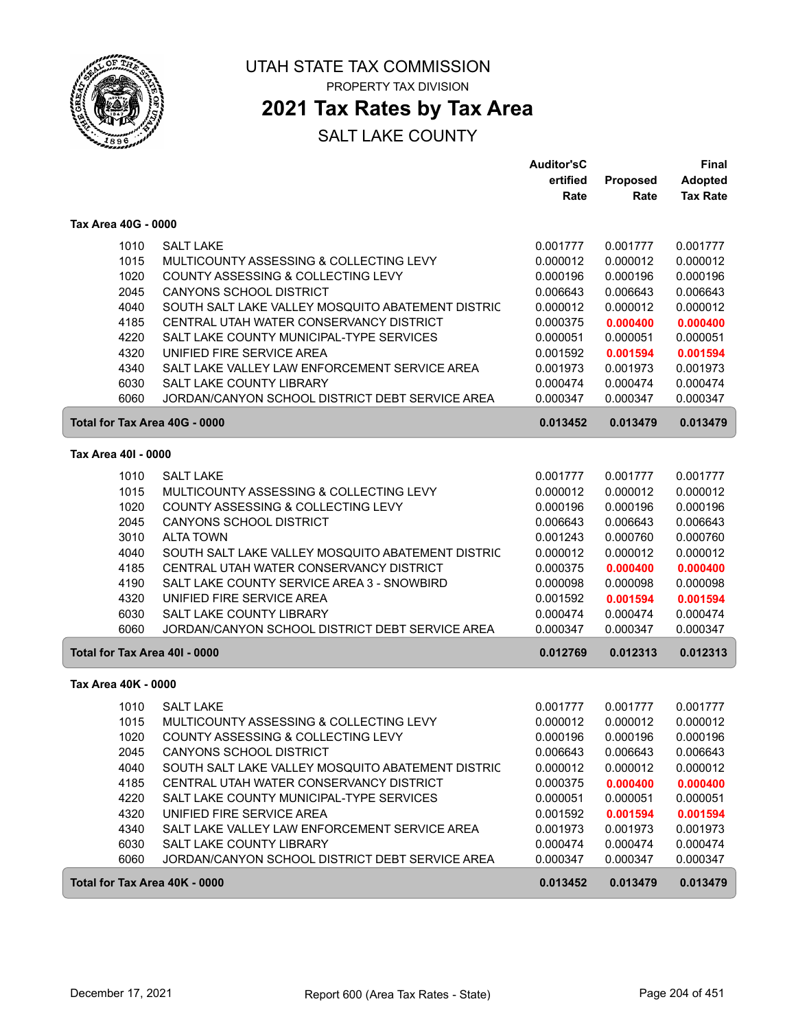# UTAH STATE TAX COMMISSION

PROPERTY TAX DIVISION

## 2021 Tax Rates by Tax Area

SALT LAKE COUNTY

| | | Auditor'sCertified Rate | Proposed Rate | Final Adopted Tax Rate |
|---|---|---|---|---|
| **Tax Area 40G - 0000** | | | | |
| 1010 | SALT LAKE | 0.001777 | 0.001777 | 0.001777 |
| 1015 | MULTICOUNTY ASSESSING & COLLECTING LEVY | 0.000012 | 0.000012 | 0.000012 |
| 1020 | COUNTY ASSESSING & COLLECTING LEVY | 0.000196 | 0.000196 | 0.000196 |
| 2045 | CANYONS SCHOOL DISTRICT | 0.006643 | 0.006643 | 0.006643 |
| 4040 | SOUTH SALT LAKE VALLEY MOSQUITO ABATEMENT DISTRIC | 0.000012 | 0.000012 | 0.000012 |
| 4185 | CENTRAL UTAH WATER CONSERVANCY DISTRICT | 0.000375 | **0.000400** | **0.000400** |
| 4220 | SALT LAKE COUNTY MUNICIPAL-TYPE SERVICES | 0.000051 | 0.000051 | 0.000051 |
| 4320 | UNIFIED FIRE SERVICE AREA | 0.001592 | **0.001594** | **0.001594** |
| 4340 | SALT LAKE VALLEY LAW ENFORCEMENT SERVICE AREA | 0.001973 | 0.001973 | 0.001973 |
| 6030 | SALT LAKE COUNTY LIBRARY | 0.000474 | 0.000474 | 0.000474 |
| 6060 | JORDAN/CANYON SCHOOL DISTRICT DEBT SERVICE AREA | 0.000347 | 0.000347 | 0.000347 |
| **Total for Tax Area 40G - 0000** | | **0.013452** | **0.013479** | **0.013479** |
| **Tax Area 40I - 0000** | | | | |
| 1010 | SALT LAKE | 0.001777 | 0.001777 | 0.001777 |
| 1015 | MULTICOUNTY ASSESSING & COLLECTING LEVY | 0.000012 | 0.000012 | 0.000012 |
| 1020 | COUNTY ASSESSING & COLLECTING LEVY | 0.000196 | 0.000196 | 0.000196 |
| 2045 | CANYONS SCHOOL DISTRICT | 0.006643 | 0.006643 | 0.006643 |
| 3010 | ALTA TOWN | 0.001243 | 0.000760 | 0.000760 |
| 4040 | SOUTH SALT LAKE VALLEY MOSQUITO ABATEMENT DISTRIC | 0.000012 | 0.000012 | 0.000012 |
| 4185 | CENTRAL UTAH WATER CONSERVANCY DISTRICT | 0.000375 | **0.000400** | **0.000400** |
| 4190 | SALT LAKE COUNTY SERVICE AREA 3 - SNOWBIRD | 0.000098 | 0.000098 | 0.000098 |
| 4320 | UNIFIED FIRE SERVICE AREA | 0.001592 | **0.001594** | **0.001594** |
| 6030 | SALT LAKE COUNTY LIBRARY | 0.000474 | 0.000474 | 0.000474 |
| 6060 | JORDAN/CANYON SCHOOL DISTRICT DEBT SERVICE AREA | 0.000347 | 0.000347 | 0.000347 |
| **Total for Tax Area 40I - 0000** | | **0.012769** | **0.012313** | **0.012313** |
| **Tax Area 40K - 0000** | | | | |
| 1010 | SALT LAKE | 0.001777 | 0.001777 | 0.001777 |
| 1015 | MULTICOUNTY ASSESSING & COLLECTING LEVY | 0.000012 | 0.000012 | 0.000012 |
| 1020 | COUNTY ASSESSING & COLLECTING LEVY | 0.000196 | 0.000196 | 0.000196 |
| 2045 | CANYONS SCHOOL DISTRICT | 0.006643 | 0.006643 | 0.006643 |
| 4040 | SOUTH SALT LAKE VALLEY MOSQUITO ABATEMENT DISTRIC | 0.000012 | 0.000012 | 0.000012 |
| 4185 | CENTRAL UTAH WATER CONSERVANCY DISTRICT | 0.000375 | **0.000400** | **0.000400** |
| 4220 | SALT LAKE COUNTY MUNICIPAL-TYPE SERVICES | 0.000051 | 0.000051 | 0.000051 |
| 4320 | UNIFIED FIRE SERVICE AREA | 0.001592 | **0.001594** | **0.001594** |
| 4340 | SALT LAKE VALLEY LAW ENFORCEMENT SERVICE AREA | 0.001973 | 0.001973 | 0.001973 |
| 6030 | SALT LAKE COUNTY LIBRARY | 0.000474 | 0.000474 | 0.000474 |
| 6060 | JORDAN/CANYON SCHOOL DISTRICT DEBT SERVICE AREA | 0.000347 | 0.000347 | 0.000347 |
| **Total for Tax Area 40K - 0000** | | **0.013452** | **0.013479** | **0.013479** |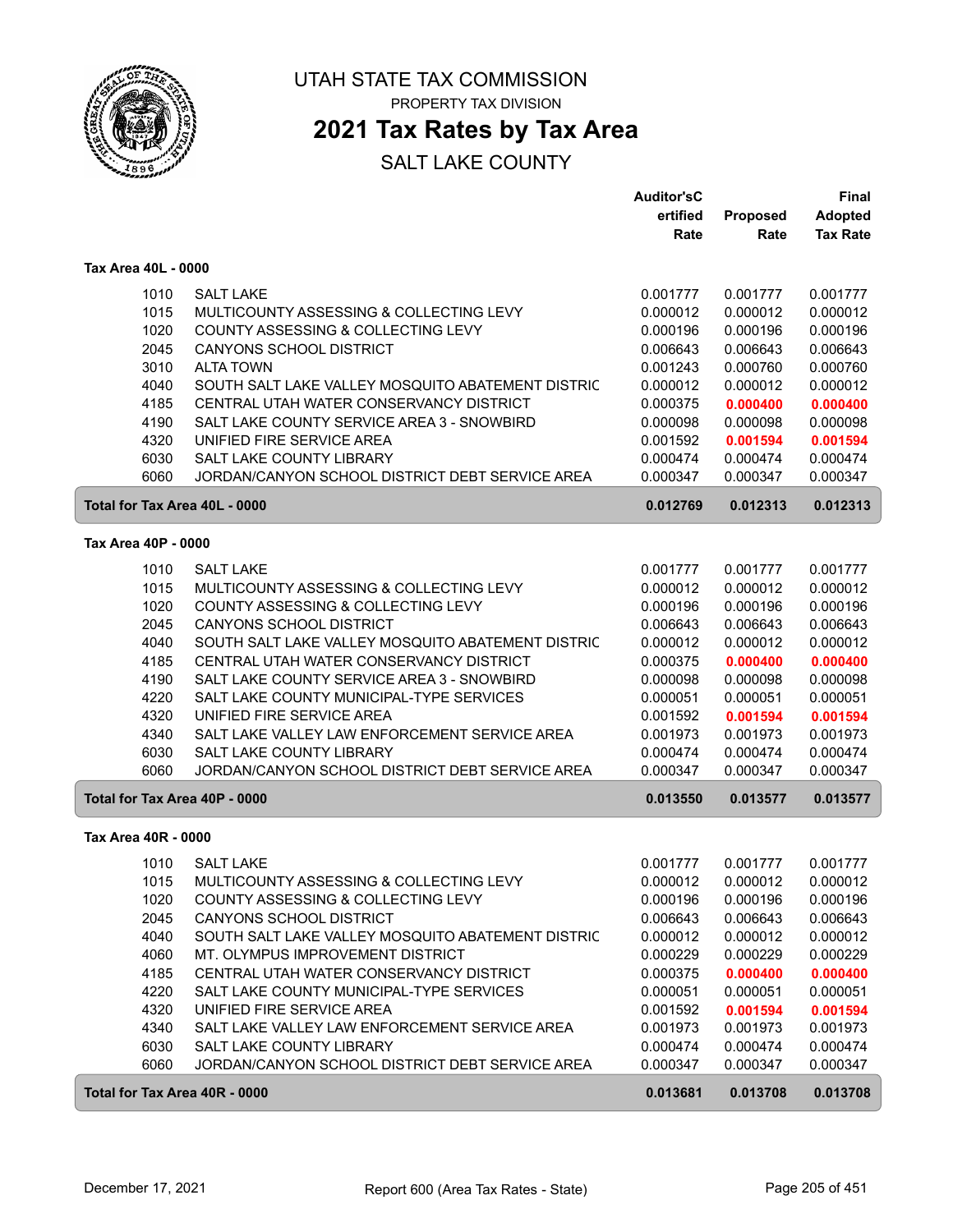# UTAH STATE TAX COMMISSION

PROPERTY TAX DIVISION

## 2021 Tax Rates by Tax Area

SALT LAKE COUNTY

### Tax Area 40L - 0000

| | | Auditor'sCertified Rate | Proposed Rate | Final Adopted Tax Rate |
|---|---|---|---|---|
| 1010 | SALT LAKE | 0.001777 | 0.001777 | 0.001777 |
| 1015 | MULTICOUNTY ASSESSING & COLLECTING LEVY | 0.000012 | 0.000012 | 0.000012 |
| 1020 | COUNTY ASSESSING & COLLECTING LEVY | 0.000196 | 0.000196 | 0.000196 |
| 2045 | CANYONS SCHOOL DISTRICT | 0.006643 | 0.006643 | 0.006643 |
| 3010 | ALTA TOWN | 0.001243 | 0.000760 | 0.000760 |
| 4040 | SOUTH SALT LAKE VALLEY MOSQUITO ABATEMENT DISTRIC | 0.000012 | 0.000012 | 0.000012 |
| 4185 | CENTRAL UTAH WATER CONSERVANCY DISTRICT | 0.000375 | **0.000400** | **0.000400** |
| 4190 | SALT LAKE COUNTY SERVICE AREA 3 - SNOWBIRD | 0.000098 | 0.000098 | 0.000098 |
| 4320 | UNIFIED FIRE SERVICE AREA | 0.001592 | **0.001594** | **0.001594** |
| 6030 | SALT LAKE COUNTY LIBRARY | 0.000474 | 0.000474 | 0.000474 |
| 6060 | JORDAN/CANYON SCHOOL DISTRICT DEBT SERVICE AREA | 0.000347 | 0.000347 | 0.000347 |
| **Total for Tax Area 40L - 0000** | | **0.012769** | **0.012313** | **0.012313** |

### Tax Area 40P - 0000

| | | Auditor'sCertified Rate | Proposed Rate | Final Adopted Tax Rate |
|---|---|---|---|---|
| 1010 | SALT LAKE | 0.001777 | 0.001777 | 0.001777 |
| 1015 | MULTICOUNTY ASSESSING & COLLECTING LEVY | 0.000012 | 0.000012 | 0.000012 |
| 1020 | COUNTY ASSESSING & COLLECTING LEVY | 0.000196 | 0.000196 | 0.000196 |
| 2045 | CANYONS SCHOOL DISTRICT | 0.006643 | 0.006643 | 0.006643 |
| 4040 | SOUTH SALT LAKE VALLEY MOSQUITO ABATEMENT DISTRIC | 0.000012 | 0.000012 | 0.000012 |
| 4185 | CENTRAL UTAH WATER CONSERVANCY DISTRICT | 0.000375 | **0.000400** | **0.000400** |
| 4190 | SALT LAKE COUNTY SERVICE AREA 3 - SNOWBIRD | 0.000098 | 0.000098 | 0.000098 |
| 4220 | SALT LAKE COUNTY MUNICIPAL-TYPE SERVICES | 0.000051 | 0.000051 | 0.000051 |
| 4320 | UNIFIED FIRE SERVICE AREA | 0.001592 | **0.001594** | **0.001594** |
| 4340 | SALT LAKE VALLEY LAW ENFORCEMENT SERVICE AREA | 0.001973 | 0.001973 | 0.001973 |
| 6030 | SALT LAKE COUNTY LIBRARY | 0.000474 | 0.000474 | 0.000474 |
| 6060 | JORDAN/CANYON SCHOOL DISTRICT DEBT SERVICE AREA | 0.000347 | 0.000347 | 0.000347 |
| **Total for Tax Area 40P - 0000** | | **0.013550** | **0.013577** | **0.013577** |

### Tax Area 40R - 0000

| | | Auditor'sCertified Rate | Proposed Rate | Final Adopted Tax Rate |
|---|---|---|---|---|
| 1010 | SALT LAKE | 0.001777 | 0.001777 | 0.001777 |
| 1015 | MULTICOUNTY ASSESSING & COLLECTING LEVY | 0.000012 | 0.000012 | 0.000012 |
| 1020 | COUNTY ASSESSING & COLLECTING LEVY | 0.000196 | 0.000196 | 0.000196 |
| 2045 | CANYONS SCHOOL DISTRICT | 0.006643 | 0.006643 | 0.006643 |
| 4040 | SOUTH SALT LAKE VALLEY MOSQUITO ABATEMENT DISTRIC | 0.000012 | 0.000012 | 0.000012 |
| 4060 | MT. OLYMPUS IMPROVEMENT DISTRICT | 0.000229 | 0.000229 | 0.000229 |
| 4185 | CENTRAL UTAH WATER CONSERVANCY DISTRICT | 0.000375 | **0.000400** | **0.000400** |
| 4220 | SALT LAKE COUNTY MUNICIPAL-TYPE SERVICES | 0.000051 | 0.000051 | 0.000051 |
| 4320 | UNIFIED FIRE SERVICE AREA | 0.001592 | **0.001594** | **0.001594** |
| 4340 | SALT LAKE VALLEY LAW ENFORCEMENT SERVICE AREA | 0.001973 | 0.001973 | 0.001973 |
| 6030 | SALT LAKE COUNTY LIBRARY | 0.000474 | 0.000474 | 0.000474 |
| 6060 | JORDAN/CANYON SCHOOL DISTRICT DEBT SERVICE AREA | 0.000347 | 0.000347 | 0.000347 |
| **Total for Tax Area 40R - 0000** | | **0.013681** | **0.013708** | **0.013708** |

December 17, 2021 — Report 600 (Area Tax Rates - State)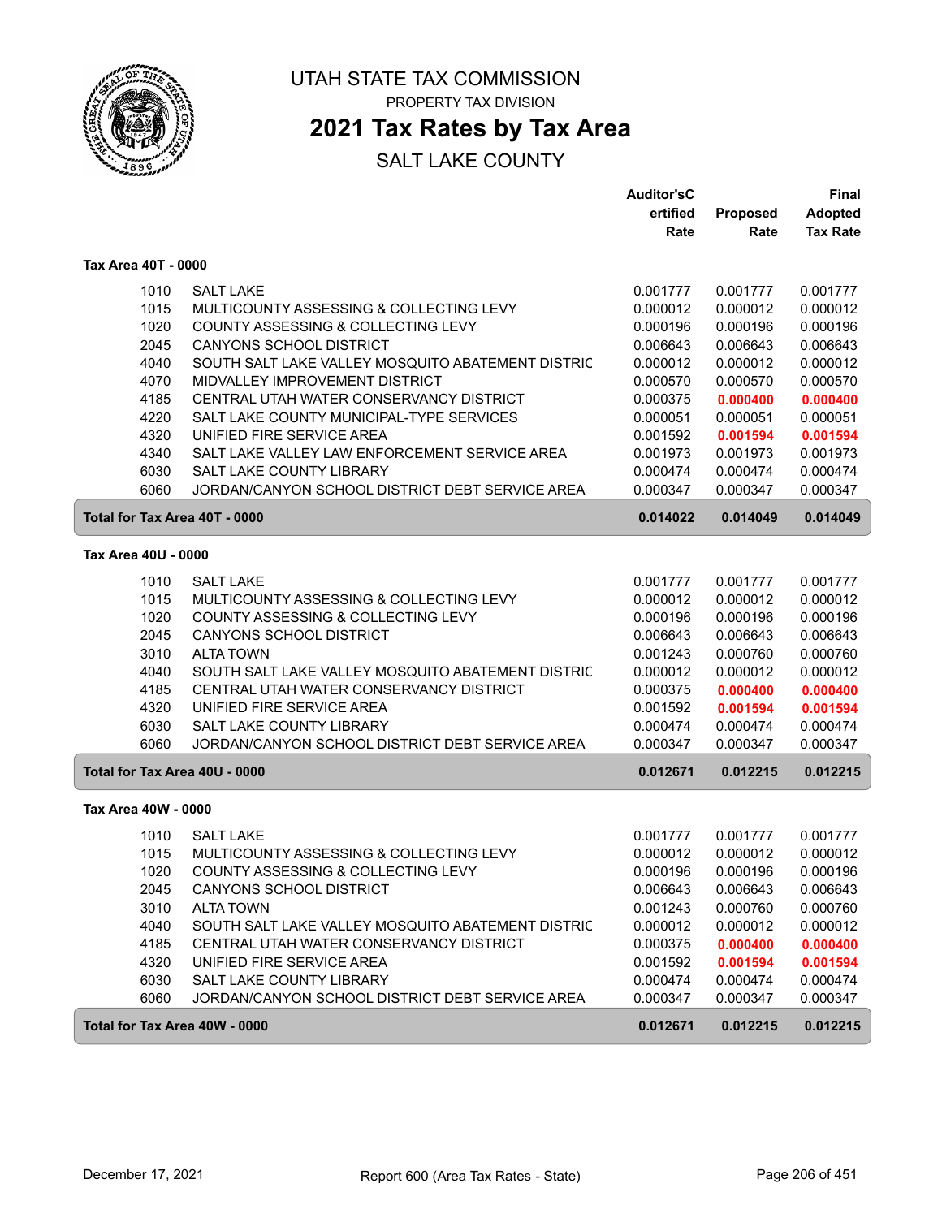# UTAH STATE TAX COMMISSION

PROPERTY TAX DIVISION

## 2021 Tax Rates by Tax Area

SALT LAKE COUNTY

### Tax Area 40T - 0000

| | | Auditor'sCertified Rate | Proposed Rate | Final Adopted Tax Rate |
|---|---|---|---|---|
| 1010 | SALT LAKE | 0.001777 | 0.001777 | 0.001777 |
| 1015 | MULTICOUNTY ASSESSING & COLLECTING LEVY | 0.000012 | 0.000012 | 0.000012 |
| 1020 | COUNTY ASSESSING & COLLECTING LEVY | 0.000196 | 0.000196 | 0.000196 |
| 2045 | CANYONS SCHOOL DISTRICT | 0.006643 | 0.006643 | 0.006643 |
| 4040 | SOUTH SALT LAKE VALLEY MOSQUITO ABATEMENT DISTRIC | 0.000012 | 0.000012 | 0.000012 |
| 4070 | MIDVALLEY IMPROVEMENT DISTRICT | 0.000570 | 0.000570 | 0.000570 |
| 4185 | CENTRAL UTAH WATER CONSERVANCY DISTRICT | 0.000375 | **0.000400** | **0.000400** |
| 4220 | SALT LAKE COUNTY MUNICIPAL-TYPE SERVICES | 0.000051 | 0.000051 | 0.000051 |
| 4320 | UNIFIED FIRE SERVICE AREA | 0.001592 | **0.001594** | **0.001594** |
| 4340 | SALT LAKE VALLEY LAW ENFORCEMENT SERVICE AREA | 0.001973 | 0.001973 | 0.001973 |
| 6030 | SALT LAKE COUNTY LIBRARY | 0.000474 | 0.000474 | 0.000474 |
| 6060 | JORDAN/CANYON SCHOOL DISTRICT DEBT SERVICE AREA | 0.000347 | 0.000347 | 0.000347 |
| **Total for Tax Area 40T - 0000** | | **0.014022** | **0.014049** | **0.014049** |

### Tax Area 40U - 0000

| | | Auditor'sCertified Rate | Proposed Rate | Final Adopted Tax Rate |
|---|---|---|---|---|
| 1010 | SALT LAKE | 0.001777 | 0.001777 | 0.001777 |
| 1015 | MULTICOUNTY ASSESSING & COLLECTING LEVY | 0.000012 | 0.000012 | 0.000012 |
| 1020 | COUNTY ASSESSING & COLLECTING LEVY | 0.000196 | 0.000196 | 0.000196 |
| 2045 | CANYONS SCHOOL DISTRICT | 0.006643 | 0.006643 | 0.006643 |
| 3010 | ALTA TOWN | 0.001243 | 0.000760 | 0.000760 |
| 4040 | SOUTH SALT LAKE VALLEY MOSQUITO ABATEMENT DISTRIC | 0.000012 | 0.000012 | 0.000012 |
| 4185 | CENTRAL UTAH WATER CONSERVANCY DISTRICT | 0.000375 | **0.000400** | **0.000400** |
| 4320 | UNIFIED FIRE SERVICE AREA | 0.001592 | **0.001594** | **0.001594** |
| 6030 | SALT LAKE COUNTY LIBRARY | 0.000474 | 0.000474 | 0.000474 |
| 6060 | JORDAN/CANYON SCHOOL DISTRICT DEBT SERVICE AREA | 0.000347 | 0.000347 | 0.000347 |
| **Total for Tax Area 40U - 0000** | | **0.012671** | **0.012215** | **0.012215** |

### Tax Area 40W - 0000

| | | Auditor'sCertified Rate | Proposed Rate | Final Adopted Tax Rate |
|---|---|---|---|---|
| 1010 | SALT LAKE | 0.001777 | 0.001777 | 0.001777 |
| 1015 | MULTICOUNTY ASSESSING & COLLECTING LEVY | 0.000012 | 0.000012 | 0.000012 |
| 1020 | COUNTY ASSESSING & COLLECTING LEVY | 0.000196 | 0.000196 | 0.000196 |
| 2045 | CANYONS SCHOOL DISTRICT | 0.006643 | 0.006643 | 0.006643 |
| 3010 | ALTA TOWN | 0.001243 | 0.000760 | 0.000760 |
| 4040 | SOUTH SALT LAKE VALLEY MOSQUITO ABATEMENT DISTRIC | 0.000012 | 0.000012 | 0.000012 |
| 4185 | CENTRAL UTAH WATER CONSERVANCY DISTRICT | 0.000375 | **0.000400** | **0.000400** |
| 4320 | UNIFIED FIRE SERVICE AREA | 0.001592 | **0.001594** | **0.001594** |
| 6030 | SALT LAKE COUNTY LIBRARY | 0.000474 | 0.000474 | 0.000474 |
| 6060 | JORDAN/CANYON SCHOOL DISTRICT DEBT SERVICE AREA | 0.000347 | 0.000347 | 0.000347 |
| **Total for Tax Area 40W - 0000** | | **0.012671** | **0.012215** | **0.012215** |

December 17, 2021 — Report 600 (Area Tax Rates - State)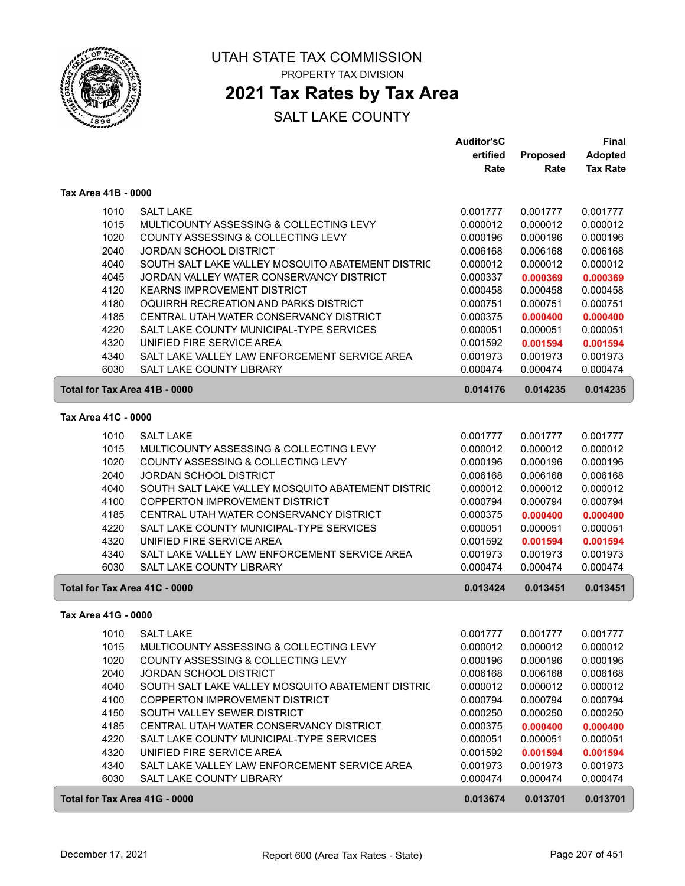# UTAH STATE TAX COMMISSION

PROPERTY TAX DIVISION

## 2021 Tax Rates by Tax Area

SALT LAKE COUNTY

### Tax Area 41B - 0000

| | | Auditor's Certified Rate | Proposed Rate | Final Adopted Tax Rate |
|---|---|---|---|---|
| 1010 | SALT LAKE | 0.001777 | 0.001777 | 0.001777 |
| 1015 | MULTICOUNTY ASSESSING & COLLECTING LEVY | 0.000012 | 0.000012 | 0.000012 |
| 1020 | COUNTY ASSESSING & COLLECTING LEVY | 0.000196 | 0.000196 | 0.000196 |
| 2040 | JORDAN SCHOOL DISTRICT | 0.006168 | 0.006168 | 0.006168 |
| 4040 | SOUTH SALT LAKE VALLEY MOSQUITO ABATEMENT DISTRIC | 0.000012 | 0.000012 | 0.000012 |
| 4045 | JORDAN VALLEY WATER CONSERVANCY DISTRICT | 0.000337 | **0.000369** | **0.000369** |
| 4120 | KEARNS IMPROVEMENT DISTRICT | 0.000458 | 0.000458 | 0.000458 |
| 4180 | OQUIRRH RECREATION AND PARKS DISTRICT | 0.000751 | 0.000751 | 0.000751 |
| 4185 | CENTRAL UTAH WATER CONSERVANCY DISTRICT | 0.000375 | **0.000400** | **0.000400** |
| 4220 | SALT LAKE COUNTY MUNICIPAL-TYPE SERVICES | 0.000051 | 0.000051 | 0.000051 |
| 4320 | UNIFIED FIRE SERVICE AREA | 0.001592 | **0.001594** | **0.001594** |
| 4340 | SALT LAKE VALLEY LAW ENFORCEMENT SERVICE AREA | 0.001973 | 0.001973 | 0.001973 |
| 6030 | SALT LAKE COUNTY LIBRARY | 0.000474 | 0.000474 | 0.000474 |
| **Total for Tax Area 41B - 0000** | | **0.014176** | **0.014235** | **0.014235** |

### Tax Area 41C - 0000

| | | Auditor's Certified Rate | Proposed Rate | Final Adopted Tax Rate |
|---|---|---|---|---|
| 1010 | SALT LAKE | 0.001777 | 0.001777 | 0.001777 |
| 1015 | MULTICOUNTY ASSESSING & COLLECTING LEVY | 0.000012 | 0.000012 | 0.000012 |
| 1020 | COUNTY ASSESSING & COLLECTING LEVY | 0.000196 | 0.000196 | 0.000196 |
| 2040 | JORDAN SCHOOL DISTRICT | 0.006168 | 0.006168 | 0.006168 |
| 4040 | SOUTH SALT LAKE VALLEY MOSQUITO ABATEMENT DISTRIC | 0.000012 | 0.000012 | 0.000012 |
| 4100 | COPPERTON IMPROVEMENT DISTRICT | 0.000794 | 0.000794 | 0.000794 |
| 4185 | CENTRAL UTAH WATER CONSERVANCY DISTRICT | 0.000375 | **0.000400** | **0.000400** |
| 4220 | SALT LAKE COUNTY MUNICIPAL-TYPE SERVICES | 0.000051 | 0.000051 | 0.000051 |
| 4320 | UNIFIED FIRE SERVICE AREA | 0.001592 | **0.001594** | **0.001594** |
| 4340 | SALT LAKE VALLEY LAW ENFORCEMENT SERVICE AREA | 0.001973 | 0.001973 | 0.001973 |
| 6030 | SALT LAKE COUNTY LIBRARY | 0.000474 | 0.000474 | 0.000474 |
| **Total for Tax Area 41C - 0000** | | **0.013424** | **0.013451** | **0.013451** |

### Tax Area 41G - 0000

| | | Auditor's Certified Rate | Proposed Rate | Final Adopted Tax Rate |
|---|---|---|---|---|
| 1010 | SALT LAKE | 0.001777 | 0.001777 | 0.001777 |
| 1015 | MULTICOUNTY ASSESSING & COLLECTING LEVY | 0.000012 | 0.000012 | 0.000012 |
| 1020 | COUNTY ASSESSING & COLLECTING LEVY | 0.000196 | 0.000196 | 0.000196 |
| 2040 | JORDAN SCHOOL DISTRICT | 0.006168 | 0.006168 | 0.006168 |
| 4040 | SOUTH SALT LAKE VALLEY MOSQUITO ABATEMENT DISTRIC | 0.000012 | 0.000012 | 0.000012 |
| 4100 | COPPERTON IMPROVEMENT DISTRICT | 0.000794 | 0.000794 | 0.000794 |
| 4150 | SOUTH VALLEY SEWER DISTRICT | 0.000250 | 0.000250 | 0.000250 |
| 4185 | CENTRAL UTAH WATER CONSERVANCY DISTRICT | 0.000375 | **0.000400** | **0.000400** |
| 4220 | SALT LAKE COUNTY MUNICIPAL-TYPE SERVICES | 0.000051 | 0.000051 | 0.000051 |
| 4320 | UNIFIED FIRE SERVICE AREA | 0.001592 | **0.001594** | **0.001594** |
| 4340 | SALT LAKE VALLEY LAW ENFORCEMENT SERVICE AREA | 0.001973 | 0.001973 | 0.001973 |
| 6030 | SALT LAKE COUNTY LIBRARY | 0.000474 | 0.000474 | 0.000474 |
| **Total for Tax Area 41G - 0000** | | **0.013674** | **0.013701** | **0.013701** |

December 17, 2021 — Report 600 (Area Tax Rates - State)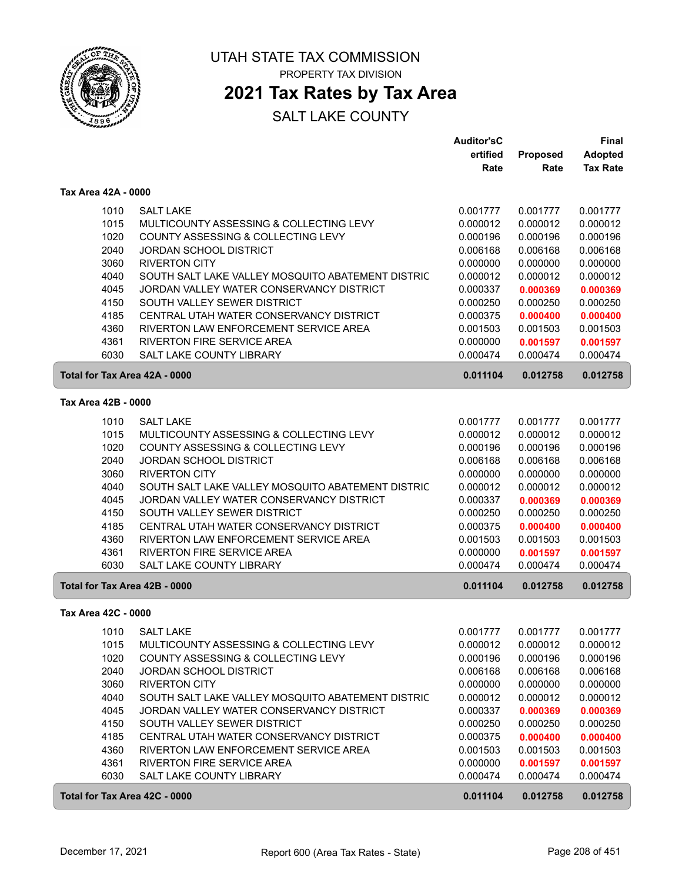# UTAH STATE TAX COMMISSION

PROPERTY TAX DIVISION

## 2021 Tax Rates by Tax Area

SALT LAKE COUNTY

### Tax Area 42A - 0000

| | | Auditor's Certified Rate | Proposed Rate | Final Adopted Tax Rate |
|---|---|---|---|---|
| 1010 | SALT LAKE | 0.001777 | 0.001777 | 0.001777 |
| 1015 | MULTICOUNTY ASSESSING & COLLECTING LEVY | 0.000012 | 0.000012 | 0.000012 |
| 1020 | COUNTY ASSESSING & COLLECTING LEVY | 0.000196 | 0.000196 | 0.000196 |
| 2040 | JORDAN SCHOOL DISTRICT | 0.006168 | 0.006168 | 0.006168 |
| 3060 | RIVERTON CITY | 0.000000 | 0.000000 | 0.000000 |
| 4040 | SOUTH SALT LAKE VALLEY MOSQUITO ABATEMENT DISTRIC | 0.000012 | 0.000012 | 0.000012 |
| 4045 | JORDAN VALLEY WATER CONSERVANCY DISTRICT | 0.000337 | **0.000369** | **0.000369** |
| 4150 | SOUTH VALLEY SEWER DISTRICT | 0.000250 | 0.000250 | 0.000250 |
| 4185 | CENTRAL UTAH WATER CONSERVANCY DISTRICT | 0.000375 | **0.000400** | **0.000400** |
| 4360 | RIVERTON LAW ENFORCEMENT SERVICE AREA | 0.001503 | 0.001503 | 0.001503 |
| 4361 | RIVERTON FIRE SERVICE AREA | 0.000000 | **0.001597** | **0.001597** |
| 6030 | SALT LAKE COUNTY LIBRARY | 0.000474 | 0.000474 | 0.000474 |
| **Total for Tax Area 42A - 0000** | | **0.011104** | **0.012758** | **0.012758** |

### Tax Area 42B - 0000

| | | Auditor's Certified Rate | Proposed Rate | Final Adopted Tax Rate |
|---|---|---|---|---|
| 1010 | SALT LAKE | 0.001777 | 0.001777 | 0.001777 |
| 1015 | MULTICOUNTY ASSESSING & COLLECTING LEVY | 0.000012 | 0.000012 | 0.000012 |
| 1020 | COUNTY ASSESSING & COLLECTING LEVY | 0.000196 | 0.000196 | 0.000196 |
| 2040 | JORDAN SCHOOL DISTRICT | 0.006168 | 0.006168 | 0.006168 |
| 3060 | RIVERTON CITY | 0.000000 | 0.000000 | 0.000000 |
| 4040 | SOUTH SALT LAKE VALLEY MOSQUITO ABATEMENT DISTRIC | 0.000012 | 0.000012 | 0.000012 |
| 4045 | JORDAN VALLEY WATER CONSERVANCY DISTRICT | 0.000337 | **0.000369** | **0.000369** |
| 4150 | SOUTH VALLEY SEWER DISTRICT | 0.000250 | 0.000250 | 0.000250 |
| 4185 | CENTRAL UTAH WATER CONSERVANCY DISTRICT | 0.000375 | **0.000400** | **0.000400** |
| 4360 | RIVERTON LAW ENFORCEMENT SERVICE AREA | 0.001503 | 0.001503 | 0.001503 |
| 4361 | RIVERTON FIRE SERVICE AREA | 0.000000 | **0.001597** | **0.001597** |
| 6030 | SALT LAKE COUNTY LIBRARY | 0.000474 | 0.000474 | 0.000474 |
| **Total for Tax Area 42B - 0000** | | **0.011104** | **0.012758** | **0.012758** |

### Tax Area 42C - 0000

| | | Auditor's Certified Rate | Proposed Rate | Final Adopted Tax Rate |
|---|---|---|---|---|
| 1010 | SALT LAKE | 0.001777 | 0.001777 | 0.001777 |
| 1015 | MULTICOUNTY ASSESSING & COLLECTING LEVY | 0.000012 | 0.000012 | 0.000012 |
| 1020 | COUNTY ASSESSING & COLLECTING LEVY | 0.000196 | 0.000196 | 0.000196 |
| 2040 | JORDAN SCHOOL DISTRICT | 0.006168 | 0.006168 | 0.006168 |
| 3060 | RIVERTON CITY | 0.000000 | 0.000000 | 0.000000 |
| 4040 | SOUTH SALT LAKE VALLEY MOSQUITO ABATEMENT DISTRIC | 0.000012 | 0.000012 | 0.000012 |
| 4045 | JORDAN VALLEY WATER CONSERVANCY DISTRICT | 0.000337 | **0.000369** | **0.000369** |
| 4150 | SOUTH VALLEY SEWER DISTRICT | 0.000250 | 0.000250 | 0.000250 |
| 4185 | CENTRAL UTAH WATER CONSERVANCY DISTRICT | 0.000375 | **0.000400** | **0.000400** |
| 4360 | RIVERTON LAW ENFORCEMENT SERVICE AREA | 0.001503 | 0.001503 | 0.001503 |
| 4361 | RIVERTON FIRE SERVICE AREA | 0.000000 | **0.001597** | **0.001597** |
| 6030 | SALT LAKE COUNTY LIBRARY | 0.000474 | 0.000474 | 0.000474 |
| **Total for Tax Area 42C - 0000** | | **0.011104** | **0.012758** | **0.012758** |

December 17, 2021 — Report 600 (Area Tax Rates - State)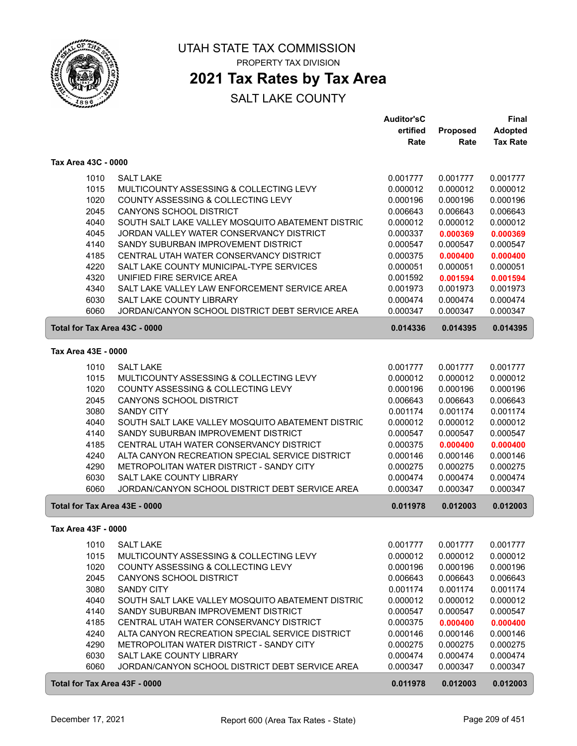# UTAH STATE TAX COMMISSION

PROPERTY TAX DIVISION

## 2021 Tax Rates by Tax Area

SALT LAKE COUNTY

### Tax Area 43C - 0000

| | | Auditor's Certified Rate | Proposed Rate | Final Adopted Tax Rate |
|---|---|---|---|---|
| 1010 | SALT LAKE | 0.001777 | 0.001777 | 0.001777 |
| 1015 | MULTICOUNTY ASSESSING & COLLECTING LEVY | 0.000012 | 0.000012 | 0.000012 |
| 1020 | COUNTY ASSESSING & COLLECTING LEVY | 0.000196 | 0.000196 | 0.000196 |
| 2045 | CANYONS SCHOOL DISTRICT | 0.006643 | 0.006643 | 0.006643 |
| 4040 | SOUTH SALT LAKE VALLEY MOSQUITO ABATEMENT DISTRIC | 0.000012 | 0.000012 | 0.000012 |
| 4045 | JORDAN VALLEY WATER CONSERVANCY DISTRICT | 0.000337 | **0.000369** | **0.000369** |
| 4140 | SANDY SUBURBAN IMPROVEMENT DISTRICT | 0.000547 | 0.000547 | 0.000547 |
| 4185 | CENTRAL UTAH WATER CONSERVANCY DISTRICT | 0.000375 | **0.000400** | **0.000400** |
| 4220 | SALT LAKE COUNTY MUNICIPAL-TYPE SERVICES | 0.000051 | 0.000051 | 0.000051 |
| 4320 | UNIFIED FIRE SERVICE AREA | 0.001592 | **0.001594** | **0.001594** |
| 4340 | SALT LAKE VALLEY LAW ENFORCEMENT SERVICE AREA | 0.001973 | 0.001973 | 0.001973 |
| 6030 | SALT LAKE COUNTY LIBRARY | 0.000474 | 0.000474 | 0.000474 |
| 6060 | JORDAN/CANYON SCHOOL DISTRICT DEBT SERVICE AREA | 0.000347 | 0.000347 | 0.000347 |
| **Total for Tax Area 43C - 0000** | | **0.014336** | **0.014395** | **0.014395** |

### Tax Area 43E - 0000

| | | Auditor's Certified Rate | Proposed Rate | Final Adopted Tax Rate |
|---|---|---|---|---|
| 1010 | SALT LAKE | 0.001777 | 0.001777 | 0.001777 |
| 1015 | MULTICOUNTY ASSESSING & COLLECTING LEVY | 0.000012 | 0.000012 | 0.000012 |
| 1020 | COUNTY ASSESSING & COLLECTING LEVY | 0.000196 | 0.000196 | 0.000196 |
| 2045 | CANYONS SCHOOL DISTRICT | 0.006643 | 0.006643 | 0.006643 |
| 3080 | SANDY CITY | 0.001174 | 0.001174 | 0.001174 |
| 4040 | SOUTH SALT LAKE VALLEY MOSQUITO ABATEMENT DISTRIC | 0.000012 | 0.000012 | 0.000012 |
| 4140 | SANDY SUBURBAN IMPROVEMENT DISTRICT | 0.000547 | 0.000547 | 0.000547 |
| 4185 | CENTRAL UTAH WATER CONSERVANCY DISTRICT | 0.000375 | **0.000400** | **0.000400** |
| 4240 | ALTA CANYON RECREATION SPECIAL SERVICE DISTRICT | 0.000146 | 0.000146 | 0.000146 |
| 4290 | METROPOLITAN WATER DISTRICT - SANDY CITY | 0.000275 | 0.000275 | 0.000275 |
| 6030 | SALT LAKE COUNTY LIBRARY | 0.000474 | 0.000474 | 0.000474 |
| 6060 | JORDAN/CANYON SCHOOL DISTRICT DEBT SERVICE AREA | 0.000347 | 0.000347 | 0.000347 |
| **Total for Tax Area 43E - 0000** | | **0.011978** | **0.012003** | **0.012003** |

### Tax Area 43F - 0000

| | | Auditor's Certified Rate | Proposed Rate | Final Adopted Tax Rate |
|---|---|---|---|---|
| 1010 | SALT LAKE | 0.001777 | 0.001777 | 0.001777 |
| 1015 | MULTICOUNTY ASSESSING & COLLECTING LEVY | 0.000012 | 0.000012 | 0.000012 |
| 1020 | COUNTY ASSESSING & COLLECTING LEVY | 0.000196 | 0.000196 | 0.000196 |
| 2045 | CANYONS SCHOOL DISTRICT | 0.006643 | 0.006643 | 0.006643 |
| 3080 | SANDY CITY | 0.001174 | 0.001174 | 0.001174 |
| 4040 | SOUTH SALT LAKE VALLEY MOSQUITO ABATEMENT DISTRIC | 0.000012 | 0.000012 | 0.000012 |
| 4140 | SANDY SUBURBAN IMPROVEMENT DISTRICT | 0.000547 | 0.000547 | 0.000547 |
| 4185 | CENTRAL UTAH WATER CONSERVANCY DISTRICT | 0.000375 | **0.000400** | **0.000400** |
| 4240 | ALTA CANYON RECREATION SPECIAL SERVICE DISTRICT | 0.000146 | 0.000146 | 0.000146 |
| 4290 | METROPOLITAN WATER DISTRICT - SANDY CITY | 0.000275 | 0.000275 | 0.000275 |
| 6030 | SALT LAKE COUNTY LIBRARY | 0.000474 | 0.000474 | 0.000474 |
| 6060 | JORDAN/CANYON SCHOOL DISTRICT DEBT SERVICE AREA | 0.000347 | 0.000347 | 0.000347 |
| **Total for Tax Area 43F - 0000** | | **0.011978** | **0.012003** | **0.012003** |

December 17, 2021 — Report 600 (Area Tax Rates - State)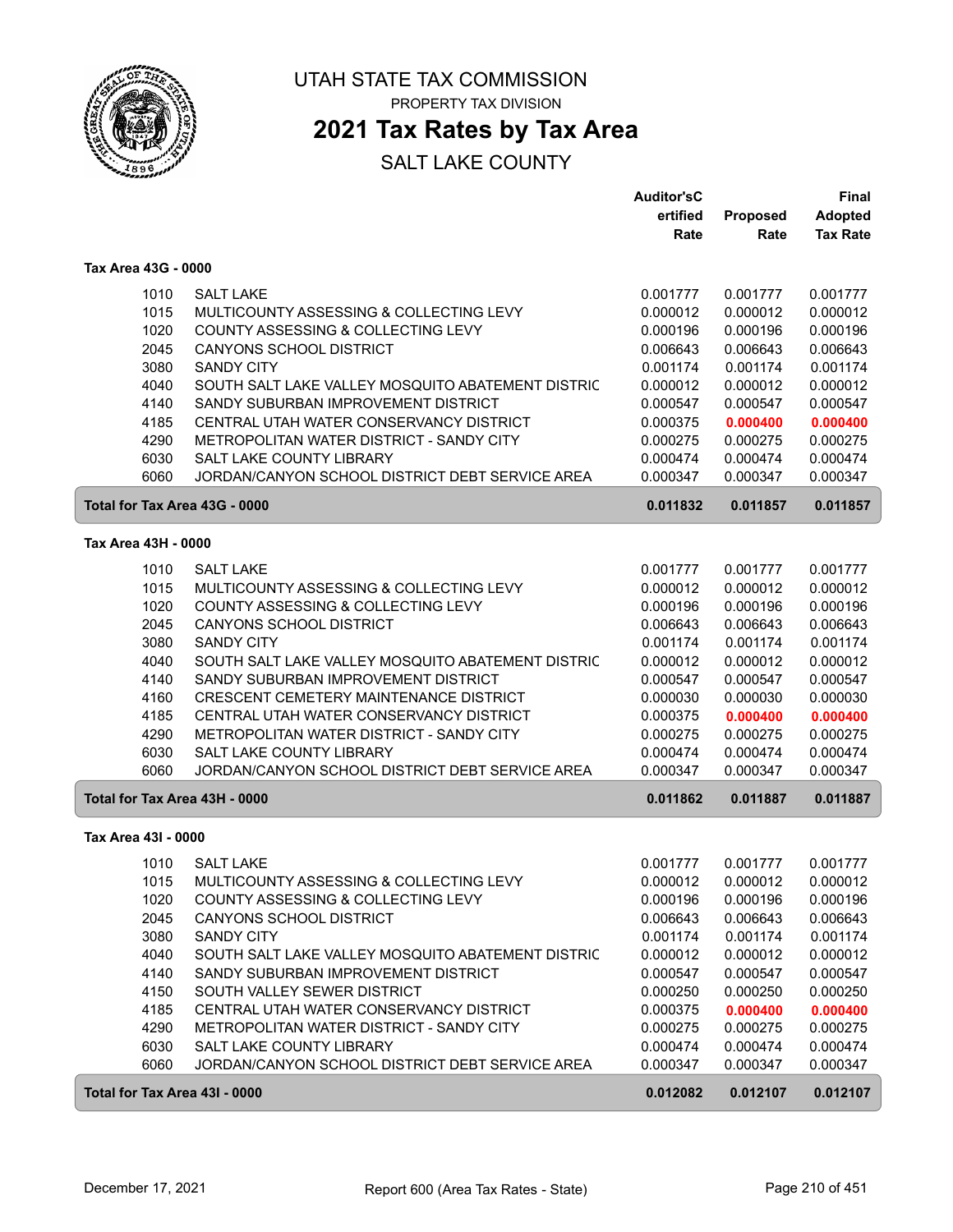# UTAH STATE TAX COMMISSION

PROPERTY TAX DIVISION

## 2021 Tax Rates by Tax Area

SALT LAKE COUNTY

### Tax Area 43G - 0000

| | | Auditor'sCertified Rate | Proposed Rate | Final Adopted Tax Rate |
|---|---|---|---|---|
| 1010 | SALT LAKE | 0.001777 | 0.001777 | 0.001777 |
| 1015 | MULTICOUNTY ASSESSING & COLLECTING LEVY | 0.000012 | 0.000012 | 0.000012 |
| 1020 | COUNTY ASSESSING & COLLECTING LEVY | 0.000196 | 0.000196 | 0.000196 |
| 2045 | CANYONS SCHOOL DISTRICT | 0.006643 | 0.006643 | 0.006643 |
| 3080 | SANDY CITY | 0.001174 | 0.001174 | 0.001174 |
| 4040 | SOUTH SALT LAKE VALLEY MOSQUITO ABATEMENT DISTRIC | 0.000012 | 0.000012 | 0.000012 |
| 4140 | SANDY SUBURBAN IMPROVEMENT DISTRICT | 0.000547 | 0.000547 | 0.000547 |
| 4185 | CENTRAL UTAH WATER CONSERVANCY DISTRICT | 0.000375 | **0.000400** | **0.000400** |
| 4290 | METROPOLITAN WATER DISTRICT - SANDY CITY | 0.000275 | 0.000275 | 0.000275 |
| 6030 | SALT LAKE COUNTY LIBRARY | 0.000474 | 0.000474 | 0.000474 |
| 6060 | JORDAN/CANYON SCHOOL DISTRICT DEBT SERVICE AREA | 0.000347 | 0.000347 | 0.000347 |
| **Total for Tax Area 43G - 0000** | | **0.011832** | **0.011857** | **0.011857** |

### Tax Area 43H - 0000

| | | Auditor'sCertified Rate | Proposed Rate | Final Adopted Tax Rate |
|---|---|---|---|---|
| 1010 | SALT LAKE | 0.001777 | 0.001777 | 0.001777 |
| 1015 | MULTICOUNTY ASSESSING & COLLECTING LEVY | 0.000012 | 0.000012 | 0.000012 |
| 1020 | COUNTY ASSESSING & COLLECTING LEVY | 0.000196 | 0.000196 | 0.000196 |
| 2045 | CANYONS SCHOOL DISTRICT | 0.006643 | 0.006643 | 0.006643 |
| 3080 | SANDY CITY | 0.001174 | 0.001174 | 0.001174 |
| 4040 | SOUTH SALT LAKE VALLEY MOSQUITO ABATEMENT DISTRIC | 0.000012 | 0.000012 | 0.000012 |
| 4140 | SANDY SUBURBAN IMPROVEMENT DISTRICT | 0.000547 | 0.000547 | 0.000547 |
| 4160 | CRESCENT CEMETERY MAINTENANCE DISTRICT | 0.000030 | 0.000030 | 0.000030 |
| 4185 | CENTRAL UTAH WATER CONSERVANCY DISTRICT | 0.000375 | **0.000400** | **0.000400** |
| 4290 | METROPOLITAN WATER DISTRICT - SANDY CITY | 0.000275 | 0.000275 | 0.000275 |
| 6030 | SALT LAKE COUNTY LIBRARY | 0.000474 | 0.000474 | 0.000474 |
| 6060 | JORDAN/CANYON SCHOOL DISTRICT DEBT SERVICE AREA | 0.000347 | 0.000347 | 0.000347 |
| **Total for Tax Area 43H - 0000** | | **0.011862** | **0.011887** | **0.011887** |

### Tax Area 43I - 0000

| | | Auditor'sCertified Rate | Proposed Rate | Final Adopted Tax Rate |
|---|---|---|---|---|
| 1010 | SALT LAKE | 0.001777 | 0.001777 | 0.001777 |
| 1015 | MULTICOUNTY ASSESSING & COLLECTING LEVY | 0.000012 | 0.000012 | 0.000012 |
| 1020 | COUNTY ASSESSING & COLLECTING LEVY | 0.000196 | 0.000196 | 0.000196 |
| 2045 | CANYONS SCHOOL DISTRICT | 0.006643 | 0.006643 | 0.006643 |
| 3080 | SANDY CITY | 0.001174 | 0.001174 | 0.001174 |
| 4040 | SOUTH SALT LAKE VALLEY MOSQUITO ABATEMENT DISTRIC | 0.000012 | 0.000012 | 0.000012 |
| 4140 | SANDY SUBURBAN IMPROVEMENT DISTRICT | 0.000547 | 0.000547 | 0.000547 |
| 4150 | SOUTH VALLEY SEWER DISTRICT | 0.000250 | 0.000250 | 0.000250 |
| 4185 | CENTRAL UTAH WATER CONSERVANCY DISTRICT | 0.000375 | **0.000400** | **0.000400** |
| 4290 | METROPOLITAN WATER DISTRICT - SANDY CITY | 0.000275 | 0.000275 | 0.000275 |
| 6030 | SALT LAKE COUNTY LIBRARY | 0.000474 | 0.000474 | 0.000474 |
| 6060 | JORDAN/CANYON SCHOOL DISTRICT DEBT SERVICE AREA | 0.000347 | 0.000347 | 0.000347 |
| **Total for Tax Area 43I - 0000** | | **0.012082** | **0.012107** | **0.012107** |

December 17, 2021 — Report 600 (Area Tax Rates - State)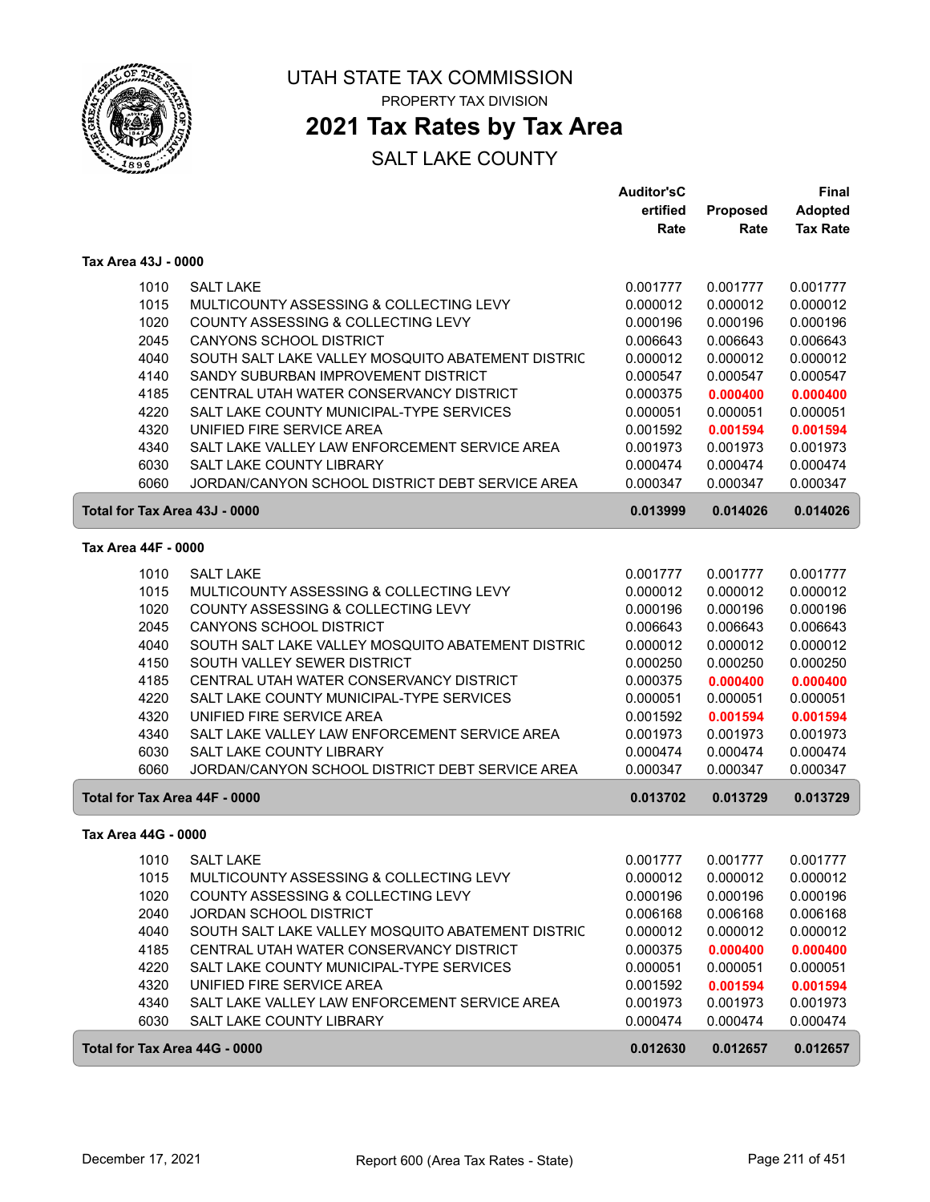# UTAH STATE TAX COMMISSION

PROPERTY TAX DIVISION

## 2021 Tax Rates by Tax Area

SALT LAKE COUNTY

### Tax Area 43J - 0000

| | | Auditor's Certified Rate | Proposed Rate | Final Adopted Tax Rate |
|---|---|---|---|---|
| 1010 | SALT LAKE | 0.001777 | 0.001777 | 0.001777 |
| 1015 | MULTICOUNTY ASSESSING & COLLECTING LEVY | 0.000012 | 0.000012 | 0.000012 |
| 1020 | COUNTY ASSESSING & COLLECTING LEVY | 0.000196 | 0.000196 | 0.000196 |
| 2045 | CANYONS SCHOOL DISTRICT | 0.006643 | 0.006643 | 0.006643 |
| 4040 | SOUTH SALT LAKE VALLEY MOSQUITO ABATEMENT DISTRIC | 0.000012 | 0.000012 | 0.000012 |
| 4140 | SANDY SUBURBAN IMPROVEMENT DISTRICT | 0.000547 | 0.000547 | 0.000547 |
| 4185 | CENTRAL UTAH WATER CONSERVANCY DISTRICT | 0.000375 | **0.000400** | **0.000400** |
| 4220 | SALT LAKE COUNTY MUNICIPAL-TYPE SERVICES | 0.000051 | 0.000051 | 0.000051 |
| 4320 | UNIFIED FIRE SERVICE AREA | 0.001592 | **0.001594** | **0.001594** |
| 4340 | SALT LAKE VALLEY LAW ENFORCEMENT SERVICE AREA | 0.001973 | 0.001973 | 0.001973 |
| 6030 | SALT LAKE COUNTY LIBRARY | 0.000474 | 0.000474 | 0.000474 |
| 6060 | JORDAN/CANYON SCHOOL DISTRICT DEBT SERVICE AREA | 0.000347 | 0.000347 | 0.000347 |
| **Total for Tax Area 43J - 0000** | | **0.013999** | **0.014026** | **0.014026** |

### Tax Area 44F - 0000

| | | Auditor's Certified Rate | Proposed Rate | Final Adopted Tax Rate |
|---|---|---|---|---|
| 1010 | SALT LAKE | 0.001777 | 0.001777 | 0.001777 |
| 1015 | MULTICOUNTY ASSESSING & COLLECTING LEVY | 0.000012 | 0.000012 | 0.000012 |
| 1020 | COUNTY ASSESSING & COLLECTING LEVY | 0.000196 | 0.000196 | 0.000196 |
| 2045 | CANYONS SCHOOL DISTRICT | 0.006643 | 0.006643 | 0.006643 |
| 4040 | SOUTH SALT LAKE VALLEY MOSQUITO ABATEMENT DISTRIC | 0.000012 | 0.000012 | 0.000012 |
| 4150 | SOUTH VALLEY SEWER DISTRICT | 0.000250 | 0.000250 | 0.000250 |
| 4185 | CENTRAL UTAH WATER CONSERVANCY DISTRICT | 0.000375 | **0.000400** | **0.000400** |
| 4220 | SALT LAKE COUNTY MUNICIPAL-TYPE SERVICES | 0.000051 | 0.000051 | 0.000051 |
| 4320 | UNIFIED FIRE SERVICE AREA | 0.001592 | **0.001594** | **0.001594** |
| 4340 | SALT LAKE VALLEY LAW ENFORCEMENT SERVICE AREA | 0.001973 | 0.001973 | 0.001973 |
| 6030 | SALT LAKE COUNTY LIBRARY | 0.000474 | 0.000474 | 0.000474 |
| 6060 | JORDAN/CANYON SCHOOL DISTRICT DEBT SERVICE AREA | 0.000347 | 0.000347 | 0.000347 |
| **Total for Tax Area 44F - 0000** | | **0.013702** | **0.013729** | **0.013729** |

### Tax Area 44G - 0000

| | | Auditor's Certified Rate | Proposed Rate | Final Adopted Tax Rate |
|---|---|---|---|---|
| 1010 | SALT LAKE | 0.001777 | 0.001777 | 0.001777 |
| 1015 | MULTICOUNTY ASSESSING & COLLECTING LEVY | 0.000012 | 0.000012 | 0.000012 |
| 1020 | COUNTY ASSESSING & COLLECTING LEVY | 0.000196 | 0.000196 | 0.000196 |
| 2040 | JORDAN SCHOOL DISTRICT | 0.006168 | 0.006168 | 0.006168 |
| 4040 | SOUTH SALT LAKE VALLEY MOSQUITO ABATEMENT DISTRIC | 0.000012 | 0.000012 | 0.000012 |
| 4185 | CENTRAL UTAH WATER CONSERVANCY DISTRICT | 0.000375 | **0.000400** | **0.000400** |
| 4220 | SALT LAKE COUNTY MUNICIPAL-TYPE SERVICES | 0.000051 | 0.000051 | 0.000051 |
| 4320 | UNIFIED FIRE SERVICE AREA | 0.001592 | **0.001594** | **0.001594** |
| 4340 | SALT LAKE VALLEY LAW ENFORCEMENT SERVICE AREA | 0.001973 | 0.001973 | 0.001973 |
| 6030 | SALT LAKE COUNTY LIBRARY | 0.000474 | 0.000474 | 0.000474 |
| **Total for Tax Area 44G - 0000** | | **0.012630** | **0.012657** | **0.012657** |

December 17, 2021 — Report 600 (Area Tax Rates - State)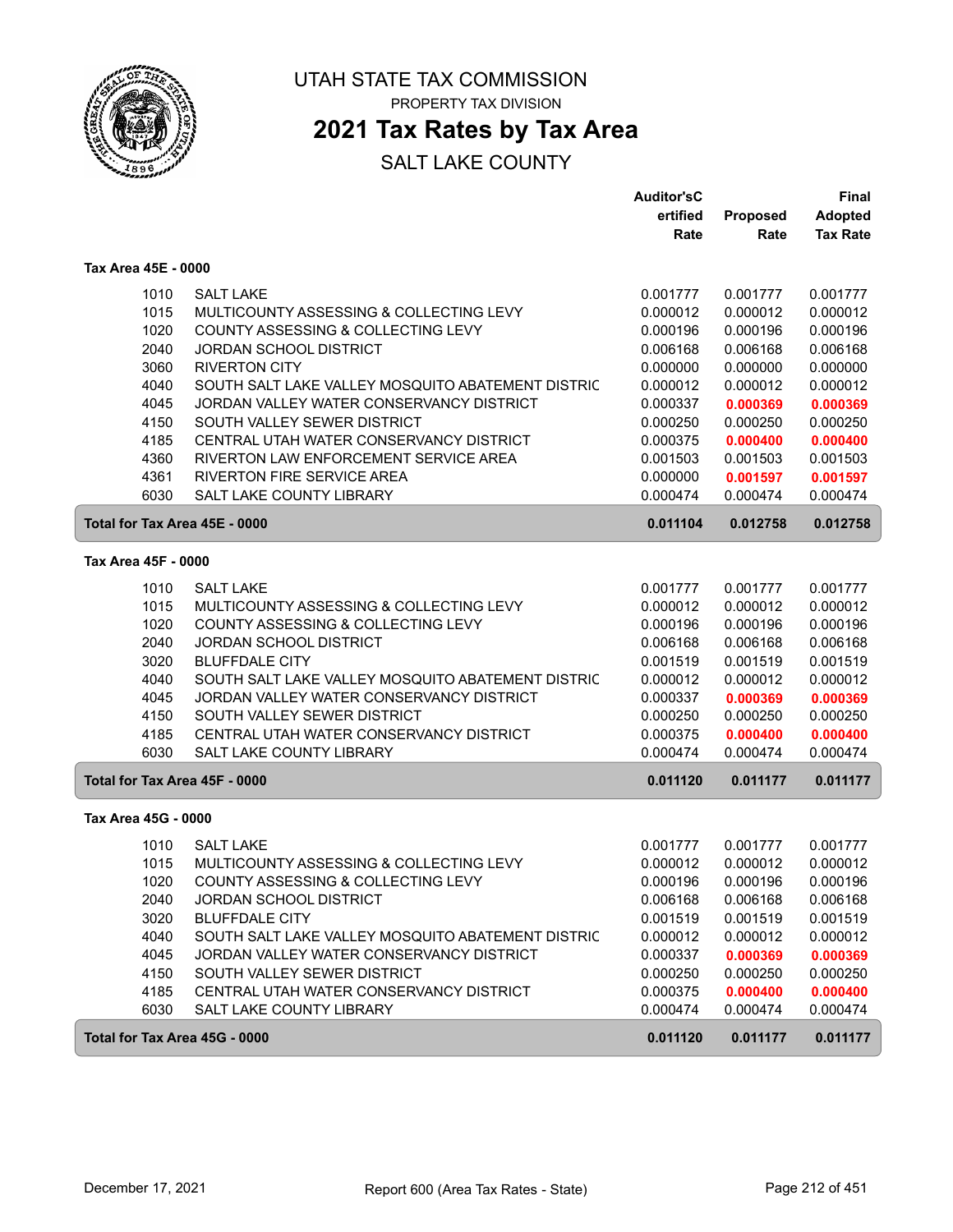# UTAH STATE TAX COMMISSION

PROPERTY TAX DIVISION

## 2021 Tax Rates by Tax Area

SALT LAKE COUNTY

### Tax Area 45E - 0000

| | | Auditor's Certified Rate | Proposed Rate | Final Adopted Tax Rate |
|---|---|---|---|---|
| 1010 | SALT LAKE | 0.001777 | 0.001777 | 0.001777 |
| 1015 | MULTICOUNTY ASSESSING & COLLECTING LEVY | 0.000012 | 0.000012 | 0.000012 |
| 1020 | COUNTY ASSESSING & COLLECTING LEVY | 0.000196 | 0.000196 | 0.000196 |
| 2040 | JORDAN SCHOOL DISTRICT | 0.006168 | 0.006168 | 0.006168 |
| 3060 | RIVERTON CITY | 0.000000 | 0.000000 | 0.000000 |
| 4040 | SOUTH SALT LAKE VALLEY MOSQUITO ABATEMENT DISTRIC | 0.000012 | 0.000012 | 0.000012 |
| 4045 | JORDAN VALLEY WATER CONSERVANCY DISTRICT | 0.000337 | **0.000369** | **0.000369** |
| 4150 | SOUTH VALLEY SEWER DISTRICT | 0.000250 | 0.000250 | 0.000250 |
| 4185 | CENTRAL UTAH WATER CONSERVANCY DISTRICT | 0.000375 | **0.000400** | **0.000400** |
| 4360 | RIVERTON LAW ENFORCEMENT SERVICE AREA | 0.001503 | 0.001503 | 0.001503 |
| 4361 | RIVERTON FIRE SERVICE AREA | 0.000000 | **0.001597** | **0.001597** |
| 6030 | SALT LAKE COUNTY LIBRARY | 0.000474 | 0.000474 | 0.000474 |
| **Total for Tax Area 45E - 0000** | | **0.011104** | **0.012758** | **0.012758** |

### Tax Area 45F - 0000

| | | Auditor's Certified Rate | Proposed Rate | Final Adopted Tax Rate |
|---|---|---|---|---|
| 1010 | SALT LAKE | 0.001777 | 0.001777 | 0.001777 |
| 1015 | MULTICOUNTY ASSESSING & COLLECTING LEVY | 0.000012 | 0.000012 | 0.000012 |
| 1020 | COUNTY ASSESSING & COLLECTING LEVY | 0.000196 | 0.000196 | 0.000196 |
| 2040 | JORDAN SCHOOL DISTRICT | 0.006168 | 0.006168 | 0.006168 |
| 3020 | BLUFFDALE CITY | 0.001519 | 0.001519 | 0.001519 |
| 4040 | SOUTH SALT LAKE VALLEY MOSQUITO ABATEMENT DISTRIC | 0.000012 | 0.000012 | 0.000012 |
| 4045 | JORDAN VALLEY WATER CONSERVANCY DISTRICT | 0.000337 | **0.000369** | **0.000369** |
| 4150 | SOUTH VALLEY SEWER DISTRICT | 0.000250 | 0.000250 | 0.000250 |
| 4185 | CENTRAL UTAH WATER CONSERVANCY DISTRICT | 0.000375 | **0.000400** | **0.000400** |
| 6030 | SALT LAKE COUNTY LIBRARY | 0.000474 | 0.000474 | 0.000474 |
| **Total for Tax Area 45F - 0000** | | **0.011120** | **0.011177** | **0.011177** |

### Tax Area 45G - 0000

| | | Auditor's Certified Rate | Proposed Rate | Final Adopted Tax Rate |
|---|---|---|---|---|
| 1010 | SALT LAKE | 0.001777 | 0.001777 | 0.001777 |
| 1015 | MULTICOUNTY ASSESSING & COLLECTING LEVY | 0.000012 | 0.000012 | 0.000012 |
| 1020 | COUNTY ASSESSING & COLLECTING LEVY | 0.000196 | 0.000196 | 0.000196 |
| 2040 | JORDAN SCHOOL DISTRICT | 0.006168 | 0.006168 | 0.006168 |
| 3020 | BLUFFDALE CITY | 0.001519 | 0.001519 | 0.001519 |
| 4040 | SOUTH SALT LAKE VALLEY MOSQUITO ABATEMENT DISTRIC | 0.000012 | 0.000012 | 0.000012 |
| 4045 | JORDAN VALLEY WATER CONSERVANCY DISTRICT | 0.000337 | **0.000369** | **0.000369** |
| 4150 | SOUTH VALLEY SEWER DISTRICT | 0.000250 | 0.000250 | 0.000250 |
| 4185 | CENTRAL UTAH WATER CONSERVANCY DISTRICT | 0.000375 | **0.000400** | **0.000400** |
| 6030 | SALT LAKE COUNTY LIBRARY | 0.000474 | 0.000474 | 0.000474 |
| **Total for Tax Area 45G - 0000** | | **0.011120** | **0.011177** | **0.011177** |

December 17, 2021 — Report 600 (Area Tax Rates - State)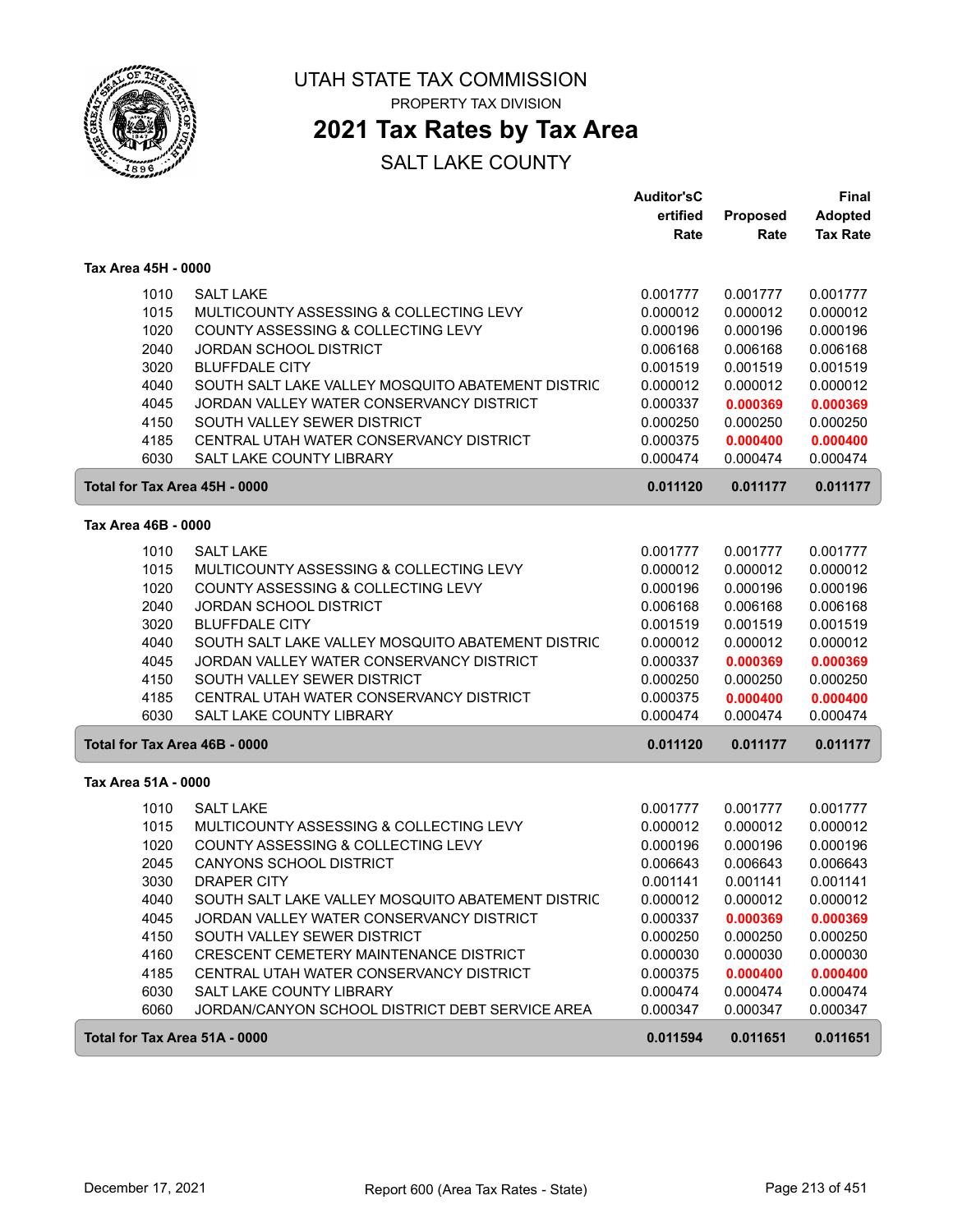# UTAH STATE TAX COMMISSION

PROPERTY TAX DIVISION

## 2021 Tax Rates by Tax Area

SALT LAKE COUNTY

| | | Auditor'sC ertified Rate | Proposed Rate | Final Adopted Tax Rate |
|---|---|---|---|---|
| **Tax Area 45H - 0000** | | | | |
| 1010 | SALT LAKE | 0.001777 | 0.001777 | 0.001777 |
| 1015 | MULTICOUNTY ASSESSING & COLLECTING LEVY | 0.000012 | 0.000012 | 0.000012 |
| 1020 | COUNTY ASSESSING & COLLECTING LEVY | 0.000196 | 0.000196 | 0.000196 |
| 2040 | JORDAN SCHOOL DISTRICT | 0.006168 | 0.006168 | 0.006168 |
| 3020 | BLUFFDALE CITY | 0.001519 | 0.001519 | 0.001519 |
| 4040 | SOUTH SALT LAKE VALLEY MOSQUITO ABATEMENT DISTRIC | 0.000012 | 0.000012 | 0.000012 |
| 4045 | JORDAN VALLEY WATER CONSERVANCY DISTRICT | 0.000337 | **0.000369** | **0.000369** |
| 4150 | SOUTH VALLEY SEWER DISTRICT | 0.000250 | 0.000250 | 0.000250 |
| 4185 | CENTRAL UTAH WATER CONSERVANCY DISTRICT | 0.000375 | **0.000400** | **0.000400** |
| 6030 | SALT LAKE COUNTY LIBRARY | 0.000474 | 0.000474 | 0.000474 |
| **Total for Tax Area 45H - 0000** | | **0.011120** | **0.011177** | **0.011177** |
| **Tax Area 46B - 0000** | | | | |
| 1010 | SALT LAKE | 0.001777 | 0.001777 | 0.001777 |
| 1015 | MULTICOUNTY ASSESSING & COLLECTING LEVY | 0.000012 | 0.000012 | 0.000012 |
| 1020 | COUNTY ASSESSING & COLLECTING LEVY | 0.000196 | 0.000196 | 0.000196 |
| 2040 | JORDAN SCHOOL DISTRICT | 0.006168 | 0.006168 | 0.006168 |
| 3020 | BLUFFDALE CITY | 0.001519 | 0.001519 | 0.001519 |
| 4040 | SOUTH SALT LAKE VALLEY MOSQUITO ABATEMENT DISTRIC | 0.000012 | 0.000012 | 0.000012 |
| 4045 | JORDAN VALLEY WATER CONSERVANCY DISTRICT | 0.000337 | **0.000369** | **0.000369** |
| 4150 | SOUTH VALLEY SEWER DISTRICT | 0.000250 | 0.000250 | 0.000250 |
| 4185 | CENTRAL UTAH WATER CONSERVANCY DISTRICT | 0.000375 | **0.000400** | **0.000400** |
| 6030 | SALT LAKE COUNTY LIBRARY | 0.000474 | 0.000474 | 0.000474 |
| **Total for Tax Area 46B - 0000** | | **0.011120** | **0.011177** | **0.011177** |
| **Tax Area 51A - 0000** | | | | |
| 1010 | SALT LAKE | 0.001777 | 0.001777 | 0.001777 |
| 1015 | MULTICOUNTY ASSESSING & COLLECTING LEVY | 0.000012 | 0.000012 | 0.000012 |
| 1020 | COUNTY ASSESSING & COLLECTING LEVY | 0.000196 | 0.000196 | 0.000196 |
| 2045 | CANYONS SCHOOL DISTRICT | 0.006643 | 0.006643 | 0.006643 |
| 3030 | DRAPER CITY | 0.001141 | 0.001141 | 0.001141 |
| 4040 | SOUTH SALT LAKE VALLEY MOSQUITO ABATEMENT DISTRIC | 0.000012 | 0.000012 | 0.000012 |
| 4045 | JORDAN VALLEY WATER CONSERVANCY DISTRICT | 0.000337 | **0.000369** | **0.000369** |
| 4150 | SOUTH VALLEY SEWER DISTRICT | 0.000250 | 0.000250 | 0.000250 |
| 4160 | CRESCENT CEMETERY MAINTENANCE DISTRICT | 0.000030 | 0.000030 | 0.000030 |
| 4185 | CENTRAL UTAH WATER CONSERVANCY DISTRICT | 0.000375 | **0.000400** | **0.000400** |
| 6030 | SALT LAKE COUNTY LIBRARY | 0.000474 | 0.000474 | 0.000474 |
| 6060 | JORDAN/CANYON SCHOOL DISTRICT DEBT SERVICE AREA | 0.000347 | 0.000347 | 0.000347 |
| **Total for Tax Area 51A - 0000** | | **0.011594** | **0.011651** | **0.011651** |

December 17, 2021 — Report 600 (Area Tax Rates - State)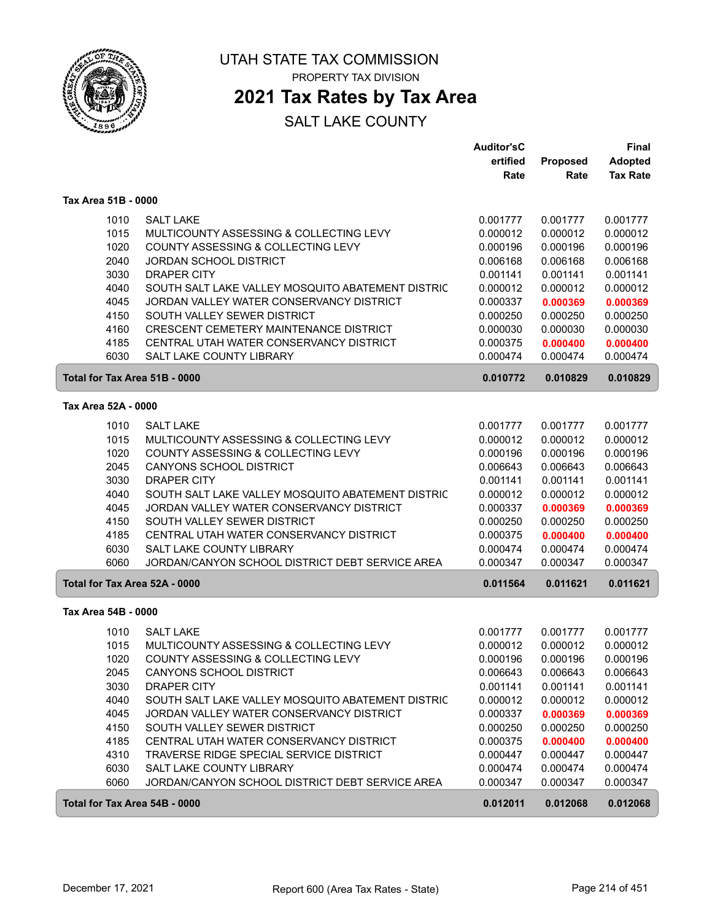# UTAH STATE TAX COMMISSION

PROPERTY TAX DIVISION

## 2021 Tax Rates by Tax Area

SALT LAKE COUNTY

### Tax Area 51B - 0000

| | | Auditor'sCertified Rate | Proposed Rate | Final Adopted Tax Rate |
|---|---|---|---|---|
| 1010 | SALT LAKE | 0.001777 | 0.001777 | 0.001777 |
| 1015 | MULTICOUNTY ASSESSING & COLLECTING LEVY | 0.000012 | 0.000012 | 0.000012 |
| 1020 | COUNTY ASSESSING & COLLECTING LEVY | 0.000196 | 0.000196 | 0.000196 |
| 2040 | JORDAN SCHOOL DISTRICT | 0.006168 | 0.006168 | 0.006168 |
| 3030 | DRAPER CITY | 0.001141 | 0.001141 | 0.001141 |
| 4040 | SOUTH SALT LAKE VALLEY MOSQUITO ABATEMENT DISTRIC | 0.000012 | 0.000012 | 0.000012 |
| 4045 | JORDAN VALLEY WATER CONSERVANCY DISTRICT | 0.000337 | **0.000369** | **0.000369** |
| 4150 | SOUTH VALLEY SEWER DISTRICT | 0.000250 | 0.000250 | 0.000250 |
| 4160 | CRESCENT CEMETERY MAINTENANCE DISTRICT | 0.000030 | 0.000030 | 0.000030 |
| 4185 | CENTRAL UTAH WATER CONSERVANCY DISTRICT | 0.000375 | **0.000400** | **0.000400** |
| 6030 | SALT LAKE COUNTY LIBRARY | 0.000474 | 0.000474 | 0.000474 |
| **Total for Tax Area 51B - 0000** | | **0.010772** | **0.010829** | **0.010829** |

### Tax Area 52A - 0000

| | | Auditor'sCertified Rate | Proposed Rate | Final Adopted Tax Rate |
|---|---|---|---|---|
| 1010 | SALT LAKE | 0.001777 | 0.001777 | 0.001777 |
| 1015 | MULTICOUNTY ASSESSING & COLLECTING LEVY | 0.000012 | 0.000012 | 0.000012 |
| 1020 | COUNTY ASSESSING & COLLECTING LEVY | 0.000196 | 0.000196 | 0.000196 |
| 2045 | CANYONS SCHOOL DISTRICT | 0.006643 | 0.006643 | 0.006643 |
| 3030 | DRAPER CITY | 0.001141 | 0.001141 | 0.001141 |
| 4040 | SOUTH SALT LAKE VALLEY MOSQUITO ABATEMENT DISTRIC | 0.000012 | 0.000012 | 0.000012 |
| 4045 | JORDAN VALLEY WATER CONSERVANCY DISTRICT | 0.000337 | **0.000369** | **0.000369** |
| 4150 | SOUTH VALLEY SEWER DISTRICT | 0.000250 | 0.000250 | 0.000250 |
| 4185 | CENTRAL UTAH WATER CONSERVANCY DISTRICT | 0.000375 | **0.000400** | **0.000400** |
| 6030 | SALT LAKE COUNTY LIBRARY | 0.000474 | 0.000474 | 0.000474 |
| 6060 | JORDAN/CANYON SCHOOL DISTRICT DEBT SERVICE AREA | 0.000347 | 0.000347 | 0.000347 |
| **Total for Tax Area 52A - 0000** | | **0.011564** | **0.011621** | **0.011621** |

### Tax Area 54B - 0000

| | | Auditor'sCertified Rate | Proposed Rate | Final Adopted Tax Rate |
|---|---|---|---|---|
| 1010 | SALT LAKE | 0.001777 | 0.001777 | 0.001777 |
| 1015 | MULTICOUNTY ASSESSING & COLLECTING LEVY | 0.000012 | 0.000012 | 0.000012 |
| 1020 | COUNTY ASSESSING & COLLECTING LEVY | 0.000196 | 0.000196 | 0.000196 |
| 2045 | CANYONS SCHOOL DISTRICT | 0.006643 | 0.006643 | 0.006643 |
| 3030 | DRAPER CITY | 0.001141 | 0.001141 | 0.001141 |
| 4040 | SOUTH SALT LAKE VALLEY MOSQUITO ABATEMENT DISTRIC | 0.000012 | 0.000012 | 0.000012 |
| 4045 | JORDAN VALLEY WATER CONSERVANCY DISTRICT | 0.000337 | **0.000369** | **0.000369** |
| 4150 | SOUTH VALLEY SEWER DISTRICT | 0.000250 | 0.000250 | 0.000250 |
| 4185 | CENTRAL UTAH WATER CONSERVANCY DISTRICT | 0.000375 | **0.000400** | **0.000400** |
| 4310 | TRAVERSE RIDGE SPECIAL SERVICE DISTRICT | 0.000447 | 0.000447 | 0.000447 |
| 6030 | SALT LAKE COUNTY LIBRARY | 0.000474 | 0.000474 | 0.000474 |
| 6060 | JORDAN/CANYON SCHOOL DISTRICT DEBT SERVICE AREA | 0.000347 | 0.000347 | 0.000347 |
| **Total for Tax Area 54B - 0000** | | **0.012011** | **0.012068** | **0.012068** |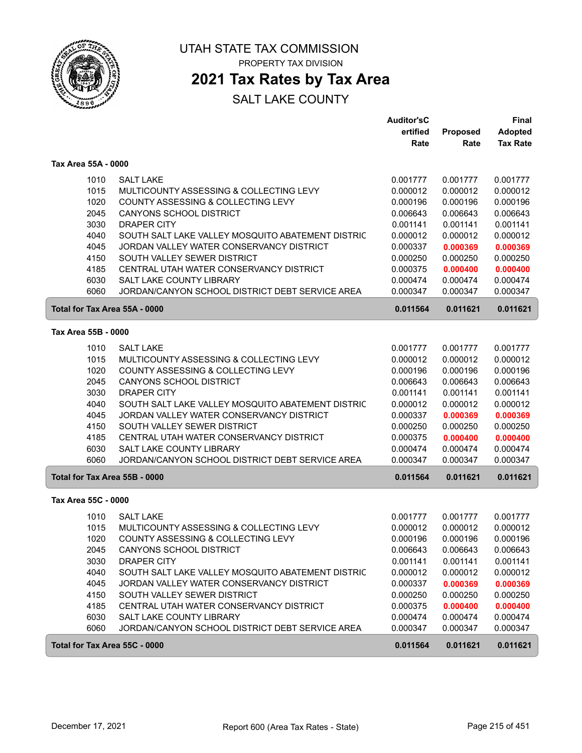# UTAH STATE TAX COMMISSION

PROPERTY TAX DIVISION

## 2021 Tax Rates by Tax Area

SALT LAKE COUNTY

| | | Auditor's Certified Rate | Proposed Rate | Final Adopted Tax Rate |
|---|---|---|---|---|
| **Tax Area 55A - 0000** | | | | |
| 1010 | SALT LAKE | 0.001777 | 0.001777 | 0.001777 |
| 1015 | MULTICOUNTY ASSESSING & COLLECTING LEVY | 0.000012 | 0.000012 | 0.000012 |
| 1020 | COUNTY ASSESSING & COLLECTING LEVY | 0.000196 | 0.000196 | 0.000196 |
| 2045 | CANYONS SCHOOL DISTRICT | 0.006643 | 0.006643 | 0.006643 |
| 3030 | DRAPER CITY | 0.001141 | 0.001141 | 0.001141 |
| 4040 | SOUTH SALT LAKE VALLEY MOSQUITO ABATEMENT DISTRIC | 0.000012 | 0.000012 | 0.000012 |
| 4045 | JORDAN VALLEY WATER CONSERVANCY DISTRICT | 0.000337 | **0.000369** | **0.000369** |
| 4150 | SOUTH VALLEY SEWER DISTRICT | 0.000250 | 0.000250 | 0.000250 |
| 4185 | CENTRAL UTAH WATER CONSERVANCY DISTRICT | 0.000375 | **0.000400** | **0.000400** |
| 6030 | SALT LAKE COUNTY LIBRARY | 0.000474 | 0.000474 | 0.000474 |
| 6060 | JORDAN/CANYON SCHOOL DISTRICT DEBT SERVICE AREA | 0.000347 | 0.000347 | 0.000347 |
| **Total for Tax Area 55A - 0000** | | **0.011564** | **0.011621** | **0.011621** |
| **Tax Area 55B - 0000** | | | | |
| 1010 | SALT LAKE | 0.001777 | 0.001777 | 0.001777 |
| 1015 | MULTICOUNTY ASSESSING & COLLECTING LEVY | 0.000012 | 0.000012 | 0.000012 |
| 1020 | COUNTY ASSESSING & COLLECTING LEVY | 0.000196 | 0.000196 | 0.000196 |
| 2045 | CANYONS SCHOOL DISTRICT | 0.006643 | 0.006643 | 0.006643 |
| 3030 | DRAPER CITY | 0.001141 | 0.001141 | 0.001141 |
| 4040 | SOUTH SALT LAKE VALLEY MOSQUITO ABATEMENT DISTRIC | 0.000012 | 0.000012 | 0.000012 |
| 4045 | JORDAN VALLEY WATER CONSERVANCY DISTRICT | 0.000337 | **0.000369** | **0.000369** |
| 4150 | SOUTH VALLEY SEWER DISTRICT | 0.000250 | 0.000250 | 0.000250 |
| 4185 | CENTRAL UTAH WATER CONSERVANCY DISTRICT | 0.000375 | **0.000400** | **0.000400** |
| 6030 | SALT LAKE COUNTY LIBRARY | 0.000474 | 0.000474 | 0.000474 |
| 6060 | JORDAN/CANYON SCHOOL DISTRICT DEBT SERVICE AREA | 0.000347 | 0.000347 | 0.000347 |
| **Total for Tax Area 55B - 0000** | | **0.011564** | **0.011621** | **0.011621** |
| **Tax Area 55C - 0000** | | | | |
| 1010 | SALT LAKE | 0.001777 | 0.001777 | 0.001777 |
| 1015 | MULTICOUNTY ASSESSING & COLLECTING LEVY | 0.000012 | 0.000012 | 0.000012 |
| 1020 | COUNTY ASSESSING & COLLECTING LEVY | 0.000196 | 0.000196 | 0.000196 |
| 2045 | CANYONS SCHOOL DISTRICT | 0.006643 | 0.006643 | 0.006643 |
| 3030 | DRAPER CITY | 0.001141 | 0.001141 | 0.001141 |
| 4040 | SOUTH SALT LAKE VALLEY MOSQUITO ABATEMENT DISTRIC | 0.000012 | 0.000012 | 0.000012 |
| 4045 | JORDAN VALLEY WATER CONSERVANCY DISTRICT | 0.000337 | **0.000369** | **0.000369** |
| 4150 | SOUTH VALLEY SEWER DISTRICT | 0.000250 | 0.000250 | 0.000250 |
| 4185 | CENTRAL UTAH WATER CONSERVANCY DISTRICT | 0.000375 | **0.000400** | **0.000400** |
| 6030 | SALT LAKE COUNTY LIBRARY | 0.000474 | 0.000474 | 0.000474 |
| 6060 | JORDAN/CANYON SCHOOL DISTRICT DEBT SERVICE AREA | 0.000347 | 0.000347 | 0.000347 |
| **Total for Tax Area 55C - 0000** | | **0.011564** | **0.011621** | **0.011621** |

December 17, 2021 — Report 600 (Area Tax Rates - State)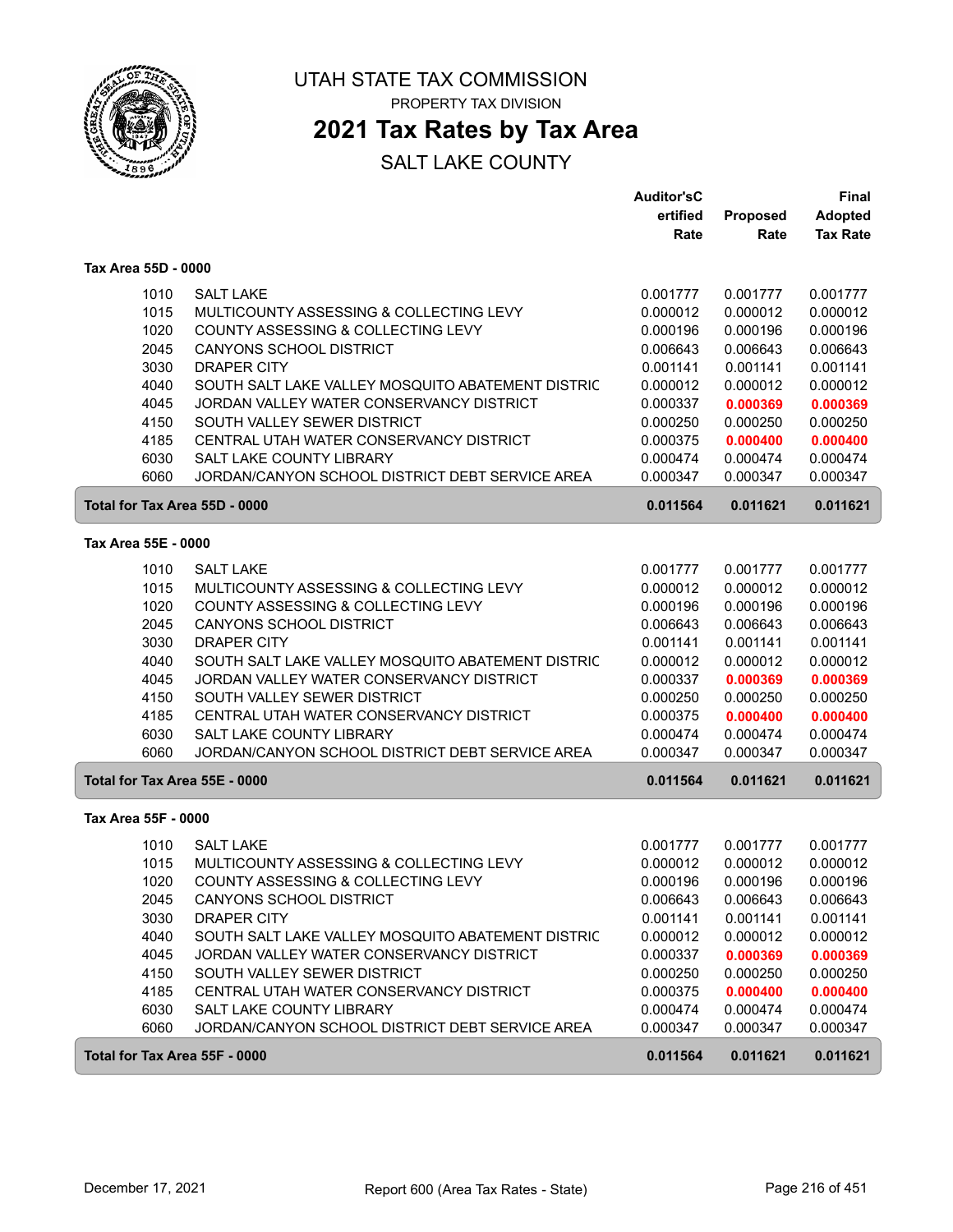# UTAH STATE TAX COMMISSION

PROPERTY TAX DIVISION

## 2021 Tax Rates by Tax Area

SALT LAKE COUNTY

| | | Auditor'sCertified Rate | Proposed Rate | Final Adopted Tax Rate |
|---|---|---|---|---|
| **Tax Area 55D - 0000** | | | | |
| 1010 | SALT LAKE | 0.001777 | 0.001777 | 0.001777 |
| 1015 | MULTICOUNTY ASSESSING & COLLECTING LEVY | 0.000012 | 0.000012 | 0.000012 |
| 1020 | COUNTY ASSESSING & COLLECTING LEVY | 0.000196 | 0.000196 | 0.000196 |
| 2045 | CANYONS SCHOOL DISTRICT | 0.006643 | 0.006643 | 0.006643 |
| 3030 | DRAPER CITY | 0.001141 | 0.001141 | 0.001141 |
| 4040 | SOUTH SALT LAKE VALLEY MOSQUITO ABATEMENT DISTRIC | 0.000012 | 0.000012 | 0.000012 |
| 4045 | JORDAN VALLEY WATER CONSERVANCY DISTRICT | 0.000337 | **0.000369** | **0.000369** |
| 4150 | SOUTH VALLEY SEWER DISTRICT | 0.000250 | 0.000250 | 0.000250 |
| 4185 | CENTRAL UTAH WATER CONSERVANCY DISTRICT | 0.000375 | **0.000400** | **0.000400** |
| 6030 | SALT LAKE COUNTY LIBRARY | 0.000474 | 0.000474 | 0.000474 |
| 6060 | JORDAN/CANYON SCHOOL DISTRICT DEBT SERVICE AREA | 0.000347 | 0.000347 | 0.000347 |
| **Total for Tax Area 55D - 0000** | | **0.011564** | **0.011621** | **0.011621** |
| **Tax Area 55E - 0000** | | | | |
| 1010 | SALT LAKE | 0.001777 | 0.001777 | 0.001777 |
| 1015 | MULTICOUNTY ASSESSING & COLLECTING LEVY | 0.000012 | 0.000012 | 0.000012 |
| 1020 | COUNTY ASSESSING & COLLECTING LEVY | 0.000196 | 0.000196 | 0.000196 |
| 2045 | CANYONS SCHOOL DISTRICT | 0.006643 | 0.006643 | 0.006643 |
| 3030 | DRAPER CITY | 0.001141 | 0.001141 | 0.001141 |
| 4040 | SOUTH SALT LAKE VALLEY MOSQUITO ABATEMENT DISTRIC | 0.000012 | 0.000012 | 0.000012 |
| 4045 | JORDAN VALLEY WATER CONSERVANCY DISTRICT | 0.000337 | **0.000369** | **0.000369** |
| 4150 | SOUTH VALLEY SEWER DISTRICT | 0.000250 | 0.000250 | 0.000250 |
| 4185 | CENTRAL UTAH WATER CONSERVANCY DISTRICT | 0.000375 | **0.000400** | **0.000400** |
| 6030 | SALT LAKE COUNTY LIBRARY | 0.000474 | 0.000474 | 0.000474 |
| 6060 | JORDAN/CANYON SCHOOL DISTRICT DEBT SERVICE AREA | 0.000347 | 0.000347 | 0.000347 |
| **Total for Tax Area 55E - 0000** | | **0.011564** | **0.011621** | **0.011621** |
| **Tax Area 55F - 0000** | | | | |
| 1010 | SALT LAKE | 0.001777 | 0.001777 | 0.001777 |
| 1015 | MULTICOUNTY ASSESSING & COLLECTING LEVY | 0.000012 | 0.000012 | 0.000012 |
| 1020 | COUNTY ASSESSING & COLLECTING LEVY | 0.000196 | 0.000196 | 0.000196 |
| 2045 | CANYONS SCHOOL DISTRICT | 0.006643 | 0.006643 | 0.006643 |
| 3030 | DRAPER CITY | 0.001141 | 0.001141 | 0.001141 |
| 4040 | SOUTH SALT LAKE VALLEY MOSQUITO ABATEMENT DISTRIC | 0.000012 | 0.000012 | 0.000012 |
| 4045 | JORDAN VALLEY WATER CONSERVANCY DISTRICT | 0.000337 | **0.000369** | **0.000369** |
| 4150 | SOUTH VALLEY SEWER DISTRICT | 0.000250 | 0.000250 | 0.000250 |
| 4185 | CENTRAL UTAH WATER CONSERVANCY DISTRICT | 0.000375 | **0.000400** | **0.000400** |
| 6030 | SALT LAKE COUNTY LIBRARY | 0.000474 | 0.000474 | 0.000474 |
| 6060 | JORDAN/CANYON SCHOOL DISTRICT DEBT SERVICE AREA | 0.000347 | 0.000347 | 0.000347 |
| **Total for Tax Area 55F - 0000** | | **0.011564** | **0.011621** | **0.011621** |

December 17, 2021 — Report 600 (Area Tax Rates - State)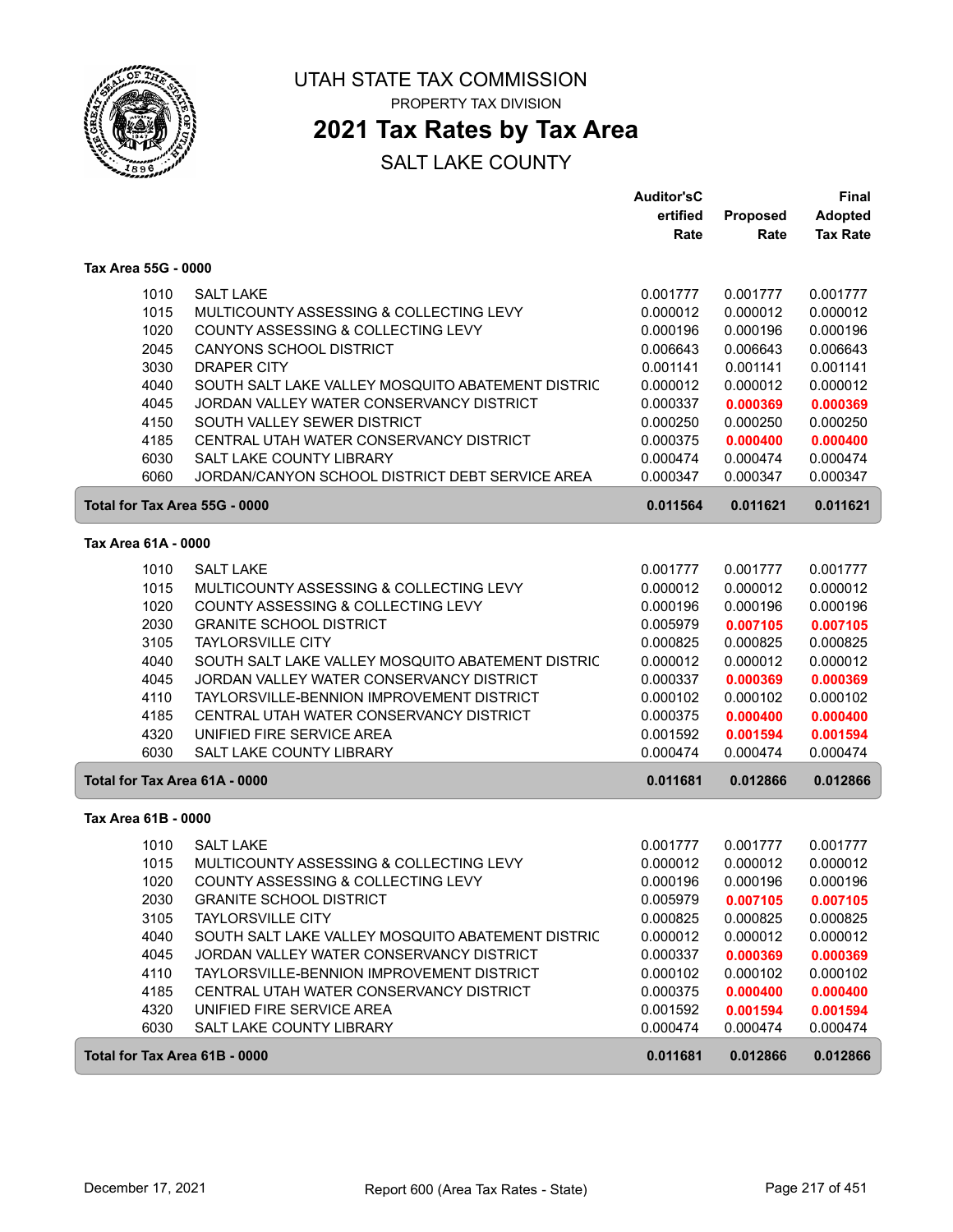# UTAH STATE TAX COMMISSION

PROPERTY TAX DIVISION

## 2021 Tax Rates by Tax Area

SALT LAKE COUNTY

### Tax Area 55G - 0000

| | | Auditor'sCertified Rate | Proposed Rate | Final Adopted Tax Rate |
|---|---|---|---|---|
| 1010 | SALT LAKE | 0.001777 | 0.001777 | 0.001777 |
| 1015 | MULTICOUNTY ASSESSING & COLLECTING LEVY | 0.000012 | 0.000012 | 0.000012 |
| 1020 | COUNTY ASSESSING & COLLECTING LEVY | 0.000196 | 0.000196 | 0.000196 |
| 2045 | CANYONS SCHOOL DISTRICT | 0.006643 | 0.006643 | 0.006643 |
| 3030 | DRAPER CITY | 0.001141 | 0.001141 | 0.001141 |
| 4040 | SOUTH SALT LAKE VALLEY MOSQUITO ABATEMENT DISTRIC | 0.000012 | 0.000012 | 0.000012 |
| 4045 | JORDAN VALLEY WATER CONSERVANCY DISTRICT | 0.000337 | **0.000369** | **0.000369** |
| 4150 | SOUTH VALLEY SEWER DISTRICT | 0.000250 | 0.000250 | 0.000250 |
| 4185 | CENTRAL UTAH WATER CONSERVANCY DISTRICT | 0.000375 | **0.000400** | **0.000400** |
| 6030 | SALT LAKE COUNTY LIBRARY | 0.000474 | 0.000474 | 0.000474 |
| 6060 | JORDAN/CANYON SCHOOL DISTRICT DEBT SERVICE AREA | 0.000347 | 0.000347 | 0.000347 |
| **Total for Tax Area 55G - 0000** | | **0.011564** | **0.011621** | **0.011621** |

### Tax Area 61A - 0000

| | | Auditor'sCertified Rate | Proposed Rate | Final Adopted Tax Rate |
|---|---|---|---|---|
| 1010 | SALT LAKE | 0.001777 | 0.001777 | 0.001777 |
| 1015 | MULTICOUNTY ASSESSING & COLLECTING LEVY | 0.000012 | 0.000012 | 0.000012 |
| 1020 | COUNTY ASSESSING & COLLECTING LEVY | 0.000196 | 0.000196 | 0.000196 |
| 2030 | GRANITE SCHOOL DISTRICT | 0.005979 | **0.007105** | **0.007105** |
| 3105 | TAYLORSVILLE CITY | 0.000825 | 0.000825 | 0.000825 |
| 4040 | SOUTH SALT LAKE VALLEY MOSQUITO ABATEMENT DISTRIC | 0.000012 | 0.000012 | 0.000012 |
| 4045 | JORDAN VALLEY WATER CONSERVANCY DISTRICT | 0.000337 | **0.000369** | **0.000369** |
| 4110 | TAYLORSVILLE-BENNION IMPROVEMENT DISTRICT | 0.000102 | 0.000102 | 0.000102 |
| 4185 | CENTRAL UTAH WATER CONSERVANCY DISTRICT | 0.000375 | **0.000400** | **0.000400** |
| 4320 | UNIFIED FIRE SERVICE AREA | 0.001592 | **0.001594** | **0.001594** |
| 6030 | SALT LAKE COUNTY LIBRARY | 0.000474 | 0.000474 | 0.000474 |
| **Total for Tax Area 61A - 0000** | | **0.011681** | **0.012866** | **0.012866** |

### Tax Area 61B - 0000

| | | Auditor'sCertified Rate | Proposed Rate | Final Adopted Tax Rate |
|---|---|---|---|---|
| 1010 | SALT LAKE | 0.001777 | 0.001777 | 0.001777 |
| 1015 | MULTICOUNTY ASSESSING & COLLECTING LEVY | 0.000012 | 0.000012 | 0.000012 |
| 1020 | COUNTY ASSESSING & COLLECTING LEVY | 0.000196 | 0.000196 | 0.000196 |
| 2030 | GRANITE SCHOOL DISTRICT | 0.005979 | **0.007105** | **0.007105** |
| 3105 | TAYLORSVILLE CITY | 0.000825 | 0.000825 | 0.000825 |
| 4040 | SOUTH SALT LAKE VALLEY MOSQUITO ABATEMENT DISTRIC | 0.000012 | 0.000012 | 0.000012 |
| 4045 | JORDAN VALLEY WATER CONSERVANCY DISTRICT | 0.000337 | **0.000369** | **0.000369** |
| 4110 | TAYLORSVILLE-BENNION IMPROVEMENT DISTRICT | 0.000102 | 0.000102 | 0.000102 |
| 4185 | CENTRAL UTAH WATER CONSERVANCY DISTRICT | 0.000375 | **0.000400** | **0.000400** |
| 4320 | UNIFIED FIRE SERVICE AREA | 0.001592 | **0.001594** | **0.001594** |
| 6030 | SALT LAKE COUNTY LIBRARY | 0.000474 | 0.000474 | 0.000474 |
| **Total for Tax Area 61B - 0000** | | **0.011681** | **0.012866** | **0.012866** |

December 17, 2021 — Report 600 (Area Tax Rates - State)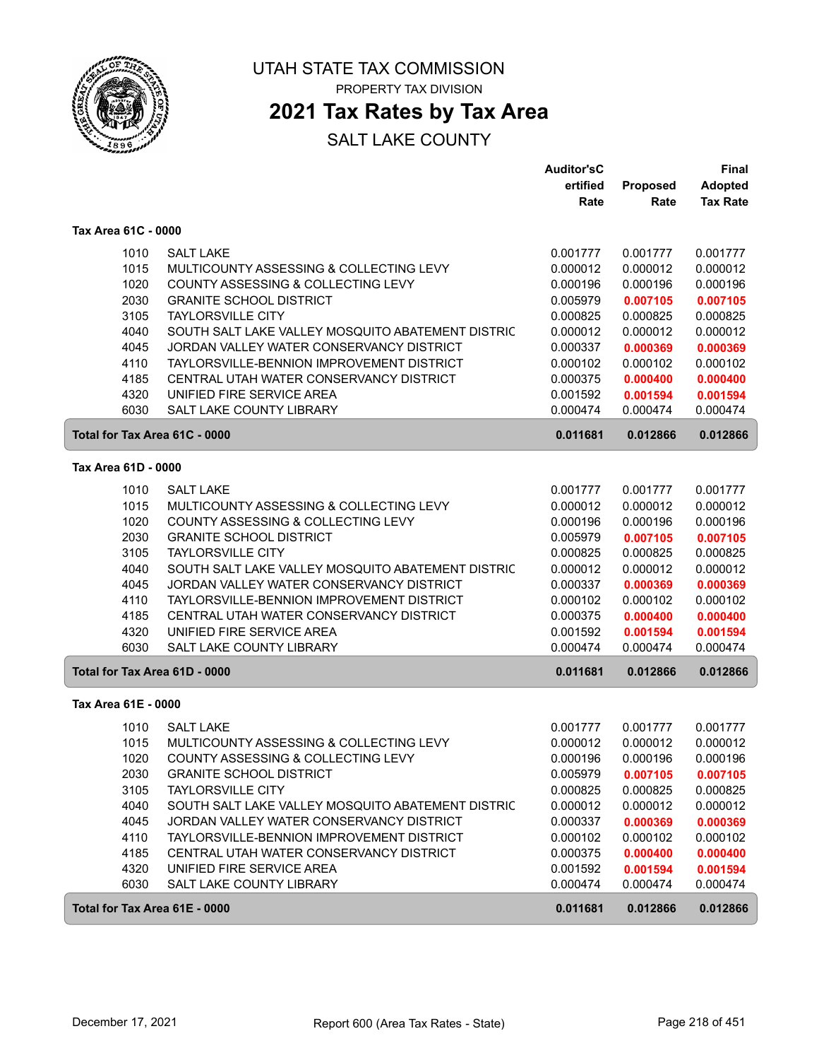# UTAH STATE TAX COMMISSION

PROPERTY TAX DIVISION

## 2021 Tax Rates by Tax Area

SALT LAKE COUNTY

| | | Auditor'sCertified Rate | Proposed Rate | Final Adopted Tax Rate |
|---|---|---|---|---|
| **Tax Area 61C - 0000** | | | | |
| 1010 | SALT LAKE | 0.001777 | 0.001777 | 0.001777 |
| 1015 | MULTICOUNTY ASSESSING & COLLECTING LEVY | 0.000012 | 0.000012 | 0.000012 |
| 1020 | COUNTY ASSESSING & COLLECTING LEVY | 0.000196 | 0.000196 | 0.000196 |
| 2030 | GRANITE SCHOOL DISTRICT | 0.005979 | **0.007105** | **0.007105** |
| 3105 | TAYLORSVILLE CITY | 0.000825 | 0.000825 | 0.000825 |
| 4040 | SOUTH SALT LAKE VALLEY MOSQUITO ABATEMENT DISTRIC | 0.000012 | 0.000012 | 0.000012 |
| 4045 | JORDAN VALLEY WATER CONSERVANCY DISTRICT | 0.000337 | **0.000369** | **0.000369** |
| 4110 | TAYLORSVILLE-BENNION IMPROVEMENT DISTRICT | 0.000102 | 0.000102 | 0.000102 |
| 4185 | CENTRAL UTAH WATER CONSERVANCY DISTRICT | 0.000375 | **0.000400** | **0.000400** |
| 4320 | UNIFIED FIRE SERVICE AREA | 0.001592 | **0.001594** | **0.001594** |
| 6030 | SALT LAKE COUNTY LIBRARY | 0.000474 | 0.000474 | 0.000474 |
| **Total for Tax Area 61C - 0000** | | **0.011681** | **0.012866** | **0.012866** |
| **Tax Area 61D - 0000** | | | | |
| 1010 | SALT LAKE | 0.001777 | 0.001777 | 0.001777 |
| 1015 | MULTICOUNTY ASSESSING & COLLECTING LEVY | 0.000012 | 0.000012 | 0.000012 |
| 1020 | COUNTY ASSESSING & COLLECTING LEVY | 0.000196 | 0.000196 | 0.000196 |
| 2030 | GRANITE SCHOOL DISTRICT | 0.005979 | **0.007105** | **0.007105** |
| 3105 | TAYLORSVILLE CITY | 0.000825 | 0.000825 | 0.000825 |
| 4040 | SOUTH SALT LAKE VALLEY MOSQUITO ABATEMENT DISTRIC | 0.000012 | 0.000012 | 0.000012 |
| 4045 | JORDAN VALLEY WATER CONSERVANCY DISTRICT | 0.000337 | **0.000369** | **0.000369** |
| 4110 | TAYLORSVILLE-BENNION IMPROVEMENT DISTRICT | 0.000102 | 0.000102 | 0.000102 |
| 4185 | CENTRAL UTAH WATER CONSERVANCY DISTRICT | 0.000375 | **0.000400** | **0.000400** |
| 4320 | UNIFIED FIRE SERVICE AREA | 0.001592 | **0.001594** | **0.001594** |
| 6030 | SALT LAKE COUNTY LIBRARY | 0.000474 | 0.000474 | 0.000474 |
| **Total for Tax Area 61D - 0000** | | **0.011681** | **0.012866** | **0.012866** |
| **Tax Area 61E - 0000** | | | | |
| 1010 | SALT LAKE | 0.001777 | 0.001777 | 0.001777 |
| 1015 | MULTICOUNTY ASSESSING & COLLECTING LEVY | 0.000012 | 0.000012 | 0.000012 |
| 1020 | COUNTY ASSESSING & COLLECTING LEVY | 0.000196 | 0.000196 | 0.000196 |
| 2030 | GRANITE SCHOOL DISTRICT | 0.005979 | **0.007105** | **0.007105** |
| 3105 | TAYLORSVILLE CITY | 0.000825 | 0.000825 | 0.000825 |
| 4040 | SOUTH SALT LAKE VALLEY MOSQUITO ABATEMENT DISTRIC | 0.000012 | 0.000012 | 0.000012 |
| 4045 | JORDAN VALLEY WATER CONSERVANCY DISTRICT | 0.000337 | **0.000369** | **0.000369** |
| 4110 | TAYLORSVILLE-BENNION IMPROVEMENT DISTRICT | 0.000102 | 0.000102 | 0.000102 |
| 4185 | CENTRAL UTAH WATER CONSERVANCY DISTRICT | 0.000375 | **0.000400** | **0.000400** |
| 4320 | UNIFIED FIRE SERVICE AREA | 0.001592 | **0.001594** | **0.001594** |
| 6030 | SALT LAKE COUNTY LIBRARY | 0.000474 | 0.000474 | 0.000474 |
| **Total for Tax Area 61E - 0000** | | **0.011681** | **0.012866** | **0.012866** |

December 17, 2021 — Report 600 (Area Tax Rates - State)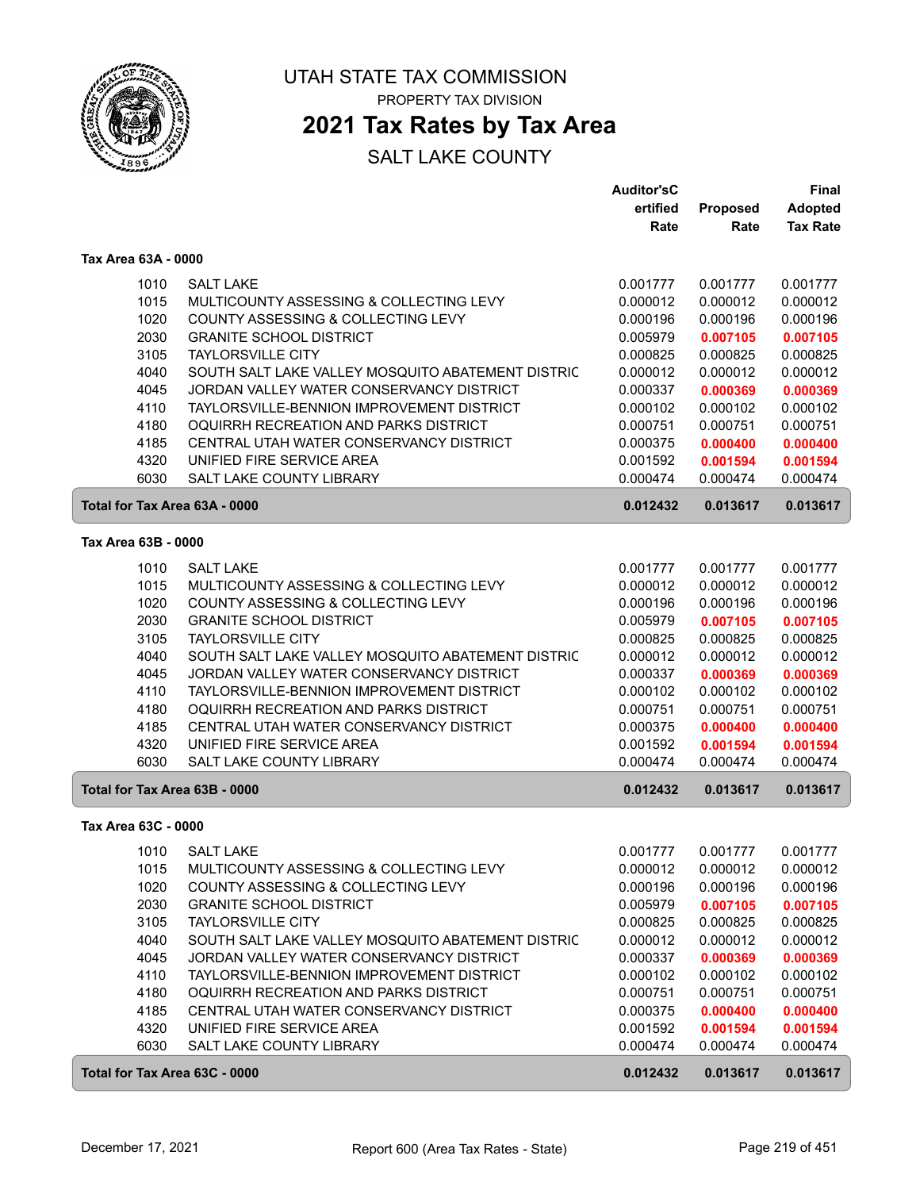# UTAH STATE TAX COMMISSION

PROPERTY TAX DIVISION

## 2021 Tax Rates by Tax Area

SALT LAKE COUNTY

### Tax Area 63A - 0000

| | | Auditor's Certified Rate | Proposed Rate | Final Adopted Tax Rate |
|---|---|---|---|---|
| 1010 | SALT LAKE | 0.001777 | 0.001777 | 0.001777 |
| 1015 | MULTICOUNTY ASSESSING & COLLECTING LEVY | 0.000012 | 0.000012 | 0.000012 |
| 1020 | COUNTY ASSESSING & COLLECTING LEVY | 0.000196 | 0.000196 | 0.000196 |
| 2030 | GRANITE SCHOOL DISTRICT | 0.005979 | **0.007105** | **0.007105** |
| 3105 | TAYLORSVILLE CITY | 0.000825 | 0.000825 | 0.000825 |
| 4040 | SOUTH SALT LAKE VALLEY MOSQUITO ABATEMENT DISTRIC | 0.000012 | 0.000012 | 0.000012 |
| 4045 | JORDAN VALLEY WATER CONSERVANCY DISTRICT | 0.000337 | **0.000369** | **0.000369** |
| 4110 | TAYLORSVILLE-BENNION IMPROVEMENT DISTRICT | 0.000102 | 0.000102 | 0.000102 |
| 4180 | OQUIRRH RECREATION AND PARKS DISTRICT | 0.000751 | 0.000751 | 0.000751 |
| 4185 | CENTRAL UTAH WATER CONSERVANCY DISTRICT | 0.000375 | **0.000400** | **0.000400** |
| 4320 | UNIFIED FIRE SERVICE AREA | 0.001592 | **0.001594** | **0.001594** |
| 6030 | SALT LAKE COUNTY LIBRARY | 0.000474 | 0.000474 | 0.000474 |
| **Total for Tax Area 63A - 0000** | | **0.012432** | **0.013617** | **0.013617** |

### Tax Area 63B - 0000

| | | Auditor's Certified Rate | Proposed Rate | Final Adopted Tax Rate |
|---|---|---|---|---|
| 1010 | SALT LAKE | 0.001777 | 0.001777 | 0.001777 |
| 1015 | MULTICOUNTY ASSESSING & COLLECTING LEVY | 0.000012 | 0.000012 | 0.000012 |
| 1020 | COUNTY ASSESSING & COLLECTING LEVY | 0.000196 | 0.000196 | 0.000196 |
| 2030 | GRANITE SCHOOL DISTRICT | 0.005979 | **0.007105** | **0.007105** |
| 3105 | TAYLORSVILLE CITY | 0.000825 | 0.000825 | 0.000825 |
| 4040 | SOUTH SALT LAKE VALLEY MOSQUITO ABATEMENT DISTRIC | 0.000012 | 0.000012 | 0.000012 |
| 4045 | JORDAN VALLEY WATER CONSERVANCY DISTRICT | 0.000337 | **0.000369** | **0.000369** |
| 4110 | TAYLORSVILLE-BENNION IMPROVEMENT DISTRICT | 0.000102 | 0.000102 | 0.000102 |
| 4180 | OQUIRRH RECREATION AND PARKS DISTRICT | 0.000751 | 0.000751 | 0.000751 |
| 4185 | CENTRAL UTAH WATER CONSERVANCY DISTRICT | 0.000375 | **0.000400** | **0.000400** |
| 4320 | UNIFIED FIRE SERVICE AREA | 0.001592 | **0.001594** | **0.001594** |
| 6030 | SALT LAKE COUNTY LIBRARY | 0.000474 | 0.000474 | 0.000474 |
| **Total for Tax Area 63B - 0000** | | **0.012432** | **0.013617** | **0.013617** |

### Tax Area 63C - 0000

| | | Auditor's Certified Rate | Proposed Rate | Final Adopted Tax Rate |
|---|---|---|---|---|
| 1010 | SALT LAKE | 0.001777 | 0.001777 | 0.001777 |
| 1015 | MULTICOUNTY ASSESSING & COLLECTING LEVY | 0.000012 | 0.000012 | 0.000012 |
| 1020 | COUNTY ASSESSING & COLLECTING LEVY | 0.000196 | 0.000196 | 0.000196 |
| 2030 | GRANITE SCHOOL DISTRICT | 0.005979 | **0.007105** | **0.007105** |
| 3105 | TAYLORSVILLE CITY | 0.000825 | 0.000825 | 0.000825 |
| 4040 | SOUTH SALT LAKE VALLEY MOSQUITO ABATEMENT DISTRIC | 0.000012 | 0.000012 | 0.000012 |
| 4045 | JORDAN VALLEY WATER CONSERVANCY DISTRICT | 0.000337 | **0.000369** | **0.000369** |
| 4110 | TAYLORSVILLE-BENNION IMPROVEMENT DISTRICT | 0.000102 | 0.000102 | 0.000102 |
| 4180 | OQUIRRH RECREATION AND PARKS DISTRICT | 0.000751 | 0.000751 | 0.000751 |
| 4185 | CENTRAL UTAH WATER CONSERVANCY DISTRICT | 0.000375 | **0.000400** | **0.000400** |
| 4320 | UNIFIED FIRE SERVICE AREA | 0.001592 | **0.001594** | **0.001594** |
| 6030 | SALT LAKE COUNTY LIBRARY | 0.000474 | 0.000474 | 0.000474 |
| **Total for Tax Area 63C - 0000** | | **0.012432** | **0.013617** | **0.013617** |

December 17, 2021 — Report 600 (Area Tax Rates - State)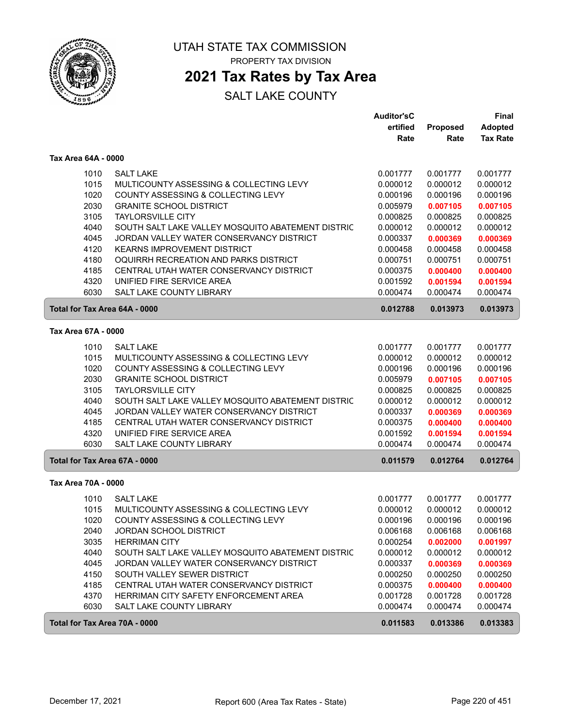# UTAH STATE TAX COMMISSION

PROPERTY TAX DIVISION

## 2021 Tax Rates by Tax Area

SALT LAKE COUNTY

| | | Auditor'sCertified Rate | Proposed Rate | Final Adopted Tax Rate |
|---|---|---|---|---|
| **Tax Area 64A - 0000** | | | | |
| 1010 | SALT LAKE | 0.001777 | 0.001777 | 0.001777 |
| 1015 | MULTICOUNTY ASSESSING & COLLECTING LEVY | 0.000012 | 0.000012 | 0.000012 |
| 1020 | COUNTY ASSESSING & COLLECTING LEVY | 0.000196 | 0.000196 | 0.000196 |
| 2030 | GRANITE SCHOOL DISTRICT | 0.005979 | 0.007105 | 0.007105 |
| 3105 | TAYLORSVILLE CITY | 0.000825 | 0.000825 | 0.000825 |
| 4040 | SOUTH SALT LAKE VALLEY MOSQUITO ABATEMENT DISTRIC | 0.000012 | 0.000012 | 0.000012 |
| 4045 | JORDAN VALLEY WATER CONSERVANCY DISTRICT | 0.000337 | 0.000369 | 0.000369 |
| 4120 | KEARNS IMPROVEMENT DISTRICT | 0.000458 | 0.000458 | 0.000458 |
| 4180 | OQUIRRH RECREATION AND PARKS DISTRICT | 0.000751 | 0.000751 | 0.000751 |
| 4185 | CENTRAL UTAH WATER CONSERVANCY DISTRICT | 0.000375 | 0.000400 | 0.000400 |
| 4320 | UNIFIED FIRE SERVICE AREA | 0.001592 | 0.001594 | 0.001594 |
| 6030 | SALT LAKE COUNTY LIBRARY | 0.000474 | 0.000474 | 0.000474 |
| **Total for Tax Area 64A - 0000** | | **0.012788** | **0.013973** | **0.013973** |
| **Tax Area 67A - 0000** | | | | |
| 1010 | SALT LAKE | 0.001777 | 0.001777 | 0.001777 |
| 1015 | MULTICOUNTY ASSESSING & COLLECTING LEVY | 0.000012 | 0.000012 | 0.000012 |
| 1020 | COUNTY ASSESSING & COLLECTING LEVY | 0.000196 | 0.000196 | 0.000196 |
| 2030 | GRANITE SCHOOL DISTRICT | 0.005979 | 0.007105 | 0.007105 |
| 3105 | TAYLORSVILLE CITY | 0.000825 | 0.000825 | 0.000825 |
| 4040 | SOUTH SALT LAKE VALLEY MOSQUITO ABATEMENT DISTRIC | 0.000012 | 0.000012 | 0.000012 |
| 4045 | JORDAN VALLEY WATER CONSERVANCY DISTRICT | 0.000337 | 0.000369 | 0.000369 |
| 4185 | CENTRAL UTAH WATER CONSERVANCY DISTRICT | 0.000375 | 0.000400 | 0.000400 |
| 4320 | UNIFIED FIRE SERVICE AREA | 0.001592 | 0.001594 | 0.001594 |
| 6030 | SALT LAKE COUNTY LIBRARY | 0.000474 | 0.000474 | 0.000474 |
| **Total for Tax Area 67A - 0000** | | **0.011579** | **0.012764** | **0.012764** |
| **Tax Area 70A - 0000** | | | | |
| 1010 | SALT LAKE | 0.001777 | 0.001777 | 0.001777 |
| 1015 | MULTICOUNTY ASSESSING & COLLECTING LEVY | 0.000012 | 0.000012 | 0.000012 |
| 1020 | COUNTY ASSESSING & COLLECTING LEVY | 0.000196 | 0.000196 | 0.000196 |
| 2040 | JORDAN SCHOOL DISTRICT | 0.006168 | 0.006168 | 0.006168 |
| 3035 | HERRIMAN CITY | 0.000254 | 0.002000 | 0.001997 |
| 4040 | SOUTH SALT LAKE VALLEY MOSQUITO ABATEMENT DISTRIC | 0.000012 | 0.000012 | 0.000012 |
| 4045 | JORDAN VALLEY WATER CONSERVANCY DISTRICT | 0.000337 | 0.000369 | 0.000369 |
| 4150 | SOUTH VALLEY SEWER DISTRICT | 0.000250 | 0.000250 | 0.000250 |
| 4185 | CENTRAL UTAH WATER CONSERVANCY DISTRICT | 0.000375 | 0.000400 | 0.000400 |
| 4370 | HERRIMAN CITY SAFETY ENFORCEMENT AREA | 0.001728 | 0.001728 | 0.001728 |
| 6030 | SALT LAKE COUNTY LIBRARY | 0.000474 | 0.000474 | 0.000474 |
| **Total for Tax Area 70A - 0000** | | **0.011583** | **0.013386** | **0.013383** |

December 17, 2021 — Report 600 (Area Tax Rates - State)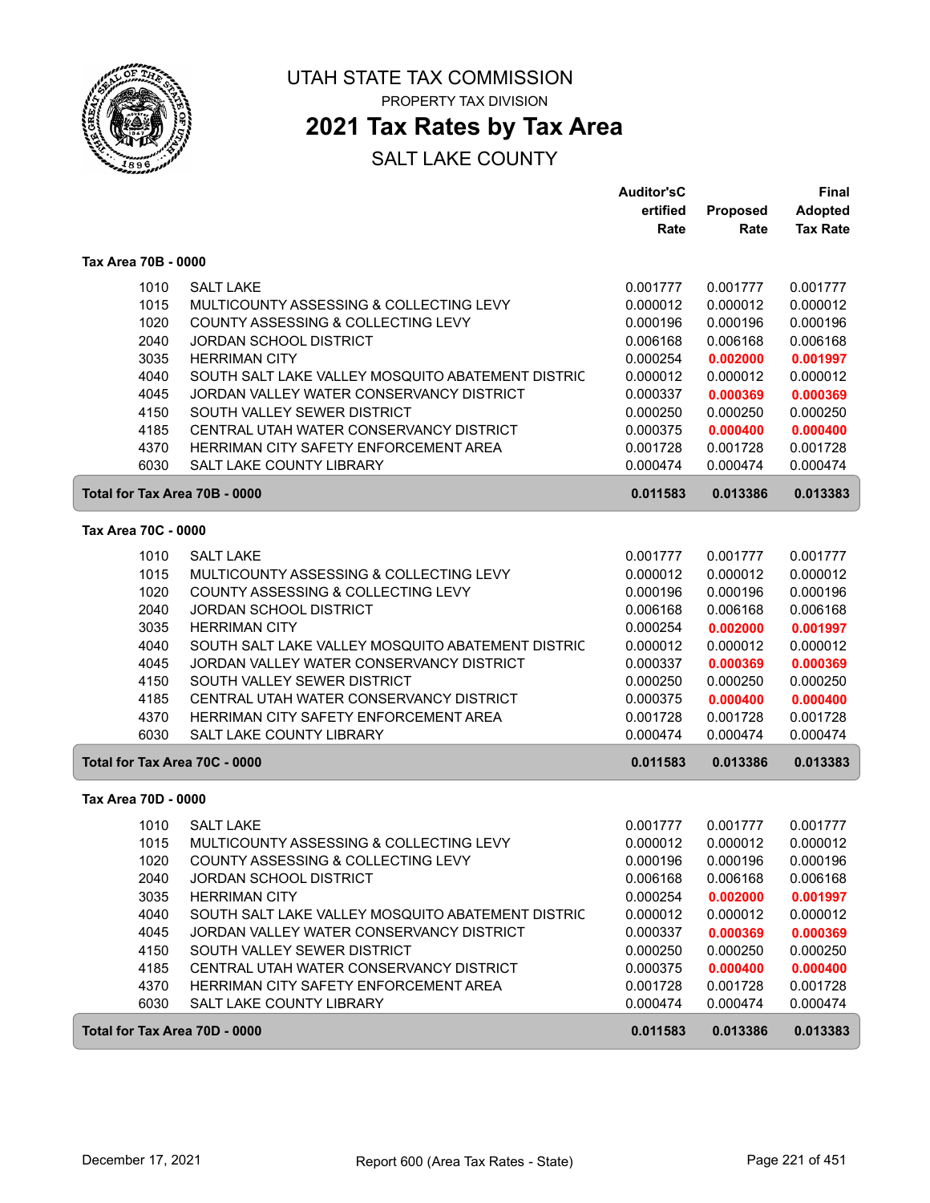# UTAH STATE TAX COMMISSION

PROPERTY TAX DIVISION

## 2021 Tax Rates by Tax Area

SALT LAKE COUNTY

### Tax Area 70B - 0000

| | | Auditor'sCertified Rate | Proposed Rate | Final Adopted Tax Rate |
|---|---|---|---|---|
| 1010 | SALT LAKE | 0.001777 | 0.001777 | 0.001777 |
| 1015 | MULTICOUNTY ASSESSING & COLLECTING LEVY | 0.000012 | 0.000012 | 0.000012 |
| 1020 | COUNTY ASSESSING & COLLECTING LEVY | 0.000196 | 0.000196 | 0.000196 |
| 2040 | JORDAN SCHOOL DISTRICT | 0.006168 | 0.006168 | 0.006168 |
| 3035 | HERRIMAN CITY | 0.000254 | **0.002000** | **0.001997** |
| 4040 | SOUTH SALT LAKE VALLEY MOSQUITO ABATEMENT DISTRIC | 0.000012 | 0.000012 | 0.000012 |
| 4045 | JORDAN VALLEY WATER CONSERVANCY DISTRICT | 0.000337 | **0.000369** | **0.000369** |
| 4150 | SOUTH VALLEY SEWER DISTRICT | 0.000250 | 0.000250 | 0.000250 |
| 4185 | CENTRAL UTAH WATER CONSERVANCY DISTRICT | 0.000375 | **0.000400** | **0.000400** |
| 4370 | HERRIMAN CITY SAFETY ENFORCEMENT AREA | 0.001728 | 0.001728 | 0.001728 |
| 6030 | SALT LAKE COUNTY LIBRARY | 0.000474 | 0.000474 | 0.000474 |
| **Total for Tax Area 70B - 0000** | | **0.011583** | **0.013386** | **0.013383** |

### Tax Area 70C - 0000

| | | Auditor'sCertified Rate | Proposed Rate | Final Adopted Tax Rate |
|---|---|---|---|---|
| 1010 | SALT LAKE | 0.001777 | 0.001777 | 0.001777 |
| 1015 | MULTICOUNTY ASSESSING & COLLECTING LEVY | 0.000012 | 0.000012 | 0.000012 |
| 1020 | COUNTY ASSESSING & COLLECTING LEVY | 0.000196 | 0.000196 | 0.000196 |
| 2040 | JORDAN SCHOOL DISTRICT | 0.006168 | 0.006168 | 0.006168 |
| 3035 | HERRIMAN CITY | 0.000254 | **0.002000** | **0.001997** |
| 4040 | SOUTH SALT LAKE VALLEY MOSQUITO ABATEMENT DISTRIC | 0.000012 | 0.000012 | 0.000012 |
| 4045 | JORDAN VALLEY WATER CONSERVANCY DISTRICT | 0.000337 | **0.000369** | **0.000369** |
| 4150 | SOUTH VALLEY SEWER DISTRICT | 0.000250 | 0.000250 | 0.000250 |
| 4185 | CENTRAL UTAH WATER CONSERVANCY DISTRICT | 0.000375 | **0.000400** | **0.000400** |
| 4370 | HERRIMAN CITY SAFETY ENFORCEMENT AREA | 0.001728 | 0.001728 | 0.001728 |
| 6030 | SALT LAKE COUNTY LIBRARY | 0.000474 | 0.000474 | 0.000474 |
| **Total for Tax Area 70C - 0000** | | **0.011583** | **0.013386** | **0.013383** |

### Tax Area 70D - 0000

| | | Auditor'sCertified Rate | Proposed Rate | Final Adopted Tax Rate |
|---|---|---|---|---|
| 1010 | SALT LAKE | 0.001777 | 0.001777 | 0.001777 |
| 1015 | MULTICOUNTY ASSESSING & COLLECTING LEVY | 0.000012 | 0.000012 | 0.000012 |
| 1020 | COUNTY ASSESSING & COLLECTING LEVY | 0.000196 | 0.000196 | 0.000196 |
| 2040 | JORDAN SCHOOL DISTRICT | 0.006168 | 0.006168 | 0.006168 |
| 3035 | HERRIMAN CITY | 0.000254 | **0.002000** | **0.001997** |
| 4040 | SOUTH SALT LAKE VALLEY MOSQUITO ABATEMENT DISTRIC | 0.000012 | 0.000012 | 0.000012 |
| 4045 | JORDAN VALLEY WATER CONSERVANCY DISTRICT | 0.000337 | **0.000369** | **0.000369** |
| 4150 | SOUTH VALLEY SEWER DISTRICT | 0.000250 | 0.000250 | 0.000250 |
| 4185 | CENTRAL UTAH WATER CONSERVANCY DISTRICT | 0.000375 | **0.000400** | **0.000400** |
| 4370 | HERRIMAN CITY SAFETY ENFORCEMENT AREA | 0.001728 | 0.001728 | 0.001728 |
| 6030 | SALT LAKE COUNTY LIBRARY | 0.000474 | 0.000474 | 0.000474 |
| **Total for Tax Area 70D - 0000** | | **0.011583** | **0.013386** | **0.013383** |

December 17, 2021 — Report 600 (Area Tax Rates - State)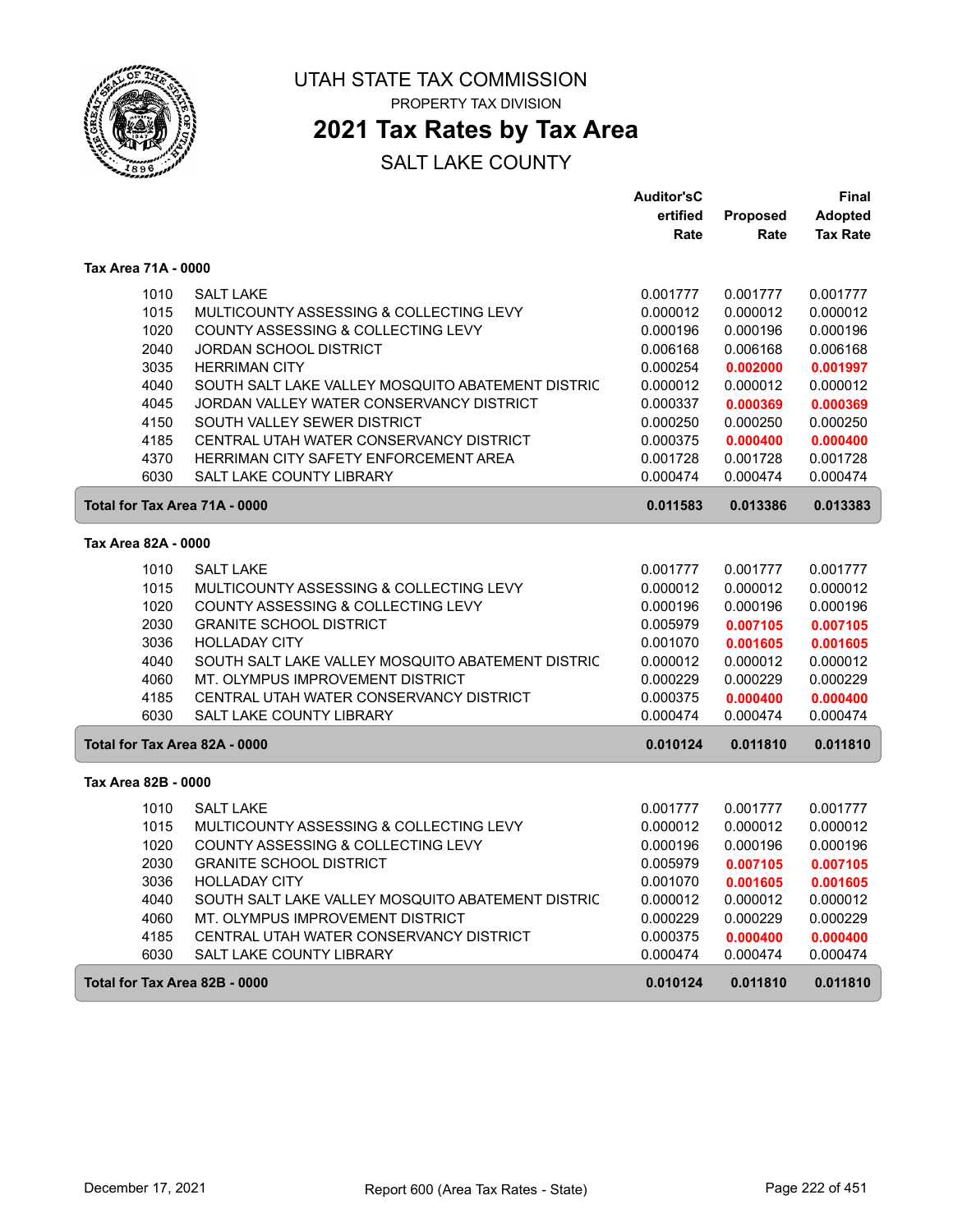# UTAH STATE TAX COMMISSION

PROPERTY TAX DIVISION

## 2021 Tax Rates by Tax Area

SALT LAKE COUNTY

| | | Auditor'sCertified Rate | Proposed Rate | Final Adopted Tax Rate |
|---|---|---|---|---|
| **Tax Area 71A - 0000** | | | | |
| 1010 | SALT LAKE | 0.001777 | 0.001777 | 0.001777 |
| 1015 | MULTICOUNTY ASSESSING & COLLECTING LEVY | 0.000012 | 0.000012 | 0.000012 |
| 1020 | COUNTY ASSESSING & COLLECTING LEVY | 0.000196 | 0.000196 | 0.000196 |
| 2040 | JORDAN SCHOOL DISTRICT | 0.006168 | 0.006168 | 0.006168 |
| 3035 | HERRIMAN CITY | 0.000254 | **0.002000** | **0.001997** |
| 4040 | SOUTH SALT LAKE VALLEY MOSQUITO ABATEMENT DISTRIC | 0.000012 | 0.000012 | 0.000012 |
| 4045 | JORDAN VALLEY WATER CONSERVANCY DISTRICT | 0.000337 | **0.000369** | **0.000369** |
| 4150 | SOUTH VALLEY SEWER DISTRICT | 0.000250 | 0.000250 | 0.000250 |
| 4185 | CENTRAL UTAH WATER CONSERVANCY DISTRICT | 0.000375 | **0.000400** | **0.000400** |
| 4370 | HERRIMAN CITY SAFETY ENFORCEMENT AREA | 0.001728 | 0.001728 | 0.001728 |
| 6030 | SALT LAKE COUNTY LIBRARY | 0.000474 | 0.000474 | 0.000474 |
| **Total for Tax Area 71A - 0000** | | **0.011583** | **0.013386** | **0.013383** |
| **Tax Area 82A - 0000** | | | | |
| 1010 | SALT LAKE | 0.001777 | 0.001777 | 0.001777 |
| 1015 | MULTICOUNTY ASSESSING & COLLECTING LEVY | 0.000012 | 0.000012 | 0.000012 |
| 1020 | COUNTY ASSESSING & COLLECTING LEVY | 0.000196 | 0.000196 | 0.000196 |
| 2030 | GRANITE SCHOOL DISTRICT | 0.005979 | **0.007105** | **0.007105** |
| 3036 | HOLLADAY CITY | 0.001070 | **0.001605** | **0.001605** |
| 4040 | SOUTH SALT LAKE VALLEY MOSQUITO ABATEMENT DISTRIC | 0.000012 | 0.000012 | 0.000012 |
| 4060 | MT. OLYMPUS IMPROVEMENT DISTRICT | 0.000229 | 0.000229 | 0.000229 |
| 4185 | CENTRAL UTAH WATER CONSERVANCY DISTRICT | 0.000375 | **0.000400** | **0.000400** |
| 6030 | SALT LAKE COUNTY LIBRARY | 0.000474 | 0.000474 | 0.000474 |
| **Total for Tax Area 82A - 0000** | | **0.010124** | **0.011810** | **0.011810** |
| **Tax Area 82B - 0000** | | | | |
| 1010 | SALT LAKE | 0.001777 | 0.001777 | 0.001777 |
| 1015 | MULTICOUNTY ASSESSING & COLLECTING LEVY | 0.000012 | 0.000012 | 0.000012 |
| 1020 | COUNTY ASSESSING & COLLECTING LEVY | 0.000196 | 0.000196 | 0.000196 |
| 2030 | GRANITE SCHOOL DISTRICT | 0.005979 | **0.007105** | **0.007105** |
| 3036 | HOLLADAY CITY | 0.001070 | **0.001605** | **0.001605** |
| 4040 | SOUTH SALT LAKE VALLEY MOSQUITO ABATEMENT DISTRIC | 0.000012 | 0.000012 | 0.000012 |
| 4060 | MT. OLYMPUS IMPROVEMENT DISTRICT | 0.000229 | 0.000229 | 0.000229 |
| 4185 | CENTRAL UTAH WATER CONSERVANCY DISTRICT | 0.000375 | **0.000400** | **0.000400** |
| 6030 | SALT LAKE COUNTY LIBRARY | 0.000474 | 0.000474 | 0.000474 |
| **Total for Tax Area 82B - 0000** | | **0.010124** | **0.011810** | **0.011810** |

December 17, 2021 — Report 600 (Area Tax Rates - State)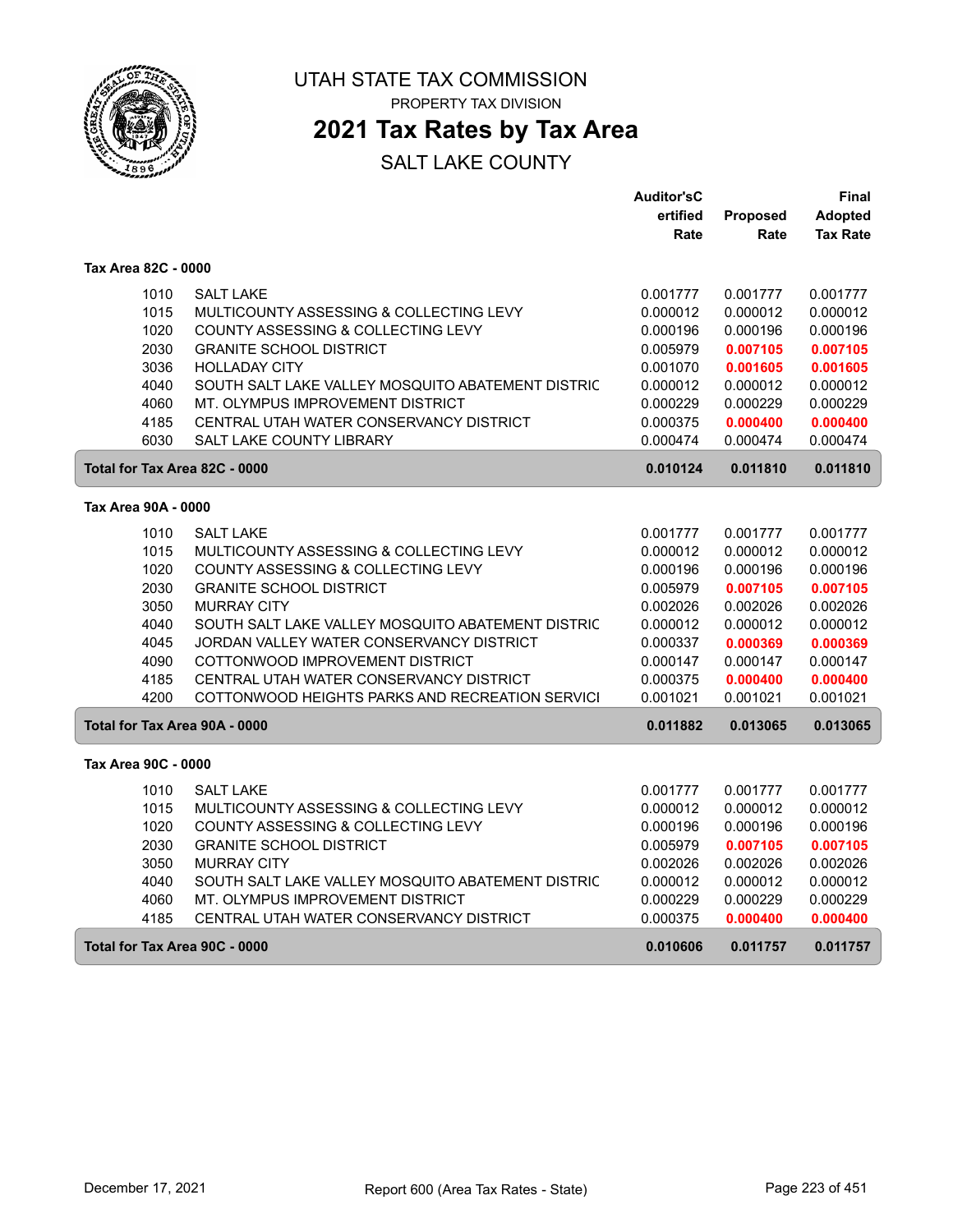# UTAH STATE TAX COMMISSION

PROPERTY TAX DIVISION

## 2021 Tax Rates by Tax Area

SALT LAKE COUNTY

| | | Auditor'sCertified Rate | Proposed Rate | Final Adopted Tax Rate |
|---|---|---|---|---|
| **Tax Area 82C - 0000** | | | | |
| 1010 | SALT LAKE | 0.001777 | 0.001777 | 0.001777 |
| 1015 | MULTICOUNTY ASSESSING & COLLECTING LEVY | 0.000012 | 0.000012 | 0.000012 |
| 1020 | COUNTY ASSESSING & COLLECTING LEVY | 0.000196 | 0.000196 | 0.000196 |
| 2030 | GRANITE SCHOOL DISTRICT | 0.005979 | **0.007105** | **0.007105** |
| 3036 | HOLLADAY CITY | 0.001070 | **0.001605** | **0.001605** |
| 4040 | SOUTH SALT LAKE VALLEY MOSQUITO ABATEMENT DISTRIC | 0.000012 | 0.000012 | 0.000012 |
| 4060 | MT. OLYMPUS IMPROVEMENT DISTRICT | 0.000229 | 0.000229 | 0.000229 |
| 4185 | CENTRAL UTAH WATER CONSERVANCY DISTRICT | 0.000375 | **0.000400** | **0.000400** |
| 6030 | SALT LAKE COUNTY LIBRARY | 0.000474 | 0.000474 | 0.000474 |
| **Total for Tax Area 82C - 0000** | | **0.010124** | **0.011810** | **0.011810** |
| **Tax Area 90A - 0000** | | | | |
| 1010 | SALT LAKE | 0.001777 | 0.001777 | 0.001777 |
| 1015 | MULTICOUNTY ASSESSING & COLLECTING LEVY | 0.000012 | 0.000012 | 0.000012 |
| 1020 | COUNTY ASSESSING & COLLECTING LEVY | 0.000196 | 0.000196 | 0.000196 |
| 2030 | GRANITE SCHOOL DISTRICT | 0.005979 | **0.007105** | **0.007105** |
| 3050 | MURRAY CITY | 0.002026 | 0.002026 | 0.002026 |
| 4040 | SOUTH SALT LAKE VALLEY MOSQUITO ABATEMENT DISTRIC | 0.000012 | 0.000012 | 0.000012 |
| 4045 | JORDAN VALLEY WATER CONSERVANCY DISTRICT | 0.000337 | **0.000369** | **0.000369** |
| 4090 | COTTONWOOD IMPROVEMENT DISTRICT | 0.000147 | 0.000147 | 0.000147 |
| 4185 | CENTRAL UTAH WATER CONSERVANCY DISTRICT | 0.000375 | **0.000400** | **0.000400** |
| 4200 | COTTONWOOD HEIGHTS PARKS AND RECREATION SERVICI | 0.001021 | 0.001021 | 0.001021 |
| **Total for Tax Area 90A - 0000** | | **0.011882** | **0.013065** | **0.013065** |
| **Tax Area 90C - 0000** | | | | |
| 1010 | SALT LAKE | 0.001777 | 0.001777 | 0.001777 |
| 1015 | MULTICOUNTY ASSESSING & COLLECTING LEVY | 0.000012 | 0.000012 | 0.000012 |
| 1020 | COUNTY ASSESSING & COLLECTING LEVY | 0.000196 | 0.000196 | 0.000196 |
| 2030 | GRANITE SCHOOL DISTRICT | 0.005979 | **0.007105** | **0.007105** |
| 3050 | MURRAY CITY | 0.002026 | 0.002026 | 0.002026 |
| 4040 | SOUTH SALT LAKE VALLEY MOSQUITO ABATEMENT DISTRIC | 0.000012 | 0.000012 | 0.000012 |
| 4060 | MT. OLYMPUS IMPROVEMENT DISTRICT | 0.000229 | 0.000229 | 0.000229 |
| 4185 | CENTRAL UTAH WATER CONSERVANCY DISTRICT | 0.000375 | **0.000400** | **0.000400** |
| **Total for Tax Area 90C - 0000** | | **0.010606** | **0.011757** | **0.011757** |

December 17, 2021 — Report 600 (Area Tax Rates - State)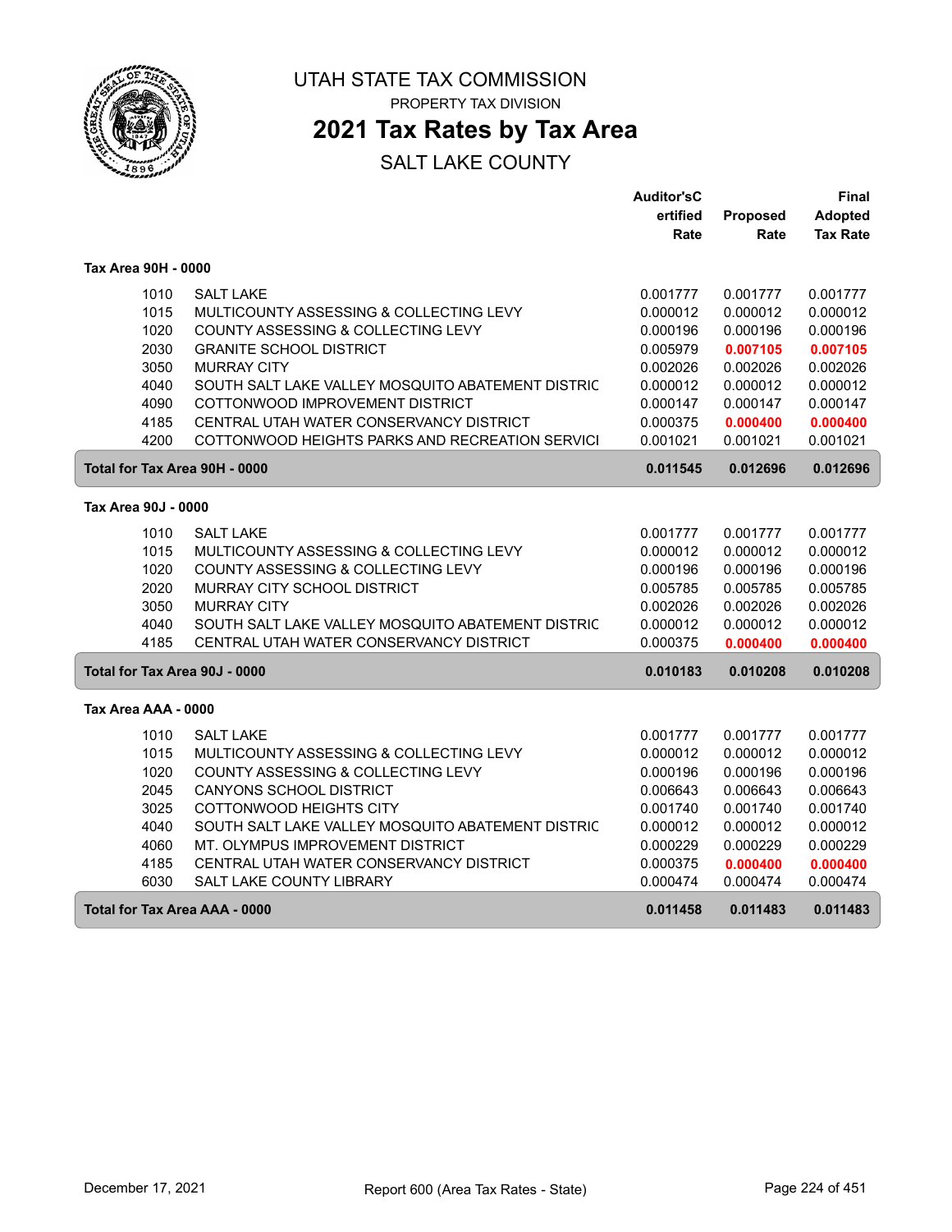# UTAH STATE TAX COMMISSION

PROPERTY TAX DIVISION

## 2021 Tax Rates by Tax Area

SALT LAKE COUNTY

| | | Auditor'sC ertified Rate | Proposed Rate | Final Adopted Tax Rate |
|---|---|---|---|---|
| **Tax Area 90H - 0000** | | | | |
| 1010 | SALT LAKE | 0.001777 | 0.001777 | 0.001777 |
| 1015 | MULTICOUNTY ASSESSING & COLLECTING LEVY | 0.000012 | 0.000012 | 0.000012 |
| 1020 | COUNTY ASSESSING & COLLECTING LEVY | 0.000196 | 0.000196 | 0.000196 |
| 2030 | GRANITE SCHOOL DISTRICT | 0.005979 | **0.007105** | **0.007105** |
| 3050 | MURRAY CITY | 0.002026 | 0.002026 | 0.002026 |
| 4040 | SOUTH SALT LAKE VALLEY MOSQUITO ABATEMENT DISTRIC | 0.000012 | 0.000012 | 0.000012 |
| 4090 | COTTONWOOD IMPROVEMENT DISTRICT | 0.000147 | 0.000147 | 0.000147 |
| 4185 | CENTRAL UTAH WATER CONSERVANCY DISTRICT | 0.000375 | **0.000400** | **0.000400** |
| 4200 | COTTONWOOD HEIGHTS PARKS AND RECREATION SERVICI | 0.001021 | 0.001021 | 0.001021 |
| **Total for Tax Area 90H - 0000** | | **0.011545** | **0.012696** | **0.012696** |
| **Tax Area 90J - 0000** | | | | |
| 1010 | SALT LAKE | 0.001777 | 0.001777 | 0.001777 |
| 1015 | MULTICOUNTY ASSESSING & COLLECTING LEVY | 0.000012 | 0.000012 | 0.000012 |
| 1020 | COUNTY ASSESSING & COLLECTING LEVY | 0.000196 | 0.000196 | 0.000196 |
| 2020 | MURRAY CITY SCHOOL DISTRICT | 0.005785 | 0.005785 | 0.005785 |
| 3050 | MURRAY CITY | 0.002026 | 0.002026 | 0.002026 |
| 4040 | SOUTH SALT LAKE VALLEY MOSQUITO ABATEMENT DISTRIC | 0.000012 | 0.000012 | 0.000012 |
| 4185 | CENTRAL UTAH WATER CONSERVANCY DISTRICT | 0.000375 | **0.000400** | **0.000400** |
| **Total for Tax Area 90J - 0000** | | **0.010183** | **0.010208** | **0.010208** |
| **Tax Area AAA - 0000** | | | | |
| 1010 | SALT LAKE | 0.001777 | 0.001777 | 0.001777 |
| 1015 | MULTICOUNTY ASSESSING & COLLECTING LEVY | 0.000012 | 0.000012 | 0.000012 |
| 1020 | COUNTY ASSESSING & COLLECTING LEVY | 0.000196 | 0.000196 | 0.000196 |
| 2045 | CANYONS SCHOOL DISTRICT | 0.006643 | 0.006643 | 0.006643 |
| 3025 | COTTONWOOD HEIGHTS CITY | 0.001740 | 0.001740 | 0.001740 |
| 4040 | SOUTH SALT LAKE VALLEY MOSQUITO ABATEMENT DISTRIC | 0.000012 | 0.000012 | 0.000012 |
| 4060 | MT. OLYMPUS IMPROVEMENT DISTRICT | 0.000229 | 0.000229 | 0.000229 |
| 4185 | CENTRAL UTAH WATER CONSERVANCY DISTRICT | 0.000375 | **0.000400** | **0.000400** |
| 6030 | SALT LAKE COUNTY LIBRARY | 0.000474 | 0.000474 | 0.000474 |
| **Total for Tax Area AAA - 0000** | | **0.011458** | **0.011483** | **0.011483** |

December 17, 2021 — Report 600 (Area Tax Rates - State)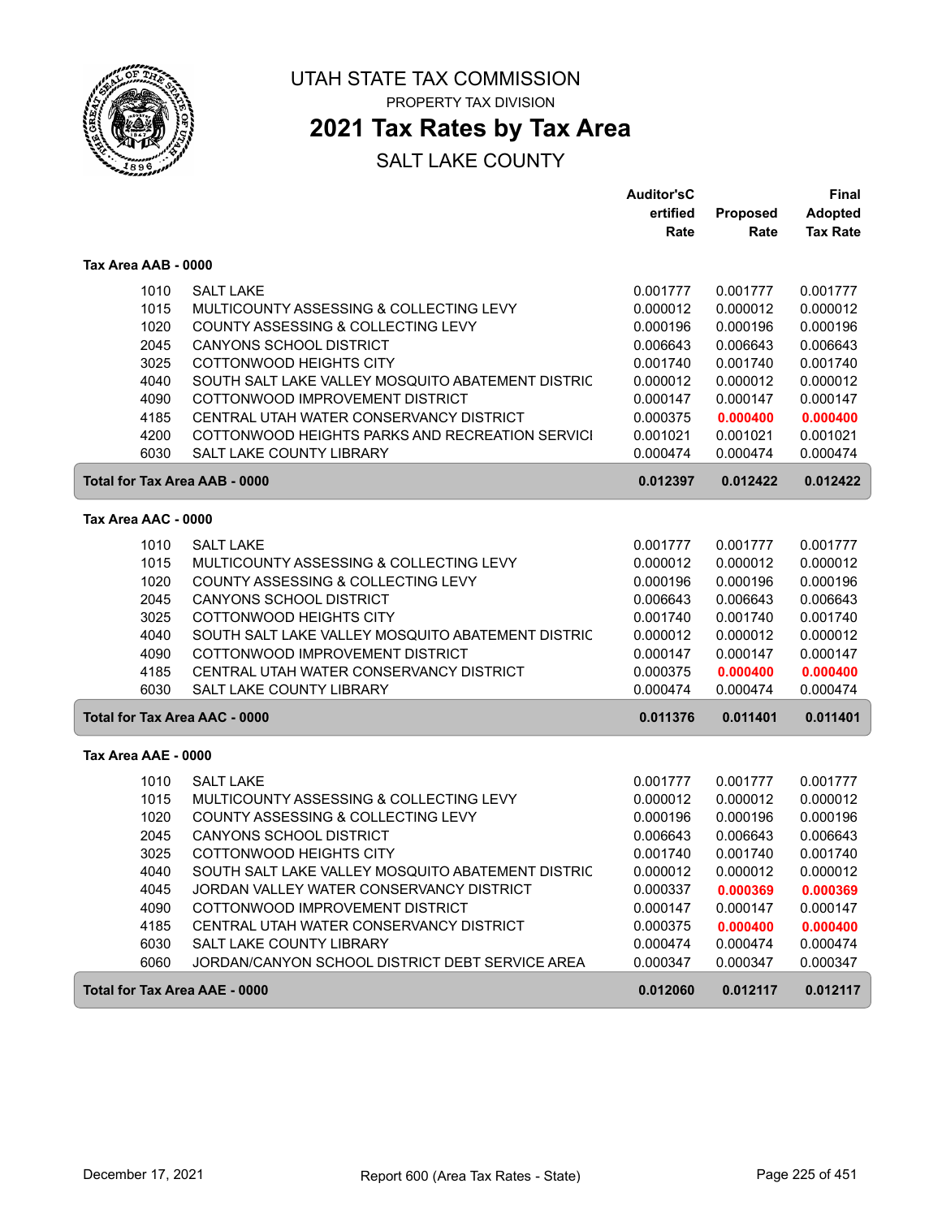# UTAH STATE TAX COMMISSION

PROPERTY TAX DIVISION

## 2021 Tax Rates by Tax Area

SALT LAKE COUNTY

### Tax Area AAB - 0000

| | | Auditor'sCertified Rate | Proposed Rate | Final Adopted Tax Rate |
|---|---|---|---|---|
| 1010 | SALT LAKE | 0.001777 | 0.001777 | 0.001777 |
| 1015 | MULTICOUNTY ASSESSING & COLLECTING LEVY | 0.000012 | 0.000012 | 0.000012 |
| 1020 | COUNTY ASSESSING & COLLECTING LEVY | 0.000196 | 0.000196 | 0.000196 |
| 2045 | CANYONS SCHOOL DISTRICT | 0.006643 | 0.006643 | 0.006643 |
| 3025 | COTTONWOOD HEIGHTS CITY | 0.001740 | 0.001740 | 0.001740 |
| 4040 | SOUTH SALT LAKE VALLEY MOSQUITO ABATEMENT DISTRIC | 0.000012 | 0.000012 | 0.000012 |
| 4090 | COTTONWOOD IMPROVEMENT DISTRICT | 0.000147 | 0.000147 | 0.000147 |
| 4185 | CENTRAL UTAH WATER CONSERVANCY DISTRICT | 0.000375 | **0.000400** | **0.000400** |
| 4200 | COTTONWOOD HEIGHTS PARKS AND RECREATION SERVICI | 0.001021 | 0.001021 | 0.001021 |
| 6030 | SALT LAKE COUNTY LIBRARY | 0.000474 | 0.000474 | 0.000474 |
| **Total for Tax Area AAB - 0000** | | **0.012397** | **0.012422** | **0.012422** |

### Tax Area AAC - 0000

| | | Auditor'sCertified Rate | Proposed Rate | Final Adopted Tax Rate |
|---|---|---|---|---|
| 1010 | SALT LAKE | 0.001777 | 0.001777 | 0.001777 |
| 1015 | MULTICOUNTY ASSESSING & COLLECTING LEVY | 0.000012 | 0.000012 | 0.000012 |
| 1020 | COUNTY ASSESSING & COLLECTING LEVY | 0.000196 | 0.000196 | 0.000196 |
| 2045 | CANYONS SCHOOL DISTRICT | 0.006643 | 0.006643 | 0.006643 |
| 3025 | COTTONWOOD HEIGHTS CITY | 0.001740 | 0.001740 | 0.001740 |
| 4040 | SOUTH SALT LAKE VALLEY MOSQUITO ABATEMENT DISTRIC | 0.000012 | 0.000012 | 0.000012 |
| 4090 | COTTONWOOD IMPROVEMENT DISTRICT | 0.000147 | 0.000147 | 0.000147 |
| 4185 | CENTRAL UTAH WATER CONSERVANCY DISTRICT | 0.000375 | **0.000400** | **0.000400** |
| 6030 | SALT LAKE COUNTY LIBRARY | 0.000474 | 0.000474 | 0.000474 |
| **Total for Tax Area AAC - 0000** | | **0.011376** | **0.011401** | **0.011401** |

### Tax Area AAE - 0000

| | | Auditor'sCertified Rate | Proposed Rate | Final Adopted Tax Rate |
|---|---|---|---|---|
| 1010 | SALT LAKE | 0.001777 | 0.001777 | 0.001777 |
| 1015 | MULTICOUNTY ASSESSING & COLLECTING LEVY | 0.000012 | 0.000012 | 0.000012 |
| 1020 | COUNTY ASSESSING & COLLECTING LEVY | 0.000196 | 0.000196 | 0.000196 |
| 2045 | CANYONS SCHOOL DISTRICT | 0.006643 | 0.006643 | 0.006643 |
| 3025 | COTTONWOOD HEIGHTS CITY | 0.001740 | 0.001740 | 0.001740 |
| 4040 | SOUTH SALT LAKE VALLEY MOSQUITO ABATEMENT DISTRIC | 0.000012 | 0.000012 | 0.000012 |
| 4045 | JORDAN VALLEY WATER CONSERVANCY DISTRICT | 0.000337 | **0.000369** | **0.000369** |
| 4090 | COTTONWOOD IMPROVEMENT DISTRICT | 0.000147 | 0.000147 | 0.000147 |
| 4185 | CENTRAL UTAH WATER CONSERVANCY DISTRICT | 0.000375 | **0.000400** | **0.000400** |
| 6030 | SALT LAKE COUNTY LIBRARY | 0.000474 | 0.000474 | 0.000474 |
| 6060 | JORDAN/CANYON SCHOOL DISTRICT DEBT SERVICE AREA | 0.000347 | 0.000347 | 0.000347 |
| **Total for Tax Area AAE - 0000** | | **0.012060** | **0.012117** | **0.012117** |

December 17, 2021 — Report 600 (Area Tax Rates - State)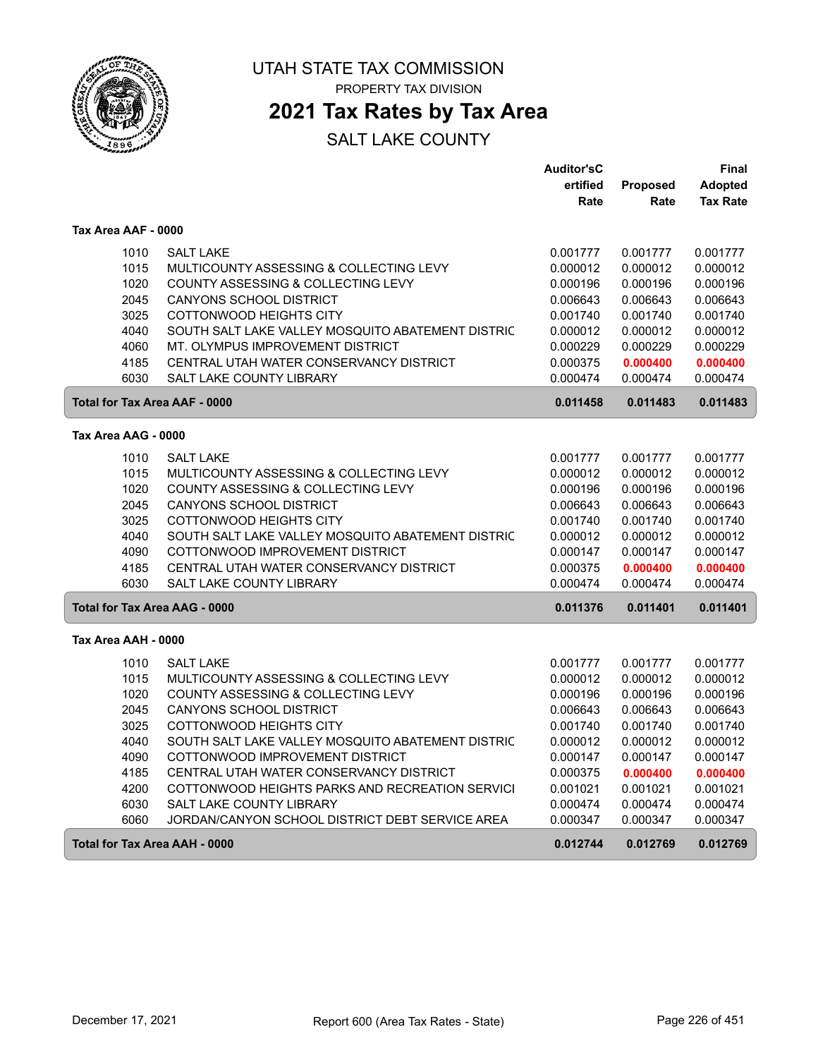UTAH STATE TAX COMMISSION

PROPERTY TAX DIVISION

# 2021 Tax Rates by Tax Area

SALT LAKE COUNTY

| | | Auditor'sCertified Rate | Proposed Rate | Final Adopted Tax Rate |
|---|---|---|---|---|
| **Tax Area AAF - 0000** | | | | |
| 1010 | SALT LAKE | 0.001777 | 0.001777 | 0.001777 |
| 1015 | MULTICOUNTY ASSESSING & COLLECTING LEVY | 0.000012 | 0.000012 | 0.000012 |
| 1020 | COUNTY ASSESSING & COLLECTING LEVY | 0.000196 | 0.000196 | 0.000196 |
| 2045 | CANYONS SCHOOL DISTRICT | 0.006643 | 0.006643 | 0.006643 |
| 3025 | COTTONWOOD HEIGHTS CITY | 0.001740 | 0.001740 | 0.001740 |
| 4040 | SOUTH SALT LAKE VALLEY MOSQUITO ABATEMENT DISTRIC | 0.000012 | 0.000012 | 0.000012 |
| 4060 | MT. OLYMPUS IMPROVEMENT DISTRICT | 0.000229 | 0.000229 | 0.000229 |
| 4185 | CENTRAL UTAH WATER CONSERVANCY DISTRICT | 0.000375 | 0.000400 | 0.000400 |
| 6030 | SALT LAKE COUNTY LIBRARY | 0.000474 | 0.000474 | 0.000474 |
| **Total for Tax Area AAF - 0000** | | **0.011458** | **0.011483** | **0.011483** |
| **Tax Area AAG - 0000** | | | | |
| 1010 | SALT LAKE | 0.001777 | 0.001777 | 0.001777 |
| 1015 | MULTICOUNTY ASSESSING & COLLECTING LEVY | 0.000012 | 0.000012 | 0.000012 |
| 1020 | COUNTY ASSESSING & COLLECTING LEVY | 0.000196 | 0.000196 | 0.000196 |
| 2045 | CANYONS SCHOOL DISTRICT | 0.006643 | 0.006643 | 0.006643 |
| 3025 | COTTONWOOD HEIGHTS CITY | 0.001740 | 0.001740 | 0.001740 |
| 4040 | SOUTH SALT LAKE VALLEY MOSQUITO ABATEMENT DISTRIC | 0.000012 | 0.000012 | 0.000012 |
| 4090 | COTTONWOOD IMPROVEMENT DISTRICT | 0.000147 | 0.000147 | 0.000147 |
| 4185 | CENTRAL UTAH WATER CONSERVANCY DISTRICT | 0.000375 | 0.000400 | 0.000400 |
| 6030 | SALT LAKE COUNTY LIBRARY | 0.000474 | 0.000474 | 0.000474 |
| **Total for Tax Area AAG - 0000** | | **0.011376** | **0.011401** | **0.011401** |
| **Tax Area AAH - 0000** | | | | |
| 1010 | SALT LAKE | 0.001777 | 0.001777 | 0.001777 |
| 1015 | MULTICOUNTY ASSESSING & COLLECTING LEVY | 0.000012 | 0.000012 | 0.000012 |
| 1020 | COUNTY ASSESSING & COLLECTING LEVY | 0.000196 | 0.000196 | 0.000196 |
| 2045 | CANYONS SCHOOL DISTRICT | 0.006643 | 0.006643 | 0.006643 |
| 3025 | COTTONWOOD HEIGHTS CITY | 0.001740 | 0.001740 | 0.001740 |
| 4040 | SOUTH SALT LAKE VALLEY MOSQUITO ABATEMENT DISTRIC | 0.000012 | 0.000012 | 0.000012 |
| 4090 | COTTONWOOD IMPROVEMENT DISTRICT | 0.000147 | 0.000147 | 0.000147 |
| 4185 | CENTRAL UTAH WATER CONSERVANCY DISTRICT | 0.000375 | 0.000400 | 0.000400 |
| 4200 | COTTONWOOD HEIGHTS PARKS AND RECREATION SERVICI | 0.001021 | 0.001021 | 0.001021 |
| 6030 | SALT LAKE COUNTY LIBRARY | 0.000474 | 0.000474 | 0.000474 |
| 6060 | JORDAN/CANYON SCHOOL DISTRICT DEBT SERVICE AREA | 0.000347 | 0.000347 | 0.000347 |
| **Total for Tax Area AAH - 0000** | | **0.012744** | **0.012769** | **0.012769** |

December 17, 2021 — Report 600 (Area Tax Rates - State)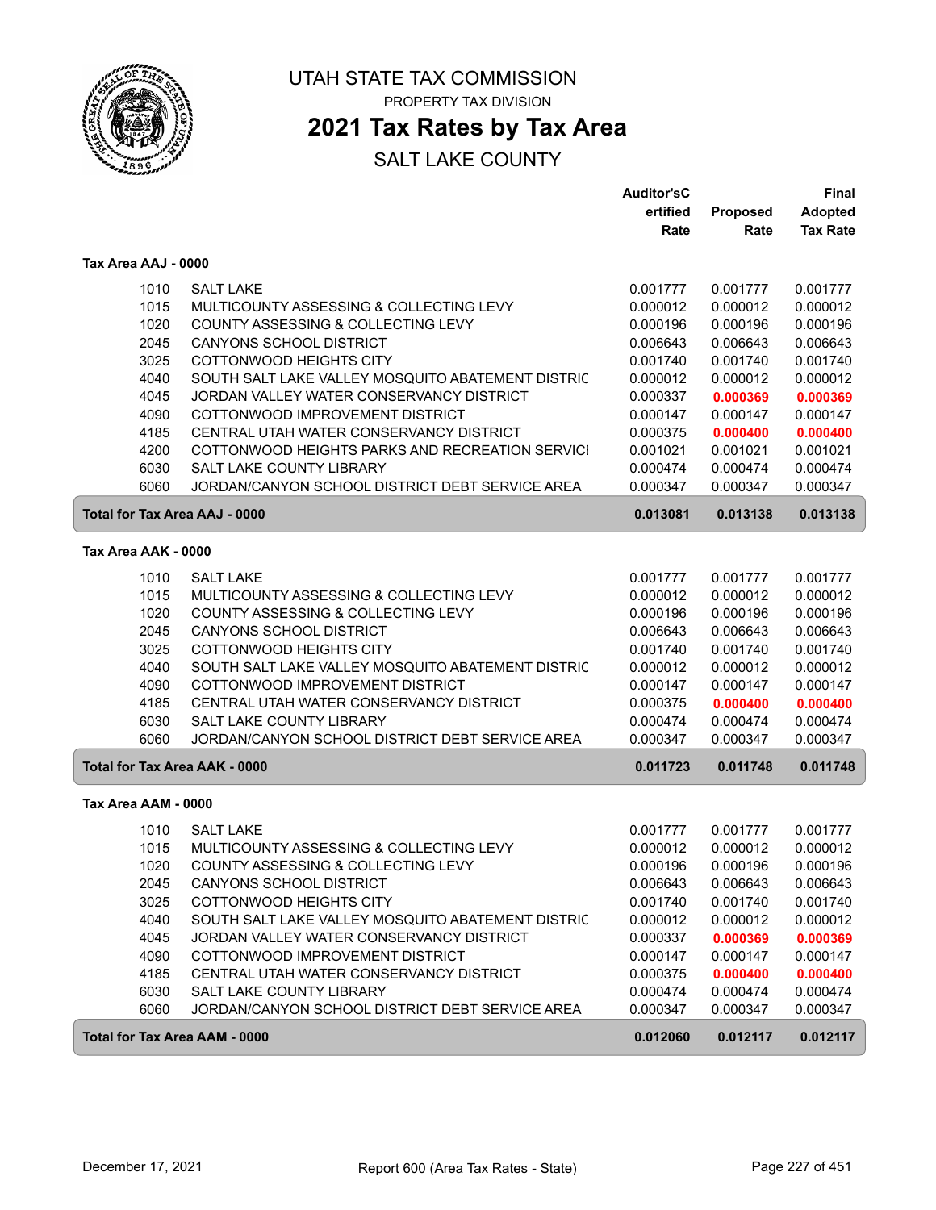# UTAH STATE TAX COMMISSION

PROPERTY TAX DIVISION

## 2021 Tax Rates by Tax Area

SALT LAKE COUNTY

| | | Auditor'sC ertified Rate | Proposed Rate | Final Adopted Tax Rate |
|---|---|---|---|---|
| **Tax Area AAJ - 0000** | | | | |
| 1010 | SALT LAKE | 0.001777 | 0.001777 | 0.001777 |
| 1015 | MULTICOUNTY ASSESSING & COLLECTING LEVY | 0.000012 | 0.000012 | 0.000012 |
| 1020 | COUNTY ASSESSING & COLLECTING LEVY | 0.000196 | 0.000196 | 0.000196 |
| 2045 | CANYONS SCHOOL DISTRICT | 0.006643 | 0.006643 | 0.006643 |
| 3025 | COTTONWOOD HEIGHTS CITY | 0.001740 | 0.001740 | 0.001740 |
| 4040 | SOUTH SALT LAKE VALLEY MOSQUITO ABATEMENT DISTRIC | 0.000012 | 0.000012 | 0.000012 |
| 4045 | JORDAN VALLEY WATER CONSERVANCY DISTRICT | 0.000337 | **0.000369** | **0.000369** |
| 4090 | COTTONWOOD IMPROVEMENT DISTRICT | 0.000147 | 0.000147 | 0.000147 |
| 4185 | CENTRAL UTAH WATER CONSERVANCY DISTRICT | 0.000375 | **0.000400** | **0.000400** |
| 4200 | COTTONWOOD HEIGHTS PARKS AND RECREATION SERVICI | 0.001021 | 0.001021 | 0.001021 |
| 6030 | SALT LAKE COUNTY LIBRARY | 0.000474 | 0.000474 | 0.000474 |
| 6060 | JORDAN/CANYON SCHOOL DISTRICT DEBT SERVICE AREA | 0.000347 | 0.000347 | 0.000347 |
| **Total for Tax Area AAJ - 0000** | | **0.013081** | **0.013138** | **0.013138** |
| **Tax Area AAK - 0000** | | | | |
| 1010 | SALT LAKE | 0.001777 | 0.001777 | 0.001777 |
| 1015 | MULTICOUNTY ASSESSING & COLLECTING LEVY | 0.000012 | 0.000012 | 0.000012 |
| 1020 | COUNTY ASSESSING & COLLECTING LEVY | 0.000196 | 0.000196 | 0.000196 |
| 2045 | CANYONS SCHOOL DISTRICT | 0.006643 | 0.006643 | 0.006643 |
| 3025 | COTTONWOOD HEIGHTS CITY | 0.001740 | 0.001740 | 0.001740 |
| 4040 | SOUTH SALT LAKE VALLEY MOSQUITO ABATEMENT DISTRIC | 0.000012 | 0.000012 | 0.000012 |
| 4090 | COTTONWOOD IMPROVEMENT DISTRICT | 0.000147 | 0.000147 | 0.000147 |
| 4185 | CENTRAL UTAH WATER CONSERVANCY DISTRICT | 0.000375 | **0.000400** | **0.000400** |
| 6030 | SALT LAKE COUNTY LIBRARY | 0.000474 | 0.000474 | 0.000474 |
| 6060 | JORDAN/CANYON SCHOOL DISTRICT DEBT SERVICE AREA | 0.000347 | 0.000347 | 0.000347 |
| **Total for Tax Area AAK - 0000** | | **0.011723** | **0.011748** | **0.011748** |
| **Tax Area AAM - 0000** | | | | |
| 1010 | SALT LAKE | 0.001777 | 0.001777 | 0.001777 |
| 1015 | MULTICOUNTY ASSESSING & COLLECTING LEVY | 0.000012 | 0.000012 | 0.000012 |
| 1020 | COUNTY ASSESSING & COLLECTING LEVY | 0.000196 | 0.000196 | 0.000196 |
| 2045 | CANYONS SCHOOL DISTRICT | 0.006643 | 0.006643 | 0.006643 |
| 3025 | COTTONWOOD HEIGHTS CITY | 0.001740 | 0.001740 | 0.001740 |
| 4040 | SOUTH SALT LAKE VALLEY MOSQUITO ABATEMENT DISTRIC | 0.000012 | 0.000012 | 0.000012 |
| 4045 | JORDAN VALLEY WATER CONSERVANCY DISTRICT | 0.000337 | **0.000369** | **0.000369** |
| 4090 | COTTONWOOD IMPROVEMENT DISTRICT | 0.000147 | 0.000147 | 0.000147 |
| 4185 | CENTRAL UTAH WATER CONSERVANCY DISTRICT | 0.000375 | **0.000400** | **0.000400** |
| 6030 | SALT LAKE COUNTY LIBRARY | 0.000474 | 0.000474 | 0.000474 |
| 6060 | JORDAN/CANYON SCHOOL DISTRICT DEBT SERVICE AREA | 0.000347 | 0.000347 | 0.000347 |
| **Total for Tax Area AAM - 0000** | | **0.012060** | **0.012117** | **0.012117** |

December 17, 2021 — Report 600 (Area Tax Rates - State)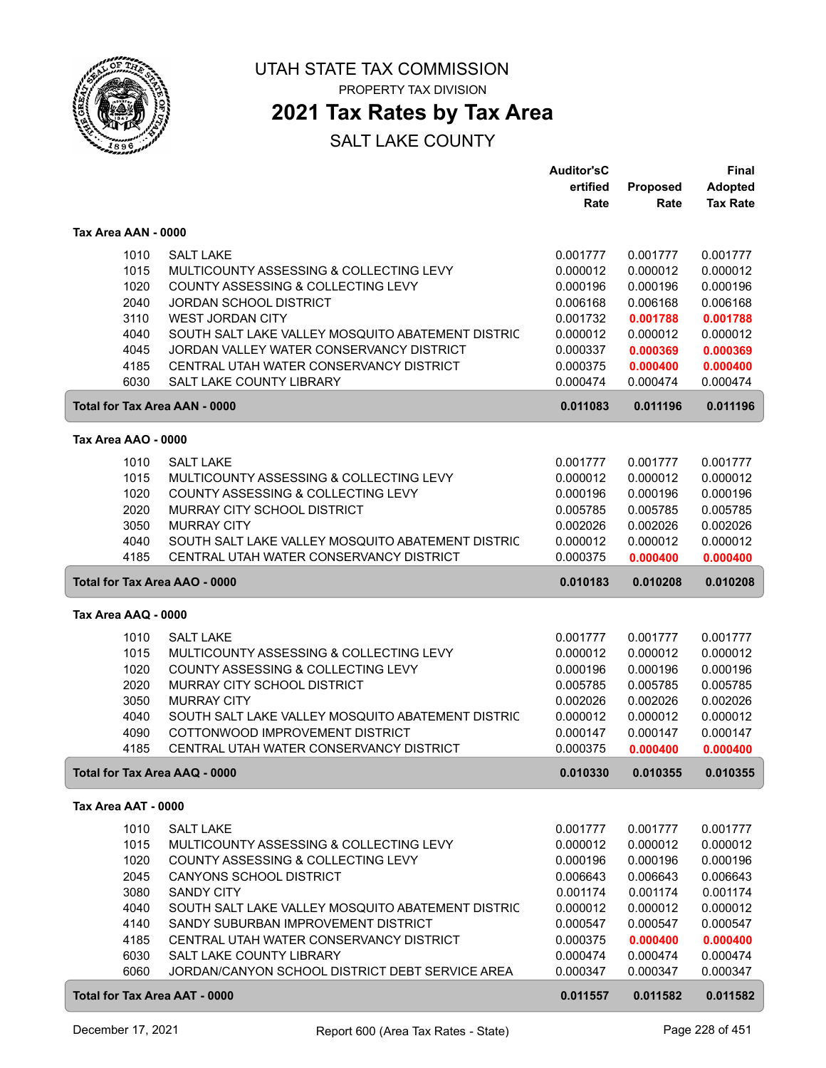# UTAH STATE TAX COMMISSION

PROPERTY TAX DIVISION

## 2021 Tax Rates by Tax Area

SALT LAKE COUNTY

### Tax Area AAN - 0000

| | | Auditor's Certified Rate | Proposed Rate | Final Adopted Tax Rate |
|---|---|---|---|---|
| 1010 | SALT LAKE | 0.001777 | 0.001777 | 0.001777 |
| 1015 | MULTICOUNTY ASSESSING & COLLECTING LEVY | 0.000012 | 0.000012 | 0.000012 |
| 1020 | COUNTY ASSESSING & COLLECTING LEVY | 0.000196 | 0.000196 | 0.000196 |
| 2040 | JORDAN SCHOOL DISTRICT | 0.006168 | 0.006168 | 0.006168 |
| 3110 | WEST JORDAN CITY | 0.001732 | **0.001788** | **0.001788** |
| 4040 | SOUTH SALT LAKE VALLEY MOSQUITO ABATEMENT DISTRIC | 0.000012 | 0.000012 | 0.000012 |
| 4045 | JORDAN VALLEY WATER CONSERVANCY DISTRICT | 0.000337 | **0.000369** | **0.000369** |
| 4185 | CENTRAL UTAH WATER CONSERVANCY DISTRICT | 0.000375 | **0.000400** | **0.000400** |
| 6030 | SALT LAKE COUNTY LIBRARY | 0.000474 | 0.000474 | 0.000474 |
| **Total for Tax Area AAN - 0000** | | **0.011083** | **0.011196** | **0.011196** |

### Tax Area AAO - 0000

| | | Auditor's Certified Rate | Proposed Rate | Final Adopted Tax Rate |
|---|---|---|---|---|
| 1010 | SALT LAKE | 0.001777 | 0.001777 | 0.001777 |
| 1015 | MULTICOUNTY ASSESSING & COLLECTING LEVY | 0.000012 | 0.000012 | 0.000012 |
| 1020 | COUNTY ASSESSING & COLLECTING LEVY | 0.000196 | 0.000196 | 0.000196 |
| 2020 | MURRAY CITY SCHOOL DISTRICT | 0.005785 | 0.005785 | 0.005785 |
| 3050 | MURRAY CITY | 0.002026 | 0.002026 | 0.002026 |
| 4040 | SOUTH SALT LAKE VALLEY MOSQUITO ABATEMENT DISTRIC | 0.000012 | 0.000012 | 0.000012 |
| 4185 | CENTRAL UTAH WATER CONSERVANCY DISTRICT | 0.000375 | **0.000400** | **0.000400** |
| **Total for Tax Area AAO - 0000** | | **0.010183** | **0.010208** | **0.010208** |

### Tax Area AAQ - 0000

| | | Auditor's Certified Rate | Proposed Rate | Final Adopted Tax Rate |
|---|---|---|---|---|
| 1010 | SALT LAKE | 0.001777 | 0.001777 | 0.001777 |
| 1015 | MULTICOUNTY ASSESSING & COLLECTING LEVY | 0.000012 | 0.000012 | 0.000012 |
| 1020 | COUNTY ASSESSING & COLLECTING LEVY | 0.000196 | 0.000196 | 0.000196 |
| 2020 | MURRAY CITY SCHOOL DISTRICT | 0.005785 | 0.005785 | 0.005785 |
| 3050 | MURRAY CITY | 0.002026 | 0.002026 | 0.002026 |
| 4040 | SOUTH SALT LAKE VALLEY MOSQUITO ABATEMENT DISTRIC | 0.000012 | 0.000012 | 0.000012 |
| 4090 | COTTONWOOD IMPROVEMENT DISTRICT | 0.000147 | 0.000147 | 0.000147 |
| 4185 | CENTRAL UTAH WATER CONSERVANCY DISTRICT | 0.000375 | **0.000400** | **0.000400** |
| **Total for Tax Area AAQ - 0000** | | **0.010330** | **0.010355** | **0.010355** |

### Tax Area AAT - 0000

| | | Auditor's Certified Rate | Proposed Rate | Final Adopted Tax Rate |
|---|---|---|---|---|
| 1010 | SALT LAKE | 0.001777 | 0.001777 | 0.001777 |
| 1015 | MULTICOUNTY ASSESSING & COLLECTING LEVY | 0.000012 | 0.000012 | 0.000012 |
| 1020 | COUNTY ASSESSING & COLLECTING LEVY | 0.000196 | 0.000196 | 0.000196 |
| 2045 | CANYONS SCHOOL DISTRICT | 0.006643 | 0.006643 | 0.006643 |
| 3080 | SANDY CITY | 0.001174 | 0.001174 | 0.001174 |
| 4040 | SOUTH SALT LAKE VALLEY MOSQUITO ABATEMENT DISTRIC | 0.000012 | 0.000012 | 0.000012 |
| 4140 | SANDY SUBURBAN IMPROVEMENT DISTRICT | 0.000547 | 0.000547 | 0.000547 |
| 4185 | CENTRAL UTAH WATER CONSERVANCY DISTRICT | 0.000375 | **0.000400** | **0.000400** |
| 6030 | SALT LAKE COUNTY LIBRARY | 0.000474 | 0.000474 | 0.000474 |
| 6060 | JORDAN/CANYON SCHOOL DISTRICT DEBT SERVICE AREA | 0.000347 | 0.000347 | 0.000347 |
| **Total for Tax Area AAT - 0000** | | **0.011557** | **0.011582** | **0.011582** |

December 17, 2021 — Report 600 (Area Tax Rates - State)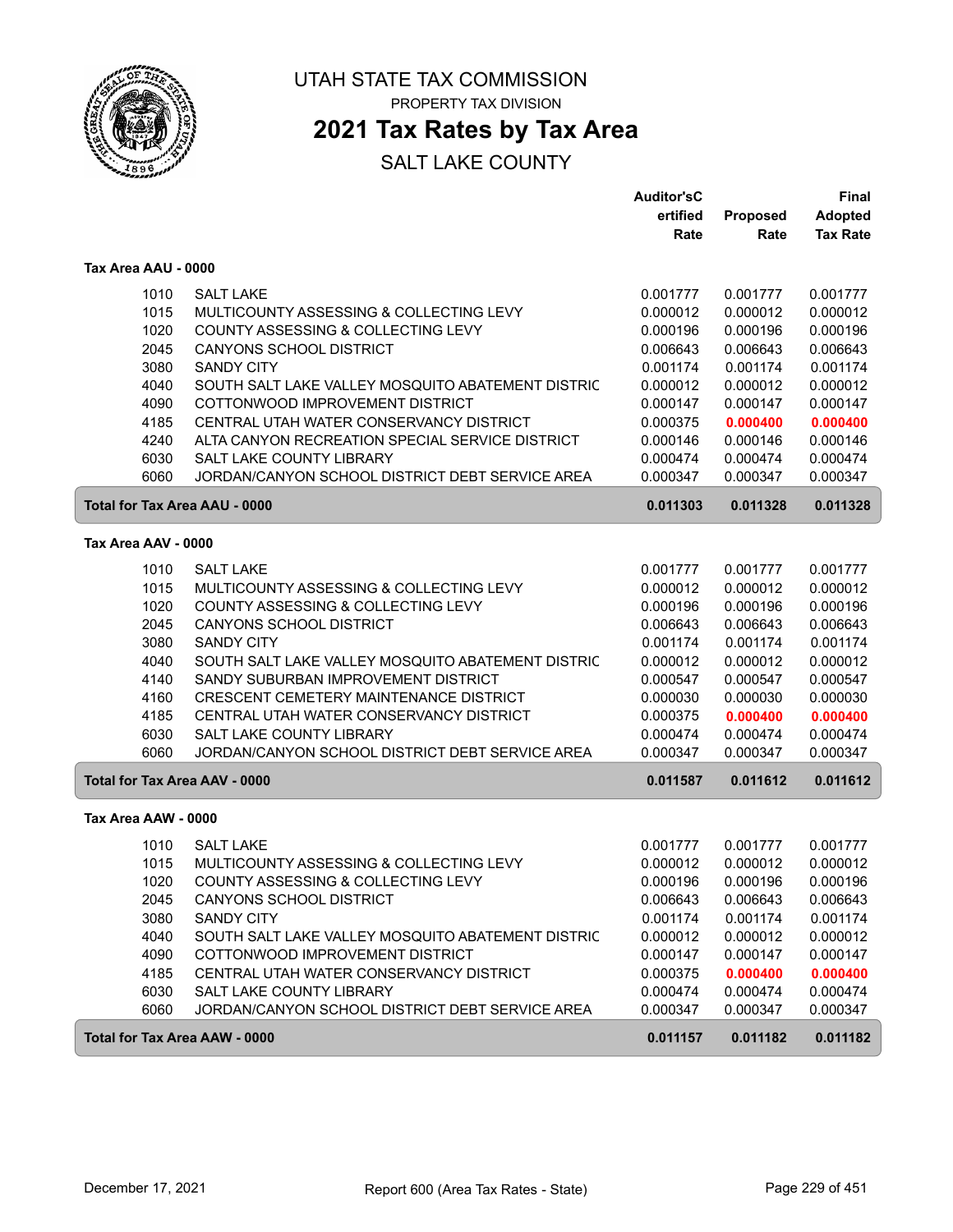# UTAH STATE TAX COMMISSION

PROPERTY TAX DIVISION

## 2021 Tax Rates by Tax Area

SALT LAKE COUNTY

| | | Auditor'sC ertified Rate | Proposed Rate | Final Adopted Tax Rate |
|---|---|---|---|---|
| **Tax Area AAU - 0000** | | | | |
| 1010 | SALT LAKE | 0.001777 | 0.001777 | 0.001777 |
| 1015 | MULTICOUNTY ASSESSING & COLLECTING LEVY | 0.000012 | 0.000012 | 0.000012 |
| 1020 | COUNTY ASSESSING & COLLECTING LEVY | 0.000196 | 0.000196 | 0.000196 |
| 2045 | CANYONS SCHOOL DISTRICT | 0.006643 | 0.006643 | 0.006643 |
| 3080 | SANDY CITY | 0.001174 | 0.001174 | 0.001174 |
| 4040 | SOUTH SALT LAKE VALLEY MOSQUITO ABATEMENT DISTRIC | 0.000012 | 0.000012 | 0.000012 |
| 4090 | COTTONWOOD IMPROVEMENT DISTRICT | 0.000147 | 0.000147 | 0.000147 |
| 4185 | CENTRAL UTAH WATER CONSERVANCY DISTRICT | 0.000375 | **0.000400** | **0.000400** |
| 4240 | ALTA CANYON RECREATION SPECIAL SERVICE DISTRICT | 0.000146 | 0.000146 | 0.000146 |
| 6030 | SALT LAKE COUNTY LIBRARY | 0.000474 | 0.000474 | 0.000474 |
| 6060 | JORDAN/CANYON SCHOOL DISTRICT DEBT SERVICE AREA | 0.000347 | 0.000347 | 0.000347 |
| **Total for Tax Area AAU - 0000** | | **0.011303** | **0.011328** | **0.011328** |
| **Tax Area AAV - 0000** | | | | |
| 1010 | SALT LAKE | 0.001777 | 0.001777 | 0.001777 |
| 1015 | MULTICOUNTY ASSESSING & COLLECTING LEVY | 0.000012 | 0.000012 | 0.000012 |
| 1020 | COUNTY ASSESSING & COLLECTING LEVY | 0.000196 | 0.000196 | 0.000196 |
| 2045 | CANYONS SCHOOL DISTRICT | 0.006643 | 0.006643 | 0.006643 |
| 3080 | SANDY CITY | 0.001174 | 0.001174 | 0.001174 |
| 4040 | SOUTH SALT LAKE VALLEY MOSQUITO ABATEMENT DISTRIC | 0.000012 | 0.000012 | 0.000012 |
| 4140 | SANDY SUBURBAN IMPROVEMENT DISTRICT | 0.000547 | 0.000547 | 0.000547 |
| 4160 | CRESCENT CEMETERY MAINTENANCE DISTRICT | 0.000030 | 0.000030 | 0.000030 |
| 4185 | CENTRAL UTAH WATER CONSERVANCY DISTRICT | 0.000375 | **0.000400** | **0.000400** |
| 6030 | SALT LAKE COUNTY LIBRARY | 0.000474 | 0.000474 | 0.000474 |
| 6060 | JORDAN/CANYON SCHOOL DISTRICT DEBT SERVICE AREA | 0.000347 | 0.000347 | 0.000347 |
| **Total for Tax Area AAV - 0000** | | **0.011587** | **0.011612** | **0.011612** |
| **Tax Area AAW - 0000** | | | | |
| 1010 | SALT LAKE | 0.001777 | 0.001777 | 0.001777 |
| 1015 | MULTICOUNTY ASSESSING & COLLECTING LEVY | 0.000012 | 0.000012 | 0.000012 |
| 1020 | COUNTY ASSESSING & COLLECTING LEVY | 0.000196 | 0.000196 | 0.000196 |
| 2045 | CANYONS SCHOOL DISTRICT | 0.006643 | 0.006643 | 0.006643 |
| 3080 | SANDY CITY | 0.001174 | 0.001174 | 0.001174 |
| 4040 | SOUTH SALT LAKE VALLEY MOSQUITO ABATEMENT DISTRIC | 0.000012 | 0.000012 | 0.000012 |
| 4090 | COTTONWOOD IMPROVEMENT DISTRICT | 0.000147 | 0.000147 | 0.000147 |
| 4185 | CENTRAL UTAH WATER CONSERVANCY DISTRICT | 0.000375 | **0.000400** | **0.000400** |
| 6030 | SALT LAKE COUNTY LIBRARY | 0.000474 | 0.000474 | 0.000474 |
| 6060 | JORDAN/CANYON SCHOOL DISTRICT DEBT SERVICE AREA | 0.000347 | 0.000347 | 0.000347 |
| **Total for Tax Area AAW - 0000** | | **0.011157** | **0.011182** | **0.011182** |

December 17, 2021 — Report 600 (Area Tax Rates - State)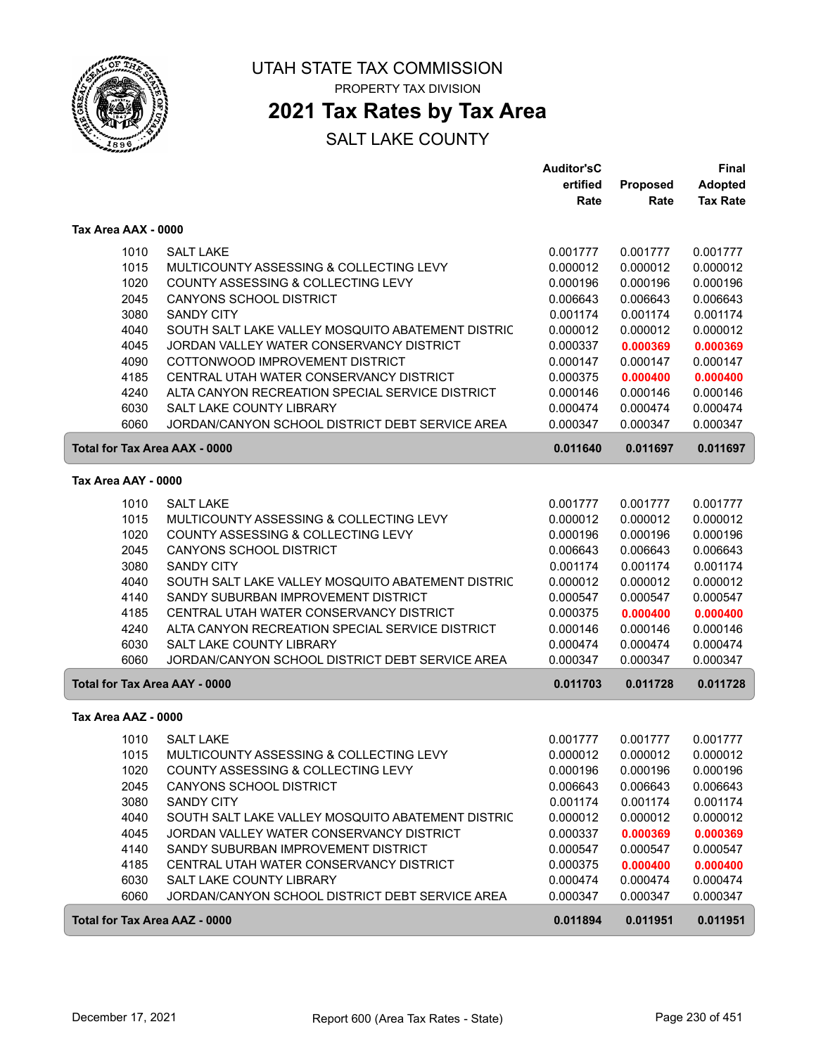# UTAH STATE TAX COMMISSION

PROPERTY TAX DIVISION

## 2021 Tax Rates by Tax Area

SALT LAKE COUNTY

### Tax Area AAX - 0000

| | | Auditor's Certified Rate | Proposed Rate | Final Adopted Tax Rate |
|---|---|---|---|---|
| 1010 | SALT LAKE | 0.001777 | 0.001777 | 0.001777 |
| 1015 | MULTICOUNTY ASSESSING & COLLECTING LEVY | 0.000012 | 0.000012 | 0.000012 |
| 1020 | COUNTY ASSESSING & COLLECTING LEVY | 0.000196 | 0.000196 | 0.000196 |
| 2045 | CANYONS SCHOOL DISTRICT | 0.006643 | 0.006643 | 0.006643 |
| 3080 | SANDY CITY | 0.001174 | 0.001174 | 0.001174 |
| 4040 | SOUTH SALT LAKE VALLEY MOSQUITO ABATEMENT DISTRIC | 0.000012 | 0.000012 | 0.000012 |
| 4045 | JORDAN VALLEY WATER CONSERVANCY DISTRICT | 0.000337 | **0.000369** | **0.000369** |
| 4090 | COTTONWOOD IMPROVEMENT DISTRICT | 0.000147 | 0.000147 | 0.000147 |
| 4185 | CENTRAL UTAH WATER CONSERVANCY DISTRICT | 0.000375 | **0.000400** | **0.000400** |
| 4240 | ALTA CANYON RECREATION SPECIAL SERVICE DISTRICT | 0.000146 | 0.000146 | 0.000146 |
| 6030 | SALT LAKE COUNTY LIBRARY | 0.000474 | 0.000474 | 0.000474 |
| 6060 | JORDAN/CANYON SCHOOL DISTRICT DEBT SERVICE AREA | 0.000347 | 0.000347 | 0.000347 |
| **Total for Tax Area AAX - 0000** | | **0.011640** | **0.011697** | **0.011697** |

### Tax Area AAY - 0000

| | | Auditor's Certified Rate | Proposed Rate | Final Adopted Tax Rate |
|---|---|---|---|---|
| 1010 | SALT LAKE | 0.001777 | 0.001777 | 0.001777 |
| 1015 | MULTICOUNTY ASSESSING & COLLECTING LEVY | 0.000012 | 0.000012 | 0.000012 |
| 1020 | COUNTY ASSESSING & COLLECTING LEVY | 0.000196 | 0.000196 | 0.000196 |
| 2045 | CANYONS SCHOOL DISTRICT | 0.006643 | 0.006643 | 0.006643 |
| 3080 | SANDY CITY | 0.001174 | 0.001174 | 0.001174 |
| 4040 | SOUTH SALT LAKE VALLEY MOSQUITO ABATEMENT DISTRIC | 0.000012 | 0.000012 | 0.000012 |
| 4140 | SANDY SUBURBAN IMPROVEMENT DISTRICT | 0.000547 | 0.000547 | 0.000547 |
| 4185 | CENTRAL UTAH WATER CONSERVANCY DISTRICT | 0.000375 | **0.000400** | **0.000400** |
| 4240 | ALTA CANYON RECREATION SPECIAL SERVICE DISTRICT | 0.000146 | 0.000146 | 0.000146 |
| 6030 | SALT LAKE COUNTY LIBRARY | 0.000474 | 0.000474 | 0.000474 |
| 6060 | JORDAN/CANYON SCHOOL DISTRICT DEBT SERVICE AREA | 0.000347 | 0.000347 | 0.000347 |
| **Total for Tax Area AAY - 0000** | | **0.011703** | **0.011728** | **0.011728** |

### Tax Area AAZ - 0000

| | | Auditor's Certified Rate | Proposed Rate | Final Adopted Tax Rate |
|---|---|---|---|---|
| 1010 | SALT LAKE | 0.001777 | 0.001777 | 0.001777 |
| 1015 | MULTICOUNTY ASSESSING & COLLECTING LEVY | 0.000012 | 0.000012 | 0.000012 |
| 1020 | COUNTY ASSESSING & COLLECTING LEVY | 0.000196 | 0.000196 | 0.000196 |
| 2045 | CANYONS SCHOOL DISTRICT | 0.006643 | 0.006643 | 0.006643 |
| 3080 | SANDY CITY | 0.001174 | 0.001174 | 0.001174 |
| 4040 | SOUTH SALT LAKE VALLEY MOSQUITO ABATEMENT DISTRIC | 0.000012 | 0.000012 | 0.000012 |
| 4045 | JORDAN VALLEY WATER CONSERVANCY DISTRICT | 0.000337 | **0.000369** | **0.000369** |
| 4140 | SANDY SUBURBAN IMPROVEMENT DISTRICT | 0.000547 | 0.000547 | 0.000547 |
| 4185 | CENTRAL UTAH WATER CONSERVANCY DISTRICT | 0.000375 | **0.000400** | **0.000400** |
| 6030 | SALT LAKE COUNTY LIBRARY | 0.000474 | 0.000474 | 0.000474 |
| 6060 | JORDAN/CANYON SCHOOL DISTRICT DEBT SERVICE AREA | 0.000347 | 0.000347 | 0.000347 |
| **Total for Tax Area AAZ - 0000** | | **0.011894** | **0.011951** | **0.011951** |

December 17, 2021 — Report 600 (Area Tax Rates - State)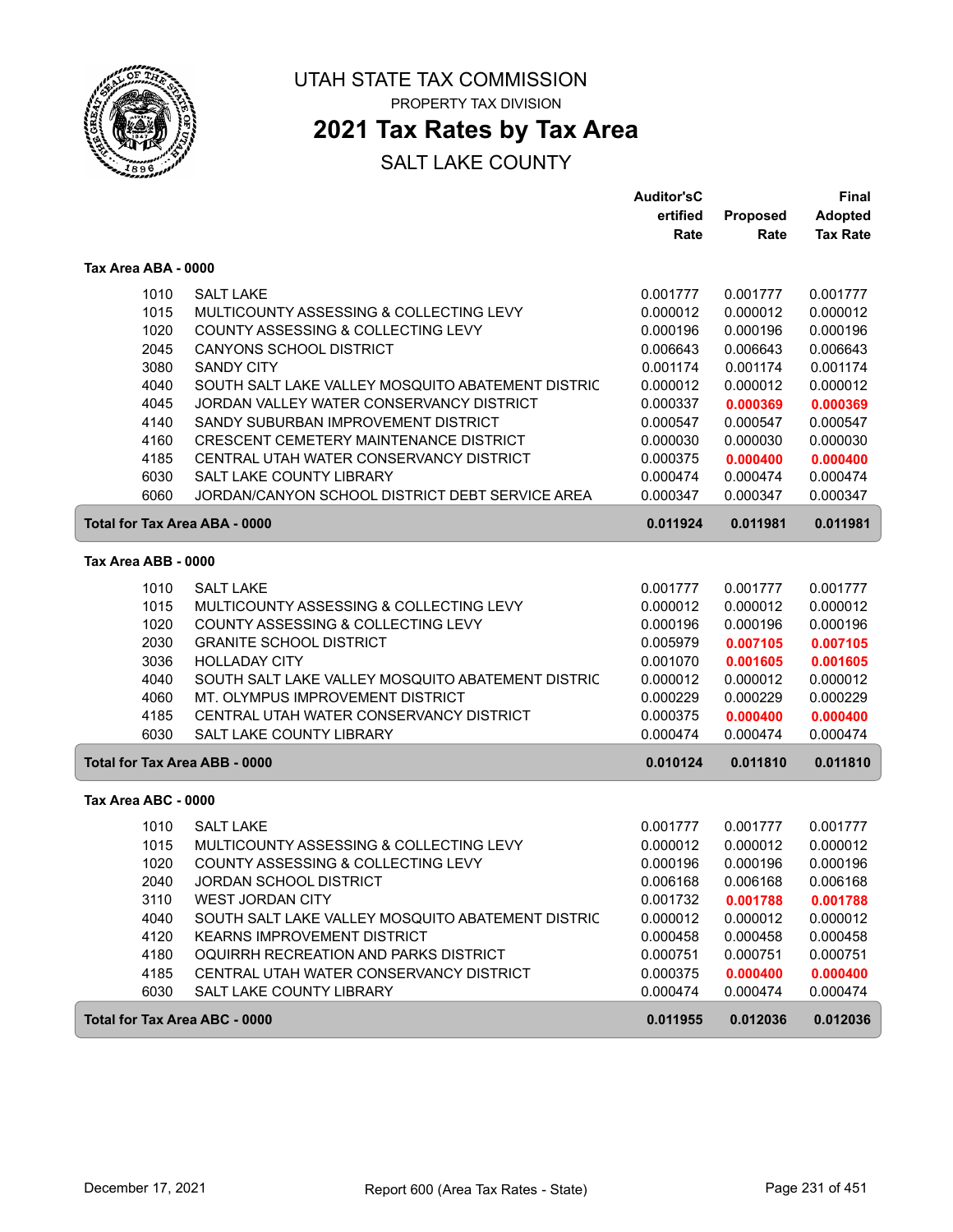# UTAH STATE TAX COMMISSION

PROPERTY TAX DIVISION

## 2021 Tax Rates by Tax Area

SALT LAKE COUNTY

| | | Auditor'sC ertified Rate | Proposed Rate | Final Adopted Tax Rate |
|---|---|---|---|---|
| **Tax Area ABA - 0000** | | | | |
| 1010 | SALT LAKE | 0.001777 | 0.001777 | 0.001777 |
| 1015 | MULTICOUNTY ASSESSING & COLLECTING LEVY | 0.000012 | 0.000012 | 0.000012 |
| 1020 | COUNTY ASSESSING & COLLECTING LEVY | 0.000196 | 0.000196 | 0.000196 |
| 2045 | CANYONS SCHOOL DISTRICT | 0.006643 | 0.006643 | 0.006643 |
| 3080 | SANDY CITY | 0.001174 | 0.001174 | 0.001174 |
| 4040 | SOUTH SALT LAKE VALLEY MOSQUITO ABATEMENT DISTRIC | 0.000012 | 0.000012 | 0.000012 |
| 4045 | JORDAN VALLEY WATER CONSERVANCY DISTRICT | 0.000337 | **0.000369** | **0.000369** |
| 4140 | SANDY SUBURBAN IMPROVEMENT DISTRICT | 0.000547 | 0.000547 | 0.000547 |
| 4160 | CRESCENT CEMETERY MAINTENANCE DISTRICT | 0.000030 | 0.000030 | 0.000030 |
| 4185 | CENTRAL UTAH WATER CONSERVANCY DISTRICT | 0.000375 | **0.000400** | **0.000400** |
| 6030 | SALT LAKE COUNTY LIBRARY | 0.000474 | 0.000474 | 0.000474 |
| 6060 | JORDAN/CANYON SCHOOL DISTRICT DEBT SERVICE AREA | 0.000347 | 0.000347 | 0.000347 |
| **Total for Tax Area ABA - 0000** | | **0.011924** | **0.011981** | **0.011981** |
| **Tax Area ABB - 0000** | | | | |
| 1010 | SALT LAKE | 0.001777 | 0.001777 | 0.001777 |
| 1015 | MULTICOUNTY ASSESSING & COLLECTING LEVY | 0.000012 | 0.000012 | 0.000012 |
| 1020 | COUNTY ASSESSING & COLLECTING LEVY | 0.000196 | 0.000196 | 0.000196 |
| 2030 | GRANITE SCHOOL DISTRICT | 0.005979 | **0.007105** | **0.007105** |
| 3036 | HOLLADAY CITY | 0.001070 | **0.001605** | **0.001605** |
| 4040 | SOUTH SALT LAKE VALLEY MOSQUITO ABATEMENT DISTRIC | 0.000012 | 0.000012 | 0.000012 |
| 4060 | MT. OLYMPUS IMPROVEMENT DISTRICT | 0.000229 | 0.000229 | 0.000229 |
| 4185 | CENTRAL UTAH WATER CONSERVANCY DISTRICT | 0.000375 | **0.000400** | **0.000400** |
| 6030 | SALT LAKE COUNTY LIBRARY | 0.000474 | 0.000474 | 0.000474 |
| **Total for Tax Area ABB - 0000** | | **0.010124** | **0.011810** | **0.011810** |
| **Tax Area ABC - 0000** | | | | |
| 1010 | SALT LAKE | 0.001777 | 0.001777 | 0.001777 |
| 1015 | MULTICOUNTY ASSESSING & COLLECTING LEVY | 0.000012 | 0.000012 | 0.000012 |
| 1020 | COUNTY ASSESSING & COLLECTING LEVY | 0.000196 | 0.000196 | 0.000196 |
| 2040 | JORDAN SCHOOL DISTRICT | 0.006168 | 0.006168 | 0.006168 |
| 3110 | WEST JORDAN CITY | 0.001732 | **0.001788** | **0.001788** |
| 4040 | SOUTH SALT LAKE VALLEY MOSQUITO ABATEMENT DISTRIC | 0.000012 | 0.000012 | 0.000012 |
| 4120 | KEARNS IMPROVEMENT DISTRICT | 0.000458 | 0.000458 | 0.000458 |
| 4180 | OQUIRRH RECREATION AND PARKS DISTRICT | 0.000751 | 0.000751 | 0.000751 |
| 4185 | CENTRAL UTAH WATER CONSERVANCY DISTRICT | 0.000375 | **0.000400** | **0.000400** |
| 6030 | SALT LAKE COUNTY LIBRARY | 0.000474 | 0.000474 | 0.000474 |
| **Total for Tax Area ABC - 0000** | | **0.011955** | **0.012036** | **0.012036** |

December 17, 2021 Report 600 (Area Tax Rates - State)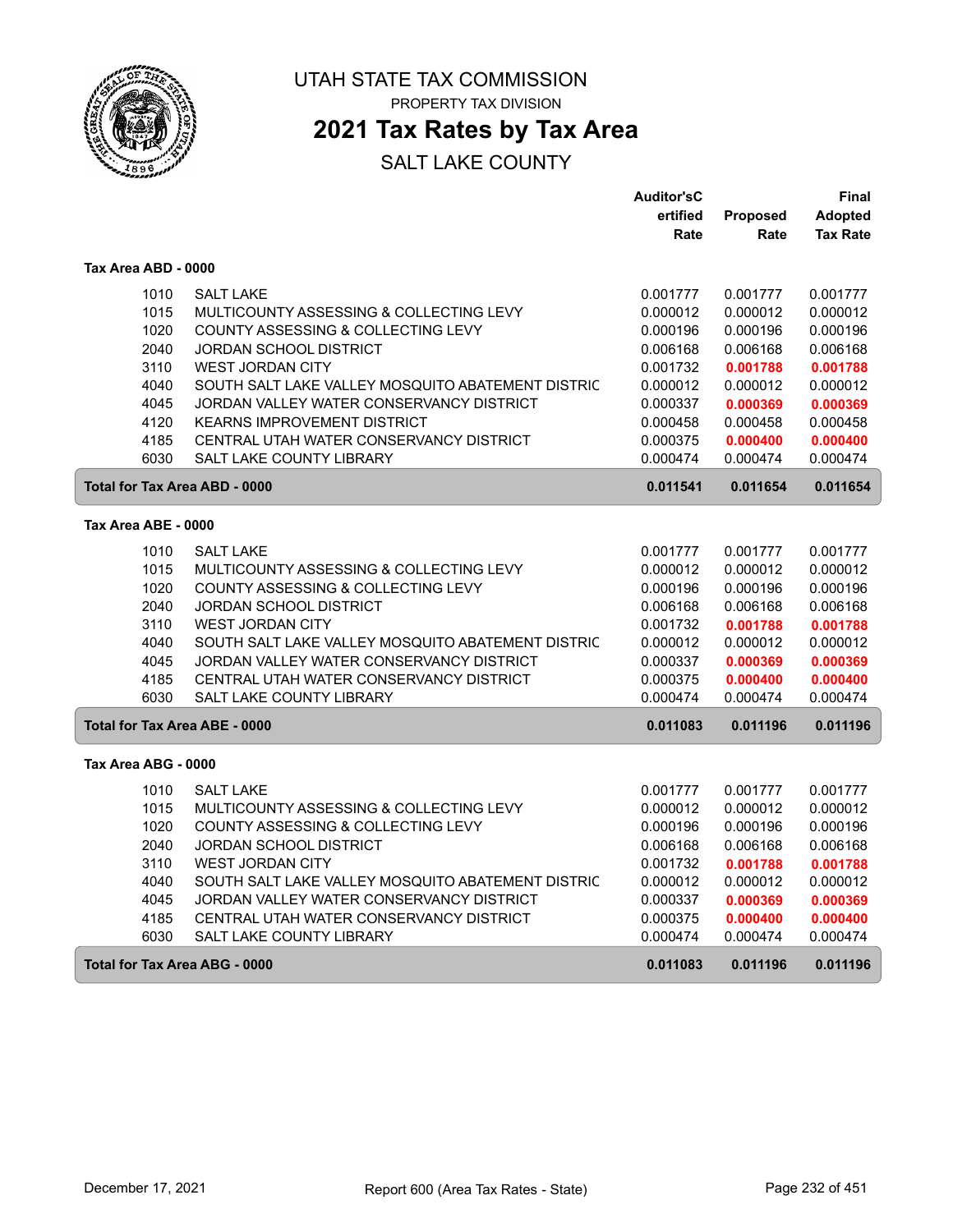# UTAH STATE TAX COMMISSION

PROPERTY TAX DIVISION

## 2021 Tax Rates by Tax Area

SALT LAKE COUNTY

| | | Auditor'sCertified Rate | Proposed Rate | Final Adopted Tax Rate |
|---|---|---|---|---|
| **Tax Area ABD - 0000** | | | | |
| 1010 | SALT LAKE | 0.001777 | 0.001777 | 0.001777 |
| 1015 | MULTICOUNTY ASSESSING & COLLECTING LEVY | 0.000012 | 0.000012 | 0.000012 |
| 1020 | COUNTY ASSESSING & COLLECTING LEVY | 0.000196 | 0.000196 | 0.000196 |
| 2040 | JORDAN SCHOOL DISTRICT | 0.006168 | 0.006168 | 0.006168 |
| 3110 | WEST JORDAN CITY | 0.001732 | **0.001788** | **0.001788** |
| 4040 | SOUTH SALT LAKE VALLEY MOSQUITO ABATEMENT DISTRIC | 0.000012 | 0.000012 | 0.000012 |
| 4045 | JORDAN VALLEY WATER CONSERVANCY DISTRICT | 0.000337 | **0.000369** | **0.000369** |
| 4120 | KEARNS IMPROVEMENT DISTRICT | 0.000458 | 0.000458 | 0.000458 |
| 4185 | CENTRAL UTAH WATER CONSERVANCY DISTRICT | 0.000375 | **0.000400** | **0.000400** |
| 6030 | SALT LAKE COUNTY LIBRARY | 0.000474 | 0.000474 | 0.000474 |
| **Total for Tax Area ABD - 0000** | | **0.011541** | **0.011654** | **0.011654** |
| **Tax Area ABE - 0000** | | | | |
| 1010 | SALT LAKE | 0.001777 | 0.001777 | 0.001777 |
| 1015 | MULTICOUNTY ASSESSING & COLLECTING LEVY | 0.000012 | 0.000012 | 0.000012 |
| 1020 | COUNTY ASSESSING & COLLECTING LEVY | 0.000196 | 0.000196 | 0.000196 |
| 2040 | JORDAN SCHOOL DISTRICT | 0.006168 | 0.006168 | 0.006168 |
| 3110 | WEST JORDAN CITY | 0.001732 | **0.001788** | **0.001788** |
| 4040 | SOUTH SALT LAKE VALLEY MOSQUITO ABATEMENT DISTRIC | 0.000012 | 0.000012 | 0.000012 |
| 4045 | JORDAN VALLEY WATER CONSERVANCY DISTRICT | 0.000337 | **0.000369** | **0.000369** |
| 4185 | CENTRAL UTAH WATER CONSERVANCY DISTRICT | 0.000375 | **0.000400** | **0.000400** |
| 6030 | SALT LAKE COUNTY LIBRARY | 0.000474 | 0.000474 | 0.000474 |
| **Total for Tax Area ABE - 0000** | | **0.011083** | **0.011196** | **0.011196** |
| **Tax Area ABG - 0000** | | | | |
| 1010 | SALT LAKE | 0.001777 | 0.001777 | 0.001777 |
| 1015 | MULTICOUNTY ASSESSING & COLLECTING LEVY | 0.000012 | 0.000012 | 0.000012 |
| 1020 | COUNTY ASSESSING & COLLECTING LEVY | 0.000196 | 0.000196 | 0.000196 |
| 2040 | JORDAN SCHOOL DISTRICT | 0.006168 | 0.006168 | 0.006168 |
| 3110 | WEST JORDAN CITY | 0.001732 | **0.001788** | **0.001788** |
| 4040 | SOUTH SALT LAKE VALLEY MOSQUITO ABATEMENT DISTRIC | 0.000012 | 0.000012 | 0.000012 |
| 4045 | JORDAN VALLEY WATER CONSERVANCY DISTRICT | 0.000337 | **0.000369** | **0.000369** |
| 4185 | CENTRAL UTAH WATER CONSERVANCY DISTRICT | 0.000375 | **0.000400** | **0.000400** |
| 6030 | SALT LAKE COUNTY LIBRARY | 0.000474 | 0.000474 | 0.000474 |
| **Total for Tax Area ABG - 0000** | | **0.011083** | **0.011196** | **0.011196** |

December 17, 2021 — Report 600 (Area Tax Rates - State)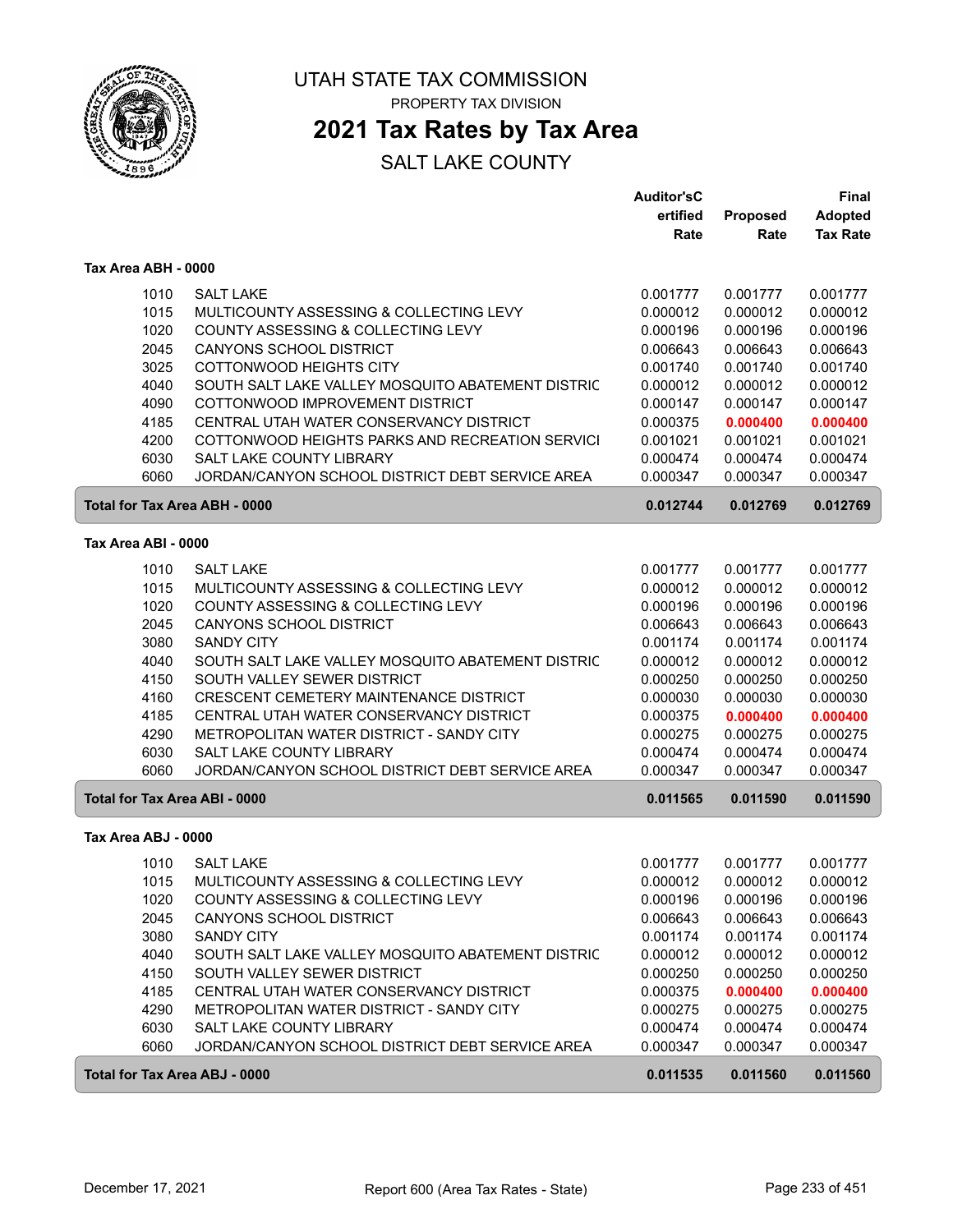# UTAH STATE TAX COMMISSION

PROPERTY TAX DIVISION

## 2021 Tax Rates by Tax Area

SALT LAKE COUNTY

| | | Auditor'sCertified Rate | Proposed Rate | Final Adopted Tax Rate |
|---|---|---|---|---|
| **Tax Area ABH - 0000** | | | | |
| 1010 | SALT LAKE | 0.001777 | 0.001777 | 0.001777 |
| 1015 | MULTICOUNTY ASSESSING & COLLECTING LEVY | 0.000012 | 0.000012 | 0.000012 |
| 1020 | COUNTY ASSESSING & COLLECTING LEVY | 0.000196 | 0.000196 | 0.000196 |
| 2045 | CANYONS SCHOOL DISTRICT | 0.006643 | 0.006643 | 0.006643 |
| 3025 | COTTONWOOD HEIGHTS CITY | 0.001740 | 0.001740 | 0.001740 |
| 4040 | SOUTH SALT LAKE VALLEY MOSQUITO ABATEMENT DISTRIC | 0.000012 | 0.000012 | 0.000012 |
| 4090 | COTTONWOOD IMPROVEMENT DISTRICT | 0.000147 | 0.000147 | 0.000147 |
| 4185 | CENTRAL UTAH WATER CONSERVANCY DISTRICT | 0.000375 | **0.000400** | **0.000400** |
| 4200 | COTTONWOOD HEIGHTS PARKS AND RECREATION SERVICI | 0.001021 | 0.001021 | 0.001021 |
| 6030 | SALT LAKE COUNTY LIBRARY | 0.000474 | 0.000474 | 0.000474 |
| 6060 | JORDAN/CANYON SCHOOL DISTRICT DEBT SERVICE AREA | 0.000347 | 0.000347 | 0.000347 |
| **Total for Tax Area ABH - 0000** | | **0.012744** | **0.012769** | **0.012769** |
| **Tax Area ABI - 0000** | | | | |
| 1010 | SALT LAKE | 0.001777 | 0.001777 | 0.001777 |
| 1015 | MULTICOUNTY ASSESSING & COLLECTING LEVY | 0.000012 | 0.000012 | 0.000012 |
| 1020 | COUNTY ASSESSING & COLLECTING LEVY | 0.000196 | 0.000196 | 0.000196 |
| 2045 | CANYONS SCHOOL DISTRICT | 0.006643 | 0.006643 | 0.006643 |
| 3080 | SANDY CITY | 0.001174 | 0.001174 | 0.001174 |
| 4040 | SOUTH SALT LAKE VALLEY MOSQUITO ABATEMENT DISTRIC | 0.000012 | 0.000012 | 0.000012 |
| 4150 | SOUTH VALLEY SEWER DISTRICT | 0.000250 | 0.000250 | 0.000250 |
| 4160 | CRESCENT CEMETERY MAINTENANCE DISTRICT | 0.000030 | 0.000030 | 0.000030 |
| 4185 | CENTRAL UTAH WATER CONSERVANCY DISTRICT | 0.000375 | **0.000400** | **0.000400** |
| 4290 | METROPOLITAN WATER DISTRICT - SANDY CITY | 0.000275 | 0.000275 | 0.000275 |
| 6030 | SALT LAKE COUNTY LIBRARY | 0.000474 | 0.000474 | 0.000474 |
| 6060 | JORDAN/CANYON SCHOOL DISTRICT DEBT SERVICE AREA | 0.000347 | 0.000347 | 0.000347 |
| **Total for Tax Area ABI - 0000** | | **0.011565** | **0.011590** | **0.011590** |
| **Tax Area ABJ - 0000** | | | | |
| 1010 | SALT LAKE | 0.001777 | 0.001777 | 0.001777 |
| 1015 | MULTICOUNTY ASSESSING & COLLECTING LEVY | 0.000012 | 0.000012 | 0.000012 |
| 1020 | COUNTY ASSESSING & COLLECTING LEVY | 0.000196 | 0.000196 | 0.000196 |
| 2045 | CANYONS SCHOOL DISTRICT | 0.006643 | 0.006643 | 0.006643 |
| 3080 | SANDY CITY | 0.001174 | 0.001174 | 0.001174 |
| 4040 | SOUTH SALT LAKE VALLEY MOSQUITO ABATEMENT DISTRIC | 0.000012 | 0.000012 | 0.000012 |
| 4150 | SOUTH VALLEY SEWER DISTRICT | 0.000250 | 0.000250 | 0.000250 |
| 4185 | CENTRAL UTAH WATER CONSERVANCY DISTRICT | 0.000375 | **0.000400** | **0.000400** |
| 4290 | METROPOLITAN WATER DISTRICT - SANDY CITY | 0.000275 | 0.000275 | 0.000275 |
| 6030 | SALT LAKE COUNTY LIBRARY | 0.000474 | 0.000474 | 0.000474 |
| 6060 | JORDAN/CANYON SCHOOL DISTRICT DEBT SERVICE AREA | 0.000347 | 0.000347 | 0.000347 |
| **Total for Tax Area ABJ - 0000** | | **0.011535** | **0.011560** | **0.011560** |

December 17, 2021 — Report 600 (Area Tax Rates - State)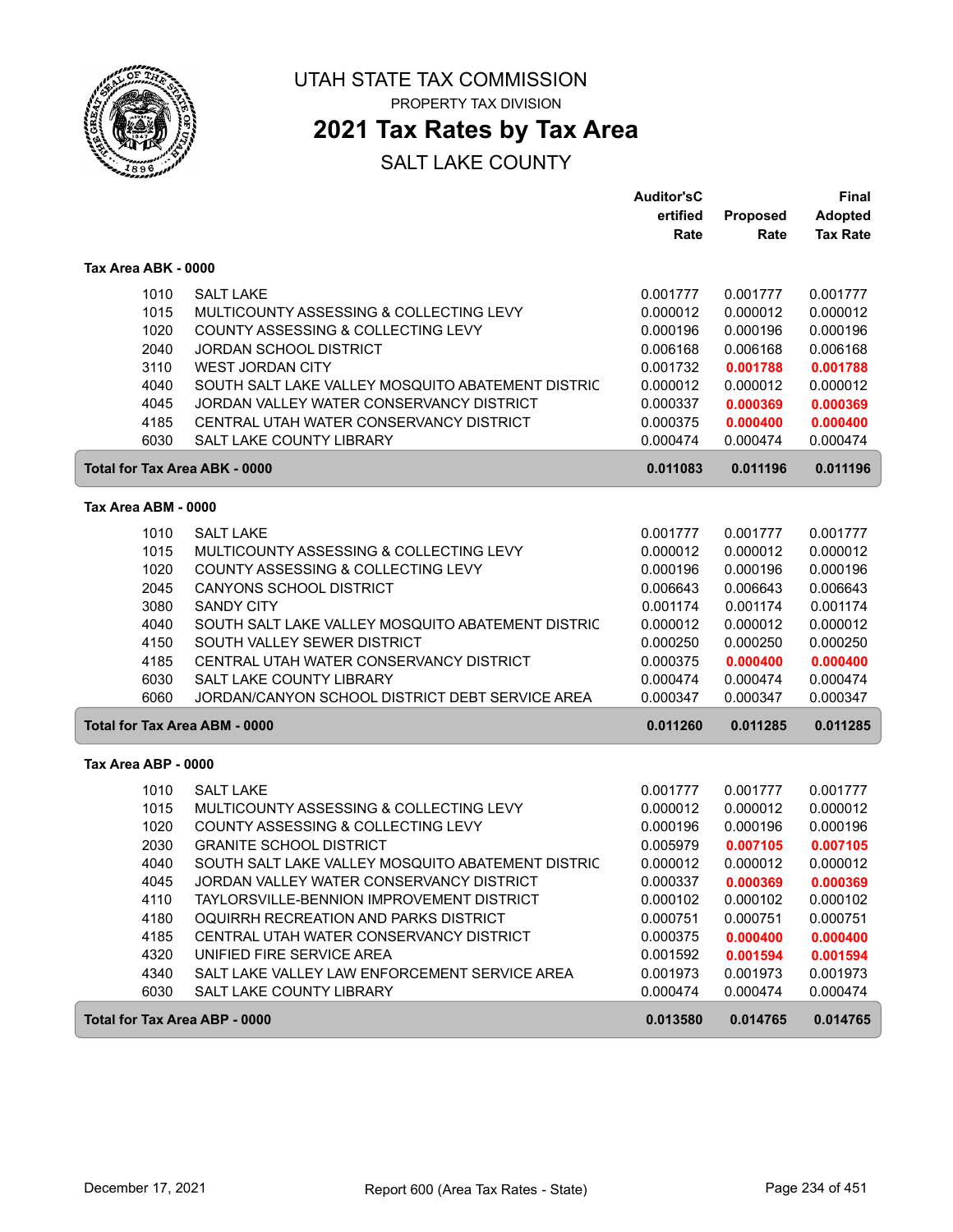# UTAH STATE TAX COMMISSION

PROPERTY TAX DIVISION

## 2021 Tax Rates by Tax Area

SALT LAKE COUNTY

### Tax Area ABK - 0000

| | | Auditor'sCertified Rate | Proposed Rate | Final Adopted Tax Rate |
|---|---|---|---|---|
| 1010 | SALT LAKE | 0.001777 | 0.001777 | 0.001777 |
| 1015 | MULTICOUNTY ASSESSING & COLLECTING LEVY | 0.000012 | 0.000012 | 0.000012 |
| 1020 | COUNTY ASSESSING & COLLECTING LEVY | 0.000196 | 0.000196 | 0.000196 |
| 2040 | JORDAN SCHOOL DISTRICT | 0.006168 | 0.006168 | 0.006168 |
| 3110 | WEST JORDAN CITY | 0.001732 | **0.001788** | **0.001788** |
| 4040 | SOUTH SALT LAKE VALLEY MOSQUITO ABATEMENT DISTRIC | 0.000012 | 0.000012 | 0.000012 |
| 4045 | JORDAN VALLEY WATER CONSERVANCY DISTRICT | 0.000337 | **0.000369** | **0.000369** |
| 4185 | CENTRAL UTAH WATER CONSERVANCY DISTRICT | 0.000375 | **0.000400** | **0.000400** |
| 6030 | SALT LAKE COUNTY LIBRARY | 0.000474 | 0.000474 | 0.000474 |
| **Total for Tax Area ABK - 0000** | | **0.011083** | **0.011196** | **0.011196** |

### Tax Area ABM - 0000

| | | Auditor'sCertified Rate | Proposed Rate | Final Adopted Tax Rate |
|---|---|---|---|---|
| 1010 | SALT LAKE | 0.001777 | 0.001777 | 0.001777 |
| 1015 | MULTICOUNTY ASSESSING & COLLECTING LEVY | 0.000012 | 0.000012 | 0.000012 |
| 1020 | COUNTY ASSESSING & COLLECTING LEVY | 0.000196 | 0.000196 | 0.000196 |
| 2045 | CANYONS SCHOOL DISTRICT | 0.006643 | 0.006643 | 0.006643 |
| 3080 | SANDY CITY | 0.001174 | 0.001174 | 0.001174 |
| 4040 | SOUTH SALT LAKE VALLEY MOSQUITO ABATEMENT DISTRIC | 0.000012 | 0.000012 | 0.000012 |
| 4150 | SOUTH VALLEY SEWER DISTRICT | 0.000250 | 0.000250 | 0.000250 |
| 4185 | CENTRAL UTAH WATER CONSERVANCY DISTRICT | 0.000375 | **0.000400** | **0.000400** |
| 6030 | SALT LAKE COUNTY LIBRARY | 0.000474 | 0.000474 | 0.000474 |
| 6060 | JORDAN/CANYON SCHOOL DISTRICT DEBT SERVICE AREA | 0.000347 | 0.000347 | 0.000347 |
| **Total for Tax Area ABM - 0000** | | **0.011260** | **0.011285** | **0.011285** |

### Tax Area ABP - 0000

| | | Auditor'sCertified Rate | Proposed Rate | Final Adopted Tax Rate |
|---|---|---|---|---|
| 1010 | SALT LAKE | 0.001777 | 0.001777 | 0.001777 |
| 1015 | MULTICOUNTY ASSESSING & COLLECTING LEVY | 0.000012 | 0.000012 | 0.000012 |
| 1020 | COUNTY ASSESSING & COLLECTING LEVY | 0.000196 | 0.000196 | 0.000196 |
| 2030 | GRANITE SCHOOL DISTRICT | 0.005979 | **0.007105** | **0.007105** |
| 4040 | SOUTH SALT LAKE VALLEY MOSQUITO ABATEMENT DISTRIC | 0.000012 | 0.000012 | 0.000012 |
| 4045 | JORDAN VALLEY WATER CONSERVANCY DISTRICT | 0.000337 | **0.000369** | **0.000369** |
| 4110 | TAYLORSVILLE-BENNION IMPROVEMENT DISTRICT | 0.000102 | 0.000102 | 0.000102 |
| 4180 | OQUIRRH RECREATION AND PARKS DISTRICT | 0.000751 | 0.000751 | 0.000751 |
| 4185 | CENTRAL UTAH WATER CONSERVANCY DISTRICT | 0.000375 | **0.000400** | **0.000400** |
| 4320 | UNIFIED FIRE SERVICE AREA | 0.001592 | **0.001594** | **0.001594** |
| 4340 | SALT LAKE VALLEY LAW ENFORCEMENT SERVICE AREA | 0.001973 | 0.001973 | 0.001973 |
| 6030 | SALT LAKE COUNTY LIBRARY | 0.000474 | 0.000474 | 0.000474 |
| **Total for Tax Area ABP - 0000** | | **0.013580** | **0.014765** | **0.014765** |

December 17, 2021 — Report 600 (Area Tax Rates - State)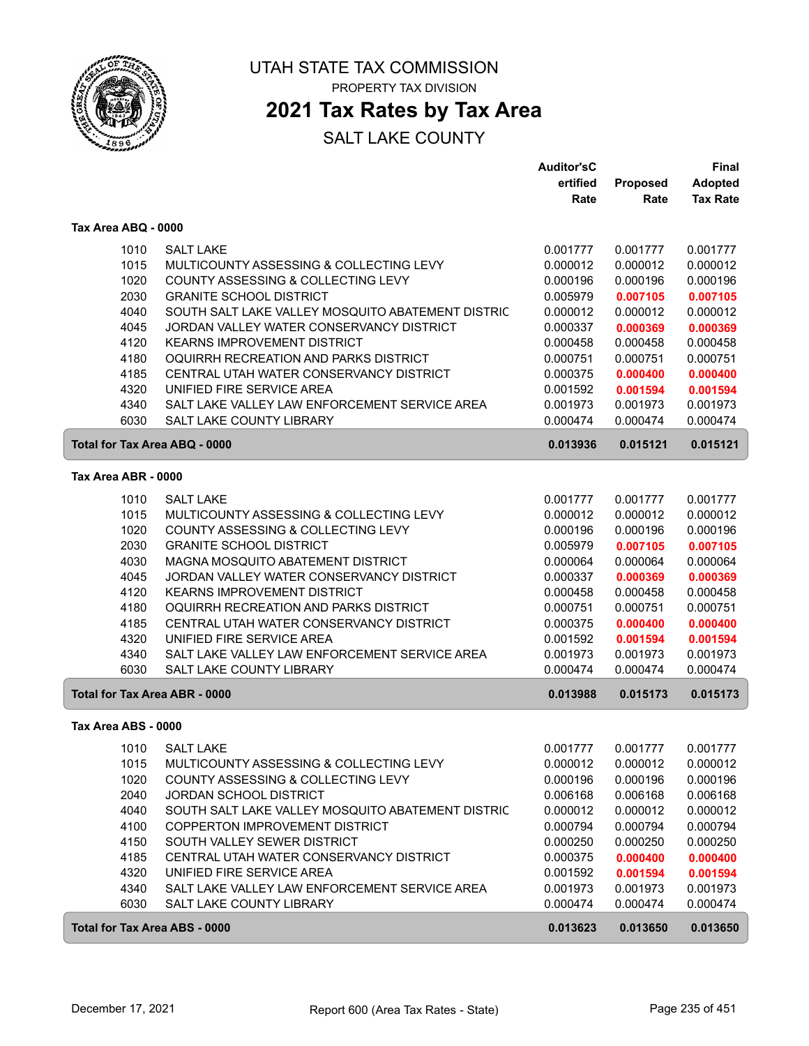# UTAH STATE TAX COMMISSION

PROPERTY TAX DIVISION

## 2021 Tax Rates by Tax Area

SALT LAKE COUNTY

### Tax Area ABQ - 0000

| | | Auditor'sCertified Rate | Proposed Rate | Final Adopted Tax Rate |
|---|---|---|---|---|
| 1010 | SALT LAKE | 0.001777 | 0.001777 | 0.001777 |
| 1015 | MULTICOUNTY ASSESSING & COLLECTING LEVY | 0.000012 | 0.000012 | 0.000012 |
| 1020 | COUNTY ASSESSING & COLLECTING LEVY | 0.000196 | 0.000196 | 0.000196 |
| 2030 | GRANITE SCHOOL DISTRICT | 0.005979 | **0.007105** | **0.007105** |
| 4040 | SOUTH SALT LAKE VALLEY MOSQUITO ABATEMENT DISTRIC | 0.000012 | 0.000012 | 0.000012 |
| 4045 | JORDAN VALLEY WATER CONSERVANCY DISTRICT | 0.000337 | **0.000369** | **0.000369** |
| 4120 | KEARNS IMPROVEMENT DISTRICT | 0.000458 | 0.000458 | 0.000458 |
| 4180 | OQUIRRH RECREATION AND PARKS DISTRICT | 0.000751 | 0.000751 | 0.000751 |
| 4185 | CENTRAL UTAH WATER CONSERVANCY DISTRICT | 0.000375 | **0.000400** | **0.000400** |
| 4320 | UNIFIED FIRE SERVICE AREA | 0.001592 | **0.001594** | **0.001594** |
| 4340 | SALT LAKE VALLEY LAW ENFORCEMENT SERVICE AREA | 0.001973 | 0.001973 | 0.001973 |
| 6030 | SALT LAKE COUNTY LIBRARY | 0.000474 | 0.000474 | 0.000474 |
| **Total for Tax Area ABQ - 0000** | | **0.013936** | **0.015121** | **0.015121** |

### Tax Area ABR - 0000

| | | Auditor'sCertified Rate | Proposed Rate | Final Adopted Tax Rate |
|---|---|---|---|---|
| 1010 | SALT LAKE | 0.001777 | 0.001777 | 0.001777 |
| 1015 | MULTICOUNTY ASSESSING & COLLECTING LEVY | 0.000012 | 0.000012 | 0.000012 |
| 1020 | COUNTY ASSESSING & COLLECTING LEVY | 0.000196 | 0.000196 | 0.000196 |
| 2030 | GRANITE SCHOOL DISTRICT | 0.005979 | **0.007105** | **0.007105** |
| 4030 | MAGNA MOSQUITO ABATEMENT DISTRICT | 0.000064 | 0.000064 | 0.000064 |
| 4045 | JORDAN VALLEY WATER CONSERVANCY DISTRICT | 0.000337 | **0.000369** | **0.000369** |
| 4120 | KEARNS IMPROVEMENT DISTRICT | 0.000458 | 0.000458 | 0.000458 |
| 4180 | OQUIRRH RECREATION AND PARKS DISTRICT | 0.000751 | 0.000751 | 0.000751 |
| 4185 | CENTRAL UTAH WATER CONSERVANCY DISTRICT | 0.000375 | **0.000400** | **0.000400** |
| 4320 | UNIFIED FIRE SERVICE AREA | 0.001592 | **0.001594** | **0.001594** |
| 4340 | SALT LAKE VALLEY LAW ENFORCEMENT SERVICE AREA | 0.001973 | 0.001973 | 0.001973 |
| 6030 | SALT LAKE COUNTY LIBRARY | 0.000474 | 0.000474 | 0.000474 |
| **Total for Tax Area ABR - 0000** | | **0.013988** | **0.015173** | **0.015173** |

### Tax Area ABS - 0000

| | | Auditor'sCertified Rate | Proposed Rate | Final Adopted Tax Rate |
|---|---|---|---|---|
| 1010 | SALT LAKE | 0.001777 | 0.001777 | 0.001777 |
| 1015 | MULTICOUNTY ASSESSING & COLLECTING LEVY | 0.000012 | 0.000012 | 0.000012 |
| 1020 | COUNTY ASSESSING & COLLECTING LEVY | 0.000196 | 0.000196 | 0.000196 |
| 2040 | JORDAN SCHOOL DISTRICT | 0.006168 | 0.006168 | 0.006168 |
| 4040 | SOUTH SALT LAKE VALLEY MOSQUITO ABATEMENT DISTRIC | 0.000012 | 0.000012 | 0.000012 |
| 4100 | COPPERTON IMPROVEMENT DISTRICT | 0.000794 | 0.000794 | 0.000794 |
| 4150 | SOUTH VALLEY SEWER DISTRICT | 0.000250 | 0.000250 | 0.000250 |
| 4185 | CENTRAL UTAH WATER CONSERVANCY DISTRICT | 0.000375 | **0.000400** | **0.000400** |
| 4320 | UNIFIED FIRE SERVICE AREA | 0.001592 | **0.001594** | **0.001594** |
| 4340 | SALT LAKE VALLEY LAW ENFORCEMENT SERVICE AREA | 0.001973 | 0.001973 | 0.001973 |
| 6030 | SALT LAKE COUNTY LIBRARY | 0.000474 | 0.000474 | 0.000474 |
| **Total for Tax Area ABS - 0000** | | **0.013623** | **0.013650** | **0.013650** |

December 17, 2021 — Report 600 (Area Tax Rates - State)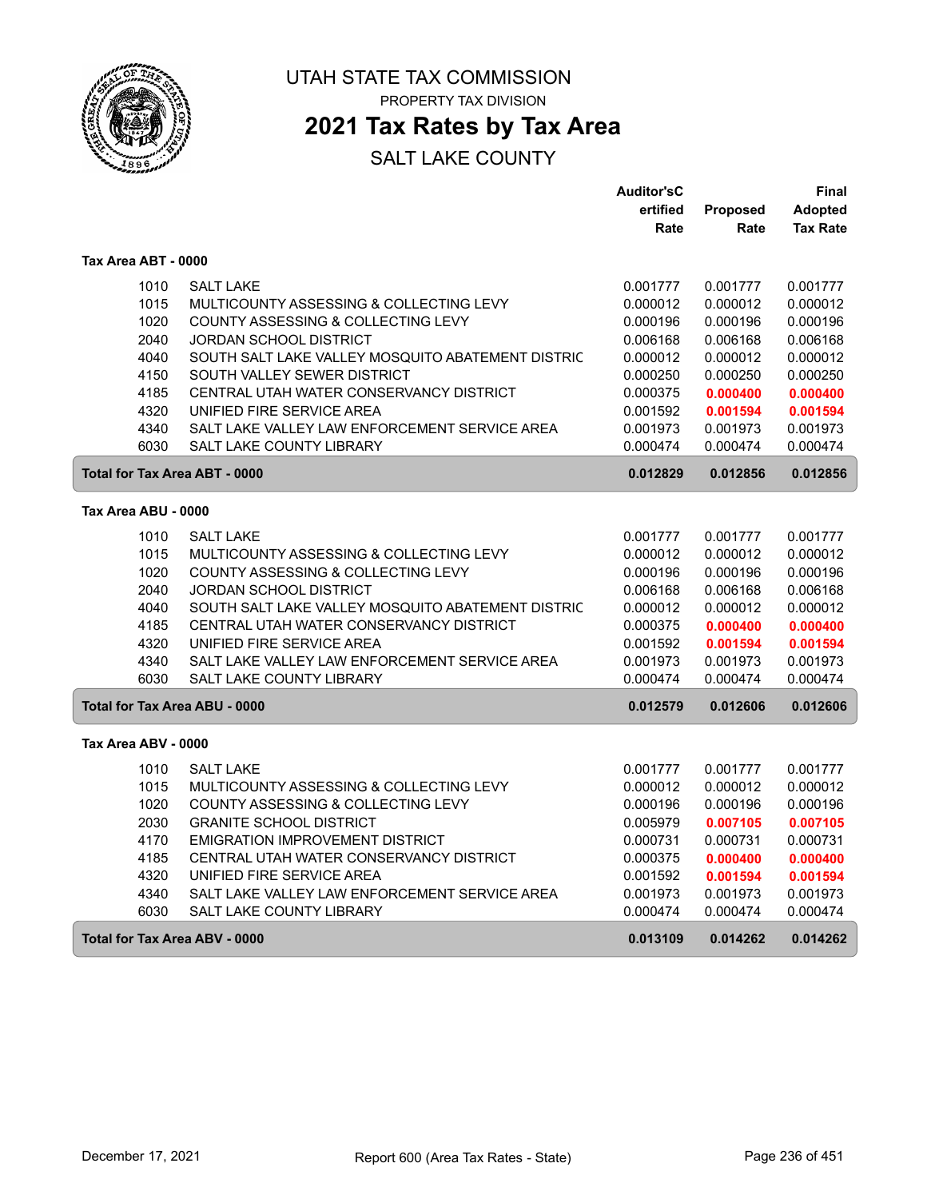# UTAH STATE TAX COMMISSION

PROPERTY TAX DIVISION

## 2021 Tax Rates by Tax Area

SALT LAKE COUNTY

| | | Auditor'sCertified Rate | Proposed Rate | Final Adopted Tax Rate |
|---|---|---|---|---|
| **Tax Area ABT - 0000** | | | | |
| 1010 | SALT LAKE | 0.001777 | 0.001777 | 0.001777 |
| 1015 | MULTICOUNTY ASSESSING & COLLECTING LEVY | 0.000012 | 0.000012 | 0.000012 |
| 1020 | COUNTY ASSESSING & COLLECTING LEVY | 0.000196 | 0.000196 | 0.000196 |
| 2040 | JORDAN SCHOOL DISTRICT | 0.006168 | 0.006168 | 0.006168 |
| 4040 | SOUTH SALT LAKE VALLEY MOSQUITO ABATEMENT DISTRIC | 0.000012 | 0.000012 | 0.000012 |
| 4150 | SOUTH VALLEY SEWER DISTRICT | 0.000250 | 0.000250 | 0.000250 |
| 4185 | CENTRAL UTAH WATER CONSERVANCY DISTRICT | 0.000375 | 0.000400 | 0.000400 |
| 4320 | UNIFIED FIRE SERVICE AREA | 0.001592 | 0.001594 | 0.001594 |
| 4340 | SALT LAKE VALLEY LAW ENFORCEMENT SERVICE AREA | 0.001973 | 0.001973 | 0.001973 |
| 6030 | SALT LAKE COUNTY LIBRARY | 0.000474 | 0.000474 | 0.000474 |
| **Total for Tax Area ABT - 0000** | | **0.012829** | **0.012856** | **0.012856** |
| **Tax Area ABU - 0000** | | | | |
| 1010 | SALT LAKE | 0.001777 | 0.001777 | 0.001777 |
| 1015 | MULTICOUNTY ASSESSING & COLLECTING LEVY | 0.000012 | 0.000012 | 0.000012 |
| 1020 | COUNTY ASSESSING & COLLECTING LEVY | 0.000196 | 0.000196 | 0.000196 |
| 2040 | JORDAN SCHOOL DISTRICT | 0.006168 | 0.006168 | 0.006168 |
| 4040 | SOUTH SALT LAKE VALLEY MOSQUITO ABATEMENT DISTRIC | 0.000012 | 0.000012 | 0.000012 |
| 4185 | CENTRAL UTAH WATER CONSERVANCY DISTRICT | 0.000375 | 0.000400 | 0.000400 |
| 4320 | UNIFIED FIRE SERVICE AREA | 0.001592 | 0.001594 | 0.001594 |
| 4340 | SALT LAKE VALLEY LAW ENFORCEMENT SERVICE AREA | 0.001973 | 0.001973 | 0.001973 |
| 6030 | SALT LAKE COUNTY LIBRARY | 0.000474 | 0.000474 | 0.000474 |
| **Total for Tax Area ABU - 0000** | | **0.012579** | **0.012606** | **0.012606** |
| **Tax Area ABV - 0000** | | | | |
| 1010 | SALT LAKE | 0.001777 | 0.001777 | 0.001777 |
| 1015 | MULTICOUNTY ASSESSING & COLLECTING LEVY | 0.000012 | 0.000012 | 0.000012 |
| 1020 | COUNTY ASSESSING & COLLECTING LEVY | 0.000196 | 0.000196 | 0.000196 |
| 2030 | GRANITE SCHOOL DISTRICT | 0.005979 | 0.007105 | 0.007105 |
| 4170 | EMIGRATION IMPROVEMENT DISTRICT | 0.000731 | 0.000731 | 0.000731 |
| 4185 | CENTRAL UTAH WATER CONSERVANCY DISTRICT | 0.000375 | 0.000400 | 0.000400 |
| 4320 | UNIFIED FIRE SERVICE AREA | 0.001592 | 0.001594 | 0.001594 |
| 4340 | SALT LAKE VALLEY LAW ENFORCEMENT SERVICE AREA | 0.001973 | 0.001973 | 0.001973 |
| 6030 | SALT LAKE COUNTY LIBRARY | 0.000474 | 0.000474 | 0.000474 |
| **Total for Tax Area ABV - 0000** | | **0.013109** | **0.014262** | **0.014262** |

December 17, 2021 Report 600 (Area Tax Rates - State)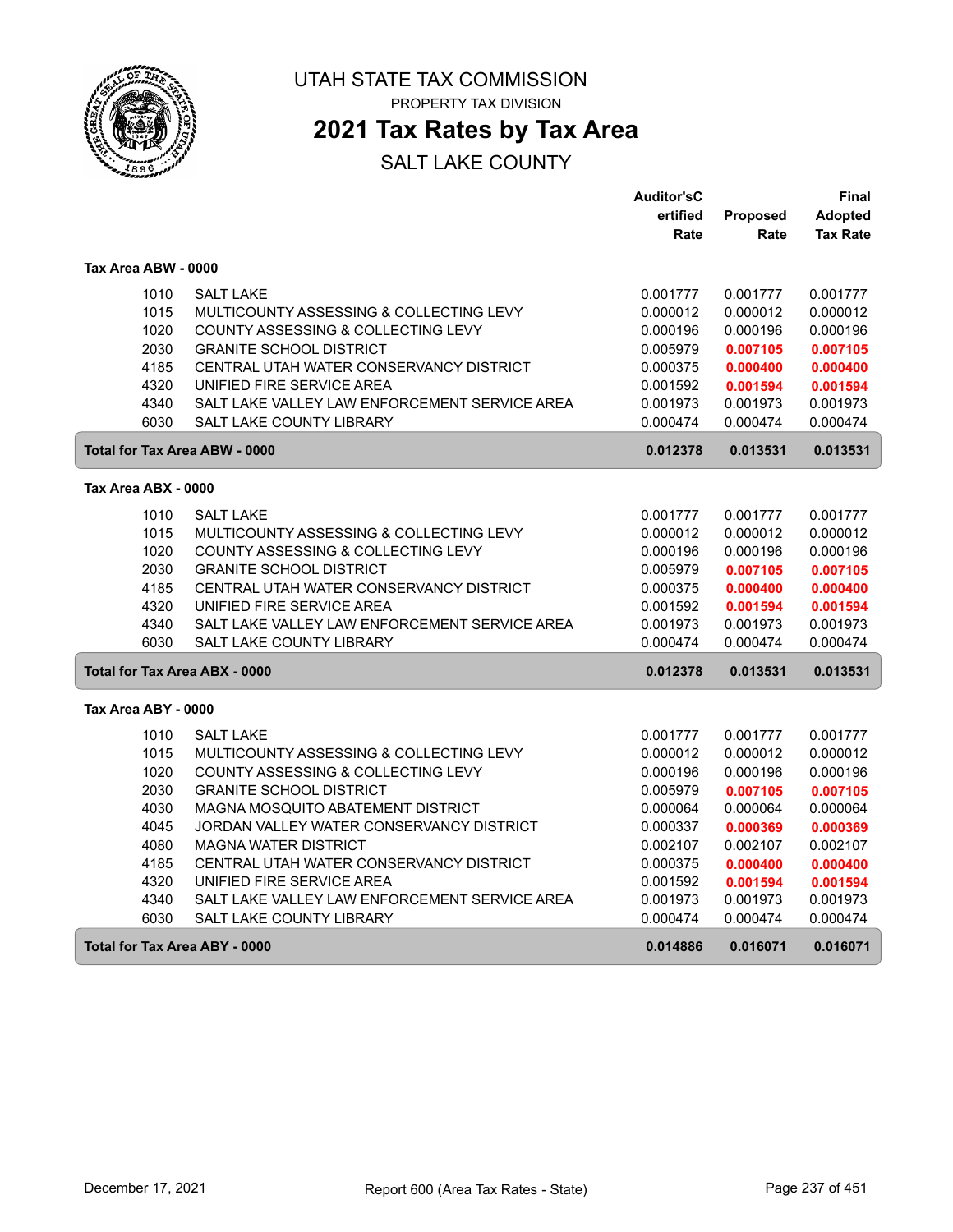UTAH STATE TAX COMMISSION

PROPERTY TAX DIVISION

# 2021 Tax Rates by Tax Area

## SALT LAKE COUNTY

### Tax Area ABW - 0000

| | | Auditor's Certified Rate | Proposed Rate | Final Adopted Tax Rate |
|---|---|---|---|---|
| 1010 | SALT LAKE | 0.001777 | 0.001777 | 0.001777 |
| 1015 | MULTICOUNTY ASSESSING & COLLECTING LEVY | 0.000012 | 0.000012 | 0.000012 |
| 1020 | COUNTY ASSESSING & COLLECTING LEVY | 0.000196 | 0.000196 | 0.000196 |
| 2030 | GRANITE SCHOOL DISTRICT | 0.005979 | **0.007105** | **0.007105** |
| 4185 | CENTRAL UTAH WATER CONSERVANCY DISTRICT | 0.000375 | **0.000400** | **0.000400** |
| 4320 | UNIFIED FIRE SERVICE AREA | 0.001592 | **0.001594** | **0.001594** |
| 4340 | SALT LAKE VALLEY LAW ENFORCEMENT SERVICE AREA | 0.001973 | 0.001973 | 0.001973 |
| 6030 | SALT LAKE COUNTY LIBRARY | 0.000474 | 0.000474 | 0.000474 |
| **Total for Tax Area ABW - 0000** | | **0.012378** | **0.013531** | **0.013531** |

### Tax Area ABX - 0000

| | | Auditor's Certified Rate | Proposed Rate | Final Adopted Tax Rate |
|---|---|---|---|---|
| 1010 | SALT LAKE | 0.001777 | 0.001777 | 0.001777 |
| 1015 | MULTICOUNTY ASSESSING & COLLECTING LEVY | 0.000012 | 0.000012 | 0.000012 |
| 1020 | COUNTY ASSESSING & COLLECTING LEVY | 0.000196 | 0.000196 | 0.000196 |
| 2030 | GRANITE SCHOOL DISTRICT | 0.005979 | **0.007105** | **0.007105** |
| 4185 | CENTRAL UTAH WATER CONSERVANCY DISTRICT | 0.000375 | **0.000400** | **0.000400** |
| 4320 | UNIFIED FIRE SERVICE AREA | 0.001592 | **0.001594** | **0.001594** |
| 4340 | SALT LAKE VALLEY LAW ENFORCEMENT SERVICE AREA | 0.001973 | 0.001973 | 0.001973 |
| 6030 | SALT LAKE COUNTY LIBRARY | 0.000474 | 0.000474 | 0.000474 |
| **Total for Tax Area ABX - 0000** | | **0.012378** | **0.013531** | **0.013531** |

### Tax Area ABY - 0000

| | | Auditor's Certified Rate | Proposed Rate | Final Adopted Tax Rate |
|---|---|---|---|---|
| 1010 | SALT LAKE | 0.001777 | 0.001777 | 0.001777 |
| 1015 | MULTICOUNTY ASSESSING & COLLECTING LEVY | 0.000012 | 0.000012 | 0.000012 |
| 1020 | COUNTY ASSESSING & COLLECTING LEVY | 0.000196 | 0.000196 | 0.000196 |
| 2030 | GRANITE SCHOOL DISTRICT | 0.005979 | **0.007105** | **0.007105** |
| 4030 | MAGNA MOSQUITO ABATEMENT DISTRICT | 0.000064 | 0.000064 | 0.000064 |
| 4045 | JORDAN VALLEY WATER CONSERVANCY DISTRICT | 0.000337 | **0.000369** | **0.000369** |
| 4080 | MAGNA WATER DISTRICT | 0.002107 | 0.002107 | 0.002107 |
| 4185 | CENTRAL UTAH WATER CONSERVANCY DISTRICT | 0.000375 | **0.000400** | **0.000400** |
| 4320 | UNIFIED FIRE SERVICE AREA | 0.001592 | **0.001594** | **0.001594** |
| 4340 | SALT LAKE VALLEY LAW ENFORCEMENT SERVICE AREA | 0.001973 | 0.001973 | 0.001973 |
| 6030 | SALT LAKE COUNTY LIBRARY | 0.000474 | 0.000474 | 0.000474 |
| **Total for Tax Area ABY - 0000** | | **0.014886** | **0.016071** | **0.016071** |

December 17, 2021 — Report 600 (Area Tax Rates - State)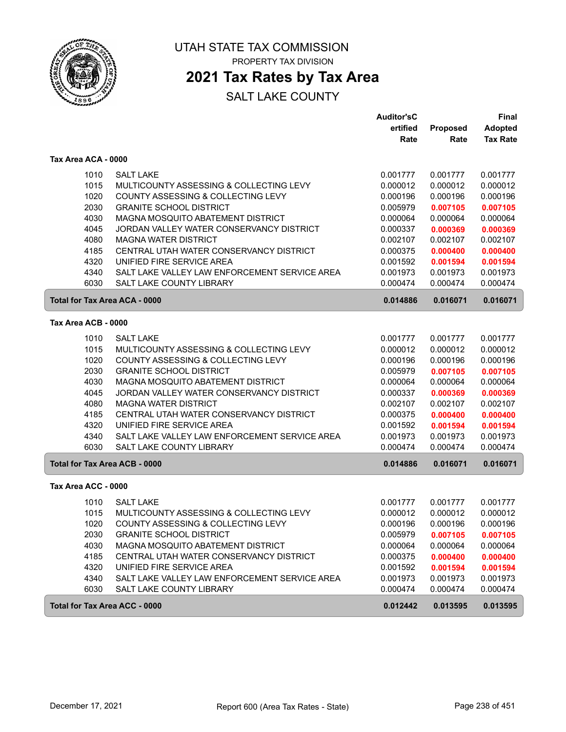# UTAH STATE TAX COMMISSION

PROPERTY TAX DIVISION

## 2021 Tax Rates by Tax Area

SALT LAKE COUNTY

### Tax Area ACA - 0000

| Code | Entity | Auditor's Certified Rate | Proposed Rate | Final Adopted Tax Rate |
|---|---|---|---|---|
| 1010 | SALT LAKE | 0.001777 | 0.001777 | 0.001777 |
| 1015 | MULTICOUNTY ASSESSING & COLLECTING LEVY | 0.000012 | 0.000012 | 0.000012 |
| 1020 | COUNTY ASSESSING & COLLECTING LEVY | 0.000196 | 0.000196 | 0.000196 |
| 2030 | GRANITE SCHOOL DISTRICT | 0.005979 | **0.007105** | **0.007105** |
| 4030 | MAGNA MOSQUITO ABATEMENT DISTRICT | 0.000064 | 0.000064 | 0.000064 |
| 4045 | JORDAN VALLEY WATER CONSERVANCY DISTRICT | 0.000337 | **0.000369** | **0.000369** |
| 4080 | MAGNA WATER DISTRICT | 0.002107 | 0.002107 | 0.002107 |
| 4185 | CENTRAL UTAH WATER CONSERVANCY DISTRICT | 0.000375 | **0.000400** | **0.000400** |
| 4320 | UNIFIED FIRE SERVICE AREA | 0.001592 | **0.001594** | **0.001594** |
| 4340 | SALT LAKE VALLEY LAW ENFORCEMENT SERVICE AREA | 0.001973 | 0.001973 | 0.001973 |
| 6030 | SALT LAKE COUNTY LIBRARY | 0.000474 | 0.000474 | 0.000474 |
| **Total for Tax Area ACA - 0000** | | **0.014886** | **0.016071** | **0.016071** |

### Tax Area ACB - 0000

| Code | Entity | Auditor's Certified Rate | Proposed Rate | Final Adopted Tax Rate |
|---|---|---|---|---|
| 1010 | SALT LAKE | 0.001777 | 0.001777 | 0.001777 |
| 1015 | MULTICOUNTY ASSESSING & COLLECTING LEVY | 0.000012 | 0.000012 | 0.000012 |
| 1020 | COUNTY ASSESSING & COLLECTING LEVY | 0.000196 | 0.000196 | 0.000196 |
| 2030 | GRANITE SCHOOL DISTRICT | 0.005979 | **0.007105** | **0.007105** |
| 4030 | MAGNA MOSQUITO ABATEMENT DISTRICT | 0.000064 | 0.000064 | 0.000064 |
| 4045 | JORDAN VALLEY WATER CONSERVANCY DISTRICT | 0.000337 | **0.000369** | **0.000369** |
| 4080 | MAGNA WATER DISTRICT | 0.002107 | 0.002107 | 0.002107 |
| 4185 | CENTRAL UTAH WATER CONSERVANCY DISTRICT | 0.000375 | **0.000400** | **0.000400** |
| 4320 | UNIFIED FIRE SERVICE AREA | 0.001592 | **0.001594** | **0.001594** |
| 4340 | SALT LAKE VALLEY LAW ENFORCEMENT SERVICE AREA | 0.001973 | 0.001973 | 0.001973 |
| 6030 | SALT LAKE COUNTY LIBRARY | 0.000474 | 0.000474 | 0.000474 |
| **Total for Tax Area ACB - 0000** | | **0.014886** | **0.016071** | **0.016071** |

### Tax Area ACC - 0000

| Code | Entity | Auditor's Certified Rate | Proposed Rate | Final Adopted Tax Rate |
|---|---|---|---|---|
| 1010 | SALT LAKE | 0.001777 | 0.001777 | 0.001777 |
| 1015 | MULTICOUNTY ASSESSING & COLLECTING LEVY | 0.000012 | 0.000012 | 0.000012 |
| 1020 | COUNTY ASSESSING & COLLECTING LEVY | 0.000196 | 0.000196 | 0.000196 |
| 2030 | GRANITE SCHOOL DISTRICT | 0.005979 | **0.007105** | **0.007105** |
| 4030 | MAGNA MOSQUITO ABATEMENT DISTRICT | 0.000064 | 0.000064 | 0.000064 |
| 4185 | CENTRAL UTAH WATER CONSERVANCY DISTRICT | 0.000375 | **0.000400** | **0.000400** |
| 4320 | UNIFIED FIRE SERVICE AREA | 0.001592 | **0.001594** | **0.001594** |
| 4340 | SALT LAKE VALLEY LAW ENFORCEMENT SERVICE AREA | 0.001973 | 0.001973 | 0.001973 |
| 6030 | SALT LAKE COUNTY LIBRARY | 0.000474 | 0.000474 | 0.000474 |
| **Total for Tax Area ACC - 0000** | | **0.012442** | **0.013595** | **0.013595** |

December 17, 2021 — Report 600 (Area Tax Rates - State)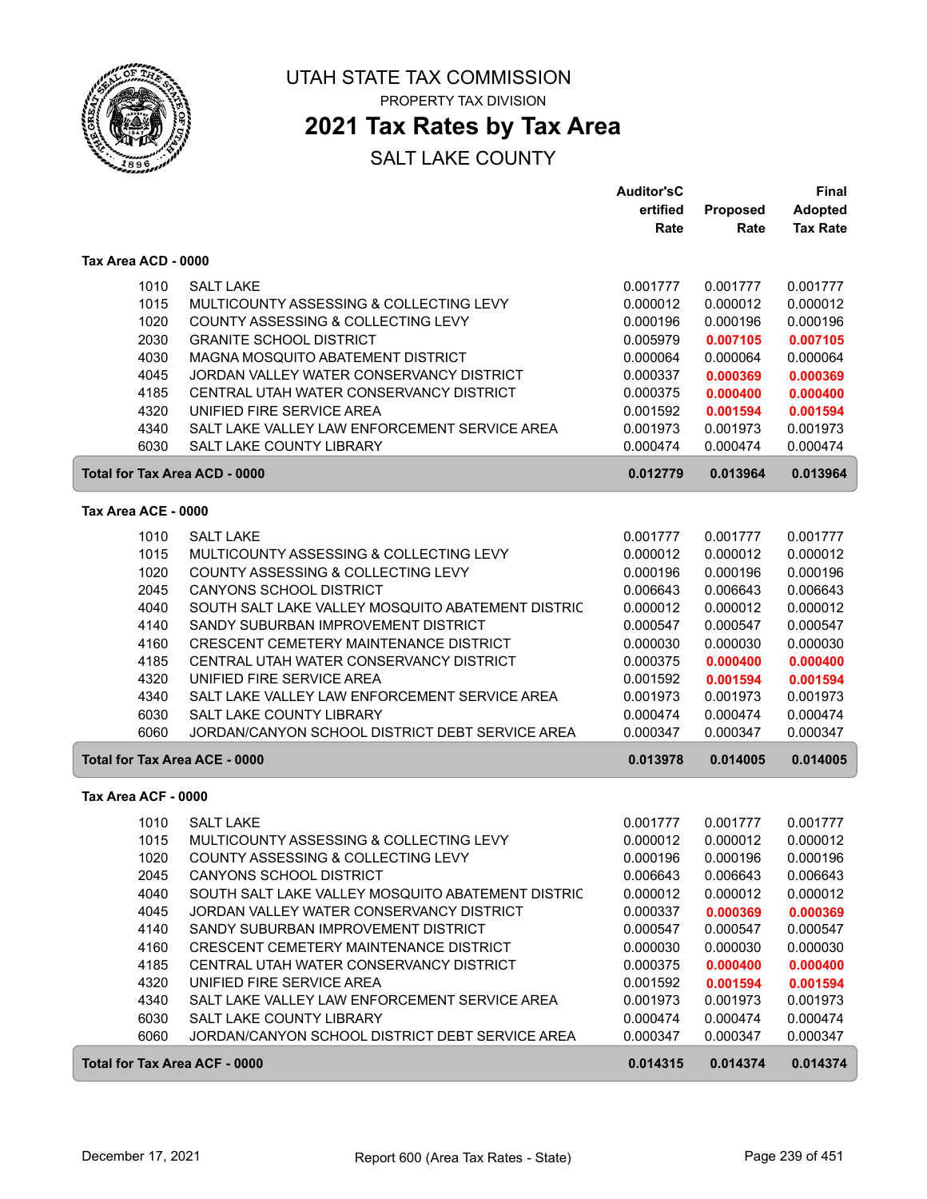# UTAH STATE TAX COMMISSION

PROPERTY TAX DIVISION

## 2021 Tax Rates by Tax Area

SALT LAKE COUNTY

### Tax Area ACD - 0000

| Code | Description | Auditor's Certified Rate | Proposed Rate | Final Adopted Tax Rate |
|---|---|---|---|---|
| 1010 | SALT LAKE | 0.001777 | 0.001777 | 0.001777 |
| 1015 | MULTICOUNTY ASSESSING & COLLECTING LEVY | 0.000012 | 0.000012 | 0.000012 |
| 1020 | COUNTY ASSESSING & COLLECTING LEVY | 0.000196 | 0.000196 | 0.000196 |
| 2030 | GRANITE SCHOOL DISTRICT | 0.005979 | **0.007105** | **0.007105** |
| 4030 | MAGNA MOSQUITO ABATEMENT DISTRICT | 0.000064 | 0.000064 | 0.000064 |
| 4045 | JORDAN VALLEY WATER CONSERVANCY DISTRICT | 0.000337 | **0.000369** | **0.000369** |
| 4185 | CENTRAL UTAH WATER CONSERVANCY DISTRICT | 0.000375 | **0.000400** | **0.000400** |
| 4320 | UNIFIED FIRE SERVICE AREA | 0.001592 | **0.001594** | **0.001594** |
| 4340 | SALT LAKE VALLEY LAW ENFORCEMENT SERVICE AREA | 0.001973 | 0.001973 | 0.001973 |
| 6030 | SALT LAKE COUNTY LIBRARY | 0.000474 | 0.000474 | 0.000474 |
| **Total for Tax Area ACD - 0000** | | **0.012779** | **0.013964** | **0.013964** |

### Tax Area ACE - 0000

| Code | Description | Auditor's Certified Rate | Proposed Rate | Final Adopted Tax Rate |
|---|---|---|---|---|
| 1010 | SALT LAKE | 0.001777 | 0.001777 | 0.001777 |
| 1015 | MULTICOUNTY ASSESSING & COLLECTING LEVY | 0.000012 | 0.000012 | 0.000012 |
| 1020 | COUNTY ASSESSING & COLLECTING LEVY | 0.000196 | 0.000196 | 0.000196 |
| 2045 | CANYONS SCHOOL DISTRICT | 0.006643 | 0.006643 | 0.006643 |
| 4040 | SOUTH SALT LAKE VALLEY MOSQUITO ABATEMENT DISTRIC | 0.000012 | 0.000012 | 0.000012 |
| 4140 | SANDY SUBURBAN IMPROVEMENT DISTRICT | 0.000547 | 0.000547 | 0.000547 |
| 4160 | CRESCENT CEMETERY MAINTENANCE DISTRICT | 0.000030 | 0.000030 | 0.000030 |
| 4185 | CENTRAL UTAH WATER CONSERVANCY DISTRICT | 0.000375 | **0.000400** | **0.000400** |
| 4320 | UNIFIED FIRE SERVICE AREA | 0.001592 | **0.001594** | **0.001594** |
| 4340 | SALT LAKE VALLEY LAW ENFORCEMENT SERVICE AREA | 0.001973 | 0.001973 | 0.001973 |
| 6030 | SALT LAKE COUNTY LIBRARY | 0.000474 | 0.000474 | 0.000474 |
| 6060 | JORDAN/CANYON SCHOOL DISTRICT DEBT SERVICE AREA | 0.000347 | 0.000347 | 0.000347 |
| **Total for Tax Area ACE - 0000** | | **0.013978** | **0.014005** | **0.014005** |

### Tax Area ACF - 0000

| Code | Description | Auditor's Certified Rate | Proposed Rate | Final Adopted Tax Rate |
|---|---|---|---|---|
| 1010 | SALT LAKE | 0.001777 | 0.001777 | 0.001777 |
| 1015 | MULTICOUNTY ASSESSING & COLLECTING LEVY | 0.000012 | 0.000012 | 0.000012 |
| 1020 | COUNTY ASSESSING & COLLECTING LEVY | 0.000196 | 0.000196 | 0.000196 |
| 2045 | CANYONS SCHOOL DISTRICT | 0.006643 | 0.006643 | 0.006643 |
| 4040 | SOUTH SALT LAKE VALLEY MOSQUITO ABATEMENT DISTRIC | 0.000012 | 0.000012 | 0.000012 |
| 4045 | JORDAN VALLEY WATER CONSERVANCY DISTRICT | 0.000337 | **0.000369** | **0.000369** |
| 4140 | SANDY SUBURBAN IMPROVEMENT DISTRICT | 0.000547 | 0.000547 | 0.000547 |
| 4160 | CRESCENT CEMETERY MAINTENANCE DISTRICT | 0.000030 | 0.000030 | 0.000030 |
| 4185 | CENTRAL UTAH WATER CONSERVANCY DISTRICT | 0.000375 | **0.000400** | **0.000400** |
| 4320 | UNIFIED FIRE SERVICE AREA | 0.001592 | **0.001594** | **0.001594** |
| 4340 | SALT LAKE VALLEY LAW ENFORCEMENT SERVICE AREA | 0.001973 | 0.001973 | 0.001973 |
| 6030 | SALT LAKE COUNTY LIBRARY | 0.000474 | 0.000474 | 0.000474 |
| 6060 | JORDAN/CANYON SCHOOL DISTRICT DEBT SERVICE AREA | 0.000347 | 0.000347 | 0.000347 |
| **Total for Tax Area ACF - 0000** | | **0.014315** | **0.014374** | **0.014374** |

December 17, 2021 — Report 600 (Area Tax Rates - State)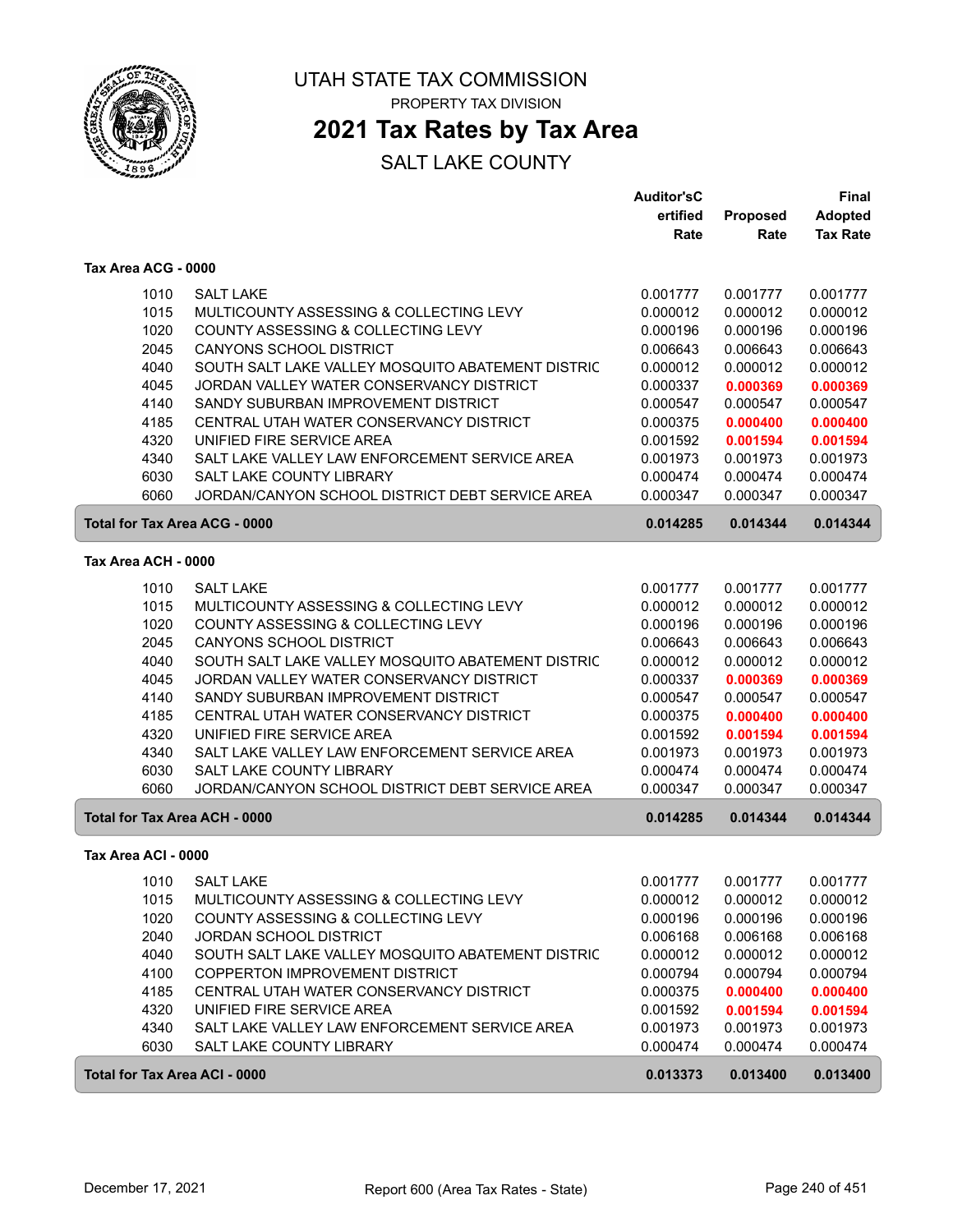# UTAH STATE TAX COMMISSION

PROPERTY TAX DIVISION

## 2021 Tax Rates by Tax Area

SALT LAKE COUNTY

### Tax Area ACG - 0000

| | | Auditor'sCertified Rate | Proposed Rate | Final Adopted Tax Rate |
|---|---|---|---|---|
| 1010 | SALT LAKE | 0.001777 | 0.001777 | 0.001777 |
| 1015 | MULTICOUNTY ASSESSING & COLLECTING LEVY | 0.000012 | 0.000012 | 0.000012 |
| 1020 | COUNTY ASSESSING & COLLECTING LEVY | 0.000196 | 0.000196 | 0.000196 |
| 2045 | CANYONS SCHOOL DISTRICT | 0.006643 | 0.006643 | 0.006643 |
| 4040 | SOUTH SALT LAKE VALLEY MOSQUITO ABATEMENT DISTRIC | 0.000012 | 0.000012 | 0.000012 |
| 4045 | JORDAN VALLEY WATER CONSERVANCY DISTRICT | 0.000337 | **0.000369** | **0.000369** |
| 4140 | SANDY SUBURBAN IMPROVEMENT DISTRICT | 0.000547 | 0.000547 | 0.000547 |
| 4185 | CENTRAL UTAH WATER CONSERVANCY DISTRICT | 0.000375 | **0.000400** | **0.000400** |
| 4320 | UNIFIED FIRE SERVICE AREA | 0.001592 | **0.001594** | **0.001594** |
| 4340 | SALT LAKE VALLEY LAW ENFORCEMENT SERVICE AREA | 0.001973 | 0.001973 | 0.001973 |
| 6030 | SALT LAKE COUNTY LIBRARY | 0.000474 | 0.000474 | 0.000474 |
| 6060 | JORDAN/CANYON SCHOOL DISTRICT DEBT SERVICE AREA | 0.000347 | 0.000347 | 0.000347 |
| **Total for Tax Area ACG - 0000** | | **0.014285** | **0.014344** | **0.014344** |

### Tax Area ACH - 0000

| | | Auditor'sCertified Rate | Proposed Rate | Final Adopted Tax Rate |
|---|---|---|---|---|
| 1010 | SALT LAKE | 0.001777 | 0.001777 | 0.001777 |
| 1015 | MULTICOUNTY ASSESSING & COLLECTING LEVY | 0.000012 | 0.000012 | 0.000012 |
| 1020 | COUNTY ASSESSING & COLLECTING LEVY | 0.000196 | 0.000196 | 0.000196 |
| 2045 | CANYONS SCHOOL DISTRICT | 0.006643 | 0.006643 | 0.006643 |
| 4040 | SOUTH SALT LAKE VALLEY MOSQUITO ABATEMENT DISTRIC | 0.000012 | 0.000012 | 0.000012 |
| 4045 | JORDAN VALLEY WATER CONSERVANCY DISTRICT | 0.000337 | **0.000369** | **0.000369** |
| 4140 | SANDY SUBURBAN IMPROVEMENT DISTRICT | 0.000547 | 0.000547 | 0.000547 |
| 4185 | CENTRAL UTAH WATER CONSERVANCY DISTRICT | 0.000375 | **0.000400** | **0.000400** |
| 4320 | UNIFIED FIRE SERVICE AREA | 0.001592 | **0.001594** | **0.001594** |
| 4340 | SALT LAKE VALLEY LAW ENFORCEMENT SERVICE AREA | 0.001973 | 0.001973 | 0.001973 |
| 6030 | SALT LAKE COUNTY LIBRARY | 0.000474 | 0.000474 | 0.000474 |
| 6060 | JORDAN/CANYON SCHOOL DISTRICT DEBT SERVICE AREA | 0.000347 | 0.000347 | 0.000347 |
| **Total for Tax Area ACH - 0000** | | **0.014285** | **0.014344** | **0.014344** |

### Tax Area ACI - 0000

| | | Auditor'sCertified Rate | Proposed Rate | Final Adopted Tax Rate |
|---|---|---|---|---|
| 1010 | SALT LAKE | 0.001777 | 0.001777 | 0.001777 |
| 1015 | MULTICOUNTY ASSESSING & COLLECTING LEVY | 0.000012 | 0.000012 | 0.000012 |
| 1020 | COUNTY ASSESSING & COLLECTING LEVY | 0.000196 | 0.000196 | 0.000196 |
| 2040 | JORDAN SCHOOL DISTRICT | 0.006168 | 0.006168 | 0.006168 |
| 4040 | SOUTH SALT LAKE VALLEY MOSQUITO ABATEMENT DISTRIC | 0.000012 | 0.000012 | 0.000012 |
| 4100 | COPPERTON IMPROVEMENT DISTRICT | 0.000794 | 0.000794 | 0.000794 |
| 4185 | CENTRAL UTAH WATER CONSERVANCY DISTRICT | 0.000375 | **0.000400** | **0.000400** |
| 4320 | UNIFIED FIRE SERVICE AREA | 0.001592 | **0.001594** | **0.001594** |
| 4340 | SALT LAKE VALLEY LAW ENFORCEMENT SERVICE AREA | 0.001973 | 0.001973 | 0.001973 |
| 6030 | SALT LAKE COUNTY LIBRARY | 0.000474 | 0.000474 | 0.000474 |
| **Total for Tax Area ACI - 0000** | | **0.013373** | **0.013400** | **0.013400** |

December 17, 2021 — Report 600 (Area Tax Rates - State)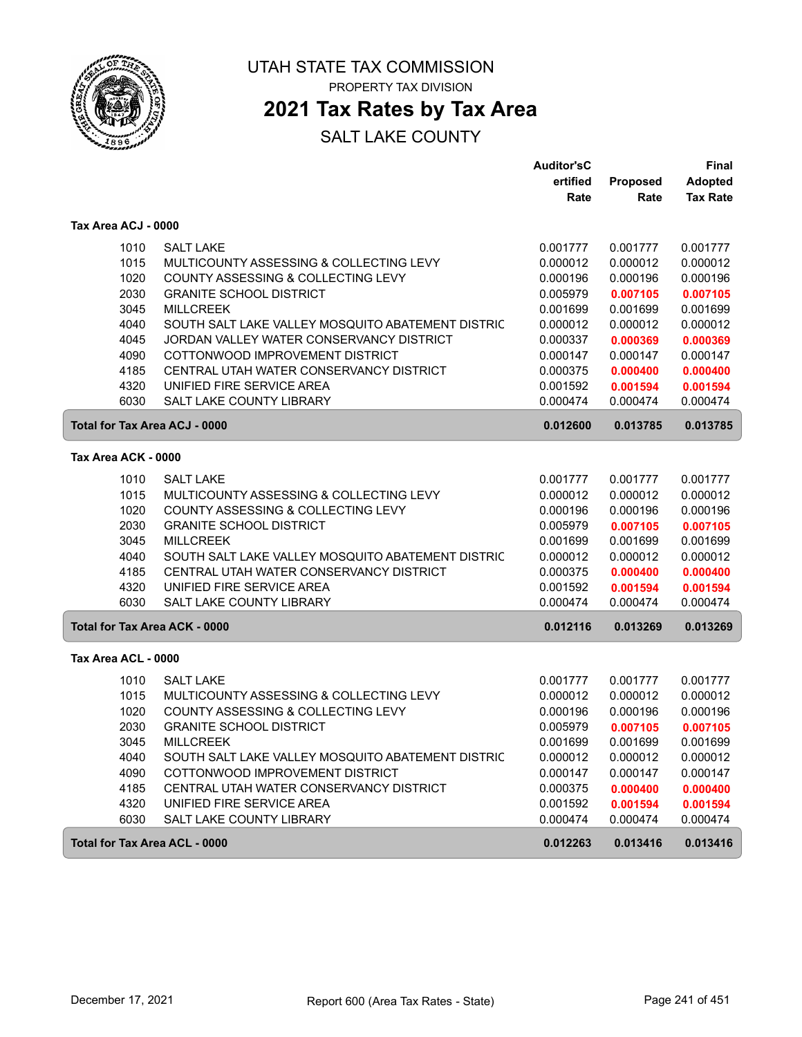# UTAH STATE TAX COMMISSION

PROPERTY TAX DIVISION

## 2021 Tax Rates by Tax Area

SALT LAKE COUNTY

| | | Auditor'sCertified Rate | Proposed Rate | Final Adopted Tax Rate |
|---|---|---|---|---|
| **Tax Area ACJ - 0000** | | | | |
| 1010 | SALT LAKE | 0.001777 | 0.001777 | 0.001777 |
| 1015 | MULTICOUNTY ASSESSING & COLLECTING LEVY | 0.000012 | 0.000012 | 0.000012 |
| 1020 | COUNTY ASSESSING & COLLECTING LEVY | 0.000196 | 0.000196 | 0.000196 |
| 2030 | GRANITE SCHOOL DISTRICT | 0.005979 | **0.007105** | **0.007105** |
| 3045 | MILLCREEK | 0.001699 | 0.001699 | 0.001699 |
| 4040 | SOUTH SALT LAKE VALLEY MOSQUITO ABATEMENT DISTRIC | 0.000012 | 0.000012 | 0.000012 |
| 4045 | JORDAN VALLEY WATER CONSERVANCY DISTRICT | 0.000337 | **0.000369** | **0.000369** |
| 4090 | COTTONWOOD IMPROVEMENT DISTRICT | 0.000147 | 0.000147 | 0.000147 |
| 4185 | CENTRAL UTAH WATER CONSERVANCY DISTRICT | 0.000375 | **0.000400** | **0.000400** |
| 4320 | UNIFIED FIRE SERVICE AREA | 0.001592 | **0.001594** | **0.001594** |
| 6030 | SALT LAKE COUNTY LIBRARY | 0.000474 | 0.000474 | 0.000474 |
| **Total for Tax Area ACJ - 0000** | | **0.012600** | **0.013785** | **0.013785** |
| **Tax Area ACK - 0000** | | | | |
| 1010 | SALT LAKE | 0.001777 | 0.001777 | 0.001777 |
| 1015 | MULTICOUNTY ASSESSING & COLLECTING LEVY | 0.000012 | 0.000012 | 0.000012 |
| 1020 | COUNTY ASSESSING & COLLECTING LEVY | 0.000196 | 0.000196 | 0.000196 |
| 2030 | GRANITE SCHOOL DISTRICT | 0.005979 | **0.007105** | **0.007105** |
| 3045 | MILLCREEK | 0.001699 | 0.001699 | 0.001699 |
| 4040 | SOUTH SALT LAKE VALLEY MOSQUITO ABATEMENT DISTRIC | 0.000012 | 0.000012 | 0.000012 |
| 4185 | CENTRAL UTAH WATER CONSERVANCY DISTRICT | 0.000375 | **0.000400** | **0.000400** |
| 4320 | UNIFIED FIRE SERVICE AREA | 0.001592 | **0.001594** | **0.001594** |
| 6030 | SALT LAKE COUNTY LIBRARY | 0.000474 | 0.000474 | 0.000474 |
| **Total for Tax Area ACK - 0000** | | **0.012116** | **0.013269** | **0.013269** |
| **Tax Area ACL - 0000** | | | | |
| 1010 | SALT LAKE | 0.001777 | 0.001777 | 0.001777 |
| 1015 | MULTICOUNTY ASSESSING & COLLECTING LEVY | 0.000012 | 0.000012 | 0.000012 |
| 1020 | COUNTY ASSESSING & COLLECTING LEVY | 0.000196 | 0.000196 | 0.000196 |
| 2030 | GRANITE SCHOOL DISTRICT | 0.005979 | **0.007105** | **0.007105** |
| 3045 | MILLCREEK | 0.001699 | 0.001699 | 0.001699 |
| 4040 | SOUTH SALT LAKE VALLEY MOSQUITO ABATEMENT DISTRIC | 0.000012 | 0.000012 | 0.000012 |
| 4090 | COTTONWOOD IMPROVEMENT DISTRICT | 0.000147 | 0.000147 | 0.000147 |
| 4185 | CENTRAL UTAH WATER CONSERVANCY DISTRICT | 0.000375 | **0.000400** | **0.000400** |
| 4320 | UNIFIED FIRE SERVICE AREA | 0.001592 | **0.001594** | **0.001594** |
| 6030 | SALT LAKE COUNTY LIBRARY | 0.000474 | 0.000474 | 0.000474 |
| **Total for Tax Area ACL - 0000** | | **0.012263** | **0.013416** | **0.013416** |

December 17, 2021 — Report 600 (Area Tax Rates - State)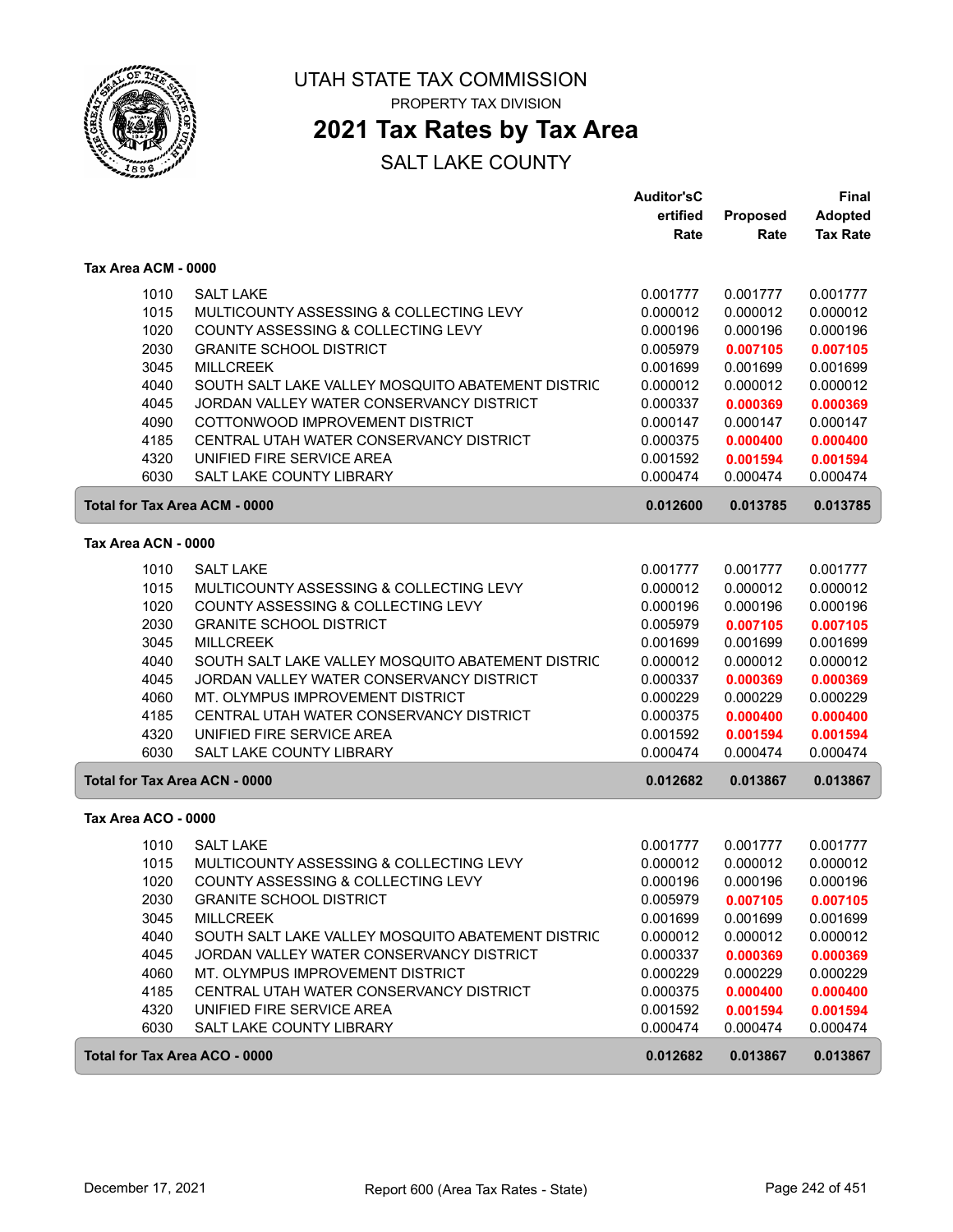# UTAH STATE TAX COMMISSION

PROPERTY TAX DIVISION

## 2021 Tax Rates by Tax Area

SALT LAKE COUNTY

### Tax Area ACM - 0000

| | | Auditor'sCertified Rate | Proposed Rate | Final Adopted Tax Rate |
|---|---|---|---|---|
| 1010 | SALT LAKE | 0.001777 | 0.001777 | 0.001777 |
| 1015 | MULTICOUNTY ASSESSING & COLLECTING LEVY | 0.000012 | 0.000012 | 0.000012 |
| 1020 | COUNTY ASSESSING & COLLECTING LEVY | 0.000196 | 0.000196 | 0.000196 |
| 2030 | GRANITE SCHOOL DISTRICT | 0.005979 | **0.007105** | **0.007105** |
| 3045 | MILLCREEK | 0.001699 | 0.001699 | 0.001699 |
| 4040 | SOUTH SALT LAKE VALLEY MOSQUITO ABATEMENT DISTRIC | 0.000012 | 0.000012 | 0.000012 |
| 4045 | JORDAN VALLEY WATER CONSERVANCY DISTRICT | 0.000337 | **0.000369** | **0.000369** |
| 4090 | COTTONWOOD IMPROVEMENT DISTRICT | 0.000147 | 0.000147 | 0.000147 |
| 4185 | CENTRAL UTAH WATER CONSERVANCY DISTRICT | 0.000375 | **0.000400** | **0.000400** |
| 4320 | UNIFIED FIRE SERVICE AREA | 0.001592 | **0.001594** | **0.001594** |
| 6030 | SALT LAKE COUNTY LIBRARY | 0.000474 | 0.000474 | 0.000474 |
| **Total for Tax Area ACM - 0000** | | **0.012600** | **0.013785** | **0.013785** |

### Tax Area ACN - 0000

| | | Auditor'sCertified Rate | Proposed Rate | Final Adopted Tax Rate |
|---|---|---|---|---|
| 1010 | SALT LAKE | 0.001777 | 0.001777 | 0.001777 |
| 1015 | MULTICOUNTY ASSESSING & COLLECTING LEVY | 0.000012 | 0.000012 | 0.000012 |
| 1020 | COUNTY ASSESSING & COLLECTING LEVY | 0.000196 | 0.000196 | 0.000196 |
| 2030 | GRANITE SCHOOL DISTRICT | 0.005979 | **0.007105** | **0.007105** |
| 3045 | MILLCREEK | 0.001699 | 0.001699 | 0.001699 |
| 4040 | SOUTH SALT LAKE VALLEY MOSQUITO ABATEMENT DISTRIC | 0.000012 | 0.000012 | 0.000012 |
| 4045 | JORDAN VALLEY WATER CONSERVANCY DISTRICT | 0.000337 | **0.000369** | **0.000369** |
| 4060 | MT. OLYMPUS IMPROVEMENT DISTRICT | 0.000229 | 0.000229 | 0.000229 |
| 4185 | CENTRAL UTAH WATER CONSERVANCY DISTRICT | 0.000375 | **0.000400** | **0.000400** |
| 4320 | UNIFIED FIRE SERVICE AREA | 0.001592 | **0.001594** | **0.001594** |
| 6030 | SALT LAKE COUNTY LIBRARY | 0.000474 | 0.000474 | 0.000474 |
| **Total for Tax Area ACN - 0000** | | **0.012682** | **0.013867** | **0.013867** |

### Tax Area ACO - 0000

| | | Auditor'sCertified Rate | Proposed Rate | Final Adopted Tax Rate |
|---|---|---|---|---|
| 1010 | SALT LAKE | 0.001777 | 0.001777 | 0.001777 |
| 1015 | MULTICOUNTY ASSESSING & COLLECTING LEVY | 0.000012 | 0.000012 | 0.000012 |
| 1020 | COUNTY ASSESSING & COLLECTING LEVY | 0.000196 | 0.000196 | 0.000196 |
| 2030 | GRANITE SCHOOL DISTRICT | 0.005979 | **0.007105** | **0.007105** |
| 3045 | MILLCREEK | 0.001699 | 0.001699 | 0.001699 |
| 4040 | SOUTH SALT LAKE VALLEY MOSQUITO ABATEMENT DISTRIC | 0.000012 | 0.000012 | 0.000012 |
| 4045 | JORDAN VALLEY WATER CONSERVANCY DISTRICT | 0.000337 | **0.000369** | **0.000369** |
| 4060 | MT. OLYMPUS IMPROVEMENT DISTRICT | 0.000229 | 0.000229 | 0.000229 |
| 4185 | CENTRAL UTAH WATER CONSERVANCY DISTRICT | 0.000375 | **0.000400** | **0.000400** |
| 4320 | UNIFIED FIRE SERVICE AREA | 0.001592 | **0.001594** | **0.001594** |
| 6030 | SALT LAKE COUNTY LIBRARY | 0.000474 | 0.000474 | 0.000474 |
| **Total for Tax Area ACO - 0000** | | **0.012682** | **0.013867** | **0.013867** |

December 17, 2021 — Report 600 (Area Tax Rates - State)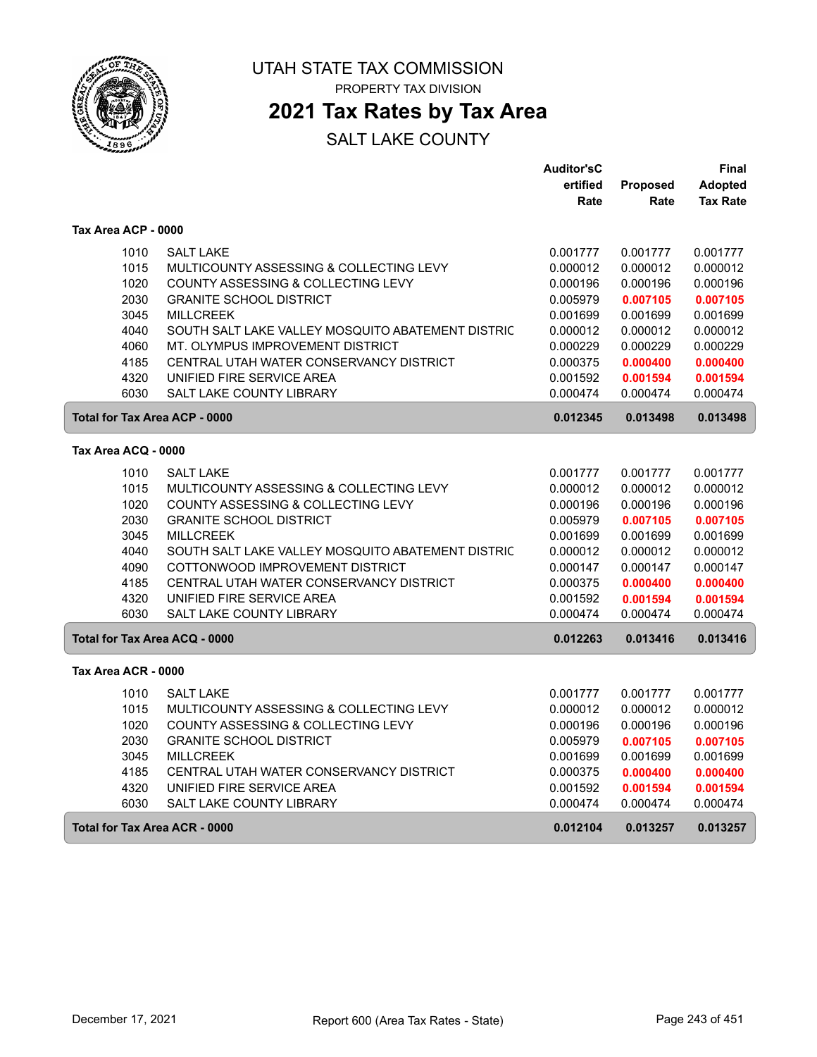# UTAH STATE TAX COMMISSION

PROPERTY TAX DIVISION

## 2021 Tax Rates by Tax Area

SALT LAKE COUNTY

| | | Auditor'sCertified Rate | Proposed Rate | Final Adopted Tax Rate |
|---|---|---|---|---|
| **Tax Area ACP - 0000** | | | | |
| 1010 | SALT LAKE | 0.001777 | 0.001777 | 0.001777 |
| 1015 | MULTICOUNTY ASSESSING & COLLECTING LEVY | 0.000012 | 0.000012 | 0.000012 |
| 1020 | COUNTY ASSESSING & COLLECTING LEVY | 0.000196 | 0.000196 | 0.000196 |
| 2030 | GRANITE SCHOOL DISTRICT | 0.005979 | **0.007105** | **0.007105** |
| 3045 | MILLCREEK | 0.001699 | 0.001699 | 0.001699 |
| 4040 | SOUTH SALT LAKE VALLEY MOSQUITO ABATEMENT DISTRIC | 0.000012 | 0.000012 | 0.000012 |
| 4060 | MT. OLYMPUS IMPROVEMENT DISTRICT | 0.000229 | 0.000229 | 0.000229 |
| 4185 | CENTRAL UTAH WATER CONSERVANCY DISTRICT | 0.000375 | **0.000400** | **0.000400** |
| 4320 | UNIFIED FIRE SERVICE AREA | 0.001592 | **0.001594** | **0.001594** |
| 6030 | SALT LAKE COUNTY LIBRARY | 0.000474 | 0.000474 | 0.000474 |
| **Total for Tax Area ACP - 0000** | | **0.012345** | **0.013498** | **0.013498** |
| **Tax Area ACQ - 0000** | | | | |
| 1010 | SALT LAKE | 0.001777 | 0.001777 | 0.001777 |
| 1015 | MULTICOUNTY ASSESSING & COLLECTING LEVY | 0.000012 | 0.000012 | 0.000012 |
| 1020 | COUNTY ASSESSING & COLLECTING LEVY | 0.000196 | 0.000196 | 0.000196 |
| 2030 | GRANITE SCHOOL DISTRICT | 0.005979 | **0.007105** | **0.007105** |
| 3045 | MILLCREEK | 0.001699 | 0.001699 | 0.001699 |
| 4040 | SOUTH SALT LAKE VALLEY MOSQUITO ABATEMENT DISTRIC | 0.000012 | 0.000012 | 0.000012 |
| 4090 | COTTONWOOD IMPROVEMENT DISTRICT | 0.000147 | 0.000147 | 0.000147 |
| 4185 | CENTRAL UTAH WATER CONSERVANCY DISTRICT | 0.000375 | **0.000400** | **0.000400** |
| 4320 | UNIFIED FIRE SERVICE AREA | 0.001592 | **0.001594** | **0.001594** |
| 6030 | SALT LAKE COUNTY LIBRARY | 0.000474 | 0.000474 | 0.000474 |
| **Total for Tax Area ACQ - 0000** | | **0.012263** | **0.013416** | **0.013416** |
| **Tax Area ACR - 0000** | | | | |
| 1010 | SALT LAKE | 0.001777 | 0.001777 | 0.001777 |
| 1015 | MULTICOUNTY ASSESSING & COLLECTING LEVY | 0.000012 | 0.000012 | 0.000012 |
| 1020 | COUNTY ASSESSING & COLLECTING LEVY | 0.000196 | 0.000196 | 0.000196 |
| 2030 | GRANITE SCHOOL DISTRICT | 0.005979 | **0.007105** | **0.007105** |
| 3045 | MILLCREEK | 0.001699 | 0.001699 | 0.001699 |
| 4185 | CENTRAL UTAH WATER CONSERVANCY DISTRICT | 0.000375 | **0.000400** | **0.000400** |
| 4320 | UNIFIED FIRE SERVICE AREA | 0.001592 | **0.001594** | **0.001594** |
| 6030 | SALT LAKE COUNTY LIBRARY | 0.000474 | 0.000474 | 0.000474 |
| **Total for Tax Area ACR - 0000** | | **0.012104** | **0.013257** | **0.013257** |

December 17, 2021 Report 600 (Area Tax Rates - State)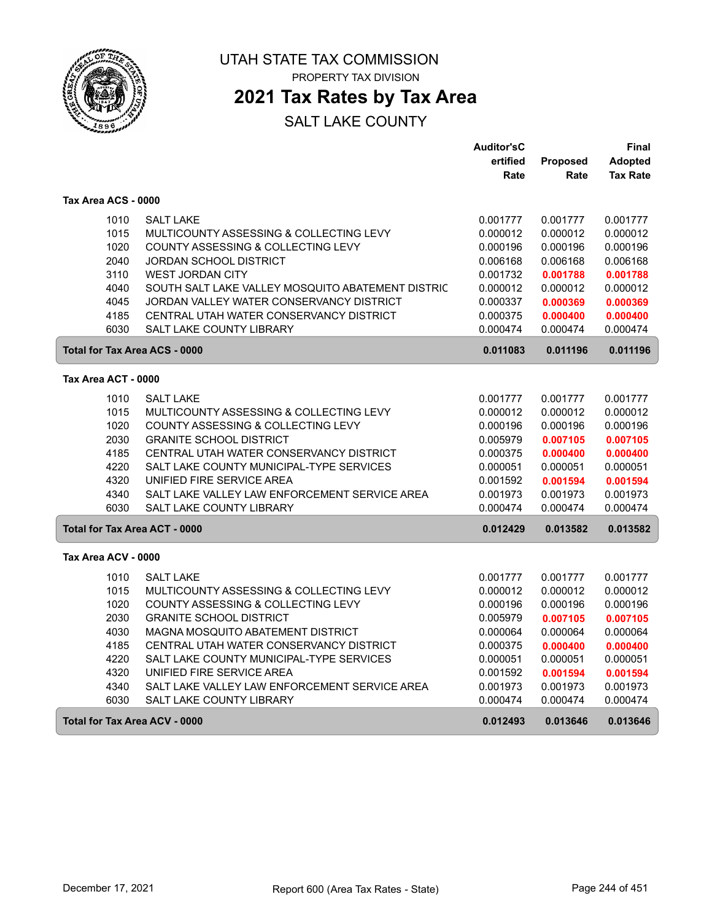# UTAH STATE TAX COMMISSION

PROPERTY TAX DIVISION

## 2021 Tax Rates by Tax Area

SALT LAKE COUNTY

| | | Auditor'sCertified Rate | Proposed Rate | Final Adopted Tax Rate |
|---|---|---|---|---|
| **Tax Area ACS - 0000** | | | | |
| 1010 | SALT LAKE | 0.001777 | 0.001777 | 0.001777 |
| 1015 | MULTICOUNTY ASSESSING & COLLECTING LEVY | 0.000012 | 0.000012 | 0.000012 |
| 1020 | COUNTY ASSESSING & COLLECTING LEVY | 0.000196 | 0.000196 | 0.000196 |
| 2040 | JORDAN SCHOOL DISTRICT | 0.006168 | 0.006168 | 0.006168 |
| 3110 | WEST JORDAN CITY | 0.001732 | **0.001788** | **0.001788** |
| 4040 | SOUTH SALT LAKE VALLEY MOSQUITO ABATEMENT DISTRIC | 0.000012 | 0.000012 | 0.000012 |
| 4045 | JORDAN VALLEY WATER CONSERVANCY DISTRICT | 0.000337 | **0.000369** | **0.000369** |
| 4185 | CENTRAL UTAH WATER CONSERVANCY DISTRICT | 0.000375 | **0.000400** | **0.000400** |
| 6030 | SALT LAKE COUNTY LIBRARY | 0.000474 | 0.000474 | 0.000474 |
| **Total for Tax Area ACS - 0000** | | **0.011083** | **0.011196** | **0.011196** |
| **Tax Area ACT - 0000** | | | | |
| 1010 | SALT LAKE | 0.001777 | 0.001777 | 0.001777 |
| 1015 | MULTICOUNTY ASSESSING & COLLECTING LEVY | 0.000012 | 0.000012 | 0.000012 |
| 1020 | COUNTY ASSESSING & COLLECTING LEVY | 0.000196 | 0.000196 | 0.000196 |
| 2030 | GRANITE SCHOOL DISTRICT | 0.005979 | **0.007105** | **0.007105** |
| 4185 | CENTRAL UTAH WATER CONSERVANCY DISTRICT | 0.000375 | **0.000400** | **0.000400** |
| 4220 | SALT LAKE COUNTY MUNICIPAL-TYPE SERVICES | 0.000051 | 0.000051 | 0.000051 |
| 4320 | UNIFIED FIRE SERVICE AREA | 0.001592 | **0.001594** | **0.001594** |
| 4340 | SALT LAKE VALLEY LAW ENFORCEMENT SERVICE AREA | 0.001973 | 0.001973 | 0.001973 |
| 6030 | SALT LAKE COUNTY LIBRARY | 0.000474 | 0.000474 | 0.000474 |
| **Total for Tax Area ACT - 0000** | | **0.012429** | **0.013582** | **0.013582** |
| **Tax Area ACV - 0000** | | | | |
| 1010 | SALT LAKE | 0.001777 | 0.001777 | 0.001777 |
| 1015 | MULTICOUNTY ASSESSING & COLLECTING LEVY | 0.000012 | 0.000012 | 0.000012 |
| 1020 | COUNTY ASSESSING & COLLECTING LEVY | 0.000196 | 0.000196 | 0.000196 |
| 2030 | GRANITE SCHOOL DISTRICT | 0.005979 | **0.007105** | **0.007105** |
| 4030 | MAGNA MOSQUITO ABATEMENT DISTRICT | 0.000064 | 0.000064 | 0.000064 |
| 4185 | CENTRAL UTAH WATER CONSERVANCY DISTRICT | 0.000375 | **0.000400** | **0.000400** |
| 4220 | SALT LAKE COUNTY MUNICIPAL-TYPE SERVICES | 0.000051 | 0.000051 | 0.000051 |
| 4320 | UNIFIED FIRE SERVICE AREA | 0.001592 | **0.001594** | **0.001594** |
| 4340 | SALT LAKE VALLEY LAW ENFORCEMENT SERVICE AREA | 0.001973 | 0.001973 | 0.001973 |
| 6030 | SALT LAKE COUNTY LIBRARY | 0.000474 | 0.000474 | 0.000474 |
| **Total for Tax Area ACV - 0000** | | **0.012493** | **0.013646** | **0.013646** |

December 17, 2021 — Report 600 (Area Tax Rates - State)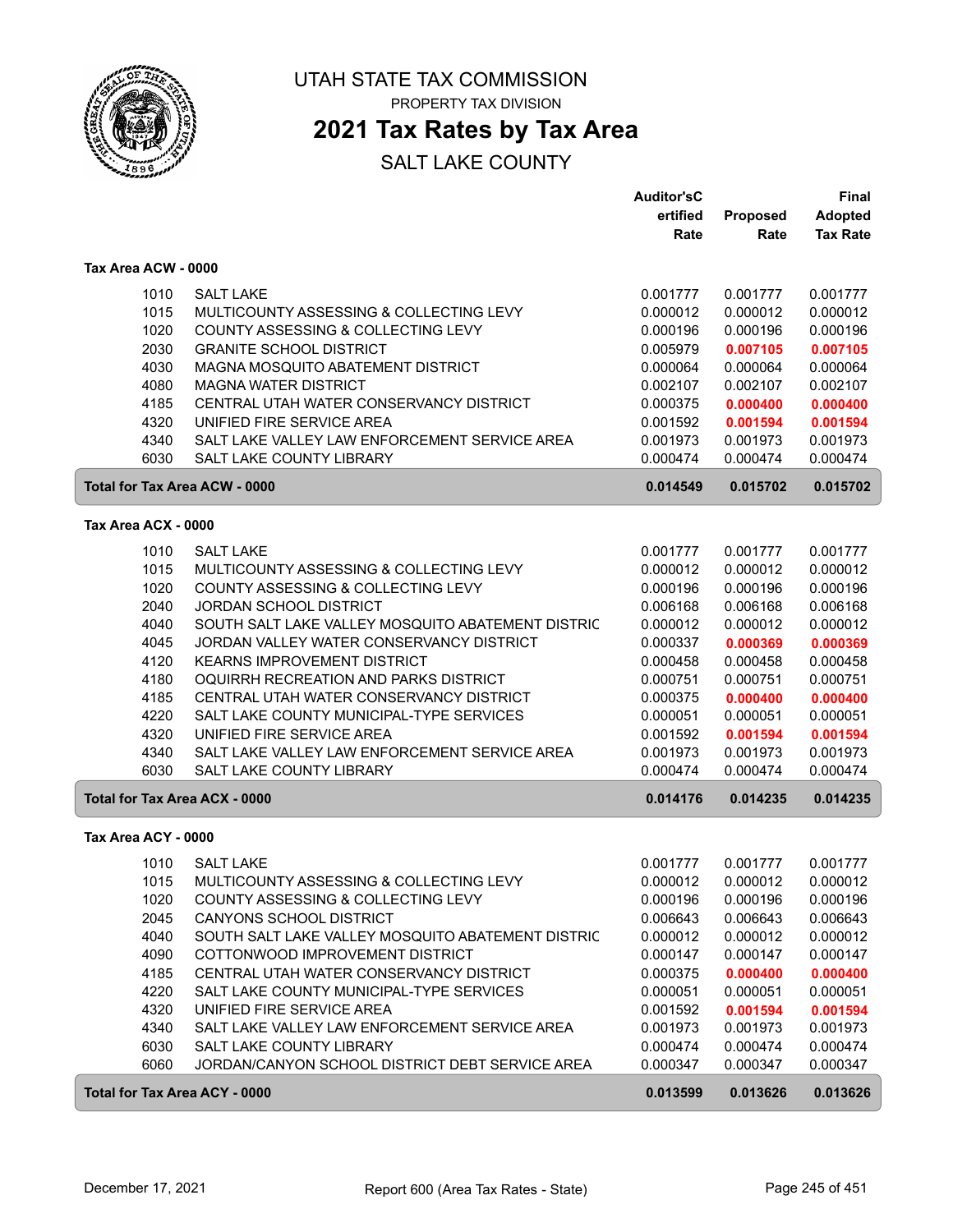# UTAH STATE TAX COMMISSION

PROPERTY TAX DIVISION

## 2021 Tax Rates by Tax Area

SALT LAKE COUNTY

### Tax Area ACW - 0000

| | | Auditor'sCertified Rate | Proposed Rate | Final Adopted Tax Rate |
|---|---|---|---|---|
| 1010 | SALT LAKE | 0.001777 | 0.001777 | 0.001777 |
| 1015 | MULTICOUNTY ASSESSING & COLLECTING LEVY | 0.000012 | 0.000012 | 0.000012 |
| 1020 | COUNTY ASSESSING & COLLECTING LEVY | 0.000196 | 0.000196 | 0.000196 |
| 2030 | GRANITE SCHOOL DISTRICT | 0.005979 | **0.007105** | **0.007105** |
| 4030 | MAGNA MOSQUITO ABATEMENT DISTRICT | 0.000064 | 0.000064 | 0.000064 |
| 4080 | MAGNA WATER DISTRICT | 0.002107 | 0.002107 | 0.002107 |
| 4185 | CENTRAL UTAH WATER CONSERVANCY DISTRICT | 0.000375 | **0.000400** | **0.000400** |
| 4320 | UNIFIED FIRE SERVICE AREA | 0.001592 | **0.001594** | **0.001594** |
| 4340 | SALT LAKE VALLEY LAW ENFORCEMENT SERVICE AREA | 0.001973 | 0.001973 | 0.001973 |
| 6030 | SALT LAKE COUNTY LIBRARY | 0.000474 | 0.000474 | 0.000474 |
| **Total for Tax Area ACW - 0000** | | **0.014549** | **0.015702** | **0.015702** |

### Tax Area ACX - 0000

| | | Auditor'sCertified Rate | Proposed Rate | Final Adopted Tax Rate |
|---|---|---|---|---|
| 1010 | SALT LAKE | 0.001777 | 0.001777 | 0.001777 |
| 1015 | MULTICOUNTY ASSESSING & COLLECTING LEVY | 0.000012 | 0.000012 | 0.000012 |
| 1020 | COUNTY ASSESSING & COLLECTING LEVY | 0.000196 | 0.000196 | 0.000196 |
| 2040 | JORDAN SCHOOL DISTRICT | 0.006168 | 0.006168 | 0.006168 |
| 4040 | SOUTH SALT LAKE VALLEY MOSQUITO ABATEMENT DISTRIC | 0.000012 | 0.000012 | 0.000012 |
| 4045 | JORDAN VALLEY WATER CONSERVANCY DISTRICT | 0.000337 | **0.000369** | **0.000369** |
| 4120 | KEARNS IMPROVEMENT DISTRICT | 0.000458 | 0.000458 | 0.000458 |
| 4180 | OQUIRRH RECREATION AND PARKS DISTRICT | 0.000751 | 0.000751 | 0.000751 |
| 4185 | CENTRAL UTAH WATER CONSERVANCY DISTRICT | 0.000375 | **0.000400** | **0.000400** |
| 4220 | SALT LAKE COUNTY MUNICIPAL-TYPE SERVICES | 0.000051 | 0.000051 | 0.000051 |
| 4320 | UNIFIED FIRE SERVICE AREA | 0.001592 | **0.001594** | **0.001594** |
| 4340 | SALT LAKE VALLEY LAW ENFORCEMENT SERVICE AREA | 0.001973 | 0.001973 | 0.001973 |
| 6030 | SALT LAKE COUNTY LIBRARY | 0.000474 | 0.000474 | 0.000474 |
| **Total for Tax Area ACX - 0000** | | **0.014176** | **0.014235** | **0.014235** |

### Tax Area ACY - 0000

| | | Auditor'sCertified Rate | Proposed Rate | Final Adopted Tax Rate |
|---|---|---|---|---|
| 1010 | SALT LAKE | 0.001777 | 0.001777 | 0.001777 |
| 1015 | MULTICOUNTY ASSESSING & COLLECTING LEVY | 0.000012 | 0.000012 | 0.000012 |
| 1020 | COUNTY ASSESSING & COLLECTING LEVY | 0.000196 | 0.000196 | 0.000196 |
| 2045 | CANYONS SCHOOL DISTRICT | 0.006643 | 0.006643 | 0.006643 |
| 4040 | SOUTH SALT LAKE VALLEY MOSQUITO ABATEMENT DISTRIC | 0.000012 | 0.000012 | 0.000012 |
| 4090 | COTTONWOOD IMPROVEMENT DISTRICT | 0.000147 | 0.000147 | 0.000147 |
| 4185 | CENTRAL UTAH WATER CONSERVANCY DISTRICT | 0.000375 | **0.000400** | **0.000400** |
| 4220 | SALT LAKE COUNTY MUNICIPAL-TYPE SERVICES | 0.000051 | 0.000051 | 0.000051 |
| 4320 | UNIFIED FIRE SERVICE AREA | 0.001592 | **0.001594** | **0.001594** |
| 4340 | SALT LAKE VALLEY LAW ENFORCEMENT SERVICE AREA | 0.001973 | 0.001973 | 0.001973 |
| 6030 | SALT LAKE COUNTY LIBRARY | 0.000474 | 0.000474 | 0.000474 |
| 6060 | JORDAN/CANYON SCHOOL DISTRICT DEBT SERVICE AREA | 0.000347 | 0.000347 | 0.000347 |
| **Total for Tax Area ACY - 0000** | | **0.013599** | **0.013626** | **0.013626** |

December 17, 2021 — Report 600 (Area Tax Rates - State)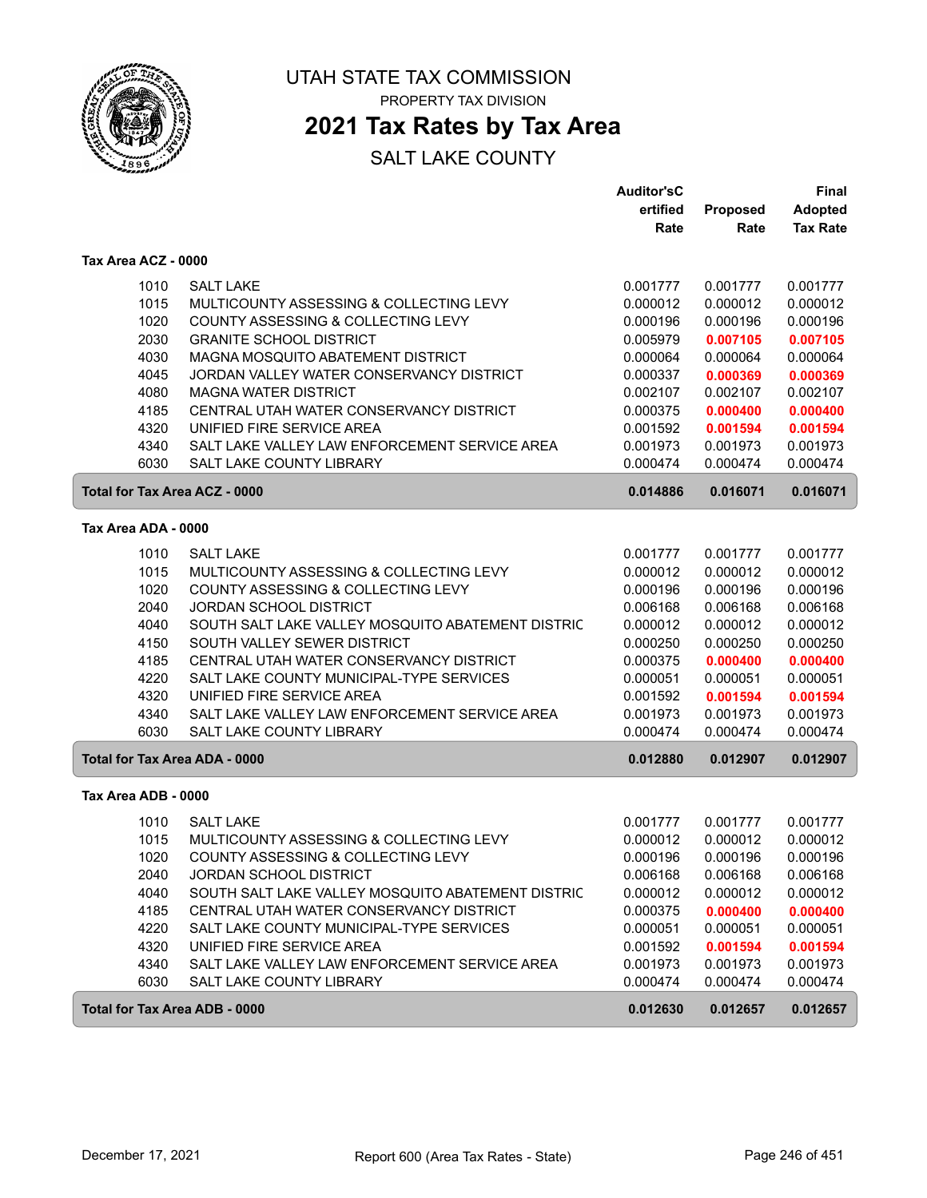# UTAH STATE TAX COMMISSION

PROPERTY TAX DIVISION

## 2021 Tax Rates by Tax Area

SALT LAKE COUNTY

### Tax Area ACZ - 0000

| | | Auditor'sCertified Rate | Proposed Rate | Final Adopted Tax Rate |
|---|---|---|---|---|
| 1010 | SALT LAKE | 0.001777 | 0.001777 | 0.001777 |
| 1015 | MULTICOUNTY ASSESSING & COLLECTING LEVY | 0.000012 | 0.000012 | 0.000012 |
| 1020 | COUNTY ASSESSING & COLLECTING LEVY | 0.000196 | 0.000196 | 0.000196 |
| 2030 | GRANITE SCHOOL DISTRICT | 0.005979 | **0.007105** | **0.007105** |
| 4030 | MAGNA MOSQUITO ABATEMENT DISTRICT | 0.000064 | 0.000064 | 0.000064 |
| 4045 | JORDAN VALLEY WATER CONSERVANCY DISTRICT | 0.000337 | **0.000369** | **0.000369** |
| 4080 | MAGNA WATER DISTRICT | 0.002107 | 0.002107 | 0.002107 |
| 4185 | CENTRAL UTAH WATER CONSERVANCY DISTRICT | 0.000375 | **0.000400** | **0.000400** |
| 4320 | UNIFIED FIRE SERVICE AREA | 0.001592 | **0.001594** | **0.001594** |
| 4340 | SALT LAKE VALLEY LAW ENFORCEMENT SERVICE AREA | 0.001973 | 0.001973 | 0.001973 |
| 6030 | SALT LAKE COUNTY LIBRARY | 0.000474 | 0.000474 | 0.000474 |
| **Total for Tax Area ACZ - 0000** | | **0.014886** | **0.016071** | **0.016071** |

### Tax Area ADA - 0000

| | | Auditor'sCertified Rate | Proposed Rate | Final Adopted Tax Rate |
|---|---|---|---|---|
| 1010 | SALT LAKE | 0.001777 | 0.001777 | 0.001777 |
| 1015 | MULTICOUNTY ASSESSING & COLLECTING LEVY | 0.000012 | 0.000012 | 0.000012 |
| 1020 | COUNTY ASSESSING & COLLECTING LEVY | 0.000196 | 0.000196 | 0.000196 |
| 2040 | JORDAN SCHOOL DISTRICT | 0.006168 | 0.006168 | 0.006168 |
| 4040 | SOUTH SALT LAKE VALLEY MOSQUITO ABATEMENT DISTRIC | 0.000012 | 0.000012 | 0.000012 |
| 4150 | SOUTH VALLEY SEWER DISTRICT | 0.000250 | 0.000250 | 0.000250 |
| 4185 | CENTRAL UTAH WATER CONSERVANCY DISTRICT | 0.000375 | **0.000400** | **0.000400** |
| 4220 | SALT LAKE COUNTY MUNICIPAL-TYPE SERVICES | 0.000051 | 0.000051 | 0.000051 |
| 4320 | UNIFIED FIRE SERVICE AREA | 0.001592 | **0.001594** | **0.001594** |
| 4340 | SALT LAKE VALLEY LAW ENFORCEMENT SERVICE AREA | 0.001973 | 0.001973 | 0.001973 |
| 6030 | SALT LAKE COUNTY LIBRARY | 0.000474 | 0.000474 | 0.000474 |
| **Total for Tax Area ADA - 0000** | | **0.012880** | **0.012907** | **0.012907** |

### Tax Area ADB - 0000

| | | Auditor'sCertified Rate | Proposed Rate | Final Adopted Tax Rate |
|---|---|---|---|---|
| 1010 | SALT LAKE | 0.001777 | 0.001777 | 0.001777 |
| 1015 | MULTICOUNTY ASSESSING & COLLECTING LEVY | 0.000012 | 0.000012 | 0.000012 |
| 1020 | COUNTY ASSESSING & COLLECTING LEVY | 0.000196 | 0.000196 | 0.000196 |
| 2040 | JORDAN SCHOOL DISTRICT | 0.006168 | 0.006168 | 0.006168 |
| 4040 | SOUTH SALT LAKE VALLEY MOSQUITO ABATEMENT DISTRIC | 0.000012 | 0.000012 | 0.000012 |
| 4185 | CENTRAL UTAH WATER CONSERVANCY DISTRICT | 0.000375 | **0.000400** | **0.000400** |
| 4220 | SALT LAKE COUNTY MUNICIPAL-TYPE SERVICES | 0.000051 | 0.000051 | 0.000051 |
| 4320 | UNIFIED FIRE SERVICE AREA | 0.001592 | **0.001594** | **0.001594** |
| 4340 | SALT LAKE VALLEY LAW ENFORCEMENT SERVICE AREA | 0.001973 | 0.001973 | 0.001973 |
| 6030 | SALT LAKE COUNTY LIBRARY | 0.000474 | 0.000474 | 0.000474 |
| **Total for Tax Area ADB - 0000** | | **0.012630** | **0.012657** | **0.012657** |

December 17, 2021 — Report 600 (Area Tax Rates - State)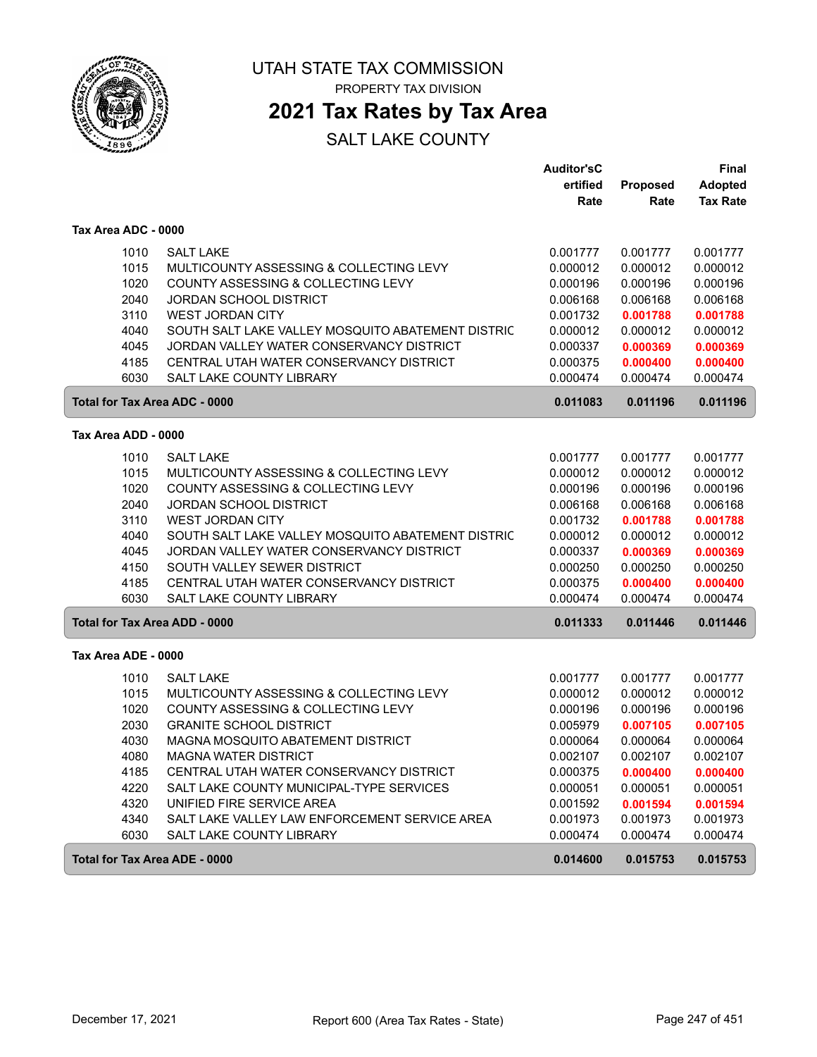# UTAH STATE TAX COMMISSION

PROPERTY TAX DIVISION

## 2021 Tax Rates by Tax Area

SALT LAKE COUNTY

### Tax Area ADC - 0000

| | | Auditor'sCertified Rate | Proposed Rate | Final Adopted Tax Rate |
|---|---|---|---|---|
| 1010 | SALT LAKE | 0.001777 | 0.001777 | 0.001777 |
| 1015 | MULTICOUNTY ASSESSING & COLLECTING LEVY | 0.000012 | 0.000012 | 0.000012 |
| 1020 | COUNTY ASSESSING & COLLECTING LEVY | 0.000196 | 0.000196 | 0.000196 |
| 2040 | JORDAN SCHOOL DISTRICT | 0.006168 | 0.006168 | 0.006168 |
| 3110 | WEST JORDAN CITY | 0.001732 | **0.001788** | **0.001788** |
| 4040 | SOUTH SALT LAKE VALLEY MOSQUITO ABATEMENT DISTRIC | 0.000012 | 0.000012 | 0.000012 |
| 4045 | JORDAN VALLEY WATER CONSERVANCY DISTRICT | 0.000337 | **0.000369** | **0.000369** |
| 4185 | CENTRAL UTAH WATER CONSERVANCY DISTRICT | 0.000375 | **0.000400** | **0.000400** |
| 6030 | SALT LAKE COUNTY LIBRARY | 0.000474 | 0.000474 | 0.000474 |
| **Total for Tax Area ADC - 0000** | | **0.011083** | **0.011196** | **0.011196** |

### Tax Area ADD - 0000

| | | Auditor'sCertified Rate | Proposed Rate | Final Adopted Tax Rate |
|---|---|---|---|---|
| 1010 | SALT LAKE | 0.001777 | 0.001777 | 0.001777 |
| 1015 | MULTICOUNTY ASSESSING & COLLECTING LEVY | 0.000012 | 0.000012 | 0.000012 |
| 1020 | COUNTY ASSESSING & COLLECTING LEVY | 0.000196 | 0.000196 | 0.000196 |
| 2040 | JORDAN SCHOOL DISTRICT | 0.006168 | 0.006168 | 0.006168 |
| 3110 | WEST JORDAN CITY | 0.001732 | **0.001788** | **0.001788** |
| 4040 | SOUTH SALT LAKE VALLEY MOSQUITO ABATEMENT DISTRIC | 0.000012 | 0.000012 | 0.000012 |
| 4045 | JORDAN VALLEY WATER CONSERVANCY DISTRICT | 0.000337 | **0.000369** | **0.000369** |
| 4150 | SOUTH VALLEY SEWER DISTRICT | 0.000250 | 0.000250 | 0.000250 |
| 4185 | CENTRAL UTAH WATER CONSERVANCY DISTRICT | 0.000375 | **0.000400** | **0.000400** |
| 6030 | SALT LAKE COUNTY LIBRARY | 0.000474 | 0.000474 | 0.000474 |
| **Total for Tax Area ADD - 0000** | | **0.011333** | **0.011446** | **0.011446** |

### Tax Area ADE - 0000

| | | Auditor'sCertified Rate | Proposed Rate | Final Adopted Tax Rate |
|---|---|---|---|---|
| 1010 | SALT LAKE | 0.001777 | 0.001777 | 0.001777 |
| 1015 | MULTICOUNTY ASSESSING & COLLECTING LEVY | 0.000012 | 0.000012 | 0.000012 |
| 1020 | COUNTY ASSESSING & COLLECTING LEVY | 0.000196 | 0.000196 | 0.000196 |
| 2030 | GRANITE SCHOOL DISTRICT | 0.005979 | **0.007105** | **0.007105** |
| 4030 | MAGNA MOSQUITO ABATEMENT DISTRICT | 0.000064 | 0.000064 | 0.000064 |
| 4080 | MAGNA WATER DISTRICT | 0.002107 | 0.002107 | 0.002107 |
| 4185 | CENTRAL UTAH WATER CONSERVANCY DISTRICT | 0.000375 | **0.000400** | **0.000400** |
| 4220 | SALT LAKE COUNTY MUNICIPAL-TYPE SERVICES | 0.000051 | 0.000051 | 0.000051 |
| 4320 | UNIFIED FIRE SERVICE AREA | 0.001592 | **0.001594** | **0.001594** |
| 4340 | SALT LAKE VALLEY LAW ENFORCEMENT SERVICE AREA | 0.001973 | 0.001973 | 0.001973 |
| 6030 | SALT LAKE COUNTY LIBRARY | 0.000474 | 0.000474 | 0.000474 |
| **Total for Tax Area ADE - 0000** | | **0.014600** | **0.015753** | **0.015753** |

December 17, 2021 — Report 600 (Area Tax Rates - State)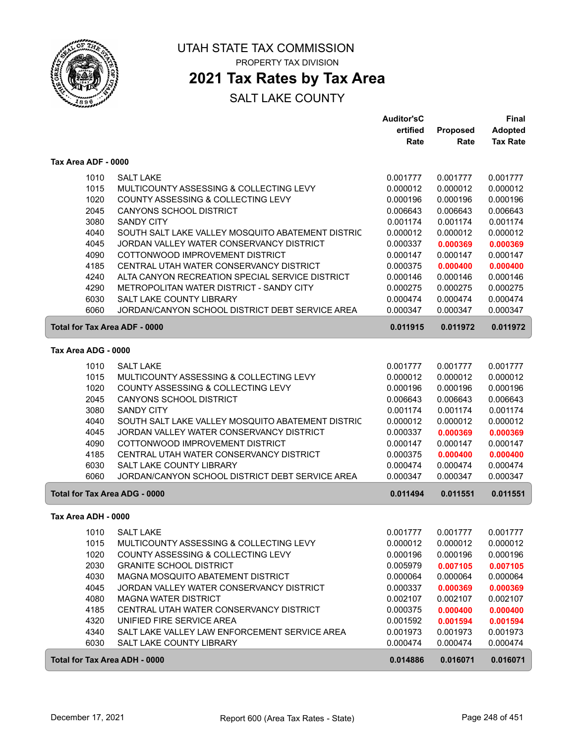# UTAH STATE TAX COMMISSION

PROPERTY TAX DIVISION

## 2021 Tax Rates by Tax Area

SALT LAKE COUNTY

| | | Auditor'sCertified Rate | Proposed Rate | Final Adopted Tax Rate |
|---|---|---|---|---|
| **Tax Area ADF - 0000** | | | | |
| 1010 | SALT LAKE | 0.001777 | 0.001777 | 0.001777 |
| 1015 | MULTICOUNTY ASSESSING & COLLECTING LEVY | 0.000012 | 0.000012 | 0.000012 |
| 1020 | COUNTY ASSESSING & COLLECTING LEVY | 0.000196 | 0.000196 | 0.000196 |
| 2045 | CANYONS SCHOOL DISTRICT | 0.006643 | 0.006643 | 0.006643 |
| 3080 | SANDY CITY | 0.001174 | 0.001174 | 0.001174 |
| 4040 | SOUTH SALT LAKE VALLEY MOSQUITO ABATEMENT DISTRIC | 0.000012 | 0.000012 | 0.000012 |
| 4045 | JORDAN VALLEY WATER CONSERVANCY DISTRICT | 0.000337 | **0.000369** | **0.000369** |
| 4090 | COTTONWOOD IMPROVEMENT DISTRICT | 0.000147 | 0.000147 | 0.000147 |
| 4185 | CENTRAL UTAH WATER CONSERVANCY DISTRICT | 0.000375 | **0.000400** | **0.000400** |
| 4240 | ALTA CANYON RECREATION SPECIAL SERVICE DISTRICT | 0.000146 | 0.000146 | 0.000146 |
| 4290 | METROPOLITAN WATER DISTRICT - SANDY CITY | 0.000275 | 0.000275 | 0.000275 |
| 6030 | SALT LAKE COUNTY LIBRARY | 0.000474 | 0.000474 | 0.000474 |
| 6060 | JORDAN/CANYON SCHOOL DISTRICT DEBT SERVICE AREA | 0.000347 | 0.000347 | 0.000347 |
| **Total for Tax Area ADF - 0000** | | **0.011915** | **0.011972** | **0.011972** |
| **Tax Area ADG - 0000** | | | | |
| 1010 | SALT LAKE | 0.001777 | 0.001777 | 0.001777 |
| 1015 | MULTICOUNTY ASSESSING & COLLECTING LEVY | 0.000012 | 0.000012 | 0.000012 |
| 1020 | COUNTY ASSESSING & COLLECTING LEVY | 0.000196 | 0.000196 | 0.000196 |
| 2045 | CANYONS SCHOOL DISTRICT | 0.006643 | 0.006643 | 0.006643 |
| 3080 | SANDY CITY | 0.001174 | 0.001174 | 0.001174 |
| 4040 | SOUTH SALT LAKE VALLEY MOSQUITO ABATEMENT DISTRIC | 0.000012 | 0.000012 | 0.000012 |
| 4045 | JORDAN VALLEY WATER CONSERVANCY DISTRICT | 0.000337 | **0.000369** | **0.000369** |
| 4090 | COTTONWOOD IMPROVEMENT DISTRICT | 0.000147 | 0.000147 | 0.000147 |
| 4185 | CENTRAL UTAH WATER CONSERVANCY DISTRICT | 0.000375 | **0.000400** | **0.000400** |
| 6030 | SALT LAKE COUNTY LIBRARY | 0.000474 | 0.000474 | 0.000474 |
| 6060 | JORDAN/CANYON SCHOOL DISTRICT DEBT SERVICE AREA | 0.000347 | 0.000347 | 0.000347 |
| **Total for Tax Area ADG - 0000** | | **0.011494** | **0.011551** | **0.011551** |
| **Tax Area ADH - 0000** | | | | |
| 1010 | SALT LAKE | 0.001777 | 0.001777 | 0.001777 |
| 1015 | MULTICOUNTY ASSESSING & COLLECTING LEVY | 0.000012 | 0.000012 | 0.000012 |
| 1020 | COUNTY ASSESSING & COLLECTING LEVY | 0.000196 | 0.000196 | 0.000196 |
| 2030 | GRANITE SCHOOL DISTRICT | 0.005979 | **0.007105** | **0.007105** |
| 4030 | MAGNA MOSQUITO ABATEMENT DISTRICT | 0.000064 | 0.000064 | 0.000064 |
| 4045 | JORDAN VALLEY WATER CONSERVANCY DISTRICT | 0.000337 | **0.000369** | **0.000369** |
| 4080 | MAGNA WATER DISTRICT | 0.002107 | 0.002107 | 0.002107 |
| 4185 | CENTRAL UTAH WATER CONSERVANCY DISTRICT | 0.000375 | **0.000400** | **0.000400** |
| 4320 | UNIFIED FIRE SERVICE AREA | 0.001592 | **0.001594** | **0.001594** |
| 4340 | SALT LAKE VALLEY LAW ENFORCEMENT SERVICE AREA | 0.001973 | 0.001973 | 0.001973 |
| 6030 | SALT LAKE COUNTY LIBRARY | 0.000474 | 0.000474 | 0.000474 |
| **Total for Tax Area ADH - 0000** | | **0.014886** | **0.016071** | **0.016071** |

December 17, 2021 — Report 600 (Area Tax Rates - State)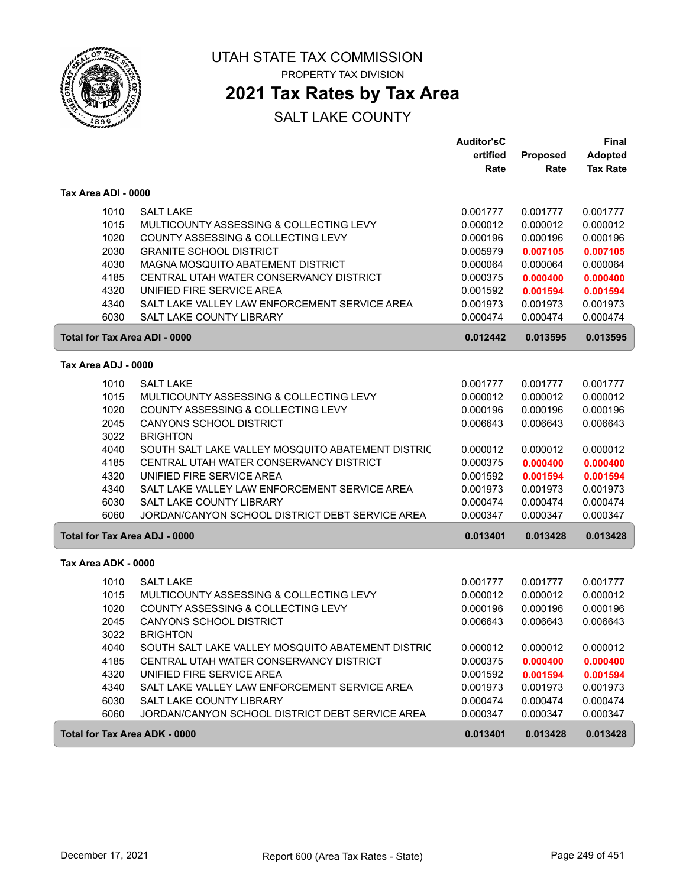# UTAH STATE TAX COMMISSION

PROPERTY TAX DIVISION

## 2021 Tax Rates by Tax Area

SALT LAKE COUNTY

| | | Auditor'sCertified Rate | Proposed Rate | Final Adopted Tax Rate |
|---|---|---|---|---|
| **Tax Area ADI - 0000** | | | | |
| 1010 | SALT LAKE | 0.001777 | 0.001777 | 0.001777 |
| 1015 | MULTICOUNTY ASSESSING & COLLECTING LEVY | 0.000012 | 0.000012 | 0.000012 |
| 1020 | COUNTY ASSESSING & COLLECTING LEVY | 0.000196 | 0.000196 | 0.000196 |
| 2030 | GRANITE SCHOOL DISTRICT | 0.005979 | **0.007105** | **0.007105** |
| 4030 | MAGNA MOSQUITO ABATEMENT DISTRICT | 0.000064 | 0.000064 | 0.000064 |
| 4185 | CENTRAL UTAH WATER CONSERVANCY DISTRICT | 0.000375 | **0.000400** | **0.000400** |
| 4320 | UNIFIED FIRE SERVICE AREA | 0.001592 | **0.001594** | **0.001594** |
| 4340 | SALT LAKE VALLEY LAW ENFORCEMENT SERVICE AREA | 0.001973 | 0.001973 | 0.001973 |
| 6030 | SALT LAKE COUNTY LIBRARY | 0.000474 | 0.000474 | 0.000474 |
| **Total for Tax Area ADI - 0000** | | **0.012442** | **0.013595** | **0.013595** |
| **Tax Area ADJ - 0000** | | | | |
| 1010 | SALT LAKE | 0.001777 | 0.001777 | 0.001777 |
| 1015 | MULTICOUNTY ASSESSING & COLLECTING LEVY | 0.000012 | 0.000012 | 0.000012 |
| 1020 | COUNTY ASSESSING & COLLECTING LEVY | 0.000196 | 0.000196 | 0.000196 |
| 2045 | CANYONS SCHOOL DISTRICT | 0.006643 | 0.006643 | 0.006643 |
| 3022 | BRIGHTON | | | |
| 4040 | SOUTH SALT LAKE VALLEY MOSQUITO ABATEMENT DISTRIC | 0.000012 | 0.000012 | 0.000012 |
| 4185 | CENTRAL UTAH WATER CONSERVANCY DISTRICT | 0.000375 | **0.000400** | **0.000400** |
| 4320 | UNIFIED FIRE SERVICE AREA | 0.001592 | **0.001594** | **0.001594** |
| 4340 | SALT LAKE VALLEY LAW ENFORCEMENT SERVICE AREA | 0.001973 | 0.001973 | 0.001973 |
| 6030 | SALT LAKE COUNTY LIBRARY | 0.000474 | 0.000474 | 0.000474 |
| 6060 | JORDAN/CANYON SCHOOL DISTRICT DEBT SERVICE AREA | 0.000347 | 0.000347 | 0.000347 |
| **Total for Tax Area ADJ - 0000** | | **0.013401** | **0.013428** | **0.013428** |
| **Tax Area ADK - 0000** | | | | |
| 1010 | SALT LAKE | 0.001777 | 0.001777 | 0.001777 |
| 1015 | MULTICOUNTY ASSESSING & COLLECTING LEVY | 0.000012 | 0.000012 | 0.000012 |
| 1020 | COUNTY ASSESSING & COLLECTING LEVY | 0.000196 | 0.000196 | 0.000196 |
| 2045 | CANYONS SCHOOL DISTRICT | 0.006643 | 0.006643 | 0.006643 |
| 3022 | BRIGHTON | | | |
| 4040 | SOUTH SALT LAKE VALLEY MOSQUITO ABATEMENT DISTRIC | 0.000012 | 0.000012 | 0.000012 |
| 4185 | CENTRAL UTAH WATER CONSERVANCY DISTRICT | 0.000375 | **0.000400** | **0.000400** |
| 4320 | UNIFIED FIRE SERVICE AREA | 0.001592 | **0.001594** | **0.001594** |
| 4340 | SALT LAKE VALLEY LAW ENFORCEMENT SERVICE AREA | 0.001973 | 0.001973 | 0.001973 |
| 6030 | SALT LAKE COUNTY LIBRARY | 0.000474 | 0.000474 | 0.000474 |
| 6060 | JORDAN/CANYON SCHOOL DISTRICT DEBT SERVICE AREA | 0.000347 | 0.000347 | 0.000347 |
| **Total for Tax Area ADK - 0000** | | **0.013401** | **0.013428** | **0.013428** |

December 17, 2021 Report 600 (Area Tax Rates - State)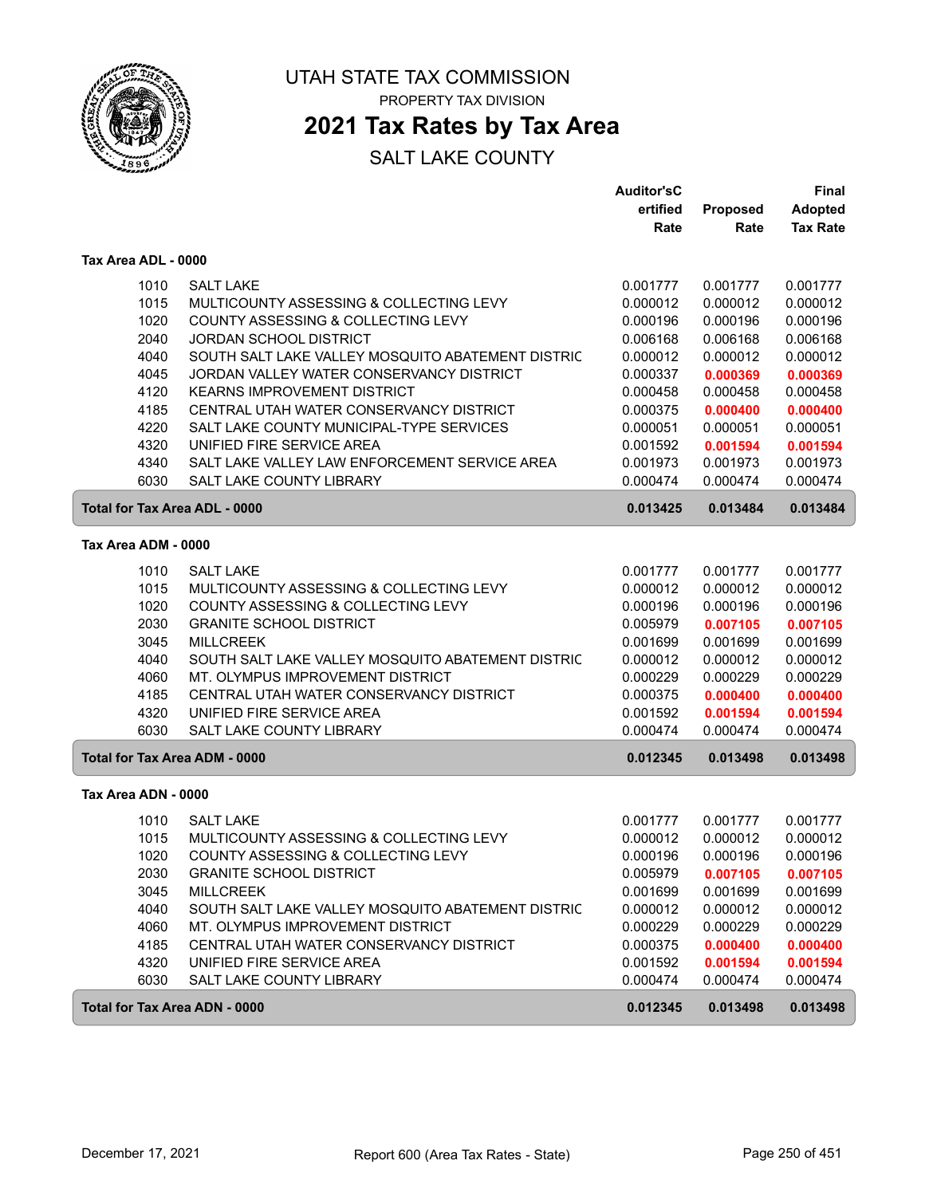# UTAH STATE TAX COMMISSION

PROPERTY TAX DIVISION

## 2021 Tax Rates by Tax Area

SALT LAKE COUNTY

| | | Auditor'sCertified Rate | Proposed Rate | Final Adopted Tax Rate |
|---|---|---|---|---|
| **Tax Area ADL - 0000** | | | | |
| 1010 | SALT LAKE | 0.001777 | 0.001777 | 0.001777 |
| 1015 | MULTICOUNTY ASSESSING & COLLECTING LEVY | 0.000012 | 0.000012 | 0.000012 |
| 1020 | COUNTY ASSESSING & COLLECTING LEVY | 0.000196 | 0.000196 | 0.000196 |
| 2040 | JORDAN SCHOOL DISTRICT | 0.006168 | 0.006168 | 0.006168 |
| 4040 | SOUTH SALT LAKE VALLEY MOSQUITO ABATEMENT DISTRIC | 0.000012 | 0.000012 | 0.000012 |
| 4045 | JORDAN VALLEY WATER CONSERVANCY DISTRICT | 0.000337 | **0.000369** | **0.000369** |
| 4120 | KEARNS IMPROVEMENT DISTRICT | 0.000458 | 0.000458 | 0.000458 |
| 4185 | CENTRAL UTAH WATER CONSERVANCY DISTRICT | 0.000375 | **0.000400** | **0.000400** |
| 4220 | SALT LAKE COUNTY MUNICIPAL-TYPE SERVICES | 0.000051 | 0.000051 | 0.000051 |
| 4320 | UNIFIED FIRE SERVICE AREA | 0.001592 | **0.001594** | **0.001594** |
| 4340 | SALT LAKE VALLEY LAW ENFORCEMENT SERVICE AREA | 0.001973 | 0.001973 | 0.001973 |
| 6030 | SALT LAKE COUNTY LIBRARY | 0.000474 | 0.000474 | 0.000474 |
| **Total for Tax Area ADL - 0000** | | **0.013425** | **0.013484** | **0.013484** |
| **Tax Area ADM - 0000** | | | | |
| 1010 | SALT LAKE | 0.001777 | 0.001777 | 0.001777 |
| 1015 | MULTICOUNTY ASSESSING & COLLECTING LEVY | 0.000012 | 0.000012 | 0.000012 |
| 1020 | COUNTY ASSESSING & COLLECTING LEVY | 0.000196 | 0.000196 | 0.000196 |
| 2030 | GRANITE SCHOOL DISTRICT | 0.005979 | **0.007105** | **0.007105** |
| 3045 | MILLCREEK | 0.001699 | 0.001699 | 0.001699 |
| 4040 | SOUTH SALT LAKE VALLEY MOSQUITO ABATEMENT DISTRIC | 0.000012 | 0.000012 | 0.000012 |
| 4060 | MT. OLYMPUS IMPROVEMENT DISTRICT | 0.000229 | 0.000229 | 0.000229 |
| 4185 | CENTRAL UTAH WATER CONSERVANCY DISTRICT | 0.000375 | **0.000400** | **0.000400** |
| 4320 | UNIFIED FIRE SERVICE AREA | 0.001592 | **0.001594** | **0.001594** |
| 6030 | SALT LAKE COUNTY LIBRARY | 0.000474 | 0.000474 | 0.000474 |
| **Total for Tax Area ADM - 0000** | | **0.012345** | **0.013498** | **0.013498** |
| **Tax Area ADN - 0000** | | | | |
| 1010 | SALT LAKE | 0.001777 | 0.001777 | 0.001777 |
| 1015 | MULTICOUNTY ASSESSING & COLLECTING LEVY | 0.000012 | 0.000012 | 0.000012 |
| 1020 | COUNTY ASSESSING & COLLECTING LEVY | 0.000196 | 0.000196 | 0.000196 |
| 2030 | GRANITE SCHOOL DISTRICT | 0.005979 | **0.007105** | **0.007105** |
| 3045 | MILLCREEK | 0.001699 | 0.001699 | 0.001699 |
| 4040 | SOUTH SALT LAKE VALLEY MOSQUITO ABATEMENT DISTRIC | 0.000012 | 0.000012 | 0.000012 |
| 4060 | MT. OLYMPUS IMPROVEMENT DISTRICT | 0.000229 | 0.000229 | 0.000229 |
| 4185 | CENTRAL UTAH WATER CONSERVANCY DISTRICT | 0.000375 | **0.000400** | **0.000400** |
| 4320 | UNIFIED FIRE SERVICE AREA | 0.001592 | **0.001594** | **0.001594** |
| 6030 | SALT LAKE COUNTY LIBRARY | 0.000474 | 0.000474 | 0.000474 |
| **Total for Tax Area ADN - 0000** | | **0.012345** | **0.013498** | **0.013498** |

December 17, 2021 — Report 600 (Area Tax Rates - State)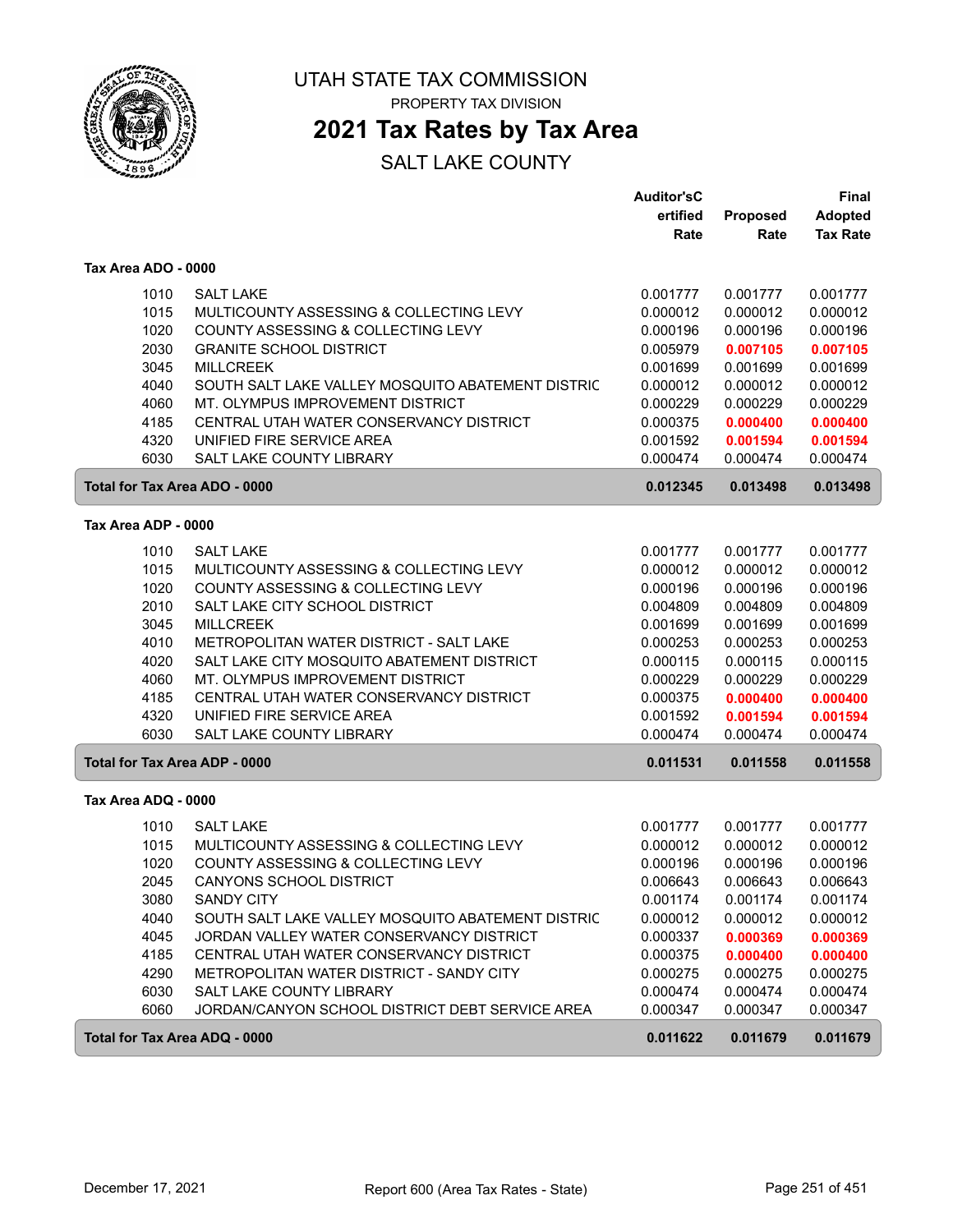# UTAH STATE TAX COMMISSION

PROPERTY TAX DIVISION

## 2021 Tax Rates by Tax Area

SALT LAKE COUNTY

| | | Auditor'sCertified Rate | Proposed Rate | Final Adopted Tax Rate |
|---|---|---|---|---|
| **Tax Area ADO - 0000** | | | | |
| 1010 | SALT LAKE | 0.001777 | 0.001777 | 0.001777 |
| 1015 | MULTICOUNTY ASSESSING & COLLECTING LEVY | 0.000012 | 0.000012 | 0.000012 |
| 1020 | COUNTY ASSESSING & COLLECTING LEVY | 0.000196 | 0.000196 | 0.000196 |
| 2030 | GRANITE SCHOOL DISTRICT | 0.005979 | **0.007105** | **0.007105** |
| 3045 | MILLCREEK | 0.001699 | 0.001699 | 0.001699 |
| 4040 | SOUTH SALT LAKE VALLEY MOSQUITO ABATEMENT DISTRIC | 0.000012 | 0.000012 | 0.000012 |
| 4060 | MT. OLYMPUS IMPROVEMENT DISTRICT | 0.000229 | 0.000229 | 0.000229 |
| 4185 | CENTRAL UTAH WATER CONSERVANCY DISTRICT | 0.000375 | **0.000400** | **0.000400** |
| 4320 | UNIFIED FIRE SERVICE AREA | 0.001592 | **0.001594** | **0.001594** |
| 6030 | SALT LAKE COUNTY LIBRARY | 0.000474 | 0.000474 | 0.000474 |
| **Total for Tax Area ADO - 0000** | | **0.012345** | **0.013498** | **0.013498** |
| **Tax Area ADP - 0000** | | | | |
| 1010 | SALT LAKE | 0.001777 | 0.001777 | 0.001777 |
| 1015 | MULTICOUNTY ASSESSING & COLLECTING LEVY | 0.000012 | 0.000012 | 0.000012 |
| 1020 | COUNTY ASSESSING & COLLECTING LEVY | 0.000196 | 0.000196 | 0.000196 |
| 2010 | SALT LAKE CITY SCHOOL DISTRICT | 0.004809 | 0.004809 | 0.004809 |
| 3045 | MILLCREEK | 0.001699 | 0.001699 | 0.001699 |
| 4010 | METROPOLITAN WATER DISTRICT - SALT LAKE | 0.000253 | 0.000253 | 0.000253 |
| 4020 | SALT LAKE CITY MOSQUITO ABATEMENT DISTRICT | 0.000115 | 0.000115 | 0.000115 |
| 4060 | MT. OLYMPUS IMPROVEMENT DISTRICT | 0.000229 | 0.000229 | 0.000229 |
| 4185 | CENTRAL UTAH WATER CONSERVANCY DISTRICT | 0.000375 | **0.000400** | **0.000400** |
| 4320 | UNIFIED FIRE SERVICE AREA | 0.001592 | **0.001594** | **0.001594** |
| 6030 | SALT LAKE COUNTY LIBRARY | 0.000474 | 0.000474 | 0.000474 |
| **Total for Tax Area ADP - 0000** | | **0.011531** | **0.011558** | **0.011558** |
| **Tax Area ADQ - 0000** | | | | |
| 1010 | SALT LAKE | 0.001777 | 0.001777 | 0.001777 |
| 1015 | MULTICOUNTY ASSESSING & COLLECTING LEVY | 0.000012 | 0.000012 | 0.000012 |
| 1020 | COUNTY ASSESSING & COLLECTING LEVY | 0.000196 | 0.000196 | 0.000196 |
| 2045 | CANYONS SCHOOL DISTRICT | 0.006643 | 0.006643 | 0.006643 |
| 3080 | SANDY CITY | 0.001174 | 0.001174 | 0.001174 |
| 4040 | SOUTH SALT LAKE VALLEY MOSQUITO ABATEMENT DISTRIC | 0.000012 | 0.000012 | 0.000012 |
| 4045 | JORDAN VALLEY WATER CONSERVANCY DISTRICT | 0.000337 | **0.000369** | **0.000369** |
| 4185 | CENTRAL UTAH WATER CONSERVANCY DISTRICT | 0.000375 | **0.000400** | **0.000400** |
| 4290 | METROPOLITAN WATER DISTRICT - SANDY CITY | 0.000275 | 0.000275 | 0.000275 |
| 6030 | SALT LAKE COUNTY LIBRARY | 0.000474 | 0.000474 | 0.000474 |
| 6060 | JORDAN/CANYON SCHOOL DISTRICT DEBT SERVICE AREA | 0.000347 | 0.000347 | 0.000347 |
| **Total for Tax Area ADQ - 0000** | | **0.011622** | **0.011679** | **0.011679** |

December 17, 2021 — Report 600 (Area Tax Rates - State)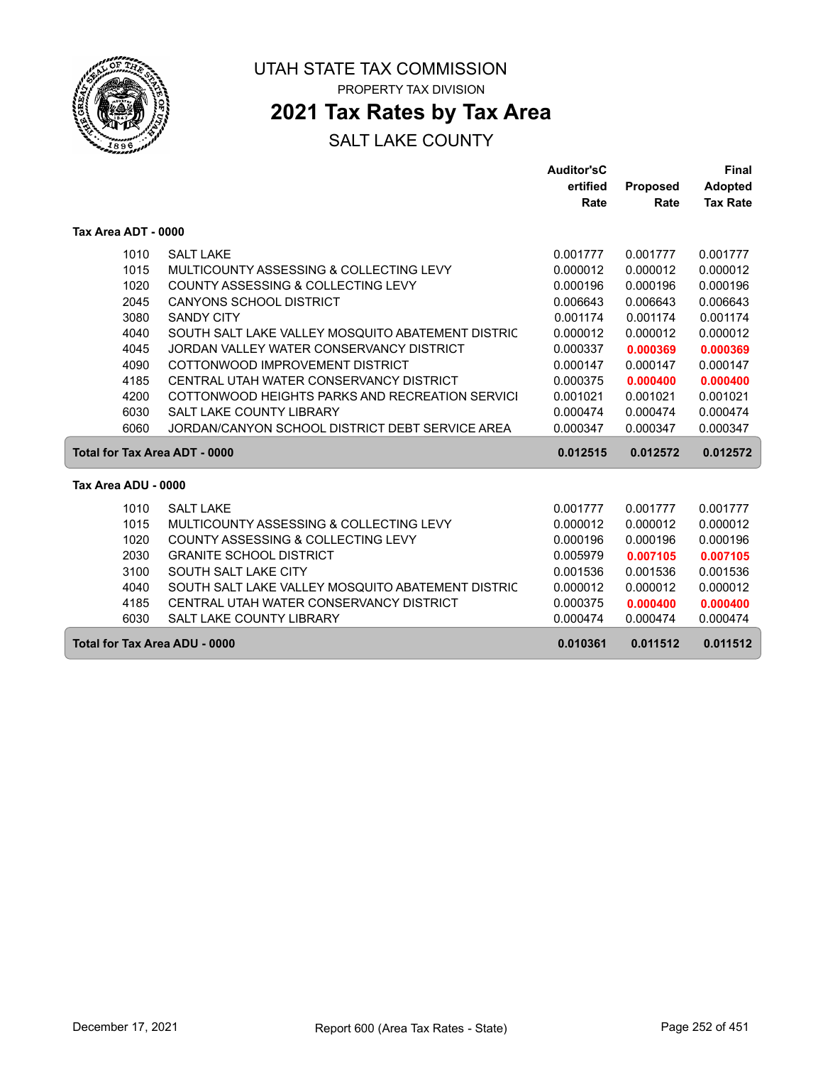UTAH STATE TAX COMMISSION

PROPERTY TAX DIVISION

# 2021 Tax Rates by Tax Area

## SALT LAKE COUNTY

### Tax Area ADT - 0000

| | | Auditor'sCertified Rate | Proposed Rate | Final Adopted Tax Rate |
|---|---|---|---|---|
| 1010 | SALT LAKE | 0.001777 | 0.001777 | 0.001777 |
| 1015 | MULTICOUNTY ASSESSING & COLLECTING LEVY | 0.000012 | 0.000012 | 0.000012 |
| 1020 | COUNTY ASSESSING & COLLECTING LEVY | 0.000196 | 0.000196 | 0.000196 |
| 2045 | CANYONS SCHOOL DISTRICT | 0.006643 | 0.006643 | 0.006643 |
| 3080 | SANDY CITY | 0.001174 | 0.001174 | 0.001174 |
| 4040 | SOUTH SALT LAKE VALLEY MOSQUITO ABATEMENT DISTRIC | 0.000012 | 0.000012 | 0.000012 |
| 4045 | JORDAN VALLEY WATER CONSERVANCY DISTRICT | 0.000337 | **0.000369** | **0.000369** |
| 4090 | COTTONWOOD IMPROVEMENT DISTRICT | 0.000147 | 0.000147 | 0.000147 |
| 4185 | CENTRAL UTAH WATER CONSERVANCY DISTRICT | 0.000375 | **0.000400** | **0.000400** |
| 4200 | COTTONWOOD HEIGHTS PARKS AND RECREATION SERVICI | 0.001021 | 0.001021 | 0.001021 |
| 6030 | SALT LAKE COUNTY LIBRARY | 0.000474 | 0.000474 | 0.000474 |
| 6060 | JORDAN/CANYON SCHOOL DISTRICT DEBT SERVICE AREA | 0.000347 | 0.000347 | 0.000347 |
| **Total for Tax Area ADT - 0000** | | **0.012515** | **0.012572** | **0.012572** |

### Tax Area ADU - 0000

| | | Auditor'sCertified Rate | Proposed Rate | Final Adopted Tax Rate |
|---|---|---|---|---|
| 1010 | SALT LAKE | 0.001777 | 0.001777 | 0.001777 |
| 1015 | MULTICOUNTY ASSESSING & COLLECTING LEVY | 0.000012 | 0.000012 | 0.000012 |
| 1020 | COUNTY ASSESSING & COLLECTING LEVY | 0.000196 | 0.000196 | 0.000196 |
| 2030 | GRANITE SCHOOL DISTRICT | 0.005979 | **0.007105** | **0.007105** |
| 3100 | SOUTH SALT LAKE CITY | 0.001536 | 0.001536 | 0.001536 |
| 4040 | SOUTH SALT LAKE VALLEY MOSQUITO ABATEMENT DISTRIC | 0.000012 | 0.000012 | 0.000012 |
| 4185 | CENTRAL UTAH WATER CONSERVANCY DISTRICT | 0.000375 | **0.000400** | **0.000400** |
| 6030 | SALT LAKE COUNTY LIBRARY | 0.000474 | 0.000474 | 0.000474 |
| **Total for Tax Area ADU - 0000** | | **0.010361** | **0.011512** | **0.011512** |

December 17, 2021 — Report 600 (Area Tax Rates - State)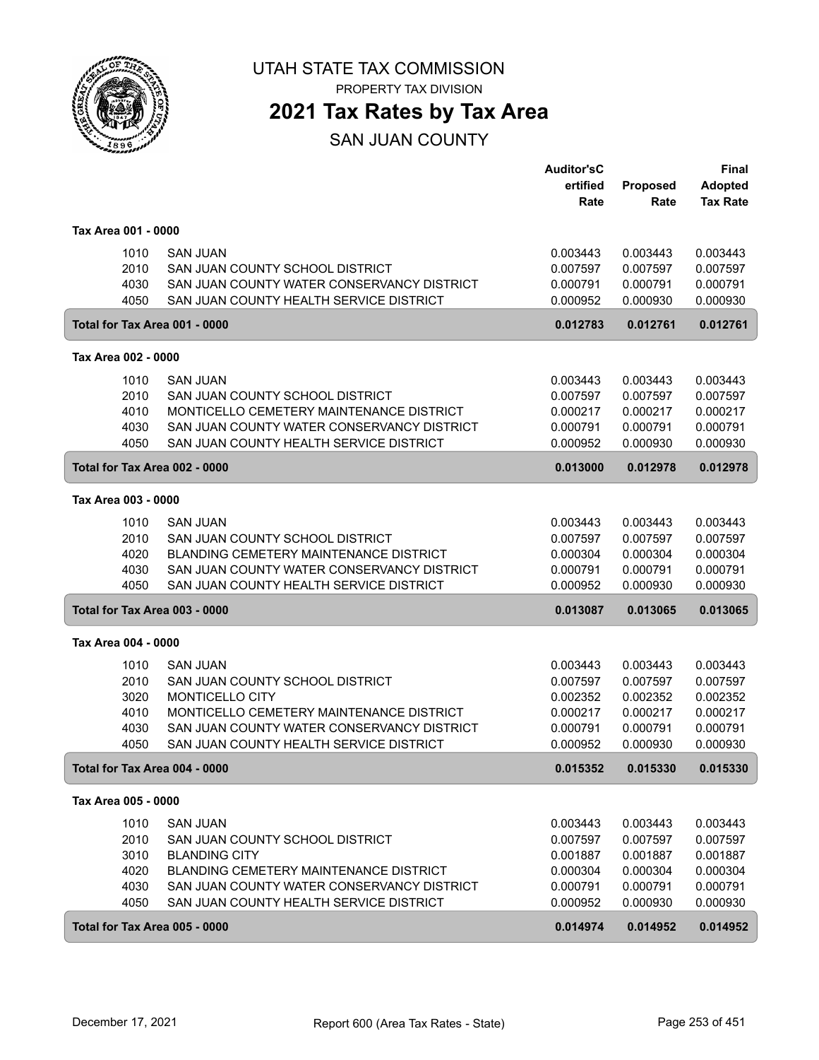# UTAH STATE TAX COMMISSION

PROPERTY TAX DIVISION

## 2021 Tax Rates by Tax Area

SAN JUAN COUNTY

| | | Auditor'sCertified Rate | Proposed Rate | Final Adopted Tax Rate |
|---|---|---|---|---|
| **Tax Area 001 - 0000** | | | | |
| 1010 | SAN JUAN | 0.003443 | 0.003443 | 0.003443 |
| 2010 | SAN JUAN COUNTY SCHOOL DISTRICT | 0.007597 | 0.007597 | 0.007597 |
| 4030 | SAN JUAN COUNTY WATER CONSERVANCY DISTRICT | 0.000791 | 0.000791 | 0.000791 |
| 4050 | SAN JUAN COUNTY HEALTH SERVICE DISTRICT | 0.000952 | 0.000930 | 0.000930 |
| **Total for Tax Area 001 - 0000** | | **0.012783** | **0.012761** | **0.012761** |
| **Tax Area 002 - 0000** | | | | |
| 1010 | SAN JUAN | 0.003443 | 0.003443 | 0.003443 |
| 2010 | SAN JUAN COUNTY SCHOOL DISTRICT | 0.007597 | 0.007597 | 0.007597 |
| 4010 | MONTICELLO CEMETERY MAINTENANCE DISTRICT | 0.000217 | 0.000217 | 0.000217 |
| 4030 | SAN JUAN COUNTY WATER CONSERVANCY DISTRICT | 0.000791 | 0.000791 | 0.000791 |
| 4050 | SAN JUAN COUNTY HEALTH SERVICE DISTRICT | 0.000952 | 0.000930 | 0.000930 |
| **Total for Tax Area 002 - 0000** | | **0.013000** | **0.012978** | **0.012978** |
| **Tax Area 003 - 0000** | | | | |
| 1010 | SAN JUAN | 0.003443 | 0.003443 | 0.003443 |
| 2010 | SAN JUAN COUNTY SCHOOL DISTRICT | 0.007597 | 0.007597 | 0.007597 |
| 4020 | BLANDING CEMETERY MAINTENANCE DISTRICT | 0.000304 | 0.000304 | 0.000304 |
| 4030 | SAN JUAN COUNTY WATER CONSERVANCY DISTRICT | 0.000791 | 0.000791 | 0.000791 |
| 4050 | SAN JUAN COUNTY HEALTH SERVICE DISTRICT | 0.000952 | 0.000930 | 0.000930 |
| **Total for Tax Area 003 - 0000** | | **0.013087** | **0.013065** | **0.013065** |
| **Tax Area 004 - 0000** | | | | |
| 1010 | SAN JUAN | 0.003443 | 0.003443 | 0.003443 |
| 2010 | SAN JUAN COUNTY SCHOOL DISTRICT | 0.007597 | 0.007597 | 0.007597 |
| 3020 | MONTICELLO CITY | 0.002352 | 0.002352 | 0.002352 |
| 4010 | MONTICELLO CEMETERY MAINTENANCE DISTRICT | 0.000217 | 0.000217 | 0.000217 |
| 4030 | SAN JUAN COUNTY WATER CONSERVANCY DISTRICT | 0.000791 | 0.000791 | 0.000791 |
| 4050 | SAN JUAN COUNTY HEALTH SERVICE DISTRICT | 0.000952 | 0.000930 | 0.000930 |
| **Total for Tax Area 004 - 0000** | | **0.015352** | **0.015330** | **0.015330** |
| **Tax Area 005 - 0000** | | | | |
| 1010 | SAN JUAN | 0.003443 | 0.003443 | 0.003443 |
| 2010 | SAN JUAN COUNTY SCHOOL DISTRICT | 0.007597 | 0.007597 | 0.007597 |
| 3010 | BLANDING CITY | 0.001887 | 0.001887 | 0.001887 |
| 4020 | BLANDING CEMETERY MAINTENANCE DISTRICT | 0.000304 | 0.000304 | 0.000304 |
| 4030 | SAN JUAN COUNTY WATER CONSERVANCY DISTRICT | 0.000791 | 0.000791 | 0.000791 |
| 4050 | SAN JUAN COUNTY HEALTH SERVICE DISTRICT | 0.000952 | 0.000930 | 0.000930 |
| **Total for Tax Area 005 - 0000** | | **0.014974** | **0.014952** | **0.014952** |

December 17, 2021 — Report 600 (Area Tax Rates - State)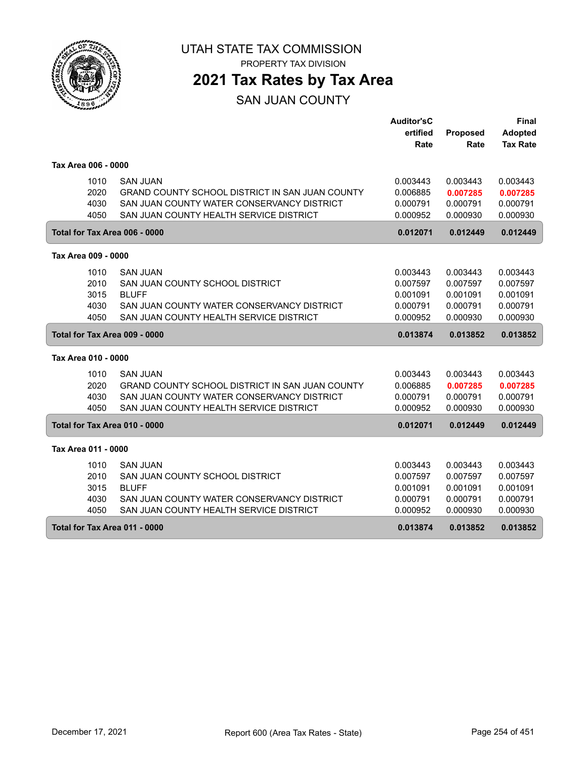# UTAH STATE TAX COMMISSION

PROPERTY TAX DIVISION

## 2021 Tax Rates by Tax Area

### SAN JUAN COUNTY

| | | Auditor'sCertified Rate | Proposed Rate | Final Adopted Tax Rate |
|---|---|---|---|---|
| **Tax Area 006 - 0000** | | | | |
| 1010 | SAN JUAN | 0.003443 | 0.003443 | 0.003443 |
| 2020 | GRAND COUNTY SCHOOL DISTRICT IN SAN JUAN COUNTY | 0.006885 | **0.007285** | **0.007285** |
| 4030 | SAN JUAN COUNTY WATER CONSERVANCY DISTRICT | 0.000791 | 0.000791 | 0.000791 |
| 4050 | SAN JUAN COUNTY HEALTH SERVICE DISTRICT | 0.000952 | 0.000930 | 0.000930 |
| **Total for Tax Area 006 - 0000** | | **0.012071** | **0.012449** | **0.012449** |
| **Tax Area 009 - 0000** | | | | |
| 1010 | SAN JUAN | 0.003443 | 0.003443 | 0.003443 |
| 2010 | SAN JUAN COUNTY SCHOOL DISTRICT | 0.007597 | 0.007597 | 0.007597 |
| 3015 | BLUFF | 0.001091 | 0.001091 | 0.001091 |
| 4030 | SAN JUAN COUNTY WATER CONSERVANCY DISTRICT | 0.000791 | 0.000791 | 0.000791 |
| 4050 | SAN JUAN COUNTY HEALTH SERVICE DISTRICT | 0.000952 | 0.000930 | 0.000930 |
| **Total for Tax Area 009 - 0000** | | **0.013874** | **0.013852** | **0.013852** |
| **Tax Area 010 - 0000** | | | | |
| 1010 | SAN JUAN | 0.003443 | 0.003443 | 0.003443 |
| 2020 | GRAND COUNTY SCHOOL DISTRICT IN SAN JUAN COUNTY | 0.006885 | **0.007285** | **0.007285** |
| 4030 | SAN JUAN COUNTY WATER CONSERVANCY DISTRICT | 0.000791 | 0.000791 | 0.000791 |
| 4050 | SAN JUAN COUNTY HEALTH SERVICE DISTRICT | 0.000952 | 0.000930 | 0.000930 |
| **Total for Tax Area 010 - 0000** | | **0.012071** | **0.012449** | **0.012449** |
| **Tax Area 011 - 0000** | | | | |
| 1010 | SAN JUAN | 0.003443 | 0.003443 | 0.003443 |
| 2010 | SAN JUAN COUNTY SCHOOL DISTRICT | 0.007597 | 0.007597 | 0.007597 |
| 3015 | BLUFF | 0.001091 | 0.001091 | 0.001091 |
| 4030 | SAN JUAN COUNTY WATER CONSERVANCY DISTRICT | 0.000791 | 0.000791 | 0.000791 |
| 4050 | SAN JUAN COUNTY HEALTH SERVICE DISTRICT | 0.000952 | 0.000930 | 0.000930 |
| **Total for Tax Area 011 - 0000** | | **0.013874** | **0.013852** | **0.013852** |

December 17, 2021 — Report 600 (Area Tax Rates - State)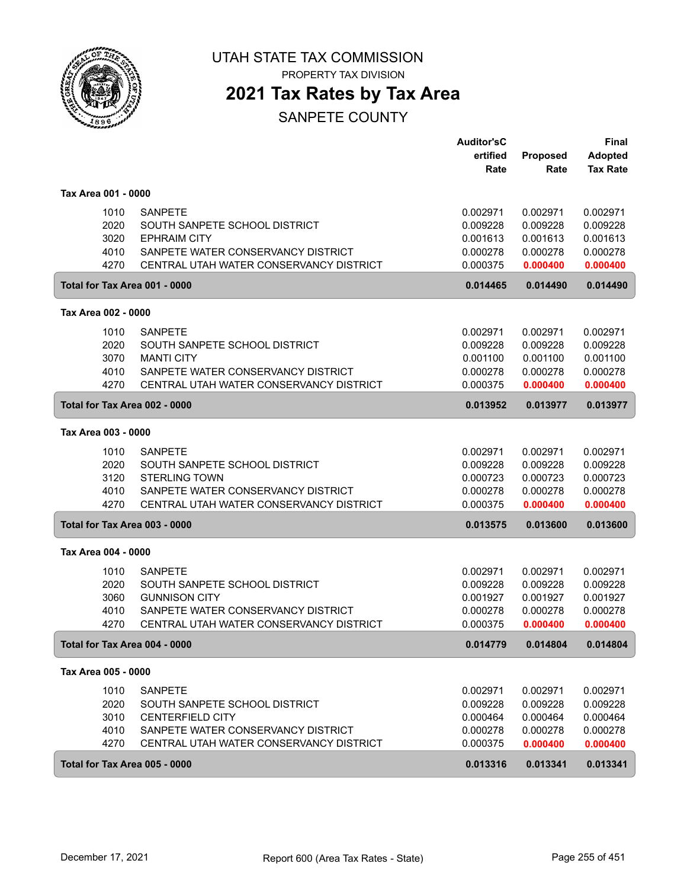# UTAH STATE TAX COMMISSION

PROPERTY TAX DIVISION

## 2021 Tax Rates by Tax Area

SANPETE COUNTY

| | | Auditor's Certified Rate | Proposed Rate | Final Adopted Tax Rate |
|---|---|---|---|---|
| **Tax Area 001 - 0000** | | | | |
| 1010 | SANPETE | 0.002971 | 0.002971 | 0.002971 |
| 2020 | SOUTH SANPETE SCHOOL DISTRICT | 0.009228 | 0.009228 | 0.009228 |
| 3020 | EPHRAIM CITY | 0.001613 | 0.001613 | 0.001613 |
| 4010 | SANPETE WATER CONSERVANCY DISTRICT | 0.000278 | 0.000278 | 0.000278 |
| 4270 | CENTRAL UTAH WATER CONSERVANCY DISTRICT | 0.000375 | **0.000400** | **0.000400** |
| **Total for Tax Area 001 - 0000** | | **0.014465** | **0.014490** | **0.014490** |
| **Tax Area 002 - 0000** | | | | |
| 1010 | SANPETE | 0.002971 | 0.002971 | 0.002971 |
| 2020 | SOUTH SANPETE SCHOOL DISTRICT | 0.009228 | 0.009228 | 0.009228 |
| 3070 | MANTI CITY | 0.001100 | 0.001100 | 0.001100 |
| 4010 | SANPETE WATER CONSERVANCY DISTRICT | 0.000278 | 0.000278 | 0.000278 |
| 4270 | CENTRAL UTAH WATER CONSERVANCY DISTRICT | 0.000375 | **0.000400** | **0.000400** |
| **Total for Tax Area 002 - 0000** | | **0.013952** | **0.013977** | **0.013977** |
| **Tax Area 003 - 0000** | | | | |
| 1010 | SANPETE | 0.002971 | 0.002971 | 0.002971 |
| 2020 | SOUTH SANPETE SCHOOL DISTRICT | 0.009228 | 0.009228 | 0.009228 |
| 3120 | STERLING TOWN | 0.000723 | 0.000723 | 0.000723 |
| 4010 | SANPETE WATER CONSERVANCY DISTRICT | 0.000278 | 0.000278 | 0.000278 |
| 4270 | CENTRAL UTAH WATER CONSERVANCY DISTRICT | 0.000375 | **0.000400** | **0.000400** |
| **Total for Tax Area 003 - 0000** | | **0.013575** | **0.013600** | **0.013600** |
| **Tax Area 004 - 0000** | | | | |
| 1010 | SANPETE | 0.002971 | 0.002971 | 0.002971 |
| 2020 | SOUTH SANPETE SCHOOL DISTRICT | 0.009228 | 0.009228 | 0.009228 |
| 3060 | GUNNISON CITY | 0.001927 | 0.001927 | 0.001927 |
| 4010 | SANPETE WATER CONSERVANCY DISTRICT | 0.000278 | 0.000278 | 0.000278 |
| 4270 | CENTRAL UTAH WATER CONSERVANCY DISTRICT | 0.000375 | **0.000400** | **0.000400** |
| **Total for Tax Area 004 - 0000** | | **0.014779** | **0.014804** | **0.014804** |
| **Tax Area 005 - 0000** | | | | |
| 1010 | SANPETE | 0.002971 | 0.002971 | 0.002971 |
| 2020 | SOUTH SANPETE SCHOOL DISTRICT | 0.009228 | 0.009228 | 0.009228 |
| 3010 | CENTERFIELD CITY | 0.000464 | 0.000464 | 0.000464 |
| 4010 | SANPETE WATER CONSERVANCY DISTRICT | 0.000278 | 0.000278 | 0.000278 |
| 4270 | CENTRAL UTAH WATER CONSERVANCY DISTRICT | 0.000375 | **0.000400** | **0.000400** |
| **Total for Tax Area 005 - 0000** | | **0.013316** | **0.013341** | **0.013341** |

December 17, 2021 — Report 600 (Area Tax Rates - State)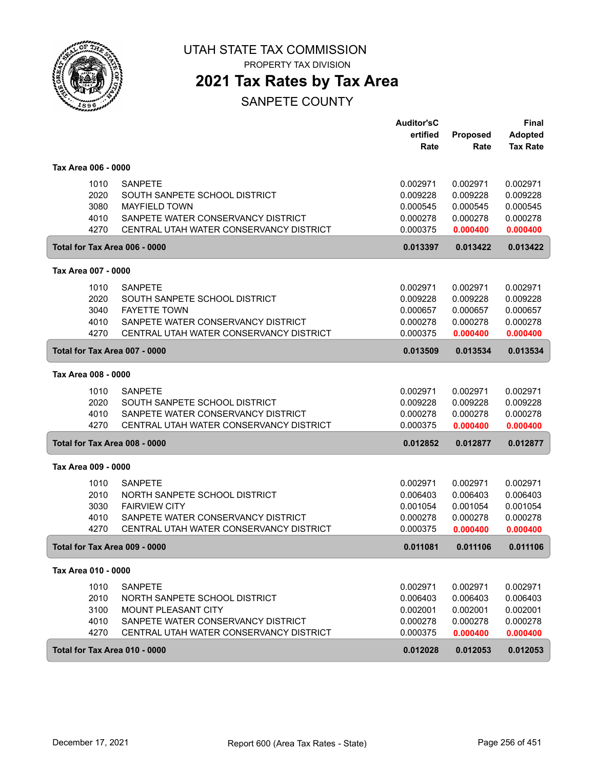# UTAH STATE TAX COMMISSION

PROPERTY TAX DIVISION

## 2021 Tax Rates by Tax Area

### SANPETE COUNTY

| | | Auditor'sCertified Rate | Proposed Rate | Final Adopted Tax Rate |
|---|---|---|---|---|
| **Tax Area 006 - 0000** | | | | |
| 1010 | SANPETE | 0.002971 | 0.002971 | 0.002971 |
| 2020 | SOUTH SANPETE SCHOOL DISTRICT | 0.009228 | 0.009228 | 0.009228 |
| 3080 | MAYFIELD TOWN | 0.000545 | 0.000545 | 0.000545 |
| 4010 | SANPETE WATER CONSERVANCY DISTRICT | 0.000278 | 0.000278 | 0.000278 |
| 4270 | CENTRAL UTAH WATER CONSERVANCY DISTRICT | 0.000375 | **0.000400** | **0.000400** |
| **Total for Tax Area 006 - 0000** | | **0.013397** | **0.013422** | **0.013422** |
| **Tax Area 007 - 0000** | | | | |
| 1010 | SANPETE | 0.002971 | 0.002971 | 0.002971 |
| 2020 | SOUTH SANPETE SCHOOL DISTRICT | 0.009228 | 0.009228 | 0.009228 |
| 3040 | FAYETTE TOWN | 0.000657 | 0.000657 | 0.000657 |
| 4010 | SANPETE WATER CONSERVANCY DISTRICT | 0.000278 | 0.000278 | 0.000278 |
| 4270 | CENTRAL UTAH WATER CONSERVANCY DISTRICT | 0.000375 | **0.000400** | **0.000400** |
| **Total for Tax Area 007 - 0000** | | **0.013509** | **0.013534** | **0.013534** |
| **Tax Area 008 - 0000** | | | | |
| 1010 | SANPETE | 0.002971 | 0.002971 | 0.002971 |
| 2020 | SOUTH SANPETE SCHOOL DISTRICT | 0.009228 | 0.009228 | 0.009228 |
| 4010 | SANPETE WATER CONSERVANCY DISTRICT | 0.000278 | 0.000278 | 0.000278 |
| 4270 | CENTRAL UTAH WATER CONSERVANCY DISTRICT | 0.000375 | **0.000400** | **0.000400** |
| **Total for Tax Area 008 - 0000** | | **0.012852** | **0.012877** | **0.012877** |
| **Tax Area 009 - 0000** | | | | |
| 1010 | SANPETE | 0.002971 | 0.002971 | 0.002971 |
| 2010 | NORTH SANPETE SCHOOL DISTRICT | 0.006403 | 0.006403 | 0.006403 |
| 3030 | FAIRVIEW CITY | 0.001054 | 0.001054 | 0.001054 |
| 4010 | SANPETE WATER CONSERVANCY DISTRICT | 0.000278 | 0.000278 | 0.000278 |
| 4270 | CENTRAL UTAH WATER CONSERVANCY DISTRICT | 0.000375 | **0.000400** | **0.000400** |
| **Total for Tax Area 009 - 0000** | | **0.011081** | **0.011106** | **0.011106** |
| **Tax Area 010 - 0000** | | | | |
| 1010 | SANPETE | 0.002971 | 0.002971 | 0.002971 |
| 2010 | NORTH SANPETE SCHOOL DISTRICT | 0.006403 | 0.006403 | 0.006403 |
| 3100 | MOUNT PLEASANT CITY | 0.002001 | 0.002001 | 0.002001 |
| 4010 | SANPETE WATER CONSERVANCY DISTRICT | 0.000278 | 0.000278 | 0.000278 |
| 4270 | CENTRAL UTAH WATER CONSERVANCY DISTRICT | 0.000375 | **0.000400** | **0.000400** |
| **Total for Tax Area 010 - 0000** | | **0.012028** | **0.012053** | **0.012053** |

December 17, 2021 — Report 600 (Area Tax Rates - State)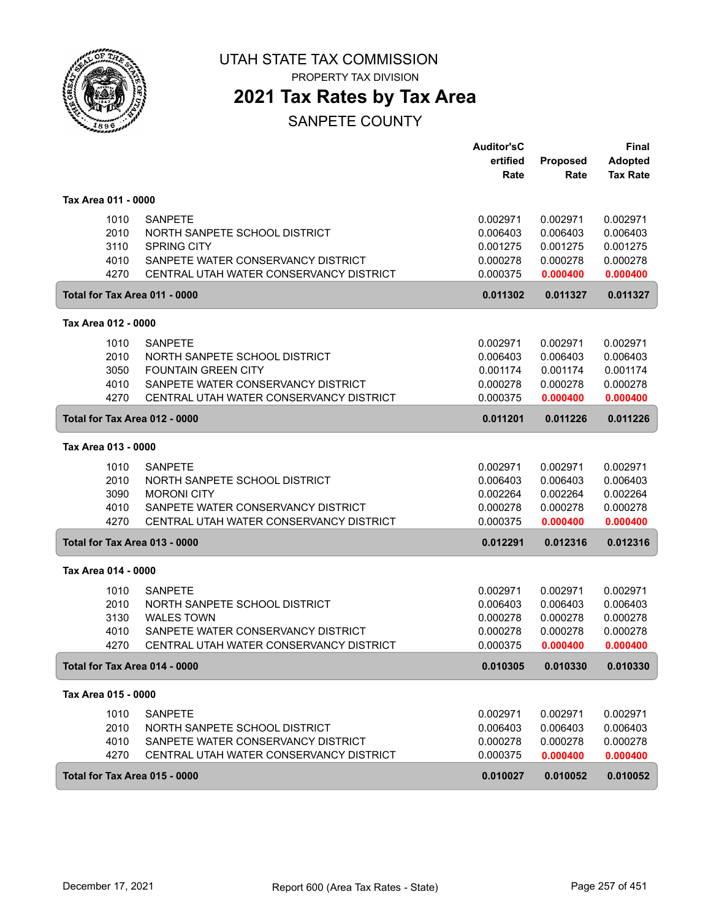# UTAH STATE TAX COMMISSION

PROPERTY TAX DIVISION

## 2021 Tax Rates by Tax Area

SANPETE COUNTY

| | | Auditor'sCertified Rate | Proposed Rate | Final Adopted Tax Rate |
|---|---|---|---|---|
| **Tax Area 011 - 0000** | | | | |
| 1010 | SANPETE | 0.002971 | 0.002971 | 0.002971 |
| 2010 | NORTH SANPETE SCHOOL DISTRICT | 0.006403 | 0.006403 | 0.006403 |
| 3110 | SPRING CITY | 0.001275 | 0.001275 | 0.001275 |
| 4010 | SANPETE WATER CONSERVANCY DISTRICT | 0.000278 | 0.000278 | 0.000278 |
| 4270 | CENTRAL UTAH WATER CONSERVANCY DISTRICT | 0.000375 | 0.000400 | 0.000400 |
| **Total for Tax Area 011 - 0000** | | **0.011302** | **0.011327** | **0.011327** |
| **Tax Area 012 - 0000** | | | | |
| 1010 | SANPETE | 0.002971 | 0.002971 | 0.002971 |
| 2010 | NORTH SANPETE SCHOOL DISTRICT | 0.006403 | 0.006403 | 0.006403 |
| 3050 | FOUNTAIN GREEN CITY | 0.001174 | 0.001174 | 0.001174 |
| 4010 | SANPETE WATER CONSERVANCY DISTRICT | 0.000278 | 0.000278 | 0.000278 |
| 4270 | CENTRAL UTAH WATER CONSERVANCY DISTRICT | 0.000375 | 0.000400 | 0.000400 |
| **Total for Tax Area 012 - 0000** | | **0.011201** | **0.011226** | **0.011226** |
| **Tax Area 013 - 0000** | | | | |
| 1010 | SANPETE | 0.002971 | 0.002971 | 0.002971 |
| 2010 | NORTH SANPETE SCHOOL DISTRICT | 0.006403 | 0.006403 | 0.006403 |
| 3090 | MORONI CITY | 0.002264 | 0.002264 | 0.002264 |
| 4010 | SANPETE WATER CONSERVANCY DISTRICT | 0.000278 | 0.000278 | 0.000278 |
| 4270 | CENTRAL UTAH WATER CONSERVANCY DISTRICT | 0.000375 | 0.000400 | 0.000400 |
| **Total for Tax Area 013 - 0000** | | **0.012291** | **0.012316** | **0.012316** |
| **Tax Area 014 - 0000** | | | | |
| 1010 | SANPETE | 0.002971 | 0.002971 | 0.002971 |
| 2010 | NORTH SANPETE SCHOOL DISTRICT | 0.006403 | 0.006403 | 0.006403 |
| 3130 | WALES TOWN | 0.000278 | 0.000278 | 0.000278 |
| 4010 | SANPETE WATER CONSERVANCY DISTRICT | 0.000278 | 0.000278 | 0.000278 |
| 4270 | CENTRAL UTAH WATER CONSERVANCY DISTRICT | 0.000375 | 0.000400 | 0.000400 |
| **Total for Tax Area 014 - 0000** | | **0.010305** | **0.010330** | **0.010330** |
| **Tax Area 015 - 0000** | | | | |
| 1010 | SANPETE | 0.002971 | 0.002971 | 0.002971 |
| 2010 | NORTH SANPETE SCHOOL DISTRICT | 0.006403 | 0.006403 | 0.006403 |
| 4010 | SANPETE WATER CONSERVANCY DISTRICT | 0.000278 | 0.000278 | 0.000278 |
| 4270 | CENTRAL UTAH WATER CONSERVANCY DISTRICT | 0.000375 | 0.000400 | 0.000400 |
| **Total for Tax Area 015 - 0000** | | **0.010027** | **0.010052** | **0.010052** |

December 17, 2021 — Report 600 (Area Tax Rates - State)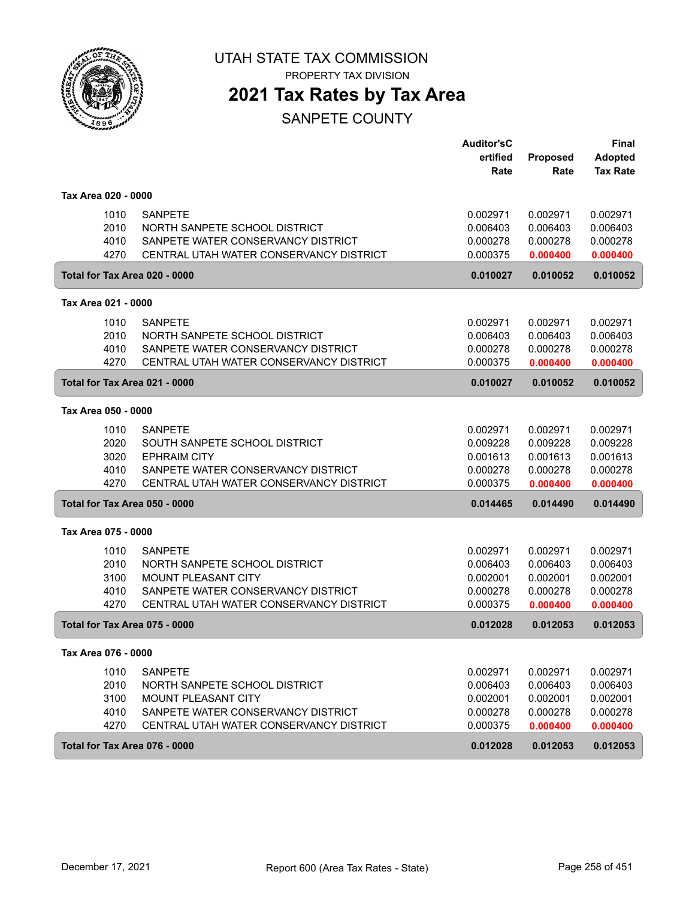# UTAH STATE TAX COMMISSION

PROPERTY TAX DIVISION

## 2021 Tax Rates by Tax Area

SANPETE COUNTY

| | | Auditor's Certified Rate | Proposed Rate | Final Adopted Tax Rate |
|---|---|---|---|---|
| **Tax Area 020 - 0000** | | | | |
| 1010 | SANPETE | 0.002971 | 0.002971 | 0.002971 |
| 2010 | NORTH SANPETE SCHOOL DISTRICT | 0.006403 | 0.006403 | 0.006403 |
| 4010 | SANPETE WATER CONSERVANCY DISTRICT | 0.000278 | 0.000278 | 0.000278 |
| 4270 | CENTRAL UTAH WATER CONSERVANCY DISTRICT | 0.000375 | 0.000400 | 0.000400 |
| **Total for Tax Area 020 - 0000** | | **0.010027** | **0.010052** | **0.010052** |
| **Tax Area 021 - 0000** | | | | |
| 1010 | SANPETE | 0.002971 | 0.002971 | 0.002971 |
| 2010 | NORTH SANPETE SCHOOL DISTRICT | 0.006403 | 0.006403 | 0.006403 |
| 4010 | SANPETE WATER CONSERVANCY DISTRICT | 0.000278 | 0.000278 | 0.000278 |
| 4270 | CENTRAL UTAH WATER CONSERVANCY DISTRICT | 0.000375 | 0.000400 | 0.000400 |
| **Total for Tax Area 021 - 0000** | | **0.010027** | **0.010052** | **0.010052** |
| **Tax Area 050 - 0000** | | | | |
| 1010 | SANPETE | 0.002971 | 0.002971 | 0.002971 |
| 2020 | SOUTH SANPETE SCHOOL DISTRICT | 0.009228 | 0.009228 | 0.009228 |
| 3020 | EPHRAIM CITY | 0.001613 | 0.001613 | 0.001613 |
| 4010 | SANPETE WATER CONSERVANCY DISTRICT | 0.000278 | 0.000278 | 0.000278 |
| 4270 | CENTRAL UTAH WATER CONSERVANCY DISTRICT | 0.000375 | 0.000400 | 0.000400 |
| **Total for Tax Area 050 - 0000** | | **0.014465** | **0.014490** | **0.014490** |
| **Tax Area 075 - 0000** | | | | |
| 1010 | SANPETE | 0.002971 | 0.002971 | 0.002971 |
| 2010 | NORTH SANPETE SCHOOL DISTRICT | 0.006403 | 0.006403 | 0.006403 |
| 3100 | MOUNT PLEASANT CITY | 0.002001 | 0.002001 | 0.002001 |
| 4010 | SANPETE WATER CONSERVANCY DISTRICT | 0.000278 | 0.000278 | 0.000278 |
| 4270 | CENTRAL UTAH WATER CONSERVANCY DISTRICT | 0.000375 | 0.000400 | 0.000400 |
| **Total for Tax Area 075 - 0000** | | **0.012028** | **0.012053** | **0.012053** |
| **Tax Area 076 - 0000** | | | | |
| 1010 | SANPETE | 0.002971 | 0.002971 | 0.002971 |
| 2010 | NORTH SANPETE SCHOOL DISTRICT | 0.006403 | 0.006403 | 0.006403 |
| 3100 | MOUNT PLEASANT CITY | 0.002001 | 0.002001 | 0.002001 |
| 4010 | SANPETE WATER CONSERVANCY DISTRICT | 0.000278 | 0.000278 | 0.000278 |
| 4270 | CENTRAL UTAH WATER CONSERVANCY DISTRICT | 0.000375 | 0.000400 | 0.000400 |
| **Total for Tax Area 076 - 0000** | | **0.012028** | **0.012053** | **0.012053** |

December 17, 2021 — Report 600 (Area Tax Rates - State)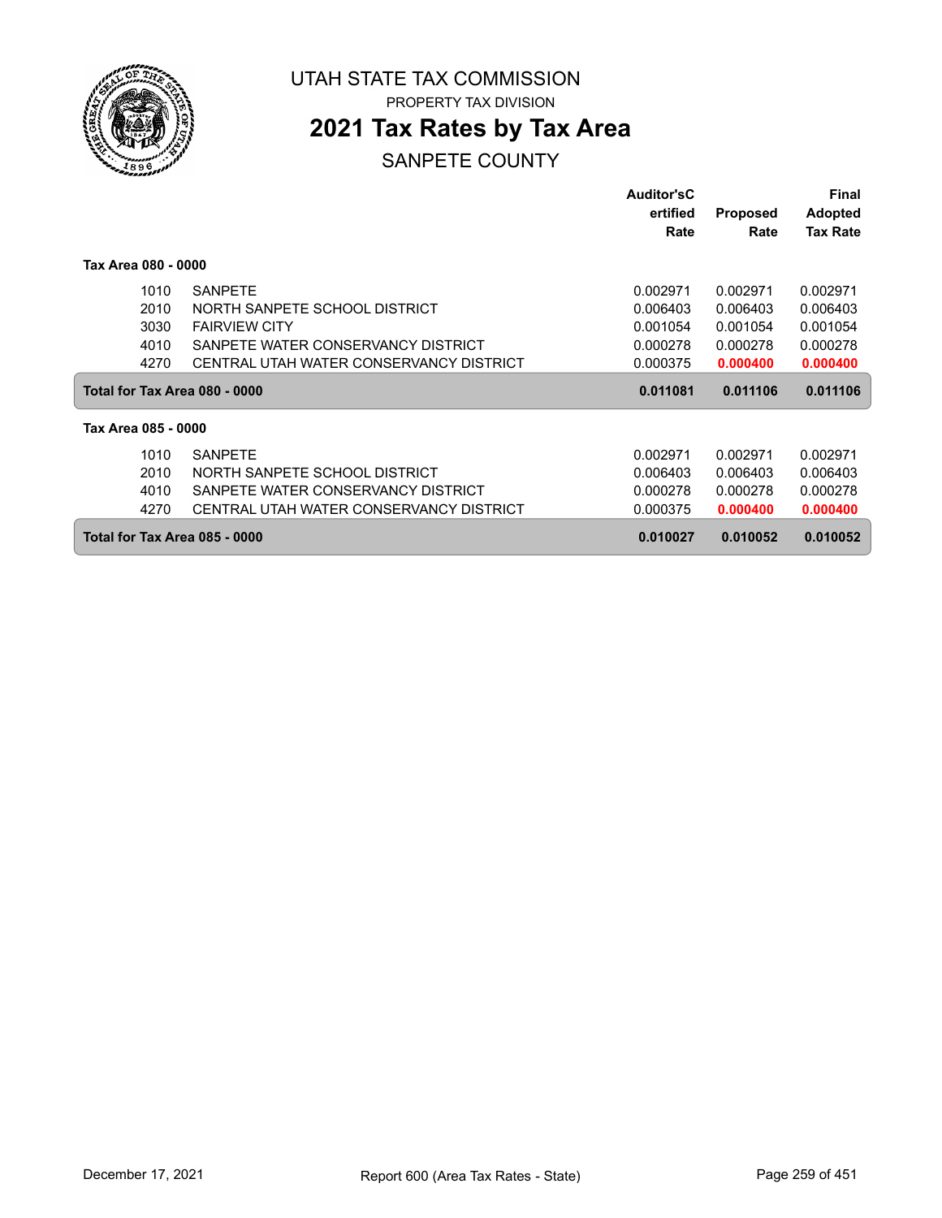# UTAH STATE TAX COMMISSION

PROPERTY TAX DIVISION

## 2021 Tax Rates by Tax Area

SANPETE COUNTY

| | | Auditor'sC ertified Rate | Proposed Rate | Final Adopted Tax Rate |
|---|---|---|---|---|
| **Tax Area 080 - 0000** | | | | |
| 1010 | SANPETE | 0.002971 | 0.002971 | 0.002971 |
| 2010 | NORTH SANPETE SCHOOL DISTRICT | 0.006403 | 0.006403 | 0.006403 |
| 3030 | FAIRVIEW CITY | 0.001054 | 0.001054 | 0.001054 |
| 4010 | SANPETE WATER CONSERVANCY DISTRICT | 0.000278 | 0.000278 | 0.000278 |
| 4270 | CENTRAL UTAH WATER CONSERVANCY DISTRICT | 0.000375 | **0.000400** | **0.000400** |
| **Total for Tax Area 080 - 0000** | | **0.011081** | **0.011106** | **0.011106** |
| **Tax Area 085 - 0000** | | | | |
| 1010 | SANPETE | 0.002971 | 0.002971 | 0.002971 |
| 2010 | NORTH SANPETE SCHOOL DISTRICT | 0.006403 | 0.006403 | 0.006403 |
| 4010 | SANPETE WATER CONSERVANCY DISTRICT | 0.000278 | 0.000278 | 0.000278 |
| 4270 | CENTRAL UTAH WATER CONSERVANCY DISTRICT | 0.000375 | **0.000400** | **0.000400** |
| **Total for Tax Area 085 - 0000** | | **0.010027** | **0.010052** | **0.010052** |

December 17, 2021 Report 600 (Area Tax Rates - State)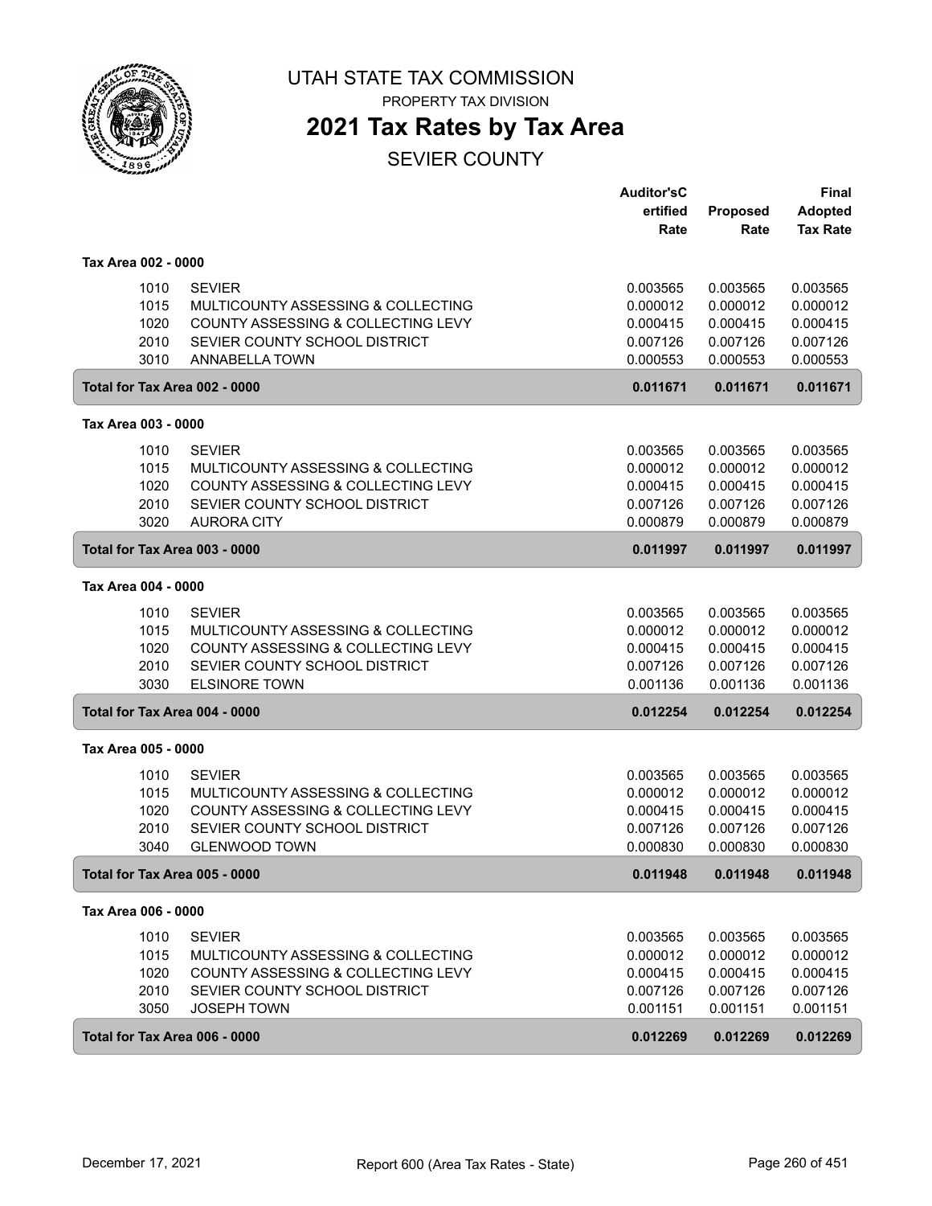# UTAH STATE TAX COMMISSION

PROPERTY TAX DIVISION

## 2021 Tax Rates by Tax Area

SEVIER COUNTY

| | | Auditor'sC ertified Rate | Proposed Rate | Final Adopted Tax Rate |
|---|---|---|---|---|
| **Tax Area 002 - 0000** | | | | |
| 1010 | SEVIER | 0.003565 | 0.003565 | 0.003565 |
| 1015 | MULTICOUNTY ASSESSING & COLLECTING | 0.000012 | 0.000012 | 0.000012 |
| 1020 | COUNTY ASSESSING & COLLECTING LEVY | 0.000415 | 0.000415 | 0.000415 |
| 2010 | SEVIER COUNTY SCHOOL DISTRICT | 0.007126 | 0.007126 | 0.007126 |
| 3010 | ANNABELLA TOWN | 0.000553 | 0.000553 | 0.000553 |
| **Total for Tax Area 002 - 0000** | | **0.011671** | **0.011671** | **0.011671** |
| **Tax Area 003 - 0000** | | | | |
| 1010 | SEVIER | 0.003565 | 0.003565 | 0.003565 |
| 1015 | MULTICOUNTY ASSESSING & COLLECTING | 0.000012 | 0.000012 | 0.000012 |
| 1020 | COUNTY ASSESSING & COLLECTING LEVY | 0.000415 | 0.000415 | 0.000415 |
| 2010 | SEVIER COUNTY SCHOOL DISTRICT | 0.007126 | 0.007126 | 0.007126 |
| 3020 | AURORA CITY | 0.000879 | 0.000879 | 0.000879 |
| **Total for Tax Area 003 - 0000** | | **0.011997** | **0.011997** | **0.011997** |
| **Tax Area 004 - 0000** | | | | |
| 1010 | SEVIER | 0.003565 | 0.003565 | 0.003565 |
| 1015 | MULTICOUNTY ASSESSING & COLLECTING | 0.000012 | 0.000012 | 0.000012 |
| 1020 | COUNTY ASSESSING & COLLECTING LEVY | 0.000415 | 0.000415 | 0.000415 |
| 2010 | SEVIER COUNTY SCHOOL DISTRICT | 0.007126 | 0.007126 | 0.007126 |
| 3030 | ELSINORE TOWN | 0.001136 | 0.001136 | 0.001136 |
| **Total for Tax Area 004 - 0000** | | **0.012254** | **0.012254** | **0.012254** |
| **Tax Area 005 - 0000** | | | | |
| 1010 | SEVIER | 0.003565 | 0.003565 | 0.003565 |
| 1015 | MULTICOUNTY ASSESSING & COLLECTING | 0.000012 | 0.000012 | 0.000012 |
| 1020 | COUNTY ASSESSING & COLLECTING LEVY | 0.000415 | 0.000415 | 0.000415 |
| 2010 | SEVIER COUNTY SCHOOL DISTRICT | 0.007126 | 0.007126 | 0.007126 |
| 3040 | GLENWOOD TOWN | 0.000830 | 0.000830 | 0.000830 |
| **Total for Tax Area 005 - 0000** | | **0.011948** | **0.011948** | **0.011948** |
| **Tax Area 006 - 0000** | | | | |
| 1010 | SEVIER | 0.003565 | 0.003565 | 0.003565 |
| 1015 | MULTICOUNTY ASSESSING & COLLECTING | 0.000012 | 0.000012 | 0.000012 |
| 1020 | COUNTY ASSESSING & COLLECTING LEVY | 0.000415 | 0.000415 | 0.000415 |
| 2010 | SEVIER COUNTY SCHOOL DISTRICT | 0.007126 | 0.007126 | 0.007126 |
| 3050 | JOSEPH TOWN | 0.001151 | 0.001151 | 0.001151 |
| **Total for Tax Area 006 - 0000** | | **0.012269** | **0.012269** | **0.012269** |

December 17, 2021 — Report 600 (Area Tax Rates - State)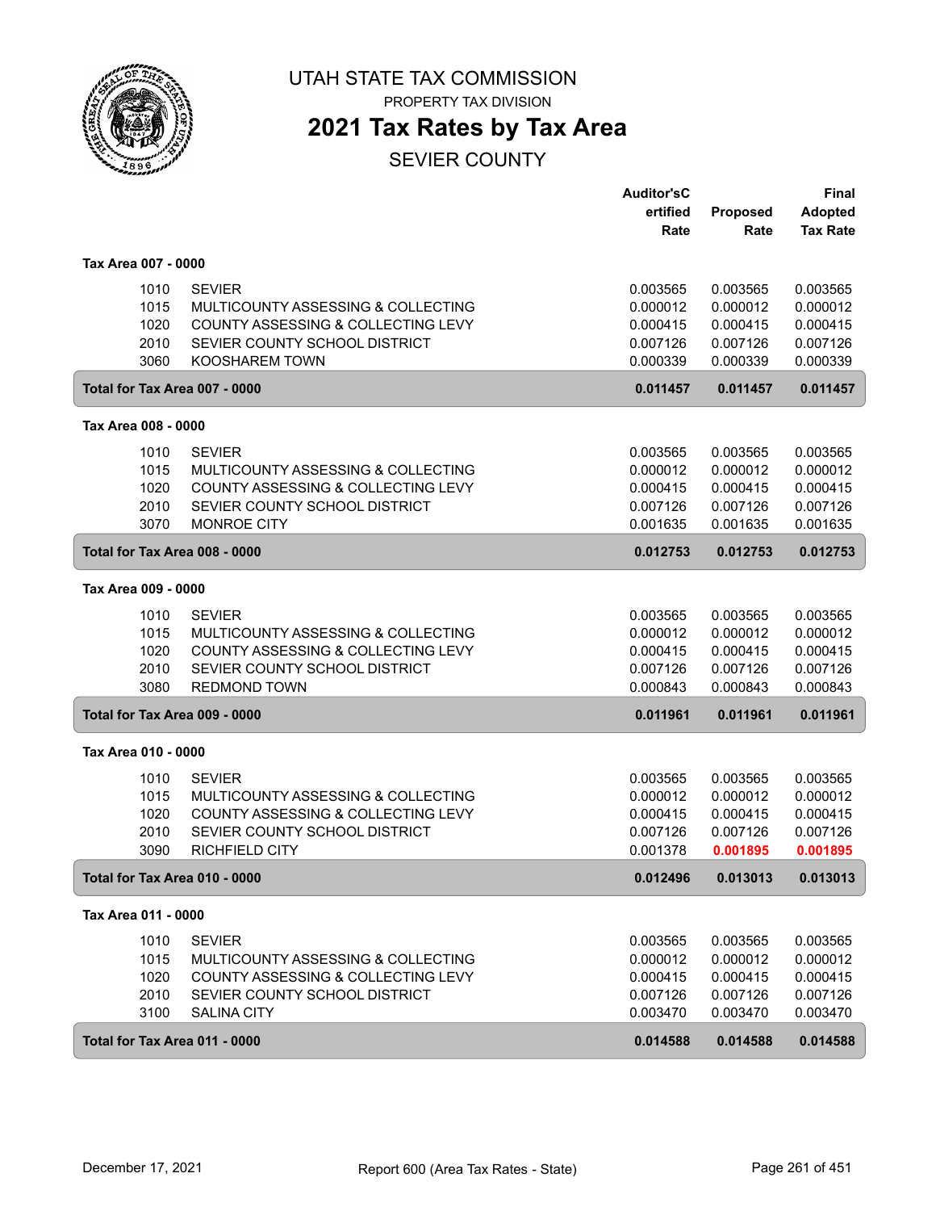# UTAH STATE TAX COMMISSION

PROPERTY TAX DIVISION

## 2021 Tax Rates by Tax Area

SEVIER COUNTY

| | | Auditor's Certified Rate | Proposed Rate | Final Adopted Tax Rate |
|---|---|---|---|---|
| **Tax Area 007 - 0000** | | | | |
| 1010 | SEVIER | 0.003565 | 0.003565 | 0.003565 |
| 1015 | MULTICOUNTY ASSESSING & COLLECTING | 0.000012 | 0.000012 | 0.000012 |
| 1020 | COUNTY ASSESSING & COLLECTING LEVY | 0.000415 | 0.000415 | 0.000415 |
| 2010 | SEVIER COUNTY SCHOOL DISTRICT | 0.007126 | 0.007126 | 0.007126 |
| 3060 | KOOSHAREM TOWN | 0.000339 | 0.000339 | 0.000339 |
| **Total for Tax Area 007 - 0000** | | **0.011457** | **0.011457** | **0.011457** |
| **Tax Area 008 - 0000** | | | | |
| 1010 | SEVIER | 0.003565 | 0.003565 | 0.003565 |
| 1015 | MULTICOUNTY ASSESSING & COLLECTING | 0.000012 | 0.000012 | 0.000012 |
| 1020 | COUNTY ASSESSING & COLLECTING LEVY | 0.000415 | 0.000415 | 0.000415 |
| 2010 | SEVIER COUNTY SCHOOL DISTRICT | 0.007126 | 0.007126 | 0.007126 |
| 3070 | MONROE CITY | 0.001635 | 0.001635 | 0.001635 |
| **Total for Tax Area 008 - 0000** | | **0.012753** | **0.012753** | **0.012753** |
| **Tax Area 009 - 0000** | | | | |
| 1010 | SEVIER | 0.003565 | 0.003565 | 0.003565 |
| 1015 | MULTICOUNTY ASSESSING & COLLECTING | 0.000012 | 0.000012 | 0.000012 |
| 1020 | COUNTY ASSESSING & COLLECTING LEVY | 0.000415 | 0.000415 | 0.000415 |
| 2010 | SEVIER COUNTY SCHOOL DISTRICT | 0.007126 | 0.007126 | 0.007126 |
| 3080 | REDMOND TOWN | 0.000843 | 0.000843 | 0.000843 |
| **Total for Tax Area 009 - 0000** | | **0.011961** | **0.011961** | **0.011961** |
| **Tax Area 010 - 0000** | | | | |
| 1010 | SEVIER | 0.003565 | 0.003565 | 0.003565 |
| 1015 | MULTICOUNTY ASSESSING & COLLECTING | 0.000012 | 0.000012 | 0.000012 |
| 1020 | COUNTY ASSESSING & COLLECTING LEVY | 0.000415 | 0.000415 | 0.000415 |
| 2010 | SEVIER COUNTY SCHOOL DISTRICT | 0.007126 | 0.007126 | 0.007126 |
| 3090 | RICHFIELD CITY | 0.001378 | 0.001895 | 0.001895 |
| **Total for Tax Area 010 - 0000** | | **0.012496** | **0.013013** | **0.013013** |
| **Tax Area 011 - 0000** | | | | |
| 1010 | SEVIER | 0.003565 | 0.003565 | 0.003565 |
| 1015 | MULTICOUNTY ASSESSING & COLLECTING | 0.000012 | 0.000012 | 0.000012 |
| 1020 | COUNTY ASSESSING & COLLECTING LEVY | 0.000415 | 0.000415 | 0.000415 |
| 2010 | SEVIER COUNTY SCHOOL DISTRICT | 0.007126 | 0.007126 | 0.007126 |
| 3100 | SALINA CITY | 0.003470 | 0.003470 | 0.003470 |
| **Total for Tax Area 011 - 0000** | | **0.014588** | **0.014588** | **0.014588** |

December 17, 2021 Report 600 (Area Tax Rates - State)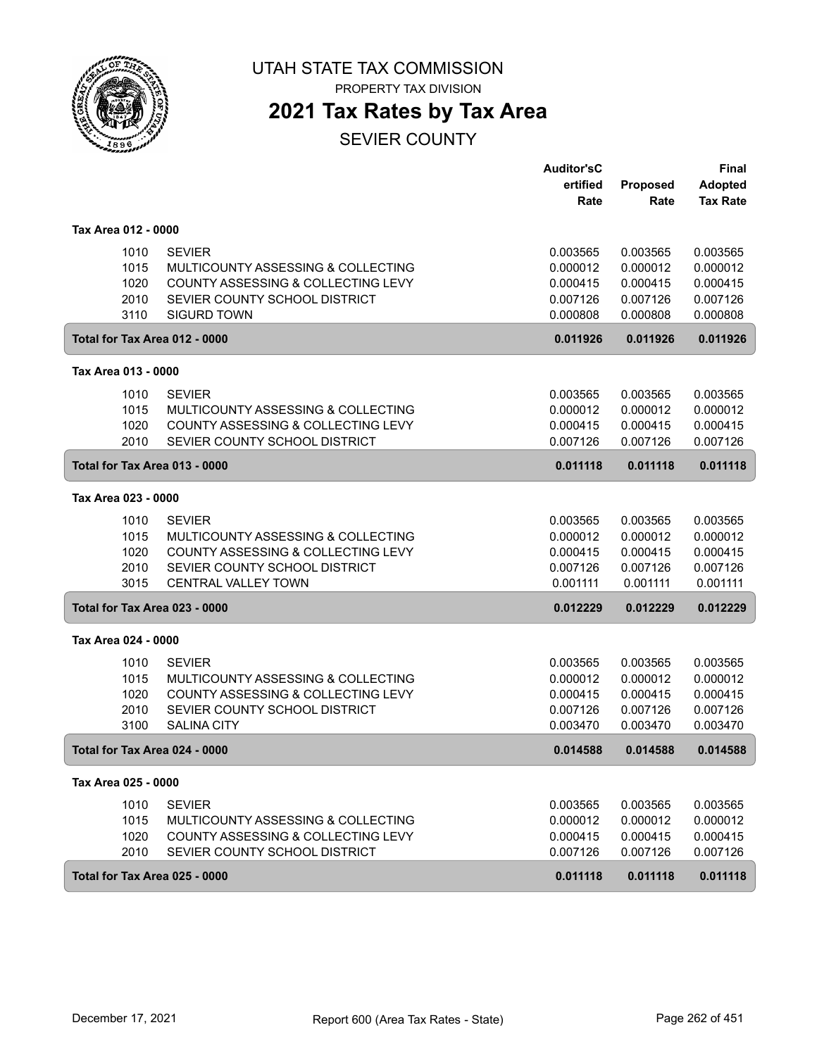UTAH STATE TAX COMMISSION

PROPERTY TAX DIVISION

# 2021 Tax Rates by Tax Area

## SEVIER COUNTY

| | | Auditor'sCertified Rate | Proposed Rate | Final Adopted Tax Rate |
|---|---|---|---|---|
| **Tax Area 012 - 0000** | | | | |
| 1010 | SEVIER | 0.003565 | 0.003565 | 0.003565 |
| 1015 | MULTICOUNTY ASSESSING & COLLECTING | 0.000012 | 0.000012 | 0.000012 |
| 1020 | COUNTY ASSESSING & COLLECTING LEVY | 0.000415 | 0.000415 | 0.000415 |
| 2010 | SEVIER COUNTY SCHOOL DISTRICT | 0.007126 | 0.007126 | 0.007126 |
| 3110 | SIGURD TOWN | 0.000808 | 0.000808 | 0.000808 |
| **Total for Tax Area 012 - 0000** | | **0.011926** | **0.011926** | **0.011926** |
| **Tax Area 013 - 0000** | | | | |
| 1010 | SEVIER | 0.003565 | 0.003565 | 0.003565 |
| 1015 | MULTICOUNTY ASSESSING & COLLECTING | 0.000012 | 0.000012 | 0.000012 |
| 1020 | COUNTY ASSESSING & COLLECTING LEVY | 0.000415 | 0.000415 | 0.000415 |
| 2010 | SEVIER COUNTY SCHOOL DISTRICT | 0.007126 | 0.007126 | 0.007126 |
| **Total for Tax Area 013 - 0000** | | **0.011118** | **0.011118** | **0.011118** |
| **Tax Area 023 - 0000** | | | | |
| 1010 | SEVIER | 0.003565 | 0.003565 | 0.003565 |
| 1015 | MULTICOUNTY ASSESSING & COLLECTING | 0.000012 | 0.000012 | 0.000012 |
| 1020 | COUNTY ASSESSING & COLLECTING LEVY | 0.000415 | 0.000415 | 0.000415 |
| 2010 | SEVIER COUNTY SCHOOL DISTRICT | 0.007126 | 0.007126 | 0.007126 |
| 3015 | CENTRAL VALLEY TOWN | 0.001111 | 0.001111 | 0.001111 |
| **Total for Tax Area 023 - 0000** | | **0.012229** | **0.012229** | **0.012229** |
| **Tax Area 024 - 0000** | | | | |
| 1010 | SEVIER | 0.003565 | 0.003565 | 0.003565 |
| 1015 | MULTICOUNTY ASSESSING & COLLECTING | 0.000012 | 0.000012 | 0.000012 |
| 1020 | COUNTY ASSESSING & COLLECTING LEVY | 0.000415 | 0.000415 | 0.000415 |
| 2010 | SEVIER COUNTY SCHOOL DISTRICT | 0.007126 | 0.007126 | 0.007126 |
| 3100 | SALINA CITY | 0.003470 | 0.003470 | 0.003470 |
| **Total for Tax Area 024 - 0000** | | **0.014588** | **0.014588** | **0.014588** |
| **Tax Area 025 - 0000** | | | | |
| 1010 | SEVIER | 0.003565 | 0.003565 | 0.003565 |
| 1015 | MULTICOUNTY ASSESSING & COLLECTING | 0.000012 | 0.000012 | 0.000012 |
| 1020 | COUNTY ASSESSING & COLLECTING LEVY | 0.000415 | 0.000415 | 0.000415 |
| 2010 | SEVIER COUNTY SCHOOL DISTRICT | 0.007126 | 0.007126 | 0.007126 |
| **Total for Tax Area 025 - 0000** | | **0.011118** | **0.011118** | **0.011118** |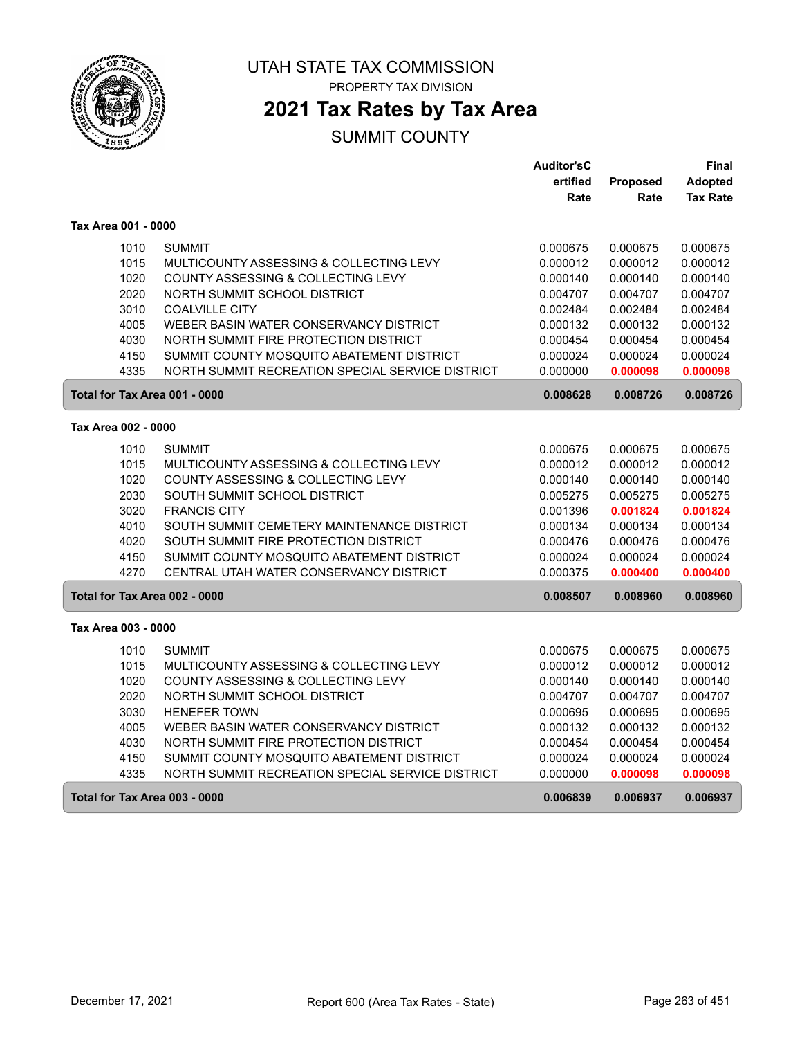# UTAH STATE TAX COMMISSION

PROPERTY TAX DIVISION

## 2021 Tax Rates by Tax Area

SUMMIT COUNTY

| | | Auditor'sCertified Rate | Proposed Rate | Final Adopted Tax Rate |
|---|---|---|---|---|
| **Tax Area 001 - 0000** | | | | |
| 1010 | SUMMIT | 0.000675 | 0.000675 | 0.000675 |
| 1015 | MULTICOUNTY ASSESSING & COLLECTING LEVY | 0.000012 | 0.000012 | 0.000012 |
| 1020 | COUNTY ASSESSING & COLLECTING LEVY | 0.000140 | 0.000140 | 0.000140 |
| 2020 | NORTH SUMMIT SCHOOL DISTRICT | 0.004707 | 0.004707 | 0.004707 |
| 3010 | COALVILLE CITY | 0.002484 | 0.002484 | 0.002484 |
| 4005 | WEBER BASIN WATER CONSERVANCY DISTRICT | 0.000132 | 0.000132 | 0.000132 |
| 4030 | NORTH SUMMIT FIRE PROTECTION DISTRICT | 0.000454 | 0.000454 | 0.000454 |
| 4150 | SUMMIT COUNTY MOSQUITO ABATEMENT DISTRICT | 0.000024 | 0.000024 | 0.000024 |
| 4335 | NORTH SUMMIT RECREATION SPECIAL SERVICE DISTRICT | 0.000000 | 0.000098 | 0.000098 |
| **Total for Tax Area 001 - 0000** | | **0.008628** | **0.008726** | **0.008726** |
| **Tax Area 002 - 0000** | | | | |
| 1010 | SUMMIT | 0.000675 | 0.000675 | 0.000675 |
| 1015 | MULTICOUNTY ASSESSING & COLLECTING LEVY | 0.000012 | 0.000012 | 0.000012 |
| 1020 | COUNTY ASSESSING & COLLECTING LEVY | 0.000140 | 0.000140 | 0.000140 |
| 2030 | SOUTH SUMMIT SCHOOL DISTRICT | 0.005275 | 0.005275 | 0.005275 |
| 3020 | FRANCIS CITY | 0.001396 | 0.001824 | 0.001824 |
| 4010 | SOUTH SUMMIT CEMETERY MAINTENANCE DISTRICT | 0.000134 | 0.000134 | 0.000134 |
| 4020 | SOUTH SUMMIT FIRE PROTECTION DISTRICT | 0.000476 | 0.000476 | 0.000476 |
| 4150 | SUMMIT COUNTY MOSQUITO ABATEMENT DISTRICT | 0.000024 | 0.000024 | 0.000024 |
| 4270 | CENTRAL UTAH WATER CONSERVANCY DISTRICT | 0.000375 | 0.000400 | 0.000400 |
| **Total for Tax Area 002 - 0000** | | **0.008507** | **0.008960** | **0.008960** |
| **Tax Area 003 - 0000** | | | | |
| 1010 | SUMMIT | 0.000675 | 0.000675 | 0.000675 |
| 1015 | MULTICOUNTY ASSESSING & COLLECTING LEVY | 0.000012 | 0.000012 | 0.000012 |
| 1020 | COUNTY ASSESSING & COLLECTING LEVY | 0.000140 | 0.000140 | 0.000140 |
| 2020 | NORTH SUMMIT SCHOOL DISTRICT | 0.004707 | 0.004707 | 0.004707 |
| 3030 | HENEFER TOWN | 0.000695 | 0.000695 | 0.000695 |
| 4005 | WEBER BASIN WATER CONSERVANCY DISTRICT | 0.000132 | 0.000132 | 0.000132 |
| 4030 | NORTH SUMMIT FIRE PROTECTION DISTRICT | 0.000454 | 0.000454 | 0.000454 |
| 4150 | SUMMIT COUNTY MOSQUITO ABATEMENT DISTRICT | 0.000024 | 0.000024 | 0.000024 |
| 4335 | NORTH SUMMIT RECREATION SPECIAL SERVICE DISTRICT | 0.000000 | 0.000098 | 0.000098 |
| **Total for Tax Area 003 - 0000** | | **0.006839** | **0.006937** | **0.006937** |

December 17, 2021 — Report 600 (Area Tax Rates - State)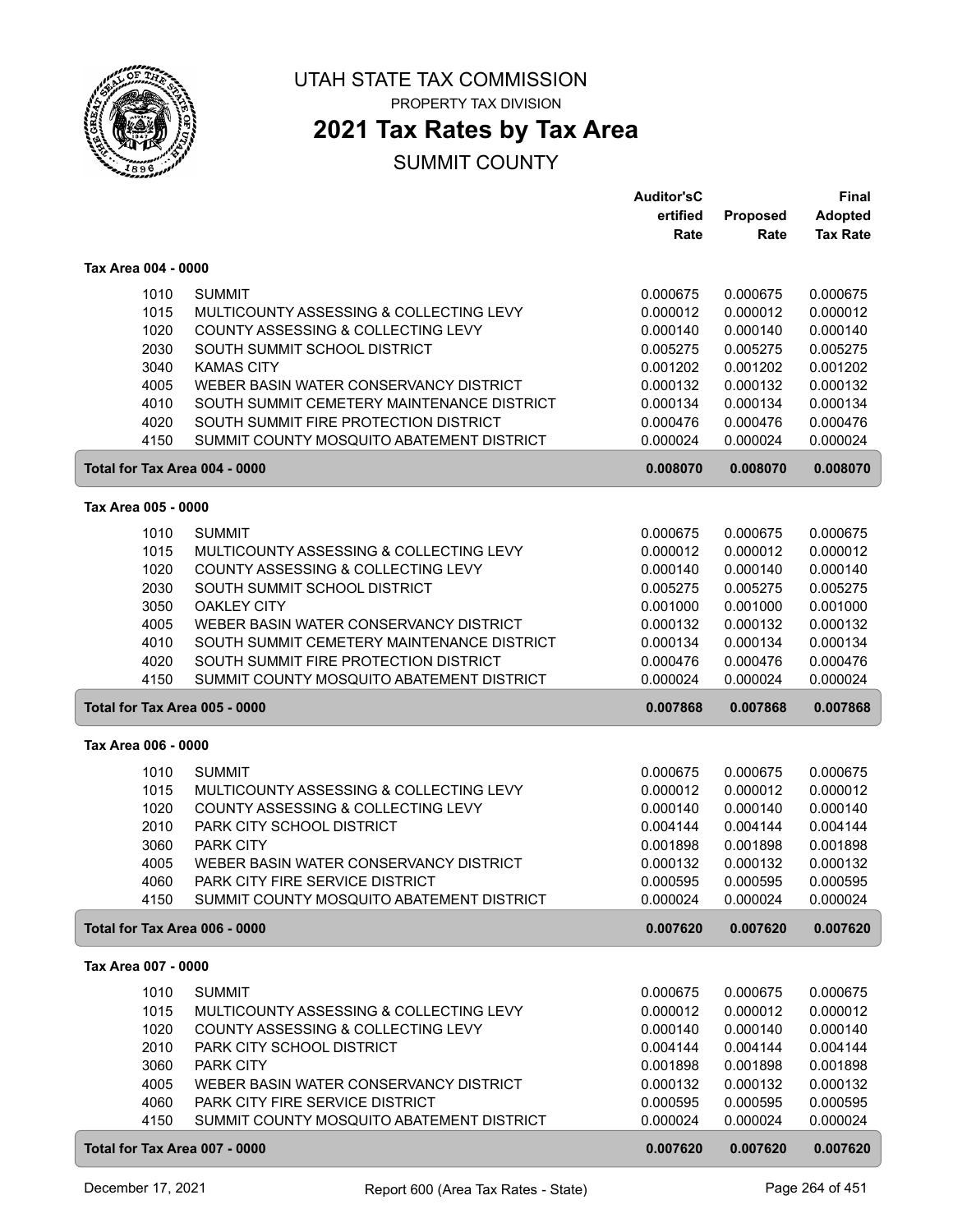# UTAH STATE TAX COMMISSION

PROPERTY TAX DIVISION

## 2021 Tax Rates by Tax Area

SUMMIT COUNTY

| | | Auditor'sCertified Rate | Proposed Rate | Final Adopted Tax Rate |
|---|---|---|---|---|
| **Tax Area 004 - 0000** | | | | |
| 1010 | SUMMIT | 0.000675 | 0.000675 | 0.000675 |
| 1015 | MULTICOUNTY ASSESSING & COLLECTING LEVY | 0.000012 | 0.000012 | 0.000012 |
| 1020 | COUNTY ASSESSING & COLLECTING LEVY | 0.000140 | 0.000140 | 0.000140 |
| 2030 | SOUTH SUMMIT SCHOOL DISTRICT | 0.005275 | 0.005275 | 0.005275 |
| 3040 | KAMAS CITY | 0.001202 | 0.001202 | 0.001202 |
| 4005 | WEBER BASIN WATER CONSERVANCY DISTRICT | 0.000132 | 0.000132 | 0.000132 |
| 4010 | SOUTH SUMMIT CEMETERY MAINTENANCE DISTRICT | 0.000134 | 0.000134 | 0.000134 |
| 4020 | SOUTH SUMMIT FIRE PROTECTION DISTRICT | 0.000476 | 0.000476 | 0.000476 |
| 4150 | SUMMIT COUNTY MOSQUITO ABATEMENT DISTRICT | 0.000024 | 0.000024 | 0.000024 |
| **Total for Tax Area 004 - 0000** | | **0.008070** | **0.008070** | **0.008070** |
| **Tax Area 005 - 0000** | | | | |
| 1010 | SUMMIT | 0.000675 | 0.000675 | 0.000675 |
| 1015 | MULTICOUNTY ASSESSING & COLLECTING LEVY | 0.000012 | 0.000012 | 0.000012 |
| 1020 | COUNTY ASSESSING & COLLECTING LEVY | 0.000140 | 0.000140 | 0.000140 |
| 2030 | SOUTH SUMMIT SCHOOL DISTRICT | 0.005275 | 0.005275 | 0.005275 |
| 3050 | OAKLEY CITY | 0.001000 | 0.001000 | 0.001000 |
| 4005 | WEBER BASIN WATER CONSERVANCY DISTRICT | 0.000132 | 0.000132 | 0.000132 |
| 4010 | SOUTH SUMMIT CEMETERY MAINTENANCE DISTRICT | 0.000134 | 0.000134 | 0.000134 |
| 4020 | SOUTH SUMMIT FIRE PROTECTION DISTRICT | 0.000476 | 0.000476 | 0.000476 |
| 4150 | SUMMIT COUNTY MOSQUITO ABATEMENT DISTRICT | 0.000024 | 0.000024 | 0.000024 |
| **Total for Tax Area 005 - 0000** | | **0.007868** | **0.007868** | **0.007868** |
| **Tax Area 006 - 0000** | | | | |
| 1010 | SUMMIT | 0.000675 | 0.000675 | 0.000675 |
| 1015 | MULTICOUNTY ASSESSING & COLLECTING LEVY | 0.000012 | 0.000012 | 0.000012 |
| 1020 | COUNTY ASSESSING & COLLECTING LEVY | 0.000140 | 0.000140 | 0.000140 |
| 2010 | PARK CITY SCHOOL DISTRICT | 0.004144 | 0.004144 | 0.004144 |
| 3060 | PARK CITY | 0.001898 | 0.001898 | 0.001898 |
| 4005 | WEBER BASIN WATER CONSERVANCY DISTRICT | 0.000132 | 0.000132 | 0.000132 |
| 4060 | PARK CITY FIRE SERVICE DISTRICT | 0.000595 | 0.000595 | 0.000595 |
| 4150 | SUMMIT COUNTY MOSQUITO ABATEMENT DISTRICT | 0.000024 | 0.000024 | 0.000024 |
| **Total for Tax Area 006 - 0000** | | **0.007620** | **0.007620** | **0.007620** |
| **Tax Area 007 - 0000** | | | | |
| 1010 | SUMMIT | 0.000675 | 0.000675 | 0.000675 |
| 1015 | MULTICOUNTY ASSESSING & COLLECTING LEVY | 0.000012 | 0.000012 | 0.000012 |
| 1020 | COUNTY ASSESSING & COLLECTING LEVY | 0.000140 | 0.000140 | 0.000140 |
| 2010 | PARK CITY SCHOOL DISTRICT | 0.004144 | 0.004144 | 0.004144 |
| 3060 | PARK CITY | 0.001898 | 0.001898 | 0.001898 |
| 4005 | WEBER BASIN WATER CONSERVANCY DISTRICT | 0.000132 | 0.000132 | 0.000132 |
| 4060 | PARK CITY FIRE SERVICE DISTRICT | 0.000595 | 0.000595 | 0.000595 |
| 4150 | SUMMIT COUNTY MOSQUITO ABATEMENT DISTRICT | 0.000024 | 0.000024 | 0.000024 |
| **Total for Tax Area 007 - 0000** | | **0.007620** | **0.007620** | **0.007620** |

December 17, 2021 — Report 600 (Area Tax Rates - State)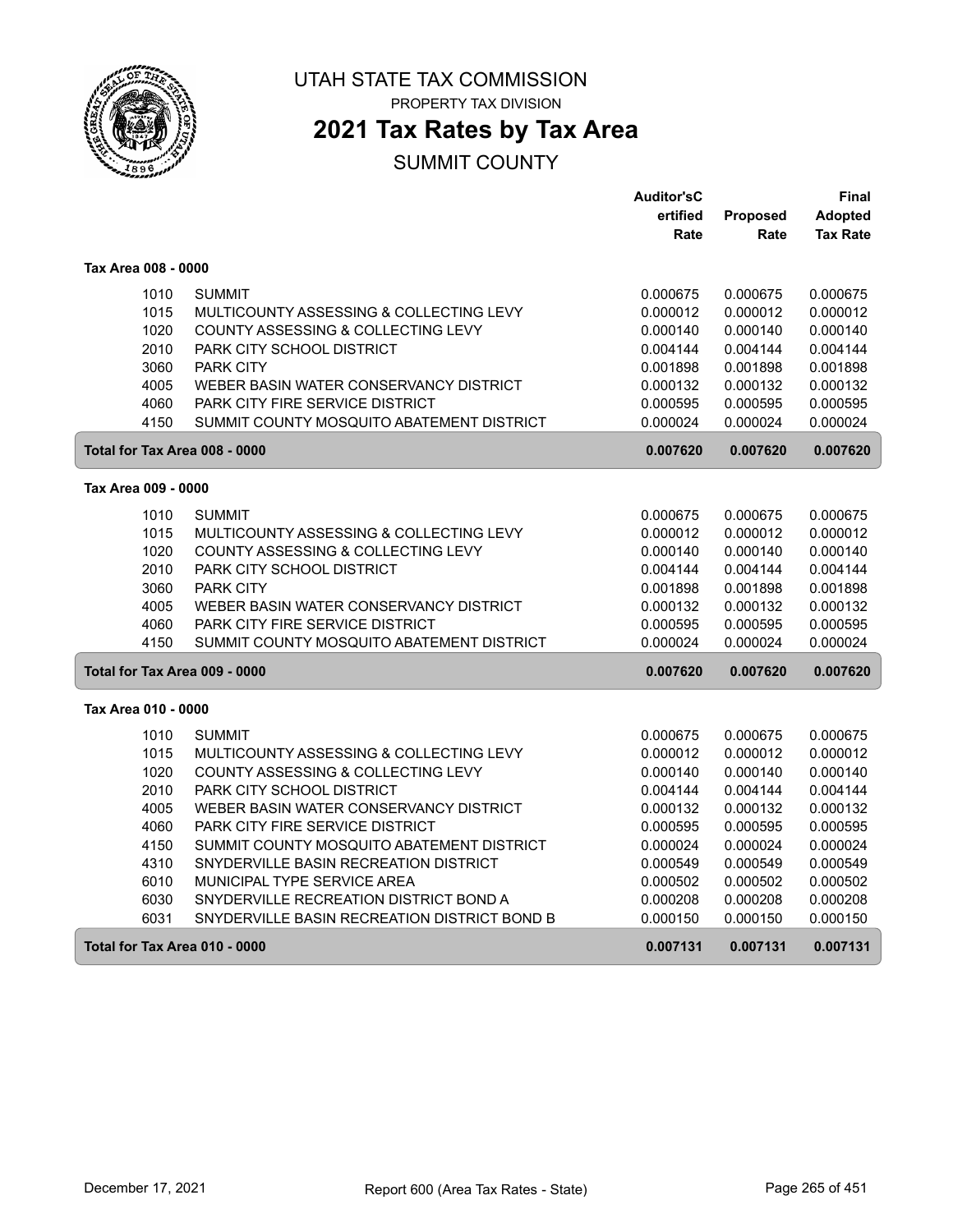# UTAH STATE TAX COMMISSION

PROPERTY TAX DIVISION

## 2021 Tax Rates by Tax Area

SUMMIT COUNTY

| | | Auditor'sCertified Rate | Proposed Rate | Final Adopted Tax Rate |
|---|---|---|---|---|
| **Tax Area 008 - 0000** | | | | |
| 1010 | SUMMIT | 0.000675 | 0.000675 | 0.000675 |
| 1015 | MULTICOUNTY ASSESSING & COLLECTING LEVY | 0.000012 | 0.000012 | 0.000012 |
| 1020 | COUNTY ASSESSING & COLLECTING LEVY | 0.000140 | 0.000140 | 0.000140 |
| 2010 | PARK CITY SCHOOL DISTRICT | 0.004144 | 0.004144 | 0.004144 |
| 3060 | PARK CITY | 0.001898 | 0.001898 | 0.001898 |
| 4005 | WEBER BASIN WATER CONSERVANCY DISTRICT | 0.000132 | 0.000132 | 0.000132 |
| 4060 | PARK CITY FIRE SERVICE DISTRICT | 0.000595 | 0.000595 | 0.000595 |
| 4150 | SUMMIT COUNTY MOSQUITO ABATEMENT DISTRICT | 0.000024 | 0.000024 | 0.000024 |
| **Total for Tax Area 008 - 0000** | | **0.007620** | **0.007620** | **0.007620** |
| **Tax Area 009 - 0000** | | | | |
| 1010 | SUMMIT | 0.000675 | 0.000675 | 0.000675 |
| 1015 | MULTICOUNTY ASSESSING & COLLECTING LEVY | 0.000012 | 0.000012 | 0.000012 |
| 1020 | COUNTY ASSESSING & COLLECTING LEVY | 0.000140 | 0.000140 | 0.000140 |
| 2010 | PARK CITY SCHOOL DISTRICT | 0.004144 | 0.004144 | 0.004144 |
| 3060 | PARK CITY | 0.001898 | 0.001898 | 0.001898 |
| 4005 | WEBER BASIN WATER CONSERVANCY DISTRICT | 0.000132 | 0.000132 | 0.000132 |
| 4060 | PARK CITY FIRE SERVICE DISTRICT | 0.000595 | 0.000595 | 0.000595 |
| 4150 | SUMMIT COUNTY MOSQUITO ABATEMENT DISTRICT | 0.000024 | 0.000024 | 0.000024 |
| **Total for Tax Area 009 - 0000** | | **0.007620** | **0.007620** | **0.007620** |
| **Tax Area 010 - 0000** | | | | |
| 1010 | SUMMIT | 0.000675 | 0.000675 | 0.000675 |
| 1015 | MULTICOUNTY ASSESSING & COLLECTING LEVY | 0.000012 | 0.000012 | 0.000012 |
| 1020 | COUNTY ASSESSING & COLLECTING LEVY | 0.000140 | 0.000140 | 0.000140 |
| 2010 | PARK CITY SCHOOL DISTRICT | 0.004144 | 0.004144 | 0.004144 |
| 4005 | WEBER BASIN WATER CONSERVANCY DISTRICT | 0.000132 | 0.000132 | 0.000132 |
| 4060 | PARK CITY FIRE SERVICE DISTRICT | 0.000595 | 0.000595 | 0.000595 |
| 4150 | SUMMIT COUNTY MOSQUITO ABATEMENT DISTRICT | 0.000024 | 0.000024 | 0.000024 |
| 4310 | SNYDERVILLE BASIN RECREATION DISTRICT | 0.000549 | 0.000549 | 0.000549 |
| 6010 | MUNICIPAL TYPE SERVICE AREA | 0.000502 | 0.000502 | 0.000502 |
| 6030 | SNYDERVILLE RECREATION DISTRICT BOND A | 0.000208 | 0.000208 | 0.000208 |
| 6031 | SNYDERVILLE BASIN RECREATION DISTRICT BOND B | 0.000150 | 0.000150 | 0.000150 |
| **Total for Tax Area 010 - 0000** | | **0.007131** | **0.007131** | **0.007131** |

December 17, 2021 — Report 600 (Area Tax Rates - State)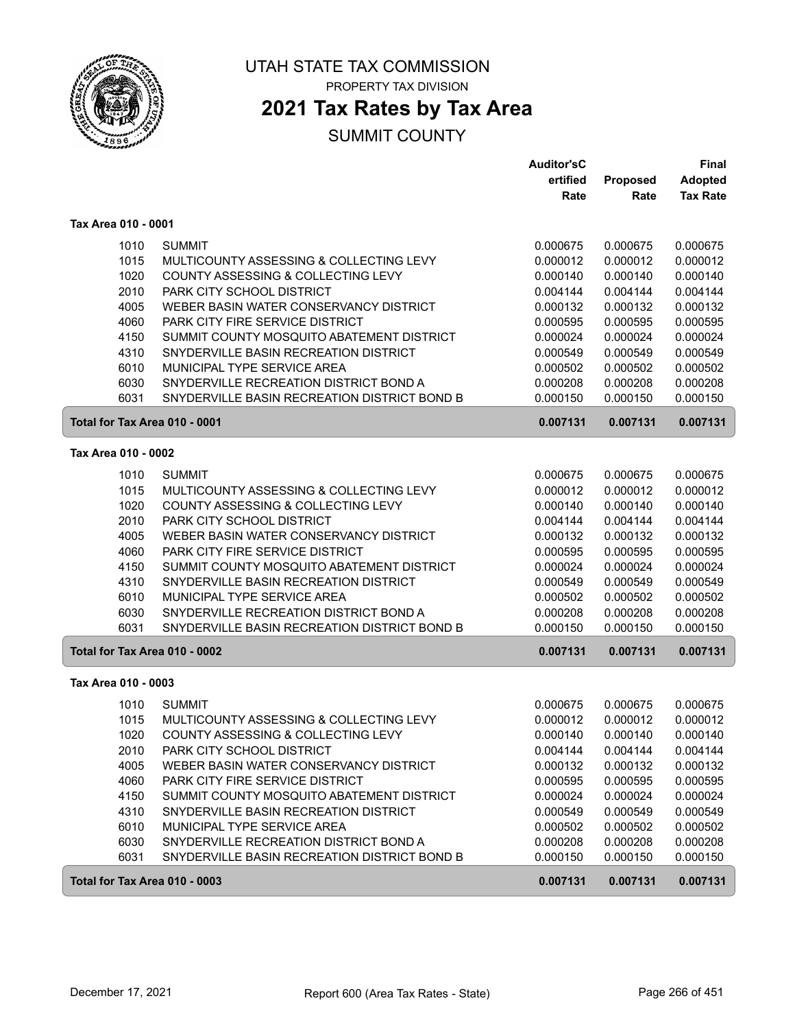# UTAH STATE TAX COMMISSION

PROPERTY TAX DIVISION

## 2021 Tax Rates by Tax Area

SUMMIT COUNTY

| | | Auditor'sC ertified Rate | Proposed Rate | Final Adopted Tax Rate |
|---|---|---|---|---|
| **Tax Area 010 - 0001** | | | | |
| 1010 | SUMMIT | 0.000675 | 0.000675 | 0.000675 |
| 1015 | MULTICOUNTY ASSESSING & COLLECTING LEVY | 0.000012 | 0.000012 | 0.000012 |
| 1020 | COUNTY ASSESSING & COLLECTING LEVY | 0.000140 | 0.000140 | 0.000140 |
| 2010 | PARK CITY SCHOOL DISTRICT | 0.004144 | 0.004144 | 0.004144 |
| 4005 | WEBER BASIN WATER CONSERVANCY DISTRICT | 0.000132 | 0.000132 | 0.000132 |
| 4060 | PARK CITY FIRE SERVICE DISTRICT | 0.000595 | 0.000595 | 0.000595 |
| 4150 | SUMMIT COUNTY MOSQUITO ABATEMENT DISTRICT | 0.000024 | 0.000024 | 0.000024 |
| 4310 | SNYDERVILLE BASIN RECREATION DISTRICT | 0.000549 | 0.000549 | 0.000549 |
| 6010 | MUNICIPAL TYPE SERVICE AREA | 0.000502 | 0.000502 | 0.000502 |
| 6030 | SNYDERVILLE RECREATION DISTRICT BOND A | 0.000208 | 0.000208 | 0.000208 |
| 6031 | SNYDERVILLE BASIN RECREATION DISTRICT BOND B | 0.000150 | 0.000150 | 0.000150 |
| **Total for Tax Area 010 - 0001** | | **0.007131** | **0.007131** | **0.007131** |
| **Tax Area 010 - 0002** | | | | |
| 1010 | SUMMIT | 0.000675 | 0.000675 | 0.000675 |
| 1015 | MULTICOUNTY ASSESSING & COLLECTING LEVY | 0.000012 | 0.000012 | 0.000012 |
| 1020 | COUNTY ASSESSING & COLLECTING LEVY | 0.000140 | 0.000140 | 0.000140 |
| 2010 | PARK CITY SCHOOL DISTRICT | 0.004144 | 0.004144 | 0.004144 |
| 4005 | WEBER BASIN WATER CONSERVANCY DISTRICT | 0.000132 | 0.000132 | 0.000132 |
| 4060 | PARK CITY FIRE SERVICE DISTRICT | 0.000595 | 0.000595 | 0.000595 |
| 4150 | SUMMIT COUNTY MOSQUITO ABATEMENT DISTRICT | 0.000024 | 0.000024 | 0.000024 |
| 4310 | SNYDERVILLE BASIN RECREATION DISTRICT | 0.000549 | 0.000549 | 0.000549 |
| 6010 | MUNICIPAL TYPE SERVICE AREA | 0.000502 | 0.000502 | 0.000502 |
| 6030 | SNYDERVILLE RECREATION DISTRICT BOND A | 0.000208 | 0.000208 | 0.000208 |
| 6031 | SNYDERVILLE BASIN RECREATION DISTRICT BOND B | 0.000150 | 0.000150 | 0.000150 |
| **Total for Tax Area 010 - 0002** | | **0.007131** | **0.007131** | **0.007131** |
| **Tax Area 010 - 0003** | | | | |
| 1010 | SUMMIT | 0.000675 | 0.000675 | 0.000675 |
| 1015 | MULTICOUNTY ASSESSING & COLLECTING LEVY | 0.000012 | 0.000012 | 0.000012 |
| 1020 | COUNTY ASSESSING & COLLECTING LEVY | 0.000140 | 0.000140 | 0.000140 |
| 2010 | PARK CITY SCHOOL DISTRICT | 0.004144 | 0.004144 | 0.004144 |
| 4005 | WEBER BASIN WATER CONSERVANCY DISTRICT | 0.000132 | 0.000132 | 0.000132 |
| 4060 | PARK CITY FIRE SERVICE DISTRICT | 0.000595 | 0.000595 | 0.000595 |
| 4150 | SUMMIT COUNTY MOSQUITO ABATEMENT DISTRICT | 0.000024 | 0.000024 | 0.000024 |
| 4310 | SNYDERVILLE BASIN RECREATION DISTRICT | 0.000549 | 0.000549 | 0.000549 |
| 6010 | MUNICIPAL TYPE SERVICE AREA | 0.000502 | 0.000502 | 0.000502 |
| 6030 | SNYDERVILLE RECREATION DISTRICT BOND A | 0.000208 | 0.000208 | 0.000208 |
| 6031 | SNYDERVILLE BASIN RECREATION DISTRICT BOND B | 0.000150 | 0.000150 | 0.000150 |
| **Total for Tax Area 010 - 0003** | | **0.007131** | **0.007131** | **0.007131** |

December 17, 2021 — Report 600 (Area Tax Rates - State)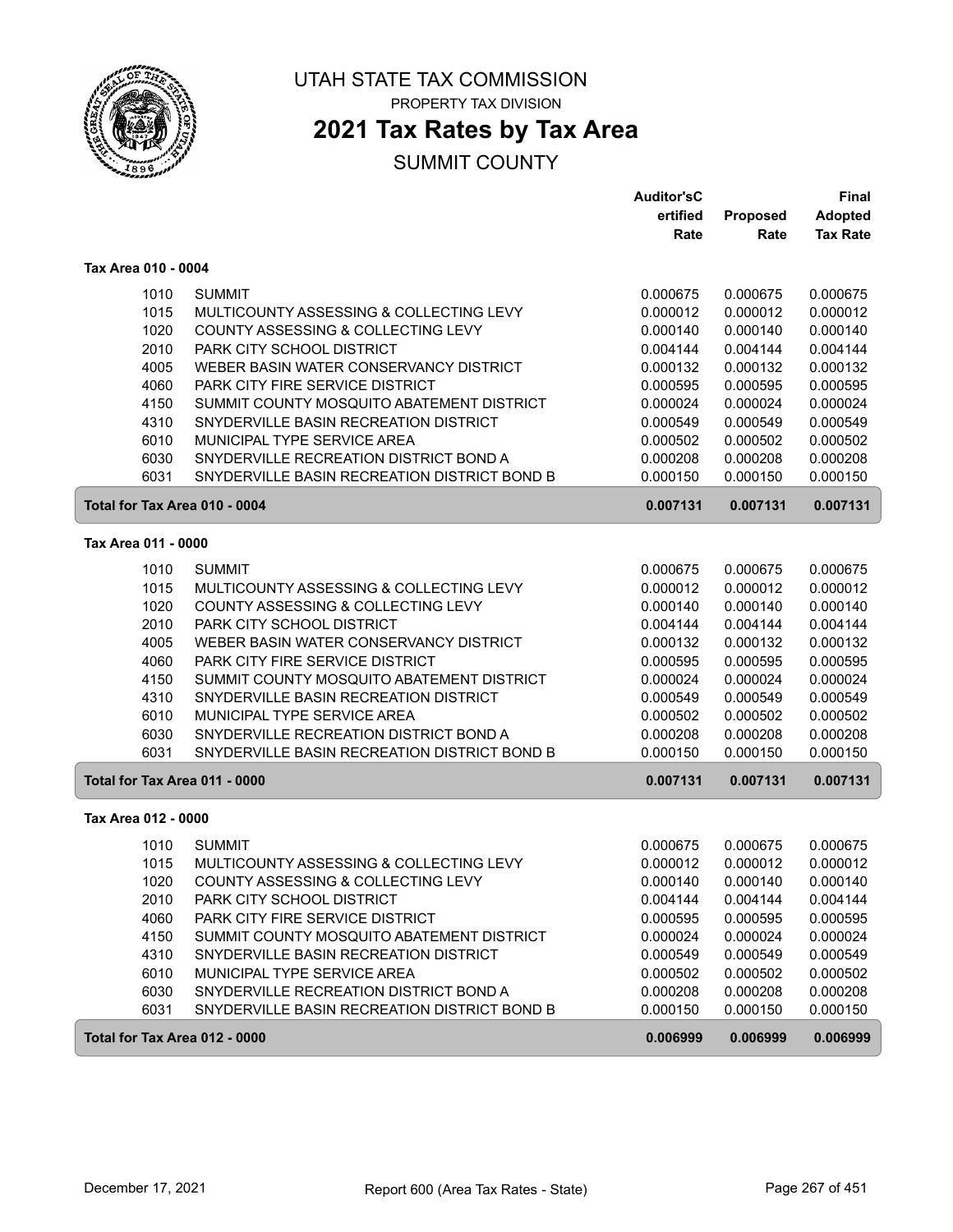# UTAH STATE TAX COMMISSION

PROPERTY TAX DIVISION

## 2021 Tax Rates by Tax Area

SUMMIT COUNTY

| | | Auditor'sCertified Rate | Proposed Rate | Final Adopted Tax Rate |
|---|---|---|---|---|
| **Tax Area 010 - 0004** | | | | |
| 1010 | SUMMIT | 0.000675 | 0.000675 | 0.000675 |
| 1015 | MULTICOUNTY ASSESSING & COLLECTING LEVY | 0.000012 | 0.000012 | 0.000012 |
| 1020 | COUNTY ASSESSING & COLLECTING LEVY | 0.000140 | 0.000140 | 0.000140 |
| 2010 | PARK CITY SCHOOL DISTRICT | 0.004144 | 0.004144 | 0.004144 |
| 4005 | WEBER BASIN WATER CONSERVANCY DISTRICT | 0.000132 | 0.000132 | 0.000132 |
| 4060 | PARK CITY FIRE SERVICE DISTRICT | 0.000595 | 0.000595 | 0.000595 |
| 4150 | SUMMIT COUNTY MOSQUITO ABATEMENT DISTRICT | 0.000024 | 0.000024 | 0.000024 |
| 4310 | SNYDERVILLE BASIN RECREATION DISTRICT | 0.000549 | 0.000549 | 0.000549 |
| 6010 | MUNICIPAL TYPE SERVICE AREA | 0.000502 | 0.000502 | 0.000502 |
| 6030 | SNYDERVILLE RECREATION DISTRICT BOND A | 0.000208 | 0.000208 | 0.000208 |
| 6031 | SNYDERVILLE BASIN RECREATION DISTRICT BOND B | 0.000150 | 0.000150 | 0.000150 |
| **Total for Tax Area 010 - 0004** | | **0.007131** | **0.007131** | **0.007131** |
| **Tax Area 011 - 0000** | | | | |
| 1010 | SUMMIT | 0.000675 | 0.000675 | 0.000675 |
| 1015 | MULTICOUNTY ASSESSING & COLLECTING LEVY | 0.000012 | 0.000012 | 0.000012 |
| 1020 | COUNTY ASSESSING & COLLECTING LEVY | 0.000140 | 0.000140 | 0.000140 |
| 2010 | PARK CITY SCHOOL DISTRICT | 0.004144 | 0.004144 | 0.004144 |
| 4005 | WEBER BASIN WATER CONSERVANCY DISTRICT | 0.000132 | 0.000132 | 0.000132 |
| 4060 | PARK CITY FIRE SERVICE DISTRICT | 0.000595 | 0.000595 | 0.000595 |
| 4150 | SUMMIT COUNTY MOSQUITO ABATEMENT DISTRICT | 0.000024 | 0.000024 | 0.000024 |
| 4310 | SNYDERVILLE BASIN RECREATION DISTRICT | 0.000549 | 0.000549 | 0.000549 |
| 6010 | MUNICIPAL TYPE SERVICE AREA | 0.000502 | 0.000502 | 0.000502 |
| 6030 | SNYDERVILLE RECREATION DISTRICT BOND A | 0.000208 | 0.000208 | 0.000208 |
| 6031 | SNYDERVILLE BASIN RECREATION DISTRICT BOND B | 0.000150 | 0.000150 | 0.000150 |
| **Total for Tax Area 011 - 0000** | | **0.007131** | **0.007131** | **0.007131** |
| **Tax Area 012 - 0000** | | | | |
| 1010 | SUMMIT | 0.000675 | 0.000675 | 0.000675 |
| 1015 | MULTICOUNTY ASSESSING & COLLECTING LEVY | 0.000012 | 0.000012 | 0.000012 |
| 1020 | COUNTY ASSESSING & COLLECTING LEVY | 0.000140 | 0.000140 | 0.000140 |
| 2010 | PARK CITY SCHOOL DISTRICT | 0.004144 | 0.004144 | 0.004144 |
| 4060 | PARK CITY FIRE SERVICE DISTRICT | 0.000595 | 0.000595 | 0.000595 |
| 4150 | SUMMIT COUNTY MOSQUITO ABATEMENT DISTRICT | 0.000024 | 0.000024 | 0.000024 |
| 4310 | SNYDERVILLE BASIN RECREATION DISTRICT | 0.000549 | 0.000549 | 0.000549 |
| 6010 | MUNICIPAL TYPE SERVICE AREA | 0.000502 | 0.000502 | 0.000502 |
| 6030 | SNYDERVILLE RECREATION DISTRICT BOND A | 0.000208 | 0.000208 | 0.000208 |
| 6031 | SNYDERVILLE BASIN RECREATION DISTRICT BOND B | 0.000150 | 0.000150 | 0.000150 |
| **Total for Tax Area 012 - 0000** | | **0.006999** | **0.006999** | **0.006999** |

December 17, 2021 — Report 600 (Area Tax Rates - State)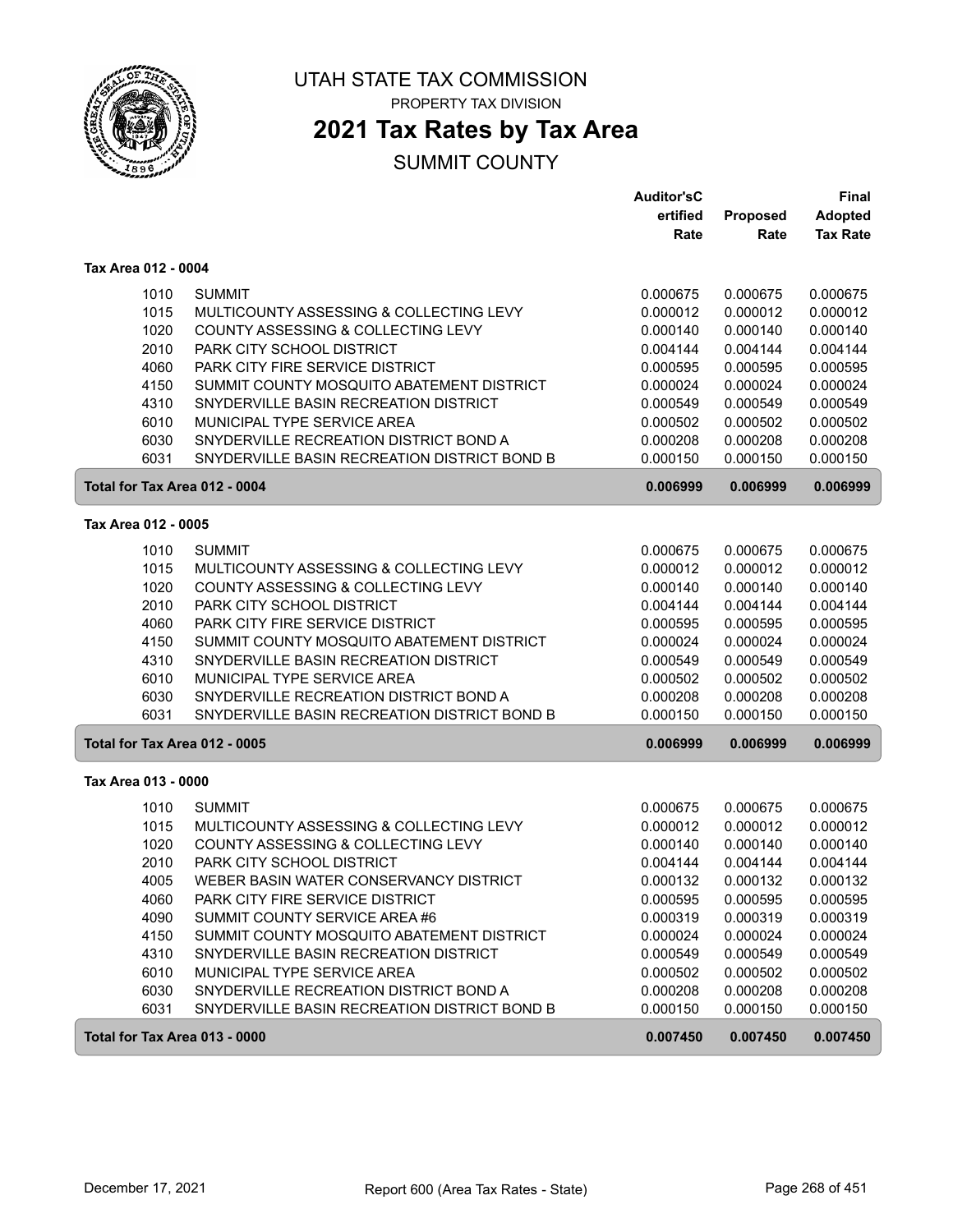# UTAH STATE TAX COMMISSION

PROPERTY TAX DIVISION

## 2021 Tax Rates by Tax Area

SUMMIT COUNTY

| | | Auditor'sCertified Rate | Proposed Rate | Final Adopted Tax Rate |
|---|---|---|---|---|
| **Tax Area 012 - 0004** | | | | |
| 1010 | SUMMIT | 0.000675 | 0.000675 | 0.000675 |
| 1015 | MULTICOUNTY ASSESSING & COLLECTING LEVY | 0.000012 | 0.000012 | 0.000012 |
| 1020 | COUNTY ASSESSING & COLLECTING LEVY | 0.000140 | 0.000140 | 0.000140 |
| 2010 | PARK CITY SCHOOL DISTRICT | 0.004144 | 0.004144 | 0.004144 |
| 4060 | PARK CITY FIRE SERVICE DISTRICT | 0.000595 | 0.000595 | 0.000595 |
| 4150 | SUMMIT COUNTY MOSQUITO ABATEMENT DISTRICT | 0.000024 | 0.000024 | 0.000024 |
| 4310 | SNYDERVILLE BASIN RECREATION DISTRICT | 0.000549 | 0.000549 | 0.000549 |
| 6010 | MUNICIPAL TYPE SERVICE AREA | 0.000502 | 0.000502 | 0.000502 |
| 6030 | SNYDERVILLE RECREATION DISTRICT BOND A | 0.000208 | 0.000208 | 0.000208 |
| 6031 | SNYDERVILLE BASIN RECREATION DISTRICT BOND B | 0.000150 | 0.000150 | 0.000150 |
| **Total for Tax Area 012 - 0004** | | **0.006999** | **0.006999** | **0.006999** |
| **Tax Area 012 - 0005** | | | | |
| 1010 | SUMMIT | 0.000675 | 0.000675 | 0.000675 |
| 1015 | MULTICOUNTY ASSESSING & COLLECTING LEVY | 0.000012 | 0.000012 | 0.000012 |
| 1020 | COUNTY ASSESSING & COLLECTING LEVY | 0.000140 | 0.000140 | 0.000140 |
| 2010 | PARK CITY SCHOOL DISTRICT | 0.004144 | 0.004144 | 0.004144 |
| 4060 | PARK CITY FIRE SERVICE DISTRICT | 0.000595 | 0.000595 | 0.000595 |
| 4150 | SUMMIT COUNTY MOSQUITO ABATEMENT DISTRICT | 0.000024 | 0.000024 | 0.000024 |
| 4310 | SNYDERVILLE BASIN RECREATION DISTRICT | 0.000549 | 0.000549 | 0.000549 |
| 6010 | MUNICIPAL TYPE SERVICE AREA | 0.000502 | 0.000502 | 0.000502 |
| 6030 | SNYDERVILLE RECREATION DISTRICT BOND A | 0.000208 | 0.000208 | 0.000208 |
| 6031 | SNYDERVILLE BASIN RECREATION DISTRICT BOND B | 0.000150 | 0.000150 | 0.000150 |
| **Total for Tax Area 012 - 0005** | | **0.006999** | **0.006999** | **0.006999** |
| **Tax Area 013 - 0000** | | | | |
| 1010 | SUMMIT | 0.000675 | 0.000675 | 0.000675 |
| 1015 | MULTICOUNTY ASSESSING & COLLECTING LEVY | 0.000012 | 0.000012 | 0.000012 |
| 1020 | COUNTY ASSESSING & COLLECTING LEVY | 0.000140 | 0.000140 | 0.000140 |
| 2010 | PARK CITY SCHOOL DISTRICT | 0.004144 | 0.004144 | 0.004144 |
| 4005 | WEBER BASIN WATER CONSERVANCY DISTRICT | 0.000132 | 0.000132 | 0.000132 |
| 4060 | PARK CITY FIRE SERVICE DISTRICT | 0.000595 | 0.000595 | 0.000595 |
| 4090 | SUMMIT COUNTY SERVICE AREA #6 | 0.000319 | 0.000319 | 0.000319 |
| 4150 | SUMMIT COUNTY MOSQUITO ABATEMENT DISTRICT | 0.000024 | 0.000024 | 0.000024 |
| 4310 | SNYDERVILLE BASIN RECREATION DISTRICT | 0.000549 | 0.000549 | 0.000549 |
| 6010 | MUNICIPAL TYPE SERVICE AREA | 0.000502 | 0.000502 | 0.000502 |
| 6030 | SNYDERVILLE RECREATION DISTRICT BOND A | 0.000208 | 0.000208 | 0.000208 |
| 6031 | SNYDERVILLE BASIN RECREATION DISTRICT BOND B | 0.000150 | 0.000150 | 0.000150 |
| **Total for Tax Area 013 - 0000** | | **0.007450** | **0.007450** | **0.007450** |

December 17, 2021 — Report 600 (Area Tax Rates - State)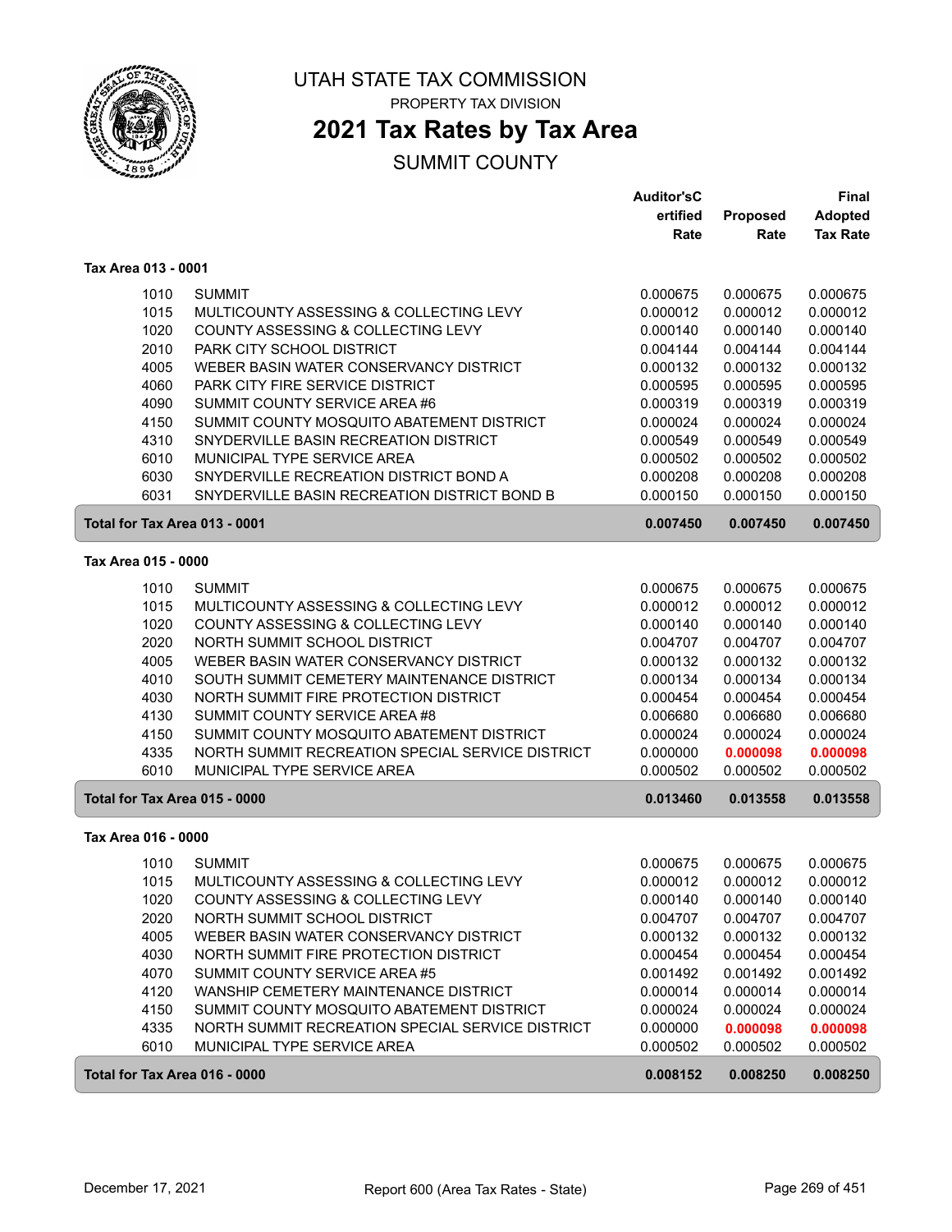# UTAH STATE TAX COMMISSION

PROPERTY TAX DIVISION

## 2021 Tax Rates by Tax Area

SUMMIT COUNTY

| | | Auditor's Certified Rate | Proposed Rate | Final Adopted Tax Rate |
|---|---|---|---|---|
| **Tax Area 013 - 0001** | | | | |
| 1010 | SUMMIT | 0.000675 | 0.000675 | 0.000675 |
| 1015 | MULTICOUNTY ASSESSING & COLLECTING LEVY | 0.000012 | 0.000012 | 0.000012 |
| 1020 | COUNTY ASSESSING & COLLECTING LEVY | 0.000140 | 0.000140 | 0.000140 |
| 2010 | PARK CITY SCHOOL DISTRICT | 0.004144 | 0.004144 | 0.004144 |
| 4005 | WEBER BASIN WATER CONSERVANCY DISTRICT | 0.000132 | 0.000132 | 0.000132 |
| 4060 | PARK CITY FIRE SERVICE DISTRICT | 0.000595 | 0.000595 | 0.000595 |
| 4090 | SUMMIT COUNTY SERVICE AREA #6 | 0.000319 | 0.000319 | 0.000319 |
| 4150 | SUMMIT COUNTY MOSQUITO ABATEMENT DISTRICT | 0.000024 | 0.000024 | 0.000024 |
| 4310 | SNYDERVILLE BASIN RECREATION DISTRICT | 0.000549 | 0.000549 | 0.000549 |
| 6010 | MUNICIPAL TYPE SERVICE AREA | 0.000502 | 0.000502 | 0.000502 |
| 6030 | SNYDERVILLE RECREATION DISTRICT BOND A | 0.000208 | 0.000208 | 0.000208 |
| 6031 | SNYDERVILLE BASIN RECREATION DISTRICT BOND B | 0.000150 | 0.000150 | 0.000150 |
| **Total for Tax Area 013 - 0001** | | **0.007450** | **0.007450** | **0.007450** |
| **Tax Area 015 - 0000** | | | | |
| 1010 | SUMMIT | 0.000675 | 0.000675 | 0.000675 |
| 1015 | MULTICOUNTY ASSESSING & COLLECTING LEVY | 0.000012 | 0.000012 | 0.000012 |
| 1020 | COUNTY ASSESSING & COLLECTING LEVY | 0.000140 | 0.000140 | 0.000140 |
| 2020 | NORTH SUMMIT SCHOOL DISTRICT | 0.004707 | 0.004707 | 0.004707 |
| 4005 | WEBER BASIN WATER CONSERVANCY DISTRICT | 0.000132 | 0.000132 | 0.000132 |
| 4010 | SOUTH SUMMIT CEMETERY MAINTENANCE DISTRICT | 0.000134 | 0.000134 | 0.000134 |
| 4030 | NORTH SUMMIT FIRE PROTECTION DISTRICT | 0.000454 | 0.000454 | 0.000454 |
| 4130 | SUMMIT COUNTY SERVICE AREA #8 | 0.006680 | 0.006680 | 0.006680 |
| 4150 | SUMMIT COUNTY MOSQUITO ABATEMENT DISTRICT | 0.000024 | 0.000024 | 0.000024 |
| 4335 | NORTH SUMMIT RECREATION SPECIAL SERVICE DISTRICT | 0.000000 | **0.000098** | **0.000098** |
| 6010 | MUNICIPAL TYPE SERVICE AREA | 0.000502 | 0.000502 | 0.000502 |
| **Total for Tax Area 015 - 0000** | | **0.013460** | **0.013558** | **0.013558** |
| **Tax Area 016 - 0000** | | | | |
| 1010 | SUMMIT | 0.000675 | 0.000675 | 0.000675 |
| 1015 | MULTICOUNTY ASSESSING & COLLECTING LEVY | 0.000012 | 0.000012 | 0.000012 |
| 1020 | COUNTY ASSESSING & COLLECTING LEVY | 0.000140 | 0.000140 | 0.000140 |
| 2020 | NORTH SUMMIT SCHOOL DISTRICT | 0.004707 | 0.004707 | 0.004707 |
| 4005 | WEBER BASIN WATER CONSERVANCY DISTRICT | 0.000132 | 0.000132 | 0.000132 |
| 4030 | NORTH SUMMIT FIRE PROTECTION DISTRICT | 0.000454 | 0.000454 | 0.000454 |
| 4070 | SUMMIT COUNTY SERVICE AREA #5 | 0.001492 | 0.001492 | 0.001492 |
| 4120 | WANSHIP CEMETERY MAINTENANCE DISTRICT | 0.000014 | 0.000014 | 0.000014 |
| 4150 | SUMMIT COUNTY MOSQUITO ABATEMENT DISTRICT | 0.000024 | 0.000024 | 0.000024 |
| 4335 | NORTH SUMMIT RECREATION SPECIAL SERVICE DISTRICT | 0.000000 | **0.000098** | **0.000098** |
| 6010 | MUNICIPAL TYPE SERVICE AREA | 0.000502 | 0.000502 | 0.000502 |
| **Total for Tax Area 016 - 0000** | | **0.008152** | **0.008250** | **0.008250** |

December 17, 2021 — Report 600 (Area Tax Rates - State)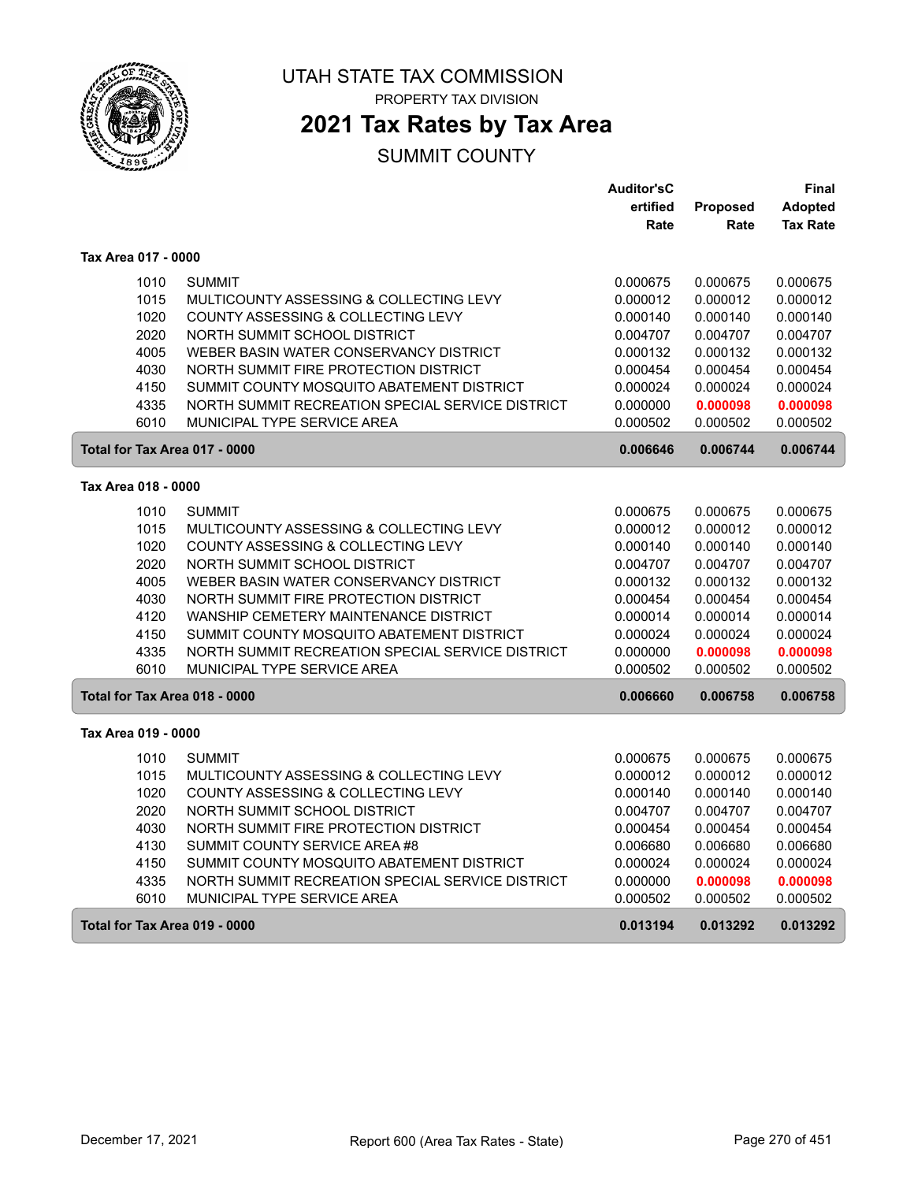# UTAH STATE TAX COMMISSION

PROPERTY TAX DIVISION

## 2021 Tax Rates by Tax Area

SUMMIT COUNTY

| | | Auditor'sCertified Rate | Proposed Rate | Final Adopted Tax Rate |
|---|---|---|---|---|
| **Tax Area 017 - 0000** | | | | |
| 1010 | SUMMIT | 0.000675 | 0.000675 | 0.000675 |
| 1015 | MULTICOUNTY ASSESSING & COLLECTING LEVY | 0.000012 | 0.000012 | 0.000012 |
| 1020 | COUNTY ASSESSING & COLLECTING LEVY | 0.000140 | 0.000140 | 0.000140 |
| 2020 | NORTH SUMMIT SCHOOL DISTRICT | 0.004707 | 0.004707 | 0.004707 |
| 4005 | WEBER BASIN WATER CONSERVANCY DISTRICT | 0.000132 | 0.000132 | 0.000132 |
| 4030 | NORTH SUMMIT FIRE PROTECTION DISTRICT | 0.000454 | 0.000454 | 0.000454 |
| 4150 | SUMMIT COUNTY MOSQUITO ABATEMENT DISTRICT | 0.000024 | 0.000024 | 0.000024 |
| 4335 | NORTH SUMMIT RECREATION SPECIAL SERVICE DISTRICT | 0.000000 | **0.000098** | **0.000098** |
| 6010 | MUNICIPAL TYPE SERVICE AREA | 0.000502 | 0.000502 | 0.000502 |
| **Total for Tax Area 017 - 0000** | | **0.006646** | **0.006744** | **0.006744** |
| **Tax Area 018 - 0000** | | | | |
| 1010 | SUMMIT | 0.000675 | 0.000675 | 0.000675 |
| 1015 | MULTICOUNTY ASSESSING & COLLECTING LEVY | 0.000012 | 0.000012 | 0.000012 |
| 1020 | COUNTY ASSESSING & COLLECTING LEVY | 0.000140 | 0.000140 | 0.000140 |
| 2020 | NORTH SUMMIT SCHOOL DISTRICT | 0.004707 | 0.004707 | 0.004707 |
| 4005 | WEBER BASIN WATER CONSERVANCY DISTRICT | 0.000132 | 0.000132 | 0.000132 |
| 4030 | NORTH SUMMIT FIRE PROTECTION DISTRICT | 0.000454 | 0.000454 | 0.000454 |
| 4120 | WANSHIP CEMETERY MAINTENANCE DISTRICT | 0.000014 | 0.000014 | 0.000014 |
| 4150 | SUMMIT COUNTY MOSQUITO ABATEMENT DISTRICT | 0.000024 | 0.000024 | 0.000024 |
| 4335 | NORTH SUMMIT RECREATION SPECIAL SERVICE DISTRICT | 0.000000 | **0.000098** | **0.000098** |
| 6010 | MUNICIPAL TYPE SERVICE AREA | 0.000502 | 0.000502 | 0.000502 |
| **Total for Tax Area 018 - 0000** | | **0.006660** | **0.006758** | **0.006758** |
| **Tax Area 019 - 0000** | | | | |
| 1010 | SUMMIT | 0.000675 | 0.000675 | 0.000675 |
| 1015 | MULTICOUNTY ASSESSING & COLLECTING LEVY | 0.000012 | 0.000012 | 0.000012 |
| 1020 | COUNTY ASSESSING & COLLECTING LEVY | 0.000140 | 0.000140 | 0.000140 |
| 2020 | NORTH SUMMIT SCHOOL DISTRICT | 0.004707 | 0.004707 | 0.004707 |
| 4030 | NORTH SUMMIT FIRE PROTECTION DISTRICT | 0.000454 | 0.000454 | 0.000454 |
| 4130 | SUMMIT COUNTY SERVICE AREA #8 | 0.006680 | 0.006680 | 0.006680 |
| 4150 | SUMMIT COUNTY MOSQUITO ABATEMENT DISTRICT | 0.000024 | 0.000024 | 0.000024 |
| 4335 | NORTH SUMMIT RECREATION SPECIAL SERVICE DISTRICT | 0.000000 | **0.000098** | **0.000098** |
| 6010 | MUNICIPAL TYPE SERVICE AREA | 0.000502 | 0.000502 | 0.000502 |
| **Total for Tax Area 019 - 0000** | | **0.013194** | **0.013292** | **0.013292** |

December 17, 2021 — Report 600 (Area Tax Rates - State)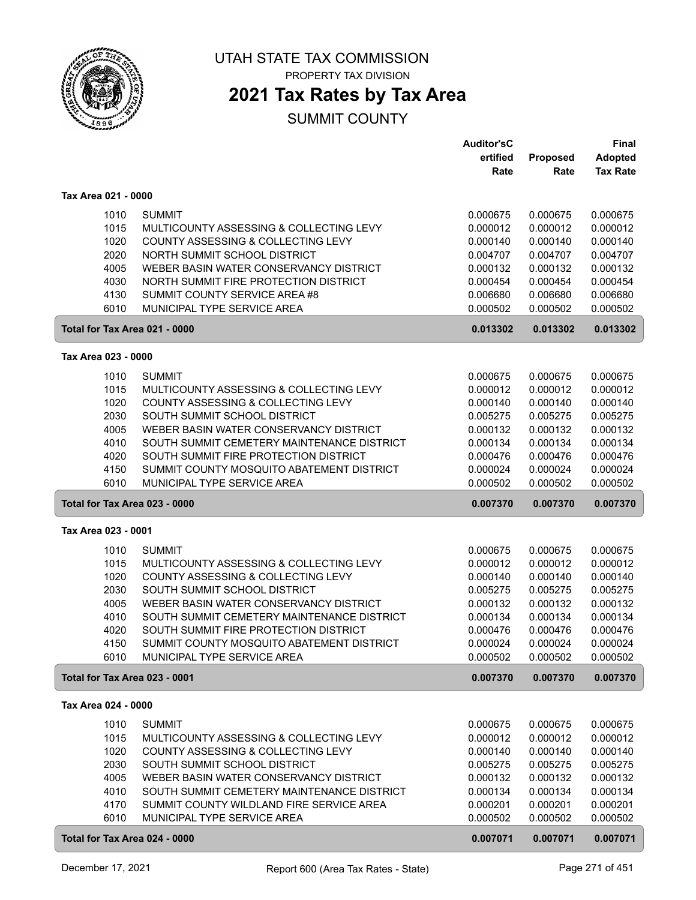# UTAH STATE TAX COMMISSION

PROPERTY TAX DIVISION

## 2021 Tax Rates by Tax Area

SUMMIT COUNTY

| | | Auditor'sC ertified Rate | Proposed Rate | Final Adopted Tax Rate |
|---|---|---|---|---|
| **Tax Area 021 - 0000** | | | | |
| 1010 | SUMMIT | 0.000675 | 0.000675 | 0.000675 |
| 1015 | MULTICOUNTY ASSESSING & COLLECTING LEVY | 0.000012 | 0.000012 | 0.000012 |
| 1020 | COUNTY ASSESSING & COLLECTING LEVY | 0.000140 | 0.000140 | 0.000140 |
| 2020 | NORTH SUMMIT SCHOOL DISTRICT | 0.004707 | 0.004707 | 0.004707 |
| 4005 | WEBER BASIN WATER CONSERVANCY DISTRICT | 0.000132 | 0.000132 | 0.000132 |
| 4030 | NORTH SUMMIT FIRE PROTECTION DISTRICT | 0.000454 | 0.000454 | 0.000454 |
| 4130 | SUMMIT COUNTY SERVICE AREA #8 | 0.006680 | 0.006680 | 0.006680 |
| 6010 | MUNICIPAL TYPE SERVICE AREA | 0.000502 | 0.000502 | 0.000502 |
| **Total for Tax Area 021 - 0000** | | **0.013302** | **0.013302** | **0.013302** |
| **Tax Area 023 - 0000** | | | | |
| 1010 | SUMMIT | 0.000675 | 0.000675 | 0.000675 |
| 1015 | MULTICOUNTY ASSESSING & COLLECTING LEVY | 0.000012 | 0.000012 | 0.000012 |
| 1020 | COUNTY ASSESSING & COLLECTING LEVY | 0.000140 | 0.000140 | 0.000140 |
| 2030 | SOUTH SUMMIT SCHOOL DISTRICT | 0.005275 | 0.005275 | 0.005275 |
| 4005 | WEBER BASIN WATER CONSERVANCY DISTRICT | 0.000132 | 0.000132 | 0.000132 |
| 4010 | SOUTH SUMMIT CEMETERY MAINTENANCE DISTRICT | 0.000134 | 0.000134 | 0.000134 |
| 4020 | SOUTH SUMMIT FIRE PROTECTION DISTRICT | 0.000476 | 0.000476 | 0.000476 |
| 4150 | SUMMIT COUNTY MOSQUITO ABATEMENT DISTRICT | 0.000024 | 0.000024 | 0.000024 |
| 6010 | MUNICIPAL TYPE SERVICE AREA | 0.000502 | 0.000502 | 0.000502 |
| **Total for Tax Area 023 - 0000** | | **0.007370** | **0.007370** | **0.007370** |
| **Tax Area 023 - 0001** | | | | |
| 1010 | SUMMIT | 0.000675 | 0.000675 | 0.000675 |
| 1015 | MULTICOUNTY ASSESSING & COLLECTING LEVY | 0.000012 | 0.000012 | 0.000012 |
| 1020 | COUNTY ASSESSING & COLLECTING LEVY | 0.000140 | 0.000140 | 0.000140 |
| 2030 | SOUTH SUMMIT SCHOOL DISTRICT | 0.005275 | 0.005275 | 0.005275 |
| 4005 | WEBER BASIN WATER CONSERVANCY DISTRICT | 0.000132 | 0.000132 | 0.000132 |
| 4010 | SOUTH SUMMIT CEMETERY MAINTENANCE DISTRICT | 0.000134 | 0.000134 | 0.000134 |
| 4020 | SOUTH SUMMIT FIRE PROTECTION DISTRICT | 0.000476 | 0.000476 | 0.000476 |
| 4150 | SUMMIT COUNTY MOSQUITO ABATEMENT DISTRICT | 0.000024 | 0.000024 | 0.000024 |
| 6010 | MUNICIPAL TYPE SERVICE AREA | 0.000502 | 0.000502 | 0.000502 |
| **Total for Tax Area 023 - 0001** | | **0.007370** | **0.007370** | **0.007370** |
| **Tax Area 024 - 0000** | | | | |
| 1010 | SUMMIT | 0.000675 | 0.000675 | 0.000675 |
| 1015 | MULTICOUNTY ASSESSING & COLLECTING LEVY | 0.000012 | 0.000012 | 0.000012 |
| 1020 | COUNTY ASSESSING & COLLECTING LEVY | 0.000140 | 0.000140 | 0.000140 |
| 2030 | SOUTH SUMMIT SCHOOL DISTRICT | 0.005275 | 0.005275 | 0.005275 |
| 4005 | WEBER BASIN WATER CONSERVANCY DISTRICT | 0.000132 | 0.000132 | 0.000132 |
| 4010 | SOUTH SUMMIT CEMETERY MAINTENANCE DISTRICT | 0.000134 | 0.000134 | 0.000134 |
| 4170 | SUMMIT COUNTY WILDLAND FIRE SERVICE AREA | 0.000201 | 0.000201 | 0.000201 |
| 6010 | MUNICIPAL TYPE SERVICE AREA | 0.000502 | 0.000502 | 0.000502 |
| **Total for Tax Area 024 - 0000** | | **0.007071** | **0.007071** | **0.007071** |

December 17, 2021 — Report 600 (Area Tax Rates - State)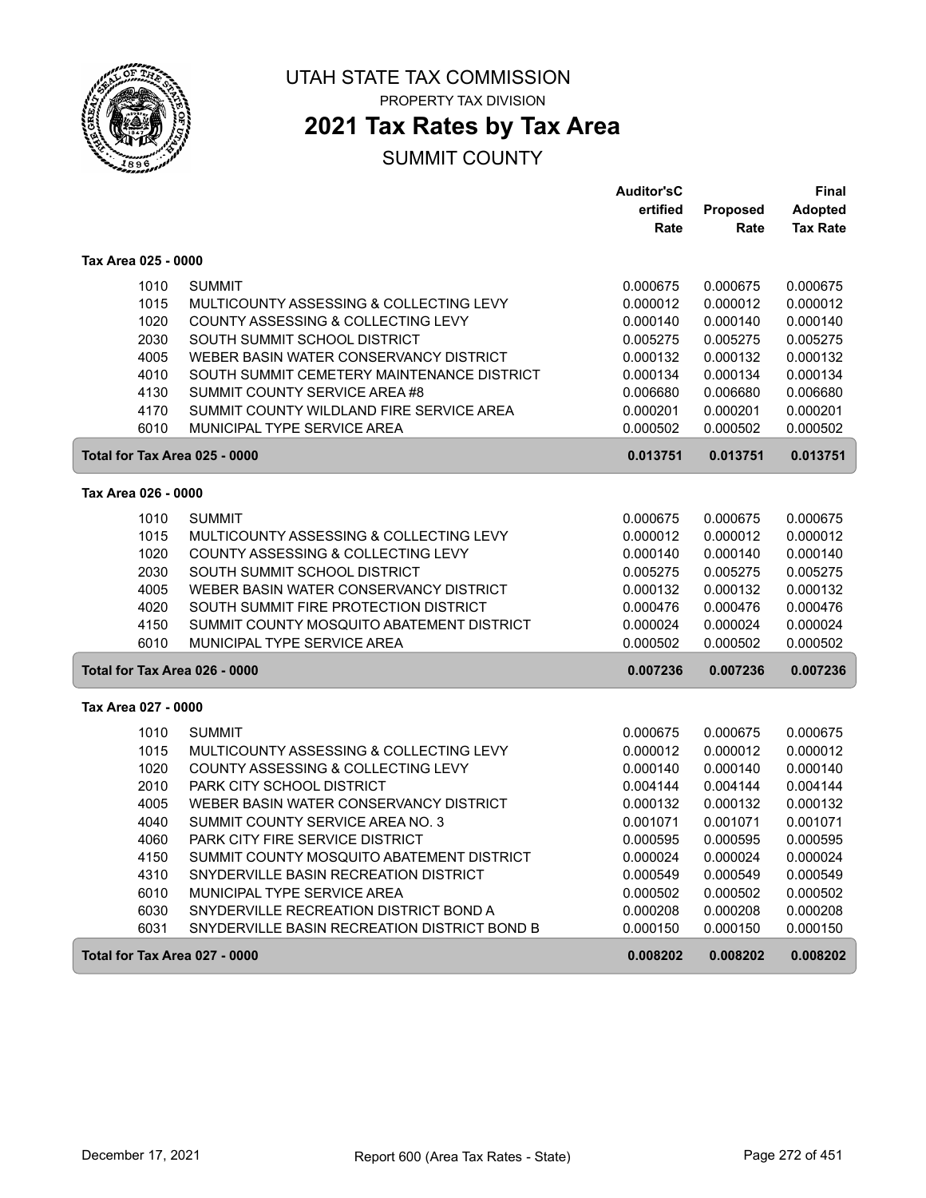# UTAH STATE TAX COMMISSION

PROPERTY TAX DIVISION

## 2021 Tax Rates by Tax Area

SUMMIT COUNTY

| | | Auditor'sCertified Rate | Proposed Rate | Final Adopted Tax Rate |
|---|---|---|---|---|
| **Tax Area 025 - 0000** | | | | |
| 1010 | SUMMIT | 0.000675 | 0.000675 | 0.000675 |
| 1015 | MULTICOUNTY ASSESSING & COLLECTING LEVY | 0.000012 | 0.000012 | 0.000012 |
| 1020 | COUNTY ASSESSING & COLLECTING LEVY | 0.000140 | 0.000140 | 0.000140 |
| 2030 | SOUTH SUMMIT SCHOOL DISTRICT | 0.005275 | 0.005275 | 0.005275 |
| 4005 | WEBER BASIN WATER CONSERVANCY DISTRICT | 0.000132 | 0.000132 | 0.000132 |
| 4010 | SOUTH SUMMIT CEMETERY MAINTENANCE DISTRICT | 0.000134 | 0.000134 | 0.000134 |
| 4130 | SUMMIT COUNTY SERVICE AREA #8 | 0.006680 | 0.006680 | 0.006680 |
| 4170 | SUMMIT COUNTY WILDLAND FIRE SERVICE AREA | 0.000201 | 0.000201 | 0.000201 |
| 6010 | MUNICIPAL TYPE SERVICE AREA | 0.000502 | 0.000502 | 0.000502 |
| **Total for Tax Area 025 - 0000** | | **0.013751** | **0.013751** | **0.013751** |
| **Tax Area 026 - 0000** | | | | |
| 1010 | SUMMIT | 0.000675 | 0.000675 | 0.000675 |
| 1015 | MULTICOUNTY ASSESSING & COLLECTING LEVY | 0.000012 | 0.000012 | 0.000012 |
| 1020 | COUNTY ASSESSING & COLLECTING LEVY | 0.000140 | 0.000140 | 0.000140 |
| 2030 | SOUTH SUMMIT SCHOOL DISTRICT | 0.005275 | 0.005275 | 0.005275 |
| 4005 | WEBER BASIN WATER CONSERVANCY DISTRICT | 0.000132 | 0.000132 | 0.000132 |
| 4020 | SOUTH SUMMIT FIRE PROTECTION DISTRICT | 0.000476 | 0.000476 | 0.000476 |
| 4150 | SUMMIT COUNTY MOSQUITO ABATEMENT DISTRICT | 0.000024 | 0.000024 | 0.000024 |
| 6010 | MUNICIPAL TYPE SERVICE AREA | 0.000502 | 0.000502 | 0.000502 |
| **Total for Tax Area 026 - 0000** | | **0.007236** | **0.007236** | **0.007236** |
| **Tax Area 027 - 0000** | | | | |
| 1010 | SUMMIT | 0.000675 | 0.000675 | 0.000675 |
| 1015 | MULTICOUNTY ASSESSING & COLLECTING LEVY | 0.000012 | 0.000012 | 0.000012 |
| 1020 | COUNTY ASSESSING & COLLECTING LEVY | 0.000140 | 0.000140 | 0.000140 |
| 2010 | PARK CITY SCHOOL DISTRICT | 0.004144 | 0.004144 | 0.004144 |
| 4005 | WEBER BASIN WATER CONSERVANCY DISTRICT | 0.000132 | 0.000132 | 0.000132 |
| 4040 | SUMMIT COUNTY SERVICE AREA NO. 3 | 0.001071 | 0.001071 | 0.001071 |
| 4060 | PARK CITY FIRE SERVICE DISTRICT | 0.000595 | 0.000595 | 0.000595 |
| 4150 | SUMMIT COUNTY MOSQUITO ABATEMENT DISTRICT | 0.000024 | 0.000024 | 0.000024 |
| 4310 | SNYDERVILLE BASIN RECREATION DISTRICT | 0.000549 | 0.000549 | 0.000549 |
| 6010 | MUNICIPAL TYPE SERVICE AREA | 0.000502 | 0.000502 | 0.000502 |
| 6030 | SNYDERVILLE RECREATION DISTRICT BOND A | 0.000208 | 0.000208 | 0.000208 |
| 6031 | SNYDERVILLE BASIN RECREATION DISTRICT BOND B | 0.000150 | 0.000150 | 0.000150 |
| **Total for Tax Area 027 - 0000** | | **0.008202** | **0.008202** | **0.008202** |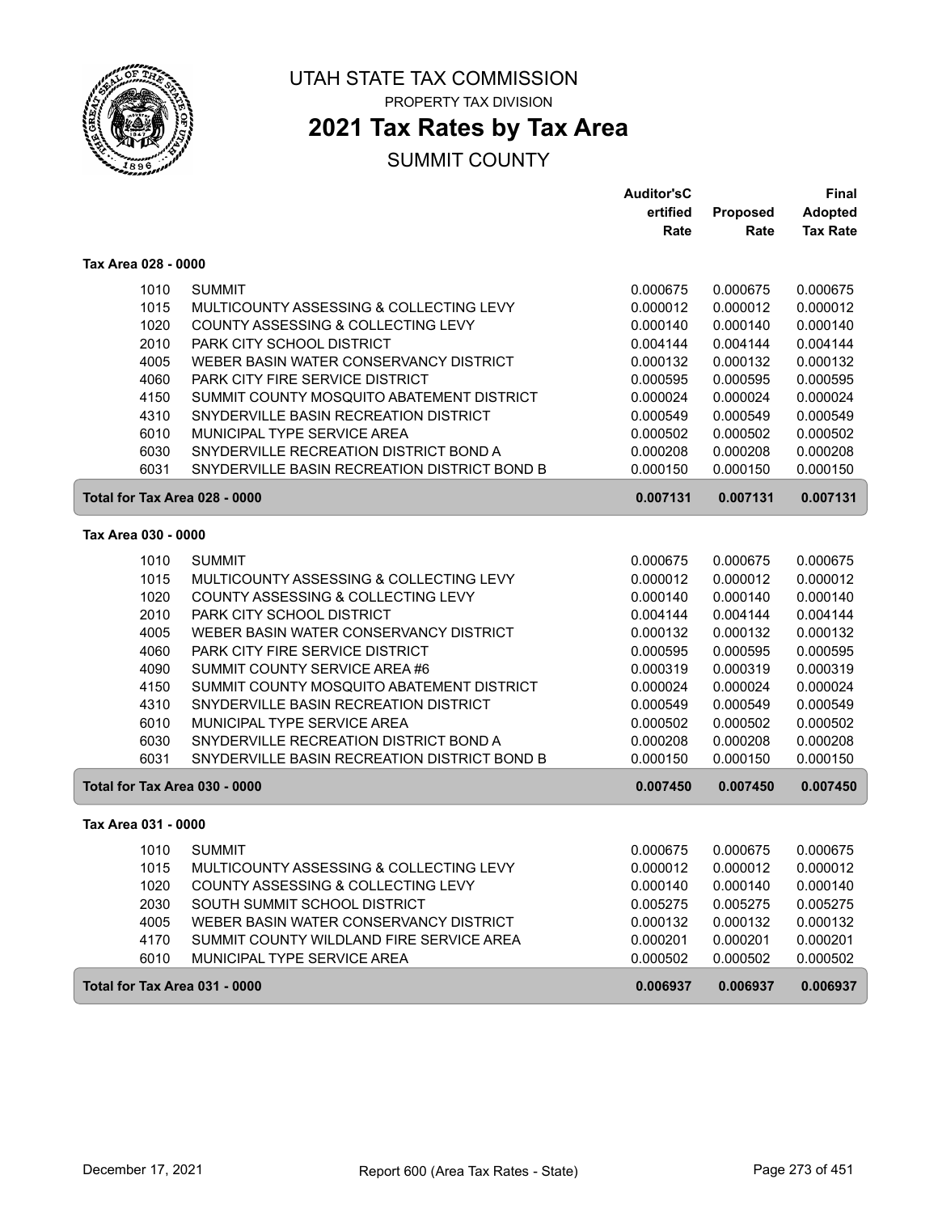# UTAH STATE TAX COMMISSION

PROPERTY TAX DIVISION

## 2021 Tax Rates by Tax Area

SUMMIT COUNTY

| | | Auditor'sCertified Rate | Proposed Rate | Final Adopted Tax Rate |
|---|---|---|---|---|
| **Tax Area 028 - 0000** | | | | |
| 1010 | SUMMIT | 0.000675 | 0.000675 | 0.000675 |
| 1015 | MULTICOUNTY ASSESSING & COLLECTING LEVY | 0.000012 | 0.000012 | 0.000012 |
| 1020 | COUNTY ASSESSING & COLLECTING LEVY | 0.000140 | 0.000140 | 0.000140 |
| 2010 | PARK CITY SCHOOL DISTRICT | 0.004144 | 0.004144 | 0.004144 |
| 4005 | WEBER BASIN WATER CONSERVANCY DISTRICT | 0.000132 | 0.000132 | 0.000132 |
| 4060 | PARK CITY FIRE SERVICE DISTRICT | 0.000595 | 0.000595 | 0.000595 |
| 4150 | SUMMIT COUNTY MOSQUITO ABATEMENT DISTRICT | 0.000024 | 0.000024 | 0.000024 |
| 4310 | SNYDERVILLE BASIN RECREATION DISTRICT | 0.000549 | 0.000549 | 0.000549 |
| 6010 | MUNICIPAL TYPE SERVICE AREA | 0.000502 | 0.000502 | 0.000502 |
| 6030 | SNYDERVILLE RECREATION DISTRICT BOND A | 0.000208 | 0.000208 | 0.000208 |
| 6031 | SNYDERVILLE BASIN RECREATION DISTRICT BOND B | 0.000150 | 0.000150 | 0.000150 |
| **Total for Tax Area 028 - 0000** | | **0.007131** | **0.007131** | **0.007131** |
| **Tax Area 030 - 0000** | | | | |
| 1010 | SUMMIT | 0.000675 | 0.000675 | 0.000675 |
| 1015 | MULTICOUNTY ASSESSING & COLLECTING LEVY | 0.000012 | 0.000012 | 0.000012 |
| 1020 | COUNTY ASSESSING & COLLECTING LEVY | 0.000140 | 0.000140 | 0.000140 |
| 2010 | PARK CITY SCHOOL DISTRICT | 0.004144 | 0.004144 | 0.004144 |
| 4005 | WEBER BASIN WATER CONSERVANCY DISTRICT | 0.000132 | 0.000132 | 0.000132 |
| 4060 | PARK CITY FIRE SERVICE DISTRICT | 0.000595 | 0.000595 | 0.000595 |
| 4090 | SUMMIT COUNTY SERVICE AREA #6 | 0.000319 | 0.000319 | 0.000319 |
| 4150 | SUMMIT COUNTY MOSQUITO ABATEMENT DISTRICT | 0.000024 | 0.000024 | 0.000024 |
| 4310 | SNYDERVILLE BASIN RECREATION DISTRICT | 0.000549 | 0.000549 | 0.000549 |
| 6010 | MUNICIPAL TYPE SERVICE AREA | 0.000502 | 0.000502 | 0.000502 |
| 6030 | SNYDERVILLE RECREATION DISTRICT BOND A | 0.000208 | 0.000208 | 0.000208 |
| 6031 | SNYDERVILLE BASIN RECREATION DISTRICT BOND B | 0.000150 | 0.000150 | 0.000150 |
| **Total for Tax Area 030 - 0000** | | **0.007450** | **0.007450** | **0.007450** |
| **Tax Area 031 - 0000** | | | | |
| 1010 | SUMMIT | 0.000675 | 0.000675 | 0.000675 |
| 1015 | MULTICOUNTY ASSESSING & COLLECTING LEVY | 0.000012 | 0.000012 | 0.000012 |
| 1020 | COUNTY ASSESSING & COLLECTING LEVY | 0.000140 | 0.000140 | 0.000140 |
| 2030 | SOUTH SUMMIT SCHOOL DISTRICT | 0.005275 | 0.005275 | 0.005275 |
| 4005 | WEBER BASIN WATER CONSERVANCY DISTRICT | 0.000132 | 0.000132 | 0.000132 |
| 4170 | SUMMIT COUNTY WILDLAND FIRE SERVICE AREA | 0.000201 | 0.000201 | 0.000201 |
| 6010 | MUNICIPAL TYPE SERVICE AREA | 0.000502 | 0.000502 | 0.000502 |
| **Total for Tax Area 031 - 0000** | | **0.006937** | **0.006937** | **0.006937** |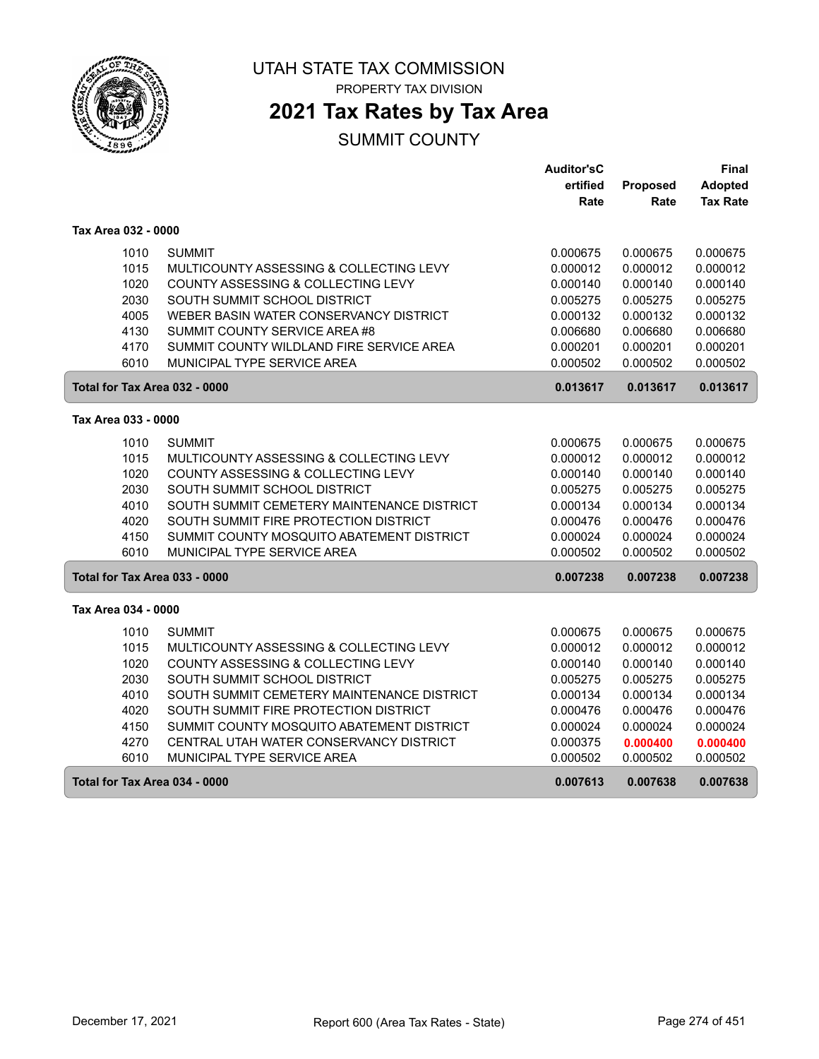UTAH STATE TAX COMMISSION

PROPERTY TAX DIVISION

# 2021 Tax Rates by Tax Area

SUMMIT COUNTY

| | | Auditor'sCertified Rate | Proposed Rate | Final Adopted Tax Rate |
|---|---|---|---|---|
| **Tax Area 032 - 0000** | | | | |
| 1010 | SUMMIT | 0.000675 | 0.000675 | 0.000675 |
| 1015 | MULTICOUNTY ASSESSING & COLLECTING LEVY | 0.000012 | 0.000012 | 0.000012 |
| 1020 | COUNTY ASSESSING & COLLECTING LEVY | 0.000140 | 0.000140 | 0.000140 |
| 2030 | SOUTH SUMMIT SCHOOL DISTRICT | 0.005275 | 0.005275 | 0.005275 |
| 4005 | WEBER BASIN WATER CONSERVANCY DISTRICT | 0.000132 | 0.000132 | 0.000132 |
| 4130 | SUMMIT COUNTY SERVICE AREA #8 | 0.006680 | 0.006680 | 0.006680 |
| 4170 | SUMMIT COUNTY WILDLAND FIRE SERVICE AREA | 0.000201 | 0.000201 | 0.000201 |
| 6010 | MUNICIPAL TYPE SERVICE AREA | 0.000502 | 0.000502 | 0.000502 |
| **Total for Tax Area 032 - 0000** | | **0.013617** | **0.013617** | **0.013617** |
| **Tax Area 033 - 0000** | | | | |
| 1010 | SUMMIT | 0.000675 | 0.000675 | 0.000675 |
| 1015 | MULTICOUNTY ASSESSING & COLLECTING LEVY | 0.000012 | 0.000012 | 0.000012 |
| 1020 | COUNTY ASSESSING & COLLECTING LEVY | 0.000140 | 0.000140 | 0.000140 |
| 2030 | SOUTH SUMMIT SCHOOL DISTRICT | 0.005275 | 0.005275 | 0.005275 |
| 4010 | SOUTH SUMMIT CEMETERY MAINTENANCE DISTRICT | 0.000134 | 0.000134 | 0.000134 |
| 4020 | SOUTH SUMMIT FIRE PROTECTION DISTRICT | 0.000476 | 0.000476 | 0.000476 |
| 4150 | SUMMIT COUNTY MOSQUITO ABATEMENT DISTRICT | 0.000024 | 0.000024 | 0.000024 |
| 6010 | MUNICIPAL TYPE SERVICE AREA | 0.000502 | 0.000502 | 0.000502 |
| **Total for Tax Area 033 - 0000** | | **0.007238** | **0.007238** | **0.007238** |
| **Tax Area 034 - 0000** | | | | |
| 1010 | SUMMIT | 0.000675 | 0.000675 | 0.000675 |
| 1015 | MULTICOUNTY ASSESSING & COLLECTING LEVY | 0.000012 | 0.000012 | 0.000012 |
| 1020 | COUNTY ASSESSING & COLLECTING LEVY | 0.000140 | 0.000140 | 0.000140 |
| 2030 | SOUTH SUMMIT SCHOOL DISTRICT | 0.005275 | 0.005275 | 0.005275 |
| 4010 | SOUTH SUMMIT CEMETERY MAINTENANCE DISTRICT | 0.000134 | 0.000134 | 0.000134 |
| 4020 | SOUTH SUMMIT FIRE PROTECTION DISTRICT | 0.000476 | 0.000476 | 0.000476 |
| 4150 | SUMMIT COUNTY MOSQUITO ABATEMENT DISTRICT | 0.000024 | 0.000024 | 0.000024 |
| 4270 | CENTRAL UTAH WATER CONSERVANCY DISTRICT | 0.000375 | **0.000400** | **0.000400** |
| 6010 | MUNICIPAL TYPE SERVICE AREA | 0.000502 | 0.000502 | 0.000502 |
| **Total for Tax Area 034 - 0000** | | **0.007613** | **0.007638** | **0.007638** |

December 17, 2021 — Report 600 (Area Tax Rates - State)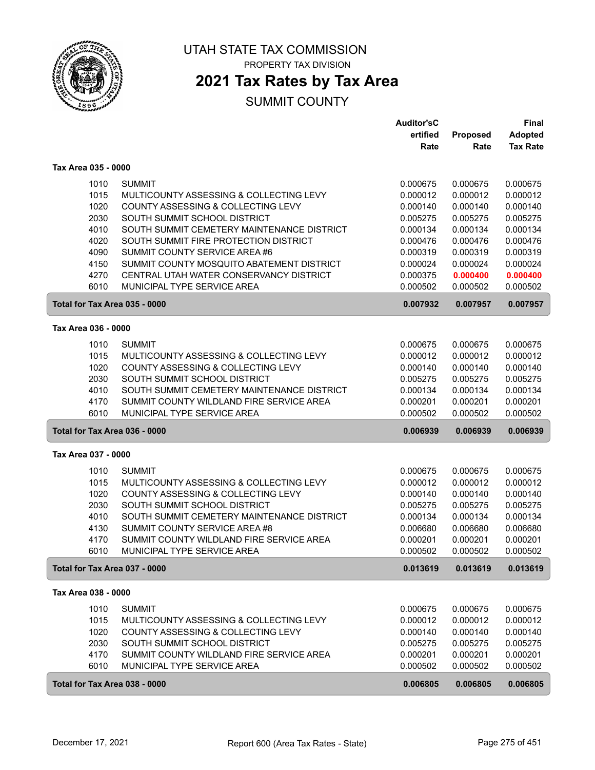# UTAH STATE TAX COMMISSION

PROPERTY TAX DIVISION

## 2021 Tax Rates by Tax Area

SUMMIT COUNTY

| | | Auditor's Certified Rate | Proposed Rate | Final Adopted Tax Rate |
|---|---|---|---|---|
| **Tax Area 035 - 0000** | | | | |
| 1010 | SUMMIT | 0.000675 | 0.000675 | 0.000675 |
| 1015 | MULTICOUNTY ASSESSING & COLLECTING LEVY | 0.000012 | 0.000012 | 0.000012 |
| 1020 | COUNTY ASSESSING & COLLECTING LEVY | 0.000140 | 0.000140 | 0.000140 |
| 2030 | SOUTH SUMMIT SCHOOL DISTRICT | 0.005275 | 0.005275 | 0.005275 |
| 4010 | SOUTH SUMMIT CEMETERY MAINTENANCE DISTRICT | 0.000134 | 0.000134 | 0.000134 |
| 4020 | SOUTH SUMMIT FIRE PROTECTION DISTRICT | 0.000476 | 0.000476 | 0.000476 |
| 4090 | SUMMIT COUNTY SERVICE AREA #6 | 0.000319 | 0.000319 | 0.000319 |
| 4150 | SUMMIT COUNTY MOSQUITO ABATEMENT DISTRICT | 0.000024 | 0.000024 | 0.000024 |
| 4270 | CENTRAL UTAH WATER CONSERVANCY DISTRICT | 0.000375 | **0.000400** | **0.000400** |
| 6010 | MUNICIPAL TYPE SERVICE AREA | 0.000502 | 0.000502 | 0.000502 |
| **Total for Tax Area 035 - 0000** | | **0.007932** | **0.007957** | **0.007957** |
| **Tax Area 036 - 0000** | | | | |
| 1010 | SUMMIT | 0.000675 | 0.000675 | 0.000675 |
| 1015 | MULTICOUNTY ASSESSING & COLLECTING LEVY | 0.000012 | 0.000012 | 0.000012 |
| 1020 | COUNTY ASSESSING & COLLECTING LEVY | 0.000140 | 0.000140 | 0.000140 |
| 2030 | SOUTH SUMMIT SCHOOL DISTRICT | 0.005275 | 0.005275 | 0.005275 |
| 4010 | SOUTH SUMMIT CEMETERY MAINTENANCE DISTRICT | 0.000134 | 0.000134 | 0.000134 |
| 4170 | SUMMIT COUNTY WILDLAND FIRE SERVICE AREA | 0.000201 | 0.000201 | 0.000201 |
| 6010 | MUNICIPAL TYPE SERVICE AREA | 0.000502 | 0.000502 | 0.000502 |
| **Total for Tax Area 036 - 0000** | | **0.006939** | **0.006939** | **0.006939** |
| **Tax Area 037 - 0000** | | | | |
| 1010 | SUMMIT | 0.000675 | 0.000675 | 0.000675 |
| 1015 | MULTICOUNTY ASSESSING & COLLECTING LEVY | 0.000012 | 0.000012 | 0.000012 |
| 1020 | COUNTY ASSESSING & COLLECTING LEVY | 0.000140 | 0.000140 | 0.000140 |
| 2030 | SOUTH SUMMIT SCHOOL DISTRICT | 0.005275 | 0.005275 | 0.005275 |
| 4010 | SOUTH SUMMIT CEMETERY MAINTENANCE DISTRICT | 0.000134 | 0.000134 | 0.000134 |
| 4130 | SUMMIT COUNTY SERVICE AREA #8 | 0.006680 | 0.006680 | 0.006680 |
| 4170 | SUMMIT COUNTY WILDLAND FIRE SERVICE AREA | 0.000201 | 0.000201 | 0.000201 |
| 6010 | MUNICIPAL TYPE SERVICE AREA | 0.000502 | 0.000502 | 0.000502 |
| **Total for Tax Area 037 - 0000** | | **0.013619** | **0.013619** | **0.013619** |
| **Tax Area 038 - 0000** | | | | |
| 1010 | SUMMIT | 0.000675 | 0.000675 | 0.000675 |
| 1015 | MULTICOUNTY ASSESSING & COLLECTING LEVY | 0.000012 | 0.000012 | 0.000012 |
| 1020 | COUNTY ASSESSING & COLLECTING LEVY | 0.000140 | 0.000140 | 0.000140 |
| 2030 | SOUTH SUMMIT SCHOOL DISTRICT | 0.005275 | 0.005275 | 0.005275 |
| 4170 | SUMMIT COUNTY WILDLAND FIRE SERVICE AREA | 0.000201 | 0.000201 | 0.000201 |
| 6010 | MUNICIPAL TYPE SERVICE AREA | 0.000502 | 0.000502 | 0.000502 |
| **Total for Tax Area 038 - 0000** | | **0.006805** | **0.006805** | **0.006805** |

December 17, 2021 — Report 600 (Area Tax Rates - State)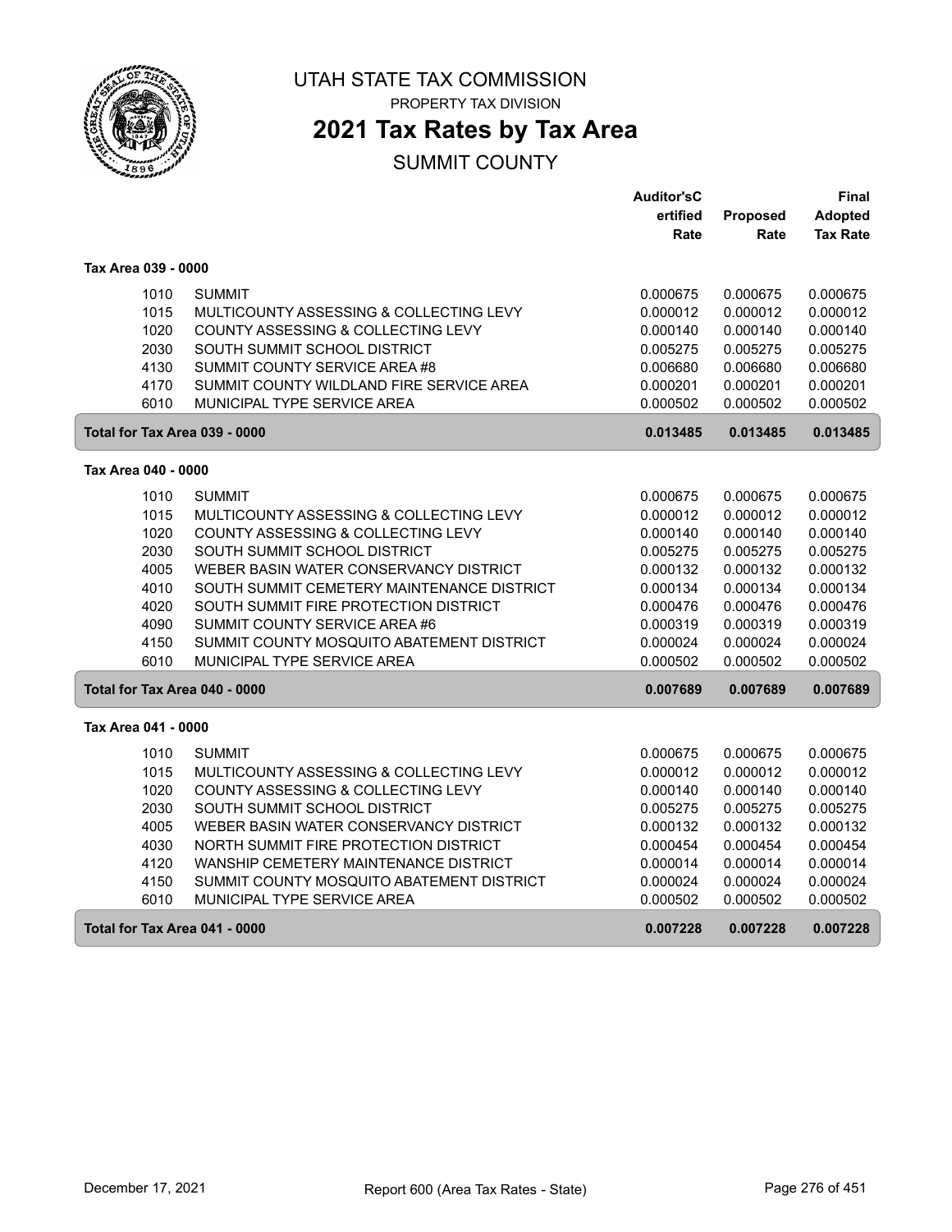# UTAH STATE TAX COMMISSION

PROPERTY TAX DIVISION

## 2021 Tax Rates by Tax Area

SUMMIT COUNTY

| | | Auditor'sCertified Rate | Proposed Rate | Final Adopted Tax Rate |
|---|---|---|---|---|
| **Tax Area 039 - 0000** | | | | |
| 1010 | SUMMIT | 0.000675 | 0.000675 | 0.000675 |
| 1015 | MULTICOUNTY ASSESSING & COLLECTING LEVY | 0.000012 | 0.000012 | 0.000012 |
| 1020 | COUNTY ASSESSING & COLLECTING LEVY | 0.000140 | 0.000140 | 0.000140 |
| 2030 | SOUTH SUMMIT SCHOOL DISTRICT | 0.005275 | 0.005275 | 0.005275 |
| 4130 | SUMMIT COUNTY SERVICE AREA #8 | 0.006680 | 0.006680 | 0.006680 |
| 4170 | SUMMIT COUNTY WILDLAND FIRE SERVICE AREA | 0.000201 | 0.000201 | 0.000201 |
| 6010 | MUNICIPAL TYPE SERVICE AREA | 0.000502 | 0.000502 | 0.000502 |
| **Total for Tax Area 039 - 0000** | | **0.013485** | **0.013485** | **0.013485** |
| **Tax Area 040 - 0000** | | | | |
| 1010 | SUMMIT | 0.000675 | 0.000675 | 0.000675 |
| 1015 | MULTICOUNTY ASSESSING & COLLECTING LEVY | 0.000012 | 0.000012 | 0.000012 |
| 1020 | COUNTY ASSESSING & COLLECTING LEVY | 0.000140 | 0.000140 | 0.000140 |
| 2030 | SOUTH SUMMIT SCHOOL DISTRICT | 0.005275 | 0.005275 | 0.005275 |
| 4005 | WEBER BASIN WATER CONSERVANCY DISTRICT | 0.000132 | 0.000132 | 0.000132 |
| 4010 | SOUTH SUMMIT CEMETERY MAINTENANCE DISTRICT | 0.000134 | 0.000134 | 0.000134 |
| 4020 | SOUTH SUMMIT FIRE PROTECTION DISTRICT | 0.000476 | 0.000476 | 0.000476 |
| 4090 | SUMMIT COUNTY SERVICE AREA #6 | 0.000319 | 0.000319 | 0.000319 |
| 4150 | SUMMIT COUNTY MOSQUITO ABATEMENT DISTRICT | 0.000024 | 0.000024 | 0.000024 |
| 6010 | MUNICIPAL TYPE SERVICE AREA | 0.000502 | 0.000502 | 0.000502 |
| **Total for Tax Area 040 - 0000** | | **0.007689** | **0.007689** | **0.007689** |
| **Tax Area 041 - 0000** | | | | |
| 1010 | SUMMIT | 0.000675 | 0.000675 | 0.000675 |
| 1015 | MULTICOUNTY ASSESSING & COLLECTING LEVY | 0.000012 | 0.000012 | 0.000012 |
| 1020 | COUNTY ASSESSING & COLLECTING LEVY | 0.000140 | 0.000140 | 0.000140 |
| 2030 | SOUTH SUMMIT SCHOOL DISTRICT | 0.005275 | 0.005275 | 0.005275 |
| 4005 | WEBER BASIN WATER CONSERVANCY DISTRICT | 0.000132 | 0.000132 | 0.000132 |
| 4030 | NORTH SUMMIT FIRE PROTECTION DISTRICT | 0.000454 | 0.000454 | 0.000454 |
| 4120 | WANSHIP CEMETERY MAINTENANCE DISTRICT | 0.000014 | 0.000014 | 0.000014 |
| 4150 | SUMMIT COUNTY MOSQUITO ABATEMENT DISTRICT | 0.000024 | 0.000024 | 0.000024 |
| 6010 | MUNICIPAL TYPE SERVICE AREA | 0.000502 | 0.000502 | 0.000502 |
| **Total for Tax Area 041 - 0000** | | **0.007228** | **0.007228** | **0.007228** |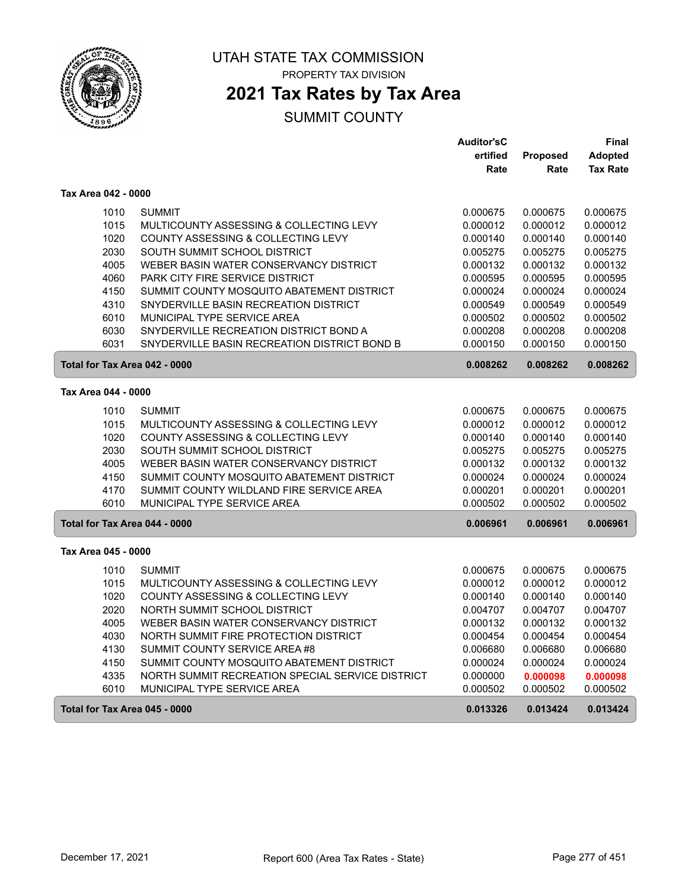# UTAH STATE TAX COMMISSION

PROPERTY TAX DIVISION

## 2021 Tax Rates by Tax Area

SUMMIT COUNTY

| | | Auditor'sCertified Rate | Proposed Rate | Final Adopted Tax Rate |
|---|---|---|---|---|
| **Tax Area 042 - 0000** | | | | |
| 1010 | SUMMIT | 0.000675 | 0.000675 | 0.000675 |
| 1015 | MULTICOUNTY ASSESSING & COLLECTING LEVY | 0.000012 | 0.000012 | 0.000012 |
| 1020 | COUNTY ASSESSING & COLLECTING LEVY | 0.000140 | 0.000140 | 0.000140 |
| 2030 | SOUTH SUMMIT SCHOOL DISTRICT | 0.005275 | 0.005275 | 0.005275 |
| 4005 | WEBER BASIN WATER CONSERVANCY DISTRICT | 0.000132 | 0.000132 | 0.000132 |
| 4060 | PARK CITY FIRE SERVICE DISTRICT | 0.000595 | 0.000595 | 0.000595 |
| 4150 | SUMMIT COUNTY MOSQUITO ABATEMENT DISTRICT | 0.000024 | 0.000024 | 0.000024 |
| 4310 | SNYDERVILLE BASIN RECREATION DISTRICT | 0.000549 | 0.000549 | 0.000549 |
| 6010 | MUNICIPAL TYPE SERVICE AREA | 0.000502 | 0.000502 | 0.000502 |
| 6030 | SNYDERVILLE RECREATION DISTRICT BOND A | 0.000208 | 0.000208 | 0.000208 |
| 6031 | SNYDERVILLE BASIN RECREATION DISTRICT BOND B | 0.000150 | 0.000150 | 0.000150 |
| **Total for Tax Area 042 - 0000** | | **0.008262** | **0.008262** | **0.008262** |
| **Tax Area 044 - 0000** | | | | |
| 1010 | SUMMIT | 0.000675 | 0.000675 | 0.000675 |
| 1015 | MULTICOUNTY ASSESSING & COLLECTING LEVY | 0.000012 | 0.000012 | 0.000012 |
| 1020 | COUNTY ASSESSING & COLLECTING LEVY | 0.000140 | 0.000140 | 0.000140 |
| 2030 | SOUTH SUMMIT SCHOOL DISTRICT | 0.005275 | 0.005275 | 0.005275 |
| 4005 | WEBER BASIN WATER CONSERVANCY DISTRICT | 0.000132 | 0.000132 | 0.000132 |
| 4150 | SUMMIT COUNTY MOSQUITO ABATEMENT DISTRICT | 0.000024 | 0.000024 | 0.000024 |
| 4170 | SUMMIT COUNTY WILDLAND FIRE SERVICE AREA | 0.000201 | 0.000201 | 0.000201 |
| 6010 | MUNICIPAL TYPE SERVICE AREA | 0.000502 | 0.000502 | 0.000502 |
| **Total for Tax Area 044 - 0000** | | **0.006961** | **0.006961** | **0.006961** |
| **Tax Area 045 - 0000** | | | | |
| 1010 | SUMMIT | 0.000675 | 0.000675 | 0.000675 |
| 1015 | MULTICOUNTY ASSESSING & COLLECTING LEVY | 0.000012 | 0.000012 | 0.000012 |
| 1020 | COUNTY ASSESSING & COLLECTING LEVY | 0.000140 | 0.000140 | 0.000140 |
| 2020 | NORTH SUMMIT SCHOOL DISTRICT | 0.004707 | 0.004707 | 0.004707 |
| 4005 | WEBER BASIN WATER CONSERVANCY DISTRICT | 0.000132 | 0.000132 | 0.000132 |
| 4030 | NORTH SUMMIT FIRE PROTECTION DISTRICT | 0.000454 | 0.000454 | 0.000454 |
| 4130 | SUMMIT COUNTY SERVICE AREA #8 | 0.006680 | 0.006680 | 0.006680 |
| 4150 | SUMMIT COUNTY MOSQUITO ABATEMENT DISTRICT | 0.000024 | 0.000024 | 0.000024 |
| 4335 | NORTH SUMMIT RECREATION SPECIAL SERVICE DISTRICT | 0.000000 | **0.000098** | **0.000098** |
| 6010 | MUNICIPAL TYPE SERVICE AREA | 0.000502 | 0.000502 | 0.000502 |
| **Total for Tax Area 045 - 0000** | | **0.013326** | **0.013424** | **0.013424** |

December 17, 2021 — Report 600 (Area Tax Rates - State)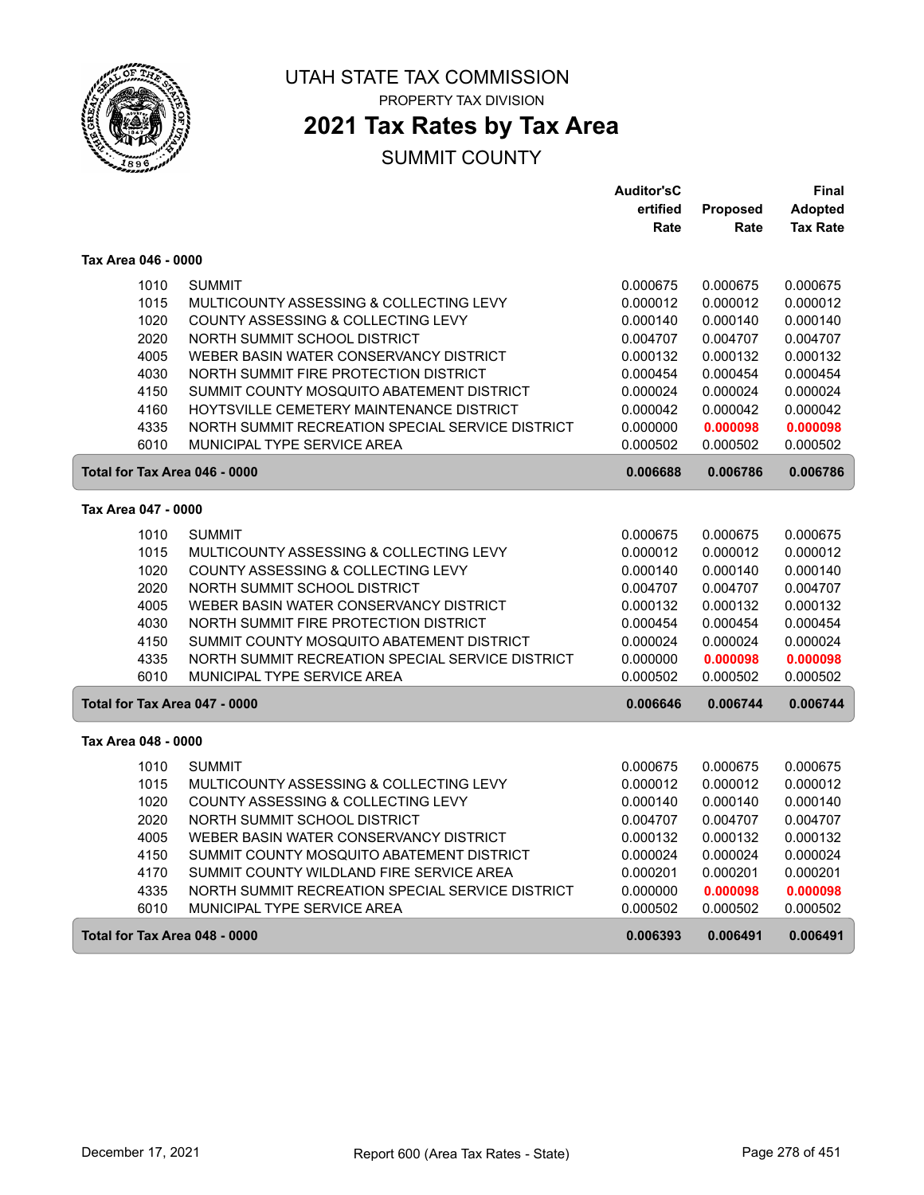UTAH STATE TAX COMMISSION

PROPERTY TAX DIVISION

# 2021 Tax Rates by Tax Area

## SUMMIT COUNTY

| | | Auditor'sCertified Rate | Proposed Rate | Final Adopted Tax Rate |
|---|---|---|---|---|
| **Tax Area 046 - 0000** | | | | |
| 1010 | SUMMIT | 0.000675 | 0.000675 | 0.000675 |
| 1015 | MULTICOUNTY ASSESSING & COLLECTING LEVY | 0.000012 | 0.000012 | 0.000012 |
| 1020 | COUNTY ASSESSING & COLLECTING LEVY | 0.000140 | 0.000140 | 0.000140 |
| 2020 | NORTH SUMMIT SCHOOL DISTRICT | 0.004707 | 0.004707 | 0.004707 |
| 4005 | WEBER BASIN WATER CONSERVANCY DISTRICT | 0.000132 | 0.000132 | 0.000132 |
| 4030 | NORTH SUMMIT FIRE PROTECTION DISTRICT | 0.000454 | 0.000454 | 0.000454 |
| 4150 | SUMMIT COUNTY MOSQUITO ABATEMENT DISTRICT | 0.000024 | 0.000024 | 0.000024 |
| 4160 | HOYTSVILLE CEMETERY MAINTENANCE DISTRICT | 0.000042 | 0.000042 | 0.000042 |
| 4335 | NORTH SUMMIT RECREATION SPECIAL SERVICE DISTRICT | 0.000000 | **0.000098** | **0.000098** |
| 6010 | MUNICIPAL TYPE SERVICE AREA | 0.000502 | 0.000502 | 0.000502 |
| **Total for Tax Area 046 - 0000** | | **0.006688** | **0.006786** | **0.006786** |
| **Tax Area 047 - 0000** | | | | |
| 1010 | SUMMIT | 0.000675 | 0.000675 | 0.000675 |
| 1015 | MULTICOUNTY ASSESSING & COLLECTING LEVY | 0.000012 | 0.000012 | 0.000012 |
| 1020 | COUNTY ASSESSING & COLLECTING LEVY | 0.000140 | 0.000140 | 0.000140 |
| 2020 | NORTH SUMMIT SCHOOL DISTRICT | 0.004707 | 0.004707 | 0.004707 |
| 4005 | WEBER BASIN WATER CONSERVANCY DISTRICT | 0.000132 | 0.000132 | 0.000132 |
| 4030 | NORTH SUMMIT FIRE PROTECTION DISTRICT | 0.000454 | 0.000454 | 0.000454 |
| 4150 | SUMMIT COUNTY MOSQUITO ABATEMENT DISTRICT | 0.000024 | 0.000024 | 0.000024 |
| 4335 | NORTH SUMMIT RECREATION SPECIAL SERVICE DISTRICT | 0.000000 | **0.000098** | **0.000098** |
| 6010 | MUNICIPAL TYPE SERVICE AREA | 0.000502 | 0.000502 | 0.000502 |
| **Total for Tax Area 047 - 0000** | | **0.006646** | **0.006744** | **0.006744** |
| **Tax Area 048 - 0000** | | | | |
| 1010 | SUMMIT | 0.000675 | 0.000675 | 0.000675 |
| 1015 | MULTICOUNTY ASSESSING & COLLECTING LEVY | 0.000012 | 0.000012 | 0.000012 |
| 1020 | COUNTY ASSESSING & COLLECTING LEVY | 0.000140 | 0.000140 | 0.000140 |
| 2020 | NORTH SUMMIT SCHOOL DISTRICT | 0.004707 | 0.004707 | 0.004707 |
| 4005 | WEBER BASIN WATER CONSERVANCY DISTRICT | 0.000132 | 0.000132 | 0.000132 |
| 4150 | SUMMIT COUNTY MOSQUITO ABATEMENT DISTRICT | 0.000024 | 0.000024 | 0.000024 |
| 4170 | SUMMIT COUNTY WILDLAND FIRE SERVICE AREA | 0.000201 | 0.000201 | 0.000201 |
| 4335 | NORTH SUMMIT RECREATION SPECIAL SERVICE DISTRICT | 0.000000 | **0.000098** | **0.000098** |
| 6010 | MUNICIPAL TYPE SERVICE AREA | 0.000502 | 0.000502 | 0.000502 |
| **Total for Tax Area 048 - 0000** | | **0.006393** | **0.006491** | **0.006491** |

December 17, 2021 — Report 600 (Area Tax Rates - State)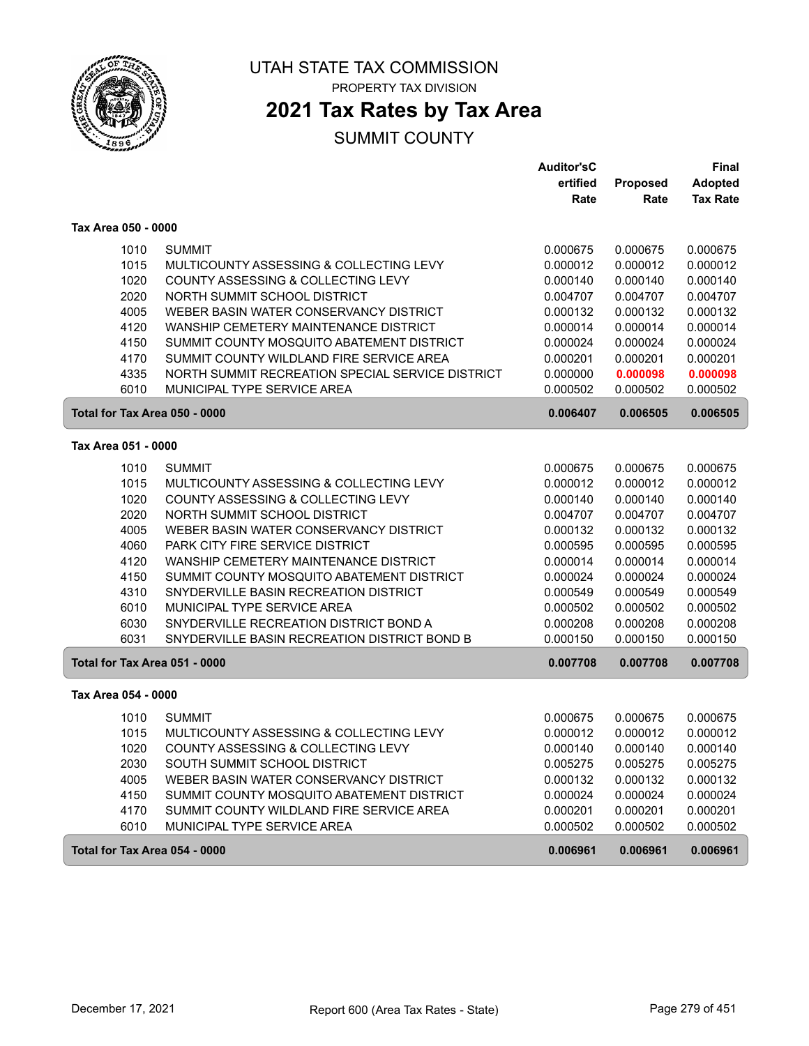# UTAH STATE TAX COMMISSION

PROPERTY TAX DIVISION

## 2021 Tax Rates by Tax Area

SUMMIT COUNTY

| | | Auditor's Certified Rate | Proposed Rate | Final Adopted Tax Rate |
|---|---|---|---|---|
| **Tax Area 050 - 0000** | | | | |
| 1010 | SUMMIT | 0.000675 | 0.000675 | 0.000675 |
| 1015 | MULTICOUNTY ASSESSING & COLLECTING LEVY | 0.000012 | 0.000012 | 0.000012 |
| 1020 | COUNTY ASSESSING & COLLECTING LEVY | 0.000140 | 0.000140 | 0.000140 |
| 2020 | NORTH SUMMIT SCHOOL DISTRICT | 0.004707 | 0.004707 | 0.004707 |
| 4005 | WEBER BASIN WATER CONSERVANCY DISTRICT | 0.000132 | 0.000132 | 0.000132 |
| 4120 | WANSHIP CEMETERY MAINTENANCE DISTRICT | 0.000014 | 0.000014 | 0.000014 |
| 4150 | SUMMIT COUNTY MOSQUITO ABATEMENT DISTRICT | 0.000024 | 0.000024 | 0.000024 |
| 4170 | SUMMIT COUNTY WILDLAND FIRE SERVICE AREA | 0.000201 | 0.000201 | 0.000201 |
| 4335 | NORTH SUMMIT RECREATION SPECIAL SERVICE DISTRICT | 0.000000 | **0.000098** | **0.000098** |
| 6010 | MUNICIPAL TYPE SERVICE AREA | 0.000502 | 0.000502 | 0.000502 |
| **Total for Tax Area 050 - 0000** | | **0.006407** | **0.006505** | **0.006505** |
| **Tax Area 051 - 0000** | | | | |
| 1010 | SUMMIT | 0.000675 | 0.000675 | 0.000675 |
| 1015 | MULTICOUNTY ASSESSING & COLLECTING LEVY | 0.000012 | 0.000012 | 0.000012 |
| 1020 | COUNTY ASSESSING & COLLECTING LEVY | 0.000140 | 0.000140 | 0.000140 |
| 2020 | NORTH SUMMIT SCHOOL DISTRICT | 0.004707 | 0.004707 | 0.004707 |
| 4005 | WEBER BASIN WATER CONSERVANCY DISTRICT | 0.000132 | 0.000132 | 0.000132 |
| 4060 | PARK CITY FIRE SERVICE DISTRICT | 0.000595 | 0.000595 | 0.000595 |
| 4120 | WANSHIP CEMETERY MAINTENANCE DISTRICT | 0.000014 | 0.000014 | 0.000014 |
| 4150 | SUMMIT COUNTY MOSQUITO ABATEMENT DISTRICT | 0.000024 | 0.000024 | 0.000024 |
| 4310 | SNYDERVILLE BASIN RECREATION DISTRICT | 0.000549 | 0.000549 | 0.000549 |
| 6010 | MUNICIPAL TYPE SERVICE AREA | 0.000502 | 0.000502 | 0.000502 |
| 6030 | SNYDERVILLE RECREATION DISTRICT BOND A | 0.000208 | 0.000208 | 0.000208 |
| 6031 | SNYDERVILLE BASIN RECREATION DISTRICT BOND B | 0.000150 | 0.000150 | 0.000150 |
| **Total for Tax Area 051 - 0000** | | **0.007708** | **0.007708** | **0.007708** |
| **Tax Area 054 - 0000** | | | | |
| 1010 | SUMMIT | 0.000675 | 0.000675 | 0.000675 |
| 1015 | MULTICOUNTY ASSESSING & COLLECTING LEVY | 0.000012 | 0.000012 | 0.000012 |
| 1020 | COUNTY ASSESSING & COLLECTING LEVY | 0.000140 | 0.000140 | 0.000140 |
| 2030 | SOUTH SUMMIT SCHOOL DISTRICT | 0.005275 | 0.005275 | 0.005275 |
| 4005 | WEBER BASIN WATER CONSERVANCY DISTRICT | 0.000132 | 0.000132 | 0.000132 |
| 4150 | SUMMIT COUNTY MOSQUITO ABATEMENT DISTRICT | 0.000024 | 0.000024 | 0.000024 |
| 4170 | SUMMIT COUNTY WILDLAND FIRE SERVICE AREA | 0.000201 | 0.000201 | 0.000201 |
| 6010 | MUNICIPAL TYPE SERVICE AREA | 0.000502 | 0.000502 | 0.000502 |
| **Total for Tax Area 054 - 0000** | | **0.006961** | **0.006961** | **0.006961** |

December 17, 2021 — Report 600 (Area Tax Rates - State)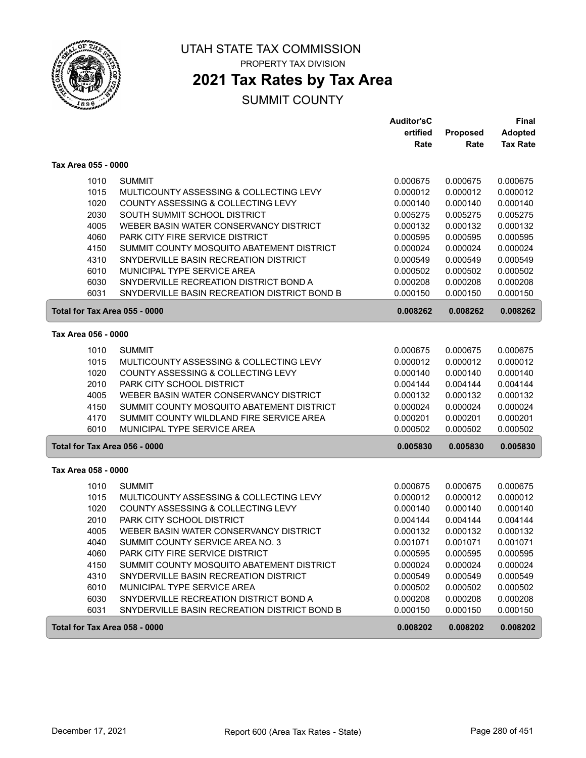# UTAH STATE TAX COMMISSION

PROPERTY TAX DIVISION

## 2021 Tax Rates by Tax Area

SUMMIT COUNTY

| | | Auditor'sCertified Rate | Proposed Rate | Final Adopted Tax Rate |
|---|---|---|---|---|
| **Tax Area 055 - 0000** | | | | |
| 1010 | SUMMIT | 0.000675 | 0.000675 | 0.000675 |
| 1015 | MULTICOUNTY ASSESSING & COLLECTING LEVY | 0.000012 | 0.000012 | 0.000012 |
| 1020 | COUNTY ASSESSING & COLLECTING LEVY | 0.000140 | 0.000140 | 0.000140 |
| 2030 | SOUTH SUMMIT SCHOOL DISTRICT | 0.005275 | 0.005275 | 0.005275 |
| 4005 | WEBER BASIN WATER CONSERVANCY DISTRICT | 0.000132 | 0.000132 | 0.000132 |
| 4060 | PARK CITY FIRE SERVICE DISTRICT | 0.000595 | 0.000595 | 0.000595 |
| 4150 | SUMMIT COUNTY MOSQUITO ABATEMENT DISTRICT | 0.000024 | 0.000024 | 0.000024 |
| 4310 | SNYDERVILLE BASIN RECREATION DISTRICT | 0.000549 | 0.000549 | 0.000549 |
| 6010 | MUNICIPAL TYPE SERVICE AREA | 0.000502 | 0.000502 | 0.000502 |
| 6030 | SNYDERVILLE RECREATION DISTRICT BOND A | 0.000208 | 0.000208 | 0.000208 |
| 6031 | SNYDERVILLE BASIN RECREATION DISTRICT BOND B | 0.000150 | 0.000150 | 0.000150 |
| **Total for Tax Area 055 - 0000** | | **0.008262** | **0.008262** | **0.008262** |
| **Tax Area 056 - 0000** | | | | |
| 1010 | SUMMIT | 0.000675 | 0.000675 | 0.000675 |
| 1015 | MULTICOUNTY ASSESSING & COLLECTING LEVY | 0.000012 | 0.000012 | 0.000012 |
| 1020 | COUNTY ASSESSING & COLLECTING LEVY | 0.000140 | 0.000140 | 0.000140 |
| 2010 | PARK CITY SCHOOL DISTRICT | 0.004144 | 0.004144 | 0.004144 |
| 4005 | WEBER BASIN WATER CONSERVANCY DISTRICT | 0.000132 | 0.000132 | 0.000132 |
| 4150 | SUMMIT COUNTY MOSQUITO ABATEMENT DISTRICT | 0.000024 | 0.000024 | 0.000024 |
| 4170 | SUMMIT COUNTY WILDLAND FIRE SERVICE AREA | 0.000201 | 0.000201 | 0.000201 |
| 6010 | MUNICIPAL TYPE SERVICE AREA | 0.000502 | 0.000502 | 0.000502 |
| **Total for Tax Area 056 - 0000** | | **0.005830** | **0.005830** | **0.005830** |
| **Tax Area 058 - 0000** | | | | |
| 1010 | SUMMIT | 0.000675 | 0.000675 | 0.000675 |
| 1015 | MULTICOUNTY ASSESSING & COLLECTING LEVY | 0.000012 | 0.000012 | 0.000012 |
| 1020 | COUNTY ASSESSING & COLLECTING LEVY | 0.000140 | 0.000140 | 0.000140 |
| 2010 | PARK CITY SCHOOL DISTRICT | 0.004144 | 0.004144 | 0.004144 |
| 4005 | WEBER BASIN WATER CONSERVANCY DISTRICT | 0.000132 | 0.000132 | 0.000132 |
| 4040 | SUMMIT COUNTY SERVICE AREA NO. 3 | 0.001071 | 0.001071 | 0.001071 |
| 4060 | PARK CITY FIRE SERVICE DISTRICT | 0.000595 | 0.000595 | 0.000595 |
| 4150 | SUMMIT COUNTY MOSQUITO ABATEMENT DISTRICT | 0.000024 | 0.000024 | 0.000024 |
| 4310 | SNYDERVILLE BASIN RECREATION DISTRICT | 0.000549 | 0.000549 | 0.000549 |
| 6010 | MUNICIPAL TYPE SERVICE AREA | 0.000502 | 0.000502 | 0.000502 |
| 6030 | SNYDERVILLE RECREATION DISTRICT BOND A | 0.000208 | 0.000208 | 0.000208 |
| 6031 | SNYDERVILLE BASIN RECREATION DISTRICT BOND B | 0.000150 | 0.000150 | 0.000150 |
| **Total for Tax Area 058 - 0000** | | **0.008202** | **0.008202** | **0.008202** |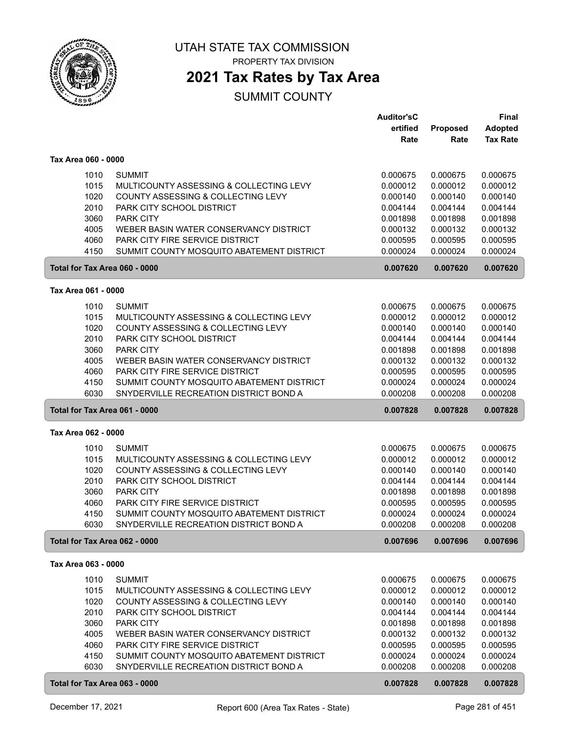# UTAH STATE TAX COMMISSION

PROPERTY TAX DIVISION

## 2021 Tax Rates by Tax Area

SUMMIT COUNTY

| | | Auditor'sC ertified Rate | Proposed Rate | Final Adopted Tax Rate |
|---|---|---|---|---|
| **Tax Area 060 - 0000** | | | | |
| 1010 | SUMMIT | 0.000675 | 0.000675 | 0.000675 |
| 1015 | MULTICOUNTY ASSESSING & COLLECTING LEVY | 0.000012 | 0.000012 | 0.000012 |
| 1020 | COUNTY ASSESSING & COLLECTING LEVY | 0.000140 | 0.000140 | 0.000140 |
| 2010 | PARK CITY SCHOOL DISTRICT | 0.004144 | 0.004144 | 0.004144 |
| 3060 | PARK CITY | 0.001898 | 0.001898 | 0.001898 |
| 4005 | WEBER BASIN WATER CONSERVANCY DISTRICT | 0.000132 | 0.000132 | 0.000132 |
| 4060 | PARK CITY FIRE SERVICE DISTRICT | 0.000595 | 0.000595 | 0.000595 |
| 4150 | SUMMIT COUNTY MOSQUITO ABATEMENT DISTRICT | 0.000024 | 0.000024 | 0.000024 |
| **Total for Tax Area 060 - 0000** | | **0.007620** | **0.007620** | **0.007620** |
| **Tax Area 061 - 0000** | | | | |
| 1010 | SUMMIT | 0.000675 | 0.000675 | 0.000675 |
| 1015 | MULTICOUNTY ASSESSING & COLLECTING LEVY | 0.000012 | 0.000012 | 0.000012 |
| 1020 | COUNTY ASSESSING & COLLECTING LEVY | 0.000140 | 0.000140 | 0.000140 |
| 2010 | PARK CITY SCHOOL DISTRICT | 0.004144 | 0.004144 | 0.004144 |
| 3060 | PARK CITY | 0.001898 | 0.001898 | 0.001898 |
| 4005 | WEBER BASIN WATER CONSERVANCY DISTRICT | 0.000132 | 0.000132 | 0.000132 |
| 4060 | PARK CITY FIRE SERVICE DISTRICT | 0.000595 | 0.000595 | 0.000595 |
| 4150 | SUMMIT COUNTY MOSQUITO ABATEMENT DISTRICT | 0.000024 | 0.000024 | 0.000024 |
| 6030 | SNYDERVILLE RECREATION DISTRICT BOND A | 0.000208 | 0.000208 | 0.000208 |
| **Total for Tax Area 061 - 0000** | | **0.007828** | **0.007828** | **0.007828** |
| **Tax Area 062 - 0000** | | | | |
| 1010 | SUMMIT | 0.000675 | 0.000675 | 0.000675 |
| 1015 | MULTICOUNTY ASSESSING & COLLECTING LEVY | 0.000012 | 0.000012 | 0.000012 |
| 1020 | COUNTY ASSESSING & COLLECTING LEVY | 0.000140 | 0.000140 | 0.000140 |
| 2010 | PARK CITY SCHOOL DISTRICT | 0.004144 | 0.004144 | 0.004144 |
| 3060 | PARK CITY | 0.001898 | 0.001898 | 0.001898 |
| 4060 | PARK CITY FIRE SERVICE DISTRICT | 0.000595 | 0.000595 | 0.000595 |
| 4150 | SUMMIT COUNTY MOSQUITO ABATEMENT DISTRICT | 0.000024 | 0.000024 | 0.000024 |
| 6030 | SNYDERVILLE RECREATION DISTRICT BOND A | 0.000208 | 0.000208 | 0.000208 |
| **Total for Tax Area 062 - 0000** | | **0.007696** | **0.007696** | **0.007696** |
| **Tax Area 063 - 0000** | | | | |
| 1010 | SUMMIT | 0.000675 | 0.000675 | 0.000675 |
| 1015 | MULTICOUNTY ASSESSING & COLLECTING LEVY | 0.000012 | 0.000012 | 0.000012 |
| 1020 | COUNTY ASSESSING & COLLECTING LEVY | 0.000140 | 0.000140 | 0.000140 |
| 2010 | PARK CITY SCHOOL DISTRICT | 0.004144 | 0.004144 | 0.004144 |
| 3060 | PARK CITY | 0.001898 | 0.001898 | 0.001898 |
| 4005 | WEBER BASIN WATER CONSERVANCY DISTRICT | 0.000132 | 0.000132 | 0.000132 |
| 4060 | PARK CITY FIRE SERVICE DISTRICT | 0.000595 | 0.000595 | 0.000595 |
| 4150 | SUMMIT COUNTY MOSQUITO ABATEMENT DISTRICT | 0.000024 | 0.000024 | 0.000024 |
| 6030 | SNYDERVILLE RECREATION DISTRICT BOND A | 0.000208 | 0.000208 | 0.000208 |
| **Total for Tax Area 063 - 0000** | | **0.007828** | **0.007828** | **0.007828** |

December 17, 2021 — Report 600 (Area Tax Rates - State)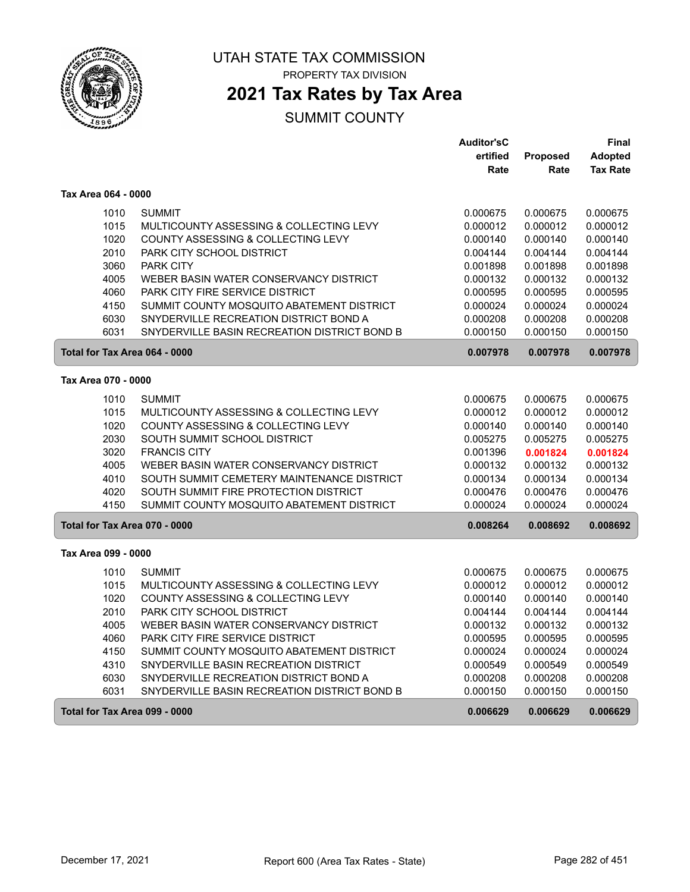# UTAH STATE TAX COMMISSION

PROPERTY TAX DIVISION

## 2021 Tax Rates by Tax Area

SUMMIT COUNTY

| | | Auditor'sCertified Rate | Proposed Rate | Final Adopted Tax Rate |
|---|---|---|---|---|
| **Tax Area 064 - 0000** | | | | |
| 1010 | SUMMIT | 0.000675 | 0.000675 | 0.000675 |
| 1015 | MULTICOUNTY ASSESSING & COLLECTING LEVY | 0.000012 | 0.000012 | 0.000012 |
| 1020 | COUNTY ASSESSING & COLLECTING LEVY | 0.000140 | 0.000140 | 0.000140 |
| 2010 | PARK CITY SCHOOL DISTRICT | 0.004144 | 0.004144 | 0.004144 |
| 3060 | PARK CITY | 0.001898 | 0.001898 | 0.001898 |
| 4005 | WEBER BASIN WATER CONSERVANCY DISTRICT | 0.000132 | 0.000132 | 0.000132 |
| 4060 | PARK CITY FIRE SERVICE DISTRICT | 0.000595 | 0.000595 | 0.000595 |
| 4150 | SUMMIT COUNTY MOSQUITO ABATEMENT DISTRICT | 0.000024 | 0.000024 | 0.000024 |
| 6030 | SNYDERVILLE RECREATION DISTRICT BOND A | 0.000208 | 0.000208 | 0.000208 |
| 6031 | SNYDERVILLE BASIN RECREATION DISTRICT BOND B | 0.000150 | 0.000150 | 0.000150 |
| **Total for Tax Area 064 - 0000** | | **0.007978** | **0.007978** | **0.007978** |
| **Tax Area 070 - 0000** | | | | |
| 1010 | SUMMIT | 0.000675 | 0.000675 | 0.000675 |
| 1015 | MULTICOUNTY ASSESSING & COLLECTING LEVY | 0.000012 | 0.000012 | 0.000012 |
| 1020 | COUNTY ASSESSING & COLLECTING LEVY | 0.000140 | 0.000140 | 0.000140 |
| 2030 | SOUTH SUMMIT SCHOOL DISTRICT | 0.005275 | 0.005275 | 0.005275 |
| 3020 | FRANCIS CITY | 0.001396 | **0.001824** | **0.001824** |
| 4005 | WEBER BASIN WATER CONSERVANCY DISTRICT | 0.000132 | 0.000132 | 0.000132 |
| 4010 | SOUTH SUMMIT CEMETERY MAINTENANCE DISTRICT | 0.000134 | 0.000134 | 0.000134 |
| 4020 | SOUTH SUMMIT FIRE PROTECTION DISTRICT | 0.000476 | 0.000476 | 0.000476 |
| 4150 | SUMMIT COUNTY MOSQUITO ABATEMENT DISTRICT | 0.000024 | 0.000024 | 0.000024 |
| **Total for Tax Area 070 - 0000** | | **0.008264** | **0.008692** | **0.008692** |
| **Tax Area 099 - 0000** | | | | |
| 1010 | SUMMIT | 0.000675 | 0.000675 | 0.000675 |
| 1015 | MULTICOUNTY ASSESSING & COLLECTING LEVY | 0.000012 | 0.000012 | 0.000012 |
| 1020 | COUNTY ASSESSING & COLLECTING LEVY | 0.000140 | 0.000140 | 0.000140 |
| 2010 | PARK CITY SCHOOL DISTRICT | 0.004144 | 0.004144 | 0.004144 |
| 4005 | WEBER BASIN WATER CONSERVANCY DISTRICT | 0.000132 | 0.000132 | 0.000132 |
| 4060 | PARK CITY FIRE SERVICE DISTRICT | 0.000595 | 0.000595 | 0.000595 |
| 4150 | SUMMIT COUNTY MOSQUITO ABATEMENT DISTRICT | 0.000024 | 0.000024 | 0.000024 |
| 4310 | SNYDERVILLE BASIN RECREATION DISTRICT | 0.000549 | 0.000549 | 0.000549 |
| 6030 | SNYDERVILLE RECREATION DISTRICT BOND A | 0.000208 | 0.000208 | 0.000208 |
| 6031 | SNYDERVILLE BASIN RECREATION DISTRICT BOND B | 0.000150 | 0.000150 | 0.000150 |
| **Total for Tax Area 099 - 0000** | | **0.006629** | **0.006629** | **0.006629** |

December 17, 2021 Report 600 (Area Tax Rates - State)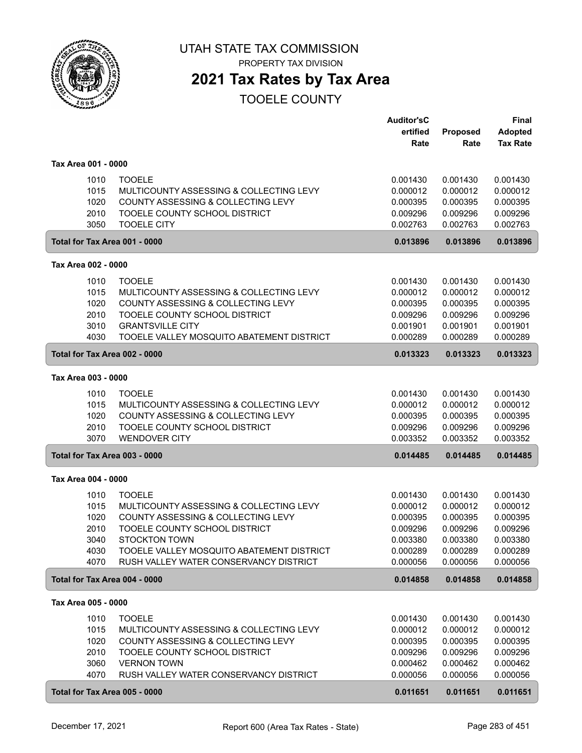# UTAH STATE TAX COMMISSION

PROPERTY TAX DIVISION

## 2021 Tax Rates by Tax Area

TOOELE COUNTY

| | | Auditor'sC ertified Rate | Proposed Rate | Final Adopted Tax Rate |
|---|---|---|---|---|
| **Tax Area 001 - 0000** | | | | |
| 1010 | TOOELE | 0.001430 | 0.001430 | 0.001430 |
| 1015 | MULTICOUNTY ASSESSING & COLLECTING LEVY | 0.000012 | 0.000012 | 0.000012 |
| 1020 | COUNTY ASSESSING & COLLECTING LEVY | 0.000395 | 0.000395 | 0.000395 |
| 2010 | TOOELE COUNTY SCHOOL DISTRICT | 0.009296 | 0.009296 | 0.009296 |
| 3050 | TOOELE CITY | 0.002763 | 0.002763 | 0.002763 |
| **Total for Tax Area 001 - 0000** | | **0.013896** | **0.013896** | **0.013896** |
| **Tax Area 002 - 0000** | | | | |
| 1010 | TOOELE | 0.001430 | 0.001430 | 0.001430 |
| 1015 | MULTICOUNTY ASSESSING & COLLECTING LEVY | 0.000012 | 0.000012 | 0.000012 |
| 1020 | COUNTY ASSESSING & COLLECTING LEVY | 0.000395 | 0.000395 | 0.000395 |
| 2010 | TOOELE COUNTY SCHOOL DISTRICT | 0.009296 | 0.009296 | 0.009296 |
| 3010 | GRANTSVILLE CITY | 0.001901 | 0.001901 | 0.001901 |
| 4030 | TOOELE VALLEY MOSQUITO ABATEMENT DISTRICT | 0.000289 | 0.000289 | 0.000289 |
| **Total for Tax Area 002 - 0000** | | **0.013323** | **0.013323** | **0.013323** |
| **Tax Area 003 - 0000** | | | | |
| 1010 | TOOELE | 0.001430 | 0.001430 | 0.001430 |
| 1015 | MULTICOUNTY ASSESSING & COLLECTING LEVY | 0.000012 | 0.000012 | 0.000012 |
| 1020 | COUNTY ASSESSING & COLLECTING LEVY | 0.000395 | 0.000395 | 0.000395 |
| 2010 | TOOELE COUNTY SCHOOL DISTRICT | 0.009296 | 0.009296 | 0.009296 |
| 3070 | WENDOVER CITY | 0.003352 | 0.003352 | 0.003352 |
| **Total for Tax Area 003 - 0000** | | **0.014485** | **0.014485** | **0.014485** |
| **Tax Area 004 - 0000** | | | | |
| 1010 | TOOELE | 0.001430 | 0.001430 | 0.001430 |
| 1015 | MULTICOUNTY ASSESSING & COLLECTING LEVY | 0.000012 | 0.000012 | 0.000012 |
| 1020 | COUNTY ASSESSING & COLLECTING LEVY | 0.000395 | 0.000395 | 0.000395 |
| 2010 | TOOELE COUNTY SCHOOL DISTRICT | 0.009296 | 0.009296 | 0.009296 |
| 3040 | STOCKTON TOWN | 0.003380 | 0.003380 | 0.003380 |
| 4030 | TOOELE VALLEY MOSQUITO ABATEMENT DISTRICT | 0.000289 | 0.000289 | 0.000289 |
| 4070 | RUSH VALLEY WATER CONSERVANCY DISTRICT | 0.000056 | 0.000056 | 0.000056 |
| **Total for Tax Area 004 - 0000** | | **0.014858** | **0.014858** | **0.014858** |
| **Tax Area 005 - 0000** | | | | |
| 1010 | TOOELE | 0.001430 | 0.001430 | 0.001430 |
| 1015 | MULTICOUNTY ASSESSING & COLLECTING LEVY | 0.000012 | 0.000012 | 0.000012 |
| 1020 | COUNTY ASSESSING & COLLECTING LEVY | 0.000395 | 0.000395 | 0.000395 |
| 2010 | TOOELE COUNTY SCHOOL DISTRICT | 0.009296 | 0.009296 | 0.009296 |
| 3060 | VERNON TOWN | 0.000462 | 0.000462 | 0.000462 |
| 4070 | RUSH VALLEY WATER CONSERVANCY DISTRICT | 0.000056 | 0.000056 | 0.000056 |
| **Total for Tax Area 005 - 0000** | | **0.011651** | **0.011651** | **0.011651** |

December 17, 2021 — Report 600 (Area Tax Rates - State)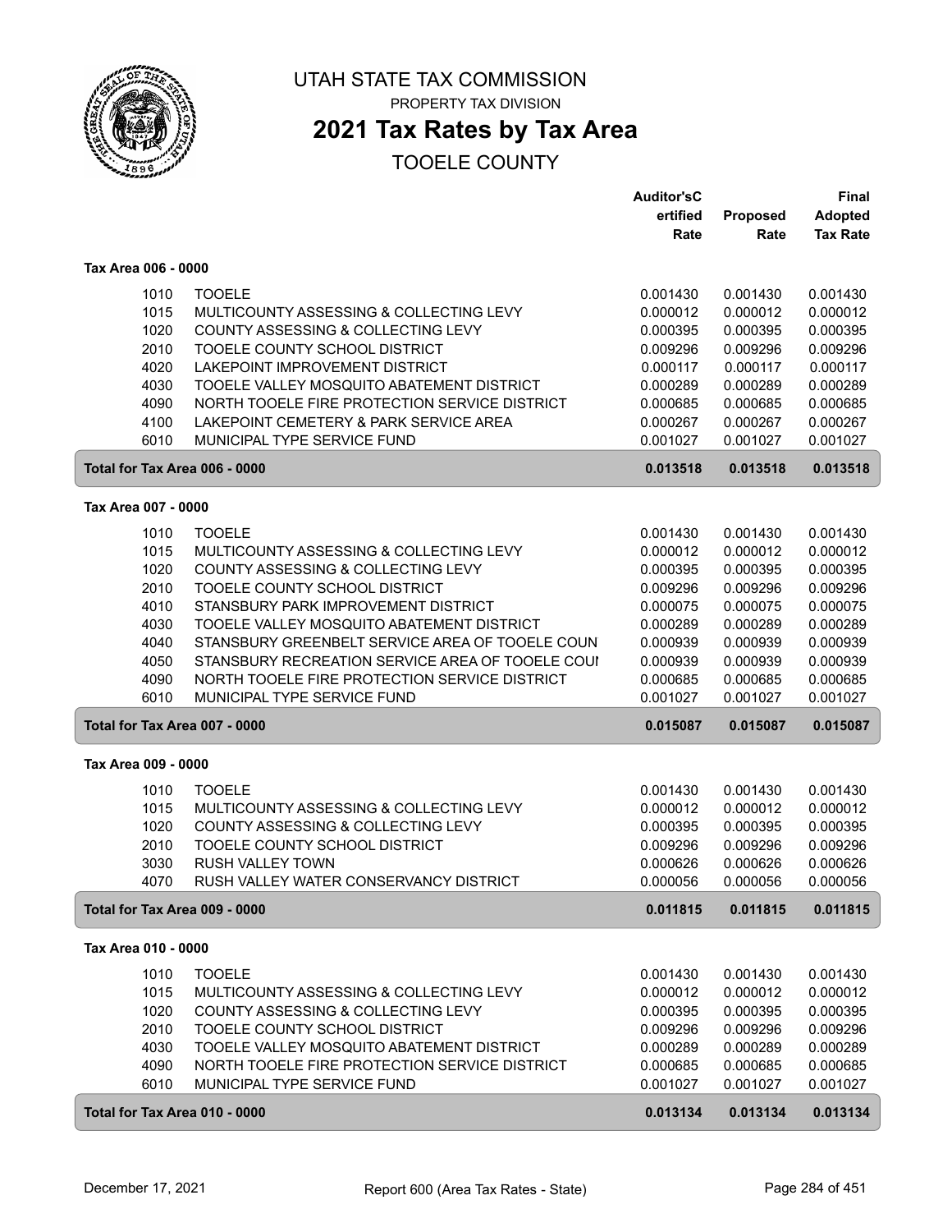# UTAH STATE TAX COMMISSION

PROPERTY TAX DIVISION

## 2021 Tax Rates by Tax Area

TOOELE COUNTY

| | | Auditor'sCertified Rate | Proposed Rate | Final Adopted Tax Rate |
|---|---|---|---|---|
| **Tax Area 006 - 0000** | | | | |
| 1010 | TOOELE | 0.001430 | 0.001430 | 0.001430 |
| 1015 | MULTICOUNTY ASSESSING & COLLECTING LEVY | 0.000012 | 0.000012 | 0.000012 |
| 1020 | COUNTY ASSESSING & COLLECTING LEVY | 0.000395 | 0.000395 | 0.000395 |
| 2010 | TOOELE COUNTY SCHOOL DISTRICT | 0.009296 | 0.009296 | 0.009296 |
| 4020 | LAKEPOINT IMPROVEMENT DISTRICT | 0.000117 | 0.000117 | 0.000117 |
| 4030 | TOOELE VALLEY MOSQUITO ABATEMENT DISTRICT | 0.000289 | 0.000289 | 0.000289 |
| 4090 | NORTH TOOELE FIRE PROTECTION SERVICE DISTRICT | 0.000685 | 0.000685 | 0.000685 |
| 4100 | LAKEPOINT CEMETERY & PARK SERVICE AREA | 0.000267 | 0.000267 | 0.000267 |
| 6010 | MUNICIPAL TYPE SERVICE FUND | 0.001027 | 0.001027 | 0.001027 |
| **Total for Tax Area 006 - 0000** | | **0.013518** | **0.013518** | **0.013518** |
| **Tax Area 007 - 0000** | | | | |
| 1010 | TOOELE | 0.001430 | 0.001430 | 0.001430 |
| 1015 | MULTICOUNTY ASSESSING & COLLECTING LEVY | 0.000012 | 0.000012 | 0.000012 |
| 1020 | COUNTY ASSESSING & COLLECTING LEVY | 0.000395 | 0.000395 | 0.000395 |
| 2010 | TOOELE COUNTY SCHOOL DISTRICT | 0.009296 | 0.009296 | 0.009296 |
| 4010 | STANSBURY PARK IMPROVEMENT DISTRICT | 0.000075 | 0.000075 | 0.000075 |
| 4030 | TOOELE VALLEY MOSQUITO ABATEMENT DISTRICT | 0.000289 | 0.000289 | 0.000289 |
| 4040 | STANSBURY GREENBELT SERVICE AREA OF TOOELE COUN | 0.000939 | 0.000939 | 0.000939 |
| 4050 | STANSBURY RECREATION SERVICE AREA OF TOOELE COUI | 0.000939 | 0.000939 | 0.000939 |
| 4090 | NORTH TOOELE FIRE PROTECTION SERVICE DISTRICT | 0.000685 | 0.000685 | 0.000685 |
| 6010 | MUNICIPAL TYPE SERVICE FUND | 0.001027 | 0.001027 | 0.001027 |
| **Total for Tax Area 007 - 0000** | | **0.015087** | **0.015087** | **0.015087** |
| **Tax Area 009 - 0000** | | | | |
| 1010 | TOOELE | 0.001430 | 0.001430 | 0.001430 |
| 1015 | MULTICOUNTY ASSESSING & COLLECTING LEVY | 0.000012 | 0.000012 | 0.000012 |
| 1020 | COUNTY ASSESSING & COLLECTING LEVY | 0.000395 | 0.000395 | 0.000395 |
| 2010 | TOOELE COUNTY SCHOOL DISTRICT | 0.009296 | 0.009296 | 0.009296 |
| 3030 | RUSH VALLEY TOWN | 0.000626 | 0.000626 | 0.000626 |
| 4070 | RUSH VALLEY WATER CONSERVANCY DISTRICT | 0.000056 | 0.000056 | 0.000056 |
| **Total for Tax Area 009 - 0000** | | **0.011815** | **0.011815** | **0.011815** |
| **Tax Area 010 - 0000** | | | | |
| 1010 | TOOELE | 0.001430 | 0.001430 | 0.001430 |
| 1015 | MULTICOUNTY ASSESSING & COLLECTING LEVY | 0.000012 | 0.000012 | 0.000012 |
| 1020 | COUNTY ASSESSING & COLLECTING LEVY | 0.000395 | 0.000395 | 0.000395 |
| 2010 | TOOELE COUNTY SCHOOL DISTRICT | 0.009296 | 0.009296 | 0.009296 |
| 4030 | TOOELE VALLEY MOSQUITO ABATEMENT DISTRICT | 0.000289 | 0.000289 | 0.000289 |
| 4090 | NORTH TOOELE FIRE PROTECTION SERVICE DISTRICT | 0.000685 | 0.000685 | 0.000685 |
| 6010 | MUNICIPAL TYPE SERVICE FUND | 0.001027 | 0.001027 | 0.001027 |
| **Total for Tax Area 010 - 0000** | | **0.013134** | **0.013134** | **0.013134** |

December 17, 2021 — Report 600 (Area Tax Rates - State)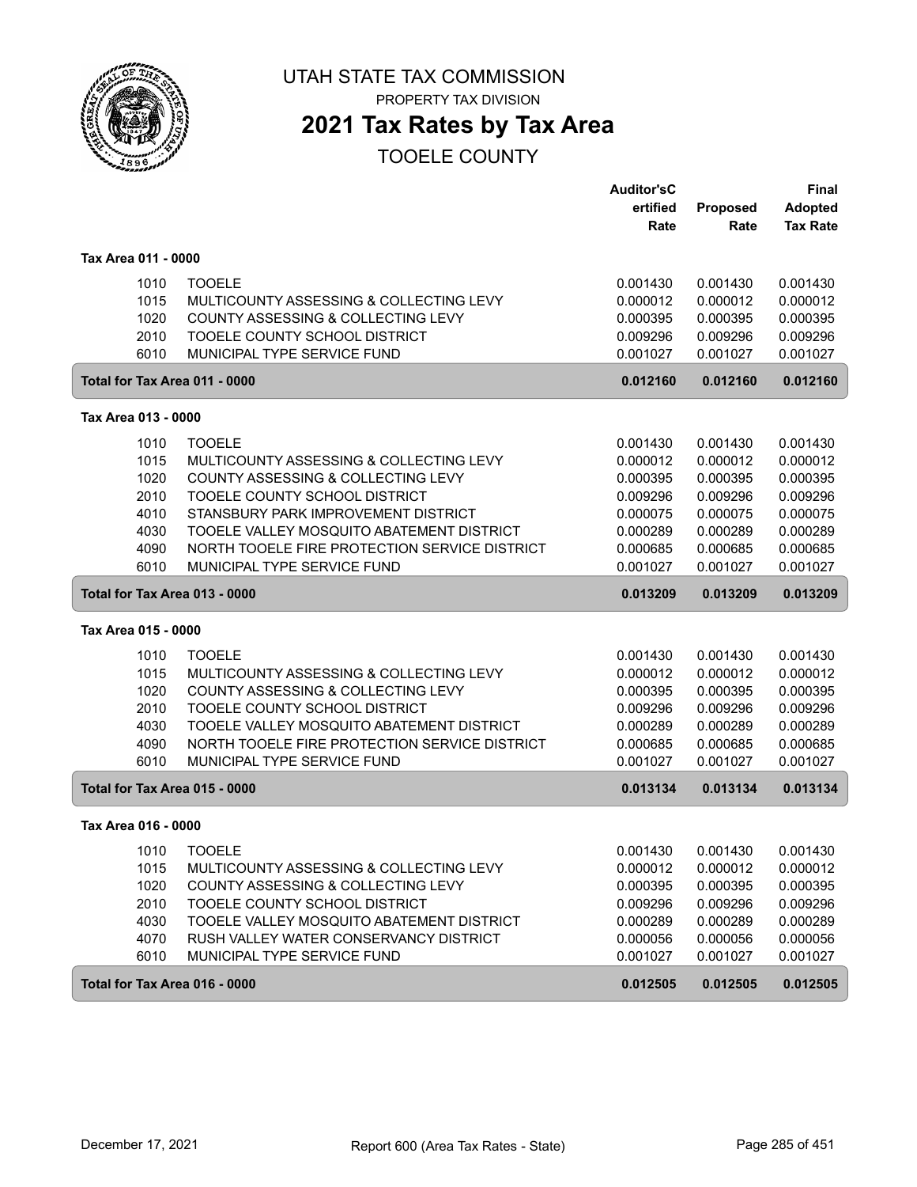# UTAH STATE TAX COMMISSION

PROPERTY TAX DIVISION

## 2021 Tax Rates by Tax Area

TOOELE COUNTY

| | | Auditor'sCertified Rate | Proposed Rate | Final Adopted Tax Rate |
|---|---|---|---|---|
| **Tax Area 011 - 0000** | | | | |
| 1010 | TOOELE | 0.001430 | 0.001430 | 0.001430 |
| 1015 | MULTICOUNTY ASSESSING & COLLECTING LEVY | 0.000012 | 0.000012 | 0.000012 |
| 1020 | COUNTY ASSESSING & COLLECTING LEVY | 0.000395 | 0.000395 | 0.000395 |
| 2010 | TOOELE COUNTY SCHOOL DISTRICT | 0.009296 | 0.009296 | 0.009296 |
| 6010 | MUNICIPAL TYPE SERVICE FUND | 0.001027 | 0.001027 | 0.001027 |
| **Total for Tax Area 011 - 0000** | | **0.012160** | **0.012160** | **0.012160** |
| **Tax Area 013 - 0000** | | | | |
| 1010 | TOOELE | 0.001430 | 0.001430 | 0.001430 |
| 1015 | MULTICOUNTY ASSESSING & COLLECTING LEVY | 0.000012 | 0.000012 | 0.000012 |
| 1020 | COUNTY ASSESSING & COLLECTING LEVY | 0.000395 | 0.000395 | 0.000395 |
| 2010 | TOOELE COUNTY SCHOOL DISTRICT | 0.009296 | 0.009296 | 0.009296 |
| 4010 | STANSBURY PARK IMPROVEMENT DISTRICT | 0.000075 | 0.000075 | 0.000075 |
| 4030 | TOOELE VALLEY MOSQUITO ABATEMENT DISTRICT | 0.000289 | 0.000289 | 0.000289 |
| 4090 | NORTH TOOELE FIRE PROTECTION SERVICE DISTRICT | 0.000685 | 0.000685 | 0.000685 |
| 6010 | MUNICIPAL TYPE SERVICE FUND | 0.001027 | 0.001027 | 0.001027 |
| **Total for Tax Area 013 - 0000** | | **0.013209** | **0.013209** | **0.013209** |
| **Tax Area 015 - 0000** | | | | |
| 1010 | TOOELE | 0.001430 | 0.001430 | 0.001430 |
| 1015 | MULTICOUNTY ASSESSING & COLLECTING LEVY | 0.000012 | 0.000012 | 0.000012 |
| 1020 | COUNTY ASSESSING & COLLECTING LEVY | 0.000395 | 0.000395 | 0.000395 |
| 2010 | TOOELE COUNTY SCHOOL DISTRICT | 0.009296 | 0.009296 | 0.009296 |
| 4030 | TOOELE VALLEY MOSQUITO ABATEMENT DISTRICT | 0.000289 | 0.000289 | 0.000289 |
| 4090 | NORTH TOOELE FIRE PROTECTION SERVICE DISTRICT | 0.000685 | 0.000685 | 0.000685 |
| 6010 | MUNICIPAL TYPE SERVICE FUND | 0.001027 | 0.001027 | 0.001027 |
| **Total for Tax Area 015 - 0000** | | **0.013134** | **0.013134** | **0.013134** |
| **Tax Area 016 - 0000** | | | | |
| 1010 | TOOELE | 0.001430 | 0.001430 | 0.001430 |
| 1015 | MULTICOUNTY ASSESSING & COLLECTING LEVY | 0.000012 | 0.000012 | 0.000012 |
| 1020 | COUNTY ASSESSING & COLLECTING LEVY | 0.000395 | 0.000395 | 0.000395 |
| 2010 | TOOELE COUNTY SCHOOL DISTRICT | 0.009296 | 0.009296 | 0.009296 |
| 4030 | TOOELE VALLEY MOSQUITO ABATEMENT DISTRICT | 0.000289 | 0.000289 | 0.000289 |
| 4070 | RUSH VALLEY WATER CONSERVANCY DISTRICT | 0.000056 | 0.000056 | 0.000056 |
| 6010 | MUNICIPAL TYPE SERVICE FUND | 0.001027 | 0.001027 | 0.001027 |
| **Total for Tax Area 016 - 0000** | | **0.012505** | **0.012505** | **0.012505** |

December 17, 2021 — Report 600 (Area Tax Rates - State)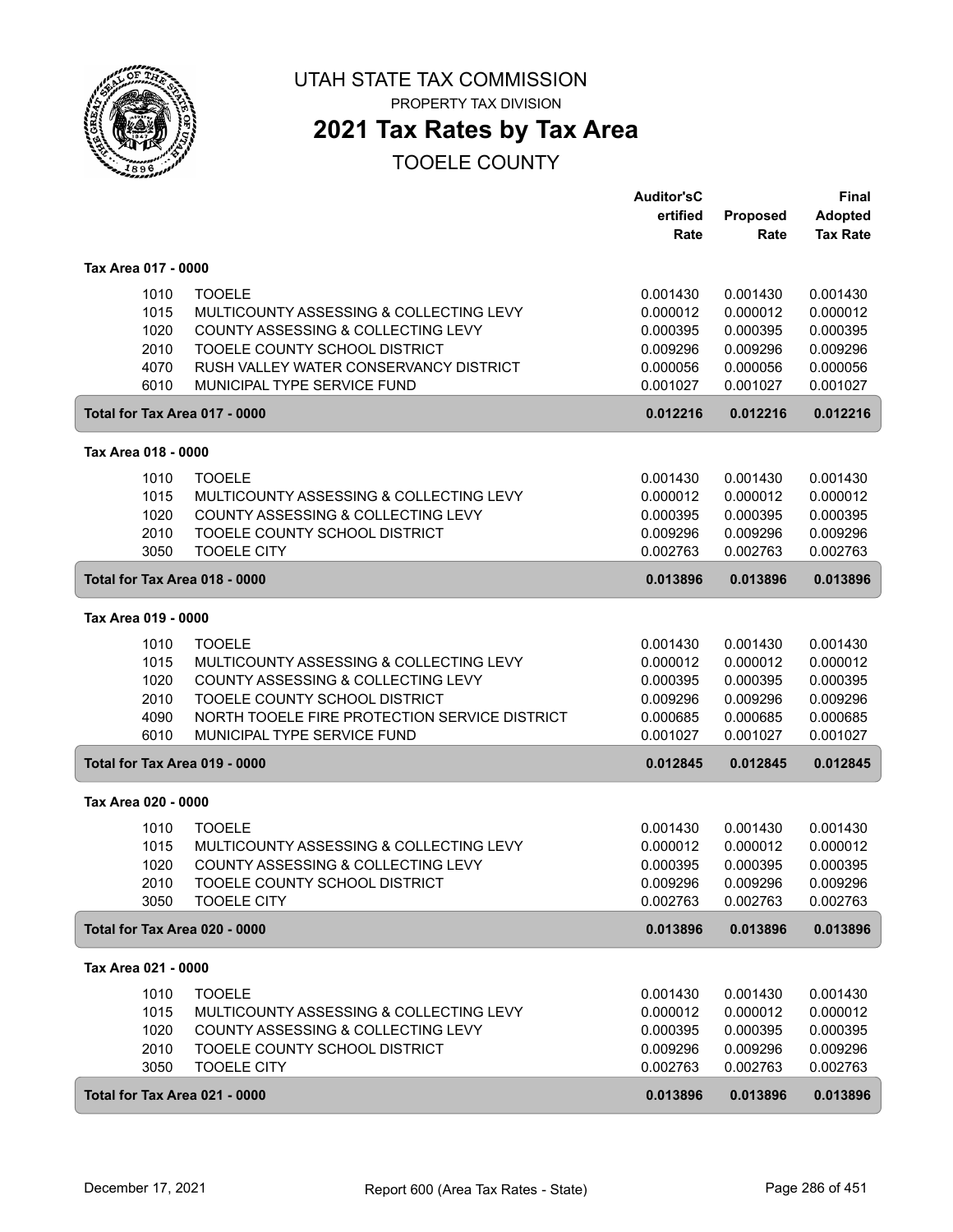UTAH STATE TAX COMMISSION

PROPERTY TAX DIVISION

# 2021 Tax Rates by Tax Area

## TOOELE COUNTY

| | | Auditor'sCertified Rate | Proposed Rate | Final Adopted Tax Rate |
|---|---|---|---|---|
| **Tax Area 017 - 0000** | | | | |
| 1010 | TOOELE | 0.001430 | 0.001430 | 0.001430 |
| 1015 | MULTICOUNTY ASSESSING & COLLECTING LEVY | 0.000012 | 0.000012 | 0.000012 |
| 1020 | COUNTY ASSESSING & COLLECTING LEVY | 0.000395 | 0.000395 | 0.000395 |
| 2010 | TOOELE COUNTY SCHOOL DISTRICT | 0.009296 | 0.009296 | 0.009296 |
| 4070 | RUSH VALLEY WATER CONSERVANCY DISTRICT | 0.000056 | 0.000056 | 0.000056 |
| 6010 | MUNICIPAL TYPE SERVICE FUND | 0.001027 | 0.001027 | 0.001027 |
| **Total for Tax Area 017 - 0000** | | **0.012216** | **0.012216** | **0.012216** |
| **Tax Area 018 - 0000** | | | | |
| 1010 | TOOELE | 0.001430 | 0.001430 | 0.001430 |
| 1015 | MULTICOUNTY ASSESSING & COLLECTING LEVY | 0.000012 | 0.000012 | 0.000012 |
| 1020 | COUNTY ASSESSING & COLLECTING LEVY | 0.000395 | 0.000395 | 0.000395 |
| 2010 | TOOELE COUNTY SCHOOL DISTRICT | 0.009296 | 0.009296 | 0.009296 |
| 3050 | TOOELE CITY | 0.002763 | 0.002763 | 0.002763 |
| **Total for Tax Area 018 - 0000** | | **0.013896** | **0.013896** | **0.013896** |
| **Tax Area 019 - 0000** | | | | |
| 1010 | TOOELE | 0.001430 | 0.001430 | 0.001430 |
| 1015 | MULTICOUNTY ASSESSING & COLLECTING LEVY | 0.000012 | 0.000012 | 0.000012 |
| 1020 | COUNTY ASSESSING & COLLECTING LEVY | 0.000395 | 0.000395 | 0.000395 |
| 2010 | TOOELE COUNTY SCHOOL DISTRICT | 0.009296 | 0.009296 | 0.009296 |
| 4090 | NORTH TOOELE FIRE PROTECTION SERVICE DISTRICT | 0.000685 | 0.000685 | 0.000685 |
| 6010 | MUNICIPAL TYPE SERVICE FUND | 0.001027 | 0.001027 | 0.001027 |
| **Total for Tax Area 019 - 0000** | | **0.012845** | **0.012845** | **0.012845** |
| **Tax Area 020 - 0000** | | | | |
| 1010 | TOOELE | 0.001430 | 0.001430 | 0.001430 |
| 1015 | MULTICOUNTY ASSESSING & COLLECTING LEVY | 0.000012 | 0.000012 | 0.000012 |
| 1020 | COUNTY ASSESSING & COLLECTING LEVY | 0.000395 | 0.000395 | 0.000395 |
| 2010 | TOOELE COUNTY SCHOOL DISTRICT | 0.009296 | 0.009296 | 0.009296 |
| 3050 | TOOELE CITY | 0.002763 | 0.002763 | 0.002763 |
| **Total for Tax Area 020 - 0000** | | **0.013896** | **0.013896** | **0.013896** |
| **Tax Area 021 - 0000** | | | | |
| 1010 | TOOELE | 0.001430 | 0.001430 | 0.001430 |
| 1015 | MULTICOUNTY ASSESSING & COLLECTING LEVY | 0.000012 | 0.000012 | 0.000012 |
| 1020 | COUNTY ASSESSING & COLLECTING LEVY | 0.000395 | 0.000395 | 0.000395 |
| 2010 | TOOELE COUNTY SCHOOL DISTRICT | 0.009296 | 0.009296 | 0.009296 |
| 3050 | TOOELE CITY | 0.002763 | 0.002763 | 0.002763 |
| **Total for Tax Area 021 - 0000** | | **0.013896** | **0.013896** | **0.013896** |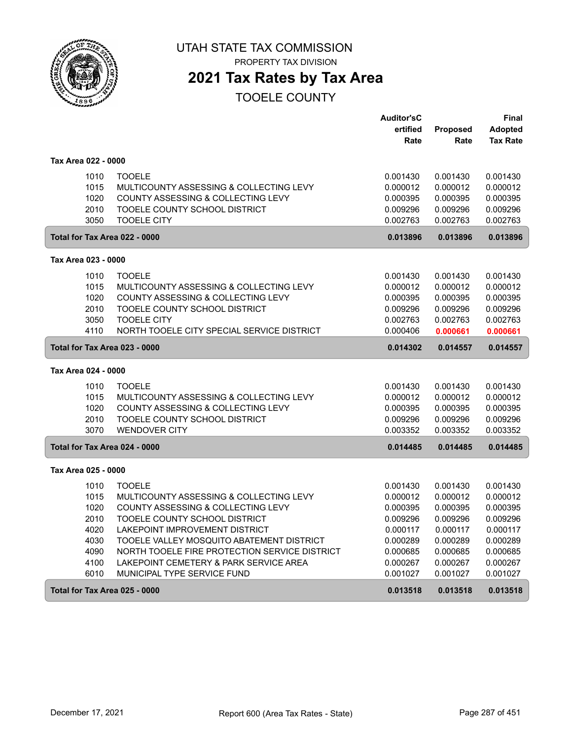# UTAH STATE TAX COMMISSION

PROPERTY TAX DIVISION

## 2021 Tax Rates by Tax Area

TOOELE COUNTY

| | | Auditor'sCertified Rate | Proposed Rate | Final Adopted Tax Rate |
|---|---|---|---|---|
| **Tax Area 022 - 0000** | | | | |
| 1010 | TOOELE | 0.001430 | 0.001430 | 0.001430 |
| 1015 | MULTICOUNTY ASSESSING & COLLECTING LEVY | 0.000012 | 0.000012 | 0.000012 |
| 1020 | COUNTY ASSESSING & COLLECTING LEVY | 0.000395 | 0.000395 | 0.000395 |
| 2010 | TOOELE COUNTY SCHOOL DISTRICT | 0.009296 | 0.009296 | 0.009296 |
| 3050 | TOOELE CITY | 0.002763 | 0.002763 | 0.002763 |
| **Total for Tax Area 022 - 0000** | | **0.013896** | **0.013896** | **0.013896** |
| **Tax Area 023 - 0000** | | | | |
| 1010 | TOOELE | 0.001430 | 0.001430 | 0.001430 |
| 1015 | MULTICOUNTY ASSESSING & COLLECTING LEVY | 0.000012 | 0.000012 | 0.000012 |
| 1020 | COUNTY ASSESSING & COLLECTING LEVY | 0.000395 | 0.000395 | 0.000395 |
| 2010 | TOOELE COUNTY SCHOOL DISTRICT | 0.009296 | 0.009296 | 0.009296 |
| 3050 | TOOELE CITY | 0.002763 | 0.002763 | 0.002763 |
| 4110 | NORTH TOOELE CITY SPECIAL SERVICE DISTRICT | 0.000406 | 0.000661 | 0.000661 |
| **Total for Tax Area 023 - 0000** | | **0.014302** | **0.014557** | **0.014557** |
| **Tax Area 024 - 0000** | | | | |
| 1010 | TOOELE | 0.001430 | 0.001430 | 0.001430 |
| 1015 | MULTICOUNTY ASSESSING & COLLECTING LEVY | 0.000012 | 0.000012 | 0.000012 |
| 1020 | COUNTY ASSESSING & COLLECTING LEVY | 0.000395 | 0.000395 | 0.000395 |
| 2010 | TOOELE COUNTY SCHOOL DISTRICT | 0.009296 | 0.009296 | 0.009296 |
| 3070 | WENDOVER CITY | 0.003352 | 0.003352 | 0.003352 |
| **Total for Tax Area 024 - 0000** | | **0.014485** | **0.014485** | **0.014485** |
| **Tax Area 025 - 0000** | | | | |
| 1010 | TOOELE | 0.001430 | 0.001430 | 0.001430 |
| 1015 | MULTICOUNTY ASSESSING & COLLECTING LEVY | 0.000012 | 0.000012 | 0.000012 |
| 1020 | COUNTY ASSESSING & COLLECTING LEVY | 0.000395 | 0.000395 | 0.000395 |
| 2010 | TOOELE COUNTY SCHOOL DISTRICT | 0.009296 | 0.009296 | 0.009296 |
| 4020 | LAKEPOINT IMPROVEMENT DISTRICT | 0.000117 | 0.000117 | 0.000117 |
| 4030 | TOOELE VALLEY MOSQUITO ABATEMENT DISTRICT | 0.000289 | 0.000289 | 0.000289 |
| 4090 | NORTH TOOELE FIRE PROTECTION SERVICE DISTRICT | 0.000685 | 0.000685 | 0.000685 |
| 4100 | LAKEPOINT CEMETERY & PARK SERVICE AREA | 0.000267 | 0.000267 | 0.000267 |
| 6010 | MUNICIPAL TYPE SERVICE FUND | 0.001027 | 0.001027 | 0.001027 |
| **Total for Tax Area 025 - 0000** | | **0.013518** | **0.013518** | **0.013518** |

December 17, 2021 — Report 600 (Area Tax Rates - State)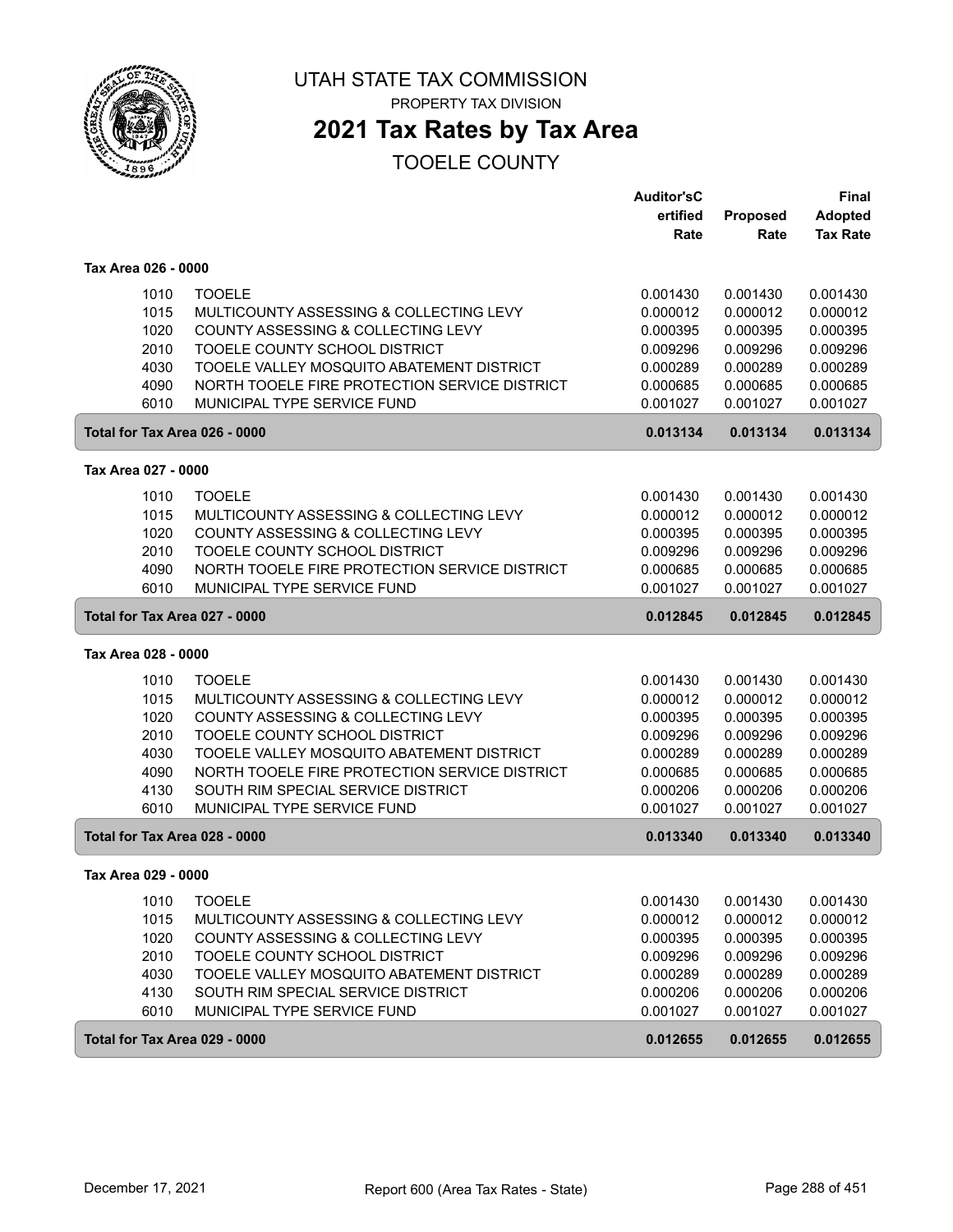# UTAH STATE TAX COMMISSION

PROPERTY TAX DIVISION

## 2021 Tax Rates by Tax Area

TOOELE COUNTY

| | | Auditor'sC ertified Rate | Proposed Rate | Final Adopted Tax Rate |
|---|---|---|---|---|
| **Tax Area 026 - 0000** | | | | |
| 1010 | TOOELE | 0.001430 | 0.001430 | 0.001430 |
| 1015 | MULTICOUNTY ASSESSING & COLLECTING LEVY | 0.000012 | 0.000012 | 0.000012 |
| 1020 | COUNTY ASSESSING & COLLECTING LEVY | 0.000395 | 0.000395 | 0.000395 |
| 2010 | TOOELE COUNTY SCHOOL DISTRICT | 0.009296 | 0.009296 | 0.009296 |
| 4030 | TOOELE VALLEY MOSQUITO ABATEMENT DISTRICT | 0.000289 | 0.000289 | 0.000289 |
| 4090 | NORTH TOOELE FIRE PROTECTION SERVICE DISTRICT | 0.000685 | 0.000685 | 0.000685 |
| 6010 | MUNICIPAL TYPE SERVICE FUND | 0.001027 | 0.001027 | 0.001027 |
| **Total for Tax Area 026 - 0000** | | **0.013134** | **0.013134** | **0.013134** |
| **Tax Area 027 - 0000** | | | | |
| 1010 | TOOELE | 0.001430 | 0.001430 | 0.001430 |
| 1015 | MULTICOUNTY ASSESSING & COLLECTING LEVY | 0.000012 | 0.000012 | 0.000012 |
| 1020 | COUNTY ASSESSING & COLLECTING LEVY | 0.000395 | 0.000395 | 0.000395 |
| 2010 | TOOELE COUNTY SCHOOL DISTRICT | 0.009296 | 0.009296 | 0.009296 |
| 4090 | NORTH TOOELE FIRE PROTECTION SERVICE DISTRICT | 0.000685 | 0.000685 | 0.000685 |
| 6010 | MUNICIPAL TYPE SERVICE FUND | 0.001027 | 0.001027 | 0.001027 |
| **Total for Tax Area 027 - 0000** | | **0.012845** | **0.012845** | **0.012845** |
| **Tax Area 028 - 0000** | | | | |
| 1010 | TOOELE | 0.001430 | 0.001430 | 0.001430 |
| 1015 | MULTICOUNTY ASSESSING & COLLECTING LEVY | 0.000012 | 0.000012 | 0.000012 |
| 1020 | COUNTY ASSESSING & COLLECTING LEVY | 0.000395 | 0.000395 | 0.000395 |
| 2010 | TOOELE COUNTY SCHOOL DISTRICT | 0.009296 | 0.009296 | 0.009296 |
| 4030 | TOOELE VALLEY MOSQUITO ABATEMENT DISTRICT | 0.000289 | 0.000289 | 0.000289 |
| 4090 | NORTH TOOELE FIRE PROTECTION SERVICE DISTRICT | 0.000685 | 0.000685 | 0.000685 |
| 4130 | SOUTH RIM SPECIAL SERVICE DISTRICT | 0.000206 | 0.000206 | 0.000206 |
| 6010 | MUNICIPAL TYPE SERVICE FUND | 0.001027 | 0.001027 | 0.001027 |
| **Total for Tax Area 028 - 0000** | | **0.013340** | **0.013340** | **0.013340** |
| **Tax Area 029 - 0000** | | | | |
| 1010 | TOOELE | 0.001430 | 0.001430 | 0.001430 |
| 1015 | MULTICOUNTY ASSESSING & COLLECTING LEVY | 0.000012 | 0.000012 | 0.000012 |
| 1020 | COUNTY ASSESSING & COLLECTING LEVY | 0.000395 | 0.000395 | 0.000395 |
| 2010 | TOOELE COUNTY SCHOOL DISTRICT | 0.009296 | 0.009296 | 0.009296 |
| 4030 | TOOELE VALLEY MOSQUITO ABATEMENT DISTRICT | 0.000289 | 0.000289 | 0.000289 |
| 4130 | SOUTH RIM SPECIAL SERVICE DISTRICT | 0.000206 | 0.000206 | 0.000206 |
| 6010 | MUNICIPAL TYPE SERVICE FUND | 0.001027 | 0.001027 | 0.001027 |
| **Total for Tax Area 029 - 0000** | | **0.012655** | **0.012655** | **0.012655** |

December 17, 2021 Report 600 (Area Tax Rates - State)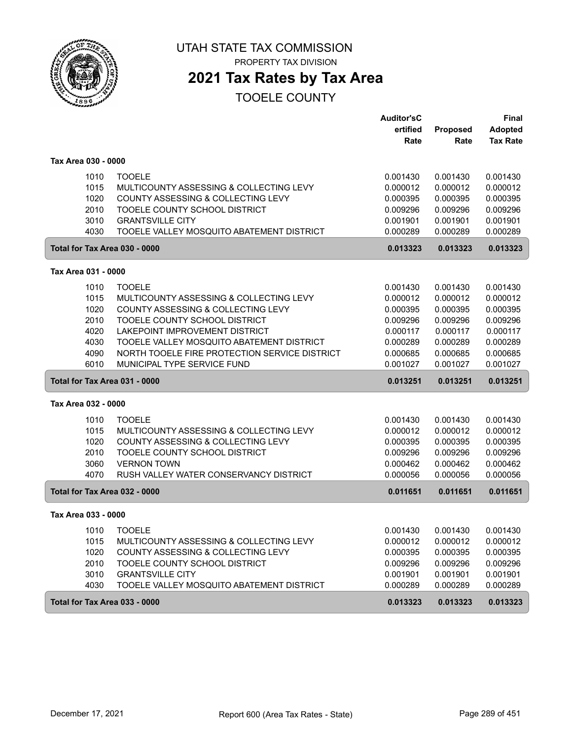# UTAH STATE TAX COMMISSION

PROPERTY TAX DIVISION

## 2021 Tax Rates by Tax Area

TOOELE COUNTY

| | | Auditor'sCertified Rate | Proposed Rate | Final Adopted Tax Rate |
|---|---|---|---|---|
| **Tax Area 030 - 0000** | | | | |
| 1010 | TOOELE | 0.001430 | 0.001430 | 0.001430 |
| 1015 | MULTICOUNTY ASSESSING & COLLECTING LEVY | 0.000012 | 0.000012 | 0.000012 |
| 1020 | COUNTY ASSESSING & COLLECTING LEVY | 0.000395 | 0.000395 | 0.000395 |
| 2010 | TOOELE COUNTY SCHOOL DISTRICT | 0.009296 | 0.009296 | 0.009296 |
| 3010 | GRANTSVILLE CITY | 0.001901 | 0.001901 | 0.001901 |
| 4030 | TOOELE VALLEY MOSQUITO ABATEMENT DISTRICT | 0.000289 | 0.000289 | 0.000289 |
| **Total for Tax Area 030 - 0000** | | **0.013323** | **0.013323** | **0.013323** |
| **Tax Area 031 - 0000** | | | | |
| 1010 | TOOELE | 0.001430 | 0.001430 | 0.001430 |
| 1015 | MULTICOUNTY ASSESSING & COLLECTING LEVY | 0.000012 | 0.000012 | 0.000012 |
| 1020 | COUNTY ASSESSING & COLLECTING LEVY | 0.000395 | 0.000395 | 0.000395 |
| 2010 | TOOELE COUNTY SCHOOL DISTRICT | 0.009296 | 0.009296 | 0.009296 |
| 4020 | LAKEPOINT IMPROVEMENT DISTRICT | 0.000117 | 0.000117 | 0.000117 |
| 4030 | TOOELE VALLEY MOSQUITO ABATEMENT DISTRICT | 0.000289 | 0.000289 | 0.000289 |
| 4090 | NORTH TOOELE FIRE PROTECTION SERVICE DISTRICT | 0.000685 | 0.000685 | 0.000685 |
| 6010 | MUNICIPAL TYPE SERVICE FUND | 0.001027 | 0.001027 | 0.001027 |
| **Total for Tax Area 031 - 0000** | | **0.013251** | **0.013251** | **0.013251** |
| **Tax Area 032 - 0000** | | | | |
| 1010 | TOOELE | 0.001430 | 0.001430 | 0.001430 |
| 1015 | MULTICOUNTY ASSESSING & COLLECTING LEVY | 0.000012 | 0.000012 | 0.000012 |
| 1020 | COUNTY ASSESSING & COLLECTING LEVY | 0.000395 | 0.000395 | 0.000395 |
| 2010 | TOOELE COUNTY SCHOOL DISTRICT | 0.009296 | 0.009296 | 0.009296 |
| 3060 | VERNON TOWN | 0.000462 | 0.000462 | 0.000462 |
| 4070 | RUSH VALLEY WATER CONSERVANCY DISTRICT | 0.000056 | 0.000056 | 0.000056 |
| **Total for Tax Area 032 - 0000** | | **0.011651** | **0.011651** | **0.011651** |
| **Tax Area 033 - 0000** | | | | |
| 1010 | TOOELE | 0.001430 | 0.001430 | 0.001430 |
| 1015 | MULTICOUNTY ASSESSING & COLLECTING LEVY | 0.000012 | 0.000012 | 0.000012 |
| 1020 | COUNTY ASSESSING & COLLECTING LEVY | 0.000395 | 0.000395 | 0.000395 |
| 2010 | TOOELE COUNTY SCHOOL DISTRICT | 0.009296 | 0.009296 | 0.009296 |
| 3010 | GRANTSVILLE CITY | 0.001901 | 0.001901 | 0.001901 |
| 4030 | TOOELE VALLEY MOSQUITO ABATEMENT DISTRICT | 0.000289 | 0.000289 | 0.000289 |
| **Total for Tax Area 033 - 0000** | | **0.013323** | **0.013323** | **0.013323** |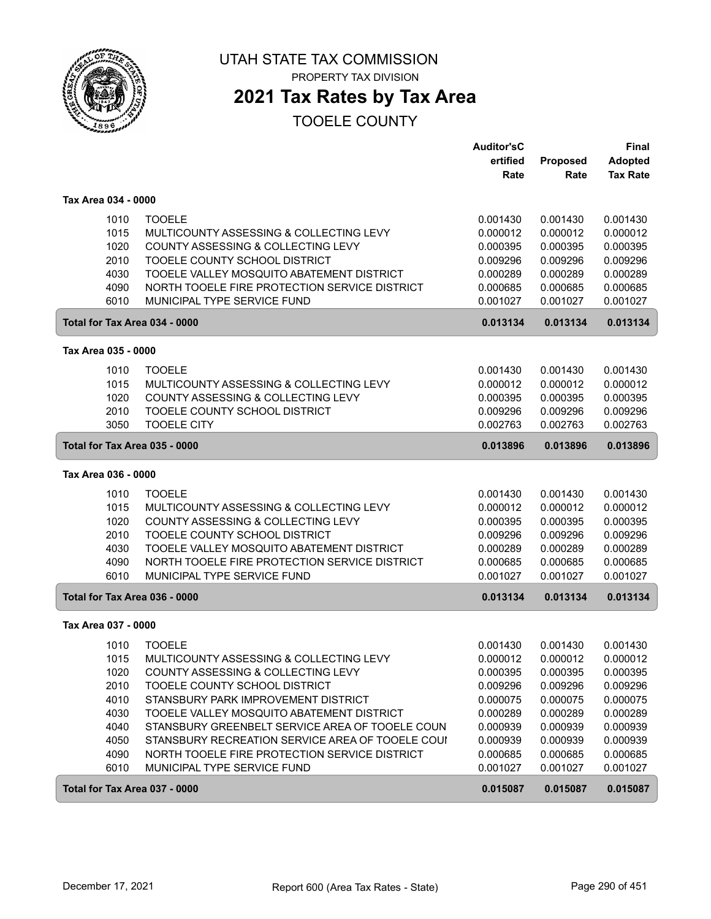# UTAH STATE TAX COMMISSION

PROPERTY TAX DIVISION

## 2021 Tax Rates by Tax Area

TOOELE COUNTY

| | | Auditor'sC ertified Rate | Proposed Rate | Final Adopted Tax Rate |
|---|---|---|---|---|
| **Tax Area 034 - 0000** | | | | |
| 1010 | TOOELE | 0.001430 | 0.001430 | 0.001430 |
| 1015 | MULTICOUNTY ASSESSING & COLLECTING LEVY | 0.000012 | 0.000012 | 0.000012 |
| 1020 | COUNTY ASSESSING & COLLECTING LEVY | 0.000395 | 0.000395 | 0.000395 |
| 2010 | TOOELE COUNTY SCHOOL DISTRICT | 0.009296 | 0.009296 | 0.009296 |
| 4030 | TOOELE VALLEY MOSQUITO ABATEMENT DISTRICT | 0.000289 | 0.000289 | 0.000289 |
| 4090 | NORTH TOOELE FIRE PROTECTION SERVICE DISTRICT | 0.000685 | 0.000685 | 0.000685 |
| 6010 | MUNICIPAL TYPE SERVICE FUND | 0.001027 | 0.001027 | 0.001027 |
| **Total for Tax Area 034 - 0000** | | **0.013134** | **0.013134** | **0.013134** |
| **Tax Area 035 - 0000** | | | | |
| 1010 | TOOELE | 0.001430 | 0.001430 | 0.001430 |
| 1015 | MULTICOUNTY ASSESSING & COLLECTING LEVY | 0.000012 | 0.000012 | 0.000012 |
| 1020 | COUNTY ASSESSING & COLLECTING LEVY | 0.000395 | 0.000395 | 0.000395 |
| 2010 | TOOELE COUNTY SCHOOL DISTRICT | 0.009296 | 0.009296 | 0.009296 |
| 3050 | TOOELE CITY | 0.002763 | 0.002763 | 0.002763 |
| **Total for Tax Area 035 - 0000** | | **0.013896** | **0.013896** | **0.013896** |
| **Tax Area 036 - 0000** | | | | |
| 1010 | TOOELE | 0.001430 | 0.001430 | 0.001430 |
| 1015 | MULTICOUNTY ASSESSING & COLLECTING LEVY | 0.000012 | 0.000012 | 0.000012 |
| 1020 | COUNTY ASSESSING & COLLECTING LEVY | 0.000395 | 0.000395 | 0.000395 |
| 2010 | TOOELE COUNTY SCHOOL DISTRICT | 0.009296 | 0.009296 | 0.009296 |
| 4030 | TOOELE VALLEY MOSQUITO ABATEMENT DISTRICT | 0.000289 | 0.000289 | 0.000289 |
| 4090 | NORTH TOOELE FIRE PROTECTION SERVICE DISTRICT | 0.000685 | 0.000685 | 0.000685 |
| 6010 | MUNICIPAL TYPE SERVICE FUND | 0.001027 | 0.001027 | 0.001027 |
| **Total for Tax Area 036 - 0000** | | **0.013134** | **0.013134** | **0.013134** |
| **Tax Area 037 - 0000** | | | | |
| 1010 | TOOELE | 0.001430 | 0.001430 | 0.001430 |
| 1015 | MULTICOUNTY ASSESSING & COLLECTING LEVY | 0.000012 | 0.000012 | 0.000012 |
| 1020 | COUNTY ASSESSING & COLLECTING LEVY | 0.000395 | 0.000395 | 0.000395 |
| 2010 | TOOELE COUNTY SCHOOL DISTRICT | 0.009296 | 0.009296 | 0.009296 |
| 4010 | STANSBURY PARK IMPROVEMENT DISTRICT | 0.000075 | 0.000075 | 0.000075 |
| 4030 | TOOELE VALLEY MOSQUITO ABATEMENT DISTRICT | 0.000289 | 0.000289 | 0.000289 |
| 4040 | STANSBURY GREENBELT SERVICE AREA OF TOOELE COUN | 0.000939 | 0.000939 | 0.000939 |
| 4050 | STANSBURY RECREATION SERVICE AREA OF TOOELE COUI | 0.000939 | 0.000939 | 0.000939 |
| 4090 | NORTH TOOELE FIRE PROTECTION SERVICE DISTRICT | 0.000685 | 0.000685 | 0.000685 |
| 6010 | MUNICIPAL TYPE SERVICE FUND | 0.001027 | 0.001027 | 0.001027 |
| **Total for Tax Area 037 - 0000** | | **0.015087** | **0.015087** | **0.015087** |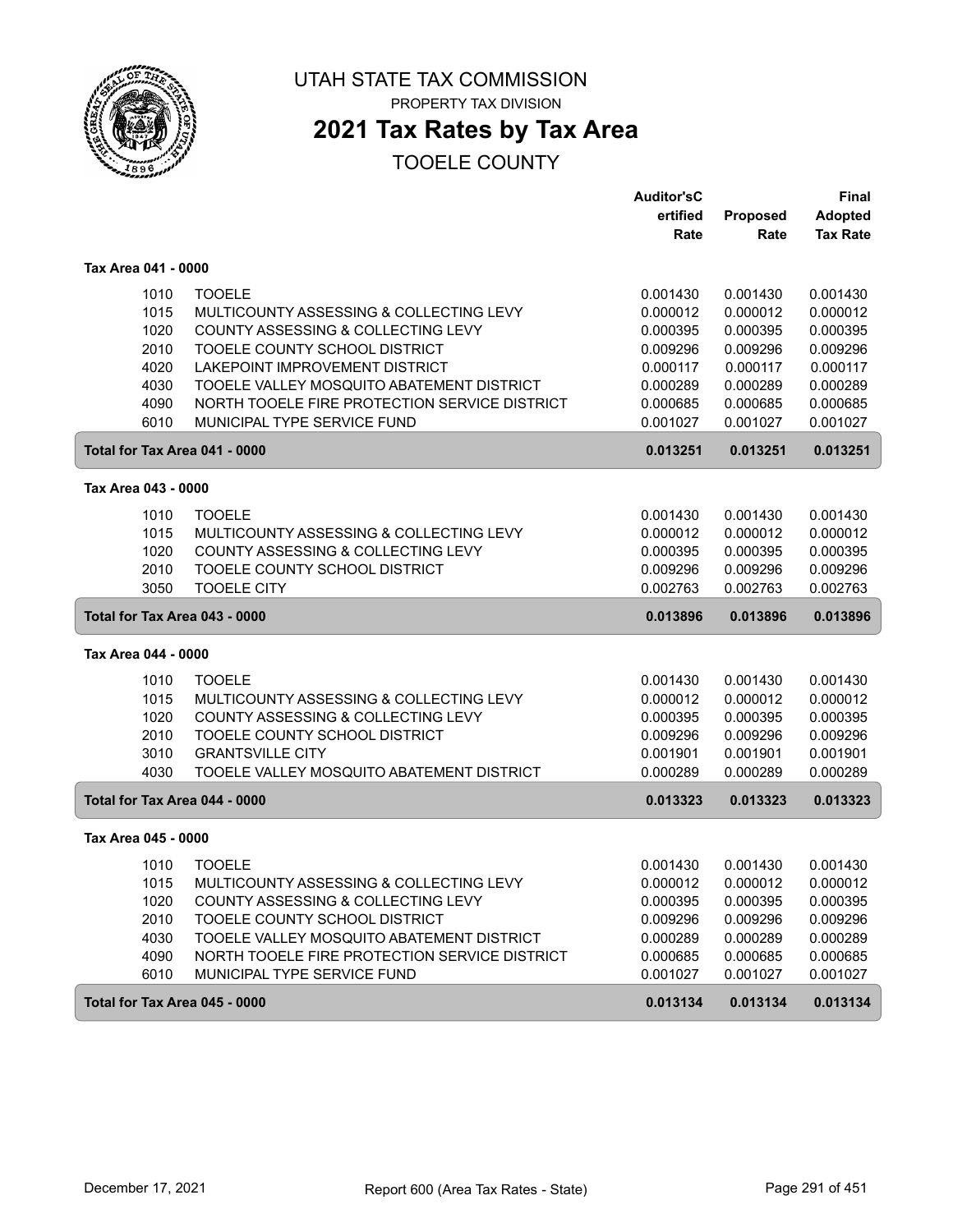# UTAH STATE TAX COMMISSION

PROPERTY TAX DIVISION

## 2021 Tax Rates by Tax Area

TOOELE COUNTY

| | | Auditor'sCertified Rate | Proposed Rate | Final Adopted Tax Rate |
|---|---|---|---|---|
| **Tax Area 041 - 0000** | | | | |
| 1010 | TOOELE | 0.001430 | 0.001430 | 0.001430 |
| 1015 | MULTICOUNTY ASSESSING & COLLECTING LEVY | 0.000012 | 0.000012 | 0.000012 |
| 1020 | COUNTY ASSESSING & COLLECTING LEVY | 0.000395 | 0.000395 | 0.000395 |
| 2010 | TOOELE COUNTY SCHOOL DISTRICT | 0.009296 | 0.009296 | 0.009296 |
| 4020 | LAKEPOINT IMPROVEMENT DISTRICT | 0.000117 | 0.000117 | 0.000117 |
| 4030 | TOOELE VALLEY MOSQUITO ABATEMENT DISTRICT | 0.000289 | 0.000289 | 0.000289 |
| 4090 | NORTH TOOELE FIRE PROTECTION SERVICE DISTRICT | 0.000685 | 0.000685 | 0.000685 |
| 6010 | MUNICIPAL TYPE SERVICE FUND | 0.001027 | 0.001027 | 0.001027 |
| **Total for Tax Area 041 - 0000** | | **0.013251** | **0.013251** | **0.013251** |
| **Tax Area 043 - 0000** | | | | |
| 1010 | TOOELE | 0.001430 | 0.001430 | 0.001430 |
| 1015 | MULTICOUNTY ASSESSING & COLLECTING LEVY | 0.000012 | 0.000012 | 0.000012 |
| 1020 | COUNTY ASSESSING & COLLECTING LEVY | 0.000395 | 0.000395 | 0.000395 |
| 2010 | TOOELE COUNTY SCHOOL DISTRICT | 0.009296 | 0.009296 | 0.009296 |
| 3050 | TOOELE CITY | 0.002763 | 0.002763 | 0.002763 |
| **Total for Tax Area 043 - 0000** | | **0.013896** | **0.013896** | **0.013896** |
| **Tax Area 044 - 0000** | | | | |
| 1010 | TOOELE | 0.001430 | 0.001430 | 0.001430 |
| 1015 | MULTICOUNTY ASSESSING & COLLECTING LEVY | 0.000012 | 0.000012 | 0.000012 |
| 1020 | COUNTY ASSESSING & COLLECTING LEVY | 0.000395 | 0.000395 | 0.000395 |
| 2010 | TOOELE COUNTY SCHOOL DISTRICT | 0.009296 | 0.009296 | 0.009296 |
| 3010 | GRANTSVILLE CITY | 0.001901 | 0.001901 | 0.001901 |
| 4030 | TOOELE VALLEY MOSQUITO ABATEMENT DISTRICT | 0.000289 | 0.000289 | 0.000289 |
| **Total for Tax Area 044 - 0000** | | **0.013323** | **0.013323** | **0.013323** |
| **Tax Area 045 - 0000** | | | | |
| 1010 | TOOELE | 0.001430 | 0.001430 | 0.001430 |
| 1015 | MULTICOUNTY ASSESSING & COLLECTING LEVY | 0.000012 | 0.000012 | 0.000012 |
| 1020 | COUNTY ASSESSING & COLLECTING LEVY | 0.000395 | 0.000395 | 0.000395 |
| 2010 | TOOELE COUNTY SCHOOL DISTRICT | 0.009296 | 0.009296 | 0.009296 |
| 4030 | TOOELE VALLEY MOSQUITO ABATEMENT DISTRICT | 0.000289 | 0.000289 | 0.000289 |
| 4090 | NORTH TOOELE FIRE PROTECTION SERVICE DISTRICT | 0.000685 | 0.000685 | 0.000685 |
| 6010 | MUNICIPAL TYPE SERVICE FUND | 0.001027 | 0.001027 | 0.001027 |
| **Total for Tax Area 045 - 0000** | | **0.013134** | **0.013134** | **0.013134** |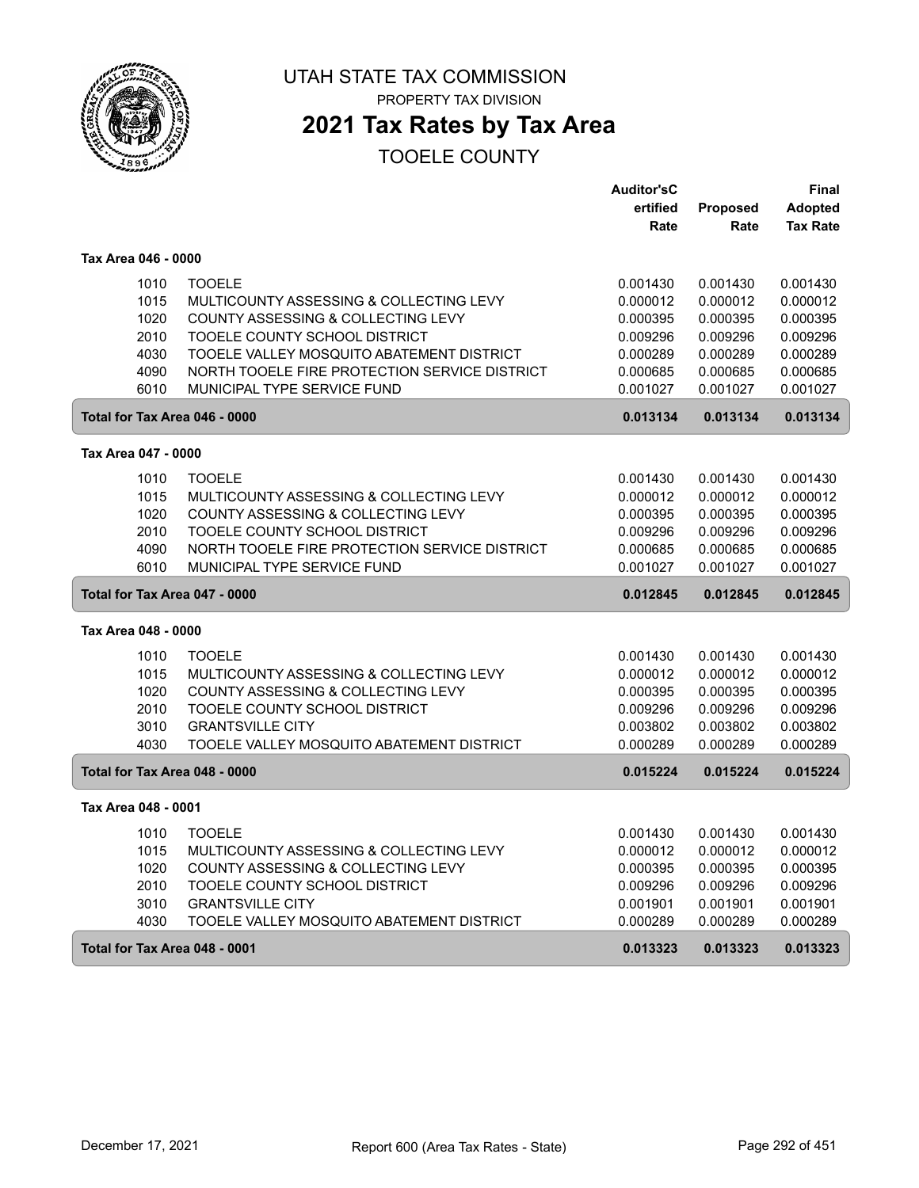# UTAH STATE TAX COMMISSION

PROPERTY TAX DIVISION

## 2021 Tax Rates by Tax Area

TOOELE COUNTY

| | | Auditor'sCertified Rate | Proposed Rate | Final Adopted Tax Rate |
|---|---|---|---|---|
| **Tax Area 046 - 0000** | | | | |
| 1010 | TOOELE | 0.001430 | 0.001430 | 0.001430 |
| 1015 | MULTICOUNTY ASSESSING & COLLECTING LEVY | 0.000012 | 0.000012 | 0.000012 |
| 1020 | COUNTY ASSESSING & COLLECTING LEVY | 0.000395 | 0.000395 | 0.000395 |
| 2010 | TOOELE COUNTY SCHOOL DISTRICT | 0.009296 | 0.009296 | 0.009296 |
| 4030 | TOOELE VALLEY MOSQUITO ABATEMENT DISTRICT | 0.000289 | 0.000289 | 0.000289 |
| 4090 | NORTH TOOELE FIRE PROTECTION SERVICE DISTRICT | 0.000685 | 0.000685 | 0.000685 |
| 6010 | MUNICIPAL TYPE SERVICE FUND | 0.001027 | 0.001027 | 0.001027 |
| **Total for Tax Area 046 - 0000** | | **0.013134** | **0.013134** | **0.013134** |
| **Tax Area 047 - 0000** | | | | |
| 1010 | TOOELE | 0.001430 | 0.001430 | 0.001430 |
| 1015 | MULTICOUNTY ASSESSING & COLLECTING LEVY | 0.000012 | 0.000012 | 0.000012 |
| 1020 | COUNTY ASSESSING & COLLECTING LEVY | 0.000395 | 0.000395 | 0.000395 |
| 2010 | TOOELE COUNTY SCHOOL DISTRICT | 0.009296 | 0.009296 | 0.009296 |
| 4090 | NORTH TOOELE FIRE PROTECTION SERVICE DISTRICT | 0.000685 | 0.000685 | 0.000685 |
| 6010 | MUNICIPAL TYPE SERVICE FUND | 0.001027 | 0.001027 | 0.001027 |
| **Total for Tax Area 047 - 0000** | | **0.012845** | **0.012845** | **0.012845** |
| **Tax Area 048 - 0000** | | | | |
| 1010 | TOOELE | 0.001430 | 0.001430 | 0.001430 |
| 1015 | MULTICOUNTY ASSESSING & COLLECTING LEVY | 0.000012 | 0.000012 | 0.000012 |
| 1020 | COUNTY ASSESSING & COLLECTING LEVY | 0.000395 | 0.000395 | 0.000395 |
| 2010 | TOOELE COUNTY SCHOOL DISTRICT | 0.009296 | 0.009296 | 0.009296 |
| 3010 | GRANTSVILLE CITY | 0.003802 | 0.003802 | 0.003802 |
| 4030 | TOOELE VALLEY MOSQUITO ABATEMENT DISTRICT | 0.000289 | 0.000289 | 0.000289 |
| **Total for Tax Area 048 - 0000** | | **0.015224** | **0.015224** | **0.015224** |
| **Tax Area 048 - 0001** | | | | |
| 1010 | TOOELE | 0.001430 | 0.001430 | 0.001430 |
| 1015 | MULTICOUNTY ASSESSING & COLLECTING LEVY | 0.000012 | 0.000012 | 0.000012 |
| 1020 | COUNTY ASSESSING & COLLECTING LEVY | 0.000395 | 0.000395 | 0.000395 |
| 2010 | TOOELE COUNTY SCHOOL DISTRICT | 0.009296 | 0.009296 | 0.009296 |
| 3010 | GRANTSVILLE CITY | 0.001901 | 0.001901 | 0.001901 |
| 4030 | TOOELE VALLEY MOSQUITO ABATEMENT DISTRICT | 0.000289 | 0.000289 | 0.000289 |
| **Total for Tax Area 048 - 0001** | | **0.013323** | **0.013323** | **0.013323** |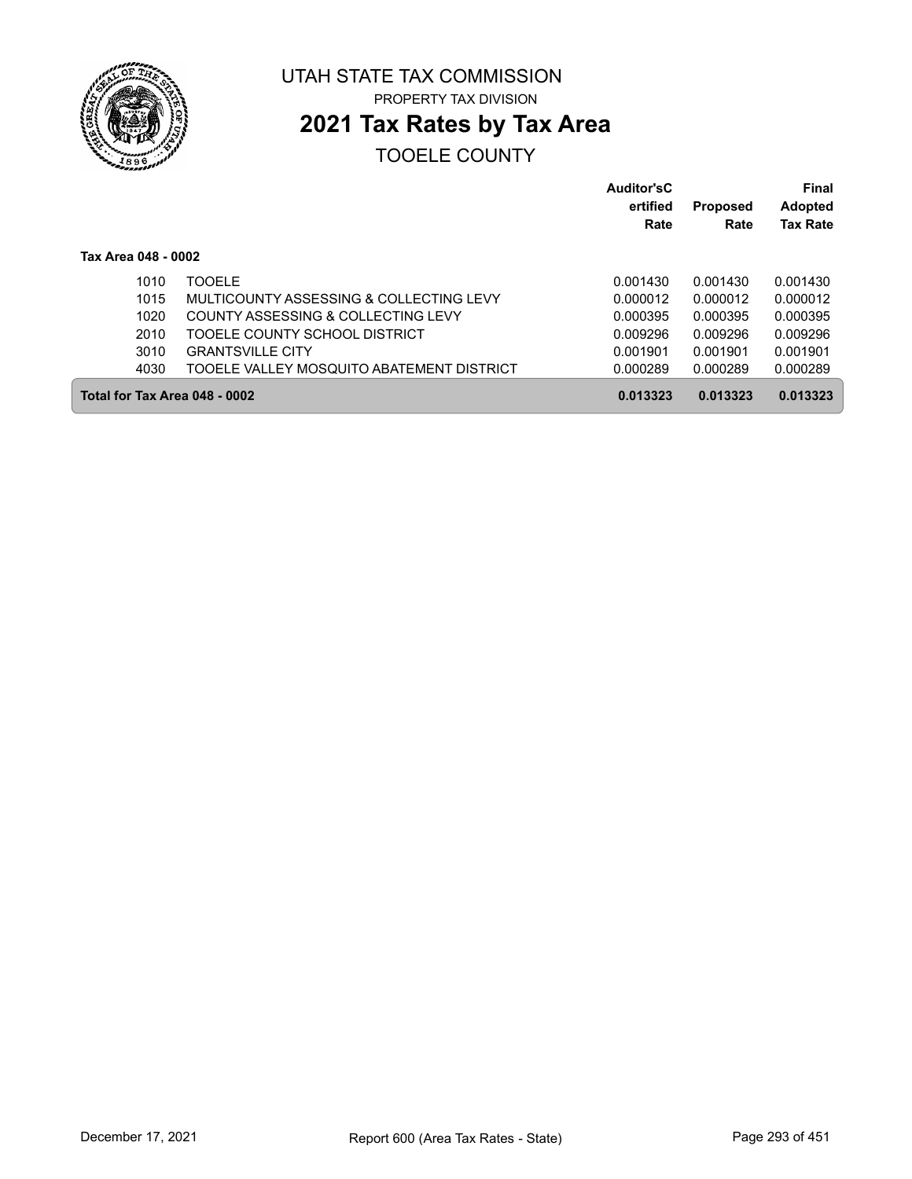UTAH STATE TAX COMMISSION

PROPERTY TAX DIVISION

# 2021 Tax Rates by Tax Area

TOOELE COUNTY

| | | Auditor'sCertified Rate | Proposed Rate | Final Adopted Tax Rate |
|---|---|---|---|---|
| **Tax Area 048 - 0002** | | | | |
| 1010 | TOOELE | 0.001430 | 0.001430 | 0.001430 |
| 1015 | MULTICOUNTY ASSESSING & COLLECTING LEVY | 0.000012 | 0.000012 | 0.000012 |
| 1020 | COUNTY ASSESSING & COLLECTING LEVY | 0.000395 | 0.000395 | 0.000395 |
| 2010 | TOOELE COUNTY SCHOOL DISTRICT | 0.009296 | 0.009296 | 0.009296 |
| 3010 | GRANTSVILLE CITY | 0.001901 | 0.001901 | 0.001901 |
| 4030 | TOOELE VALLEY MOSQUITO ABATEMENT DISTRICT | 0.000289 | 0.000289 | 0.000289 |
| **Total for Tax Area 048 - 0002** | | **0.013323** | **0.013323** | **0.013323** |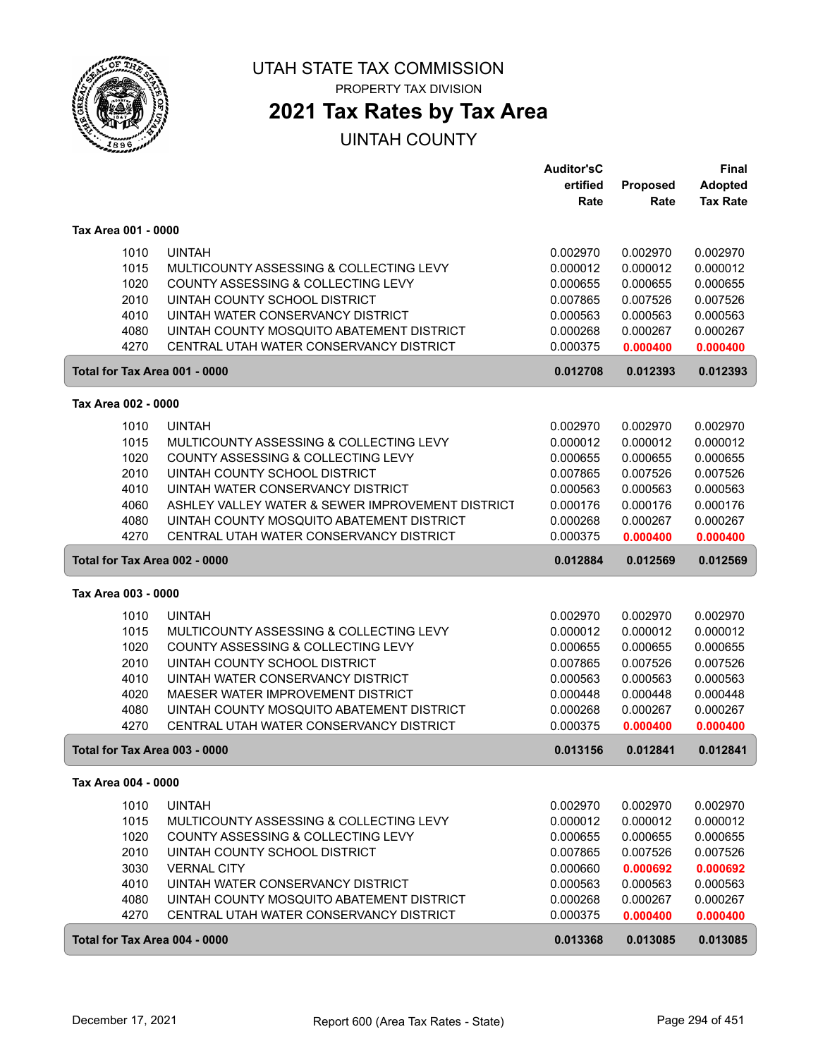# UTAH STATE TAX COMMISSION

PROPERTY TAX DIVISION

## 2021 Tax Rates by Tax Area

UINTAH COUNTY

| | | Auditor'sCertified Rate | Proposed Rate | Final Adopted Tax Rate |
|---|---|---|---|---|
| **Tax Area 001 - 0000** | | | | |
| 1010 | UINTAH | 0.002970 | 0.002970 | 0.002970 |
| 1015 | MULTICOUNTY ASSESSING & COLLECTING LEVY | 0.000012 | 0.000012 | 0.000012 |
| 1020 | COUNTY ASSESSING & COLLECTING LEVY | 0.000655 | 0.000655 | 0.000655 |
| 2010 | UINTAH COUNTY SCHOOL DISTRICT | 0.007865 | 0.007526 | 0.007526 |
| 4010 | UINTAH WATER CONSERVANCY DISTRICT | 0.000563 | 0.000563 | 0.000563 |
| 4080 | UINTAH COUNTY MOSQUITO ABATEMENT DISTRICT | 0.000268 | 0.000267 | 0.000267 |
| 4270 | CENTRAL UTAH WATER CONSERVANCY DISTRICT | 0.000375 | **0.000400** | **0.000400** |
| **Total for Tax Area 001 - 0000** | | **0.012708** | **0.012393** | **0.012393** |
| **Tax Area 002 - 0000** | | | | |
| 1010 | UINTAH | 0.002970 | 0.002970 | 0.002970 |
| 1015 | MULTICOUNTY ASSESSING & COLLECTING LEVY | 0.000012 | 0.000012 | 0.000012 |
| 1020 | COUNTY ASSESSING & COLLECTING LEVY | 0.000655 | 0.000655 | 0.000655 |
| 2010 | UINTAH COUNTY SCHOOL DISTRICT | 0.007865 | 0.007526 | 0.007526 |
| 4010 | UINTAH WATER CONSERVANCY DISTRICT | 0.000563 | 0.000563 | 0.000563 |
| 4060 | ASHLEY VALLEY WATER & SEWER IMPROVEMENT DISTRICT | 0.000176 | 0.000176 | 0.000176 |
| 4080 | UINTAH COUNTY MOSQUITO ABATEMENT DISTRICT | 0.000268 | 0.000267 | 0.000267 |
| 4270 | CENTRAL UTAH WATER CONSERVANCY DISTRICT | 0.000375 | **0.000400** | **0.000400** |
| **Total for Tax Area 002 - 0000** | | **0.012884** | **0.012569** | **0.012569** |
| **Tax Area 003 - 0000** | | | | |
| 1010 | UINTAH | 0.002970 | 0.002970 | 0.002970 |
| 1015 | MULTICOUNTY ASSESSING & COLLECTING LEVY | 0.000012 | 0.000012 | 0.000012 |
| 1020 | COUNTY ASSESSING & COLLECTING LEVY | 0.000655 | 0.000655 | 0.000655 |
| 2010 | UINTAH COUNTY SCHOOL DISTRICT | 0.007865 | 0.007526 | 0.007526 |
| 4010 | UINTAH WATER CONSERVANCY DISTRICT | 0.000563 | 0.000563 | 0.000563 |
| 4020 | MAESER WATER IMPROVEMENT DISTRICT | 0.000448 | 0.000448 | 0.000448 |
| 4080 | UINTAH COUNTY MOSQUITO ABATEMENT DISTRICT | 0.000268 | 0.000267 | 0.000267 |
| 4270 | CENTRAL UTAH WATER CONSERVANCY DISTRICT | 0.000375 | **0.000400** | **0.000400** |
| **Total for Tax Area 003 - 0000** | | **0.013156** | **0.012841** | **0.012841** |
| **Tax Area 004 - 0000** | | | | |
| 1010 | UINTAH | 0.002970 | 0.002970 | 0.002970 |
| 1015 | MULTICOUNTY ASSESSING & COLLECTING LEVY | 0.000012 | 0.000012 | 0.000012 |
| 1020 | COUNTY ASSESSING & COLLECTING LEVY | 0.000655 | 0.000655 | 0.000655 |
| 2010 | UINTAH COUNTY SCHOOL DISTRICT | 0.007865 | 0.007526 | 0.007526 |
| 3030 | VERNAL CITY | 0.000660 | **0.000692** | **0.000692** |
| 4010 | UINTAH WATER CONSERVANCY DISTRICT | 0.000563 | 0.000563 | 0.000563 |
| 4080 | UINTAH COUNTY MOSQUITO ABATEMENT DISTRICT | 0.000268 | 0.000267 | 0.000267 |
| 4270 | CENTRAL UTAH WATER CONSERVANCY DISTRICT | 0.000375 | **0.000400** | **0.000400** |
| **Total for Tax Area 004 - 0000** | | **0.013368** | **0.013085** | **0.013085** |

December 17, 2021 — Report 600 (Area Tax Rates - State)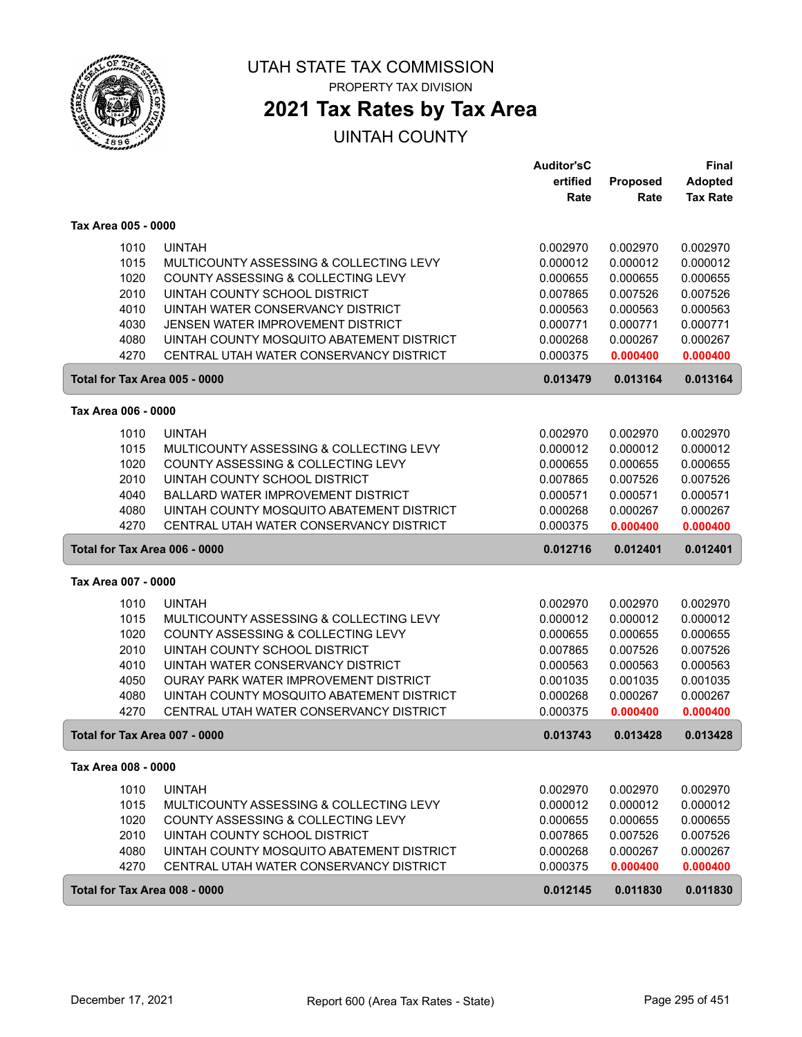# UTAH STATE TAX COMMISSION

PROPERTY TAX DIVISION

## 2021 Tax Rates by Tax Area

UINTAH COUNTY

| | | Auditor's Certified Rate | Proposed Rate | Final Adopted Tax Rate |
|---|---|---|---|---|
| **Tax Area 005 - 0000** | | | | |
| 1010 | UINTAH | 0.002970 | 0.002970 | 0.002970 |
| 1015 | MULTICOUNTY ASSESSING & COLLECTING LEVY | 0.000012 | 0.000012 | 0.000012 |
| 1020 | COUNTY ASSESSING & COLLECTING LEVY | 0.000655 | 0.000655 | 0.000655 |
| 2010 | UINTAH COUNTY SCHOOL DISTRICT | 0.007865 | 0.007526 | 0.007526 |
| 4010 | UINTAH WATER CONSERVANCY DISTRICT | 0.000563 | 0.000563 | 0.000563 |
| 4030 | JENSEN WATER IMPROVEMENT DISTRICT | 0.000771 | 0.000771 | 0.000771 |
| 4080 | UINTAH COUNTY MOSQUITO ABATEMENT DISTRICT | 0.000268 | 0.000267 | 0.000267 |
| 4270 | CENTRAL UTAH WATER CONSERVANCY DISTRICT | 0.000375 | 0.000400 | 0.000400 |
| **Total for Tax Area 005 - 0000** | | **0.013479** | **0.013164** | **0.013164** |
| **Tax Area 006 - 0000** | | | | |
| 1010 | UINTAH | 0.002970 | 0.002970 | 0.002970 |
| 1015 | MULTICOUNTY ASSESSING & COLLECTING LEVY | 0.000012 | 0.000012 | 0.000012 |
| 1020 | COUNTY ASSESSING & COLLECTING LEVY | 0.000655 | 0.000655 | 0.000655 |
| 2010 | UINTAH COUNTY SCHOOL DISTRICT | 0.007865 | 0.007526 | 0.007526 |
| 4040 | BALLARD WATER IMPROVEMENT DISTRICT | 0.000571 | 0.000571 | 0.000571 |
| 4080 | UINTAH COUNTY MOSQUITO ABATEMENT DISTRICT | 0.000268 | 0.000267 | 0.000267 |
| 4270 | CENTRAL UTAH WATER CONSERVANCY DISTRICT | 0.000375 | 0.000400 | 0.000400 |
| **Total for Tax Area 006 - 0000** | | **0.012716** | **0.012401** | **0.012401** |
| **Tax Area 007 - 0000** | | | | |
| 1010 | UINTAH | 0.002970 | 0.002970 | 0.002970 |
| 1015 | MULTICOUNTY ASSESSING & COLLECTING LEVY | 0.000012 | 0.000012 | 0.000012 |
| 1020 | COUNTY ASSESSING & COLLECTING LEVY | 0.000655 | 0.000655 | 0.000655 |
| 2010 | UINTAH COUNTY SCHOOL DISTRICT | 0.007865 | 0.007526 | 0.007526 |
| 4010 | UINTAH WATER CONSERVANCY DISTRICT | 0.000563 | 0.000563 | 0.000563 |
| 4050 | OURAY PARK WATER IMPROVEMENT DISTRICT | 0.001035 | 0.001035 | 0.001035 |
| 4080 | UINTAH COUNTY MOSQUITO ABATEMENT DISTRICT | 0.000268 | 0.000267 | 0.000267 |
| 4270 | CENTRAL UTAH WATER CONSERVANCY DISTRICT | 0.000375 | 0.000400 | 0.000400 |
| **Total for Tax Area 007 - 0000** | | **0.013743** | **0.013428** | **0.013428** |
| **Tax Area 008 - 0000** | | | | |
| 1010 | UINTAH | 0.002970 | 0.002970 | 0.002970 |
| 1015 | MULTICOUNTY ASSESSING & COLLECTING LEVY | 0.000012 | 0.000012 | 0.000012 |
| 1020 | COUNTY ASSESSING & COLLECTING LEVY | 0.000655 | 0.000655 | 0.000655 |
| 2010 | UINTAH COUNTY SCHOOL DISTRICT | 0.007865 | 0.007526 | 0.007526 |
| 4080 | UINTAH COUNTY MOSQUITO ABATEMENT DISTRICT | 0.000268 | 0.000267 | 0.000267 |
| 4270 | CENTRAL UTAH WATER CONSERVANCY DISTRICT | 0.000375 | 0.000400 | 0.000400 |
| **Total for Tax Area 008 - 0000** | | **0.012145** | **0.011830** | **0.011830** |

December 17, 2021 — Report 600 (Area Tax Rates - State)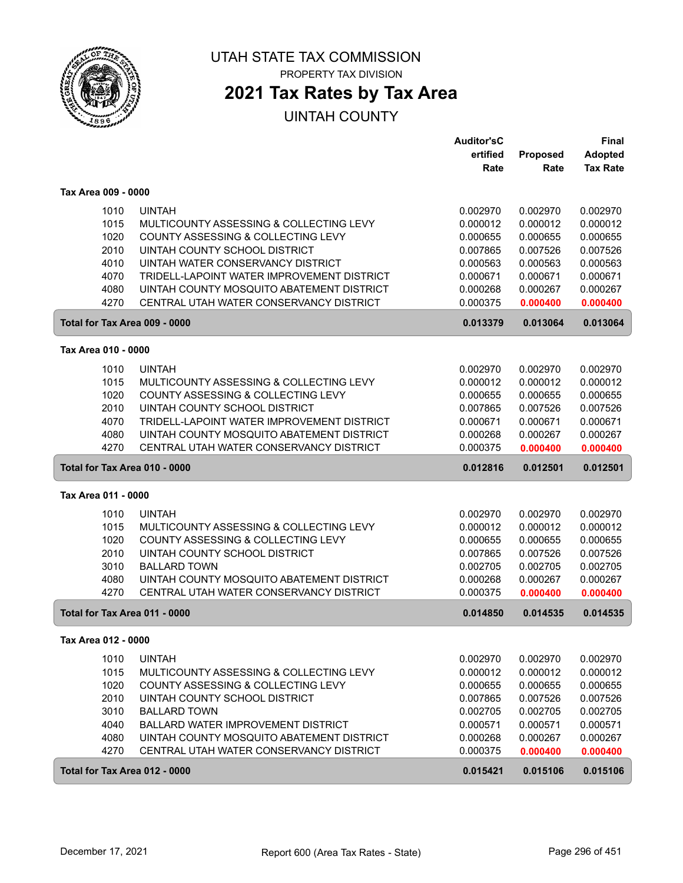# UTAH STATE TAX COMMISSION

PROPERTY TAX DIVISION

## 2021 Tax Rates by Tax Area

UINTAH COUNTY

| | | Auditor'sCertified Rate | Proposed Rate | Final Adopted Tax Rate |
|---|---|---|---|---|
| **Tax Area 009 - 0000** | | | | |
| 1010 | UINTAH | 0.002970 | 0.002970 | 0.002970 |
| 1015 | MULTICOUNTY ASSESSING & COLLECTING LEVY | 0.000012 | 0.000012 | 0.000012 |
| 1020 | COUNTY ASSESSING & COLLECTING LEVY | 0.000655 | 0.000655 | 0.000655 |
| 2010 | UINTAH COUNTY SCHOOL DISTRICT | 0.007865 | 0.007526 | 0.007526 |
| 4010 | UINTAH WATER CONSERVANCY DISTRICT | 0.000563 | 0.000563 | 0.000563 |
| 4070 | TRIDELL-LAPOINT WATER IMPROVEMENT DISTRICT | 0.000671 | 0.000671 | 0.000671 |
| 4080 | UINTAH COUNTY MOSQUITO ABATEMENT DISTRICT | 0.000268 | 0.000267 | 0.000267 |
| 4270 | CENTRAL UTAH WATER CONSERVANCY DISTRICT | 0.000375 | 0.000400 | 0.000400 |
| **Total for Tax Area 009 - 0000** | | **0.013379** | **0.013064** | **0.013064** |
| **Tax Area 010 - 0000** | | | | |
| 1010 | UINTAH | 0.002970 | 0.002970 | 0.002970 |
| 1015 | MULTICOUNTY ASSESSING & COLLECTING LEVY | 0.000012 | 0.000012 | 0.000012 |
| 1020 | COUNTY ASSESSING & COLLECTING LEVY | 0.000655 | 0.000655 | 0.000655 |
| 2010 | UINTAH COUNTY SCHOOL DISTRICT | 0.007865 | 0.007526 | 0.007526 |
| 4070 | TRIDELL-LAPOINT WATER IMPROVEMENT DISTRICT | 0.000671 | 0.000671 | 0.000671 |
| 4080 | UINTAH COUNTY MOSQUITO ABATEMENT DISTRICT | 0.000268 | 0.000267 | 0.000267 |
| 4270 | CENTRAL UTAH WATER CONSERVANCY DISTRICT | 0.000375 | 0.000400 | 0.000400 |
| **Total for Tax Area 010 - 0000** | | **0.012816** | **0.012501** | **0.012501** |
| **Tax Area 011 - 0000** | | | | |
| 1010 | UINTAH | 0.002970 | 0.002970 | 0.002970 |
| 1015 | MULTICOUNTY ASSESSING & COLLECTING LEVY | 0.000012 | 0.000012 | 0.000012 |
| 1020 | COUNTY ASSESSING & COLLECTING LEVY | 0.000655 | 0.000655 | 0.000655 |
| 2010 | UINTAH COUNTY SCHOOL DISTRICT | 0.007865 | 0.007526 | 0.007526 |
| 3010 | BALLARD TOWN | 0.002705 | 0.002705 | 0.002705 |
| 4080 | UINTAH COUNTY MOSQUITO ABATEMENT DISTRICT | 0.000268 | 0.000267 | 0.000267 |
| 4270 | CENTRAL UTAH WATER CONSERVANCY DISTRICT | 0.000375 | 0.000400 | 0.000400 |
| **Total for Tax Area 011 - 0000** | | **0.014850** | **0.014535** | **0.014535** |
| **Tax Area 012 - 0000** | | | | |
| 1010 | UINTAH | 0.002970 | 0.002970 | 0.002970 |
| 1015 | MULTICOUNTY ASSESSING & COLLECTING LEVY | 0.000012 | 0.000012 | 0.000012 |
| 1020 | COUNTY ASSESSING & COLLECTING LEVY | 0.000655 | 0.000655 | 0.000655 |
| 2010 | UINTAH COUNTY SCHOOL DISTRICT | 0.007865 | 0.007526 | 0.007526 |
| 3010 | BALLARD TOWN | 0.002705 | 0.002705 | 0.002705 |
| 4040 | BALLARD WATER IMPROVEMENT DISTRICT | 0.000571 | 0.000571 | 0.000571 |
| 4080 | UINTAH COUNTY MOSQUITO ABATEMENT DISTRICT | 0.000268 | 0.000267 | 0.000267 |
| 4270 | CENTRAL UTAH WATER CONSERVANCY DISTRICT | 0.000375 | 0.000400 | 0.000400 |
| **Total for Tax Area 012 - 0000** | | **0.015421** | **0.015106** | **0.015106** |

December 17, 2021 — Report 600 (Area Tax Rates - State)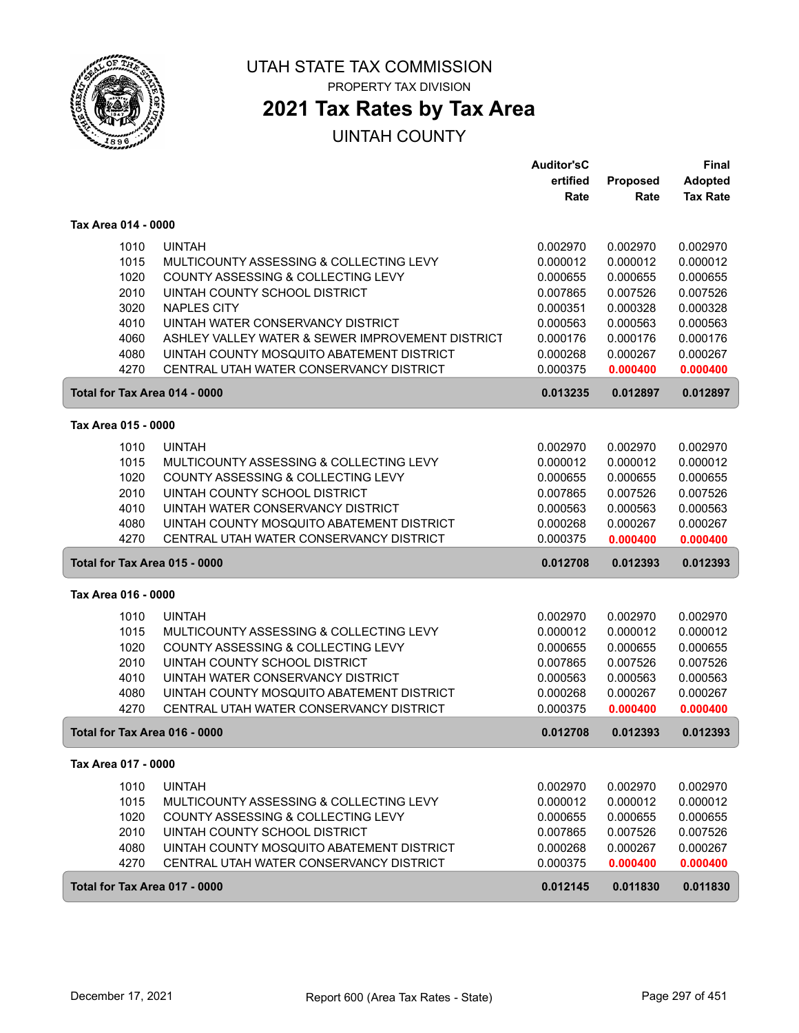# UTAH STATE TAX COMMISSION

PROPERTY TAX DIVISION

## 2021 Tax Rates by Tax Area

UINTAH COUNTY

| | | Auditor'sCertified Rate | Proposed Rate | Final Adopted Tax Rate |
|---|---|---|---|---|
| **Tax Area 014 - 0000** | | | | |
| 1010 | UINTAH | 0.002970 | 0.002970 | 0.002970 |
| 1015 | MULTICOUNTY ASSESSING & COLLECTING LEVY | 0.000012 | 0.000012 | 0.000012 |
| 1020 | COUNTY ASSESSING & COLLECTING LEVY | 0.000655 | 0.000655 | 0.000655 |
| 2010 | UINTAH COUNTY SCHOOL DISTRICT | 0.007865 | 0.007526 | 0.007526 |
| 3020 | NAPLES CITY | 0.000351 | 0.000328 | 0.000328 |
| 4010 | UINTAH WATER CONSERVANCY DISTRICT | 0.000563 | 0.000563 | 0.000563 |
| 4060 | ASHLEY VALLEY WATER & SEWER IMPROVEMENT DISTRICT | 0.000176 | 0.000176 | 0.000176 |
| 4080 | UINTAH COUNTY MOSQUITO ABATEMENT DISTRICT | 0.000268 | 0.000267 | 0.000267 |
| 4270 | CENTRAL UTAH WATER CONSERVANCY DISTRICT | 0.000375 | **0.000400** | **0.000400** |
| **Total for Tax Area 014 - 0000** | | **0.013235** | **0.012897** | **0.012897** |
| **Tax Area 015 - 0000** | | | | |
| 1010 | UINTAH | 0.002970 | 0.002970 | 0.002970 |
| 1015 | MULTICOUNTY ASSESSING & COLLECTING LEVY | 0.000012 | 0.000012 | 0.000012 |
| 1020 | COUNTY ASSESSING & COLLECTING LEVY | 0.000655 | 0.000655 | 0.000655 |
| 2010 | UINTAH COUNTY SCHOOL DISTRICT | 0.007865 | 0.007526 | 0.007526 |
| 4010 | UINTAH WATER CONSERVANCY DISTRICT | 0.000563 | 0.000563 | 0.000563 |
| 4080 | UINTAH COUNTY MOSQUITO ABATEMENT DISTRICT | 0.000268 | 0.000267 | 0.000267 |
| 4270 | CENTRAL UTAH WATER CONSERVANCY DISTRICT | 0.000375 | **0.000400** | **0.000400** |
| **Total for Tax Area 015 - 0000** | | **0.012708** | **0.012393** | **0.012393** |
| **Tax Area 016 - 0000** | | | | |
| 1010 | UINTAH | 0.002970 | 0.002970 | 0.002970 |
| 1015 | MULTICOUNTY ASSESSING & COLLECTING LEVY | 0.000012 | 0.000012 | 0.000012 |
| 1020 | COUNTY ASSESSING & COLLECTING LEVY | 0.000655 | 0.000655 | 0.000655 |
| 2010 | UINTAH COUNTY SCHOOL DISTRICT | 0.007865 | 0.007526 | 0.007526 |
| 4010 | UINTAH WATER CONSERVANCY DISTRICT | 0.000563 | 0.000563 | 0.000563 |
| 4080 | UINTAH COUNTY MOSQUITO ABATEMENT DISTRICT | 0.000268 | 0.000267 | 0.000267 |
| 4270 | CENTRAL UTAH WATER CONSERVANCY DISTRICT | 0.000375 | **0.000400** | **0.000400** |
| **Total for Tax Area 016 - 0000** | | **0.012708** | **0.012393** | **0.012393** |
| **Tax Area 017 - 0000** | | | | |
| 1010 | UINTAH | 0.002970 | 0.002970 | 0.002970 |
| 1015 | MULTICOUNTY ASSESSING & COLLECTING LEVY | 0.000012 | 0.000012 | 0.000012 |
| 1020 | COUNTY ASSESSING & COLLECTING LEVY | 0.000655 | 0.000655 | 0.000655 |
| 2010 | UINTAH COUNTY SCHOOL DISTRICT | 0.007865 | 0.007526 | 0.007526 |
| 4080 | UINTAH COUNTY MOSQUITO ABATEMENT DISTRICT | 0.000268 | 0.000267 | 0.000267 |
| 4270 | CENTRAL UTAH WATER CONSERVANCY DISTRICT | 0.000375 | **0.000400** | **0.000400** |
| **Total for Tax Area 017 - 0000** | | **0.012145** | **0.011830** | **0.011830** |

December 17, 2021 — Report 600 (Area Tax Rates - State)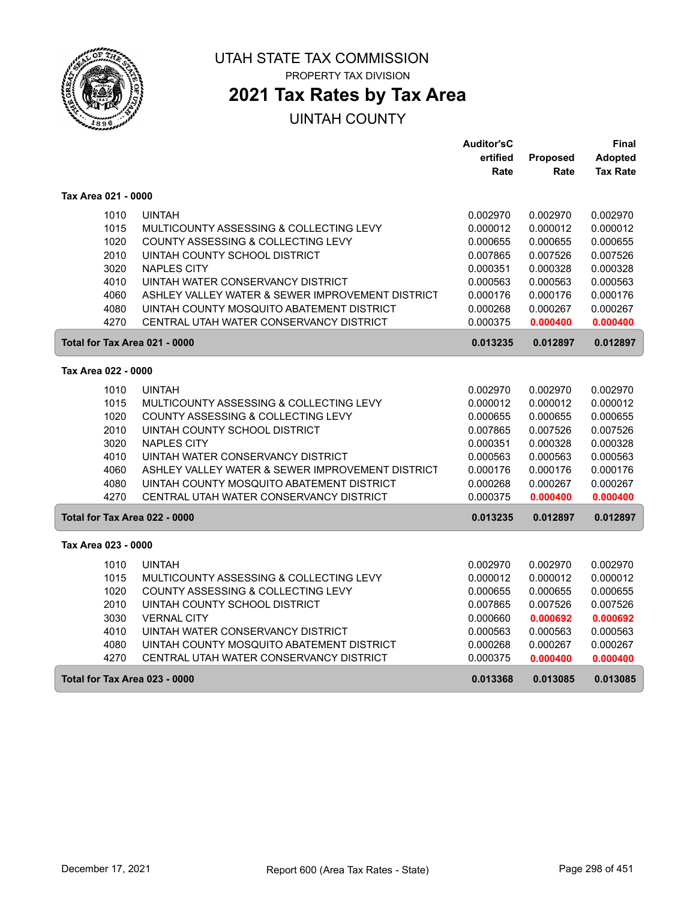# UTAH STATE TAX COMMISSION

PROPERTY TAX DIVISION

## 2021 Tax Rates by Tax Area

UINTAH COUNTY

| | | Auditor'sCertified Rate | Proposed Rate | Final Adopted Tax Rate |
|---|---|---|---|---|
| **Tax Area 021 - 0000** | | | | |
| 1010 | UINTAH | 0.002970 | 0.002970 | 0.002970 |
| 1015 | MULTICOUNTY ASSESSING & COLLECTING LEVY | 0.000012 | 0.000012 | 0.000012 |
| 1020 | COUNTY ASSESSING & COLLECTING LEVY | 0.000655 | 0.000655 | 0.000655 |
| 2010 | UINTAH COUNTY SCHOOL DISTRICT | 0.007865 | 0.007526 | 0.007526 |
| 3020 | NAPLES CITY | 0.000351 | 0.000328 | 0.000328 |
| 4010 | UINTAH WATER CONSERVANCY DISTRICT | 0.000563 | 0.000563 | 0.000563 |
| 4060 | ASHLEY VALLEY WATER & SEWER IMPROVEMENT DISTRICT | 0.000176 | 0.000176 | 0.000176 |
| 4080 | UINTAH COUNTY MOSQUITO ABATEMENT DISTRICT | 0.000268 | 0.000267 | 0.000267 |
| 4270 | CENTRAL UTAH WATER CONSERVANCY DISTRICT | 0.000375 | **0.000400** | **0.000400** |
| **Total for Tax Area 021 - 0000** | | **0.013235** | **0.012897** | **0.012897** |
| **Tax Area 022 - 0000** | | | | |
| 1010 | UINTAH | 0.002970 | 0.002970 | 0.002970 |
| 1015 | MULTICOUNTY ASSESSING & COLLECTING LEVY | 0.000012 | 0.000012 | 0.000012 |
| 1020 | COUNTY ASSESSING & COLLECTING LEVY | 0.000655 | 0.000655 | 0.000655 |
| 2010 | UINTAH COUNTY SCHOOL DISTRICT | 0.007865 | 0.007526 | 0.007526 |
| 3020 | NAPLES CITY | 0.000351 | 0.000328 | 0.000328 |
| 4010 | UINTAH WATER CONSERVANCY DISTRICT | 0.000563 | 0.000563 | 0.000563 |
| 4060 | ASHLEY VALLEY WATER & SEWER IMPROVEMENT DISTRICT | 0.000176 | 0.000176 | 0.000176 |
| 4080 | UINTAH COUNTY MOSQUITO ABATEMENT DISTRICT | 0.000268 | 0.000267 | 0.000267 |
| 4270 | CENTRAL UTAH WATER CONSERVANCY DISTRICT | 0.000375 | **0.000400** | **0.000400** |
| **Total for Tax Area 022 - 0000** | | **0.013235** | **0.012897** | **0.012897** |
| **Tax Area 023 - 0000** | | | | |
| 1010 | UINTAH | 0.002970 | 0.002970 | 0.002970 |
| 1015 | MULTICOUNTY ASSESSING & COLLECTING LEVY | 0.000012 | 0.000012 | 0.000012 |
| 1020 | COUNTY ASSESSING & COLLECTING LEVY | 0.000655 | 0.000655 | 0.000655 |
| 2010 | UINTAH COUNTY SCHOOL DISTRICT | 0.007865 | 0.007526 | 0.007526 |
| 3030 | VERNAL CITY | 0.000660 | **0.000692** | **0.000692** |
| 4010 | UINTAH WATER CONSERVANCY DISTRICT | 0.000563 | 0.000563 | 0.000563 |
| 4080 | UINTAH COUNTY MOSQUITO ABATEMENT DISTRICT | 0.000268 | 0.000267 | 0.000267 |
| 4270 | CENTRAL UTAH WATER CONSERVANCY DISTRICT | 0.000375 | **0.000400** | **0.000400** |
| **Total for Tax Area 023 - 0000** | | **0.013368** | **0.013085** | **0.013085** |

December 17, 2021 — Report 600 (Area Tax Rates - State)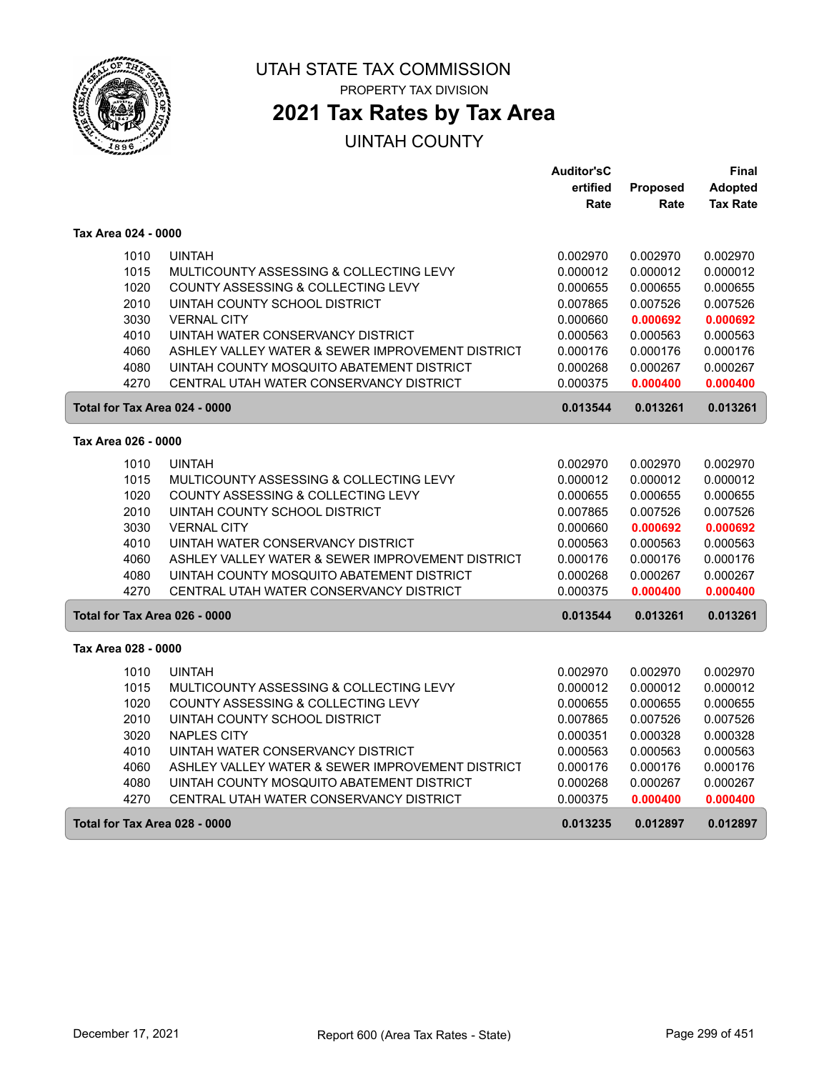# UTAH STATE TAX COMMISSION

PROPERTY TAX DIVISION

## 2021 Tax Rates by Tax Area

UINTAH COUNTY

| | | Auditor'sCertified Rate | Proposed Rate | Final Adopted Tax Rate |
|---|---|---|---|---|
| **Tax Area 024 - 0000** | | | | |
| 1010 | UINTAH | 0.002970 | 0.002970 | 0.002970 |
| 1015 | MULTICOUNTY ASSESSING & COLLECTING LEVY | 0.000012 | 0.000012 | 0.000012 |
| 1020 | COUNTY ASSESSING & COLLECTING LEVY | 0.000655 | 0.000655 | 0.000655 |
| 2010 | UINTAH COUNTY SCHOOL DISTRICT | 0.007865 | 0.007526 | 0.007526 |
| 3030 | VERNAL CITY | 0.000660 | 0.000692 | 0.000692 |
| 4010 | UINTAH WATER CONSERVANCY DISTRICT | 0.000563 | 0.000563 | 0.000563 |
| 4060 | ASHLEY VALLEY WATER & SEWER IMPROVEMENT DISTRICT | 0.000176 | 0.000176 | 0.000176 |
| 4080 | UINTAH COUNTY MOSQUITO ABATEMENT DISTRICT | 0.000268 | 0.000267 | 0.000267 |
| 4270 | CENTRAL UTAH WATER CONSERVANCY DISTRICT | 0.000375 | 0.000400 | 0.000400 |
| **Total for Tax Area 024 - 0000** | | **0.013544** | **0.013261** | **0.013261** |
| **Tax Area 026 - 0000** | | | | |
| 1010 | UINTAH | 0.002970 | 0.002970 | 0.002970 |
| 1015 | MULTICOUNTY ASSESSING & COLLECTING LEVY | 0.000012 | 0.000012 | 0.000012 |
| 1020 | COUNTY ASSESSING & COLLECTING LEVY | 0.000655 | 0.000655 | 0.000655 |
| 2010 | UINTAH COUNTY SCHOOL DISTRICT | 0.007865 | 0.007526 | 0.007526 |
| 3030 | VERNAL CITY | 0.000660 | 0.000692 | 0.000692 |
| 4010 | UINTAH WATER CONSERVANCY DISTRICT | 0.000563 | 0.000563 | 0.000563 |
| 4060 | ASHLEY VALLEY WATER & SEWER IMPROVEMENT DISTRICT | 0.000176 | 0.000176 | 0.000176 |
| 4080 | UINTAH COUNTY MOSQUITO ABATEMENT DISTRICT | 0.000268 | 0.000267 | 0.000267 |
| 4270 | CENTRAL UTAH WATER CONSERVANCY DISTRICT | 0.000375 | 0.000400 | 0.000400 |
| **Total for Tax Area 026 - 0000** | | **0.013544** | **0.013261** | **0.013261** |
| **Tax Area 028 - 0000** | | | | |
| 1010 | UINTAH | 0.002970 | 0.002970 | 0.002970 |
| 1015 | MULTICOUNTY ASSESSING & COLLECTING LEVY | 0.000012 | 0.000012 | 0.000012 |
| 1020 | COUNTY ASSESSING & COLLECTING LEVY | 0.000655 | 0.000655 | 0.000655 |
| 2010 | UINTAH COUNTY SCHOOL DISTRICT | 0.007865 | 0.007526 | 0.007526 |
| 3020 | NAPLES CITY | 0.000351 | 0.000328 | 0.000328 |
| 4010 | UINTAH WATER CONSERVANCY DISTRICT | 0.000563 | 0.000563 | 0.000563 |
| 4060 | ASHLEY VALLEY WATER & SEWER IMPROVEMENT DISTRICT | 0.000176 | 0.000176 | 0.000176 |
| 4080 | UINTAH COUNTY MOSQUITO ABATEMENT DISTRICT | 0.000268 | 0.000267 | 0.000267 |
| 4270 | CENTRAL UTAH WATER CONSERVANCY DISTRICT | 0.000375 | 0.000400 | 0.000400 |
| **Total for Tax Area 028 - 0000** | | **0.013235** | **0.012897** | **0.012897** |

December 17, 2021 — Report 600 (Area Tax Rates - State)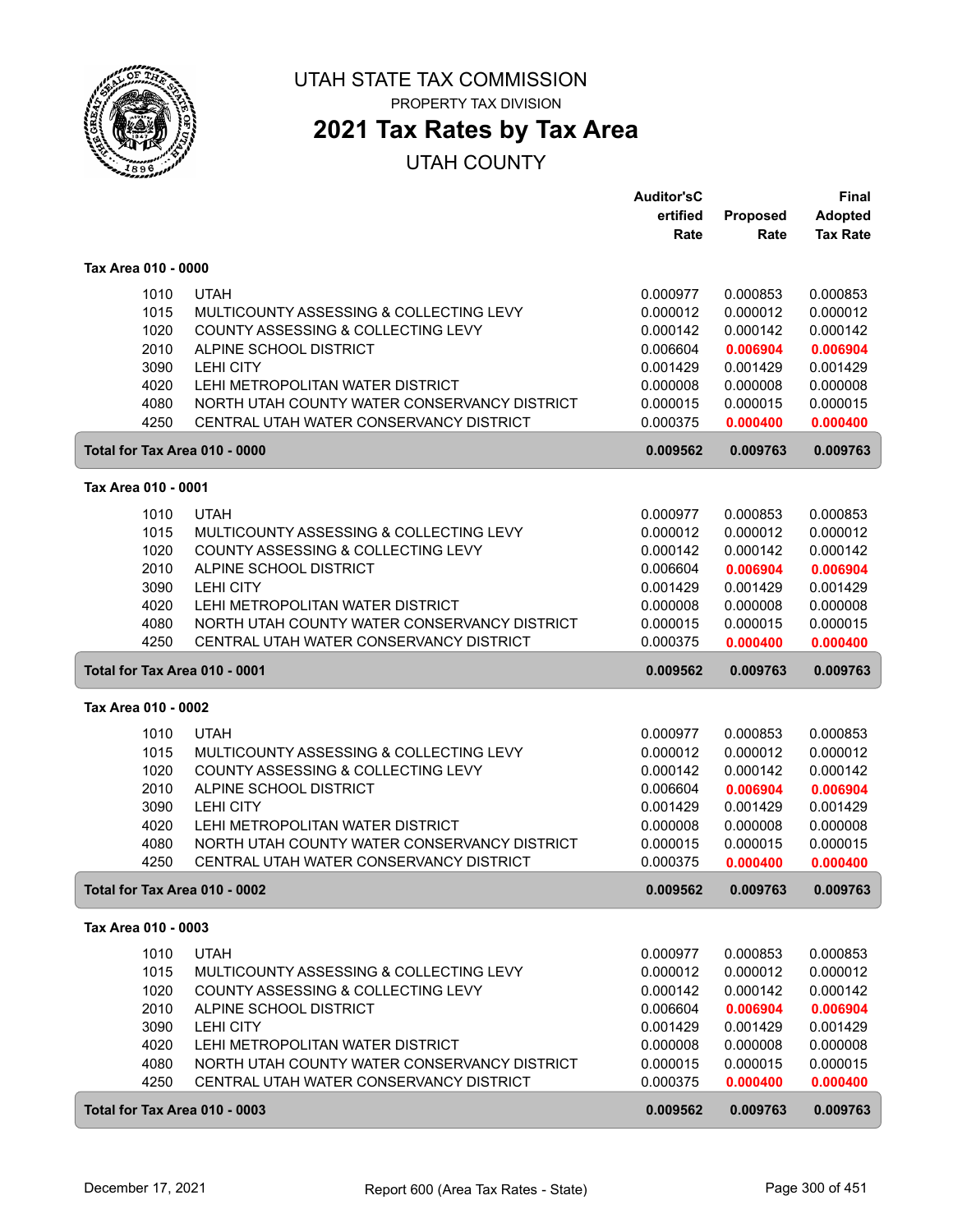# UTAH STATE TAX COMMISSION

PROPERTY TAX DIVISION

## 2021 Tax Rates by Tax Area

UTAH COUNTY

| | | Auditor's Certified Rate | Proposed Rate | Final Adopted Tax Rate |
|---|---|---|---|---|
| **Tax Area 010 - 0000** | | | | |
| 1010 | UTAH | 0.000977 | 0.000853 | 0.000853 |
| 1015 | MULTICOUNTY ASSESSING & COLLECTING LEVY | 0.000012 | 0.000012 | 0.000012 |
| 1020 | COUNTY ASSESSING & COLLECTING LEVY | 0.000142 | 0.000142 | 0.000142 |
| 2010 | ALPINE SCHOOL DISTRICT | 0.006604 | 0.006904 | 0.006904 |
| 3090 | LEHI CITY | 0.001429 | 0.001429 | 0.001429 |
| 4020 | LEHI METROPOLITAN WATER DISTRICT | 0.000008 | 0.000008 | 0.000008 |
| 4080 | NORTH UTAH COUNTY WATER CONSERVANCY DISTRICT | 0.000015 | 0.000015 | 0.000015 |
| 4250 | CENTRAL UTAH WATER CONSERVANCY DISTRICT | 0.000375 | 0.000400 | 0.000400 |
| **Total for Tax Area 010 - 0000** | | **0.009562** | **0.009763** | **0.009763** |
| **Tax Area 010 - 0001** | | | | |
| 1010 | UTAH | 0.000977 | 0.000853 | 0.000853 |
| 1015 | MULTICOUNTY ASSESSING & COLLECTING LEVY | 0.000012 | 0.000012 | 0.000012 |
| 1020 | COUNTY ASSESSING & COLLECTING LEVY | 0.000142 | 0.000142 | 0.000142 |
| 2010 | ALPINE SCHOOL DISTRICT | 0.006604 | 0.006904 | 0.006904 |
| 3090 | LEHI CITY | 0.001429 | 0.001429 | 0.001429 |
| 4020 | LEHI METROPOLITAN WATER DISTRICT | 0.000008 | 0.000008 | 0.000008 |
| 4080 | NORTH UTAH COUNTY WATER CONSERVANCY DISTRICT | 0.000015 | 0.000015 | 0.000015 |
| 4250 | CENTRAL UTAH WATER CONSERVANCY DISTRICT | 0.000375 | 0.000400 | 0.000400 |
| **Total for Tax Area 010 - 0001** | | **0.009562** | **0.009763** | **0.009763** |
| **Tax Area 010 - 0002** | | | | |
| 1010 | UTAH | 0.000977 | 0.000853 | 0.000853 |
| 1015 | MULTICOUNTY ASSESSING & COLLECTING LEVY | 0.000012 | 0.000012 | 0.000012 |
| 1020 | COUNTY ASSESSING & COLLECTING LEVY | 0.000142 | 0.000142 | 0.000142 |
| 2010 | ALPINE SCHOOL DISTRICT | 0.006604 | 0.006904 | 0.006904 |
| 3090 | LEHI CITY | 0.001429 | 0.001429 | 0.001429 |
| 4020 | LEHI METROPOLITAN WATER DISTRICT | 0.000008 | 0.000008 | 0.000008 |
| 4080 | NORTH UTAH COUNTY WATER CONSERVANCY DISTRICT | 0.000015 | 0.000015 | 0.000015 |
| 4250 | CENTRAL UTAH WATER CONSERVANCY DISTRICT | 0.000375 | 0.000400 | 0.000400 |
| **Total for Tax Area 010 - 0002** | | **0.009562** | **0.009763** | **0.009763** |
| **Tax Area 010 - 0003** | | | | |
| 1010 | UTAH | 0.000977 | 0.000853 | 0.000853 |
| 1015 | MULTICOUNTY ASSESSING & COLLECTING LEVY | 0.000012 | 0.000012 | 0.000012 |
| 1020 | COUNTY ASSESSING & COLLECTING LEVY | 0.000142 | 0.000142 | 0.000142 |
| 2010 | ALPINE SCHOOL DISTRICT | 0.006604 | 0.006904 | 0.006904 |
| 3090 | LEHI CITY | 0.001429 | 0.001429 | 0.001429 |
| 4020 | LEHI METROPOLITAN WATER DISTRICT | 0.000008 | 0.000008 | 0.000008 |
| 4080 | NORTH UTAH COUNTY WATER CONSERVANCY DISTRICT | 0.000015 | 0.000015 | 0.000015 |
| 4250 | CENTRAL UTAH WATER CONSERVANCY DISTRICT | 0.000375 | 0.000400 | 0.000400 |
| **Total for Tax Area 010 - 0003** | | **0.009562** | **0.009763** | **0.009763** |

December 17, 2021 — Report 600 (Area Tax Rates - State)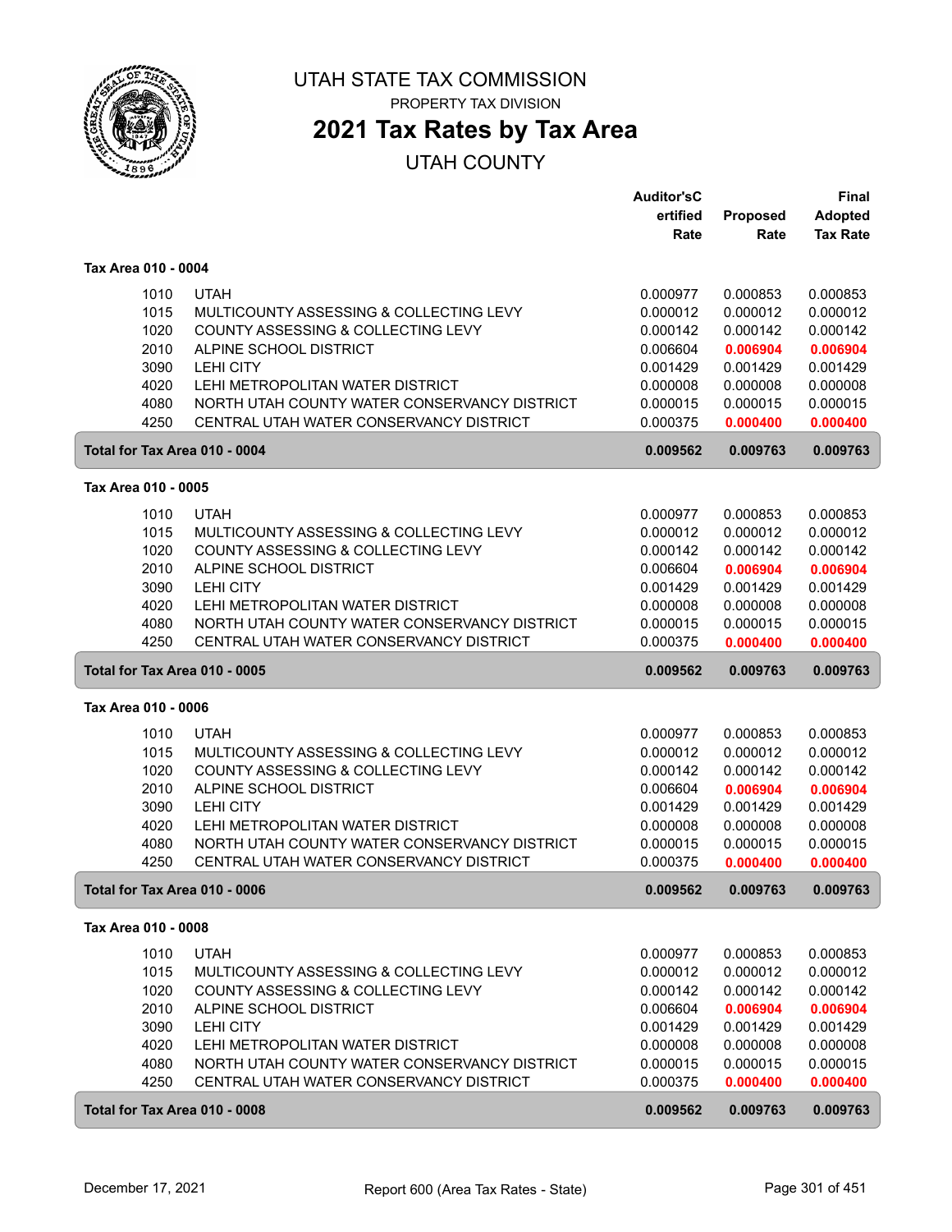# UTAH STATE TAX COMMISSION

PROPERTY TAX DIVISION

## 2021 Tax Rates by Tax Area

UTAH COUNTY

### Tax Area 010 - 0004

| | | Auditor's Certified Rate | Proposed Rate | Final Adopted Tax Rate |
|---|---|---|---|---|
| 1010 | UTAH | 0.000977 | 0.000853 | 0.000853 |
| 1015 | MULTICOUNTY ASSESSING & COLLECTING LEVY | 0.000012 | 0.000012 | 0.000012 |
| 1020 | COUNTY ASSESSING & COLLECTING LEVY | 0.000142 | 0.000142 | 0.000142 |
| 2010 | ALPINE SCHOOL DISTRICT | 0.006604 | **0.006904** | **0.006904** |
| 3090 | LEHI CITY | 0.001429 | 0.001429 | 0.001429 |
| 4020 | LEHI METROPOLITAN WATER DISTRICT | 0.000008 | 0.000008 | 0.000008 |
| 4080 | NORTH UTAH COUNTY WATER CONSERVANCY DISTRICT | 0.000015 | 0.000015 | 0.000015 |
| 4250 | CENTRAL UTAH WATER CONSERVANCY DISTRICT | 0.000375 | **0.000400** | **0.000400** |
| **Total for Tax Area 010 - 0004** | | **0.009562** | **0.009763** | **0.009763** |

### Tax Area 010 - 0005

| | | Auditor's Certified Rate | Proposed Rate | Final Adopted Tax Rate |
|---|---|---|---|---|
| 1010 | UTAH | 0.000977 | 0.000853 | 0.000853 |
| 1015 | MULTICOUNTY ASSESSING & COLLECTING LEVY | 0.000012 | 0.000012 | 0.000012 |
| 1020 | COUNTY ASSESSING & COLLECTING LEVY | 0.000142 | 0.000142 | 0.000142 |
| 2010 | ALPINE SCHOOL DISTRICT | 0.006604 | **0.006904** | **0.006904** |
| 3090 | LEHI CITY | 0.001429 | 0.001429 | 0.001429 |
| 4020 | LEHI METROPOLITAN WATER DISTRICT | 0.000008 | 0.000008 | 0.000008 |
| 4080 | NORTH UTAH COUNTY WATER CONSERVANCY DISTRICT | 0.000015 | 0.000015 | 0.000015 |
| 4250 | CENTRAL UTAH WATER CONSERVANCY DISTRICT | 0.000375 | **0.000400** | **0.000400** |
| **Total for Tax Area 010 - 0005** | | **0.009562** | **0.009763** | **0.009763** |

### Tax Area 010 - 0006

| | | Auditor's Certified Rate | Proposed Rate | Final Adopted Tax Rate |
|---|---|---|---|---|
| 1010 | UTAH | 0.000977 | 0.000853 | 0.000853 |
| 1015 | MULTICOUNTY ASSESSING & COLLECTING LEVY | 0.000012 | 0.000012 | 0.000012 |
| 1020 | COUNTY ASSESSING & COLLECTING LEVY | 0.000142 | 0.000142 | 0.000142 |
| 2010 | ALPINE SCHOOL DISTRICT | 0.006604 | **0.006904** | **0.006904** |
| 3090 | LEHI CITY | 0.001429 | 0.001429 | 0.001429 |
| 4020 | LEHI METROPOLITAN WATER DISTRICT | 0.000008 | 0.000008 | 0.000008 |
| 4080 | NORTH UTAH COUNTY WATER CONSERVANCY DISTRICT | 0.000015 | 0.000015 | 0.000015 |
| 4250 | CENTRAL UTAH WATER CONSERVANCY DISTRICT | 0.000375 | **0.000400** | **0.000400** |
| **Total for Tax Area 010 - 0006** | | **0.009562** | **0.009763** | **0.009763** |

### Tax Area 010 - 0008

| | | Auditor's Certified Rate | Proposed Rate | Final Adopted Tax Rate |
|---|---|---|---|---|
| 1010 | UTAH | 0.000977 | 0.000853 | 0.000853 |
| 1015 | MULTICOUNTY ASSESSING & COLLECTING LEVY | 0.000012 | 0.000012 | 0.000012 |
| 1020 | COUNTY ASSESSING & COLLECTING LEVY | 0.000142 | 0.000142 | 0.000142 |
| 2010 | ALPINE SCHOOL DISTRICT | 0.006604 | **0.006904** | **0.006904** |
| 3090 | LEHI CITY | 0.001429 | 0.001429 | 0.001429 |
| 4020 | LEHI METROPOLITAN WATER DISTRICT | 0.000008 | 0.000008 | 0.000008 |
| 4080 | NORTH UTAH COUNTY WATER CONSERVANCY DISTRICT | 0.000015 | 0.000015 | 0.000015 |
| 4250 | CENTRAL UTAH WATER CONSERVANCY DISTRICT | 0.000375 | **0.000400** | **0.000400** |
| **Total for Tax Area 010 - 0008** | | **0.009562** | **0.009763** | **0.009763** |

December 17, 2021 — Report 600 (Area Tax Rates - State)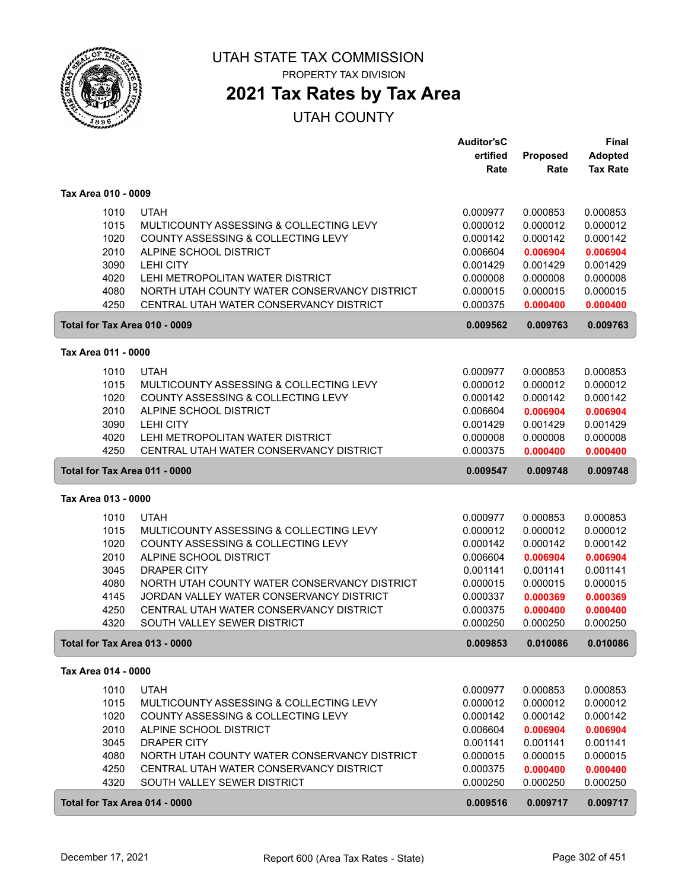# UTAH STATE TAX COMMISSION

PROPERTY TAX DIVISION

## 2021 Tax Rates by Tax Area

UTAH COUNTY

| | | Auditor'sCertified Rate | Proposed Rate | Final Adopted Tax Rate |
|---|---|---|---|---|
| **Tax Area 010 - 0009** | | | | |
| 1010 | UTAH | 0.000977 | 0.000853 | 0.000853 |
| 1015 | MULTICOUNTY ASSESSING & COLLECTING LEVY | 0.000012 | 0.000012 | 0.000012 |
| 1020 | COUNTY ASSESSING & COLLECTING LEVY | 0.000142 | 0.000142 | 0.000142 |
| 2010 | ALPINE SCHOOL DISTRICT | 0.006604 | **0.006904** | **0.006904** |
| 3090 | LEHI CITY | 0.001429 | 0.001429 | 0.001429 |
| 4020 | LEHI METROPOLITAN WATER DISTRICT | 0.000008 | 0.000008 | 0.000008 |
| 4080 | NORTH UTAH COUNTY WATER CONSERVANCY DISTRICT | 0.000015 | 0.000015 | 0.000015 |
| 4250 | CENTRAL UTAH WATER CONSERVANCY DISTRICT | 0.000375 | **0.000400** | **0.000400** |
| **Total for Tax Area 010 - 0009** | | **0.009562** | **0.009763** | **0.009763** |
| **Tax Area 011 - 0000** | | | | |
| 1010 | UTAH | 0.000977 | 0.000853 | 0.000853 |
| 1015 | MULTICOUNTY ASSESSING & COLLECTING LEVY | 0.000012 | 0.000012 | 0.000012 |
| 1020 | COUNTY ASSESSING & COLLECTING LEVY | 0.000142 | 0.000142 | 0.000142 |
| 2010 | ALPINE SCHOOL DISTRICT | 0.006604 | **0.006904** | **0.006904** |
| 3090 | LEHI CITY | 0.001429 | 0.001429 | 0.001429 |
| 4020 | LEHI METROPOLITAN WATER DISTRICT | 0.000008 | 0.000008 | 0.000008 |
| 4250 | CENTRAL UTAH WATER CONSERVANCY DISTRICT | 0.000375 | **0.000400** | **0.000400** |
| **Total for Tax Area 011 - 0000** | | **0.009547** | **0.009748** | **0.009748** |
| **Tax Area 013 - 0000** | | | | |
| 1010 | UTAH | 0.000977 | 0.000853 | 0.000853 |
| 1015 | MULTICOUNTY ASSESSING & COLLECTING LEVY | 0.000012 | 0.000012 | 0.000012 |
| 1020 | COUNTY ASSESSING & COLLECTING LEVY | 0.000142 | 0.000142 | 0.000142 |
| 2010 | ALPINE SCHOOL DISTRICT | 0.006604 | **0.006904** | **0.006904** |
| 3045 | DRAPER CITY | 0.001141 | 0.001141 | 0.001141 |
| 4080 | NORTH UTAH COUNTY WATER CONSERVANCY DISTRICT | 0.000015 | 0.000015 | 0.000015 |
| 4145 | JORDAN VALLEY WATER CONSERVANCY DISTRICT | 0.000337 | **0.000369** | **0.000369** |
| 4250 | CENTRAL UTAH WATER CONSERVANCY DISTRICT | 0.000375 | **0.000400** | **0.000400** |
| 4320 | SOUTH VALLEY SEWER DISTRICT | 0.000250 | 0.000250 | 0.000250 |
| **Total for Tax Area 013 - 0000** | | **0.009853** | **0.010086** | **0.010086** |
| **Tax Area 014 - 0000** | | | | |
| 1010 | UTAH | 0.000977 | 0.000853 | 0.000853 |
| 1015 | MULTICOUNTY ASSESSING & COLLECTING LEVY | 0.000012 | 0.000012 | 0.000012 |
| 1020 | COUNTY ASSESSING & COLLECTING LEVY | 0.000142 | 0.000142 | 0.000142 |
| 2010 | ALPINE SCHOOL DISTRICT | 0.006604 | **0.006904** | **0.006904** |
| 3045 | DRAPER CITY | 0.001141 | 0.001141 | 0.001141 |
| 4080 | NORTH UTAH COUNTY WATER CONSERVANCY DISTRICT | 0.000015 | 0.000015 | 0.000015 |
| 4250 | CENTRAL UTAH WATER CONSERVANCY DISTRICT | 0.000375 | **0.000400** | **0.000400** |
| 4320 | SOUTH VALLEY SEWER DISTRICT | 0.000250 | 0.000250 | 0.000250 |
| **Total for Tax Area 014 - 0000** | | **0.009516** | **0.009717** | **0.009717** |

December 17, 2021 — Report 600 (Area Tax Rates - State)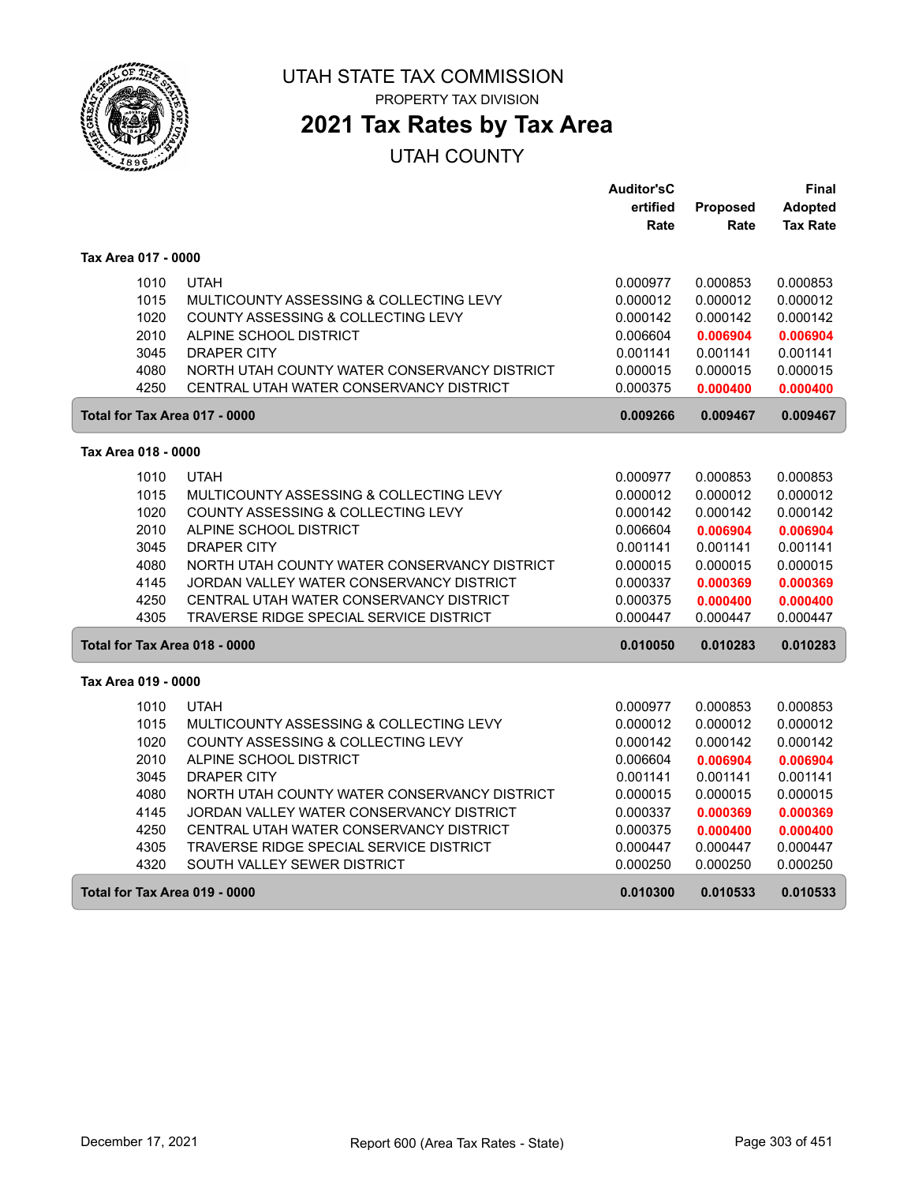# UTAH STATE TAX COMMISSION

PROPERTY TAX DIVISION

## 2021 Tax Rates by Tax Area

UTAH COUNTY

| | | Auditor's Certified Rate | Proposed Rate | Final Adopted Tax Rate |
|---|---|---|---|---|
| **Tax Area 017 - 0000** | | | | |
| 1010 | UTAH | 0.000977 | 0.000853 | 0.000853 |
| 1015 | MULTICOUNTY ASSESSING & COLLECTING LEVY | 0.000012 | 0.000012 | 0.000012 |
| 1020 | COUNTY ASSESSING & COLLECTING LEVY | 0.000142 | 0.000142 | 0.000142 |
| 2010 | ALPINE SCHOOL DISTRICT | 0.006604 | **0.006904** | **0.006904** |
| 3045 | DRAPER CITY | 0.001141 | 0.001141 | 0.001141 |
| 4080 | NORTH UTAH COUNTY WATER CONSERVANCY DISTRICT | 0.000015 | 0.000015 | 0.000015 |
| 4250 | CENTRAL UTAH WATER CONSERVANCY DISTRICT | 0.000375 | **0.000400** | **0.000400** |
| **Total for Tax Area 017 - 0000** | | **0.009266** | **0.009467** | **0.009467** |
| **Tax Area 018 - 0000** | | | | |
| 1010 | UTAH | 0.000977 | 0.000853 | 0.000853 |
| 1015 | MULTICOUNTY ASSESSING & COLLECTING LEVY | 0.000012 | 0.000012 | 0.000012 |
| 1020 | COUNTY ASSESSING & COLLECTING LEVY | 0.000142 | 0.000142 | 0.000142 |
| 2010 | ALPINE SCHOOL DISTRICT | 0.006604 | **0.006904** | **0.006904** |
| 3045 | DRAPER CITY | 0.001141 | 0.001141 | 0.001141 |
| 4080 | NORTH UTAH COUNTY WATER CONSERVANCY DISTRICT | 0.000015 | 0.000015 | 0.000015 |
| 4145 | JORDAN VALLEY WATER CONSERVANCY DISTRICT | 0.000337 | **0.000369** | **0.000369** |
| 4250 | CENTRAL UTAH WATER CONSERVANCY DISTRICT | 0.000375 | **0.000400** | **0.000400** |
| 4305 | TRAVERSE RIDGE SPECIAL SERVICE DISTRICT | 0.000447 | 0.000447 | 0.000447 |
| **Total for Tax Area 018 - 0000** | | **0.010050** | **0.010283** | **0.010283** |
| **Tax Area 019 - 0000** | | | | |
| 1010 | UTAH | 0.000977 | 0.000853 | 0.000853 |
| 1015 | MULTICOUNTY ASSESSING & COLLECTING LEVY | 0.000012 | 0.000012 | 0.000012 |
| 1020 | COUNTY ASSESSING & COLLECTING LEVY | 0.000142 | 0.000142 | 0.000142 |
| 2010 | ALPINE SCHOOL DISTRICT | 0.006604 | **0.006904** | **0.006904** |
| 3045 | DRAPER CITY | 0.001141 | 0.001141 | 0.001141 |
| 4080 | NORTH UTAH COUNTY WATER CONSERVANCY DISTRICT | 0.000015 | 0.000015 | 0.000015 |
| 4145 | JORDAN VALLEY WATER CONSERVANCY DISTRICT | 0.000337 | **0.000369** | **0.000369** |
| 4250 | CENTRAL UTAH WATER CONSERVANCY DISTRICT | 0.000375 | **0.000400** | **0.000400** |
| 4305 | TRAVERSE RIDGE SPECIAL SERVICE DISTRICT | 0.000447 | 0.000447 | 0.000447 |
| 4320 | SOUTH VALLEY SEWER DISTRICT | 0.000250 | 0.000250 | 0.000250 |
| **Total for Tax Area 019 - 0000** | | **0.010300** | **0.010533** | **0.010533** |

December 17, 2021 — Report 600 (Area Tax Rates - State)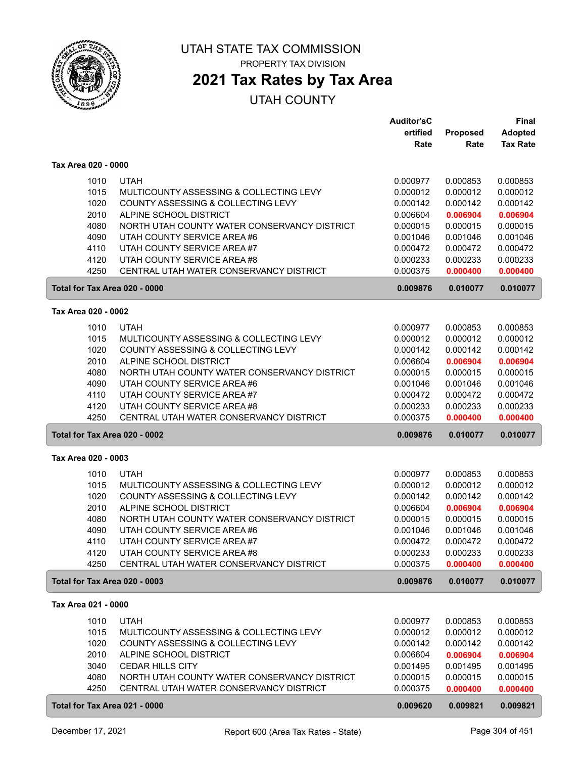# UTAH STATE TAX COMMISSION

PROPERTY TAX DIVISION

## 2021 Tax Rates by Tax Area

UTAH COUNTY

| | | Auditor's Certified Rate | Proposed Rate | Final Adopted Tax Rate |
|---|---|---|---|---|
| **Tax Area 020 - 0000** | | | | |
| 1010 | UTAH | 0.000977 | 0.000853 | 0.000853 |
| 1015 | MULTICOUNTY ASSESSING & COLLECTING LEVY | 0.000012 | 0.000012 | 0.000012 |
| 1020 | COUNTY ASSESSING & COLLECTING LEVY | 0.000142 | 0.000142 | 0.000142 |
| 2010 | ALPINE SCHOOL DISTRICT | 0.006604 | 0.006904 | 0.006904 |
| 4080 | NORTH UTAH COUNTY WATER CONSERVANCY DISTRICT | 0.000015 | 0.000015 | 0.000015 |
| 4090 | UTAH COUNTY SERVICE AREA #6 | 0.001046 | 0.001046 | 0.001046 |
| 4110 | UTAH COUNTY SERVICE AREA #7 | 0.000472 | 0.000472 | 0.000472 |
| 4120 | UTAH COUNTY SERVICE AREA #8 | 0.000233 | 0.000233 | 0.000233 |
| 4250 | CENTRAL UTAH WATER CONSERVANCY DISTRICT | 0.000375 | 0.000400 | 0.000400 |
| **Total for Tax Area 020 - 0000** | | **0.009876** | **0.010077** | **0.010077** |
| **Tax Area 020 - 0002** | | | | |
| 1010 | UTAH | 0.000977 | 0.000853 | 0.000853 |
| 1015 | MULTICOUNTY ASSESSING & COLLECTING LEVY | 0.000012 | 0.000012 | 0.000012 |
| 1020 | COUNTY ASSESSING & COLLECTING LEVY | 0.000142 | 0.000142 | 0.000142 |
| 2010 | ALPINE SCHOOL DISTRICT | 0.006604 | 0.006904 | 0.006904 |
| 4080 | NORTH UTAH COUNTY WATER CONSERVANCY DISTRICT | 0.000015 | 0.000015 | 0.000015 |
| 4090 | UTAH COUNTY SERVICE AREA #6 | 0.001046 | 0.001046 | 0.001046 |
| 4110 | UTAH COUNTY SERVICE AREA #7 | 0.000472 | 0.000472 | 0.000472 |
| 4120 | UTAH COUNTY SERVICE AREA #8 | 0.000233 | 0.000233 | 0.000233 |
| 4250 | CENTRAL UTAH WATER CONSERVANCY DISTRICT | 0.000375 | 0.000400 | 0.000400 |
| **Total for Tax Area 020 - 0002** | | **0.009876** | **0.010077** | **0.010077** |
| **Tax Area 020 - 0003** | | | | |
| 1010 | UTAH | 0.000977 | 0.000853 | 0.000853 |
| 1015 | MULTICOUNTY ASSESSING & COLLECTING LEVY | 0.000012 | 0.000012 | 0.000012 |
| 1020 | COUNTY ASSESSING & COLLECTING LEVY | 0.000142 | 0.000142 | 0.000142 |
| 2010 | ALPINE SCHOOL DISTRICT | 0.006604 | 0.006904 | 0.006904 |
| 4080 | NORTH UTAH COUNTY WATER CONSERVANCY DISTRICT | 0.000015 | 0.000015 | 0.000015 |
| 4090 | UTAH COUNTY SERVICE AREA #6 | 0.001046 | 0.001046 | 0.001046 |
| 4110 | UTAH COUNTY SERVICE AREA #7 | 0.000472 | 0.000472 | 0.000472 |
| 4120 | UTAH COUNTY SERVICE AREA #8 | 0.000233 | 0.000233 | 0.000233 |
| 4250 | CENTRAL UTAH WATER CONSERVANCY DISTRICT | 0.000375 | 0.000400 | 0.000400 |
| **Total for Tax Area 020 - 0003** | | **0.009876** | **0.010077** | **0.010077** |
| **Tax Area 021 - 0000** | | | | |
| 1010 | UTAH | 0.000977 | 0.000853 | 0.000853 |
| 1015 | MULTICOUNTY ASSESSING & COLLECTING LEVY | 0.000012 | 0.000012 | 0.000012 |
| 1020 | COUNTY ASSESSING & COLLECTING LEVY | 0.000142 | 0.000142 | 0.000142 |
| 2010 | ALPINE SCHOOL DISTRICT | 0.006604 | 0.006904 | 0.006904 |
| 3040 | CEDAR HILLS CITY | 0.001495 | 0.001495 | 0.001495 |
| 4080 | NORTH UTAH COUNTY WATER CONSERVANCY DISTRICT | 0.000015 | 0.000015 | 0.000015 |
| 4250 | CENTRAL UTAH WATER CONSERVANCY DISTRICT | 0.000375 | 0.000400 | 0.000400 |
| **Total for Tax Area 021 - 0000** | | **0.009620** | **0.009821** | **0.009821** |

December 17, 2021 — Report 600 (Area Tax Rates - State)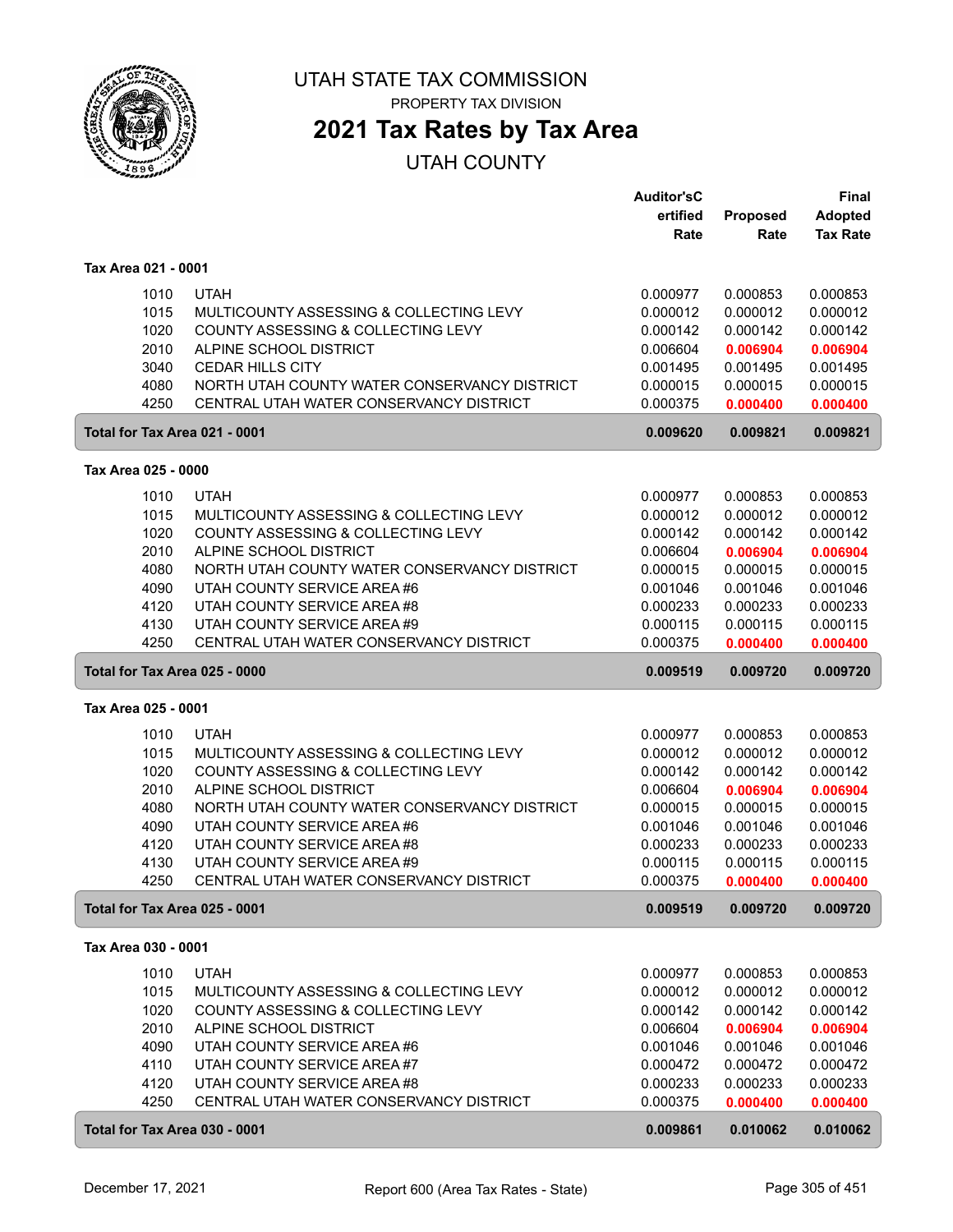UTAH STATE TAX COMMISSION

PROPERTY TAX DIVISION

# 2021 Tax Rates by Tax Area

## UTAH COUNTY

| | | Auditor's Certified Rate | Proposed Rate | Final Adopted Tax Rate |
|---|---|---|---|---|
| **Tax Area 021 - 0001** | | | | |
| 1010 | UTAH | 0.000977 | 0.000853 | 0.000853 |
| 1015 | MULTICOUNTY ASSESSING & COLLECTING LEVY | 0.000012 | 0.000012 | 0.000012 |
| 1020 | COUNTY ASSESSING & COLLECTING LEVY | 0.000142 | 0.000142 | 0.000142 |
| 2010 | ALPINE SCHOOL DISTRICT | 0.006604 | 0.006904 | 0.006904 |
| 3040 | CEDAR HILLS CITY | 0.001495 | 0.001495 | 0.001495 |
| 4080 | NORTH UTAH COUNTY WATER CONSERVANCY DISTRICT | 0.000015 | 0.000015 | 0.000015 |
| 4250 | CENTRAL UTAH WATER CONSERVANCY DISTRICT | 0.000375 | 0.000400 | 0.000400 |
| **Total for Tax Area 021 - 0001** | | **0.009620** | **0.009821** | **0.009821** |
| **Tax Area 025 - 0000** | | | | |
| 1010 | UTAH | 0.000977 | 0.000853 | 0.000853 |
| 1015 | MULTICOUNTY ASSESSING & COLLECTING LEVY | 0.000012 | 0.000012 | 0.000012 |
| 1020 | COUNTY ASSESSING & COLLECTING LEVY | 0.000142 | 0.000142 | 0.000142 |
| 2010 | ALPINE SCHOOL DISTRICT | 0.006604 | 0.006904 | 0.006904 |
| 4080 | NORTH UTAH COUNTY WATER CONSERVANCY DISTRICT | 0.000015 | 0.000015 | 0.000015 |
| 4090 | UTAH COUNTY SERVICE AREA #6 | 0.001046 | 0.001046 | 0.001046 |
| 4120 | UTAH COUNTY SERVICE AREA #8 | 0.000233 | 0.000233 | 0.000233 |
| 4130 | UTAH COUNTY SERVICE AREA #9 | 0.000115 | 0.000115 | 0.000115 |
| 4250 | CENTRAL UTAH WATER CONSERVANCY DISTRICT | 0.000375 | 0.000400 | 0.000400 |
| **Total for Tax Area 025 - 0000** | | **0.009519** | **0.009720** | **0.009720** |
| **Tax Area 025 - 0001** | | | | |
| 1010 | UTAH | 0.000977 | 0.000853 | 0.000853 |
| 1015 | MULTICOUNTY ASSESSING & COLLECTING LEVY | 0.000012 | 0.000012 | 0.000012 |
| 1020 | COUNTY ASSESSING & COLLECTING LEVY | 0.000142 | 0.000142 | 0.000142 |
| 2010 | ALPINE SCHOOL DISTRICT | 0.006604 | 0.006904 | 0.006904 |
| 4080 | NORTH UTAH COUNTY WATER CONSERVANCY DISTRICT | 0.000015 | 0.000015 | 0.000015 |
| 4090 | UTAH COUNTY SERVICE AREA #6 | 0.001046 | 0.001046 | 0.001046 |
| 4120 | UTAH COUNTY SERVICE AREA #8 | 0.000233 | 0.000233 | 0.000233 |
| 4130 | UTAH COUNTY SERVICE AREA #9 | 0.000115 | 0.000115 | 0.000115 |
| 4250 | CENTRAL UTAH WATER CONSERVANCY DISTRICT | 0.000375 | 0.000400 | 0.000400 |
| **Total for Tax Area 025 - 0001** | | **0.009519** | **0.009720** | **0.009720** |
| **Tax Area 030 - 0001** | | | | |
| 1010 | UTAH | 0.000977 | 0.000853 | 0.000853 |
| 1015 | MULTICOUNTY ASSESSING & COLLECTING LEVY | 0.000012 | 0.000012 | 0.000012 |
| 1020 | COUNTY ASSESSING & COLLECTING LEVY | 0.000142 | 0.000142 | 0.000142 |
| 2010 | ALPINE SCHOOL DISTRICT | 0.006604 | 0.006904 | 0.006904 |
| 4090 | UTAH COUNTY SERVICE AREA #6 | 0.001046 | 0.001046 | 0.001046 |
| 4110 | UTAH COUNTY SERVICE AREA #7 | 0.000472 | 0.000472 | 0.000472 |
| 4120 | UTAH COUNTY SERVICE AREA #8 | 0.000233 | 0.000233 | 0.000233 |
| 4250 | CENTRAL UTAH WATER CONSERVANCY DISTRICT | 0.000375 | 0.000400 | 0.000400 |
| **Total for Tax Area 030 - 0001** | | **0.009861** | **0.010062** | **0.010062** |

December 17, 2021 — Report 600 (Area Tax Rates - State)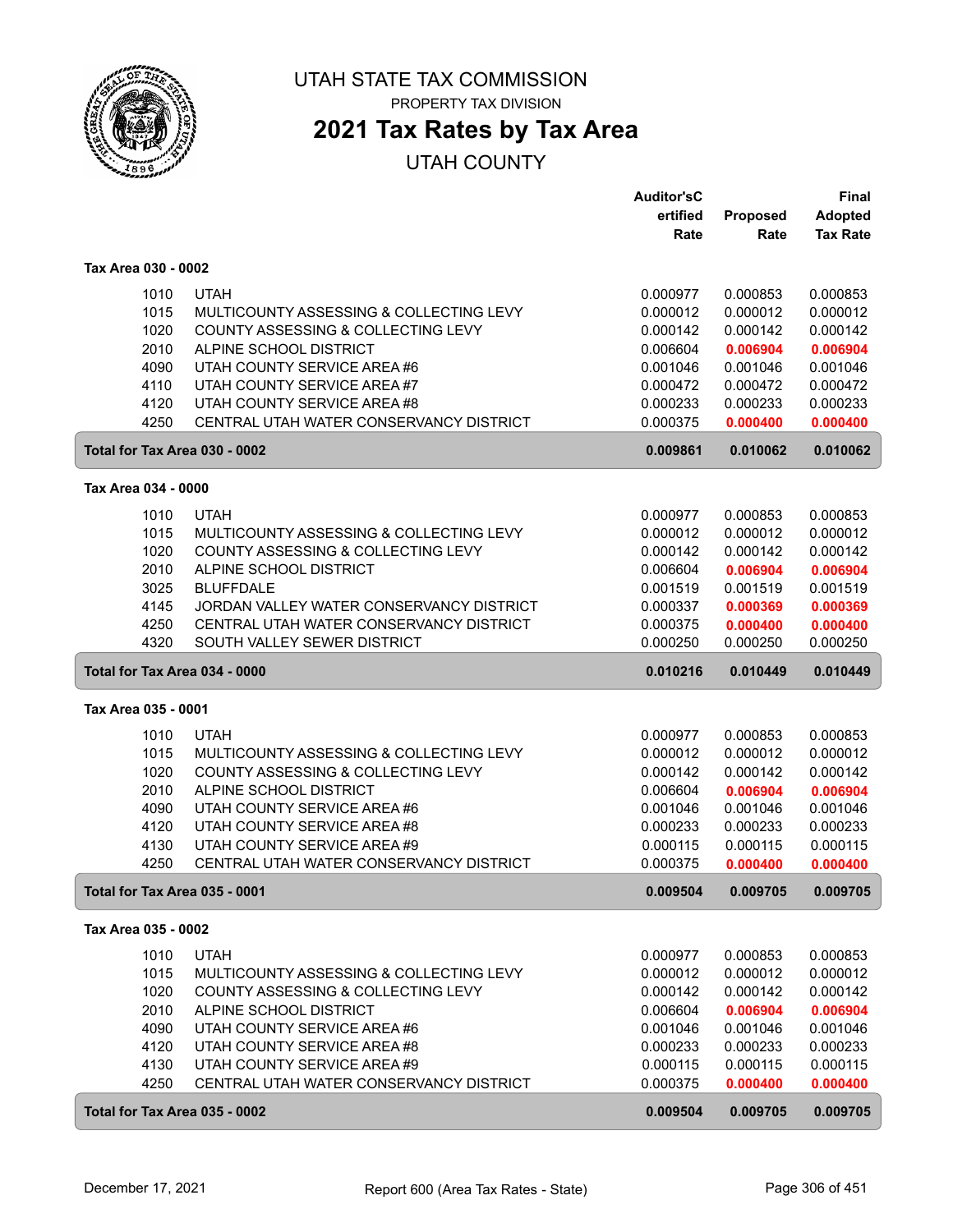# UTAH STATE TAX COMMISSION

PROPERTY TAX DIVISION

## 2021 Tax Rates by Tax Area

UTAH COUNTY

| | | Auditor'sCertified Rate | Proposed Rate | Final Adopted Tax Rate |
|---|---|---|---|---|
| **Tax Area 030 - 0002** | | | | |
| 1010 | UTAH | 0.000977 | 0.000853 | 0.000853 |
| 1015 | MULTICOUNTY ASSESSING & COLLECTING LEVY | 0.000012 | 0.000012 | 0.000012 |
| 1020 | COUNTY ASSESSING & COLLECTING LEVY | 0.000142 | 0.000142 | 0.000142 |
| 2010 | ALPINE SCHOOL DISTRICT | 0.006604 | **0.006904** | **0.006904** |
| 4090 | UTAH COUNTY SERVICE AREA #6 | 0.001046 | 0.001046 | 0.001046 |
| 4110 | UTAH COUNTY SERVICE AREA #7 | 0.000472 | 0.000472 | 0.000472 |
| 4120 | UTAH COUNTY SERVICE AREA #8 | 0.000233 | 0.000233 | 0.000233 |
| 4250 | CENTRAL UTAH WATER CONSERVANCY DISTRICT | 0.000375 | **0.000400** | **0.000400** |
| **Total for Tax Area 030 - 0002** | | **0.009861** | **0.010062** | **0.010062** |
| **Tax Area 034 - 0000** | | | | |
| 1010 | UTAH | 0.000977 | 0.000853 | 0.000853 |
| 1015 | MULTICOUNTY ASSESSING & COLLECTING LEVY | 0.000012 | 0.000012 | 0.000012 |
| 1020 | COUNTY ASSESSING & COLLECTING LEVY | 0.000142 | 0.000142 | 0.000142 |
| 2010 | ALPINE SCHOOL DISTRICT | 0.006604 | **0.006904** | **0.006904** |
| 3025 | BLUFFDALE | 0.001519 | 0.001519 | 0.001519 |
| 4145 | JORDAN VALLEY WATER CONSERVANCY DISTRICT | 0.000337 | **0.000369** | **0.000369** |
| 4250 | CENTRAL UTAH WATER CONSERVANCY DISTRICT | 0.000375 | **0.000400** | **0.000400** |
| 4320 | SOUTH VALLEY SEWER DISTRICT | 0.000250 | 0.000250 | 0.000250 |
| **Total for Tax Area 034 - 0000** | | **0.010216** | **0.010449** | **0.010449** |
| **Tax Area 035 - 0001** | | | | |
| 1010 | UTAH | 0.000977 | 0.000853 | 0.000853 |
| 1015 | MULTICOUNTY ASSESSING & COLLECTING LEVY | 0.000012 | 0.000012 | 0.000012 |
| 1020 | COUNTY ASSESSING & COLLECTING LEVY | 0.000142 | 0.000142 | 0.000142 |
| 2010 | ALPINE SCHOOL DISTRICT | 0.006604 | **0.006904** | **0.006904** |
| 4090 | UTAH COUNTY SERVICE AREA #6 | 0.001046 | 0.001046 | 0.001046 |
| 4120 | UTAH COUNTY SERVICE AREA #8 | 0.000233 | 0.000233 | 0.000233 |
| 4130 | UTAH COUNTY SERVICE AREA #9 | 0.000115 | 0.000115 | 0.000115 |
| 4250 | CENTRAL UTAH WATER CONSERVANCY DISTRICT | 0.000375 | **0.000400** | **0.000400** |
| **Total for Tax Area 035 - 0001** | | **0.009504** | **0.009705** | **0.009705** |
| **Tax Area 035 - 0002** | | | | |
| 1010 | UTAH | 0.000977 | 0.000853 | 0.000853 |
| 1015 | MULTICOUNTY ASSESSING & COLLECTING LEVY | 0.000012 | 0.000012 | 0.000012 |
| 1020 | COUNTY ASSESSING & COLLECTING LEVY | 0.000142 | 0.000142 | 0.000142 |
| 2010 | ALPINE SCHOOL DISTRICT | 0.006604 | **0.006904** | **0.006904** |
| 4090 | UTAH COUNTY SERVICE AREA #6 | 0.001046 | 0.001046 | 0.001046 |
| 4120 | UTAH COUNTY SERVICE AREA #8 | 0.000233 | 0.000233 | 0.000233 |
| 4130 | UTAH COUNTY SERVICE AREA #9 | 0.000115 | 0.000115 | 0.000115 |
| 4250 | CENTRAL UTAH WATER CONSERVANCY DISTRICT | 0.000375 | **0.000400** | **0.000400** |
| **Total for Tax Area 035 - 0002** | | **0.009504** | **0.009705** | **0.009705** |

December 17, 2021 — Report 600 (Area Tax Rates - State)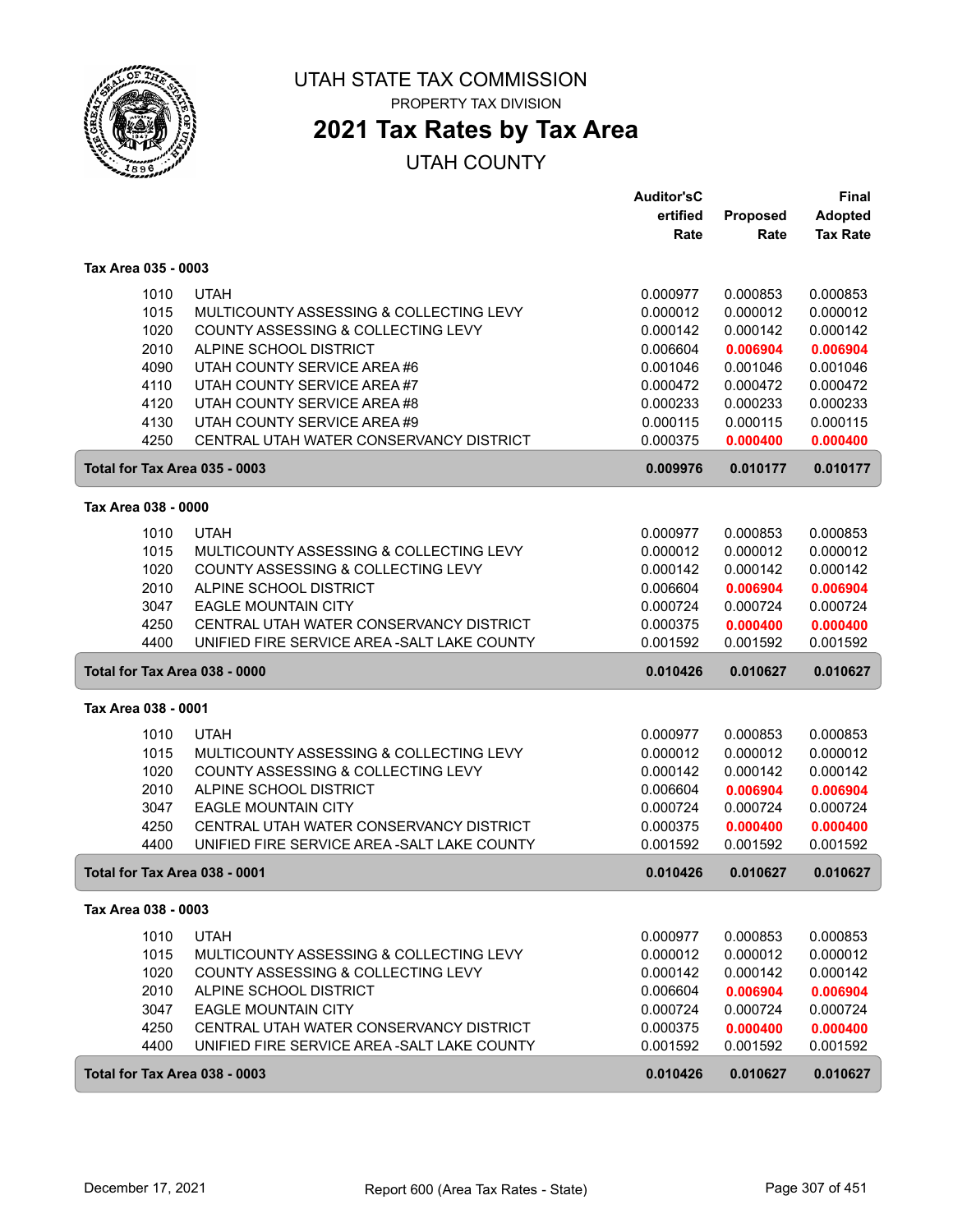# UTAH STATE TAX COMMISSION

PROPERTY TAX DIVISION

## 2021 Tax Rates by Tax Area

UTAH COUNTY

| | | Auditor's Certified Rate | Proposed Rate | Final Adopted Tax Rate |
|---|---|---|---|---|
| **Tax Area 035 - 0003** | | | | |
| 1010 | UTAH | 0.000977 | 0.000853 | 0.000853 |
| 1015 | MULTICOUNTY ASSESSING & COLLECTING LEVY | 0.000012 | 0.000012 | 0.000012 |
| 1020 | COUNTY ASSESSING & COLLECTING LEVY | 0.000142 | 0.000142 | 0.000142 |
| 2010 | ALPINE SCHOOL DISTRICT | 0.006604 | **0.006904** | **0.006904** |
| 4090 | UTAH COUNTY SERVICE AREA #6 | 0.001046 | 0.001046 | 0.001046 |
| 4110 | UTAH COUNTY SERVICE AREA #7 | 0.000472 | 0.000472 | 0.000472 |
| 4120 | UTAH COUNTY SERVICE AREA #8 | 0.000233 | 0.000233 | 0.000233 |
| 4130 | UTAH COUNTY SERVICE AREA #9 | 0.000115 | 0.000115 | 0.000115 |
| 4250 | CENTRAL UTAH WATER CONSERVANCY DISTRICT | 0.000375 | **0.000400** | **0.000400** |
| **Total for Tax Area 035 - 0003** | | **0.009976** | **0.010177** | **0.010177** |
| **Tax Area 038 - 0000** | | | | |
| 1010 | UTAH | 0.000977 | 0.000853 | 0.000853 |
| 1015 | MULTICOUNTY ASSESSING & COLLECTING LEVY | 0.000012 | 0.000012 | 0.000012 |
| 1020 | COUNTY ASSESSING & COLLECTING LEVY | 0.000142 | 0.000142 | 0.000142 |
| 2010 | ALPINE SCHOOL DISTRICT | 0.006604 | **0.006904** | **0.006904** |
| 3047 | EAGLE MOUNTAIN CITY | 0.000724 | 0.000724 | 0.000724 |
| 4250 | CENTRAL UTAH WATER CONSERVANCY DISTRICT | 0.000375 | **0.000400** | **0.000400** |
| 4400 | UNIFIED FIRE SERVICE AREA -SALT LAKE COUNTY | 0.001592 | 0.001592 | 0.001592 |
| **Total for Tax Area 038 - 0000** | | **0.010426** | **0.010627** | **0.010627** |
| **Tax Area 038 - 0001** | | | | |
| 1010 | UTAH | 0.000977 | 0.000853 | 0.000853 |
| 1015 | MULTICOUNTY ASSESSING & COLLECTING LEVY | 0.000012 | 0.000012 | 0.000012 |
| 1020 | COUNTY ASSESSING & COLLECTING LEVY | 0.000142 | 0.000142 | 0.000142 |
| 2010 | ALPINE SCHOOL DISTRICT | 0.006604 | **0.006904** | **0.006904** |
| 3047 | EAGLE MOUNTAIN CITY | 0.000724 | 0.000724 | 0.000724 |
| 4250 | CENTRAL UTAH WATER CONSERVANCY DISTRICT | 0.000375 | **0.000400** | **0.000400** |
| 4400 | UNIFIED FIRE SERVICE AREA -SALT LAKE COUNTY | 0.001592 | 0.001592 | 0.001592 |
| **Total for Tax Area 038 - 0001** | | **0.010426** | **0.010627** | **0.010627** |
| **Tax Area 038 - 0003** | | | | |
| 1010 | UTAH | 0.000977 | 0.000853 | 0.000853 |
| 1015 | MULTICOUNTY ASSESSING & COLLECTING LEVY | 0.000012 | 0.000012 | 0.000012 |
| 1020 | COUNTY ASSESSING & COLLECTING LEVY | 0.000142 | 0.000142 | 0.000142 |
| 2010 | ALPINE SCHOOL DISTRICT | 0.006604 | **0.006904** | **0.006904** |
| 3047 | EAGLE MOUNTAIN CITY | 0.000724 | 0.000724 | 0.000724 |
| 4250 | CENTRAL UTAH WATER CONSERVANCY DISTRICT | 0.000375 | **0.000400** | **0.000400** |
| 4400 | UNIFIED FIRE SERVICE AREA -SALT LAKE COUNTY | 0.001592 | 0.001592 | 0.001592 |
| **Total for Tax Area 038 - 0003** | | **0.010426** | **0.010627** | **0.010627** |

December 17, 2021 — Report 600 (Area Tax Rates - State)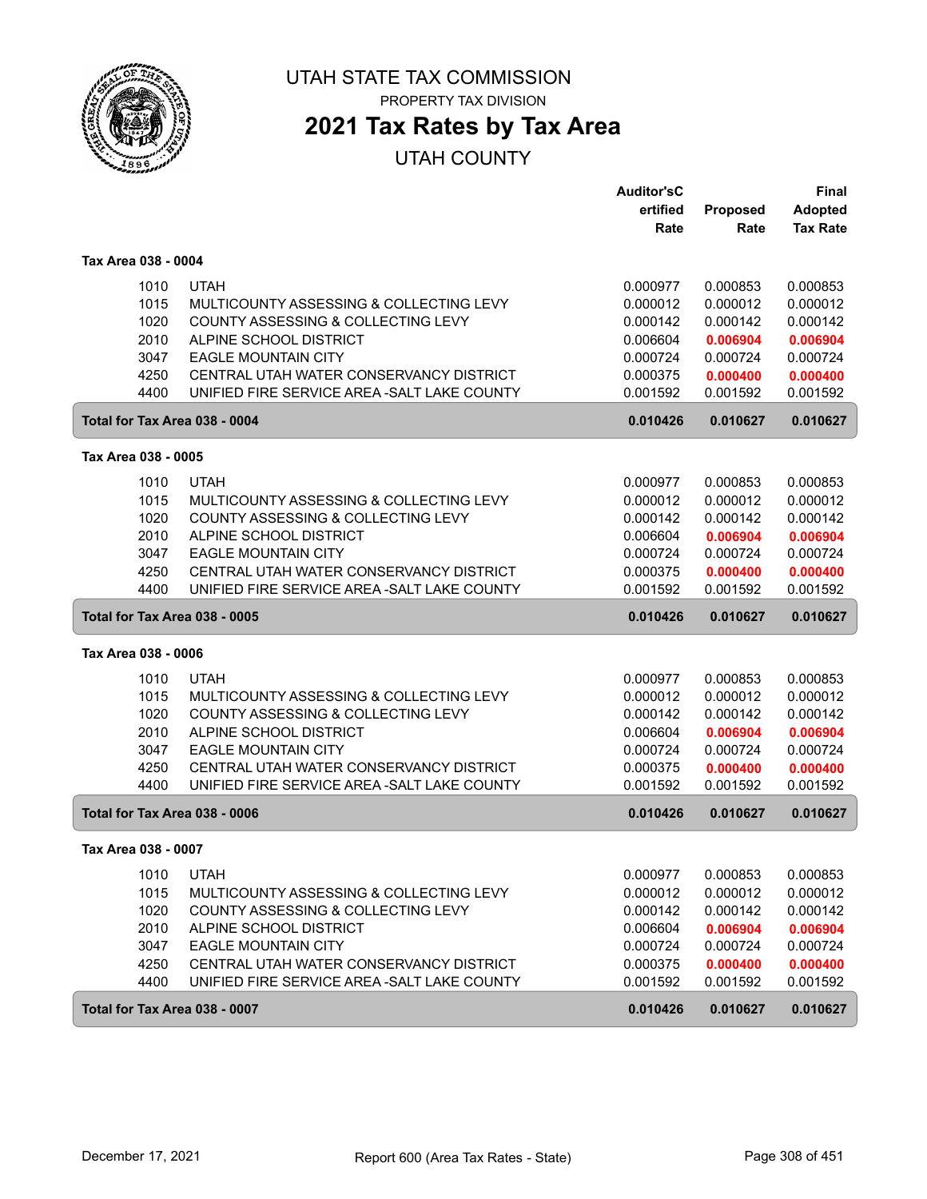# UTAH STATE TAX COMMISSION

PROPERTY TAX DIVISION

## 2021 Tax Rates by Tax Area

UTAH COUNTY

| | | Auditor's Certified Rate | Proposed Rate | Final Adopted Tax Rate |
|---|---|---|---|---|
| **Tax Area 038 - 0004** | | | | |
| 1010 | UTAH | 0.000977 | 0.000853 | 0.000853 |
| 1015 | MULTICOUNTY ASSESSING & COLLECTING LEVY | 0.000012 | 0.000012 | 0.000012 |
| 1020 | COUNTY ASSESSING & COLLECTING LEVY | 0.000142 | 0.000142 | 0.000142 |
| 2010 | ALPINE SCHOOL DISTRICT | 0.006604 | **0.006904** | **0.006904** |
| 3047 | EAGLE MOUNTAIN CITY | 0.000724 | 0.000724 | 0.000724 |
| 4250 | CENTRAL UTAH WATER CONSERVANCY DISTRICT | 0.000375 | **0.000400** | **0.000400** |
| 4400 | UNIFIED FIRE SERVICE AREA -SALT LAKE COUNTY | 0.001592 | 0.001592 | 0.001592 |
| **Total for Tax Area 038 - 0004** | | **0.010426** | **0.010627** | **0.010627** |
| **Tax Area 038 - 0005** | | | | |
| 1010 | UTAH | 0.000977 | 0.000853 | 0.000853 |
| 1015 | MULTICOUNTY ASSESSING & COLLECTING LEVY | 0.000012 | 0.000012 | 0.000012 |
| 1020 | COUNTY ASSESSING & COLLECTING LEVY | 0.000142 | 0.000142 | 0.000142 |
| 2010 | ALPINE SCHOOL DISTRICT | 0.006604 | **0.006904** | **0.006904** |
| 3047 | EAGLE MOUNTAIN CITY | 0.000724 | 0.000724 | 0.000724 |
| 4250 | CENTRAL UTAH WATER CONSERVANCY DISTRICT | 0.000375 | **0.000400** | **0.000400** |
| 4400 | UNIFIED FIRE SERVICE AREA -SALT LAKE COUNTY | 0.001592 | 0.001592 | 0.001592 |
| **Total for Tax Area 038 - 0005** | | **0.010426** | **0.010627** | **0.010627** |
| **Tax Area 038 - 0006** | | | | |
| 1010 | UTAH | 0.000977 | 0.000853 | 0.000853 |
| 1015 | MULTICOUNTY ASSESSING & COLLECTING LEVY | 0.000012 | 0.000012 | 0.000012 |
| 1020 | COUNTY ASSESSING & COLLECTING LEVY | 0.000142 | 0.000142 | 0.000142 |
| 2010 | ALPINE SCHOOL DISTRICT | 0.006604 | **0.006904** | **0.006904** |
| 3047 | EAGLE MOUNTAIN CITY | 0.000724 | 0.000724 | 0.000724 |
| 4250 | CENTRAL UTAH WATER CONSERVANCY DISTRICT | 0.000375 | **0.000400** | **0.000400** |
| 4400 | UNIFIED FIRE SERVICE AREA -SALT LAKE COUNTY | 0.001592 | 0.001592 | 0.001592 |
| **Total for Tax Area 038 - 0006** | | **0.010426** | **0.010627** | **0.010627** |
| **Tax Area 038 - 0007** | | | | |
| 1010 | UTAH | 0.000977 | 0.000853 | 0.000853 |
| 1015 | MULTICOUNTY ASSESSING & COLLECTING LEVY | 0.000012 | 0.000012 | 0.000012 |
| 1020 | COUNTY ASSESSING & COLLECTING LEVY | 0.000142 | 0.000142 | 0.000142 |
| 2010 | ALPINE SCHOOL DISTRICT | 0.006604 | **0.006904** | **0.006904** |
| 3047 | EAGLE MOUNTAIN CITY | 0.000724 | 0.000724 | 0.000724 |
| 4250 | CENTRAL UTAH WATER CONSERVANCY DISTRICT | 0.000375 | **0.000400** | **0.000400** |
| 4400 | UNIFIED FIRE SERVICE AREA -SALT LAKE COUNTY | 0.001592 | 0.001592 | 0.001592 |
| **Total for Tax Area 038 - 0007** | | **0.010426** | **0.010627** | **0.010627** |

December 17, 2021 — Report 600 (Area Tax Rates - State)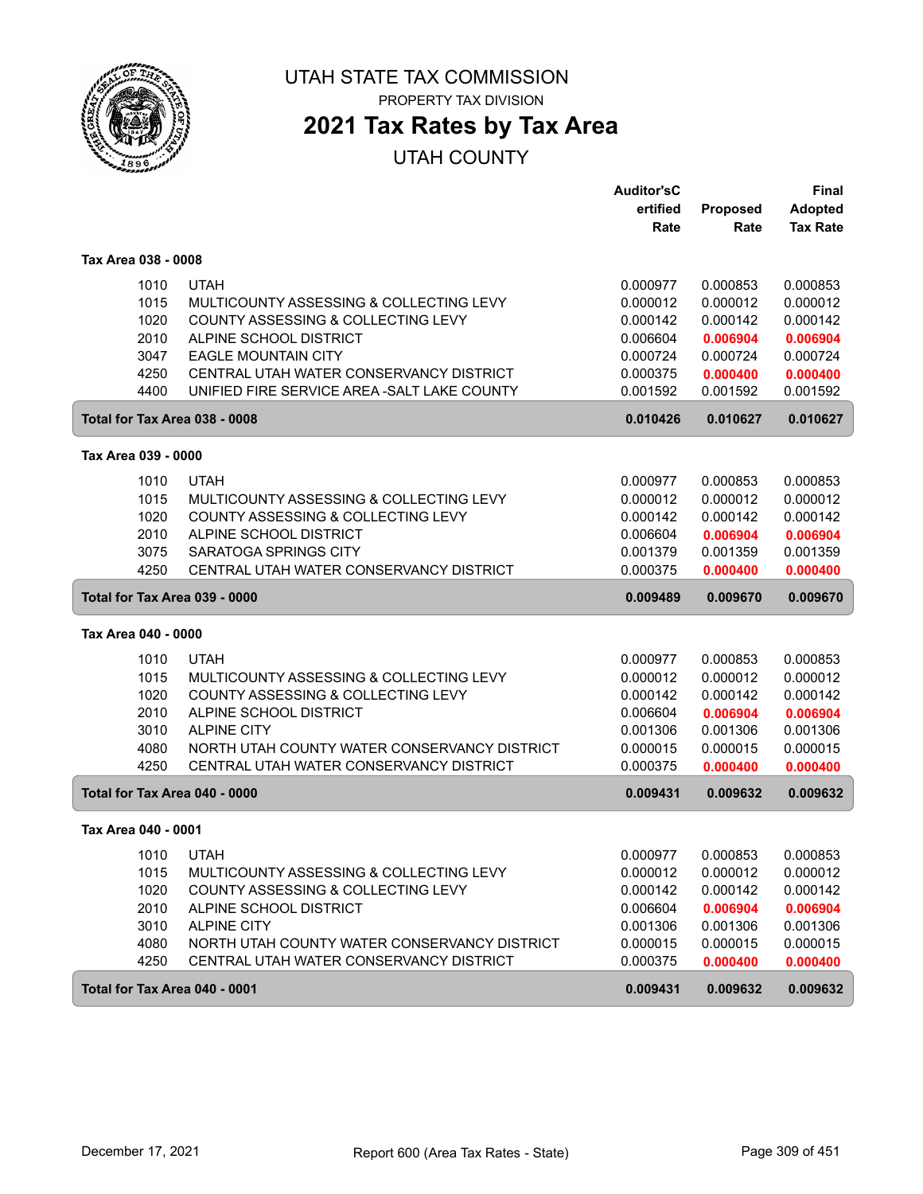# UTAH STATE TAX COMMISSION

PROPERTY TAX DIVISION

## 2021 Tax Rates by Tax Area

UTAH COUNTY

| | | Auditor's Certified Rate | Proposed Rate | Final Adopted Tax Rate |
|---|---|---|---|---|
| **Tax Area 038 - 0008** | | | | |
| 1010 | UTAH | 0.000977 | 0.000853 | 0.000853 |
| 1015 | MULTICOUNTY ASSESSING & COLLECTING LEVY | 0.000012 | 0.000012 | 0.000012 |
| 1020 | COUNTY ASSESSING & COLLECTING LEVY | 0.000142 | 0.000142 | 0.000142 |
| 2010 | ALPINE SCHOOL DISTRICT | 0.006604 | **0.006904** | **0.006904** |
| 3047 | EAGLE MOUNTAIN CITY | 0.000724 | 0.000724 | 0.000724 |
| 4250 | CENTRAL UTAH WATER CONSERVANCY DISTRICT | 0.000375 | **0.000400** | **0.000400** |
| 4400 | UNIFIED FIRE SERVICE AREA -SALT LAKE COUNTY | 0.001592 | 0.001592 | 0.001592 |
| **Total for Tax Area 038 - 0008** | | **0.010426** | **0.010627** | **0.010627** |
| **Tax Area 039 - 0000** | | | | |
| 1010 | UTAH | 0.000977 | 0.000853 | 0.000853 |
| 1015 | MULTICOUNTY ASSESSING & COLLECTING LEVY | 0.000012 | 0.000012 | 0.000012 |
| 1020 | COUNTY ASSESSING & COLLECTING LEVY | 0.000142 | 0.000142 | 0.000142 |
| 2010 | ALPINE SCHOOL DISTRICT | 0.006604 | **0.006904** | **0.006904** |
| 3075 | SARATOGA SPRINGS CITY | 0.001379 | 0.001359 | 0.001359 |
| 4250 | CENTRAL UTAH WATER CONSERVANCY DISTRICT | 0.000375 | **0.000400** | **0.000400** |
| **Total for Tax Area 039 - 0000** | | **0.009489** | **0.009670** | **0.009670** |
| **Tax Area 040 - 0000** | | | | |
| 1010 | UTAH | 0.000977 | 0.000853 | 0.000853 |
| 1015 | MULTICOUNTY ASSESSING & COLLECTING LEVY | 0.000012 | 0.000012 | 0.000012 |
| 1020 | COUNTY ASSESSING & COLLECTING LEVY | 0.000142 | 0.000142 | 0.000142 |
| 2010 | ALPINE SCHOOL DISTRICT | 0.006604 | **0.006904** | **0.006904** |
| 3010 | ALPINE CITY | 0.001306 | 0.001306 | 0.001306 |
| 4080 | NORTH UTAH COUNTY WATER CONSERVANCY DISTRICT | 0.000015 | 0.000015 | 0.000015 |
| 4250 | CENTRAL UTAH WATER CONSERVANCY DISTRICT | 0.000375 | **0.000400** | **0.000400** |
| **Total for Tax Area 040 - 0000** | | **0.009431** | **0.009632** | **0.009632** |
| **Tax Area 040 - 0001** | | | | |
| 1010 | UTAH | 0.000977 | 0.000853 | 0.000853 |
| 1015 | MULTICOUNTY ASSESSING & COLLECTING LEVY | 0.000012 | 0.000012 | 0.000012 |
| 1020 | COUNTY ASSESSING & COLLECTING LEVY | 0.000142 | 0.000142 | 0.000142 |
| 2010 | ALPINE SCHOOL DISTRICT | 0.006604 | **0.006904** | **0.006904** |
| 3010 | ALPINE CITY | 0.001306 | 0.001306 | 0.001306 |
| 4080 | NORTH UTAH COUNTY WATER CONSERVANCY DISTRICT | 0.000015 | 0.000015 | 0.000015 |
| 4250 | CENTRAL UTAH WATER CONSERVANCY DISTRICT | 0.000375 | **0.000400** | **0.000400** |
| **Total for Tax Area 040 - 0001** | | **0.009431** | **0.009632** | **0.009632** |

December 17, 2021 — Report 600 (Area Tax Rates - State)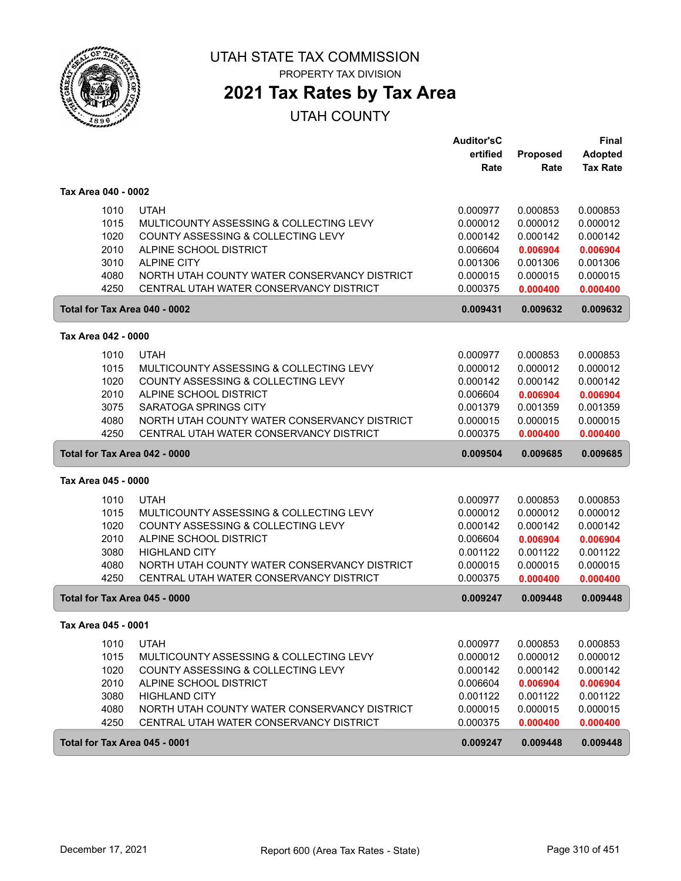# UTAH STATE TAX COMMISSION

PROPERTY TAX DIVISION

## 2021 Tax Rates by Tax Area

UTAH COUNTY

| | | Auditor'sCertified Rate | Proposed Rate | Final Adopted Tax Rate |
|---|---|---|---|---|
| **Tax Area 040 - 0002** | | | | |
| 1010 | UTAH | 0.000977 | 0.000853 | 0.000853 |
| 1015 | MULTICOUNTY ASSESSING & COLLECTING LEVY | 0.000012 | 0.000012 | 0.000012 |
| 1020 | COUNTY ASSESSING & COLLECTING LEVY | 0.000142 | 0.000142 | 0.000142 |
| 2010 | ALPINE SCHOOL DISTRICT | 0.006604 | **0.006904** | **0.006904** |
| 3010 | ALPINE CITY | 0.001306 | 0.001306 | 0.001306 |
| 4080 | NORTH UTAH COUNTY WATER CONSERVANCY DISTRICT | 0.000015 | 0.000015 | 0.000015 |
| 4250 | CENTRAL UTAH WATER CONSERVANCY DISTRICT | 0.000375 | **0.000400** | **0.000400** |
| **Total for Tax Area 040 - 0002** | | **0.009431** | **0.009632** | **0.009632** |
| **Tax Area 042 - 0000** | | | | |
| 1010 | UTAH | 0.000977 | 0.000853 | 0.000853 |
| 1015 | MULTICOUNTY ASSESSING & COLLECTING LEVY | 0.000012 | 0.000012 | 0.000012 |
| 1020 | COUNTY ASSESSING & COLLECTING LEVY | 0.000142 | 0.000142 | 0.000142 |
| 2010 | ALPINE SCHOOL DISTRICT | 0.006604 | **0.006904** | **0.006904** |
| 3075 | SARATOGA SPRINGS CITY | 0.001379 | 0.001359 | 0.001359 |
| 4080 | NORTH UTAH COUNTY WATER CONSERVANCY DISTRICT | 0.000015 | 0.000015 | 0.000015 |
| 4250 | CENTRAL UTAH WATER CONSERVANCY DISTRICT | 0.000375 | **0.000400** | **0.000400** |
| **Total for Tax Area 042 - 0000** | | **0.009504** | **0.009685** | **0.009685** |
| **Tax Area 045 - 0000** | | | | |
| 1010 | UTAH | 0.000977 | 0.000853 | 0.000853 |
| 1015 | MULTICOUNTY ASSESSING & COLLECTING LEVY | 0.000012 | 0.000012 | 0.000012 |
| 1020 | COUNTY ASSESSING & COLLECTING LEVY | 0.000142 | 0.000142 | 0.000142 |
| 2010 | ALPINE SCHOOL DISTRICT | 0.006604 | **0.006904** | **0.006904** |
| 3080 | HIGHLAND CITY | 0.001122 | 0.001122 | 0.001122 |
| 4080 | NORTH UTAH COUNTY WATER CONSERVANCY DISTRICT | 0.000015 | 0.000015 | 0.000015 |
| 4250 | CENTRAL UTAH WATER CONSERVANCY DISTRICT | 0.000375 | **0.000400** | **0.000400** |
| **Total for Tax Area 045 - 0000** | | **0.009247** | **0.009448** | **0.009448** |
| **Tax Area 045 - 0001** | | | | |
| 1010 | UTAH | 0.000977 | 0.000853 | 0.000853 |
| 1015 | MULTICOUNTY ASSESSING & COLLECTING LEVY | 0.000012 | 0.000012 | 0.000012 |
| 1020 | COUNTY ASSESSING & COLLECTING LEVY | 0.000142 | 0.000142 | 0.000142 |
| 2010 | ALPINE SCHOOL DISTRICT | 0.006604 | **0.006904** | **0.006904** |
| 3080 | HIGHLAND CITY | 0.001122 | 0.001122 | 0.001122 |
| 4080 | NORTH UTAH COUNTY WATER CONSERVANCY DISTRICT | 0.000015 | 0.000015 | 0.000015 |
| 4250 | CENTRAL UTAH WATER CONSERVANCY DISTRICT | 0.000375 | **0.000400** | **0.000400** |
| **Total for Tax Area 045 - 0001** | | **0.009247** | **0.009448** | **0.009448** |

December 17, 2021 — Report 600 (Area Tax Rates - State)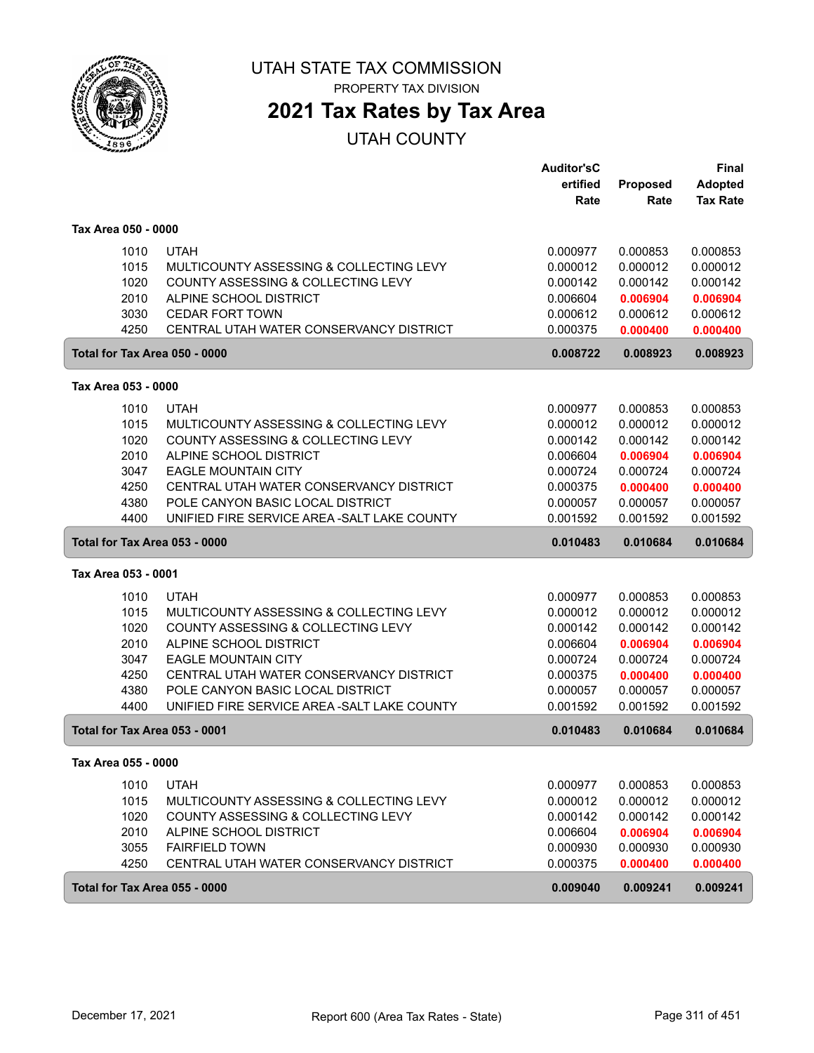# UTAH STATE TAX COMMISSION

PROPERTY TAX DIVISION

## 2021 Tax Rates by Tax Area

UTAH COUNTY

| | | Auditor'sCertified Rate | Proposed Rate | Final Adopted Tax Rate |
|---|---|---|---|---|
| **Tax Area 050 - 0000** | | | | |
| 1010 | UTAH | 0.000977 | 0.000853 | 0.000853 |
| 1015 | MULTICOUNTY ASSESSING & COLLECTING LEVY | 0.000012 | 0.000012 | 0.000012 |
| 1020 | COUNTY ASSESSING & COLLECTING LEVY | 0.000142 | 0.000142 | 0.000142 |
| 2010 | ALPINE SCHOOL DISTRICT | 0.006604 | **0.006904** | **0.006904** |
| 3030 | CEDAR FORT TOWN | 0.000612 | 0.000612 | 0.000612 |
| 4250 | CENTRAL UTAH WATER CONSERVANCY DISTRICT | 0.000375 | **0.000400** | **0.000400** |
| **Total for Tax Area 050 - 0000** | | **0.008722** | **0.008923** | **0.008923** |
| **Tax Area 053 - 0000** | | | | |
| 1010 | UTAH | 0.000977 | 0.000853 | 0.000853 |
| 1015 | MULTICOUNTY ASSESSING & COLLECTING LEVY | 0.000012 | 0.000012 | 0.000012 |
| 1020 | COUNTY ASSESSING & COLLECTING LEVY | 0.000142 | 0.000142 | 0.000142 |
| 2010 | ALPINE SCHOOL DISTRICT | 0.006604 | **0.006904** | **0.006904** |
| 3047 | EAGLE MOUNTAIN CITY | 0.000724 | 0.000724 | 0.000724 |
| 4250 | CENTRAL UTAH WATER CONSERVANCY DISTRICT | 0.000375 | **0.000400** | **0.000400** |
| 4380 | POLE CANYON BASIC LOCAL DISTRICT | 0.000057 | 0.000057 | 0.000057 |
| 4400 | UNIFIED FIRE SERVICE AREA -SALT LAKE COUNTY | 0.001592 | 0.001592 | 0.001592 |
| **Total for Tax Area 053 - 0000** | | **0.010483** | **0.010684** | **0.010684** |
| **Tax Area 053 - 0001** | | | | |
| 1010 | UTAH | 0.000977 | 0.000853 | 0.000853 |
| 1015 | MULTICOUNTY ASSESSING & COLLECTING LEVY | 0.000012 | 0.000012 | 0.000012 |
| 1020 | COUNTY ASSESSING & COLLECTING LEVY | 0.000142 | 0.000142 | 0.000142 |
| 2010 | ALPINE SCHOOL DISTRICT | 0.006604 | **0.006904** | **0.006904** |
| 3047 | EAGLE MOUNTAIN CITY | 0.000724 | 0.000724 | 0.000724 |
| 4250 | CENTRAL UTAH WATER CONSERVANCY DISTRICT | 0.000375 | **0.000400** | **0.000400** |
| 4380 | POLE CANYON BASIC LOCAL DISTRICT | 0.000057 | 0.000057 | 0.000057 |
| 4400 | UNIFIED FIRE SERVICE AREA -SALT LAKE COUNTY | 0.001592 | 0.001592 | 0.001592 |
| **Total for Tax Area 053 - 0001** | | **0.010483** | **0.010684** | **0.010684** |
| **Tax Area 055 - 0000** | | | | |
| 1010 | UTAH | 0.000977 | 0.000853 | 0.000853 |
| 1015 | MULTICOUNTY ASSESSING & COLLECTING LEVY | 0.000012 | 0.000012 | 0.000012 |
| 1020 | COUNTY ASSESSING & COLLECTING LEVY | 0.000142 | 0.000142 | 0.000142 |
| 2010 | ALPINE SCHOOL DISTRICT | 0.006604 | **0.006904** | **0.006904** |
| 3055 | FAIRFIELD TOWN | 0.000930 | 0.000930 | 0.000930 |
| 4250 | CENTRAL UTAH WATER CONSERVANCY DISTRICT | 0.000375 | **0.000400** | **0.000400** |
| **Total for Tax Area 055 - 0000** | | **0.009040** | **0.009241** | **0.009241** |

December 17, 2021 — Report 600 (Area Tax Rates - State)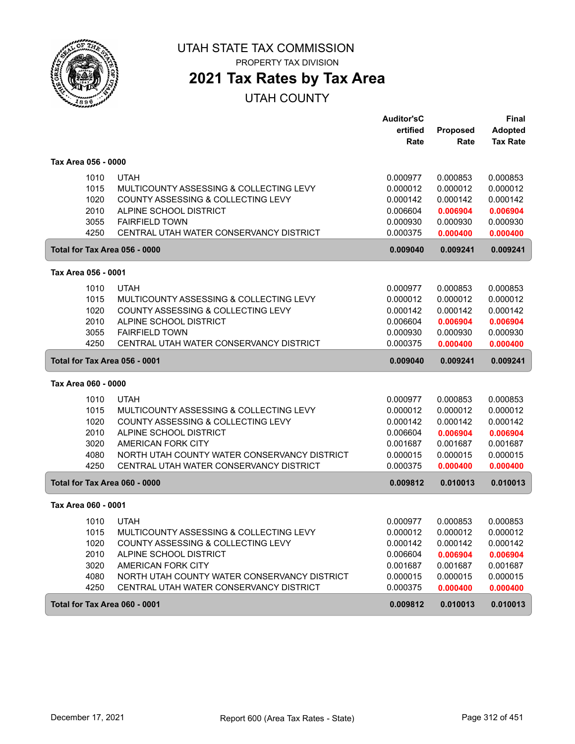# UTAH STATE TAX COMMISSION

PROPERTY TAX DIVISION

## 2021 Tax Rates by Tax Area

UTAH COUNTY

| | | Auditor'sCertified Rate | Proposed Rate | Final Adopted Tax Rate |
|---|---|---|---|---|
| **Tax Area 056 - 0000** | | | | |
| 1010 | UTAH | 0.000977 | 0.000853 | 0.000853 |
| 1015 | MULTICOUNTY ASSESSING & COLLECTING LEVY | 0.000012 | 0.000012 | 0.000012 |
| 1020 | COUNTY ASSESSING & COLLECTING LEVY | 0.000142 | 0.000142 | 0.000142 |
| 2010 | ALPINE SCHOOL DISTRICT | 0.006604 | **0.006904** | **0.006904** |
| 3055 | FAIRFIELD TOWN | 0.000930 | 0.000930 | 0.000930 |
| 4250 | CENTRAL UTAH WATER CONSERVANCY DISTRICT | 0.000375 | **0.000400** | **0.000400** |
| **Total for Tax Area 056 - 0000** | | **0.009040** | **0.009241** | **0.009241** |
| **Tax Area 056 - 0001** | | | | |
| 1010 | UTAH | 0.000977 | 0.000853 | 0.000853 |
| 1015 | MULTICOUNTY ASSESSING & COLLECTING LEVY | 0.000012 | 0.000012 | 0.000012 |
| 1020 | COUNTY ASSESSING & COLLECTING LEVY | 0.000142 | 0.000142 | 0.000142 |
| 2010 | ALPINE SCHOOL DISTRICT | 0.006604 | **0.006904** | **0.006904** |
| 3055 | FAIRFIELD TOWN | 0.000930 | 0.000930 | 0.000930 |
| 4250 | CENTRAL UTAH WATER CONSERVANCY DISTRICT | 0.000375 | **0.000400** | **0.000400** |
| **Total for Tax Area 056 - 0001** | | **0.009040** | **0.009241** | **0.009241** |
| **Tax Area 060 - 0000** | | | | |
| 1010 | UTAH | 0.000977 | 0.000853 | 0.000853 |
| 1015 | MULTICOUNTY ASSESSING & COLLECTING LEVY | 0.000012 | 0.000012 | 0.000012 |
| 1020 | COUNTY ASSESSING & COLLECTING LEVY | 0.000142 | 0.000142 | 0.000142 |
| 2010 | ALPINE SCHOOL DISTRICT | 0.006604 | **0.006904** | **0.006904** |
| 3020 | AMERICAN FORK CITY | 0.001687 | 0.001687 | 0.001687 |
| 4080 | NORTH UTAH COUNTY WATER CONSERVANCY DISTRICT | 0.000015 | 0.000015 | 0.000015 |
| 4250 | CENTRAL UTAH WATER CONSERVANCY DISTRICT | 0.000375 | **0.000400** | **0.000400** |
| **Total for Tax Area 060 - 0000** | | **0.009812** | **0.010013** | **0.010013** |
| **Tax Area 060 - 0001** | | | | |
| 1010 | UTAH | 0.000977 | 0.000853 | 0.000853 |
| 1015 | MULTICOUNTY ASSESSING & COLLECTING LEVY | 0.000012 | 0.000012 | 0.000012 |
| 1020 | COUNTY ASSESSING & COLLECTING LEVY | 0.000142 | 0.000142 | 0.000142 |
| 2010 | ALPINE SCHOOL DISTRICT | 0.006604 | **0.006904** | **0.006904** |
| 3020 | AMERICAN FORK CITY | 0.001687 | 0.001687 | 0.001687 |
| 4080 | NORTH UTAH COUNTY WATER CONSERVANCY DISTRICT | 0.000015 | 0.000015 | 0.000015 |
| 4250 | CENTRAL UTAH WATER CONSERVANCY DISTRICT | 0.000375 | **0.000400** | **0.000400** |
| **Total for Tax Area 060 - 0001** | | **0.009812** | **0.010013** | **0.010013** |

December 17, 2021 — Report 600 (Area Tax Rates - State)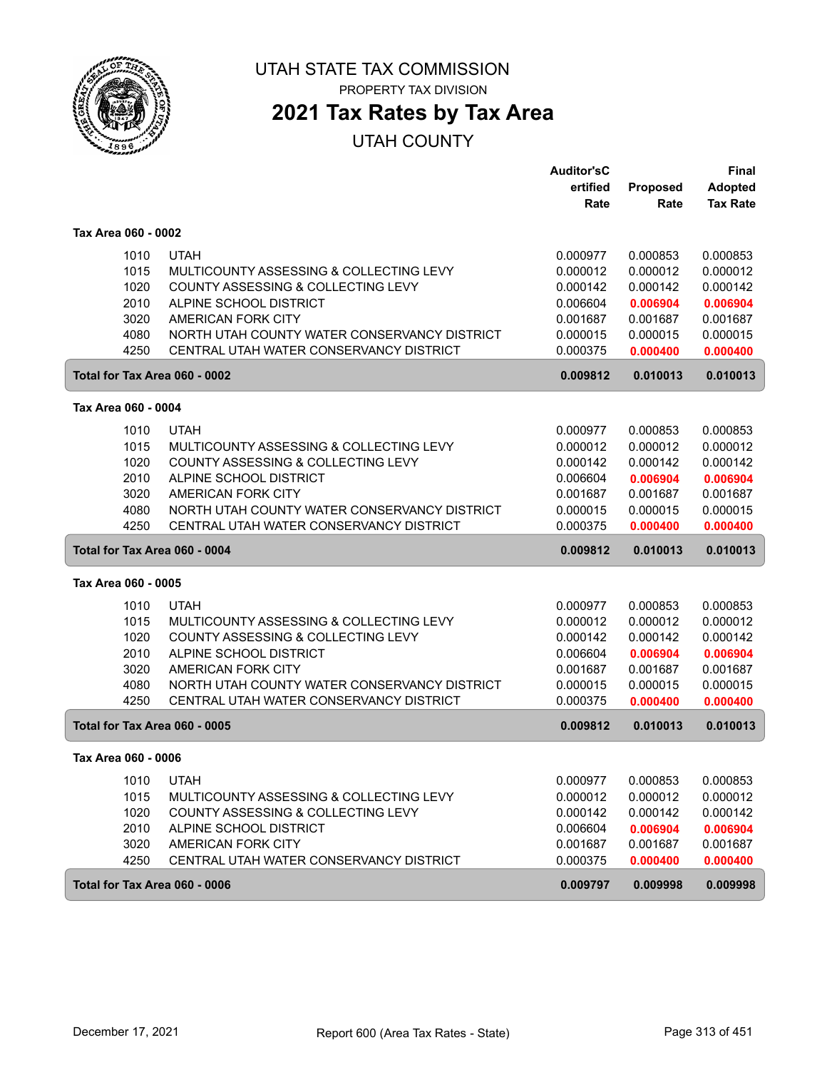UTAH STATE TAX COMMISSION

PROPERTY TAX DIVISION

# 2021 Tax Rates by Tax Area

## UTAH COUNTY

| | | Auditor'sCertified Rate | Proposed Rate | Final Adopted Tax Rate |
|---|---|---|---|---|
| **Tax Area 060 - 0002** | | | | |
| 1010 | UTAH | 0.000977 | 0.000853 | 0.000853 |
| 1015 | MULTICOUNTY ASSESSING & COLLECTING LEVY | 0.000012 | 0.000012 | 0.000012 |
| 1020 | COUNTY ASSESSING & COLLECTING LEVY | 0.000142 | 0.000142 | 0.000142 |
| 2010 | ALPINE SCHOOL DISTRICT | 0.006604 | 0.006904 | 0.006904 |
| 3020 | AMERICAN FORK CITY | 0.001687 | 0.001687 | 0.001687 |
| 4080 | NORTH UTAH COUNTY WATER CONSERVANCY DISTRICT | 0.000015 | 0.000015 | 0.000015 |
| 4250 | CENTRAL UTAH WATER CONSERVANCY DISTRICT | 0.000375 | 0.000400 | 0.000400 |
| **Total for Tax Area 060 - 0002** | | **0.009812** | **0.010013** | **0.010013** |
| **Tax Area 060 - 0004** | | | | |
| 1010 | UTAH | 0.000977 | 0.000853 | 0.000853 |
| 1015 | MULTICOUNTY ASSESSING & COLLECTING LEVY | 0.000012 | 0.000012 | 0.000012 |
| 1020 | COUNTY ASSESSING & COLLECTING LEVY | 0.000142 | 0.000142 | 0.000142 |
| 2010 | ALPINE SCHOOL DISTRICT | 0.006604 | 0.006904 | 0.006904 |
| 3020 | AMERICAN FORK CITY | 0.001687 | 0.001687 | 0.001687 |
| 4080 | NORTH UTAH COUNTY WATER CONSERVANCY DISTRICT | 0.000015 | 0.000015 | 0.000015 |
| 4250 | CENTRAL UTAH WATER CONSERVANCY DISTRICT | 0.000375 | 0.000400 | 0.000400 |
| **Total for Tax Area 060 - 0004** | | **0.009812** | **0.010013** | **0.010013** |
| **Tax Area 060 - 0005** | | | | |
| 1010 | UTAH | 0.000977 | 0.000853 | 0.000853 |
| 1015 | MULTICOUNTY ASSESSING & COLLECTING LEVY | 0.000012 | 0.000012 | 0.000012 |
| 1020 | COUNTY ASSESSING & COLLECTING LEVY | 0.000142 | 0.000142 | 0.000142 |
| 2010 | ALPINE SCHOOL DISTRICT | 0.006604 | 0.006904 | 0.006904 |
| 3020 | AMERICAN FORK CITY | 0.001687 | 0.001687 | 0.001687 |
| 4080 | NORTH UTAH COUNTY WATER CONSERVANCY DISTRICT | 0.000015 | 0.000015 | 0.000015 |
| 4250 | CENTRAL UTAH WATER CONSERVANCY DISTRICT | 0.000375 | 0.000400 | 0.000400 |
| **Total for Tax Area 060 - 0005** | | **0.009812** | **0.010013** | **0.010013** |
| **Tax Area 060 - 0006** | | | | |
| 1010 | UTAH | 0.000977 | 0.000853 | 0.000853 |
| 1015 | MULTICOUNTY ASSESSING & COLLECTING LEVY | 0.000012 | 0.000012 | 0.000012 |
| 1020 | COUNTY ASSESSING & COLLECTING LEVY | 0.000142 | 0.000142 | 0.000142 |
| 2010 | ALPINE SCHOOL DISTRICT | 0.006604 | 0.006904 | 0.006904 |
| 3020 | AMERICAN FORK CITY | 0.001687 | 0.001687 | 0.001687 |
| 4250 | CENTRAL UTAH WATER CONSERVANCY DISTRICT | 0.000375 | 0.000400 | 0.000400 |
| **Total for Tax Area 060 - 0006** | | **0.009797** | **0.009998** | **0.009998** |

December 17, 2021 Report 600 (Area Tax Rates - State)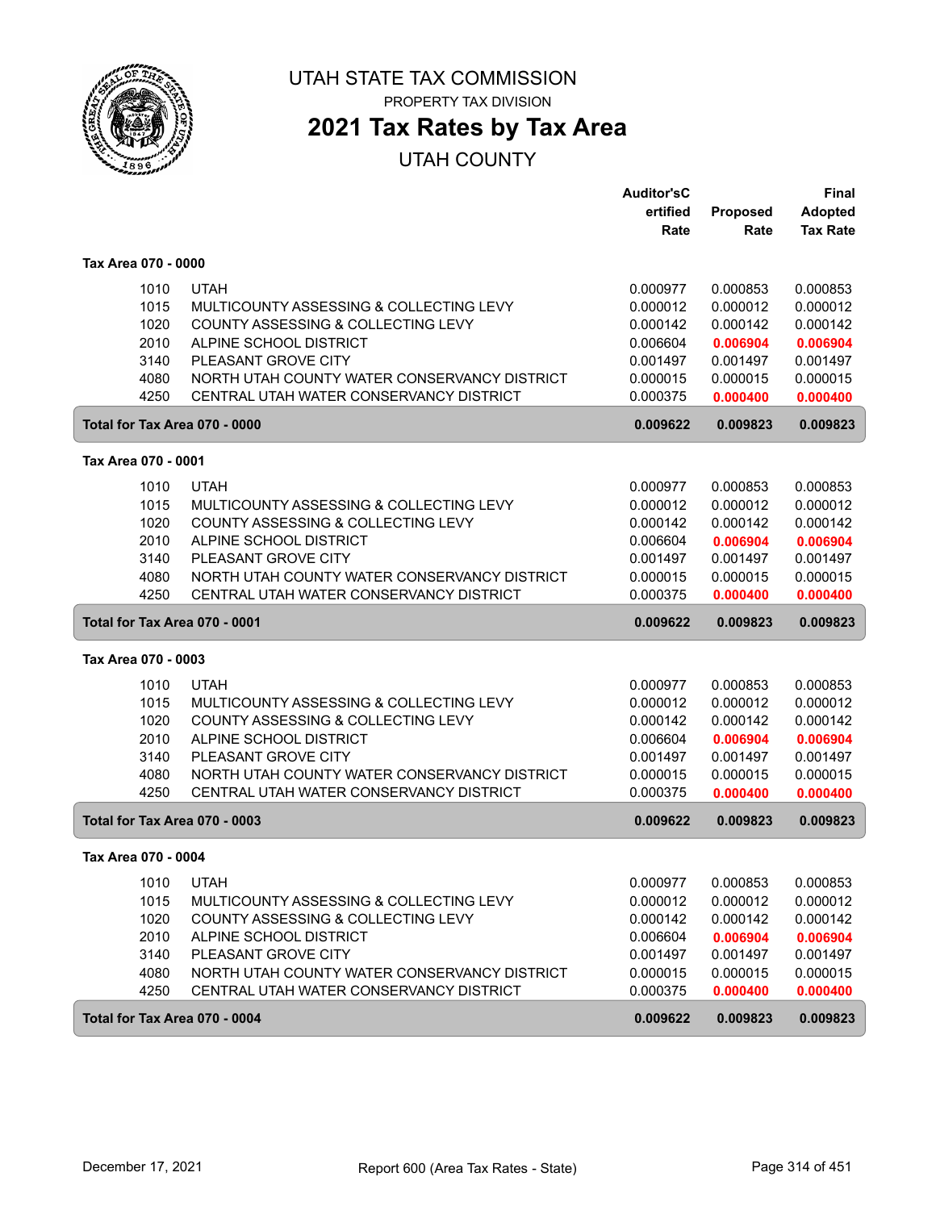# UTAH STATE TAX COMMISSION

PROPERTY TAX DIVISION

## 2021 Tax Rates by Tax Area

UTAH COUNTY

| | | Auditor'sCertified Rate | Proposed Rate | Final Adopted Tax Rate |
|---|---|---|---|---|
| **Tax Area 070 - 0000** | | | | |
| 1010 | UTAH | 0.000977 | 0.000853 | 0.000853 |
| 1015 | MULTICOUNTY ASSESSING & COLLECTING LEVY | 0.000012 | 0.000012 | 0.000012 |
| 1020 | COUNTY ASSESSING & COLLECTING LEVY | 0.000142 | 0.000142 | 0.000142 |
| 2010 | ALPINE SCHOOL DISTRICT | 0.006604 | **0.006904** | **0.006904** |
| 3140 | PLEASANT GROVE CITY | 0.001497 | 0.001497 | 0.001497 |
| 4080 | NORTH UTAH COUNTY WATER CONSERVANCY DISTRICT | 0.000015 | 0.000015 | 0.000015 |
| 4250 | CENTRAL UTAH WATER CONSERVANCY DISTRICT | 0.000375 | **0.000400** | **0.000400** |
| **Total for Tax Area 070 - 0000** | | **0.009622** | **0.009823** | **0.009823** |
| **Tax Area 070 - 0001** | | | | |
| 1010 | UTAH | 0.000977 | 0.000853 | 0.000853 |
| 1015 | MULTICOUNTY ASSESSING & COLLECTING LEVY | 0.000012 | 0.000012 | 0.000012 |
| 1020 | COUNTY ASSESSING & COLLECTING LEVY | 0.000142 | 0.000142 | 0.000142 |
| 2010 | ALPINE SCHOOL DISTRICT | 0.006604 | **0.006904** | **0.006904** |
| 3140 | PLEASANT GROVE CITY | 0.001497 | 0.001497 | 0.001497 |
| 4080 | NORTH UTAH COUNTY WATER CONSERVANCY DISTRICT | 0.000015 | 0.000015 | 0.000015 |
| 4250 | CENTRAL UTAH WATER CONSERVANCY DISTRICT | 0.000375 | **0.000400** | **0.000400** |
| **Total for Tax Area 070 - 0001** | | **0.009622** | **0.009823** | **0.009823** |
| **Tax Area 070 - 0003** | | | | |
| 1010 | UTAH | 0.000977 | 0.000853 | 0.000853 |
| 1015 | MULTICOUNTY ASSESSING & COLLECTING LEVY | 0.000012 | 0.000012 | 0.000012 |
| 1020 | COUNTY ASSESSING & COLLECTING LEVY | 0.000142 | 0.000142 | 0.000142 |
| 2010 | ALPINE SCHOOL DISTRICT | 0.006604 | **0.006904** | **0.006904** |
| 3140 | PLEASANT GROVE CITY | 0.001497 | 0.001497 | 0.001497 |
| 4080 | NORTH UTAH COUNTY WATER CONSERVANCY DISTRICT | 0.000015 | 0.000015 | 0.000015 |
| 4250 | CENTRAL UTAH WATER CONSERVANCY DISTRICT | 0.000375 | **0.000400** | **0.000400** |
| **Total for Tax Area 070 - 0003** | | **0.009622** | **0.009823** | **0.009823** |
| **Tax Area 070 - 0004** | | | | |
| 1010 | UTAH | 0.000977 | 0.000853 | 0.000853 |
| 1015 | MULTICOUNTY ASSESSING & COLLECTING LEVY | 0.000012 | 0.000012 | 0.000012 |
| 1020 | COUNTY ASSESSING & COLLECTING LEVY | 0.000142 | 0.000142 | 0.000142 |
| 2010 | ALPINE SCHOOL DISTRICT | 0.006604 | **0.006904** | **0.006904** |
| 3140 | PLEASANT GROVE CITY | 0.001497 | 0.001497 | 0.001497 |
| 4080 | NORTH UTAH COUNTY WATER CONSERVANCY DISTRICT | 0.000015 | 0.000015 | 0.000015 |
| 4250 | CENTRAL UTAH WATER CONSERVANCY DISTRICT | 0.000375 | **0.000400** | **0.000400** |
| **Total for Tax Area 070 - 0004** | | **0.009622** | **0.009823** | **0.009823** |

December 17, 2021 — Report 600 (Area Tax Rates - State)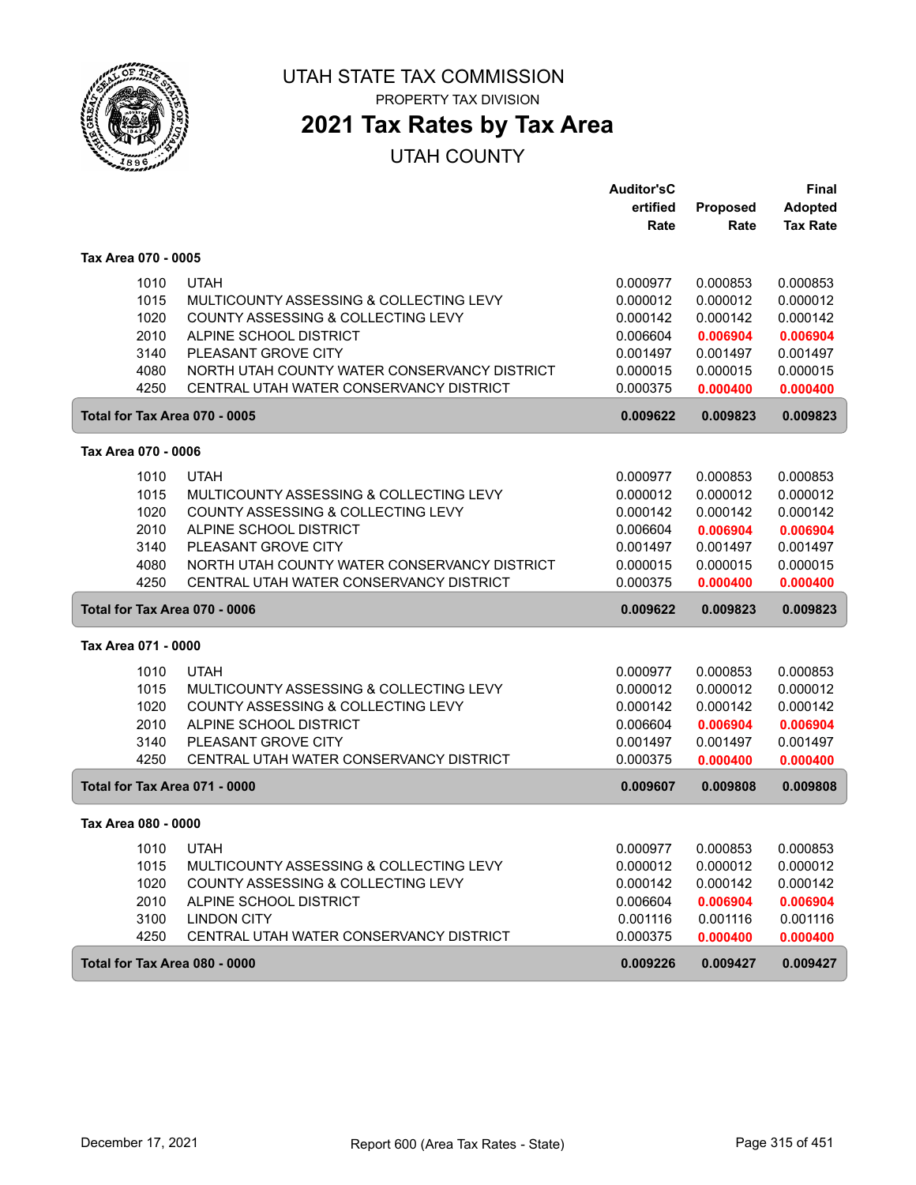# UTAH STATE TAX COMMISSION

PROPERTY TAX DIVISION

## 2021 Tax Rates by Tax Area

UTAH COUNTY

| | | Auditor'sCertified Rate | Proposed Rate | Final Adopted Tax Rate |
|---|---|---|---|---|
| **Tax Area 070 - 0005** | | | | |
| 1010 | UTAH | 0.000977 | 0.000853 | 0.000853 |
| 1015 | MULTICOUNTY ASSESSING & COLLECTING LEVY | 0.000012 | 0.000012 | 0.000012 |
| 1020 | COUNTY ASSESSING & COLLECTING LEVY | 0.000142 | 0.000142 | 0.000142 |
| 2010 | ALPINE SCHOOL DISTRICT | 0.006604 | **0.006904** | **0.006904** |
| 3140 | PLEASANT GROVE CITY | 0.001497 | 0.001497 | 0.001497 |
| 4080 | NORTH UTAH COUNTY WATER CONSERVANCY DISTRICT | 0.000015 | 0.000015 | 0.000015 |
| 4250 | CENTRAL UTAH WATER CONSERVANCY DISTRICT | 0.000375 | **0.000400** | **0.000400** |
| **Total for Tax Area 070 - 0005** | | **0.009622** | **0.009823** | **0.009823** |
| **Tax Area 070 - 0006** | | | | |
| 1010 | UTAH | 0.000977 | 0.000853 | 0.000853 |
| 1015 | MULTICOUNTY ASSESSING & COLLECTING LEVY | 0.000012 | 0.000012 | 0.000012 |
| 1020 | COUNTY ASSESSING & COLLECTING LEVY | 0.000142 | 0.000142 | 0.000142 |
| 2010 | ALPINE SCHOOL DISTRICT | 0.006604 | **0.006904** | **0.006904** |
| 3140 | PLEASANT GROVE CITY | 0.001497 | 0.001497 | 0.001497 |
| 4080 | NORTH UTAH COUNTY WATER CONSERVANCY DISTRICT | 0.000015 | 0.000015 | 0.000015 |
| 4250 | CENTRAL UTAH WATER CONSERVANCY DISTRICT | 0.000375 | **0.000400** | **0.000400** |
| **Total for Tax Area 070 - 0006** | | **0.009622** | **0.009823** | **0.009823** |
| **Tax Area 071 - 0000** | | | | |
| 1010 | UTAH | 0.000977 | 0.000853 | 0.000853 |
| 1015 | MULTICOUNTY ASSESSING & COLLECTING LEVY | 0.000012 | 0.000012 | 0.000012 |
| 1020 | COUNTY ASSESSING & COLLECTING LEVY | 0.000142 | 0.000142 | 0.000142 |
| 2010 | ALPINE SCHOOL DISTRICT | 0.006604 | **0.006904** | **0.006904** |
| 3140 | PLEASANT GROVE CITY | 0.001497 | 0.001497 | 0.001497 |
| 4250 | CENTRAL UTAH WATER CONSERVANCY DISTRICT | 0.000375 | **0.000400** | **0.000400** |
| **Total for Tax Area 071 - 0000** | | **0.009607** | **0.009808** | **0.009808** |
| **Tax Area 080 - 0000** | | | | |
| 1010 | UTAH | 0.000977 | 0.000853 | 0.000853 |
| 1015 | MULTICOUNTY ASSESSING & COLLECTING LEVY | 0.000012 | 0.000012 | 0.000012 |
| 1020 | COUNTY ASSESSING & COLLECTING LEVY | 0.000142 | 0.000142 | 0.000142 |
| 2010 | ALPINE SCHOOL DISTRICT | 0.006604 | **0.006904** | **0.006904** |
| 3100 | LINDON CITY | 0.001116 | 0.001116 | 0.001116 |
| 4250 | CENTRAL UTAH WATER CONSERVANCY DISTRICT | 0.000375 | **0.000400** | **0.000400** |
| **Total for Tax Area 080 - 0000** | | **0.009226** | **0.009427** | **0.009427** |

December 17, 2021 — Report 600 (Area Tax Rates - State)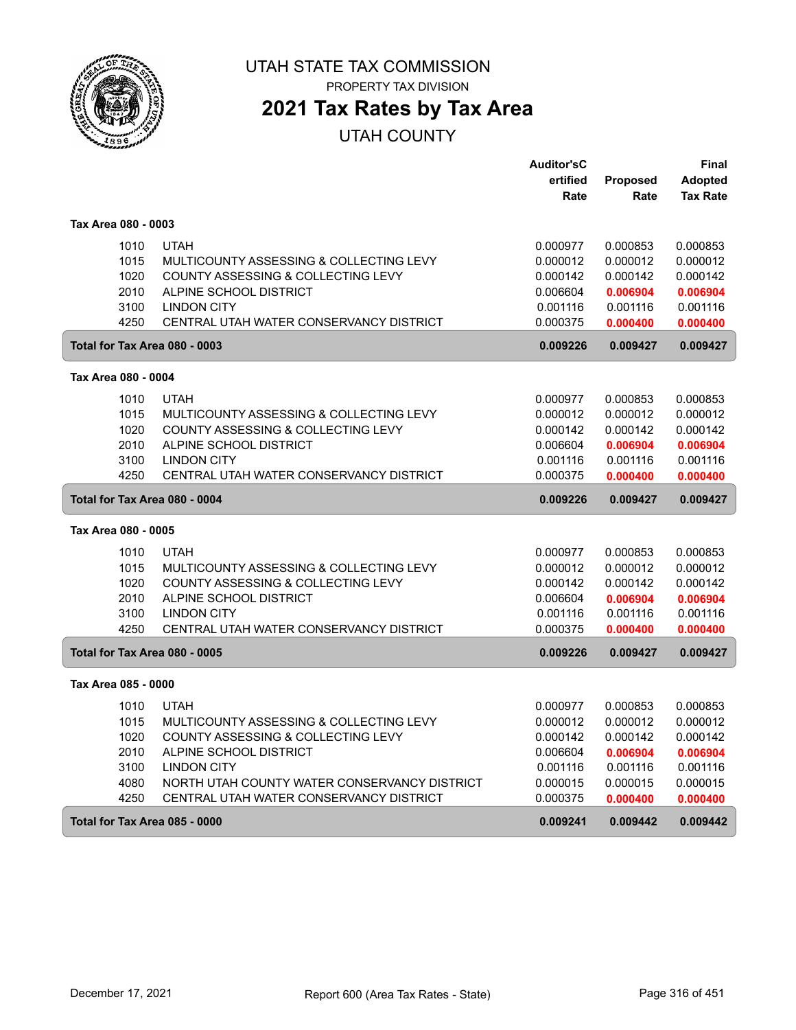# UTAH STATE TAX COMMISSION

PROPERTY TAX DIVISION

## 2021 Tax Rates by Tax Area

UTAH COUNTY

| | | Auditor's Certified Rate | Proposed Rate | Final Adopted Tax Rate |
|---|---|---|---|---|
| **Tax Area 080 - 0003** | | | | |
| 1010 | UTAH | 0.000977 | 0.000853 | 0.000853 |
| 1015 | MULTICOUNTY ASSESSING & COLLECTING LEVY | 0.000012 | 0.000012 | 0.000012 |
| 1020 | COUNTY ASSESSING & COLLECTING LEVY | 0.000142 | 0.000142 | 0.000142 |
| 2010 | ALPINE SCHOOL DISTRICT | 0.006604 | **0.006904** | **0.006904** |
| 3100 | LINDON CITY | 0.001116 | 0.001116 | 0.001116 |
| 4250 | CENTRAL UTAH WATER CONSERVANCY DISTRICT | 0.000375 | **0.000400** | **0.000400** |
| **Total for Tax Area 080 - 0003** | | **0.009226** | **0.009427** | **0.009427** |
| **Tax Area 080 - 0004** | | | | |
| 1010 | UTAH | 0.000977 | 0.000853 | 0.000853 |
| 1015 | MULTICOUNTY ASSESSING & COLLECTING LEVY | 0.000012 | 0.000012 | 0.000012 |
| 1020 | COUNTY ASSESSING & COLLECTING LEVY | 0.000142 | 0.000142 | 0.000142 |
| 2010 | ALPINE SCHOOL DISTRICT | 0.006604 | **0.006904** | **0.006904** |
| 3100 | LINDON CITY | 0.001116 | 0.001116 | 0.001116 |
| 4250 | CENTRAL UTAH WATER CONSERVANCY DISTRICT | 0.000375 | **0.000400** | **0.000400** |
| **Total for Tax Area 080 - 0004** | | **0.009226** | **0.009427** | **0.009427** |
| **Tax Area 080 - 0005** | | | | |
| 1010 | UTAH | 0.000977 | 0.000853 | 0.000853 |
| 1015 | MULTICOUNTY ASSESSING & COLLECTING LEVY | 0.000012 | 0.000012 | 0.000012 |
| 1020 | COUNTY ASSESSING & COLLECTING LEVY | 0.000142 | 0.000142 | 0.000142 |
| 2010 | ALPINE SCHOOL DISTRICT | 0.006604 | **0.006904** | **0.006904** |
| 3100 | LINDON CITY | 0.001116 | 0.001116 | 0.001116 |
| 4250 | CENTRAL UTAH WATER CONSERVANCY DISTRICT | 0.000375 | **0.000400** | **0.000400** |
| **Total for Tax Area 080 - 0005** | | **0.009226** | **0.009427** | **0.009427** |
| **Tax Area 085 - 0000** | | | | |
| 1010 | UTAH | 0.000977 | 0.000853 | 0.000853 |
| 1015 | MULTICOUNTY ASSESSING & COLLECTING LEVY | 0.000012 | 0.000012 | 0.000012 |
| 1020 | COUNTY ASSESSING & COLLECTING LEVY | 0.000142 | 0.000142 | 0.000142 |
| 2010 | ALPINE SCHOOL DISTRICT | 0.006604 | **0.006904** | **0.006904** |
| 3100 | LINDON CITY | 0.001116 | 0.001116 | 0.001116 |
| 4080 | NORTH UTAH COUNTY WATER CONSERVANCY DISTRICT | 0.000015 | 0.000015 | 0.000015 |
| 4250 | CENTRAL UTAH WATER CONSERVANCY DISTRICT | 0.000375 | **0.000400** | **0.000400** |
| **Total for Tax Area 085 - 0000** | | **0.009241** | **0.009442** | **0.009442** |

December 17, 2021 Report 600 (Area Tax Rates - State)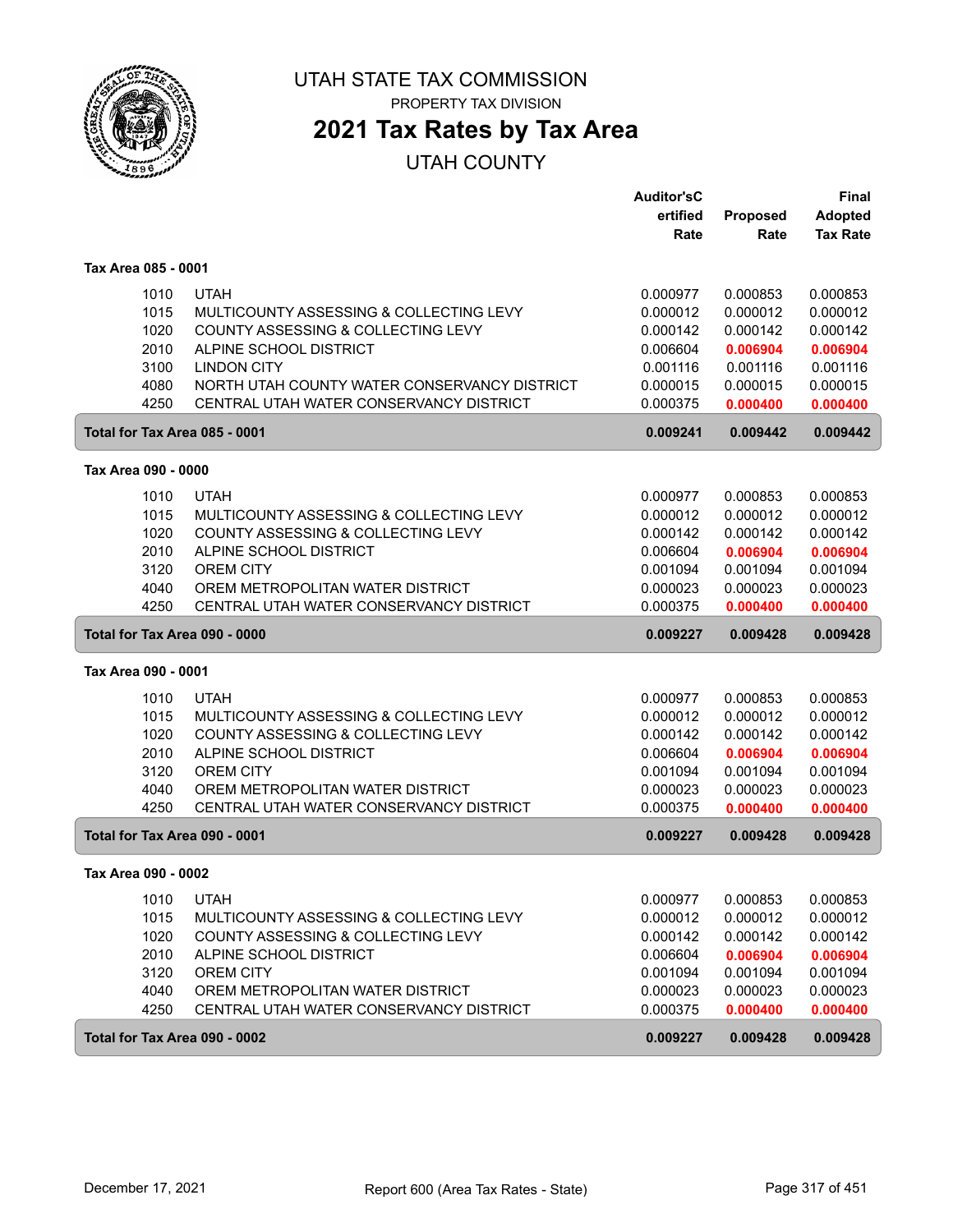# UTAH STATE TAX COMMISSION

PROPERTY TAX DIVISION

## 2021 Tax Rates by Tax Area

UTAH COUNTY

| | | Auditor'sCertified Rate | Proposed Rate | Final Adopted Tax Rate |
|---|---|---|---|---|
| **Tax Area 085 - 0001** | | | | |
| 1010 | UTAH | 0.000977 | 0.000853 | 0.000853 |
| 1015 | MULTICOUNTY ASSESSING & COLLECTING LEVY | 0.000012 | 0.000012 | 0.000012 |
| 1020 | COUNTY ASSESSING & COLLECTING LEVY | 0.000142 | 0.000142 | 0.000142 |
| 2010 | ALPINE SCHOOL DISTRICT | 0.006604 | **0.006904** | **0.006904** |
| 3100 | LINDON CITY | 0.001116 | 0.001116 | 0.001116 |
| 4080 | NORTH UTAH COUNTY WATER CONSERVANCY DISTRICT | 0.000015 | 0.000015 | 0.000015 |
| 4250 | CENTRAL UTAH WATER CONSERVANCY DISTRICT | 0.000375 | **0.000400** | **0.000400** |
| **Total for Tax Area 085 - 0001** | | **0.009241** | **0.009442** | **0.009442** |
| **Tax Area 090 - 0000** | | | | |
| 1010 | UTAH | 0.000977 | 0.000853 | 0.000853 |
| 1015 | MULTICOUNTY ASSESSING & COLLECTING LEVY | 0.000012 | 0.000012 | 0.000012 |
| 1020 | COUNTY ASSESSING & COLLECTING LEVY | 0.000142 | 0.000142 | 0.000142 |
| 2010 | ALPINE SCHOOL DISTRICT | 0.006604 | **0.006904** | **0.006904** |
| 3120 | OREM CITY | 0.001094 | 0.001094 | 0.001094 |
| 4040 | OREM METROPOLITAN WATER DISTRICT | 0.000023 | 0.000023 | 0.000023 |
| 4250 | CENTRAL UTAH WATER CONSERVANCY DISTRICT | 0.000375 | **0.000400** | **0.000400** |
| **Total for Tax Area 090 - 0000** | | **0.009227** | **0.009428** | **0.009428** |
| **Tax Area 090 - 0001** | | | | |
| 1010 | UTAH | 0.000977 | 0.000853 | 0.000853 |
| 1015 | MULTICOUNTY ASSESSING & COLLECTING LEVY | 0.000012 | 0.000012 | 0.000012 |
| 1020 | COUNTY ASSESSING & COLLECTING LEVY | 0.000142 | 0.000142 | 0.000142 |
| 2010 | ALPINE SCHOOL DISTRICT | 0.006604 | **0.006904** | **0.006904** |
| 3120 | OREM CITY | 0.001094 | 0.001094 | 0.001094 |
| 4040 | OREM METROPOLITAN WATER DISTRICT | 0.000023 | 0.000023 | 0.000023 |
| 4250 | CENTRAL UTAH WATER CONSERVANCY DISTRICT | 0.000375 | **0.000400** | **0.000400** |
| **Total for Tax Area 090 - 0001** | | **0.009227** | **0.009428** | **0.009428** |
| **Tax Area 090 - 0002** | | | | |
| 1010 | UTAH | 0.000977 | 0.000853 | 0.000853 |
| 1015 | MULTICOUNTY ASSESSING & COLLECTING LEVY | 0.000012 | 0.000012 | 0.000012 |
| 1020 | COUNTY ASSESSING & COLLECTING LEVY | 0.000142 | 0.000142 | 0.000142 |
| 2010 | ALPINE SCHOOL DISTRICT | 0.006604 | **0.006904** | **0.006904** |
| 3120 | OREM CITY | 0.001094 | 0.001094 | 0.001094 |
| 4040 | OREM METROPOLITAN WATER DISTRICT | 0.000023 | 0.000023 | 0.000023 |
| 4250 | CENTRAL UTAH WATER CONSERVANCY DISTRICT | 0.000375 | **0.000400** | **0.000400** |
| **Total for Tax Area 090 - 0002** | | **0.009227** | **0.009428** | **0.009428** |

December 17, 2021 — Report 600 (Area Tax Rates - State)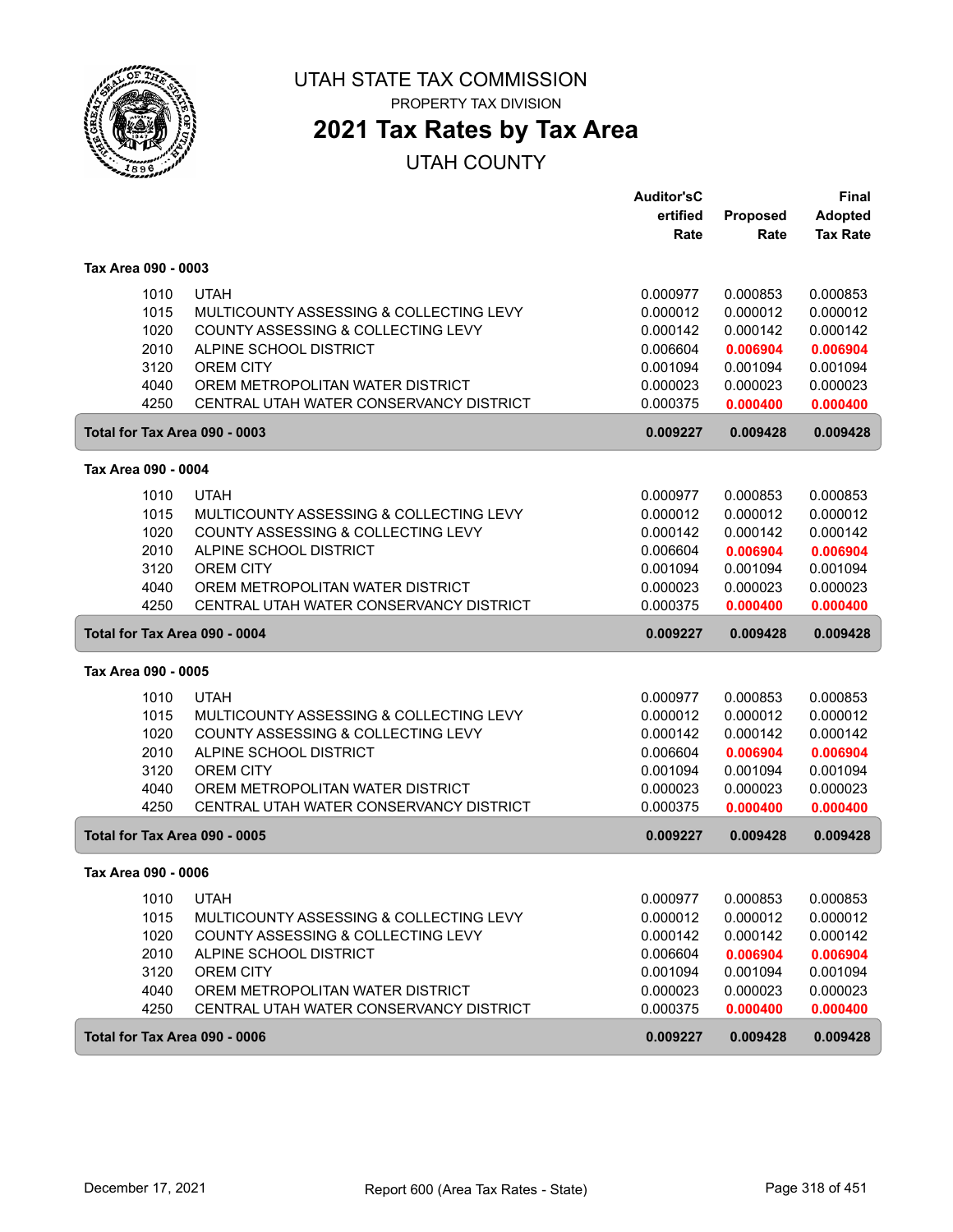# UTAH STATE TAX COMMISSION

PROPERTY TAX DIVISION

## 2021 Tax Rates by Tax Area

UTAH COUNTY

| | | Auditor'sCertified Rate | Proposed Rate | Final Adopted Tax Rate |
|---|---|---|---|---|
| **Tax Area 090 - 0003** | | | | |
| 1010 | UTAH | 0.000977 | 0.000853 | 0.000853 |
| 1015 | MULTICOUNTY ASSESSING & COLLECTING LEVY | 0.000012 | 0.000012 | 0.000012 |
| 1020 | COUNTY ASSESSING & COLLECTING LEVY | 0.000142 | 0.000142 | 0.000142 |
| 2010 | ALPINE SCHOOL DISTRICT | 0.006604 | 0.006904 | 0.006904 |
| 3120 | OREM CITY | 0.001094 | 0.001094 | 0.001094 |
| 4040 | OREM METROPOLITAN WATER DISTRICT | 0.000023 | 0.000023 | 0.000023 |
| 4250 | CENTRAL UTAH WATER CONSERVANCY DISTRICT | 0.000375 | 0.000400 | 0.000400 |
| **Total for Tax Area 090 - 0003** | | **0.009227** | **0.009428** | **0.009428** |
| **Tax Area 090 - 0004** | | | | |
| 1010 | UTAH | 0.000977 | 0.000853 | 0.000853 |
| 1015 | MULTICOUNTY ASSESSING & COLLECTING LEVY | 0.000012 | 0.000012 | 0.000012 |
| 1020 | COUNTY ASSESSING & COLLECTING LEVY | 0.000142 | 0.000142 | 0.000142 |
| 2010 | ALPINE SCHOOL DISTRICT | 0.006604 | 0.006904 | 0.006904 |
| 3120 | OREM CITY | 0.001094 | 0.001094 | 0.001094 |
| 4040 | OREM METROPOLITAN WATER DISTRICT | 0.000023 | 0.000023 | 0.000023 |
| 4250 | CENTRAL UTAH WATER CONSERVANCY DISTRICT | 0.000375 | 0.000400 | 0.000400 |
| **Total for Tax Area 090 - 0004** | | **0.009227** | **0.009428** | **0.009428** |
| **Tax Area 090 - 0005** | | | | |
| 1010 | UTAH | 0.000977 | 0.000853 | 0.000853 |
| 1015 | MULTICOUNTY ASSESSING & COLLECTING LEVY | 0.000012 | 0.000012 | 0.000012 |
| 1020 | COUNTY ASSESSING & COLLECTING LEVY | 0.000142 | 0.000142 | 0.000142 |
| 2010 | ALPINE SCHOOL DISTRICT | 0.006604 | 0.006904 | 0.006904 |
| 3120 | OREM CITY | 0.001094 | 0.001094 | 0.001094 |
| 4040 | OREM METROPOLITAN WATER DISTRICT | 0.000023 | 0.000023 | 0.000023 |
| 4250 | CENTRAL UTAH WATER CONSERVANCY DISTRICT | 0.000375 | 0.000400 | 0.000400 |
| **Total for Tax Area 090 - 0005** | | **0.009227** | **0.009428** | **0.009428** |
| **Tax Area 090 - 0006** | | | | |
| 1010 | UTAH | 0.000977 | 0.000853 | 0.000853 |
| 1015 | MULTICOUNTY ASSESSING & COLLECTING LEVY | 0.000012 | 0.000012 | 0.000012 |
| 1020 | COUNTY ASSESSING & COLLECTING LEVY | 0.000142 | 0.000142 | 0.000142 |
| 2010 | ALPINE SCHOOL DISTRICT | 0.006604 | 0.006904 | 0.006904 |
| 3120 | OREM CITY | 0.001094 | 0.001094 | 0.001094 |
| 4040 | OREM METROPOLITAN WATER DISTRICT | 0.000023 | 0.000023 | 0.000023 |
| 4250 | CENTRAL UTAH WATER CONSERVANCY DISTRICT | 0.000375 | 0.000400 | 0.000400 |
| **Total for Tax Area 090 - 0006** | | **0.009227** | **0.009428** | **0.009428** |

December 17, 2021 — Report 600 (Area Tax Rates - State)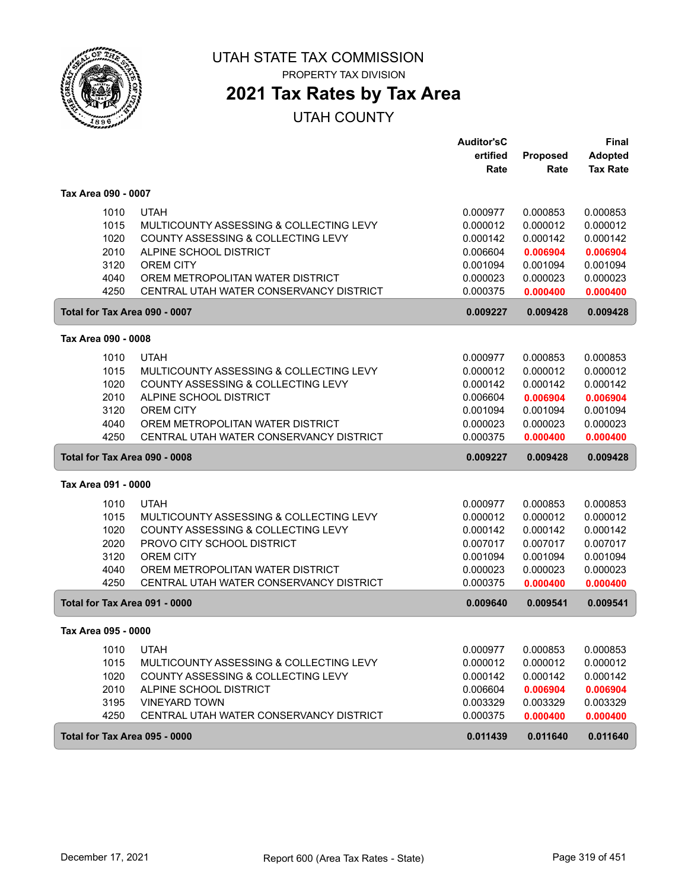# UTAH STATE TAX COMMISSION

PROPERTY TAX DIVISION

## 2021 Tax Rates by Tax Area

UTAH COUNTY

| | | Auditor's Certified Rate | Proposed Rate | Final Adopted Tax Rate |
|---|---|---|---|---|
| **Tax Area 090 - 0007** | | | | |
| 1010 | UTAH | 0.000977 | 0.000853 | 0.000853 |
| 1015 | MULTICOUNTY ASSESSING & COLLECTING LEVY | 0.000012 | 0.000012 | 0.000012 |
| 1020 | COUNTY ASSESSING & COLLECTING LEVY | 0.000142 | 0.000142 | 0.000142 |
| 2010 | ALPINE SCHOOL DISTRICT | 0.006604 | **0.006904** | **0.006904** |
| 3120 | OREM CITY | 0.001094 | 0.001094 | 0.001094 |
| 4040 | OREM METROPOLITAN WATER DISTRICT | 0.000023 | 0.000023 | 0.000023 |
| 4250 | CENTRAL UTAH WATER CONSERVANCY DISTRICT | 0.000375 | **0.000400** | **0.000400** |
| **Total for Tax Area 090 - 0007** | | **0.009227** | **0.009428** | **0.009428** |
| **Tax Area 090 - 0008** | | | | |
| 1010 | UTAH | 0.000977 | 0.000853 | 0.000853 |
| 1015 | MULTICOUNTY ASSESSING & COLLECTING LEVY | 0.000012 | 0.000012 | 0.000012 |
| 1020 | COUNTY ASSESSING & COLLECTING LEVY | 0.000142 | 0.000142 | 0.000142 |
| 2010 | ALPINE SCHOOL DISTRICT | 0.006604 | **0.006904** | **0.006904** |
| 3120 | OREM CITY | 0.001094 | 0.001094 | 0.001094 |
| 4040 | OREM METROPOLITAN WATER DISTRICT | 0.000023 | 0.000023 | 0.000023 |
| 4250 | CENTRAL UTAH WATER CONSERVANCY DISTRICT | 0.000375 | **0.000400** | **0.000400** |
| **Total for Tax Area 090 - 0008** | | **0.009227** | **0.009428** | **0.009428** |
| **Tax Area 091 - 0000** | | | | |
| 1010 | UTAH | 0.000977 | 0.000853 | 0.000853 |
| 1015 | MULTICOUNTY ASSESSING & COLLECTING LEVY | 0.000012 | 0.000012 | 0.000012 |
| 1020 | COUNTY ASSESSING & COLLECTING LEVY | 0.000142 | 0.000142 | 0.000142 |
| 2020 | PROVO CITY SCHOOL DISTRICT | 0.007017 | 0.007017 | 0.007017 |
| 3120 | OREM CITY | 0.001094 | 0.001094 | 0.001094 |
| 4040 | OREM METROPOLITAN WATER DISTRICT | 0.000023 | 0.000023 | 0.000023 |
| 4250 | CENTRAL UTAH WATER CONSERVANCY DISTRICT | 0.000375 | **0.000400** | **0.000400** |
| **Total for Tax Area 091 - 0000** | | **0.009640** | **0.009541** | **0.009541** |
| **Tax Area 095 - 0000** | | | | |
| 1010 | UTAH | 0.000977 | 0.000853 | 0.000853 |
| 1015 | MULTICOUNTY ASSESSING & COLLECTING LEVY | 0.000012 | 0.000012 | 0.000012 |
| 1020 | COUNTY ASSESSING & COLLECTING LEVY | 0.000142 | 0.000142 | 0.000142 |
| 2010 | ALPINE SCHOOL DISTRICT | 0.006604 | **0.006904** | **0.006904** |
| 3195 | VINEYARD TOWN | 0.003329 | 0.003329 | 0.003329 |
| 4250 | CENTRAL UTAH WATER CONSERVANCY DISTRICT | 0.000375 | **0.000400** | **0.000400** |
| **Total for Tax Area 095 - 0000** | | **0.011439** | **0.011640** | **0.011640** |

December 17, 2021 — Report 600 (Area Tax Rates - State)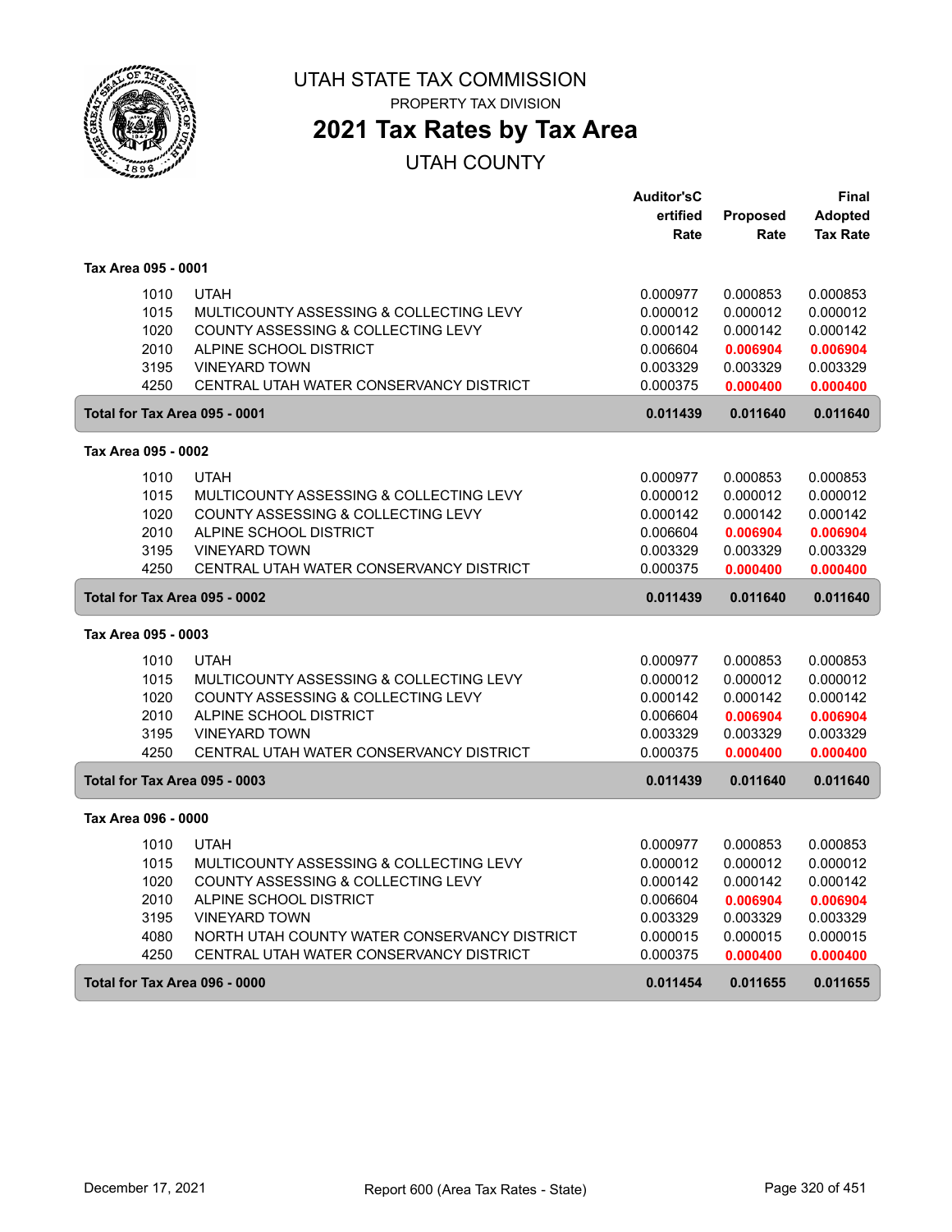# UTAH STATE TAX COMMISSION

PROPERTY TAX DIVISION

## 2021 Tax Rates by Tax Area

UTAH COUNTY

| | | Auditor'sCertified Rate | Proposed Rate | Final Adopted Tax Rate |
|---|---|---|---|---|
| **Tax Area 095 - 0001** | | | | |
| 1010 | UTAH | 0.000977 | 0.000853 | 0.000853 |
| 1015 | MULTICOUNTY ASSESSING & COLLECTING LEVY | 0.000012 | 0.000012 | 0.000012 |
| 1020 | COUNTY ASSESSING & COLLECTING LEVY | 0.000142 | 0.000142 | 0.000142 |
| 2010 | ALPINE SCHOOL DISTRICT | 0.006604 | **0.006904** | **0.006904** |
| 3195 | VINEYARD TOWN | 0.003329 | 0.003329 | 0.003329 |
| 4250 | CENTRAL UTAH WATER CONSERVANCY DISTRICT | 0.000375 | **0.000400** | **0.000400** |
| **Total for Tax Area 095 - 0001** | | **0.011439** | **0.011640** | **0.011640** |
| **Tax Area 095 - 0002** | | | | |
| 1010 | UTAH | 0.000977 | 0.000853 | 0.000853 |
| 1015 | MULTICOUNTY ASSESSING & COLLECTING LEVY | 0.000012 | 0.000012 | 0.000012 |
| 1020 | COUNTY ASSESSING & COLLECTING LEVY | 0.000142 | 0.000142 | 0.000142 |
| 2010 | ALPINE SCHOOL DISTRICT | 0.006604 | **0.006904** | **0.006904** |
| 3195 | VINEYARD TOWN | 0.003329 | 0.003329 | 0.003329 |
| 4250 | CENTRAL UTAH WATER CONSERVANCY DISTRICT | 0.000375 | **0.000400** | **0.000400** |
| **Total for Tax Area 095 - 0002** | | **0.011439** | **0.011640** | **0.011640** |
| **Tax Area 095 - 0003** | | | | |
| 1010 | UTAH | 0.000977 | 0.000853 | 0.000853 |
| 1015 | MULTICOUNTY ASSESSING & COLLECTING LEVY | 0.000012 | 0.000012 | 0.000012 |
| 1020 | COUNTY ASSESSING & COLLECTING LEVY | 0.000142 | 0.000142 | 0.000142 |
| 2010 | ALPINE SCHOOL DISTRICT | 0.006604 | **0.006904** | **0.006904** |
| 3195 | VINEYARD TOWN | 0.003329 | 0.003329 | 0.003329 |
| 4250 | CENTRAL UTAH WATER CONSERVANCY DISTRICT | 0.000375 | **0.000400** | **0.000400** |
| **Total for Tax Area 095 - 0003** | | **0.011439** | **0.011640** | **0.011640** |
| **Tax Area 096 - 0000** | | | | |
| 1010 | UTAH | 0.000977 | 0.000853 | 0.000853 |
| 1015 | MULTICOUNTY ASSESSING & COLLECTING LEVY | 0.000012 | 0.000012 | 0.000012 |
| 1020 | COUNTY ASSESSING & COLLECTING LEVY | 0.000142 | 0.000142 | 0.000142 |
| 2010 | ALPINE SCHOOL DISTRICT | 0.006604 | **0.006904** | **0.006904** |
| 3195 | VINEYARD TOWN | 0.003329 | 0.003329 | 0.003329 |
| 4080 | NORTH UTAH COUNTY WATER CONSERVANCY DISTRICT | 0.000015 | 0.000015 | 0.000015 |
| 4250 | CENTRAL UTAH WATER CONSERVANCY DISTRICT | 0.000375 | **0.000400** | **0.000400** |
| **Total for Tax Area 096 - 0000** | | **0.011454** | **0.011655** | **0.011655** |

December 17, 2021 Report 600 (Area Tax Rates - State)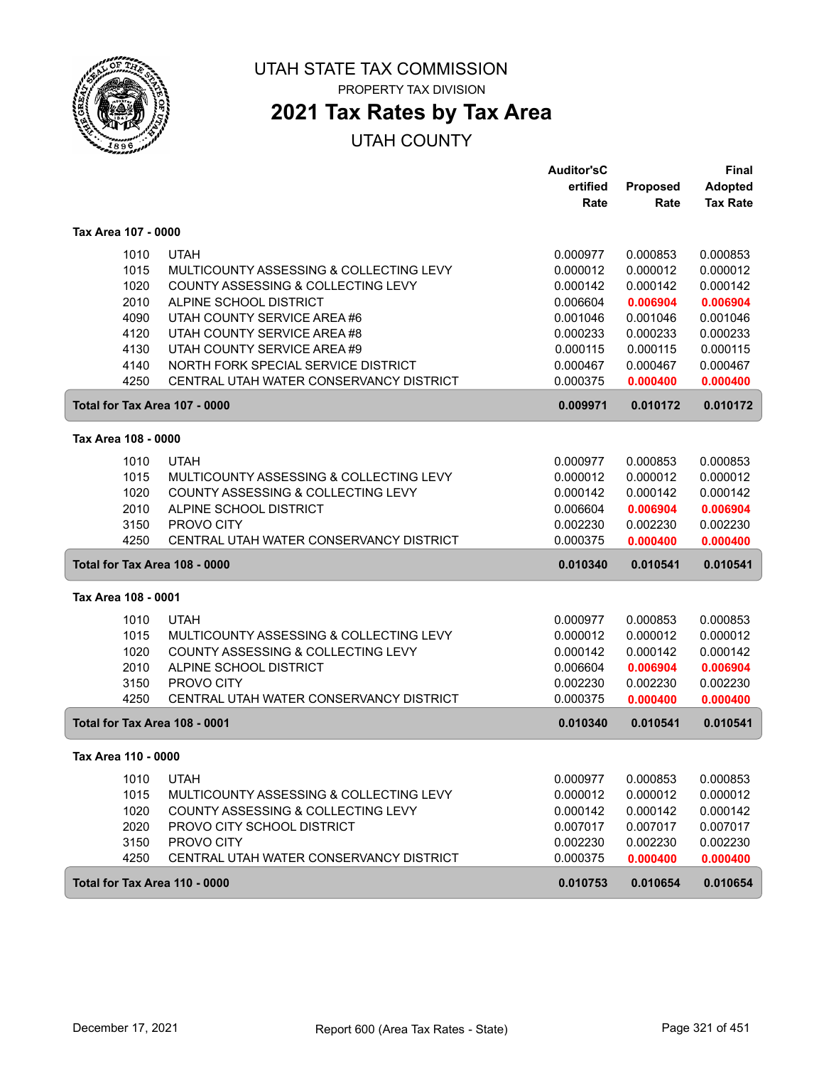# UTAH STATE TAX COMMISSION

PROPERTY TAX DIVISION

## 2021 Tax Rates by Tax Area

UTAH COUNTY

| | | Auditor'sCertified Rate | Proposed Rate | Final Adopted Tax Rate |
|---|---|---|---|---|
| **Tax Area 107 - 0000** | | | | |
| 1010 | UTAH | 0.000977 | 0.000853 | 0.000853 |
| 1015 | MULTICOUNTY ASSESSING & COLLECTING LEVY | 0.000012 | 0.000012 | 0.000012 |
| 1020 | COUNTY ASSESSING & COLLECTING LEVY | 0.000142 | 0.000142 | 0.000142 |
| 2010 | ALPINE SCHOOL DISTRICT | 0.006604 | 0.006904 | 0.006904 |
| 4090 | UTAH COUNTY SERVICE AREA #6 | 0.001046 | 0.001046 | 0.001046 |
| 4120 | UTAH COUNTY SERVICE AREA #8 | 0.000233 | 0.000233 | 0.000233 |
| 4130 | UTAH COUNTY SERVICE AREA #9 | 0.000115 | 0.000115 | 0.000115 |
| 4140 | NORTH FORK SPECIAL SERVICE DISTRICT | 0.000467 | 0.000467 | 0.000467 |
| 4250 | CENTRAL UTAH WATER CONSERVANCY DISTRICT | 0.000375 | 0.000400 | 0.000400 |
| **Total for Tax Area 107 - 0000** | | **0.009971** | **0.010172** | **0.010172** |
| **Tax Area 108 - 0000** | | | | |
| 1010 | UTAH | 0.000977 | 0.000853 | 0.000853 |
| 1015 | MULTICOUNTY ASSESSING & COLLECTING LEVY | 0.000012 | 0.000012 | 0.000012 |
| 1020 | COUNTY ASSESSING & COLLECTING LEVY | 0.000142 | 0.000142 | 0.000142 |
| 2010 | ALPINE SCHOOL DISTRICT | 0.006604 | 0.006904 | 0.006904 |
| 3150 | PROVO CITY | 0.002230 | 0.002230 | 0.002230 |
| 4250 | CENTRAL UTAH WATER CONSERVANCY DISTRICT | 0.000375 | 0.000400 | 0.000400 |
| **Total for Tax Area 108 - 0000** | | **0.010340** | **0.010541** | **0.010541** |
| **Tax Area 108 - 0001** | | | | |
| 1010 | UTAH | 0.000977 | 0.000853 | 0.000853 |
| 1015 | MULTICOUNTY ASSESSING & COLLECTING LEVY | 0.000012 | 0.000012 | 0.000012 |
| 1020 | COUNTY ASSESSING & COLLECTING LEVY | 0.000142 | 0.000142 | 0.000142 |
| 2010 | ALPINE SCHOOL DISTRICT | 0.006604 | 0.006904 | 0.006904 |
| 3150 | PROVO CITY | 0.002230 | 0.002230 | 0.002230 |
| 4250 | CENTRAL UTAH WATER CONSERVANCY DISTRICT | 0.000375 | 0.000400 | 0.000400 |
| **Total for Tax Area 108 - 0001** | | **0.010340** | **0.010541** | **0.010541** |
| **Tax Area 110 - 0000** | | | | |
| 1010 | UTAH | 0.000977 | 0.000853 | 0.000853 |
| 1015 | MULTICOUNTY ASSESSING & COLLECTING LEVY | 0.000012 | 0.000012 | 0.000012 |
| 1020 | COUNTY ASSESSING & COLLECTING LEVY | 0.000142 | 0.000142 | 0.000142 |
| 2020 | PROVO CITY SCHOOL DISTRICT | 0.007017 | 0.007017 | 0.007017 |
| 3150 | PROVO CITY | 0.002230 | 0.002230 | 0.002230 |
| 4250 | CENTRAL UTAH WATER CONSERVANCY DISTRICT | 0.000375 | 0.000400 | 0.000400 |
| **Total for Tax Area 110 - 0000** | | **0.010753** | **0.010654** | **0.010654** |

December 17, 2021 — Report 600 (Area Tax Rates - State)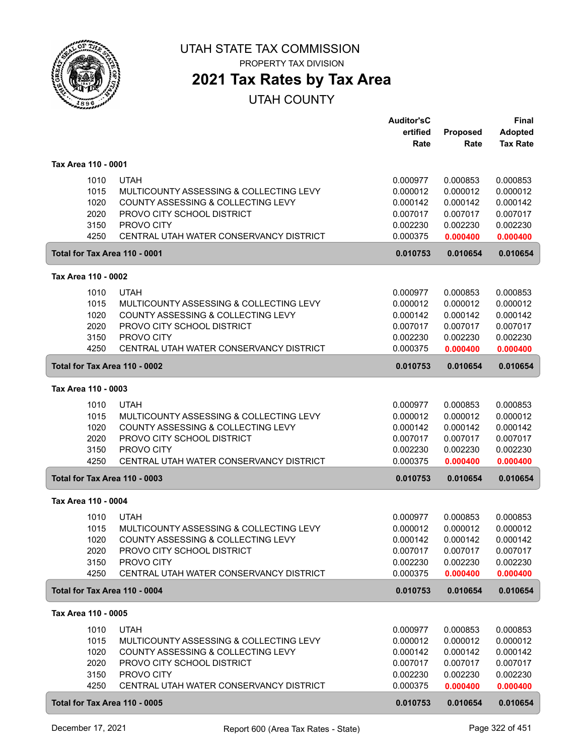# UTAH STATE TAX COMMISSION

PROPERTY TAX DIVISION

## 2021 Tax Rates by Tax Area

UTAH COUNTY

| | | Auditor'sCertified Rate | Proposed Rate | Final Adopted Tax Rate |
|---|---|---|---|---|
| **Tax Area 110 - 0001** | | | | |
| 1010 | UTAH | 0.000977 | 0.000853 | 0.000853 |
| 1015 | MULTICOUNTY ASSESSING & COLLECTING LEVY | 0.000012 | 0.000012 | 0.000012 |
| 1020 | COUNTY ASSESSING & COLLECTING LEVY | 0.000142 | 0.000142 | 0.000142 |
| 2020 | PROVO CITY SCHOOL DISTRICT | 0.007017 | 0.007017 | 0.007017 |
| 3150 | PROVO CITY | 0.002230 | 0.002230 | 0.002230 |
| 4250 | CENTRAL UTAH WATER CONSERVANCY DISTRICT | 0.000375 | **0.000400** | **0.000400** |
| **Total for Tax Area 110 - 0001** | | **0.010753** | **0.010654** | **0.010654** |
| **Tax Area 110 - 0002** | | | | |
| 1010 | UTAH | 0.000977 | 0.000853 | 0.000853 |
| 1015 | MULTICOUNTY ASSESSING & COLLECTING LEVY | 0.000012 | 0.000012 | 0.000012 |
| 1020 | COUNTY ASSESSING & COLLECTING LEVY | 0.000142 | 0.000142 | 0.000142 |
| 2020 | PROVO CITY SCHOOL DISTRICT | 0.007017 | 0.007017 | 0.007017 |
| 3150 | PROVO CITY | 0.002230 | 0.002230 | 0.002230 |
| 4250 | CENTRAL UTAH WATER CONSERVANCY DISTRICT | 0.000375 | **0.000400** | **0.000400** |
| **Total for Tax Area 110 - 0002** | | **0.010753** | **0.010654** | **0.010654** |
| **Tax Area 110 - 0003** | | | | |
| 1010 | UTAH | 0.000977 | 0.000853 | 0.000853 |
| 1015 | MULTICOUNTY ASSESSING & COLLECTING LEVY | 0.000012 | 0.000012 | 0.000012 |
| 1020 | COUNTY ASSESSING & COLLECTING LEVY | 0.000142 | 0.000142 | 0.000142 |
| 2020 | PROVO CITY SCHOOL DISTRICT | 0.007017 | 0.007017 | 0.007017 |
| 3150 | PROVO CITY | 0.002230 | 0.002230 | 0.002230 |
| 4250 | CENTRAL UTAH WATER CONSERVANCY DISTRICT | 0.000375 | **0.000400** | **0.000400** |
| **Total for Tax Area 110 - 0003** | | **0.010753** | **0.010654** | **0.010654** |
| **Tax Area 110 - 0004** | | | | |
| 1010 | UTAH | 0.000977 | 0.000853 | 0.000853 |
| 1015 | MULTICOUNTY ASSESSING & COLLECTING LEVY | 0.000012 | 0.000012 | 0.000012 |
| 1020 | COUNTY ASSESSING & COLLECTING LEVY | 0.000142 | 0.000142 | 0.000142 |
| 2020 | PROVO CITY SCHOOL DISTRICT | 0.007017 | 0.007017 | 0.007017 |
| 3150 | PROVO CITY | 0.002230 | 0.002230 | 0.002230 |
| 4250 | CENTRAL UTAH WATER CONSERVANCY DISTRICT | 0.000375 | **0.000400** | **0.000400** |
| **Total for Tax Area 110 - 0004** | | **0.010753** | **0.010654** | **0.010654** |
| **Tax Area 110 - 0005** | | | | |
| 1010 | UTAH | 0.000977 | 0.000853 | 0.000853 |
| 1015 | MULTICOUNTY ASSESSING & COLLECTING LEVY | 0.000012 | 0.000012 | 0.000012 |
| 1020 | COUNTY ASSESSING & COLLECTING LEVY | 0.000142 | 0.000142 | 0.000142 |
| 2020 | PROVO CITY SCHOOL DISTRICT | 0.007017 | 0.007017 | 0.007017 |
| 3150 | PROVO CITY | 0.002230 | 0.002230 | 0.002230 |
| 4250 | CENTRAL UTAH WATER CONSERVANCY DISTRICT | 0.000375 | **0.000400** | **0.000400** |
| **Total for Tax Area 110 - 0005** | | **0.010753** | **0.010654** | **0.010654** |

December 17, 2021 — Report 600 (Area Tax Rates - State)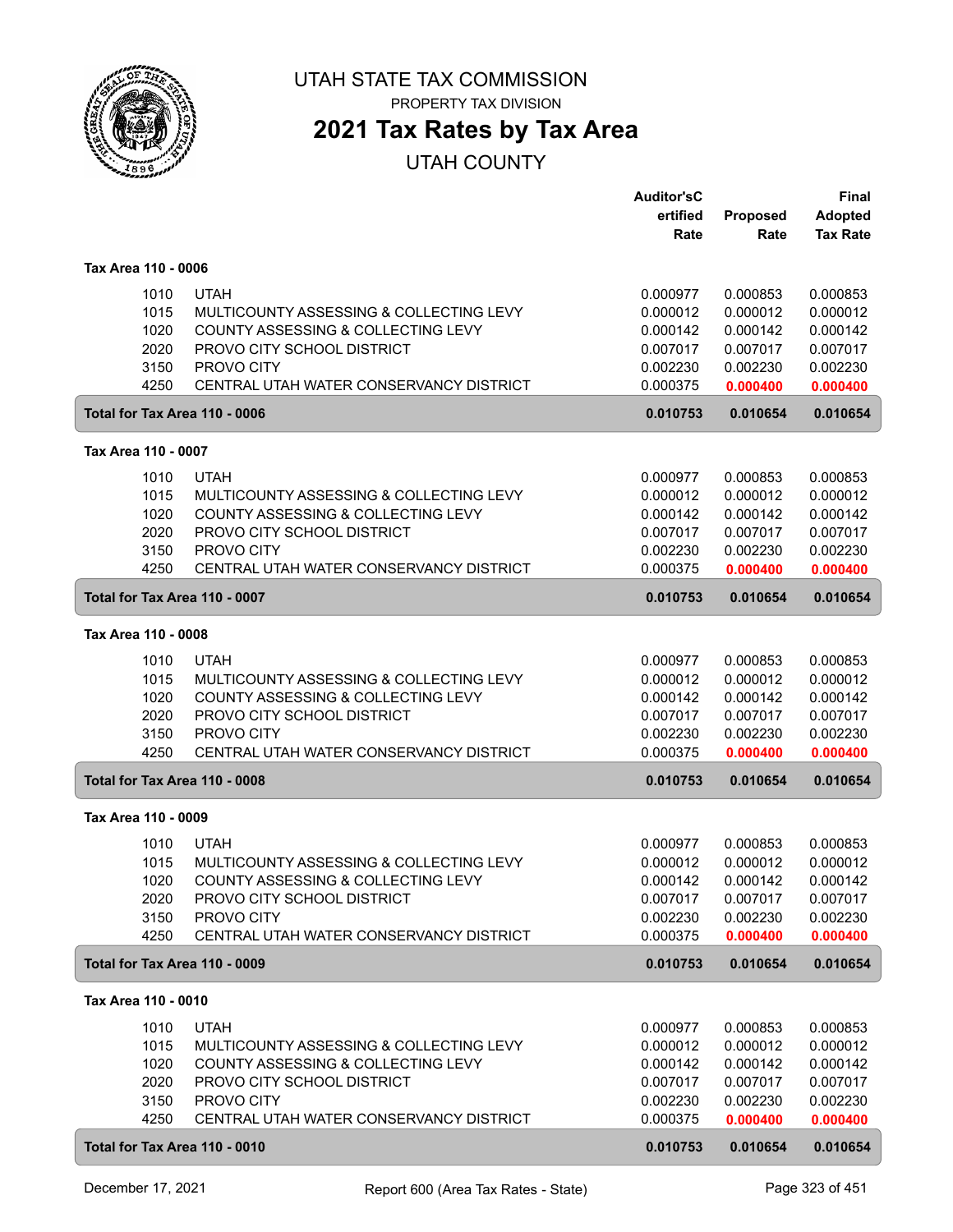# UTAH STATE TAX COMMISSION

PROPERTY TAX DIVISION

## 2021 Tax Rates by Tax Area

UTAH COUNTY

| | | Auditor'sCertified Rate | Proposed Rate | Final Adopted Tax Rate |
|---|---|---|---|---|
| **Tax Area 110 - 0006** | | | | |
| 1010 | UTAH | 0.000977 | 0.000853 | 0.000853 |
| 1015 | MULTICOUNTY ASSESSING & COLLECTING LEVY | 0.000012 | 0.000012 | 0.000012 |
| 1020 | COUNTY ASSESSING & COLLECTING LEVY | 0.000142 | 0.000142 | 0.000142 |
| 2020 | PROVO CITY SCHOOL DISTRICT | 0.007017 | 0.007017 | 0.007017 |
| 3150 | PROVO CITY | 0.002230 | 0.002230 | 0.002230 |
| 4250 | CENTRAL UTAH WATER CONSERVANCY DISTRICT | 0.000375 | 0.000400 | 0.000400 |
| **Total for Tax Area 110 - 0006** | | **0.010753** | **0.010654** | **0.010654** |
| **Tax Area 110 - 0007** | | | | |
| 1010 | UTAH | 0.000977 | 0.000853 | 0.000853 |
| 1015 | MULTICOUNTY ASSESSING & COLLECTING LEVY | 0.000012 | 0.000012 | 0.000012 |
| 1020 | COUNTY ASSESSING & COLLECTING LEVY | 0.000142 | 0.000142 | 0.000142 |
| 2020 | PROVO CITY SCHOOL DISTRICT | 0.007017 | 0.007017 | 0.007017 |
| 3150 | PROVO CITY | 0.002230 | 0.002230 | 0.002230 |
| 4250 | CENTRAL UTAH WATER CONSERVANCY DISTRICT | 0.000375 | 0.000400 | 0.000400 |
| **Total for Tax Area 110 - 0007** | | **0.010753** | **0.010654** | **0.010654** |
| **Tax Area 110 - 0008** | | | | |
| 1010 | UTAH | 0.000977 | 0.000853 | 0.000853 |
| 1015 | MULTICOUNTY ASSESSING & COLLECTING LEVY | 0.000012 | 0.000012 | 0.000012 |
| 1020 | COUNTY ASSESSING & COLLECTING LEVY | 0.000142 | 0.000142 | 0.000142 |
| 2020 | PROVO CITY SCHOOL DISTRICT | 0.007017 | 0.007017 | 0.007017 |
| 3150 | PROVO CITY | 0.002230 | 0.002230 | 0.002230 |
| 4250 | CENTRAL UTAH WATER CONSERVANCY DISTRICT | 0.000375 | 0.000400 | 0.000400 |
| **Total for Tax Area 110 - 0008** | | **0.010753** | **0.010654** | **0.010654** |
| **Tax Area 110 - 0009** | | | | |
| 1010 | UTAH | 0.000977 | 0.000853 | 0.000853 |
| 1015 | MULTICOUNTY ASSESSING & COLLECTING LEVY | 0.000012 | 0.000012 | 0.000012 |
| 1020 | COUNTY ASSESSING & COLLECTING LEVY | 0.000142 | 0.000142 | 0.000142 |
| 2020 | PROVO CITY SCHOOL DISTRICT | 0.007017 | 0.007017 | 0.007017 |
| 3150 | PROVO CITY | 0.002230 | 0.002230 | 0.002230 |
| 4250 | CENTRAL UTAH WATER CONSERVANCY DISTRICT | 0.000375 | 0.000400 | 0.000400 |
| **Total for Tax Area 110 - 0009** | | **0.010753** | **0.010654** | **0.010654** |
| **Tax Area 110 - 0010** | | | | |
| 1010 | UTAH | 0.000977 | 0.000853 | 0.000853 |
| 1015 | MULTICOUNTY ASSESSING & COLLECTING LEVY | 0.000012 | 0.000012 | 0.000012 |
| 1020 | COUNTY ASSESSING & COLLECTING LEVY | 0.000142 | 0.000142 | 0.000142 |
| 2020 | PROVO CITY SCHOOL DISTRICT | 0.007017 | 0.007017 | 0.007017 |
| 3150 | PROVO CITY | 0.002230 | 0.002230 | 0.002230 |
| 4250 | CENTRAL UTAH WATER CONSERVANCY DISTRICT | 0.000375 | 0.000400 | 0.000400 |
| **Total for Tax Area 110 - 0010** | | **0.010753** | **0.010654** | **0.010654** |

December 17, 2021 — Report 600 (Area Tax Rates - State)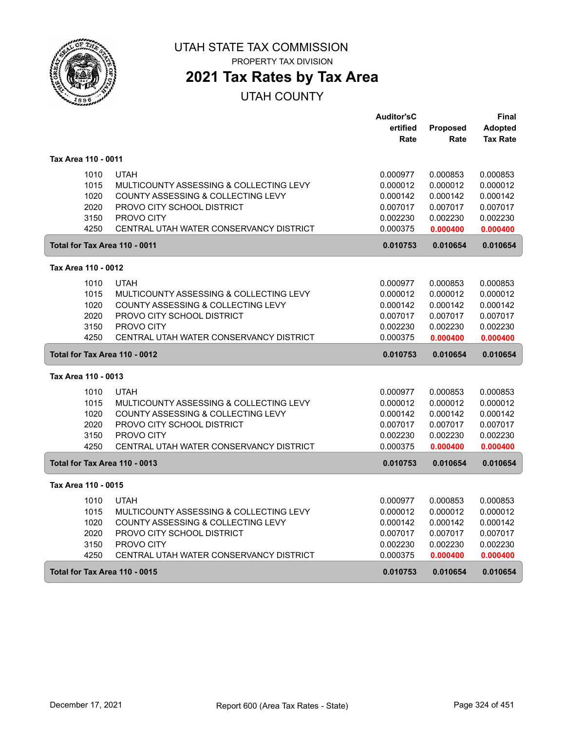# UTAH STATE TAX COMMISSION

PROPERTY TAX DIVISION

## 2021 Tax Rates by Tax Area

UTAH COUNTY

| | | Auditor'sCertified Rate | Proposed Rate | Final Adopted Tax Rate |
|---|---|---|---|---|
| **Tax Area 110 - 0011** | | | | |
| 1010 | UTAH | 0.000977 | 0.000853 | 0.000853 |
| 1015 | MULTICOUNTY ASSESSING & COLLECTING LEVY | 0.000012 | 0.000012 | 0.000012 |
| 1020 | COUNTY ASSESSING & COLLECTING LEVY | 0.000142 | 0.000142 | 0.000142 |
| 2020 | PROVO CITY SCHOOL DISTRICT | 0.007017 | 0.007017 | 0.007017 |
| 3150 | PROVO CITY | 0.002230 | 0.002230 | 0.002230 |
| 4250 | CENTRAL UTAH WATER CONSERVANCY DISTRICT | 0.000375 | **0.000400** | **0.000400** |
| **Total for Tax Area 110 - 0011** | | **0.010753** | **0.010654** | **0.010654** |
| **Tax Area 110 - 0012** | | | | |
| 1010 | UTAH | 0.000977 | 0.000853 | 0.000853 |
| 1015 | MULTICOUNTY ASSESSING & COLLECTING LEVY | 0.000012 | 0.000012 | 0.000012 |
| 1020 | COUNTY ASSESSING & COLLECTING LEVY | 0.000142 | 0.000142 | 0.000142 |
| 2020 | PROVO CITY SCHOOL DISTRICT | 0.007017 | 0.007017 | 0.007017 |
| 3150 | PROVO CITY | 0.002230 | 0.002230 | 0.002230 |
| 4250 | CENTRAL UTAH WATER CONSERVANCY DISTRICT | 0.000375 | **0.000400** | **0.000400** |
| **Total for Tax Area 110 - 0012** | | **0.010753** | **0.010654** | **0.010654** |
| **Tax Area 110 - 0013** | | | | |
| 1010 | UTAH | 0.000977 | 0.000853 | 0.000853 |
| 1015 | MULTICOUNTY ASSESSING & COLLECTING LEVY | 0.000012 | 0.000012 | 0.000012 |
| 1020 | COUNTY ASSESSING & COLLECTING LEVY | 0.000142 | 0.000142 | 0.000142 |
| 2020 | PROVO CITY SCHOOL DISTRICT | 0.007017 | 0.007017 | 0.007017 |
| 3150 | PROVO CITY | 0.002230 | 0.002230 | 0.002230 |
| 4250 | CENTRAL UTAH WATER CONSERVANCY DISTRICT | 0.000375 | **0.000400** | **0.000400** |
| **Total for Tax Area 110 - 0013** | | **0.010753** | **0.010654** | **0.010654** |
| **Tax Area 110 - 0015** | | | | |
| 1010 | UTAH | 0.000977 | 0.000853 | 0.000853 |
| 1015 | MULTICOUNTY ASSESSING & COLLECTING LEVY | 0.000012 | 0.000012 | 0.000012 |
| 1020 | COUNTY ASSESSING & COLLECTING LEVY | 0.000142 | 0.000142 | 0.000142 |
| 2020 | PROVO CITY SCHOOL DISTRICT | 0.007017 | 0.007017 | 0.007017 |
| 3150 | PROVO CITY | 0.002230 | 0.002230 | 0.002230 |
| 4250 | CENTRAL UTAH WATER CONSERVANCY DISTRICT | 0.000375 | **0.000400** | **0.000400** |
| **Total for Tax Area 110 - 0015** | | **0.010753** | **0.010654** | **0.010654** |

December 17, 2021 Report 600 (Area Tax Rates - State)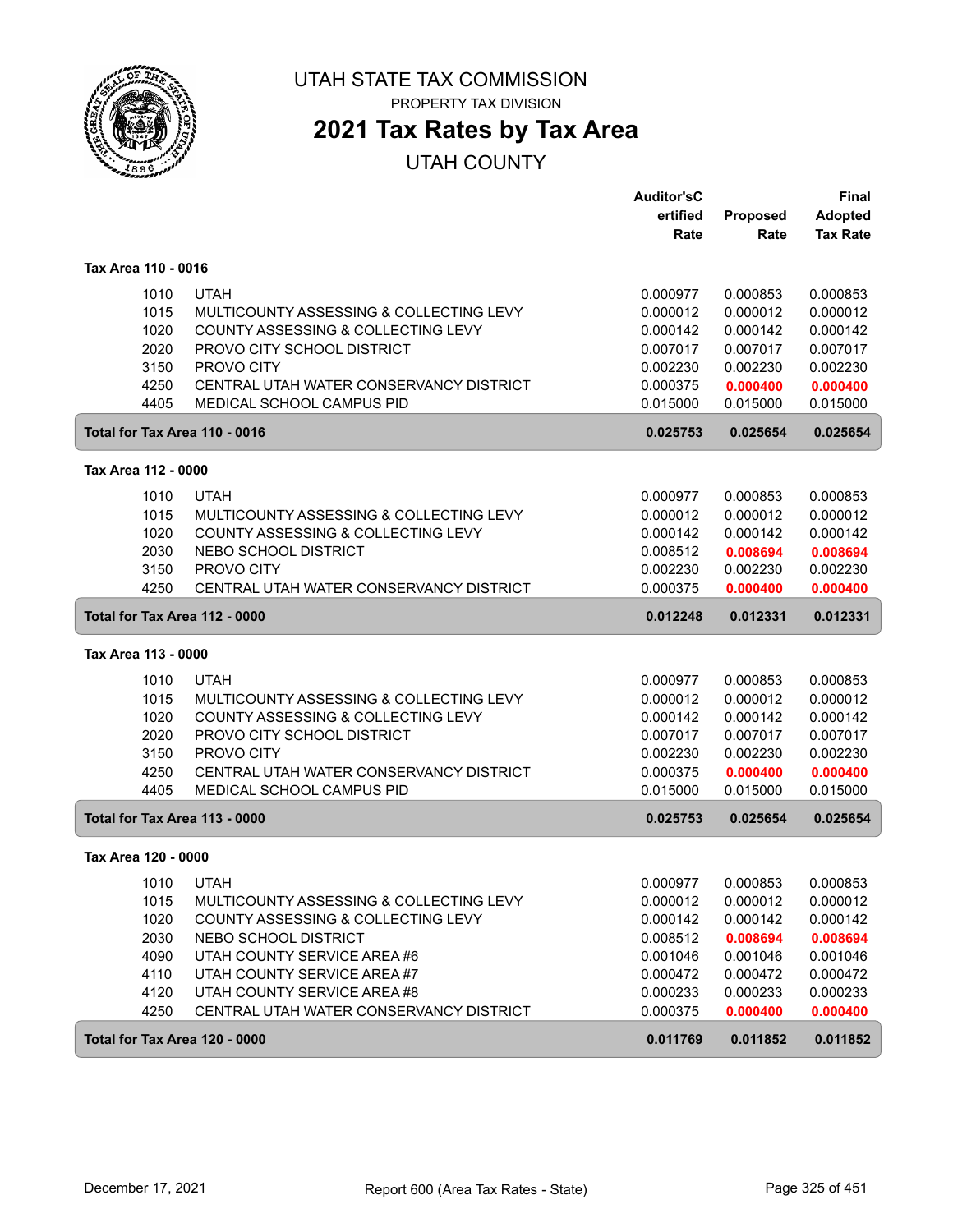# UTAH STATE TAX COMMISSION

PROPERTY TAX DIVISION

## 2021 Tax Rates by Tax Area

UTAH COUNTY

| | | Auditor'sCertified Rate | Proposed Rate | Final Adopted Tax Rate |
|---|---|---|---|---|
| **Tax Area 110 - 0016** | | | | |
| 1010 | UTAH | 0.000977 | 0.000853 | 0.000853 |
| 1015 | MULTICOUNTY ASSESSING & COLLECTING LEVY | 0.000012 | 0.000012 | 0.000012 |
| 1020 | COUNTY ASSESSING & COLLECTING LEVY | 0.000142 | 0.000142 | 0.000142 |
| 2020 | PROVO CITY SCHOOL DISTRICT | 0.007017 | 0.007017 | 0.007017 |
| 3150 | PROVO CITY | 0.002230 | 0.002230 | 0.002230 |
| 4250 | CENTRAL UTAH WATER CONSERVANCY DISTRICT | 0.000375 | **0.000400** | **0.000400** |
| 4405 | MEDICAL SCHOOL CAMPUS PID | 0.015000 | 0.015000 | 0.015000 |
| **Total for Tax Area 110 - 0016** | | **0.025753** | **0.025654** | **0.025654** |
| **Tax Area 112 - 0000** | | | | |
| 1010 | UTAH | 0.000977 | 0.000853 | 0.000853 |
| 1015 | MULTICOUNTY ASSESSING & COLLECTING LEVY | 0.000012 | 0.000012 | 0.000012 |
| 1020 | COUNTY ASSESSING & COLLECTING LEVY | 0.000142 | 0.000142 | 0.000142 |
| 2030 | NEBO SCHOOL DISTRICT | 0.008512 | **0.008694** | **0.008694** |
| 3150 | PROVO CITY | 0.002230 | 0.002230 | 0.002230 |
| 4250 | CENTRAL UTAH WATER CONSERVANCY DISTRICT | 0.000375 | **0.000400** | **0.000400** |
| **Total for Tax Area 112 - 0000** | | **0.012248** | **0.012331** | **0.012331** |
| **Tax Area 113 - 0000** | | | | |
| 1010 | UTAH | 0.000977 | 0.000853 | 0.000853 |
| 1015 | MULTICOUNTY ASSESSING & COLLECTING LEVY | 0.000012 | 0.000012 | 0.000012 |
| 1020 | COUNTY ASSESSING & COLLECTING LEVY | 0.000142 | 0.000142 | 0.000142 |
| 2020 | PROVO CITY SCHOOL DISTRICT | 0.007017 | 0.007017 | 0.007017 |
| 3150 | PROVO CITY | 0.002230 | 0.002230 | 0.002230 |
| 4250 | CENTRAL UTAH WATER CONSERVANCY DISTRICT | 0.000375 | **0.000400** | **0.000400** |
| 4405 | MEDICAL SCHOOL CAMPUS PID | 0.015000 | 0.015000 | 0.015000 |
| **Total for Tax Area 113 - 0000** | | **0.025753** | **0.025654** | **0.025654** |
| **Tax Area 120 - 0000** | | | | |
| 1010 | UTAH | 0.000977 | 0.000853 | 0.000853 |
| 1015 | MULTICOUNTY ASSESSING & COLLECTING LEVY | 0.000012 | 0.000012 | 0.000012 |
| 1020 | COUNTY ASSESSING & COLLECTING LEVY | 0.000142 | 0.000142 | 0.000142 |
| 2030 | NEBO SCHOOL DISTRICT | 0.008512 | **0.008694** | **0.008694** |
| 4090 | UTAH COUNTY SERVICE AREA #6 | 0.001046 | 0.001046 | 0.001046 |
| 4110 | UTAH COUNTY SERVICE AREA #7 | 0.000472 | 0.000472 | 0.000472 |
| 4120 | UTAH COUNTY SERVICE AREA #8 | 0.000233 | 0.000233 | 0.000233 |
| 4250 | CENTRAL UTAH WATER CONSERVANCY DISTRICT | 0.000375 | **0.000400** | **0.000400** |
| **Total for Tax Area 120 - 0000** | | **0.011769** | **0.011852** | **0.011852** |

December 17, 2021 Report 600 (Area Tax Rates - State)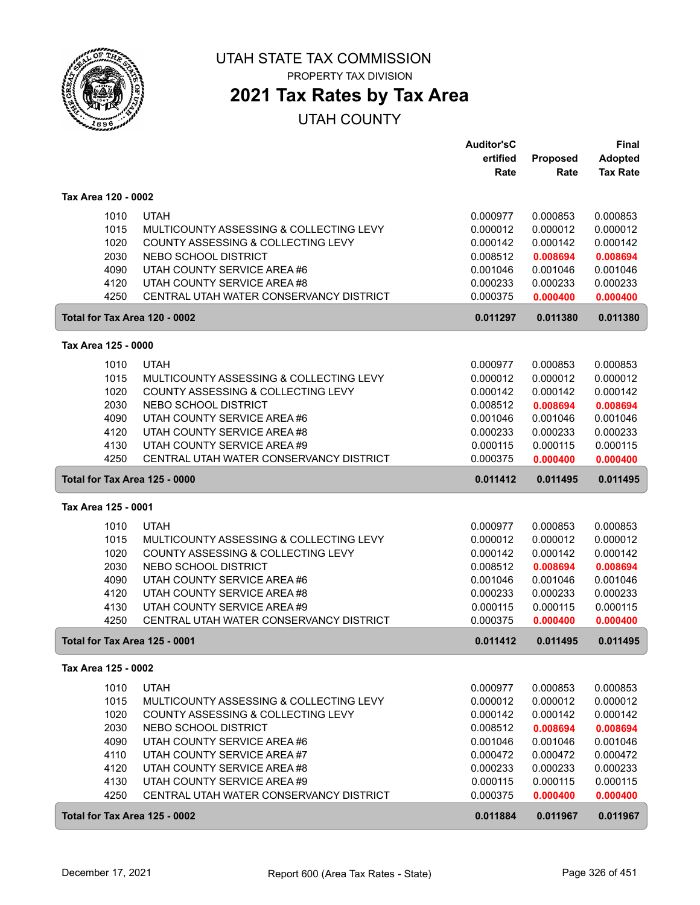# UTAH STATE TAX COMMISSION

PROPERTY TAX DIVISION

## 2021 Tax Rates by Tax Area

UTAH COUNTY

| | | Auditor's Certified Rate | Proposed Rate | Final Adopted Tax Rate |
|---|---|---|---|---|
| **Tax Area 120 - 0002** | | | | |
| 1010 | UTAH | 0.000977 | 0.000853 | 0.000853 |
| 1015 | MULTICOUNTY ASSESSING & COLLECTING LEVY | 0.000012 | 0.000012 | 0.000012 |
| 1020 | COUNTY ASSESSING & COLLECTING LEVY | 0.000142 | 0.000142 | 0.000142 |
| 2030 | NEBO SCHOOL DISTRICT | 0.008512 | **0.008694** | **0.008694** |
| 4090 | UTAH COUNTY SERVICE AREA #6 | 0.001046 | 0.001046 | 0.001046 |
| 4120 | UTAH COUNTY SERVICE AREA #8 | 0.000233 | 0.000233 | 0.000233 |
| 4250 | CENTRAL UTAH WATER CONSERVANCY DISTRICT | 0.000375 | **0.000400** | **0.000400** |
| **Total for Tax Area 120 - 0002** | | **0.011297** | **0.011380** | **0.011380** |
| **Tax Area 125 - 0000** | | | | |
| 1010 | UTAH | 0.000977 | 0.000853 | 0.000853 |
| 1015 | MULTICOUNTY ASSESSING & COLLECTING LEVY | 0.000012 | 0.000012 | 0.000012 |
| 1020 | COUNTY ASSESSING & COLLECTING LEVY | 0.000142 | 0.000142 | 0.000142 |
| 2030 | NEBO SCHOOL DISTRICT | 0.008512 | **0.008694** | **0.008694** |
| 4090 | UTAH COUNTY SERVICE AREA #6 | 0.001046 | 0.001046 | 0.001046 |
| 4120 | UTAH COUNTY SERVICE AREA #8 | 0.000233 | 0.000233 | 0.000233 |
| 4130 | UTAH COUNTY SERVICE AREA #9 | 0.000115 | 0.000115 | 0.000115 |
| 4250 | CENTRAL UTAH WATER CONSERVANCY DISTRICT | 0.000375 | **0.000400** | **0.000400** |
| **Total for Tax Area 125 - 0000** | | **0.011412** | **0.011495** | **0.011495** |
| **Tax Area 125 - 0001** | | | | |
| 1010 | UTAH | 0.000977 | 0.000853 | 0.000853 |
| 1015 | MULTICOUNTY ASSESSING & COLLECTING LEVY | 0.000012 | 0.000012 | 0.000012 |
| 1020 | COUNTY ASSESSING & COLLECTING LEVY | 0.000142 | 0.000142 | 0.000142 |
| 2030 | NEBO SCHOOL DISTRICT | 0.008512 | **0.008694** | **0.008694** |
| 4090 | UTAH COUNTY SERVICE AREA #6 | 0.001046 | 0.001046 | 0.001046 |
| 4120 | UTAH COUNTY SERVICE AREA #8 | 0.000233 | 0.000233 | 0.000233 |
| 4130 | UTAH COUNTY SERVICE AREA #9 | 0.000115 | 0.000115 | 0.000115 |
| 4250 | CENTRAL UTAH WATER CONSERVANCY DISTRICT | 0.000375 | **0.000400** | **0.000400** |
| **Total for Tax Area 125 - 0001** | | **0.011412** | **0.011495** | **0.011495** |
| **Tax Area 125 - 0002** | | | | |
| 1010 | UTAH | 0.000977 | 0.000853 | 0.000853 |
| 1015 | MULTICOUNTY ASSESSING & COLLECTING LEVY | 0.000012 | 0.000012 | 0.000012 |
| 1020 | COUNTY ASSESSING & COLLECTING LEVY | 0.000142 | 0.000142 | 0.000142 |
| 2030 | NEBO SCHOOL DISTRICT | 0.008512 | **0.008694** | **0.008694** |
| 4090 | UTAH COUNTY SERVICE AREA #6 | 0.001046 | 0.001046 | 0.001046 |
| 4110 | UTAH COUNTY SERVICE AREA #7 | 0.000472 | 0.000472 | 0.000472 |
| 4120 | UTAH COUNTY SERVICE AREA #8 | 0.000233 | 0.000233 | 0.000233 |
| 4130 | UTAH COUNTY SERVICE AREA #9 | 0.000115 | 0.000115 | 0.000115 |
| 4250 | CENTRAL UTAH WATER CONSERVANCY DISTRICT | 0.000375 | **0.000400** | **0.000400** |
| **Total for Tax Area 125 - 0002** | | **0.011884** | **0.011967** | **0.011967** |

December 17, 2021 — Report 600 (Area Tax Rates - State)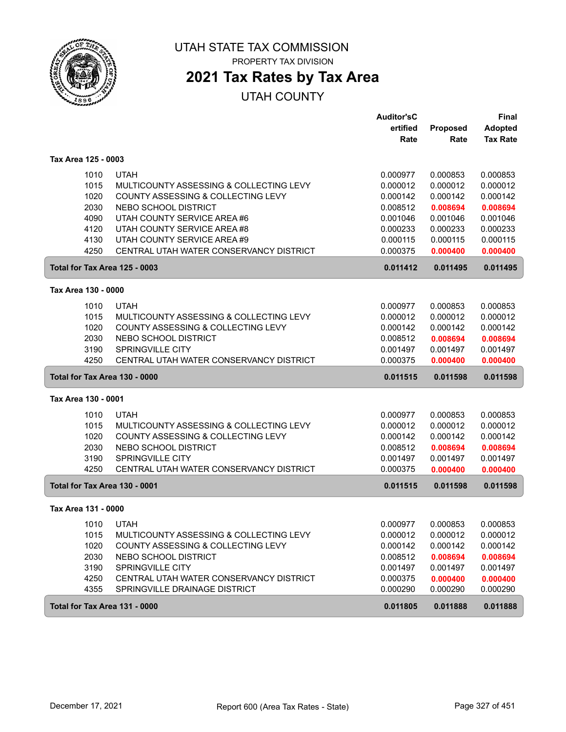# UTAH STATE TAX COMMISSION

PROPERTY TAX DIVISION

## 2021 Tax Rates by Tax Area

UTAH COUNTY

| | | Auditor'sCertified Rate | Proposed Rate | Final Adopted Tax Rate |
|---|---|---|---|---|
| **Tax Area 125 - 0003** | | | | |
| 1010 | UTAH | 0.000977 | 0.000853 | 0.000853 |
| 1015 | MULTICOUNTY ASSESSING & COLLECTING LEVY | 0.000012 | 0.000012 | 0.000012 |
| 1020 | COUNTY ASSESSING & COLLECTING LEVY | 0.000142 | 0.000142 | 0.000142 |
| 2030 | NEBO SCHOOL DISTRICT | 0.008512 | **0.008694** | **0.008694** |
| 4090 | UTAH COUNTY SERVICE AREA #6 | 0.001046 | 0.001046 | 0.001046 |
| 4120 | UTAH COUNTY SERVICE AREA #8 | 0.000233 | 0.000233 | 0.000233 |
| 4130 | UTAH COUNTY SERVICE AREA #9 | 0.000115 | 0.000115 | 0.000115 |
| 4250 | CENTRAL UTAH WATER CONSERVANCY DISTRICT | 0.000375 | **0.000400** | **0.000400** |
| **Total for Tax Area 125 - 0003** | | **0.011412** | **0.011495** | **0.011495** |
| **Tax Area 130 - 0000** | | | | |
| 1010 | UTAH | 0.000977 | 0.000853 | 0.000853 |
| 1015 | MULTICOUNTY ASSESSING & COLLECTING LEVY | 0.000012 | 0.000012 | 0.000012 |
| 1020 | COUNTY ASSESSING & COLLECTING LEVY | 0.000142 | 0.000142 | 0.000142 |
| 2030 | NEBO SCHOOL DISTRICT | 0.008512 | **0.008694** | **0.008694** |
| 3190 | SPRINGVILLE CITY | 0.001497 | 0.001497 | 0.001497 |
| 4250 | CENTRAL UTAH WATER CONSERVANCY DISTRICT | 0.000375 | **0.000400** | **0.000400** |
| **Total for Tax Area 130 - 0000** | | **0.011515** | **0.011598** | **0.011598** |
| **Tax Area 130 - 0001** | | | | |
| 1010 | UTAH | 0.000977 | 0.000853 | 0.000853 |
| 1015 | MULTICOUNTY ASSESSING & COLLECTING LEVY | 0.000012 | 0.000012 | 0.000012 |
| 1020 | COUNTY ASSESSING & COLLECTING LEVY | 0.000142 | 0.000142 | 0.000142 |
| 2030 | NEBO SCHOOL DISTRICT | 0.008512 | **0.008694** | **0.008694** |
| 3190 | SPRINGVILLE CITY | 0.001497 | 0.001497 | 0.001497 |
| 4250 | CENTRAL UTAH WATER CONSERVANCY DISTRICT | 0.000375 | **0.000400** | **0.000400** |
| **Total for Tax Area 130 - 0001** | | **0.011515** | **0.011598** | **0.011598** |
| **Tax Area 131 - 0000** | | | | |
| 1010 | UTAH | 0.000977 | 0.000853 | 0.000853 |
| 1015 | MULTICOUNTY ASSESSING & COLLECTING LEVY | 0.000012 | 0.000012 | 0.000012 |
| 1020 | COUNTY ASSESSING & COLLECTING LEVY | 0.000142 | 0.000142 | 0.000142 |
| 2030 | NEBO SCHOOL DISTRICT | 0.008512 | **0.008694** | **0.008694** |
| 3190 | SPRINGVILLE CITY | 0.001497 | 0.001497 | 0.001497 |
| 4250 | CENTRAL UTAH WATER CONSERVANCY DISTRICT | 0.000375 | **0.000400** | **0.000400** |
| 4355 | SPRINGVILLE DRAINAGE DISTRICT | 0.000290 | 0.000290 | 0.000290 |
| **Total for Tax Area 131 - 0000** | | **0.011805** | **0.011888** | **0.011888** |

December 17, 2021 — Report 600 (Area Tax Rates - State)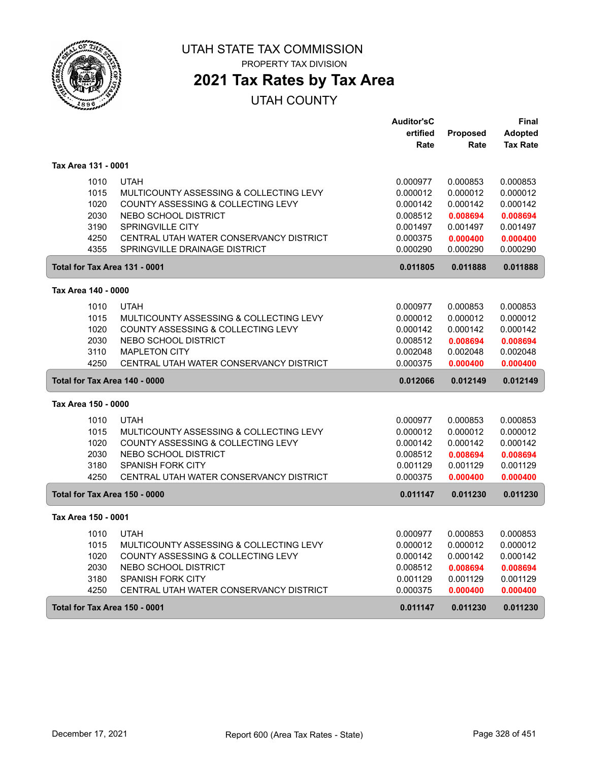# UTAH STATE TAX COMMISSION

PROPERTY TAX DIVISION

## 2021 Tax Rates by Tax Area

UTAH COUNTY

| | | Auditor's Certified Rate | Proposed Rate | Final Adopted Tax Rate |
|---|---|---|---|---|
| **Tax Area 131 - 0001** | | | | |
| 1010 | UTAH | 0.000977 | 0.000853 | 0.000853 |
| 1015 | MULTICOUNTY ASSESSING & COLLECTING LEVY | 0.000012 | 0.000012 | 0.000012 |
| 1020 | COUNTY ASSESSING & COLLECTING LEVY | 0.000142 | 0.000142 | 0.000142 |
| 2030 | NEBO SCHOOL DISTRICT | 0.008512 | **0.008694** | **0.008694** |
| 3190 | SPRINGVILLE CITY | 0.001497 | 0.001497 | 0.001497 |
| 4250 | CENTRAL UTAH WATER CONSERVANCY DISTRICT | 0.000375 | **0.000400** | **0.000400** |
| 4355 | SPRINGVILLE DRAINAGE DISTRICT | 0.000290 | 0.000290 | 0.000290 |
| **Total for Tax Area 131 - 0001** | | **0.011805** | **0.011888** | **0.011888** |
| **Tax Area 140 - 0000** | | | | |
| 1010 | UTAH | 0.000977 | 0.000853 | 0.000853 |
| 1015 | MULTICOUNTY ASSESSING & COLLECTING LEVY | 0.000012 | 0.000012 | 0.000012 |
| 1020 | COUNTY ASSESSING & COLLECTING LEVY | 0.000142 | 0.000142 | 0.000142 |
| 2030 | NEBO SCHOOL DISTRICT | 0.008512 | **0.008694** | **0.008694** |
| 3110 | MAPLETON CITY | 0.002048 | 0.002048 | 0.002048 |
| 4250 | CENTRAL UTAH WATER CONSERVANCY DISTRICT | 0.000375 | **0.000400** | **0.000400** |
| **Total for Tax Area 140 - 0000** | | **0.012066** | **0.012149** | **0.012149** |
| **Tax Area 150 - 0000** | | | | |
| 1010 | UTAH | 0.000977 | 0.000853 | 0.000853 |
| 1015 | MULTICOUNTY ASSESSING & COLLECTING LEVY | 0.000012 | 0.000012 | 0.000012 |
| 1020 | COUNTY ASSESSING & COLLECTING LEVY | 0.000142 | 0.000142 | 0.000142 |
| 2030 | NEBO SCHOOL DISTRICT | 0.008512 | **0.008694** | **0.008694** |
| 3180 | SPANISH FORK CITY | 0.001129 | 0.001129 | 0.001129 |
| 4250 | CENTRAL UTAH WATER CONSERVANCY DISTRICT | 0.000375 | **0.000400** | **0.000400** |
| **Total for Tax Area 150 - 0000** | | **0.011147** | **0.011230** | **0.011230** |
| **Tax Area 150 - 0001** | | | | |
| 1010 | UTAH | 0.000977 | 0.000853 | 0.000853 |
| 1015 | MULTICOUNTY ASSESSING & COLLECTING LEVY | 0.000012 | 0.000012 | 0.000012 |
| 1020 | COUNTY ASSESSING & COLLECTING LEVY | 0.000142 | 0.000142 | 0.000142 |
| 2030 | NEBO SCHOOL DISTRICT | 0.008512 | **0.008694** | **0.008694** |
| 3180 | SPANISH FORK CITY | 0.001129 | 0.001129 | 0.001129 |
| 4250 | CENTRAL UTAH WATER CONSERVANCY DISTRICT | 0.000375 | **0.000400** | **0.000400** |
| **Total for Tax Area 150 - 0001** | | **0.011147** | **0.011230** | **0.011230** |

December 17, 2021 — Report 600 (Area Tax Rates - State)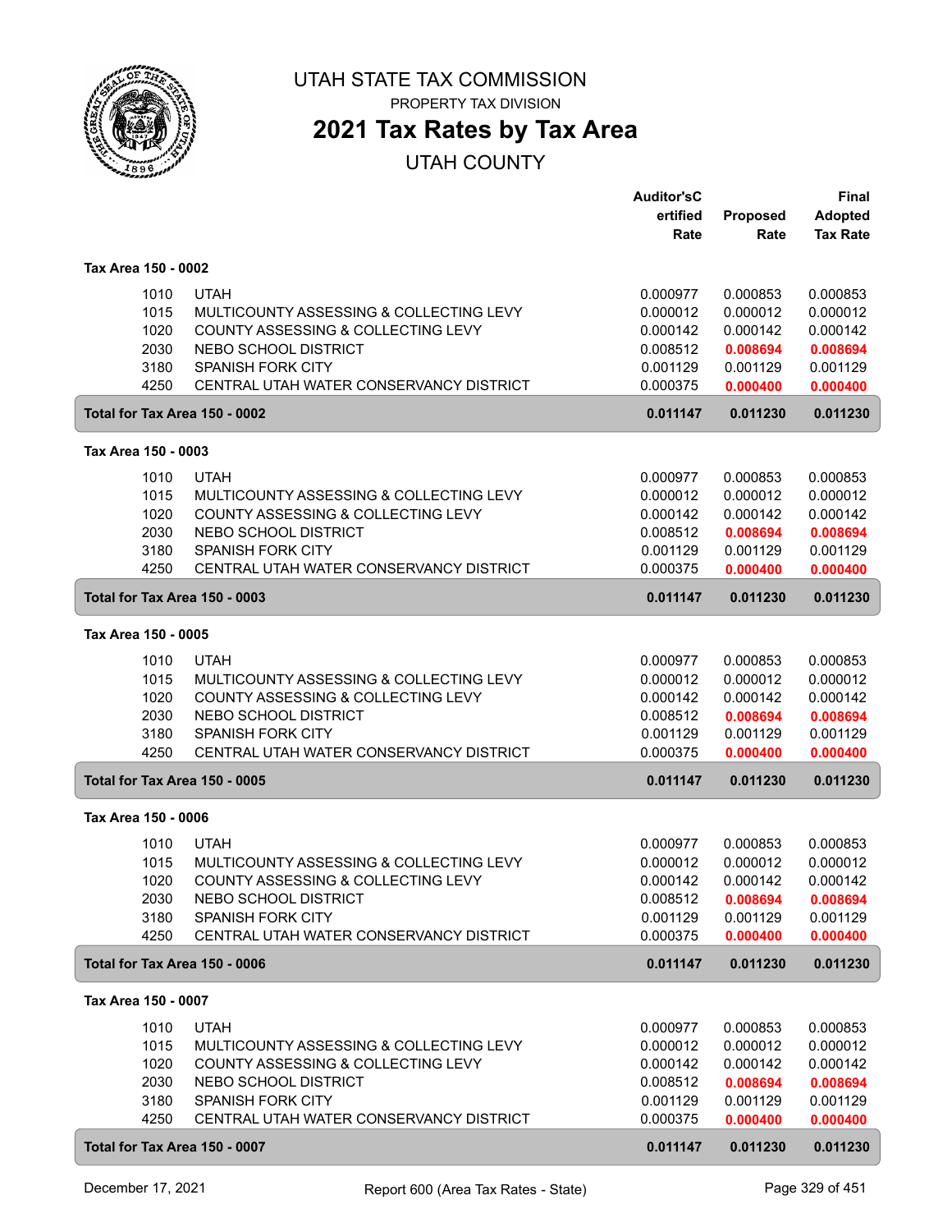# UTAH STATE TAX COMMISSION

PROPERTY TAX DIVISION

## 2021 Tax Rates by Tax Area

UTAH COUNTY

| | | Auditor's Certified Rate | Proposed Rate | Final Adopted Tax Rate |
|---|---|---|---|---|
| **Tax Area 150 - 0002** | | | | |
| 1010 | UTAH | 0.000977 | 0.000853 | 0.000853 |
| 1015 | MULTICOUNTY ASSESSING & COLLECTING LEVY | 0.000012 | 0.000012 | 0.000012 |
| 1020 | COUNTY ASSESSING & COLLECTING LEVY | 0.000142 | 0.000142 | 0.000142 |
| 2030 | NEBO SCHOOL DISTRICT | 0.008512 | **0.008694** | **0.008694** |
| 3180 | SPANISH FORK CITY | 0.001129 | 0.001129 | 0.001129 |
| 4250 | CENTRAL UTAH WATER CONSERVANCY DISTRICT | 0.000375 | **0.000400** | **0.000400** |
| **Total for Tax Area 150 - 0002** | | **0.011147** | **0.011230** | **0.011230** |
| **Tax Area 150 - 0003** | | | | |
| 1010 | UTAH | 0.000977 | 0.000853 | 0.000853 |
| 1015 | MULTICOUNTY ASSESSING & COLLECTING LEVY | 0.000012 | 0.000012 | 0.000012 |
| 1020 | COUNTY ASSESSING & COLLECTING LEVY | 0.000142 | 0.000142 | 0.000142 |
| 2030 | NEBO SCHOOL DISTRICT | 0.008512 | **0.008694** | **0.008694** |
| 3180 | SPANISH FORK CITY | 0.001129 | 0.001129 | 0.001129 |
| 4250 | CENTRAL UTAH WATER CONSERVANCY DISTRICT | 0.000375 | **0.000400** | **0.000400** |
| **Total for Tax Area 150 - 0003** | | **0.011147** | **0.011230** | **0.011230** |
| **Tax Area 150 - 0005** | | | | |
| 1010 | UTAH | 0.000977 | 0.000853 | 0.000853 |
| 1015 | MULTICOUNTY ASSESSING & COLLECTING LEVY | 0.000012 | 0.000012 | 0.000012 |
| 1020 | COUNTY ASSESSING & COLLECTING LEVY | 0.000142 | 0.000142 | 0.000142 |
| 2030 | NEBO SCHOOL DISTRICT | 0.008512 | **0.008694** | **0.008694** |
| 3180 | SPANISH FORK CITY | 0.001129 | 0.001129 | 0.001129 |
| 4250 | CENTRAL UTAH WATER CONSERVANCY DISTRICT | 0.000375 | **0.000400** | **0.000400** |
| **Total for Tax Area 150 - 0005** | | **0.011147** | **0.011230** | **0.011230** |
| **Tax Area 150 - 0006** | | | | |
| 1010 | UTAH | 0.000977 | 0.000853 | 0.000853 |
| 1015 | MULTICOUNTY ASSESSING & COLLECTING LEVY | 0.000012 | 0.000012 | 0.000012 |
| 1020 | COUNTY ASSESSING & COLLECTING LEVY | 0.000142 | 0.000142 | 0.000142 |
| 2030 | NEBO SCHOOL DISTRICT | 0.008512 | **0.008694** | **0.008694** |
| 3180 | SPANISH FORK CITY | 0.001129 | 0.001129 | 0.001129 |
| 4250 | CENTRAL UTAH WATER CONSERVANCY DISTRICT | 0.000375 | **0.000400** | **0.000400** |
| **Total for Tax Area 150 - 0006** | | **0.011147** | **0.011230** | **0.011230** |
| **Tax Area 150 - 0007** | | | | |
| 1010 | UTAH | 0.000977 | 0.000853 | 0.000853 |
| 1015 | MULTICOUNTY ASSESSING & COLLECTING LEVY | 0.000012 | 0.000012 | 0.000012 |
| 1020 | COUNTY ASSESSING & COLLECTING LEVY | 0.000142 | 0.000142 | 0.000142 |
| 2030 | NEBO SCHOOL DISTRICT | 0.008512 | **0.008694** | **0.008694** |
| 3180 | SPANISH FORK CITY | 0.001129 | 0.001129 | 0.001129 |
| 4250 | CENTRAL UTAH WATER CONSERVANCY DISTRICT | 0.000375 | **0.000400** | **0.000400** |
| **Total for Tax Area 150 - 0007** | | **0.011147** | **0.011230** | **0.011230** |

December 17, 2021 — Report 600 (Area Tax Rates - State)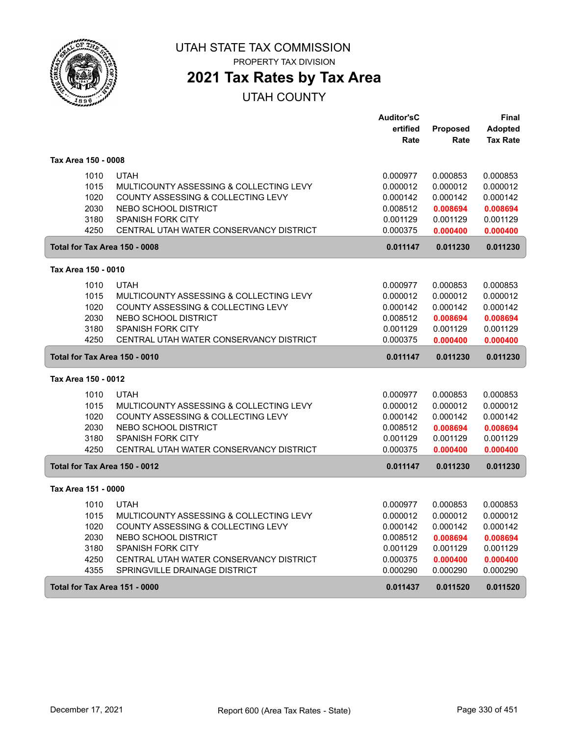# UTAH STATE TAX COMMISSION

PROPERTY TAX DIVISION

## 2021 Tax Rates by Tax Area

UTAH COUNTY

| | | Auditor's Certified Rate | Proposed Rate | Final Adopted Tax Rate |
|---|---|---|---|---|
| **Tax Area 150 - 0008** | | | | |
| 1010 | UTAH | 0.000977 | 0.000853 | 0.000853 |
| 1015 | MULTICOUNTY ASSESSING & COLLECTING LEVY | 0.000012 | 0.000012 | 0.000012 |
| 1020 | COUNTY ASSESSING & COLLECTING LEVY | 0.000142 | 0.000142 | 0.000142 |
| 2030 | NEBO SCHOOL DISTRICT | 0.008512 | **0.008694** | **0.008694** |
| 3180 | SPANISH FORK CITY | 0.001129 | 0.001129 | 0.001129 |
| 4250 | CENTRAL UTAH WATER CONSERVANCY DISTRICT | 0.000375 | **0.000400** | **0.000400** |
| **Total for Tax Area 150 - 0008** | | **0.011147** | **0.011230** | **0.011230** |
| **Tax Area 150 - 0010** | | | | |
| 1010 | UTAH | 0.000977 | 0.000853 | 0.000853 |
| 1015 | MULTICOUNTY ASSESSING & COLLECTING LEVY | 0.000012 | 0.000012 | 0.000012 |
| 1020 | COUNTY ASSESSING & COLLECTING LEVY | 0.000142 | 0.000142 | 0.000142 |
| 2030 | NEBO SCHOOL DISTRICT | 0.008512 | **0.008694** | **0.008694** |
| 3180 | SPANISH FORK CITY | 0.001129 | 0.001129 | 0.001129 |
| 4250 | CENTRAL UTAH WATER CONSERVANCY DISTRICT | 0.000375 | **0.000400** | **0.000400** |
| **Total for Tax Area 150 - 0010** | | **0.011147** | **0.011230** | **0.011230** |
| **Tax Area 150 - 0012** | | | | |
| 1010 | UTAH | 0.000977 | 0.000853 | 0.000853 |
| 1015 | MULTICOUNTY ASSESSING & COLLECTING LEVY | 0.000012 | 0.000012 | 0.000012 |
| 1020 | COUNTY ASSESSING & COLLECTING LEVY | 0.000142 | 0.000142 | 0.000142 |
| 2030 | NEBO SCHOOL DISTRICT | 0.008512 | **0.008694** | **0.008694** |
| 3180 | SPANISH FORK CITY | 0.001129 | 0.001129 | 0.001129 |
| 4250 | CENTRAL UTAH WATER CONSERVANCY DISTRICT | 0.000375 | **0.000400** | **0.000400** |
| **Total for Tax Area 150 - 0012** | | **0.011147** | **0.011230** | **0.011230** |
| **Tax Area 151 - 0000** | | | | |
| 1010 | UTAH | 0.000977 | 0.000853 | 0.000853 |
| 1015 | MULTICOUNTY ASSESSING & COLLECTING LEVY | 0.000012 | 0.000012 | 0.000012 |
| 1020 | COUNTY ASSESSING & COLLECTING LEVY | 0.000142 | 0.000142 | 0.000142 |
| 2030 | NEBO SCHOOL DISTRICT | 0.008512 | **0.008694** | **0.008694** |
| 3180 | SPANISH FORK CITY | 0.001129 | 0.001129 | 0.001129 |
| 4250 | CENTRAL UTAH WATER CONSERVANCY DISTRICT | 0.000375 | **0.000400** | **0.000400** |
| 4355 | SPRINGVILLE DRAINAGE DISTRICT | 0.000290 | 0.000290 | 0.000290 |
| **Total for Tax Area 151 - 0000** | | **0.011437** | **0.011520** | **0.011520** |

December 17, 2021 — Report 600 (Area Tax Rates - State)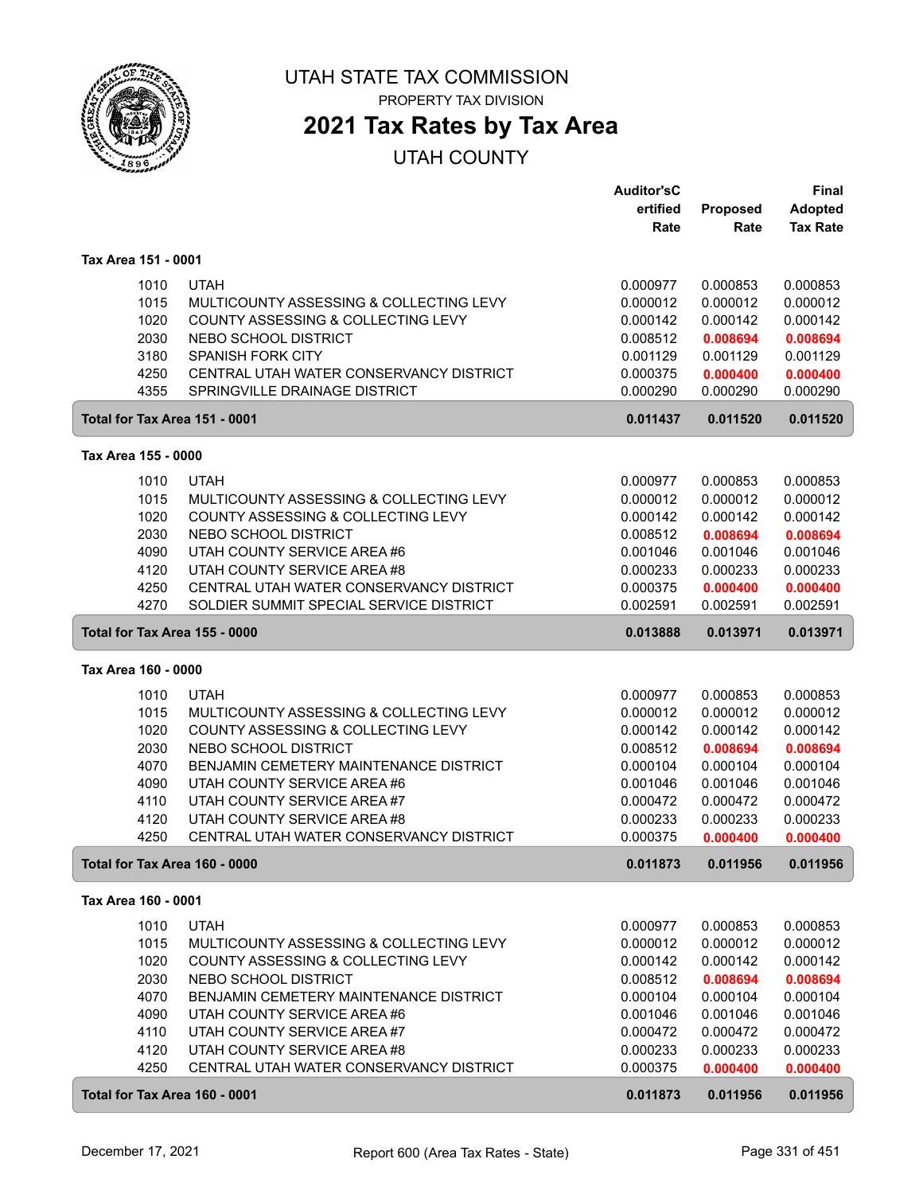# UTAH STATE TAX COMMISSION

PROPERTY TAX DIVISION

## 2021 Tax Rates by Tax Area

UTAH COUNTY

| | | Auditor's Certified Rate | Proposed Rate | Final Adopted Tax Rate |
|---|---|---|---|---|
| **Tax Area 151 - 0001** | | | | |
| 1010 | UTAH | 0.000977 | 0.000853 | 0.000853 |
| 1015 | MULTICOUNTY ASSESSING & COLLECTING LEVY | 0.000012 | 0.000012 | 0.000012 |
| 1020 | COUNTY ASSESSING & COLLECTING LEVY | 0.000142 | 0.000142 | 0.000142 |
| 2030 | NEBO SCHOOL DISTRICT | 0.008512 | **0.008694** | **0.008694** |
| 3180 | SPANISH FORK CITY | 0.001129 | 0.001129 | 0.001129 |
| 4250 | CENTRAL UTAH WATER CONSERVANCY DISTRICT | 0.000375 | **0.000400** | **0.000400** |
| 4355 | SPRINGVILLE DRAINAGE DISTRICT | 0.000290 | 0.000290 | 0.000290 |
| **Total for Tax Area 151 - 0001** | | **0.011437** | **0.011520** | **0.011520** |
| **Tax Area 155 - 0000** | | | | |
| 1010 | UTAH | 0.000977 | 0.000853 | 0.000853 |
| 1015 | MULTICOUNTY ASSESSING & COLLECTING LEVY | 0.000012 | 0.000012 | 0.000012 |
| 1020 | COUNTY ASSESSING & COLLECTING LEVY | 0.000142 | 0.000142 | 0.000142 |
| 2030 | NEBO SCHOOL DISTRICT | 0.008512 | **0.008694** | **0.008694** |
| 4090 | UTAH COUNTY SERVICE AREA #6 | 0.001046 | 0.001046 | 0.001046 |
| 4120 | UTAH COUNTY SERVICE AREA #8 | 0.000233 | 0.000233 | 0.000233 |
| 4250 | CENTRAL UTAH WATER CONSERVANCY DISTRICT | 0.000375 | **0.000400** | **0.000400** |
| 4270 | SOLDIER SUMMIT SPECIAL SERVICE DISTRICT | 0.002591 | 0.002591 | 0.002591 |
| **Total for Tax Area 155 - 0000** | | **0.013888** | **0.013971** | **0.013971** |
| **Tax Area 160 - 0000** | | | | |
| 1010 | UTAH | 0.000977 | 0.000853 | 0.000853 |
| 1015 | MULTICOUNTY ASSESSING & COLLECTING LEVY | 0.000012 | 0.000012 | 0.000012 |
| 1020 | COUNTY ASSESSING & COLLECTING LEVY | 0.000142 | 0.000142 | 0.000142 |
| 2030 | NEBO SCHOOL DISTRICT | 0.008512 | **0.008694** | **0.008694** |
| 4070 | BENJAMIN CEMETERY MAINTENANCE DISTRICT | 0.000104 | 0.000104 | 0.000104 |
| 4090 | UTAH COUNTY SERVICE AREA #6 | 0.001046 | 0.001046 | 0.001046 |
| 4110 | UTAH COUNTY SERVICE AREA #7 | 0.000472 | 0.000472 | 0.000472 |
| 4120 | UTAH COUNTY SERVICE AREA #8 | 0.000233 | 0.000233 | 0.000233 |
| 4250 | CENTRAL UTAH WATER CONSERVANCY DISTRICT | 0.000375 | **0.000400** | **0.000400** |
| **Total for Tax Area 160 - 0000** | | **0.011873** | **0.011956** | **0.011956** |
| **Tax Area 160 - 0001** | | | | |
| 1010 | UTAH | 0.000977 | 0.000853 | 0.000853 |
| 1015 | MULTICOUNTY ASSESSING & COLLECTING LEVY | 0.000012 | 0.000012 | 0.000012 |
| 1020 | COUNTY ASSESSING & COLLECTING LEVY | 0.000142 | 0.000142 | 0.000142 |
| 2030 | NEBO SCHOOL DISTRICT | 0.008512 | **0.008694** | **0.008694** |
| 4070 | BENJAMIN CEMETERY MAINTENANCE DISTRICT | 0.000104 | 0.000104 | 0.000104 |
| 4090 | UTAH COUNTY SERVICE AREA #6 | 0.001046 | 0.001046 | 0.001046 |
| 4110 | UTAH COUNTY SERVICE AREA #7 | 0.000472 | 0.000472 | 0.000472 |
| 4120 | UTAH COUNTY SERVICE AREA #8 | 0.000233 | 0.000233 | 0.000233 |
| 4250 | CENTRAL UTAH WATER CONSERVANCY DISTRICT | 0.000375 | **0.000400** | **0.000400** |
| **Total for Tax Area 160 - 0001** | | **0.011873** | **0.011956** | **0.011956** |

December 17, 2021 — Report 600 (Area Tax Rates - State)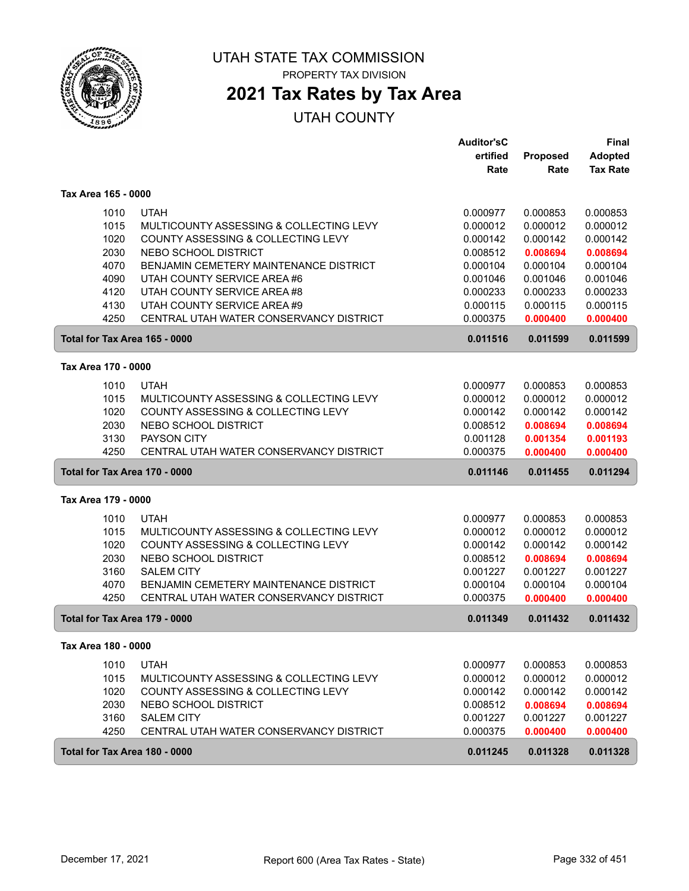# UTAH STATE TAX COMMISSION

PROPERTY TAX DIVISION

## 2021 Tax Rates by Tax Area

UTAH COUNTY

| | | Auditor'sCertified Rate | Proposed Rate | Final Adopted Tax Rate |
|---|---|---|---|---|
| **Tax Area 165 - 0000** | | | | |
| 1010 | UTAH | 0.000977 | 0.000853 | 0.000853 |
| 1015 | MULTICOUNTY ASSESSING & COLLECTING LEVY | 0.000012 | 0.000012 | 0.000012 |
| 1020 | COUNTY ASSESSING & COLLECTING LEVY | 0.000142 | 0.000142 | 0.000142 |
| 2030 | NEBO SCHOOL DISTRICT | 0.008512 | **0.008694** | **0.008694** |
| 4070 | BENJAMIN CEMETERY MAINTENANCE DISTRICT | 0.000104 | 0.000104 | 0.000104 |
| 4090 | UTAH COUNTY SERVICE AREA #6 | 0.001046 | 0.001046 | 0.001046 |
| 4120 | UTAH COUNTY SERVICE AREA #8 | 0.000233 | 0.000233 | 0.000233 |
| 4130 | UTAH COUNTY SERVICE AREA #9 | 0.000115 | 0.000115 | 0.000115 |
| 4250 | CENTRAL UTAH WATER CONSERVANCY DISTRICT | 0.000375 | **0.000400** | **0.000400** |
| **Total for Tax Area 165 - 0000** | | **0.011516** | **0.011599** | **0.011599** |
| **Tax Area 170 - 0000** | | | | |
| 1010 | UTAH | 0.000977 | 0.000853 | 0.000853 |
| 1015 | MULTICOUNTY ASSESSING & COLLECTING LEVY | 0.000012 | 0.000012 | 0.000012 |
| 1020 | COUNTY ASSESSING & COLLECTING LEVY | 0.000142 | 0.000142 | 0.000142 |
| 2030 | NEBO SCHOOL DISTRICT | 0.008512 | **0.008694** | **0.008694** |
| 3130 | PAYSON CITY | 0.001128 | **0.001354** | **0.001193** |
| 4250 | CENTRAL UTAH WATER CONSERVANCY DISTRICT | 0.000375 | **0.000400** | **0.000400** |
| **Total for Tax Area 170 - 0000** | | **0.011146** | **0.011455** | **0.011294** |
| **Tax Area 179 - 0000** | | | | |
| 1010 | UTAH | 0.000977 | 0.000853 | 0.000853 |
| 1015 | MULTICOUNTY ASSESSING & COLLECTING LEVY | 0.000012 | 0.000012 | 0.000012 |
| 1020 | COUNTY ASSESSING & COLLECTING LEVY | 0.000142 | 0.000142 | 0.000142 |
| 2030 | NEBO SCHOOL DISTRICT | 0.008512 | **0.008694** | **0.008694** |
| 3160 | SALEM CITY | 0.001227 | 0.001227 | 0.001227 |
| 4070 | BENJAMIN CEMETERY MAINTENANCE DISTRICT | 0.000104 | 0.000104 | 0.000104 |
| 4250 | CENTRAL UTAH WATER CONSERVANCY DISTRICT | 0.000375 | **0.000400** | **0.000400** |
| **Total for Tax Area 179 - 0000** | | **0.011349** | **0.011432** | **0.011432** |
| **Tax Area 180 - 0000** | | | | |
| 1010 | UTAH | 0.000977 | 0.000853 | 0.000853 |
| 1015 | MULTICOUNTY ASSESSING & COLLECTING LEVY | 0.000012 | 0.000012 | 0.000012 |
| 1020 | COUNTY ASSESSING & COLLECTING LEVY | 0.000142 | 0.000142 | 0.000142 |
| 2030 | NEBO SCHOOL DISTRICT | 0.008512 | **0.008694** | **0.008694** |
| 3160 | SALEM CITY | 0.001227 | 0.001227 | 0.001227 |
| 4250 | CENTRAL UTAH WATER CONSERVANCY DISTRICT | 0.000375 | **0.000400** | **0.000400** |
| **Total for Tax Area 180 - 0000** | | **0.011245** | **0.011328** | **0.011328** |

December 17, 2021 — Report 600 (Area Tax Rates - State)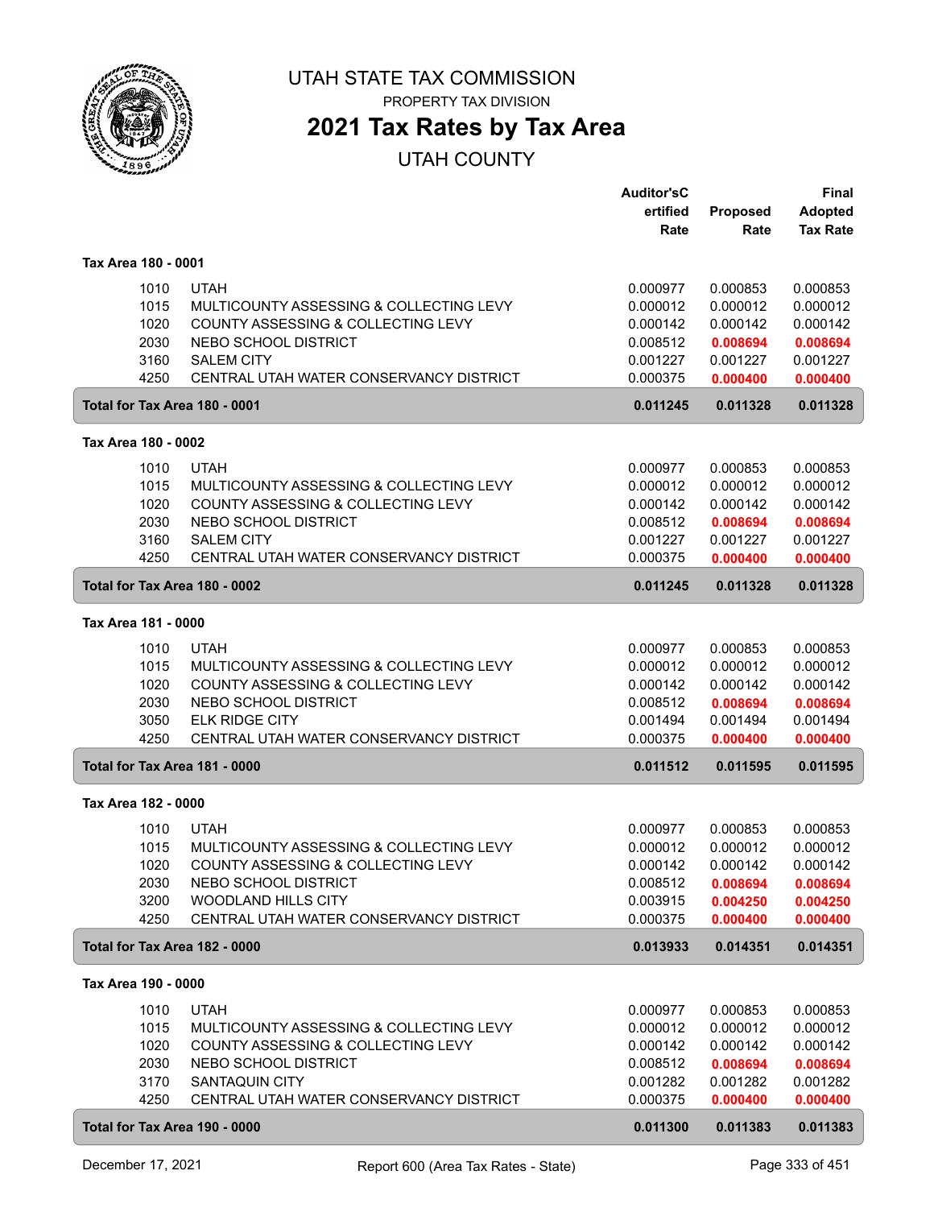# UTAH STATE TAX COMMISSION

PROPERTY TAX DIVISION

## 2021 Tax Rates by Tax Area

### UTAH COUNTY

| | | Auditor'sCertified Rate | Proposed Rate | Final Adopted Tax Rate |
|---|---|---|---|---|
| **Tax Area 180 - 0001** | | | | |
| 1010 | UTAH | 0.000977 | 0.000853 | 0.000853 |
| 1015 | MULTICOUNTY ASSESSING & COLLECTING LEVY | 0.000012 | 0.000012 | 0.000012 |
| 1020 | COUNTY ASSESSING & COLLECTING LEVY | 0.000142 | 0.000142 | 0.000142 |
| 2030 | NEBO SCHOOL DISTRICT | 0.008512 | **0.008694** | **0.008694** |
| 3160 | SALEM CITY | 0.001227 | 0.001227 | 0.001227 |
| 4250 | CENTRAL UTAH WATER CONSERVANCY DISTRICT | 0.000375 | **0.000400** | **0.000400** |
| **Total for Tax Area 180 - 0001** | | **0.011245** | **0.011328** | **0.011328** |
| **Tax Area 180 - 0002** | | | | |
| 1010 | UTAH | 0.000977 | 0.000853 | 0.000853 |
| 1015 | MULTICOUNTY ASSESSING & COLLECTING LEVY | 0.000012 | 0.000012 | 0.000012 |
| 1020 | COUNTY ASSESSING & COLLECTING LEVY | 0.000142 | 0.000142 | 0.000142 |
| 2030 | NEBO SCHOOL DISTRICT | 0.008512 | **0.008694** | **0.008694** |
| 3160 | SALEM CITY | 0.001227 | 0.001227 | 0.001227 |
| 4250 | CENTRAL UTAH WATER CONSERVANCY DISTRICT | 0.000375 | **0.000400** | **0.000400** |
| **Total for Tax Area 180 - 0002** | | **0.011245** | **0.011328** | **0.011328** |
| **Tax Area 181 - 0000** | | | | |
| 1010 | UTAH | 0.000977 | 0.000853 | 0.000853 |
| 1015 | MULTICOUNTY ASSESSING & COLLECTING LEVY | 0.000012 | 0.000012 | 0.000012 |
| 1020 | COUNTY ASSESSING & COLLECTING LEVY | 0.000142 | 0.000142 | 0.000142 |
| 2030 | NEBO SCHOOL DISTRICT | 0.008512 | **0.008694** | **0.008694** |
| 3050 | ELK RIDGE CITY | 0.001494 | 0.001494 | 0.001494 |
| 4250 | CENTRAL UTAH WATER CONSERVANCY DISTRICT | 0.000375 | **0.000400** | **0.000400** |
| **Total for Tax Area 181 - 0000** | | **0.011512** | **0.011595** | **0.011595** |
| **Tax Area 182 - 0000** | | | | |
| 1010 | UTAH | 0.000977 | 0.000853 | 0.000853 |
| 1015 | MULTICOUNTY ASSESSING & COLLECTING LEVY | 0.000012 | 0.000012 | 0.000012 |
| 1020 | COUNTY ASSESSING & COLLECTING LEVY | 0.000142 | 0.000142 | 0.000142 |
| 2030 | NEBO SCHOOL DISTRICT | 0.008512 | **0.008694** | **0.008694** |
| 3200 | WOODLAND HILLS CITY | 0.003915 | **0.004250** | **0.004250** |
| 4250 | CENTRAL UTAH WATER CONSERVANCY DISTRICT | 0.000375 | **0.000400** | **0.000400** |
| **Total for Tax Area 182 - 0000** | | **0.013933** | **0.014351** | **0.014351** |
| **Tax Area 190 - 0000** | | | | |
| 1010 | UTAH | 0.000977 | 0.000853 | 0.000853 |
| 1015 | MULTICOUNTY ASSESSING & COLLECTING LEVY | 0.000012 | 0.000012 | 0.000012 |
| 1020 | COUNTY ASSESSING & COLLECTING LEVY | 0.000142 | 0.000142 | 0.000142 |
| 2030 | NEBO SCHOOL DISTRICT | 0.008512 | **0.008694** | **0.008694** |
| 3170 | SANTAQUIN CITY | 0.001282 | 0.001282 | 0.001282 |
| 4250 | CENTRAL UTAH WATER CONSERVANCY DISTRICT | 0.000375 | **0.000400** | **0.000400** |
| **Total for Tax Area 190 - 0000** | | **0.011300** | **0.011383** | **0.011383** |

December 17, 2021 — Report 600 (Area Tax Rates - State)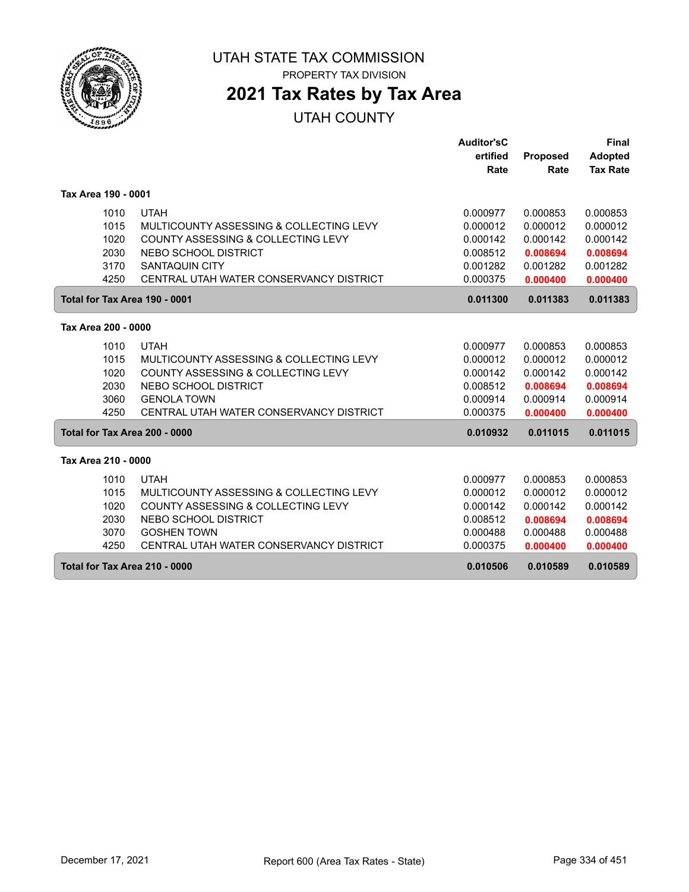# UTAH STATE TAX COMMISSION

PROPERTY TAX DIVISION

## 2021 Tax Rates by Tax Area

UTAH COUNTY

| | | Auditor'sC ertified Rate | Proposed Rate | Final Adopted Tax Rate |
|---|---|---|---|---|
| **Tax Area 190 - 0001** | | | | |
| 1010 | UTAH | 0.000977 | 0.000853 | 0.000853 |
| 1015 | MULTICOUNTY ASSESSING & COLLECTING LEVY | 0.000012 | 0.000012 | 0.000012 |
| 1020 | COUNTY ASSESSING & COLLECTING LEVY | 0.000142 | 0.000142 | 0.000142 |
| 2030 | NEBO SCHOOL DISTRICT | 0.008512 | **0.008694** | **0.008694** |
| 3170 | SANTAQUIN CITY | 0.001282 | 0.001282 | 0.001282 |
| 4250 | CENTRAL UTAH WATER CONSERVANCY DISTRICT | 0.000375 | **0.000400** | **0.000400** |
| **Total for Tax Area 190 - 0001** | | **0.011300** | **0.011383** | **0.011383** |
| **Tax Area 200 - 0000** | | | | |
| 1010 | UTAH | 0.000977 | 0.000853 | 0.000853 |
| 1015 | MULTICOUNTY ASSESSING & COLLECTING LEVY | 0.000012 | 0.000012 | 0.000012 |
| 1020 | COUNTY ASSESSING & COLLECTING LEVY | 0.000142 | 0.000142 | 0.000142 |
| 2030 | NEBO SCHOOL DISTRICT | 0.008512 | **0.008694** | **0.008694** |
| 3060 | GENOLA TOWN | 0.000914 | 0.000914 | 0.000914 |
| 4250 | CENTRAL UTAH WATER CONSERVANCY DISTRICT | 0.000375 | **0.000400** | **0.000400** |
| **Total for Tax Area 200 - 0000** | | **0.010932** | **0.011015** | **0.011015** |
| **Tax Area 210 - 0000** | | | | |
| 1010 | UTAH | 0.000977 | 0.000853 | 0.000853 |
| 1015 | MULTICOUNTY ASSESSING & COLLECTING LEVY | 0.000012 | 0.000012 | 0.000012 |
| 1020 | COUNTY ASSESSING & COLLECTING LEVY | 0.000142 | 0.000142 | 0.000142 |
| 2030 | NEBO SCHOOL DISTRICT | 0.008512 | **0.008694** | **0.008694** |
| 3070 | GOSHEN TOWN | 0.000488 | 0.000488 | 0.000488 |
| 4250 | CENTRAL UTAH WATER CONSERVANCY DISTRICT | 0.000375 | **0.000400** | **0.000400** |
| **Total for Tax Area 210 - 0000** | | **0.010506** | **0.010589** | **0.010589** |

December 17, 2021 Report 600 (Area Tax Rates - State)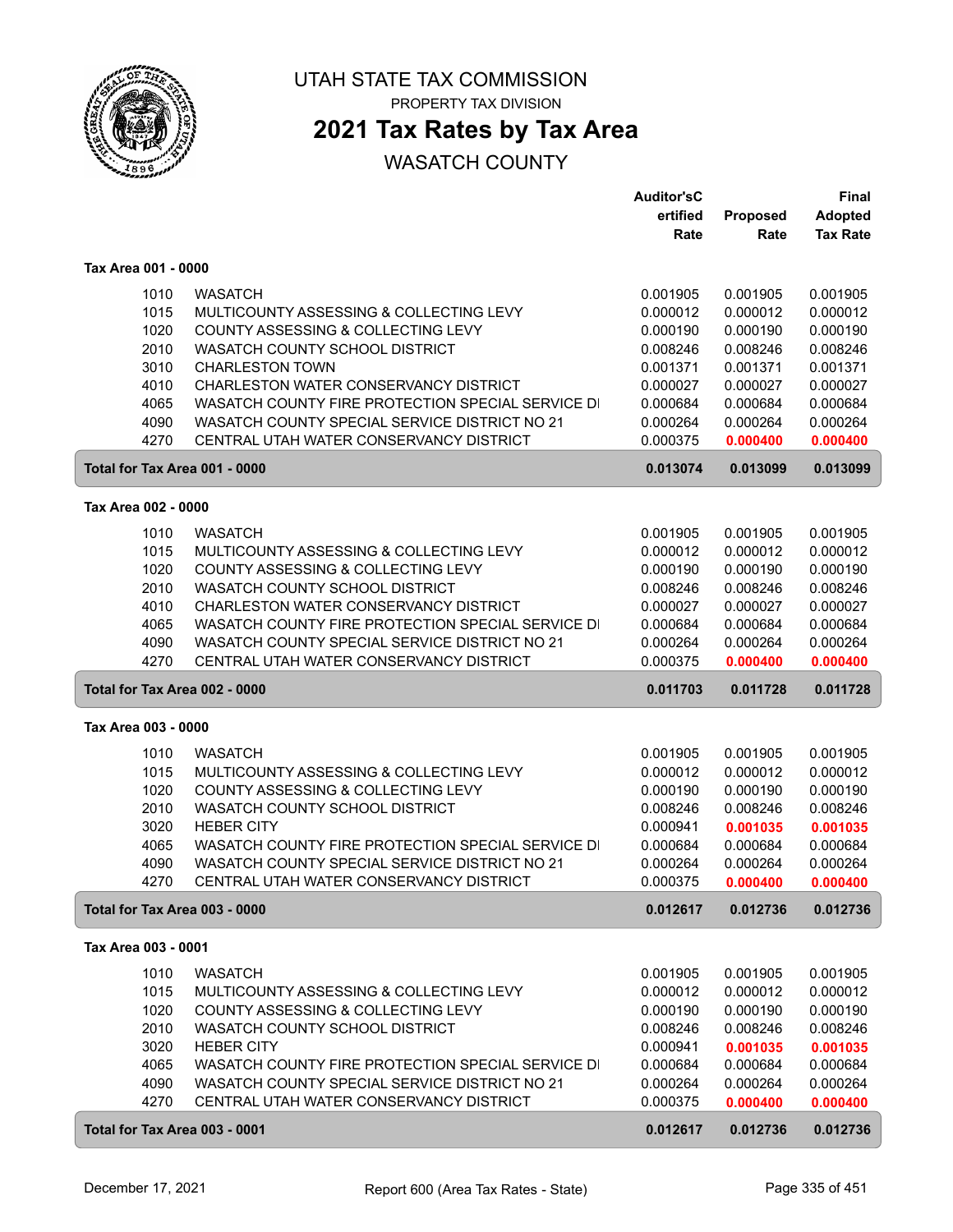# UTAH STATE TAX COMMISSION

PROPERTY TAX DIVISION

## 2021 Tax Rates by Tax Area

WASATCH COUNTY

| | | Auditor's Certified Rate | Proposed Rate | Final Adopted Tax Rate |
|---|---|---|---|---|
| **Tax Area 001 - 0000** | | | | |
| 1010 | WASATCH | 0.001905 | 0.001905 | 0.001905 |
| 1015 | MULTICOUNTY ASSESSING & COLLECTING LEVY | 0.000012 | 0.000012 | 0.000012 |
| 1020 | COUNTY ASSESSING & COLLECTING LEVY | 0.000190 | 0.000190 | 0.000190 |
| 2010 | WASATCH COUNTY SCHOOL DISTRICT | 0.008246 | 0.008246 | 0.008246 |
| 3010 | CHARLESTON TOWN | 0.001371 | 0.001371 | 0.001371 |
| 4010 | CHARLESTON WATER CONSERVANCY DISTRICT | 0.000027 | 0.000027 | 0.000027 |
| 4065 | WASATCH COUNTY FIRE PROTECTION SPECIAL SERVICE DI | 0.000684 | 0.000684 | 0.000684 |
| 4090 | WASATCH COUNTY SPECIAL SERVICE DISTRICT NO 21 | 0.000264 | 0.000264 | 0.000264 |
| 4270 | CENTRAL UTAH WATER CONSERVANCY DISTRICT | 0.000375 | 0.000400 | 0.000400 |
| **Total for Tax Area 001 - 0000** | | **0.013074** | **0.013099** | **0.013099** |
| **Tax Area 002 - 0000** | | | | |
| 1010 | WASATCH | 0.001905 | 0.001905 | 0.001905 |
| 1015 | MULTICOUNTY ASSESSING & COLLECTING LEVY | 0.000012 | 0.000012 | 0.000012 |
| 1020 | COUNTY ASSESSING & COLLECTING LEVY | 0.000190 | 0.000190 | 0.000190 |
| 2010 | WASATCH COUNTY SCHOOL DISTRICT | 0.008246 | 0.008246 | 0.008246 |
| 4010 | CHARLESTON WATER CONSERVANCY DISTRICT | 0.000027 | 0.000027 | 0.000027 |
| 4065 | WASATCH COUNTY FIRE PROTECTION SPECIAL SERVICE DI | 0.000684 | 0.000684 | 0.000684 |
| 4090 | WASATCH COUNTY SPECIAL SERVICE DISTRICT NO 21 | 0.000264 | 0.000264 | 0.000264 |
| 4270 | CENTRAL UTAH WATER CONSERVANCY DISTRICT | 0.000375 | 0.000400 | 0.000400 |
| **Total for Tax Area 002 - 0000** | | **0.011703** | **0.011728** | **0.011728** |
| **Tax Area 003 - 0000** | | | | |
| 1010 | WASATCH | 0.001905 | 0.001905 | 0.001905 |
| 1015 | MULTICOUNTY ASSESSING & COLLECTING LEVY | 0.000012 | 0.000012 | 0.000012 |
| 1020 | COUNTY ASSESSING & COLLECTING LEVY | 0.000190 | 0.000190 | 0.000190 |
| 2010 | WASATCH COUNTY SCHOOL DISTRICT | 0.008246 | 0.008246 | 0.008246 |
| 3020 | HEBER CITY | 0.000941 | 0.001035 | 0.001035 |
| 4065 | WASATCH COUNTY FIRE PROTECTION SPECIAL SERVICE DI | 0.000684 | 0.000684 | 0.000684 |
| 4090 | WASATCH COUNTY SPECIAL SERVICE DISTRICT NO 21 | 0.000264 | 0.000264 | 0.000264 |
| 4270 | CENTRAL UTAH WATER CONSERVANCY DISTRICT | 0.000375 | 0.000400 | 0.000400 |
| **Total for Tax Area 003 - 0000** | | **0.012617** | **0.012736** | **0.012736** |
| **Tax Area 003 - 0001** | | | | |
| 1010 | WASATCH | 0.001905 | 0.001905 | 0.001905 |
| 1015 | MULTICOUNTY ASSESSING & COLLECTING LEVY | 0.000012 | 0.000012 | 0.000012 |
| 1020 | COUNTY ASSESSING & COLLECTING LEVY | 0.000190 | 0.000190 | 0.000190 |
| 2010 | WASATCH COUNTY SCHOOL DISTRICT | 0.008246 | 0.008246 | 0.008246 |
| 3020 | HEBER CITY | 0.000941 | 0.001035 | 0.001035 |
| 4065 | WASATCH COUNTY FIRE PROTECTION SPECIAL SERVICE DI | 0.000684 | 0.000684 | 0.000684 |
| 4090 | WASATCH COUNTY SPECIAL SERVICE DISTRICT NO 21 | 0.000264 | 0.000264 | 0.000264 |
| 4270 | CENTRAL UTAH WATER CONSERVANCY DISTRICT | 0.000375 | 0.000400 | 0.000400 |
| **Total for Tax Area 003 - 0001** | | **0.012617** | **0.012736** | **0.012736** |

December 17, 2021 — Report 600 (Area Tax Rates - State)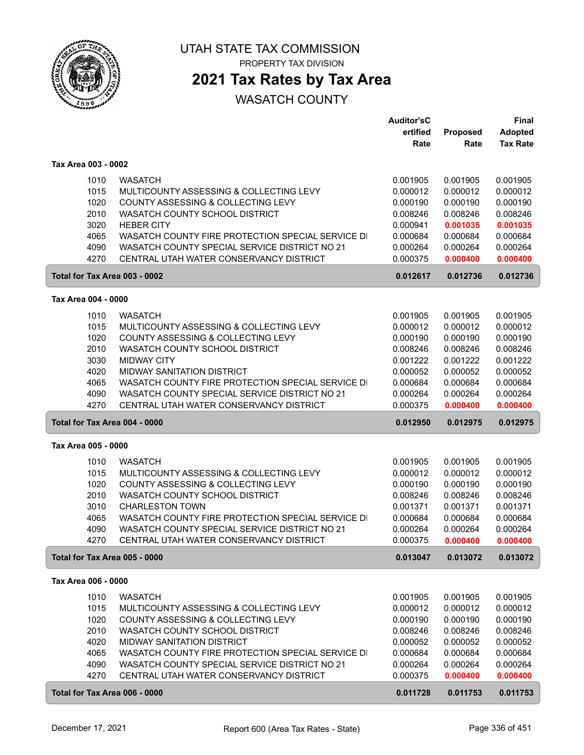# UTAH STATE TAX COMMISSION

PROPERTY TAX DIVISION

## 2021 Tax Rates by Tax Area

WASATCH COUNTY

| | | Auditor'sCertified Rate | Proposed Rate | Final Adopted Tax Rate |
|---|---|---|---|---|
| **Tax Area 003 - 0002** | | | | |
| 1010 | WASATCH | 0.001905 | 0.001905 | 0.001905 |
| 1015 | MULTICOUNTY ASSESSING & COLLECTING LEVY | 0.000012 | 0.000012 | 0.000012 |
| 1020 | COUNTY ASSESSING & COLLECTING LEVY | 0.000190 | 0.000190 | 0.000190 |
| 2010 | WASATCH COUNTY SCHOOL DISTRICT | 0.008246 | 0.008246 | 0.008246 |
| 3020 | HEBER CITY | 0.000941 | 0.001035 | 0.001035 |
| 4065 | WASATCH COUNTY FIRE PROTECTION SPECIAL SERVICE DI | 0.000684 | 0.000684 | 0.000684 |
| 4090 | WASATCH COUNTY SPECIAL SERVICE DISTRICT NO 21 | 0.000264 | 0.000264 | 0.000264 |
| 4270 | CENTRAL UTAH WATER CONSERVANCY DISTRICT | 0.000375 | 0.000400 | 0.000400 |
| **Total for Tax Area 003 - 0002** | | **0.012617** | **0.012736** | **0.012736** |
| **Tax Area 004 - 0000** | | | | |
| 1010 | WASATCH | 0.001905 | 0.001905 | 0.001905 |
| 1015 | MULTICOUNTY ASSESSING & COLLECTING LEVY | 0.000012 | 0.000012 | 0.000012 |
| 1020 | COUNTY ASSESSING & COLLECTING LEVY | 0.000190 | 0.000190 | 0.000190 |
| 2010 | WASATCH COUNTY SCHOOL DISTRICT | 0.008246 | 0.008246 | 0.008246 |
| 3030 | MIDWAY CITY | 0.001222 | 0.001222 | 0.001222 |
| 4020 | MIDWAY SANITATION DISTRICT | 0.000052 | 0.000052 | 0.000052 |
| 4065 | WASATCH COUNTY FIRE PROTECTION SPECIAL SERVICE DI | 0.000684 | 0.000684 | 0.000684 |
| 4090 | WASATCH COUNTY SPECIAL SERVICE DISTRICT NO 21 | 0.000264 | 0.000264 | 0.000264 |
| 4270 | CENTRAL UTAH WATER CONSERVANCY DISTRICT | 0.000375 | 0.000400 | 0.000400 |
| **Total for Tax Area 004 - 0000** | | **0.012950** | **0.012975** | **0.012975** |
| **Tax Area 005 - 0000** | | | | |
| 1010 | WASATCH | 0.001905 | 0.001905 | 0.001905 |
| 1015 | MULTICOUNTY ASSESSING & COLLECTING LEVY | 0.000012 | 0.000012 | 0.000012 |
| 1020 | COUNTY ASSESSING & COLLECTING LEVY | 0.000190 | 0.000190 | 0.000190 |
| 2010 | WASATCH COUNTY SCHOOL DISTRICT | 0.008246 | 0.008246 | 0.008246 |
| 3010 | CHARLESTON TOWN | 0.001371 | 0.001371 | 0.001371 |
| 4065 | WASATCH COUNTY FIRE PROTECTION SPECIAL SERVICE DI | 0.000684 | 0.000684 | 0.000684 |
| 4090 | WASATCH COUNTY SPECIAL SERVICE DISTRICT NO 21 | 0.000264 | 0.000264 | 0.000264 |
| 4270 | CENTRAL UTAH WATER CONSERVANCY DISTRICT | 0.000375 | 0.000400 | 0.000400 |
| **Total for Tax Area 005 - 0000** | | **0.013047** | **0.013072** | **0.013072** |
| **Tax Area 006 - 0000** | | | | |
| 1010 | WASATCH | 0.001905 | 0.001905 | 0.001905 |
| 1015 | MULTICOUNTY ASSESSING & COLLECTING LEVY | 0.000012 | 0.000012 | 0.000012 |
| 1020 | COUNTY ASSESSING & COLLECTING LEVY | 0.000190 | 0.000190 | 0.000190 |
| 2010 | WASATCH COUNTY SCHOOL DISTRICT | 0.008246 | 0.008246 | 0.008246 |
| 4020 | MIDWAY SANITATION DISTRICT | 0.000052 | 0.000052 | 0.000052 |
| 4065 | WASATCH COUNTY FIRE PROTECTION SPECIAL SERVICE DI | 0.000684 | 0.000684 | 0.000684 |
| 4090 | WASATCH COUNTY SPECIAL SERVICE DISTRICT NO 21 | 0.000264 | 0.000264 | 0.000264 |
| 4270 | CENTRAL UTAH WATER CONSERVANCY DISTRICT | 0.000375 | 0.000400 | 0.000400 |
| **Total for Tax Area 006 - 0000** | | **0.011728** | **0.011753** | **0.011753** |

December 17, 2021 Report 600 (Area Tax Rates - State)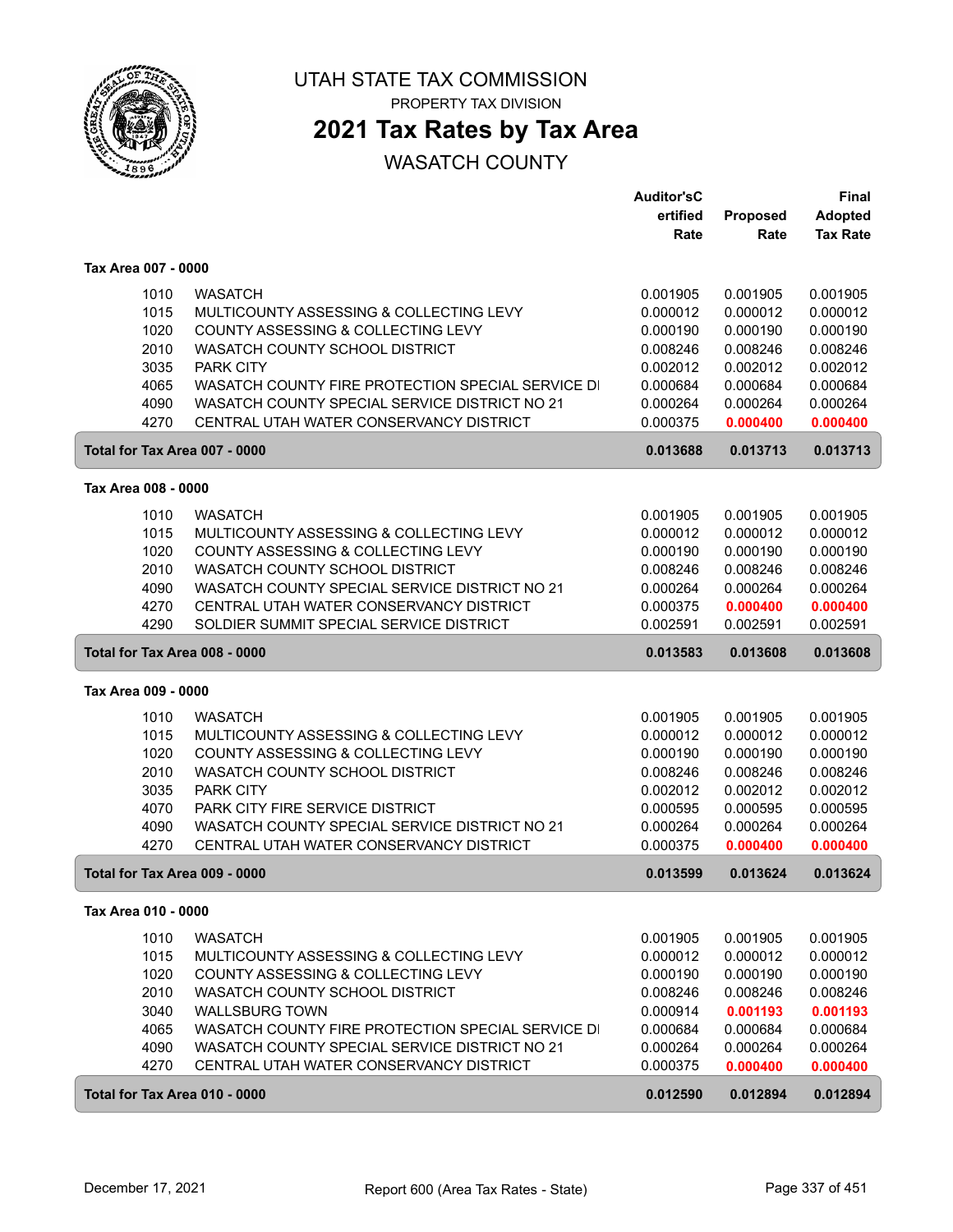# UTAH STATE TAX COMMISSION

PROPERTY TAX DIVISION

## 2021 Tax Rates by Tax Area

WASATCH COUNTY

| | | Auditor'sCertified Rate | Proposed Rate | Final Adopted Tax Rate |
|---|---|---|---|---|
| **Tax Area 007 - 0000** | | | | |
| 1010 | WASATCH | 0.001905 | 0.001905 | 0.001905 |
| 1015 | MULTICOUNTY ASSESSING & COLLECTING LEVY | 0.000012 | 0.000012 | 0.000012 |
| 1020 | COUNTY ASSESSING & COLLECTING LEVY | 0.000190 | 0.000190 | 0.000190 |
| 2010 | WASATCH COUNTY SCHOOL DISTRICT | 0.008246 | 0.008246 | 0.008246 |
| 3035 | PARK CITY | 0.002012 | 0.002012 | 0.002012 |
| 4065 | WASATCH COUNTY FIRE PROTECTION SPECIAL SERVICE DI | 0.000684 | 0.000684 | 0.000684 |
| 4090 | WASATCH COUNTY SPECIAL SERVICE DISTRICT NO 21 | 0.000264 | 0.000264 | 0.000264 |
| 4270 | CENTRAL UTAH WATER CONSERVANCY DISTRICT | 0.000375 | 0.000400 | 0.000400 |
| **Total for Tax Area 007 - 0000** | | **0.013688** | **0.013713** | **0.013713** |
| **Tax Area 008 - 0000** | | | | |
| 1010 | WASATCH | 0.001905 | 0.001905 | 0.001905 |
| 1015 | MULTICOUNTY ASSESSING & COLLECTING LEVY | 0.000012 | 0.000012 | 0.000012 |
| 1020 | COUNTY ASSESSING & COLLECTING LEVY | 0.000190 | 0.000190 | 0.000190 |
| 2010 | WASATCH COUNTY SCHOOL DISTRICT | 0.008246 | 0.008246 | 0.008246 |
| 4090 | WASATCH COUNTY SPECIAL SERVICE DISTRICT NO 21 | 0.000264 | 0.000264 | 0.000264 |
| 4270 | CENTRAL UTAH WATER CONSERVANCY DISTRICT | 0.000375 | 0.000400 | 0.000400 |
| 4290 | SOLDIER SUMMIT SPECIAL SERVICE DISTRICT | 0.002591 | 0.002591 | 0.002591 |
| **Total for Tax Area 008 - 0000** | | **0.013583** | **0.013608** | **0.013608** |
| **Tax Area 009 - 0000** | | | | |
| 1010 | WASATCH | 0.001905 | 0.001905 | 0.001905 |
| 1015 | MULTICOUNTY ASSESSING & COLLECTING LEVY | 0.000012 | 0.000012 | 0.000012 |
| 1020 | COUNTY ASSESSING & COLLECTING LEVY | 0.000190 | 0.000190 | 0.000190 |
| 2010 | WASATCH COUNTY SCHOOL DISTRICT | 0.008246 | 0.008246 | 0.008246 |
| 3035 | PARK CITY | 0.002012 | 0.002012 | 0.002012 |
| 4070 | PARK CITY FIRE SERVICE DISTRICT | 0.000595 | 0.000595 | 0.000595 |
| 4090 | WASATCH COUNTY SPECIAL SERVICE DISTRICT NO 21 | 0.000264 | 0.000264 | 0.000264 |
| 4270 | CENTRAL UTAH WATER CONSERVANCY DISTRICT | 0.000375 | 0.000400 | 0.000400 |
| **Total for Tax Area 009 - 0000** | | **0.013599** | **0.013624** | **0.013624** |
| **Tax Area 010 - 0000** | | | | |
| 1010 | WASATCH | 0.001905 | 0.001905 | 0.001905 |
| 1015 | MULTICOUNTY ASSESSING & COLLECTING LEVY | 0.000012 | 0.000012 | 0.000012 |
| 1020 | COUNTY ASSESSING & COLLECTING LEVY | 0.000190 | 0.000190 | 0.000190 |
| 2010 | WASATCH COUNTY SCHOOL DISTRICT | 0.008246 | 0.008246 | 0.008246 |
| 3040 | WALLSBURG TOWN | 0.000914 | 0.001193 | 0.001193 |
| 4065 | WASATCH COUNTY FIRE PROTECTION SPECIAL SERVICE DI | 0.000684 | 0.000684 | 0.000684 |
| 4090 | WASATCH COUNTY SPECIAL SERVICE DISTRICT NO 21 | 0.000264 | 0.000264 | 0.000264 |
| 4270 | CENTRAL UTAH WATER CONSERVANCY DISTRICT | 0.000375 | 0.000400 | 0.000400 |
| **Total for Tax Area 010 - 0000** | | **0.012590** | **0.012894** | **0.012894** |

December 17, 2021 Report 600 (Area Tax Rates - State)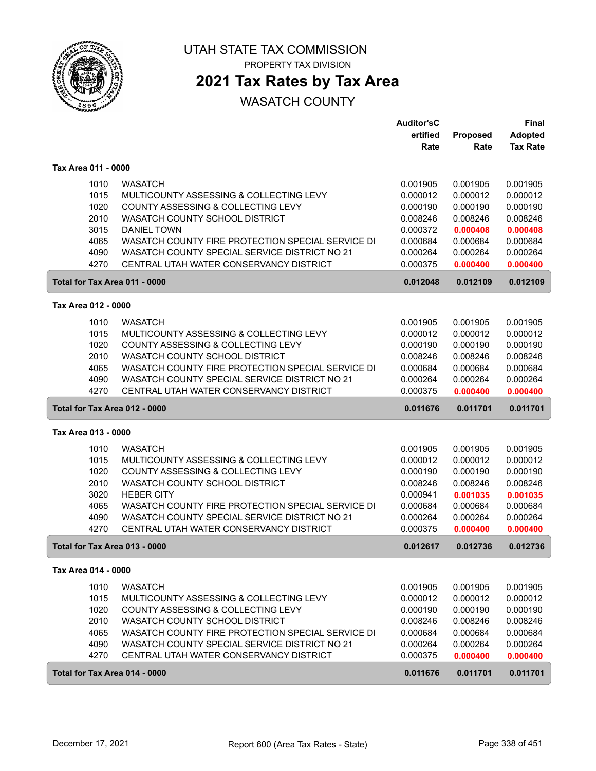# UTAH STATE TAX COMMISSION

PROPERTY TAX DIVISION

## 2021 Tax Rates by Tax Area

WASATCH COUNTY

| | | Auditor'sCertified Rate | Proposed Rate | Final Adopted Tax Rate |
|---|---|---|---|---|
| **Tax Area 011 - 0000** | | | | |
| 1010 | WASATCH | 0.001905 | 0.001905 | 0.001905 |
| 1015 | MULTICOUNTY ASSESSING & COLLECTING LEVY | 0.000012 | 0.000012 | 0.000012 |
| 1020 | COUNTY ASSESSING & COLLECTING LEVY | 0.000190 | 0.000190 | 0.000190 |
| 2010 | WASATCH COUNTY SCHOOL DISTRICT | 0.008246 | 0.008246 | 0.008246 |
| 3015 | DANIEL TOWN | 0.000372 | **0.000408** | **0.000408** |
| 4065 | WASATCH COUNTY FIRE PROTECTION SPECIAL SERVICE DI | 0.000684 | 0.000684 | 0.000684 |
| 4090 | WASATCH COUNTY SPECIAL SERVICE DISTRICT NO 21 | 0.000264 | 0.000264 | 0.000264 |
| 4270 | CENTRAL UTAH WATER CONSERVANCY DISTRICT | 0.000375 | **0.000400** | **0.000400** |
| **Total for Tax Area 011 - 0000** | | **0.012048** | **0.012109** | **0.012109** |
| **Tax Area 012 - 0000** | | | | |
| 1010 | WASATCH | 0.001905 | 0.001905 | 0.001905 |
| 1015 | MULTICOUNTY ASSESSING & COLLECTING LEVY | 0.000012 | 0.000012 | 0.000012 |
| 1020 | COUNTY ASSESSING & COLLECTING LEVY | 0.000190 | 0.000190 | 0.000190 |
| 2010 | WASATCH COUNTY SCHOOL DISTRICT | 0.008246 | 0.008246 | 0.008246 |
| 4065 | WASATCH COUNTY FIRE PROTECTION SPECIAL SERVICE DI | 0.000684 | 0.000684 | 0.000684 |
| 4090 | WASATCH COUNTY SPECIAL SERVICE DISTRICT NO 21 | 0.000264 | 0.000264 | 0.000264 |
| 4270 | CENTRAL UTAH WATER CONSERVANCY DISTRICT | 0.000375 | **0.000400** | **0.000400** |
| **Total for Tax Area 012 - 0000** | | **0.011676** | **0.011701** | **0.011701** |
| **Tax Area 013 - 0000** | | | | |
| 1010 | WASATCH | 0.001905 | 0.001905 | 0.001905 |
| 1015 | MULTICOUNTY ASSESSING & COLLECTING LEVY | 0.000012 | 0.000012 | 0.000012 |
| 1020 | COUNTY ASSESSING & COLLECTING LEVY | 0.000190 | 0.000190 | 0.000190 |
| 2010 | WASATCH COUNTY SCHOOL DISTRICT | 0.008246 | 0.008246 | 0.008246 |
| 3020 | HEBER CITY | 0.000941 | **0.001035** | **0.001035** |
| 4065 | WASATCH COUNTY FIRE PROTECTION SPECIAL SERVICE DI | 0.000684 | 0.000684 | 0.000684 |
| 4090 | WASATCH COUNTY SPECIAL SERVICE DISTRICT NO 21 | 0.000264 | 0.000264 | 0.000264 |
| 4270 | CENTRAL UTAH WATER CONSERVANCY DISTRICT | 0.000375 | **0.000400** | **0.000400** |
| **Total for Tax Area 013 - 0000** | | **0.012617** | **0.012736** | **0.012736** |
| **Tax Area 014 - 0000** | | | | |
| 1010 | WASATCH | 0.001905 | 0.001905 | 0.001905 |
| 1015 | MULTICOUNTY ASSESSING & COLLECTING LEVY | 0.000012 | 0.000012 | 0.000012 |
| 1020 | COUNTY ASSESSING & COLLECTING LEVY | 0.000190 | 0.000190 | 0.000190 |
| 2010 | WASATCH COUNTY SCHOOL DISTRICT | 0.008246 | 0.008246 | 0.008246 |
| 4065 | WASATCH COUNTY FIRE PROTECTION SPECIAL SERVICE DI | 0.000684 | 0.000684 | 0.000684 |
| 4090 | WASATCH COUNTY SPECIAL SERVICE DISTRICT NO 21 | 0.000264 | 0.000264 | 0.000264 |
| 4270 | CENTRAL UTAH WATER CONSERVANCY DISTRICT | 0.000375 | **0.000400** | **0.000400** |
| **Total for Tax Area 014 - 0000** | | **0.011676** | **0.011701** | **0.011701** |

December 17, 2021 — Report 600 (Area Tax Rates - State)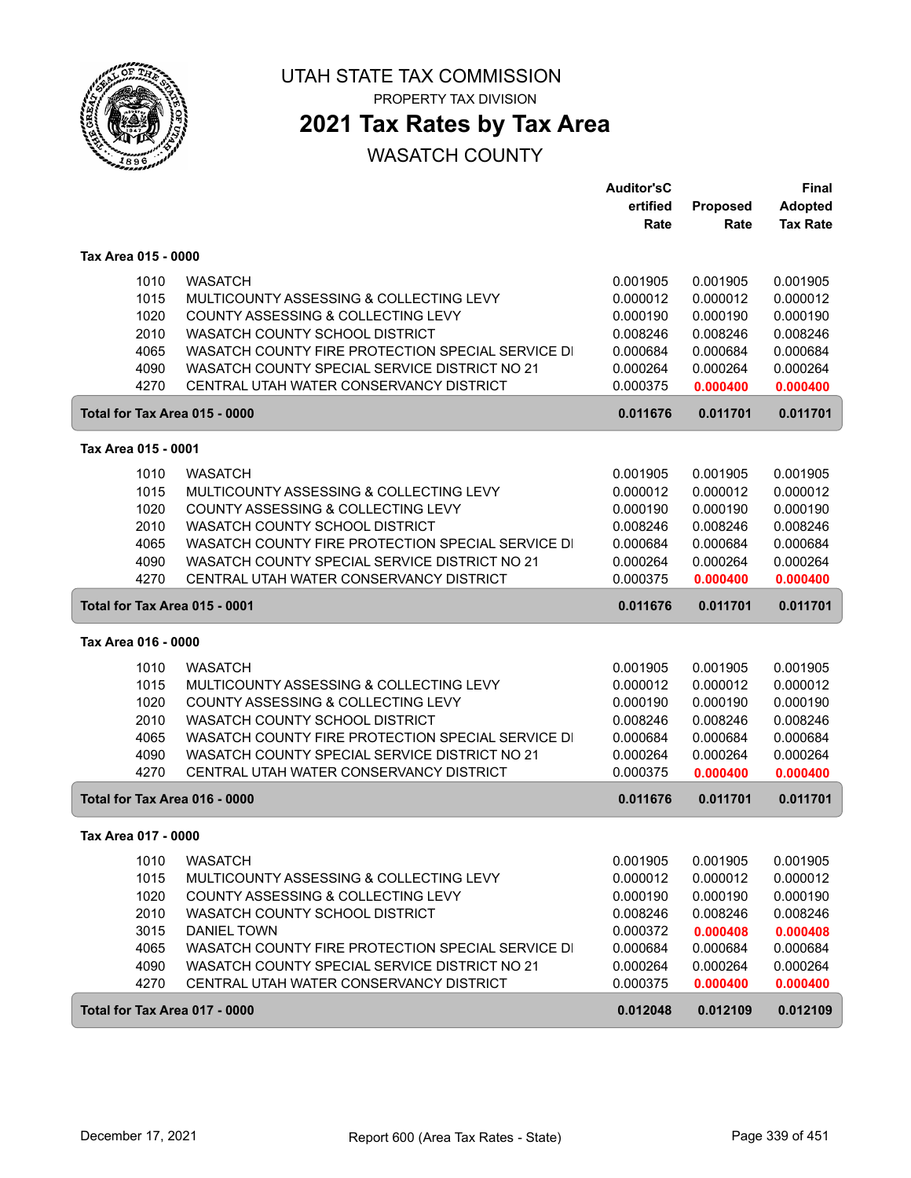# UTAH STATE TAX COMMISSION

PROPERTY TAX DIVISION

## 2021 Tax Rates by Tax Area

WASATCH COUNTY

| | | Auditor'sCertified Rate | Proposed Rate | Final Adopted Tax Rate |
|---|---|---|---|---|
| **Tax Area 015 - 0000** | | | | |
| 1010 | WASATCH | 0.001905 | 0.001905 | 0.001905 |
| 1015 | MULTICOUNTY ASSESSING & COLLECTING LEVY | 0.000012 | 0.000012 | 0.000012 |
| 1020 | COUNTY ASSESSING & COLLECTING LEVY | 0.000190 | 0.000190 | 0.000190 |
| 2010 | WASATCH COUNTY SCHOOL DISTRICT | 0.008246 | 0.008246 | 0.008246 |
| 4065 | WASATCH COUNTY FIRE PROTECTION SPECIAL SERVICE DI | 0.000684 | 0.000684 | 0.000684 |
| 4090 | WASATCH COUNTY SPECIAL SERVICE DISTRICT NO 21 | 0.000264 | 0.000264 | 0.000264 |
| 4270 | CENTRAL UTAH WATER CONSERVANCY DISTRICT | 0.000375 | **0.000400** | **0.000400** |
| **Total for Tax Area 015 - 0000** | | **0.011676** | **0.011701** | **0.011701** |
| **Tax Area 015 - 0001** | | | | |
| 1010 | WASATCH | 0.001905 | 0.001905 | 0.001905 |
| 1015 | MULTICOUNTY ASSESSING & COLLECTING LEVY | 0.000012 | 0.000012 | 0.000012 |
| 1020 | COUNTY ASSESSING & COLLECTING LEVY | 0.000190 | 0.000190 | 0.000190 |
| 2010 | WASATCH COUNTY SCHOOL DISTRICT | 0.008246 | 0.008246 | 0.008246 |
| 4065 | WASATCH COUNTY FIRE PROTECTION SPECIAL SERVICE DI | 0.000684 | 0.000684 | 0.000684 |
| 4090 | WASATCH COUNTY SPECIAL SERVICE DISTRICT NO 21 | 0.000264 | 0.000264 | 0.000264 |
| 4270 | CENTRAL UTAH WATER CONSERVANCY DISTRICT | 0.000375 | **0.000400** | **0.000400** |
| **Total for Tax Area 015 - 0001** | | **0.011676** | **0.011701** | **0.011701** |
| **Tax Area 016 - 0000** | | | | |
| 1010 | WASATCH | 0.001905 | 0.001905 | 0.001905 |
| 1015 | MULTICOUNTY ASSESSING & COLLECTING LEVY | 0.000012 | 0.000012 | 0.000012 |
| 1020 | COUNTY ASSESSING & COLLECTING LEVY | 0.000190 | 0.000190 | 0.000190 |
| 2010 | WASATCH COUNTY SCHOOL DISTRICT | 0.008246 | 0.008246 | 0.008246 |
| 4065 | WASATCH COUNTY FIRE PROTECTION SPECIAL SERVICE DI | 0.000684 | 0.000684 | 0.000684 |
| 4090 | WASATCH COUNTY SPECIAL SERVICE DISTRICT NO 21 | 0.000264 | 0.000264 | 0.000264 |
| 4270 | CENTRAL UTAH WATER CONSERVANCY DISTRICT | 0.000375 | **0.000400** | **0.000400** |
| **Total for Tax Area 016 - 0000** | | **0.011676** | **0.011701** | **0.011701** |
| **Tax Area 017 - 0000** | | | | |
| 1010 | WASATCH | 0.001905 | 0.001905 | 0.001905 |
| 1015 | MULTICOUNTY ASSESSING & COLLECTING LEVY | 0.000012 | 0.000012 | 0.000012 |
| 1020 | COUNTY ASSESSING & COLLECTING LEVY | 0.000190 | 0.000190 | 0.000190 |
| 2010 | WASATCH COUNTY SCHOOL DISTRICT | 0.008246 | 0.008246 | 0.008246 |
| 3015 | DANIEL TOWN | 0.000372 | **0.000408** | **0.000408** |
| 4065 | WASATCH COUNTY FIRE PROTECTION SPECIAL SERVICE DI | 0.000684 | 0.000684 | 0.000684 |
| 4090 | WASATCH COUNTY SPECIAL SERVICE DISTRICT NO 21 | 0.000264 | 0.000264 | 0.000264 |
| 4270 | CENTRAL UTAH WATER CONSERVANCY DISTRICT | 0.000375 | **0.000400** | **0.000400** |
| **Total for Tax Area 017 - 0000** | | **0.012048** | **0.012109** | **0.012109** |

December 17, 2021 — Report 600 (Area Tax Rates - State)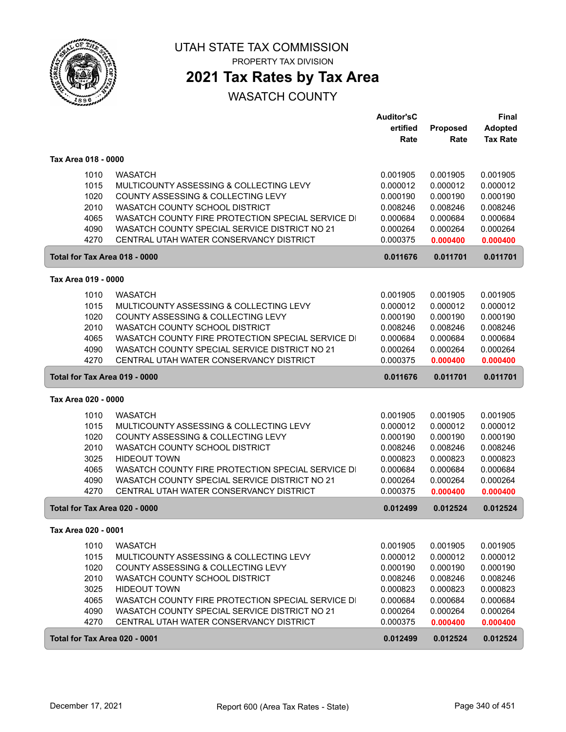# UTAH STATE TAX COMMISSION

PROPERTY TAX DIVISION

## 2021 Tax Rates by Tax Area

WASATCH COUNTY

| | | Auditor'sCertified Rate | Proposed Rate | Final Adopted Tax Rate |
|---|---|---|---|---|
| **Tax Area 018 - 0000** | | | | |
| 1010 | WASATCH | 0.001905 | 0.001905 | 0.001905 |
| 1015 | MULTICOUNTY ASSESSING & COLLECTING LEVY | 0.000012 | 0.000012 | 0.000012 |
| 1020 | COUNTY ASSESSING & COLLECTING LEVY | 0.000190 | 0.000190 | 0.000190 |
| 2010 | WASATCH COUNTY SCHOOL DISTRICT | 0.008246 | 0.008246 | 0.008246 |
| 4065 | WASATCH COUNTY FIRE PROTECTION SPECIAL SERVICE DI | 0.000684 | 0.000684 | 0.000684 |
| 4090 | WASATCH COUNTY SPECIAL SERVICE DISTRICT NO 21 | 0.000264 | 0.000264 | 0.000264 |
| 4270 | CENTRAL UTAH WATER CONSERVANCY DISTRICT | 0.000375 | 0.000400 | 0.000400 |
| **Total for Tax Area 018 - 0000** | | **0.011676** | **0.011701** | **0.011701** |
| **Tax Area 019 - 0000** | | | | |
| 1010 | WASATCH | 0.001905 | 0.001905 | 0.001905 |
| 1015 | MULTICOUNTY ASSESSING & COLLECTING LEVY | 0.000012 | 0.000012 | 0.000012 |
| 1020 | COUNTY ASSESSING & COLLECTING LEVY | 0.000190 | 0.000190 | 0.000190 |
| 2010 | WASATCH COUNTY SCHOOL DISTRICT | 0.008246 | 0.008246 | 0.008246 |
| 4065 | WASATCH COUNTY FIRE PROTECTION SPECIAL SERVICE DI | 0.000684 | 0.000684 | 0.000684 |
| 4090 | WASATCH COUNTY SPECIAL SERVICE DISTRICT NO 21 | 0.000264 | 0.000264 | 0.000264 |
| 4270 | CENTRAL UTAH WATER CONSERVANCY DISTRICT | 0.000375 | 0.000400 | 0.000400 |
| **Total for Tax Area 019 - 0000** | | **0.011676** | **0.011701** | **0.011701** |
| **Tax Area 020 - 0000** | | | | |
| 1010 | WASATCH | 0.001905 | 0.001905 | 0.001905 |
| 1015 | MULTICOUNTY ASSESSING & COLLECTING LEVY | 0.000012 | 0.000012 | 0.000012 |
| 1020 | COUNTY ASSESSING & COLLECTING LEVY | 0.000190 | 0.000190 | 0.000190 |
| 2010 | WASATCH COUNTY SCHOOL DISTRICT | 0.008246 | 0.008246 | 0.008246 |
| 3025 | HIDEOUT TOWN | 0.000823 | 0.000823 | 0.000823 |
| 4065 | WASATCH COUNTY FIRE PROTECTION SPECIAL SERVICE DI | 0.000684 | 0.000684 | 0.000684 |
| 4090 | WASATCH COUNTY SPECIAL SERVICE DISTRICT NO 21 | 0.000264 | 0.000264 | 0.000264 |
| 4270 | CENTRAL UTAH WATER CONSERVANCY DISTRICT | 0.000375 | 0.000400 | 0.000400 |
| **Total for Tax Area 020 - 0000** | | **0.012499** | **0.012524** | **0.012524** |
| **Tax Area 020 - 0001** | | | | |
| 1010 | WASATCH | 0.001905 | 0.001905 | 0.001905 |
| 1015 | MULTICOUNTY ASSESSING & COLLECTING LEVY | 0.000012 | 0.000012 | 0.000012 |
| 1020 | COUNTY ASSESSING & COLLECTING LEVY | 0.000190 | 0.000190 | 0.000190 |
| 2010 | WASATCH COUNTY SCHOOL DISTRICT | 0.008246 | 0.008246 | 0.008246 |
| 3025 | HIDEOUT TOWN | 0.000823 | 0.000823 | 0.000823 |
| 4065 | WASATCH COUNTY FIRE PROTECTION SPECIAL SERVICE DI | 0.000684 | 0.000684 | 0.000684 |
| 4090 | WASATCH COUNTY SPECIAL SERVICE DISTRICT NO 21 | 0.000264 | 0.000264 | 0.000264 |
| 4270 | CENTRAL UTAH WATER CONSERVANCY DISTRICT | 0.000375 | 0.000400 | 0.000400 |
| **Total for Tax Area 020 - 0001** | | **0.012499** | **0.012524** | **0.012524** |

December 17, 2021 — Report 600 (Area Tax Rates - State)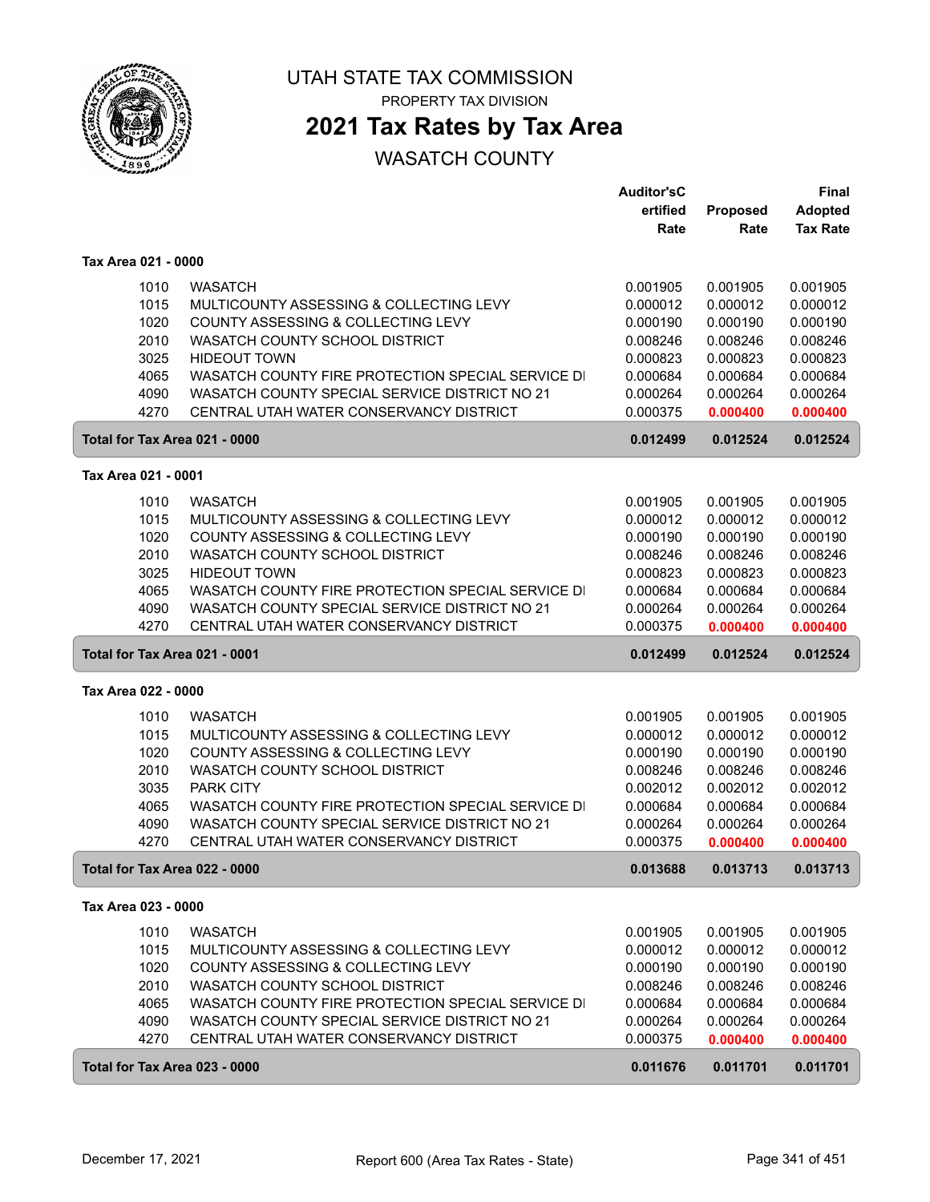# UTAH STATE TAX COMMISSION

PROPERTY TAX DIVISION

## 2021 Tax Rates by Tax Area

WASATCH COUNTY

| | | Auditor'sCertified Rate | Proposed Rate | Final Adopted Tax Rate |
|---|---|---|---|---|
| **Tax Area 021 - 0000** | | | | |
| 1010 | WASATCH | 0.001905 | 0.001905 | 0.001905 |
| 1015 | MULTICOUNTY ASSESSING & COLLECTING LEVY | 0.000012 | 0.000012 | 0.000012 |
| 1020 | COUNTY ASSESSING & COLLECTING LEVY | 0.000190 | 0.000190 | 0.000190 |
| 2010 | WASATCH COUNTY SCHOOL DISTRICT | 0.008246 | 0.008246 | 0.008246 |
| 3025 | HIDEOUT TOWN | 0.000823 | 0.000823 | 0.000823 |
| 4065 | WASATCH COUNTY FIRE PROTECTION SPECIAL SERVICE DI | 0.000684 | 0.000684 | 0.000684 |
| 4090 | WASATCH COUNTY SPECIAL SERVICE DISTRICT NO 21 | 0.000264 | 0.000264 | 0.000264 |
| 4270 | CENTRAL UTAH WATER CONSERVANCY DISTRICT | 0.000375 | 0.000400 | 0.000400 |
| **Total for Tax Area 021 - 0000** | | **0.012499** | **0.012524** | **0.012524** |
| **Tax Area 021 - 0001** | | | | |
| 1010 | WASATCH | 0.001905 | 0.001905 | 0.001905 |
| 1015 | MULTICOUNTY ASSESSING & COLLECTING LEVY | 0.000012 | 0.000012 | 0.000012 |
| 1020 | COUNTY ASSESSING & COLLECTING LEVY | 0.000190 | 0.000190 | 0.000190 |
| 2010 | WASATCH COUNTY SCHOOL DISTRICT | 0.008246 | 0.008246 | 0.008246 |
| 3025 | HIDEOUT TOWN | 0.000823 | 0.000823 | 0.000823 |
| 4065 | WASATCH COUNTY FIRE PROTECTION SPECIAL SERVICE DI | 0.000684 | 0.000684 | 0.000684 |
| 4090 | WASATCH COUNTY SPECIAL SERVICE DISTRICT NO 21 | 0.000264 | 0.000264 | 0.000264 |
| 4270 | CENTRAL UTAH WATER CONSERVANCY DISTRICT | 0.000375 | 0.000400 | 0.000400 |
| **Total for Tax Area 021 - 0001** | | **0.012499** | **0.012524** | **0.012524** |
| **Tax Area 022 - 0000** | | | | |
| 1010 | WASATCH | 0.001905 | 0.001905 | 0.001905 |
| 1015 | MULTICOUNTY ASSESSING & COLLECTING LEVY | 0.000012 | 0.000012 | 0.000012 |
| 1020 | COUNTY ASSESSING & COLLECTING LEVY | 0.000190 | 0.000190 | 0.000190 |
| 2010 | WASATCH COUNTY SCHOOL DISTRICT | 0.008246 | 0.008246 | 0.008246 |
| 3035 | PARK CITY | 0.002012 | 0.002012 | 0.002012 |
| 4065 | WASATCH COUNTY FIRE PROTECTION SPECIAL SERVICE DI | 0.000684 | 0.000684 | 0.000684 |
| 4090 | WASATCH COUNTY SPECIAL SERVICE DISTRICT NO 21 | 0.000264 | 0.000264 | 0.000264 |
| 4270 | CENTRAL UTAH WATER CONSERVANCY DISTRICT | 0.000375 | 0.000400 | 0.000400 |
| **Total for Tax Area 022 - 0000** | | **0.013688** | **0.013713** | **0.013713** |
| **Tax Area 023 - 0000** | | | | |
| 1010 | WASATCH | 0.001905 | 0.001905 | 0.001905 |
| 1015 | MULTICOUNTY ASSESSING & COLLECTING LEVY | 0.000012 | 0.000012 | 0.000012 |
| 1020 | COUNTY ASSESSING & COLLECTING LEVY | 0.000190 | 0.000190 | 0.000190 |
| 2010 | WASATCH COUNTY SCHOOL DISTRICT | 0.008246 | 0.008246 | 0.008246 |
| 4065 | WASATCH COUNTY FIRE PROTECTION SPECIAL SERVICE DI | 0.000684 | 0.000684 | 0.000684 |
| 4090 | WASATCH COUNTY SPECIAL SERVICE DISTRICT NO 21 | 0.000264 | 0.000264 | 0.000264 |
| 4270 | CENTRAL UTAH WATER CONSERVANCY DISTRICT | 0.000375 | 0.000400 | 0.000400 |
| **Total for Tax Area 023 - 0000** | | **0.011676** | **0.011701** | **0.011701** |

December 17, 2021 — Report 600 (Area Tax Rates - State)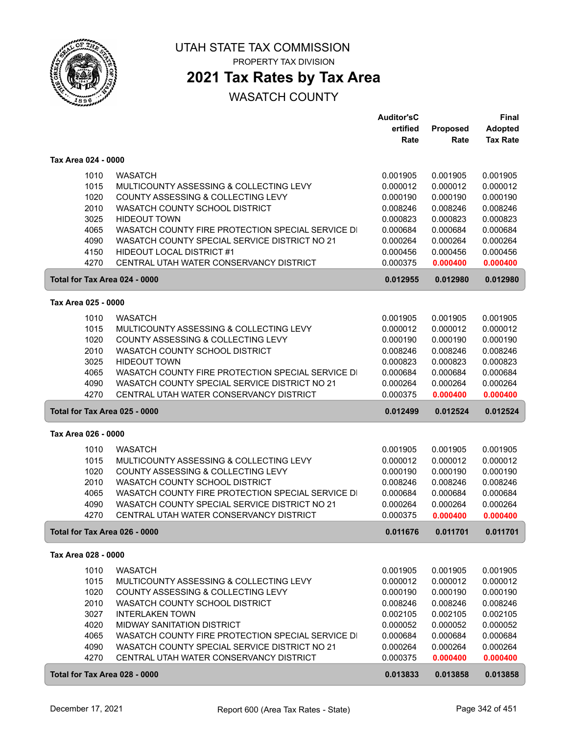# UTAH STATE TAX COMMISSION

PROPERTY TAX DIVISION

## 2021 Tax Rates by Tax Area

WASATCH COUNTY

| | | Auditor'sCertified Rate | Proposed Rate | Final Adopted Tax Rate |
|---|---|---|---|---|
| **Tax Area 024 - 0000** | | | | |
| 1010 | WASATCH | 0.001905 | 0.001905 | 0.001905 |
| 1015 | MULTICOUNTY ASSESSING & COLLECTING LEVY | 0.000012 | 0.000012 | 0.000012 |
| 1020 | COUNTY ASSESSING & COLLECTING LEVY | 0.000190 | 0.000190 | 0.000190 |
| 2010 | WASATCH COUNTY SCHOOL DISTRICT | 0.008246 | 0.008246 | 0.008246 |
| 3025 | HIDEOUT TOWN | 0.000823 | 0.000823 | 0.000823 |
| 4065 | WASATCH COUNTY FIRE PROTECTION SPECIAL SERVICE DI | 0.000684 | 0.000684 | 0.000684 |
| 4090 | WASATCH COUNTY SPECIAL SERVICE DISTRICT NO 21 | 0.000264 | 0.000264 | 0.000264 |
| 4150 | HIDEOUT LOCAL DISTRICT #1 | 0.000456 | 0.000456 | 0.000456 |
| 4270 | CENTRAL UTAH WATER CONSERVANCY DISTRICT | 0.000375 | **0.000400** | **0.000400** |
| **Total for Tax Area 024 - 0000** | | **0.012955** | **0.012980** | **0.012980** |
| **Tax Area 025 - 0000** | | | | |
| 1010 | WASATCH | 0.001905 | 0.001905 | 0.001905 |
| 1015 | MULTICOUNTY ASSESSING & COLLECTING LEVY | 0.000012 | 0.000012 | 0.000012 |
| 1020 | COUNTY ASSESSING & COLLECTING LEVY | 0.000190 | 0.000190 | 0.000190 |
| 2010 | WASATCH COUNTY SCHOOL DISTRICT | 0.008246 | 0.008246 | 0.008246 |
| 3025 | HIDEOUT TOWN | 0.000823 | 0.000823 | 0.000823 |
| 4065 | WASATCH COUNTY FIRE PROTECTION SPECIAL SERVICE DI | 0.000684 | 0.000684 | 0.000684 |
| 4090 | WASATCH COUNTY SPECIAL SERVICE DISTRICT NO 21 | 0.000264 | 0.000264 | 0.000264 |
| 4270 | CENTRAL UTAH WATER CONSERVANCY DISTRICT | 0.000375 | **0.000400** | **0.000400** |
| **Total for Tax Area 025 - 0000** | | **0.012499** | **0.012524** | **0.012524** |
| **Tax Area 026 - 0000** | | | | |
| 1010 | WASATCH | 0.001905 | 0.001905 | 0.001905 |
| 1015 | MULTICOUNTY ASSESSING & COLLECTING LEVY | 0.000012 | 0.000012 | 0.000012 |
| 1020 | COUNTY ASSESSING & COLLECTING LEVY | 0.000190 | 0.000190 | 0.000190 |
| 2010 | WASATCH COUNTY SCHOOL DISTRICT | 0.008246 | 0.008246 | 0.008246 |
| 4065 | WASATCH COUNTY FIRE PROTECTION SPECIAL SERVICE DI | 0.000684 | 0.000684 | 0.000684 |
| 4090 | WASATCH COUNTY SPECIAL SERVICE DISTRICT NO 21 | 0.000264 | 0.000264 | 0.000264 |
| 4270 | CENTRAL UTAH WATER CONSERVANCY DISTRICT | 0.000375 | **0.000400** | **0.000400** |
| **Total for Tax Area 026 - 0000** | | **0.011676** | **0.011701** | **0.011701** |
| **Tax Area 028 - 0000** | | | | |
| 1010 | WASATCH | 0.001905 | 0.001905 | 0.001905 |
| 1015 | MULTICOUNTY ASSESSING & COLLECTING LEVY | 0.000012 | 0.000012 | 0.000012 |
| 1020 | COUNTY ASSESSING & COLLECTING LEVY | 0.000190 | 0.000190 | 0.000190 |
| 2010 | WASATCH COUNTY SCHOOL DISTRICT | 0.008246 | 0.008246 | 0.008246 |
| 3027 | INTERLAKEN TOWN | 0.002105 | 0.002105 | 0.002105 |
| 4020 | MIDWAY SANITATION DISTRICT | 0.000052 | 0.000052 | 0.000052 |
| 4065 | WASATCH COUNTY FIRE PROTECTION SPECIAL SERVICE DI | 0.000684 | 0.000684 | 0.000684 |
| 4090 | WASATCH COUNTY SPECIAL SERVICE DISTRICT NO 21 | 0.000264 | 0.000264 | 0.000264 |
| 4270 | CENTRAL UTAH WATER CONSERVANCY DISTRICT | 0.000375 | **0.000400** | **0.000400** |
| **Total for Tax Area 028 - 0000** | | **0.013833** | **0.013858** | **0.013858** |

December 17, 2021 Report 600 (Area Tax Rates - State)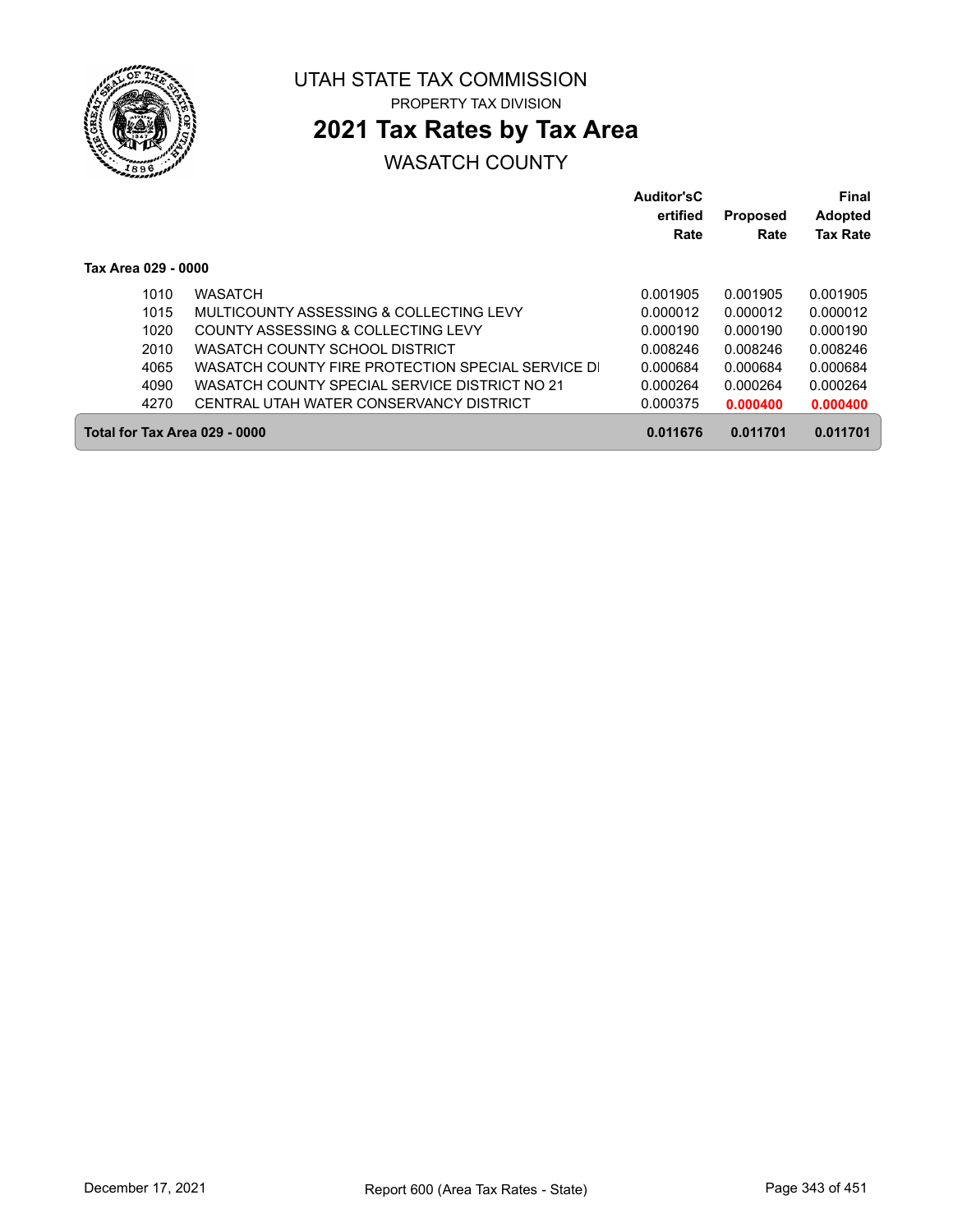UTAH STATE TAX COMMISSION

PROPERTY TAX DIVISION

# 2021 Tax Rates by Tax Area

## WASATCH COUNTY

| | | Auditor'sCertified Rate | Proposed Rate | Final Adopted Tax Rate |
|---|---|---|---|---|
| **Tax Area 029 - 0000** | | | | |
| 1010 | WASATCH | 0.001905 | 0.001905 | 0.001905 |
| 1015 | MULTICOUNTY ASSESSING & COLLECTING LEVY | 0.000012 | 0.000012 | 0.000012 |
| 1020 | COUNTY ASSESSING & COLLECTING LEVY | 0.000190 | 0.000190 | 0.000190 |
| 2010 | WASATCH COUNTY SCHOOL DISTRICT | 0.008246 | 0.008246 | 0.008246 |
| 4065 | WASATCH COUNTY FIRE PROTECTION SPECIAL SERVICE DI | 0.000684 | 0.000684 | 0.000684 |
| 4090 | WASATCH COUNTY SPECIAL SERVICE DISTRICT NO 21 | 0.000264 | 0.000264 | 0.000264 |
| 4270 | CENTRAL UTAH WATER CONSERVANCY DISTRICT | 0.000375 | **0.000400** | **0.000400** |
| **Total for Tax Area 029 - 0000** | | **0.011676** | **0.011701** | **0.011701** |

December 17, 2021 — Report 600 (Area Tax Rates - State)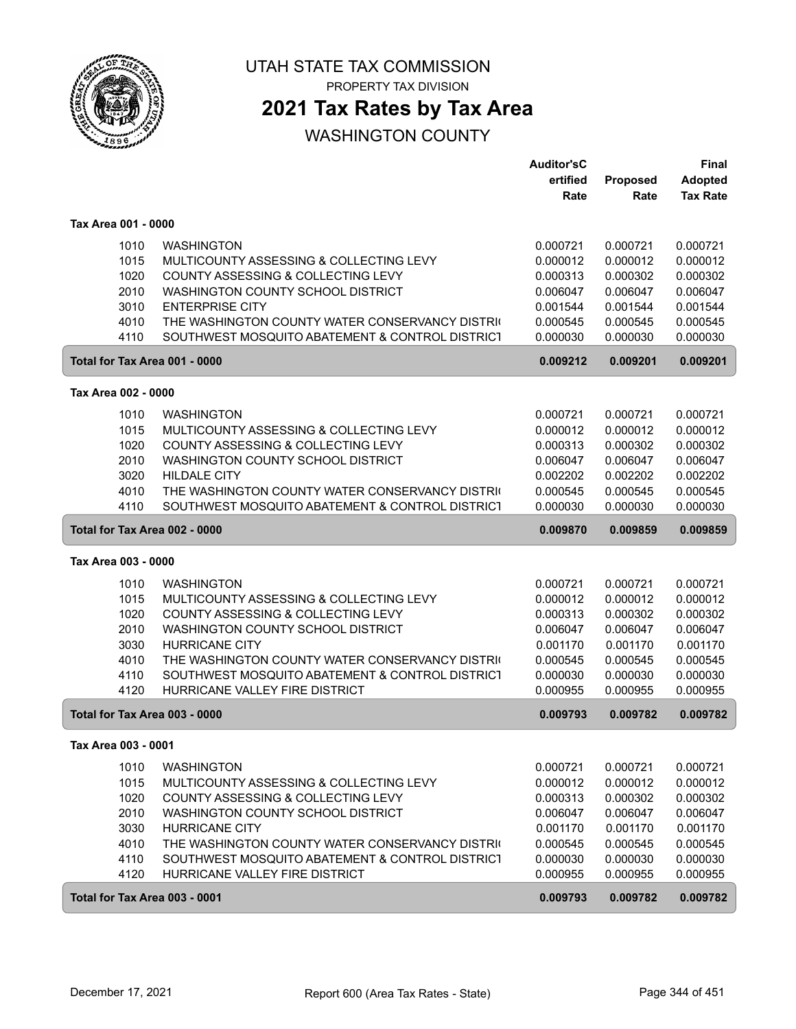# UTAH STATE TAX COMMISSION

PROPERTY TAX DIVISION

## 2021 Tax Rates by Tax Area

WASHINGTON COUNTY

| | | Auditor'sCertified Rate | Proposed Rate | Final Adopted Tax Rate |
|---|---|---|---|---|
| **Tax Area 001 - 0000** | | | | |
| 1010 | WASHINGTON | 0.000721 | 0.000721 | 0.000721 |
| 1015 | MULTICOUNTY ASSESSING & COLLECTING LEVY | 0.000012 | 0.000012 | 0.000012 |
| 1020 | COUNTY ASSESSING & COLLECTING LEVY | 0.000313 | 0.000302 | 0.000302 |
| 2010 | WASHINGTON COUNTY SCHOOL DISTRICT | 0.006047 | 0.006047 | 0.006047 |
| 3010 | ENTERPRISE CITY | 0.001544 | 0.001544 | 0.001544 |
| 4010 | THE WASHINGTON COUNTY WATER CONSERVANCY DISTRI( | 0.000545 | 0.000545 | 0.000545 |
| 4110 | SOUTHWEST MOSQUITO ABATEMENT & CONTROL DISTRICT | 0.000030 | 0.000030 | 0.000030 |
| **Total for Tax Area 001 - 0000** | | **0.009212** | **0.009201** | **0.009201** |
| **Tax Area 002 - 0000** | | | | |
| 1010 | WASHINGTON | 0.000721 | 0.000721 | 0.000721 |
| 1015 | MULTICOUNTY ASSESSING & COLLECTING LEVY | 0.000012 | 0.000012 | 0.000012 |
| 1020 | COUNTY ASSESSING & COLLECTING LEVY | 0.000313 | 0.000302 | 0.000302 |
| 2010 | WASHINGTON COUNTY SCHOOL DISTRICT | 0.006047 | 0.006047 | 0.006047 |
| 3020 | HILDALE CITY | 0.002202 | 0.002202 | 0.002202 |
| 4010 | THE WASHINGTON COUNTY WATER CONSERVANCY DISTRI( | 0.000545 | 0.000545 | 0.000545 |
| 4110 | SOUTHWEST MOSQUITO ABATEMENT & CONTROL DISTRICT | 0.000030 | 0.000030 | 0.000030 |
| **Total for Tax Area 002 - 0000** | | **0.009870** | **0.009859** | **0.009859** |
| **Tax Area 003 - 0000** | | | | |
| 1010 | WASHINGTON | 0.000721 | 0.000721 | 0.000721 |
| 1015 | MULTICOUNTY ASSESSING & COLLECTING LEVY | 0.000012 | 0.000012 | 0.000012 |
| 1020 | COUNTY ASSESSING & COLLECTING LEVY | 0.000313 | 0.000302 | 0.000302 |
| 2010 | WASHINGTON COUNTY SCHOOL DISTRICT | 0.006047 | 0.006047 | 0.006047 |
| 3030 | HURRICANE CITY | 0.001170 | 0.001170 | 0.001170 |
| 4010 | THE WASHINGTON COUNTY WATER CONSERVANCY DISTRI( | 0.000545 | 0.000545 | 0.000545 |
| 4110 | SOUTHWEST MOSQUITO ABATEMENT & CONTROL DISTRICT | 0.000030 | 0.000030 | 0.000030 |
| 4120 | HURRICANE VALLEY FIRE DISTRICT | 0.000955 | 0.000955 | 0.000955 |
| **Total for Tax Area 003 - 0000** | | **0.009793** | **0.009782** | **0.009782** |
| **Tax Area 003 - 0001** | | | | |
| 1010 | WASHINGTON | 0.000721 | 0.000721 | 0.000721 |
| 1015 | MULTICOUNTY ASSESSING & COLLECTING LEVY | 0.000012 | 0.000012 | 0.000012 |
| 1020 | COUNTY ASSESSING & COLLECTING LEVY | 0.000313 | 0.000302 | 0.000302 |
| 2010 | WASHINGTON COUNTY SCHOOL DISTRICT | 0.006047 | 0.006047 | 0.006047 |
| 3030 | HURRICANE CITY | 0.001170 | 0.001170 | 0.001170 |
| 4010 | THE WASHINGTON COUNTY WATER CONSERVANCY DISTRI( | 0.000545 | 0.000545 | 0.000545 |
| 4110 | SOUTHWEST MOSQUITO ABATEMENT & CONTROL DISTRICT | 0.000030 | 0.000030 | 0.000030 |
| 4120 | HURRICANE VALLEY FIRE DISTRICT | 0.000955 | 0.000955 | 0.000955 |
| **Total for Tax Area 003 - 0001** | | **0.009793** | **0.009782** | **0.009782** |

December 17, 2021 Report 600 (Area Tax Rates - State)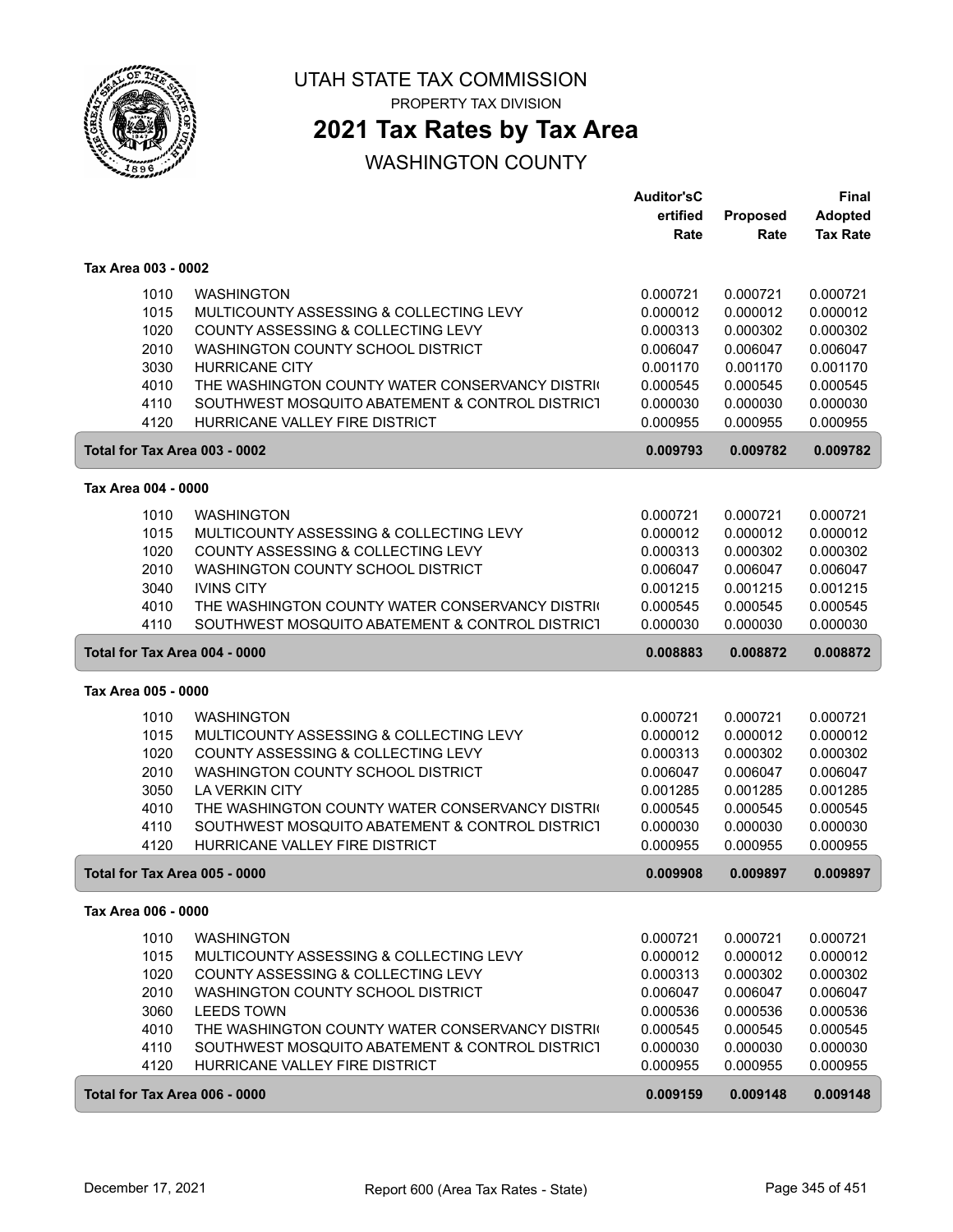UTAH STATE TAX COMMISSION

PROPERTY TAX DIVISION

# 2021 Tax Rates by Tax Area

## WASHINGTON COUNTY

| | | Auditor'sCertified Rate | Proposed Rate | Final Adopted Tax Rate |
|---|---|---|---|---|
| **Tax Area 003 - 0002** | | | | |
| 1010 | WASHINGTON | 0.000721 | 0.000721 | 0.000721 |
| 1015 | MULTICOUNTY ASSESSING & COLLECTING LEVY | 0.000012 | 0.000012 | 0.000012 |
| 1020 | COUNTY ASSESSING & COLLECTING LEVY | 0.000313 | 0.000302 | 0.000302 |
| 2010 | WASHINGTON COUNTY SCHOOL DISTRICT | 0.006047 | 0.006047 | 0.006047 |
| 3030 | HURRICANE CITY | 0.001170 | 0.001170 | 0.001170 |
| 4010 | THE WASHINGTON COUNTY WATER CONSERVANCY DISTRI( | 0.000545 | 0.000545 | 0.000545 |
| 4110 | SOUTHWEST MOSQUITO ABATEMENT & CONTROL DISTRICT | 0.000030 | 0.000030 | 0.000030 |
| 4120 | HURRICANE VALLEY FIRE DISTRICT | 0.000955 | 0.000955 | 0.000955 |
| **Total for Tax Area 003 - 0002** | | **0.009793** | **0.009782** | **0.009782** |
| **Tax Area 004 - 0000** | | | | |
| 1010 | WASHINGTON | 0.000721 | 0.000721 | 0.000721 |
| 1015 | MULTICOUNTY ASSESSING & COLLECTING LEVY | 0.000012 | 0.000012 | 0.000012 |
| 1020 | COUNTY ASSESSING & COLLECTING LEVY | 0.000313 | 0.000302 | 0.000302 |
| 2010 | WASHINGTON COUNTY SCHOOL DISTRICT | 0.006047 | 0.006047 | 0.006047 |
| 3040 | IVINS CITY | 0.001215 | 0.001215 | 0.001215 |
| 4010 | THE WASHINGTON COUNTY WATER CONSERVANCY DISTRI( | 0.000545 | 0.000545 | 0.000545 |
| 4110 | SOUTHWEST MOSQUITO ABATEMENT & CONTROL DISTRICT | 0.000030 | 0.000030 | 0.000030 |
| **Total for Tax Area 004 - 0000** | | **0.008883** | **0.008872** | **0.008872** |
| **Tax Area 005 - 0000** | | | | |
| 1010 | WASHINGTON | 0.000721 | 0.000721 | 0.000721 |
| 1015 | MULTICOUNTY ASSESSING & COLLECTING LEVY | 0.000012 | 0.000012 | 0.000012 |
| 1020 | COUNTY ASSESSING & COLLECTING LEVY | 0.000313 | 0.000302 | 0.000302 |
| 2010 | WASHINGTON COUNTY SCHOOL DISTRICT | 0.006047 | 0.006047 | 0.006047 |
| 3050 | LA VERKIN CITY | 0.001285 | 0.001285 | 0.001285 |
| 4010 | THE WASHINGTON COUNTY WATER CONSERVANCY DISTRI( | 0.000545 | 0.000545 | 0.000545 |
| 4110 | SOUTHWEST MOSQUITO ABATEMENT & CONTROL DISTRICT | 0.000030 | 0.000030 | 0.000030 |
| 4120 | HURRICANE VALLEY FIRE DISTRICT | 0.000955 | 0.000955 | 0.000955 |
| **Total for Tax Area 005 - 0000** | | **0.009908** | **0.009897** | **0.009897** |
| **Tax Area 006 - 0000** | | | | |
| 1010 | WASHINGTON | 0.000721 | 0.000721 | 0.000721 |
| 1015 | MULTICOUNTY ASSESSING & COLLECTING LEVY | 0.000012 | 0.000012 | 0.000012 |
| 1020 | COUNTY ASSESSING & COLLECTING LEVY | 0.000313 | 0.000302 | 0.000302 |
| 2010 | WASHINGTON COUNTY SCHOOL DISTRICT | 0.006047 | 0.006047 | 0.006047 |
| 3060 | LEEDS TOWN | 0.000536 | 0.000536 | 0.000536 |
| 4010 | THE WASHINGTON COUNTY WATER CONSERVANCY DISTRI( | 0.000545 | 0.000545 | 0.000545 |
| 4110 | SOUTHWEST MOSQUITO ABATEMENT & CONTROL DISTRICT | 0.000030 | 0.000030 | 0.000030 |
| 4120 | HURRICANE VALLEY FIRE DISTRICT | 0.000955 | 0.000955 | 0.000955 |
| **Total for Tax Area 006 - 0000** | | **0.009159** | **0.009148** | **0.009148** |

December 17, 2021 — Report 600 (Area Tax Rates - State)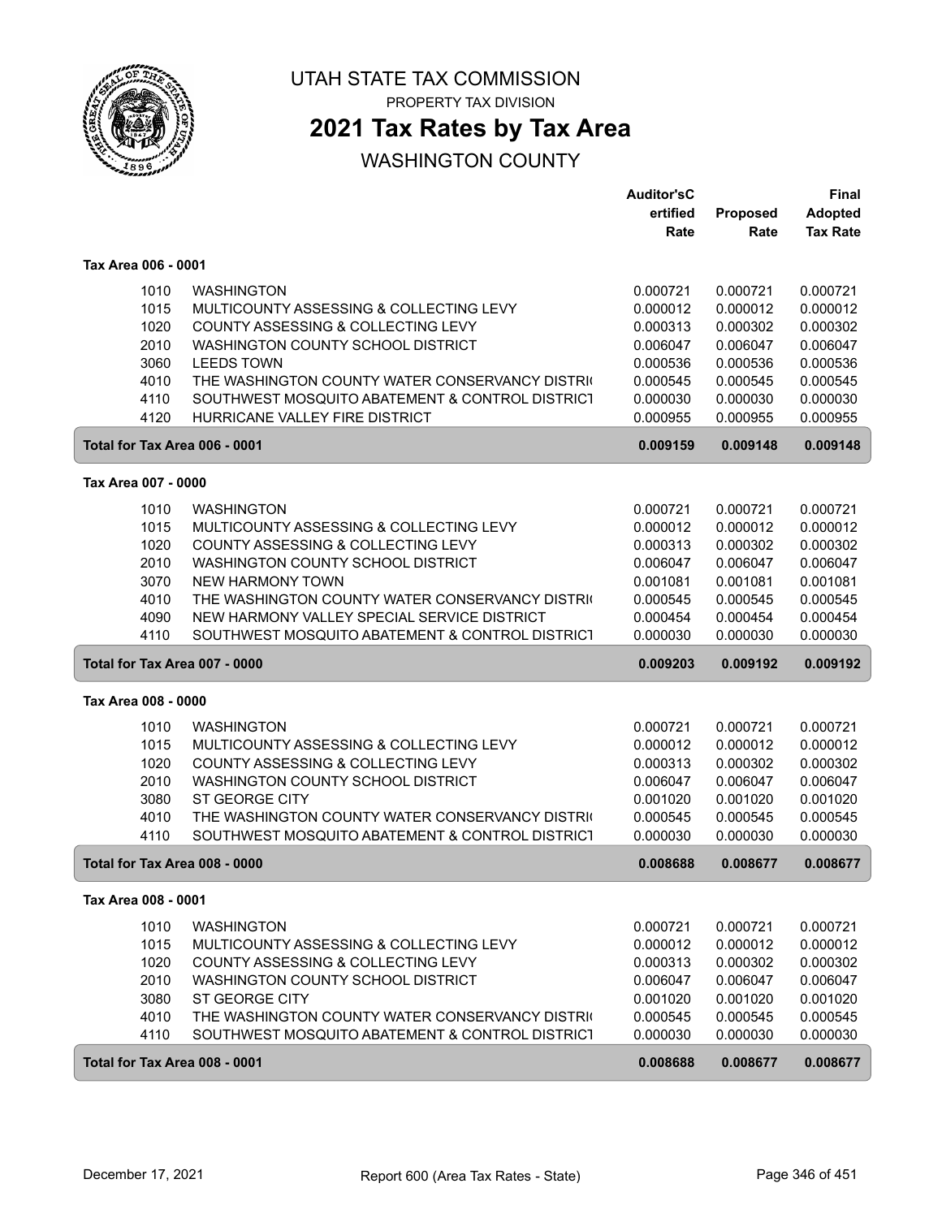# UTAH STATE TAX COMMISSION

PROPERTY TAX DIVISION

## 2021 Tax Rates by Tax Area

WASHINGTON COUNTY

| | | Auditor'sC ertified Rate | Proposed Rate | Final Adopted Tax Rate |
|---|---|---|---|---|
| **Tax Area 006 - 0001** | | | | |
| 1010 | WASHINGTON | 0.000721 | 0.000721 | 0.000721 |
| 1015 | MULTICOUNTY ASSESSING & COLLECTING LEVY | 0.000012 | 0.000012 | 0.000012 |
| 1020 | COUNTY ASSESSING & COLLECTING LEVY | 0.000313 | 0.000302 | 0.000302 |
| 2010 | WASHINGTON COUNTY SCHOOL DISTRICT | 0.006047 | 0.006047 | 0.006047 |
| 3060 | LEEDS TOWN | 0.000536 | 0.000536 | 0.000536 |
| 4010 | THE WASHINGTON COUNTY WATER CONSERVANCY DISTRI( | 0.000545 | 0.000545 | 0.000545 |
| 4110 | SOUTHWEST MOSQUITO ABATEMENT & CONTROL DISTRICT | 0.000030 | 0.000030 | 0.000030 |
| 4120 | HURRICANE VALLEY FIRE DISTRICT | 0.000955 | 0.000955 | 0.000955 |
| **Total for Tax Area 006 - 0001** | | **0.009159** | **0.009148** | **0.009148** |
| **Tax Area 007 - 0000** | | | | |
| 1010 | WASHINGTON | 0.000721 | 0.000721 | 0.000721 |
| 1015 | MULTICOUNTY ASSESSING & COLLECTING LEVY | 0.000012 | 0.000012 | 0.000012 |
| 1020 | COUNTY ASSESSING & COLLECTING LEVY | 0.000313 | 0.000302 | 0.000302 |
| 2010 | WASHINGTON COUNTY SCHOOL DISTRICT | 0.006047 | 0.006047 | 0.006047 |
| 3070 | NEW HARMONY TOWN | 0.001081 | 0.001081 | 0.001081 |
| 4010 | THE WASHINGTON COUNTY WATER CONSERVANCY DISTRI( | 0.000545 | 0.000545 | 0.000545 |
| 4090 | NEW HARMONY VALLEY SPECIAL SERVICE DISTRICT | 0.000454 | 0.000454 | 0.000454 |
| 4110 | SOUTHWEST MOSQUITO ABATEMENT & CONTROL DISTRICT | 0.000030 | 0.000030 | 0.000030 |
| **Total for Tax Area 007 - 0000** | | **0.009203** | **0.009192** | **0.009192** |
| **Tax Area 008 - 0000** | | | | |
| 1010 | WASHINGTON | 0.000721 | 0.000721 | 0.000721 |
| 1015 | MULTICOUNTY ASSESSING & COLLECTING LEVY | 0.000012 | 0.000012 | 0.000012 |
| 1020 | COUNTY ASSESSING & COLLECTING LEVY | 0.000313 | 0.000302 | 0.000302 |
| 2010 | WASHINGTON COUNTY SCHOOL DISTRICT | 0.006047 | 0.006047 | 0.006047 |
| 3080 | ST GEORGE CITY | 0.001020 | 0.001020 | 0.001020 |
| 4010 | THE WASHINGTON COUNTY WATER CONSERVANCY DISTRI( | 0.000545 | 0.000545 | 0.000545 |
| 4110 | SOUTHWEST MOSQUITO ABATEMENT & CONTROL DISTRICT | 0.000030 | 0.000030 | 0.000030 |
| **Total for Tax Area 008 - 0000** | | **0.008688** | **0.008677** | **0.008677** |
| **Tax Area 008 - 0001** | | | | |
| 1010 | WASHINGTON | 0.000721 | 0.000721 | 0.000721 |
| 1015 | MULTICOUNTY ASSESSING & COLLECTING LEVY | 0.000012 | 0.000012 | 0.000012 |
| 1020 | COUNTY ASSESSING & COLLECTING LEVY | 0.000313 | 0.000302 | 0.000302 |
| 2010 | WASHINGTON COUNTY SCHOOL DISTRICT | 0.006047 | 0.006047 | 0.006047 |
| 3080 | ST GEORGE CITY | 0.001020 | 0.001020 | 0.001020 |
| 4010 | THE WASHINGTON COUNTY WATER CONSERVANCY DISTRI( | 0.000545 | 0.000545 | 0.000545 |
| 4110 | SOUTHWEST MOSQUITO ABATEMENT & CONTROL DISTRICT | 0.000030 | 0.000030 | 0.000030 |
| **Total for Tax Area 008 - 0001** | | **0.008688** | **0.008677** | **0.008677** |

December 17, 2021 — Report 600 (Area Tax Rates - State)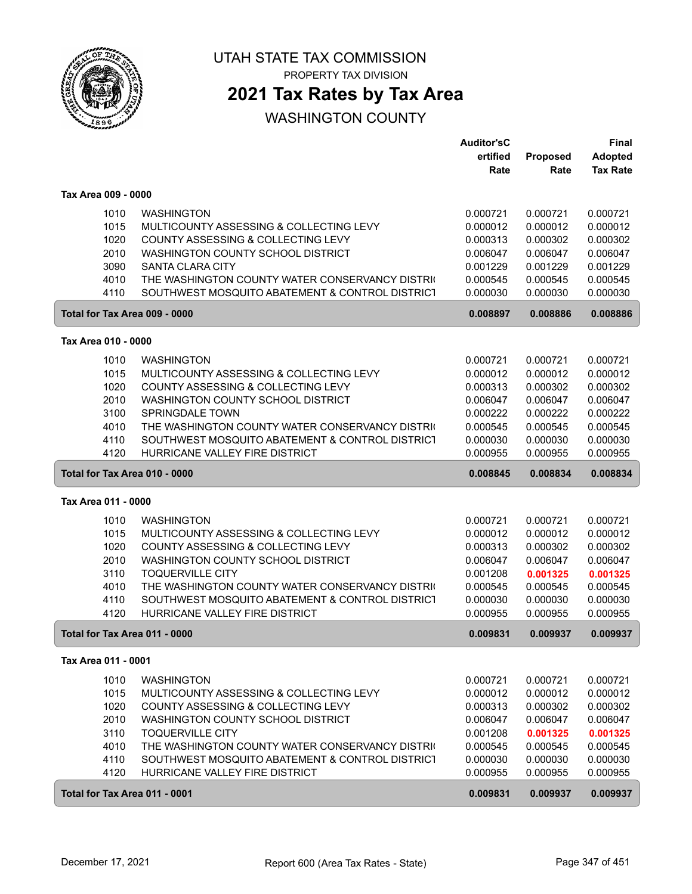# UTAH STATE TAX COMMISSION

PROPERTY TAX DIVISION

## 2021 Tax Rates by Tax Area

WASHINGTON COUNTY

| | | Auditor'sCertified Rate | Proposed Rate | Final Adopted Tax Rate |
|---|---|---|---|---|
| **Tax Area 009 - 0000** | | | | |
| 1010 | WASHINGTON | 0.000721 | 0.000721 | 0.000721 |
| 1015 | MULTICOUNTY ASSESSING & COLLECTING LEVY | 0.000012 | 0.000012 | 0.000012 |
| 1020 | COUNTY ASSESSING & COLLECTING LEVY | 0.000313 | 0.000302 | 0.000302 |
| 2010 | WASHINGTON COUNTY SCHOOL DISTRICT | 0.006047 | 0.006047 | 0.006047 |
| 3090 | SANTA CLARA CITY | 0.001229 | 0.001229 | 0.001229 |
| 4010 | THE WASHINGTON COUNTY WATER CONSERVANCY DISTRI( | 0.000545 | 0.000545 | 0.000545 |
| 4110 | SOUTHWEST MOSQUITO ABATEMENT & CONTROL DISTRICT | 0.000030 | 0.000030 | 0.000030 |
| **Total for Tax Area 009 - 0000** | | **0.008897** | **0.008886** | **0.008886** |
| **Tax Area 010 - 0000** | | | | |
| 1010 | WASHINGTON | 0.000721 | 0.000721 | 0.000721 |
| 1015 | MULTICOUNTY ASSESSING & COLLECTING LEVY | 0.000012 | 0.000012 | 0.000012 |
| 1020 | COUNTY ASSESSING & COLLECTING LEVY | 0.000313 | 0.000302 | 0.000302 |
| 2010 | WASHINGTON COUNTY SCHOOL DISTRICT | 0.006047 | 0.006047 | 0.006047 |
| 3100 | SPRINGDALE TOWN | 0.000222 | 0.000222 | 0.000222 |
| 4010 | THE WASHINGTON COUNTY WATER CONSERVANCY DISTRI( | 0.000545 | 0.000545 | 0.000545 |
| 4110 | SOUTHWEST MOSQUITO ABATEMENT & CONTROL DISTRICT | 0.000030 | 0.000030 | 0.000030 |
| 4120 | HURRICANE VALLEY FIRE DISTRICT | 0.000955 | 0.000955 | 0.000955 |
| **Total for Tax Area 010 - 0000** | | **0.008845** | **0.008834** | **0.008834** |
| **Tax Area 011 - 0000** | | | | |
| 1010 | WASHINGTON | 0.000721 | 0.000721 | 0.000721 |
| 1015 | MULTICOUNTY ASSESSING & COLLECTING LEVY | 0.000012 | 0.000012 | 0.000012 |
| 1020 | COUNTY ASSESSING & COLLECTING LEVY | 0.000313 | 0.000302 | 0.000302 |
| 2010 | WASHINGTON COUNTY SCHOOL DISTRICT | 0.006047 | 0.006047 | 0.006047 |
| 3110 | TOQUERVILLE CITY | 0.001208 | **0.001325** | **0.001325** |
| 4010 | THE WASHINGTON COUNTY WATER CONSERVANCY DISTRI( | 0.000545 | 0.000545 | 0.000545 |
| 4110 | SOUTHWEST MOSQUITO ABATEMENT & CONTROL DISTRICT | 0.000030 | 0.000030 | 0.000030 |
| 4120 | HURRICANE VALLEY FIRE DISTRICT | 0.000955 | 0.000955 | 0.000955 |
| **Total for Tax Area 011 - 0000** | | **0.009831** | **0.009937** | **0.009937** |
| **Tax Area 011 - 0001** | | | | |
| 1010 | WASHINGTON | 0.000721 | 0.000721 | 0.000721 |
| 1015 | MULTICOUNTY ASSESSING & COLLECTING LEVY | 0.000012 | 0.000012 | 0.000012 |
| 1020 | COUNTY ASSESSING & COLLECTING LEVY | 0.000313 | 0.000302 | 0.000302 |
| 2010 | WASHINGTON COUNTY SCHOOL DISTRICT | 0.006047 | 0.006047 | 0.006047 |
| 3110 | TOQUERVILLE CITY | 0.001208 | **0.001325** | **0.001325** |
| 4010 | THE WASHINGTON COUNTY WATER CONSERVANCY DISTRI( | 0.000545 | 0.000545 | 0.000545 |
| 4110 | SOUTHWEST MOSQUITO ABATEMENT & CONTROL DISTRICT | 0.000030 | 0.000030 | 0.000030 |
| 4120 | HURRICANE VALLEY FIRE DISTRICT | 0.000955 | 0.000955 | 0.000955 |
| **Total for Tax Area 011 - 0001** | | **0.009831** | **0.009937** | **0.009937** |

December 17, 2021 — Report 600 (Area Tax Rates - State)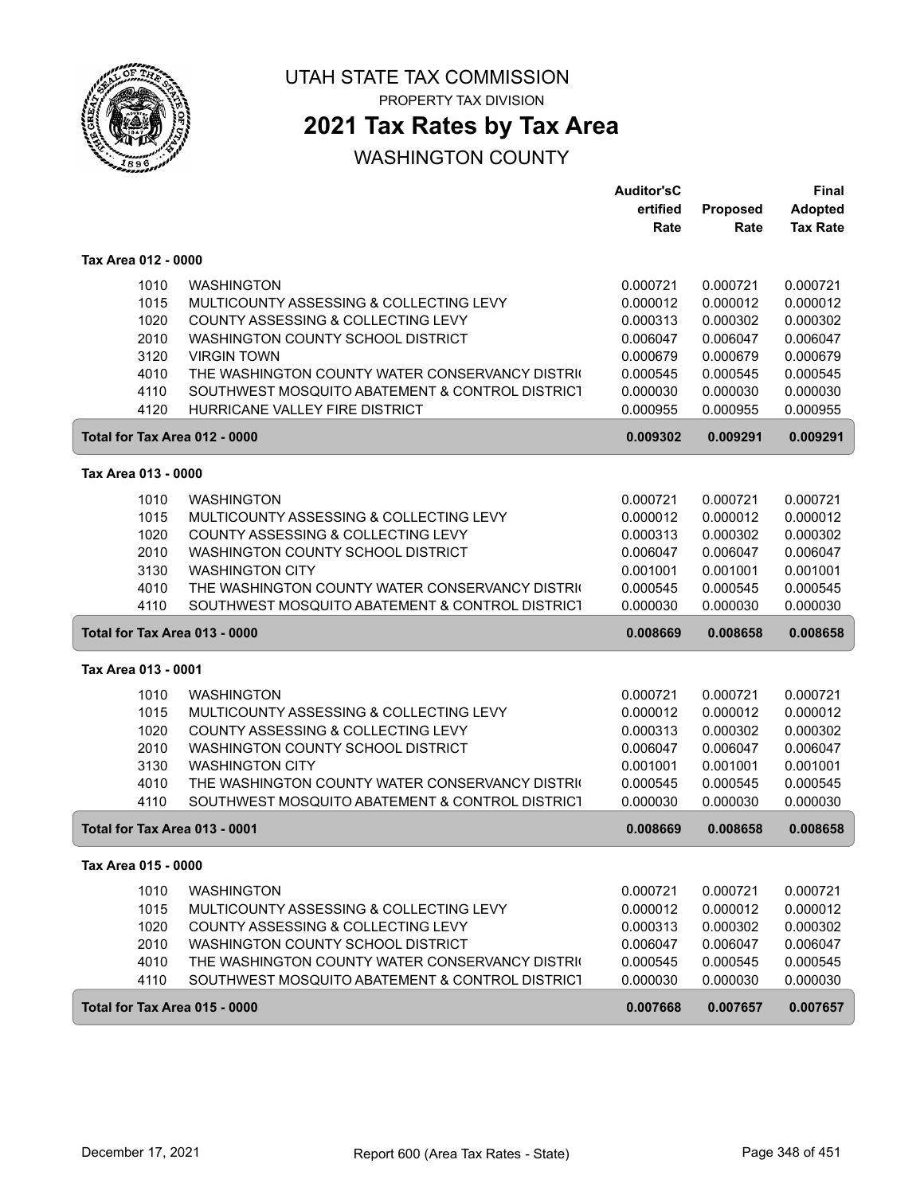# UTAH STATE TAX COMMISSION

PROPERTY TAX DIVISION

## 2021 Tax Rates by Tax Area

WASHINGTON COUNTY

| | | Auditor'sCertified Rate | Proposed Rate | Final Adopted Tax Rate |
|---|---|---|---|---|
| **Tax Area 012 - 0000** | | | | |
| 1010 | WASHINGTON | 0.000721 | 0.000721 | 0.000721 |
| 1015 | MULTICOUNTY ASSESSING & COLLECTING LEVY | 0.000012 | 0.000012 | 0.000012 |
| 1020 | COUNTY ASSESSING & COLLECTING LEVY | 0.000313 | 0.000302 | 0.000302 |
| 2010 | WASHINGTON COUNTY SCHOOL DISTRICT | 0.006047 | 0.006047 | 0.006047 |
| 3120 | VIRGIN TOWN | 0.000679 | 0.000679 | 0.000679 |
| 4010 | THE WASHINGTON COUNTY WATER CONSERVANCY DISTRI( | 0.000545 | 0.000545 | 0.000545 |
| 4110 | SOUTHWEST MOSQUITO ABATEMENT & CONTROL DISTRICT | 0.000030 | 0.000030 | 0.000030 |
| 4120 | HURRICANE VALLEY FIRE DISTRICT | 0.000955 | 0.000955 | 0.000955 |
| **Total for Tax Area 012 - 0000** | | **0.009302** | **0.009291** | **0.009291** |
| **Tax Area 013 - 0000** | | | | |
| 1010 | WASHINGTON | 0.000721 | 0.000721 | 0.000721 |
| 1015 | MULTICOUNTY ASSESSING & COLLECTING LEVY | 0.000012 | 0.000012 | 0.000012 |
| 1020 | COUNTY ASSESSING & COLLECTING LEVY | 0.000313 | 0.000302 | 0.000302 |
| 2010 | WASHINGTON COUNTY SCHOOL DISTRICT | 0.006047 | 0.006047 | 0.006047 |
| 3130 | WASHINGTON CITY | 0.001001 | 0.001001 | 0.001001 |
| 4010 | THE WASHINGTON COUNTY WATER CONSERVANCY DISTRI( | 0.000545 | 0.000545 | 0.000545 |
| 4110 | SOUTHWEST MOSQUITO ABATEMENT & CONTROL DISTRICT | 0.000030 | 0.000030 | 0.000030 |
| **Total for Tax Area 013 - 0000** | | **0.008669** | **0.008658** | **0.008658** |
| **Tax Area 013 - 0001** | | | | |
| 1010 | WASHINGTON | 0.000721 | 0.000721 | 0.000721 |
| 1015 | MULTICOUNTY ASSESSING & COLLECTING LEVY | 0.000012 | 0.000012 | 0.000012 |
| 1020 | COUNTY ASSESSING & COLLECTING LEVY | 0.000313 | 0.000302 | 0.000302 |
| 2010 | WASHINGTON COUNTY SCHOOL DISTRICT | 0.006047 | 0.006047 | 0.006047 |
| 3130 | WASHINGTON CITY | 0.001001 | 0.001001 | 0.001001 |
| 4010 | THE WASHINGTON COUNTY WATER CONSERVANCY DISTRI( | 0.000545 | 0.000545 | 0.000545 |
| 4110 | SOUTHWEST MOSQUITO ABATEMENT & CONTROL DISTRICT | 0.000030 | 0.000030 | 0.000030 |
| **Total for Tax Area 013 - 0001** | | **0.008669** | **0.008658** | **0.008658** |
| **Tax Area 015 - 0000** | | | | |
| 1010 | WASHINGTON | 0.000721 | 0.000721 | 0.000721 |
| 1015 | MULTICOUNTY ASSESSING & COLLECTING LEVY | 0.000012 | 0.000012 | 0.000012 |
| 1020 | COUNTY ASSESSING & COLLECTING LEVY | 0.000313 | 0.000302 | 0.000302 |
| 2010 | WASHINGTON COUNTY SCHOOL DISTRICT | 0.006047 | 0.006047 | 0.006047 |
| 4010 | THE WASHINGTON COUNTY WATER CONSERVANCY DISTRI( | 0.000545 | 0.000545 | 0.000545 |
| 4110 | SOUTHWEST MOSQUITO ABATEMENT & CONTROL DISTRICT | 0.000030 | 0.000030 | 0.000030 |
| **Total for Tax Area 015 - 0000** | | **0.007668** | **0.007657** | **0.007657** |

December 17, 2021 — Report 600 (Area Tax Rates - State)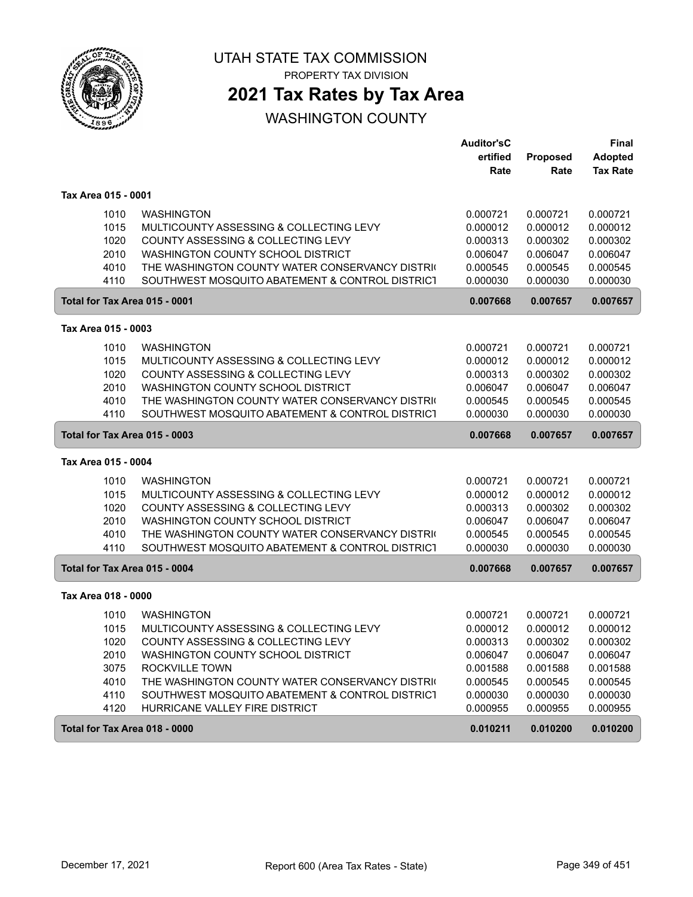UTAH STATE TAX COMMISSION

PROPERTY TAX DIVISION

# 2021 Tax Rates by Tax Area

WASHINGTON COUNTY

| | | Auditor'sC ertified Rate | Proposed Rate | Final Adopted Tax Rate |
|---|---|---|---|---|
| **Tax Area 015 - 0001** | | | | |
| 1010 | WASHINGTON | 0.000721 | 0.000721 | 0.000721 |
| 1015 | MULTICOUNTY ASSESSING & COLLECTING LEVY | 0.000012 | 0.000012 | 0.000012 |
| 1020 | COUNTY ASSESSING & COLLECTING LEVY | 0.000313 | 0.000302 | 0.000302 |
| 2010 | WASHINGTON COUNTY SCHOOL DISTRICT | 0.006047 | 0.006047 | 0.006047 |
| 4010 | THE WASHINGTON COUNTY WATER CONSERVANCY DISTRI( | 0.000545 | 0.000545 | 0.000545 |
| 4110 | SOUTHWEST MOSQUITO ABATEMENT & CONTROL DISTRICT | 0.000030 | 0.000030 | 0.000030 |
| **Total for Tax Area 015 - 0001** | | **0.007668** | **0.007657** | **0.007657** |
| **Tax Area 015 - 0003** | | | | |
| 1010 | WASHINGTON | 0.000721 | 0.000721 | 0.000721 |
| 1015 | MULTICOUNTY ASSESSING & COLLECTING LEVY | 0.000012 | 0.000012 | 0.000012 |
| 1020 | COUNTY ASSESSING & COLLECTING LEVY | 0.000313 | 0.000302 | 0.000302 |
| 2010 | WASHINGTON COUNTY SCHOOL DISTRICT | 0.006047 | 0.006047 | 0.006047 |
| 4010 | THE WASHINGTON COUNTY WATER CONSERVANCY DISTRI( | 0.000545 | 0.000545 | 0.000545 |
| 4110 | SOUTHWEST MOSQUITO ABATEMENT & CONTROL DISTRICT | 0.000030 | 0.000030 | 0.000030 |
| **Total for Tax Area 015 - 0003** | | **0.007668** | **0.007657** | **0.007657** |
| **Tax Area 015 - 0004** | | | | |
| 1010 | WASHINGTON | 0.000721 | 0.000721 | 0.000721 |
| 1015 | MULTICOUNTY ASSESSING & COLLECTING LEVY | 0.000012 | 0.000012 | 0.000012 |
| 1020 | COUNTY ASSESSING & COLLECTING LEVY | 0.000313 | 0.000302 | 0.000302 |
| 2010 | WASHINGTON COUNTY SCHOOL DISTRICT | 0.006047 | 0.006047 | 0.006047 |
| 4010 | THE WASHINGTON COUNTY WATER CONSERVANCY DISTRI( | 0.000545 | 0.000545 | 0.000545 |
| 4110 | SOUTHWEST MOSQUITO ABATEMENT & CONTROL DISTRICT | 0.000030 | 0.000030 | 0.000030 |
| **Total for Tax Area 015 - 0004** | | **0.007668** | **0.007657** | **0.007657** |
| **Tax Area 018 - 0000** | | | | |
| 1010 | WASHINGTON | 0.000721 | 0.000721 | 0.000721 |
| 1015 | MULTICOUNTY ASSESSING & COLLECTING LEVY | 0.000012 | 0.000012 | 0.000012 |
| 1020 | COUNTY ASSESSING & COLLECTING LEVY | 0.000313 | 0.000302 | 0.000302 |
| 2010 | WASHINGTON COUNTY SCHOOL DISTRICT | 0.006047 | 0.006047 | 0.006047 |
| 3075 | ROCKVILLE TOWN | 0.001588 | 0.001588 | 0.001588 |
| 4010 | THE WASHINGTON COUNTY WATER CONSERVANCY DISTRI( | 0.000545 | 0.000545 | 0.000545 |
| 4110 | SOUTHWEST MOSQUITO ABATEMENT & CONTROL DISTRICT | 0.000030 | 0.000030 | 0.000030 |
| 4120 | HURRICANE VALLEY FIRE DISTRICT | 0.000955 | 0.000955 | 0.000955 |
| **Total for Tax Area 018 - 0000** | | **0.010211** | **0.010200** | **0.010200** |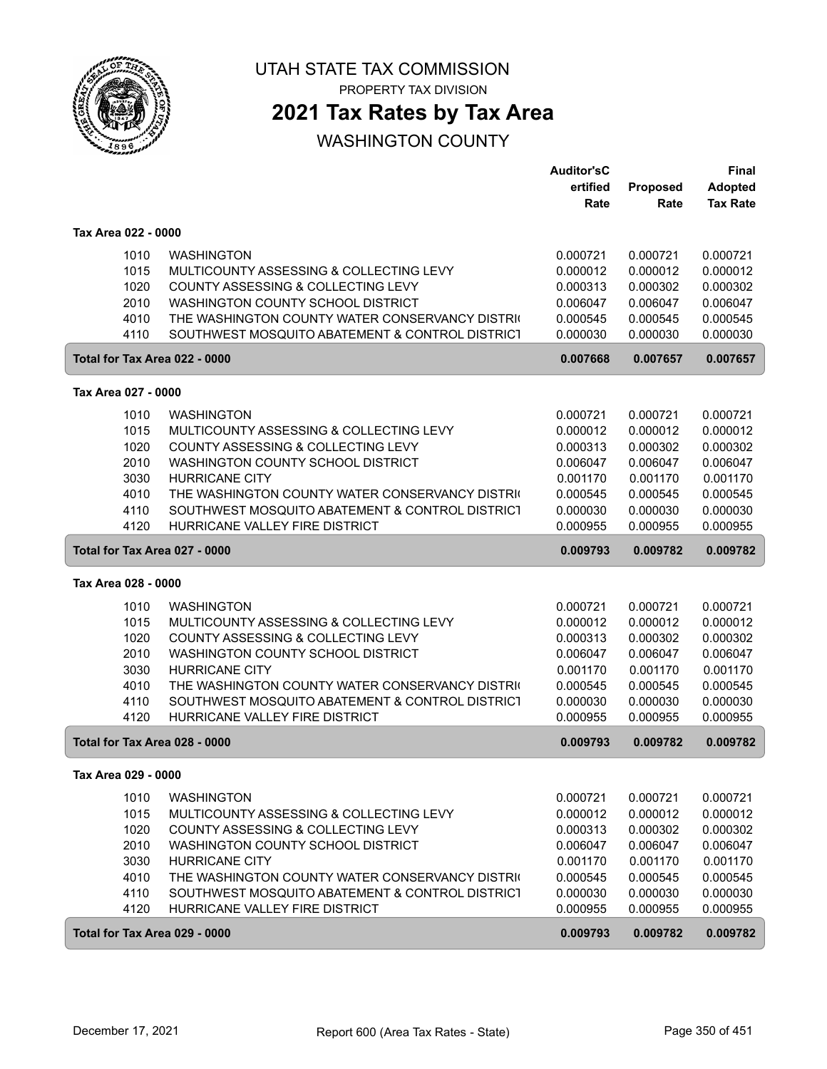# UTAH STATE TAX COMMISSION

PROPERTY TAX DIVISION

## 2021 Tax Rates by Tax Area

WASHINGTON COUNTY

| | | Auditor'sCertified Rate | Proposed Rate | Final Adopted Tax Rate |
|---|---|---|---|---|
| **Tax Area 022 - 0000** | | | | |
| 1010 | WASHINGTON | 0.000721 | 0.000721 | 0.000721 |
| 1015 | MULTICOUNTY ASSESSING & COLLECTING LEVY | 0.000012 | 0.000012 | 0.000012 |
| 1020 | COUNTY ASSESSING & COLLECTING LEVY | 0.000313 | 0.000302 | 0.000302 |
| 2010 | WASHINGTON COUNTY SCHOOL DISTRICT | 0.006047 | 0.006047 | 0.006047 |
| 4010 | THE WASHINGTON COUNTY WATER CONSERVANCY DISTRI( | 0.000545 | 0.000545 | 0.000545 |
| 4110 | SOUTHWEST MOSQUITO ABATEMENT & CONTROL DISTRICT | 0.000030 | 0.000030 | 0.000030 |
| **Total for Tax Area 022 - 0000** | | **0.007668** | **0.007657** | **0.007657** |
| **Tax Area 027 - 0000** | | | | |
| 1010 | WASHINGTON | 0.000721 | 0.000721 | 0.000721 |
| 1015 | MULTICOUNTY ASSESSING & COLLECTING LEVY | 0.000012 | 0.000012 | 0.000012 |
| 1020 | COUNTY ASSESSING & COLLECTING LEVY | 0.000313 | 0.000302 | 0.000302 |
| 2010 | WASHINGTON COUNTY SCHOOL DISTRICT | 0.006047 | 0.006047 | 0.006047 |
| 3030 | HURRICANE CITY | 0.001170 | 0.001170 | 0.001170 |
| 4010 | THE WASHINGTON COUNTY WATER CONSERVANCY DISTRI( | 0.000545 | 0.000545 | 0.000545 |
| 4110 | SOUTHWEST MOSQUITO ABATEMENT & CONTROL DISTRICT | 0.000030 | 0.000030 | 0.000030 |
| 4120 | HURRICANE VALLEY FIRE DISTRICT | 0.000955 | 0.000955 | 0.000955 |
| **Total for Tax Area 027 - 0000** | | **0.009793** | **0.009782** | **0.009782** |
| **Tax Area 028 - 0000** | | | | |
| 1010 | WASHINGTON | 0.000721 | 0.000721 | 0.000721 |
| 1015 | MULTICOUNTY ASSESSING & COLLECTING LEVY | 0.000012 | 0.000012 | 0.000012 |
| 1020 | COUNTY ASSESSING & COLLECTING LEVY | 0.000313 | 0.000302 | 0.000302 |
| 2010 | WASHINGTON COUNTY SCHOOL DISTRICT | 0.006047 | 0.006047 | 0.006047 |
| 3030 | HURRICANE CITY | 0.001170 | 0.001170 | 0.001170 |
| 4010 | THE WASHINGTON COUNTY WATER CONSERVANCY DISTRI( | 0.000545 | 0.000545 | 0.000545 |
| 4110 | SOUTHWEST MOSQUITO ABATEMENT & CONTROL DISTRICT | 0.000030 | 0.000030 | 0.000030 |
| 4120 | HURRICANE VALLEY FIRE DISTRICT | 0.000955 | 0.000955 | 0.000955 |
| **Total for Tax Area 028 - 0000** | | **0.009793** | **0.009782** | **0.009782** |
| **Tax Area 029 - 0000** | | | | |
| 1010 | WASHINGTON | 0.000721 | 0.000721 | 0.000721 |
| 1015 | MULTICOUNTY ASSESSING & COLLECTING LEVY | 0.000012 | 0.000012 | 0.000012 |
| 1020 | COUNTY ASSESSING & COLLECTING LEVY | 0.000313 | 0.000302 | 0.000302 |
| 2010 | WASHINGTON COUNTY SCHOOL DISTRICT | 0.006047 | 0.006047 | 0.006047 |
| 3030 | HURRICANE CITY | 0.001170 | 0.001170 | 0.001170 |
| 4010 | THE WASHINGTON COUNTY WATER CONSERVANCY DISTRI( | 0.000545 | 0.000545 | 0.000545 |
| 4110 | SOUTHWEST MOSQUITO ABATEMENT & CONTROL DISTRICT | 0.000030 | 0.000030 | 0.000030 |
| 4120 | HURRICANE VALLEY FIRE DISTRICT | 0.000955 | 0.000955 | 0.000955 |
| **Total for Tax Area 029 - 0000** | | **0.009793** | **0.009782** | **0.009782** |

December 17, 2021 — Report 600 (Area Tax Rates - State)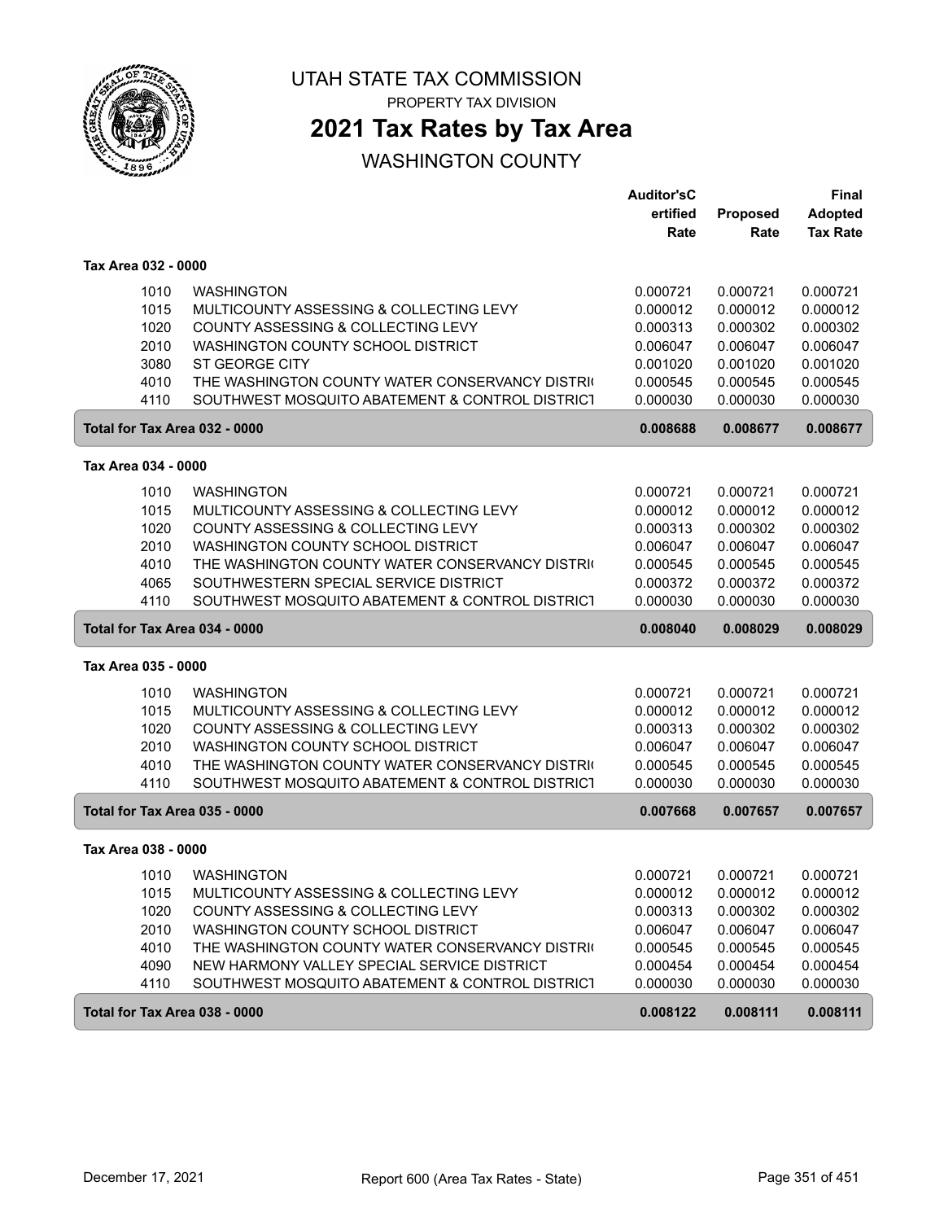UTAH STATE TAX COMMISSION

PROPERTY TAX DIVISION

# 2021 Tax Rates by Tax Area

## WASHINGTON COUNTY

| | | Auditor'sC ertified Rate | Proposed Rate | Final Adopted Tax Rate |
|---|---|---|---|---|
| **Tax Area 032 - 0000** | | | | |
| 1010 | WASHINGTON | 0.000721 | 0.000721 | 0.000721 |
| 1015 | MULTICOUNTY ASSESSING & COLLECTING LEVY | 0.000012 | 0.000012 | 0.000012 |
| 1020 | COUNTY ASSESSING & COLLECTING LEVY | 0.000313 | 0.000302 | 0.000302 |
| 2010 | WASHINGTON COUNTY SCHOOL DISTRICT | 0.006047 | 0.006047 | 0.006047 |
| 3080 | ST GEORGE CITY | 0.001020 | 0.001020 | 0.001020 |
| 4010 | THE WASHINGTON COUNTY WATER CONSERVANCY DISTRI( | 0.000545 | 0.000545 | 0.000545 |
| 4110 | SOUTHWEST MOSQUITO ABATEMENT & CONTROL DISTRICT | 0.000030 | 0.000030 | 0.000030 |
| **Total for Tax Area 032 - 0000** | | **0.008688** | **0.008677** | **0.008677** |
| **Tax Area 034 - 0000** | | | | |
| 1010 | WASHINGTON | 0.000721 | 0.000721 | 0.000721 |
| 1015 | MULTICOUNTY ASSESSING & COLLECTING LEVY | 0.000012 | 0.000012 | 0.000012 |
| 1020 | COUNTY ASSESSING & COLLECTING LEVY | 0.000313 | 0.000302 | 0.000302 |
| 2010 | WASHINGTON COUNTY SCHOOL DISTRICT | 0.006047 | 0.006047 | 0.006047 |
| 4010 | THE WASHINGTON COUNTY WATER CONSERVANCY DISTRI( | 0.000545 | 0.000545 | 0.000545 |
| 4065 | SOUTHWESTERN SPECIAL SERVICE DISTRICT | 0.000372 | 0.000372 | 0.000372 |
| 4110 | SOUTHWEST MOSQUITO ABATEMENT & CONTROL DISTRICT | 0.000030 | 0.000030 | 0.000030 |
| **Total for Tax Area 034 - 0000** | | **0.008040** | **0.008029** | **0.008029** |
| **Tax Area 035 - 0000** | | | | |
| 1010 | WASHINGTON | 0.000721 | 0.000721 | 0.000721 |
| 1015 | MULTICOUNTY ASSESSING & COLLECTING LEVY | 0.000012 | 0.000012 | 0.000012 |
| 1020 | COUNTY ASSESSING & COLLECTING LEVY | 0.000313 | 0.000302 | 0.000302 |
| 2010 | WASHINGTON COUNTY SCHOOL DISTRICT | 0.006047 | 0.006047 | 0.006047 |
| 4010 | THE WASHINGTON COUNTY WATER CONSERVANCY DISTRI( | 0.000545 | 0.000545 | 0.000545 |
| 4110 | SOUTHWEST MOSQUITO ABATEMENT & CONTROL DISTRICT | 0.000030 | 0.000030 | 0.000030 |
| **Total for Tax Area 035 - 0000** | | **0.007668** | **0.007657** | **0.007657** |
| **Tax Area 038 - 0000** | | | | |
| 1010 | WASHINGTON | 0.000721 | 0.000721 | 0.000721 |
| 1015 | MULTICOUNTY ASSESSING & COLLECTING LEVY | 0.000012 | 0.000012 | 0.000012 |
| 1020 | COUNTY ASSESSING & COLLECTING LEVY | 0.000313 | 0.000302 | 0.000302 |
| 2010 | WASHINGTON COUNTY SCHOOL DISTRICT | 0.006047 | 0.006047 | 0.006047 |
| 4010 | THE WASHINGTON COUNTY WATER CONSERVANCY DISTRI( | 0.000545 | 0.000545 | 0.000545 |
| 4090 | NEW HARMONY VALLEY SPECIAL SERVICE DISTRICT | 0.000454 | 0.000454 | 0.000454 |
| 4110 | SOUTHWEST MOSQUITO ABATEMENT & CONTROL DISTRICT | 0.000030 | 0.000030 | 0.000030 |
| **Total for Tax Area 038 - 0000** | | **0.008122** | **0.008111** | **0.008111** |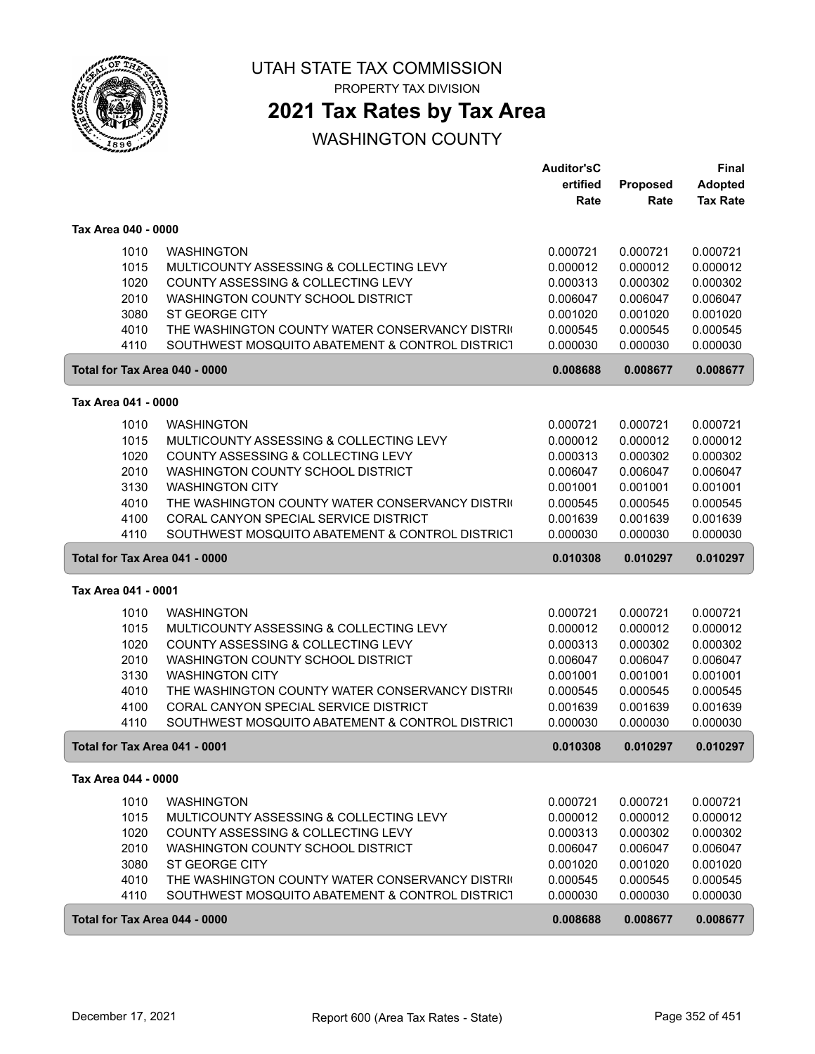# UTAH STATE TAX COMMISSION

PROPERTY TAX DIVISION

## 2021 Tax Rates by Tax Area

WASHINGTON COUNTY

| | | Auditor'sCertified Rate | Proposed Rate | Final Adopted Tax Rate |
|---|---|---|---|---|
| **Tax Area 040 - 0000** | | | | |
| 1010 | WASHINGTON | 0.000721 | 0.000721 | 0.000721 |
| 1015 | MULTICOUNTY ASSESSING & COLLECTING LEVY | 0.000012 | 0.000012 | 0.000012 |
| 1020 | COUNTY ASSESSING & COLLECTING LEVY | 0.000313 | 0.000302 | 0.000302 |
| 2010 | WASHINGTON COUNTY SCHOOL DISTRICT | 0.006047 | 0.006047 | 0.006047 |
| 3080 | ST GEORGE CITY | 0.001020 | 0.001020 | 0.001020 |
| 4010 | THE WASHINGTON COUNTY WATER CONSERVANCY DISTRI( | 0.000545 | 0.000545 | 0.000545 |
| 4110 | SOUTHWEST MOSQUITO ABATEMENT & CONTROL DISTRICT | 0.000030 | 0.000030 | 0.000030 |
| **Total for Tax Area 040 - 0000** | | **0.008688** | **0.008677** | **0.008677** |
| **Tax Area 041 - 0000** | | | | |
| 1010 | WASHINGTON | 0.000721 | 0.000721 | 0.000721 |
| 1015 | MULTICOUNTY ASSESSING & COLLECTING LEVY | 0.000012 | 0.000012 | 0.000012 |
| 1020 | COUNTY ASSESSING & COLLECTING LEVY | 0.000313 | 0.000302 | 0.000302 |
| 2010 | WASHINGTON COUNTY SCHOOL DISTRICT | 0.006047 | 0.006047 | 0.006047 |
| 3130 | WASHINGTON CITY | 0.001001 | 0.001001 | 0.001001 |
| 4010 | THE WASHINGTON COUNTY WATER CONSERVANCY DISTRI( | 0.000545 | 0.000545 | 0.000545 |
| 4100 | CORAL CANYON SPECIAL SERVICE DISTRICT | 0.001639 | 0.001639 | 0.001639 |
| 4110 | SOUTHWEST MOSQUITO ABATEMENT & CONTROL DISTRICT | 0.000030 | 0.000030 | 0.000030 |
| **Total for Tax Area 041 - 0000** | | **0.010308** | **0.010297** | **0.010297** |
| **Tax Area 041 - 0001** | | | | |
| 1010 | WASHINGTON | 0.000721 | 0.000721 | 0.000721 |
| 1015 | MULTICOUNTY ASSESSING & COLLECTING LEVY | 0.000012 | 0.000012 | 0.000012 |
| 1020 | COUNTY ASSESSING & COLLECTING LEVY | 0.000313 | 0.000302 | 0.000302 |
| 2010 | WASHINGTON COUNTY SCHOOL DISTRICT | 0.006047 | 0.006047 | 0.006047 |
| 3130 | WASHINGTON CITY | 0.001001 | 0.001001 | 0.001001 |
| 4010 | THE WASHINGTON COUNTY WATER CONSERVANCY DISTRI( | 0.000545 | 0.000545 | 0.000545 |
| 4100 | CORAL CANYON SPECIAL SERVICE DISTRICT | 0.001639 | 0.001639 | 0.001639 |
| 4110 | SOUTHWEST MOSQUITO ABATEMENT & CONTROL DISTRICT | 0.000030 | 0.000030 | 0.000030 |
| **Total for Tax Area 041 - 0001** | | **0.010308** | **0.010297** | **0.010297** |
| **Tax Area 044 - 0000** | | | | |
| 1010 | WASHINGTON | 0.000721 | 0.000721 | 0.000721 |
| 1015 | MULTICOUNTY ASSESSING & COLLECTING LEVY | 0.000012 | 0.000012 | 0.000012 |
| 1020 | COUNTY ASSESSING & COLLECTING LEVY | 0.000313 | 0.000302 | 0.000302 |
| 2010 | WASHINGTON COUNTY SCHOOL DISTRICT | 0.006047 | 0.006047 | 0.006047 |
| 3080 | ST GEORGE CITY | 0.001020 | 0.001020 | 0.001020 |
| 4010 | THE WASHINGTON COUNTY WATER CONSERVANCY DISTRI( | 0.000545 | 0.000545 | 0.000545 |
| 4110 | SOUTHWEST MOSQUITO ABATEMENT & CONTROL DISTRICT | 0.000030 | 0.000030 | 0.000030 |
| **Total for Tax Area 044 - 0000** | | **0.008688** | **0.008677** | **0.008677** |

December 17, 2021 — Report 600 (Area Tax Rates - State)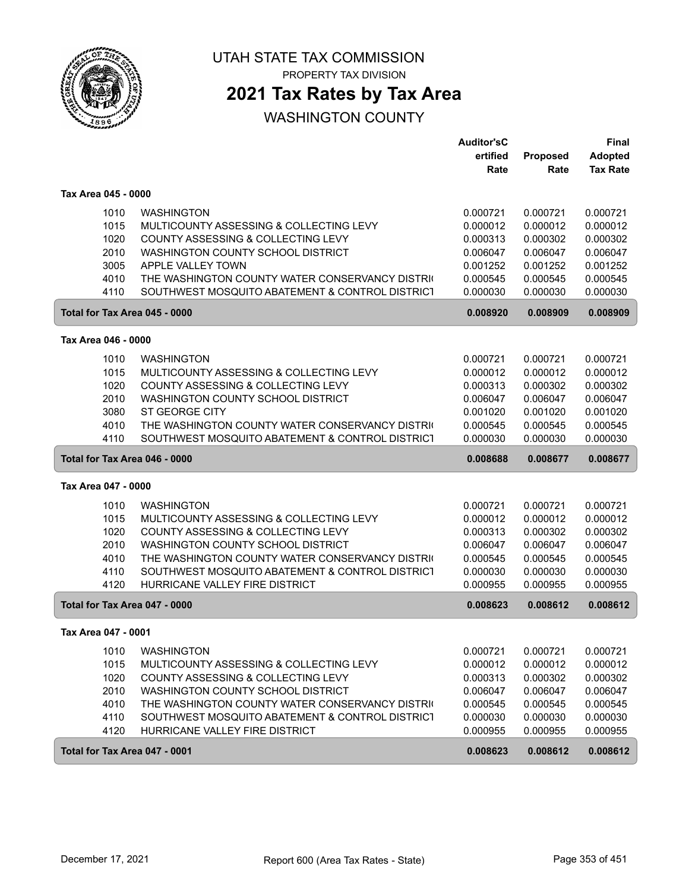UTAH STATE TAX COMMISSION

PROPERTY TAX DIVISION

# 2021 Tax Rates by Tax Area

WASHINGTON COUNTY

| | | Auditor'sCertified Rate | Proposed Rate | Final Adopted Tax Rate |
|---|---|---|---|---|
| **Tax Area 045 - 0000** | | | | |
| 1010 | WASHINGTON | 0.000721 | 0.000721 | 0.000721 |
| 1015 | MULTICOUNTY ASSESSING & COLLECTING LEVY | 0.000012 | 0.000012 | 0.000012 |
| 1020 | COUNTY ASSESSING & COLLECTING LEVY | 0.000313 | 0.000302 | 0.000302 |
| 2010 | WASHINGTON COUNTY SCHOOL DISTRICT | 0.006047 | 0.006047 | 0.006047 |
| 3005 | APPLE VALLEY TOWN | 0.001252 | 0.001252 | 0.001252 |
| 4010 | THE WASHINGTON COUNTY WATER CONSERVANCY DISTRI( | 0.000545 | 0.000545 | 0.000545 |
| 4110 | SOUTHWEST MOSQUITO ABATEMENT & CONTROL DISTRICT | 0.000030 | 0.000030 | 0.000030 |
| **Total for Tax Area 045 - 0000** | | **0.008920** | **0.008909** | **0.008909** |
| **Tax Area 046 - 0000** | | | | |
| 1010 | WASHINGTON | 0.000721 | 0.000721 | 0.000721 |
| 1015 | MULTICOUNTY ASSESSING & COLLECTING LEVY | 0.000012 | 0.000012 | 0.000012 |
| 1020 | COUNTY ASSESSING & COLLECTING LEVY | 0.000313 | 0.000302 | 0.000302 |
| 2010 | WASHINGTON COUNTY SCHOOL DISTRICT | 0.006047 | 0.006047 | 0.006047 |
| 3080 | ST GEORGE CITY | 0.001020 | 0.001020 | 0.001020 |
| 4010 | THE WASHINGTON COUNTY WATER CONSERVANCY DISTRI( | 0.000545 | 0.000545 | 0.000545 |
| 4110 | SOUTHWEST MOSQUITO ABATEMENT & CONTROL DISTRICT | 0.000030 | 0.000030 | 0.000030 |
| **Total for Tax Area 046 - 0000** | | **0.008688** | **0.008677** | **0.008677** |
| **Tax Area 047 - 0000** | | | | |
| 1010 | WASHINGTON | 0.000721 | 0.000721 | 0.000721 |
| 1015 | MULTICOUNTY ASSESSING & COLLECTING LEVY | 0.000012 | 0.000012 | 0.000012 |
| 1020 | COUNTY ASSESSING & COLLECTING LEVY | 0.000313 | 0.000302 | 0.000302 |
| 2010 | WASHINGTON COUNTY SCHOOL DISTRICT | 0.006047 | 0.006047 | 0.006047 |
| 4010 | THE WASHINGTON COUNTY WATER CONSERVANCY DISTRI( | 0.000545 | 0.000545 | 0.000545 |
| 4110 | SOUTHWEST MOSQUITO ABATEMENT & CONTROL DISTRICT | 0.000030 | 0.000030 | 0.000030 |
| 4120 | HURRICANE VALLEY FIRE DISTRICT | 0.000955 | 0.000955 | 0.000955 |
| **Total for Tax Area 047 - 0000** | | **0.008623** | **0.008612** | **0.008612** |
| **Tax Area 047 - 0001** | | | | |
| 1010 | WASHINGTON | 0.000721 | 0.000721 | 0.000721 |
| 1015 | MULTICOUNTY ASSESSING & COLLECTING LEVY | 0.000012 | 0.000012 | 0.000012 |
| 1020 | COUNTY ASSESSING & COLLECTING LEVY | 0.000313 | 0.000302 | 0.000302 |
| 2010 | WASHINGTON COUNTY SCHOOL DISTRICT | 0.006047 | 0.006047 | 0.006047 |
| 4010 | THE WASHINGTON COUNTY WATER CONSERVANCY DISTRI( | 0.000545 | 0.000545 | 0.000545 |
| 4110 | SOUTHWEST MOSQUITO ABATEMENT & CONTROL DISTRICT | 0.000030 | 0.000030 | 0.000030 |
| 4120 | HURRICANE VALLEY FIRE DISTRICT | 0.000955 | 0.000955 | 0.000955 |
| **Total for Tax Area 047 - 0001** | | **0.008623** | **0.008612** | **0.008612** |

December 17, 2021 Report 600 (Area Tax Rates - State)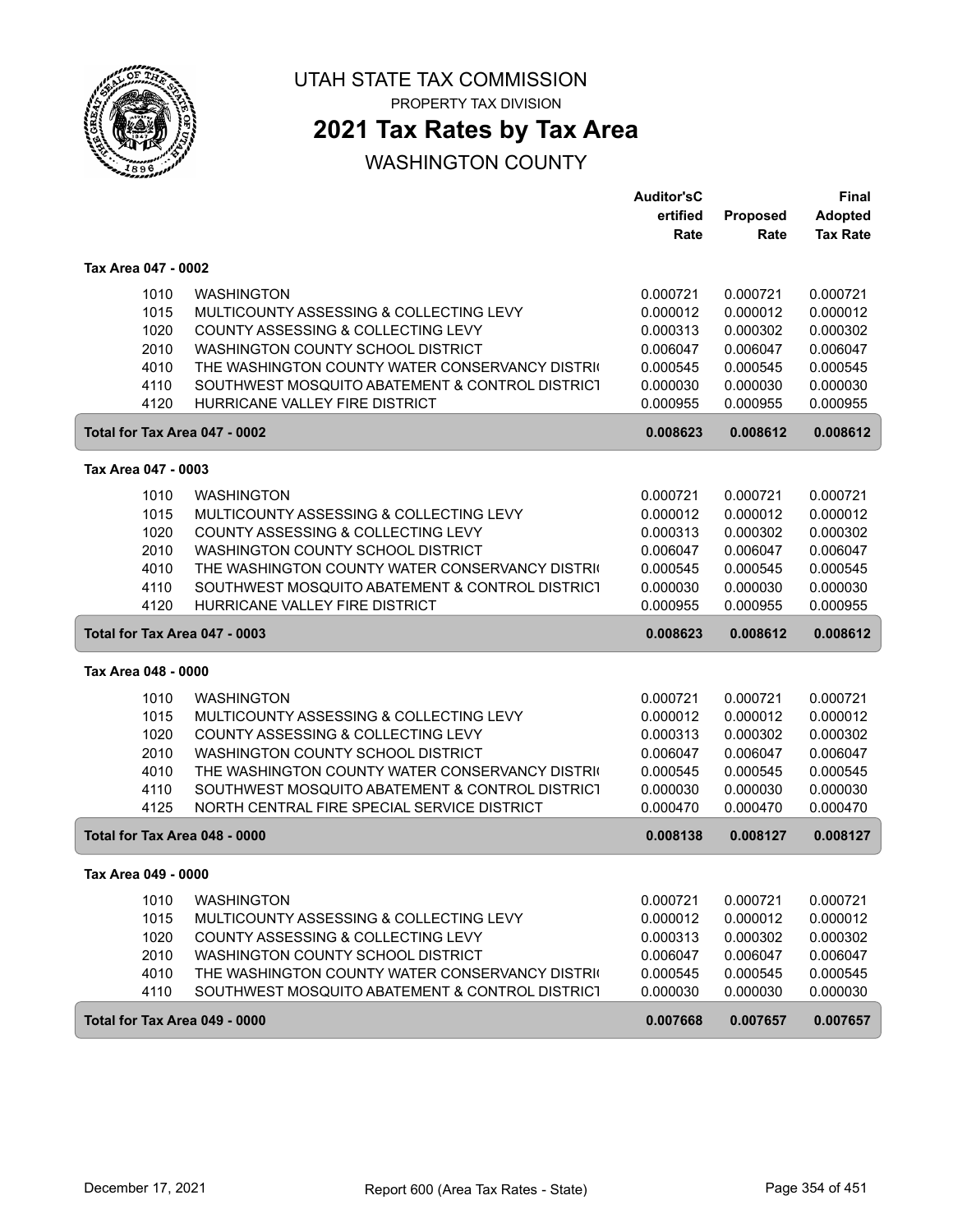# UTAH STATE TAX COMMISSION

PROPERTY TAX DIVISION

## 2021 Tax Rates by Tax Area

WASHINGTON COUNTY

| | | Auditor'sCertified Rate | Proposed Rate | Final Adopted Tax Rate |
|---|---|---|---|---|
| **Tax Area 047 - 0002** | | | | |
| 1010 | WASHINGTON | 0.000721 | 0.000721 | 0.000721 |
| 1015 | MULTICOUNTY ASSESSING & COLLECTING LEVY | 0.000012 | 0.000012 | 0.000012 |
| 1020 | COUNTY ASSESSING & COLLECTING LEVY | 0.000313 | 0.000302 | 0.000302 |
| 2010 | WASHINGTON COUNTY SCHOOL DISTRICT | 0.006047 | 0.006047 | 0.006047 |
| 4010 | THE WASHINGTON COUNTY WATER CONSERVANCY DISTRI( | 0.000545 | 0.000545 | 0.000545 |
| 4110 | SOUTHWEST MOSQUITO ABATEMENT & CONTROL DISTRICT | 0.000030 | 0.000030 | 0.000030 |
| 4120 | HURRICANE VALLEY FIRE DISTRICT | 0.000955 | 0.000955 | 0.000955 |
| **Total for Tax Area 047 - 0002** | | **0.008623** | **0.008612** | **0.008612** |
| **Tax Area 047 - 0003** | | | | |
| 1010 | WASHINGTON | 0.000721 | 0.000721 | 0.000721 |
| 1015 | MULTICOUNTY ASSESSING & COLLECTING LEVY | 0.000012 | 0.000012 | 0.000012 |
| 1020 | COUNTY ASSESSING & COLLECTING LEVY | 0.000313 | 0.000302 | 0.000302 |
| 2010 | WASHINGTON COUNTY SCHOOL DISTRICT | 0.006047 | 0.006047 | 0.006047 |
| 4010 | THE WASHINGTON COUNTY WATER CONSERVANCY DISTRI( | 0.000545 | 0.000545 | 0.000545 |
| 4110 | SOUTHWEST MOSQUITO ABATEMENT & CONTROL DISTRICT | 0.000030 | 0.000030 | 0.000030 |
| 4120 | HURRICANE VALLEY FIRE DISTRICT | 0.000955 | 0.000955 | 0.000955 |
| **Total for Tax Area 047 - 0003** | | **0.008623** | **0.008612** | **0.008612** |
| **Tax Area 048 - 0000** | | | | |
| 1010 | WASHINGTON | 0.000721 | 0.000721 | 0.000721 |
| 1015 | MULTICOUNTY ASSESSING & COLLECTING LEVY | 0.000012 | 0.000012 | 0.000012 |
| 1020 | COUNTY ASSESSING & COLLECTING LEVY | 0.000313 | 0.000302 | 0.000302 |
| 2010 | WASHINGTON COUNTY SCHOOL DISTRICT | 0.006047 | 0.006047 | 0.006047 |
| 4010 | THE WASHINGTON COUNTY WATER CONSERVANCY DISTRI( | 0.000545 | 0.000545 | 0.000545 |
| 4110 | SOUTHWEST MOSQUITO ABATEMENT & CONTROL DISTRICT | 0.000030 | 0.000030 | 0.000030 |
| 4125 | NORTH CENTRAL FIRE SPECIAL SERVICE DISTRICT | 0.000470 | 0.000470 | 0.000470 |
| **Total for Tax Area 048 - 0000** | | **0.008138** | **0.008127** | **0.008127** |
| **Tax Area 049 - 0000** | | | | |
| 1010 | WASHINGTON | 0.000721 | 0.000721 | 0.000721 |
| 1015 | MULTICOUNTY ASSESSING & COLLECTING LEVY | 0.000012 | 0.000012 | 0.000012 |
| 1020 | COUNTY ASSESSING & COLLECTING LEVY | 0.000313 | 0.000302 | 0.000302 |
| 2010 | WASHINGTON COUNTY SCHOOL DISTRICT | 0.006047 | 0.006047 | 0.006047 |
| 4010 | THE WASHINGTON COUNTY WATER CONSERVANCY DISTRI( | 0.000545 | 0.000545 | 0.000545 |
| 4110 | SOUTHWEST MOSQUITO ABATEMENT & CONTROL DISTRICT | 0.000030 | 0.000030 | 0.000030 |
| **Total for Tax Area 049 - 0000** | | **0.007668** | **0.007657** | **0.007657** |

December 17, 2021 — Report 600 (Area Tax Rates - State)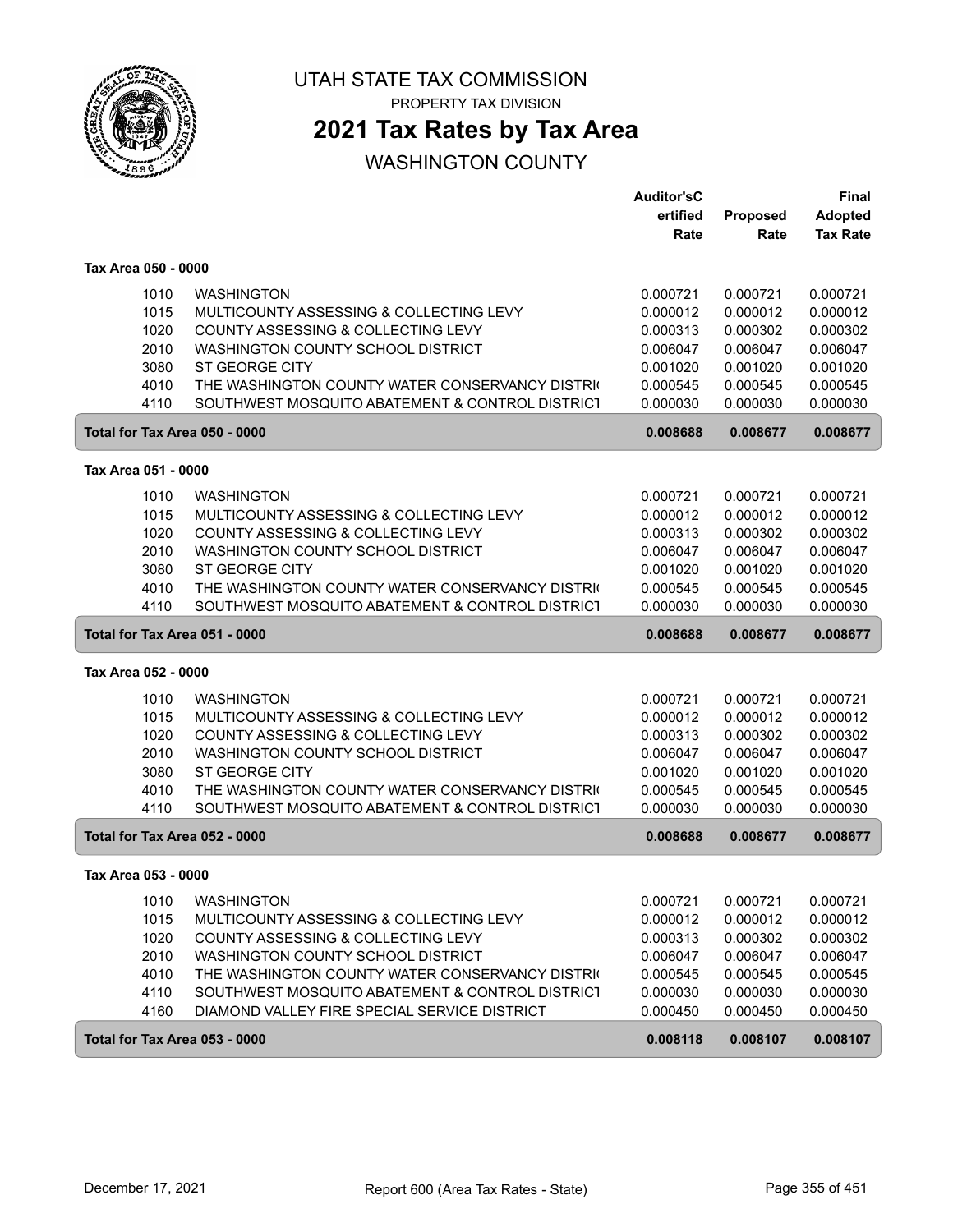# UTAH STATE TAX COMMISSION

PROPERTY TAX DIVISION

## 2021 Tax Rates by Tax Area

WASHINGTON COUNTY

| | | Auditor'sCertified Rate | Proposed Rate | Final Adopted Tax Rate |
|---|---|---|---|---|
| **Tax Area 050 - 0000** | | | | |
| 1010 | WASHINGTON | 0.000721 | 0.000721 | 0.000721 |
| 1015 | MULTICOUNTY ASSESSING & COLLECTING LEVY | 0.000012 | 0.000012 | 0.000012 |
| 1020 | COUNTY ASSESSING & COLLECTING LEVY | 0.000313 | 0.000302 | 0.000302 |
| 2010 | WASHINGTON COUNTY SCHOOL DISTRICT | 0.006047 | 0.006047 | 0.006047 |
| 3080 | ST GEORGE CITY | 0.001020 | 0.001020 | 0.001020 |
| 4010 | THE WASHINGTON COUNTY WATER CONSERVANCY DISTRI( | 0.000545 | 0.000545 | 0.000545 |
| 4110 | SOUTHWEST MOSQUITO ABATEMENT & CONTROL DISTRICT | 0.000030 | 0.000030 | 0.000030 |
| **Total for Tax Area 050 - 0000** | | **0.008688** | **0.008677** | **0.008677** |
| **Tax Area 051 - 0000** | | | | |
| 1010 | WASHINGTON | 0.000721 | 0.000721 | 0.000721 |
| 1015 | MULTICOUNTY ASSESSING & COLLECTING LEVY | 0.000012 | 0.000012 | 0.000012 |
| 1020 | COUNTY ASSESSING & COLLECTING LEVY | 0.000313 | 0.000302 | 0.000302 |
| 2010 | WASHINGTON COUNTY SCHOOL DISTRICT | 0.006047 | 0.006047 | 0.006047 |
| 3080 | ST GEORGE CITY | 0.001020 | 0.001020 | 0.001020 |
| 4010 | THE WASHINGTON COUNTY WATER CONSERVANCY DISTRI( | 0.000545 | 0.000545 | 0.000545 |
| 4110 | SOUTHWEST MOSQUITO ABATEMENT & CONTROL DISTRICT | 0.000030 | 0.000030 | 0.000030 |
| **Total for Tax Area 051 - 0000** | | **0.008688** | **0.008677** | **0.008677** |
| **Tax Area 052 - 0000** | | | | |
| 1010 | WASHINGTON | 0.000721 | 0.000721 | 0.000721 |
| 1015 | MULTICOUNTY ASSESSING & COLLECTING LEVY | 0.000012 | 0.000012 | 0.000012 |
| 1020 | COUNTY ASSESSING & COLLECTING LEVY | 0.000313 | 0.000302 | 0.000302 |
| 2010 | WASHINGTON COUNTY SCHOOL DISTRICT | 0.006047 | 0.006047 | 0.006047 |
| 3080 | ST GEORGE CITY | 0.001020 | 0.001020 | 0.001020 |
| 4010 | THE WASHINGTON COUNTY WATER CONSERVANCY DISTRI( | 0.000545 | 0.000545 | 0.000545 |
| 4110 | SOUTHWEST MOSQUITO ABATEMENT & CONTROL DISTRICT | 0.000030 | 0.000030 | 0.000030 |
| **Total for Tax Area 052 - 0000** | | **0.008688** | **0.008677** | **0.008677** |
| **Tax Area 053 - 0000** | | | | |
| 1010 | WASHINGTON | 0.000721 | 0.000721 | 0.000721 |
| 1015 | MULTICOUNTY ASSESSING & COLLECTING LEVY | 0.000012 | 0.000012 | 0.000012 |
| 1020 | COUNTY ASSESSING & COLLECTING LEVY | 0.000313 | 0.000302 | 0.000302 |
| 2010 | WASHINGTON COUNTY SCHOOL DISTRICT | 0.006047 | 0.006047 | 0.006047 |
| 4010 | THE WASHINGTON COUNTY WATER CONSERVANCY DISTRI( | 0.000545 | 0.000545 | 0.000545 |
| 4110 | SOUTHWEST MOSQUITO ABATEMENT & CONTROL DISTRICT | 0.000030 | 0.000030 | 0.000030 |
| 4160 | DIAMOND VALLEY FIRE SPECIAL SERVICE DISTRICT | 0.000450 | 0.000450 | 0.000450 |
| **Total for Tax Area 053 - 0000** | | **0.008118** | **0.008107** | **0.008107** |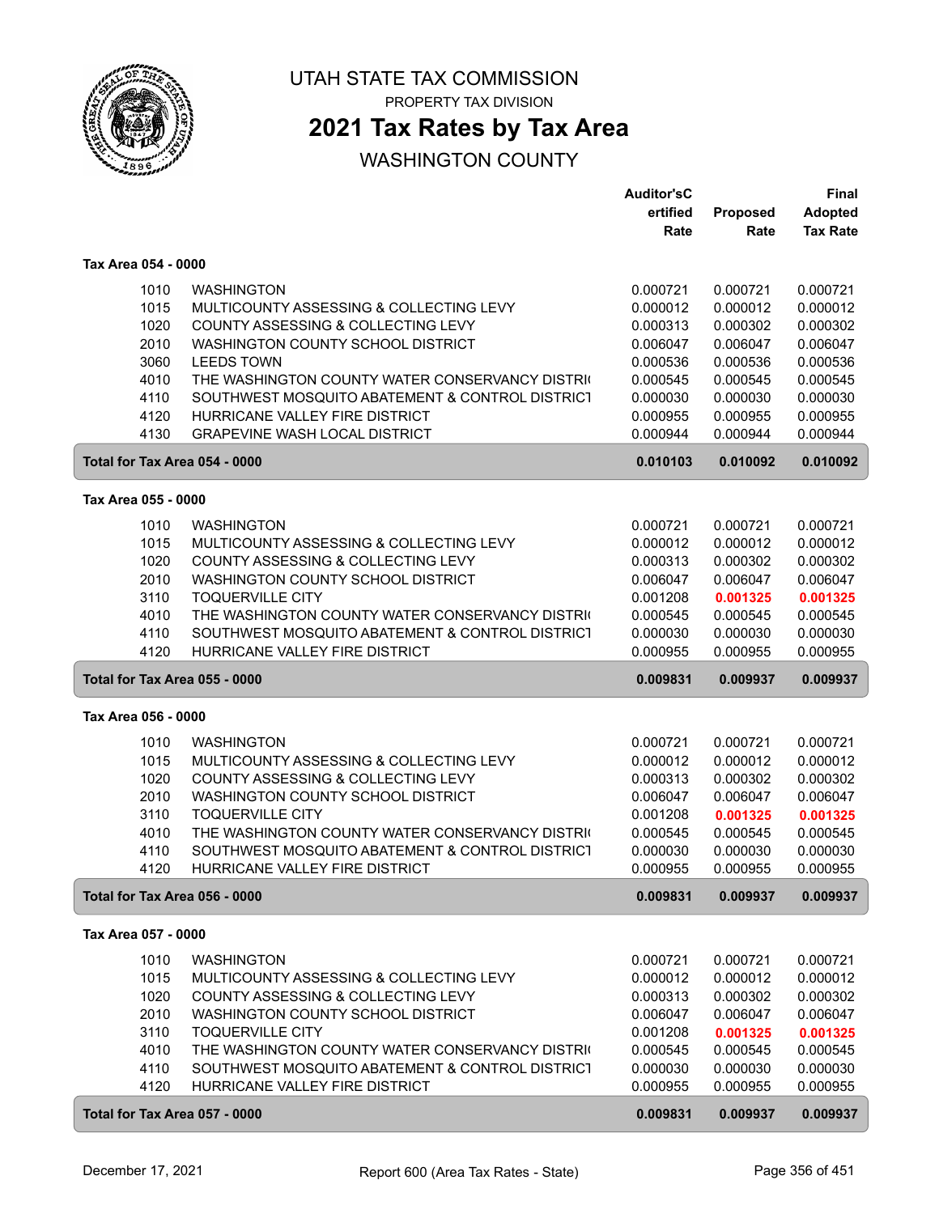UTAH STATE TAX COMMISSION

PROPERTY TAX DIVISION

# 2021 Tax Rates by Tax Area

## WASHINGTON COUNTY

| | | Auditor'sCertified Rate | Proposed Rate | Final Adopted Tax Rate |
|---|---|---|---|---|
| **Tax Area 054 - 0000** | | | | |
| 1010 | WASHINGTON | 0.000721 | 0.000721 | 0.000721 |
| 1015 | MULTICOUNTY ASSESSING & COLLECTING LEVY | 0.000012 | 0.000012 | 0.000012 |
| 1020 | COUNTY ASSESSING & COLLECTING LEVY | 0.000313 | 0.000302 | 0.000302 |
| 2010 | WASHINGTON COUNTY SCHOOL DISTRICT | 0.006047 | 0.006047 | 0.006047 |
| 3060 | LEEDS TOWN | 0.000536 | 0.000536 | 0.000536 |
| 4010 | THE WASHINGTON COUNTY WATER CONSERVANCY DISTRI | 0.000545 | 0.000545 | 0.000545 |
| 4110 | SOUTHWEST MOSQUITO ABATEMENT & CONTROL DISTRICT | 0.000030 | 0.000030 | 0.000030 |
| 4120 | HURRICANE VALLEY FIRE DISTRICT | 0.000955 | 0.000955 | 0.000955 |
| 4130 | GRAPEVINE WASH LOCAL DISTRICT | 0.000944 | 0.000944 | 0.000944 |
| **Total for Tax Area 054 - 0000** | | **0.010103** | **0.010092** | **0.010092** |
| **Tax Area 055 - 0000** | | | | |
| 1010 | WASHINGTON | 0.000721 | 0.000721 | 0.000721 |
| 1015 | MULTICOUNTY ASSESSING & COLLECTING LEVY | 0.000012 | 0.000012 | 0.000012 |
| 1020 | COUNTY ASSESSING & COLLECTING LEVY | 0.000313 | 0.000302 | 0.000302 |
| 2010 | WASHINGTON COUNTY SCHOOL DISTRICT | 0.006047 | 0.006047 | 0.006047 |
| 3110 | TOQUERVILLE CITY | 0.001208 | **0.001325** | **0.001325** |
| 4010 | THE WASHINGTON COUNTY WATER CONSERVANCY DISTRI | 0.000545 | 0.000545 | 0.000545 |
| 4110 | SOUTHWEST MOSQUITO ABATEMENT & CONTROL DISTRICT | 0.000030 | 0.000030 | 0.000030 |
| 4120 | HURRICANE VALLEY FIRE DISTRICT | 0.000955 | 0.000955 | 0.000955 |
| **Total for Tax Area 055 - 0000** | | **0.009831** | **0.009937** | **0.009937** |
| **Tax Area 056 - 0000** | | | | |
| 1010 | WASHINGTON | 0.000721 | 0.000721 | 0.000721 |
| 1015 | MULTICOUNTY ASSESSING & COLLECTING LEVY | 0.000012 | 0.000012 | 0.000012 |
| 1020 | COUNTY ASSESSING & COLLECTING LEVY | 0.000313 | 0.000302 | 0.000302 |
| 2010 | WASHINGTON COUNTY SCHOOL DISTRICT | 0.006047 | 0.006047 | 0.006047 |
| 3110 | TOQUERVILLE CITY | 0.001208 | **0.001325** | **0.001325** |
| 4010 | THE WASHINGTON COUNTY WATER CONSERVANCY DISTRI | 0.000545 | 0.000545 | 0.000545 |
| 4110 | SOUTHWEST MOSQUITO ABATEMENT & CONTROL DISTRICT | 0.000030 | 0.000030 | 0.000030 |
| 4120 | HURRICANE VALLEY FIRE DISTRICT | 0.000955 | 0.000955 | 0.000955 |
| **Total for Tax Area 056 - 0000** | | **0.009831** | **0.009937** | **0.009937** |
| **Tax Area 057 - 0000** | | | | |
| 1010 | WASHINGTON | 0.000721 | 0.000721 | 0.000721 |
| 1015 | MULTICOUNTY ASSESSING & COLLECTING LEVY | 0.000012 | 0.000012 | 0.000012 |
| 1020 | COUNTY ASSESSING & COLLECTING LEVY | 0.000313 | 0.000302 | 0.000302 |
| 2010 | WASHINGTON COUNTY SCHOOL DISTRICT | 0.006047 | 0.006047 | 0.006047 |
| 3110 | TOQUERVILLE CITY | 0.001208 | **0.001325** | **0.001325** |
| 4010 | THE WASHINGTON COUNTY WATER CONSERVANCY DISTRI | 0.000545 | 0.000545 | 0.000545 |
| 4110 | SOUTHWEST MOSQUITO ABATEMENT & CONTROL DISTRICT | 0.000030 | 0.000030 | 0.000030 |
| 4120 | HURRICANE VALLEY FIRE DISTRICT | 0.000955 | 0.000955 | 0.000955 |
| **Total for Tax Area 057 - 0000** | | **0.009831** | **0.009937** | **0.009937** |

December 17, 2021 — Report 600 (Area Tax Rates - State)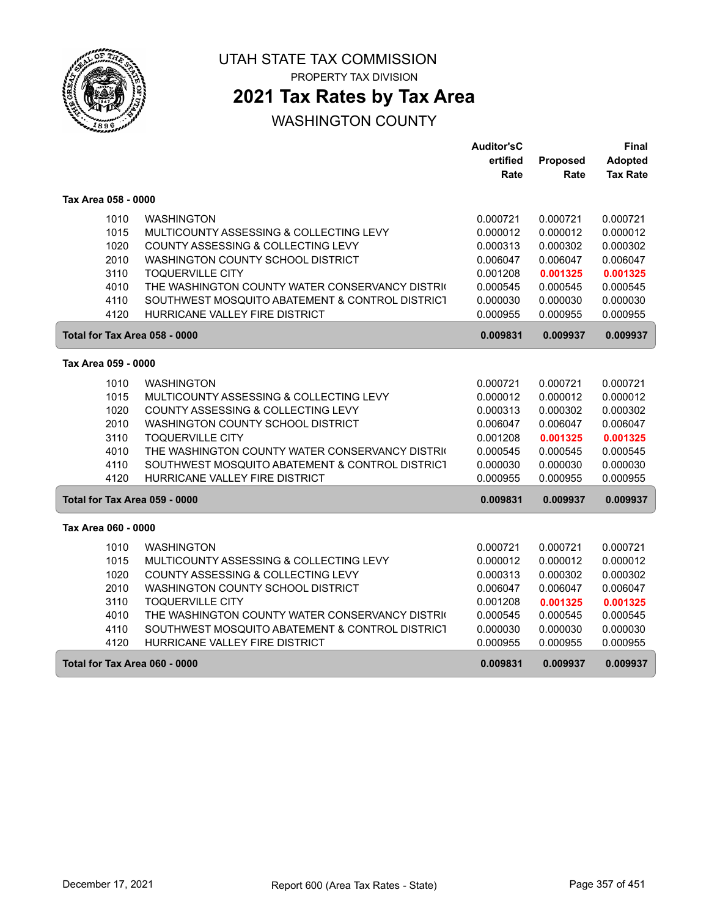# UTAH STATE TAX COMMISSION

PROPERTY TAX DIVISION

## 2021 Tax Rates by Tax Area

WASHINGTON COUNTY

| | | Auditor'sCertified Rate | Proposed Rate | Final Adopted Tax Rate |
|---|---|---|---|---|
| **Tax Area 058 - 0000** | | | | |
| 1010 | WASHINGTON | 0.000721 | 0.000721 | 0.000721 |
| 1015 | MULTICOUNTY ASSESSING & COLLECTING LEVY | 0.000012 | 0.000012 | 0.000012 |
| 1020 | COUNTY ASSESSING & COLLECTING LEVY | 0.000313 | 0.000302 | 0.000302 |
| 2010 | WASHINGTON COUNTY SCHOOL DISTRICT | 0.006047 | 0.006047 | 0.006047 |
| 3110 | TOQUERVILLE CITY | 0.001208 | **0.001325** | **0.001325** |
| 4010 | THE WASHINGTON COUNTY WATER CONSERVANCY DISTRI( | 0.000545 | 0.000545 | 0.000545 |
| 4110 | SOUTHWEST MOSQUITO ABATEMENT & CONTROL DISTRICT | 0.000030 | 0.000030 | 0.000030 |
| 4120 | HURRICANE VALLEY FIRE DISTRICT | 0.000955 | 0.000955 | 0.000955 |
| **Total for Tax Area 058 - 0000** | | **0.009831** | **0.009937** | **0.009937** |
| **Tax Area 059 - 0000** | | | | |
| 1010 | WASHINGTON | 0.000721 | 0.000721 | 0.000721 |
| 1015 | MULTICOUNTY ASSESSING & COLLECTING LEVY | 0.000012 | 0.000012 | 0.000012 |
| 1020 | COUNTY ASSESSING & COLLECTING LEVY | 0.000313 | 0.000302 | 0.000302 |
| 2010 | WASHINGTON COUNTY SCHOOL DISTRICT | 0.006047 | 0.006047 | 0.006047 |
| 3110 | TOQUERVILLE CITY | 0.001208 | **0.001325** | **0.001325** |
| 4010 | THE WASHINGTON COUNTY WATER CONSERVANCY DISTRI( | 0.000545 | 0.000545 | 0.000545 |
| 4110 | SOUTHWEST MOSQUITO ABATEMENT & CONTROL DISTRICT | 0.000030 | 0.000030 | 0.000030 |
| 4120 | HURRICANE VALLEY FIRE DISTRICT | 0.000955 | 0.000955 | 0.000955 |
| **Total for Tax Area 059 - 0000** | | **0.009831** | **0.009937** | **0.009937** |
| **Tax Area 060 - 0000** | | | | |
| 1010 | WASHINGTON | 0.000721 | 0.000721 | 0.000721 |
| 1015 | MULTICOUNTY ASSESSING & COLLECTING LEVY | 0.000012 | 0.000012 | 0.000012 |
| 1020 | COUNTY ASSESSING & COLLECTING LEVY | 0.000313 | 0.000302 | 0.000302 |
| 2010 | WASHINGTON COUNTY SCHOOL DISTRICT | 0.006047 | 0.006047 | 0.006047 |
| 3110 | TOQUERVILLE CITY | 0.001208 | **0.001325** | **0.001325** |
| 4010 | THE WASHINGTON COUNTY WATER CONSERVANCY DISTRI( | 0.000545 | 0.000545 | 0.000545 |
| 4110 | SOUTHWEST MOSQUITO ABATEMENT & CONTROL DISTRICT | 0.000030 | 0.000030 | 0.000030 |
| 4120 | HURRICANE VALLEY FIRE DISTRICT | 0.000955 | 0.000955 | 0.000955 |
| **Total for Tax Area 060 - 0000** | | **0.009831** | **0.009937** | **0.009937** |

December 17, 2021 — Report 600 (Area Tax Rates - State)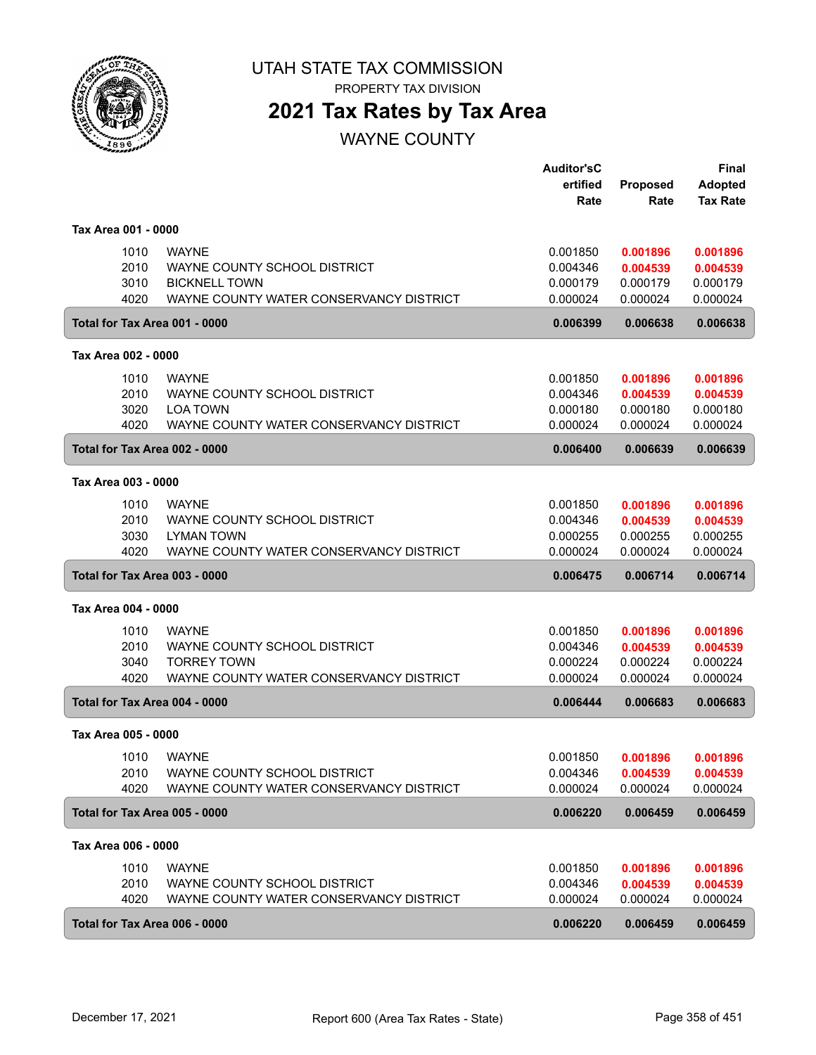# UTAH STATE TAX COMMISSION

PROPERTY TAX DIVISION

## 2021 Tax Rates by Tax Area

WAYNE COUNTY

| | | Auditor's Certified Rate | Proposed Rate | Final Adopted Tax Rate |
|---|---|---|---|---|
| **Tax Area 001 - 0000** | | | | |
| 1010 | WAYNE | 0.001850 | **0.001896** | **0.001896** |
| 2010 | WAYNE COUNTY SCHOOL DISTRICT | 0.004346 | **0.004539** | **0.004539** |
| 3010 | BICKNELL TOWN | 0.000179 | 0.000179 | 0.000179 |
| 4020 | WAYNE COUNTY WATER CONSERVANCY DISTRICT | 0.000024 | 0.000024 | 0.000024 |
| **Total for Tax Area 001 - 0000** | | **0.006399** | **0.006638** | **0.006638** |
| **Tax Area 002 - 0000** | | | | |
| 1010 | WAYNE | 0.001850 | **0.001896** | **0.001896** |
| 2010 | WAYNE COUNTY SCHOOL DISTRICT | 0.004346 | **0.004539** | **0.004539** |
| 3020 | LOA TOWN | 0.000180 | 0.000180 | 0.000180 |
| 4020 | WAYNE COUNTY WATER CONSERVANCY DISTRICT | 0.000024 | 0.000024 | 0.000024 |
| **Total for Tax Area 002 - 0000** | | **0.006400** | **0.006639** | **0.006639** |
| **Tax Area 003 - 0000** | | | | |
| 1010 | WAYNE | 0.001850 | **0.001896** | **0.001896** |
| 2010 | WAYNE COUNTY SCHOOL DISTRICT | 0.004346 | **0.004539** | **0.004539** |
| 3030 | LYMAN TOWN | 0.000255 | 0.000255 | 0.000255 |
| 4020 | WAYNE COUNTY WATER CONSERVANCY DISTRICT | 0.000024 | 0.000024 | 0.000024 |
| **Total for Tax Area 003 - 0000** | | **0.006475** | **0.006714** | **0.006714** |
| **Tax Area 004 - 0000** | | | | |
| 1010 | WAYNE | 0.001850 | **0.001896** | **0.001896** |
| 2010 | WAYNE COUNTY SCHOOL DISTRICT | 0.004346 | **0.004539** | **0.004539** |
| 3040 | TORREY TOWN | 0.000224 | 0.000224 | 0.000224 |
| 4020 | WAYNE COUNTY WATER CONSERVANCY DISTRICT | 0.000024 | 0.000024 | 0.000024 |
| **Total for Tax Area 004 - 0000** | | **0.006444** | **0.006683** | **0.006683** |
| **Tax Area 005 - 0000** | | | | |
| 1010 | WAYNE | 0.001850 | **0.001896** | **0.001896** |
| 2010 | WAYNE COUNTY SCHOOL DISTRICT | 0.004346 | **0.004539** | **0.004539** |
| 4020 | WAYNE COUNTY WATER CONSERVANCY DISTRICT | 0.000024 | 0.000024 | 0.000024 |
| **Total for Tax Area 005 - 0000** | | **0.006220** | **0.006459** | **0.006459** |
| **Tax Area 006 - 0000** | | | | |
| 1010 | WAYNE | 0.001850 | **0.001896** | **0.001896** |
| 2010 | WAYNE COUNTY SCHOOL DISTRICT | 0.004346 | **0.004539** | **0.004539** |
| 4020 | WAYNE COUNTY WATER CONSERVANCY DISTRICT | 0.000024 | 0.000024 | 0.000024 |
| **Total for Tax Area 006 - 0000** | | **0.006220** | **0.006459** | **0.006459** |

December 17, 2021 — Report 600 (Area Tax Rates - State)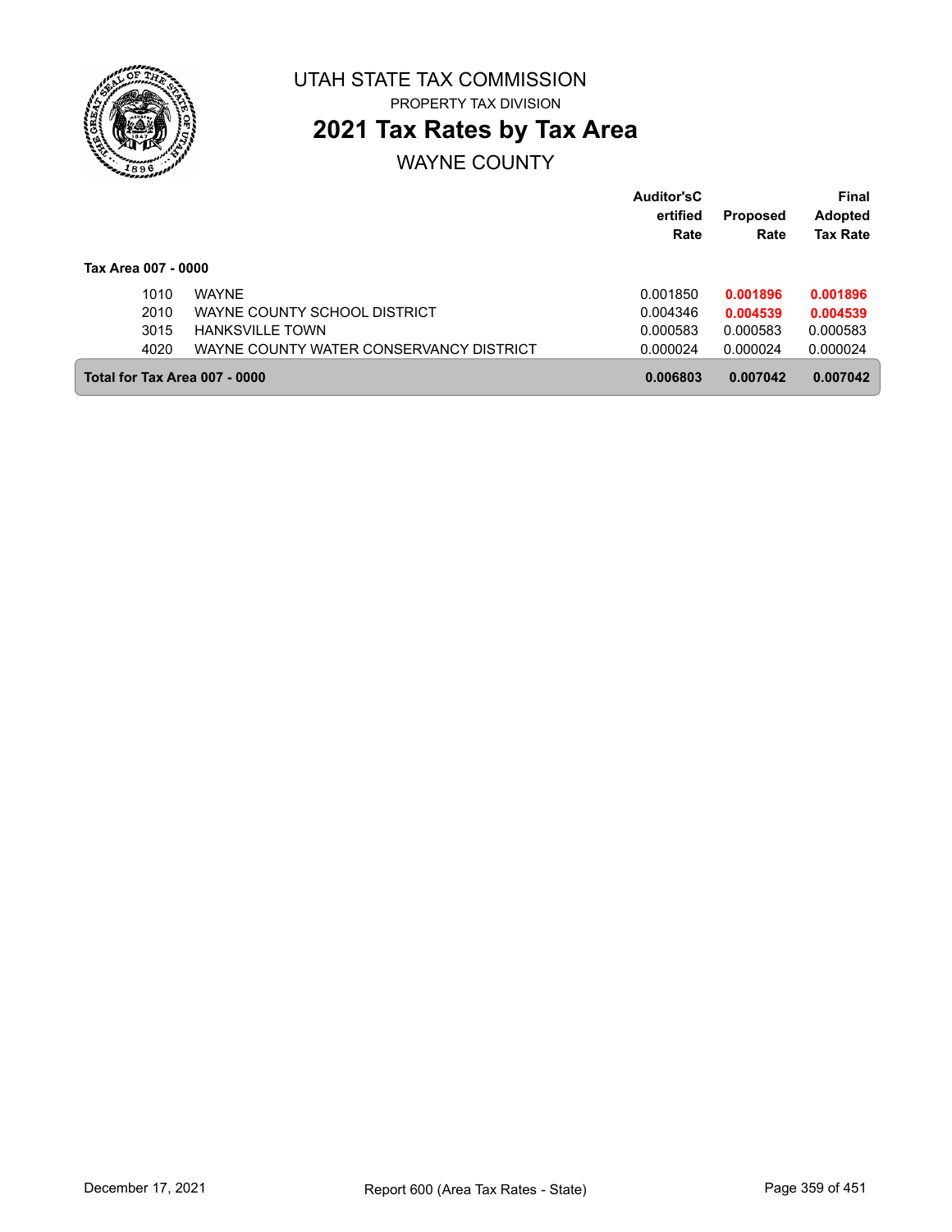UTAH STATE TAX COMMISSION

PROPERTY TAX DIVISION

# 2021 Tax Rates by Tax Area

## WAYNE COUNTY

| | | Auditor'sCertified Rate | Proposed Rate | Final Adopted Tax Rate |
|---|---|---|---|---|
| **Tax Area 007 - 0000** | | | | |
| 1010 | WAYNE | 0.001850 | **0.001896** | **0.001896** |
| 2010 | WAYNE COUNTY SCHOOL DISTRICT | 0.004346 | **0.004539** | **0.004539** |
| 3015 | HANKSVILLE TOWN | 0.000583 | 0.000583 | 0.000583 |
| 4020 | WAYNE COUNTY WATER CONSERVANCY DISTRICT | 0.000024 | 0.000024 | 0.000024 |
| **Total for Tax Area 007 - 0000** | | **0.006803** | **0.007042** | **0.007042** |

December 17, 2021 Report 600 (Area Tax Rates - State)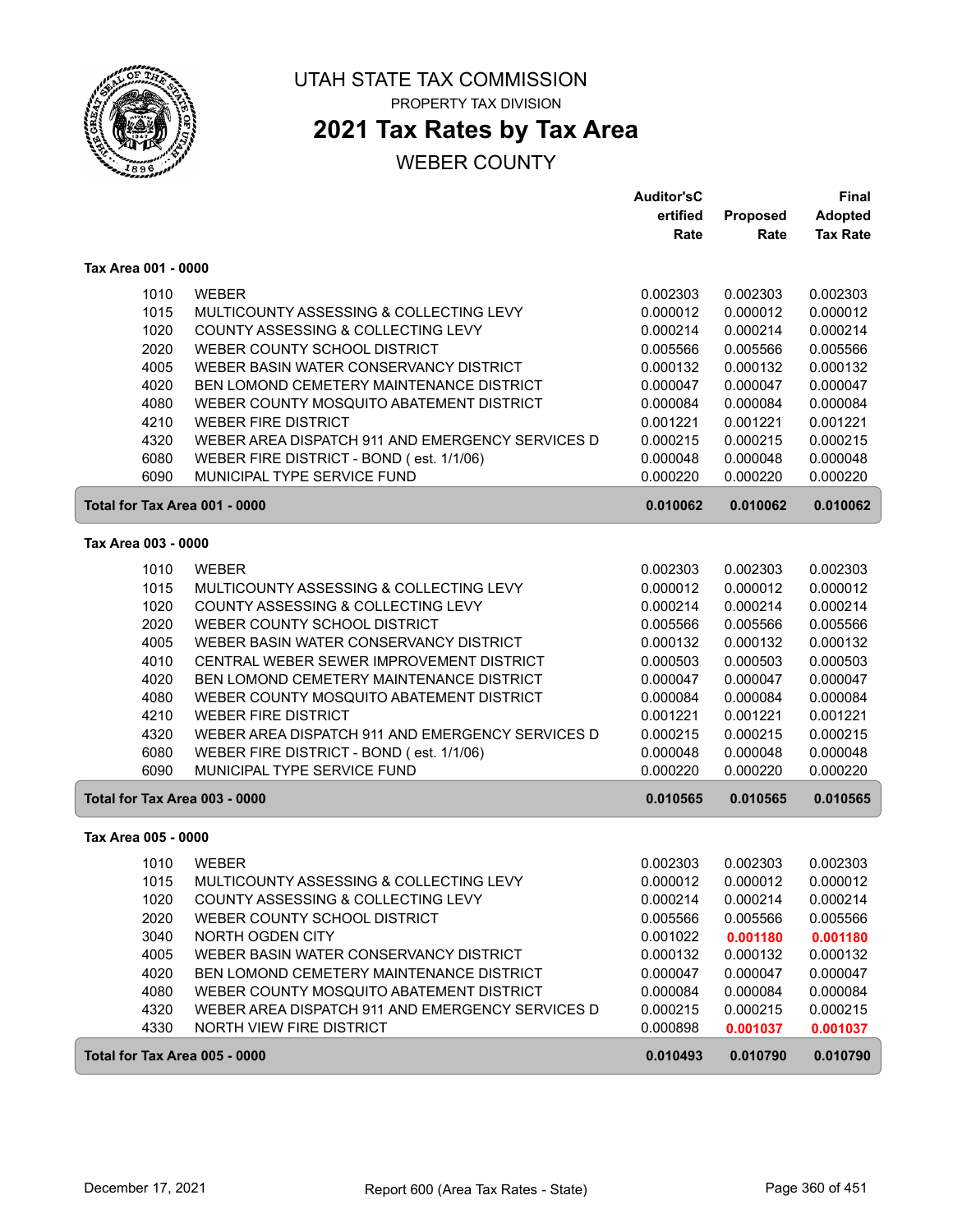# UTAH STATE TAX COMMISSION

PROPERTY TAX DIVISION

## 2021 Tax Rates by Tax Area

WEBER COUNTY

| | | Auditor's Certified Rate | Proposed Rate | Final Adopted Tax Rate |
|---|---|---|---|---|
| **Tax Area 001 - 0000** | | | | |
| 1010 | WEBER | 0.002303 | 0.002303 | 0.002303 |
| 1015 | MULTICOUNTY ASSESSING & COLLECTING LEVY | 0.000012 | 0.000012 | 0.000012 |
| 1020 | COUNTY ASSESSING & COLLECTING LEVY | 0.000214 | 0.000214 | 0.000214 |
| 2020 | WEBER COUNTY SCHOOL DISTRICT | 0.005566 | 0.005566 | 0.005566 |
| 4005 | WEBER BASIN WATER CONSERVANCY DISTRICT | 0.000132 | 0.000132 | 0.000132 |
| 4020 | BEN LOMOND CEMETERY MAINTENANCE DISTRICT | 0.000047 | 0.000047 | 0.000047 |
| 4080 | WEBER COUNTY MOSQUITO ABATEMENT DISTRICT | 0.000084 | 0.000084 | 0.000084 |
| 4210 | WEBER FIRE DISTRICT | 0.001221 | 0.001221 | 0.001221 |
| 4320 | WEBER AREA DISPATCH 911 AND EMERGENCY SERVICES D | 0.000215 | 0.000215 | 0.000215 |
| 6080 | WEBER FIRE DISTRICT - BOND ( est. 1/1/06) | 0.000048 | 0.000048 | 0.000048 |
| 6090 | MUNICIPAL TYPE SERVICE FUND | 0.000220 | 0.000220 | 0.000220 |
| **Total for Tax Area 001 - 0000** | | **0.010062** | **0.010062** | **0.010062** |
| **Tax Area 003 - 0000** | | | | |
| 1010 | WEBER | 0.002303 | 0.002303 | 0.002303 |
| 1015 | MULTICOUNTY ASSESSING & COLLECTING LEVY | 0.000012 | 0.000012 | 0.000012 |
| 1020 | COUNTY ASSESSING & COLLECTING LEVY | 0.000214 | 0.000214 | 0.000214 |
| 2020 | WEBER COUNTY SCHOOL DISTRICT | 0.005566 | 0.005566 | 0.005566 |
| 4005 | WEBER BASIN WATER CONSERVANCY DISTRICT | 0.000132 | 0.000132 | 0.000132 |
| 4010 | CENTRAL WEBER SEWER IMPROVEMENT DISTRICT | 0.000503 | 0.000503 | 0.000503 |
| 4020 | BEN LOMOND CEMETERY MAINTENANCE DISTRICT | 0.000047 | 0.000047 | 0.000047 |
| 4080 | WEBER COUNTY MOSQUITO ABATEMENT DISTRICT | 0.000084 | 0.000084 | 0.000084 |
| 4210 | WEBER FIRE DISTRICT | 0.001221 | 0.001221 | 0.001221 |
| 4320 | WEBER AREA DISPATCH 911 AND EMERGENCY SERVICES D | 0.000215 | 0.000215 | 0.000215 |
| 6080 | WEBER FIRE DISTRICT - BOND ( est. 1/1/06) | 0.000048 | 0.000048 | 0.000048 |
| 6090 | MUNICIPAL TYPE SERVICE FUND | 0.000220 | 0.000220 | 0.000220 |
| **Total for Tax Area 003 - 0000** | | **0.010565** | **0.010565** | **0.010565** |
| **Tax Area 005 - 0000** | | | | |
| 1010 | WEBER | 0.002303 | 0.002303 | 0.002303 |
| 1015 | MULTICOUNTY ASSESSING & COLLECTING LEVY | 0.000012 | 0.000012 | 0.000012 |
| 1020 | COUNTY ASSESSING & COLLECTING LEVY | 0.000214 | 0.000214 | 0.000214 |
| 2020 | WEBER COUNTY SCHOOL DISTRICT | 0.005566 | 0.005566 | 0.005566 |
| 3040 | NORTH OGDEN CITY | 0.001022 | **0.001180** | **0.001180** |
| 4005 | WEBER BASIN WATER CONSERVANCY DISTRICT | 0.000132 | 0.000132 | 0.000132 |
| 4020 | BEN LOMOND CEMETERY MAINTENANCE DISTRICT | 0.000047 | 0.000047 | 0.000047 |
| 4080 | WEBER COUNTY MOSQUITO ABATEMENT DISTRICT | 0.000084 | 0.000084 | 0.000084 |
| 4320 | WEBER AREA DISPATCH 911 AND EMERGENCY SERVICES D | 0.000215 | 0.000215 | 0.000215 |
| 4330 | NORTH VIEW FIRE DISTRICT | 0.000898 | **0.001037** | **0.001037** |
| **Total for Tax Area 005 - 0000** | | **0.010493** | **0.010790** | **0.010790** |

December 17, 2021 — Report 600 (Area Tax Rates - State)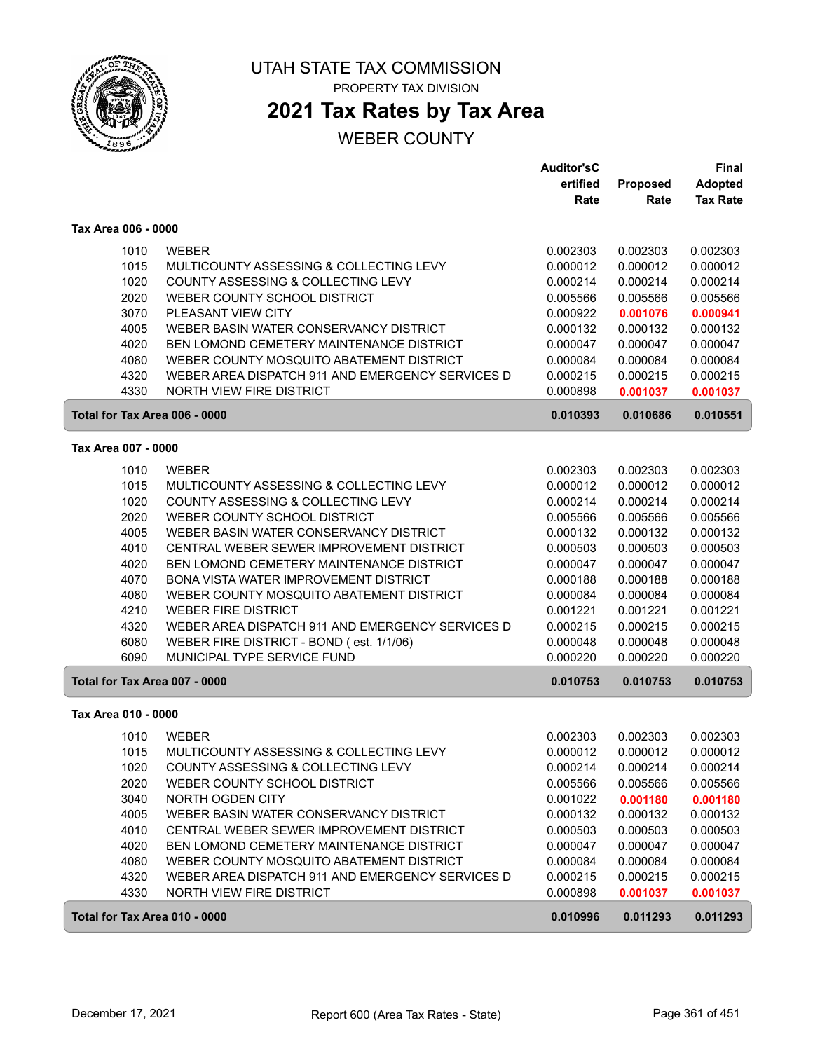# UTAH STATE TAX COMMISSION

PROPERTY TAX DIVISION

## 2021 Tax Rates by Tax Area

WEBER COUNTY

| | | Auditor'sCertified Rate | Proposed Rate | Final Adopted Tax Rate |
|---|---|---|---|---|
| **Tax Area 006 - 0000** | | | | |
| 1010 | WEBER | 0.002303 | 0.002303 | 0.002303 |
| 1015 | MULTICOUNTY ASSESSING & COLLECTING LEVY | 0.000012 | 0.000012 | 0.000012 |
| 1020 | COUNTY ASSESSING & COLLECTING LEVY | 0.000214 | 0.000214 | 0.000214 |
| 2020 | WEBER COUNTY SCHOOL DISTRICT | 0.005566 | 0.005566 | 0.005566 |
| 3070 | PLEASANT VIEW CITY | 0.000922 | **0.001076** | **0.000941** |
| 4005 | WEBER BASIN WATER CONSERVANCY DISTRICT | 0.000132 | 0.000132 | 0.000132 |
| 4020 | BEN LOMOND CEMETERY MAINTENANCE DISTRICT | 0.000047 | 0.000047 | 0.000047 |
| 4080 | WEBER COUNTY MOSQUITO ABATEMENT DISTRICT | 0.000084 | 0.000084 | 0.000084 |
| 4320 | WEBER AREA DISPATCH 911 AND EMERGENCY SERVICES D | 0.000215 | 0.000215 | 0.000215 |
| 4330 | NORTH VIEW FIRE DISTRICT | 0.000898 | **0.001037** | **0.001037** |
| **Total for Tax Area 006 - 0000** | | **0.010393** | **0.010686** | **0.010551** |
| **Tax Area 007 - 0000** | | | | |
| 1010 | WEBER | 0.002303 | 0.002303 | 0.002303 |
| 1015 | MULTICOUNTY ASSESSING & COLLECTING LEVY | 0.000012 | 0.000012 | 0.000012 |
| 1020 | COUNTY ASSESSING & COLLECTING LEVY | 0.000214 | 0.000214 | 0.000214 |
| 2020 | WEBER COUNTY SCHOOL DISTRICT | 0.005566 | 0.005566 | 0.005566 |
| 4005 | WEBER BASIN WATER CONSERVANCY DISTRICT | 0.000132 | 0.000132 | 0.000132 |
| 4010 | CENTRAL WEBER SEWER IMPROVEMENT DISTRICT | 0.000503 | 0.000503 | 0.000503 |
| 4020 | BEN LOMOND CEMETERY MAINTENANCE DISTRICT | 0.000047 | 0.000047 | 0.000047 |
| 4070 | BONA VISTA WATER IMPROVEMENT DISTRICT | 0.000188 | 0.000188 | 0.000188 |
| 4080 | WEBER COUNTY MOSQUITO ABATEMENT DISTRICT | 0.000084 | 0.000084 | 0.000084 |
| 4210 | WEBER FIRE DISTRICT | 0.001221 | 0.001221 | 0.001221 |
| 4320 | WEBER AREA DISPATCH 911 AND EMERGENCY SERVICES D | 0.000215 | 0.000215 | 0.000215 |
| 6080 | WEBER FIRE DISTRICT - BOND ( est. 1/1/06) | 0.000048 | 0.000048 | 0.000048 |
| 6090 | MUNICIPAL TYPE SERVICE FUND | 0.000220 | 0.000220 | 0.000220 |
| **Total for Tax Area 007 - 0000** | | **0.010753** | **0.010753** | **0.010753** |
| **Tax Area 010 - 0000** | | | | |
| 1010 | WEBER | 0.002303 | 0.002303 | 0.002303 |
| 1015 | MULTICOUNTY ASSESSING & COLLECTING LEVY | 0.000012 | 0.000012 | 0.000012 |
| 1020 | COUNTY ASSESSING & COLLECTING LEVY | 0.000214 | 0.000214 | 0.000214 |
| 2020 | WEBER COUNTY SCHOOL DISTRICT | 0.005566 | 0.005566 | 0.005566 |
| 3040 | NORTH OGDEN CITY | 0.001022 | **0.001180** | **0.001180** |
| 4005 | WEBER BASIN WATER CONSERVANCY DISTRICT | 0.000132 | 0.000132 | 0.000132 |
| 4010 | CENTRAL WEBER SEWER IMPROVEMENT DISTRICT | 0.000503 | 0.000503 | 0.000503 |
| 4020 | BEN LOMOND CEMETERY MAINTENANCE DISTRICT | 0.000047 | 0.000047 | 0.000047 |
| 4080 | WEBER COUNTY MOSQUITO ABATEMENT DISTRICT | 0.000084 | 0.000084 | 0.000084 |
| 4320 | WEBER AREA DISPATCH 911 AND EMERGENCY SERVICES D | 0.000215 | 0.000215 | 0.000215 |
| 4330 | NORTH VIEW FIRE DISTRICT | 0.000898 | **0.001037** | **0.001037** |
| **Total for Tax Area 010 - 0000** | | **0.010996** | **0.011293** | **0.011293** |

December 17, 2021 — Report 600 (Area Tax Rates - State)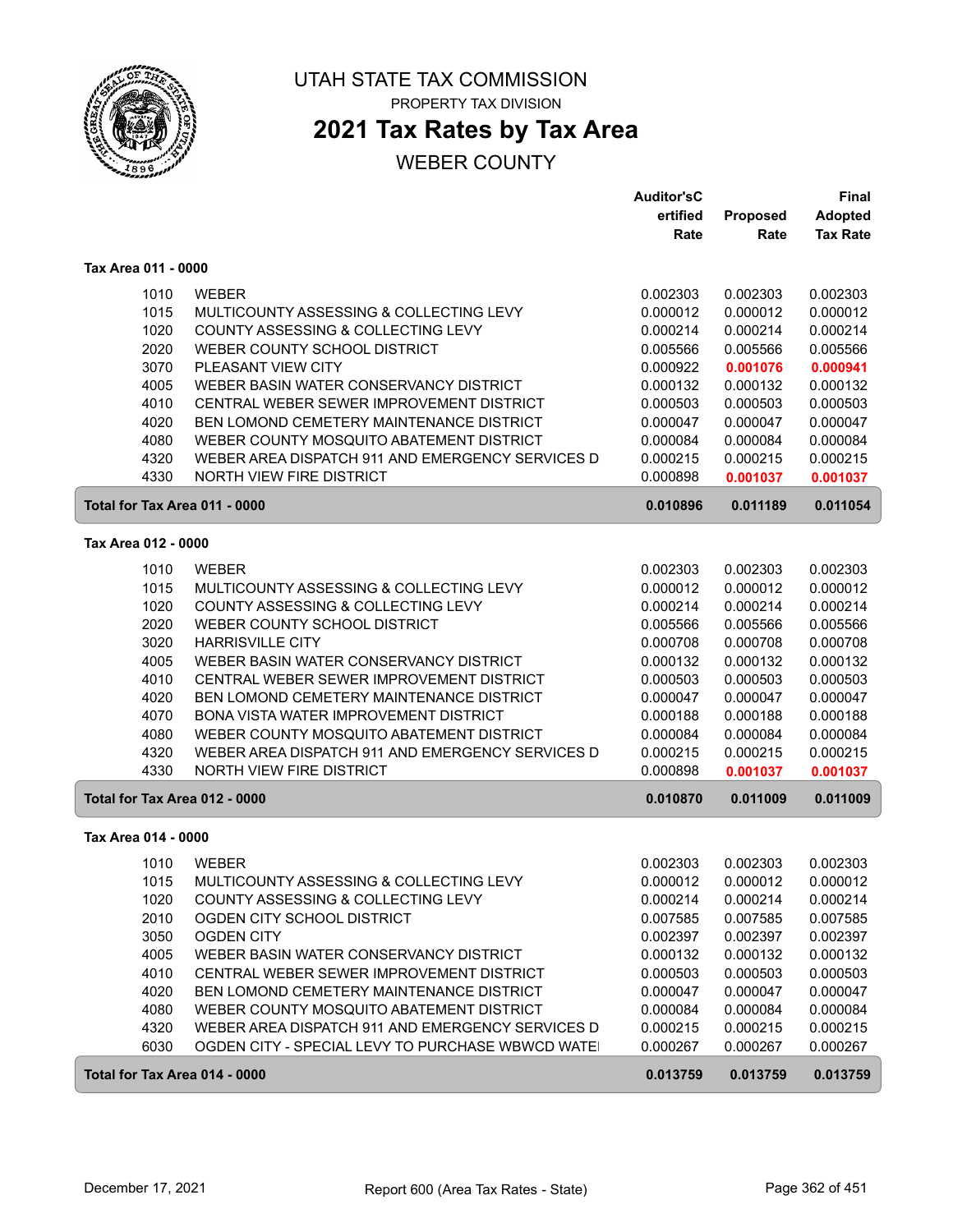# UTAH STATE TAX COMMISSION

PROPERTY TAX DIVISION

## 2021 Tax Rates by Tax Area

WEBER COUNTY

| | | Auditor'sCertified Rate | Proposed Rate | Final Adopted Tax Rate |
|---|---|---|---|---|
| **Tax Area 011 - 0000** | | | | |
| 1010 | WEBER | 0.002303 | 0.002303 | 0.002303 |
| 1015 | MULTICOUNTY ASSESSING & COLLECTING LEVY | 0.000012 | 0.000012 | 0.000012 |
| 1020 | COUNTY ASSESSING & COLLECTING LEVY | 0.000214 | 0.000214 | 0.000214 |
| 2020 | WEBER COUNTY SCHOOL DISTRICT | 0.005566 | 0.005566 | 0.005566 |
| 3070 | PLEASANT VIEW CITY | 0.000922 | 0.001076 | 0.000941 |
| 4005 | WEBER BASIN WATER CONSERVANCY DISTRICT | 0.000132 | 0.000132 | 0.000132 |
| 4010 | CENTRAL WEBER SEWER IMPROVEMENT DISTRICT | 0.000503 | 0.000503 | 0.000503 |
| 4020 | BEN LOMOND CEMETERY MAINTENANCE DISTRICT | 0.000047 | 0.000047 | 0.000047 |
| 4080 | WEBER COUNTY MOSQUITO ABATEMENT DISTRICT | 0.000084 | 0.000084 | 0.000084 |
| 4320 | WEBER AREA DISPATCH 911 AND EMERGENCY SERVICES D | 0.000215 | 0.000215 | 0.000215 |
| 4330 | NORTH VIEW FIRE DISTRICT | 0.000898 | 0.001037 | 0.001037 |
| **Total for Tax Area 011 - 0000** | | **0.010896** | **0.011189** | **0.011054** |
| **Tax Area 012 - 0000** | | | | |
| 1010 | WEBER | 0.002303 | 0.002303 | 0.002303 |
| 1015 | MULTICOUNTY ASSESSING & COLLECTING LEVY | 0.000012 | 0.000012 | 0.000012 |
| 1020 | COUNTY ASSESSING & COLLECTING LEVY | 0.000214 | 0.000214 | 0.000214 |
| 2020 | WEBER COUNTY SCHOOL DISTRICT | 0.005566 | 0.005566 | 0.005566 |
| 3020 | HARRISVILLE CITY | 0.000708 | 0.000708 | 0.000708 |
| 4005 | WEBER BASIN WATER CONSERVANCY DISTRICT | 0.000132 | 0.000132 | 0.000132 |
| 4010 | CENTRAL WEBER SEWER IMPROVEMENT DISTRICT | 0.000503 | 0.000503 | 0.000503 |
| 4020 | BEN LOMOND CEMETERY MAINTENANCE DISTRICT | 0.000047 | 0.000047 | 0.000047 |
| 4070 | BONA VISTA WATER IMPROVEMENT DISTRICT | 0.000188 | 0.000188 | 0.000188 |
| 4080 | WEBER COUNTY MOSQUITO ABATEMENT DISTRICT | 0.000084 | 0.000084 | 0.000084 |
| 4320 | WEBER AREA DISPATCH 911 AND EMERGENCY SERVICES D | 0.000215 | 0.000215 | 0.000215 |
| 4330 | NORTH VIEW FIRE DISTRICT | 0.000898 | 0.001037 | 0.001037 |
| **Total for Tax Area 012 - 0000** | | **0.010870** | **0.011009** | **0.011009** |
| **Tax Area 014 - 0000** | | | | |
| 1010 | WEBER | 0.002303 | 0.002303 | 0.002303 |
| 1015 | MULTICOUNTY ASSESSING & COLLECTING LEVY | 0.000012 | 0.000012 | 0.000012 |
| 1020 | COUNTY ASSESSING & COLLECTING LEVY | 0.000214 | 0.000214 | 0.000214 |
| 2010 | OGDEN CITY SCHOOL DISTRICT | 0.007585 | 0.007585 | 0.007585 |
| 3050 | OGDEN CITY | 0.002397 | 0.002397 | 0.002397 |
| 4005 | WEBER BASIN WATER CONSERVANCY DISTRICT | 0.000132 | 0.000132 | 0.000132 |
| 4010 | CENTRAL WEBER SEWER IMPROVEMENT DISTRICT | 0.000503 | 0.000503 | 0.000503 |
| 4020 | BEN LOMOND CEMETERY MAINTENANCE DISTRICT | 0.000047 | 0.000047 | 0.000047 |
| 4080 | WEBER COUNTY MOSQUITO ABATEMENT DISTRICT | 0.000084 | 0.000084 | 0.000084 |
| 4320 | WEBER AREA DISPATCH 911 AND EMERGENCY SERVICES D | 0.000215 | 0.000215 | 0.000215 |
| 6030 | OGDEN CITY - SPECIAL LEVY TO PURCHASE WBWCD WATE | 0.000267 | 0.000267 | 0.000267 |
| **Total for Tax Area 014 - 0000** | | **0.013759** | **0.013759** | **0.013759** |

December 17, 2021 — Report 600 (Area Tax Rates - State)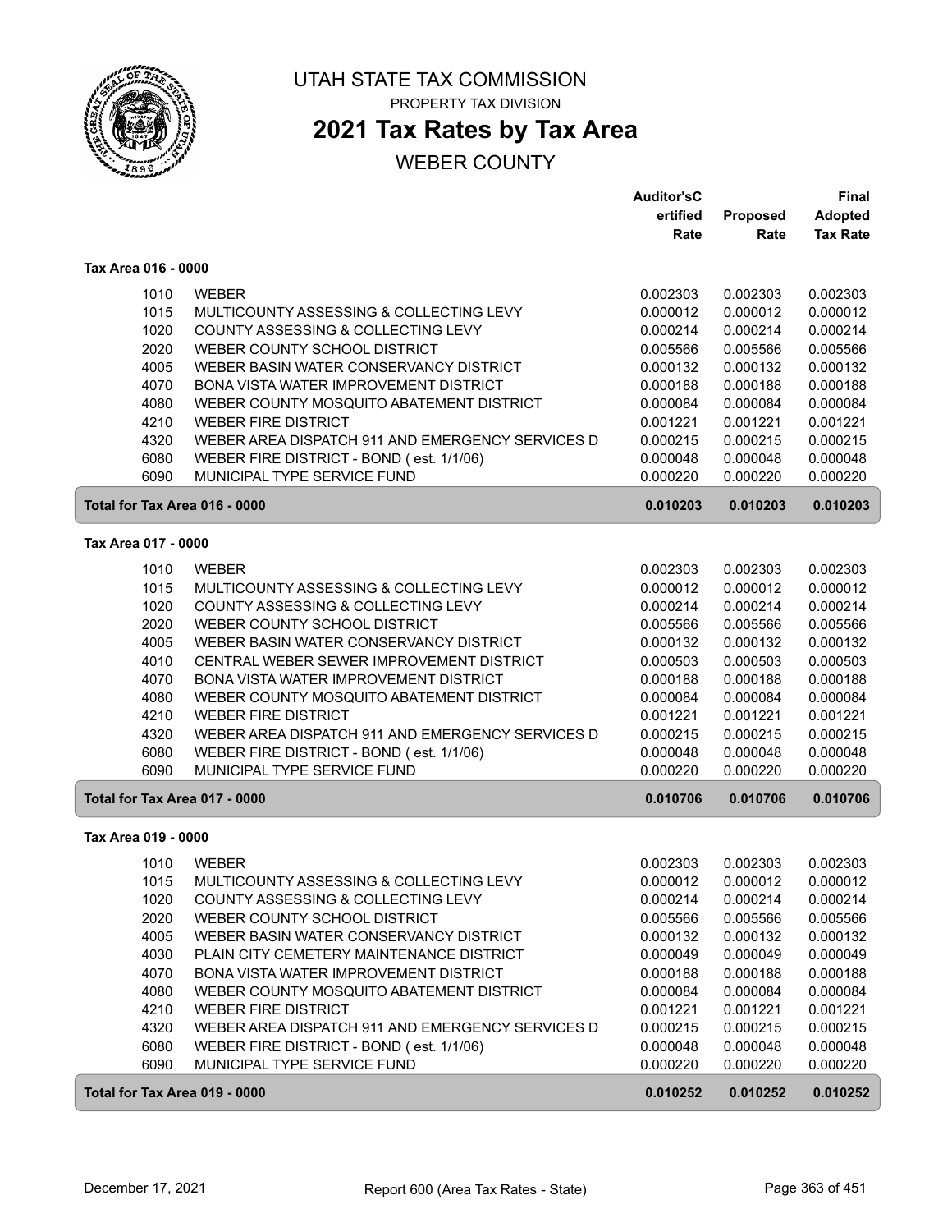# UTAH STATE TAX COMMISSION

PROPERTY TAX DIVISION

## 2021 Tax Rates by Tax Area

WEBER COUNTY

| | | Auditor's Certified Rate | Proposed Rate | Final Adopted Tax Rate |
|---|---|---|---|---|
| **Tax Area 016 - 0000** | | | | |
| 1010 | WEBER | 0.002303 | 0.002303 | 0.002303 |
| 1015 | MULTICOUNTY ASSESSING & COLLECTING LEVY | 0.000012 | 0.000012 | 0.000012 |
| 1020 | COUNTY ASSESSING & COLLECTING LEVY | 0.000214 | 0.000214 | 0.000214 |
| 2020 | WEBER COUNTY SCHOOL DISTRICT | 0.005566 | 0.005566 | 0.005566 |
| 4005 | WEBER BASIN WATER CONSERVANCY DISTRICT | 0.000132 | 0.000132 | 0.000132 |
| 4070 | BONA VISTA WATER IMPROVEMENT DISTRICT | 0.000188 | 0.000188 | 0.000188 |
| 4080 | WEBER COUNTY MOSQUITO ABATEMENT DISTRICT | 0.000084 | 0.000084 | 0.000084 |
| 4210 | WEBER FIRE DISTRICT | 0.001221 | 0.001221 | 0.001221 |
| 4320 | WEBER AREA DISPATCH 911 AND EMERGENCY SERVICES D | 0.000215 | 0.000215 | 0.000215 |
| 6080 | WEBER FIRE DISTRICT - BOND ( est. 1/1/06) | 0.000048 | 0.000048 | 0.000048 |
| 6090 | MUNICIPAL TYPE SERVICE FUND | 0.000220 | 0.000220 | 0.000220 |
| **Total for Tax Area 016 - 0000** | | **0.010203** | **0.010203** | **0.010203** |
| **Tax Area 017 - 0000** | | | | |
| 1010 | WEBER | 0.002303 | 0.002303 | 0.002303 |
| 1015 | MULTICOUNTY ASSESSING & COLLECTING LEVY | 0.000012 | 0.000012 | 0.000012 |
| 1020 | COUNTY ASSESSING & COLLECTING LEVY | 0.000214 | 0.000214 | 0.000214 |
| 2020 | WEBER COUNTY SCHOOL DISTRICT | 0.005566 | 0.005566 | 0.005566 |
| 4005 | WEBER BASIN WATER CONSERVANCY DISTRICT | 0.000132 | 0.000132 | 0.000132 |
| 4010 | CENTRAL WEBER SEWER IMPROVEMENT DISTRICT | 0.000503 | 0.000503 | 0.000503 |
| 4070 | BONA VISTA WATER IMPROVEMENT DISTRICT | 0.000188 | 0.000188 | 0.000188 |
| 4080 | WEBER COUNTY MOSQUITO ABATEMENT DISTRICT | 0.000084 | 0.000084 | 0.000084 |
| 4210 | WEBER FIRE DISTRICT | 0.001221 | 0.001221 | 0.001221 |
| 4320 | WEBER AREA DISPATCH 911 AND EMERGENCY SERVICES D | 0.000215 | 0.000215 | 0.000215 |
| 6080 | WEBER FIRE DISTRICT - BOND ( est. 1/1/06) | 0.000048 | 0.000048 | 0.000048 |
| 6090 | MUNICIPAL TYPE SERVICE FUND | 0.000220 | 0.000220 | 0.000220 |
| **Total for Tax Area 017 - 0000** | | **0.010706** | **0.010706** | **0.010706** |
| **Tax Area 019 - 0000** | | | | |
| 1010 | WEBER | 0.002303 | 0.002303 | 0.002303 |
| 1015 | MULTICOUNTY ASSESSING & COLLECTING LEVY | 0.000012 | 0.000012 | 0.000012 |
| 1020 | COUNTY ASSESSING & COLLECTING LEVY | 0.000214 | 0.000214 | 0.000214 |
| 2020 | WEBER COUNTY SCHOOL DISTRICT | 0.005566 | 0.005566 | 0.005566 |
| 4005 | WEBER BASIN WATER CONSERVANCY DISTRICT | 0.000132 | 0.000132 | 0.000132 |
| 4030 | PLAIN CITY CEMETERY MAINTENANCE DISTRICT | 0.000049 | 0.000049 | 0.000049 |
| 4070 | BONA VISTA WATER IMPROVEMENT DISTRICT | 0.000188 | 0.000188 | 0.000188 |
| 4080 | WEBER COUNTY MOSQUITO ABATEMENT DISTRICT | 0.000084 | 0.000084 | 0.000084 |
| 4210 | WEBER FIRE DISTRICT | 0.001221 | 0.001221 | 0.001221 |
| 4320 | WEBER AREA DISPATCH 911 AND EMERGENCY SERVICES D | 0.000215 | 0.000215 | 0.000215 |
| 6080 | WEBER FIRE DISTRICT - BOND ( est. 1/1/06) | 0.000048 | 0.000048 | 0.000048 |
| 6090 | MUNICIPAL TYPE SERVICE FUND | 0.000220 | 0.000220 | 0.000220 |
| **Total for Tax Area 019 - 0000** | | **0.010252** | **0.010252** | **0.010252** |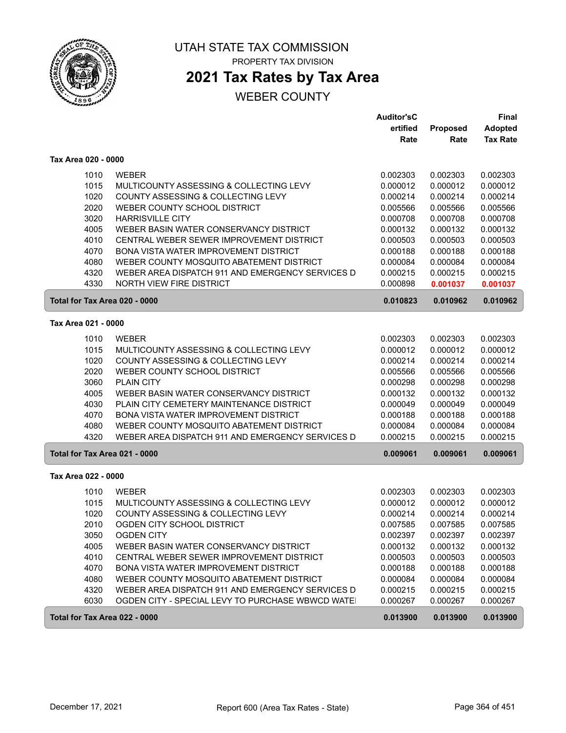# UTAH STATE TAX COMMISSION

PROPERTY TAX DIVISION

## 2021 Tax Rates by Tax Area

WEBER COUNTY

| | | Auditor'sCertified Rate | Proposed Rate | Final Adopted Tax Rate |
|---|---|---|---|---|
| **Tax Area 020 - 0000** | | | | |
| 1010 | WEBER | 0.002303 | 0.002303 | 0.002303 |
| 1015 | MULTICOUNTY ASSESSING & COLLECTING LEVY | 0.000012 | 0.000012 | 0.000012 |
| 1020 | COUNTY ASSESSING & COLLECTING LEVY | 0.000214 | 0.000214 | 0.000214 |
| 2020 | WEBER COUNTY SCHOOL DISTRICT | 0.005566 | 0.005566 | 0.005566 |
| 3020 | HARRISVILLE CITY | 0.000708 | 0.000708 | 0.000708 |
| 4005 | WEBER BASIN WATER CONSERVANCY DISTRICT | 0.000132 | 0.000132 | 0.000132 |
| 4010 | CENTRAL WEBER SEWER IMPROVEMENT DISTRICT | 0.000503 | 0.000503 | 0.000503 |
| 4070 | BONA VISTA WATER IMPROVEMENT DISTRICT | 0.000188 | 0.000188 | 0.000188 |
| 4080 | WEBER COUNTY MOSQUITO ABATEMENT DISTRICT | 0.000084 | 0.000084 | 0.000084 |
| 4320 | WEBER AREA DISPATCH 911 AND EMERGENCY SERVICES D | 0.000215 | 0.000215 | 0.000215 |
| 4330 | NORTH VIEW FIRE DISTRICT | 0.000898 | **0.001037** | **0.001037** |
| **Total for Tax Area 020 - 0000** | | **0.010823** | **0.010962** | **0.010962** |
| **Tax Area 021 - 0000** | | | | |
| 1010 | WEBER | 0.002303 | 0.002303 | 0.002303 |
| 1015 | MULTICOUNTY ASSESSING & COLLECTING LEVY | 0.000012 | 0.000012 | 0.000012 |
| 1020 | COUNTY ASSESSING & COLLECTING LEVY | 0.000214 | 0.000214 | 0.000214 |
| 2020 | WEBER COUNTY SCHOOL DISTRICT | 0.005566 | 0.005566 | 0.005566 |
| 3060 | PLAIN CITY | 0.000298 | 0.000298 | 0.000298 |
| 4005 | WEBER BASIN WATER CONSERVANCY DISTRICT | 0.000132 | 0.000132 | 0.000132 |
| 4030 | PLAIN CITY CEMETERY MAINTENANCE DISTRICT | 0.000049 | 0.000049 | 0.000049 |
| 4070 | BONA VISTA WATER IMPROVEMENT DISTRICT | 0.000188 | 0.000188 | 0.000188 |
| 4080 | WEBER COUNTY MOSQUITO ABATEMENT DISTRICT | 0.000084 | 0.000084 | 0.000084 |
| 4320 | WEBER AREA DISPATCH 911 AND EMERGENCY SERVICES D | 0.000215 | 0.000215 | 0.000215 |
| **Total for Tax Area 021 - 0000** | | **0.009061** | **0.009061** | **0.009061** |
| **Tax Area 022 - 0000** | | | | |
| 1010 | WEBER | 0.002303 | 0.002303 | 0.002303 |
| 1015 | MULTICOUNTY ASSESSING & COLLECTING LEVY | 0.000012 | 0.000012 | 0.000012 |
| 1020 | COUNTY ASSESSING & COLLECTING LEVY | 0.000214 | 0.000214 | 0.000214 |
| 2010 | OGDEN CITY SCHOOL DISTRICT | 0.007585 | 0.007585 | 0.007585 |
| 3050 | OGDEN CITY | 0.002397 | 0.002397 | 0.002397 |
| 4005 | WEBER BASIN WATER CONSERVANCY DISTRICT | 0.000132 | 0.000132 | 0.000132 |
| 4010 | CENTRAL WEBER SEWER IMPROVEMENT DISTRICT | 0.000503 | 0.000503 | 0.000503 |
| 4070 | BONA VISTA WATER IMPROVEMENT DISTRICT | 0.000188 | 0.000188 | 0.000188 |
| 4080 | WEBER COUNTY MOSQUITO ABATEMENT DISTRICT | 0.000084 | 0.000084 | 0.000084 |
| 4320 | WEBER AREA DISPATCH 911 AND EMERGENCY SERVICES D | 0.000215 | 0.000215 | 0.000215 |
| 6030 | OGDEN CITY - SPECIAL LEVY TO PURCHASE WBWCD WATE | 0.000267 | 0.000267 | 0.000267 |
| **Total for Tax Area 022 - 0000** | | **0.013900** | **0.013900** | **0.013900** |

December 17, 2021 Report 600 (Area Tax Rates - State)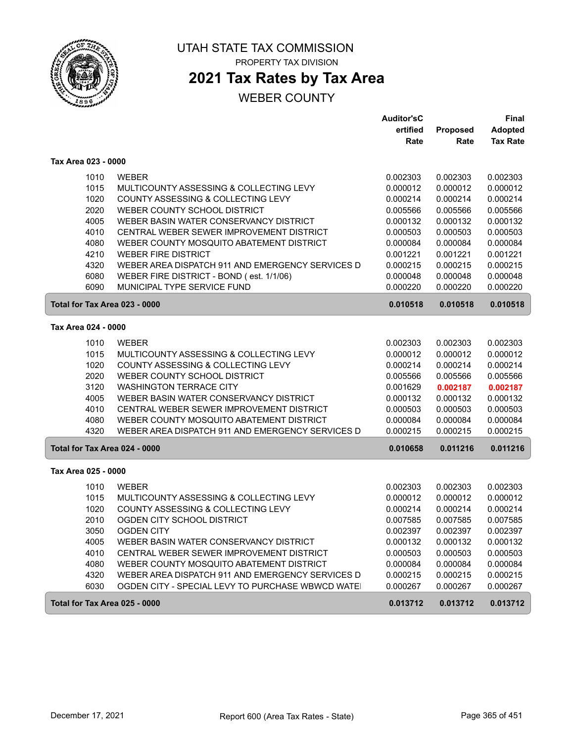# UTAH STATE TAX COMMISSION

PROPERTY TAX DIVISION

## 2021 Tax Rates by Tax Area

WEBER COUNTY

| | | Auditor'sCertified Rate | Proposed Rate | Final Adopted Tax Rate |
|---|---|---|---|---|
| **Tax Area 023 - 0000** | | | | |
| 1010 | WEBER | 0.002303 | 0.002303 | 0.002303 |
| 1015 | MULTICOUNTY ASSESSING & COLLECTING LEVY | 0.000012 | 0.000012 | 0.000012 |
| 1020 | COUNTY ASSESSING & COLLECTING LEVY | 0.000214 | 0.000214 | 0.000214 |
| 2020 | WEBER COUNTY SCHOOL DISTRICT | 0.005566 | 0.005566 | 0.005566 |
| 4005 | WEBER BASIN WATER CONSERVANCY DISTRICT | 0.000132 | 0.000132 | 0.000132 |
| 4010 | CENTRAL WEBER SEWER IMPROVEMENT DISTRICT | 0.000503 | 0.000503 | 0.000503 |
| 4080 | WEBER COUNTY MOSQUITO ABATEMENT DISTRICT | 0.000084 | 0.000084 | 0.000084 |
| 4210 | WEBER FIRE DISTRICT | 0.001221 | 0.001221 | 0.001221 |
| 4320 | WEBER AREA DISPATCH 911 AND EMERGENCY SERVICES D | 0.000215 | 0.000215 | 0.000215 |
| 6080 | WEBER FIRE DISTRICT - BOND ( est. 1/1/06) | 0.000048 | 0.000048 | 0.000048 |
| 6090 | MUNICIPAL TYPE SERVICE FUND | 0.000220 | 0.000220 | 0.000220 |
| **Total for Tax Area 023 - 0000** | | **0.010518** | **0.010518** | **0.010518** |
| **Tax Area 024 - 0000** | | | | |
| 1010 | WEBER | 0.002303 | 0.002303 | 0.002303 |
| 1015 | MULTICOUNTY ASSESSING & COLLECTING LEVY | 0.000012 | 0.000012 | 0.000012 |
| 1020 | COUNTY ASSESSING & COLLECTING LEVY | 0.000214 | 0.000214 | 0.000214 |
| 2020 | WEBER COUNTY SCHOOL DISTRICT | 0.005566 | 0.005566 | 0.005566 |
| 3120 | WASHINGTON TERRACE CITY | 0.001629 | **0.002187** | **0.002187** |
| 4005 | WEBER BASIN WATER CONSERVANCY DISTRICT | 0.000132 | 0.000132 | 0.000132 |
| 4010 | CENTRAL WEBER SEWER IMPROVEMENT DISTRICT | 0.000503 | 0.000503 | 0.000503 |
| 4080 | WEBER COUNTY MOSQUITO ABATEMENT DISTRICT | 0.000084 | 0.000084 | 0.000084 |
| 4320 | WEBER AREA DISPATCH 911 AND EMERGENCY SERVICES D | 0.000215 | 0.000215 | 0.000215 |
| **Total for Tax Area 024 - 0000** | | **0.010658** | **0.011216** | **0.011216** |
| **Tax Area 025 - 0000** | | | | |
| 1010 | WEBER | 0.002303 | 0.002303 | 0.002303 |
| 1015 | MULTICOUNTY ASSESSING & COLLECTING LEVY | 0.000012 | 0.000012 | 0.000012 |
| 1020 | COUNTY ASSESSING & COLLECTING LEVY | 0.000214 | 0.000214 | 0.000214 |
| 2010 | OGDEN CITY SCHOOL DISTRICT | 0.007585 | 0.007585 | 0.007585 |
| 3050 | OGDEN CITY | 0.002397 | 0.002397 | 0.002397 |
| 4005 | WEBER BASIN WATER CONSERVANCY DISTRICT | 0.000132 | 0.000132 | 0.000132 |
| 4010 | CENTRAL WEBER SEWER IMPROVEMENT DISTRICT | 0.000503 | 0.000503 | 0.000503 |
| 4080 | WEBER COUNTY MOSQUITO ABATEMENT DISTRICT | 0.000084 | 0.000084 | 0.000084 |
| 4320 | WEBER AREA DISPATCH 911 AND EMERGENCY SERVICES D | 0.000215 | 0.000215 | 0.000215 |
| 6030 | OGDEN CITY - SPECIAL LEVY TO PURCHASE WBWCD WATE | 0.000267 | 0.000267 | 0.000267 |
| **Total for Tax Area 025 - 0000** | | **0.013712** | **0.013712** | **0.013712** |

December 17, 2021 — Report 600 (Area Tax Rates - State)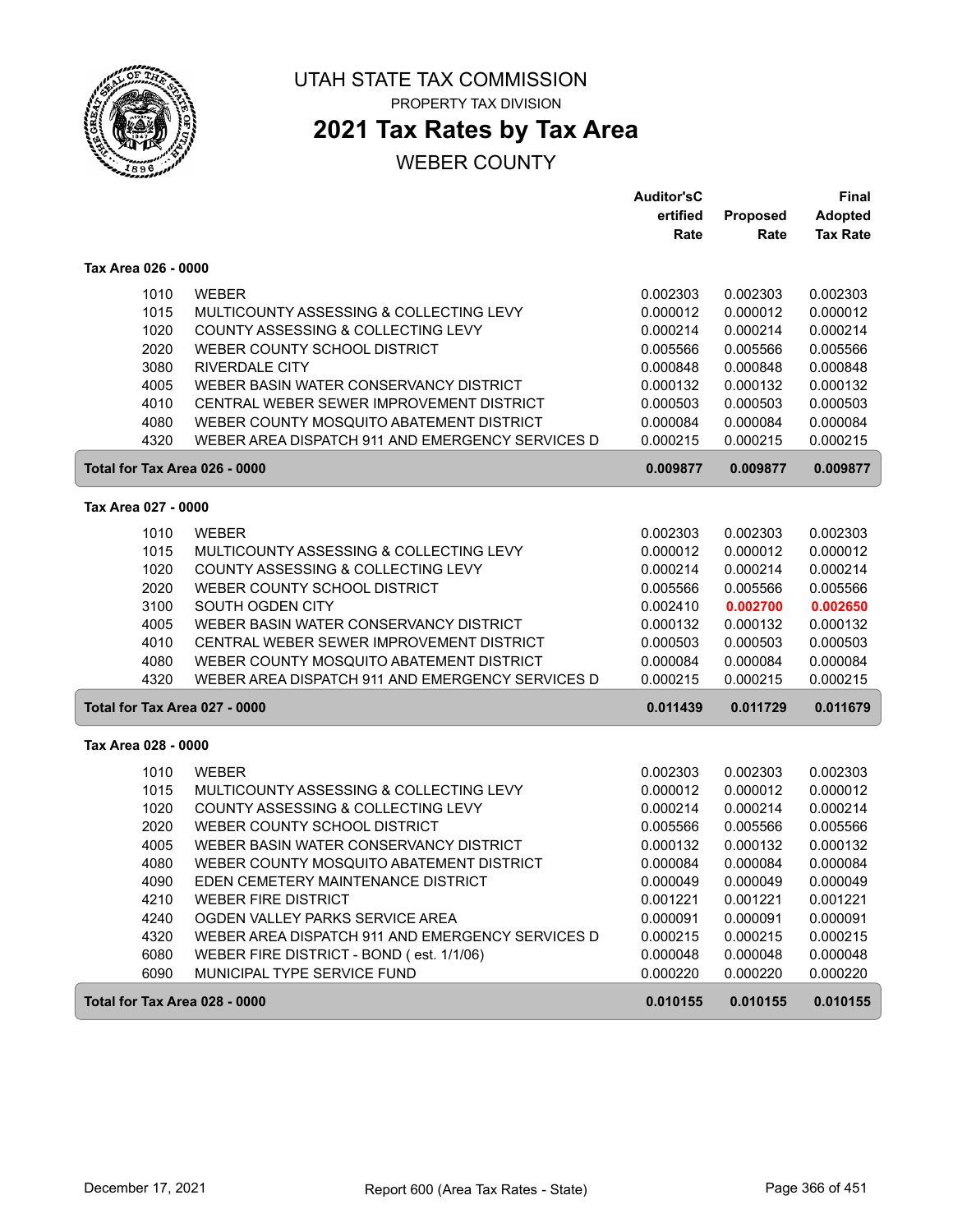# UTAH STATE TAX COMMISSION

PROPERTY TAX DIVISION

## 2021 Tax Rates by Tax Area

WEBER COUNTY

| | | Auditor'sCertified Rate | Proposed Rate | Final Adopted Tax Rate |
|---|---|---|---|---|
| **Tax Area 026 - 0000** | | | | |
| 1010 | WEBER | 0.002303 | 0.002303 | 0.002303 |
| 1015 | MULTICOUNTY ASSESSING & COLLECTING LEVY | 0.000012 | 0.000012 | 0.000012 |
| 1020 | COUNTY ASSESSING & COLLECTING LEVY | 0.000214 | 0.000214 | 0.000214 |
| 2020 | WEBER COUNTY SCHOOL DISTRICT | 0.005566 | 0.005566 | 0.005566 |
| 3080 | RIVERDALE CITY | 0.000848 | 0.000848 | 0.000848 |
| 4005 | WEBER BASIN WATER CONSERVANCY DISTRICT | 0.000132 | 0.000132 | 0.000132 |
| 4010 | CENTRAL WEBER SEWER IMPROVEMENT DISTRICT | 0.000503 | 0.000503 | 0.000503 |
| 4080 | WEBER COUNTY MOSQUITO ABATEMENT DISTRICT | 0.000084 | 0.000084 | 0.000084 |
| 4320 | WEBER AREA DISPATCH 911 AND EMERGENCY SERVICES D | 0.000215 | 0.000215 | 0.000215 |
| **Total for Tax Area 026 - 0000** | | **0.009877** | **0.009877** | **0.009877** |
| **Tax Area 027 - 0000** | | | | |
| 1010 | WEBER | 0.002303 | 0.002303 | 0.002303 |
| 1015 | MULTICOUNTY ASSESSING & COLLECTING LEVY | 0.000012 | 0.000012 | 0.000012 |
| 1020 | COUNTY ASSESSING & COLLECTING LEVY | 0.000214 | 0.000214 | 0.000214 |
| 2020 | WEBER COUNTY SCHOOL DISTRICT | 0.005566 | 0.005566 | 0.005566 |
| 3100 | SOUTH OGDEN CITY | 0.002410 | **0.002700** | **0.002650** |
| 4005 | WEBER BASIN WATER CONSERVANCY DISTRICT | 0.000132 | 0.000132 | 0.000132 |
| 4010 | CENTRAL WEBER SEWER IMPROVEMENT DISTRICT | 0.000503 | 0.000503 | 0.000503 |
| 4080 | WEBER COUNTY MOSQUITO ABATEMENT DISTRICT | 0.000084 | 0.000084 | 0.000084 |
| 4320 | WEBER AREA DISPATCH 911 AND EMERGENCY SERVICES D | 0.000215 | 0.000215 | 0.000215 |
| **Total for Tax Area 027 - 0000** | | **0.011439** | **0.011729** | **0.011679** |
| **Tax Area 028 - 0000** | | | | |
| 1010 | WEBER | 0.002303 | 0.002303 | 0.002303 |
| 1015 | MULTICOUNTY ASSESSING & COLLECTING LEVY | 0.000012 | 0.000012 | 0.000012 |
| 1020 | COUNTY ASSESSING & COLLECTING LEVY | 0.000214 | 0.000214 | 0.000214 |
| 2020 | WEBER COUNTY SCHOOL DISTRICT | 0.005566 | 0.005566 | 0.005566 |
| 4005 | WEBER BASIN WATER CONSERVANCY DISTRICT | 0.000132 | 0.000132 | 0.000132 |
| 4080 | WEBER COUNTY MOSQUITO ABATEMENT DISTRICT | 0.000084 | 0.000084 | 0.000084 |
| 4090 | EDEN CEMETERY MAINTENANCE DISTRICT | 0.000049 | 0.000049 | 0.000049 |
| 4210 | WEBER FIRE DISTRICT | 0.001221 | 0.001221 | 0.001221 |
| 4240 | OGDEN VALLEY PARKS SERVICE AREA | 0.000091 | 0.000091 | 0.000091 |
| 4320 | WEBER AREA DISPATCH 911 AND EMERGENCY SERVICES D | 0.000215 | 0.000215 | 0.000215 |
| 6080 | WEBER FIRE DISTRICT - BOND ( est. 1/1/06) | 0.000048 | 0.000048 | 0.000048 |
| 6090 | MUNICIPAL TYPE SERVICE FUND | 0.000220 | 0.000220 | 0.000220 |
| **Total for Tax Area 028 - 0000** | | **0.010155** | **0.010155** | **0.010155** |

December 17, 2021 — Report 600 (Area Tax Rates - State)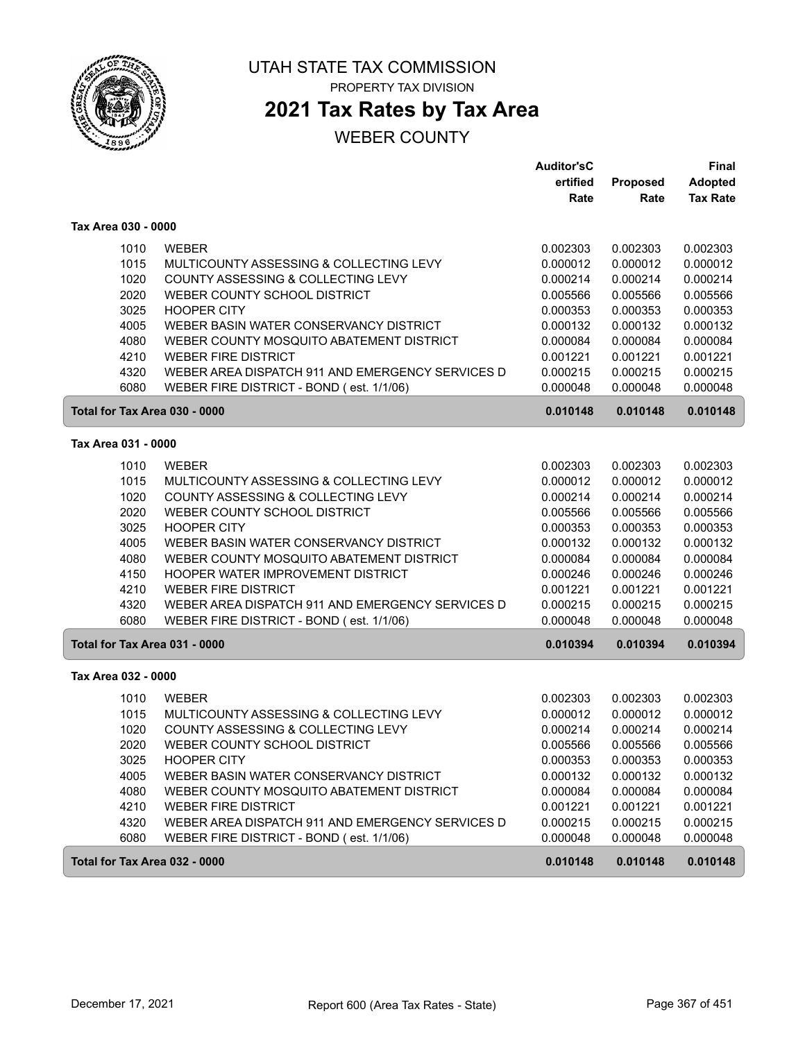# UTAH STATE TAX COMMISSION

PROPERTY TAX DIVISION

## 2021 Tax Rates by Tax Area

WEBER COUNTY

### Tax Area 030 - 0000

| | | Auditor'sCertified Rate | Proposed Rate | Final Adopted Tax Rate |
|---|---|---|---|---|
| 1010 | WEBER | 0.002303 | 0.002303 | 0.002303 |
| 1015 | MULTICOUNTY ASSESSING & COLLECTING LEVY | 0.000012 | 0.000012 | 0.000012 |
| 1020 | COUNTY ASSESSING & COLLECTING LEVY | 0.000214 | 0.000214 | 0.000214 |
| 2020 | WEBER COUNTY SCHOOL DISTRICT | 0.005566 | 0.005566 | 0.005566 |
| 3025 | HOOPER CITY | 0.000353 | 0.000353 | 0.000353 |
| 4005 | WEBER BASIN WATER CONSERVANCY DISTRICT | 0.000132 | 0.000132 | 0.000132 |
| 4080 | WEBER COUNTY MOSQUITO ABATEMENT DISTRICT | 0.000084 | 0.000084 | 0.000084 |
| 4210 | WEBER FIRE DISTRICT | 0.001221 | 0.001221 | 0.001221 |
| 4320 | WEBER AREA DISPATCH 911 AND EMERGENCY SERVICES D | 0.000215 | 0.000215 | 0.000215 |
| 6080 | WEBER FIRE DISTRICT - BOND ( est. 1/1/06) | 0.000048 | 0.000048 | 0.000048 |
| **Total for Tax Area 030 - 0000** | | **0.010148** | **0.010148** | **0.010148** |

### Tax Area 031 - 0000

| | | Auditor'sCertified Rate | Proposed Rate | Final Adopted Tax Rate |
|---|---|---|---|---|
| 1010 | WEBER | 0.002303 | 0.002303 | 0.002303 |
| 1015 | MULTICOUNTY ASSESSING & COLLECTING LEVY | 0.000012 | 0.000012 | 0.000012 |
| 1020 | COUNTY ASSESSING & COLLECTING LEVY | 0.000214 | 0.000214 | 0.000214 |
| 2020 | WEBER COUNTY SCHOOL DISTRICT | 0.005566 | 0.005566 | 0.005566 |
| 3025 | HOOPER CITY | 0.000353 | 0.000353 | 0.000353 |
| 4005 | WEBER BASIN WATER CONSERVANCY DISTRICT | 0.000132 | 0.000132 | 0.000132 |
| 4080 | WEBER COUNTY MOSQUITO ABATEMENT DISTRICT | 0.000084 | 0.000084 | 0.000084 |
| 4150 | HOOPER WATER IMPROVEMENT DISTRICT | 0.000246 | 0.000246 | 0.000246 |
| 4210 | WEBER FIRE DISTRICT | 0.001221 | 0.001221 | 0.001221 |
| 4320 | WEBER AREA DISPATCH 911 AND EMERGENCY SERVICES D | 0.000215 | 0.000215 | 0.000215 |
| 6080 | WEBER FIRE DISTRICT - BOND ( est. 1/1/06) | 0.000048 | 0.000048 | 0.000048 |
| **Total for Tax Area 031 - 0000** | | **0.010394** | **0.010394** | **0.010394** |

### Tax Area 032 - 0000

| | | Auditor'sCertified Rate | Proposed Rate | Final Adopted Tax Rate |
|---|---|---|---|---|
| 1010 | WEBER | 0.002303 | 0.002303 | 0.002303 |
| 1015 | MULTICOUNTY ASSESSING & COLLECTING LEVY | 0.000012 | 0.000012 | 0.000012 |
| 1020 | COUNTY ASSESSING & COLLECTING LEVY | 0.000214 | 0.000214 | 0.000214 |
| 2020 | WEBER COUNTY SCHOOL DISTRICT | 0.005566 | 0.005566 | 0.005566 |
| 3025 | HOOPER CITY | 0.000353 | 0.000353 | 0.000353 |
| 4005 | WEBER BASIN WATER CONSERVANCY DISTRICT | 0.000132 | 0.000132 | 0.000132 |
| 4080 | WEBER COUNTY MOSQUITO ABATEMENT DISTRICT | 0.000084 | 0.000084 | 0.000084 |
| 4210 | WEBER FIRE DISTRICT | 0.001221 | 0.001221 | 0.001221 |
| 4320 | WEBER AREA DISPATCH 911 AND EMERGENCY SERVICES D | 0.000215 | 0.000215 | 0.000215 |
| 6080 | WEBER FIRE DISTRICT - BOND ( est. 1/1/06) | 0.000048 | 0.000048 | 0.000048 |
| **Total for Tax Area 032 - 0000** | | **0.010148** | **0.010148** | **0.010148** |

December 17, 2021 — Report 600 (Area Tax Rates - State)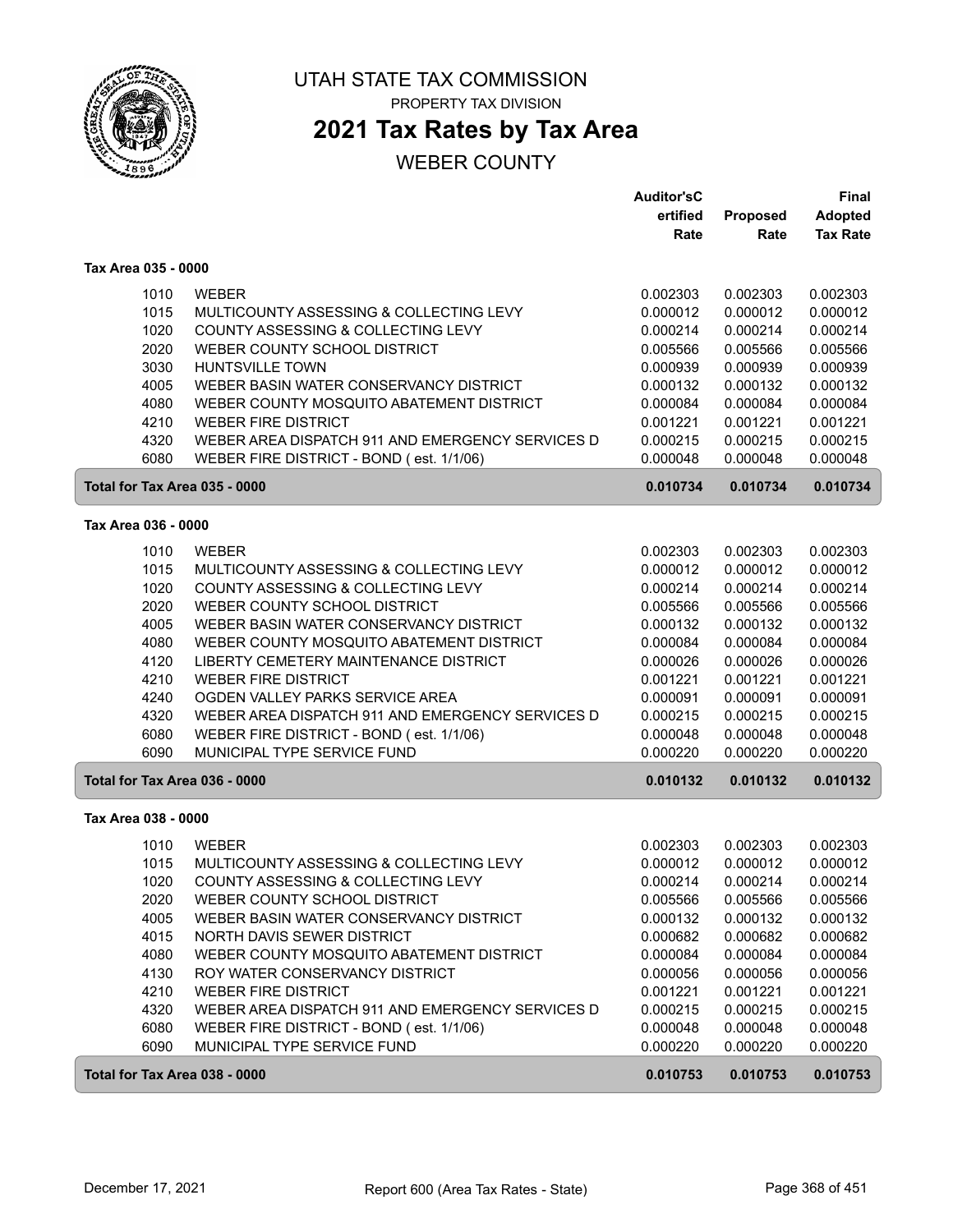# UTAH STATE TAX COMMISSION

PROPERTY TAX DIVISION

## 2021 Tax Rates by Tax Area

WEBER COUNTY

| | | Auditor'sCertified Rate | Proposed Rate | Final Adopted Tax Rate |
|---|---|---|---|---|
| **Tax Area 035 - 0000** | | | | |
| 1010 | WEBER | 0.002303 | 0.002303 | 0.002303 |
| 1015 | MULTICOUNTY ASSESSING & COLLECTING LEVY | 0.000012 | 0.000012 | 0.000012 |
| 1020 | COUNTY ASSESSING & COLLECTING LEVY | 0.000214 | 0.000214 | 0.000214 |
| 2020 | WEBER COUNTY SCHOOL DISTRICT | 0.005566 | 0.005566 | 0.005566 |
| 3030 | HUNTSVILLE TOWN | 0.000939 | 0.000939 | 0.000939 |
| 4005 | WEBER BASIN WATER CONSERVANCY DISTRICT | 0.000132 | 0.000132 | 0.000132 |
| 4080 | WEBER COUNTY MOSQUITO ABATEMENT DISTRICT | 0.000084 | 0.000084 | 0.000084 |
| 4210 | WEBER FIRE DISTRICT | 0.001221 | 0.001221 | 0.001221 |
| 4320 | WEBER AREA DISPATCH 911 AND EMERGENCY SERVICES D | 0.000215 | 0.000215 | 0.000215 |
| 6080 | WEBER FIRE DISTRICT - BOND ( est. 1/1/06) | 0.000048 | 0.000048 | 0.000048 |
| **Total for Tax Area 035 - 0000** | | **0.010734** | **0.010734** | **0.010734** |
| **Tax Area 036 - 0000** | | | | |
| 1010 | WEBER | 0.002303 | 0.002303 | 0.002303 |
| 1015 | MULTICOUNTY ASSESSING & COLLECTING LEVY | 0.000012 | 0.000012 | 0.000012 |
| 1020 | COUNTY ASSESSING & COLLECTING LEVY | 0.000214 | 0.000214 | 0.000214 |
| 2020 | WEBER COUNTY SCHOOL DISTRICT | 0.005566 | 0.005566 | 0.005566 |
| 4005 | WEBER BASIN WATER CONSERVANCY DISTRICT | 0.000132 | 0.000132 | 0.000132 |
| 4080 | WEBER COUNTY MOSQUITO ABATEMENT DISTRICT | 0.000084 | 0.000084 | 0.000084 |
| 4120 | LIBERTY CEMETERY MAINTENANCE DISTRICT | 0.000026 | 0.000026 | 0.000026 |
| 4210 | WEBER FIRE DISTRICT | 0.001221 | 0.001221 | 0.001221 |
| 4240 | OGDEN VALLEY PARKS SERVICE AREA | 0.000091 | 0.000091 | 0.000091 |
| 4320 | WEBER AREA DISPATCH 911 AND EMERGENCY SERVICES D | 0.000215 | 0.000215 | 0.000215 |
| 6080 | WEBER FIRE DISTRICT - BOND ( est. 1/1/06) | 0.000048 | 0.000048 | 0.000048 |
| 6090 | MUNICIPAL TYPE SERVICE FUND | 0.000220 | 0.000220 | 0.000220 |
| **Total for Tax Area 036 - 0000** | | **0.010132** | **0.010132** | **0.010132** |
| **Tax Area 038 - 0000** | | | | |
| 1010 | WEBER | 0.002303 | 0.002303 | 0.002303 |
| 1015 | MULTICOUNTY ASSESSING & COLLECTING LEVY | 0.000012 | 0.000012 | 0.000012 |
| 1020 | COUNTY ASSESSING & COLLECTING LEVY | 0.000214 | 0.000214 | 0.000214 |
| 2020 | WEBER COUNTY SCHOOL DISTRICT | 0.005566 | 0.005566 | 0.005566 |
| 4005 | WEBER BASIN WATER CONSERVANCY DISTRICT | 0.000132 | 0.000132 | 0.000132 |
| 4015 | NORTH DAVIS SEWER DISTRICT | 0.000682 | 0.000682 | 0.000682 |
| 4080 | WEBER COUNTY MOSQUITO ABATEMENT DISTRICT | 0.000084 | 0.000084 | 0.000084 |
| 4130 | ROY WATER CONSERVANCY DISTRICT | 0.000056 | 0.000056 | 0.000056 |
| 4210 | WEBER FIRE DISTRICT | 0.001221 | 0.001221 | 0.001221 |
| 4320 | WEBER AREA DISPATCH 911 AND EMERGENCY SERVICES D | 0.000215 | 0.000215 | 0.000215 |
| 6080 | WEBER FIRE DISTRICT - BOND ( est. 1/1/06) | 0.000048 | 0.000048 | 0.000048 |
| 6090 | MUNICIPAL TYPE SERVICE FUND | 0.000220 | 0.000220 | 0.000220 |
| **Total for Tax Area 038 - 0000** | | **0.010753** | **0.010753** | **0.010753** |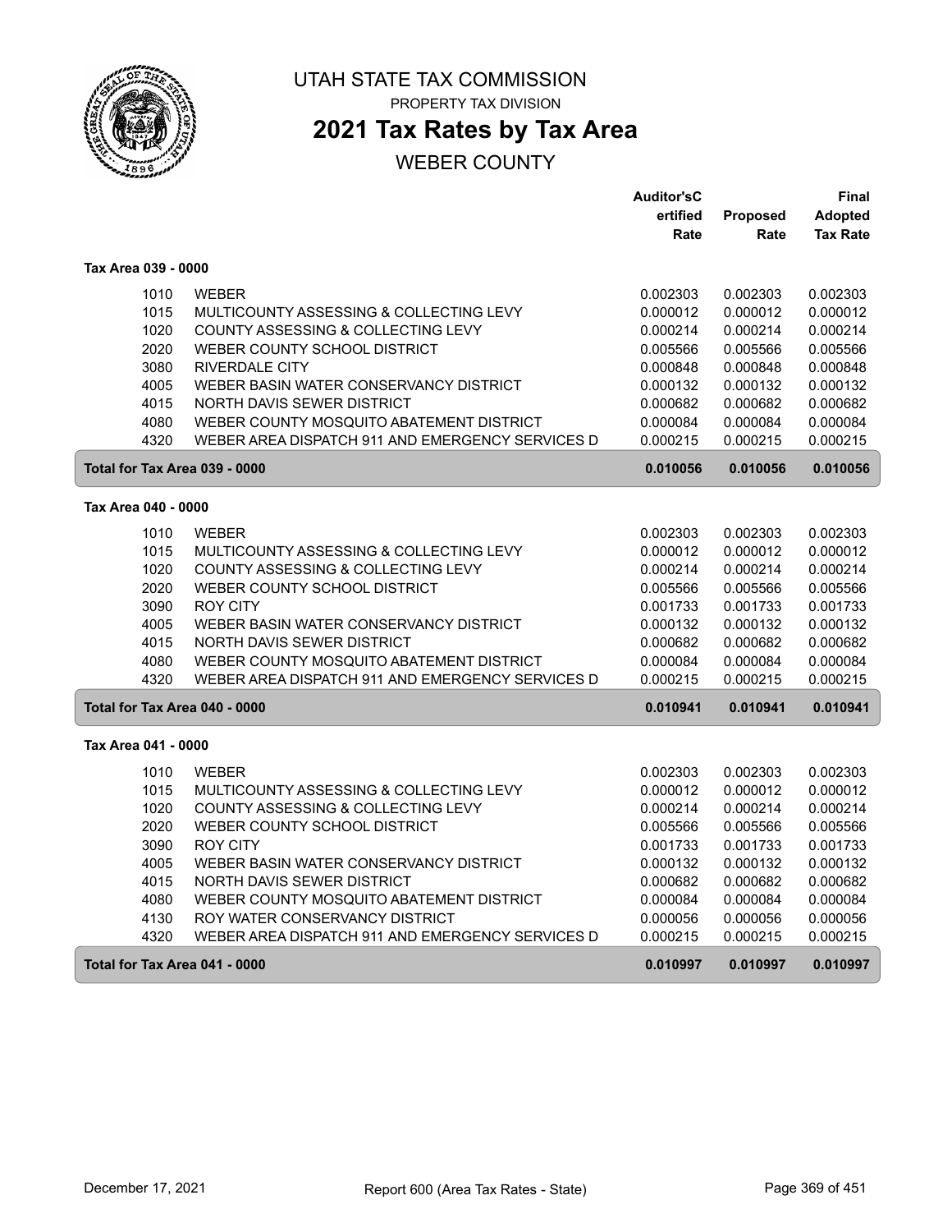# UTAH STATE TAX COMMISSION

PROPERTY TAX DIVISION

## 2021 Tax Rates by Tax Area

WEBER COUNTY

| | | Auditor'sCertified Rate | Proposed Rate | Final Adopted Tax Rate |
|---|---|---|---|---|
| **Tax Area 039 - 0000** | | | | |
| 1010 | WEBER | 0.002303 | 0.002303 | 0.002303 |
| 1015 | MULTICOUNTY ASSESSING & COLLECTING LEVY | 0.000012 | 0.000012 | 0.000012 |
| 1020 | COUNTY ASSESSING & COLLECTING LEVY | 0.000214 | 0.000214 | 0.000214 |
| 2020 | WEBER COUNTY SCHOOL DISTRICT | 0.005566 | 0.005566 | 0.005566 |
| 3080 | RIVERDALE CITY | 0.000848 | 0.000848 | 0.000848 |
| 4005 | WEBER BASIN WATER CONSERVANCY DISTRICT | 0.000132 | 0.000132 | 0.000132 |
| 4015 | NORTH DAVIS SEWER DISTRICT | 0.000682 | 0.000682 | 0.000682 |
| 4080 | WEBER COUNTY MOSQUITO ABATEMENT DISTRICT | 0.000084 | 0.000084 | 0.000084 |
| 4320 | WEBER AREA DISPATCH 911 AND EMERGENCY SERVICES D | 0.000215 | 0.000215 | 0.000215 |
| **Total for Tax Area 039 - 0000** | | **0.010056** | **0.010056** | **0.010056** |
| **Tax Area 040 - 0000** | | | | |
| 1010 | WEBER | 0.002303 | 0.002303 | 0.002303 |
| 1015 | MULTICOUNTY ASSESSING & COLLECTING LEVY | 0.000012 | 0.000012 | 0.000012 |
| 1020 | COUNTY ASSESSING & COLLECTING LEVY | 0.000214 | 0.000214 | 0.000214 |
| 2020 | WEBER COUNTY SCHOOL DISTRICT | 0.005566 | 0.005566 | 0.005566 |
| 3090 | ROY CITY | 0.001733 | 0.001733 | 0.001733 |
| 4005 | WEBER BASIN WATER CONSERVANCY DISTRICT | 0.000132 | 0.000132 | 0.000132 |
| 4015 | NORTH DAVIS SEWER DISTRICT | 0.000682 | 0.000682 | 0.000682 |
| 4080 | WEBER COUNTY MOSQUITO ABATEMENT DISTRICT | 0.000084 | 0.000084 | 0.000084 |
| 4320 | WEBER AREA DISPATCH 911 AND EMERGENCY SERVICES D | 0.000215 | 0.000215 | 0.000215 |
| **Total for Tax Area 040 - 0000** | | **0.010941** | **0.010941** | **0.010941** |
| **Tax Area 041 - 0000** | | | | |
| 1010 | WEBER | 0.002303 | 0.002303 | 0.002303 |
| 1015 | MULTICOUNTY ASSESSING & COLLECTING LEVY | 0.000012 | 0.000012 | 0.000012 |
| 1020 | COUNTY ASSESSING & COLLECTING LEVY | 0.000214 | 0.000214 | 0.000214 |
| 2020 | WEBER COUNTY SCHOOL DISTRICT | 0.005566 | 0.005566 | 0.005566 |
| 3090 | ROY CITY | 0.001733 | 0.001733 | 0.001733 |
| 4005 | WEBER BASIN WATER CONSERVANCY DISTRICT | 0.000132 | 0.000132 | 0.000132 |
| 4015 | NORTH DAVIS SEWER DISTRICT | 0.000682 | 0.000682 | 0.000682 |
| 4080 | WEBER COUNTY MOSQUITO ABATEMENT DISTRICT | 0.000084 | 0.000084 | 0.000084 |
| 4130 | ROY WATER CONSERVANCY DISTRICT | 0.000056 | 0.000056 | 0.000056 |
| 4320 | WEBER AREA DISPATCH 911 AND EMERGENCY SERVICES D | 0.000215 | 0.000215 | 0.000215 |
| **Total for Tax Area 041 - 0000** | | **0.010997** | **0.010997** | **0.010997** |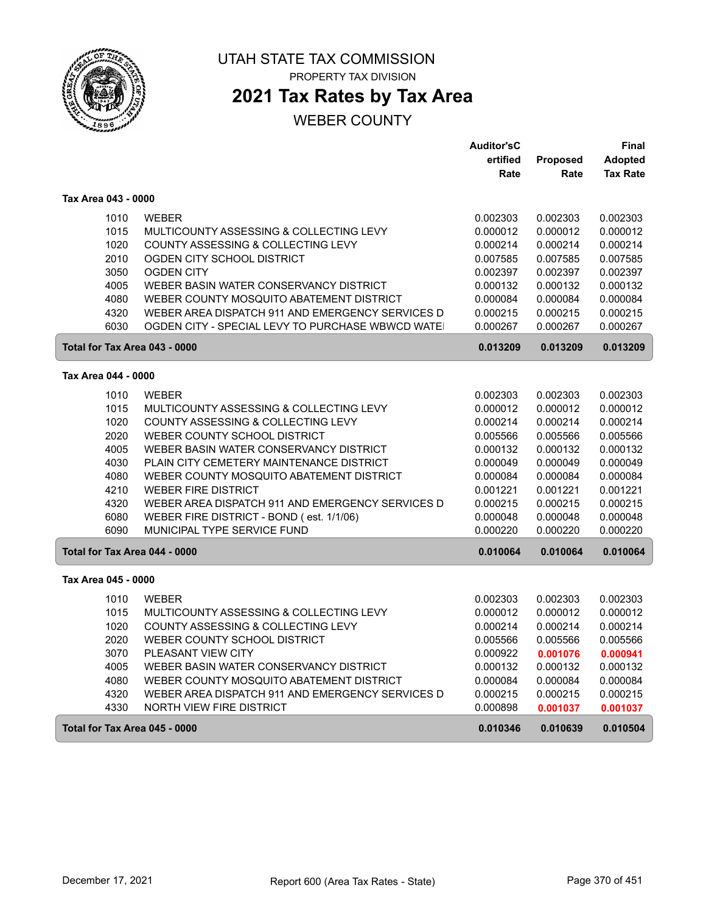# UTAH STATE TAX COMMISSION

PROPERTY TAX DIVISION

## 2021 Tax Rates by Tax Area

WEBER COUNTY

| | | Auditor'sCertified Rate | Proposed Rate | Final Adopted Tax Rate |
|---|---|---|---|---|
| **Tax Area 043 - 0000** | | | | |
| 1010 | WEBER | 0.002303 | 0.002303 | 0.002303 |
| 1015 | MULTICOUNTY ASSESSING & COLLECTING LEVY | 0.000012 | 0.000012 | 0.000012 |
| 1020 | COUNTY ASSESSING & COLLECTING LEVY | 0.000214 | 0.000214 | 0.000214 |
| 2010 | OGDEN CITY SCHOOL DISTRICT | 0.007585 | 0.007585 | 0.007585 |
| 3050 | OGDEN CITY | 0.002397 | 0.002397 | 0.002397 |
| 4005 | WEBER BASIN WATER CONSERVANCY DISTRICT | 0.000132 | 0.000132 | 0.000132 |
| 4080 | WEBER COUNTY MOSQUITO ABATEMENT DISTRICT | 0.000084 | 0.000084 | 0.000084 |
| 4320 | WEBER AREA DISPATCH 911 AND EMERGENCY SERVICES D | 0.000215 | 0.000215 | 0.000215 |
| 6030 | OGDEN CITY - SPECIAL LEVY TO PURCHASE WBWCD WATEI | 0.000267 | 0.000267 | 0.000267 |
| **Total for Tax Area 043 - 0000** | | **0.013209** | **0.013209** | **0.013209** |
| **Tax Area 044 - 0000** | | | | |
| 1010 | WEBER | 0.002303 | 0.002303 | 0.002303 |
| 1015 | MULTICOUNTY ASSESSING & COLLECTING LEVY | 0.000012 | 0.000012 | 0.000012 |
| 1020 | COUNTY ASSESSING & COLLECTING LEVY | 0.000214 | 0.000214 | 0.000214 |
| 2020 | WEBER COUNTY SCHOOL DISTRICT | 0.005566 | 0.005566 | 0.005566 |
| 4005 | WEBER BASIN WATER CONSERVANCY DISTRICT | 0.000132 | 0.000132 | 0.000132 |
| 4030 | PLAIN CITY CEMETERY MAINTENANCE DISTRICT | 0.000049 | 0.000049 | 0.000049 |
| 4080 | WEBER COUNTY MOSQUITO ABATEMENT DISTRICT | 0.000084 | 0.000084 | 0.000084 |
| 4210 | WEBER FIRE DISTRICT | 0.001221 | 0.001221 | 0.001221 |
| 4320 | WEBER AREA DISPATCH 911 AND EMERGENCY SERVICES D | 0.000215 | 0.000215 | 0.000215 |
| 6080 | WEBER FIRE DISTRICT - BOND ( est. 1/1/06) | 0.000048 | 0.000048 | 0.000048 |
| 6090 | MUNICIPAL TYPE SERVICE FUND | 0.000220 | 0.000220 | 0.000220 |
| **Total for Tax Area 044 - 0000** | | **0.010064** | **0.010064** | **0.010064** |
| **Tax Area 045 - 0000** | | | | |
| 1010 | WEBER | 0.002303 | 0.002303 | 0.002303 |
| 1015 | MULTICOUNTY ASSESSING & COLLECTING LEVY | 0.000012 | 0.000012 | 0.000012 |
| 1020 | COUNTY ASSESSING & COLLECTING LEVY | 0.000214 | 0.000214 | 0.000214 |
| 2020 | WEBER COUNTY SCHOOL DISTRICT | 0.005566 | 0.005566 | 0.005566 |
| 3070 | PLEASANT VIEW CITY | 0.000922 | **0.001076** | **0.000941** |
| 4005 | WEBER BASIN WATER CONSERVANCY DISTRICT | 0.000132 | 0.000132 | 0.000132 |
| 4080 | WEBER COUNTY MOSQUITO ABATEMENT DISTRICT | 0.000084 | 0.000084 | 0.000084 |
| 4320 | WEBER AREA DISPATCH 911 AND EMERGENCY SERVICES D | 0.000215 | 0.000215 | 0.000215 |
| 4330 | NORTH VIEW FIRE DISTRICT | 0.000898 | **0.001037** | **0.001037** |
| **Total for Tax Area 045 - 0000** | | **0.010346** | **0.010639** | **0.010504** |

December 17, 2021 — Report 600 (Area Tax Rates - State)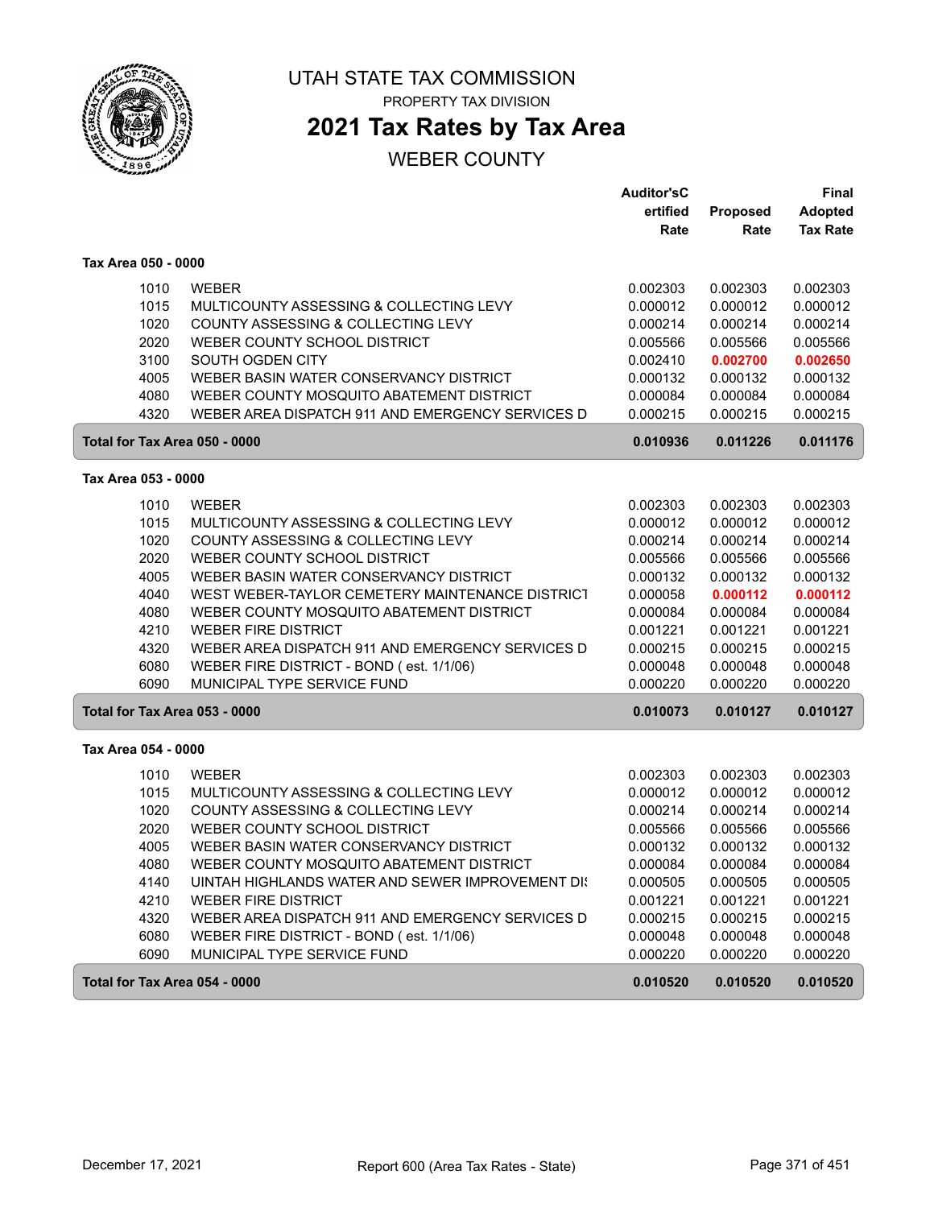# UTAH STATE TAX COMMISSION

PROPERTY TAX DIVISION

## 2021 Tax Rates by Tax Area

WEBER COUNTY

| | | Auditor'sCertified Rate | Proposed Rate | Final Adopted Tax Rate |
|---|---|---|---|---|
| **Tax Area 050 - 0000** | | | | |
| 1010 | WEBER | 0.002303 | 0.002303 | 0.002303 |
| 1015 | MULTICOUNTY ASSESSING & COLLECTING LEVY | 0.000012 | 0.000012 | 0.000012 |
| 1020 | COUNTY ASSESSING & COLLECTING LEVY | 0.000214 | 0.000214 | 0.000214 |
| 2020 | WEBER COUNTY SCHOOL DISTRICT | 0.005566 | 0.005566 | 0.005566 |
| 3100 | SOUTH OGDEN CITY | 0.002410 | **0.002700** | **0.002650** |
| 4005 | WEBER BASIN WATER CONSERVANCY DISTRICT | 0.000132 | 0.000132 | 0.000132 |
| 4080 | WEBER COUNTY MOSQUITO ABATEMENT DISTRICT | 0.000084 | 0.000084 | 0.000084 |
| 4320 | WEBER AREA DISPATCH 911 AND EMERGENCY SERVICES D | 0.000215 | 0.000215 | 0.000215 |
| **Total for Tax Area 050 - 0000** | | **0.010936** | **0.011226** | **0.011176** |
| **Tax Area 053 - 0000** | | | | |
| 1010 | WEBER | 0.002303 | 0.002303 | 0.002303 |
| 1015 | MULTICOUNTY ASSESSING & COLLECTING LEVY | 0.000012 | 0.000012 | 0.000012 |
| 1020 | COUNTY ASSESSING & COLLECTING LEVY | 0.000214 | 0.000214 | 0.000214 |
| 2020 | WEBER COUNTY SCHOOL DISTRICT | 0.005566 | 0.005566 | 0.005566 |
| 4005 | WEBER BASIN WATER CONSERVANCY DISTRICT | 0.000132 | 0.000132 | 0.000132 |
| 4040 | WEST WEBER-TAYLOR CEMETERY MAINTENANCE DISTRICT | 0.000058 | **0.000112** | **0.000112** |
| 4080 | WEBER COUNTY MOSQUITO ABATEMENT DISTRICT | 0.000084 | 0.000084 | 0.000084 |
| 4210 | WEBER FIRE DISTRICT | 0.001221 | 0.001221 | 0.001221 |
| 4320 | WEBER AREA DISPATCH 911 AND EMERGENCY SERVICES D | 0.000215 | 0.000215 | 0.000215 |
| 6080 | WEBER FIRE DISTRICT - BOND ( est. 1/1/06) | 0.000048 | 0.000048 | 0.000048 |
| 6090 | MUNICIPAL TYPE SERVICE FUND | 0.000220 | 0.000220 | 0.000220 |
| **Total for Tax Area 053 - 0000** | | **0.010073** | **0.010127** | **0.010127** |
| **Tax Area 054 - 0000** | | | | |
| 1010 | WEBER | 0.002303 | 0.002303 | 0.002303 |
| 1015 | MULTICOUNTY ASSESSING & COLLECTING LEVY | 0.000012 | 0.000012 | 0.000012 |
| 1020 | COUNTY ASSESSING & COLLECTING LEVY | 0.000214 | 0.000214 | 0.000214 |
| 2020 | WEBER COUNTY SCHOOL DISTRICT | 0.005566 | 0.005566 | 0.005566 |
| 4005 | WEBER BASIN WATER CONSERVANCY DISTRICT | 0.000132 | 0.000132 | 0.000132 |
| 4080 | WEBER COUNTY MOSQUITO ABATEMENT DISTRICT | 0.000084 | 0.000084 | 0.000084 |
| 4140 | UINTAH HIGHLANDS WATER AND SEWER IMPROVEMENT DI | 0.000505 | 0.000505 | 0.000505 |
| 4210 | WEBER FIRE DISTRICT | 0.001221 | 0.001221 | 0.001221 |
| 4320 | WEBER AREA DISPATCH 911 AND EMERGENCY SERVICES D | 0.000215 | 0.000215 | 0.000215 |
| 6080 | WEBER FIRE DISTRICT - BOND ( est. 1/1/06) | 0.000048 | 0.000048 | 0.000048 |
| 6090 | MUNICIPAL TYPE SERVICE FUND | 0.000220 | 0.000220 | 0.000220 |
| **Total for Tax Area 054 - 0000** | | **0.010520** | **0.010520** | **0.010520** |

December 17, 2021 — Report 600 (Area Tax Rates - State)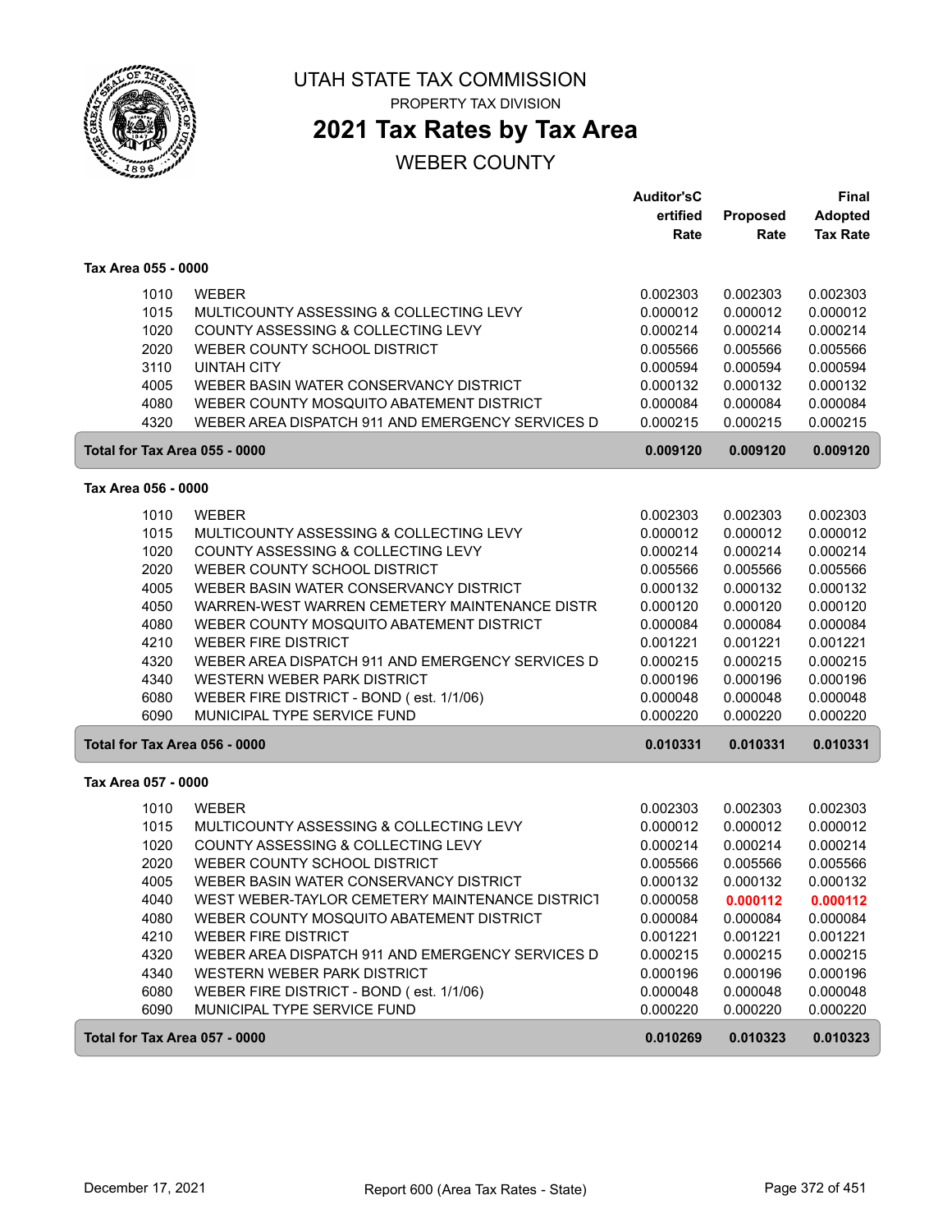# UTAH STATE TAX COMMISSION

PROPERTY TAX DIVISION

## 2021 Tax Rates by Tax Area

WEBER COUNTY

| | | Auditor'sCertified Rate | Proposed Rate | Final Adopted Tax Rate |
|---|---|---|---|---|
| **Tax Area 055 - 0000** | | | | |
| 1010 | WEBER | 0.002303 | 0.002303 | 0.002303 |
| 1015 | MULTICOUNTY ASSESSING & COLLECTING LEVY | 0.000012 | 0.000012 | 0.000012 |
| 1020 | COUNTY ASSESSING & COLLECTING LEVY | 0.000214 | 0.000214 | 0.000214 |
| 2020 | WEBER COUNTY SCHOOL DISTRICT | 0.005566 | 0.005566 | 0.005566 |
| 3110 | UINTAH CITY | 0.000594 | 0.000594 | 0.000594 |
| 4005 | WEBER BASIN WATER CONSERVANCY DISTRICT | 0.000132 | 0.000132 | 0.000132 |
| 4080 | WEBER COUNTY MOSQUITO ABATEMENT DISTRICT | 0.000084 | 0.000084 | 0.000084 |
| 4320 | WEBER AREA DISPATCH 911 AND EMERGENCY SERVICES D | 0.000215 | 0.000215 | 0.000215 |
| **Total for Tax Area 055 - 0000** | | **0.009120** | **0.009120** | **0.009120** |
| **Tax Area 056 - 0000** | | | | |
| 1010 | WEBER | 0.002303 | 0.002303 | 0.002303 |
| 1015 | MULTICOUNTY ASSESSING & COLLECTING LEVY | 0.000012 | 0.000012 | 0.000012 |
| 1020 | COUNTY ASSESSING & COLLECTING LEVY | 0.000214 | 0.000214 | 0.000214 |
| 2020 | WEBER COUNTY SCHOOL DISTRICT | 0.005566 | 0.005566 | 0.005566 |
| 4005 | WEBER BASIN WATER CONSERVANCY DISTRICT | 0.000132 | 0.000132 | 0.000132 |
| 4050 | WARREN-WEST WARREN CEMETERY MAINTENANCE DISTR | 0.000120 | 0.000120 | 0.000120 |
| 4080 | WEBER COUNTY MOSQUITO ABATEMENT DISTRICT | 0.000084 | 0.000084 | 0.000084 |
| 4210 | WEBER FIRE DISTRICT | 0.001221 | 0.001221 | 0.001221 |
| 4320 | WEBER AREA DISPATCH 911 AND EMERGENCY SERVICES D | 0.000215 | 0.000215 | 0.000215 |
| 4340 | WESTERN WEBER PARK DISTRICT | 0.000196 | 0.000196 | 0.000196 |
| 6080 | WEBER FIRE DISTRICT - BOND ( est. 1/1/06) | 0.000048 | 0.000048 | 0.000048 |
| 6090 | MUNICIPAL TYPE SERVICE FUND | 0.000220 | 0.000220 | 0.000220 |
| **Total for Tax Area 056 - 0000** | | **0.010331** | **0.010331** | **0.010331** |
| **Tax Area 057 - 0000** | | | | |
| 1010 | WEBER | 0.002303 | 0.002303 | 0.002303 |
| 1015 | MULTICOUNTY ASSESSING & COLLECTING LEVY | 0.000012 | 0.000012 | 0.000012 |
| 1020 | COUNTY ASSESSING & COLLECTING LEVY | 0.000214 | 0.000214 | 0.000214 |
| 2020 | WEBER COUNTY SCHOOL DISTRICT | 0.005566 | 0.005566 | 0.005566 |
| 4005 | WEBER BASIN WATER CONSERVANCY DISTRICT | 0.000132 | 0.000132 | 0.000132 |
| 4040 | WEST WEBER-TAYLOR CEMETERY MAINTENANCE DISTRICT | 0.000058 | **0.000112** | **0.000112** |
| 4080 | WEBER COUNTY MOSQUITO ABATEMENT DISTRICT | 0.000084 | 0.000084 | 0.000084 |
| 4210 | WEBER FIRE DISTRICT | 0.001221 | 0.001221 | 0.001221 |
| 4320 | WEBER AREA DISPATCH 911 AND EMERGENCY SERVICES D | 0.000215 | 0.000215 | 0.000215 |
| 4340 | WESTERN WEBER PARK DISTRICT | 0.000196 | 0.000196 | 0.000196 |
| 6080 | WEBER FIRE DISTRICT - BOND ( est. 1/1/06) | 0.000048 | 0.000048 | 0.000048 |
| 6090 | MUNICIPAL TYPE SERVICE FUND | 0.000220 | 0.000220 | 0.000220 |
| **Total for Tax Area 057 - 0000** | | **0.010269** | **0.010323** | **0.010323** |

December 17, 2021 — Report 600 (Area Tax Rates - State)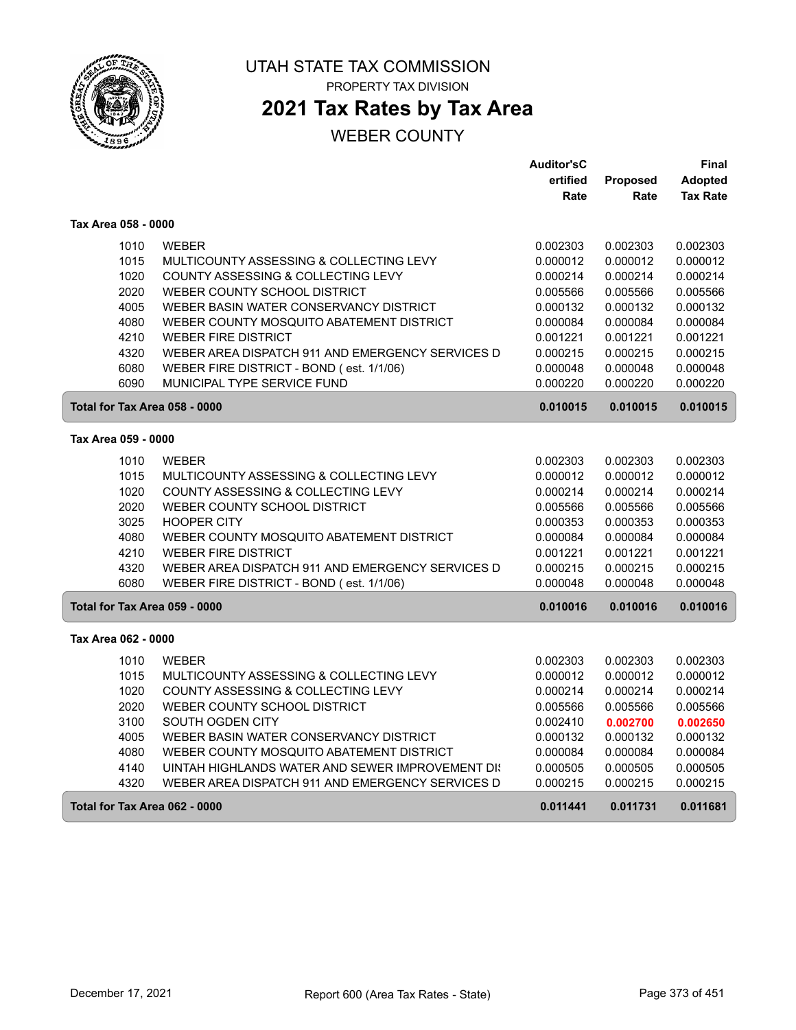# UTAH STATE TAX COMMISSION

PROPERTY TAX DIVISION

## 2021 Tax Rates by Tax Area

WEBER COUNTY

| | | Auditor'sCertified Rate | Proposed Rate | Final Adopted Tax Rate |
|---|---|---|---|---|
| **Tax Area 058 - 0000** | | | | |
| 1010 | WEBER | 0.002303 | 0.002303 | 0.002303 |
| 1015 | MULTICOUNTY ASSESSING & COLLECTING LEVY | 0.000012 | 0.000012 | 0.000012 |
| 1020 | COUNTY ASSESSING & COLLECTING LEVY | 0.000214 | 0.000214 | 0.000214 |
| 2020 | WEBER COUNTY SCHOOL DISTRICT | 0.005566 | 0.005566 | 0.005566 |
| 4005 | WEBER BASIN WATER CONSERVANCY DISTRICT | 0.000132 | 0.000132 | 0.000132 |
| 4080 | WEBER COUNTY MOSQUITO ABATEMENT DISTRICT | 0.000084 | 0.000084 | 0.000084 |
| 4210 | WEBER FIRE DISTRICT | 0.001221 | 0.001221 | 0.001221 |
| 4320 | WEBER AREA DISPATCH 911 AND EMERGENCY SERVICES D | 0.000215 | 0.000215 | 0.000215 |
| 6080 | WEBER FIRE DISTRICT - BOND ( est. 1/1/06) | 0.000048 | 0.000048 | 0.000048 |
| 6090 | MUNICIPAL TYPE SERVICE FUND | 0.000220 | 0.000220 | 0.000220 |
| **Total for Tax Area 058 - 0000** | | **0.010015** | **0.010015** | **0.010015** |
| **Tax Area 059 - 0000** | | | | |
| 1010 | WEBER | 0.002303 | 0.002303 | 0.002303 |
| 1015 | MULTICOUNTY ASSESSING & COLLECTING LEVY | 0.000012 | 0.000012 | 0.000012 |
| 1020 | COUNTY ASSESSING & COLLECTING LEVY | 0.000214 | 0.000214 | 0.000214 |
| 2020 | WEBER COUNTY SCHOOL DISTRICT | 0.005566 | 0.005566 | 0.005566 |
| 3025 | HOOPER CITY | 0.000353 | 0.000353 | 0.000353 |
| 4080 | WEBER COUNTY MOSQUITO ABATEMENT DISTRICT | 0.000084 | 0.000084 | 0.000084 |
| 4210 | WEBER FIRE DISTRICT | 0.001221 | 0.001221 | 0.001221 |
| 4320 | WEBER AREA DISPATCH 911 AND EMERGENCY SERVICES D | 0.000215 | 0.000215 | 0.000215 |
| 6080 | WEBER FIRE DISTRICT - BOND ( est. 1/1/06) | 0.000048 | 0.000048 | 0.000048 |
| **Total for Tax Area 059 - 0000** | | **0.010016** | **0.010016** | **0.010016** |
| **Tax Area 062 - 0000** | | | | |
| 1010 | WEBER | 0.002303 | 0.002303 | 0.002303 |
| 1015 | MULTICOUNTY ASSESSING & COLLECTING LEVY | 0.000012 | 0.000012 | 0.000012 |
| 1020 | COUNTY ASSESSING & COLLECTING LEVY | 0.000214 | 0.000214 | 0.000214 |
| 2020 | WEBER COUNTY SCHOOL DISTRICT | 0.005566 | 0.005566 | 0.005566 |
| 3100 | SOUTH OGDEN CITY | 0.002410 | **0.002700** | **0.002650** |
| 4005 | WEBER BASIN WATER CONSERVANCY DISTRICT | 0.000132 | 0.000132 | 0.000132 |
| 4080 | WEBER COUNTY MOSQUITO ABATEMENT DISTRICT | 0.000084 | 0.000084 | 0.000084 |
| 4140 | UINTAH HIGHLANDS WATER AND SEWER IMPROVEMENT DI! | 0.000505 | 0.000505 | 0.000505 |
| 4320 | WEBER AREA DISPATCH 911 AND EMERGENCY SERVICES D | 0.000215 | 0.000215 | 0.000215 |
| **Total for Tax Area 062 - 0000** | | **0.011441** | **0.011731** | **0.011681** |

December 17, 2021 — Report 600 (Area Tax Rates - State)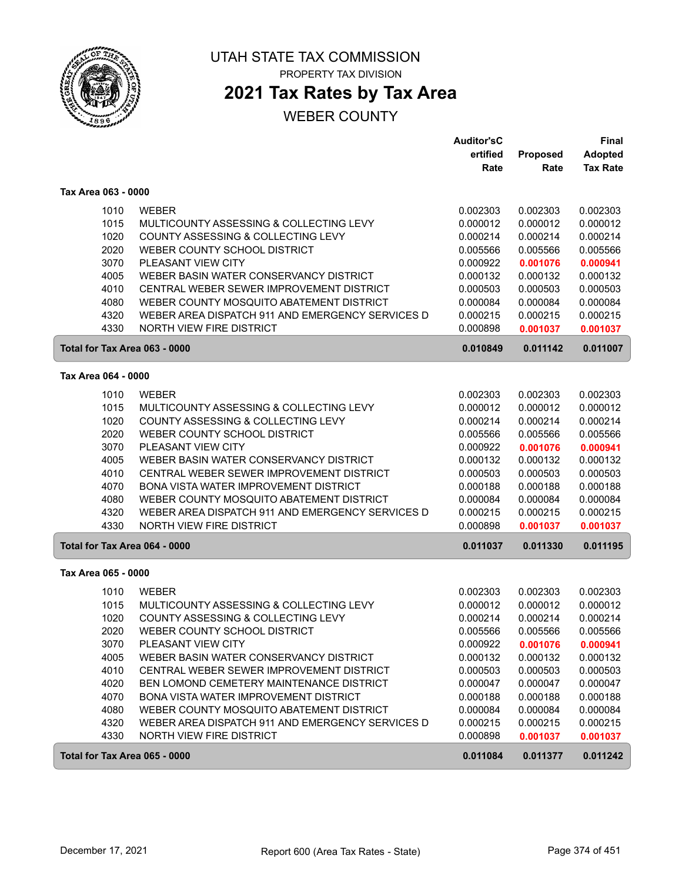# UTAH STATE TAX COMMISSION

PROPERTY TAX DIVISION

## 2021 Tax Rates by Tax Area

WEBER COUNTY

| | | Auditor'sCertified Rate | Proposed Rate | Final Adopted Tax Rate |
|---|---|---|---|---|
| **Tax Area 063 - 0000** | | | | |
| 1010 | WEBER | 0.002303 | 0.002303 | 0.002303 |
| 1015 | MULTICOUNTY ASSESSING & COLLECTING LEVY | 0.000012 | 0.000012 | 0.000012 |
| 1020 | COUNTY ASSESSING & COLLECTING LEVY | 0.000214 | 0.000214 | 0.000214 |
| 2020 | WEBER COUNTY SCHOOL DISTRICT | 0.005566 | 0.005566 | 0.005566 |
| 3070 | PLEASANT VIEW CITY | 0.000922 | 0.001076 | 0.000941 |
| 4005 | WEBER BASIN WATER CONSERVANCY DISTRICT | 0.000132 | 0.000132 | 0.000132 |
| 4010 | CENTRAL WEBER SEWER IMPROVEMENT DISTRICT | 0.000503 | 0.000503 | 0.000503 |
| 4080 | WEBER COUNTY MOSQUITO ABATEMENT DISTRICT | 0.000084 | 0.000084 | 0.000084 |
| 4320 | WEBER AREA DISPATCH 911 AND EMERGENCY SERVICES D | 0.000215 | 0.000215 | 0.000215 |
| 4330 | NORTH VIEW FIRE DISTRICT | 0.000898 | 0.001037 | 0.001037 |
| **Total for Tax Area 063 - 0000** | | **0.010849** | **0.011142** | **0.011007** |
| **Tax Area 064 - 0000** | | | | |
| 1010 | WEBER | 0.002303 | 0.002303 | 0.002303 |
| 1015 | MULTICOUNTY ASSESSING & COLLECTING LEVY | 0.000012 | 0.000012 | 0.000012 |
| 1020 | COUNTY ASSESSING & COLLECTING LEVY | 0.000214 | 0.000214 | 0.000214 |
| 2020 | WEBER COUNTY SCHOOL DISTRICT | 0.005566 | 0.005566 | 0.005566 |
| 3070 | PLEASANT VIEW CITY | 0.000922 | 0.001076 | 0.000941 |
| 4005 | WEBER BASIN WATER CONSERVANCY DISTRICT | 0.000132 | 0.000132 | 0.000132 |
| 4010 | CENTRAL WEBER SEWER IMPROVEMENT DISTRICT | 0.000503 | 0.000503 | 0.000503 |
| 4070 | BONA VISTA WATER IMPROVEMENT DISTRICT | 0.000188 | 0.000188 | 0.000188 |
| 4080 | WEBER COUNTY MOSQUITO ABATEMENT DISTRICT | 0.000084 | 0.000084 | 0.000084 |
| 4320 | WEBER AREA DISPATCH 911 AND EMERGENCY SERVICES D | 0.000215 | 0.000215 | 0.000215 |
| 4330 | NORTH VIEW FIRE DISTRICT | 0.000898 | 0.001037 | 0.001037 |
| **Total for Tax Area 064 - 0000** | | **0.011037** | **0.011330** | **0.011195** |
| **Tax Area 065 - 0000** | | | | |
| 1010 | WEBER | 0.002303 | 0.002303 | 0.002303 |
| 1015 | MULTICOUNTY ASSESSING & COLLECTING LEVY | 0.000012 | 0.000012 | 0.000012 |
| 1020 | COUNTY ASSESSING & COLLECTING LEVY | 0.000214 | 0.000214 | 0.000214 |
| 2020 | WEBER COUNTY SCHOOL DISTRICT | 0.005566 | 0.005566 | 0.005566 |
| 3070 | PLEASANT VIEW CITY | 0.000922 | 0.001076 | 0.000941 |
| 4005 | WEBER BASIN WATER CONSERVANCY DISTRICT | 0.000132 | 0.000132 | 0.000132 |
| 4010 | CENTRAL WEBER SEWER IMPROVEMENT DISTRICT | 0.000503 | 0.000503 | 0.000503 |
| 4020 | BEN LOMOND CEMETERY MAINTENANCE DISTRICT | 0.000047 | 0.000047 | 0.000047 |
| 4070 | BONA VISTA WATER IMPROVEMENT DISTRICT | 0.000188 | 0.000188 | 0.000188 |
| 4080 | WEBER COUNTY MOSQUITO ABATEMENT DISTRICT | 0.000084 | 0.000084 | 0.000084 |
| 4320 | WEBER AREA DISPATCH 911 AND EMERGENCY SERVICES D | 0.000215 | 0.000215 | 0.000215 |
| 4330 | NORTH VIEW FIRE DISTRICT | 0.000898 | 0.001037 | 0.001037 |
| **Total for Tax Area 065 - 0000** | | **0.011084** | **0.011377** | **0.011242** |

December 17, 2021 — Report 600 (Area Tax Rates - State)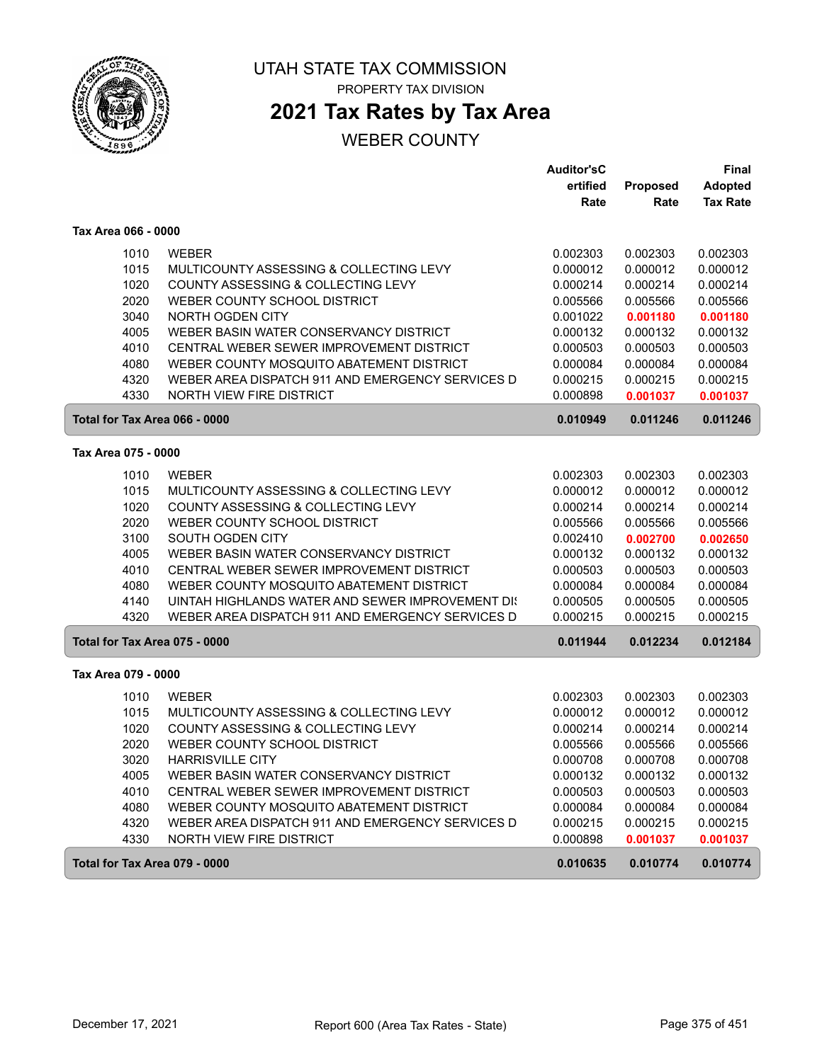# UTAH STATE TAX COMMISSION

PROPERTY TAX DIVISION

## 2021 Tax Rates by Tax Area

WEBER COUNTY

| | | Auditor'sCertified Rate | Proposed Rate | Final Adopted Tax Rate |
|---|---|---|---|---|
| **Tax Area 066 - 0000** | | | | |
| 1010 | WEBER | 0.002303 | 0.002303 | 0.002303 |
| 1015 | MULTICOUNTY ASSESSING & COLLECTING LEVY | 0.000012 | 0.000012 | 0.000012 |
| 1020 | COUNTY ASSESSING & COLLECTING LEVY | 0.000214 | 0.000214 | 0.000214 |
| 2020 | WEBER COUNTY SCHOOL DISTRICT | 0.005566 | 0.005566 | 0.005566 |
| 3040 | NORTH OGDEN CITY | 0.001022 | 0.001180 | 0.001180 |
| 4005 | WEBER BASIN WATER CONSERVANCY DISTRICT | 0.000132 | 0.000132 | 0.000132 |
| 4010 | CENTRAL WEBER SEWER IMPROVEMENT DISTRICT | 0.000503 | 0.000503 | 0.000503 |
| 4080 | WEBER COUNTY MOSQUITO ABATEMENT DISTRICT | 0.000084 | 0.000084 | 0.000084 |
| 4320 | WEBER AREA DISPATCH 911 AND EMERGENCY SERVICES D | 0.000215 | 0.000215 | 0.000215 |
| 4330 | NORTH VIEW FIRE DISTRICT | 0.000898 | 0.001037 | 0.001037 |
| **Total for Tax Area 066 - 0000** | | **0.010949** | **0.011246** | **0.011246** |
| **Tax Area 075 - 0000** | | | | |
| 1010 | WEBER | 0.002303 | 0.002303 | 0.002303 |
| 1015 | MULTICOUNTY ASSESSING & COLLECTING LEVY | 0.000012 | 0.000012 | 0.000012 |
| 1020 | COUNTY ASSESSING & COLLECTING LEVY | 0.000214 | 0.000214 | 0.000214 |
| 2020 | WEBER COUNTY SCHOOL DISTRICT | 0.005566 | 0.005566 | 0.005566 |
| 3100 | SOUTH OGDEN CITY | 0.002410 | 0.002700 | 0.002650 |
| 4005 | WEBER BASIN WATER CONSERVANCY DISTRICT | 0.000132 | 0.000132 | 0.000132 |
| 4010 | CENTRAL WEBER SEWER IMPROVEMENT DISTRICT | 0.000503 | 0.000503 | 0.000503 |
| 4080 | WEBER COUNTY MOSQUITO ABATEMENT DISTRICT | 0.000084 | 0.000084 | 0.000084 |
| 4140 | UINTAH HIGHLANDS WATER AND SEWER IMPROVEMENT DI | 0.000505 | 0.000505 | 0.000505 |
| 4320 | WEBER AREA DISPATCH 911 AND EMERGENCY SERVICES D | 0.000215 | 0.000215 | 0.000215 |
| **Total for Tax Area 075 - 0000** | | **0.011944** | **0.012234** | **0.012184** |
| **Tax Area 079 - 0000** | | | | |
| 1010 | WEBER | 0.002303 | 0.002303 | 0.002303 |
| 1015 | MULTICOUNTY ASSESSING & COLLECTING LEVY | 0.000012 | 0.000012 | 0.000012 |
| 1020 | COUNTY ASSESSING & COLLECTING LEVY | 0.000214 | 0.000214 | 0.000214 |
| 2020 | WEBER COUNTY SCHOOL DISTRICT | 0.005566 | 0.005566 | 0.005566 |
| 3020 | HARRISVILLE CITY | 0.000708 | 0.000708 | 0.000708 |
| 4005 | WEBER BASIN WATER CONSERVANCY DISTRICT | 0.000132 | 0.000132 | 0.000132 |
| 4010 | CENTRAL WEBER SEWER IMPROVEMENT DISTRICT | 0.000503 | 0.000503 | 0.000503 |
| 4080 | WEBER COUNTY MOSQUITO ABATEMENT DISTRICT | 0.000084 | 0.000084 | 0.000084 |
| 4320 | WEBER AREA DISPATCH 911 AND EMERGENCY SERVICES D | 0.000215 | 0.000215 | 0.000215 |
| 4330 | NORTH VIEW FIRE DISTRICT | 0.000898 | 0.001037 | 0.001037 |
| **Total for Tax Area 079 - 0000** | | **0.010635** | **0.010774** | **0.010774** |

December 17, 2021 Report 600 (Area Tax Rates - State)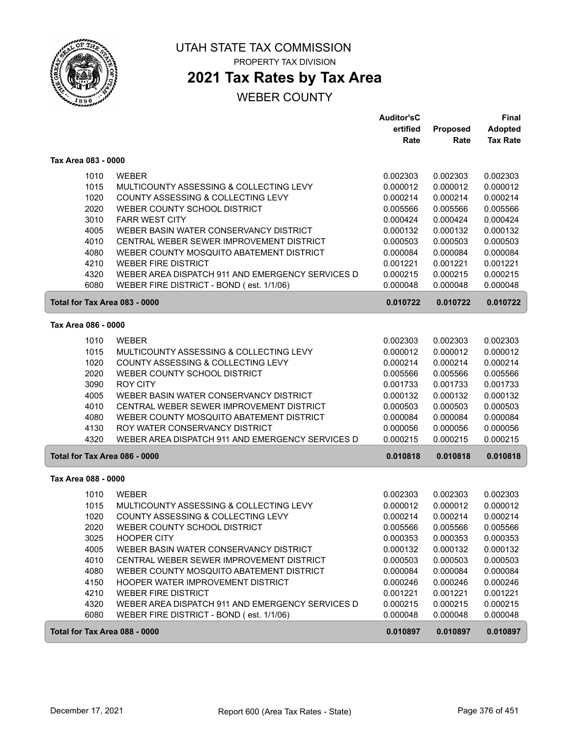UTAH STATE TAX COMMISSION

PROPERTY TAX DIVISION

# 2021 Tax Rates by Tax Area

## WEBER COUNTY

| | | Auditor'sCertified Rate | Proposed Rate | Final Adopted Tax Rate |
|---|---|---|---|---|
| **Tax Area 083 - 0000** | | | | |
| 1010 | WEBER | 0.002303 | 0.002303 | 0.002303 |
| 1015 | MULTICOUNTY ASSESSING & COLLECTING LEVY | 0.000012 | 0.000012 | 0.000012 |
| 1020 | COUNTY ASSESSING & COLLECTING LEVY | 0.000214 | 0.000214 | 0.000214 |
| 2020 | WEBER COUNTY SCHOOL DISTRICT | 0.005566 | 0.005566 | 0.005566 |
| 3010 | FARR WEST CITY | 0.000424 | 0.000424 | 0.000424 |
| 4005 | WEBER BASIN WATER CONSERVANCY DISTRICT | 0.000132 | 0.000132 | 0.000132 |
| 4010 | CENTRAL WEBER SEWER IMPROVEMENT DISTRICT | 0.000503 | 0.000503 | 0.000503 |
| 4080 | WEBER COUNTY MOSQUITO ABATEMENT DISTRICT | 0.000084 | 0.000084 | 0.000084 |
| 4210 | WEBER FIRE DISTRICT | 0.001221 | 0.001221 | 0.001221 |
| 4320 | WEBER AREA DISPATCH 911 AND EMERGENCY SERVICES D | 0.000215 | 0.000215 | 0.000215 |
| 6080 | WEBER FIRE DISTRICT - BOND ( est. 1/1/06) | 0.000048 | 0.000048 | 0.000048 |
| **Total for Tax Area 083 - 0000** | | **0.010722** | **0.010722** | **0.010722** |
| **Tax Area 086 - 0000** | | | | |
| 1010 | WEBER | 0.002303 | 0.002303 | 0.002303 |
| 1015 | MULTICOUNTY ASSESSING & COLLECTING LEVY | 0.000012 | 0.000012 | 0.000012 |
| 1020 | COUNTY ASSESSING & COLLECTING LEVY | 0.000214 | 0.000214 | 0.000214 |
| 2020 | WEBER COUNTY SCHOOL DISTRICT | 0.005566 | 0.005566 | 0.005566 |
| 3090 | ROY CITY | 0.001733 | 0.001733 | 0.001733 |
| 4005 | WEBER BASIN WATER CONSERVANCY DISTRICT | 0.000132 | 0.000132 | 0.000132 |
| 4010 | CENTRAL WEBER SEWER IMPROVEMENT DISTRICT | 0.000503 | 0.000503 | 0.000503 |
| 4080 | WEBER COUNTY MOSQUITO ABATEMENT DISTRICT | 0.000084 | 0.000084 | 0.000084 |
| 4130 | ROY WATER CONSERVANCY DISTRICT | 0.000056 | 0.000056 | 0.000056 |
| 4320 | WEBER AREA DISPATCH 911 AND EMERGENCY SERVICES D | 0.000215 | 0.000215 | 0.000215 |
| **Total for Tax Area 086 - 0000** | | **0.010818** | **0.010818** | **0.010818** |
| **Tax Area 088 - 0000** | | | | |
| 1010 | WEBER | 0.002303 | 0.002303 | 0.002303 |
| 1015 | MULTICOUNTY ASSESSING & COLLECTING LEVY | 0.000012 | 0.000012 | 0.000012 |
| 1020 | COUNTY ASSESSING & COLLECTING LEVY | 0.000214 | 0.000214 | 0.000214 |
| 2020 | WEBER COUNTY SCHOOL DISTRICT | 0.005566 | 0.005566 | 0.005566 |
| 3025 | HOOPER CITY | 0.000353 | 0.000353 | 0.000353 |
| 4005 | WEBER BASIN WATER CONSERVANCY DISTRICT | 0.000132 | 0.000132 | 0.000132 |
| 4010 | CENTRAL WEBER SEWER IMPROVEMENT DISTRICT | 0.000503 | 0.000503 | 0.000503 |
| 4080 | WEBER COUNTY MOSQUITO ABATEMENT DISTRICT | 0.000084 | 0.000084 | 0.000084 |
| 4150 | HOOPER WATER IMPROVEMENT DISTRICT | 0.000246 | 0.000246 | 0.000246 |
| 4210 | WEBER FIRE DISTRICT | 0.001221 | 0.001221 | 0.001221 |
| 4320 | WEBER AREA DISPATCH 911 AND EMERGENCY SERVICES D | 0.000215 | 0.000215 | 0.000215 |
| 6080 | WEBER FIRE DISTRICT - BOND ( est. 1/1/06) | 0.000048 | 0.000048 | 0.000048 |
| **Total for Tax Area 088 - 0000** | | **0.010897** | **0.010897** | **0.010897** |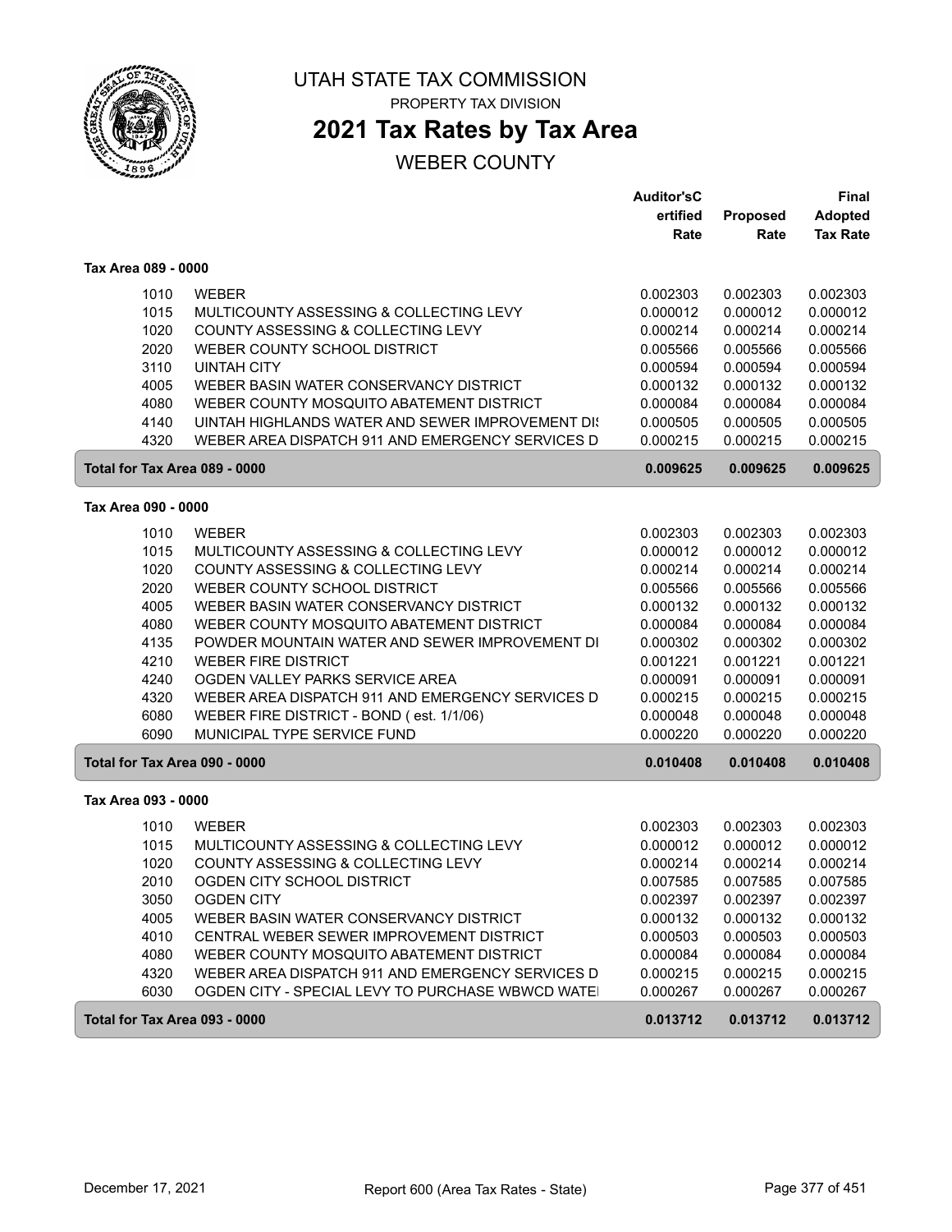# UTAH STATE TAX COMMISSION

PROPERTY TAX DIVISION

## 2021 Tax Rates by Tax Area

WEBER COUNTY

| | | Auditor'sCertified Rate | Proposed Rate | Final Adopted Tax Rate |
|---|---|---|---|---|
| **Tax Area 089 - 0000** | | | | |
| 1010 | WEBER | 0.002303 | 0.002303 | 0.002303 |
| 1015 | MULTICOUNTY ASSESSING & COLLECTING LEVY | 0.000012 | 0.000012 | 0.000012 |
| 1020 | COUNTY ASSESSING & COLLECTING LEVY | 0.000214 | 0.000214 | 0.000214 |
| 2020 | WEBER COUNTY SCHOOL DISTRICT | 0.005566 | 0.005566 | 0.005566 |
| 3110 | UINTAH CITY | 0.000594 | 0.000594 | 0.000594 |
| 4005 | WEBER BASIN WATER CONSERVANCY DISTRICT | 0.000132 | 0.000132 | 0.000132 |
| 4080 | WEBER COUNTY MOSQUITO ABATEMENT DISTRICT | 0.000084 | 0.000084 | 0.000084 |
| 4140 | UINTAH HIGHLANDS WATER AND SEWER IMPROVEMENT DI! | 0.000505 | 0.000505 | 0.000505 |
| 4320 | WEBER AREA DISPATCH 911 AND EMERGENCY SERVICES D | 0.000215 | 0.000215 | 0.000215 |
| **Total for Tax Area 089 - 0000** | | **0.009625** | **0.009625** | **0.009625** |
| **Tax Area 090 - 0000** | | | | |
| 1010 | WEBER | 0.002303 | 0.002303 | 0.002303 |
| 1015 | MULTICOUNTY ASSESSING & COLLECTING LEVY | 0.000012 | 0.000012 | 0.000012 |
| 1020 | COUNTY ASSESSING & COLLECTING LEVY | 0.000214 | 0.000214 | 0.000214 |
| 2020 | WEBER COUNTY SCHOOL DISTRICT | 0.005566 | 0.005566 | 0.005566 |
| 4005 | WEBER BASIN WATER CONSERVANCY DISTRICT | 0.000132 | 0.000132 | 0.000132 |
| 4080 | WEBER COUNTY MOSQUITO ABATEMENT DISTRICT | 0.000084 | 0.000084 | 0.000084 |
| 4135 | POWDER MOUNTAIN WATER AND SEWER IMPROVEMENT DI | 0.000302 | 0.000302 | 0.000302 |
| 4210 | WEBER FIRE DISTRICT | 0.001221 | 0.001221 | 0.001221 |
| 4240 | OGDEN VALLEY PARKS SERVICE AREA | 0.000091 | 0.000091 | 0.000091 |
| 4320 | WEBER AREA DISPATCH 911 AND EMERGENCY SERVICES D | 0.000215 | 0.000215 | 0.000215 |
| 6080 | WEBER FIRE DISTRICT - BOND ( est. 1/1/06) | 0.000048 | 0.000048 | 0.000048 |
| 6090 | MUNICIPAL TYPE SERVICE FUND | 0.000220 | 0.000220 | 0.000220 |
| **Total for Tax Area 090 - 0000** | | **0.010408** | **0.010408** | **0.010408** |
| **Tax Area 093 - 0000** | | | | |
| 1010 | WEBER | 0.002303 | 0.002303 | 0.002303 |
| 1015 | MULTICOUNTY ASSESSING & COLLECTING LEVY | 0.000012 | 0.000012 | 0.000012 |
| 1020 | COUNTY ASSESSING & COLLECTING LEVY | 0.000214 | 0.000214 | 0.000214 |
| 2010 | OGDEN CITY SCHOOL DISTRICT | 0.007585 | 0.007585 | 0.007585 |
| 3050 | OGDEN CITY | 0.002397 | 0.002397 | 0.002397 |
| 4005 | WEBER BASIN WATER CONSERVANCY DISTRICT | 0.000132 | 0.000132 | 0.000132 |
| 4010 | CENTRAL WEBER SEWER IMPROVEMENT DISTRICT | 0.000503 | 0.000503 | 0.000503 |
| 4080 | WEBER COUNTY MOSQUITO ABATEMENT DISTRICT | 0.000084 | 0.000084 | 0.000084 |
| 4320 | WEBER AREA DISPATCH 911 AND EMERGENCY SERVICES D | 0.000215 | 0.000215 | 0.000215 |
| 6030 | OGDEN CITY - SPECIAL LEVY TO PURCHASE WBWCD WATE | 0.000267 | 0.000267 | 0.000267 |
| **Total for Tax Area 093 - 0000** | | **0.013712** | **0.013712** | **0.013712** |

December 17, 2021 — Report 600 (Area Tax Rates - State)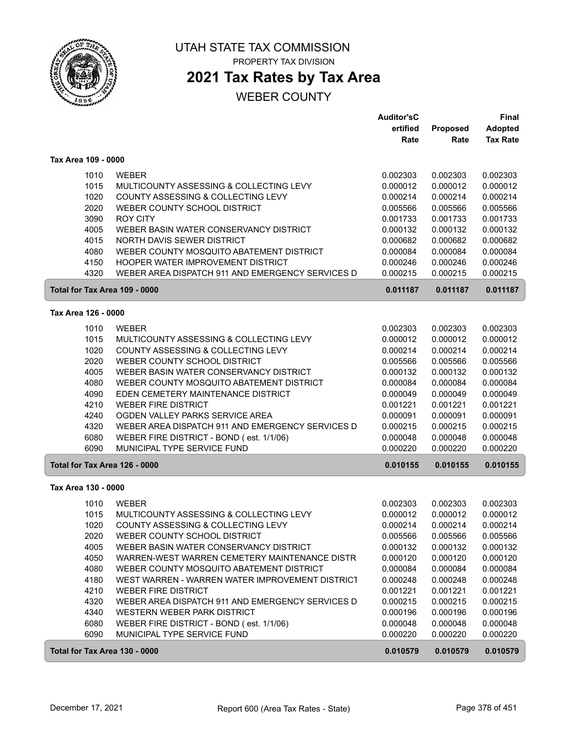UTAH STATE TAX COMMISSION

PROPERTY TAX DIVISION

# 2021 Tax Rates by Tax Area

WEBER COUNTY

| | | Auditor'sC ertified Rate | Proposed Rate | Final Adopted Tax Rate |
|---|---|---|---|---|
| **Tax Area 109 - 0000** | | | | |
| 1010 | WEBER | 0.002303 | 0.002303 | 0.002303 |
| 1015 | MULTICOUNTY ASSESSING & COLLECTING LEVY | 0.000012 | 0.000012 | 0.000012 |
| 1020 | COUNTY ASSESSING & COLLECTING LEVY | 0.000214 | 0.000214 | 0.000214 |
| 2020 | WEBER COUNTY SCHOOL DISTRICT | 0.005566 | 0.005566 | 0.005566 |
| 3090 | ROY CITY | 0.001733 | 0.001733 | 0.001733 |
| 4005 | WEBER BASIN WATER CONSERVANCY DISTRICT | 0.000132 | 0.000132 | 0.000132 |
| 4015 | NORTH DAVIS SEWER DISTRICT | 0.000682 | 0.000682 | 0.000682 |
| 4080 | WEBER COUNTY MOSQUITO ABATEMENT DISTRICT | 0.000084 | 0.000084 | 0.000084 |
| 4150 | HOOPER WATER IMPROVEMENT DISTRICT | 0.000246 | 0.000246 | 0.000246 |
| 4320 | WEBER AREA DISPATCH 911 AND EMERGENCY SERVICES D | 0.000215 | 0.000215 | 0.000215 |
| **Total for Tax Area 109 - 0000** | | **0.011187** | **0.011187** | **0.011187** |
| **Tax Area 126 - 0000** | | | | |
| 1010 | WEBER | 0.002303 | 0.002303 | 0.002303 |
| 1015 | MULTICOUNTY ASSESSING & COLLECTING LEVY | 0.000012 | 0.000012 | 0.000012 |
| 1020 | COUNTY ASSESSING & COLLECTING LEVY | 0.000214 | 0.000214 | 0.000214 |
| 2020 | WEBER COUNTY SCHOOL DISTRICT | 0.005566 | 0.005566 | 0.005566 |
| 4005 | WEBER BASIN WATER CONSERVANCY DISTRICT | 0.000132 | 0.000132 | 0.000132 |
| 4080 | WEBER COUNTY MOSQUITO ABATEMENT DISTRICT | 0.000084 | 0.000084 | 0.000084 |
| 4090 | EDEN CEMETERY MAINTENANCE DISTRICT | 0.000049 | 0.000049 | 0.000049 |
| 4210 | WEBER FIRE DISTRICT | 0.001221 | 0.001221 | 0.001221 |
| 4240 | OGDEN VALLEY PARKS SERVICE AREA | 0.000091 | 0.000091 | 0.000091 |
| 4320 | WEBER AREA DISPATCH 911 AND EMERGENCY SERVICES D | 0.000215 | 0.000215 | 0.000215 |
| 6080 | WEBER FIRE DISTRICT - BOND ( est. 1/1/06) | 0.000048 | 0.000048 | 0.000048 |
| 6090 | MUNICIPAL TYPE SERVICE FUND | 0.000220 | 0.000220 | 0.000220 |
| **Total for Tax Area 126 - 0000** | | **0.010155** | **0.010155** | **0.010155** |
| **Tax Area 130 - 0000** | | | | |
| 1010 | WEBER | 0.002303 | 0.002303 | 0.002303 |
| 1015 | MULTICOUNTY ASSESSING & COLLECTING LEVY | 0.000012 | 0.000012 | 0.000012 |
| 1020 | COUNTY ASSESSING & COLLECTING LEVY | 0.000214 | 0.000214 | 0.000214 |
| 2020 | WEBER COUNTY SCHOOL DISTRICT | 0.005566 | 0.005566 | 0.005566 |
| 4005 | WEBER BASIN WATER CONSERVANCY DISTRICT | 0.000132 | 0.000132 | 0.000132 |
| 4050 | WARREN-WEST WARREN CEMETERY MAINTENANCE DISTR | 0.000120 | 0.000120 | 0.000120 |
| 4080 | WEBER COUNTY MOSQUITO ABATEMENT DISTRICT | 0.000084 | 0.000084 | 0.000084 |
| 4180 | WEST WARREN - WARREN WATER IMPROVEMENT DISTRICT | 0.000248 | 0.000248 | 0.000248 |
| 4210 | WEBER FIRE DISTRICT | 0.001221 | 0.001221 | 0.001221 |
| 4320 | WEBER AREA DISPATCH 911 AND EMERGENCY SERVICES D | 0.000215 | 0.000215 | 0.000215 |
| 4340 | WESTERN WEBER PARK DISTRICT | 0.000196 | 0.000196 | 0.000196 |
| 6080 | WEBER FIRE DISTRICT - BOND ( est. 1/1/06) | 0.000048 | 0.000048 | 0.000048 |
| 6090 | MUNICIPAL TYPE SERVICE FUND | 0.000220 | 0.000220 | 0.000220 |
| **Total for Tax Area 130 - 0000** | | **0.010579** | **0.010579** | **0.010579** |

December 17, 2021 — Report 600 (Area Tax Rates - State)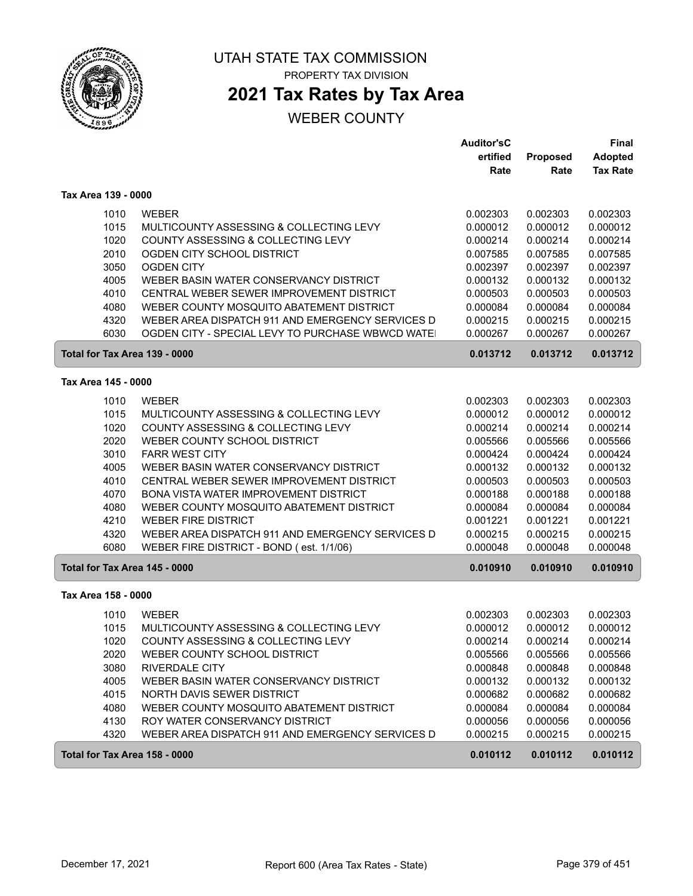# UTAH STATE TAX COMMISSION

PROPERTY TAX DIVISION

## 2021 Tax Rates by Tax Area

WEBER COUNTY

| | | Auditor'sC ertified Rate | Proposed Rate | Final Adopted Tax Rate |
|---|---|---|---|---|
| **Tax Area 139 - 0000** | | | | |
| 1010 | WEBER | 0.002303 | 0.002303 | 0.002303 |
| 1015 | MULTICOUNTY ASSESSING & COLLECTING LEVY | 0.000012 | 0.000012 | 0.000012 |
| 1020 | COUNTY ASSESSING & COLLECTING LEVY | 0.000214 | 0.000214 | 0.000214 |
| 2010 | OGDEN CITY SCHOOL DISTRICT | 0.007585 | 0.007585 | 0.007585 |
| 3050 | OGDEN CITY | 0.002397 | 0.002397 | 0.002397 |
| 4005 | WEBER BASIN WATER CONSERVANCY DISTRICT | 0.000132 | 0.000132 | 0.000132 |
| 4010 | CENTRAL WEBER SEWER IMPROVEMENT DISTRICT | 0.000503 | 0.000503 | 0.000503 |
| 4080 | WEBER COUNTY MOSQUITO ABATEMENT DISTRICT | 0.000084 | 0.000084 | 0.000084 |
| 4320 | WEBER AREA DISPATCH 911 AND EMERGENCY SERVICES D | 0.000215 | 0.000215 | 0.000215 |
| 6030 | OGDEN CITY - SPECIAL LEVY TO PURCHASE WBWCD WATE | 0.000267 | 0.000267 | 0.000267 |
| **Total for Tax Area 139 - 0000** | | **0.013712** | **0.013712** | **0.013712** |
| **Tax Area 145 - 0000** | | | | |
| 1010 | WEBER | 0.002303 | 0.002303 | 0.002303 |
| 1015 | MULTICOUNTY ASSESSING & COLLECTING LEVY | 0.000012 | 0.000012 | 0.000012 |
| 1020 | COUNTY ASSESSING & COLLECTING LEVY | 0.000214 | 0.000214 | 0.000214 |
| 2020 | WEBER COUNTY SCHOOL DISTRICT | 0.005566 | 0.005566 | 0.005566 |
| 3010 | FARR WEST CITY | 0.000424 | 0.000424 | 0.000424 |
| 4005 | WEBER BASIN WATER CONSERVANCY DISTRICT | 0.000132 | 0.000132 | 0.000132 |
| 4010 | CENTRAL WEBER SEWER IMPROVEMENT DISTRICT | 0.000503 | 0.000503 | 0.000503 |
| 4070 | BONA VISTA WATER IMPROVEMENT DISTRICT | 0.000188 | 0.000188 | 0.000188 |
| 4080 | WEBER COUNTY MOSQUITO ABATEMENT DISTRICT | 0.000084 | 0.000084 | 0.000084 |
| 4210 | WEBER FIRE DISTRICT | 0.001221 | 0.001221 | 0.001221 |
| 4320 | WEBER AREA DISPATCH 911 AND EMERGENCY SERVICES D | 0.000215 | 0.000215 | 0.000215 |
| 6080 | WEBER FIRE DISTRICT - BOND ( est. 1/1/06) | 0.000048 | 0.000048 | 0.000048 |
| **Total for Tax Area 145 - 0000** | | **0.010910** | **0.010910** | **0.010910** |
| **Tax Area 158 - 0000** | | | | |
| 1010 | WEBER | 0.002303 | 0.002303 | 0.002303 |
| 1015 | MULTICOUNTY ASSESSING & COLLECTING LEVY | 0.000012 | 0.000012 | 0.000012 |
| 1020 | COUNTY ASSESSING & COLLECTING LEVY | 0.000214 | 0.000214 | 0.000214 |
| 2020 | WEBER COUNTY SCHOOL DISTRICT | 0.005566 | 0.005566 | 0.005566 |
| 3080 | RIVERDALE CITY | 0.000848 | 0.000848 | 0.000848 |
| 4005 | WEBER BASIN WATER CONSERVANCY DISTRICT | 0.000132 | 0.000132 | 0.000132 |
| 4015 | NORTH DAVIS SEWER DISTRICT | 0.000682 | 0.000682 | 0.000682 |
| 4080 | WEBER COUNTY MOSQUITO ABATEMENT DISTRICT | 0.000084 | 0.000084 | 0.000084 |
| 4130 | ROY WATER CONSERVANCY DISTRICT | 0.000056 | 0.000056 | 0.000056 |
| 4320 | WEBER AREA DISPATCH 911 AND EMERGENCY SERVICES D | 0.000215 | 0.000215 | 0.000215 |
| **Total for Tax Area 158 - 0000** | | **0.010112** | **0.010112** | **0.010112** |

December 17, 2021 — Report 600 (Area Tax Rates - State)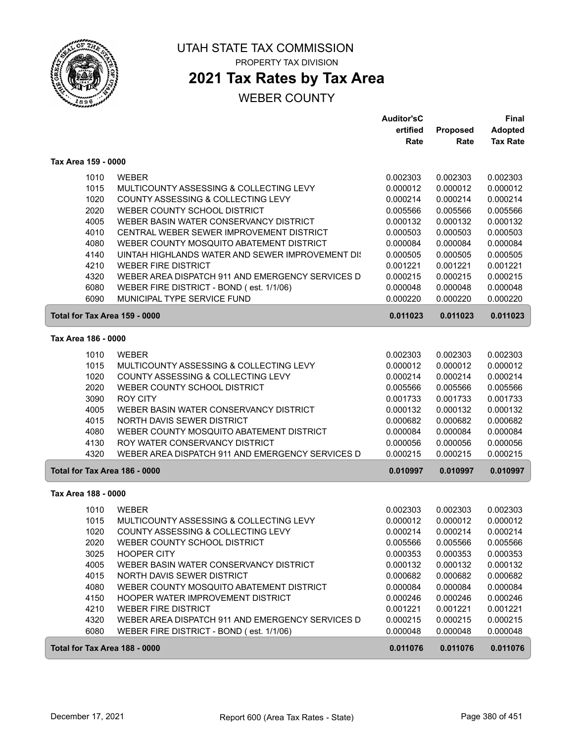# UTAH STATE TAX COMMISSION

PROPERTY TAX DIVISION

## 2021 Tax Rates by Tax Area

WEBER COUNTY

| | | Auditor'sC ertified Rate | Proposed Rate | Final Adopted Tax Rate |
|---|---|---|---|---|
| **Tax Area 159 - 0000** | | | | |
| 1010 | WEBER | 0.002303 | 0.002303 | 0.002303 |
| 1015 | MULTICOUNTY ASSESSING & COLLECTING LEVY | 0.000012 | 0.000012 | 0.000012 |
| 1020 | COUNTY ASSESSING & COLLECTING LEVY | 0.000214 | 0.000214 | 0.000214 |
| 2020 | WEBER COUNTY SCHOOL DISTRICT | 0.005566 | 0.005566 | 0.005566 |
| 4005 | WEBER BASIN WATER CONSERVANCY DISTRICT | 0.000132 | 0.000132 | 0.000132 |
| 4010 | CENTRAL WEBER SEWER IMPROVEMENT DISTRICT | 0.000503 | 0.000503 | 0.000503 |
| 4080 | WEBER COUNTY MOSQUITO ABATEMENT DISTRICT | 0.000084 | 0.000084 | 0.000084 |
| 4140 | UINTAH HIGHLANDS WATER AND SEWER IMPROVEMENT DIS | 0.000505 | 0.000505 | 0.000505 |
| 4210 | WEBER FIRE DISTRICT | 0.001221 | 0.001221 | 0.001221 |
| 4320 | WEBER AREA DISPATCH 911 AND EMERGENCY SERVICES D | 0.000215 | 0.000215 | 0.000215 |
| 6080 | WEBER FIRE DISTRICT - BOND ( est. 1/1/06) | 0.000048 | 0.000048 | 0.000048 |
| 6090 | MUNICIPAL TYPE SERVICE FUND | 0.000220 | 0.000220 | 0.000220 |
| **Total for Tax Area 159 - 0000** | | **0.011023** | **0.011023** | **0.011023** |
| **Tax Area 186 - 0000** | | | | |
| 1010 | WEBER | 0.002303 | 0.002303 | 0.002303 |
| 1015 | MULTICOUNTY ASSESSING & COLLECTING LEVY | 0.000012 | 0.000012 | 0.000012 |
| 1020 | COUNTY ASSESSING & COLLECTING LEVY | 0.000214 | 0.000214 | 0.000214 |
| 2020 | WEBER COUNTY SCHOOL DISTRICT | 0.005566 | 0.005566 | 0.005566 |
| 3090 | ROY CITY | 0.001733 | 0.001733 | 0.001733 |
| 4005 | WEBER BASIN WATER CONSERVANCY DISTRICT | 0.000132 | 0.000132 | 0.000132 |
| 4015 | NORTH DAVIS SEWER DISTRICT | 0.000682 | 0.000682 | 0.000682 |
| 4080 | WEBER COUNTY MOSQUITO ABATEMENT DISTRICT | 0.000084 | 0.000084 | 0.000084 |
| 4130 | ROY WATER CONSERVANCY DISTRICT | 0.000056 | 0.000056 | 0.000056 |
| 4320 | WEBER AREA DISPATCH 911 AND EMERGENCY SERVICES D | 0.000215 | 0.000215 | 0.000215 |
| **Total for Tax Area 186 - 0000** | | **0.010997** | **0.010997** | **0.010997** |
| **Tax Area 188 - 0000** | | | | |
| 1010 | WEBER | 0.002303 | 0.002303 | 0.002303 |
| 1015 | MULTICOUNTY ASSESSING & COLLECTING LEVY | 0.000012 | 0.000012 | 0.000012 |
| 1020 | COUNTY ASSESSING & COLLECTING LEVY | 0.000214 | 0.000214 | 0.000214 |
| 2020 | WEBER COUNTY SCHOOL DISTRICT | 0.005566 | 0.005566 | 0.005566 |
| 3025 | HOOPER CITY | 0.000353 | 0.000353 | 0.000353 |
| 4005 | WEBER BASIN WATER CONSERVANCY DISTRICT | 0.000132 | 0.000132 | 0.000132 |
| 4015 | NORTH DAVIS SEWER DISTRICT | 0.000682 | 0.000682 | 0.000682 |
| 4080 | WEBER COUNTY MOSQUITO ABATEMENT DISTRICT | 0.000084 | 0.000084 | 0.000084 |
| 4150 | HOOPER WATER IMPROVEMENT DISTRICT | 0.000246 | 0.000246 | 0.000246 |
| 4210 | WEBER FIRE DISTRICT | 0.001221 | 0.001221 | 0.001221 |
| 4320 | WEBER AREA DISPATCH 911 AND EMERGENCY SERVICES D | 0.000215 | 0.000215 | 0.000215 |
| 6080 | WEBER FIRE DISTRICT - BOND ( est. 1/1/06) | 0.000048 | 0.000048 | 0.000048 |
| **Total for Tax Area 188 - 0000** | | **0.011076** | **0.011076** | **0.011076** |

December 17, 2021 — Report 600 (Area Tax Rates - State)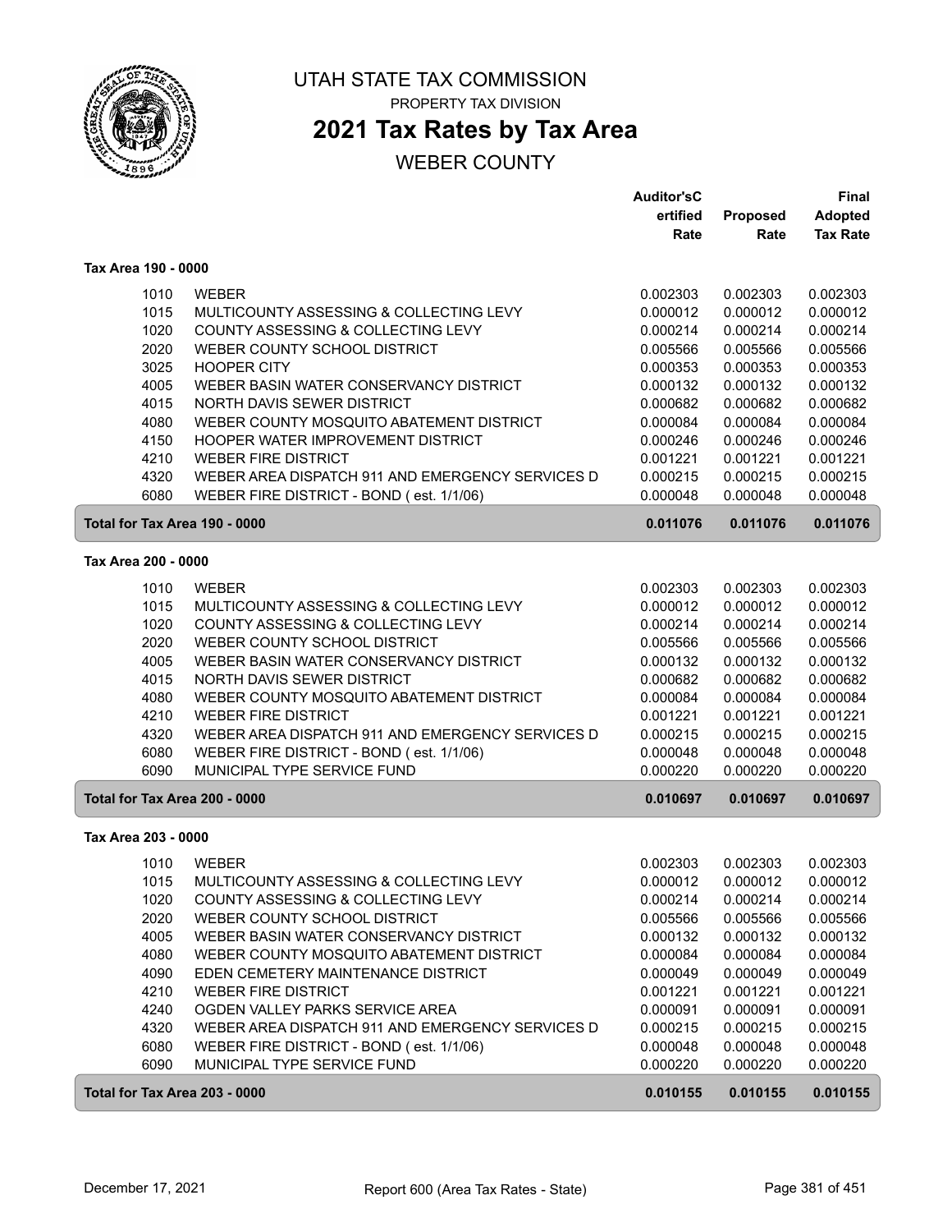# UTAH STATE TAX COMMISSION

PROPERTY TAX DIVISION

## 2021 Tax Rates by Tax Area

WEBER COUNTY

| | | Auditor'sCertified Rate | Proposed Rate | Final Adopted Tax Rate |
|---|---|---|---|---|
| **Tax Area 190 - 0000** | | | | |
| 1010 | WEBER | 0.002303 | 0.002303 | 0.002303 |
| 1015 | MULTICOUNTY ASSESSING & COLLECTING LEVY | 0.000012 | 0.000012 | 0.000012 |
| 1020 | COUNTY ASSESSING & COLLECTING LEVY | 0.000214 | 0.000214 | 0.000214 |
| 2020 | WEBER COUNTY SCHOOL DISTRICT | 0.005566 | 0.005566 | 0.005566 |
| 3025 | HOOPER CITY | 0.000353 | 0.000353 | 0.000353 |
| 4005 | WEBER BASIN WATER CONSERVANCY DISTRICT | 0.000132 | 0.000132 | 0.000132 |
| 4015 | NORTH DAVIS SEWER DISTRICT | 0.000682 | 0.000682 | 0.000682 |
| 4080 | WEBER COUNTY MOSQUITO ABATEMENT DISTRICT | 0.000084 | 0.000084 | 0.000084 |
| 4150 | HOOPER WATER IMPROVEMENT DISTRICT | 0.000246 | 0.000246 | 0.000246 |
| 4210 | WEBER FIRE DISTRICT | 0.001221 | 0.001221 | 0.001221 |
| 4320 | WEBER AREA DISPATCH 911 AND EMERGENCY SERVICES D | 0.000215 | 0.000215 | 0.000215 |
| 6080 | WEBER FIRE DISTRICT - BOND ( est. 1/1/06) | 0.000048 | 0.000048 | 0.000048 |
| **Total for Tax Area 190 - 0000** | | **0.011076** | **0.011076** | **0.011076** |
| **Tax Area 200 - 0000** | | | | |
| 1010 | WEBER | 0.002303 | 0.002303 | 0.002303 |
| 1015 | MULTICOUNTY ASSESSING & COLLECTING LEVY | 0.000012 | 0.000012 | 0.000012 |
| 1020 | COUNTY ASSESSING & COLLECTING LEVY | 0.000214 | 0.000214 | 0.000214 |
| 2020 | WEBER COUNTY SCHOOL DISTRICT | 0.005566 | 0.005566 | 0.005566 |
| 4005 | WEBER BASIN WATER CONSERVANCY DISTRICT | 0.000132 | 0.000132 | 0.000132 |
| 4015 | NORTH DAVIS SEWER DISTRICT | 0.000682 | 0.000682 | 0.000682 |
| 4080 | WEBER COUNTY MOSQUITO ABATEMENT DISTRICT | 0.000084 | 0.000084 | 0.000084 |
| 4210 | WEBER FIRE DISTRICT | 0.001221 | 0.001221 | 0.001221 |
| 4320 | WEBER AREA DISPATCH 911 AND EMERGENCY SERVICES D | 0.000215 | 0.000215 | 0.000215 |
| 6080 | WEBER FIRE DISTRICT - BOND ( est. 1/1/06) | 0.000048 | 0.000048 | 0.000048 |
| 6090 | MUNICIPAL TYPE SERVICE FUND | 0.000220 | 0.000220 | 0.000220 |
| **Total for Tax Area 200 - 0000** | | **0.010697** | **0.010697** | **0.010697** |
| **Tax Area 203 - 0000** | | | | |
| 1010 | WEBER | 0.002303 | 0.002303 | 0.002303 |
| 1015 | MULTICOUNTY ASSESSING & COLLECTING LEVY | 0.000012 | 0.000012 | 0.000012 |
| 1020 | COUNTY ASSESSING & COLLECTING LEVY | 0.000214 | 0.000214 | 0.000214 |
| 2020 | WEBER COUNTY SCHOOL DISTRICT | 0.005566 | 0.005566 | 0.005566 |
| 4005 | WEBER BASIN WATER CONSERVANCY DISTRICT | 0.000132 | 0.000132 | 0.000132 |
| 4080 | WEBER COUNTY MOSQUITO ABATEMENT DISTRICT | 0.000084 | 0.000084 | 0.000084 |
| 4090 | EDEN CEMETERY MAINTENANCE DISTRICT | 0.000049 | 0.000049 | 0.000049 |
| 4210 | WEBER FIRE DISTRICT | 0.001221 | 0.001221 | 0.001221 |
| 4240 | OGDEN VALLEY PARKS SERVICE AREA | 0.000091 | 0.000091 | 0.000091 |
| 4320 | WEBER AREA DISPATCH 911 AND EMERGENCY SERVICES D | 0.000215 | 0.000215 | 0.000215 |
| 6080 | WEBER FIRE DISTRICT - BOND ( est. 1/1/06) | 0.000048 | 0.000048 | 0.000048 |
| 6090 | MUNICIPAL TYPE SERVICE FUND | 0.000220 | 0.000220 | 0.000220 |
| **Total for Tax Area 203 - 0000** | | **0.010155** | **0.010155** | **0.010155** |

December 17, 2021 — Report 600 (Area Tax Rates - State)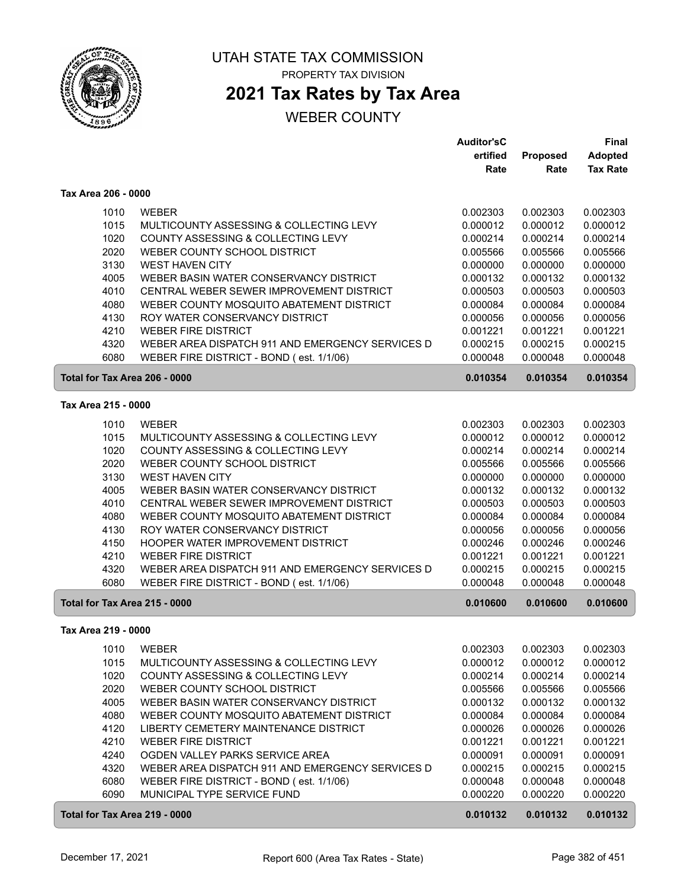# UTAH STATE TAX COMMISSION

PROPERTY TAX DIVISION

## 2021 Tax Rates by Tax Area

WEBER COUNTY

| | | Auditor'sCertified Rate | Proposed Rate | Final Adopted Tax Rate |
|---|---|---|---|---|
| **Tax Area 206 - 0000** | | | | |
| 1010 | WEBER | 0.002303 | 0.002303 | 0.002303 |
| 1015 | MULTICOUNTY ASSESSING & COLLECTING LEVY | 0.000012 | 0.000012 | 0.000012 |
| 1020 | COUNTY ASSESSING & COLLECTING LEVY | 0.000214 | 0.000214 | 0.000214 |
| 2020 | WEBER COUNTY SCHOOL DISTRICT | 0.005566 | 0.005566 | 0.005566 |
| 3130 | WEST HAVEN CITY | 0.000000 | 0.000000 | 0.000000 |
| 4005 | WEBER BASIN WATER CONSERVANCY DISTRICT | 0.000132 | 0.000132 | 0.000132 |
| 4010 | CENTRAL WEBER SEWER IMPROVEMENT DISTRICT | 0.000503 | 0.000503 | 0.000503 |
| 4080 | WEBER COUNTY MOSQUITO ABATEMENT DISTRICT | 0.000084 | 0.000084 | 0.000084 |
| 4130 | ROY WATER CONSERVANCY DISTRICT | 0.000056 | 0.000056 | 0.000056 |
| 4210 | WEBER FIRE DISTRICT | 0.001221 | 0.001221 | 0.001221 |
| 4320 | WEBER AREA DISPATCH 911 AND EMERGENCY SERVICES D | 0.000215 | 0.000215 | 0.000215 |
| 6080 | WEBER FIRE DISTRICT - BOND ( est. 1/1/06) | 0.000048 | 0.000048 | 0.000048 |
| **Total for Tax Area 206 - 0000** | | **0.010354** | **0.010354** | **0.010354** |
| **Tax Area 215 - 0000** | | | | |
| 1010 | WEBER | 0.002303 | 0.002303 | 0.002303 |
| 1015 | MULTICOUNTY ASSESSING & COLLECTING LEVY | 0.000012 | 0.000012 | 0.000012 |
| 1020 | COUNTY ASSESSING & COLLECTING LEVY | 0.000214 | 0.000214 | 0.000214 |
| 2020 | WEBER COUNTY SCHOOL DISTRICT | 0.005566 | 0.005566 | 0.005566 |
| 3130 | WEST HAVEN CITY | 0.000000 | 0.000000 | 0.000000 |
| 4005 | WEBER BASIN WATER CONSERVANCY DISTRICT | 0.000132 | 0.000132 | 0.000132 |
| 4010 | CENTRAL WEBER SEWER IMPROVEMENT DISTRICT | 0.000503 | 0.000503 | 0.000503 |
| 4080 | WEBER COUNTY MOSQUITO ABATEMENT DISTRICT | 0.000084 | 0.000084 | 0.000084 |
| 4130 | ROY WATER CONSERVANCY DISTRICT | 0.000056 | 0.000056 | 0.000056 |
| 4150 | HOOPER WATER IMPROVEMENT DISTRICT | 0.000246 | 0.000246 | 0.000246 |
| 4210 | WEBER FIRE DISTRICT | 0.001221 | 0.001221 | 0.001221 |
| 4320 | WEBER AREA DISPATCH 911 AND EMERGENCY SERVICES D | 0.000215 | 0.000215 | 0.000215 |
| 6080 | WEBER FIRE DISTRICT - BOND ( est. 1/1/06) | 0.000048 | 0.000048 | 0.000048 |
| **Total for Tax Area 215 - 0000** | | **0.010600** | **0.010600** | **0.010600** |
| **Tax Area 219 - 0000** | | | | |
| 1010 | WEBER | 0.002303 | 0.002303 | 0.002303 |
| 1015 | MULTICOUNTY ASSESSING & COLLECTING LEVY | 0.000012 | 0.000012 | 0.000012 |
| 1020 | COUNTY ASSESSING & COLLECTING LEVY | 0.000214 | 0.000214 | 0.000214 |
| 2020 | WEBER COUNTY SCHOOL DISTRICT | 0.005566 | 0.005566 | 0.005566 |
| 4005 | WEBER BASIN WATER CONSERVANCY DISTRICT | 0.000132 | 0.000132 | 0.000132 |
| 4080 | WEBER COUNTY MOSQUITO ABATEMENT DISTRICT | 0.000084 | 0.000084 | 0.000084 |
| 4120 | LIBERTY CEMETERY MAINTENANCE DISTRICT | 0.000026 | 0.000026 | 0.000026 |
| 4210 | WEBER FIRE DISTRICT | 0.001221 | 0.001221 | 0.001221 |
| 4240 | OGDEN VALLEY PARKS SERVICE AREA | 0.000091 | 0.000091 | 0.000091 |
| 4320 | WEBER AREA DISPATCH 911 AND EMERGENCY SERVICES D | 0.000215 | 0.000215 | 0.000215 |
| 6080 | WEBER FIRE DISTRICT - BOND ( est. 1/1/06) | 0.000048 | 0.000048 | 0.000048 |
| 6090 | MUNICIPAL TYPE SERVICE FUND | 0.000220 | 0.000220 | 0.000220 |
| **Total for Tax Area 219 - 0000** | | **0.010132** | **0.010132** | **0.010132** |

December 17, 2021 — Report 600 (Area Tax Rates - State)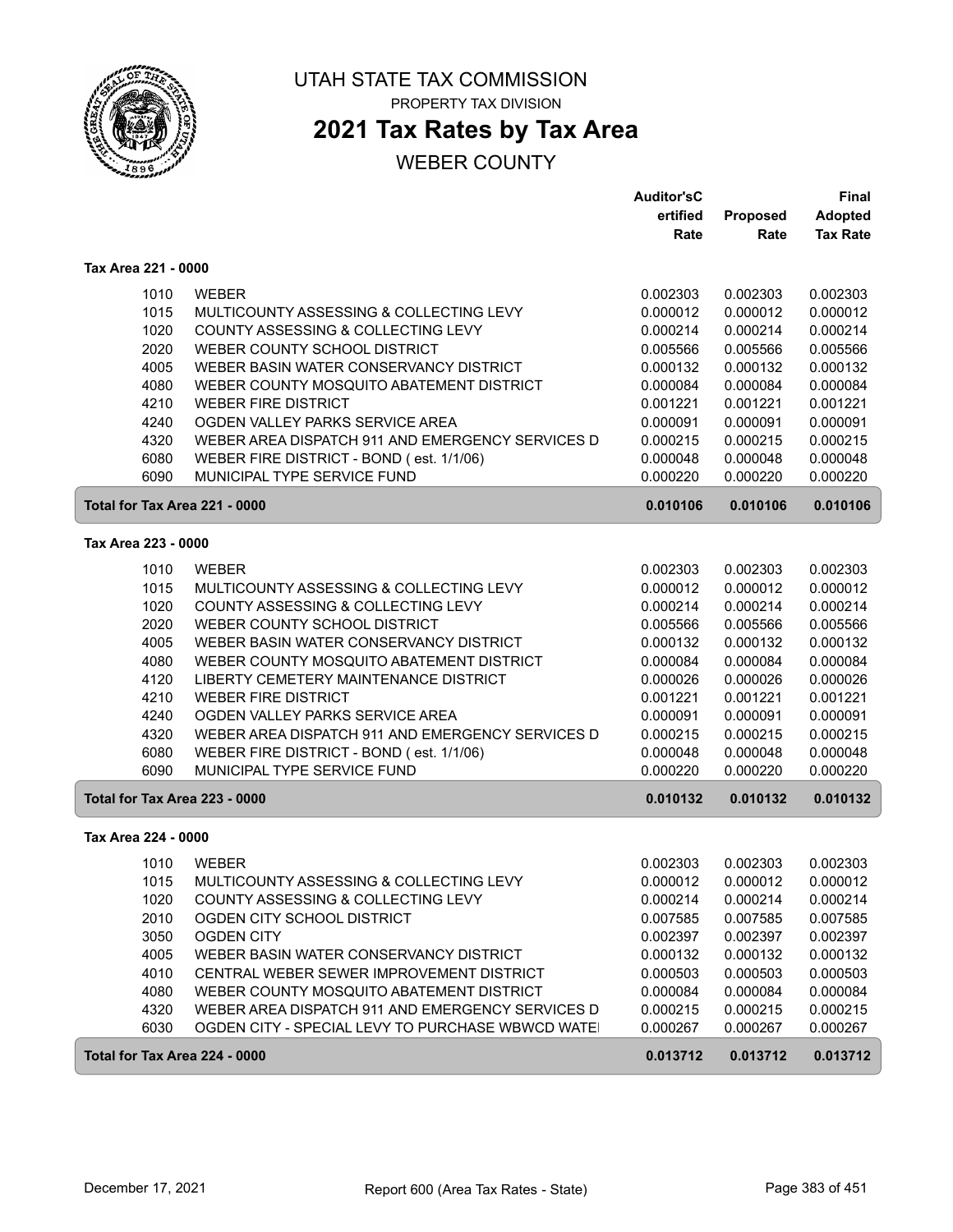# UTAH STATE TAX COMMISSION

PROPERTY TAX DIVISION

## 2021 Tax Rates by Tax Area

WEBER COUNTY

| | | Auditor'sCertified Rate | Proposed Rate | Final Adopted Tax Rate |
|---|---|---|---|---|
| **Tax Area 221 - 0000** | | | | |
| 1010 | WEBER | 0.002303 | 0.002303 | 0.002303 |
| 1015 | MULTICOUNTY ASSESSING & COLLECTING LEVY | 0.000012 | 0.000012 | 0.000012 |
| 1020 | COUNTY ASSESSING & COLLECTING LEVY | 0.000214 | 0.000214 | 0.000214 |
| 2020 | WEBER COUNTY SCHOOL DISTRICT | 0.005566 | 0.005566 | 0.005566 |
| 4005 | WEBER BASIN WATER CONSERVANCY DISTRICT | 0.000132 | 0.000132 | 0.000132 |
| 4080 | WEBER COUNTY MOSQUITO ABATEMENT DISTRICT | 0.000084 | 0.000084 | 0.000084 |
| 4210 | WEBER FIRE DISTRICT | 0.001221 | 0.001221 | 0.001221 |
| 4240 | OGDEN VALLEY PARKS SERVICE AREA | 0.000091 | 0.000091 | 0.000091 |
| 4320 | WEBER AREA DISPATCH 911 AND EMERGENCY SERVICES D | 0.000215 | 0.000215 | 0.000215 |
| 6080 | WEBER FIRE DISTRICT - BOND ( est. 1/1/06) | 0.000048 | 0.000048 | 0.000048 |
| 6090 | MUNICIPAL TYPE SERVICE FUND | 0.000220 | 0.000220 | 0.000220 |
| **Total for Tax Area 221 - 0000** | | **0.010106** | **0.010106** | **0.010106** |
| **Tax Area 223 - 0000** | | | | |
| 1010 | WEBER | 0.002303 | 0.002303 | 0.002303 |
| 1015 | MULTICOUNTY ASSESSING & COLLECTING LEVY | 0.000012 | 0.000012 | 0.000012 |
| 1020 | COUNTY ASSESSING & COLLECTING LEVY | 0.000214 | 0.000214 | 0.000214 |
| 2020 | WEBER COUNTY SCHOOL DISTRICT | 0.005566 | 0.005566 | 0.005566 |
| 4005 | WEBER BASIN WATER CONSERVANCY DISTRICT | 0.000132 | 0.000132 | 0.000132 |
| 4080 | WEBER COUNTY MOSQUITO ABATEMENT DISTRICT | 0.000084 | 0.000084 | 0.000084 |
| 4120 | LIBERTY CEMETERY MAINTENANCE DISTRICT | 0.000026 | 0.000026 | 0.000026 |
| 4210 | WEBER FIRE DISTRICT | 0.001221 | 0.001221 | 0.001221 |
| 4240 | OGDEN VALLEY PARKS SERVICE AREA | 0.000091 | 0.000091 | 0.000091 |
| 4320 | WEBER AREA DISPATCH 911 AND EMERGENCY SERVICES D | 0.000215 | 0.000215 | 0.000215 |
| 6080 | WEBER FIRE DISTRICT - BOND ( est. 1/1/06) | 0.000048 | 0.000048 | 0.000048 |
| 6090 | MUNICIPAL TYPE SERVICE FUND | 0.000220 | 0.000220 | 0.000220 |
| **Total for Tax Area 223 - 0000** | | **0.010132** | **0.010132** | **0.010132** |
| **Tax Area 224 - 0000** | | | | |
| 1010 | WEBER | 0.002303 | 0.002303 | 0.002303 |
| 1015 | MULTICOUNTY ASSESSING & COLLECTING LEVY | 0.000012 | 0.000012 | 0.000012 |
| 1020 | COUNTY ASSESSING & COLLECTING LEVY | 0.000214 | 0.000214 | 0.000214 |
| 2010 | OGDEN CITY SCHOOL DISTRICT | 0.007585 | 0.007585 | 0.007585 |
| 3050 | OGDEN CITY | 0.002397 | 0.002397 | 0.002397 |
| 4005 | WEBER BASIN WATER CONSERVANCY DISTRICT | 0.000132 | 0.000132 | 0.000132 |
| 4010 | CENTRAL WEBER SEWER IMPROVEMENT DISTRICT | 0.000503 | 0.000503 | 0.000503 |
| 4080 | WEBER COUNTY MOSQUITO ABATEMENT DISTRICT | 0.000084 | 0.000084 | 0.000084 |
| 4320 | WEBER AREA DISPATCH 911 AND EMERGENCY SERVICES D | 0.000215 | 0.000215 | 0.000215 |
| 6030 | OGDEN CITY - SPECIAL LEVY TO PURCHASE WBWCD WATE | 0.000267 | 0.000267 | 0.000267 |
| **Total for Tax Area 224 - 0000** | | **0.013712** | **0.013712** | **0.013712** |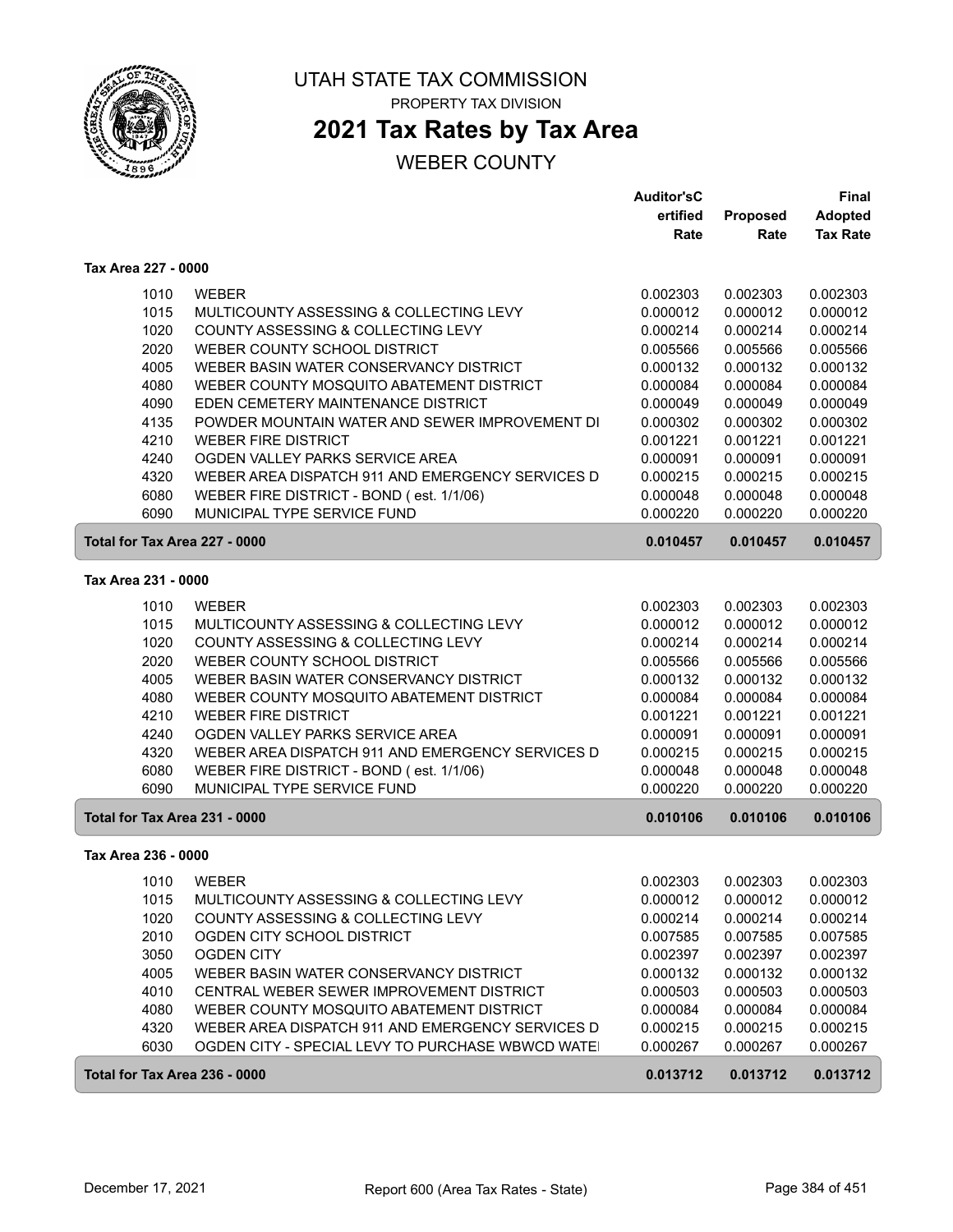# UTAH STATE TAX COMMISSION

PROPERTY TAX DIVISION

## 2021 Tax Rates by Tax Area

WEBER COUNTY

| | | Auditor'sCertified Rate | Proposed Rate | Final Adopted Tax Rate |
|---|---|---|---|---|
| **Tax Area 227 - 0000** | | | | |
| 1010 | WEBER | 0.002303 | 0.002303 | 0.002303 |
| 1015 | MULTICOUNTY ASSESSING & COLLECTING LEVY | 0.000012 | 0.000012 | 0.000012 |
| 1020 | COUNTY ASSESSING & COLLECTING LEVY | 0.000214 | 0.000214 | 0.000214 |
| 2020 | WEBER COUNTY SCHOOL DISTRICT | 0.005566 | 0.005566 | 0.005566 |
| 4005 | WEBER BASIN WATER CONSERVANCY DISTRICT | 0.000132 | 0.000132 | 0.000132 |
| 4080 | WEBER COUNTY MOSQUITO ABATEMENT DISTRICT | 0.000084 | 0.000084 | 0.000084 |
| 4090 | EDEN CEMETERY MAINTENANCE DISTRICT | 0.000049 | 0.000049 | 0.000049 |
| 4135 | POWDER MOUNTAIN WATER AND SEWER IMPROVEMENT DI | 0.000302 | 0.000302 | 0.000302 |
| 4210 | WEBER FIRE DISTRICT | 0.001221 | 0.001221 | 0.001221 |
| 4240 | OGDEN VALLEY PARKS SERVICE AREA | 0.000091 | 0.000091 | 0.000091 |
| 4320 | WEBER AREA DISPATCH 911 AND EMERGENCY SERVICES D | 0.000215 | 0.000215 | 0.000215 |
| 6080 | WEBER FIRE DISTRICT - BOND ( est. 1/1/06) | 0.000048 | 0.000048 | 0.000048 |
| 6090 | MUNICIPAL TYPE SERVICE FUND | 0.000220 | 0.000220 | 0.000220 |
| **Total for Tax Area 227 - 0000** | | **0.010457** | **0.010457** | **0.010457** |
| **Tax Area 231 - 0000** | | | | |
| 1010 | WEBER | 0.002303 | 0.002303 | 0.002303 |
| 1015 | MULTICOUNTY ASSESSING & COLLECTING LEVY | 0.000012 | 0.000012 | 0.000012 |
| 1020 | COUNTY ASSESSING & COLLECTING LEVY | 0.000214 | 0.000214 | 0.000214 |
| 2020 | WEBER COUNTY SCHOOL DISTRICT | 0.005566 | 0.005566 | 0.005566 |
| 4005 | WEBER BASIN WATER CONSERVANCY DISTRICT | 0.000132 | 0.000132 | 0.000132 |
| 4080 | WEBER COUNTY MOSQUITO ABATEMENT DISTRICT | 0.000084 | 0.000084 | 0.000084 |
| 4210 | WEBER FIRE DISTRICT | 0.001221 | 0.001221 | 0.001221 |
| 4240 | OGDEN VALLEY PARKS SERVICE AREA | 0.000091 | 0.000091 | 0.000091 |
| 4320 | WEBER AREA DISPATCH 911 AND EMERGENCY SERVICES D | 0.000215 | 0.000215 | 0.000215 |
| 6080 | WEBER FIRE DISTRICT - BOND ( est. 1/1/06) | 0.000048 | 0.000048 | 0.000048 |
| 6090 | MUNICIPAL TYPE SERVICE FUND | 0.000220 | 0.000220 | 0.000220 |
| **Total for Tax Area 231 - 0000** | | **0.010106** | **0.010106** | **0.010106** |
| **Tax Area 236 - 0000** | | | | |
| 1010 | WEBER | 0.002303 | 0.002303 | 0.002303 |
| 1015 | MULTICOUNTY ASSESSING & COLLECTING LEVY | 0.000012 | 0.000012 | 0.000012 |
| 1020 | COUNTY ASSESSING & COLLECTING LEVY | 0.000214 | 0.000214 | 0.000214 |
| 2010 | OGDEN CITY SCHOOL DISTRICT | 0.007585 | 0.007585 | 0.007585 |
| 3050 | OGDEN CITY | 0.002397 | 0.002397 | 0.002397 |
| 4005 | WEBER BASIN WATER CONSERVANCY DISTRICT | 0.000132 | 0.000132 | 0.000132 |
| 4010 | CENTRAL WEBER SEWER IMPROVEMENT DISTRICT | 0.000503 | 0.000503 | 0.000503 |
| 4080 | WEBER COUNTY MOSQUITO ABATEMENT DISTRICT | 0.000084 | 0.000084 | 0.000084 |
| 4320 | WEBER AREA DISPATCH 911 AND EMERGENCY SERVICES D | 0.000215 | 0.000215 | 0.000215 |
| 6030 | OGDEN CITY - SPECIAL LEVY TO PURCHASE WBWCD WATEI | 0.000267 | 0.000267 | 0.000267 |
| **Total for Tax Area 236 - 0000** | | **0.013712** | **0.013712** | **0.013712** |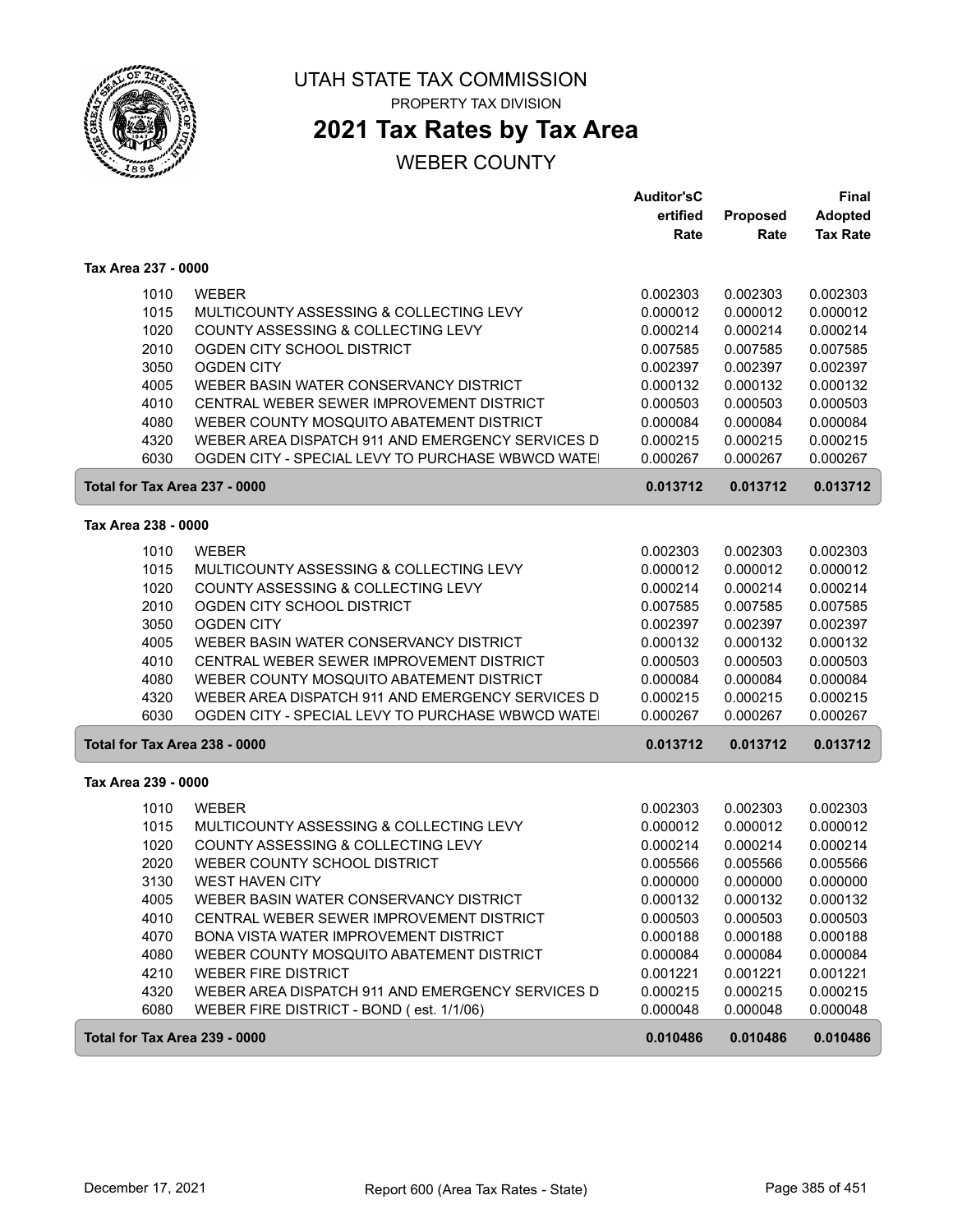# UTAH STATE TAX COMMISSION

PROPERTY TAX DIVISION

## 2021 Tax Rates by Tax Area

WEBER COUNTY

| | | Auditor'sCertified Rate | Proposed Rate | Final Adopted Tax Rate |
|---|---|---|---|---|
| **Tax Area 237 - 0000** | | | | |
| 1010 | WEBER | 0.002303 | 0.002303 | 0.002303 |
| 1015 | MULTICOUNTY ASSESSING & COLLECTING LEVY | 0.000012 | 0.000012 | 0.000012 |
| 1020 | COUNTY ASSESSING & COLLECTING LEVY | 0.000214 | 0.000214 | 0.000214 |
| 2010 | OGDEN CITY SCHOOL DISTRICT | 0.007585 | 0.007585 | 0.007585 |
| 3050 | OGDEN CITY | 0.002397 | 0.002397 | 0.002397 |
| 4005 | WEBER BASIN WATER CONSERVANCY DISTRICT | 0.000132 | 0.000132 | 0.000132 |
| 4010 | CENTRAL WEBER SEWER IMPROVEMENT DISTRICT | 0.000503 | 0.000503 | 0.000503 |
| 4080 | WEBER COUNTY MOSQUITO ABATEMENT DISTRICT | 0.000084 | 0.000084 | 0.000084 |
| 4320 | WEBER AREA DISPATCH 911 AND EMERGENCY SERVICES D | 0.000215 | 0.000215 | 0.000215 |
| 6030 | OGDEN CITY - SPECIAL LEVY TO PURCHASE WBWCD WATE | 0.000267 | 0.000267 | 0.000267 |
| **Total for Tax Area 237 - 0000** | | **0.013712** | **0.013712** | **0.013712** |
| **Tax Area 238 - 0000** | | | | |
| 1010 | WEBER | 0.002303 | 0.002303 | 0.002303 |
| 1015 | MULTICOUNTY ASSESSING & COLLECTING LEVY | 0.000012 | 0.000012 | 0.000012 |
| 1020 | COUNTY ASSESSING & COLLECTING LEVY | 0.000214 | 0.000214 | 0.000214 |
| 2010 | OGDEN CITY SCHOOL DISTRICT | 0.007585 | 0.007585 | 0.007585 |
| 3050 | OGDEN CITY | 0.002397 | 0.002397 | 0.002397 |
| 4005 | WEBER BASIN WATER CONSERVANCY DISTRICT | 0.000132 | 0.000132 | 0.000132 |
| 4010 | CENTRAL WEBER SEWER IMPROVEMENT DISTRICT | 0.000503 | 0.000503 | 0.000503 |
| 4080 | WEBER COUNTY MOSQUITO ABATEMENT DISTRICT | 0.000084 | 0.000084 | 0.000084 |
| 4320 | WEBER AREA DISPATCH 911 AND EMERGENCY SERVICES D | 0.000215 | 0.000215 | 0.000215 |
| 6030 | OGDEN CITY - SPECIAL LEVY TO PURCHASE WBWCD WATE | 0.000267 | 0.000267 | 0.000267 |
| **Total for Tax Area 238 - 0000** | | **0.013712** | **0.013712** | **0.013712** |
| **Tax Area 239 - 0000** | | | | |
| 1010 | WEBER | 0.002303 | 0.002303 | 0.002303 |
| 1015 | MULTICOUNTY ASSESSING & COLLECTING LEVY | 0.000012 | 0.000012 | 0.000012 |
| 1020 | COUNTY ASSESSING & COLLECTING LEVY | 0.000214 | 0.000214 | 0.000214 |
| 2020 | WEBER COUNTY SCHOOL DISTRICT | 0.005566 | 0.005566 | 0.005566 |
| 3130 | WEST HAVEN CITY | 0.000000 | 0.000000 | 0.000000 |
| 4005 | WEBER BASIN WATER CONSERVANCY DISTRICT | 0.000132 | 0.000132 | 0.000132 |
| 4010 | CENTRAL WEBER SEWER IMPROVEMENT DISTRICT | 0.000503 | 0.000503 | 0.000503 |
| 4070 | BONA VISTA WATER IMPROVEMENT DISTRICT | 0.000188 | 0.000188 | 0.000188 |
| 4080 | WEBER COUNTY MOSQUITO ABATEMENT DISTRICT | 0.000084 | 0.000084 | 0.000084 |
| 4210 | WEBER FIRE DISTRICT | 0.001221 | 0.001221 | 0.001221 |
| 4320 | WEBER AREA DISPATCH 911 AND EMERGENCY SERVICES D | 0.000215 | 0.000215 | 0.000215 |
| 6080 | WEBER FIRE DISTRICT - BOND ( est. 1/1/06) | 0.000048 | 0.000048 | 0.000048 |
| **Total for Tax Area 239 - 0000** | | **0.010486** | **0.010486** | **0.010486** |

December 17, 2021 Report 600 (Area Tax Rates - State)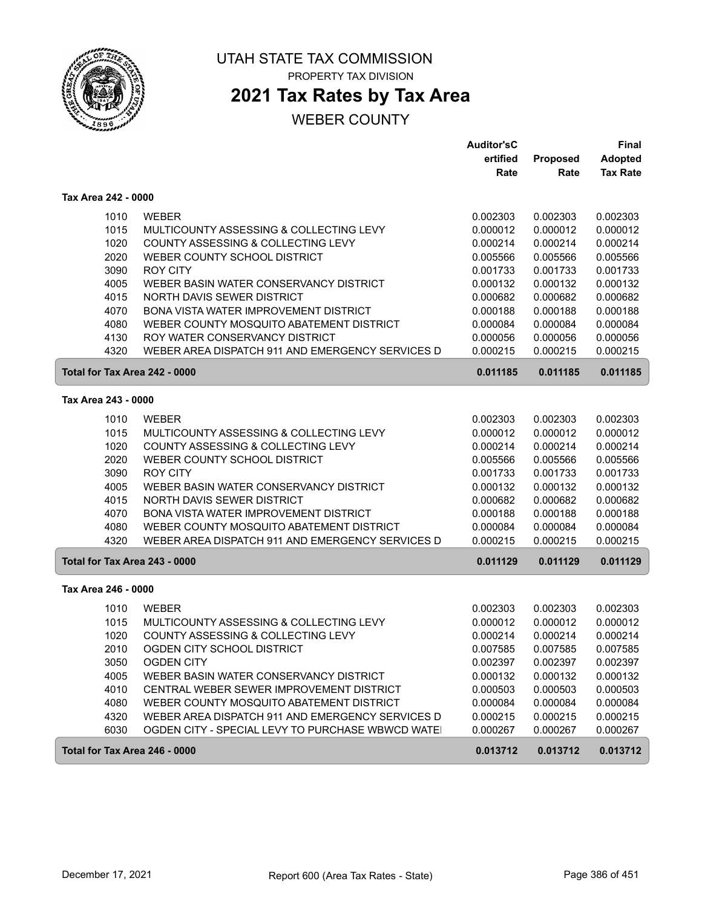UTAH STATE TAX COMMISSION

PROPERTY TAX DIVISION

# 2021 Tax Rates by Tax Area

WEBER COUNTY

| | | Auditor'sCertified Rate | Proposed Rate | Final Adopted Tax Rate |
|---|---|---|---|---|
| **Tax Area 242 - 0000** | | | | |
| 1010 | WEBER | 0.002303 | 0.002303 | 0.002303 |
| 1015 | MULTICOUNTY ASSESSING & COLLECTING LEVY | 0.000012 | 0.000012 | 0.000012 |
| 1020 | COUNTY ASSESSING & COLLECTING LEVY | 0.000214 | 0.000214 | 0.000214 |
| 2020 | WEBER COUNTY SCHOOL DISTRICT | 0.005566 | 0.005566 | 0.005566 |
| 3090 | ROY CITY | 0.001733 | 0.001733 | 0.001733 |
| 4005 | WEBER BASIN WATER CONSERVANCY DISTRICT | 0.000132 | 0.000132 | 0.000132 |
| 4015 | NORTH DAVIS SEWER DISTRICT | 0.000682 | 0.000682 | 0.000682 |
| 4070 | BONA VISTA WATER IMPROVEMENT DISTRICT | 0.000188 | 0.000188 | 0.000188 |
| 4080 | WEBER COUNTY MOSQUITO ABATEMENT DISTRICT | 0.000084 | 0.000084 | 0.000084 |
| 4130 | ROY WATER CONSERVANCY DISTRICT | 0.000056 | 0.000056 | 0.000056 |
| 4320 | WEBER AREA DISPATCH 911 AND EMERGENCY SERVICES D | 0.000215 | 0.000215 | 0.000215 |
| **Total for Tax Area 242 - 0000** | | **0.011185** | **0.011185** | **0.011185** |
| **Tax Area 243 - 0000** | | | | |
| 1010 | WEBER | 0.002303 | 0.002303 | 0.002303 |
| 1015 | MULTICOUNTY ASSESSING & COLLECTING LEVY | 0.000012 | 0.000012 | 0.000012 |
| 1020 | COUNTY ASSESSING & COLLECTING LEVY | 0.000214 | 0.000214 | 0.000214 |
| 2020 | WEBER COUNTY SCHOOL DISTRICT | 0.005566 | 0.005566 | 0.005566 |
| 3090 | ROY CITY | 0.001733 | 0.001733 | 0.001733 |
| 4005 | WEBER BASIN WATER CONSERVANCY DISTRICT | 0.000132 | 0.000132 | 0.000132 |
| 4015 | NORTH DAVIS SEWER DISTRICT | 0.000682 | 0.000682 | 0.000682 |
| 4070 | BONA VISTA WATER IMPROVEMENT DISTRICT | 0.000188 | 0.000188 | 0.000188 |
| 4080 | WEBER COUNTY MOSQUITO ABATEMENT DISTRICT | 0.000084 | 0.000084 | 0.000084 |
| 4320 | WEBER AREA DISPATCH 911 AND EMERGENCY SERVICES D | 0.000215 | 0.000215 | 0.000215 |
| **Total for Tax Area 243 - 0000** | | **0.011129** | **0.011129** | **0.011129** |
| **Tax Area 246 - 0000** | | | | |
| 1010 | WEBER | 0.002303 | 0.002303 | 0.002303 |
| 1015 | MULTICOUNTY ASSESSING & COLLECTING LEVY | 0.000012 | 0.000012 | 0.000012 |
| 1020 | COUNTY ASSESSING & COLLECTING LEVY | 0.000214 | 0.000214 | 0.000214 |
| 2010 | OGDEN CITY SCHOOL DISTRICT | 0.007585 | 0.007585 | 0.007585 |
| 3050 | OGDEN CITY | 0.002397 | 0.002397 | 0.002397 |
| 4005 | WEBER BASIN WATER CONSERVANCY DISTRICT | 0.000132 | 0.000132 | 0.000132 |
| 4010 | CENTRAL WEBER SEWER IMPROVEMENT DISTRICT | 0.000503 | 0.000503 | 0.000503 |
| 4080 | WEBER COUNTY MOSQUITO ABATEMENT DISTRICT | 0.000084 | 0.000084 | 0.000084 |
| 4320 | WEBER AREA DISPATCH 911 AND EMERGENCY SERVICES D | 0.000215 | 0.000215 | 0.000215 |
| 6030 | OGDEN CITY - SPECIAL LEVY TO PURCHASE WBWCD WATEI | 0.000267 | 0.000267 | 0.000267 |
| **Total for Tax Area 246 - 0000** | | **0.013712** | **0.013712** | **0.013712** |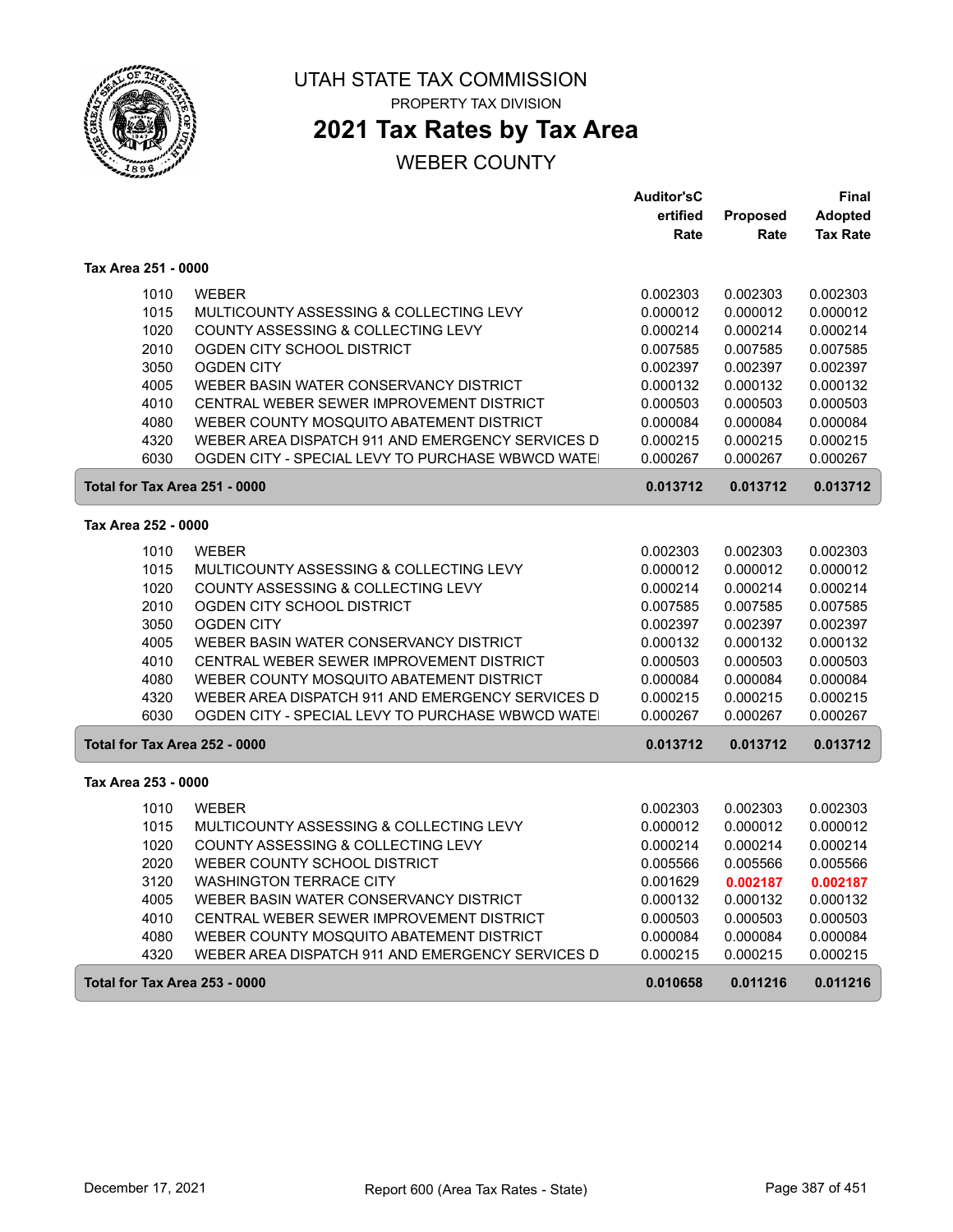# UTAH STATE TAX COMMISSION

PROPERTY TAX DIVISION

## 2021 Tax Rates by Tax Area

WEBER COUNTY

| | | Auditor'sCertified Rate | Proposed Rate | Final Adopted Tax Rate |
|---|---|---|---|---|
| **Tax Area 251 - 0000** | | | | |
| 1010 | WEBER | 0.002303 | 0.002303 | 0.002303 |
| 1015 | MULTICOUNTY ASSESSING & COLLECTING LEVY | 0.000012 | 0.000012 | 0.000012 |
| 1020 | COUNTY ASSESSING & COLLECTING LEVY | 0.000214 | 0.000214 | 0.000214 |
| 2010 | OGDEN CITY SCHOOL DISTRICT | 0.007585 | 0.007585 | 0.007585 |
| 3050 | OGDEN CITY | 0.002397 | 0.002397 | 0.002397 |
| 4005 | WEBER BASIN WATER CONSERVANCY DISTRICT | 0.000132 | 0.000132 | 0.000132 |
| 4010 | CENTRAL WEBER SEWER IMPROVEMENT DISTRICT | 0.000503 | 0.000503 | 0.000503 |
| 4080 | WEBER COUNTY MOSQUITO ABATEMENT DISTRICT | 0.000084 | 0.000084 | 0.000084 |
| 4320 | WEBER AREA DISPATCH 911 AND EMERGENCY SERVICES D | 0.000215 | 0.000215 | 0.000215 |
| 6030 | OGDEN CITY - SPECIAL LEVY TO PURCHASE WBWCD WATE | 0.000267 | 0.000267 | 0.000267 |
| **Total for Tax Area 251 - 0000** | | **0.013712** | **0.013712** | **0.013712** |
| **Tax Area 252 - 0000** | | | | |
| 1010 | WEBER | 0.002303 | 0.002303 | 0.002303 |
| 1015 | MULTICOUNTY ASSESSING & COLLECTING LEVY | 0.000012 | 0.000012 | 0.000012 |
| 1020 | COUNTY ASSESSING & COLLECTING LEVY | 0.000214 | 0.000214 | 0.000214 |
| 2010 | OGDEN CITY SCHOOL DISTRICT | 0.007585 | 0.007585 | 0.007585 |
| 3050 | OGDEN CITY | 0.002397 | 0.002397 | 0.002397 |
| 4005 | WEBER BASIN WATER CONSERVANCY DISTRICT | 0.000132 | 0.000132 | 0.000132 |
| 4010 | CENTRAL WEBER SEWER IMPROVEMENT DISTRICT | 0.000503 | 0.000503 | 0.000503 |
| 4080 | WEBER COUNTY MOSQUITO ABATEMENT DISTRICT | 0.000084 | 0.000084 | 0.000084 |
| 4320 | WEBER AREA DISPATCH 911 AND EMERGENCY SERVICES D | 0.000215 | 0.000215 | 0.000215 |
| 6030 | OGDEN CITY - SPECIAL LEVY TO PURCHASE WBWCD WATE | 0.000267 | 0.000267 | 0.000267 |
| **Total for Tax Area 252 - 0000** | | **0.013712** | **0.013712** | **0.013712** |
| **Tax Area 253 - 0000** | | | | |
| 1010 | WEBER | 0.002303 | 0.002303 | 0.002303 |
| 1015 | MULTICOUNTY ASSESSING & COLLECTING LEVY | 0.000012 | 0.000012 | 0.000012 |
| 1020 | COUNTY ASSESSING & COLLECTING LEVY | 0.000214 | 0.000214 | 0.000214 |
| 2020 | WEBER COUNTY SCHOOL DISTRICT | 0.005566 | 0.005566 | 0.005566 |
| 3120 | WASHINGTON TERRACE CITY | 0.001629 | **0.002187** | **0.002187** |
| 4005 | WEBER BASIN WATER CONSERVANCY DISTRICT | 0.000132 | 0.000132 | 0.000132 |
| 4010 | CENTRAL WEBER SEWER IMPROVEMENT DISTRICT | 0.000503 | 0.000503 | 0.000503 |
| 4080 | WEBER COUNTY MOSQUITO ABATEMENT DISTRICT | 0.000084 | 0.000084 | 0.000084 |
| 4320 | WEBER AREA DISPATCH 911 AND EMERGENCY SERVICES D | 0.000215 | 0.000215 | 0.000215 |
| **Total for Tax Area 253 - 0000** | | **0.010658** | **0.011216** | **0.011216** |

December 17, 2021 Report 600 (Area Tax Rates - State)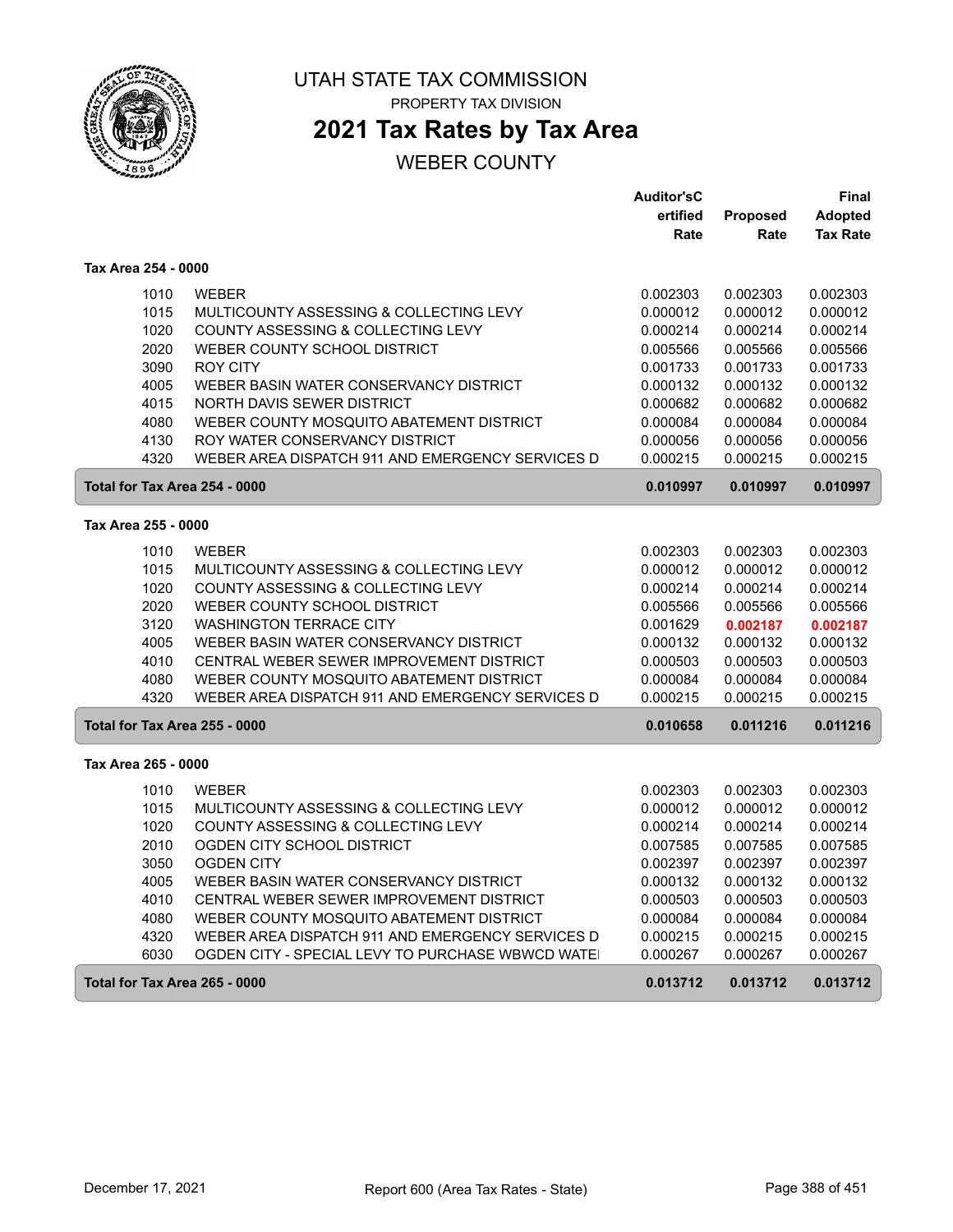# UTAH STATE TAX COMMISSION

PROPERTY TAX DIVISION

## 2021 Tax Rates by Tax Area

WEBER COUNTY

| | | Auditor'sCertified Rate | Proposed Rate | Final Adopted Tax Rate |
|---|---|---|---|---|
| **Tax Area 254 - 0000** | | | | |
| 1010 | WEBER | 0.002303 | 0.002303 | 0.002303 |
| 1015 | MULTICOUNTY ASSESSING & COLLECTING LEVY | 0.000012 | 0.000012 | 0.000012 |
| 1020 | COUNTY ASSESSING & COLLECTING LEVY | 0.000214 | 0.000214 | 0.000214 |
| 2020 | WEBER COUNTY SCHOOL DISTRICT | 0.005566 | 0.005566 | 0.005566 |
| 3090 | ROY CITY | 0.001733 | 0.001733 | 0.001733 |
| 4005 | WEBER BASIN WATER CONSERVANCY DISTRICT | 0.000132 | 0.000132 | 0.000132 |
| 4015 | NORTH DAVIS SEWER DISTRICT | 0.000682 | 0.000682 | 0.000682 |
| 4080 | WEBER COUNTY MOSQUITO ABATEMENT DISTRICT | 0.000084 | 0.000084 | 0.000084 |
| 4130 | ROY WATER CONSERVANCY DISTRICT | 0.000056 | 0.000056 | 0.000056 |
| 4320 | WEBER AREA DISPATCH 911 AND EMERGENCY SERVICES D | 0.000215 | 0.000215 | 0.000215 |
| **Total for Tax Area 254 - 0000** | | **0.010997** | **0.010997** | **0.010997** |
| **Tax Area 255 - 0000** | | | | |
| 1010 | WEBER | 0.002303 | 0.002303 | 0.002303 |
| 1015 | MULTICOUNTY ASSESSING & COLLECTING LEVY | 0.000012 | 0.000012 | 0.000012 |
| 1020 | COUNTY ASSESSING & COLLECTING LEVY | 0.000214 | 0.000214 | 0.000214 |
| 2020 | WEBER COUNTY SCHOOL DISTRICT | 0.005566 | 0.005566 | 0.005566 |
| 3120 | WASHINGTON TERRACE CITY | 0.001629 | **0.002187** | **0.002187** |
| 4005 | WEBER BASIN WATER CONSERVANCY DISTRICT | 0.000132 | 0.000132 | 0.000132 |
| 4010 | CENTRAL WEBER SEWER IMPROVEMENT DISTRICT | 0.000503 | 0.000503 | 0.000503 |
| 4080 | WEBER COUNTY MOSQUITO ABATEMENT DISTRICT | 0.000084 | 0.000084 | 0.000084 |
| 4320 | WEBER AREA DISPATCH 911 AND EMERGENCY SERVICES D | 0.000215 | 0.000215 | 0.000215 |
| **Total for Tax Area 255 - 0000** | | **0.010658** | **0.011216** | **0.011216** |
| **Tax Area 265 - 0000** | | | | |
| 1010 | WEBER | 0.002303 | 0.002303 | 0.002303 |
| 1015 | MULTICOUNTY ASSESSING & COLLECTING LEVY | 0.000012 | 0.000012 | 0.000012 |
| 1020 | COUNTY ASSESSING & COLLECTING LEVY | 0.000214 | 0.000214 | 0.000214 |
| 2010 | OGDEN CITY SCHOOL DISTRICT | 0.007585 | 0.007585 | 0.007585 |
| 3050 | OGDEN CITY | 0.002397 | 0.002397 | 0.002397 |
| 4005 | WEBER BASIN WATER CONSERVANCY DISTRICT | 0.000132 | 0.000132 | 0.000132 |
| 4010 | CENTRAL WEBER SEWER IMPROVEMENT DISTRICT | 0.000503 | 0.000503 | 0.000503 |
| 4080 | WEBER COUNTY MOSQUITO ABATEMENT DISTRICT | 0.000084 | 0.000084 | 0.000084 |
| 4320 | WEBER AREA DISPATCH 911 AND EMERGENCY SERVICES D | 0.000215 | 0.000215 | 0.000215 |
| 6030 | OGDEN CITY - SPECIAL LEVY TO PURCHASE WBWCD WATE | 0.000267 | 0.000267 | 0.000267 |
| **Total for Tax Area 265 - 0000** | | **0.013712** | **0.013712** | **0.013712** |

December 17, 2021 — Report 600 (Area Tax Rates - State)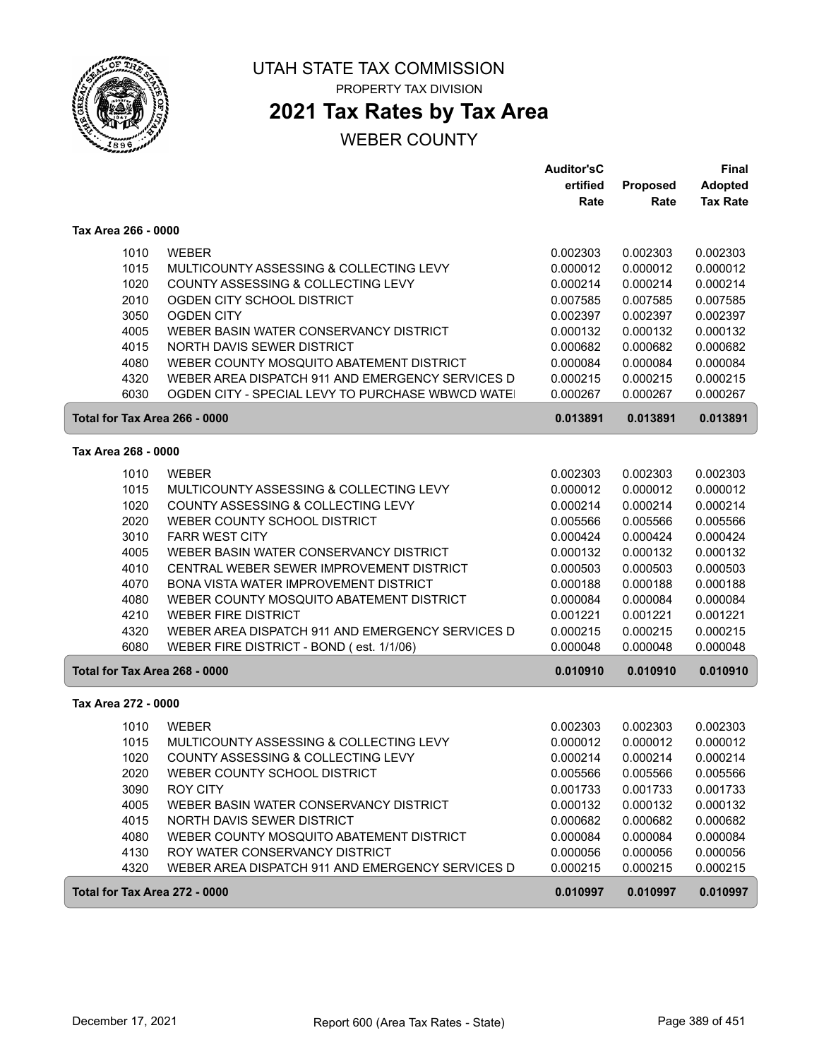# UTAH STATE TAX COMMISSION

PROPERTY TAX DIVISION

## 2021 Tax Rates by Tax Area

WEBER COUNTY

| | | Auditor'sCertified Rate | Proposed Rate | Final Adopted Tax Rate |
|---|---|---|---|---|
| **Tax Area 266 - 0000** | | | | |
| 1010 | WEBER | 0.002303 | 0.002303 | 0.002303 |
| 1015 | MULTICOUNTY ASSESSING & COLLECTING LEVY | 0.000012 | 0.000012 | 0.000012 |
| 1020 | COUNTY ASSESSING & COLLECTING LEVY | 0.000214 | 0.000214 | 0.000214 |
| 2010 | OGDEN CITY SCHOOL DISTRICT | 0.007585 | 0.007585 | 0.007585 |
| 3050 | OGDEN CITY | 0.002397 | 0.002397 | 0.002397 |
| 4005 | WEBER BASIN WATER CONSERVANCY DISTRICT | 0.000132 | 0.000132 | 0.000132 |
| 4015 | NORTH DAVIS SEWER DISTRICT | 0.000682 | 0.000682 | 0.000682 |
| 4080 | WEBER COUNTY MOSQUITO ABATEMENT DISTRICT | 0.000084 | 0.000084 | 0.000084 |
| 4320 | WEBER AREA DISPATCH 911 AND EMERGENCY SERVICES D | 0.000215 | 0.000215 | 0.000215 |
| 6030 | OGDEN CITY - SPECIAL LEVY TO PURCHASE WBWCD WATE | 0.000267 | 0.000267 | 0.000267 |
| **Total for Tax Area 266 - 0000** | | **0.013891** | **0.013891** | **0.013891** |
| **Tax Area 268 - 0000** | | | | |
| 1010 | WEBER | 0.002303 | 0.002303 | 0.002303 |
| 1015 | MULTICOUNTY ASSESSING & COLLECTING LEVY | 0.000012 | 0.000012 | 0.000012 |
| 1020 | COUNTY ASSESSING & COLLECTING LEVY | 0.000214 | 0.000214 | 0.000214 |
| 2020 | WEBER COUNTY SCHOOL DISTRICT | 0.005566 | 0.005566 | 0.005566 |
| 3010 | FARR WEST CITY | 0.000424 | 0.000424 | 0.000424 |
| 4005 | WEBER BASIN WATER CONSERVANCY DISTRICT | 0.000132 | 0.000132 | 0.000132 |
| 4010 | CENTRAL WEBER SEWER IMPROVEMENT DISTRICT | 0.000503 | 0.000503 | 0.000503 |
| 4070 | BONA VISTA WATER IMPROVEMENT DISTRICT | 0.000188 | 0.000188 | 0.000188 |
| 4080 | WEBER COUNTY MOSQUITO ABATEMENT DISTRICT | 0.000084 | 0.000084 | 0.000084 |
| 4210 | WEBER FIRE DISTRICT | 0.001221 | 0.001221 | 0.001221 |
| 4320 | WEBER AREA DISPATCH 911 AND EMERGENCY SERVICES D | 0.000215 | 0.000215 | 0.000215 |
| 6080 | WEBER FIRE DISTRICT - BOND ( est. 1/1/06) | 0.000048 | 0.000048 | 0.000048 |
| **Total for Tax Area 268 - 0000** | | **0.010910** | **0.010910** | **0.010910** |
| **Tax Area 272 - 0000** | | | | |
| 1010 | WEBER | 0.002303 | 0.002303 | 0.002303 |
| 1015 | MULTICOUNTY ASSESSING & COLLECTING LEVY | 0.000012 | 0.000012 | 0.000012 |
| 1020 | COUNTY ASSESSING & COLLECTING LEVY | 0.000214 | 0.000214 | 0.000214 |
| 2020 | WEBER COUNTY SCHOOL DISTRICT | 0.005566 | 0.005566 | 0.005566 |
| 3090 | ROY CITY | 0.001733 | 0.001733 | 0.001733 |
| 4005 | WEBER BASIN WATER CONSERVANCY DISTRICT | 0.000132 | 0.000132 | 0.000132 |
| 4015 | NORTH DAVIS SEWER DISTRICT | 0.000682 | 0.000682 | 0.000682 |
| 4080 | WEBER COUNTY MOSQUITO ABATEMENT DISTRICT | 0.000084 | 0.000084 | 0.000084 |
| 4130 | ROY WATER CONSERVANCY DISTRICT | 0.000056 | 0.000056 | 0.000056 |
| 4320 | WEBER AREA DISPATCH 911 AND EMERGENCY SERVICES D | 0.000215 | 0.000215 | 0.000215 |
| **Total for Tax Area 272 - 0000** | | **0.010997** | **0.010997** | **0.010997** |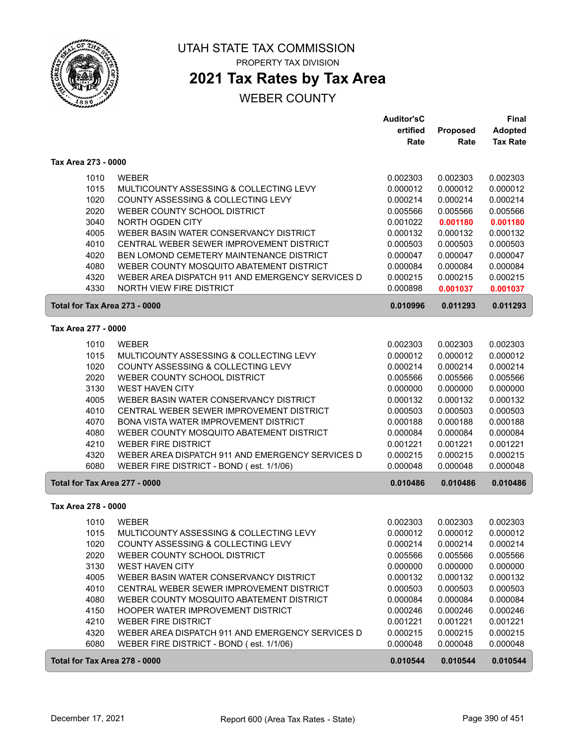# UTAH STATE TAX COMMISSION

PROPERTY TAX DIVISION

## 2021 Tax Rates by Tax Area

WEBER COUNTY

| | | Auditor'sCertified Rate | Proposed Rate | Final Adopted Tax Rate |
|---|---|---|---|---|
| **Tax Area 273 - 0000** | | | | |
| 1010 | WEBER | 0.002303 | 0.002303 | 0.002303 |
| 1015 | MULTICOUNTY ASSESSING & COLLECTING LEVY | 0.000012 | 0.000012 | 0.000012 |
| 1020 | COUNTY ASSESSING & COLLECTING LEVY | 0.000214 | 0.000214 | 0.000214 |
| 2020 | WEBER COUNTY SCHOOL DISTRICT | 0.005566 | 0.005566 | 0.005566 |
| 3040 | NORTH OGDEN CITY | 0.001022 | **0.001180** | **0.001180** |
| 4005 | WEBER BASIN WATER CONSERVANCY DISTRICT | 0.000132 | 0.000132 | 0.000132 |
| 4010 | CENTRAL WEBER SEWER IMPROVEMENT DISTRICT | 0.000503 | 0.000503 | 0.000503 |
| 4020 | BEN LOMOND CEMETERY MAINTENANCE DISTRICT | 0.000047 | 0.000047 | 0.000047 |
| 4080 | WEBER COUNTY MOSQUITO ABATEMENT DISTRICT | 0.000084 | 0.000084 | 0.000084 |
| 4320 | WEBER AREA DISPATCH 911 AND EMERGENCY SERVICES D | 0.000215 | 0.000215 | 0.000215 |
| 4330 | NORTH VIEW FIRE DISTRICT | 0.000898 | **0.001037** | **0.001037** |
| **Total for Tax Area 273 - 0000** | | **0.010996** | **0.011293** | **0.011293** |
| **Tax Area 277 - 0000** | | | | |
| 1010 | WEBER | 0.002303 | 0.002303 | 0.002303 |
| 1015 | MULTICOUNTY ASSESSING & COLLECTING LEVY | 0.000012 | 0.000012 | 0.000012 |
| 1020 | COUNTY ASSESSING & COLLECTING LEVY | 0.000214 | 0.000214 | 0.000214 |
| 2020 | WEBER COUNTY SCHOOL DISTRICT | 0.005566 | 0.005566 | 0.005566 |
| 3130 | WEST HAVEN CITY | 0.000000 | 0.000000 | 0.000000 |
| 4005 | WEBER BASIN WATER CONSERVANCY DISTRICT | 0.000132 | 0.000132 | 0.000132 |
| 4010 | CENTRAL WEBER SEWER IMPROVEMENT DISTRICT | 0.000503 | 0.000503 | 0.000503 |
| 4070 | BONA VISTA WATER IMPROVEMENT DISTRICT | 0.000188 | 0.000188 | 0.000188 |
| 4080 | WEBER COUNTY MOSQUITO ABATEMENT DISTRICT | 0.000084 | 0.000084 | 0.000084 |
| 4210 | WEBER FIRE DISTRICT | 0.001221 | 0.001221 | 0.001221 |
| 4320 | WEBER AREA DISPATCH 911 AND EMERGENCY SERVICES D | 0.000215 | 0.000215 | 0.000215 |
| 6080 | WEBER FIRE DISTRICT - BOND ( est. 1/1/06) | 0.000048 | 0.000048 | 0.000048 |
| **Total for Tax Area 277 - 0000** | | **0.010486** | **0.010486** | **0.010486** |
| **Tax Area 278 - 0000** | | | | |
| 1010 | WEBER | 0.002303 | 0.002303 | 0.002303 |
| 1015 | MULTICOUNTY ASSESSING & COLLECTING LEVY | 0.000012 | 0.000012 | 0.000012 |
| 1020 | COUNTY ASSESSING & COLLECTING LEVY | 0.000214 | 0.000214 | 0.000214 |
| 2020 | WEBER COUNTY SCHOOL DISTRICT | 0.005566 | 0.005566 | 0.005566 |
| 3130 | WEST HAVEN CITY | 0.000000 | 0.000000 | 0.000000 |
| 4005 | WEBER BASIN WATER CONSERVANCY DISTRICT | 0.000132 | 0.000132 | 0.000132 |
| 4010 | CENTRAL WEBER SEWER IMPROVEMENT DISTRICT | 0.000503 | 0.000503 | 0.000503 |
| 4080 | WEBER COUNTY MOSQUITO ABATEMENT DISTRICT | 0.000084 | 0.000084 | 0.000084 |
| 4150 | HOOPER WATER IMPROVEMENT DISTRICT | 0.000246 | 0.000246 | 0.000246 |
| 4210 | WEBER FIRE DISTRICT | 0.001221 | 0.001221 | 0.001221 |
| 4320 | WEBER AREA DISPATCH 911 AND EMERGENCY SERVICES D | 0.000215 | 0.000215 | 0.000215 |
| 6080 | WEBER FIRE DISTRICT - BOND ( est. 1/1/06) | 0.000048 | 0.000048 | 0.000048 |
| **Total for Tax Area 278 - 0000** | | **0.010544** | **0.010544** | **0.010544** |

December 17, 2021 Report 600 (Area Tax Rates - State)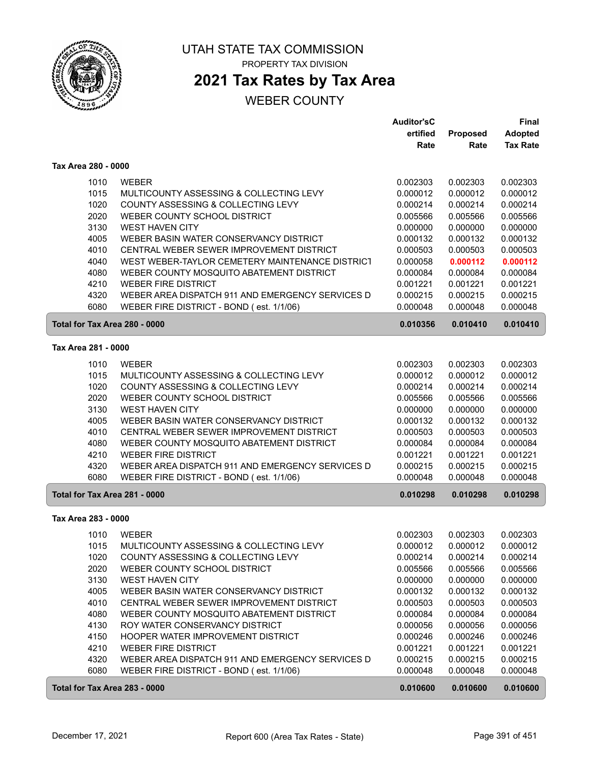# UTAH STATE TAX COMMISSION

PROPERTY TAX DIVISION

## 2021 Tax Rates by Tax Area

WEBER COUNTY

| | | Auditor'sCertified Rate | Proposed Rate | Final Adopted Tax Rate |
|---|---|---|---|---|
| **Tax Area 280 - 0000** | | | | |
| 1010 | WEBER | 0.002303 | 0.002303 | 0.002303 |
| 1015 | MULTICOUNTY ASSESSING & COLLECTING LEVY | 0.000012 | 0.000012 | 0.000012 |
| 1020 | COUNTY ASSESSING & COLLECTING LEVY | 0.000214 | 0.000214 | 0.000214 |
| 2020 | WEBER COUNTY SCHOOL DISTRICT | 0.005566 | 0.005566 | 0.005566 |
| 3130 | WEST HAVEN CITY | 0.000000 | 0.000000 | 0.000000 |
| 4005 | WEBER BASIN WATER CONSERVANCY DISTRICT | 0.000132 | 0.000132 | 0.000132 |
| 4010 | CENTRAL WEBER SEWER IMPROVEMENT DISTRICT | 0.000503 | 0.000503 | 0.000503 |
| 4040 | WEST WEBER-TAYLOR CEMETERY MAINTENANCE DISTRICT | 0.000058 | **0.000112** | **0.000112** |
| 4080 | WEBER COUNTY MOSQUITO ABATEMENT DISTRICT | 0.000084 | 0.000084 | 0.000084 |
| 4210 | WEBER FIRE DISTRICT | 0.001221 | 0.001221 | 0.001221 |
| 4320 | WEBER AREA DISPATCH 911 AND EMERGENCY SERVICES D | 0.000215 | 0.000215 | 0.000215 |
| 6080 | WEBER FIRE DISTRICT - BOND ( est. 1/1/06) | 0.000048 | 0.000048 | 0.000048 |
| **Total for Tax Area 280 - 0000** | | **0.010356** | **0.010410** | **0.010410** |
| **Tax Area 281 - 0000** | | | | |
| 1010 | WEBER | 0.002303 | 0.002303 | 0.002303 |
| 1015 | MULTICOUNTY ASSESSING & COLLECTING LEVY | 0.000012 | 0.000012 | 0.000012 |
| 1020 | COUNTY ASSESSING & COLLECTING LEVY | 0.000214 | 0.000214 | 0.000214 |
| 2020 | WEBER COUNTY SCHOOL DISTRICT | 0.005566 | 0.005566 | 0.005566 |
| 3130 | WEST HAVEN CITY | 0.000000 | 0.000000 | 0.000000 |
| 4005 | WEBER BASIN WATER CONSERVANCY DISTRICT | 0.000132 | 0.000132 | 0.000132 |
| 4010 | CENTRAL WEBER SEWER IMPROVEMENT DISTRICT | 0.000503 | 0.000503 | 0.000503 |
| 4080 | WEBER COUNTY MOSQUITO ABATEMENT DISTRICT | 0.000084 | 0.000084 | 0.000084 |
| 4210 | WEBER FIRE DISTRICT | 0.001221 | 0.001221 | 0.001221 |
| 4320 | WEBER AREA DISPATCH 911 AND EMERGENCY SERVICES D | 0.000215 | 0.000215 | 0.000215 |
| 6080 | WEBER FIRE DISTRICT - BOND ( est. 1/1/06) | 0.000048 | 0.000048 | 0.000048 |
| **Total for Tax Area 281 - 0000** | | **0.010298** | **0.010298** | **0.010298** |
| **Tax Area 283 - 0000** | | | | |
| 1010 | WEBER | 0.002303 | 0.002303 | 0.002303 |
| 1015 | MULTICOUNTY ASSESSING & COLLECTING LEVY | 0.000012 | 0.000012 | 0.000012 |
| 1020 | COUNTY ASSESSING & COLLECTING LEVY | 0.000214 | 0.000214 | 0.000214 |
| 2020 | WEBER COUNTY SCHOOL DISTRICT | 0.005566 | 0.005566 | 0.005566 |
| 3130 | WEST HAVEN CITY | 0.000000 | 0.000000 | 0.000000 |
| 4005 | WEBER BASIN WATER CONSERVANCY DISTRICT | 0.000132 | 0.000132 | 0.000132 |
| 4010 | CENTRAL WEBER SEWER IMPROVEMENT DISTRICT | 0.000503 | 0.000503 | 0.000503 |
| 4080 | WEBER COUNTY MOSQUITO ABATEMENT DISTRICT | 0.000084 | 0.000084 | 0.000084 |
| 4130 | ROY WATER CONSERVANCY DISTRICT | 0.000056 | 0.000056 | 0.000056 |
| 4150 | HOOPER WATER IMPROVEMENT DISTRICT | 0.000246 | 0.000246 | 0.000246 |
| 4210 | WEBER FIRE DISTRICT | 0.001221 | 0.001221 | 0.001221 |
| 4320 | WEBER AREA DISPATCH 911 AND EMERGENCY SERVICES D | 0.000215 | 0.000215 | 0.000215 |
| 6080 | WEBER FIRE DISTRICT - BOND ( est. 1/1/06) | 0.000048 | 0.000048 | 0.000048 |
| **Total for Tax Area 283 - 0000** | | **0.010600** | **0.010600** | **0.010600** |

December 17, 2021 — Report 600 (Area Tax Rates - State)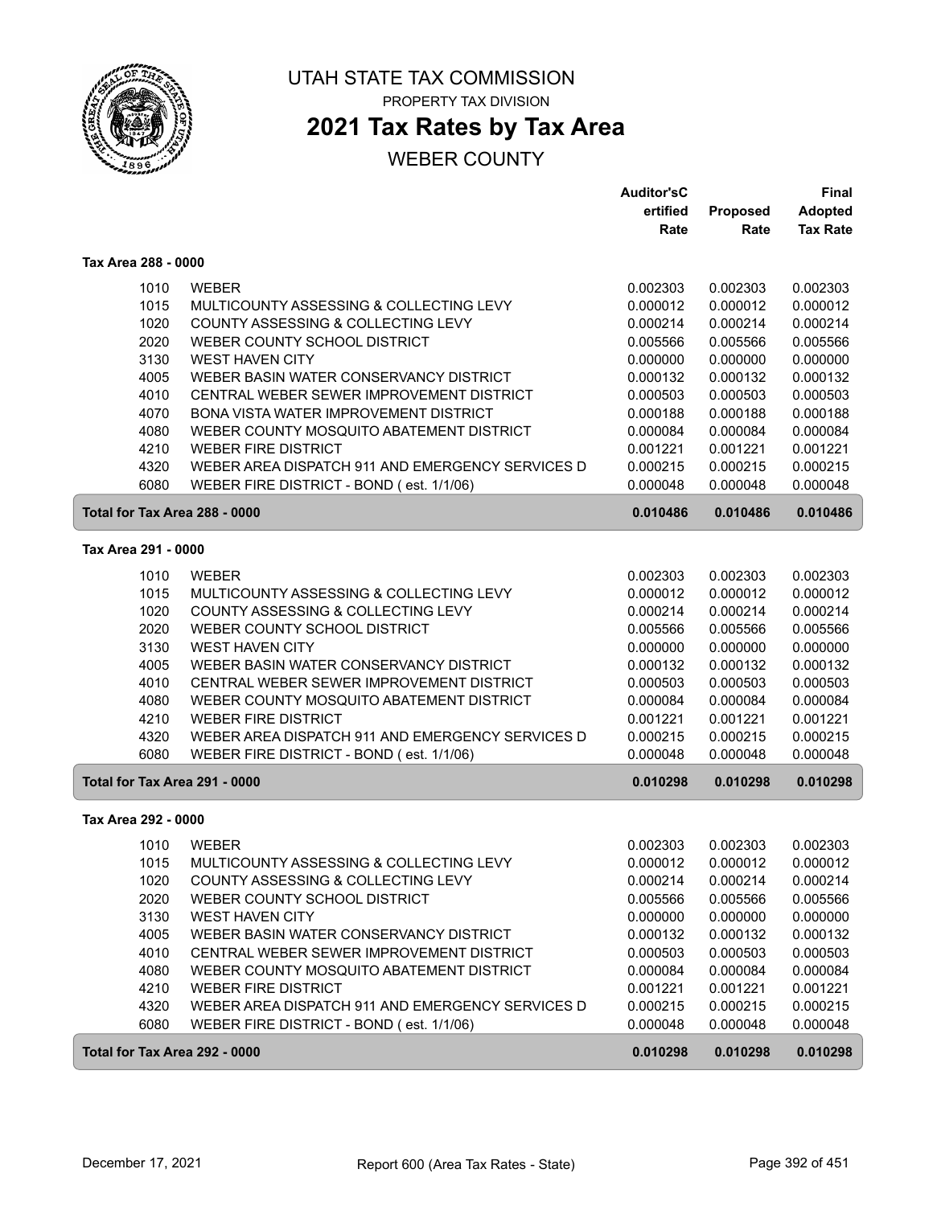# UTAH STATE TAX COMMISSION

PROPERTY TAX DIVISION

## 2021 Tax Rates by Tax Area

WEBER COUNTY

| | | Auditor'sCertified Rate | Proposed Rate | Final Adopted Tax Rate |
|---|---|---|---|---|
| **Tax Area 288 - 0000** | | | | |
| 1010 | WEBER | 0.002303 | 0.002303 | 0.002303 |
| 1015 | MULTICOUNTY ASSESSING & COLLECTING LEVY | 0.000012 | 0.000012 | 0.000012 |
| 1020 | COUNTY ASSESSING & COLLECTING LEVY | 0.000214 | 0.000214 | 0.000214 |
| 2020 | WEBER COUNTY SCHOOL DISTRICT | 0.005566 | 0.005566 | 0.005566 |
| 3130 | WEST HAVEN CITY | 0.000000 | 0.000000 | 0.000000 |
| 4005 | WEBER BASIN WATER CONSERVANCY DISTRICT | 0.000132 | 0.000132 | 0.000132 |
| 4010 | CENTRAL WEBER SEWER IMPROVEMENT DISTRICT | 0.000503 | 0.000503 | 0.000503 |
| 4070 | BONA VISTA WATER IMPROVEMENT DISTRICT | 0.000188 | 0.000188 | 0.000188 |
| 4080 | WEBER COUNTY MOSQUITO ABATEMENT DISTRICT | 0.000084 | 0.000084 | 0.000084 |
| 4210 | WEBER FIRE DISTRICT | 0.001221 | 0.001221 | 0.001221 |
| 4320 | WEBER AREA DISPATCH 911 AND EMERGENCY SERVICES D | 0.000215 | 0.000215 | 0.000215 |
| 6080 | WEBER FIRE DISTRICT - BOND ( est. 1/1/06) | 0.000048 | 0.000048 | 0.000048 |
| **Total for Tax Area 288 - 0000** | | **0.010486** | **0.010486** | **0.010486** |
| **Tax Area 291 - 0000** | | | | |
| 1010 | WEBER | 0.002303 | 0.002303 | 0.002303 |
| 1015 | MULTICOUNTY ASSESSING & COLLECTING LEVY | 0.000012 | 0.000012 | 0.000012 |
| 1020 | COUNTY ASSESSING & COLLECTING LEVY | 0.000214 | 0.000214 | 0.000214 |
| 2020 | WEBER COUNTY SCHOOL DISTRICT | 0.005566 | 0.005566 | 0.005566 |
| 3130 | WEST HAVEN CITY | 0.000000 | 0.000000 | 0.000000 |
| 4005 | WEBER BASIN WATER CONSERVANCY DISTRICT | 0.000132 | 0.000132 | 0.000132 |
| 4010 | CENTRAL WEBER SEWER IMPROVEMENT DISTRICT | 0.000503 | 0.000503 | 0.000503 |
| 4080 | WEBER COUNTY MOSQUITO ABATEMENT DISTRICT | 0.000084 | 0.000084 | 0.000084 |
| 4210 | WEBER FIRE DISTRICT | 0.001221 | 0.001221 | 0.001221 |
| 4320 | WEBER AREA DISPATCH 911 AND EMERGENCY SERVICES D | 0.000215 | 0.000215 | 0.000215 |
| 6080 | WEBER FIRE DISTRICT - BOND ( est. 1/1/06) | 0.000048 | 0.000048 | 0.000048 |
| **Total for Tax Area 291 - 0000** | | **0.010298** | **0.010298** | **0.010298** |
| **Tax Area 292 - 0000** | | | | |
| 1010 | WEBER | 0.002303 | 0.002303 | 0.002303 |
| 1015 | MULTICOUNTY ASSESSING & COLLECTING LEVY | 0.000012 | 0.000012 | 0.000012 |
| 1020 | COUNTY ASSESSING & COLLECTING LEVY | 0.000214 | 0.000214 | 0.000214 |
| 2020 | WEBER COUNTY SCHOOL DISTRICT | 0.005566 | 0.005566 | 0.005566 |
| 3130 | WEST HAVEN CITY | 0.000000 | 0.000000 | 0.000000 |
| 4005 | WEBER BASIN WATER CONSERVANCY DISTRICT | 0.000132 | 0.000132 | 0.000132 |
| 4010 | CENTRAL WEBER SEWER IMPROVEMENT DISTRICT | 0.000503 | 0.000503 | 0.000503 |
| 4080 | WEBER COUNTY MOSQUITO ABATEMENT DISTRICT | 0.000084 | 0.000084 | 0.000084 |
| 4210 | WEBER FIRE DISTRICT | 0.001221 | 0.001221 | 0.001221 |
| 4320 | WEBER AREA DISPATCH 911 AND EMERGENCY SERVICES D | 0.000215 | 0.000215 | 0.000215 |
| 6080 | WEBER FIRE DISTRICT - BOND ( est. 1/1/06) | 0.000048 | 0.000048 | 0.000048 |
| **Total for Tax Area 292 - 0000** | | **0.010298** | **0.010298** | **0.010298** |

December 17, 2021 — Report 600 (Area Tax Rates - State)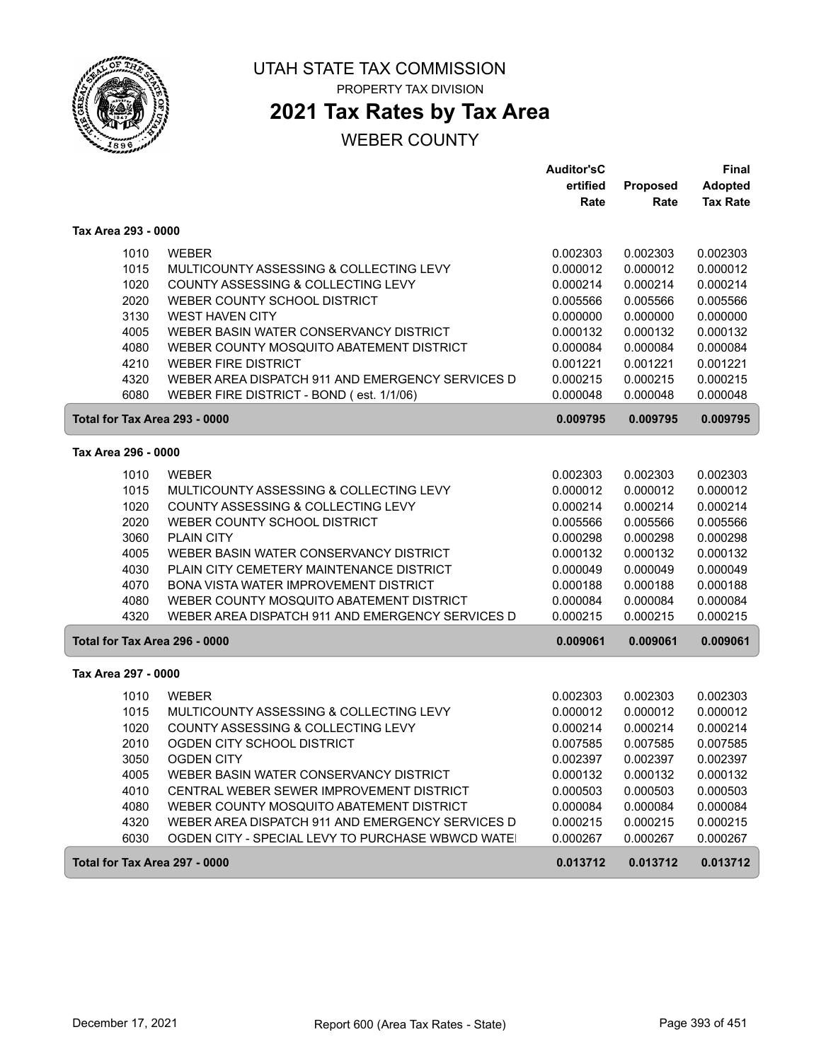# UTAH STATE TAX COMMISSION

PROPERTY TAX DIVISION

## 2021 Tax Rates by Tax Area

WEBER COUNTY

| | | Auditor'sCertified Rate | Proposed Rate | Final Adopted Tax Rate |
|---|---|---|---|---|
| **Tax Area 293 - 0000** | | | | |
| 1010 | WEBER | 0.002303 | 0.002303 | 0.002303 |
| 1015 | MULTICOUNTY ASSESSING & COLLECTING LEVY | 0.000012 | 0.000012 | 0.000012 |
| 1020 | COUNTY ASSESSING & COLLECTING LEVY | 0.000214 | 0.000214 | 0.000214 |
| 2020 | WEBER COUNTY SCHOOL DISTRICT | 0.005566 | 0.005566 | 0.005566 |
| 3130 | WEST HAVEN CITY | 0.000000 | 0.000000 | 0.000000 |
| 4005 | WEBER BASIN WATER CONSERVANCY DISTRICT | 0.000132 | 0.000132 | 0.000132 |
| 4080 | WEBER COUNTY MOSQUITO ABATEMENT DISTRICT | 0.000084 | 0.000084 | 0.000084 |
| 4210 | WEBER FIRE DISTRICT | 0.001221 | 0.001221 | 0.001221 |
| 4320 | WEBER AREA DISPATCH 911 AND EMERGENCY SERVICES D | 0.000215 | 0.000215 | 0.000215 |
| 6080 | WEBER FIRE DISTRICT - BOND ( est. 1/1/06) | 0.000048 | 0.000048 | 0.000048 |
| **Total for Tax Area 293 - 0000** | | **0.009795** | **0.009795** | **0.009795** |
| **Tax Area 296 - 0000** | | | | |
| 1010 | WEBER | 0.002303 | 0.002303 | 0.002303 |
| 1015 | MULTICOUNTY ASSESSING & COLLECTING LEVY | 0.000012 | 0.000012 | 0.000012 |
| 1020 | COUNTY ASSESSING & COLLECTING LEVY | 0.000214 | 0.000214 | 0.000214 |
| 2020 | WEBER COUNTY SCHOOL DISTRICT | 0.005566 | 0.005566 | 0.005566 |
| 3060 | PLAIN CITY | 0.000298 | 0.000298 | 0.000298 |
| 4005 | WEBER BASIN WATER CONSERVANCY DISTRICT | 0.000132 | 0.000132 | 0.000132 |
| 4030 | PLAIN CITY CEMETERY MAINTENANCE DISTRICT | 0.000049 | 0.000049 | 0.000049 |
| 4070 | BONA VISTA WATER IMPROVEMENT DISTRICT | 0.000188 | 0.000188 | 0.000188 |
| 4080 | WEBER COUNTY MOSQUITO ABATEMENT DISTRICT | 0.000084 | 0.000084 | 0.000084 |
| 4320 | WEBER AREA DISPATCH 911 AND EMERGENCY SERVICES D | 0.000215 | 0.000215 | 0.000215 |
| **Total for Tax Area 296 - 0000** | | **0.009061** | **0.009061** | **0.009061** |
| **Tax Area 297 - 0000** | | | | |
| 1010 | WEBER | 0.002303 | 0.002303 | 0.002303 |
| 1015 | MULTICOUNTY ASSESSING & COLLECTING LEVY | 0.000012 | 0.000012 | 0.000012 |
| 1020 | COUNTY ASSESSING & COLLECTING LEVY | 0.000214 | 0.000214 | 0.000214 |
| 2010 | OGDEN CITY SCHOOL DISTRICT | 0.007585 | 0.007585 | 0.007585 |
| 3050 | OGDEN CITY | 0.002397 | 0.002397 | 0.002397 |
| 4005 | WEBER BASIN WATER CONSERVANCY DISTRICT | 0.000132 | 0.000132 | 0.000132 |
| 4010 | CENTRAL WEBER SEWER IMPROVEMENT DISTRICT | 0.000503 | 0.000503 | 0.000503 |
| 4080 | WEBER COUNTY MOSQUITO ABATEMENT DISTRICT | 0.000084 | 0.000084 | 0.000084 |
| 4320 | WEBER AREA DISPATCH 911 AND EMERGENCY SERVICES D | 0.000215 | 0.000215 | 0.000215 |
| 6030 | OGDEN CITY - SPECIAL LEVY TO PURCHASE WBWCD WATE | 0.000267 | 0.000267 | 0.000267 |
| **Total for Tax Area 297 - 0000** | | **0.013712** | **0.013712** | **0.013712** |

December 17, 2021 Report 600 (Area Tax Rates - State)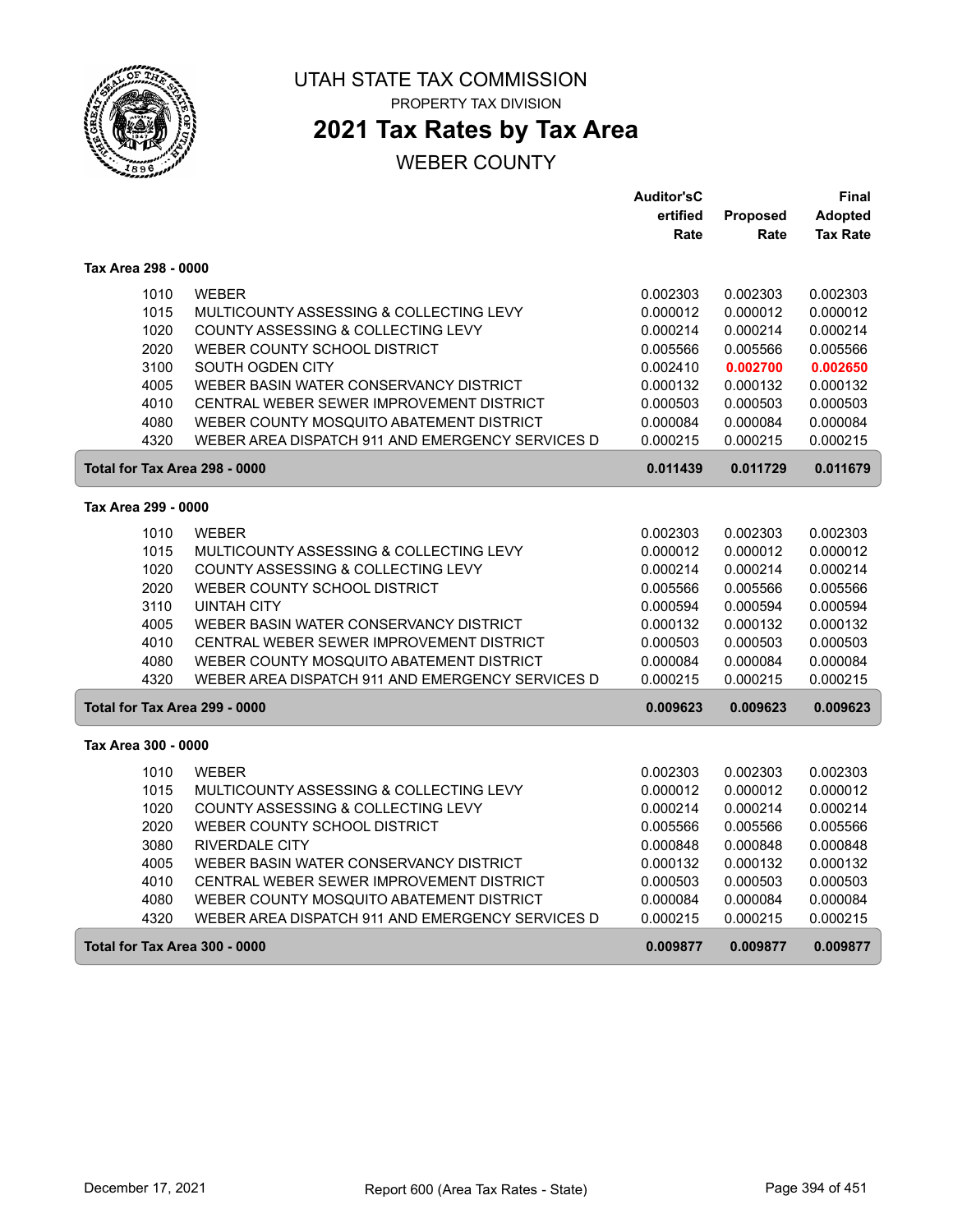# UTAH STATE TAX COMMISSION

PROPERTY TAX DIVISION

## 2021 Tax Rates by Tax Area

WEBER COUNTY

### Tax Area 298 - 0000

| | | Auditor'sCertified Rate | Proposed Rate | Final Adopted Tax Rate |
|---|---|---|---|---|
| 1010 | WEBER | 0.002303 | 0.002303 | 0.002303 |
| 1015 | MULTICOUNTY ASSESSING & COLLECTING LEVY | 0.000012 | 0.000012 | 0.000012 |
| 1020 | COUNTY ASSESSING & COLLECTING LEVY | 0.000214 | 0.000214 | 0.000214 |
| 2020 | WEBER COUNTY SCHOOL DISTRICT | 0.005566 | 0.005566 | 0.005566 |
| 3100 | SOUTH OGDEN CITY | 0.002410 | **0.002700** | **0.002650** |
| 4005 | WEBER BASIN WATER CONSERVANCY DISTRICT | 0.000132 | 0.000132 | 0.000132 |
| 4010 | CENTRAL WEBER SEWER IMPROVEMENT DISTRICT | 0.000503 | 0.000503 | 0.000503 |
| 4080 | WEBER COUNTY MOSQUITO ABATEMENT DISTRICT | 0.000084 | 0.000084 | 0.000084 |
| 4320 | WEBER AREA DISPATCH 911 AND EMERGENCY SERVICES D | 0.000215 | 0.000215 | 0.000215 |
| **Total for Tax Area 298 - 0000** | | **0.011439** | **0.011729** | **0.011679** |

### Tax Area 299 - 0000

| | | Auditor'sCertified Rate | Proposed Rate | Final Adopted Tax Rate |
|---|---|---|---|---|
| 1010 | WEBER | 0.002303 | 0.002303 | 0.002303 |
| 1015 | MULTICOUNTY ASSESSING & COLLECTING LEVY | 0.000012 | 0.000012 | 0.000012 |
| 1020 | COUNTY ASSESSING & COLLECTING LEVY | 0.000214 | 0.000214 | 0.000214 |
| 2020 | WEBER COUNTY SCHOOL DISTRICT | 0.005566 | 0.005566 | 0.005566 |
| 3110 | UINTAH CITY | 0.000594 | 0.000594 | 0.000594 |
| 4005 | WEBER BASIN WATER CONSERVANCY DISTRICT | 0.000132 | 0.000132 | 0.000132 |
| 4010 | CENTRAL WEBER SEWER IMPROVEMENT DISTRICT | 0.000503 | 0.000503 | 0.000503 |
| 4080 | WEBER COUNTY MOSQUITO ABATEMENT DISTRICT | 0.000084 | 0.000084 | 0.000084 |
| 4320 | WEBER AREA DISPATCH 911 AND EMERGENCY SERVICES D | 0.000215 | 0.000215 | 0.000215 |
| **Total for Tax Area 299 - 0000** | | **0.009623** | **0.009623** | **0.009623** |

### Tax Area 300 - 0000

| | | Auditor'sCertified Rate | Proposed Rate | Final Adopted Tax Rate |
|---|---|---|---|---|
| 1010 | WEBER | 0.002303 | 0.002303 | 0.002303 |
| 1015 | MULTICOUNTY ASSESSING & COLLECTING LEVY | 0.000012 | 0.000012 | 0.000012 |
| 1020 | COUNTY ASSESSING & COLLECTING LEVY | 0.000214 | 0.000214 | 0.000214 |
| 2020 | WEBER COUNTY SCHOOL DISTRICT | 0.005566 | 0.005566 | 0.005566 |
| 3080 | RIVERDALE CITY | 0.000848 | 0.000848 | 0.000848 |
| 4005 | WEBER BASIN WATER CONSERVANCY DISTRICT | 0.000132 | 0.000132 | 0.000132 |
| 4010 | CENTRAL WEBER SEWER IMPROVEMENT DISTRICT | 0.000503 | 0.000503 | 0.000503 |
| 4080 | WEBER COUNTY MOSQUITO ABATEMENT DISTRICT | 0.000084 | 0.000084 | 0.000084 |
| 4320 | WEBER AREA DISPATCH 911 AND EMERGENCY SERVICES D | 0.000215 | 0.000215 | 0.000215 |
| **Total for Tax Area 300 - 0000** | | **0.009877** | **0.009877** | **0.009877** |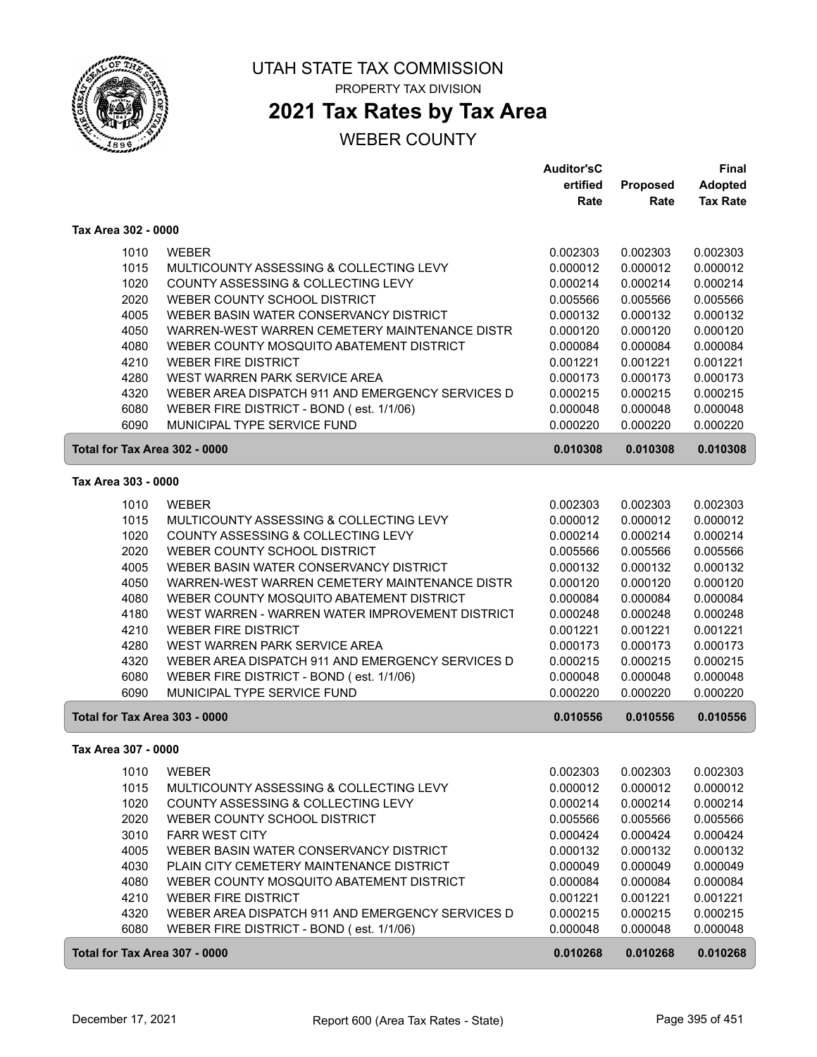# UTAH STATE TAX COMMISSION

PROPERTY TAX DIVISION

## 2021 Tax Rates by Tax Area

WEBER COUNTY

### Tax Area 302 - 0000

| | | Auditor'sCertified Rate | Proposed Rate | Final Adopted Tax Rate |
|---|---|---|---|---|
| 1010 | WEBER | 0.002303 | 0.002303 | 0.002303 |
| 1015 | MULTICOUNTY ASSESSING & COLLECTING LEVY | 0.000012 | 0.000012 | 0.000012 |
| 1020 | COUNTY ASSESSING & COLLECTING LEVY | 0.000214 | 0.000214 | 0.000214 |
| 2020 | WEBER COUNTY SCHOOL DISTRICT | 0.005566 | 0.005566 | 0.005566 |
| 4005 | WEBER BASIN WATER CONSERVANCY DISTRICT | 0.000132 | 0.000132 | 0.000132 |
| 4050 | WARREN-WEST WARREN CEMETERY MAINTENANCE DISTR | 0.000120 | 0.000120 | 0.000120 |
| 4080 | WEBER COUNTY MOSQUITO ABATEMENT DISTRICT | 0.000084 | 0.000084 | 0.000084 |
| 4210 | WEBER FIRE DISTRICT | 0.001221 | 0.001221 | 0.001221 |
| 4280 | WEST WARREN PARK SERVICE AREA | 0.000173 | 0.000173 | 0.000173 |
| 4320 | WEBER AREA DISPATCH 911 AND EMERGENCY SERVICES D | 0.000215 | 0.000215 | 0.000215 |
| 6080 | WEBER FIRE DISTRICT - BOND ( est. 1/1/06) | 0.000048 | 0.000048 | 0.000048 |
| 6090 | MUNICIPAL TYPE SERVICE FUND | 0.000220 | 0.000220 | 0.000220 |
| **Total for Tax Area 302 - 0000** | | **0.010308** | **0.010308** | **0.010308** |

### Tax Area 303 - 0000

| | | Auditor'sCertified Rate | Proposed Rate | Final Adopted Tax Rate |
|---|---|---|---|---|
| 1010 | WEBER | 0.002303 | 0.002303 | 0.002303 |
| 1015 | MULTICOUNTY ASSESSING & COLLECTING LEVY | 0.000012 | 0.000012 | 0.000012 |
| 1020 | COUNTY ASSESSING & COLLECTING LEVY | 0.000214 | 0.000214 | 0.000214 |
| 2020 | WEBER COUNTY SCHOOL DISTRICT | 0.005566 | 0.005566 | 0.005566 |
| 4005 | WEBER BASIN WATER CONSERVANCY DISTRICT | 0.000132 | 0.000132 | 0.000132 |
| 4050 | WARREN-WEST WARREN CEMETERY MAINTENANCE DISTR | 0.000120 | 0.000120 | 0.000120 |
| 4080 | WEBER COUNTY MOSQUITO ABATEMENT DISTRICT | 0.000084 | 0.000084 | 0.000084 |
| 4180 | WEST WARREN - WARREN WATER IMPROVEMENT DISTRICT | 0.000248 | 0.000248 | 0.000248 |
| 4210 | WEBER FIRE DISTRICT | 0.001221 | 0.001221 | 0.001221 |
| 4280 | WEST WARREN PARK SERVICE AREA | 0.000173 | 0.000173 | 0.000173 |
| 4320 | WEBER AREA DISPATCH 911 AND EMERGENCY SERVICES D | 0.000215 | 0.000215 | 0.000215 |
| 6080 | WEBER FIRE DISTRICT - BOND ( est. 1/1/06) | 0.000048 | 0.000048 | 0.000048 |
| 6090 | MUNICIPAL TYPE SERVICE FUND | 0.000220 | 0.000220 | 0.000220 |
| **Total for Tax Area 303 - 0000** | | **0.010556** | **0.010556** | **0.010556** |

### Tax Area 307 - 0000

| | | Auditor'sCertified Rate | Proposed Rate | Final Adopted Tax Rate |
|---|---|---|---|---|
| 1010 | WEBER | 0.002303 | 0.002303 | 0.002303 |
| 1015 | MULTICOUNTY ASSESSING & COLLECTING LEVY | 0.000012 | 0.000012 | 0.000012 |
| 1020 | COUNTY ASSESSING & COLLECTING LEVY | 0.000214 | 0.000214 | 0.000214 |
| 2020 | WEBER COUNTY SCHOOL DISTRICT | 0.005566 | 0.005566 | 0.005566 |
| 3010 | FARR WEST CITY | 0.000424 | 0.000424 | 0.000424 |
| 4005 | WEBER BASIN WATER CONSERVANCY DISTRICT | 0.000132 | 0.000132 | 0.000132 |
| 4030 | PLAIN CITY CEMETERY MAINTENANCE DISTRICT | 0.000049 | 0.000049 | 0.000049 |
| 4080 | WEBER COUNTY MOSQUITO ABATEMENT DISTRICT | 0.000084 | 0.000084 | 0.000084 |
| 4210 | WEBER FIRE DISTRICT | 0.001221 | 0.001221 | 0.001221 |
| 4320 | WEBER AREA DISPATCH 911 AND EMERGENCY SERVICES D | 0.000215 | 0.000215 | 0.000215 |
| 6080 | WEBER FIRE DISTRICT - BOND ( est. 1/1/06) | 0.000048 | 0.000048 | 0.000048 |
| **Total for Tax Area 307 - 0000** | | **0.010268** | **0.010268** | **0.010268** |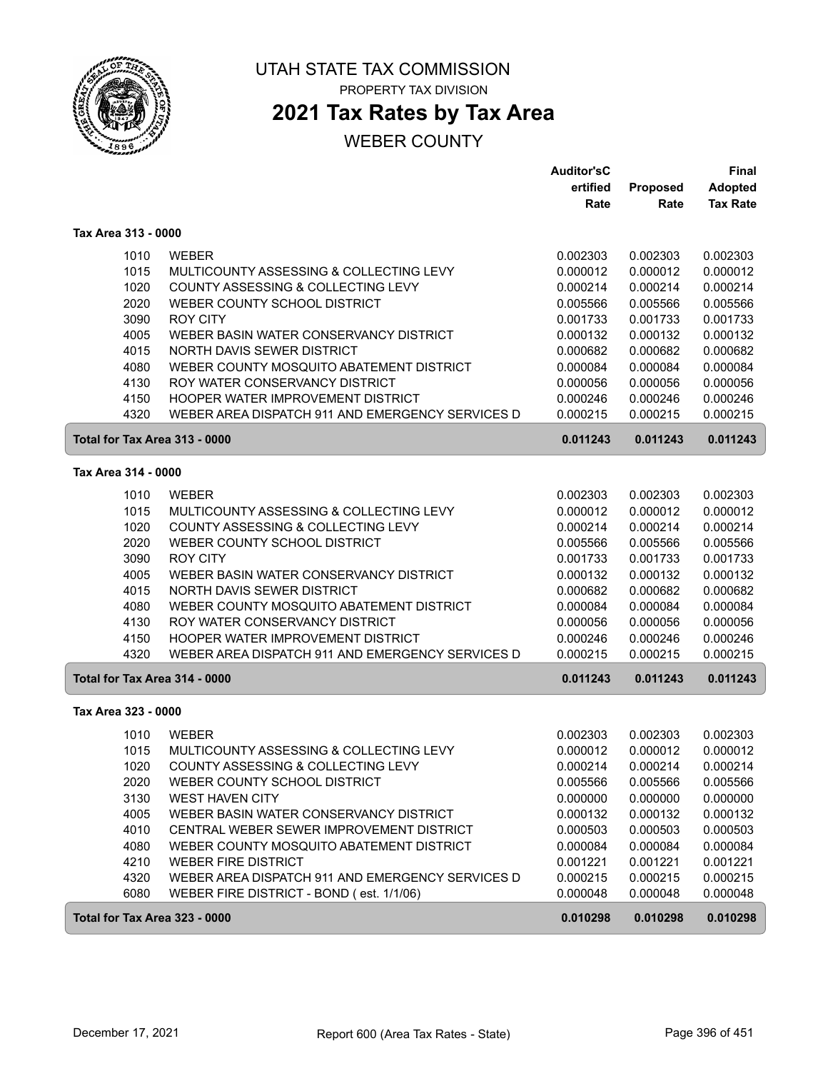# UTAH STATE TAX COMMISSION

PROPERTY TAX DIVISION

## 2021 Tax Rates by Tax Area

WEBER COUNTY

| | | Auditor's Certified Rate | Proposed Rate | Final Adopted Tax Rate |
|---|---|---|---|---|
| **Tax Area 313 - 0000** | | | | |
| 1010 | WEBER | 0.002303 | 0.002303 | 0.002303 |
| 1015 | MULTICOUNTY ASSESSING & COLLECTING LEVY | 0.000012 | 0.000012 | 0.000012 |
| 1020 | COUNTY ASSESSING & COLLECTING LEVY | 0.000214 | 0.000214 | 0.000214 |
| 2020 | WEBER COUNTY SCHOOL DISTRICT | 0.005566 | 0.005566 | 0.005566 |
| 3090 | ROY CITY | 0.001733 | 0.001733 | 0.001733 |
| 4005 | WEBER BASIN WATER CONSERVANCY DISTRICT | 0.000132 | 0.000132 | 0.000132 |
| 4015 | NORTH DAVIS SEWER DISTRICT | 0.000682 | 0.000682 | 0.000682 |
| 4080 | WEBER COUNTY MOSQUITO ABATEMENT DISTRICT | 0.000084 | 0.000084 | 0.000084 |
| 4130 | ROY WATER CONSERVANCY DISTRICT | 0.000056 | 0.000056 | 0.000056 |
| 4150 | HOOPER WATER IMPROVEMENT DISTRICT | 0.000246 | 0.000246 | 0.000246 |
| 4320 | WEBER AREA DISPATCH 911 AND EMERGENCY SERVICES D | 0.000215 | 0.000215 | 0.000215 |
| **Total for Tax Area 313 - 0000** | | **0.011243** | **0.011243** | **0.011243** |
| **Tax Area 314 - 0000** | | | | |
| 1010 | WEBER | 0.002303 | 0.002303 | 0.002303 |
| 1015 | MULTICOUNTY ASSESSING & COLLECTING LEVY | 0.000012 | 0.000012 | 0.000012 |
| 1020 | COUNTY ASSESSING & COLLECTING LEVY | 0.000214 | 0.000214 | 0.000214 |
| 2020 | WEBER COUNTY SCHOOL DISTRICT | 0.005566 | 0.005566 | 0.005566 |
| 3090 | ROY CITY | 0.001733 | 0.001733 | 0.001733 |
| 4005 | WEBER BASIN WATER CONSERVANCY DISTRICT | 0.000132 | 0.000132 | 0.000132 |
| 4015 | NORTH DAVIS SEWER DISTRICT | 0.000682 | 0.000682 | 0.000682 |
| 4080 | WEBER COUNTY MOSQUITO ABATEMENT DISTRICT | 0.000084 | 0.000084 | 0.000084 |
| 4130 | ROY WATER CONSERVANCY DISTRICT | 0.000056 | 0.000056 | 0.000056 |
| 4150 | HOOPER WATER IMPROVEMENT DISTRICT | 0.000246 | 0.000246 | 0.000246 |
| 4320 | WEBER AREA DISPATCH 911 AND EMERGENCY SERVICES D | 0.000215 | 0.000215 | 0.000215 |
| **Total for Tax Area 314 - 0000** | | **0.011243** | **0.011243** | **0.011243** |
| **Tax Area 323 - 0000** | | | | |
| 1010 | WEBER | 0.002303 | 0.002303 | 0.002303 |
| 1015 | MULTICOUNTY ASSESSING & COLLECTING LEVY | 0.000012 | 0.000012 | 0.000012 |
| 1020 | COUNTY ASSESSING & COLLECTING LEVY | 0.000214 | 0.000214 | 0.000214 |
| 2020 | WEBER COUNTY SCHOOL DISTRICT | 0.005566 | 0.005566 | 0.005566 |
| 3130 | WEST HAVEN CITY | 0.000000 | 0.000000 | 0.000000 |
| 4005 | WEBER BASIN WATER CONSERVANCY DISTRICT | 0.000132 | 0.000132 | 0.000132 |
| 4010 | CENTRAL WEBER SEWER IMPROVEMENT DISTRICT | 0.000503 | 0.000503 | 0.000503 |
| 4080 | WEBER COUNTY MOSQUITO ABATEMENT DISTRICT | 0.000084 | 0.000084 | 0.000084 |
| 4210 | WEBER FIRE DISTRICT | 0.001221 | 0.001221 | 0.001221 |
| 4320 | WEBER AREA DISPATCH 911 AND EMERGENCY SERVICES D | 0.000215 | 0.000215 | 0.000215 |
| 6080 | WEBER FIRE DISTRICT - BOND ( est. 1/1/06) | 0.000048 | 0.000048 | 0.000048 |
| **Total for Tax Area 323 - 0000** | | **0.010298** | **0.010298** | **0.010298** |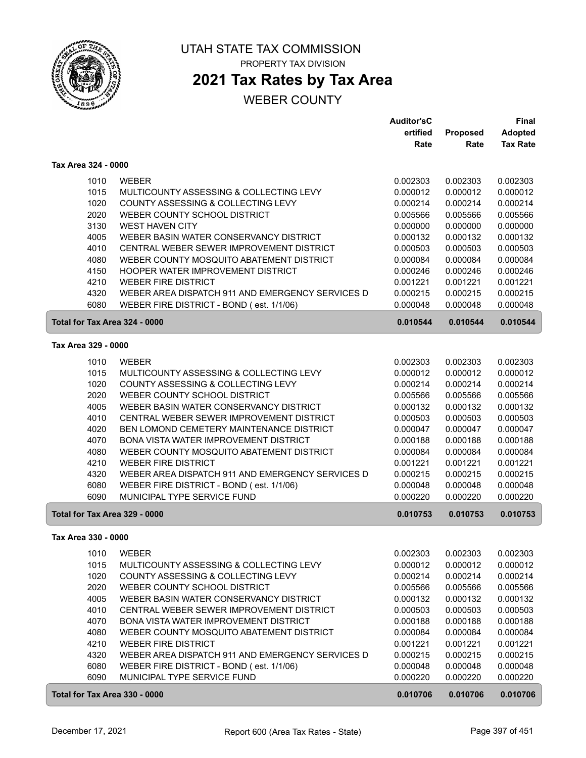# UTAH STATE TAX COMMISSION

PROPERTY TAX DIVISION

## 2021 Tax Rates by Tax Area

WEBER COUNTY

| | | Auditor'sCertified Rate | Proposed Rate | Final Adopted Tax Rate |
|---|---|---|---|---|
| **Tax Area 324 - 0000** | | | | |
| 1010 | WEBER | 0.002303 | 0.002303 | 0.002303 |
| 1015 | MULTICOUNTY ASSESSING & COLLECTING LEVY | 0.000012 | 0.000012 | 0.000012 |
| 1020 | COUNTY ASSESSING & COLLECTING LEVY | 0.000214 | 0.000214 | 0.000214 |
| 2020 | WEBER COUNTY SCHOOL DISTRICT | 0.005566 | 0.005566 | 0.005566 |
| 3130 | WEST HAVEN CITY | 0.000000 | 0.000000 | 0.000000 |
| 4005 | WEBER BASIN WATER CONSERVANCY DISTRICT | 0.000132 | 0.000132 | 0.000132 |
| 4010 | CENTRAL WEBER SEWER IMPROVEMENT DISTRICT | 0.000503 | 0.000503 | 0.000503 |
| 4080 | WEBER COUNTY MOSQUITO ABATEMENT DISTRICT | 0.000084 | 0.000084 | 0.000084 |
| 4150 | HOOPER WATER IMPROVEMENT DISTRICT | 0.000246 | 0.000246 | 0.000246 |
| 4210 | WEBER FIRE DISTRICT | 0.001221 | 0.001221 | 0.001221 |
| 4320 | WEBER AREA DISPATCH 911 AND EMERGENCY SERVICES D | 0.000215 | 0.000215 | 0.000215 |
| 6080 | WEBER FIRE DISTRICT - BOND ( est. 1/1/06) | 0.000048 | 0.000048 | 0.000048 |
| **Total for Tax Area 324 - 0000** | | **0.010544** | **0.010544** | **0.010544** |
| **Tax Area 329 - 0000** | | | | |
| 1010 | WEBER | 0.002303 | 0.002303 | 0.002303 |
| 1015 | MULTICOUNTY ASSESSING & COLLECTING LEVY | 0.000012 | 0.000012 | 0.000012 |
| 1020 | COUNTY ASSESSING & COLLECTING LEVY | 0.000214 | 0.000214 | 0.000214 |
| 2020 | WEBER COUNTY SCHOOL DISTRICT | 0.005566 | 0.005566 | 0.005566 |
| 4005 | WEBER BASIN WATER CONSERVANCY DISTRICT | 0.000132 | 0.000132 | 0.000132 |
| 4010 | CENTRAL WEBER SEWER IMPROVEMENT DISTRICT | 0.000503 | 0.000503 | 0.000503 |
| 4020 | BEN LOMOND CEMETERY MAINTENANCE DISTRICT | 0.000047 | 0.000047 | 0.000047 |
| 4070 | BONA VISTA WATER IMPROVEMENT DISTRICT | 0.000188 | 0.000188 | 0.000188 |
| 4080 | WEBER COUNTY MOSQUITO ABATEMENT DISTRICT | 0.000084 | 0.000084 | 0.000084 |
| 4210 | WEBER FIRE DISTRICT | 0.001221 | 0.001221 | 0.001221 |
| 4320 | WEBER AREA DISPATCH 911 AND EMERGENCY SERVICES D | 0.000215 | 0.000215 | 0.000215 |
| 6080 | WEBER FIRE DISTRICT - BOND ( est. 1/1/06) | 0.000048 | 0.000048 | 0.000048 |
| 6090 | MUNICIPAL TYPE SERVICE FUND | 0.000220 | 0.000220 | 0.000220 |
| **Total for Tax Area 329 - 0000** | | **0.010753** | **0.010753** | **0.010753** |
| **Tax Area 330 - 0000** | | | | |
| 1010 | WEBER | 0.002303 | 0.002303 | 0.002303 |
| 1015 | MULTICOUNTY ASSESSING & COLLECTING LEVY | 0.000012 | 0.000012 | 0.000012 |
| 1020 | COUNTY ASSESSING & COLLECTING LEVY | 0.000214 | 0.000214 | 0.000214 |
| 2020 | WEBER COUNTY SCHOOL DISTRICT | 0.005566 | 0.005566 | 0.005566 |
| 4005 | WEBER BASIN WATER CONSERVANCY DISTRICT | 0.000132 | 0.000132 | 0.000132 |
| 4010 | CENTRAL WEBER SEWER IMPROVEMENT DISTRICT | 0.000503 | 0.000503 | 0.000503 |
| 4070 | BONA VISTA WATER IMPROVEMENT DISTRICT | 0.000188 | 0.000188 | 0.000188 |
| 4080 | WEBER COUNTY MOSQUITO ABATEMENT DISTRICT | 0.000084 | 0.000084 | 0.000084 |
| 4210 | WEBER FIRE DISTRICT | 0.001221 | 0.001221 | 0.001221 |
| 4320 | WEBER AREA DISPATCH 911 AND EMERGENCY SERVICES D | 0.000215 | 0.000215 | 0.000215 |
| 6080 | WEBER FIRE DISTRICT - BOND ( est. 1/1/06) | 0.000048 | 0.000048 | 0.000048 |
| 6090 | MUNICIPAL TYPE SERVICE FUND | 0.000220 | 0.000220 | 0.000220 |
| **Total for Tax Area 330 - 0000** | | **0.010706** | **0.010706** | **0.010706** |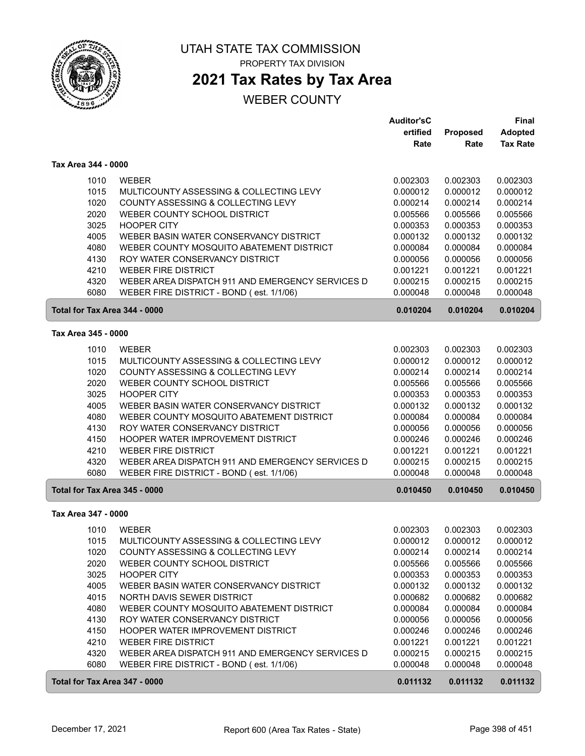# UTAH STATE TAX COMMISSION

PROPERTY TAX DIVISION

## 2021 Tax Rates by Tax Area

WEBER COUNTY

| | | Auditor'sC ertified Rate | Proposed Rate | Final Adopted Tax Rate |
|---|---|---|---|---|
| **Tax Area 344 - 0000** | | | | |
| 1010 | WEBER | 0.002303 | 0.002303 | 0.002303 |
| 1015 | MULTICOUNTY ASSESSING & COLLECTING LEVY | 0.000012 | 0.000012 | 0.000012 |
| 1020 | COUNTY ASSESSING & COLLECTING LEVY | 0.000214 | 0.000214 | 0.000214 |
| 2020 | WEBER COUNTY SCHOOL DISTRICT | 0.005566 | 0.005566 | 0.005566 |
| 3025 | HOOPER CITY | 0.000353 | 0.000353 | 0.000353 |
| 4005 | WEBER BASIN WATER CONSERVANCY DISTRICT | 0.000132 | 0.000132 | 0.000132 |
| 4080 | WEBER COUNTY MOSQUITO ABATEMENT DISTRICT | 0.000084 | 0.000084 | 0.000084 |
| 4130 | ROY WATER CONSERVANCY DISTRICT | 0.000056 | 0.000056 | 0.000056 |
| 4210 | WEBER FIRE DISTRICT | 0.001221 | 0.001221 | 0.001221 |
| 4320 | WEBER AREA DISPATCH 911 AND EMERGENCY SERVICES D | 0.000215 | 0.000215 | 0.000215 |
| 6080 | WEBER FIRE DISTRICT - BOND ( est. 1/1/06) | 0.000048 | 0.000048 | 0.000048 |
| **Total for Tax Area 344 - 0000** | | **0.010204** | **0.010204** | **0.010204** |
| **Tax Area 345 - 0000** | | | | |
| 1010 | WEBER | 0.002303 | 0.002303 | 0.002303 |
| 1015 | MULTICOUNTY ASSESSING & COLLECTING LEVY | 0.000012 | 0.000012 | 0.000012 |
| 1020 | COUNTY ASSESSING & COLLECTING LEVY | 0.000214 | 0.000214 | 0.000214 |
| 2020 | WEBER COUNTY SCHOOL DISTRICT | 0.005566 | 0.005566 | 0.005566 |
| 3025 | HOOPER CITY | 0.000353 | 0.000353 | 0.000353 |
| 4005 | WEBER BASIN WATER CONSERVANCY DISTRICT | 0.000132 | 0.000132 | 0.000132 |
| 4080 | WEBER COUNTY MOSQUITO ABATEMENT DISTRICT | 0.000084 | 0.000084 | 0.000084 |
| 4130 | ROY WATER CONSERVANCY DISTRICT | 0.000056 | 0.000056 | 0.000056 |
| 4150 | HOOPER WATER IMPROVEMENT DISTRICT | 0.000246 | 0.000246 | 0.000246 |
| 4210 | WEBER FIRE DISTRICT | 0.001221 | 0.001221 | 0.001221 |
| 4320 | WEBER AREA DISPATCH 911 AND EMERGENCY SERVICES D | 0.000215 | 0.000215 | 0.000215 |
| 6080 | WEBER FIRE DISTRICT - BOND ( est. 1/1/06) | 0.000048 | 0.000048 | 0.000048 |
| **Total for Tax Area 345 - 0000** | | **0.010450** | **0.010450** | **0.010450** |
| **Tax Area 347 - 0000** | | | | |
| 1010 | WEBER | 0.002303 | 0.002303 | 0.002303 |
| 1015 | MULTICOUNTY ASSESSING & COLLECTING LEVY | 0.000012 | 0.000012 | 0.000012 |
| 1020 | COUNTY ASSESSING & COLLECTING LEVY | 0.000214 | 0.000214 | 0.000214 |
| 2020 | WEBER COUNTY SCHOOL DISTRICT | 0.005566 | 0.005566 | 0.005566 |
| 3025 | HOOPER CITY | 0.000353 | 0.000353 | 0.000353 |
| 4005 | WEBER BASIN WATER CONSERVANCY DISTRICT | 0.000132 | 0.000132 | 0.000132 |
| 4015 | NORTH DAVIS SEWER DISTRICT | 0.000682 | 0.000682 | 0.000682 |
| 4080 | WEBER COUNTY MOSQUITO ABATEMENT DISTRICT | 0.000084 | 0.000084 | 0.000084 |
| 4130 | ROY WATER CONSERVANCY DISTRICT | 0.000056 | 0.000056 | 0.000056 |
| 4150 | HOOPER WATER IMPROVEMENT DISTRICT | 0.000246 | 0.000246 | 0.000246 |
| 4210 | WEBER FIRE DISTRICT | 0.001221 | 0.001221 | 0.001221 |
| 4320 | WEBER AREA DISPATCH 911 AND EMERGENCY SERVICES D | 0.000215 | 0.000215 | 0.000215 |
| 6080 | WEBER FIRE DISTRICT - BOND ( est. 1/1/06) | 0.000048 | 0.000048 | 0.000048 |
| **Total for Tax Area 347 - 0000** | | **0.011132** | **0.011132** | **0.011132** |

December 17, 2021 — Report 600 (Area Tax Rates - State)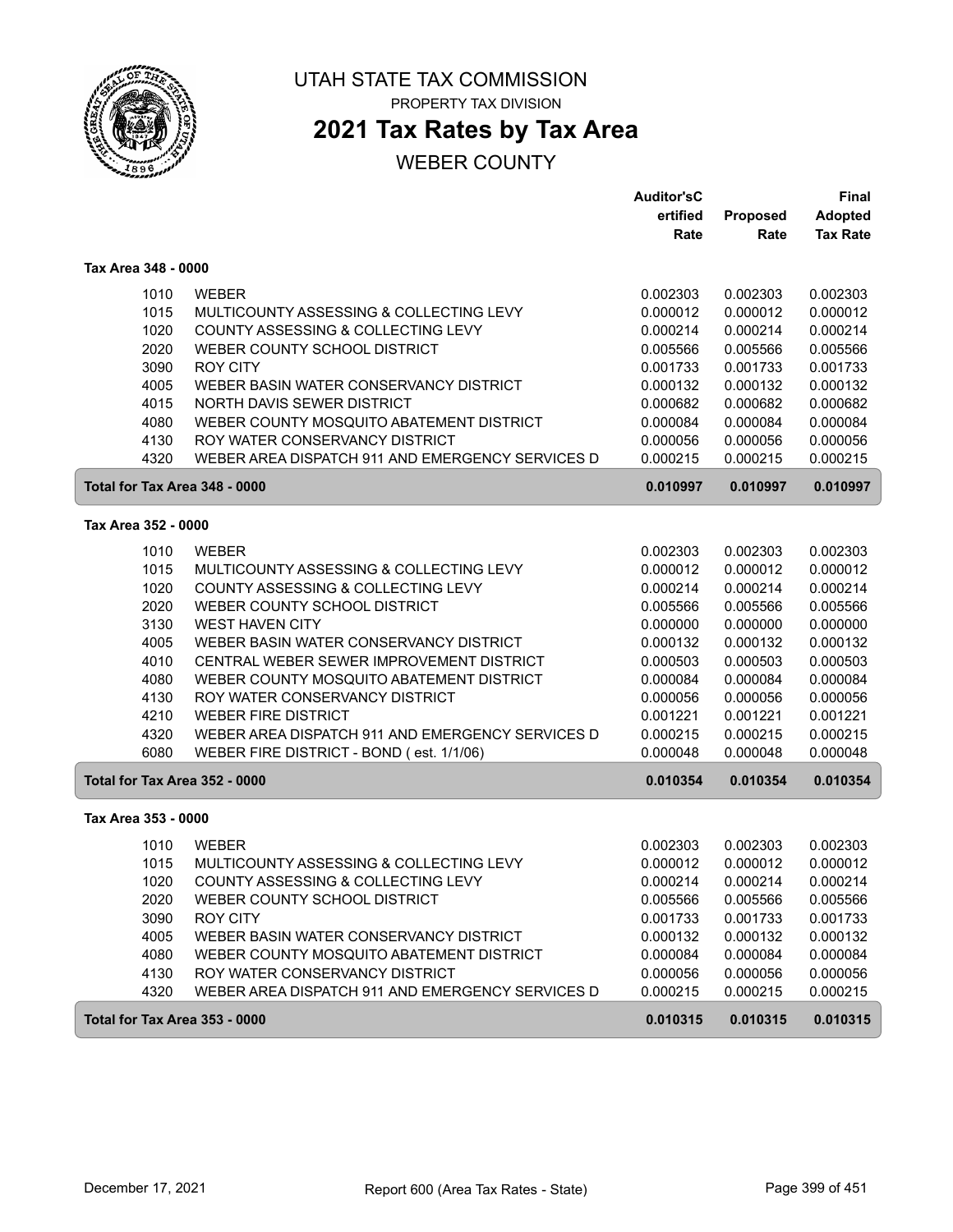# UTAH STATE TAX COMMISSION

PROPERTY TAX DIVISION

## 2021 Tax Rates by Tax Area

WEBER COUNTY

| | | Auditor'sC ertified Rate | Proposed Rate | Final Adopted Tax Rate |
|---|---|---|---|---|
| **Tax Area 348 - 0000** | | | | |
| 1010 | WEBER | 0.002303 | 0.002303 | 0.002303 |
| 1015 | MULTICOUNTY ASSESSING & COLLECTING LEVY | 0.000012 | 0.000012 | 0.000012 |
| 1020 | COUNTY ASSESSING & COLLECTING LEVY | 0.000214 | 0.000214 | 0.000214 |
| 2020 | WEBER COUNTY SCHOOL DISTRICT | 0.005566 | 0.005566 | 0.005566 |
| 3090 | ROY CITY | 0.001733 | 0.001733 | 0.001733 |
| 4005 | WEBER BASIN WATER CONSERVANCY DISTRICT | 0.000132 | 0.000132 | 0.000132 |
| 4015 | NORTH DAVIS SEWER DISTRICT | 0.000682 | 0.000682 | 0.000682 |
| 4080 | WEBER COUNTY MOSQUITO ABATEMENT DISTRICT | 0.000084 | 0.000084 | 0.000084 |
| 4130 | ROY WATER CONSERVANCY DISTRICT | 0.000056 | 0.000056 | 0.000056 |
| 4320 | WEBER AREA DISPATCH 911 AND EMERGENCY SERVICES D | 0.000215 | 0.000215 | 0.000215 |
| **Total for Tax Area 348 - 0000** | | **0.010997** | **0.010997** | **0.010997** |
| **Tax Area 352 - 0000** | | | | |
| 1010 | WEBER | 0.002303 | 0.002303 | 0.002303 |
| 1015 | MULTICOUNTY ASSESSING & COLLECTING LEVY | 0.000012 | 0.000012 | 0.000012 |
| 1020 | COUNTY ASSESSING & COLLECTING LEVY | 0.000214 | 0.000214 | 0.000214 |
| 2020 | WEBER COUNTY SCHOOL DISTRICT | 0.005566 | 0.005566 | 0.005566 |
| 3130 | WEST HAVEN CITY | 0.000000 | 0.000000 | 0.000000 |
| 4005 | WEBER BASIN WATER CONSERVANCY DISTRICT | 0.000132 | 0.000132 | 0.000132 |
| 4010 | CENTRAL WEBER SEWER IMPROVEMENT DISTRICT | 0.000503 | 0.000503 | 0.000503 |
| 4080 | WEBER COUNTY MOSQUITO ABATEMENT DISTRICT | 0.000084 | 0.000084 | 0.000084 |
| 4130 | ROY WATER CONSERVANCY DISTRICT | 0.000056 | 0.000056 | 0.000056 |
| 4210 | WEBER FIRE DISTRICT | 0.001221 | 0.001221 | 0.001221 |
| 4320 | WEBER AREA DISPATCH 911 AND EMERGENCY SERVICES D | 0.000215 | 0.000215 | 0.000215 |
| 6080 | WEBER FIRE DISTRICT - BOND ( est. 1/1/06) | 0.000048 | 0.000048 | 0.000048 |
| **Total for Tax Area 352 - 0000** | | **0.010354** | **0.010354** | **0.010354** |
| **Tax Area 353 - 0000** | | | | |
| 1010 | WEBER | 0.002303 | 0.002303 | 0.002303 |
| 1015 | MULTICOUNTY ASSESSING & COLLECTING LEVY | 0.000012 | 0.000012 | 0.000012 |
| 1020 | COUNTY ASSESSING & COLLECTING LEVY | 0.000214 | 0.000214 | 0.000214 |
| 2020 | WEBER COUNTY SCHOOL DISTRICT | 0.005566 | 0.005566 | 0.005566 |
| 3090 | ROY CITY | 0.001733 | 0.001733 | 0.001733 |
| 4005 | WEBER BASIN WATER CONSERVANCY DISTRICT | 0.000132 | 0.000132 | 0.000132 |
| 4080 | WEBER COUNTY MOSQUITO ABATEMENT DISTRICT | 0.000084 | 0.000084 | 0.000084 |
| 4130 | ROY WATER CONSERVANCY DISTRICT | 0.000056 | 0.000056 | 0.000056 |
| 4320 | WEBER AREA DISPATCH 911 AND EMERGENCY SERVICES D | 0.000215 | 0.000215 | 0.000215 |
| **Total for Tax Area 353 - 0000** | | **0.010315** | **0.010315** | **0.010315** |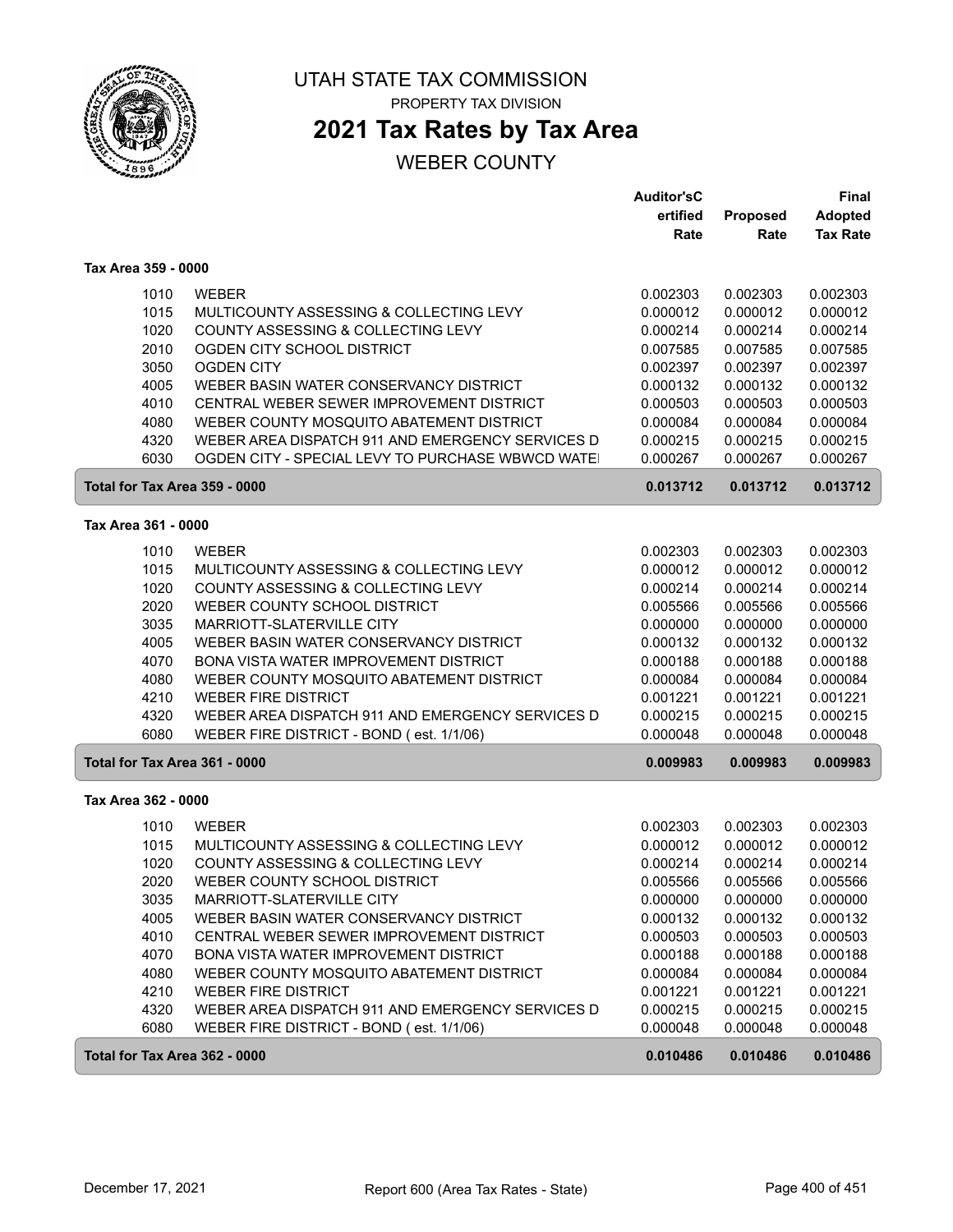# UTAH STATE TAX COMMISSION

PROPERTY TAX DIVISION

## 2021 Tax Rates by Tax Area

WEBER COUNTY

### Tax Area 359 - 0000

| | | Auditor'sCertified Rate | Proposed Rate | Final Adopted Tax Rate |
|---|---|---|---|---|
| 1010 | WEBER | 0.002303 | 0.002303 | 0.002303 |
| 1015 | MULTICOUNTY ASSESSING & COLLECTING LEVY | 0.000012 | 0.000012 | 0.000012 |
| 1020 | COUNTY ASSESSING & COLLECTING LEVY | 0.000214 | 0.000214 | 0.000214 |
| 2010 | OGDEN CITY SCHOOL DISTRICT | 0.007585 | 0.007585 | 0.007585 |
| 3050 | OGDEN CITY | 0.002397 | 0.002397 | 0.002397 |
| 4005 | WEBER BASIN WATER CONSERVANCY DISTRICT | 0.000132 | 0.000132 | 0.000132 |
| 4010 | CENTRAL WEBER SEWER IMPROVEMENT DISTRICT | 0.000503 | 0.000503 | 0.000503 |
| 4080 | WEBER COUNTY MOSQUITO ABATEMENT DISTRICT | 0.000084 | 0.000084 | 0.000084 |
| 4320 | WEBER AREA DISPATCH 911 AND EMERGENCY SERVICES D | 0.000215 | 0.000215 | 0.000215 |
| 6030 | OGDEN CITY - SPECIAL LEVY TO PURCHASE WBWCD WATE | 0.000267 | 0.000267 | 0.000267 |
| **Total for Tax Area 359 - 0000** | | **0.013712** | **0.013712** | **0.013712** |

### Tax Area 361 - 0000

| | | Auditor'sCertified Rate | Proposed Rate | Final Adopted Tax Rate |
|---|---|---|---|---|
| 1010 | WEBER | 0.002303 | 0.002303 | 0.002303 |
| 1015 | MULTICOUNTY ASSESSING & COLLECTING LEVY | 0.000012 | 0.000012 | 0.000012 |
| 1020 | COUNTY ASSESSING & COLLECTING LEVY | 0.000214 | 0.000214 | 0.000214 |
| 2020 | WEBER COUNTY SCHOOL DISTRICT | 0.005566 | 0.005566 | 0.005566 |
| 3035 | MARRIOTT-SLATERVILLE CITY | 0.000000 | 0.000000 | 0.000000 |
| 4005 | WEBER BASIN WATER CONSERVANCY DISTRICT | 0.000132 | 0.000132 | 0.000132 |
| 4070 | BONA VISTA WATER IMPROVEMENT DISTRICT | 0.000188 | 0.000188 | 0.000188 |
| 4080 | WEBER COUNTY MOSQUITO ABATEMENT DISTRICT | 0.000084 | 0.000084 | 0.000084 |
| 4210 | WEBER FIRE DISTRICT | 0.001221 | 0.001221 | 0.001221 |
| 4320 | WEBER AREA DISPATCH 911 AND EMERGENCY SERVICES D | 0.000215 | 0.000215 | 0.000215 |
| 6080 | WEBER FIRE DISTRICT - BOND ( est. 1/1/06) | 0.000048 | 0.000048 | 0.000048 |
| **Total for Tax Area 361 - 0000** | | **0.009983** | **0.009983** | **0.009983** |

### Tax Area 362 - 0000

| | | Auditor'sCertified Rate | Proposed Rate | Final Adopted Tax Rate |
|---|---|---|---|---|
| 1010 | WEBER | 0.002303 | 0.002303 | 0.002303 |
| 1015 | MULTICOUNTY ASSESSING & COLLECTING LEVY | 0.000012 | 0.000012 | 0.000012 |
| 1020 | COUNTY ASSESSING & COLLECTING LEVY | 0.000214 | 0.000214 | 0.000214 |
| 2020 | WEBER COUNTY SCHOOL DISTRICT | 0.005566 | 0.005566 | 0.005566 |
| 3035 | MARRIOTT-SLATERVILLE CITY | 0.000000 | 0.000000 | 0.000000 |
| 4005 | WEBER BASIN WATER CONSERVANCY DISTRICT | 0.000132 | 0.000132 | 0.000132 |
| 4010 | CENTRAL WEBER SEWER IMPROVEMENT DISTRICT | 0.000503 | 0.000503 | 0.000503 |
| 4070 | BONA VISTA WATER IMPROVEMENT DISTRICT | 0.000188 | 0.000188 | 0.000188 |
| 4080 | WEBER COUNTY MOSQUITO ABATEMENT DISTRICT | 0.000084 | 0.000084 | 0.000084 |
| 4210 | WEBER FIRE DISTRICT | 0.001221 | 0.001221 | 0.001221 |
| 4320 | WEBER AREA DISPATCH 911 AND EMERGENCY SERVICES D | 0.000215 | 0.000215 | 0.000215 |
| 6080 | WEBER FIRE DISTRICT - BOND ( est. 1/1/06) | 0.000048 | 0.000048 | 0.000048 |
| **Total for Tax Area 362 - 0000** | | **0.010486** | **0.010486** | **0.010486** |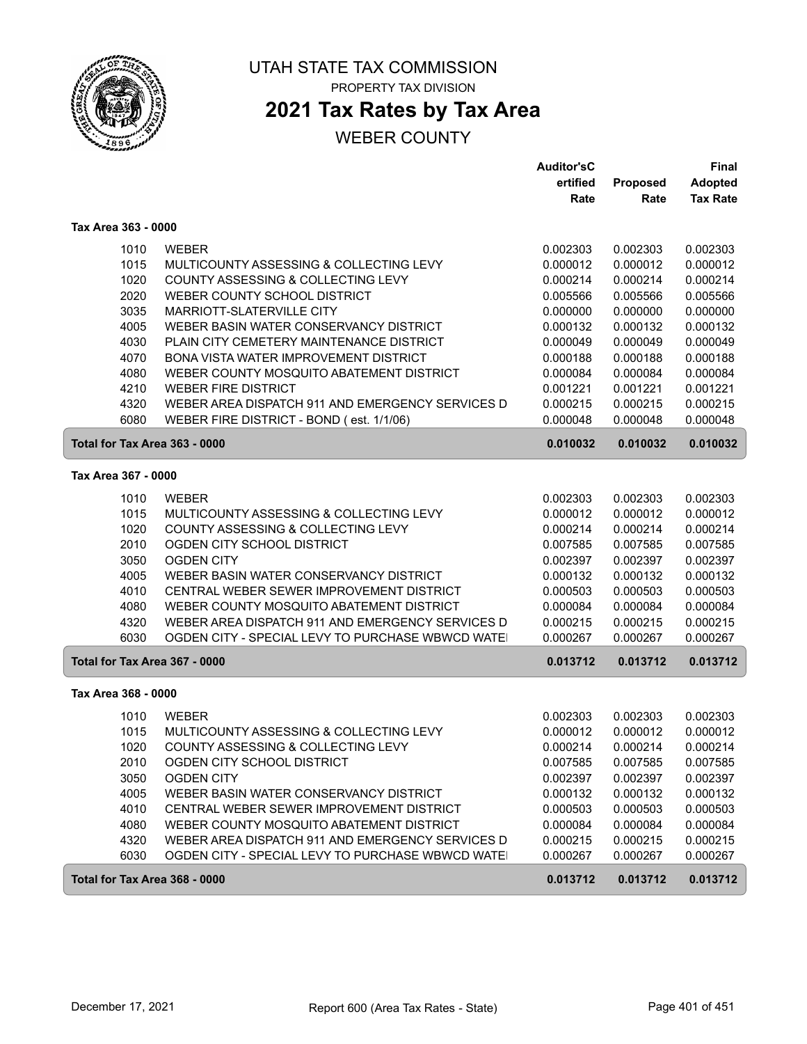# UTAH STATE TAX COMMISSION

PROPERTY TAX DIVISION

## 2021 Tax Rates by Tax Area

WEBER COUNTY

| | | Auditor'sCertified Rate | Proposed Rate | Final Adopted Tax Rate |
|---|---|---|---|---|
| **Tax Area 363 - 0000** | | | | |
| 1010 | WEBER | 0.002303 | 0.002303 | 0.002303 |
| 1015 | MULTICOUNTY ASSESSING & COLLECTING LEVY | 0.000012 | 0.000012 | 0.000012 |
| 1020 | COUNTY ASSESSING & COLLECTING LEVY | 0.000214 | 0.000214 | 0.000214 |
| 2020 | WEBER COUNTY SCHOOL DISTRICT | 0.005566 | 0.005566 | 0.005566 |
| 3035 | MARRIOTT-SLATERVILLE CITY | 0.000000 | 0.000000 | 0.000000 |
| 4005 | WEBER BASIN WATER CONSERVANCY DISTRICT | 0.000132 | 0.000132 | 0.000132 |
| 4030 | PLAIN CITY CEMETERY MAINTENANCE DISTRICT | 0.000049 | 0.000049 | 0.000049 |
| 4070 | BONA VISTA WATER IMPROVEMENT DISTRICT | 0.000188 | 0.000188 | 0.000188 |
| 4080 | WEBER COUNTY MOSQUITO ABATEMENT DISTRICT | 0.000084 | 0.000084 | 0.000084 |
| 4210 | WEBER FIRE DISTRICT | 0.001221 | 0.001221 | 0.001221 |
| 4320 | WEBER AREA DISPATCH 911 AND EMERGENCY SERVICES D | 0.000215 | 0.000215 | 0.000215 |
| 6080 | WEBER FIRE DISTRICT - BOND ( est. 1/1/06) | 0.000048 | 0.000048 | 0.000048 |
| **Total for Tax Area 363 - 0000** | | **0.010032** | **0.010032** | **0.010032** |
| **Tax Area 367 - 0000** | | | | |
| 1010 | WEBER | 0.002303 | 0.002303 | 0.002303 |
| 1015 | MULTICOUNTY ASSESSING & COLLECTING LEVY | 0.000012 | 0.000012 | 0.000012 |
| 1020 | COUNTY ASSESSING & COLLECTING LEVY | 0.000214 | 0.000214 | 0.000214 |
| 2010 | OGDEN CITY SCHOOL DISTRICT | 0.007585 | 0.007585 | 0.007585 |
| 3050 | OGDEN CITY | 0.002397 | 0.002397 | 0.002397 |
| 4005 | WEBER BASIN WATER CONSERVANCY DISTRICT | 0.000132 | 0.000132 | 0.000132 |
| 4010 | CENTRAL WEBER SEWER IMPROVEMENT DISTRICT | 0.000503 | 0.000503 | 0.000503 |
| 4080 | WEBER COUNTY MOSQUITO ABATEMENT DISTRICT | 0.000084 | 0.000084 | 0.000084 |
| 4320 | WEBER AREA DISPATCH 911 AND EMERGENCY SERVICES D | 0.000215 | 0.000215 | 0.000215 |
| 6030 | OGDEN CITY - SPECIAL LEVY TO PURCHASE WBWCD WATEI | 0.000267 | 0.000267 | 0.000267 |
| **Total for Tax Area 367 - 0000** | | **0.013712** | **0.013712** | **0.013712** |
| **Tax Area 368 - 0000** | | | | |
| 1010 | WEBER | 0.002303 | 0.002303 | 0.002303 |
| 1015 | MULTICOUNTY ASSESSING & COLLECTING LEVY | 0.000012 | 0.000012 | 0.000012 |
| 1020 | COUNTY ASSESSING & COLLECTING LEVY | 0.000214 | 0.000214 | 0.000214 |
| 2010 | OGDEN CITY SCHOOL DISTRICT | 0.007585 | 0.007585 | 0.007585 |
| 3050 | OGDEN CITY | 0.002397 | 0.002397 | 0.002397 |
| 4005 | WEBER BASIN WATER CONSERVANCY DISTRICT | 0.000132 | 0.000132 | 0.000132 |
| 4010 | CENTRAL WEBER SEWER IMPROVEMENT DISTRICT | 0.000503 | 0.000503 | 0.000503 |
| 4080 | WEBER COUNTY MOSQUITO ABATEMENT DISTRICT | 0.000084 | 0.000084 | 0.000084 |
| 4320 | WEBER AREA DISPATCH 911 AND EMERGENCY SERVICES D | 0.000215 | 0.000215 | 0.000215 |
| 6030 | OGDEN CITY - SPECIAL LEVY TO PURCHASE WBWCD WATEI | 0.000267 | 0.000267 | 0.000267 |
| **Total for Tax Area 368 - 0000** | | **0.013712** | **0.013712** | **0.013712** |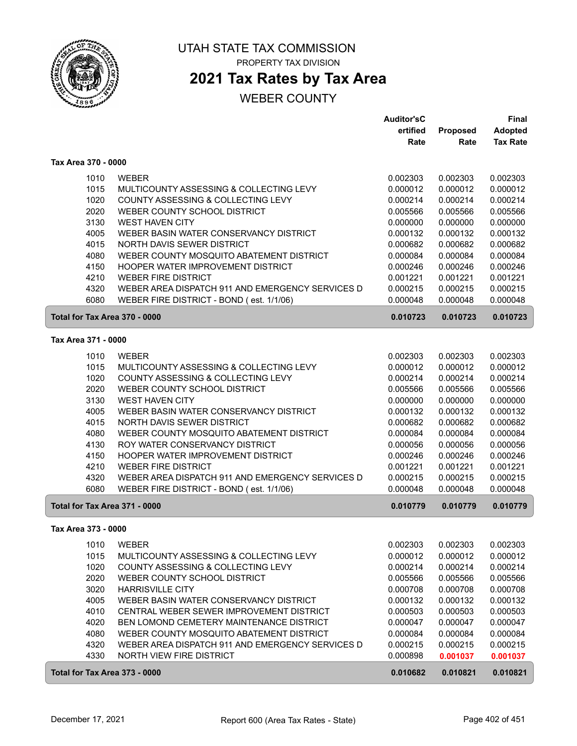# UTAH STATE TAX COMMISSION

PROPERTY TAX DIVISION

## 2021 Tax Rates by Tax Area

WEBER COUNTY

| | | Auditor'sCertified Rate | Proposed Rate | Final Adopted Tax Rate |
|---|---|---|---|---|
| **Tax Area 370 - 0000** | | | | |
| 1010 | WEBER | 0.002303 | 0.002303 | 0.002303 |
| 1015 | MULTICOUNTY ASSESSING & COLLECTING LEVY | 0.000012 | 0.000012 | 0.000012 |
| 1020 | COUNTY ASSESSING & COLLECTING LEVY | 0.000214 | 0.000214 | 0.000214 |
| 2020 | WEBER COUNTY SCHOOL DISTRICT | 0.005566 | 0.005566 | 0.005566 |
| 3130 | WEST HAVEN CITY | 0.000000 | 0.000000 | 0.000000 |
| 4005 | WEBER BASIN WATER CONSERVANCY DISTRICT | 0.000132 | 0.000132 | 0.000132 |
| 4015 | NORTH DAVIS SEWER DISTRICT | 0.000682 | 0.000682 | 0.000682 |
| 4080 | WEBER COUNTY MOSQUITO ABATEMENT DISTRICT | 0.000084 | 0.000084 | 0.000084 |
| 4150 | HOOPER WATER IMPROVEMENT DISTRICT | 0.000246 | 0.000246 | 0.000246 |
| 4210 | WEBER FIRE DISTRICT | 0.001221 | 0.001221 | 0.001221 |
| 4320 | WEBER AREA DISPATCH 911 AND EMERGENCY SERVICES D | 0.000215 | 0.000215 | 0.000215 |
| 6080 | WEBER FIRE DISTRICT - BOND ( est. 1/1/06) | 0.000048 | 0.000048 | 0.000048 |
| **Total for Tax Area 370 - 0000** | | **0.010723** | **0.010723** | **0.010723** |
| **Tax Area 371 - 0000** | | | | |
| 1010 | WEBER | 0.002303 | 0.002303 | 0.002303 |
| 1015 | MULTICOUNTY ASSESSING & COLLECTING LEVY | 0.000012 | 0.000012 | 0.000012 |
| 1020 | COUNTY ASSESSING & COLLECTING LEVY | 0.000214 | 0.000214 | 0.000214 |
| 2020 | WEBER COUNTY SCHOOL DISTRICT | 0.005566 | 0.005566 | 0.005566 |
| 3130 | WEST HAVEN CITY | 0.000000 | 0.000000 | 0.000000 |
| 4005 | WEBER BASIN WATER CONSERVANCY DISTRICT | 0.000132 | 0.000132 | 0.000132 |
| 4015 | NORTH DAVIS SEWER DISTRICT | 0.000682 | 0.000682 | 0.000682 |
| 4080 | WEBER COUNTY MOSQUITO ABATEMENT DISTRICT | 0.000084 | 0.000084 | 0.000084 |
| 4130 | ROY WATER CONSERVANCY DISTRICT | 0.000056 | 0.000056 | 0.000056 |
| 4150 | HOOPER WATER IMPROVEMENT DISTRICT | 0.000246 | 0.000246 | 0.000246 |
| 4210 | WEBER FIRE DISTRICT | 0.001221 | 0.001221 | 0.001221 |
| 4320 | WEBER AREA DISPATCH 911 AND EMERGENCY SERVICES D | 0.000215 | 0.000215 | 0.000215 |
| 6080 | WEBER FIRE DISTRICT - BOND ( est. 1/1/06) | 0.000048 | 0.000048 | 0.000048 |
| **Total for Tax Area 371 - 0000** | | **0.010779** | **0.010779** | **0.010779** |
| **Tax Area 373 - 0000** | | | | |
| 1010 | WEBER | 0.002303 | 0.002303 | 0.002303 |
| 1015 | MULTICOUNTY ASSESSING & COLLECTING LEVY | 0.000012 | 0.000012 | 0.000012 |
| 1020 | COUNTY ASSESSING & COLLECTING LEVY | 0.000214 | 0.000214 | 0.000214 |
| 2020 | WEBER COUNTY SCHOOL DISTRICT | 0.005566 | 0.005566 | 0.005566 |
| 3020 | HARRISVILLE CITY | 0.000708 | 0.000708 | 0.000708 |
| 4005 | WEBER BASIN WATER CONSERVANCY DISTRICT | 0.000132 | 0.000132 | 0.000132 |
| 4010 | CENTRAL WEBER SEWER IMPROVEMENT DISTRICT | 0.000503 | 0.000503 | 0.000503 |
| 4020 | BEN LOMOND CEMETERY MAINTENANCE DISTRICT | 0.000047 | 0.000047 | 0.000047 |
| 4080 | WEBER COUNTY MOSQUITO ABATEMENT DISTRICT | 0.000084 | 0.000084 | 0.000084 |
| 4320 | WEBER AREA DISPATCH 911 AND EMERGENCY SERVICES D | 0.000215 | 0.000215 | 0.000215 |
| 4330 | NORTH VIEW FIRE DISTRICT | 0.000898 | **0.001037** | **0.001037** |
| **Total for Tax Area 373 - 0000** | | **0.010682** | **0.010821** | **0.010821** |

December 17, 2021 | Report 600 (Area Tax Rates - State)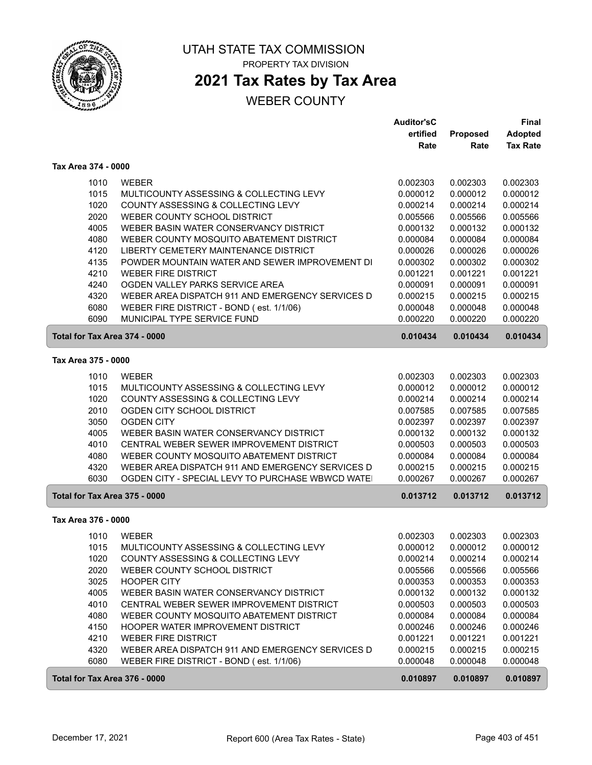# UTAH STATE TAX COMMISSION

PROPERTY TAX DIVISION

## 2021 Tax Rates by Tax Area

WEBER COUNTY

| | | Auditor'sC ertified Rate | Proposed Rate | Final Adopted Tax Rate |
|---|---|---|---|---|
| **Tax Area 374 - 0000** | | | | |
| 1010 | WEBER | 0.002303 | 0.002303 | 0.002303 |
| 1015 | MULTICOUNTY ASSESSING & COLLECTING LEVY | 0.000012 | 0.000012 | 0.000012 |
| 1020 | COUNTY ASSESSING & COLLECTING LEVY | 0.000214 | 0.000214 | 0.000214 |
| 2020 | WEBER COUNTY SCHOOL DISTRICT | 0.005566 | 0.005566 | 0.005566 |
| 4005 | WEBER BASIN WATER CONSERVANCY DISTRICT | 0.000132 | 0.000132 | 0.000132 |
| 4080 | WEBER COUNTY MOSQUITO ABATEMENT DISTRICT | 0.000084 | 0.000084 | 0.000084 |
| 4120 | LIBERTY CEMETERY MAINTENANCE DISTRICT | 0.000026 | 0.000026 | 0.000026 |
| 4135 | POWDER MOUNTAIN WATER AND SEWER IMPROVEMENT DI | 0.000302 | 0.000302 | 0.000302 |
| 4210 | WEBER FIRE DISTRICT | 0.001221 | 0.001221 | 0.001221 |
| 4240 | OGDEN VALLEY PARKS SERVICE AREA | 0.000091 | 0.000091 | 0.000091 |
| 4320 | WEBER AREA DISPATCH 911 AND EMERGENCY SERVICES D | 0.000215 | 0.000215 | 0.000215 |
| 6080 | WEBER FIRE DISTRICT - BOND ( est. 1/1/06) | 0.000048 | 0.000048 | 0.000048 |
| 6090 | MUNICIPAL TYPE SERVICE FUND | 0.000220 | 0.000220 | 0.000220 |
| **Total for Tax Area 374 - 0000** | | **0.010434** | **0.010434** | **0.010434** |
| **Tax Area 375 - 0000** | | | | |
| 1010 | WEBER | 0.002303 | 0.002303 | 0.002303 |
| 1015 | MULTICOUNTY ASSESSING & COLLECTING LEVY | 0.000012 | 0.000012 | 0.000012 |
| 1020 | COUNTY ASSESSING & COLLECTING LEVY | 0.000214 | 0.000214 | 0.000214 |
| 2010 | OGDEN CITY SCHOOL DISTRICT | 0.007585 | 0.007585 | 0.007585 |
| 3050 | OGDEN CITY | 0.002397 | 0.002397 | 0.002397 |
| 4005 | WEBER BASIN WATER CONSERVANCY DISTRICT | 0.000132 | 0.000132 | 0.000132 |
| 4010 | CENTRAL WEBER SEWER IMPROVEMENT DISTRICT | 0.000503 | 0.000503 | 0.000503 |
| 4080 | WEBER COUNTY MOSQUITO ABATEMENT DISTRICT | 0.000084 | 0.000084 | 0.000084 |
| 4320 | WEBER AREA DISPATCH 911 AND EMERGENCY SERVICES D | 0.000215 | 0.000215 | 0.000215 |
| 6030 | OGDEN CITY - SPECIAL LEVY TO PURCHASE WBWCD WATE | 0.000267 | 0.000267 | 0.000267 |
| **Total for Tax Area 375 - 0000** | | **0.013712** | **0.013712** | **0.013712** |
| **Tax Area 376 - 0000** | | | | |
| 1010 | WEBER | 0.002303 | 0.002303 | 0.002303 |
| 1015 | MULTICOUNTY ASSESSING & COLLECTING LEVY | 0.000012 | 0.000012 | 0.000012 |
| 1020 | COUNTY ASSESSING & COLLECTING LEVY | 0.000214 | 0.000214 | 0.000214 |
| 2020 | WEBER COUNTY SCHOOL DISTRICT | 0.005566 | 0.005566 | 0.005566 |
| 3025 | HOOPER CITY | 0.000353 | 0.000353 | 0.000353 |
| 4005 | WEBER BASIN WATER CONSERVANCY DISTRICT | 0.000132 | 0.000132 | 0.000132 |
| 4010 | CENTRAL WEBER SEWER IMPROVEMENT DISTRICT | 0.000503 | 0.000503 | 0.000503 |
| 4080 | WEBER COUNTY MOSQUITO ABATEMENT DISTRICT | 0.000084 | 0.000084 | 0.000084 |
| 4150 | HOOPER WATER IMPROVEMENT DISTRICT | 0.000246 | 0.000246 | 0.000246 |
| 4210 | WEBER FIRE DISTRICT | 0.001221 | 0.001221 | 0.001221 |
| 4320 | WEBER AREA DISPATCH 911 AND EMERGENCY SERVICES D | 0.000215 | 0.000215 | 0.000215 |
| 6080 | WEBER FIRE DISTRICT - BOND ( est. 1/1/06) | 0.000048 | 0.000048 | 0.000048 |
| **Total for Tax Area 376 - 0000** | | **0.010897** | **0.010897** | **0.010897** |

December 17, 2021 — Report 600 (Area Tax Rates - State)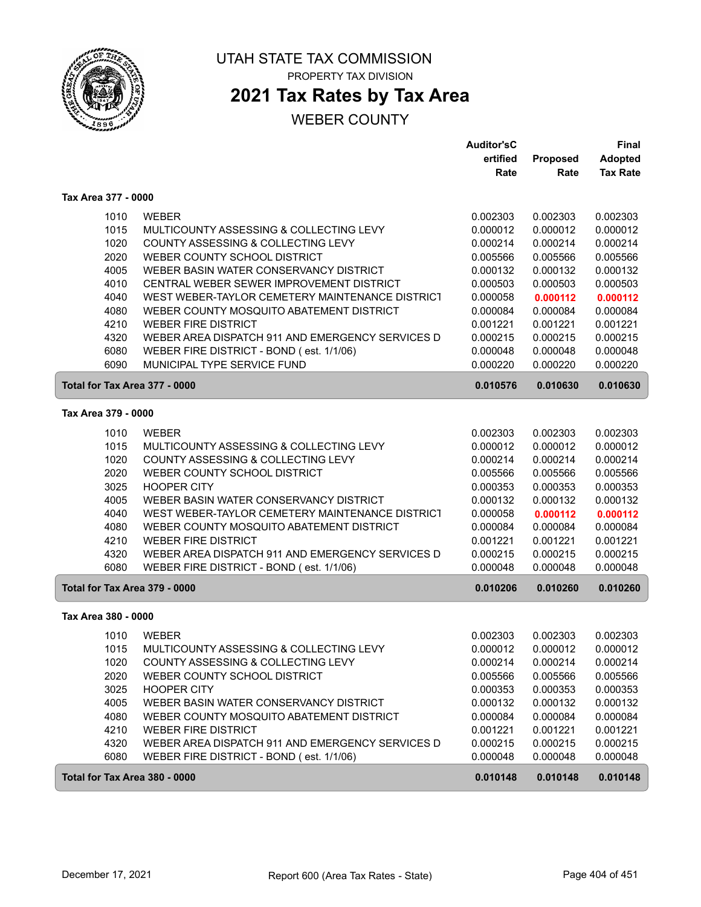UTAH STATE TAX COMMISSION

PROPERTY TAX DIVISION

# 2021 Tax Rates by Tax Area

WEBER COUNTY

| | | Auditor'sCertified Rate | Proposed Rate | Final Adopted Tax Rate |
|---|---|---|---|---|
| **Tax Area 377 - 0000** | | | | |
| 1010 | WEBER | 0.002303 | 0.002303 | 0.002303 |
| 1015 | MULTICOUNTY ASSESSING & COLLECTING LEVY | 0.000012 | 0.000012 | 0.000012 |
| 1020 | COUNTY ASSESSING & COLLECTING LEVY | 0.000214 | 0.000214 | 0.000214 |
| 2020 | WEBER COUNTY SCHOOL DISTRICT | 0.005566 | 0.005566 | 0.005566 |
| 4005 | WEBER BASIN WATER CONSERVANCY DISTRICT | 0.000132 | 0.000132 | 0.000132 |
| 4010 | CENTRAL WEBER SEWER IMPROVEMENT DISTRICT | 0.000503 | 0.000503 | 0.000503 |
| 4040 | WEST WEBER-TAYLOR CEMETERY MAINTENANCE DISTRICT | 0.000058 | **0.000112** | **0.000112** |
| 4080 | WEBER COUNTY MOSQUITO ABATEMENT DISTRICT | 0.000084 | 0.000084 | 0.000084 |
| 4210 | WEBER FIRE DISTRICT | 0.001221 | 0.001221 | 0.001221 |
| 4320 | WEBER AREA DISPATCH 911 AND EMERGENCY SERVICES D | 0.000215 | 0.000215 | 0.000215 |
| 6080 | WEBER FIRE DISTRICT - BOND ( est. 1/1/06) | 0.000048 | 0.000048 | 0.000048 |
| 6090 | MUNICIPAL TYPE SERVICE FUND | 0.000220 | 0.000220 | 0.000220 |
| **Total for Tax Area 377 - 0000** | | **0.010576** | **0.010630** | **0.010630** |
| **Tax Area 379 - 0000** | | | | |
| 1010 | WEBER | 0.002303 | 0.002303 | 0.002303 |
| 1015 | MULTICOUNTY ASSESSING & COLLECTING LEVY | 0.000012 | 0.000012 | 0.000012 |
| 1020 | COUNTY ASSESSING & COLLECTING LEVY | 0.000214 | 0.000214 | 0.000214 |
| 2020 | WEBER COUNTY SCHOOL DISTRICT | 0.005566 | 0.005566 | 0.005566 |
| 3025 | HOOPER CITY | 0.000353 | 0.000353 | 0.000353 |
| 4005 | WEBER BASIN WATER CONSERVANCY DISTRICT | 0.000132 | 0.000132 | 0.000132 |
| 4040 | WEST WEBER-TAYLOR CEMETERY MAINTENANCE DISTRICT | 0.000058 | **0.000112** | **0.000112** |
| 4080 | WEBER COUNTY MOSQUITO ABATEMENT DISTRICT | 0.000084 | 0.000084 | 0.000084 |
| 4210 | WEBER FIRE DISTRICT | 0.001221 | 0.001221 | 0.001221 |
| 4320 | WEBER AREA DISPATCH 911 AND EMERGENCY SERVICES D | 0.000215 | 0.000215 | 0.000215 |
| 6080 | WEBER FIRE DISTRICT - BOND ( est. 1/1/06) | 0.000048 | 0.000048 | 0.000048 |
| **Total for Tax Area 379 - 0000** | | **0.010206** | **0.010260** | **0.010260** |
| **Tax Area 380 - 0000** | | | | |
| 1010 | WEBER | 0.002303 | 0.002303 | 0.002303 |
| 1015 | MULTICOUNTY ASSESSING & COLLECTING LEVY | 0.000012 | 0.000012 | 0.000012 |
| 1020 | COUNTY ASSESSING & COLLECTING LEVY | 0.000214 | 0.000214 | 0.000214 |
| 2020 | WEBER COUNTY SCHOOL DISTRICT | 0.005566 | 0.005566 | 0.005566 |
| 3025 | HOOPER CITY | 0.000353 | 0.000353 | 0.000353 |
| 4005 | WEBER BASIN WATER CONSERVANCY DISTRICT | 0.000132 | 0.000132 | 0.000132 |
| 4080 | WEBER COUNTY MOSQUITO ABATEMENT DISTRICT | 0.000084 | 0.000084 | 0.000084 |
| 4210 | WEBER FIRE DISTRICT | 0.001221 | 0.001221 | 0.001221 |
| 4320 | WEBER AREA DISPATCH 911 AND EMERGENCY SERVICES D | 0.000215 | 0.000215 | 0.000215 |
| 6080 | WEBER FIRE DISTRICT - BOND ( est. 1/1/06) | 0.000048 | 0.000048 | 0.000048 |
| **Total for Tax Area 380 - 0000** | | **0.010148** | **0.010148** | **0.010148** |

December 17, 2021 — Report 600 (Area Tax Rates - State)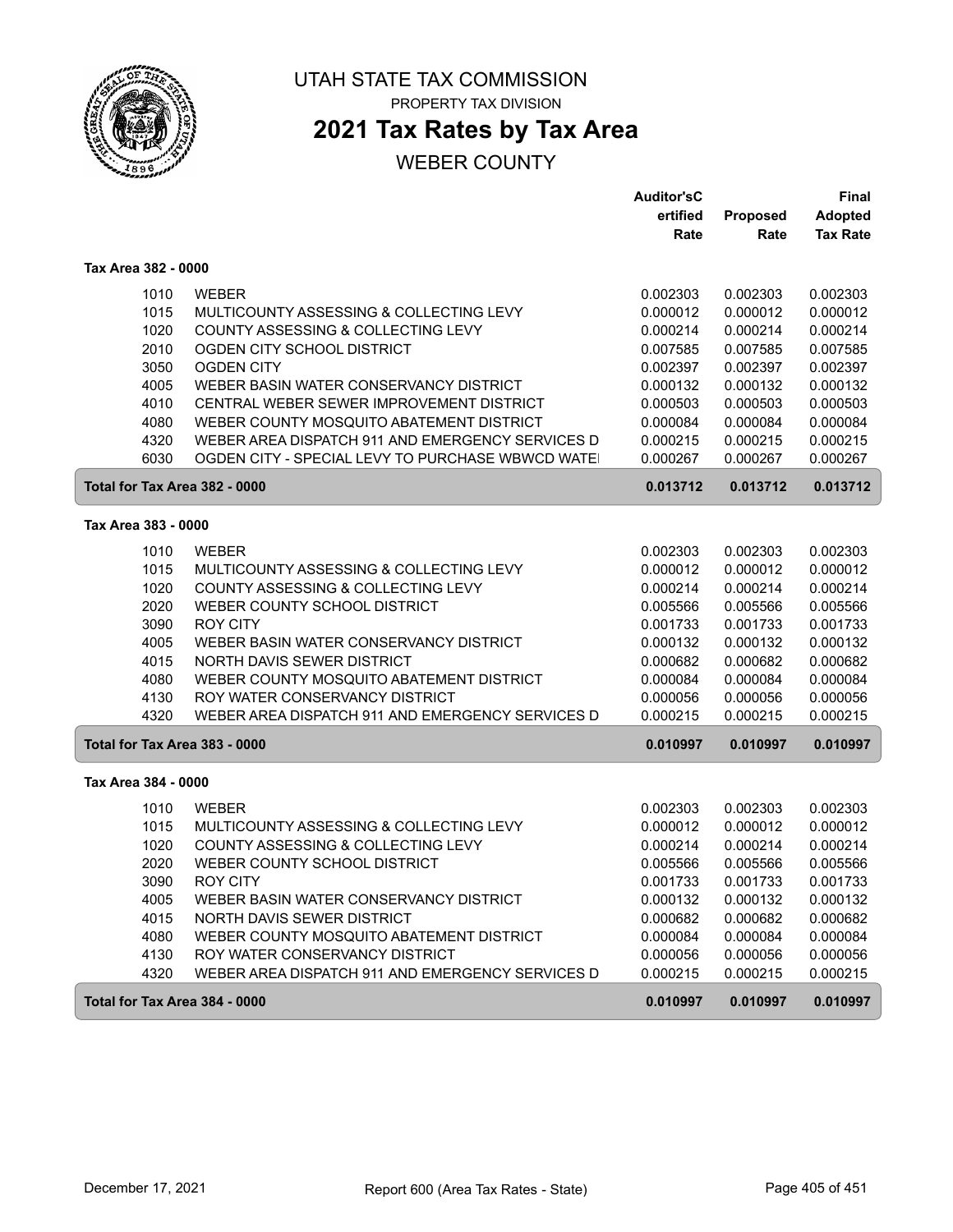# UTAH STATE TAX COMMISSION

PROPERTY TAX DIVISION

## 2021 Tax Rates by Tax Area

WEBER COUNTY

| | | Auditor'sCertified Rate | Proposed Rate | Final Adopted Tax Rate |
|---|---|---|---|---|
| **Tax Area 382 - 0000** | | | | |
| 1010 | WEBER | 0.002303 | 0.002303 | 0.002303 |
| 1015 | MULTICOUNTY ASSESSING & COLLECTING LEVY | 0.000012 | 0.000012 | 0.000012 |
| 1020 | COUNTY ASSESSING & COLLECTING LEVY | 0.000214 | 0.000214 | 0.000214 |
| 2010 | OGDEN CITY SCHOOL DISTRICT | 0.007585 | 0.007585 | 0.007585 |
| 3050 | OGDEN CITY | 0.002397 | 0.002397 | 0.002397 |
| 4005 | WEBER BASIN WATER CONSERVANCY DISTRICT | 0.000132 | 0.000132 | 0.000132 |
| 4010 | CENTRAL WEBER SEWER IMPROVEMENT DISTRICT | 0.000503 | 0.000503 | 0.000503 |
| 4080 | WEBER COUNTY MOSQUITO ABATEMENT DISTRICT | 0.000084 | 0.000084 | 0.000084 |
| 4320 | WEBER AREA DISPATCH 911 AND EMERGENCY SERVICES D | 0.000215 | 0.000215 | 0.000215 |
| 6030 | OGDEN CITY - SPECIAL LEVY TO PURCHASE WBWCD WATE | 0.000267 | 0.000267 | 0.000267 |
| **Total for Tax Area 382 - 0000** | | **0.013712** | **0.013712** | **0.013712** |
| **Tax Area 383 - 0000** | | | | |
| 1010 | WEBER | 0.002303 | 0.002303 | 0.002303 |
| 1015 | MULTICOUNTY ASSESSING & COLLECTING LEVY | 0.000012 | 0.000012 | 0.000012 |
| 1020 | COUNTY ASSESSING & COLLECTING LEVY | 0.000214 | 0.000214 | 0.000214 |
| 2020 | WEBER COUNTY SCHOOL DISTRICT | 0.005566 | 0.005566 | 0.005566 |
| 3090 | ROY CITY | 0.001733 | 0.001733 | 0.001733 |
| 4005 | WEBER BASIN WATER CONSERVANCY DISTRICT | 0.000132 | 0.000132 | 0.000132 |
| 4015 | NORTH DAVIS SEWER DISTRICT | 0.000682 | 0.000682 | 0.000682 |
| 4080 | WEBER COUNTY MOSQUITO ABATEMENT DISTRICT | 0.000084 | 0.000084 | 0.000084 |
| 4130 | ROY WATER CONSERVANCY DISTRICT | 0.000056 | 0.000056 | 0.000056 |
| 4320 | WEBER AREA DISPATCH 911 AND EMERGENCY SERVICES D | 0.000215 | 0.000215 | 0.000215 |
| **Total for Tax Area 383 - 0000** | | **0.010997** | **0.010997** | **0.010997** |
| **Tax Area 384 - 0000** | | | | |
| 1010 | WEBER | 0.002303 | 0.002303 | 0.002303 |
| 1015 | MULTICOUNTY ASSESSING & COLLECTING LEVY | 0.000012 | 0.000012 | 0.000012 |
| 1020 | COUNTY ASSESSING & COLLECTING LEVY | 0.000214 | 0.000214 | 0.000214 |
| 2020 | WEBER COUNTY SCHOOL DISTRICT | 0.005566 | 0.005566 | 0.005566 |
| 3090 | ROY CITY | 0.001733 | 0.001733 | 0.001733 |
| 4005 | WEBER BASIN WATER CONSERVANCY DISTRICT | 0.000132 | 0.000132 | 0.000132 |
| 4015 | NORTH DAVIS SEWER DISTRICT | 0.000682 | 0.000682 | 0.000682 |
| 4080 | WEBER COUNTY MOSQUITO ABATEMENT DISTRICT | 0.000084 | 0.000084 | 0.000084 |
| 4130 | ROY WATER CONSERVANCY DISTRICT | 0.000056 | 0.000056 | 0.000056 |
| 4320 | WEBER AREA DISPATCH 911 AND EMERGENCY SERVICES D | 0.000215 | 0.000215 | 0.000215 |
| **Total for Tax Area 384 - 0000** | | **0.010997** | **0.010997** | **0.010997** |

December 17, 2021 | Report 600 (Area Tax Rates - State)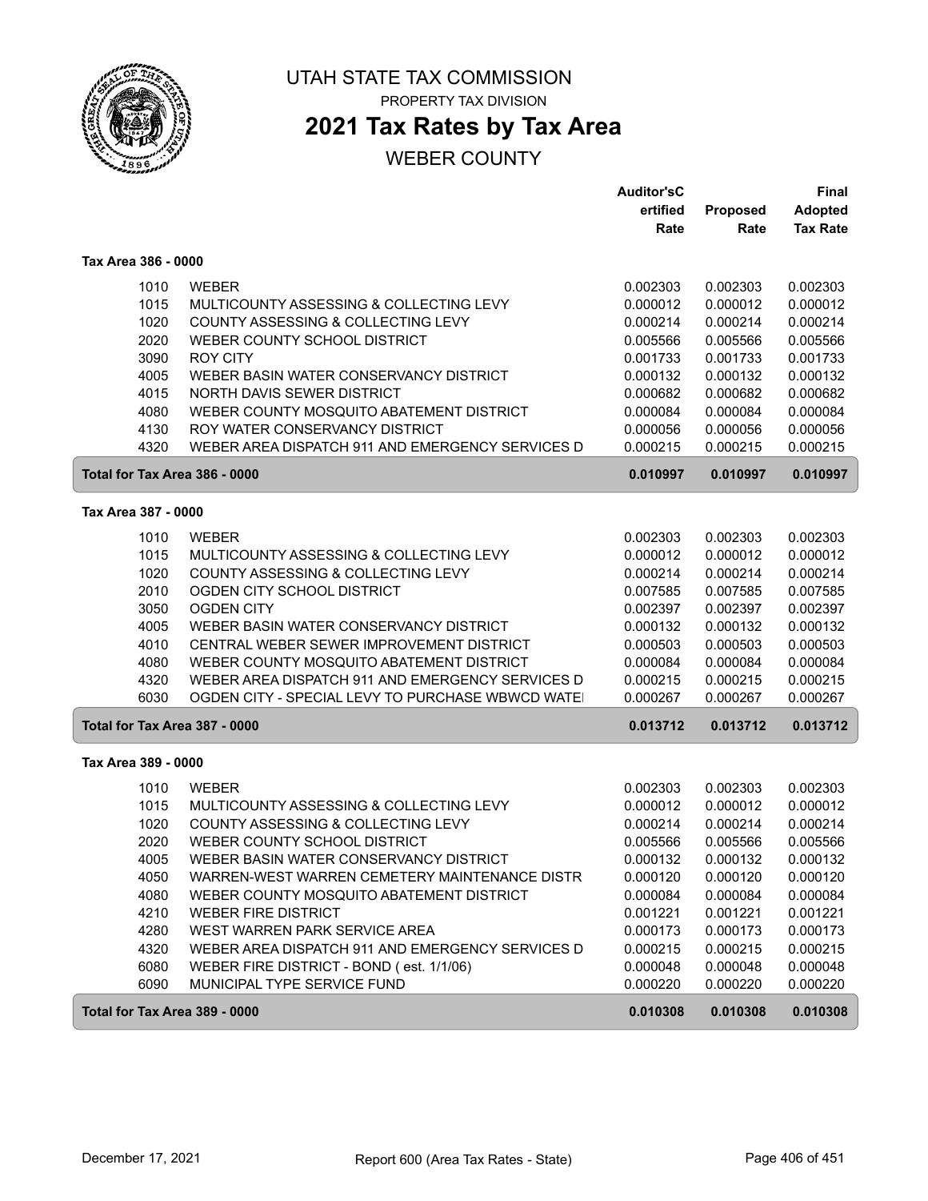# UTAH STATE TAX COMMISSION

PROPERTY TAX DIVISION

## 2021 Tax Rates by Tax Area

WEBER COUNTY

| | | Auditor'sCertified Rate | Proposed Rate | Final Adopted Tax Rate |
|---|---|---|---|---|
| **Tax Area 386 - 0000** | | | | |
| 1010 | WEBER | 0.002303 | 0.002303 | 0.002303 |
| 1015 | MULTICOUNTY ASSESSING & COLLECTING LEVY | 0.000012 | 0.000012 | 0.000012 |
| 1020 | COUNTY ASSESSING & COLLECTING LEVY | 0.000214 | 0.000214 | 0.000214 |
| 2020 | WEBER COUNTY SCHOOL DISTRICT | 0.005566 | 0.005566 | 0.005566 |
| 3090 | ROY CITY | 0.001733 | 0.001733 | 0.001733 |
| 4005 | WEBER BASIN WATER CONSERVANCY DISTRICT | 0.000132 | 0.000132 | 0.000132 |
| 4015 | NORTH DAVIS SEWER DISTRICT | 0.000682 | 0.000682 | 0.000682 |
| 4080 | WEBER COUNTY MOSQUITO ABATEMENT DISTRICT | 0.000084 | 0.000084 | 0.000084 |
| 4130 | ROY WATER CONSERVANCY DISTRICT | 0.000056 | 0.000056 | 0.000056 |
| 4320 | WEBER AREA DISPATCH 911 AND EMERGENCY SERVICES D | 0.000215 | 0.000215 | 0.000215 |
| **Total for Tax Area 386 - 0000** | | **0.010997** | **0.010997** | **0.010997** |
| **Tax Area 387 - 0000** | | | | |
| 1010 | WEBER | 0.002303 | 0.002303 | 0.002303 |
| 1015 | MULTICOUNTY ASSESSING & COLLECTING LEVY | 0.000012 | 0.000012 | 0.000012 |
| 1020 | COUNTY ASSESSING & COLLECTING LEVY | 0.000214 | 0.000214 | 0.000214 |
| 2010 | OGDEN CITY SCHOOL DISTRICT | 0.007585 | 0.007585 | 0.007585 |
| 3050 | OGDEN CITY | 0.002397 | 0.002397 | 0.002397 |
| 4005 | WEBER BASIN WATER CONSERVANCY DISTRICT | 0.000132 | 0.000132 | 0.000132 |
| 4010 | CENTRAL WEBER SEWER IMPROVEMENT DISTRICT | 0.000503 | 0.000503 | 0.000503 |
| 4080 | WEBER COUNTY MOSQUITO ABATEMENT DISTRICT | 0.000084 | 0.000084 | 0.000084 |
| 4320 | WEBER AREA DISPATCH 911 AND EMERGENCY SERVICES D | 0.000215 | 0.000215 | 0.000215 |
| 6030 | OGDEN CITY - SPECIAL LEVY TO PURCHASE WBWCD WATE | 0.000267 | 0.000267 | 0.000267 |
| **Total for Tax Area 387 - 0000** | | **0.013712** | **0.013712** | **0.013712** |
| **Tax Area 389 - 0000** | | | | |
| 1010 | WEBER | 0.002303 | 0.002303 | 0.002303 |
| 1015 | MULTICOUNTY ASSESSING & COLLECTING LEVY | 0.000012 | 0.000012 | 0.000012 |
| 1020 | COUNTY ASSESSING & COLLECTING LEVY | 0.000214 | 0.000214 | 0.000214 |
| 2020 | WEBER COUNTY SCHOOL DISTRICT | 0.005566 | 0.005566 | 0.005566 |
| 4005 | WEBER BASIN WATER CONSERVANCY DISTRICT | 0.000132 | 0.000132 | 0.000132 |
| 4050 | WARREN-WEST WARREN CEMETERY MAINTENANCE DISTR | 0.000120 | 0.000120 | 0.000120 |
| 4080 | WEBER COUNTY MOSQUITO ABATEMENT DISTRICT | 0.000084 | 0.000084 | 0.000084 |
| 4210 | WEBER FIRE DISTRICT | 0.001221 | 0.001221 | 0.001221 |
| 4280 | WEST WARREN PARK SERVICE AREA | 0.000173 | 0.000173 | 0.000173 |
| 4320 | WEBER AREA DISPATCH 911 AND EMERGENCY SERVICES D | 0.000215 | 0.000215 | 0.000215 |
| 6080 | WEBER FIRE DISTRICT - BOND ( est. 1/1/06) | 0.000048 | 0.000048 | 0.000048 |
| 6090 | MUNICIPAL TYPE SERVICE FUND | 0.000220 | 0.000220 | 0.000220 |
| **Total for Tax Area 389 - 0000** | | **0.010308** | **0.010308** | **0.010308** |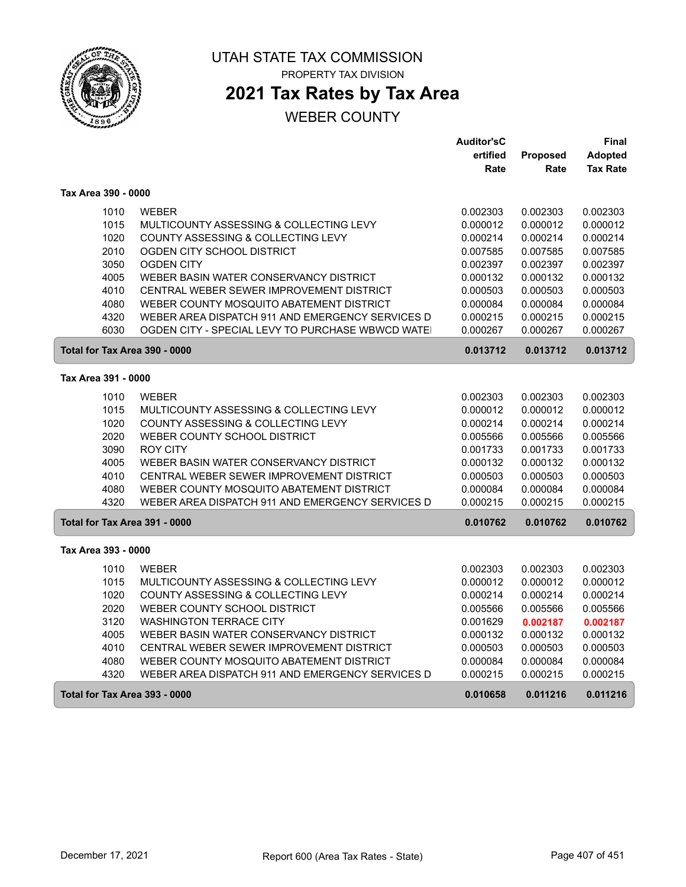UTAH STATE TAX COMMISSION

PROPERTY TAX DIVISION

# 2021 Tax Rates by Tax Area

## WEBER COUNTY

| | | Auditor'sCertified Rate | Proposed Rate | Final Adopted Tax Rate |
|---|---|---|---|---|
| **Tax Area 390 - 0000** | | | | |
| 1010 | WEBER | 0.002303 | 0.002303 | 0.002303 |
| 1015 | MULTICOUNTY ASSESSING & COLLECTING LEVY | 0.000012 | 0.000012 | 0.000012 |
| 1020 | COUNTY ASSESSING & COLLECTING LEVY | 0.000214 | 0.000214 | 0.000214 |
| 2010 | OGDEN CITY SCHOOL DISTRICT | 0.007585 | 0.007585 | 0.007585 |
| 3050 | OGDEN CITY | 0.002397 | 0.002397 | 0.002397 |
| 4005 | WEBER BASIN WATER CONSERVANCY DISTRICT | 0.000132 | 0.000132 | 0.000132 |
| 4010 | CENTRAL WEBER SEWER IMPROVEMENT DISTRICT | 0.000503 | 0.000503 | 0.000503 |
| 4080 | WEBER COUNTY MOSQUITO ABATEMENT DISTRICT | 0.000084 | 0.000084 | 0.000084 |
| 4320 | WEBER AREA DISPATCH 911 AND EMERGENCY SERVICES D | 0.000215 | 0.000215 | 0.000215 |
| 6030 | OGDEN CITY - SPECIAL LEVY TO PURCHASE WBWCD WATE | 0.000267 | 0.000267 | 0.000267 |
| **Total for Tax Area 390 - 0000** | | **0.013712** | **0.013712** | **0.013712** |
| **Tax Area 391 - 0000** | | | | |
| 1010 | WEBER | 0.002303 | 0.002303 | 0.002303 |
| 1015 | MULTICOUNTY ASSESSING & COLLECTING LEVY | 0.000012 | 0.000012 | 0.000012 |
| 1020 | COUNTY ASSESSING & COLLECTING LEVY | 0.000214 | 0.000214 | 0.000214 |
| 2020 | WEBER COUNTY SCHOOL DISTRICT | 0.005566 | 0.005566 | 0.005566 |
| 3090 | ROY CITY | 0.001733 | 0.001733 | 0.001733 |
| 4005 | WEBER BASIN WATER CONSERVANCY DISTRICT | 0.000132 | 0.000132 | 0.000132 |
| 4010 | CENTRAL WEBER SEWER IMPROVEMENT DISTRICT | 0.000503 | 0.000503 | 0.000503 |
| 4080 | WEBER COUNTY MOSQUITO ABATEMENT DISTRICT | 0.000084 | 0.000084 | 0.000084 |
| 4320 | WEBER AREA DISPATCH 911 AND EMERGENCY SERVICES D | 0.000215 | 0.000215 | 0.000215 |
| **Total for Tax Area 391 - 0000** | | **0.010762** | **0.010762** | **0.010762** |
| **Tax Area 393 - 0000** | | | | |
| 1010 | WEBER | 0.002303 | 0.002303 | 0.002303 |
| 1015 | MULTICOUNTY ASSESSING & COLLECTING LEVY | 0.000012 | 0.000012 | 0.000012 |
| 1020 | COUNTY ASSESSING & COLLECTING LEVY | 0.000214 | 0.000214 | 0.000214 |
| 2020 | WEBER COUNTY SCHOOL DISTRICT | 0.005566 | 0.005566 | 0.005566 |
| 3120 | WASHINGTON TERRACE CITY | 0.001629 | **0.002187** | **0.002187** |
| 4005 | WEBER BASIN WATER CONSERVANCY DISTRICT | 0.000132 | 0.000132 | 0.000132 |
| 4010 | CENTRAL WEBER SEWER IMPROVEMENT DISTRICT | 0.000503 | 0.000503 | 0.000503 |
| 4080 | WEBER COUNTY MOSQUITO ABATEMENT DISTRICT | 0.000084 | 0.000084 | 0.000084 |
| 4320 | WEBER AREA DISPATCH 911 AND EMERGENCY SERVICES D | 0.000215 | 0.000215 | 0.000215 |
| **Total for Tax Area 393 - 0000** | | **0.010658** | **0.011216** | **0.011216** |

December 17, 2021 — Report 600 (Area Tax Rates - State)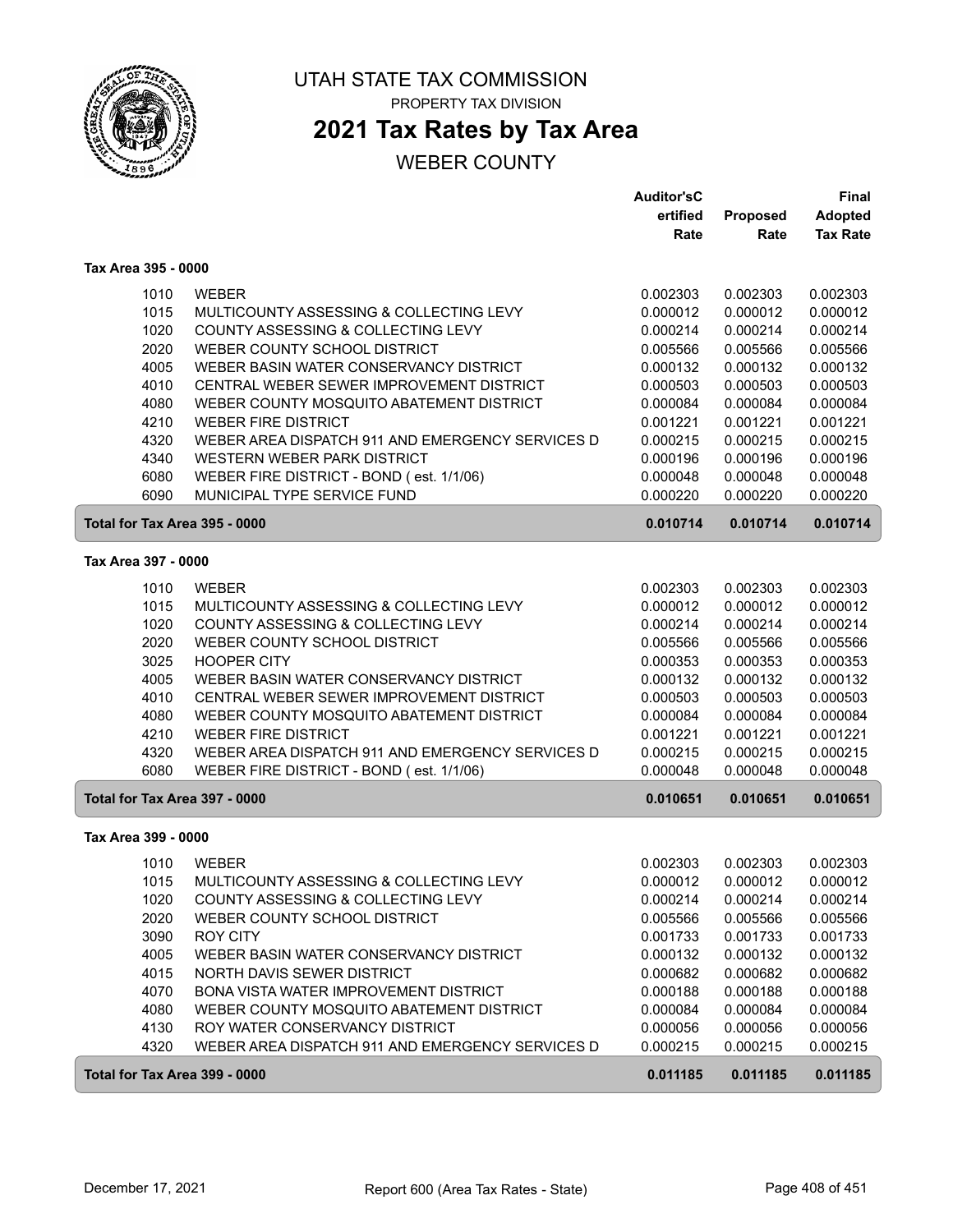# UTAH STATE TAX COMMISSION

PROPERTY TAX DIVISION

## 2021 Tax Rates by Tax Area

WEBER COUNTY

| | | Auditor'sCertified Rate | Proposed Rate | Final Adopted Tax Rate |
|---|---|---|---|---|
| **Tax Area 395 - 0000** | | | | |
| 1010 | WEBER | 0.002303 | 0.002303 | 0.002303 |
| 1015 | MULTICOUNTY ASSESSING & COLLECTING LEVY | 0.000012 | 0.000012 | 0.000012 |
| 1020 | COUNTY ASSESSING & COLLECTING LEVY | 0.000214 | 0.000214 | 0.000214 |
| 2020 | WEBER COUNTY SCHOOL DISTRICT | 0.005566 | 0.005566 | 0.005566 |
| 4005 | WEBER BASIN WATER CONSERVANCY DISTRICT | 0.000132 | 0.000132 | 0.000132 |
| 4010 | CENTRAL WEBER SEWER IMPROVEMENT DISTRICT | 0.000503 | 0.000503 | 0.000503 |
| 4080 | WEBER COUNTY MOSQUITO ABATEMENT DISTRICT | 0.000084 | 0.000084 | 0.000084 |
| 4210 | WEBER FIRE DISTRICT | 0.001221 | 0.001221 | 0.001221 |
| 4320 | WEBER AREA DISPATCH 911 AND EMERGENCY SERVICES D | 0.000215 | 0.000215 | 0.000215 |
| 4340 | WESTERN WEBER PARK DISTRICT | 0.000196 | 0.000196 | 0.000196 |
| 6080 | WEBER FIRE DISTRICT - BOND ( est. 1/1/06) | 0.000048 | 0.000048 | 0.000048 |
| 6090 | MUNICIPAL TYPE SERVICE FUND | 0.000220 | 0.000220 | 0.000220 |
| **Total for Tax Area 395 - 0000** | | **0.010714** | **0.010714** | **0.010714** |
| **Tax Area 397 - 0000** | | | | |
| 1010 | WEBER | 0.002303 | 0.002303 | 0.002303 |
| 1015 | MULTICOUNTY ASSESSING & COLLECTING LEVY | 0.000012 | 0.000012 | 0.000012 |
| 1020 | COUNTY ASSESSING & COLLECTING LEVY | 0.000214 | 0.000214 | 0.000214 |
| 2020 | WEBER COUNTY SCHOOL DISTRICT | 0.005566 | 0.005566 | 0.005566 |
| 3025 | HOOPER CITY | 0.000353 | 0.000353 | 0.000353 |
| 4005 | WEBER BASIN WATER CONSERVANCY DISTRICT | 0.000132 | 0.000132 | 0.000132 |
| 4010 | CENTRAL WEBER SEWER IMPROVEMENT DISTRICT | 0.000503 | 0.000503 | 0.000503 |
| 4080 | WEBER COUNTY MOSQUITO ABATEMENT DISTRICT | 0.000084 | 0.000084 | 0.000084 |
| 4210 | WEBER FIRE DISTRICT | 0.001221 | 0.001221 | 0.001221 |
| 4320 | WEBER AREA DISPATCH 911 AND EMERGENCY SERVICES D | 0.000215 | 0.000215 | 0.000215 |
| 6080 | WEBER FIRE DISTRICT - BOND ( est. 1/1/06) | 0.000048 | 0.000048 | 0.000048 |
| **Total for Tax Area 397 - 0000** | | **0.010651** | **0.010651** | **0.010651** |
| **Tax Area 399 - 0000** | | | | |
| 1010 | WEBER | 0.002303 | 0.002303 | 0.002303 |
| 1015 | MULTICOUNTY ASSESSING & COLLECTING LEVY | 0.000012 | 0.000012 | 0.000012 |
| 1020 | COUNTY ASSESSING & COLLECTING LEVY | 0.000214 | 0.000214 | 0.000214 |
| 2020 | WEBER COUNTY SCHOOL DISTRICT | 0.005566 | 0.005566 | 0.005566 |
| 3090 | ROY CITY | 0.001733 | 0.001733 | 0.001733 |
| 4005 | WEBER BASIN WATER CONSERVANCY DISTRICT | 0.000132 | 0.000132 | 0.000132 |
| 4015 | NORTH DAVIS SEWER DISTRICT | 0.000682 | 0.000682 | 0.000682 |
| 4070 | BONA VISTA WATER IMPROVEMENT DISTRICT | 0.000188 | 0.000188 | 0.000188 |
| 4080 | WEBER COUNTY MOSQUITO ABATEMENT DISTRICT | 0.000084 | 0.000084 | 0.000084 |
| 4130 | ROY WATER CONSERVANCY DISTRICT | 0.000056 | 0.000056 | 0.000056 |
| 4320 | WEBER AREA DISPATCH 911 AND EMERGENCY SERVICES D | 0.000215 | 0.000215 | 0.000215 |
| **Total for Tax Area 399 - 0000** | | **0.011185** | **0.011185** | **0.011185** |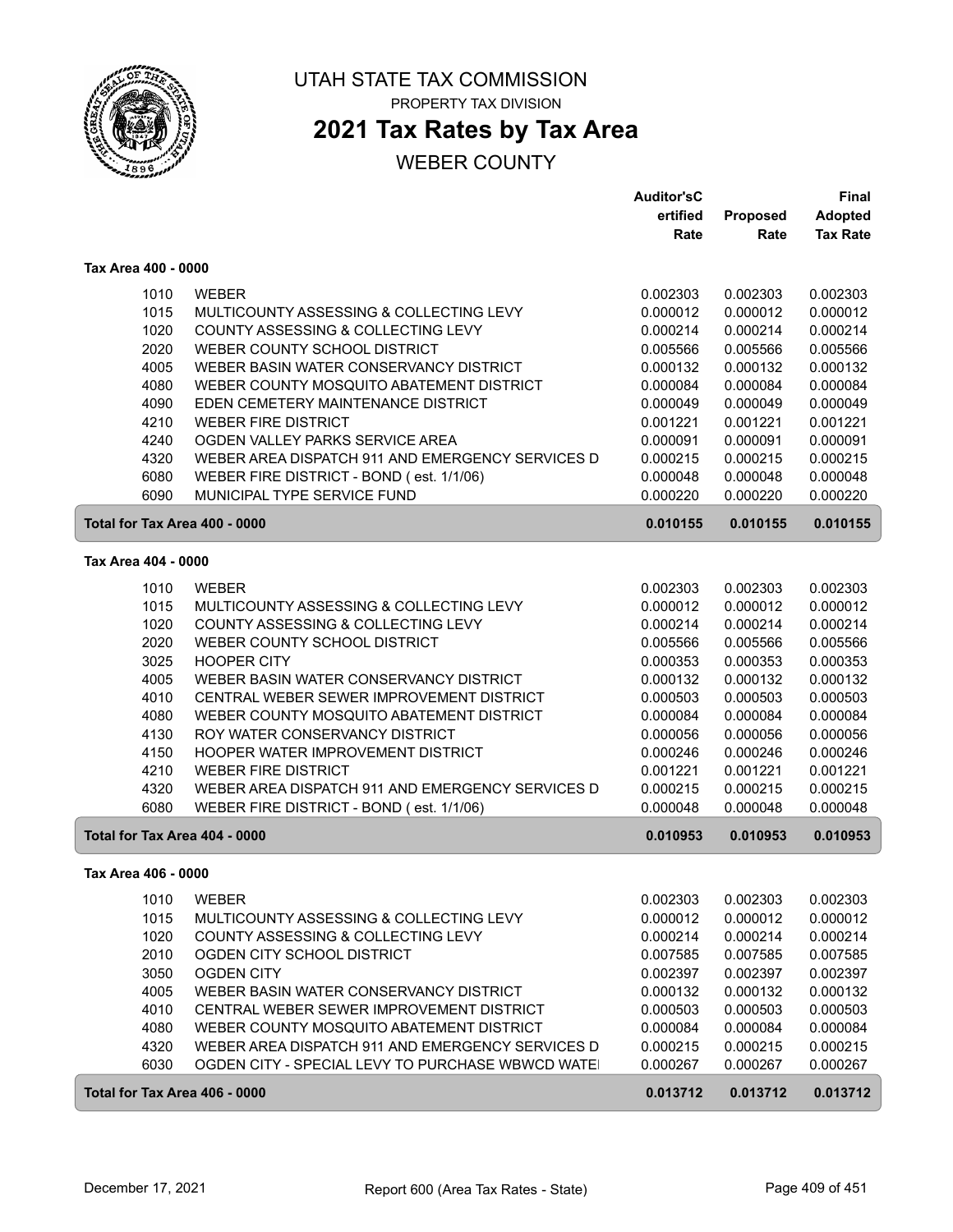# UTAH STATE TAX COMMISSION

PROPERTY TAX DIVISION

## 2021 Tax Rates by Tax Area

WEBER COUNTY

| | | Auditor'sCertified Rate | Proposed Rate | Final Adopted Tax Rate |
|---|---|---|---|---|
| **Tax Area 400 - 0000** | | | | |
| 1010 | WEBER | 0.002303 | 0.002303 | 0.002303 |
| 1015 | MULTICOUNTY ASSESSING & COLLECTING LEVY | 0.000012 | 0.000012 | 0.000012 |
| 1020 | COUNTY ASSESSING & COLLECTING LEVY | 0.000214 | 0.000214 | 0.000214 |
| 2020 | WEBER COUNTY SCHOOL DISTRICT | 0.005566 | 0.005566 | 0.005566 |
| 4005 | WEBER BASIN WATER CONSERVANCY DISTRICT | 0.000132 | 0.000132 | 0.000132 |
| 4080 | WEBER COUNTY MOSQUITO ABATEMENT DISTRICT | 0.000084 | 0.000084 | 0.000084 |
| 4090 | EDEN CEMETERY MAINTENANCE DISTRICT | 0.000049 | 0.000049 | 0.000049 |
| 4210 | WEBER FIRE DISTRICT | 0.001221 | 0.001221 | 0.001221 |
| 4240 | OGDEN VALLEY PARKS SERVICE AREA | 0.000091 | 0.000091 | 0.000091 |
| 4320 | WEBER AREA DISPATCH 911 AND EMERGENCY SERVICES D | 0.000215 | 0.000215 | 0.000215 |
| 6080 | WEBER FIRE DISTRICT - BOND ( est. 1/1/06) | 0.000048 | 0.000048 | 0.000048 |
| 6090 | MUNICIPAL TYPE SERVICE FUND | 0.000220 | 0.000220 | 0.000220 |
| **Total for Tax Area 400 - 0000** | | **0.010155** | **0.010155** | **0.010155** |
| **Tax Area 404 - 0000** | | | | |
| 1010 | WEBER | 0.002303 | 0.002303 | 0.002303 |
| 1015 | MULTICOUNTY ASSESSING & COLLECTING LEVY | 0.000012 | 0.000012 | 0.000012 |
| 1020 | COUNTY ASSESSING & COLLECTING LEVY | 0.000214 | 0.000214 | 0.000214 |
| 2020 | WEBER COUNTY SCHOOL DISTRICT | 0.005566 | 0.005566 | 0.005566 |
| 3025 | HOOPER CITY | 0.000353 | 0.000353 | 0.000353 |
| 4005 | WEBER BASIN WATER CONSERVANCY DISTRICT | 0.000132 | 0.000132 | 0.000132 |
| 4010 | CENTRAL WEBER SEWER IMPROVEMENT DISTRICT | 0.000503 | 0.000503 | 0.000503 |
| 4080 | WEBER COUNTY MOSQUITO ABATEMENT DISTRICT | 0.000084 | 0.000084 | 0.000084 |
| 4130 | ROY WATER CONSERVANCY DISTRICT | 0.000056 | 0.000056 | 0.000056 |
| 4150 | HOOPER WATER IMPROVEMENT DISTRICT | 0.000246 | 0.000246 | 0.000246 |
| 4210 | WEBER FIRE DISTRICT | 0.001221 | 0.001221 | 0.001221 |
| 4320 | WEBER AREA DISPATCH 911 AND EMERGENCY SERVICES D | 0.000215 | 0.000215 | 0.000215 |
| 6080 | WEBER FIRE DISTRICT - BOND ( est. 1/1/06) | 0.000048 | 0.000048 | 0.000048 |
| **Total for Tax Area 404 - 0000** | | **0.010953** | **0.010953** | **0.010953** |
| **Tax Area 406 - 0000** | | | | |
| 1010 | WEBER | 0.002303 | 0.002303 | 0.002303 |
| 1015 | MULTICOUNTY ASSESSING & COLLECTING LEVY | 0.000012 | 0.000012 | 0.000012 |
| 1020 | COUNTY ASSESSING & COLLECTING LEVY | 0.000214 | 0.000214 | 0.000214 |
| 2010 | OGDEN CITY SCHOOL DISTRICT | 0.007585 | 0.007585 | 0.007585 |
| 3050 | OGDEN CITY | 0.002397 | 0.002397 | 0.002397 |
| 4005 | WEBER BASIN WATER CONSERVANCY DISTRICT | 0.000132 | 0.000132 | 0.000132 |
| 4010 | CENTRAL WEBER SEWER IMPROVEMENT DISTRICT | 0.000503 | 0.000503 | 0.000503 |
| 4080 | WEBER COUNTY MOSQUITO ABATEMENT DISTRICT | 0.000084 | 0.000084 | 0.000084 |
| 4320 | WEBER AREA DISPATCH 911 AND EMERGENCY SERVICES D | 0.000215 | 0.000215 | 0.000215 |
| 6030 | OGDEN CITY - SPECIAL LEVY TO PURCHASE WBWCD WATE | 0.000267 | 0.000267 | 0.000267 |
| **Total for Tax Area 406 - 0000** | | **0.013712** | **0.013712** | **0.013712** |

December 17, 2021 | Report 600 (Area Tax Rates - State)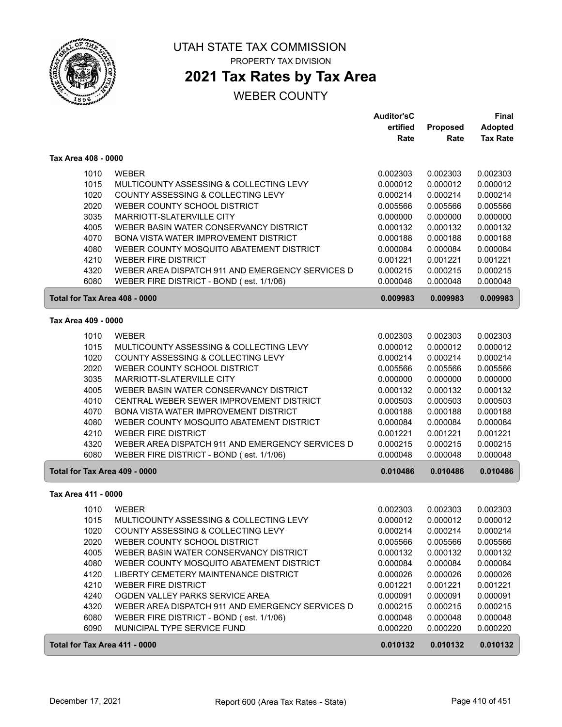# UTAH STATE TAX COMMISSION

PROPERTY TAX DIVISION

## 2021 Tax Rates by Tax Area

WEBER COUNTY

| | | Auditor'sCertified Rate | Proposed Rate | Final Adopted Tax Rate |
|---|---|---|---|---|
| **Tax Area 408 - 0000** | | | | |
| 1010 | WEBER | 0.002303 | 0.002303 | 0.002303 |
| 1015 | MULTICOUNTY ASSESSING & COLLECTING LEVY | 0.000012 | 0.000012 | 0.000012 |
| 1020 | COUNTY ASSESSING & COLLECTING LEVY | 0.000214 | 0.000214 | 0.000214 |
| 2020 | WEBER COUNTY SCHOOL DISTRICT | 0.005566 | 0.005566 | 0.005566 |
| 3035 | MARRIOTT-SLATERVILLE CITY | 0.000000 | 0.000000 | 0.000000 |
| 4005 | WEBER BASIN WATER CONSERVANCY DISTRICT | 0.000132 | 0.000132 | 0.000132 |
| 4070 | BONA VISTA WATER IMPROVEMENT DISTRICT | 0.000188 | 0.000188 | 0.000188 |
| 4080 | WEBER COUNTY MOSQUITO ABATEMENT DISTRICT | 0.000084 | 0.000084 | 0.000084 |
| 4210 | WEBER FIRE DISTRICT | 0.001221 | 0.001221 | 0.001221 |
| 4320 | WEBER AREA DISPATCH 911 AND EMERGENCY SERVICES D | 0.000215 | 0.000215 | 0.000215 |
| 6080 | WEBER FIRE DISTRICT - BOND ( est. 1/1/06) | 0.000048 | 0.000048 | 0.000048 |
| **Total for Tax Area 408 - 0000** | | **0.009983** | **0.009983** | **0.009983** |
| **Tax Area 409 - 0000** | | | | |
| 1010 | WEBER | 0.002303 | 0.002303 | 0.002303 |
| 1015 | MULTICOUNTY ASSESSING & COLLECTING LEVY | 0.000012 | 0.000012 | 0.000012 |
| 1020 | COUNTY ASSESSING & COLLECTING LEVY | 0.000214 | 0.000214 | 0.000214 |
| 2020 | WEBER COUNTY SCHOOL DISTRICT | 0.005566 | 0.005566 | 0.005566 |
| 3035 | MARRIOTT-SLATERVILLE CITY | 0.000000 | 0.000000 | 0.000000 |
| 4005 | WEBER BASIN WATER CONSERVANCY DISTRICT | 0.000132 | 0.000132 | 0.000132 |
| 4010 | CENTRAL WEBER SEWER IMPROVEMENT DISTRICT | 0.000503 | 0.000503 | 0.000503 |
| 4070 | BONA VISTA WATER IMPROVEMENT DISTRICT | 0.000188 | 0.000188 | 0.000188 |
| 4080 | WEBER COUNTY MOSQUITO ABATEMENT DISTRICT | 0.000084 | 0.000084 | 0.000084 |
| 4210 | WEBER FIRE DISTRICT | 0.001221 | 0.001221 | 0.001221 |
| 4320 | WEBER AREA DISPATCH 911 AND EMERGENCY SERVICES D | 0.000215 | 0.000215 | 0.000215 |
| 6080 | WEBER FIRE DISTRICT - BOND ( est. 1/1/06) | 0.000048 | 0.000048 | 0.000048 |
| **Total for Tax Area 409 - 0000** | | **0.010486** | **0.010486** | **0.010486** |
| **Tax Area 411 - 0000** | | | | |
| 1010 | WEBER | 0.002303 | 0.002303 | 0.002303 |
| 1015 | MULTICOUNTY ASSESSING & COLLECTING LEVY | 0.000012 | 0.000012 | 0.000012 |
| 1020 | COUNTY ASSESSING & COLLECTING LEVY | 0.000214 | 0.000214 | 0.000214 |
| 2020 | WEBER COUNTY SCHOOL DISTRICT | 0.005566 | 0.005566 | 0.005566 |
| 4005 | WEBER BASIN WATER CONSERVANCY DISTRICT | 0.000132 | 0.000132 | 0.000132 |
| 4080 | WEBER COUNTY MOSQUITO ABATEMENT DISTRICT | 0.000084 | 0.000084 | 0.000084 |
| 4120 | LIBERTY CEMETERY MAINTENANCE DISTRICT | 0.000026 | 0.000026 | 0.000026 |
| 4210 | WEBER FIRE DISTRICT | 0.001221 | 0.001221 | 0.001221 |
| 4240 | OGDEN VALLEY PARKS SERVICE AREA | 0.000091 | 0.000091 | 0.000091 |
| 4320 | WEBER AREA DISPATCH 911 AND EMERGENCY SERVICES D | 0.000215 | 0.000215 | 0.000215 |
| 6080 | WEBER FIRE DISTRICT - BOND ( est. 1/1/06) | 0.000048 | 0.000048 | 0.000048 |
| 6090 | MUNICIPAL TYPE SERVICE FUND | 0.000220 | 0.000220 | 0.000220 |
| **Total for Tax Area 411 - 0000** | | **0.010132** | **0.010132** | **0.010132** |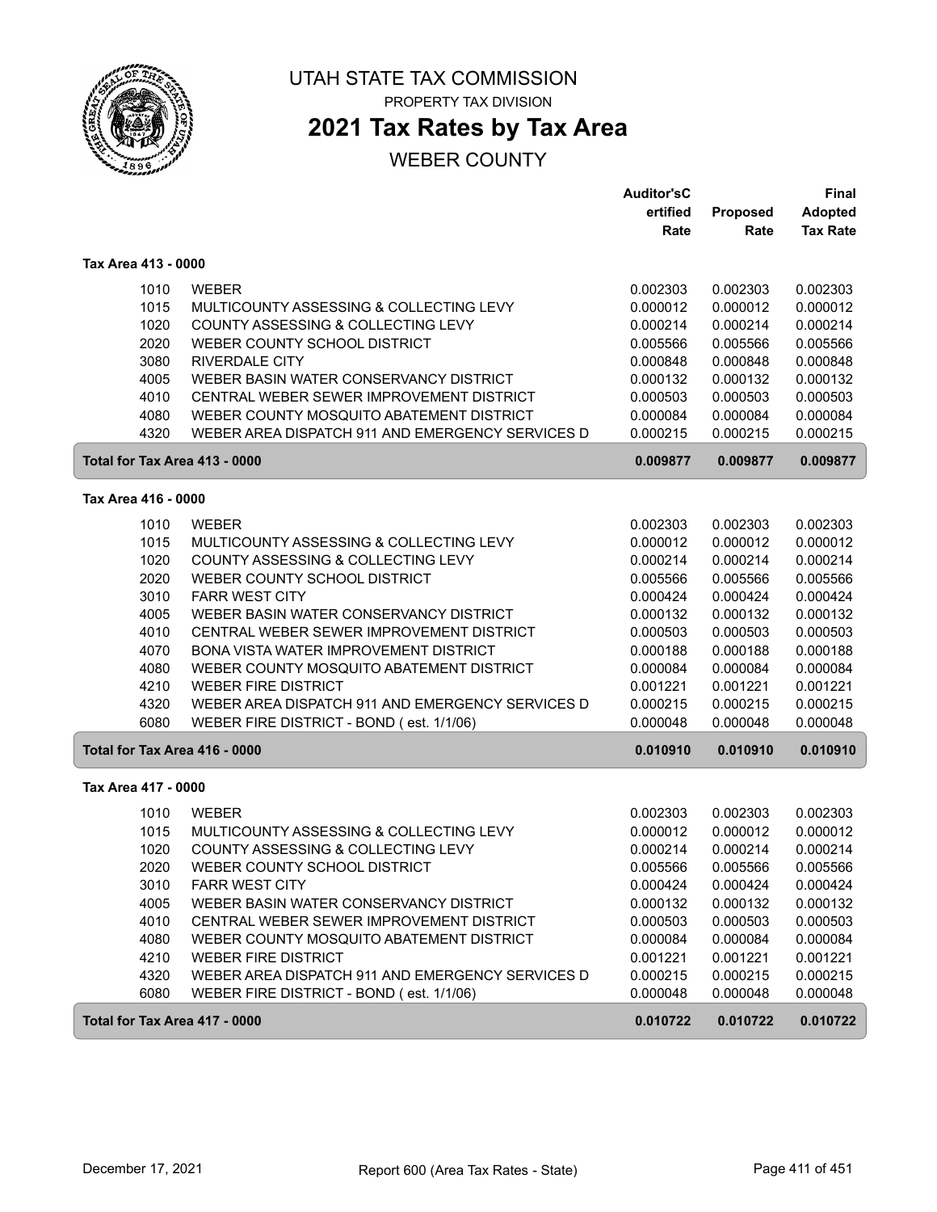# UTAH STATE TAX COMMISSION

PROPERTY TAX DIVISION

## 2021 Tax Rates by Tax Area

WEBER COUNTY

| | | Auditor'sCertified Rate | Proposed Rate | Final Adopted Tax Rate |
|---|---|---|---|---|
| **Tax Area 413 - 0000** | | | | |
| 1010 | WEBER | 0.002303 | 0.002303 | 0.002303 |
| 1015 | MULTICOUNTY ASSESSING & COLLECTING LEVY | 0.000012 | 0.000012 | 0.000012 |
| 1020 | COUNTY ASSESSING & COLLECTING LEVY | 0.000214 | 0.000214 | 0.000214 |
| 2020 | WEBER COUNTY SCHOOL DISTRICT | 0.005566 | 0.005566 | 0.005566 |
| 3080 | RIVERDALE CITY | 0.000848 | 0.000848 | 0.000848 |
| 4005 | WEBER BASIN WATER CONSERVANCY DISTRICT | 0.000132 | 0.000132 | 0.000132 |
| 4010 | CENTRAL WEBER SEWER IMPROVEMENT DISTRICT | 0.000503 | 0.000503 | 0.000503 |
| 4080 | WEBER COUNTY MOSQUITO ABATEMENT DISTRICT | 0.000084 | 0.000084 | 0.000084 |
| 4320 | WEBER AREA DISPATCH 911 AND EMERGENCY SERVICES D | 0.000215 | 0.000215 | 0.000215 |
| **Total for Tax Area 413 - 0000** | | **0.009877** | **0.009877** | **0.009877** |
| **Tax Area 416 - 0000** | | | | |
| 1010 | WEBER | 0.002303 | 0.002303 | 0.002303 |
| 1015 | MULTICOUNTY ASSESSING & COLLECTING LEVY | 0.000012 | 0.000012 | 0.000012 |
| 1020 | COUNTY ASSESSING & COLLECTING LEVY | 0.000214 | 0.000214 | 0.000214 |
| 2020 | WEBER COUNTY SCHOOL DISTRICT | 0.005566 | 0.005566 | 0.005566 |
| 3010 | FARR WEST CITY | 0.000424 | 0.000424 | 0.000424 |
| 4005 | WEBER BASIN WATER CONSERVANCY DISTRICT | 0.000132 | 0.000132 | 0.000132 |
| 4010 | CENTRAL WEBER SEWER IMPROVEMENT DISTRICT | 0.000503 | 0.000503 | 0.000503 |
| 4070 | BONA VISTA WATER IMPROVEMENT DISTRICT | 0.000188 | 0.000188 | 0.000188 |
| 4080 | WEBER COUNTY MOSQUITO ABATEMENT DISTRICT | 0.000084 | 0.000084 | 0.000084 |
| 4210 | WEBER FIRE DISTRICT | 0.001221 | 0.001221 | 0.001221 |
| 4320 | WEBER AREA DISPATCH 911 AND EMERGENCY SERVICES D | 0.000215 | 0.000215 | 0.000215 |
| 6080 | WEBER FIRE DISTRICT - BOND ( est. 1/1/06) | 0.000048 | 0.000048 | 0.000048 |
| **Total for Tax Area 416 - 0000** | | **0.010910** | **0.010910** | **0.010910** |
| **Tax Area 417 - 0000** | | | | |
| 1010 | WEBER | 0.002303 | 0.002303 | 0.002303 |
| 1015 | MULTICOUNTY ASSESSING & COLLECTING LEVY | 0.000012 | 0.000012 | 0.000012 |
| 1020 | COUNTY ASSESSING & COLLECTING LEVY | 0.000214 | 0.000214 | 0.000214 |
| 2020 | WEBER COUNTY SCHOOL DISTRICT | 0.005566 | 0.005566 | 0.005566 |
| 3010 | FARR WEST CITY | 0.000424 | 0.000424 | 0.000424 |
| 4005 | WEBER BASIN WATER CONSERVANCY DISTRICT | 0.000132 | 0.000132 | 0.000132 |
| 4010 | CENTRAL WEBER SEWER IMPROVEMENT DISTRICT | 0.000503 | 0.000503 | 0.000503 |
| 4080 | WEBER COUNTY MOSQUITO ABATEMENT DISTRICT | 0.000084 | 0.000084 | 0.000084 |
| 4210 | WEBER FIRE DISTRICT | 0.001221 | 0.001221 | 0.001221 |
| 4320 | WEBER AREA DISPATCH 911 AND EMERGENCY SERVICES D | 0.000215 | 0.000215 | 0.000215 |
| 6080 | WEBER FIRE DISTRICT - BOND ( est. 1/1/06) | 0.000048 | 0.000048 | 0.000048 |
| **Total for Tax Area 417 - 0000** | | **0.010722** | **0.010722** | **0.010722** |

December 17, 2021 — Report 600 (Area Tax Rates - State)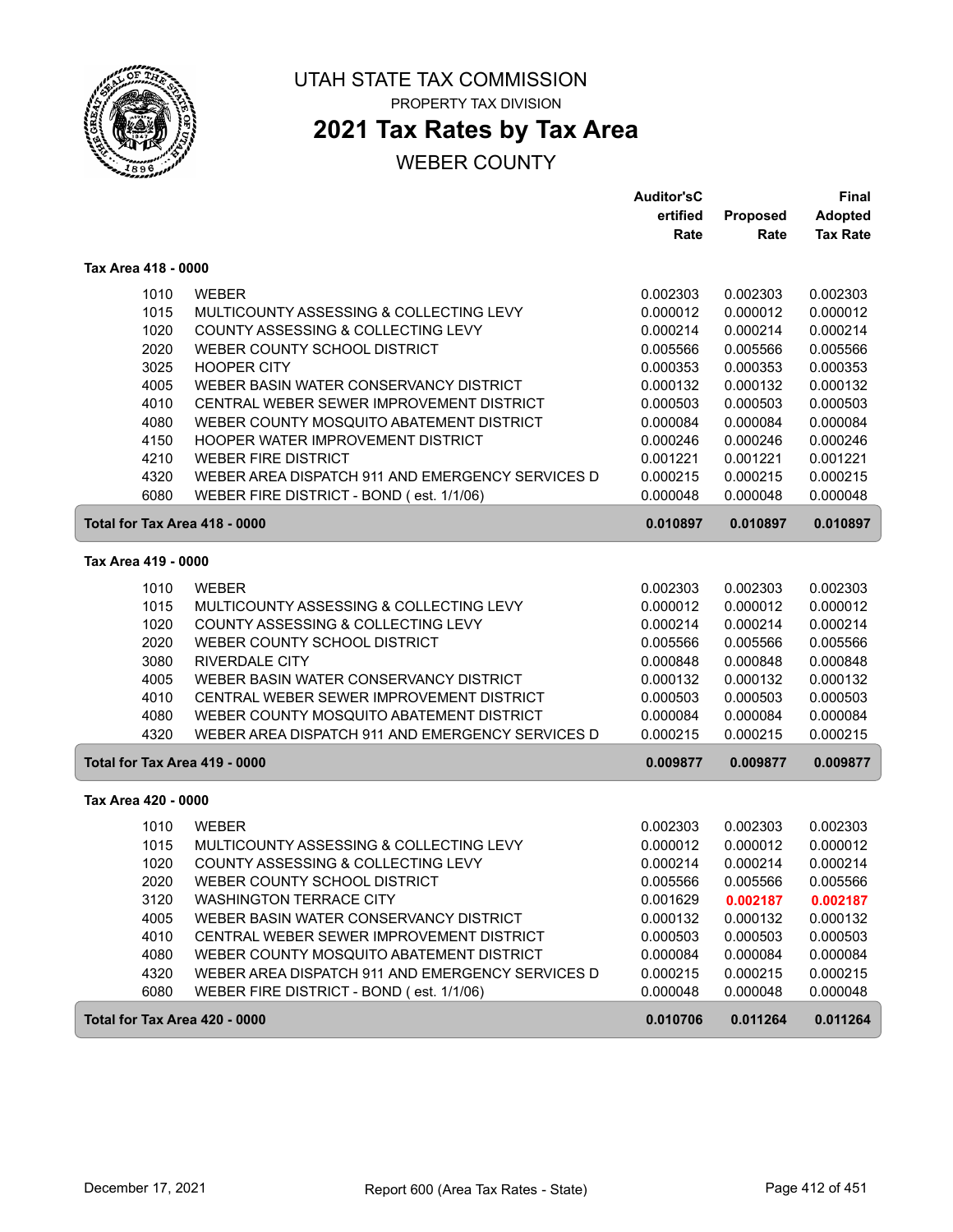# UTAH STATE TAX COMMISSION

PROPERTY TAX DIVISION

## 2021 Tax Rates by Tax Area

WEBER COUNTY

| | | Auditor'sCertified Rate | Proposed Rate | Final Adopted Tax Rate |
|---|---|---|---|---|
| **Tax Area 418 - 0000** | | | | |
| 1010 | WEBER | 0.002303 | 0.002303 | 0.002303 |
| 1015 | MULTICOUNTY ASSESSING & COLLECTING LEVY | 0.000012 | 0.000012 | 0.000012 |
| 1020 | COUNTY ASSESSING & COLLECTING LEVY | 0.000214 | 0.000214 | 0.000214 |
| 2020 | WEBER COUNTY SCHOOL DISTRICT | 0.005566 | 0.005566 | 0.005566 |
| 3025 | HOOPER CITY | 0.000353 | 0.000353 | 0.000353 |
| 4005 | WEBER BASIN WATER CONSERVANCY DISTRICT | 0.000132 | 0.000132 | 0.000132 |
| 4010 | CENTRAL WEBER SEWER IMPROVEMENT DISTRICT | 0.000503 | 0.000503 | 0.000503 |
| 4080 | WEBER COUNTY MOSQUITO ABATEMENT DISTRICT | 0.000084 | 0.000084 | 0.000084 |
| 4150 | HOOPER WATER IMPROVEMENT DISTRICT | 0.000246 | 0.000246 | 0.000246 |
| 4210 | WEBER FIRE DISTRICT | 0.001221 | 0.001221 | 0.001221 |
| 4320 | WEBER AREA DISPATCH 911 AND EMERGENCY SERVICES D | 0.000215 | 0.000215 | 0.000215 |
| 6080 | WEBER FIRE DISTRICT - BOND ( est. 1/1/06) | 0.000048 | 0.000048 | 0.000048 |
| **Total for Tax Area 418 - 0000** | | **0.010897** | **0.010897** | **0.010897** |
| **Tax Area 419 - 0000** | | | | |
| 1010 | WEBER | 0.002303 | 0.002303 | 0.002303 |
| 1015 | MULTICOUNTY ASSESSING & COLLECTING LEVY | 0.000012 | 0.000012 | 0.000012 |
| 1020 | COUNTY ASSESSING & COLLECTING LEVY | 0.000214 | 0.000214 | 0.000214 |
| 2020 | WEBER COUNTY SCHOOL DISTRICT | 0.005566 | 0.005566 | 0.005566 |
| 3080 | RIVERDALE CITY | 0.000848 | 0.000848 | 0.000848 |
| 4005 | WEBER BASIN WATER CONSERVANCY DISTRICT | 0.000132 | 0.000132 | 0.000132 |
| 4010 | CENTRAL WEBER SEWER IMPROVEMENT DISTRICT | 0.000503 | 0.000503 | 0.000503 |
| 4080 | WEBER COUNTY MOSQUITO ABATEMENT DISTRICT | 0.000084 | 0.000084 | 0.000084 |
| 4320 | WEBER AREA DISPATCH 911 AND EMERGENCY SERVICES D | 0.000215 | 0.000215 | 0.000215 |
| **Total for Tax Area 419 - 0000** | | **0.009877** | **0.009877** | **0.009877** |
| **Tax Area 420 - 0000** | | | | |
| 1010 | WEBER | 0.002303 | 0.002303 | 0.002303 |
| 1015 | MULTICOUNTY ASSESSING & COLLECTING LEVY | 0.000012 | 0.000012 | 0.000012 |
| 1020 | COUNTY ASSESSING & COLLECTING LEVY | 0.000214 | 0.000214 | 0.000214 |
| 2020 | WEBER COUNTY SCHOOL DISTRICT | 0.005566 | 0.005566 | 0.005566 |
| 3120 | WASHINGTON TERRACE CITY | 0.001629 | **0.002187** | **0.002187** |
| 4005 | WEBER BASIN WATER CONSERVANCY DISTRICT | 0.000132 | 0.000132 | 0.000132 |
| 4010 | CENTRAL WEBER SEWER IMPROVEMENT DISTRICT | 0.000503 | 0.000503 | 0.000503 |
| 4080 | WEBER COUNTY MOSQUITO ABATEMENT DISTRICT | 0.000084 | 0.000084 | 0.000084 |
| 4320 | WEBER AREA DISPATCH 911 AND EMERGENCY SERVICES D | 0.000215 | 0.000215 | 0.000215 |
| 6080 | WEBER FIRE DISTRICT - BOND ( est. 1/1/06) | 0.000048 | 0.000048 | 0.000048 |
| **Total for Tax Area 420 - 0000** | | **0.010706** | **0.011264** | **0.011264** |

December 17, 2021 — Report 600 (Area Tax Rates - State)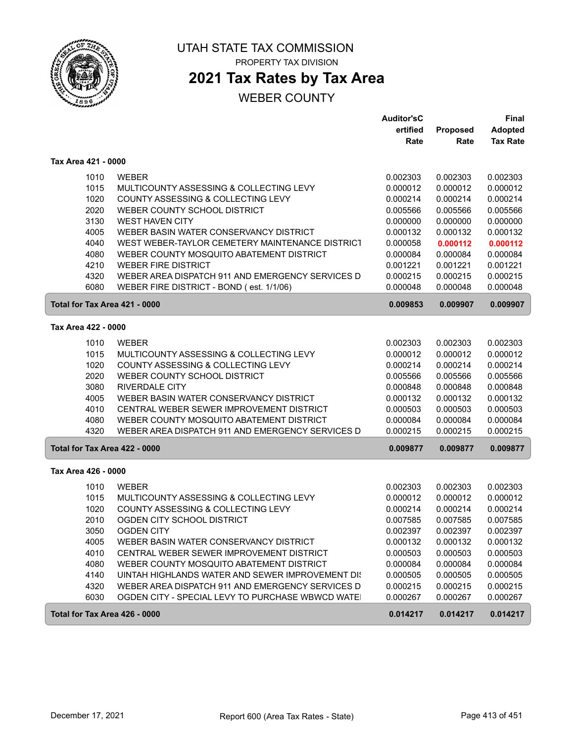# UTAH STATE TAX COMMISSION

PROPERTY TAX DIVISION

## 2021 Tax Rates by Tax Area

WEBER COUNTY

| | | Auditor'sCertified Rate | Proposed Rate | Final Adopted Tax Rate |
|---|---|---|---|---|
| **Tax Area 421 - 0000** | | | | |
| 1010 | WEBER | 0.002303 | 0.002303 | 0.002303 |
| 1015 | MULTICOUNTY ASSESSING & COLLECTING LEVY | 0.000012 | 0.000012 | 0.000012 |
| 1020 | COUNTY ASSESSING & COLLECTING LEVY | 0.000214 | 0.000214 | 0.000214 |
| 2020 | WEBER COUNTY SCHOOL DISTRICT | 0.005566 | 0.005566 | 0.005566 |
| 3130 | WEST HAVEN CITY | 0.000000 | 0.000000 | 0.000000 |
| 4005 | WEBER BASIN WATER CONSERVANCY DISTRICT | 0.000132 | 0.000132 | 0.000132 |
| 4040 | WEST WEBER-TAYLOR CEMETERY MAINTENANCE DISTRICT | 0.000058 | **0.000112** | **0.000112** |
| 4080 | WEBER COUNTY MOSQUITO ABATEMENT DISTRICT | 0.000084 | 0.000084 | 0.000084 |
| 4210 | WEBER FIRE DISTRICT | 0.001221 | 0.001221 | 0.001221 |
| 4320 | WEBER AREA DISPATCH 911 AND EMERGENCY SERVICES D | 0.000215 | 0.000215 | 0.000215 |
| 6080 | WEBER FIRE DISTRICT - BOND ( est. 1/1/06) | 0.000048 | 0.000048 | 0.000048 |
| **Total for Tax Area 421 - 0000** | | **0.009853** | **0.009907** | **0.009907** |
| **Tax Area 422 - 0000** | | | | |
| 1010 | WEBER | 0.002303 | 0.002303 | 0.002303 |
| 1015 | MULTICOUNTY ASSESSING & COLLECTING LEVY | 0.000012 | 0.000012 | 0.000012 |
| 1020 | COUNTY ASSESSING & COLLECTING LEVY | 0.000214 | 0.000214 | 0.000214 |
| 2020 | WEBER COUNTY SCHOOL DISTRICT | 0.005566 | 0.005566 | 0.005566 |
| 3080 | RIVERDALE CITY | 0.000848 | 0.000848 | 0.000848 |
| 4005 | WEBER BASIN WATER CONSERVANCY DISTRICT | 0.000132 | 0.000132 | 0.000132 |
| 4010 | CENTRAL WEBER SEWER IMPROVEMENT DISTRICT | 0.000503 | 0.000503 | 0.000503 |
| 4080 | WEBER COUNTY MOSQUITO ABATEMENT DISTRICT | 0.000084 | 0.000084 | 0.000084 |
| 4320 | WEBER AREA DISPATCH 911 AND EMERGENCY SERVICES D | 0.000215 | 0.000215 | 0.000215 |
| **Total for Tax Area 422 - 0000** | | **0.009877** | **0.009877** | **0.009877** |
| **Tax Area 426 - 0000** | | | | |
| 1010 | WEBER | 0.002303 | 0.002303 | 0.002303 |
| 1015 | MULTICOUNTY ASSESSING & COLLECTING LEVY | 0.000012 | 0.000012 | 0.000012 |
| 1020 | COUNTY ASSESSING & COLLECTING LEVY | 0.000214 | 0.000214 | 0.000214 |
| 2010 | OGDEN CITY SCHOOL DISTRICT | 0.007585 | 0.007585 | 0.007585 |
| 3050 | OGDEN CITY | 0.002397 | 0.002397 | 0.002397 |
| 4005 | WEBER BASIN WATER CONSERVANCY DISTRICT | 0.000132 | 0.000132 | 0.000132 |
| 4010 | CENTRAL WEBER SEWER IMPROVEMENT DISTRICT | 0.000503 | 0.000503 | 0.000503 |
| 4080 | WEBER COUNTY MOSQUITO ABATEMENT DISTRICT | 0.000084 | 0.000084 | 0.000084 |
| 4140 | UINTAH HIGHLANDS WATER AND SEWER IMPROVEMENT DI | 0.000505 | 0.000505 | 0.000505 |
| 4320 | WEBER AREA DISPATCH 911 AND EMERGENCY SERVICES D | 0.000215 | 0.000215 | 0.000215 |
| 6030 | OGDEN CITY - SPECIAL LEVY TO PURCHASE WBWCD WATE | 0.000267 | 0.000267 | 0.000267 |
| **Total for Tax Area 426 - 0000** | | **0.014217** | **0.014217** | **0.014217** |

December 17, 2021 — Report 600 (Area Tax Rates - State)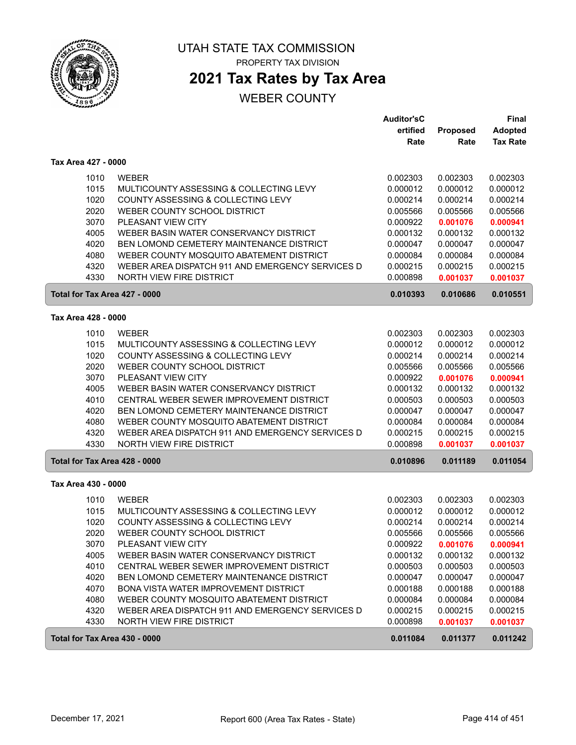UTAH STATE TAX COMMISSION

PROPERTY TAX DIVISION

# 2021 Tax Rates by Tax Area

## WEBER COUNTY

### Tax Area 427 - 0000

| | | Auditor'sCertified Rate | Proposed Rate | Final Adopted Tax Rate |
|---|---|---|---|---|
| 1010 | WEBER | 0.002303 | 0.002303 | 0.002303 |
| 1015 | MULTICOUNTY ASSESSING & COLLECTING LEVY | 0.000012 | 0.000012 | 0.000012 |
| 1020 | COUNTY ASSESSING & COLLECTING LEVY | 0.000214 | 0.000214 | 0.000214 |
| 2020 | WEBER COUNTY SCHOOL DISTRICT | 0.005566 | 0.005566 | 0.005566 |
| 3070 | PLEASANT VIEW CITY | 0.000922 | **0.001076** | **0.000941** |
| 4005 | WEBER BASIN WATER CONSERVANCY DISTRICT | 0.000132 | 0.000132 | 0.000132 |
| 4020 | BEN LOMOND CEMETERY MAINTENANCE DISTRICT | 0.000047 | 0.000047 | 0.000047 |
| 4080 | WEBER COUNTY MOSQUITO ABATEMENT DISTRICT | 0.000084 | 0.000084 | 0.000084 |
| 4320 | WEBER AREA DISPATCH 911 AND EMERGENCY SERVICES D | 0.000215 | 0.000215 | 0.000215 |
| 4330 | NORTH VIEW FIRE DISTRICT | 0.000898 | **0.001037** | **0.001037** |
| **Total for Tax Area 427 - 0000** | | **0.010393** | **0.010686** | **0.010551** |

### Tax Area 428 - 0000

| | | Auditor'sCertified Rate | Proposed Rate | Final Adopted Tax Rate |
|---|---|---|---|---|
| 1010 | WEBER | 0.002303 | 0.002303 | 0.002303 |
| 1015 | MULTICOUNTY ASSESSING & COLLECTING LEVY | 0.000012 | 0.000012 | 0.000012 |
| 1020 | COUNTY ASSESSING & COLLECTING LEVY | 0.000214 | 0.000214 | 0.000214 |
| 2020 | WEBER COUNTY SCHOOL DISTRICT | 0.005566 | 0.005566 | 0.005566 |
| 3070 | PLEASANT VIEW CITY | 0.000922 | **0.001076** | **0.000941** |
| 4005 | WEBER BASIN WATER CONSERVANCY DISTRICT | 0.000132 | 0.000132 | 0.000132 |
| 4010 | CENTRAL WEBER SEWER IMPROVEMENT DISTRICT | 0.000503 | 0.000503 | 0.000503 |
| 4020 | BEN LOMOND CEMETERY MAINTENANCE DISTRICT | 0.000047 | 0.000047 | 0.000047 |
| 4080 | WEBER COUNTY MOSQUITO ABATEMENT DISTRICT | 0.000084 | 0.000084 | 0.000084 |
| 4320 | WEBER AREA DISPATCH 911 AND EMERGENCY SERVICES D | 0.000215 | 0.000215 | 0.000215 |
| 4330 | NORTH VIEW FIRE DISTRICT | 0.000898 | **0.001037** | **0.001037** |
| **Total for Tax Area 428 - 0000** | | **0.010896** | **0.011189** | **0.011054** |

### Tax Area 430 - 0000

| | | Auditor'sCertified Rate | Proposed Rate | Final Adopted Tax Rate |
|---|---|---|---|---|
| 1010 | WEBER | 0.002303 | 0.002303 | 0.002303 |
| 1015 | MULTICOUNTY ASSESSING & COLLECTING LEVY | 0.000012 | 0.000012 | 0.000012 |
| 1020 | COUNTY ASSESSING & COLLECTING LEVY | 0.000214 | 0.000214 | 0.000214 |
| 2020 | WEBER COUNTY SCHOOL DISTRICT | 0.005566 | 0.005566 | 0.005566 |
| 3070 | PLEASANT VIEW CITY | 0.000922 | **0.001076** | **0.000941** |
| 4005 | WEBER BASIN WATER CONSERVANCY DISTRICT | 0.000132 | 0.000132 | 0.000132 |
| 4010 | CENTRAL WEBER SEWER IMPROVEMENT DISTRICT | 0.000503 | 0.000503 | 0.000503 |
| 4020 | BEN LOMOND CEMETERY MAINTENANCE DISTRICT | 0.000047 | 0.000047 | 0.000047 |
| 4070 | BONA VISTA WATER IMPROVEMENT DISTRICT | 0.000188 | 0.000188 | 0.000188 |
| 4080 | WEBER COUNTY MOSQUITO ABATEMENT DISTRICT | 0.000084 | 0.000084 | 0.000084 |
| 4320 | WEBER AREA DISPATCH 911 AND EMERGENCY SERVICES D | 0.000215 | 0.000215 | 0.000215 |
| 4330 | NORTH VIEW FIRE DISTRICT | 0.000898 | **0.001037** | **0.001037** |
| **Total for Tax Area 430 - 0000** | | **0.011084** | **0.011377** | **0.011242** |

December 17, 2021 — Report 600 (Area Tax Rates - State)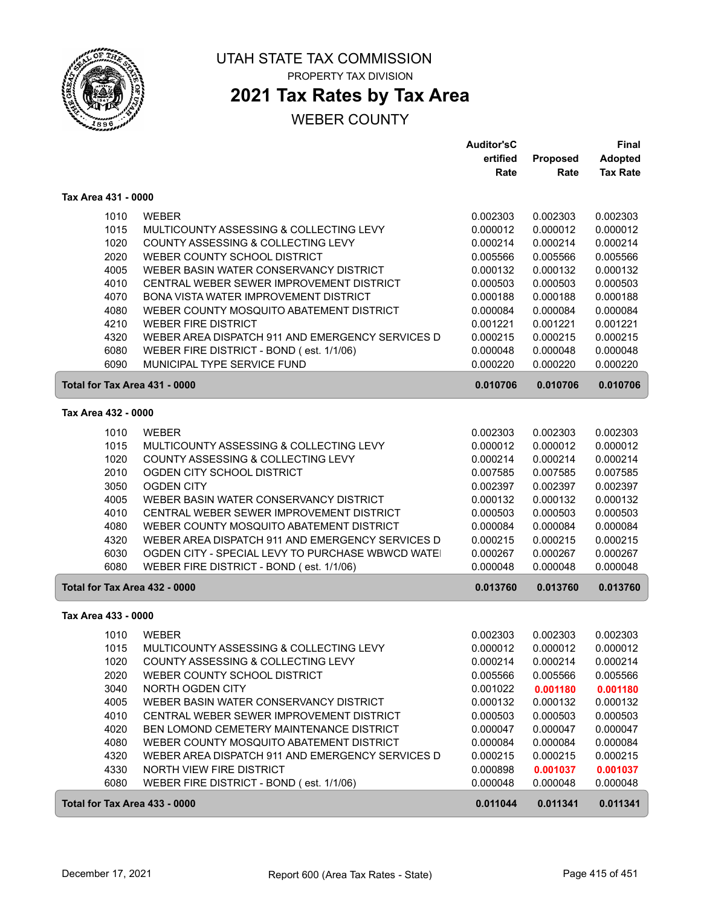# UTAH STATE TAX COMMISSION

PROPERTY TAX DIVISION

## 2021 Tax Rates by Tax Area

WEBER COUNTY

| | | Auditor'sCertified Rate | Proposed Rate | Final Adopted Tax Rate |
|---|---|---|---|---|
| **Tax Area 431 - 0000** | | | | |
| 1010 | WEBER | 0.002303 | 0.002303 | 0.002303 |
| 1015 | MULTICOUNTY ASSESSING & COLLECTING LEVY | 0.000012 | 0.000012 | 0.000012 |
| 1020 | COUNTY ASSESSING & COLLECTING LEVY | 0.000214 | 0.000214 | 0.000214 |
| 2020 | WEBER COUNTY SCHOOL DISTRICT | 0.005566 | 0.005566 | 0.005566 |
| 4005 | WEBER BASIN WATER CONSERVANCY DISTRICT | 0.000132 | 0.000132 | 0.000132 |
| 4010 | CENTRAL WEBER SEWER IMPROVEMENT DISTRICT | 0.000503 | 0.000503 | 0.000503 |
| 4070 | BONA VISTA WATER IMPROVEMENT DISTRICT | 0.000188 | 0.000188 | 0.000188 |
| 4080 | WEBER COUNTY MOSQUITO ABATEMENT DISTRICT | 0.000084 | 0.000084 | 0.000084 |
| 4210 | WEBER FIRE DISTRICT | 0.001221 | 0.001221 | 0.001221 |
| 4320 | WEBER AREA DISPATCH 911 AND EMERGENCY SERVICES D | 0.000215 | 0.000215 | 0.000215 |
| 6080 | WEBER FIRE DISTRICT - BOND ( est. 1/1/06) | 0.000048 | 0.000048 | 0.000048 |
| 6090 | MUNICIPAL TYPE SERVICE FUND | 0.000220 | 0.000220 | 0.000220 |
| **Total for Tax Area 431 - 0000** | | **0.010706** | **0.010706** | **0.010706** |
| **Tax Area 432 - 0000** | | | | |
| 1010 | WEBER | 0.002303 | 0.002303 | 0.002303 |
| 1015 | MULTICOUNTY ASSESSING & COLLECTING LEVY | 0.000012 | 0.000012 | 0.000012 |
| 1020 | COUNTY ASSESSING & COLLECTING LEVY | 0.000214 | 0.000214 | 0.000214 |
| 2010 | OGDEN CITY SCHOOL DISTRICT | 0.007585 | 0.007585 | 0.007585 |
| 3050 | OGDEN CITY | 0.002397 | 0.002397 | 0.002397 |
| 4005 | WEBER BASIN WATER CONSERVANCY DISTRICT | 0.000132 | 0.000132 | 0.000132 |
| 4010 | CENTRAL WEBER SEWER IMPROVEMENT DISTRICT | 0.000503 | 0.000503 | 0.000503 |
| 4080 | WEBER COUNTY MOSQUITO ABATEMENT DISTRICT | 0.000084 | 0.000084 | 0.000084 |
| 4320 | WEBER AREA DISPATCH 911 AND EMERGENCY SERVICES D | 0.000215 | 0.000215 | 0.000215 |
| 6030 | OGDEN CITY - SPECIAL LEVY TO PURCHASE WBWCD WATE | 0.000267 | 0.000267 | 0.000267 |
| 6080 | WEBER FIRE DISTRICT - BOND ( est. 1/1/06) | 0.000048 | 0.000048 | 0.000048 |
| **Total for Tax Area 432 - 0000** | | **0.013760** | **0.013760** | **0.013760** |
| **Tax Area 433 - 0000** | | | | |
| 1010 | WEBER | 0.002303 | 0.002303 | 0.002303 |
| 1015 | MULTICOUNTY ASSESSING & COLLECTING LEVY | 0.000012 | 0.000012 | 0.000012 |
| 1020 | COUNTY ASSESSING & COLLECTING LEVY | 0.000214 | 0.000214 | 0.000214 |
| 2020 | WEBER COUNTY SCHOOL DISTRICT | 0.005566 | 0.005566 | 0.005566 |
| 3040 | NORTH OGDEN CITY | 0.001022 | **0.001180** | **0.001180** |
| 4005 | WEBER BASIN WATER CONSERVANCY DISTRICT | 0.000132 | 0.000132 | 0.000132 |
| 4010 | CENTRAL WEBER SEWER IMPROVEMENT DISTRICT | 0.000503 | 0.000503 | 0.000503 |
| 4020 | BEN LOMOND CEMETERY MAINTENANCE DISTRICT | 0.000047 | 0.000047 | 0.000047 |
| 4080 | WEBER COUNTY MOSQUITO ABATEMENT DISTRICT | 0.000084 | 0.000084 | 0.000084 |
| 4320 | WEBER AREA DISPATCH 911 AND EMERGENCY SERVICES D | 0.000215 | 0.000215 | 0.000215 |
| 4330 | NORTH VIEW FIRE DISTRICT | 0.000898 | **0.001037** | **0.001037** |
| 6080 | WEBER FIRE DISTRICT - BOND ( est. 1/1/06) | 0.000048 | 0.000048 | 0.000048 |
| **Total for Tax Area 433 - 0000** | | **0.011044** | **0.011341** | **0.011341** |

December 17, 2021 — Report 600 (Area Tax Rates - State)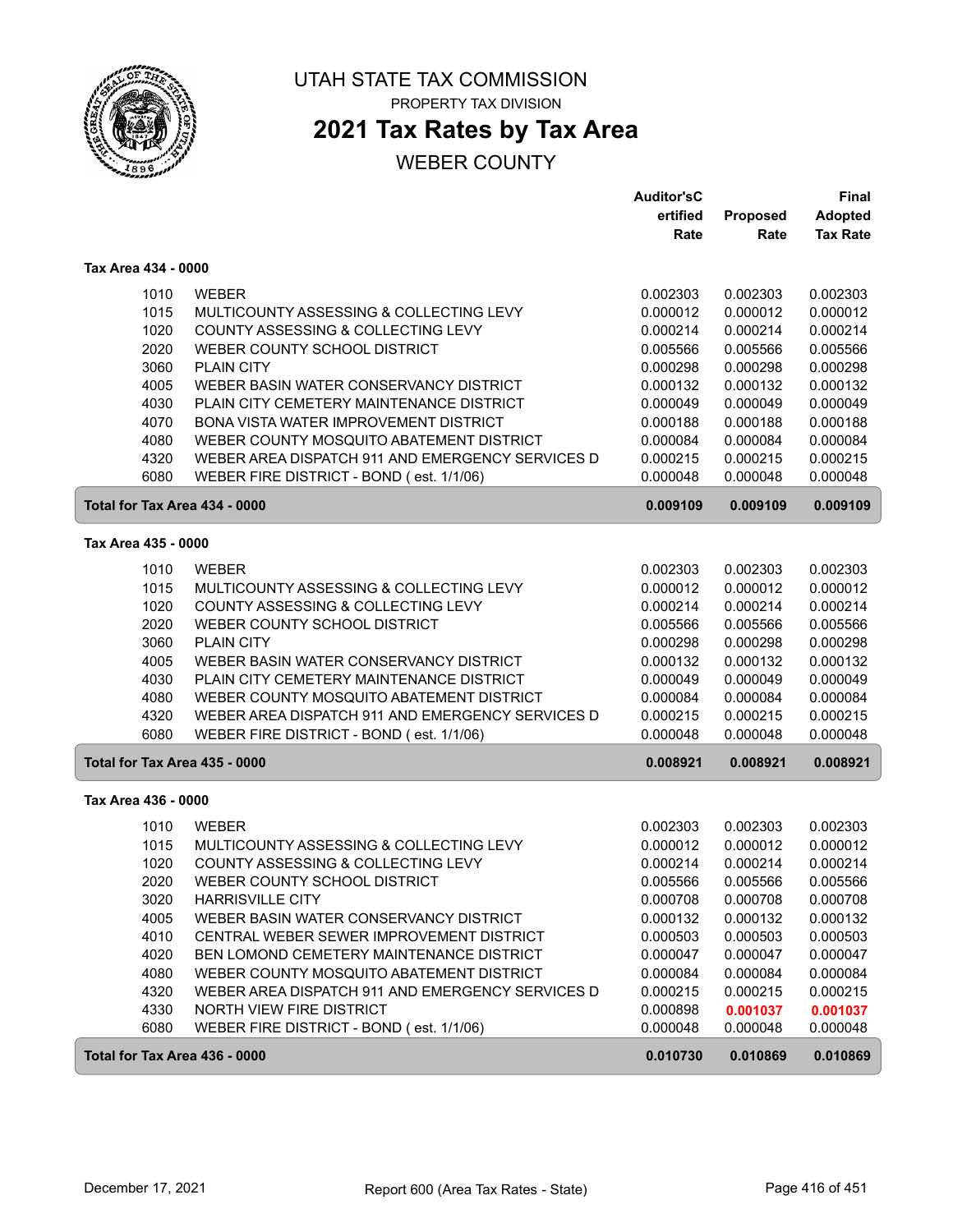UTAH STATE TAX COMMISSION

PROPERTY TAX DIVISION

# 2021 Tax Rates by Tax Area

WEBER COUNTY

| | | Auditor's Certified Rate | Proposed Rate | Final Adopted Tax Rate |
|---|---|---|---|---|
| **Tax Area 434 - 0000** | | | | |
| 1010 | WEBER | 0.002303 | 0.002303 | 0.002303 |
| 1015 | MULTICOUNTY ASSESSING & COLLECTING LEVY | 0.000012 | 0.000012 | 0.000012 |
| 1020 | COUNTY ASSESSING & COLLECTING LEVY | 0.000214 | 0.000214 | 0.000214 |
| 2020 | WEBER COUNTY SCHOOL DISTRICT | 0.005566 | 0.005566 | 0.005566 |
| 3060 | PLAIN CITY | 0.000298 | 0.000298 | 0.000298 |
| 4005 | WEBER BASIN WATER CONSERVANCY DISTRICT | 0.000132 | 0.000132 | 0.000132 |
| 4030 | PLAIN CITY CEMETERY MAINTENANCE DISTRICT | 0.000049 | 0.000049 | 0.000049 |
| 4070 | BONA VISTA WATER IMPROVEMENT DISTRICT | 0.000188 | 0.000188 | 0.000188 |
| 4080 | WEBER COUNTY MOSQUITO ABATEMENT DISTRICT | 0.000084 | 0.000084 | 0.000084 |
| 4320 | WEBER AREA DISPATCH 911 AND EMERGENCY SERVICES D | 0.000215 | 0.000215 | 0.000215 |
| 6080 | WEBER FIRE DISTRICT - BOND ( est. 1/1/06) | 0.000048 | 0.000048 | 0.000048 |
| **Total for Tax Area 434 - 0000** | | **0.009109** | **0.009109** | **0.009109** |
| **Tax Area 435 - 0000** | | | | |
| 1010 | WEBER | 0.002303 | 0.002303 | 0.002303 |
| 1015 | MULTICOUNTY ASSESSING & COLLECTING LEVY | 0.000012 | 0.000012 | 0.000012 |
| 1020 | COUNTY ASSESSING & COLLECTING LEVY | 0.000214 | 0.000214 | 0.000214 |
| 2020 | WEBER COUNTY SCHOOL DISTRICT | 0.005566 | 0.005566 | 0.005566 |
| 3060 | PLAIN CITY | 0.000298 | 0.000298 | 0.000298 |
| 4005 | WEBER BASIN WATER CONSERVANCY DISTRICT | 0.000132 | 0.000132 | 0.000132 |
| 4030 | PLAIN CITY CEMETERY MAINTENANCE DISTRICT | 0.000049 | 0.000049 | 0.000049 |
| 4080 | WEBER COUNTY MOSQUITO ABATEMENT DISTRICT | 0.000084 | 0.000084 | 0.000084 |
| 4320 | WEBER AREA DISPATCH 911 AND EMERGENCY SERVICES D | 0.000215 | 0.000215 | 0.000215 |
| 6080 | WEBER FIRE DISTRICT - BOND ( est. 1/1/06) | 0.000048 | 0.000048 | 0.000048 |
| **Total for Tax Area 435 - 0000** | | **0.008921** | **0.008921** | **0.008921** |
| **Tax Area 436 - 0000** | | | | |
| 1010 | WEBER | 0.002303 | 0.002303 | 0.002303 |
| 1015 | MULTICOUNTY ASSESSING & COLLECTING LEVY | 0.000012 | 0.000012 | 0.000012 |
| 1020 | COUNTY ASSESSING & COLLECTING LEVY | 0.000214 | 0.000214 | 0.000214 |
| 2020 | WEBER COUNTY SCHOOL DISTRICT | 0.005566 | 0.005566 | 0.005566 |
| 3020 | HARRISVILLE CITY | 0.000708 | 0.000708 | 0.000708 |
| 4005 | WEBER BASIN WATER CONSERVANCY DISTRICT | 0.000132 | 0.000132 | 0.000132 |
| 4010 | CENTRAL WEBER SEWER IMPROVEMENT DISTRICT | 0.000503 | 0.000503 | 0.000503 |
| 4020 | BEN LOMOND CEMETERY MAINTENANCE DISTRICT | 0.000047 | 0.000047 | 0.000047 |
| 4080 | WEBER COUNTY MOSQUITO ABATEMENT DISTRICT | 0.000084 | 0.000084 | 0.000084 |
| 4320 | WEBER AREA DISPATCH 911 AND EMERGENCY SERVICES D | 0.000215 | 0.000215 | 0.000215 |
| 4330 | NORTH VIEW FIRE DISTRICT | 0.000898 | **0.001037** | **0.001037** |
| 6080 | WEBER FIRE DISTRICT - BOND ( est. 1/1/06) | 0.000048 | 0.000048 | 0.000048 |
| **Total for Tax Area 436 - 0000** | | **0.010730** | **0.010869** | **0.010869** |

December 17, 2021 Report 600 (Area Tax Rates - State)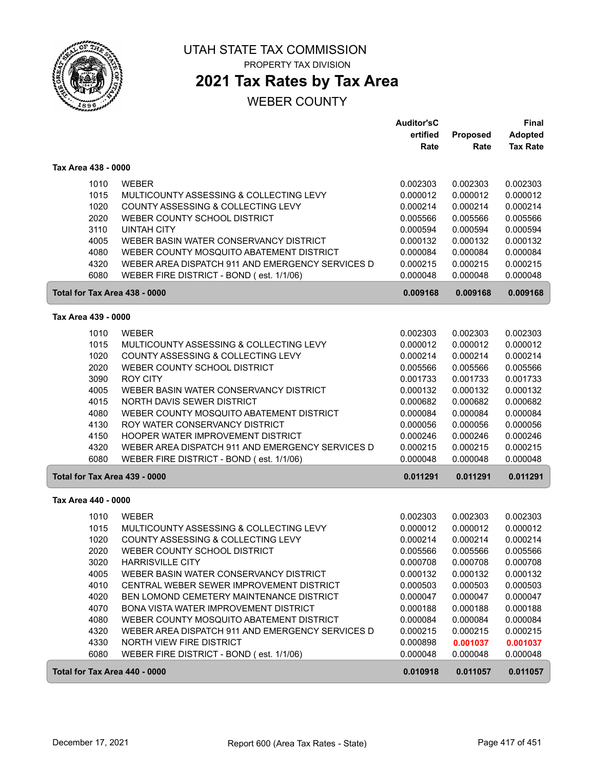# UTAH STATE TAX COMMISSION

PROPERTY TAX DIVISION

## 2021 Tax Rates by Tax Area

WEBER COUNTY

| | | Auditor's Certified Rate | Proposed Rate | Final Adopted Tax Rate |
|---|---|---|---|---|
| **Tax Area 438 - 0000** | | | | |
| 1010 | WEBER | 0.002303 | 0.002303 | 0.002303 |
| 1015 | MULTICOUNTY ASSESSING & COLLECTING LEVY | 0.000012 | 0.000012 | 0.000012 |
| 1020 | COUNTY ASSESSING & COLLECTING LEVY | 0.000214 | 0.000214 | 0.000214 |
| 2020 | WEBER COUNTY SCHOOL DISTRICT | 0.005566 | 0.005566 | 0.005566 |
| 3110 | UINTAH CITY | 0.000594 | 0.000594 | 0.000594 |
| 4005 | WEBER BASIN WATER CONSERVANCY DISTRICT | 0.000132 | 0.000132 | 0.000132 |
| 4080 | WEBER COUNTY MOSQUITO ABATEMENT DISTRICT | 0.000084 | 0.000084 | 0.000084 |
| 4320 | WEBER AREA DISPATCH 911 AND EMERGENCY SERVICES D | 0.000215 | 0.000215 | 0.000215 |
| 6080 | WEBER FIRE DISTRICT - BOND ( est. 1/1/06) | 0.000048 | 0.000048 | 0.000048 |
| **Total for Tax Area 438 - 0000** | | **0.009168** | **0.009168** | **0.009168** |
| **Tax Area 439 - 0000** | | | | |
| 1010 | WEBER | 0.002303 | 0.002303 | 0.002303 |
| 1015 | MULTICOUNTY ASSESSING & COLLECTING LEVY | 0.000012 | 0.000012 | 0.000012 |
| 1020 | COUNTY ASSESSING & COLLECTING LEVY | 0.000214 | 0.000214 | 0.000214 |
| 2020 | WEBER COUNTY SCHOOL DISTRICT | 0.005566 | 0.005566 | 0.005566 |
| 3090 | ROY CITY | 0.001733 | 0.001733 | 0.001733 |
| 4005 | WEBER BASIN WATER CONSERVANCY DISTRICT | 0.000132 | 0.000132 | 0.000132 |
| 4015 | NORTH DAVIS SEWER DISTRICT | 0.000682 | 0.000682 | 0.000682 |
| 4080 | WEBER COUNTY MOSQUITO ABATEMENT DISTRICT | 0.000084 | 0.000084 | 0.000084 |
| 4130 | ROY WATER CONSERVANCY DISTRICT | 0.000056 | 0.000056 | 0.000056 |
| 4150 | HOOPER WATER IMPROVEMENT DISTRICT | 0.000246 | 0.000246 | 0.000246 |
| 4320 | WEBER AREA DISPATCH 911 AND EMERGENCY SERVICES D | 0.000215 | 0.000215 | 0.000215 |
| 6080 | WEBER FIRE DISTRICT - BOND ( est. 1/1/06) | 0.000048 | 0.000048 | 0.000048 |
| **Total for Tax Area 439 - 0000** | | **0.011291** | **0.011291** | **0.011291** |
| **Tax Area 440 - 0000** | | | | |
| 1010 | WEBER | 0.002303 | 0.002303 | 0.002303 |
| 1015 | MULTICOUNTY ASSESSING & COLLECTING LEVY | 0.000012 | 0.000012 | 0.000012 |
| 1020 | COUNTY ASSESSING & COLLECTING LEVY | 0.000214 | 0.000214 | 0.000214 |
| 2020 | WEBER COUNTY SCHOOL DISTRICT | 0.005566 | 0.005566 | 0.005566 |
| 3020 | HARRISVILLE CITY | 0.000708 | 0.000708 | 0.000708 |
| 4005 | WEBER BASIN WATER CONSERVANCY DISTRICT | 0.000132 | 0.000132 | 0.000132 |
| 4010 | CENTRAL WEBER SEWER IMPROVEMENT DISTRICT | 0.000503 | 0.000503 | 0.000503 |
| 4020 | BEN LOMOND CEMETERY MAINTENANCE DISTRICT | 0.000047 | 0.000047 | 0.000047 |
| 4070 | BONA VISTA WATER IMPROVEMENT DISTRICT | 0.000188 | 0.000188 | 0.000188 |
| 4080 | WEBER COUNTY MOSQUITO ABATEMENT DISTRICT | 0.000084 | 0.000084 | 0.000084 |
| 4320 | WEBER AREA DISPATCH 911 AND EMERGENCY SERVICES D | 0.000215 | 0.000215 | 0.000215 |
| 4330 | NORTH VIEW FIRE DISTRICT | 0.000898 | **0.001037** | **0.001037** |
| 6080 | WEBER FIRE DISTRICT - BOND ( est. 1/1/06) | 0.000048 | 0.000048 | 0.000048 |
| **Total for Tax Area 440 - 0000** | | **0.010918** | **0.011057** | **0.011057** |

December 17, 2021 — Report 600 (Area Tax Rates - State)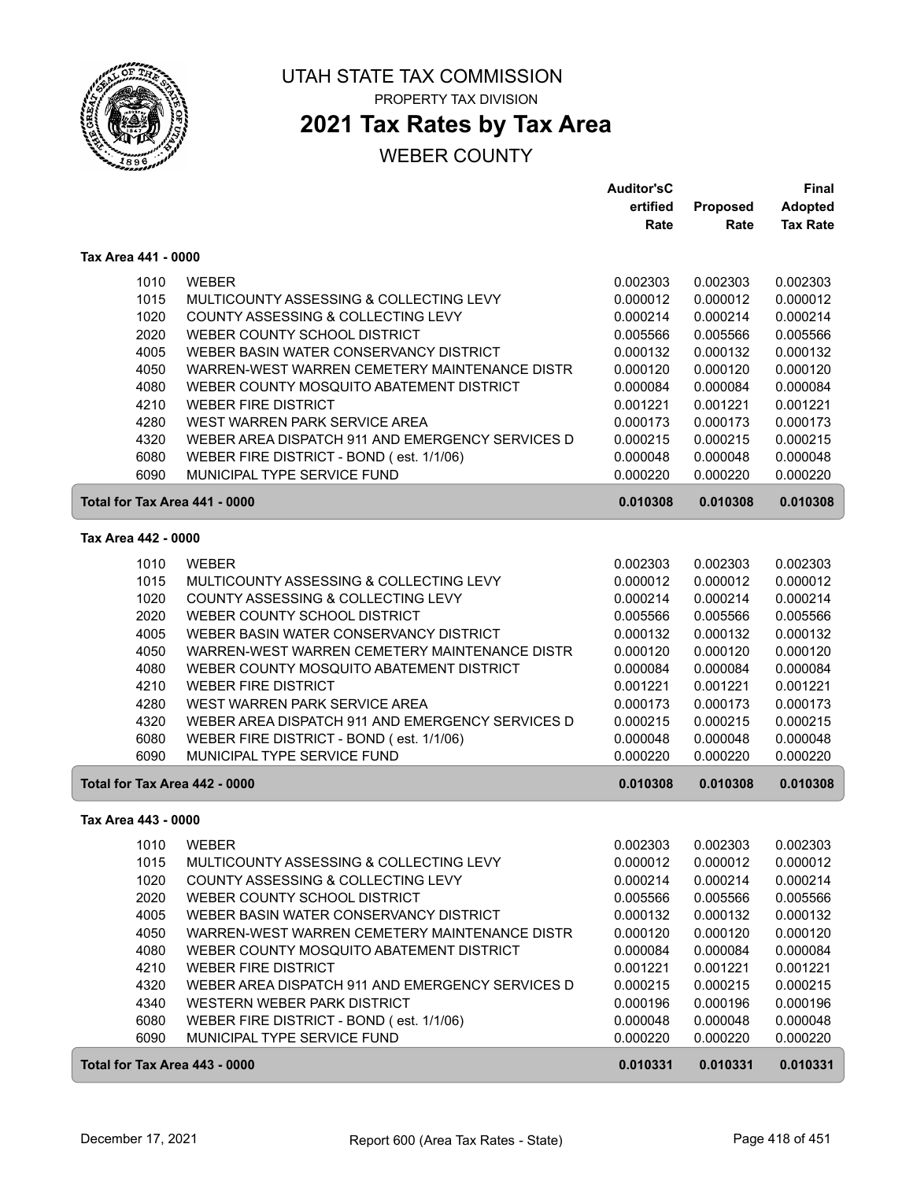UTAH STATE TAX COMMISSION

PROPERTY TAX DIVISION

# 2021 Tax Rates by Tax Area

WEBER COUNTY

| | | Auditor'sC ertified Rate | Proposed Rate | Final Adopted Tax Rate |
|---|---|---|---|---|
| **Tax Area 441 - 0000** | | | | |
| 1010 | WEBER | 0.002303 | 0.002303 | 0.002303 |
| 1015 | MULTICOUNTY ASSESSING & COLLECTING LEVY | 0.000012 | 0.000012 | 0.000012 |
| 1020 | COUNTY ASSESSING & COLLECTING LEVY | 0.000214 | 0.000214 | 0.000214 |
| 2020 | WEBER COUNTY SCHOOL DISTRICT | 0.005566 | 0.005566 | 0.005566 |
| 4005 | WEBER BASIN WATER CONSERVANCY DISTRICT | 0.000132 | 0.000132 | 0.000132 |
| 4050 | WARREN-WEST WARREN CEMETERY MAINTENANCE DISTR | 0.000120 | 0.000120 | 0.000120 |
| 4080 | WEBER COUNTY MOSQUITO ABATEMENT DISTRICT | 0.000084 | 0.000084 | 0.000084 |
| 4210 | WEBER FIRE DISTRICT | 0.001221 | 0.001221 | 0.001221 |
| 4280 | WEST WARREN PARK SERVICE AREA | 0.000173 | 0.000173 | 0.000173 |
| 4320 | WEBER AREA DISPATCH 911 AND EMERGENCY SERVICES D | 0.000215 | 0.000215 | 0.000215 |
| 6080 | WEBER FIRE DISTRICT - BOND ( est. 1/1/06) | 0.000048 | 0.000048 | 0.000048 |
| 6090 | MUNICIPAL TYPE SERVICE FUND | 0.000220 | 0.000220 | 0.000220 |
| **Total for Tax Area 441 - 0000** | | **0.010308** | **0.010308** | **0.010308** |
| **Tax Area 442 - 0000** | | | | |
| 1010 | WEBER | 0.002303 | 0.002303 | 0.002303 |
| 1015 | MULTICOUNTY ASSESSING & COLLECTING LEVY | 0.000012 | 0.000012 | 0.000012 |
| 1020 | COUNTY ASSESSING & COLLECTING LEVY | 0.000214 | 0.000214 | 0.000214 |
| 2020 | WEBER COUNTY SCHOOL DISTRICT | 0.005566 | 0.005566 | 0.005566 |
| 4005 | WEBER BASIN WATER CONSERVANCY DISTRICT | 0.000132 | 0.000132 | 0.000132 |
| 4050 | WARREN-WEST WARREN CEMETERY MAINTENANCE DISTR | 0.000120 | 0.000120 | 0.000120 |
| 4080 | WEBER COUNTY MOSQUITO ABATEMENT DISTRICT | 0.000084 | 0.000084 | 0.000084 |
| 4210 | WEBER FIRE DISTRICT | 0.001221 | 0.001221 | 0.001221 |
| 4280 | WEST WARREN PARK SERVICE AREA | 0.000173 | 0.000173 | 0.000173 |
| 4320 | WEBER AREA DISPATCH 911 AND EMERGENCY SERVICES D | 0.000215 | 0.000215 | 0.000215 |
| 6080 | WEBER FIRE DISTRICT - BOND ( est. 1/1/06) | 0.000048 | 0.000048 | 0.000048 |
| 6090 | MUNICIPAL TYPE SERVICE FUND | 0.000220 | 0.000220 | 0.000220 |
| **Total for Tax Area 442 - 0000** | | **0.010308** | **0.010308** | **0.010308** |
| **Tax Area 443 - 0000** | | | | |
| 1010 | WEBER | 0.002303 | 0.002303 | 0.002303 |
| 1015 | MULTICOUNTY ASSESSING & COLLECTING LEVY | 0.000012 | 0.000012 | 0.000012 |
| 1020 | COUNTY ASSESSING & COLLECTING LEVY | 0.000214 | 0.000214 | 0.000214 |
| 2020 | WEBER COUNTY SCHOOL DISTRICT | 0.005566 | 0.005566 | 0.005566 |
| 4005 | WEBER BASIN WATER CONSERVANCY DISTRICT | 0.000132 | 0.000132 | 0.000132 |
| 4050 | WARREN-WEST WARREN CEMETERY MAINTENANCE DISTR | 0.000120 | 0.000120 | 0.000120 |
| 4080 | WEBER COUNTY MOSQUITO ABATEMENT DISTRICT | 0.000084 | 0.000084 | 0.000084 |
| 4210 | WEBER FIRE DISTRICT | 0.001221 | 0.001221 | 0.001221 |
| 4320 | WEBER AREA DISPATCH 911 AND EMERGENCY SERVICES D | 0.000215 | 0.000215 | 0.000215 |
| 4340 | WESTERN WEBER PARK DISTRICT | 0.000196 | 0.000196 | 0.000196 |
| 6080 | WEBER FIRE DISTRICT - BOND ( est. 1/1/06) | 0.000048 | 0.000048 | 0.000048 |
| 6090 | MUNICIPAL TYPE SERVICE FUND | 0.000220 | 0.000220 | 0.000220 |
| **Total for Tax Area 443 - 0000** | | **0.010331** | **0.010331** | **0.010331** |

December 17, 2021 — Report 600 (Area Tax Rates - State)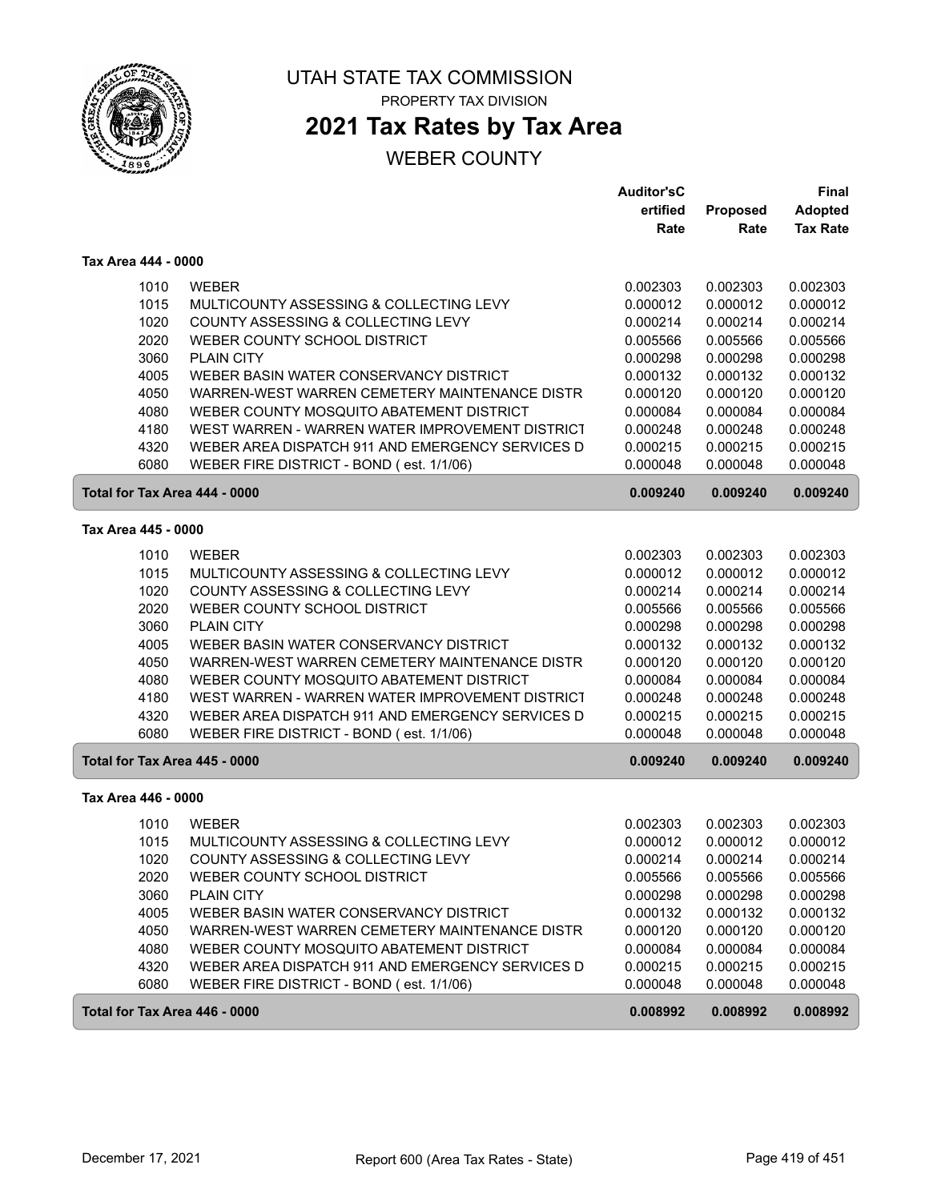UTAH STATE TAX COMMISSION

PROPERTY TAX DIVISION

# 2021 Tax Rates by Tax Area

## WEBER COUNTY

| | | Auditor'sCertified Rate | Proposed Rate | Final Adopted Tax Rate |
|---|---|---|---|---|
| **Tax Area 444 - 0000** | | | | |
| 1010 | WEBER | 0.002303 | 0.002303 | 0.002303 |
| 1015 | MULTICOUNTY ASSESSING & COLLECTING LEVY | 0.000012 | 0.000012 | 0.000012 |
| 1020 | COUNTY ASSESSING & COLLECTING LEVY | 0.000214 | 0.000214 | 0.000214 |
| 2020 | WEBER COUNTY SCHOOL DISTRICT | 0.005566 | 0.005566 | 0.005566 |
| 3060 | PLAIN CITY | 0.000298 | 0.000298 | 0.000298 |
| 4005 | WEBER BASIN WATER CONSERVANCY DISTRICT | 0.000132 | 0.000132 | 0.000132 |
| 4050 | WARREN-WEST WARREN CEMETERY MAINTENANCE DISTR | 0.000120 | 0.000120 | 0.000120 |
| 4080 | WEBER COUNTY MOSQUITO ABATEMENT DISTRICT | 0.000084 | 0.000084 | 0.000084 |
| 4180 | WEST WARREN - WARREN WATER IMPROVEMENT DISTRICT | 0.000248 | 0.000248 | 0.000248 |
| 4320 | WEBER AREA DISPATCH 911 AND EMERGENCY SERVICES D | 0.000215 | 0.000215 | 0.000215 |
| 6080 | WEBER FIRE DISTRICT - BOND ( est. 1/1/06) | 0.000048 | 0.000048 | 0.000048 |
| **Total for Tax Area 444 - 0000** | | **0.009240** | **0.009240** | **0.009240** |
| **Tax Area 445 - 0000** | | | | |
| 1010 | WEBER | 0.002303 | 0.002303 | 0.002303 |
| 1015 | MULTICOUNTY ASSESSING & COLLECTING LEVY | 0.000012 | 0.000012 | 0.000012 |
| 1020 | COUNTY ASSESSING & COLLECTING LEVY | 0.000214 | 0.000214 | 0.000214 |
| 2020 | WEBER COUNTY SCHOOL DISTRICT | 0.005566 | 0.005566 | 0.005566 |
| 3060 | PLAIN CITY | 0.000298 | 0.000298 | 0.000298 |
| 4005 | WEBER BASIN WATER CONSERVANCY DISTRICT | 0.000132 | 0.000132 | 0.000132 |
| 4050 | WARREN-WEST WARREN CEMETERY MAINTENANCE DISTR | 0.000120 | 0.000120 | 0.000120 |
| 4080 | WEBER COUNTY MOSQUITO ABATEMENT DISTRICT | 0.000084 | 0.000084 | 0.000084 |
| 4180 | WEST WARREN - WARREN WATER IMPROVEMENT DISTRICT | 0.000248 | 0.000248 | 0.000248 |
| 4320 | WEBER AREA DISPATCH 911 AND EMERGENCY SERVICES D | 0.000215 | 0.000215 | 0.000215 |
| 6080 | WEBER FIRE DISTRICT - BOND ( est. 1/1/06) | 0.000048 | 0.000048 | 0.000048 |
| **Total for Tax Area 445 - 0000** | | **0.009240** | **0.009240** | **0.009240** |
| **Tax Area 446 - 0000** | | | | |
| 1010 | WEBER | 0.002303 | 0.002303 | 0.002303 |
| 1015 | MULTICOUNTY ASSESSING & COLLECTING LEVY | 0.000012 | 0.000012 | 0.000012 |
| 1020 | COUNTY ASSESSING & COLLECTING LEVY | 0.000214 | 0.000214 | 0.000214 |
| 2020 | WEBER COUNTY SCHOOL DISTRICT | 0.005566 | 0.005566 | 0.005566 |
| 3060 | PLAIN CITY | 0.000298 | 0.000298 | 0.000298 |
| 4005 | WEBER BASIN WATER CONSERVANCY DISTRICT | 0.000132 | 0.000132 | 0.000132 |
| 4050 | WARREN-WEST WARREN CEMETERY MAINTENANCE DISTR | 0.000120 | 0.000120 | 0.000120 |
| 4080 | WEBER COUNTY MOSQUITO ABATEMENT DISTRICT | 0.000084 | 0.000084 | 0.000084 |
| 4320 | WEBER AREA DISPATCH 911 AND EMERGENCY SERVICES D | 0.000215 | 0.000215 | 0.000215 |
| 6080 | WEBER FIRE DISTRICT - BOND ( est. 1/1/06) | 0.000048 | 0.000048 | 0.000048 |
| **Total for Tax Area 446 - 0000** | | **0.008992** | **0.008992** | **0.008992** |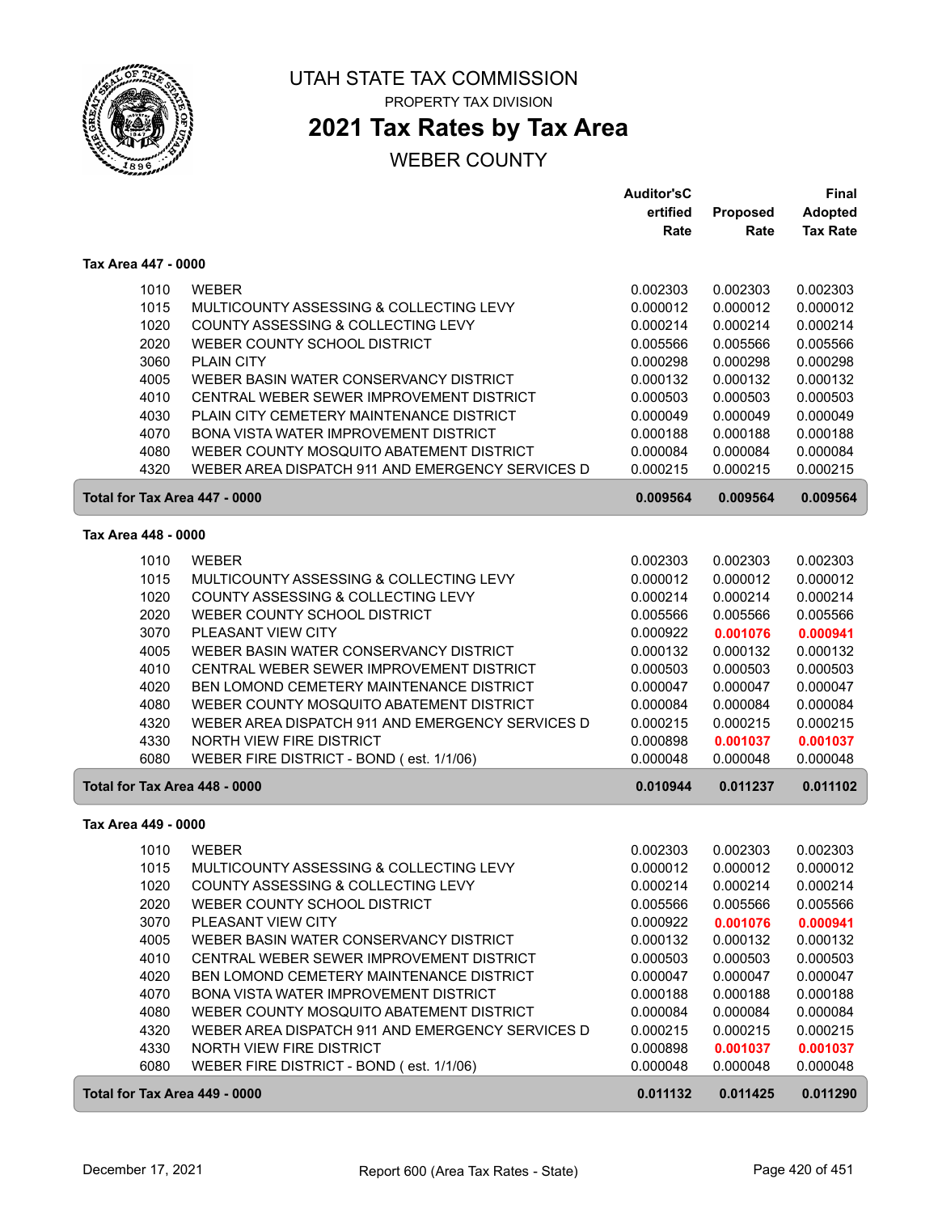# UTAH STATE TAX COMMISSION

PROPERTY TAX DIVISION

## 2021 Tax Rates by Tax Area

WEBER COUNTY

| | | Auditor's Certified Rate | Proposed Rate | Final Adopted Tax Rate |
|---|---|---|---|---|
| **Tax Area 447 - 0000** | | | | |
| 1010 | WEBER | 0.002303 | 0.002303 | 0.002303 |
| 1015 | MULTICOUNTY ASSESSING & COLLECTING LEVY | 0.000012 | 0.000012 | 0.000012 |
| 1020 | COUNTY ASSESSING & COLLECTING LEVY | 0.000214 | 0.000214 | 0.000214 |
| 2020 | WEBER COUNTY SCHOOL DISTRICT | 0.005566 | 0.005566 | 0.005566 |
| 3060 | PLAIN CITY | 0.000298 | 0.000298 | 0.000298 |
| 4005 | WEBER BASIN WATER CONSERVANCY DISTRICT | 0.000132 | 0.000132 | 0.000132 |
| 4010 | CENTRAL WEBER SEWER IMPROVEMENT DISTRICT | 0.000503 | 0.000503 | 0.000503 |
| 4030 | PLAIN CITY CEMETERY MAINTENANCE DISTRICT | 0.000049 | 0.000049 | 0.000049 |
| 4070 | BONA VISTA WATER IMPROVEMENT DISTRICT | 0.000188 | 0.000188 | 0.000188 |
| 4080 | WEBER COUNTY MOSQUITO ABATEMENT DISTRICT | 0.000084 | 0.000084 | 0.000084 |
| 4320 | WEBER AREA DISPATCH 911 AND EMERGENCY SERVICES D | 0.000215 | 0.000215 | 0.000215 |
| **Total for Tax Area 447 - 0000** | | **0.009564** | **0.009564** | **0.009564** |
| **Tax Area 448 - 0000** | | | | |
| 1010 | WEBER | 0.002303 | 0.002303 | 0.002303 |
| 1015 | MULTICOUNTY ASSESSING & COLLECTING LEVY | 0.000012 | 0.000012 | 0.000012 |
| 1020 | COUNTY ASSESSING & COLLECTING LEVY | 0.000214 | 0.000214 | 0.000214 |
| 2020 | WEBER COUNTY SCHOOL DISTRICT | 0.005566 | 0.005566 | 0.005566 |
| 3070 | PLEASANT VIEW CITY | 0.000922 | **0.001076** | **0.000941** |
| 4005 | WEBER BASIN WATER CONSERVANCY DISTRICT | 0.000132 | 0.000132 | 0.000132 |
| 4010 | CENTRAL WEBER SEWER IMPROVEMENT DISTRICT | 0.000503 | 0.000503 | 0.000503 |
| 4020 | BEN LOMOND CEMETERY MAINTENANCE DISTRICT | 0.000047 | 0.000047 | 0.000047 |
| 4080 | WEBER COUNTY MOSQUITO ABATEMENT DISTRICT | 0.000084 | 0.000084 | 0.000084 |
| 4320 | WEBER AREA DISPATCH 911 AND EMERGENCY SERVICES D | 0.000215 | 0.000215 | 0.000215 |
| 4330 | NORTH VIEW FIRE DISTRICT | 0.000898 | **0.001037** | **0.001037** |
| 6080 | WEBER FIRE DISTRICT - BOND ( est. 1/1/06) | 0.000048 | 0.000048 | 0.000048 |
| **Total for Tax Area 448 - 0000** | | **0.010944** | **0.011237** | **0.011102** |
| **Tax Area 449 - 0000** | | | | |
| 1010 | WEBER | 0.002303 | 0.002303 | 0.002303 |
| 1015 | MULTICOUNTY ASSESSING & COLLECTING LEVY | 0.000012 | 0.000012 | 0.000012 |
| 1020 | COUNTY ASSESSING & COLLECTING LEVY | 0.000214 | 0.000214 | 0.000214 |
| 2020 | WEBER COUNTY SCHOOL DISTRICT | 0.005566 | 0.005566 | 0.005566 |
| 3070 | PLEASANT VIEW CITY | 0.000922 | **0.001076** | **0.000941** |
| 4005 | WEBER BASIN WATER CONSERVANCY DISTRICT | 0.000132 | 0.000132 | 0.000132 |
| 4010 | CENTRAL WEBER SEWER IMPROVEMENT DISTRICT | 0.000503 | 0.000503 | 0.000503 |
| 4020 | BEN LOMOND CEMETERY MAINTENANCE DISTRICT | 0.000047 | 0.000047 | 0.000047 |
| 4070 | BONA VISTA WATER IMPROVEMENT DISTRICT | 0.000188 | 0.000188 | 0.000188 |
| 4080 | WEBER COUNTY MOSQUITO ABATEMENT DISTRICT | 0.000084 | 0.000084 | 0.000084 |
| 4320 | WEBER AREA DISPATCH 911 AND EMERGENCY SERVICES D | 0.000215 | 0.000215 | 0.000215 |
| 4330 | NORTH VIEW FIRE DISTRICT | 0.000898 | **0.001037** | **0.001037** |
| 6080 | WEBER FIRE DISTRICT - BOND ( est. 1/1/06) | 0.000048 | 0.000048 | 0.000048 |
| **Total for Tax Area 449 - 0000** | | **0.011132** | **0.011425** | **0.011290** |

December 17, 2021 — Report 600 (Area Tax Rates - State)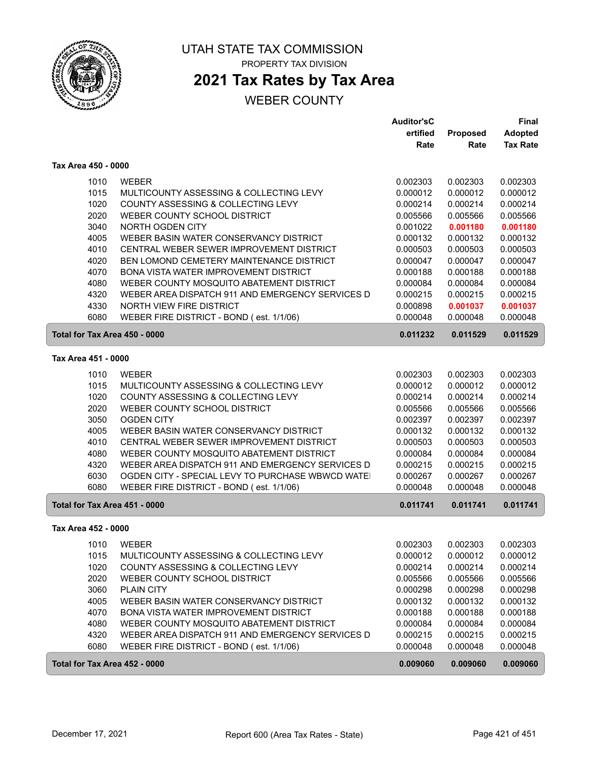# UTAH STATE TAX COMMISSION

PROPERTY TAX DIVISION

## 2021 Tax Rates by Tax Area

WEBER COUNTY

| | | Auditor'sCertified Rate | Proposed Rate | Final Adopted Tax Rate |
|---|---|---|---|---|
| **Tax Area 450 - 0000** | | | | |
| 1010 | WEBER | 0.002303 | 0.002303 | 0.002303 |
| 1015 | MULTICOUNTY ASSESSING & COLLECTING LEVY | 0.000012 | 0.000012 | 0.000012 |
| 1020 | COUNTY ASSESSING & COLLECTING LEVY | 0.000214 | 0.000214 | 0.000214 |
| 2020 | WEBER COUNTY SCHOOL DISTRICT | 0.005566 | 0.005566 | 0.005566 |
| 3040 | NORTH OGDEN CITY | 0.001022 | 0.001180 | 0.001180 |
| 4005 | WEBER BASIN WATER CONSERVANCY DISTRICT | 0.000132 | 0.000132 | 0.000132 |
| 4010 | CENTRAL WEBER SEWER IMPROVEMENT DISTRICT | 0.000503 | 0.000503 | 0.000503 |
| 4020 | BEN LOMOND CEMETERY MAINTENANCE DISTRICT | 0.000047 | 0.000047 | 0.000047 |
| 4070 | BONA VISTA WATER IMPROVEMENT DISTRICT | 0.000188 | 0.000188 | 0.000188 |
| 4080 | WEBER COUNTY MOSQUITO ABATEMENT DISTRICT | 0.000084 | 0.000084 | 0.000084 |
| 4320 | WEBER AREA DISPATCH 911 AND EMERGENCY SERVICES D | 0.000215 | 0.000215 | 0.000215 |
| 4330 | NORTH VIEW FIRE DISTRICT | 0.000898 | 0.001037 | 0.001037 |
| 6080 | WEBER FIRE DISTRICT - BOND ( est. 1/1/06) | 0.000048 | 0.000048 | 0.000048 |
| **Total for Tax Area 450 - 0000** | | **0.011232** | **0.011529** | **0.011529** |
| **Tax Area 451 - 0000** | | | | |
| 1010 | WEBER | 0.002303 | 0.002303 | 0.002303 |
| 1015 | MULTICOUNTY ASSESSING & COLLECTING LEVY | 0.000012 | 0.000012 | 0.000012 |
| 1020 | COUNTY ASSESSING & COLLECTING LEVY | 0.000214 | 0.000214 | 0.000214 |
| 2020 | WEBER COUNTY SCHOOL DISTRICT | 0.005566 | 0.005566 | 0.005566 |
| 3050 | OGDEN CITY | 0.002397 | 0.002397 | 0.002397 |
| 4005 | WEBER BASIN WATER CONSERVANCY DISTRICT | 0.000132 | 0.000132 | 0.000132 |
| 4010 | CENTRAL WEBER SEWER IMPROVEMENT DISTRICT | 0.000503 | 0.000503 | 0.000503 |
| 4080 | WEBER COUNTY MOSQUITO ABATEMENT DISTRICT | 0.000084 | 0.000084 | 0.000084 |
| 4320 | WEBER AREA DISPATCH 911 AND EMERGENCY SERVICES D | 0.000215 | 0.000215 | 0.000215 |
| 6030 | OGDEN CITY - SPECIAL LEVY TO PURCHASE WBWCD WATE | 0.000267 | 0.000267 | 0.000267 |
| 6080 | WEBER FIRE DISTRICT - BOND ( est. 1/1/06) | 0.000048 | 0.000048 | 0.000048 |
| **Total for Tax Area 451 - 0000** | | **0.011741** | **0.011741** | **0.011741** |
| **Tax Area 452 - 0000** | | | | |
| 1010 | WEBER | 0.002303 | 0.002303 | 0.002303 |
| 1015 | MULTICOUNTY ASSESSING & COLLECTING LEVY | 0.000012 | 0.000012 | 0.000012 |
| 1020 | COUNTY ASSESSING & COLLECTING LEVY | 0.000214 | 0.000214 | 0.000214 |
| 2020 | WEBER COUNTY SCHOOL DISTRICT | 0.005566 | 0.005566 | 0.005566 |
| 3060 | PLAIN CITY | 0.000298 | 0.000298 | 0.000298 |
| 4005 | WEBER BASIN WATER CONSERVANCY DISTRICT | 0.000132 | 0.000132 | 0.000132 |
| 4070 | BONA VISTA WATER IMPROVEMENT DISTRICT | 0.000188 | 0.000188 | 0.000188 |
| 4080 | WEBER COUNTY MOSQUITO ABATEMENT DISTRICT | 0.000084 | 0.000084 | 0.000084 |
| 4320 | WEBER AREA DISPATCH 911 AND EMERGENCY SERVICES D | 0.000215 | 0.000215 | 0.000215 |
| 6080 | WEBER FIRE DISTRICT - BOND ( est. 1/1/06) | 0.000048 | 0.000048 | 0.000048 |
| **Total for Tax Area 452 - 0000** | | **0.009060** | **0.009060** | **0.009060** |

December 17, 2021 — Report 600 (Area Tax Rates - State)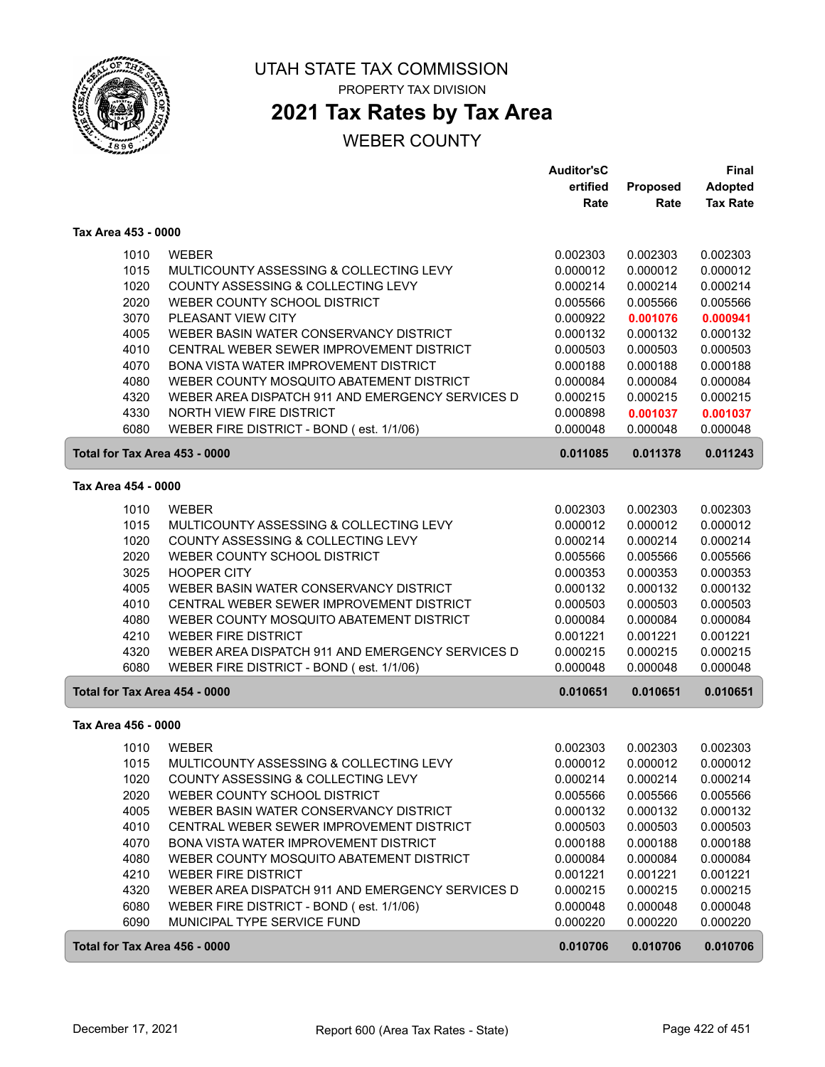# UTAH STATE TAX COMMISSION

PROPERTY TAX DIVISION

## 2021 Tax Rates by Tax Area

WEBER COUNTY

| | | Auditor'sCertified Rate | Proposed Rate | Final Adopted Tax Rate |
|---|---|---|---|---|
| **Tax Area 453 - 0000** | | | | |
| 1010 | WEBER | 0.002303 | 0.002303 | 0.002303 |
| 1015 | MULTICOUNTY ASSESSING & COLLECTING LEVY | 0.000012 | 0.000012 | 0.000012 |
| 1020 | COUNTY ASSESSING & COLLECTING LEVY | 0.000214 | 0.000214 | 0.000214 |
| 2020 | WEBER COUNTY SCHOOL DISTRICT | 0.005566 | 0.005566 | 0.005566 |
| 3070 | PLEASANT VIEW CITY | 0.000922 | **0.001076** | **0.000941** |
| 4005 | WEBER BASIN WATER CONSERVANCY DISTRICT | 0.000132 | 0.000132 | 0.000132 |
| 4010 | CENTRAL WEBER SEWER IMPROVEMENT DISTRICT | 0.000503 | 0.000503 | 0.000503 |
| 4070 | BONA VISTA WATER IMPROVEMENT DISTRICT | 0.000188 | 0.000188 | 0.000188 |
| 4080 | WEBER COUNTY MOSQUITO ABATEMENT DISTRICT | 0.000084 | 0.000084 | 0.000084 |
| 4320 | WEBER AREA DISPATCH 911 AND EMERGENCY SERVICES D | 0.000215 | 0.000215 | 0.000215 |
| 4330 | NORTH VIEW FIRE DISTRICT | 0.000898 | **0.001037** | **0.001037** |
| 6080 | WEBER FIRE DISTRICT - BOND ( est. 1/1/06) | 0.000048 | 0.000048 | 0.000048 |
| **Total for Tax Area 453 - 0000** | | **0.011085** | **0.011378** | **0.011243** |
| **Tax Area 454 - 0000** | | | | |
| 1010 | WEBER | 0.002303 | 0.002303 | 0.002303 |
| 1015 | MULTICOUNTY ASSESSING & COLLECTING LEVY | 0.000012 | 0.000012 | 0.000012 |
| 1020 | COUNTY ASSESSING & COLLECTING LEVY | 0.000214 | 0.000214 | 0.000214 |
| 2020 | WEBER COUNTY SCHOOL DISTRICT | 0.005566 | 0.005566 | 0.005566 |
| 3025 | HOOPER CITY | 0.000353 | 0.000353 | 0.000353 |
| 4005 | WEBER BASIN WATER CONSERVANCY DISTRICT | 0.000132 | 0.000132 | 0.000132 |
| 4010 | CENTRAL WEBER SEWER IMPROVEMENT DISTRICT | 0.000503 | 0.000503 | 0.000503 |
| 4080 | WEBER COUNTY MOSQUITO ABATEMENT DISTRICT | 0.000084 | 0.000084 | 0.000084 |
| 4210 | WEBER FIRE DISTRICT | 0.001221 | 0.001221 | 0.001221 |
| 4320 | WEBER AREA DISPATCH 911 AND EMERGENCY SERVICES D | 0.000215 | 0.000215 | 0.000215 |
| 6080 | WEBER FIRE DISTRICT - BOND ( est. 1/1/06) | 0.000048 | 0.000048 | 0.000048 |
| **Total for Tax Area 454 - 0000** | | **0.010651** | **0.010651** | **0.010651** |
| **Tax Area 456 - 0000** | | | | |
| 1010 | WEBER | 0.002303 | 0.002303 | 0.002303 |
| 1015 | MULTICOUNTY ASSESSING & COLLECTING LEVY | 0.000012 | 0.000012 | 0.000012 |
| 1020 | COUNTY ASSESSING & COLLECTING LEVY | 0.000214 | 0.000214 | 0.000214 |
| 2020 | WEBER COUNTY SCHOOL DISTRICT | 0.005566 | 0.005566 | 0.005566 |
| 4005 | WEBER BASIN WATER CONSERVANCY DISTRICT | 0.000132 | 0.000132 | 0.000132 |
| 4010 | CENTRAL WEBER SEWER IMPROVEMENT DISTRICT | 0.000503 | 0.000503 | 0.000503 |
| 4070 | BONA VISTA WATER IMPROVEMENT DISTRICT | 0.000188 | 0.000188 | 0.000188 |
| 4080 | WEBER COUNTY MOSQUITO ABATEMENT DISTRICT | 0.000084 | 0.000084 | 0.000084 |
| 4210 | WEBER FIRE DISTRICT | 0.001221 | 0.001221 | 0.001221 |
| 4320 | WEBER AREA DISPATCH 911 AND EMERGENCY SERVICES D | 0.000215 | 0.000215 | 0.000215 |
| 6080 | WEBER FIRE DISTRICT - BOND ( est. 1/1/06) | 0.000048 | 0.000048 | 0.000048 |
| 6090 | MUNICIPAL TYPE SERVICE FUND | 0.000220 | 0.000220 | 0.000220 |
| **Total for Tax Area 456 - 0000** | | **0.010706** | **0.010706** | **0.010706** |

December 17, 2021 Report 600 (Area Tax Rates - State)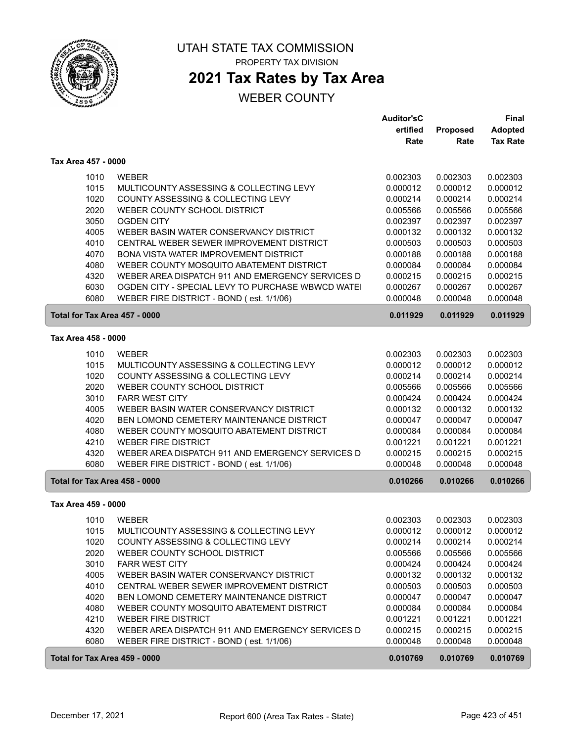# UTAH STATE TAX COMMISSION

PROPERTY TAX DIVISION

## 2021 Tax Rates by Tax Area

WEBER COUNTY

| | | Auditor'sCertified Rate | Proposed Rate | Final Adopted Tax Rate |
|---|---|---|---|---|
| **Tax Area 457 - 0000** | | | | |
| 1010 | WEBER | 0.002303 | 0.002303 | 0.002303 |
| 1015 | MULTICOUNTY ASSESSING & COLLECTING LEVY | 0.000012 | 0.000012 | 0.000012 |
| 1020 | COUNTY ASSESSING & COLLECTING LEVY | 0.000214 | 0.000214 | 0.000214 |
| 2020 | WEBER COUNTY SCHOOL DISTRICT | 0.005566 | 0.005566 | 0.005566 |
| 3050 | OGDEN CITY | 0.002397 | 0.002397 | 0.002397 |
| 4005 | WEBER BASIN WATER CONSERVANCY DISTRICT | 0.000132 | 0.000132 | 0.000132 |
| 4010 | CENTRAL WEBER SEWER IMPROVEMENT DISTRICT | 0.000503 | 0.000503 | 0.000503 |
| 4070 | BONA VISTA WATER IMPROVEMENT DISTRICT | 0.000188 | 0.000188 | 0.000188 |
| 4080 | WEBER COUNTY MOSQUITO ABATEMENT DISTRICT | 0.000084 | 0.000084 | 0.000084 |
| 4320 | WEBER AREA DISPATCH 911 AND EMERGENCY SERVICES D | 0.000215 | 0.000215 | 0.000215 |
| 6030 | OGDEN CITY - SPECIAL LEVY TO PURCHASE WBWCD WATE | 0.000267 | 0.000267 | 0.000267 |
| 6080 | WEBER FIRE DISTRICT - BOND ( est. 1/1/06) | 0.000048 | 0.000048 | 0.000048 |
| **Total for Tax Area 457 - 0000** | | **0.011929** | **0.011929** | **0.011929** |
| **Tax Area 458 - 0000** | | | | |
| 1010 | WEBER | 0.002303 | 0.002303 | 0.002303 |
| 1015 | MULTICOUNTY ASSESSING & COLLECTING LEVY | 0.000012 | 0.000012 | 0.000012 |
| 1020 | COUNTY ASSESSING & COLLECTING LEVY | 0.000214 | 0.000214 | 0.000214 |
| 2020 | WEBER COUNTY SCHOOL DISTRICT | 0.005566 | 0.005566 | 0.005566 |
| 3010 | FARR WEST CITY | 0.000424 | 0.000424 | 0.000424 |
| 4005 | WEBER BASIN WATER CONSERVANCY DISTRICT | 0.000132 | 0.000132 | 0.000132 |
| 4020 | BEN LOMOND CEMETERY MAINTENANCE DISTRICT | 0.000047 | 0.000047 | 0.000047 |
| 4080 | WEBER COUNTY MOSQUITO ABATEMENT DISTRICT | 0.000084 | 0.000084 | 0.000084 |
| 4210 | WEBER FIRE DISTRICT | 0.001221 | 0.001221 | 0.001221 |
| 4320 | WEBER AREA DISPATCH 911 AND EMERGENCY SERVICES D | 0.000215 | 0.000215 | 0.000215 |
| 6080 | WEBER FIRE DISTRICT - BOND ( est. 1/1/06) | 0.000048 | 0.000048 | 0.000048 |
| **Total for Tax Area 458 - 0000** | | **0.010266** | **0.010266** | **0.010266** |
| **Tax Area 459 - 0000** | | | | |
| 1010 | WEBER | 0.002303 | 0.002303 | 0.002303 |
| 1015 | MULTICOUNTY ASSESSING & COLLECTING LEVY | 0.000012 | 0.000012 | 0.000012 |
| 1020 | COUNTY ASSESSING & COLLECTING LEVY | 0.000214 | 0.000214 | 0.000214 |
| 2020 | WEBER COUNTY SCHOOL DISTRICT | 0.005566 | 0.005566 | 0.005566 |
| 3010 | FARR WEST CITY | 0.000424 | 0.000424 | 0.000424 |
| 4005 | WEBER BASIN WATER CONSERVANCY DISTRICT | 0.000132 | 0.000132 | 0.000132 |
| 4010 | CENTRAL WEBER SEWER IMPROVEMENT DISTRICT | 0.000503 | 0.000503 | 0.000503 |
| 4020 | BEN LOMOND CEMETERY MAINTENANCE DISTRICT | 0.000047 | 0.000047 | 0.000047 |
| 4080 | WEBER COUNTY MOSQUITO ABATEMENT DISTRICT | 0.000084 | 0.000084 | 0.000084 |
| 4210 | WEBER FIRE DISTRICT | 0.001221 | 0.001221 | 0.001221 |
| 4320 | WEBER AREA DISPATCH 911 AND EMERGENCY SERVICES D | 0.000215 | 0.000215 | 0.000215 |
| 6080 | WEBER FIRE DISTRICT - BOND ( est. 1/1/06) | 0.000048 | 0.000048 | 0.000048 |
| **Total for Tax Area 459 - 0000** | | **0.010769** | **0.010769** | **0.010769** |

December 17, 2021 — Report 600 (Area Tax Rates - State)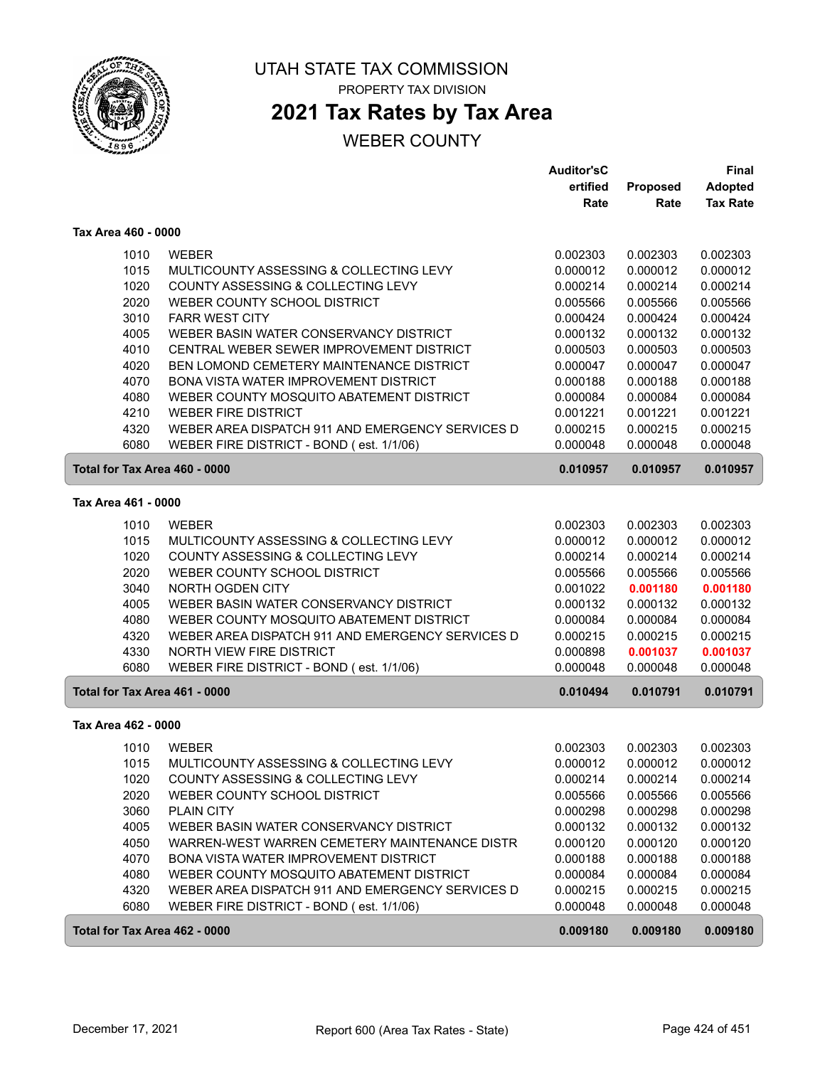# UTAH STATE TAX COMMISSION

PROPERTY TAX DIVISION

## 2021 Tax Rates by Tax Area

WEBER COUNTY

### Tax Area 460 - 0000

| | | Auditor'sCertified Rate | Proposed Rate | Final Adopted Tax Rate |
|---|---|---|---|---|
| 1010 | WEBER | 0.002303 | 0.002303 | 0.002303 |
| 1015 | MULTICOUNTY ASSESSING & COLLECTING LEVY | 0.000012 | 0.000012 | 0.000012 |
| 1020 | COUNTY ASSESSING & COLLECTING LEVY | 0.000214 | 0.000214 | 0.000214 |
| 2020 | WEBER COUNTY SCHOOL DISTRICT | 0.005566 | 0.005566 | 0.005566 |
| 3010 | FARR WEST CITY | 0.000424 | 0.000424 | 0.000424 |
| 4005 | WEBER BASIN WATER CONSERVANCY DISTRICT | 0.000132 | 0.000132 | 0.000132 |
| 4010 | CENTRAL WEBER SEWER IMPROVEMENT DISTRICT | 0.000503 | 0.000503 | 0.000503 |
| 4020 | BEN LOMOND CEMETERY MAINTENANCE DISTRICT | 0.000047 | 0.000047 | 0.000047 |
| 4070 | BONA VISTA WATER IMPROVEMENT DISTRICT | 0.000188 | 0.000188 | 0.000188 |
| 4080 | WEBER COUNTY MOSQUITO ABATEMENT DISTRICT | 0.000084 | 0.000084 | 0.000084 |
| 4210 | WEBER FIRE DISTRICT | 0.001221 | 0.001221 | 0.001221 |
| 4320 | WEBER AREA DISPATCH 911 AND EMERGENCY SERVICES D | 0.000215 | 0.000215 | 0.000215 |
| 6080 | WEBER FIRE DISTRICT - BOND ( est. 1/1/06) | 0.000048 | 0.000048 | 0.000048 |
| **Total for Tax Area 460 - 0000** | | **0.010957** | **0.010957** | **0.010957** |

### Tax Area 461 - 0000

| | | Auditor'sCertified Rate | Proposed Rate | Final Adopted Tax Rate |
|---|---|---|---|---|
| 1010 | WEBER | 0.002303 | 0.002303 | 0.002303 |
| 1015 | MULTICOUNTY ASSESSING & COLLECTING LEVY | 0.000012 | 0.000012 | 0.000012 |
| 1020 | COUNTY ASSESSING & COLLECTING LEVY | 0.000214 | 0.000214 | 0.000214 |
| 2020 | WEBER COUNTY SCHOOL DISTRICT | 0.005566 | 0.005566 | 0.005566 |
| 3040 | NORTH OGDEN CITY | 0.001022 | **0.001180** | **0.001180** |
| 4005 | WEBER BASIN WATER CONSERVANCY DISTRICT | 0.000132 | 0.000132 | 0.000132 |
| 4080 | WEBER COUNTY MOSQUITO ABATEMENT DISTRICT | 0.000084 | 0.000084 | 0.000084 |
| 4320 | WEBER AREA DISPATCH 911 AND EMERGENCY SERVICES D | 0.000215 | 0.000215 | 0.000215 |
| 4330 | NORTH VIEW FIRE DISTRICT | 0.000898 | **0.001037** | **0.001037** |
| 6080 | WEBER FIRE DISTRICT - BOND ( est. 1/1/06) | 0.000048 | 0.000048 | 0.000048 |
| **Total for Tax Area 461 - 0000** | | **0.010494** | **0.010791** | **0.010791** |

### Tax Area 462 - 0000

| | | Auditor'sCertified Rate | Proposed Rate | Final Adopted Tax Rate |
|---|---|---|---|---|
| 1010 | WEBER | 0.002303 | 0.002303 | 0.002303 |
| 1015 | MULTICOUNTY ASSESSING & COLLECTING LEVY | 0.000012 | 0.000012 | 0.000012 |
| 1020 | COUNTY ASSESSING & COLLECTING LEVY | 0.000214 | 0.000214 | 0.000214 |
| 2020 | WEBER COUNTY SCHOOL DISTRICT | 0.005566 | 0.005566 | 0.005566 |
| 3060 | PLAIN CITY | 0.000298 | 0.000298 | 0.000298 |
| 4005 | WEBER BASIN WATER CONSERVANCY DISTRICT | 0.000132 | 0.000132 | 0.000132 |
| 4050 | WARREN-WEST WARREN CEMETERY MAINTENANCE DISTR | 0.000120 | 0.000120 | 0.000120 |
| 4070 | BONA VISTA WATER IMPROVEMENT DISTRICT | 0.000188 | 0.000188 | 0.000188 |
| 4080 | WEBER COUNTY MOSQUITO ABATEMENT DISTRICT | 0.000084 | 0.000084 | 0.000084 |
| 4320 | WEBER AREA DISPATCH 911 AND EMERGENCY SERVICES D | 0.000215 | 0.000215 | 0.000215 |
| 6080 | WEBER FIRE DISTRICT - BOND ( est. 1/1/06) | 0.000048 | 0.000048 | 0.000048 |
| **Total for Tax Area 462 - 0000** | | **0.009180** | **0.009180** | **0.009180** |

December 17, 2021 — Report 600 (Area Tax Rates - State)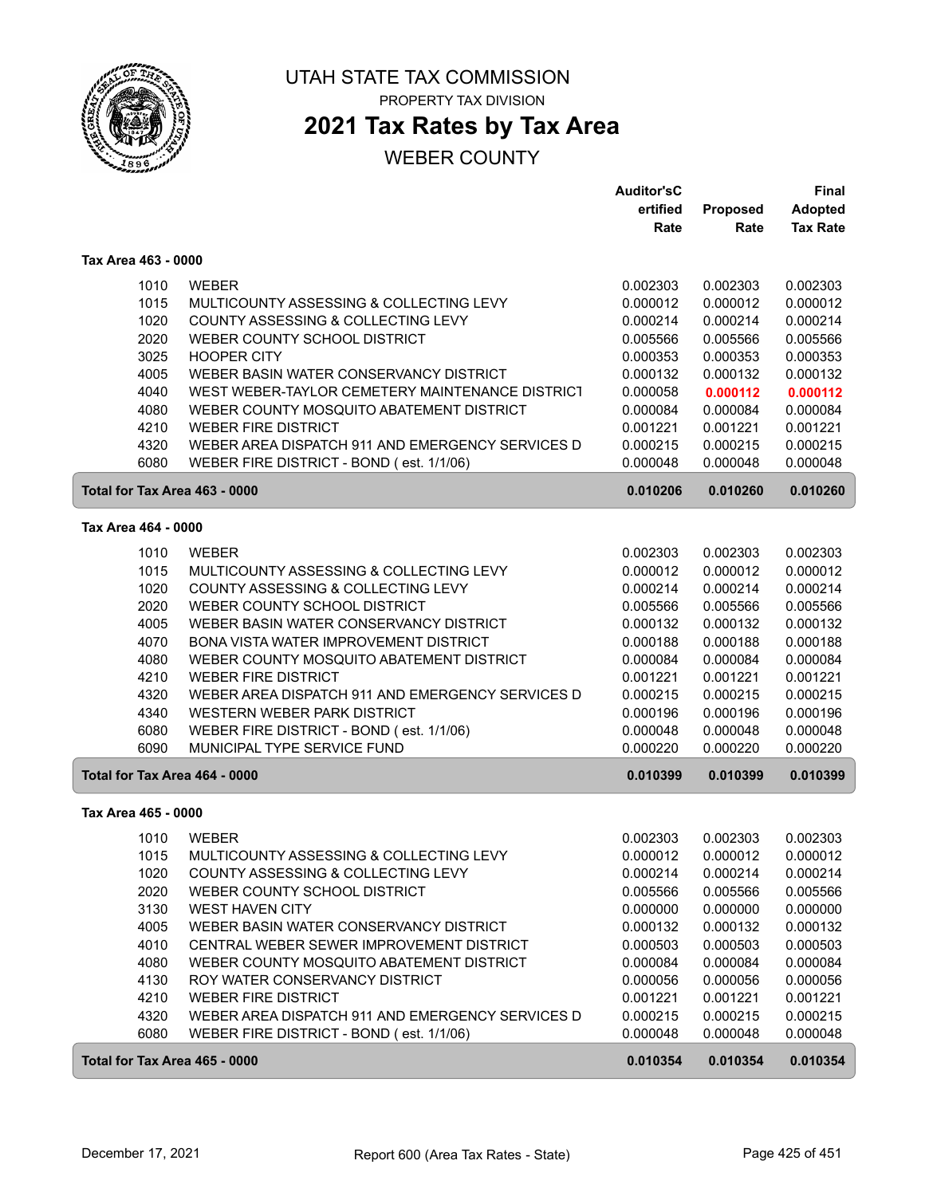# UTAH STATE TAX COMMISSION

PROPERTY TAX DIVISION

## 2021 Tax Rates by Tax Area

WEBER COUNTY

| | | Auditor'sCertified Rate | Proposed Rate | Final Adopted Tax Rate |
|---|---|---|---|---|
| **Tax Area 463 - 0000** | | | | |
| 1010 | WEBER | 0.002303 | 0.002303 | 0.002303 |
| 1015 | MULTICOUNTY ASSESSING & COLLECTING LEVY | 0.000012 | 0.000012 | 0.000012 |
| 1020 | COUNTY ASSESSING & COLLECTING LEVY | 0.000214 | 0.000214 | 0.000214 |
| 2020 | WEBER COUNTY SCHOOL DISTRICT | 0.005566 | 0.005566 | 0.005566 |
| 3025 | HOOPER CITY | 0.000353 | 0.000353 | 0.000353 |
| 4005 | WEBER BASIN WATER CONSERVANCY DISTRICT | 0.000132 | 0.000132 | 0.000132 |
| 4040 | WEST WEBER-TAYLOR CEMETERY MAINTENANCE DISTRICT | 0.000058 | **0.000112** | **0.000112** |
| 4080 | WEBER COUNTY MOSQUITO ABATEMENT DISTRICT | 0.000084 | 0.000084 | 0.000084 |
| 4210 | WEBER FIRE DISTRICT | 0.001221 | 0.001221 | 0.001221 |
| 4320 | WEBER AREA DISPATCH 911 AND EMERGENCY SERVICES D | 0.000215 | 0.000215 | 0.000215 |
| 6080 | WEBER FIRE DISTRICT - BOND ( est. 1/1/06) | 0.000048 | 0.000048 | 0.000048 |
| **Total for Tax Area 463 - 0000** | | **0.010206** | **0.010260** | **0.010260** |
| **Tax Area 464 - 0000** | | | | |
| 1010 | WEBER | 0.002303 | 0.002303 | 0.002303 |
| 1015 | MULTICOUNTY ASSESSING & COLLECTING LEVY | 0.000012 | 0.000012 | 0.000012 |
| 1020 | COUNTY ASSESSING & COLLECTING LEVY | 0.000214 | 0.000214 | 0.000214 |
| 2020 | WEBER COUNTY SCHOOL DISTRICT | 0.005566 | 0.005566 | 0.005566 |
| 4005 | WEBER BASIN WATER CONSERVANCY DISTRICT | 0.000132 | 0.000132 | 0.000132 |
| 4070 | BONA VISTA WATER IMPROVEMENT DISTRICT | 0.000188 | 0.000188 | 0.000188 |
| 4080 | WEBER COUNTY MOSQUITO ABATEMENT DISTRICT | 0.000084 | 0.000084 | 0.000084 |
| 4210 | WEBER FIRE DISTRICT | 0.001221 | 0.001221 | 0.001221 |
| 4320 | WEBER AREA DISPATCH 911 AND EMERGENCY SERVICES D | 0.000215 | 0.000215 | 0.000215 |
| 4340 | WESTERN WEBER PARK DISTRICT | 0.000196 | 0.000196 | 0.000196 |
| 6080 | WEBER FIRE DISTRICT - BOND ( est. 1/1/06) | 0.000048 | 0.000048 | 0.000048 |
| 6090 | MUNICIPAL TYPE SERVICE FUND | 0.000220 | 0.000220 | 0.000220 |
| **Total for Tax Area 464 - 0000** | | **0.010399** | **0.010399** | **0.010399** |
| **Tax Area 465 - 0000** | | | | |
| 1010 | WEBER | 0.002303 | 0.002303 | 0.002303 |
| 1015 | MULTICOUNTY ASSESSING & COLLECTING LEVY | 0.000012 | 0.000012 | 0.000012 |
| 1020 | COUNTY ASSESSING & COLLECTING LEVY | 0.000214 | 0.000214 | 0.000214 |
| 2020 | WEBER COUNTY SCHOOL DISTRICT | 0.005566 | 0.005566 | 0.005566 |
| 3130 | WEST HAVEN CITY | 0.000000 | 0.000000 | 0.000000 |
| 4005 | WEBER BASIN WATER CONSERVANCY DISTRICT | 0.000132 | 0.000132 | 0.000132 |
| 4010 | CENTRAL WEBER SEWER IMPROVEMENT DISTRICT | 0.000503 | 0.000503 | 0.000503 |
| 4080 | WEBER COUNTY MOSQUITO ABATEMENT DISTRICT | 0.000084 | 0.000084 | 0.000084 |
| 4130 | ROY WATER CONSERVANCY DISTRICT | 0.000056 | 0.000056 | 0.000056 |
| 4210 | WEBER FIRE DISTRICT | 0.001221 | 0.001221 | 0.001221 |
| 4320 | WEBER AREA DISPATCH 911 AND EMERGENCY SERVICES D | 0.000215 | 0.000215 | 0.000215 |
| 6080 | WEBER FIRE DISTRICT - BOND ( est. 1/1/06) | 0.000048 | 0.000048 | 0.000048 |
| **Total for Tax Area 465 - 0000** | | **0.010354** | **0.010354** | **0.010354** |

December 17, 2021 — Report 600 (Area Tax Rates - State)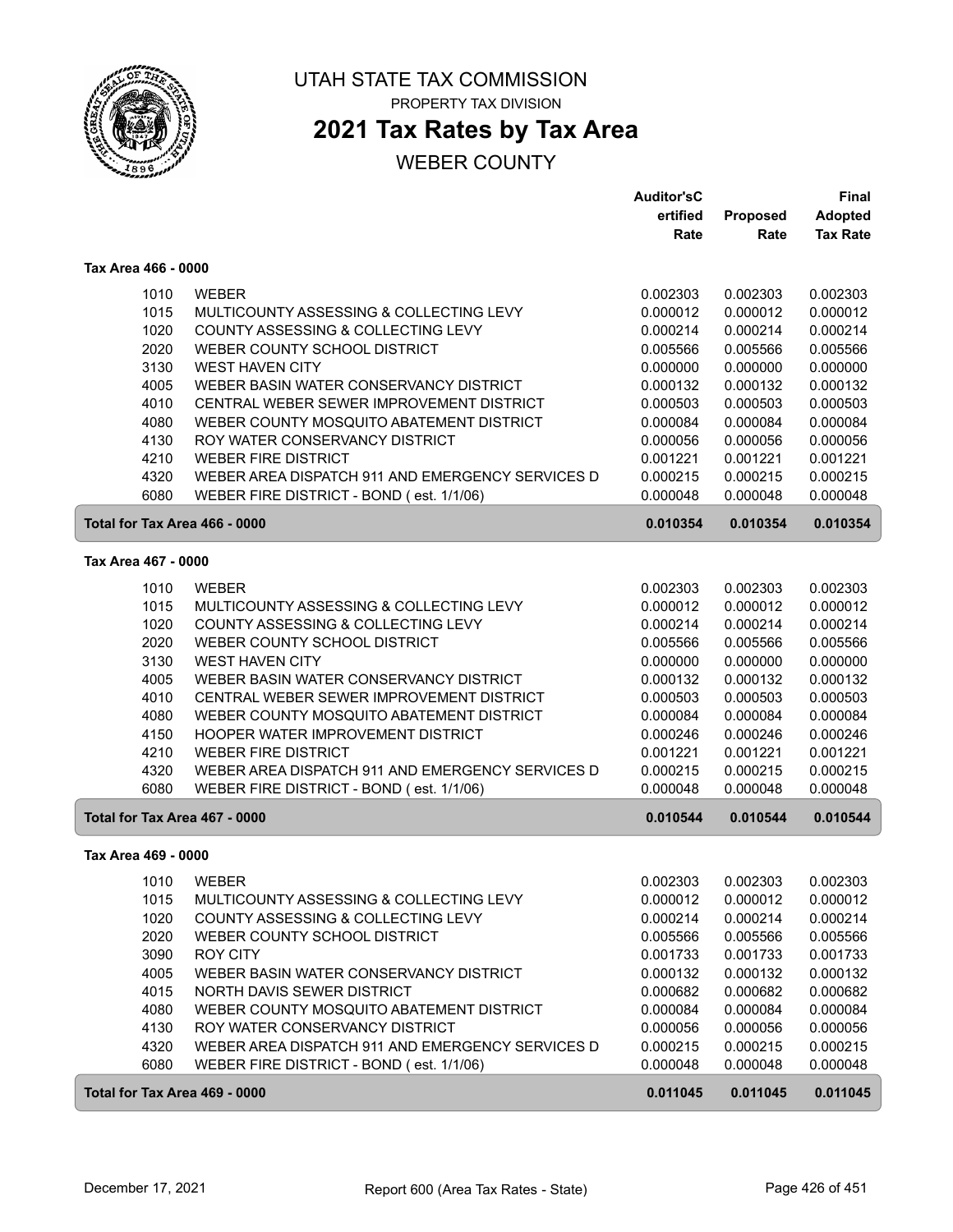# UTAH STATE TAX COMMISSION

PROPERTY TAX DIVISION

## 2021 Tax Rates by Tax Area

WEBER COUNTY

| | | Auditor'sCertified Rate | Proposed Rate | Final Adopted Tax Rate |
|---|---|---|---|---|
| **Tax Area 466 - 0000** | | | | |
| 1010 | WEBER | 0.002303 | 0.002303 | 0.002303 |
| 1015 | MULTICOUNTY ASSESSING & COLLECTING LEVY | 0.000012 | 0.000012 | 0.000012 |
| 1020 | COUNTY ASSESSING & COLLECTING LEVY | 0.000214 | 0.000214 | 0.000214 |
| 2020 | WEBER COUNTY SCHOOL DISTRICT | 0.005566 | 0.005566 | 0.005566 |
| 3130 | WEST HAVEN CITY | 0.000000 | 0.000000 | 0.000000 |
| 4005 | WEBER BASIN WATER CONSERVANCY DISTRICT | 0.000132 | 0.000132 | 0.000132 |
| 4010 | CENTRAL WEBER SEWER IMPROVEMENT DISTRICT | 0.000503 | 0.000503 | 0.000503 |
| 4080 | WEBER COUNTY MOSQUITO ABATEMENT DISTRICT | 0.000084 | 0.000084 | 0.000084 |
| 4130 | ROY WATER CONSERVANCY DISTRICT | 0.000056 | 0.000056 | 0.000056 |
| 4210 | WEBER FIRE DISTRICT | 0.001221 | 0.001221 | 0.001221 |
| 4320 | WEBER AREA DISPATCH 911 AND EMERGENCY SERVICES D | 0.000215 | 0.000215 | 0.000215 |
| 6080 | WEBER FIRE DISTRICT - BOND ( est. 1/1/06) | 0.000048 | 0.000048 | 0.000048 |
| **Total for Tax Area 466 - 0000** | | **0.010354** | **0.010354** | **0.010354** |
| **Tax Area 467 - 0000** | | | | |
| 1010 | WEBER | 0.002303 | 0.002303 | 0.002303 |
| 1015 | MULTICOUNTY ASSESSING & COLLECTING LEVY | 0.000012 | 0.000012 | 0.000012 |
| 1020 | COUNTY ASSESSING & COLLECTING LEVY | 0.000214 | 0.000214 | 0.000214 |
| 2020 | WEBER COUNTY SCHOOL DISTRICT | 0.005566 | 0.005566 | 0.005566 |
| 3130 | WEST HAVEN CITY | 0.000000 | 0.000000 | 0.000000 |
| 4005 | WEBER BASIN WATER CONSERVANCY DISTRICT | 0.000132 | 0.000132 | 0.000132 |
| 4010 | CENTRAL WEBER SEWER IMPROVEMENT DISTRICT | 0.000503 | 0.000503 | 0.000503 |
| 4080 | WEBER COUNTY MOSQUITO ABATEMENT DISTRICT | 0.000084 | 0.000084 | 0.000084 |
| 4150 | HOOPER WATER IMPROVEMENT DISTRICT | 0.000246 | 0.000246 | 0.000246 |
| 4210 | WEBER FIRE DISTRICT | 0.001221 | 0.001221 | 0.001221 |
| 4320 | WEBER AREA DISPATCH 911 AND EMERGENCY SERVICES D | 0.000215 | 0.000215 | 0.000215 |
| 6080 | WEBER FIRE DISTRICT - BOND ( est. 1/1/06) | 0.000048 | 0.000048 | 0.000048 |
| **Total for Tax Area 467 - 0000** | | **0.010544** | **0.010544** | **0.010544** |
| **Tax Area 469 - 0000** | | | | |
| 1010 | WEBER | 0.002303 | 0.002303 | 0.002303 |
| 1015 | MULTICOUNTY ASSESSING & COLLECTING LEVY | 0.000012 | 0.000012 | 0.000012 |
| 1020 | COUNTY ASSESSING & COLLECTING LEVY | 0.000214 | 0.000214 | 0.000214 |
| 2020 | WEBER COUNTY SCHOOL DISTRICT | 0.005566 | 0.005566 | 0.005566 |
| 3090 | ROY CITY | 0.001733 | 0.001733 | 0.001733 |
| 4005 | WEBER BASIN WATER CONSERVANCY DISTRICT | 0.000132 | 0.000132 | 0.000132 |
| 4015 | NORTH DAVIS SEWER DISTRICT | 0.000682 | 0.000682 | 0.000682 |
| 4080 | WEBER COUNTY MOSQUITO ABATEMENT DISTRICT | 0.000084 | 0.000084 | 0.000084 |
| 4130 | ROY WATER CONSERVANCY DISTRICT | 0.000056 | 0.000056 | 0.000056 |
| 4320 | WEBER AREA DISPATCH 911 AND EMERGENCY SERVICES D | 0.000215 | 0.000215 | 0.000215 |
| 6080 | WEBER FIRE DISTRICT - BOND ( est. 1/1/06) | 0.000048 | 0.000048 | 0.000048 |
| **Total for Tax Area 469 - 0000** | | **0.011045** | **0.011045** | **0.011045** |

December 17, 2021 — Report 600 (Area Tax Rates - State)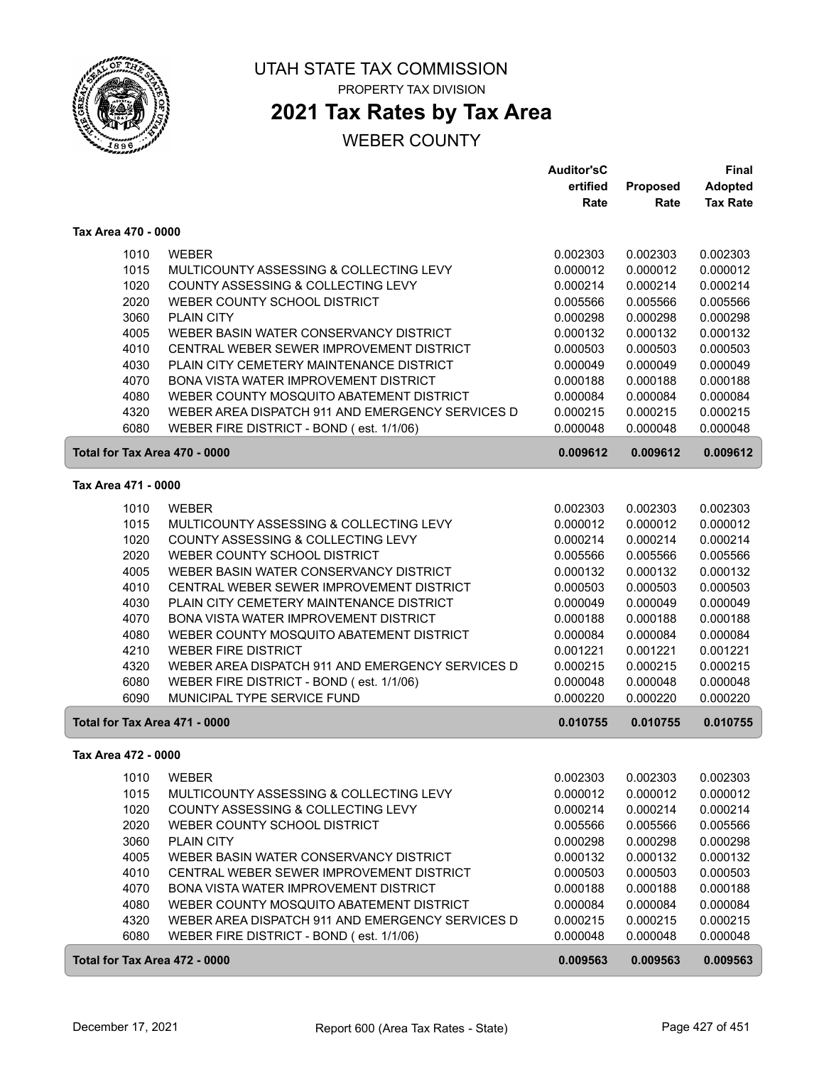# UTAH STATE TAX COMMISSION

PROPERTY TAX DIVISION

## 2021 Tax Rates by Tax Area

WEBER COUNTY

| | | Auditor'sCertified Rate | Proposed Rate | Final Adopted Tax Rate |
|---|---|---|---|---|
| **Tax Area 470 - 0000** | | | | |
| 1010 | WEBER | 0.002303 | 0.002303 | 0.002303 |
| 1015 | MULTICOUNTY ASSESSING & COLLECTING LEVY | 0.000012 | 0.000012 | 0.000012 |
| 1020 | COUNTY ASSESSING & COLLECTING LEVY | 0.000214 | 0.000214 | 0.000214 |
| 2020 | WEBER COUNTY SCHOOL DISTRICT | 0.005566 | 0.005566 | 0.005566 |
| 3060 | PLAIN CITY | 0.000298 | 0.000298 | 0.000298 |
| 4005 | WEBER BASIN WATER CONSERVANCY DISTRICT | 0.000132 | 0.000132 | 0.000132 |
| 4010 | CENTRAL WEBER SEWER IMPROVEMENT DISTRICT | 0.000503 | 0.000503 | 0.000503 |
| 4030 | PLAIN CITY CEMETERY MAINTENANCE DISTRICT | 0.000049 | 0.000049 | 0.000049 |
| 4070 | BONA VISTA WATER IMPROVEMENT DISTRICT | 0.000188 | 0.000188 | 0.000188 |
| 4080 | WEBER COUNTY MOSQUITO ABATEMENT DISTRICT | 0.000084 | 0.000084 | 0.000084 |
| 4320 | WEBER AREA DISPATCH 911 AND EMERGENCY SERVICES D | 0.000215 | 0.000215 | 0.000215 |
| 6080 | WEBER FIRE DISTRICT - BOND ( est. 1/1/06) | 0.000048 | 0.000048 | 0.000048 |
| **Total for Tax Area 470 - 0000** | | **0.009612** | **0.009612** | **0.009612** |
| **Tax Area 471 - 0000** | | | | |
| 1010 | WEBER | 0.002303 | 0.002303 | 0.002303 |
| 1015 | MULTICOUNTY ASSESSING & COLLECTING LEVY | 0.000012 | 0.000012 | 0.000012 |
| 1020 | COUNTY ASSESSING & COLLECTING LEVY | 0.000214 | 0.000214 | 0.000214 |
| 2020 | WEBER COUNTY SCHOOL DISTRICT | 0.005566 | 0.005566 | 0.005566 |
| 4005 | WEBER BASIN WATER CONSERVANCY DISTRICT | 0.000132 | 0.000132 | 0.000132 |
| 4010 | CENTRAL WEBER SEWER IMPROVEMENT DISTRICT | 0.000503 | 0.000503 | 0.000503 |
| 4030 | PLAIN CITY CEMETERY MAINTENANCE DISTRICT | 0.000049 | 0.000049 | 0.000049 |
| 4070 | BONA VISTA WATER IMPROVEMENT DISTRICT | 0.000188 | 0.000188 | 0.000188 |
| 4080 | WEBER COUNTY MOSQUITO ABATEMENT DISTRICT | 0.000084 | 0.000084 | 0.000084 |
| 4210 | WEBER FIRE DISTRICT | 0.001221 | 0.001221 | 0.001221 |
| 4320 | WEBER AREA DISPATCH 911 AND EMERGENCY SERVICES D | 0.000215 | 0.000215 | 0.000215 |
| 6080 | WEBER FIRE DISTRICT - BOND ( est. 1/1/06) | 0.000048 | 0.000048 | 0.000048 |
| 6090 | MUNICIPAL TYPE SERVICE FUND | 0.000220 | 0.000220 | 0.000220 |
| **Total for Tax Area 471 - 0000** | | **0.010755** | **0.010755** | **0.010755** |
| **Tax Area 472 - 0000** | | | | |
| 1010 | WEBER | 0.002303 | 0.002303 | 0.002303 |
| 1015 | MULTICOUNTY ASSESSING & COLLECTING LEVY | 0.000012 | 0.000012 | 0.000012 |
| 1020 | COUNTY ASSESSING & COLLECTING LEVY | 0.000214 | 0.000214 | 0.000214 |
| 2020 | WEBER COUNTY SCHOOL DISTRICT | 0.005566 | 0.005566 | 0.005566 |
| 3060 | PLAIN CITY | 0.000298 | 0.000298 | 0.000298 |
| 4005 | WEBER BASIN WATER CONSERVANCY DISTRICT | 0.000132 | 0.000132 | 0.000132 |
| 4010 | CENTRAL WEBER SEWER IMPROVEMENT DISTRICT | 0.000503 | 0.000503 | 0.000503 |
| 4070 | BONA VISTA WATER IMPROVEMENT DISTRICT | 0.000188 | 0.000188 | 0.000188 |
| 4080 | WEBER COUNTY MOSQUITO ABATEMENT DISTRICT | 0.000084 | 0.000084 | 0.000084 |
| 4320 | WEBER AREA DISPATCH 911 AND EMERGENCY SERVICES D | 0.000215 | 0.000215 | 0.000215 |
| 6080 | WEBER FIRE DISTRICT - BOND ( est. 1/1/06) | 0.000048 | 0.000048 | 0.000048 |
| **Total for Tax Area 472 - 0000** | | **0.009563** | **0.009563** | **0.009563** |

December 17, 2021 — Report 600 (Area Tax Rates - State)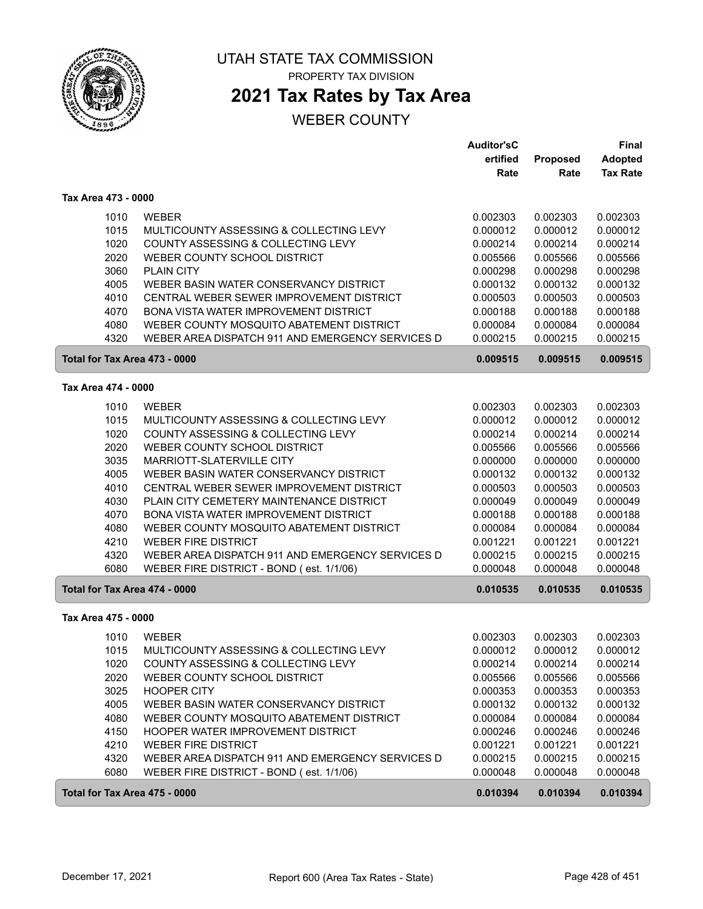# UTAH STATE TAX COMMISSION

PROPERTY TAX DIVISION

## 2021 Tax Rates by Tax Area

WEBER COUNTY

| | | Auditor'sCertified Rate | Proposed Rate | Final Adopted Tax Rate |
|---|---|---|---|---|
| **Tax Area 473 - 0000** | | | | |
| 1010 | WEBER | 0.002303 | 0.002303 | 0.002303 |
| 1015 | MULTICOUNTY ASSESSING & COLLECTING LEVY | 0.000012 | 0.000012 | 0.000012 |
| 1020 | COUNTY ASSESSING & COLLECTING LEVY | 0.000214 | 0.000214 | 0.000214 |
| 2020 | WEBER COUNTY SCHOOL DISTRICT | 0.005566 | 0.005566 | 0.005566 |
| 3060 | PLAIN CITY | 0.000298 | 0.000298 | 0.000298 |
| 4005 | WEBER BASIN WATER CONSERVANCY DISTRICT | 0.000132 | 0.000132 | 0.000132 |
| 4010 | CENTRAL WEBER SEWER IMPROVEMENT DISTRICT | 0.000503 | 0.000503 | 0.000503 |
| 4070 | BONA VISTA WATER IMPROVEMENT DISTRICT | 0.000188 | 0.000188 | 0.000188 |
| 4080 | WEBER COUNTY MOSQUITO ABATEMENT DISTRICT | 0.000084 | 0.000084 | 0.000084 |
| 4320 | WEBER AREA DISPATCH 911 AND EMERGENCY SERVICES D | 0.000215 | 0.000215 | 0.000215 |
| **Total for Tax Area 473 - 0000** | | **0.009515** | **0.009515** | **0.009515** |
| **Tax Area 474 - 0000** | | | | |
| 1010 | WEBER | 0.002303 | 0.002303 | 0.002303 |
| 1015 | MULTICOUNTY ASSESSING & COLLECTING LEVY | 0.000012 | 0.000012 | 0.000012 |
| 1020 | COUNTY ASSESSING & COLLECTING LEVY | 0.000214 | 0.000214 | 0.000214 |
| 2020 | WEBER COUNTY SCHOOL DISTRICT | 0.005566 | 0.005566 | 0.005566 |
| 3035 | MARRIOTT-SLATERVILLE CITY | 0.000000 | 0.000000 | 0.000000 |
| 4005 | WEBER BASIN WATER CONSERVANCY DISTRICT | 0.000132 | 0.000132 | 0.000132 |
| 4010 | CENTRAL WEBER SEWER IMPROVEMENT DISTRICT | 0.000503 | 0.000503 | 0.000503 |
| 4030 | PLAIN CITY CEMETERY MAINTENANCE DISTRICT | 0.000049 | 0.000049 | 0.000049 |
| 4070 | BONA VISTA WATER IMPROVEMENT DISTRICT | 0.000188 | 0.000188 | 0.000188 |
| 4080 | WEBER COUNTY MOSQUITO ABATEMENT DISTRICT | 0.000084 | 0.000084 | 0.000084 |
| 4210 | WEBER FIRE DISTRICT | 0.001221 | 0.001221 | 0.001221 |
| 4320 | WEBER AREA DISPATCH 911 AND EMERGENCY SERVICES D | 0.000215 | 0.000215 | 0.000215 |
| 6080 | WEBER FIRE DISTRICT - BOND ( est. 1/1/06) | 0.000048 | 0.000048 | 0.000048 |
| **Total for Tax Area 474 - 0000** | | **0.010535** | **0.010535** | **0.010535** |
| **Tax Area 475 - 0000** | | | | |
| 1010 | WEBER | 0.002303 | 0.002303 | 0.002303 |
| 1015 | MULTICOUNTY ASSESSING & COLLECTING LEVY | 0.000012 | 0.000012 | 0.000012 |
| 1020 | COUNTY ASSESSING & COLLECTING LEVY | 0.000214 | 0.000214 | 0.000214 |
| 2020 | WEBER COUNTY SCHOOL DISTRICT | 0.005566 | 0.005566 | 0.005566 |
| 3025 | HOOPER CITY | 0.000353 | 0.000353 | 0.000353 |
| 4005 | WEBER BASIN WATER CONSERVANCY DISTRICT | 0.000132 | 0.000132 | 0.000132 |
| 4080 | WEBER COUNTY MOSQUITO ABATEMENT DISTRICT | 0.000084 | 0.000084 | 0.000084 |
| 4150 | HOOPER WATER IMPROVEMENT DISTRICT | 0.000246 | 0.000246 | 0.000246 |
| 4210 | WEBER FIRE DISTRICT | 0.001221 | 0.001221 | 0.001221 |
| 4320 | WEBER AREA DISPATCH 911 AND EMERGENCY SERVICES D | 0.000215 | 0.000215 | 0.000215 |
| 6080 | WEBER FIRE DISTRICT - BOND ( est. 1/1/06) | 0.000048 | 0.000048 | 0.000048 |
| **Total for Tax Area 475 - 0000** | | **0.010394** | **0.010394** | **0.010394** |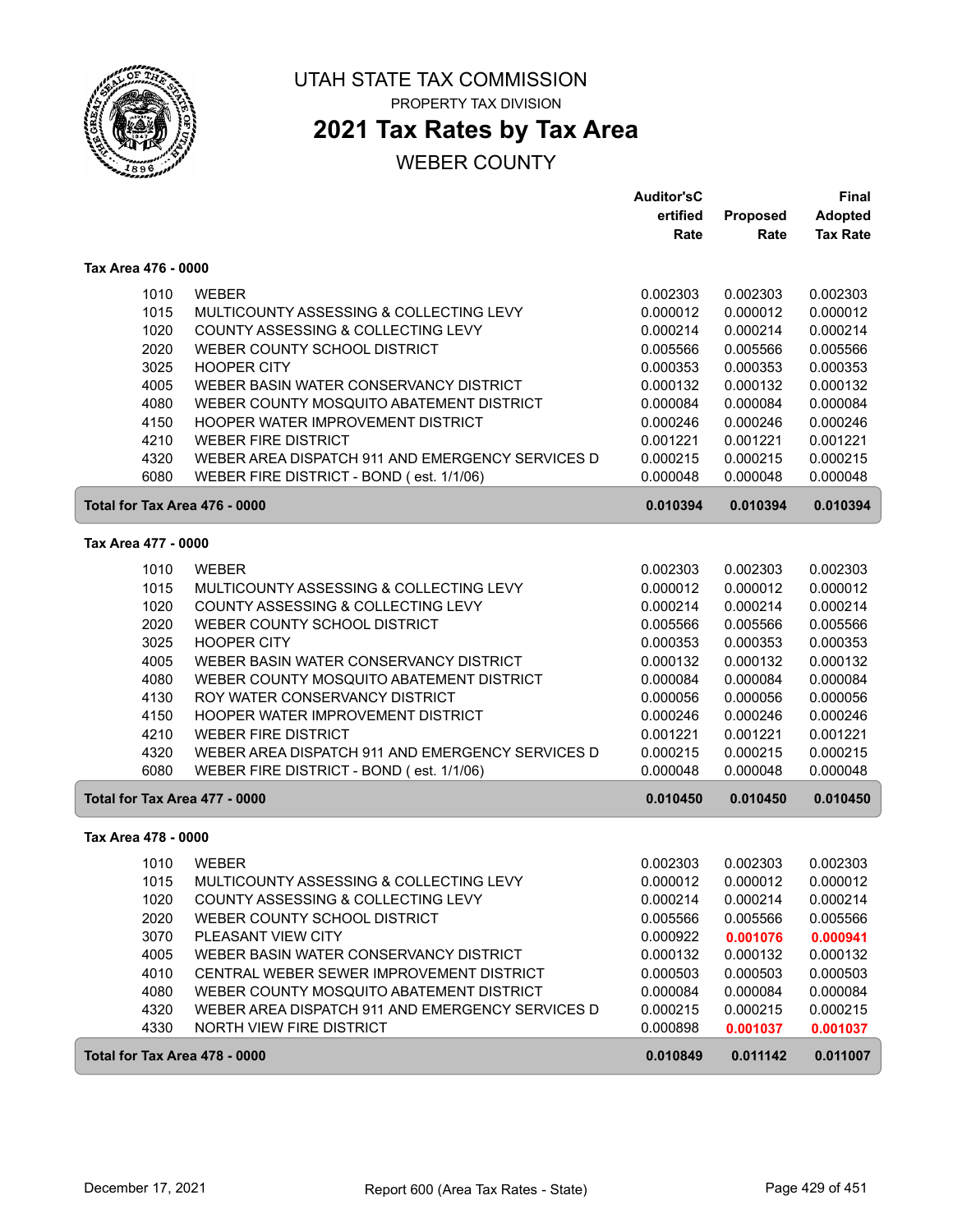# UTAH STATE TAX COMMISSION

PROPERTY TAX DIVISION

## 2021 Tax Rates by Tax Area

WEBER COUNTY

| | | Auditor'sCertified Rate | Proposed Rate | Final Adopted Tax Rate |
|---|---|---|---|---|
| **Tax Area 476 - 0000** | | | | |
| 1010 | WEBER | 0.002303 | 0.002303 | 0.002303 |
| 1015 | MULTICOUNTY ASSESSING & COLLECTING LEVY | 0.000012 | 0.000012 | 0.000012 |
| 1020 | COUNTY ASSESSING & COLLECTING LEVY | 0.000214 | 0.000214 | 0.000214 |
| 2020 | WEBER COUNTY SCHOOL DISTRICT | 0.005566 | 0.005566 | 0.005566 |
| 3025 | HOOPER CITY | 0.000353 | 0.000353 | 0.000353 |
| 4005 | WEBER BASIN WATER CONSERVANCY DISTRICT | 0.000132 | 0.000132 | 0.000132 |
| 4080 | WEBER COUNTY MOSQUITO ABATEMENT DISTRICT | 0.000084 | 0.000084 | 0.000084 |
| 4150 | HOOPER WATER IMPROVEMENT DISTRICT | 0.000246 | 0.000246 | 0.000246 |
| 4210 | WEBER FIRE DISTRICT | 0.001221 | 0.001221 | 0.001221 |
| 4320 | WEBER AREA DISPATCH 911 AND EMERGENCY SERVICES D | 0.000215 | 0.000215 | 0.000215 |
| 6080 | WEBER FIRE DISTRICT - BOND ( est. 1/1/06) | 0.000048 | 0.000048 | 0.000048 |
| **Total for Tax Area 476 - 0000** | | **0.010394** | **0.010394** | **0.010394** |
| **Tax Area 477 - 0000** | | | | |
| 1010 | WEBER | 0.002303 | 0.002303 | 0.002303 |
| 1015 | MULTICOUNTY ASSESSING & COLLECTING LEVY | 0.000012 | 0.000012 | 0.000012 |
| 1020 | COUNTY ASSESSING & COLLECTING LEVY | 0.000214 | 0.000214 | 0.000214 |
| 2020 | WEBER COUNTY SCHOOL DISTRICT | 0.005566 | 0.005566 | 0.005566 |
| 3025 | HOOPER CITY | 0.000353 | 0.000353 | 0.000353 |
| 4005 | WEBER BASIN WATER CONSERVANCY DISTRICT | 0.000132 | 0.000132 | 0.000132 |
| 4080 | WEBER COUNTY MOSQUITO ABATEMENT DISTRICT | 0.000084 | 0.000084 | 0.000084 |
| 4130 | ROY WATER CONSERVANCY DISTRICT | 0.000056 | 0.000056 | 0.000056 |
| 4150 | HOOPER WATER IMPROVEMENT DISTRICT | 0.000246 | 0.000246 | 0.000246 |
| 4210 | WEBER FIRE DISTRICT | 0.001221 | 0.001221 | 0.001221 |
| 4320 | WEBER AREA DISPATCH 911 AND EMERGENCY SERVICES D | 0.000215 | 0.000215 | 0.000215 |
| 6080 | WEBER FIRE DISTRICT - BOND ( est. 1/1/06) | 0.000048 | 0.000048 | 0.000048 |
| **Total for Tax Area 477 - 0000** | | **0.010450** | **0.010450** | **0.010450** |
| **Tax Area 478 - 0000** | | | | |
| 1010 | WEBER | 0.002303 | 0.002303 | 0.002303 |
| 1015 | MULTICOUNTY ASSESSING & COLLECTING LEVY | 0.000012 | 0.000012 | 0.000012 |
| 1020 | COUNTY ASSESSING & COLLECTING LEVY | 0.000214 | 0.000214 | 0.000214 |
| 2020 | WEBER COUNTY SCHOOL DISTRICT | 0.005566 | 0.005566 | 0.005566 |
| 3070 | PLEASANT VIEW CITY | 0.000922 | **0.001076** | **0.000941** |
| 4005 | WEBER BASIN WATER CONSERVANCY DISTRICT | 0.000132 | 0.000132 | 0.000132 |
| 4010 | CENTRAL WEBER SEWER IMPROVEMENT DISTRICT | 0.000503 | 0.000503 | 0.000503 |
| 4080 | WEBER COUNTY MOSQUITO ABATEMENT DISTRICT | 0.000084 | 0.000084 | 0.000084 |
| 4320 | WEBER AREA DISPATCH 911 AND EMERGENCY SERVICES D | 0.000215 | 0.000215 | 0.000215 |
| 4330 | NORTH VIEW FIRE DISTRICT | 0.000898 | **0.001037** | **0.001037** |
| **Total for Tax Area 478 - 0000** | | **0.010849** | **0.011142** | **0.011007** |

December 17, 2021 — Report 600 (Area Tax Rates - State)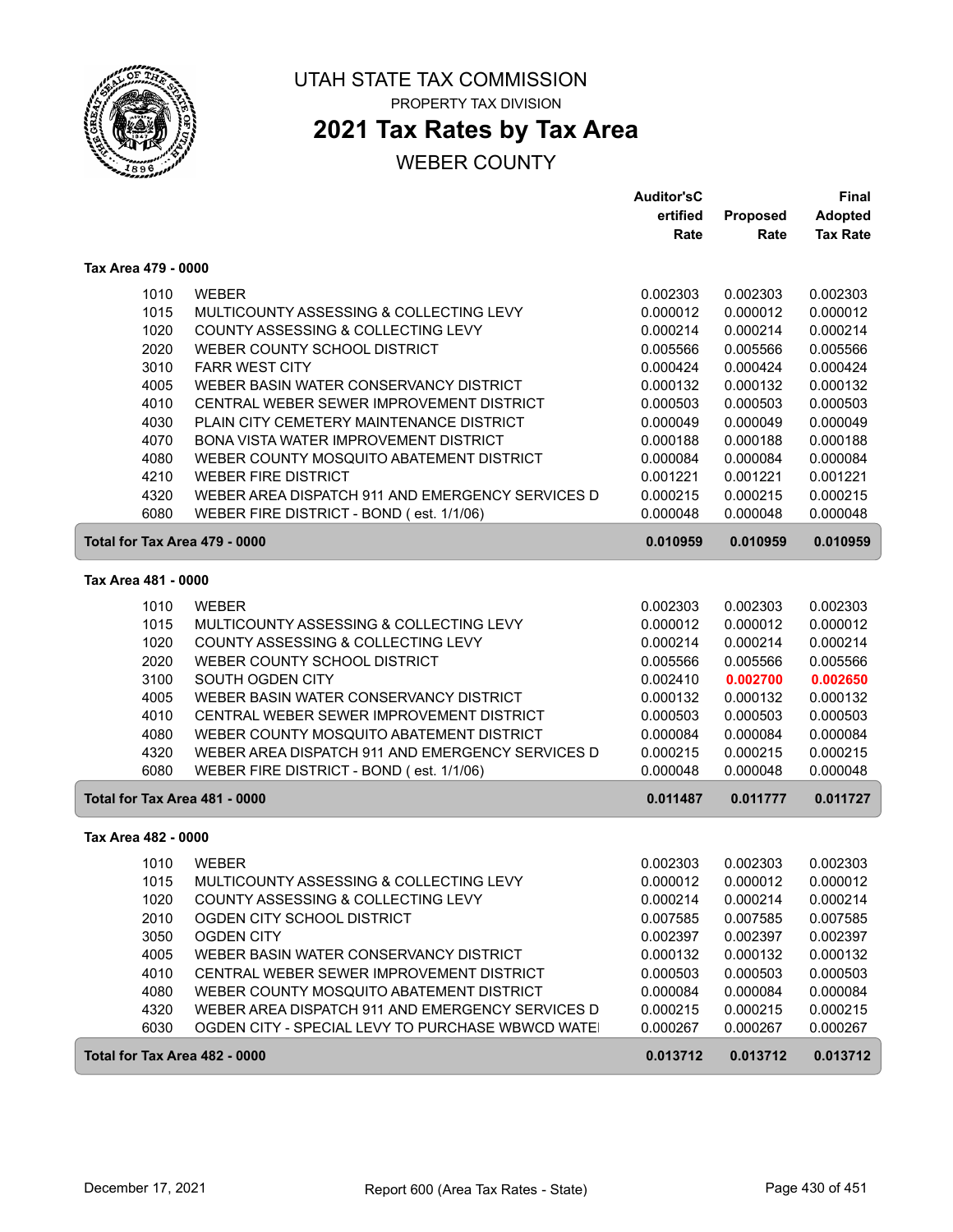# UTAH STATE TAX COMMISSION

PROPERTY TAX DIVISION

## 2021 Tax Rates by Tax Area

WEBER COUNTY

| | | Auditor'sCertified Rate | Proposed Rate | Final Adopted Tax Rate |
|---|---|---|---|---|
| **Tax Area 479 - 0000** | | | | |
| 1010 | WEBER | 0.002303 | 0.002303 | 0.002303 |
| 1015 | MULTICOUNTY ASSESSING & COLLECTING LEVY | 0.000012 | 0.000012 | 0.000012 |
| 1020 | COUNTY ASSESSING & COLLECTING LEVY | 0.000214 | 0.000214 | 0.000214 |
| 2020 | WEBER COUNTY SCHOOL DISTRICT | 0.005566 | 0.005566 | 0.005566 |
| 3010 | FARR WEST CITY | 0.000424 | 0.000424 | 0.000424 |
| 4005 | WEBER BASIN WATER CONSERVANCY DISTRICT | 0.000132 | 0.000132 | 0.000132 |
| 4010 | CENTRAL WEBER SEWER IMPROVEMENT DISTRICT | 0.000503 | 0.000503 | 0.000503 |
| 4030 | PLAIN CITY CEMETERY MAINTENANCE DISTRICT | 0.000049 | 0.000049 | 0.000049 |
| 4070 | BONA VISTA WATER IMPROVEMENT DISTRICT | 0.000188 | 0.000188 | 0.000188 |
| 4080 | WEBER COUNTY MOSQUITO ABATEMENT DISTRICT | 0.000084 | 0.000084 | 0.000084 |
| 4210 | WEBER FIRE DISTRICT | 0.001221 | 0.001221 | 0.001221 |
| 4320 | WEBER AREA DISPATCH 911 AND EMERGENCY SERVICES D | 0.000215 | 0.000215 | 0.000215 |
| 6080 | WEBER FIRE DISTRICT - BOND ( est. 1/1/06) | 0.000048 | 0.000048 | 0.000048 |
| **Total for Tax Area 479 - 0000** | | **0.010959** | **0.010959** | **0.010959** |
| **Tax Area 481 - 0000** | | | | |
| 1010 | WEBER | 0.002303 | 0.002303 | 0.002303 |
| 1015 | MULTICOUNTY ASSESSING & COLLECTING LEVY | 0.000012 | 0.000012 | 0.000012 |
| 1020 | COUNTY ASSESSING & COLLECTING LEVY | 0.000214 | 0.000214 | 0.000214 |
| 2020 | WEBER COUNTY SCHOOL DISTRICT | 0.005566 | 0.005566 | 0.005566 |
| 3100 | SOUTH OGDEN CITY | 0.002410 | **0.002700** | **0.002650** |
| 4005 | WEBER BASIN WATER CONSERVANCY DISTRICT | 0.000132 | 0.000132 | 0.000132 |
| 4010 | CENTRAL WEBER SEWER IMPROVEMENT DISTRICT | 0.000503 | 0.000503 | 0.000503 |
| 4080 | WEBER COUNTY MOSQUITO ABATEMENT DISTRICT | 0.000084 | 0.000084 | 0.000084 |
| 4320 | WEBER AREA DISPATCH 911 AND EMERGENCY SERVICES D | 0.000215 | 0.000215 | 0.000215 |
| 6080 | WEBER FIRE DISTRICT - BOND ( est. 1/1/06) | 0.000048 | 0.000048 | 0.000048 |
| **Total for Tax Area 481 - 0000** | | **0.011487** | **0.011777** | **0.011727** |
| **Tax Area 482 - 0000** | | | | |
| 1010 | WEBER | 0.002303 | 0.002303 | 0.002303 |
| 1015 | MULTICOUNTY ASSESSING & COLLECTING LEVY | 0.000012 | 0.000012 | 0.000012 |
| 1020 | COUNTY ASSESSING & COLLECTING LEVY | 0.000214 | 0.000214 | 0.000214 |
| 2010 | OGDEN CITY SCHOOL DISTRICT | 0.007585 | 0.007585 | 0.007585 |
| 3050 | OGDEN CITY | 0.002397 | 0.002397 | 0.002397 |
| 4005 | WEBER BASIN WATER CONSERVANCY DISTRICT | 0.000132 | 0.000132 | 0.000132 |
| 4010 | CENTRAL WEBER SEWER IMPROVEMENT DISTRICT | 0.000503 | 0.000503 | 0.000503 |
| 4080 | WEBER COUNTY MOSQUITO ABATEMENT DISTRICT | 0.000084 | 0.000084 | 0.000084 |
| 4320 | WEBER AREA DISPATCH 911 AND EMERGENCY SERVICES D | 0.000215 | 0.000215 | 0.000215 |
| 6030 | OGDEN CITY - SPECIAL LEVY TO PURCHASE WBWCD WATE | 0.000267 | 0.000267 | 0.000267 |
| **Total for Tax Area 482 - 0000** | | **0.013712** | **0.013712** | **0.013712** |

December 17, 2021 — Report 600 (Area Tax Rates - State)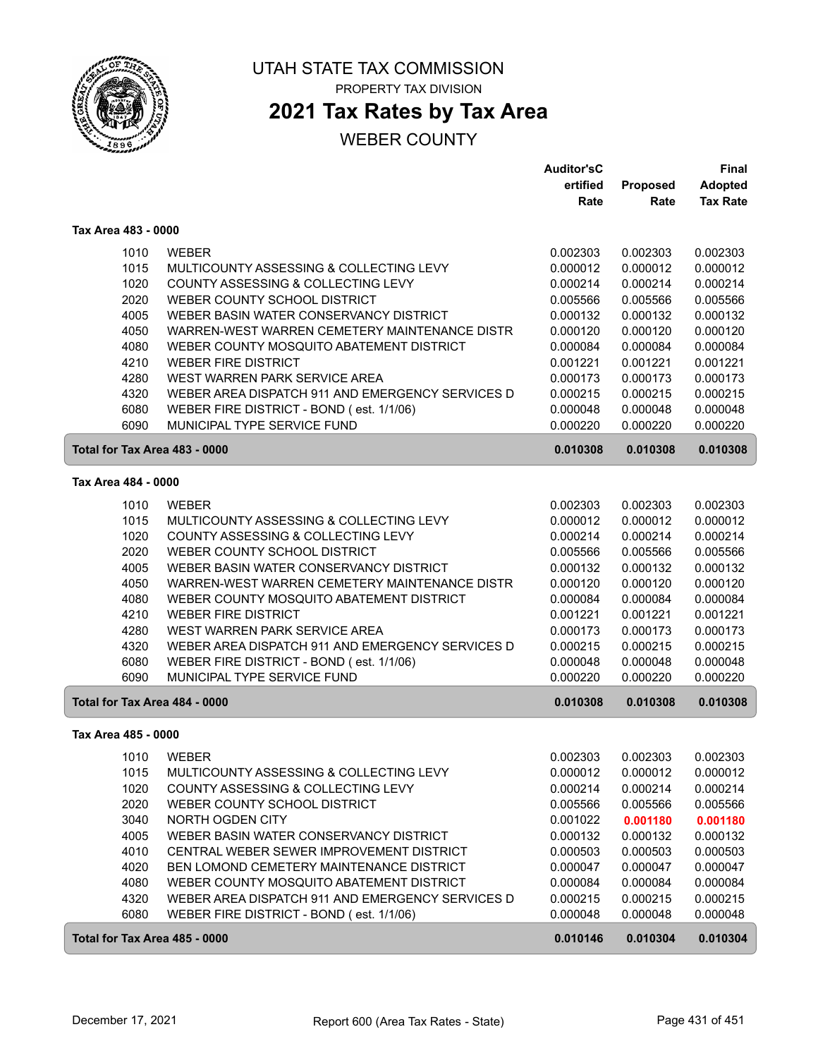UTAH STATE TAX COMMISSION

PROPERTY TAX DIVISION

# 2021 Tax Rates by Tax Area

## WEBER COUNTY

| | | Auditor'sCertified Rate | Proposed Rate | Final Adopted Tax Rate |
|---|---|---|---|---|
| **Tax Area 483 - 0000** | | | | |
| 1010 | WEBER | 0.002303 | 0.002303 | 0.002303 |
| 1015 | MULTICOUNTY ASSESSING & COLLECTING LEVY | 0.000012 | 0.000012 | 0.000012 |
| 1020 | COUNTY ASSESSING & COLLECTING LEVY | 0.000214 | 0.000214 | 0.000214 |
| 2020 | WEBER COUNTY SCHOOL DISTRICT | 0.005566 | 0.005566 | 0.005566 |
| 4005 | WEBER BASIN WATER CONSERVANCY DISTRICT | 0.000132 | 0.000132 | 0.000132 |
| 4050 | WARREN-WEST WARREN CEMETERY MAINTENANCE DISTR | 0.000120 | 0.000120 | 0.000120 |
| 4080 | WEBER COUNTY MOSQUITO ABATEMENT DISTRICT | 0.000084 | 0.000084 | 0.000084 |
| 4210 | WEBER FIRE DISTRICT | 0.001221 | 0.001221 | 0.001221 |
| 4280 | WEST WARREN PARK SERVICE AREA | 0.000173 | 0.000173 | 0.000173 |
| 4320 | WEBER AREA DISPATCH 911 AND EMERGENCY SERVICES D | 0.000215 | 0.000215 | 0.000215 |
| 6080 | WEBER FIRE DISTRICT - BOND ( est. 1/1/06) | 0.000048 | 0.000048 | 0.000048 |
| 6090 | MUNICIPAL TYPE SERVICE FUND | 0.000220 | 0.000220 | 0.000220 |
| **Total for Tax Area 483 - 0000** | | **0.010308** | **0.010308** | **0.010308** |
| **Tax Area 484 - 0000** | | | | |
| 1010 | WEBER | 0.002303 | 0.002303 | 0.002303 |
| 1015 | MULTICOUNTY ASSESSING & COLLECTING LEVY | 0.000012 | 0.000012 | 0.000012 |
| 1020 | COUNTY ASSESSING & COLLECTING LEVY | 0.000214 | 0.000214 | 0.000214 |
| 2020 | WEBER COUNTY SCHOOL DISTRICT | 0.005566 | 0.005566 | 0.005566 |
| 4005 | WEBER BASIN WATER CONSERVANCY DISTRICT | 0.000132 | 0.000132 | 0.000132 |
| 4050 | WARREN-WEST WARREN CEMETERY MAINTENANCE DISTR | 0.000120 | 0.000120 | 0.000120 |
| 4080 | WEBER COUNTY MOSQUITO ABATEMENT DISTRICT | 0.000084 | 0.000084 | 0.000084 |
| 4210 | WEBER FIRE DISTRICT | 0.001221 | 0.001221 | 0.001221 |
| 4280 | WEST WARREN PARK SERVICE AREA | 0.000173 | 0.000173 | 0.000173 |
| 4320 | WEBER AREA DISPATCH 911 AND EMERGENCY SERVICES D | 0.000215 | 0.000215 | 0.000215 |
| 6080 | WEBER FIRE DISTRICT - BOND ( est. 1/1/06) | 0.000048 | 0.000048 | 0.000048 |
| 6090 | MUNICIPAL TYPE SERVICE FUND | 0.000220 | 0.000220 | 0.000220 |
| **Total for Tax Area 484 - 0000** | | **0.010308** | **0.010308** | **0.010308** |
| **Tax Area 485 - 0000** | | | | |
| 1010 | WEBER | 0.002303 | 0.002303 | 0.002303 |
| 1015 | MULTICOUNTY ASSESSING & COLLECTING LEVY | 0.000012 | 0.000012 | 0.000012 |
| 1020 | COUNTY ASSESSING & COLLECTING LEVY | 0.000214 | 0.000214 | 0.000214 |
| 2020 | WEBER COUNTY SCHOOL DISTRICT | 0.005566 | 0.005566 | 0.005566 |
| 3040 | NORTH OGDEN CITY | 0.001022 | **0.001180** | **0.001180** |
| 4005 | WEBER BASIN WATER CONSERVANCY DISTRICT | 0.000132 | 0.000132 | 0.000132 |
| 4010 | CENTRAL WEBER SEWER IMPROVEMENT DISTRICT | 0.000503 | 0.000503 | 0.000503 |
| 4020 | BEN LOMOND CEMETERY MAINTENANCE DISTRICT | 0.000047 | 0.000047 | 0.000047 |
| 4080 | WEBER COUNTY MOSQUITO ABATEMENT DISTRICT | 0.000084 | 0.000084 | 0.000084 |
| 4320 | WEBER AREA DISPATCH 911 AND EMERGENCY SERVICES D | 0.000215 | 0.000215 | 0.000215 |
| 6080 | WEBER FIRE DISTRICT - BOND ( est. 1/1/06) | 0.000048 | 0.000048 | 0.000048 |
| **Total for Tax Area 485 - 0000** | | **0.010146** | **0.010304** | **0.010304** |

December 17, 2021 — Report 600 (Area Tax Rates - State)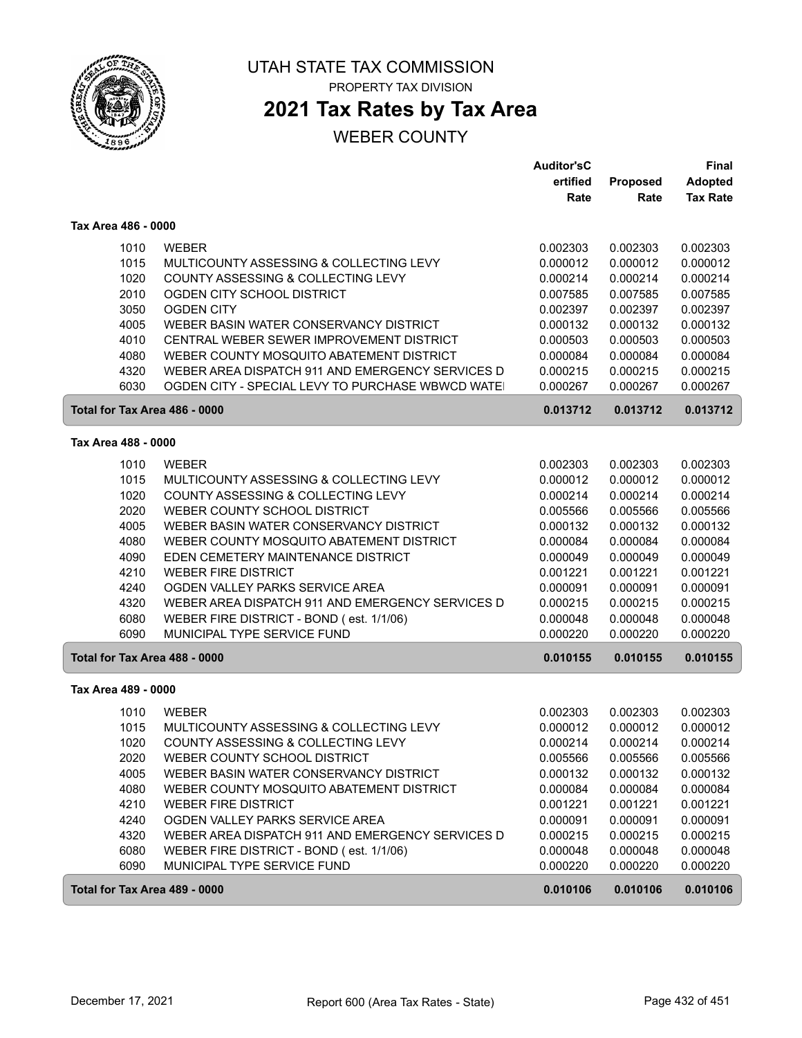# UTAH STATE TAX COMMISSION

PROPERTY TAX DIVISION

## 2021 Tax Rates by Tax Area

WEBER COUNTY

| | | Auditor'sCertified Rate | Proposed Rate | Final Adopted Tax Rate |
|---|---|---|---|---|
| **Tax Area 486 - 0000** | | | | |
| 1010 | WEBER | 0.002303 | 0.002303 | 0.002303 |
| 1015 | MULTICOUNTY ASSESSING & COLLECTING LEVY | 0.000012 | 0.000012 | 0.000012 |
| 1020 | COUNTY ASSESSING & COLLECTING LEVY | 0.000214 | 0.000214 | 0.000214 |
| 2010 | OGDEN CITY SCHOOL DISTRICT | 0.007585 | 0.007585 | 0.007585 |
| 3050 | OGDEN CITY | 0.002397 | 0.002397 | 0.002397 |
| 4005 | WEBER BASIN WATER CONSERVANCY DISTRICT | 0.000132 | 0.000132 | 0.000132 |
| 4010 | CENTRAL WEBER SEWER IMPROVEMENT DISTRICT | 0.000503 | 0.000503 | 0.000503 |
| 4080 | WEBER COUNTY MOSQUITO ABATEMENT DISTRICT | 0.000084 | 0.000084 | 0.000084 |
| 4320 | WEBER AREA DISPATCH 911 AND EMERGENCY SERVICES D | 0.000215 | 0.000215 | 0.000215 |
| 6030 | OGDEN CITY - SPECIAL LEVY TO PURCHASE WBWCD WATE | 0.000267 | 0.000267 | 0.000267 |
| **Total for Tax Area 486 - 0000** | | **0.013712** | **0.013712** | **0.013712** |
| **Tax Area 488 - 0000** | | | | |
| 1010 | WEBER | 0.002303 | 0.002303 | 0.002303 |
| 1015 | MULTICOUNTY ASSESSING & COLLECTING LEVY | 0.000012 | 0.000012 | 0.000012 |
| 1020 | COUNTY ASSESSING & COLLECTING LEVY | 0.000214 | 0.000214 | 0.000214 |
| 2020 | WEBER COUNTY SCHOOL DISTRICT | 0.005566 | 0.005566 | 0.005566 |
| 4005 | WEBER BASIN WATER CONSERVANCY DISTRICT | 0.000132 | 0.000132 | 0.000132 |
| 4080 | WEBER COUNTY MOSQUITO ABATEMENT DISTRICT | 0.000084 | 0.000084 | 0.000084 |
| 4090 | EDEN CEMETERY MAINTENANCE DISTRICT | 0.000049 | 0.000049 | 0.000049 |
| 4210 | WEBER FIRE DISTRICT | 0.001221 | 0.001221 | 0.001221 |
| 4240 | OGDEN VALLEY PARKS SERVICE AREA | 0.000091 | 0.000091 | 0.000091 |
| 4320 | WEBER AREA DISPATCH 911 AND EMERGENCY SERVICES D | 0.000215 | 0.000215 | 0.000215 |
| 6080 | WEBER FIRE DISTRICT - BOND ( est. 1/1/06) | 0.000048 | 0.000048 | 0.000048 |
| 6090 | MUNICIPAL TYPE SERVICE FUND | 0.000220 | 0.000220 | 0.000220 |
| **Total for Tax Area 488 - 0000** | | **0.010155** | **0.010155** | **0.010155** |
| **Tax Area 489 - 0000** | | | | |
| 1010 | WEBER | 0.002303 | 0.002303 | 0.002303 |
| 1015 | MULTICOUNTY ASSESSING & COLLECTING LEVY | 0.000012 | 0.000012 | 0.000012 |
| 1020 | COUNTY ASSESSING & COLLECTING LEVY | 0.000214 | 0.000214 | 0.000214 |
| 2020 | WEBER COUNTY SCHOOL DISTRICT | 0.005566 | 0.005566 | 0.005566 |
| 4005 | WEBER BASIN WATER CONSERVANCY DISTRICT | 0.000132 | 0.000132 | 0.000132 |
| 4080 | WEBER COUNTY MOSQUITO ABATEMENT DISTRICT | 0.000084 | 0.000084 | 0.000084 |
| 4210 | WEBER FIRE DISTRICT | 0.001221 | 0.001221 | 0.001221 |
| 4240 | OGDEN VALLEY PARKS SERVICE AREA | 0.000091 | 0.000091 | 0.000091 |
| 4320 | WEBER AREA DISPATCH 911 AND EMERGENCY SERVICES D | 0.000215 | 0.000215 | 0.000215 |
| 6080 | WEBER FIRE DISTRICT - BOND ( est. 1/1/06) | 0.000048 | 0.000048 | 0.000048 |
| 6090 | MUNICIPAL TYPE SERVICE FUND | 0.000220 | 0.000220 | 0.000220 |
| **Total for Tax Area 489 - 0000** | | **0.010106** | **0.010106** | **0.010106** |

December 17, 2021 Report 600 (Area Tax Rates - State)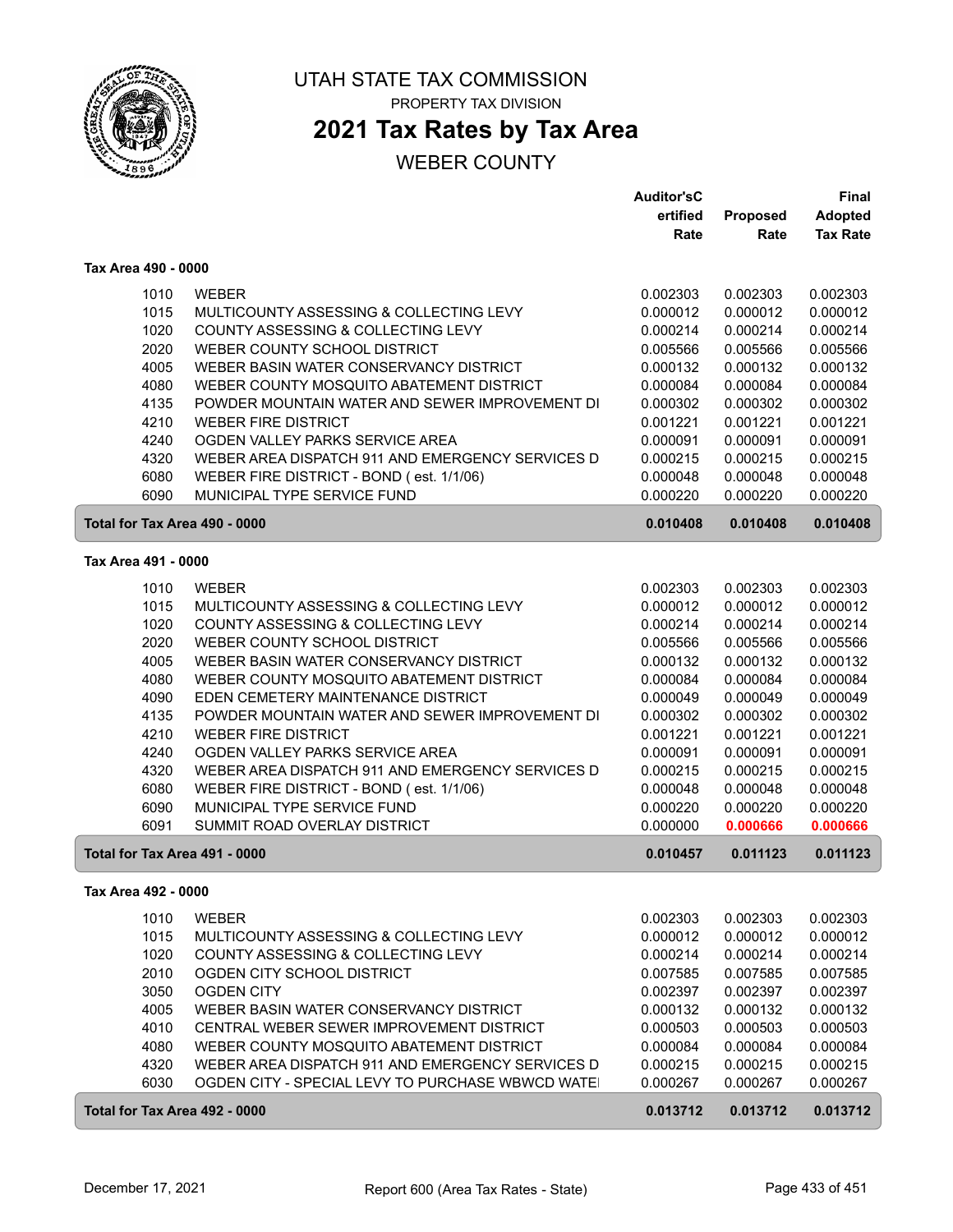# UTAH STATE TAX COMMISSION

PROPERTY TAX DIVISION

## 2021 Tax Rates by Tax Area

WEBER COUNTY

### Tax Area 490 - 0000

| Code | Description | Auditor's Certified Rate | Proposed Rate | Final Adopted Tax Rate |
|---|---|---|---|---|
| 1010 | WEBER | 0.002303 | 0.002303 | 0.002303 |
| 1015 | MULTICOUNTY ASSESSING & COLLECTING LEVY | 0.000012 | 0.000012 | 0.000012 |
| 1020 | COUNTY ASSESSING & COLLECTING LEVY | 0.000214 | 0.000214 | 0.000214 |
| 2020 | WEBER COUNTY SCHOOL DISTRICT | 0.005566 | 0.005566 | 0.005566 |
| 4005 | WEBER BASIN WATER CONSERVANCY DISTRICT | 0.000132 | 0.000132 | 0.000132 |
| 4080 | WEBER COUNTY MOSQUITO ABATEMENT DISTRICT | 0.000084 | 0.000084 | 0.000084 |
| 4135 | POWDER MOUNTAIN WATER AND SEWER IMPROVEMENT DI | 0.000302 | 0.000302 | 0.000302 |
| 4210 | WEBER FIRE DISTRICT | 0.001221 | 0.001221 | 0.001221 |
| 4240 | OGDEN VALLEY PARKS SERVICE AREA | 0.000091 | 0.000091 | 0.000091 |
| 4320 | WEBER AREA DISPATCH 911 AND EMERGENCY SERVICES D | 0.000215 | 0.000215 | 0.000215 |
| 6080 | WEBER FIRE DISTRICT - BOND ( est. 1/1/06) | 0.000048 | 0.000048 | 0.000048 |
| 6090 | MUNICIPAL TYPE SERVICE FUND | 0.000220 | 0.000220 | 0.000220 |
| **Total for Tax Area 490 - 0000** | | **0.010408** | **0.010408** | **0.010408** |

### Tax Area 491 - 0000

| Code | Description | Auditor's Certified Rate | Proposed Rate | Final Adopted Tax Rate |
|---|---|---|---|---|
| 1010 | WEBER | 0.002303 | 0.002303 | 0.002303 |
| 1015 | MULTICOUNTY ASSESSING & COLLECTING LEVY | 0.000012 | 0.000012 | 0.000012 |
| 1020 | COUNTY ASSESSING & COLLECTING LEVY | 0.000214 | 0.000214 | 0.000214 |
| 2020 | WEBER COUNTY SCHOOL DISTRICT | 0.005566 | 0.005566 | 0.005566 |
| 4005 | WEBER BASIN WATER CONSERVANCY DISTRICT | 0.000132 | 0.000132 | 0.000132 |
| 4080 | WEBER COUNTY MOSQUITO ABATEMENT DISTRICT | 0.000084 | 0.000084 | 0.000084 |
| 4090 | EDEN CEMETERY MAINTENANCE DISTRICT | 0.000049 | 0.000049 | 0.000049 |
| 4135 | POWDER MOUNTAIN WATER AND SEWER IMPROVEMENT DI | 0.000302 | 0.000302 | 0.000302 |
| 4210 | WEBER FIRE DISTRICT | 0.001221 | 0.001221 | 0.001221 |
| 4240 | OGDEN VALLEY PARKS SERVICE AREA | 0.000091 | 0.000091 | 0.000091 |
| 4320 | WEBER AREA DISPATCH 911 AND EMERGENCY SERVICES D | 0.000215 | 0.000215 | 0.000215 |
| 6080 | WEBER FIRE DISTRICT - BOND ( est. 1/1/06) | 0.000048 | 0.000048 | 0.000048 |
| 6090 | MUNICIPAL TYPE SERVICE FUND | 0.000220 | 0.000220 | 0.000220 |
| 6091 | SUMMIT ROAD OVERLAY DISTRICT | 0.000000 | **0.000666** | **0.000666** |
| **Total for Tax Area 491 - 0000** | | **0.010457** | **0.011123** | **0.011123** |

### Tax Area 492 - 0000

| Code | Description | Auditor's Certified Rate | Proposed Rate | Final Adopted Tax Rate |
|---|---|---|---|---|
| 1010 | WEBER | 0.002303 | 0.002303 | 0.002303 |
| 1015 | MULTICOUNTY ASSESSING & COLLECTING LEVY | 0.000012 | 0.000012 | 0.000012 |
| 1020 | COUNTY ASSESSING & COLLECTING LEVY | 0.000214 | 0.000214 | 0.000214 |
| 2010 | OGDEN CITY SCHOOL DISTRICT | 0.007585 | 0.007585 | 0.007585 |
| 3050 | OGDEN CITY | 0.002397 | 0.002397 | 0.002397 |
| 4005 | WEBER BASIN WATER CONSERVANCY DISTRICT | 0.000132 | 0.000132 | 0.000132 |
| 4010 | CENTRAL WEBER SEWER IMPROVEMENT DISTRICT | 0.000503 | 0.000503 | 0.000503 |
| 4080 | WEBER COUNTY MOSQUITO ABATEMENT DISTRICT | 0.000084 | 0.000084 | 0.000084 |
| 4320 | WEBER AREA DISPATCH 911 AND EMERGENCY SERVICES D | 0.000215 | 0.000215 | 0.000215 |
| 6030 | OGDEN CITY - SPECIAL LEVY TO PURCHASE WBWCD WATE | 0.000267 | 0.000267 | 0.000267 |
| **Total for Tax Area 492 - 0000** | | **0.013712** | **0.013712** | **0.013712** |

December 17, 2021 — Report 600 (Area Tax Rates - State)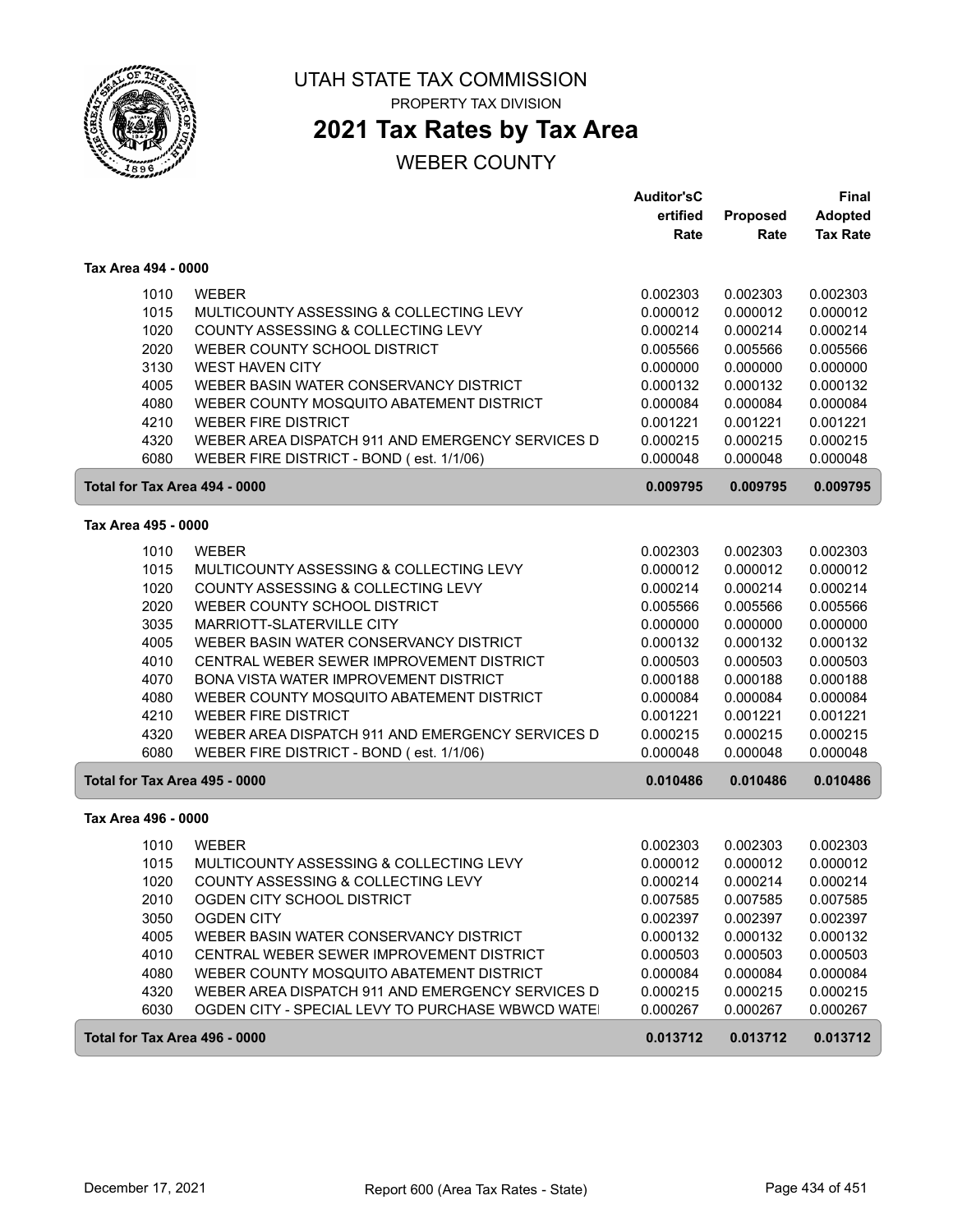# UTAH STATE TAX COMMISSION

PROPERTY TAX DIVISION

## 2021 Tax Rates by Tax Area

WEBER COUNTY

| | | Auditor'sCertified Rate | Proposed Rate | Final Adopted Tax Rate |
|---|---|---|---|---|
| **Tax Area 494 - 0000** | | | | |
| 1010 | WEBER | 0.002303 | 0.002303 | 0.002303 |
| 1015 | MULTICOUNTY ASSESSING & COLLECTING LEVY | 0.000012 | 0.000012 | 0.000012 |
| 1020 | COUNTY ASSESSING & COLLECTING LEVY | 0.000214 | 0.000214 | 0.000214 |
| 2020 | WEBER COUNTY SCHOOL DISTRICT | 0.005566 | 0.005566 | 0.005566 |
| 3130 | WEST HAVEN CITY | 0.000000 | 0.000000 | 0.000000 |
| 4005 | WEBER BASIN WATER CONSERVANCY DISTRICT | 0.000132 | 0.000132 | 0.000132 |
| 4080 | WEBER COUNTY MOSQUITO ABATEMENT DISTRICT | 0.000084 | 0.000084 | 0.000084 |
| 4210 | WEBER FIRE DISTRICT | 0.001221 | 0.001221 | 0.001221 |
| 4320 | WEBER AREA DISPATCH 911 AND EMERGENCY SERVICES D | 0.000215 | 0.000215 | 0.000215 |
| 6080 | WEBER FIRE DISTRICT - BOND ( est. 1/1/06) | 0.000048 | 0.000048 | 0.000048 |
| **Total for Tax Area 494 - 0000** | | **0.009795** | **0.009795** | **0.009795** |
| **Tax Area 495 - 0000** | | | | |
| 1010 | WEBER | 0.002303 | 0.002303 | 0.002303 |
| 1015 | MULTICOUNTY ASSESSING & COLLECTING LEVY | 0.000012 | 0.000012 | 0.000012 |
| 1020 | COUNTY ASSESSING & COLLECTING LEVY | 0.000214 | 0.000214 | 0.000214 |
| 2020 | WEBER COUNTY SCHOOL DISTRICT | 0.005566 | 0.005566 | 0.005566 |
| 3035 | MARRIOTT-SLATERVILLE CITY | 0.000000 | 0.000000 | 0.000000 |
| 4005 | WEBER BASIN WATER CONSERVANCY DISTRICT | 0.000132 | 0.000132 | 0.000132 |
| 4010 | CENTRAL WEBER SEWER IMPROVEMENT DISTRICT | 0.000503 | 0.000503 | 0.000503 |
| 4070 | BONA VISTA WATER IMPROVEMENT DISTRICT | 0.000188 | 0.000188 | 0.000188 |
| 4080 | WEBER COUNTY MOSQUITO ABATEMENT DISTRICT | 0.000084 | 0.000084 | 0.000084 |
| 4210 | WEBER FIRE DISTRICT | 0.001221 | 0.001221 | 0.001221 |
| 4320 | WEBER AREA DISPATCH 911 AND EMERGENCY SERVICES D | 0.000215 | 0.000215 | 0.000215 |
| 6080 | WEBER FIRE DISTRICT - BOND ( est. 1/1/06) | 0.000048 | 0.000048 | 0.000048 |
| **Total for Tax Area 495 - 0000** | | **0.010486** | **0.010486** | **0.010486** |
| **Tax Area 496 - 0000** | | | | |
| 1010 | WEBER | 0.002303 | 0.002303 | 0.002303 |
| 1015 | MULTICOUNTY ASSESSING & COLLECTING LEVY | 0.000012 | 0.000012 | 0.000012 |
| 1020 | COUNTY ASSESSING & COLLECTING LEVY | 0.000214 | 0.000214 | 0.000214 |
| 2010 | OGDEN CITY SCHOOL DISTRICT | 0.007585 | 0.007585 | 0.007585 |
| 3050 | OGDEN CITY | 0.002397 | 0.002397 | 0.002397 |
| 4005 | WEBER BASIN WATER CONSERVANCY DISTRICT | 0.000132 | 0.000132 | 0.000132 |
| 4010 | CENTRAL WEBER SEWER IMPROVEMENT DISTRICT | 0.000503 | 0.000503 | 0.000503 |
| 4080 | WEBER COUNTY MOSQUITO ABATEMENT DISTRICT | 0.000084 | 0.000084 | 0.000084 |
| 4320 | WEBER AREA DISPATCH 911 AND EMERGENCY SERVICES D | 0.000215 | 0.000215 | 0.000215 |
| 6030 | OGDEN CITY - SPECIAL LEVY TO PURCHASE WBWCD WATEI | 0.000267 | 0.000267 | 0.000267 |
| **Total for Tax Area 496 - 0000** | | **0.013712** | **0.013712** | **0.013712** |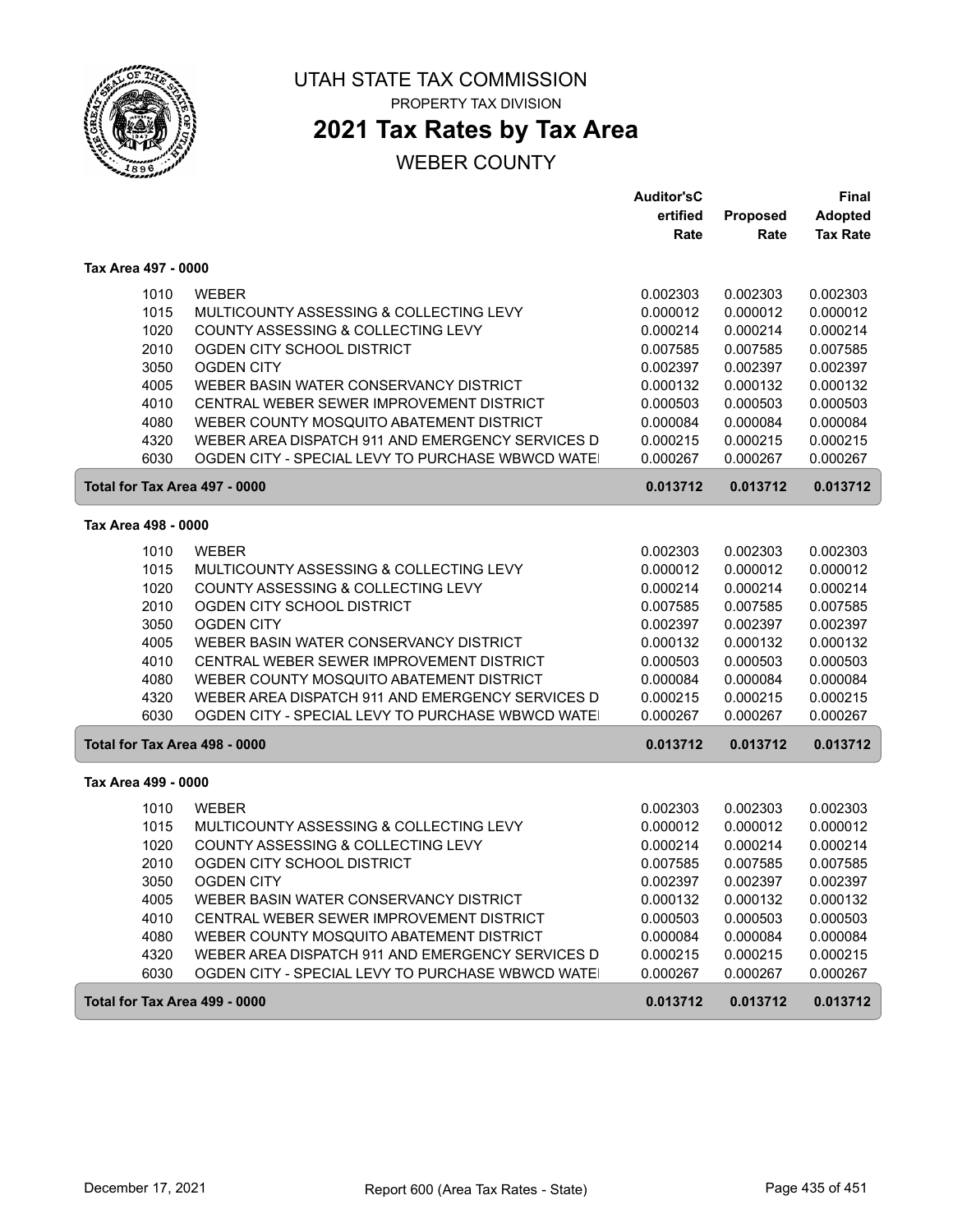# UTAH STATE TAX COMMISSION

PROPERTY TAX DIVISION

## 2021 Tax Rates by Tax Area

WEBER COUNTY

| | | Auditor'sCertified Rate | Proposed Rate | Final Adopted Tax Rate |
|---|---|---|---|---|
| **Tax Area 497 - 0000** | | | | |
| 1010 | WEBER | 0.002303 | 0.002303 | 0.002303 |
| 1015 | MULTICOUNTY ASSESSING & COLLECTING LEVY | 0.000012 | 0.000012 | 0.000012 |
| 1020 | COUNTY ASSESSING & COLLECTING LEVY | 0.000214 | 0.000214 | 0.000214 |
| 2010 | OGDEN CITY SCHOOL DISTRICT | 0.007585 | 0.007585 | 0.007585 |
| 3050 | OGDEN CITY | 0.002397 | 0.002397 | 0.002397 |
| 4005 | WEBER BASIN WATER CONSERVANCY DISTRICT | 0.000132 | 0.000132 | 0.000132 |
| 4010 | CENTRAL WEBER SEWER IMPROVEMENT DISTRICT | 0.000503 | 0.000503 | 0.000503 |
| 4080 | WEBER COUNTY MOSQUITO ABATEMENT DISTRICT | 0.000084 | 0.000084 | 0.000084 |
| 4320 | WEBER AREA DISPATCH 911 AND EMERGENCY SERVICES D | 0.000215 | 0.000215 | 0.000215 |
| 6030 | OGDEN CITY - SPECIAL LEVY TO PURCHASE WBWCD WATE | 0.000267 | 0.000267 | 0.000267 |
| **Total for Tax Area 497 - 0000** | | **0.013712** | **0.013712** | **0.013712** |
| **Tax Area 498 - 0000** | | | | |
| 1010 | WEBER | 0.002303 | 0.002303 | 0.002303 |
| 1015 | MULTICOUNTY ASSESSING & COLLECTING LEVY | 0.000012 | 0.000012 | 0.000012 |
| 1020 | COUNTY ASSESSING & COLLECTING LEVY | 0.000214 | 0.000214 | 0.000214 |
| 2010 | OGDEN CITY SCHOOL DISTRICT | 0.007585 | 0.007585 | 0.007585 |
| 3050 | OGDEN CITY | 0.002397 | 0.002397 | 0.002397 |
| 4005 | WEBER BASIN WATER CONSERVANCY DISTRICT | 0.000132 | 0.000132 | 0.000132 |
| 4010 | CENTRAL WEBER SEWER IMPROVEMENT DISTRICT | 0.000503 | 0.000503 | 0.000503 |
| 4080 | WEBER COUNTY MOSQUITO ABATEMENT DISTRICT | 0.000084 | 0.000084 | 0.000084 |
| 4320 | WEBER AREA DISPATCH 911 AND EMERGENCY SERVICES D | 0.000215 | 0.000215 | 0.000215 |
| 6030 | OGDEN CITY - SPECIAL LEVY TO PURCHASE WBWCD WATE | 0.000267 | 0.000267 | 0.000267 |
| **Total for Tax Area 498 - 0000** | | **0.013712** | **0.013712** | **0.013712** |
| **Tax Area 499 - 0000** | | | | |
| 1010 | WEBER | 0.002303 | 0.002303 | 0.002303 |
| 1015 | MULTICOUNTY ASSESSING & COLLECTING LEVY | 0.000012 | 0.000012 | 0.000012 |
| 1020 | COUNTY ASSESSING & COLLECTING LEVY | 0.000214 | 0.000214 | 0.000214 |
| 2010 | OGDEN CITY SCHOOL DISTRICT | 0.007585 | 0.007585 | 0.007585 |
| 3050 | OGDEN CITY | 0.002397 | 0.002397 | 0.002397 |
| 4005 | WEBER BASIN WATER CONSERVANCY DISTRICT | 0.000132 | 0.000132 | 0.000132 |
| 4010 | CENTRAL WEBER SEWER IMPROVEMENT DISTRICT | 0.000503 | 0.000503 | 0.000503 |
| 4080 | WEBER COUNTY MOSQUITO ABATEMENT DISTRICT | 0.000084 | 0.000084 | 0.000084 |
| 4320 | WEBER AREA DISPATCH 911 AND EMERGENCY SERVICES D | 0.000215 | 0.000215 | 0.000215 |
| 6030 | OGDEN CITY - SPECIAL LEVY TO PURCHASE WBWCD WATE | 0.000267 | 0.000267 | 0.000267 |
| **Total for Tax Area 499 - 0000** | | **0.013712** | **0.013712** | **0.013712** |

December 17, 2021 — Report 600 (Area Tax Rates - State)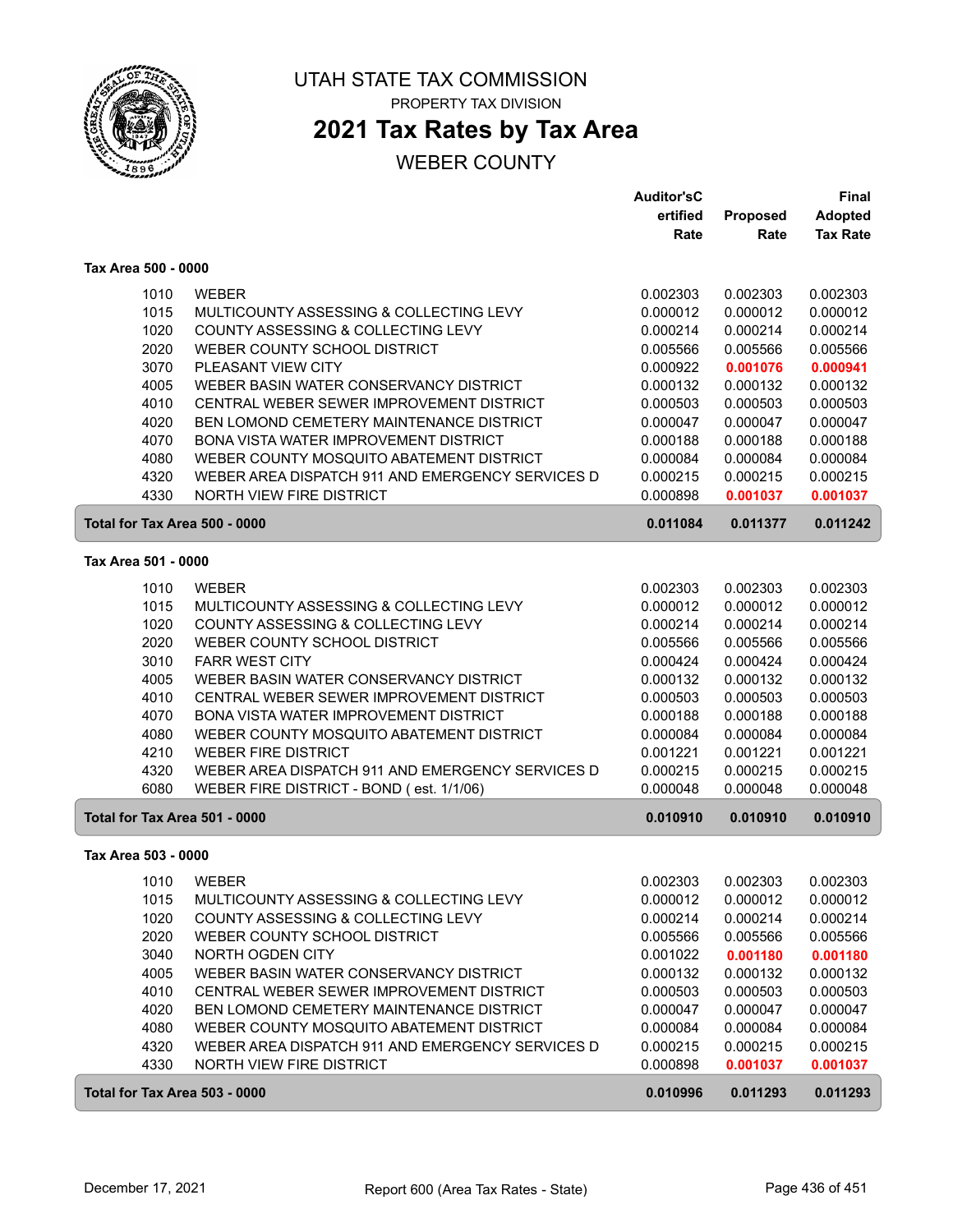# UTAH STATE TAX COMMISSION

PROPERTY TAX DIVISION

## 2021 Tax Rates by Tax Area

WEBER COUNTY

| | | Auditor'sCertified Rate | Proposed Rate | Final Adopted Tax Rate |
|---|---|---|---|---|
| **Tax Area 500 - 0000** | | | | |
| 1010 | WEBER | 0.002303 | 0.002303 | 0.002303 |
| 1015 | MULTICOUNTY ASSESSING & COLLECTING LEVY | 0.000012 | 0.000012 | 0.000012 |
| 1020 | COUNTY ASSESSING & COLLECTING LEVY | 0.000214 | 0.000214 | 0.000214 |
| 2020 | WEBER COUNTY SCHOOL DISTRICT | 0.005566 | 0.005566 | 0.005566 |
| 3070 | PLEASANT VIEW CITY | 0.000922 | **0.001076** | **0.000941** |
| 4005 | WEBER BASIN WATER CONSERVANCY DISTRICT | 0.000132 | 0.000132 | 0.000132 |
| 4010 | CENTRAL WEBER SEWER IMPROVEMENT DISTRICT | 0.000503 | 0.000503 | 0.000503 |
| 4020 | BEN LOMOND CEMETERY MAINTENANCE DISTRICT | 0.000047 | 0.000047 | 0.000047 |
| 4070 | BONA VISTA WATER IMPROVEMENT DISTRICT | 0.000188 | 0.000188 | 0.000188 |
| 4080 | WEBER COUNTY MOSQUITO ABATEMENT DISTRICT | 0.000084 | 0.000084 | 0.000084 |
| 4320 | WEBER AREA DISPATCH 911 AND EMERGENCY SERVICES D | 0.000215 | 0.000215 | 0.000215 |
| 4330 | NORTH VIEW FIRE DISTRICT | 0.000898 | **0.001037** | **0.001037** |
| **Total for Tax Area 500 - 0000** | | **0.011084** | **0.011377** | **0.011242** |
| **Tax Area 501 - 0000** | | | | |
| 1010 | WEBER | 0.002303 | 0.002303 | 0.002303 |
| 1015 | MULTICOUNTY ASSESSING & COLLECTING LEVY | 0.000012 | 0.000012 | 0.000012 |
| 1020 | COUNTY ASSESSING & COLLECTING LEVY | 0.000214 | 0.000214 | 0.000214 |
| 2020 | WEBER COUNTY SCHOOL DISTRICT | 0.005566 | 0.005566 | 0.005566 |
| 3010 | FARR WEST CITY | 0.000424 | 0.000424 | 0.000424 |
| 4005 | WEBER BASIN WATER CONSERVANCY DISTRICT | 0.000132 | 0.000132 | 0.000132 |
| 4010 | CENTRAL WEBER SEWER IMPROVEMENT DISTRICT | 0.000503 | 0.000503 | 0.000503 |
| 4070 | BONA VISTA WATER IMPROVEMENT DISTRICT | 0.000188 | 0.000188 | 0.000188 |
| 4080 | WEBER COUNTY MOSQUITO ABATEMENT DISTRICT | 0.000084 | 0.000084 | 0.000084 |
| 4210 | WEBER FIRE DISTRICT | 0.001221 | 0.001221 | 0.001221 |
| 4320 | WEBER AREA DISPATCH 911 AND EMERGENCY SERVICES D | 0.000215 | 0.000215 | 0.000215 |
| 6080 | WEBER FIRE DISTRICT - BOND ( est. 1/1/06) | 0.000048 | 0.000048 | 0.000048 |
| **Total for Tax Area 501 - 0000** | | **0.010910** | **0.010910** | **0.010910** |
| **Tax Area 503 - 0000** | | | | |
| 1010 | WEBER | 0.002303 | 0.002303 | 0.002303 |
| 1015 | MULTICOUNTY ASSESSING & COLLECTING LEVY | 0.000012 | 0.000012 | 0.000012 |
| 1020 | COUNTY ASSESSING & COLLECTING LEVY | 0.000214 | 0.000214 | 0.000214 |
| 2020 | WEBER COUNTY SCHOOL DISTRICT | 0.005566 | 0.005566 | 0.005566 |
| 3040 | NORTH OGDEN CITY | 0.001022 | **0.001180** | **0.001180** |
| 4005 | WEBER BASIN WATER CONSERVANCY DISTRICT | 0.000132 | 0.000132 | 0.000132 |
| 4010 | CENTRAL WEBER SEWER IMPROVEMENT DISTRICT | 0.000503 | 0.000503 | 0.000503 |
| 4020 | BEN LOMOND CEMETERY MAINTENANCE DISTRICT | 0.000047 | 0.000047 | 0.000047 |
| 4080 | WEBER COUNTY MOSQUITO ABATEMENT DISTRICT | 0.000084 | 0.000084 | 0.000084 |
| 4320 | WEBER AREA DISPATCH 911 AND EMERGENCY SERVICES D | 0.000215 | 0.000215 | 0.000215 |
| 4330 | NORTH VIEW FIRE DISTRICT | 0.000898 | **0.001037** | **0.001037** |
| **Total for Tax Area 503 - 0000** | | **0.010996** | **0.011293** | **0.011293** |

December 17, 2021 | Report 600 (Area Tax Rates - State)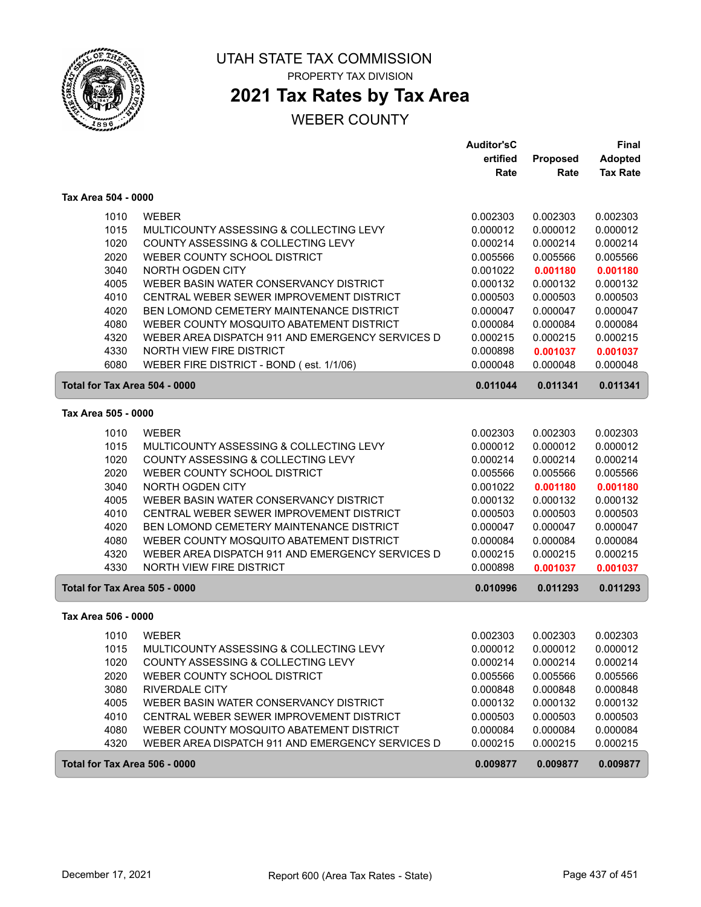# UTAH STATE TAX COMMISSION

PROPERTY TAX DIVISION

## 2021 Tax Rates by Tax Area

WEBER COUNTY

### Tax Area 504 - 0000

| | | Auditor'sCertified Rate | Proposed Rate | Final Adopted Tax Rate |
|---|---|---|---|---|
| 1010 | WEBER | 0.002303 | 0.002303 | 0.002303 |
| 1015 | MULTICOUNTY ASSESSING & COLLECTING LEVY | 0.000012 | 0.000012 | 0.000012 |
| 1020 | COUNTY ASSESSING & COLLECTING LEVY | 0.000214 | 0.000214 | 0.000214 |
| 2020 | WEBER COUNTY SCHOOL DISTRICT | 0.005566 | 0.005566 | 0.005566 |
| 3040 | NORTH OGDEN CITY | 0.001022 | **0.001180** | **0.001180** |
| 4005 | WEBER BASIN WATER CONSERVANCY DISTRICT | 0.000132 | 0.000132 | 0.000132 |
| 4010 | CENTRAL WEBER SEWER IMPROVEMENT DISTRICT | 0.000503 | 0.000503 | 0.000503 |
| 4020 | BEN LOMOND CEMETERY MAINTENANCE DISTRICT | 0.000047 | 0.000047 | 0.000047 |
| 4080 | WEBER COUNTY MOSQUITO ABATEMENT DISTRICT | 0.000084 | 0.000084 | 0.000084 |
| 4320 | WEBER AREA DISPATCH 911 AND EMERGENCY SERVICES D | 0.000215 | 0.000215 | 0.000215 |
| 4330 | NORTH VIEW FIRE DISTRICT | 0.000898 | **0.001037** | **0.001037** |
| 6080 | WEBER FIRE DISTRICT - BOND ( est. 1/1/06) | 0.000048 | 0.000048 | 0.000048 |
| **Total for Tax Area 504 - 0000** | | **0.011044** | **0.011341** | **0.011341** |

### Tax Area 505 - 0000

| | | Auditor'sCertified Rate | Proposed Rate | Final Adopted Tax Rate |
|---|---|---|---|---|
| 1010 | WEBER | 0.002303 | 0.002303 | 0.002303 |
| 1015 | MULTICOUNTY ASSESSING & COLLECTING LEVY | 0.000012 | 0.000012 | 0.000012 |
| 1020 | COUNTY ASSESSING & COLLECTING LEVY | 0.000214 | 0.000214 | 0.000214 |
| 2020 | WEBER COUNTY SCHOOL DISTRICT | 0.005566 | 0.005566 | 0.005566 |
| 3040 | NORTH OGDEN CITY | 0.001022 | **0.001180** | **0.001180** |
| 4005 | WEBER BASIN WATER CONSERVANCY DISTRICT | 0.000132 | 0.000132 | 0.000132 |
| 4010 | CENTRAL WEBER SEWER IMPROVEMENT DISTRICT | 0.000503 | 0.000503 | 0.000503 |
| 4020 | BEN LOMOND CEMETERY MAINTENANCE DISTRICT | 0.000047 | 0.000047 | 0.000047 |
| 4080 | WEBER COUNTY MOSQUITO ABATEMENT DISTRICT | 0.000084 | 0.000084 | 0.000084 |
| 4320 | WEBER AREA DISPATCH 911 AND EMERGENCY SERVICES D | 0.000215 | 0.000215 | 0.000215 |
| 4330 | NORTH VIEW FIRE DISTRICT | 0.000898 | **0.001037** | **0.001037** |
| **Total for Tax Area 505 - 0000** | | **0.010996** | **0.011293** | **0.011293** |

### Tax Area 506 - 0000

| | | Auditor'sCertified Rate | Proposed Rate | Final Adopted Tax Rate |
|---|---|---|---|---|
| 1010 | WEBER | 0.002303 | 0.002303 | 0.002303 |
| 1015 | MULTICOUNTY ASSESSING & COLLECTING LEVY | 0.000012 | 0.000012 | 0.000012 |
| 1020 | COUNTY ASSESSING & COLLECTING LEVY | 0.000214 | 0.000214 | 0.000214 |
| 2020 | WEBER COUNTY SCHOOL DISTRICT | 0.005566 | 0.005566 | 0.005566 |
| 3080 | RIVERDALE CITY | 0.000848 | 0.000848 | 0.000848 |
| 4005 | WEBER BASIN WATER CONSERVANCY DISTRICT | 0.000132 | 0.000132 | 0.000132 |
| 4010 | CENTRAL WEBER SEWER IMPROVEMENT DISTRICT | 0.000503 | 0.000503 | 0.000503 |
| 4080 | WEBER COUNTY MOSQUITO ABATEMENT DISTRICT | 0.000084 | 0.000084 | 0.000084 |
| 4320 | WEBER AREA DISPATCH 911 AND EMERGENCY SERVICES D | 0.000215 | 0.000215 | 0.000215 |
| **Total for Tax Area 506 - 0000** | | **0.009877** | **0.009877** | **0.009877** |

December 17, 2021 — Report 600 (Area Tax Rates - State)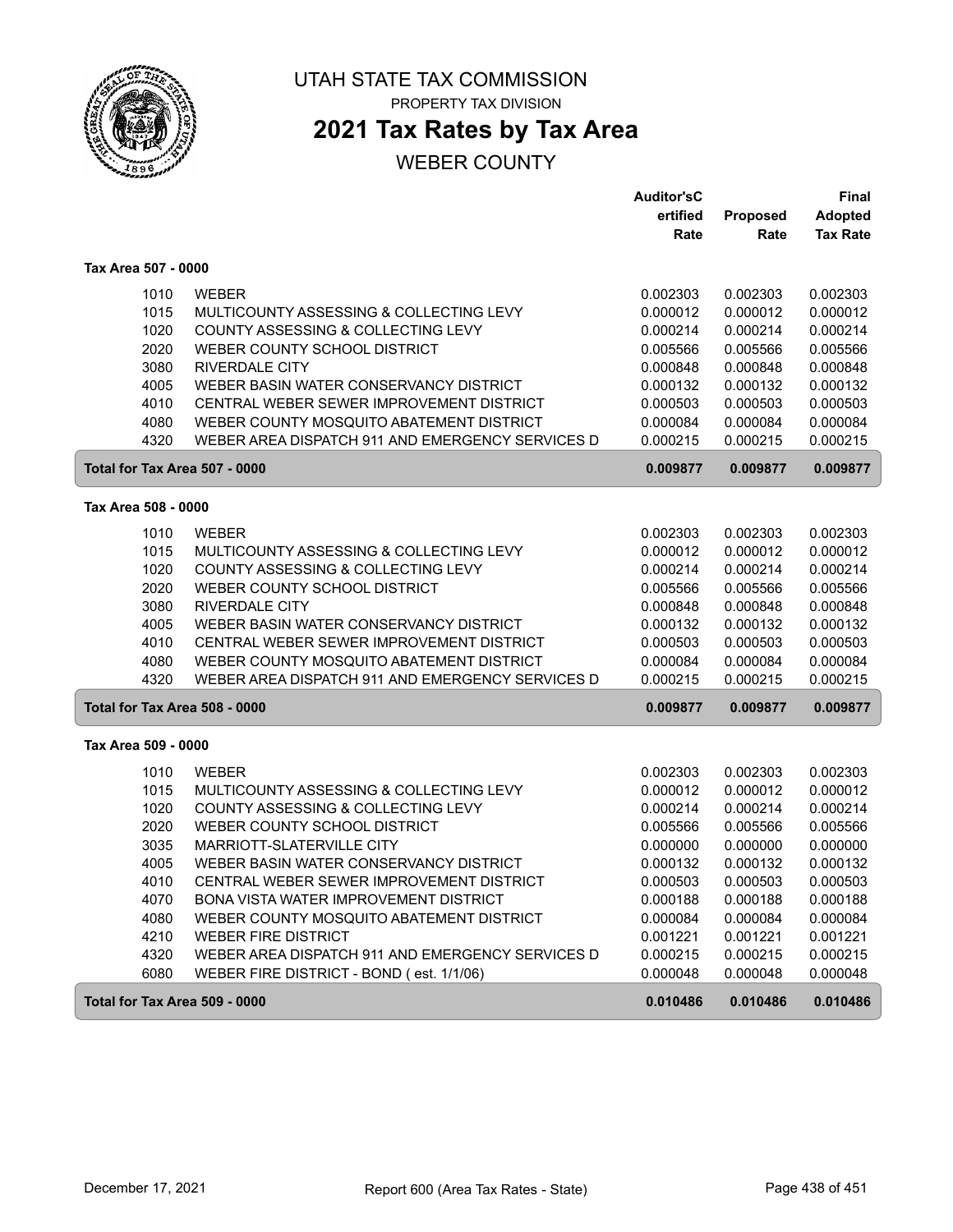# UTAH STATE TAX COMMISSION

PROPERTY TAX DIVISION

## 2021 Tax Rates by Tax Area

WEBER COUNTY

| | | Auditor'sCertified Rate | Proposed Rate | Final Adopted Tax Rate |
|---|---|---|---|---|
| **Tax Area 507 - 0000** | | | | |
| 1010 | WEBER | 0.002303 | 0.002303 | 0.002303 |
| 1015 | MULTICOUNTY ASSESSING & COLLECTING LEVY | 0.000012 | 0.000012 | 0.000012 |
| 1020 | COUNTY ASSESSING & COLLECTING LEVY | 0.000214 | 0.000214 | 0.000214 |
| 2020 | WEBER COUNTY SCHOOL DISTRICT | 0.005566 | 0.005566 | 0.005566 |
| 3080 | RIVERDALE CITY | 0.000848 | 0.000848 | 0.000848 |
| 4005 | WEBER BASIN WATER CONSERVANCY DISTRICT | 0.000132 | 0.000132 | 0.000132 |
| 4010 | CENTRAL WEBER SEWER IMPROVEMENT DISTRICT | 0.000503 | 0.000503 | 0.000503 |
| 4080 | WEBER COUNTY MOSQUITO ABATEMENT DISTRICT | 0.000084 | 0.000084 | 0.000084 |
| 4320 | WEBER AREA DISPATCH 911 AND EMERGENCY SERVICES D | 0.000215 | 0.000215 | 0.000215 |
| **Total for Tax Area 507 - 0000** | | **0.009877** | **0.009877** | **0.009877** |
| **Tax Area 508 - 0000** | | | | |
| 1010 | WEBER | 0.002303 | 0.002303 | 0.002303 |
| 1015 | MULTICOUNTY ASSESSING & COLLECTING LEVY | 0.000012 | 0.000012 | 0.000012 |
| 1020 | COUNTY ASSESSING & COLLECTING LEVY | 0.000214 | 0.000214 | 0.000214 |
| 2020 | WEBER COUNTY SCHOOL DISTRICT | 0.005566 | 0.005566 | 0.005566 |
| 3080 | RIVERDALE CITY | 0.000848 | 0.000848 | 0.000848 |
| 4005 | WEBER BASIN WATER CONSERVANCY DISTRICT | 0.000132 | 0.000132 | 0.000132 |
| 4010 | CENTRAL WEBER SEWER IMPROVEMENT DISTRICT | 0.000503 | 0.000503 | 0.000503 |
| 4080 | WEBER COUNTY MOSQUITO ABATEMENT DISTRICT | 0.000084 | 0.000084 | 0.000084 |
| 4320 | WEBER AREA DISPATCH 911 AND EMERGENCY SERVICES D | 0.000215 | 0.000215 | 0.000215 |
| **Total for Tax Area 508 - 0000** | | **0.009877** | **0.009877** | **0.009877** |
| **Tax Area 509 - 0000** | | | | |
| 1010 | WEBER | 0.002303 | 0.002303 | 0.002303 |
| 1015 | MULTICOUNTY ASSESSING & COLLECTING LEVY | 0.000012 | 0.000012 | 0.000012 |
| 1020 | COUNTY ASSESSING & COLLECTING LEVY | 0.000214 | 0.000214 | 0.000214 |
| 2020 | WEBER COUNTY SCHOOL DISTRICT | 0.005566 | 0.005566 | 0.005566 |
| 3035 | MARRIOTT-SLATERVILLE CITY | 0.000000 | 0.000000 | 0.000000 |
| 4005 | WEBER BASIN WATER CONSERVANCY DISTRICT | 0.000132 | 0.000132 | 0.000132 |
| 4010 | CENTRAL WEBER SEWER IMPROVEMENT DISTRICT | 0.000503 | 0.000503 | 0.000503 |
| 4070 | BONA VISTA WATER IMPROVEMENT DISTRICT | 0.000188 | 0.000188 | 0.000188 |
| 4080 | WEBER COUNTY MOSQUITO ABATEMENT DISTRICT | 0.000084 | 0.000084 | 0.000084 |
| 4210 | WEBER FIRE DISTRICT | 0.001221 | 0.001221 | 0.001221 |
| 4320 | WEBER AREA DISPATCH 911 AND EMERGENCY SERVICES D | 0.000215 | 0.000215 | 0.000215 |
| 6080 | WEBER FIRE DISTRICT - BOND ( est. 1/1/06) | 0.000048 | 0.000048 | 0.000048 |
| **Total for Tax Area 509 - 0000** | | **0.010486** | **0.010486** | **0.010486** |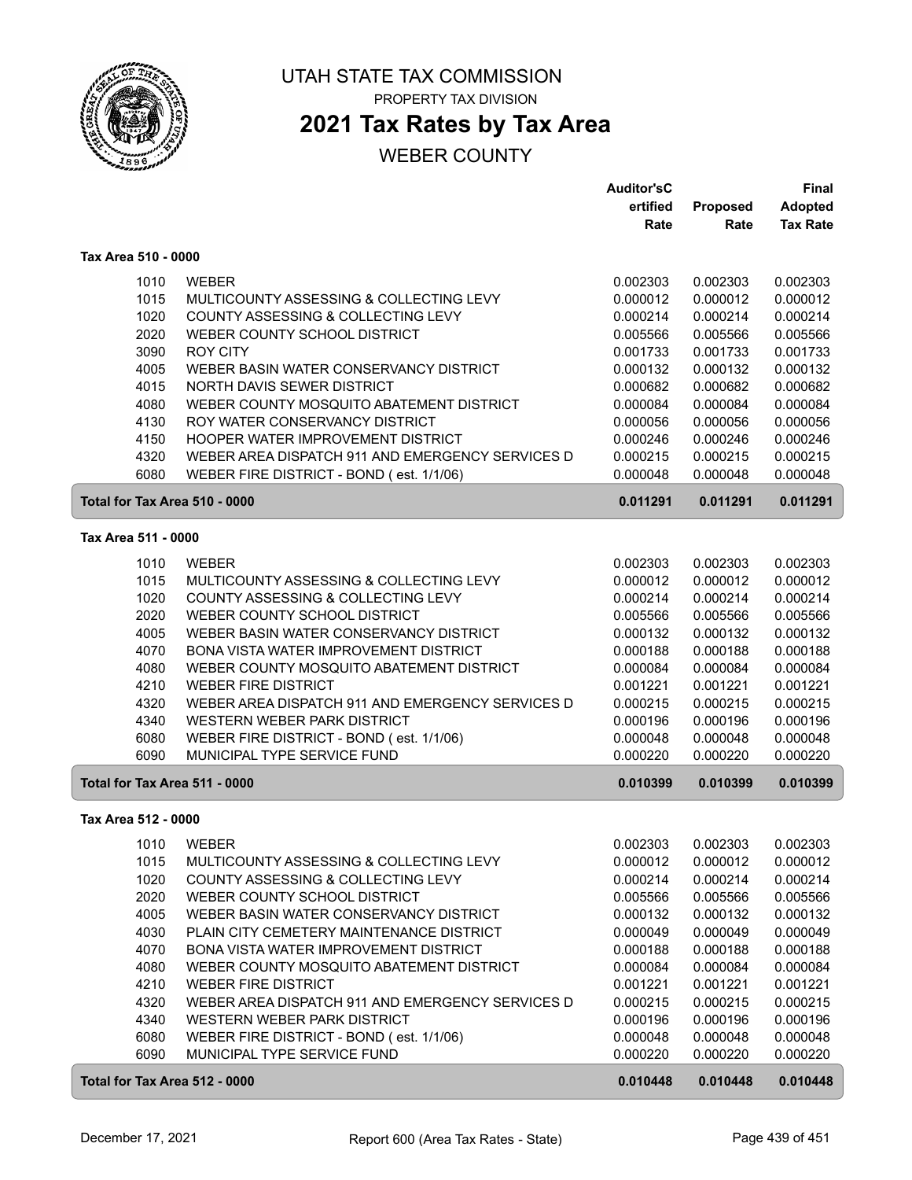# UTAH STATE TAX COMMISSION

PROPERTY TAX DIVISION

## 2021 Tax Rates by Tax Area

WEBER COUNTY

| | | Auditor'sCertified Rate | Proposed Rate | Final Adopted Tax Rate |
|---|---|---|---|---|
| **Tax Area 510 - 0000** | | | | |
| 1010 | WEBER | 0.002303 | 0.002303 | 0.002303 |
| 1015 | MULTICOUNTY ASSESSING & COLLECTING LEVY | 0.000012 | 0.000012 | 0.000012 |
| 1020 | COUNTY ASSESSING & COLLECTING LEVY | 0.000214 | 0.000214 | 0.000214 |
| 2020 | WEBER COUNTY SCHOOL DISTRICT | 0.005566 | 0.005566 | 0.005566 |
| 3090 | ROY CITY | 0.001733 | 0.001733 | 0.001733 |
| 4005 | WEBER BASIN WATER CONSERVANCY DISTRICT | 0.000132 | 0.000132 | 0.000132 |
| 4015 | NORTH DAVIS SEWER DISTRICT | 0.000682 | 0.000682 | 0.000682 |
| 4080 | WEBER COUNTY MOSQUITO ABATEMENT DISTRICT | 0.000084 | 0.000084 | 0.000084 |
| 4130 | ROY WATER CONSERVANCY DISTRICT | 0.000056 | 0.000056 | 0.000056 |
| 4150 | HOOPER WATER IMPROVEMENT DISTRICT | 0.000246 | 0.000246 | 0.000246 |
| 4320 | WEBER AREA DISPATCH 911 AND EMERGENCY SERVICES D | 0.000215 | 0.000215 | 0.000215 |
| 6080 | WEBER FIRE DISTRICT - BOND ( est. 1/1/06) | 0.000048 | 0.000048 | 0.000048 |
| **Total for Tax Area 510 - 0000** | | **0.011291** | **0.011291** | **0.011291** |
| **Tax Area 511 - 0000** | | | | |
| 1010 | WEBER | 0.002303 | 0.002303 | 0.002303 |
| 1015 | MULTICOUNTY ASSESSING & COLLECTING LEVY | 0.000012 | 0.000012 | 0.000012 |
| 1020 | COUNTY ASSESSING & COLLECTING LEVY | 0.000214 | 0.000214 | 0.000214 |
| 2020 | WEBER COUNTY SCHOOL DISTRICT | 0.005566 | 0.005566 | 0.005566 |
| 4005 | WEBER BASIN WATER CONSERVANCY DISTRICT | 0.000132 | 0.000132 | 0.000132 |
| 4070 | BONA VISTA WATER IMPROVEMENT DISTRICT | 0.000188 | 0.000188 | 0.000188 |
| 4080 | WEBER COUNTY MOSQUITO ABATEMENT DISTRICT | 0.000084 | 0.000084 | 0.000084 |
| 4210 | WEBER FIRE DISTRICT | 0.001221 | 0.001221 | 0.001221 |
| 4320 | WEBER AREA DISPATCH 911 AND EMERGENCY SERVICES D | 0.000215 | 0.000215 | 0.000215 |
| 4340 | WESTERN WEBER PARK DISTRICT | 0.000196 | 0.000196 | 0.000196 |
| 6080 | WEBER FIRE DISTRICT - BOND ( est. 1/1/06) | 0.000048 | 0.000048 | 0.000048 |
| 6090 | MUNICIPAL TYPE SERVICE FUND | 0.000220 | 0.000220 | 0.000220 |
| **Total for Tax Area 511 - 0000** | | **0.010399** | **0.010399** | **0.010399** |
| **Tax Area 512 - 0000** | | | | |
| 1010 | WEBER | 0.002303 | 0.002303 | 0.002303 |
| 1015 | MULTICOUNTY ASSESSING & COLLECTING LEVY | 0.000012 | 0.000012 | 0.000012 |
| 1020 | COUNTY ASSESSING & COLLECTING LEVY | 0.000214 | 0.000214 | 0.000214 |
| 2020 | WEBER COUNTY SCHOOL DISTRICT | 0.005566 | 0.005566 | 0.005566 |
| 4005 | WEBER BASIN WATER CONSERVANCY DISTRICT | 0.000132 | 0.000132 | 0.000132 |
| 4030 | PLAIN CITY CEMETERY MAINTENANCE DISTRICT | 0.000049 | 0.000049 | 0.000049 |
| 4070 | BONA VISTA WATER IMPROVEMENT DISTRICT | 0.000188 | 0.000188 | 0.000188 |
| 4080 | WEBER COUNTY MOSQUITO ABATEMENT DISTRICT | 0.000084 | 0.000084 | 0.000084 |
| 4210 | WEBER FIRE DISTRICT | 0.001221 | 0.001221 | 0.001221 |
| 4320 | WEBER AREA DISPATCH 911 AND EMERGENCY SERVICES D | 0.000215 | 0.000215 | 0.000215 |
| 4340 | WESTERN WEBER PARK DISTRICT | 0.000196 | 0.000196 | 0.000196 |
| 6080 | WEBER FIRE DISTRICT - BOND ( est. 1/1/06) | 0.000048 | 0.000048 | 0.000048 |
| 6090 | MUNICIPAL TYPE SERVICE FUND | 0.000220 | 0.000220 | 0.000220 |
| **Total for Tax Area 512 - 0000** | | **0.010448** | **0.010448** | **0.010448** |

December 17, 2021 — Report 600 (Area Tax Rates - State)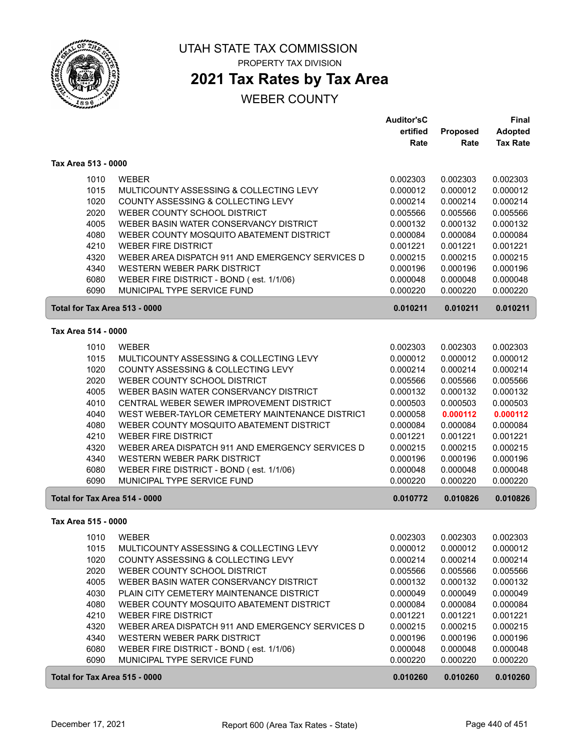# UTAH STATE TAX COMMISSION

PROPERTY TAX DIVISION

## 2021 Tax Rates by Tax Area

WEBER COUNTY

| | | Auditor's Certified Rate | Proposed Rate | Final Adopted Tax Rate |
|---|---|---|---|---|
| **Tax Area 513 - 0000** | | | | |
| 1010 | WEBER | 0.002303 | 0.002303 | 0.002303 |
| 1015 | MULTICOUNTY ASSESSING & COLLECTING LEVY | 0.000012 | 0.000012 | 0.000012 |
| 1020 | COUNTY ASSESSING & COLLECTING LEVY | 0.000214 | 0.000214 | 0.000214 |
| 2020 | WEBER COUNTY SCHOOL DISTRICT | 0.005566 | 0.005566 | 0.005566 |
| 4005 | WEBER BASIN WATER CONSERVANCY DISTRICT | 0.000132 | 0.000132 | 0.000132 |
| 4080 | WEBER COUNTY MOSQUITO ABATEMENT DISTRICT | 0.000084 | 0.000084 | 0.000084 |
| 4210 | WEBER FIRE DISTRICT | 0.001221 | 0.001221 | 0.001221 |
| 4320 | WEBER AREA DISPATCH 911 AND EMERGENCY SERVICES D | 0.000215 | 0.000215 | 0.000215 |
| 4340 | WESTERN WEBER PARK DISTRICT | 0.000196 | 0.000196 | 0.000196 |
| 6080 | WEBER FIRE DISTRICT - BOND ( est. 1/1/06) | 0.000048 | 0.000048 | 0.000048 |
| 6090 | MUNICIPAL TYPE SERVICE FUND | 0.000220 | 0.000220 | 0.000220 |
| **Total for Tax Area 513 - 0000** | | **0.010211** | **0.010211** | **0.010211** |
| **Tax Area 514 - 0000** | | | | |
| 1010 | WEBER | 0.002303 | 0.002303 | 0.002303 |
| 1015 | MULTICOUNTY ASSESSING & COLLECTING LEVY | 0.000012 | 0.000012 | 0.000012 |
| 1020 | COUNTY ASSESSING & COLLECTING LEVY | 0.000214 | 0.000214 | 0.000214 |
| 2020 | WEBER COUNTY SCHOOL DISTRICT | 0.005566 | 0.005566 | 0.005566 |
| 4005 | WEBER BASIN WATER CONSERVANCY DISTRICT | 0.000132 | 0.000132 | 0.000132 |
| 4010 | CENTRAL WEBER SEWER IMPROVEMENT DISTRICT | 0.000503 | 0.000503 | 0.000503 |
| 4040 | WEST WEBER-TAYLOR CEMETERY MAINTENANCE DISTRICT | 0.000058 | **0.000112** | **0.000112** |
| 4080 | WEBER COUNTY MOSQUITO ABATEMENT DISTRICT | 0.000084 | 0.000084 | 0.000084 |
| 4210 | WEBER FIRE DISTRICT | 0.001221 | 0.001221 | 0.001221 |
| 4320 | WEBER AREA DISPATCH 911 AND EMERGENCY SERVICES D | 0.000215 | 0.000215 | 0.000215 |
| 4340 | WESTERN WEBER PARK DISTRICT | 0.000196 | 0.000196 | 0.000196 |
| 6080 | WEBER FIRE DISTRICT - BOND ( est. 1/1/06) | 0.000048 | 0.000048 | 0.000048 |
| 6090 | MUNICIPAL TYPE SERVICE FUND | 0.000220 | 0.000220 | 0.000220 |
| **Total for Tax Area 514 - 0000** | | **0.010772** | **0.010826** | **0.010826** |
| **Tax Area 515 - 0000** | | | | |
| 1010 | WEBER | 0.002303 | 0.002303 | 0.002303 |
| 1015 | MULTICOUNTY ASSESSING & COLLECTING LEVY | 0.000012 | 0.000012 | 0.000012 |
| 1020 | COUNTY ASSESSING & COLLECTING LEVY | 0.000214 | 0.000214 | 0.000214 |
| 2020 | WEBER COUNTY SCHOOL DISTRICT | 0.005566 | 0.005566 | 0.005566 |
| 4005 | WEBER BASIN WATER CONSERVANCY DISTRICT | 0.000132 | 0.000132 | 0.000132 |
| 4030 | PLAIN CITY CEMETERY MAINTENANCE DISTRICT | 0.000049 | 0.000049 | 0.000049 |
| 4080 | WEBER COUNTY MOSQUITO ABATEMENT DISTRICT | 0.000084 | 0.000084 | 0.000084 |
| 4210 | WEBER FIRE DISTRICT | 0.001221 | 0.001221 | 0.001221 |
| 4320 | WEBER AREA DISPATCH 911 AND EMERGENCY SERVICES D | 0.000215 | 0.000215 | 0.000215 |
| 4340 | WESTERN WEBER PARK DISTRICT | 0.000196 | 0.000196 | 0.000196 |
| 6080 | WEBER FIRE DISTRICT - BOND ( est. 1/1/06) | 0.000048 | 0.000048 | 0.000048 |
| 6090 | MUNICIPAL TYPE SERVICE FUND | 0.000220 | 0.000220 | 0.000220 |
| **Total for Tax Area 515 - 0000** | | **0.010260** | **0.010260** | **0.010260** |

December 17, 2021 — Report 600 (Area Tax Rates - State)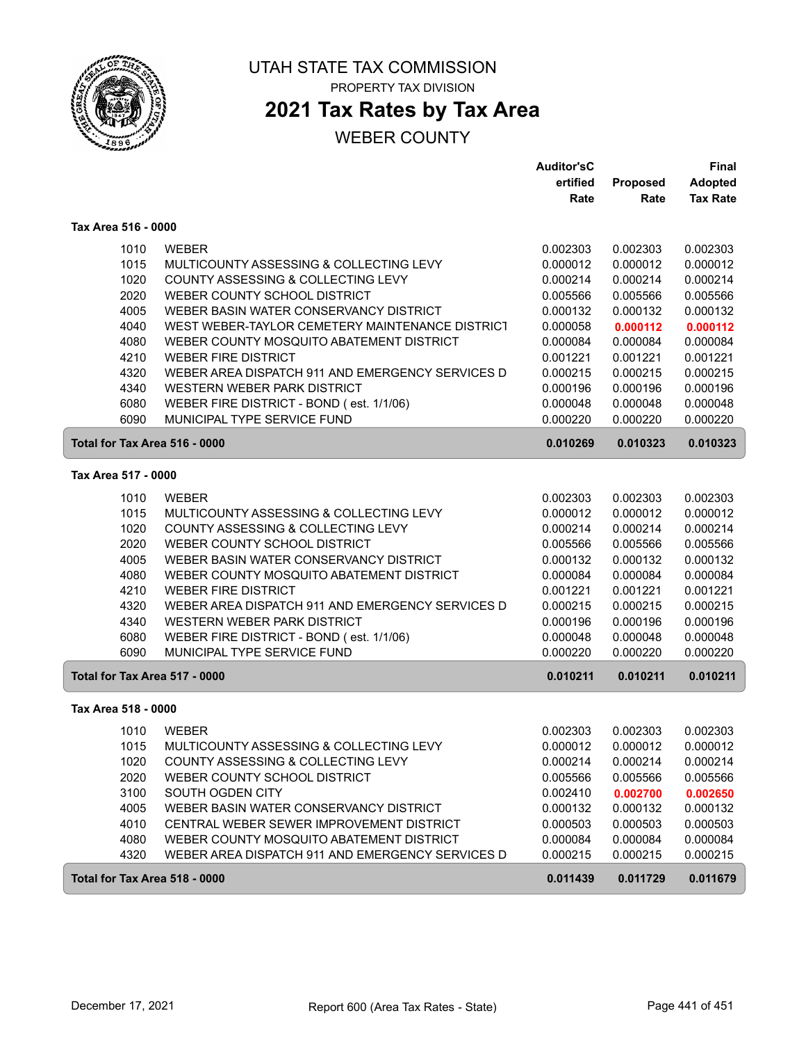# UTAH STATE TAX COMMISSION

PROPERTY TAX DIVISION

## 2021 Tax Rates by Tax Area

WEBER COUNTY

| | | Auditor'sC ertified Rate | Proposed Rate | Final Adopted Tax Rate |
|---|---|---|---|---|
| **Tax Area 516 - 0000** | | | | |
| 1010 | WEBER | 0.002303 | 0.002303 | 0.002303 |
| 1015 | MULTICOUNTY ASSESSING & COLLECTING LEVY | 0.000012 | 0.000012 | 0.000012 |
| 1020 | COUNTY ASSESSING & COLLECTING LEVY | 0.000214 | 0.000214 | 0.000214 |
| 2020 | WEBER COUNTY SCHOOL DISTRICT | 0.005566 | 0.005566 | 0.005566 |
| 4005 | WEBER BASIN WATER CONSERVANCY DISTRICT | 0.000132 | 0.000132 | 0.000132 |
| 4040 | WEST WEBER-TAYLOR CEMETERY MAINTENANCE DISTRICT | 0.000058 | 0.000112 | 0.000112 |
| 4080 | WEBER COUNTY MOSQUITO ABATEMENT DISTRICT | 0.000084 | 0.000084 | 0.000084 |
| 4210 | WEBER FIRE DISTRICT | 0.001221 | 0.001221 | 0.001221 |
| 4320 | WEBER AREA DISPATCH 911 AND EMERGENCY SERVICES D | 0.000215 | 0.000215 | 0.000215 |
| 4340 | WESTERN WEBER PARK DISTRICT | 0.000196 | 0.000196 | 0.000196 |
| 6080 | WEBER FIRE DISTRICT - BOND ( est. 1/1/06) | 0.000048 | 0.000048 | 0.000048 |
| 6090 | MUNICIPAL TYPE SERVICE FUND | 0.000220 | 0.000220 | 0.000220 |
| **Total for Tax Area 516 - 0000** | | **0.010269** | **0.010323** | **0.010323** |
| **Tax Area 517 - 0000** | | | | |
| 1010 | WEBER | 0.002303 | 0.002303 | 0.002303 |
| 1015 | MULTICOUNTY ASSESSING & COLLECTING LEVY | 0.000012 | 0.000012 | 0.000012 |
| 1020 | COUNTY ASSESSING & COLLECTING LEVY | 0.000214 | 0.000214 | 0.000214 |
| 2020 | WEBER COUNTY SCHOOL DISTRICT | 0.005566 | 0.005566 | 0.005566 |
| 4005 | WEBER BASIN WATER CONSERVANCY DISTRICT | 0.000132 | 0.000132 | 0.000132 |
| 4080 | WEBER COUNTY MOSQUITO ABATEMENT DISTRICT | 0.000084 | 0.000084 | 0.000084 |
| 4210 | WEBER FIRE DISTRICT | 0.001221 | 0.001221 | 0.001221 |
| 4320 | WEBER AREA DISPATCH 911 AND EMERGENCY SERVICES D | 0.000215 | 0.000215 | 0.000215 |
| 4340 | WESTERN WEBER PARK DISTRICT | 0.000196 | 0.000196 | 0.000196 |
| 6080 | WEBER FIRE DISTRICT - BOND ( est. 1/1/06) | 0.000048 | 0.000048 | 0.000048 |
| 6090 | MUNICIPAL TYPE SERVICE FUND | 0.000220 | 0.000220 | 0.000220 |
| **Total for Tax Area 517 - 0000** | | **0.010211** | **0.010211** | **0.010211** |
| **Tax Area 518 - 0000** | | | | |
| 1010 | WEBER | 0.002303 | 0.002303 | 0.002303 |
| 1015 | MULTICOUNTY ASSESSING & COLLECTING LEVY | 0.000012 | 0.000012 | 0.000012 |
| 1020 | COUNTY ASSESSING & COLLECTING LEVY | 0.000214 | 0.000214 | 0.000214 |
| 2020 | WEBER COUNTY SCHOOL DISTRICT | 0.005566 | 0.005566 | 0.005566 |
| 3100 | SOUTH OGDEN CITY | 0.002410 | 0.002700 | 0.002650 |
| 4005 | WEBER BASIN WATER CONSERVANCY DISTRICT | 0.000132 | 0.000132 | 0.000132 |
| 4010 | CENTRAL WEBER SEWER IMPROVEMENT DISTRICT | 0.000503 | 0.000503 | 0.000503 |
| 4080 | WEBER COUNTY MOSQUITO ABATEMENT DISTRICT | 0.000084 | 0.000084 | 0.000084 |
| 4320 | WEBER AREA DISPATCH 911 AND EMERGENCY SERVICES D | 0.000215 | 0.000215 | 0.000215 |
| **Total for Tax Area 518 - 0000** | | **0.011439** | **0.011729** | **0.011679** |

December 17, 2021 — Report 600 (Area Tax Rates - State)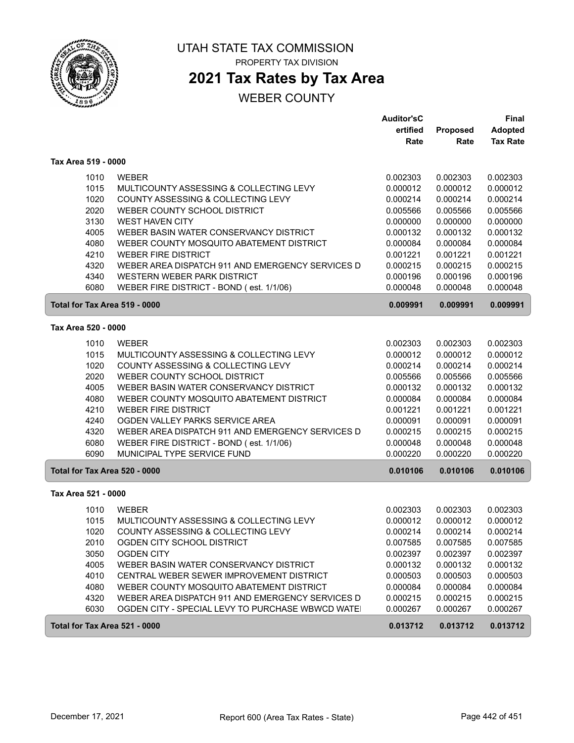# UTAH STATE TAX COMMISSION

PROPERTY TAX DIVISION

## 2021 Tax Rates by Tax Area

WEBER COUNTY

| | | Auditor'sCertified Rate | Proposed Rate | Final Adopted Tax Rate |
|---|---|---|---|---|
| **Tax Area 519 - 0000** | | | | |
| 1010 | WEBER | 0.002303 | 0.002303 | 0.002303 |
| 1015 | MULTICOUNTY ASSESSING & COLLECTING LEVY | 0.000012 | 0.000012 | 0.000012 |
| 1020 | COUNTY ASSESSING & COLLECTING LEVY | 0.000214 | 0.000214 | 0.000214 |
| 2020 | WEBER COUNTY SCHOOL DISTRICT | 0.005566 | 0.005566 | 0.005566 |
| 3130 | WEST HAVEN CITY | 0.000000 | 0.000000 | 0.000000 |
| 4005 | WEBER BASIN WATER CONSERVANCY DISTRICT | 0.000132 | 0.000132 | 0.000132 |
| 4080 | WEBER COUNTY MOSQUITO ABATEMENT DISTRICT | 0.000084 | 0.000084 | 0.000084 |
| 4210 | WEBER FIRE DISTRICT | 0.001221 | 0.001221 | 0.001221 |
| 4320 | WEBER AREA DISPATCH 911 AND EMERGENCY SERVICES D | 0.000215 | 0.000215 | 0.000215 |
| 4340 | WESTERN WEBER PARK DISTRICT | 0.000196 | 0.000196 | 0.000196 |
| 6080 | WEBER FIRE DISTRICT - BOND ( est. 1/1/06) | 0.000048 | 0.000048 | 0.000048 |
| **Total for Tax Area 519 - 0000** | | **0.009991** | **0.009991** | **0.009991** |
| **Tax Area 520 - 0000** | | | | |
| 1010 | WEBER | 0.002303 | 0.002303 | 0.002303 |
| 1015 | MULTICOUNTY ASSESSING & COLLECTING LEVY | 0.000012 | 0.000012 | 0.000012 |
| 1020 | COUNTY ASSESSING & COLLECTING LEVY | 0.000214 | 0.000214 | 0.000214 |
| 2020 | WEBER COUNTY SCHOOL DISTRICT | 0.005566 | 0.005566 | 0.005566 |
| 4005 | WEBER BASIN WATER CONSERVANCY DISTRICT | 0.000132 | 0.000132 | 0.000132 |
| 4080 | WEBER COUNTY MOSQUITO ABATEMENT DISTRICT | 0.000084 | 0.000084 | 0.000084 |
| 4210 | WEBER FIRE DISTRICT | 0.001221 | 0.001221 | 0.001221 |
| 4240 | OGDEN VALLEY PARKS SERVICE AREA | 0.000091 | 0.000091 | 0.000091 |
| 4320 | WEBER AREA DISPATCH 911 AND EMERGENCY SERVICES D | 0.000215 | 0.000215 | 0.000215 |
| 6080 | WEBER FIRE DISTRICT - BOND ( est. 1/1/06) | 0.000048 | 0.000048 | 0.000048 |
| 6090 | MUNICIPAL TYPE SERVICE FUND | 0.000220 | 0.000220 | 0.000220 |
| **Total for Tax Area 520 - 0000** | | **0.010106** | **0.010106** | **0.010106** |
| **Tax Area 521 - 0000** | | | | |
| 1010 | WEBER | 0.002303 | 0.002303 | 0.002303 |
| 1015 | MULTICOUNTY ASSESSING & COLLECTING LEVY | 0.000012 | 0.000012 | 0.000012 |
| 1020 | COUNTY ASSESSING & COLLECTING LEVY | 0.000214 | 0.000214 | 0.000214 |
| 2010 | OGDEN CITY SCHOOL DISTRICT | 0.007585 | 0.007585 | 0.007585 |
| 3050 | OGDEN CITY | 0.002397 | 0.002397 | 0.002397 |
| 4005 | WEBER BASIN WATER CONSERVANCY DISTRICT | 0.000132 | 0.000132 | 0.000132 |
| 4010 | CENTRAL WEBER SEWER IMPROVEMENT DISTRICT | 0.000503 | 0.000503 | 0.000503 |
| 4080 | WEBER COUNTY MOSQUITO ABATEMENT DISTRICT | 0.000084 | 0.000084 | 0.000084 |
| 4320 | WEBER AREA DISPATCH 911 AND EMERGENCY SERVICES D | 0.000215 | 0.000215 | 0.000215 |
| 6030 | OGDEN CITY - SPECIAL LEVY TO PURCHASE WBWCD WATEI | 0.000267 | 0.000267 | 0.000267 |
| **Total for Tax Area 521 - 0000** | | **0.013712** | **0.013712** | **0.013712** |

December 17, 2021 — Report 600 (Area Tax Rates - State)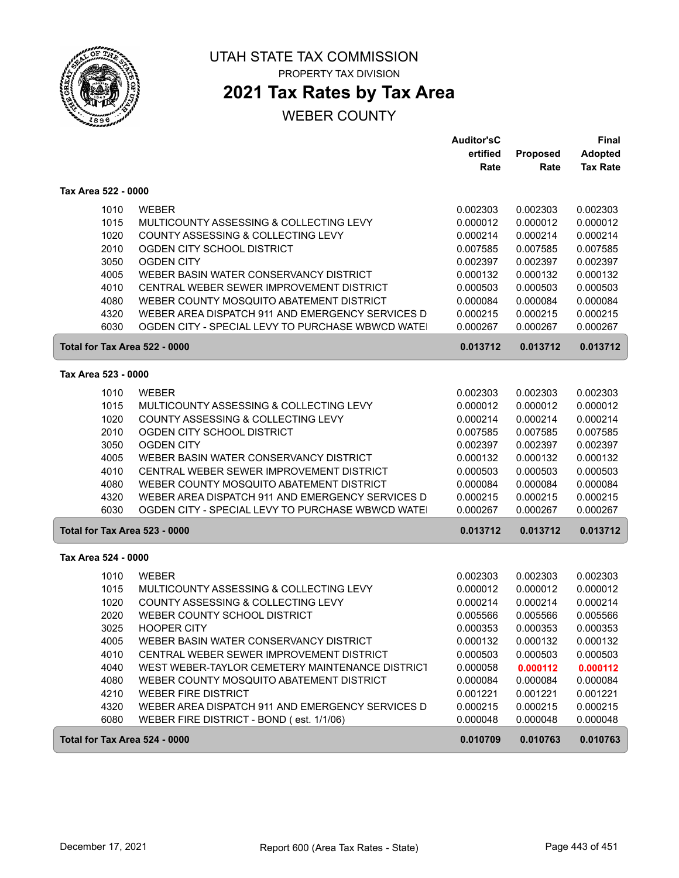# UTAH STATE TAX COMMISSION

PROPERTY TAX DIVISION

## 2021 Tax Rates by Tax Area

WEBER COUNTY

| | | Auditor'sCertified Rate | Proposed Rate | Final Adopted Tax Rate |
|---|---|---|---|---|
| **Tax Area 522 - 0000** | | | | |
| 1010 | WEBER | 0.002303 | 0.002303 | 0.002303 |
| 1015 | MULTICOUNTY ASSESSING & COLLECTING LEVY | 0.000012 | 0.000012 | 0.000012 |
| 1020 | COUNTY ASSESSING & COLLECTING LEVY | 0.000214 | 0.000214 | 0.000214 |
| 2010 | OGDEN CITY SCHOOL DISTRICT | 0.007585 | 0.007585 | 0.007585 |
| 3050 | OGDEN CITY | 0.002397 | 0.002397 | 0.002397 |
| 4005 | WEBER BASIN WATER CONSERVANCY DISTRICT | 0.000132 | 0.000132 | 0.000132 |
| 4010 | CENTRAL WEBER SEWER IMPROVEMENT DISTRICT | 0.000503 | 0.000503 | 0.000503 |
| 4080 | WEBER COUNTY MOSQUITO ABATEMENT DISTRICT | 0.000084 | 0.000084 | 0.000084 |
| 4320 | WEBER AREA DISPATCH 911 AND EMERGENCY SERVICES D | 0.000215 | 0.000215 | 0.000215 |
| 6030 | OGDEN CITY - SPECIAL LEVY TO PURCHASE WBWCD WATE | 0.000267 | 0.000267 | 0.000267 |
| **Total for Tax Area 522 - 0000** | | **0.013712** | **0.013712** | **0.013712** |
| **Tax Area 523 - 0000** | | | | |
| 1010 | WEBER | 0.002303 | 0.002303 | 0.002303 |
| 1015 | MULTICOUNTY ASSESSING & COLLECTING LEVY | 0.000012 | 0.000012 | 0.000012 |
| 1020 | COUNTY ASSESSING & COLLECTING LEVY | 0.000214 | 0.000214 | 0.000214 |
| 2010 | OGDEN CITY SCHOOL DISTRICT | 0.007585 | 0.007585 | 0.007585 |
| 3050 | OGDEN CITY | 0.002397 | 0.002397 | 0.002397 |
| 4005 | WEBER BASIN WATER CONSERVANCY DISTRICT | 0.000132 | 0.000132 | 0.000132 |
| 4010 | CENTRAL WEBER SEWER IMPROVEMENT DISTRICT | 0.000503 | 0.000503 | 0.000503 |
| 4080 | WEBER COUNTY MOSQUITO ABATEMENT DISTRICT | 0.000084 | 0.000084 | 0.000084 |
| 4320 | WEBER AREA DISPATCH 911 AND EMERGENCY SERVICES D | 0.000215 | 0.000215 | 0.000215 |
| 6030 | OGDEN CITY - SPECIAL LEVY TO PURCHASE WBWCD WATE | 0.000267 | 0.000267 | 0.000267 |
| **Total for Tax Area 523 - 0000** | | **0.013712** | **0.013712** | **0.013712** |
| **Tax Area 524 - 0000** | | | | |
| 1010 | WEBER | 0.002303 | 0.002303 | 0.002303 |
| 1015 | MULTICOUNTY ASSESSING & COLLECTING LEVY | 0.000012 | 0.000012 | 0.000012 |
| 1020 | COUNTY ASSESSING & COLLECTING LEVY | 0.000214 | 0.000214 | 0.000214 |
| 2020 | WEBER COUNTY SCHOOL DISTRICT | 0.005566 | 0.005566 | 0.005566 |
| 3025 | HOOPER CITY | 0.000353 | 0.000353 | 0.000353 |
| 4005 | WEBER BASIN WATER CONSERVANCY DISTRICT | 0.000132 | 0.000132 | 0.000132 |
| 4010 | CENTRAL WEBER SEWER IMPROVEMENT DISTRICT | 0.000503 | 0.000503 | 0.000503 |
| 4040 | WEST WEBER-TAYLOR CEMETERY MAINTENANCE DISTRICT | 0.000058 | **0.000112** | **0.000112** |
| 4080 | WEBER COUNTY MOSQUITO ABATEMENT DISTRICT | 0.000084 | 0.000084 | 0.000084 |
| 4210 | WEBER FIRE DISTRICT | 0.001221 | 0.001221 | 0.001221 |
| 4320 | WEBER AREA DISPATCH 911 AND EMERGENCY SERVICES D | 0.000215 | 0.000215 | 0.000215 |
| 6080 | WEBER FIRE DISTRICT - BOND ( est. 1/1/06) | 0.000048 | 0.000048 | 0.000048 |
| **Total for Tax Area 524 - 0000** | | **0.010709** | **0.010763** | **0.010763** |

December 17, 2021 Report 600 (Area Tax Rates - State)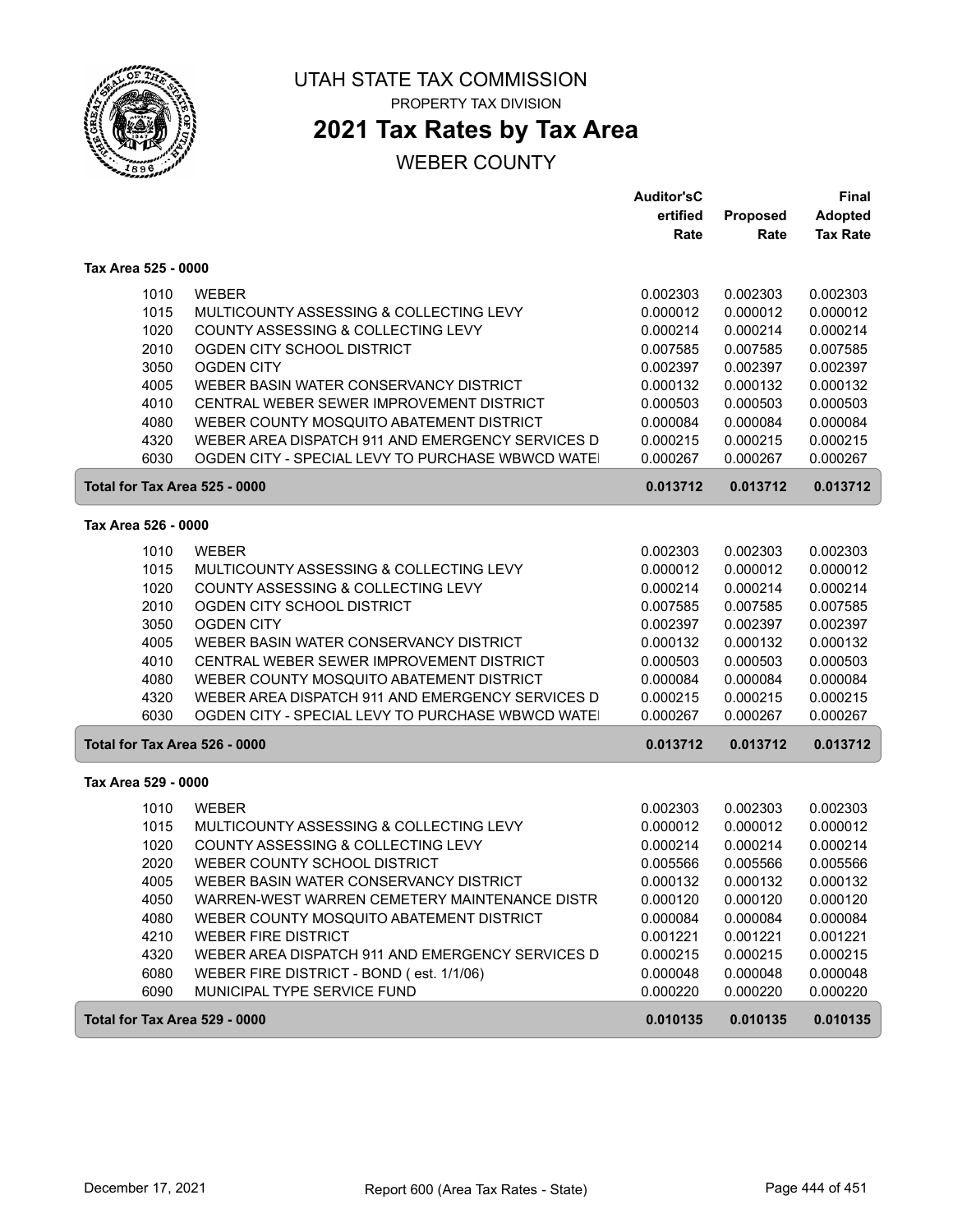UTAH STATE TAX COMMISSION

PROPERTY TAX DIVISION

# 2021 Tax Rates by Tax Area

## WEBER COUNTY

| | | Auditor's Certified Rate | Proposed Rate | Final Adopted Tax Rate |
|---|---|---|---|---|
| **Tax Area 525 - 0000** | | | | |
| 1010 | WEBER | 0.002303 | 0.002303 | 0.002303 |
| 1015 | MULTICOUNTY ASSESSING & COLLECTING LEVY | 0.000012 | 0.000012 | 0.000012 |
| 1020 | COUNTY ASSESSING & COLLECTING LEVY | 0.000214 | 0.000214 | 0.000214 |
| 2010 | OGDEN CITY SCHOOL DISTRICT | 0.007585 | 0.007585 | 0.007585 |
| 3050 | OGDEN CITY | 0.002397 | 0.002397 | 0.002397 |
| 4005 | WEBER BASIN WATER CONSERVANCY DISTRICT | 0.000132 | 0.000132 | 0.000132 |
| 4010 | CENTRAL WEBER SEWER IMPROVEMENT DISTRICT | 0.000503 | 0.000503 | 0.000503 |
| 4080 | WEBER COUNTY MOSQUITO ABATEMENT DISTRICT | 0.000084 | 0.000084 | 0.000084 |
| 4320 | WEBER AREA DISPATCH 911 AND EMERGENCY SERVICES D | 0.000215 | 0.000215 | 0.000215 |
| 6030 | OGDEN CITY - SPECIAL LEVY TO PURCHASE WBWCD WATE | 0.000267 | 0.000267 | 0.000267 |
| **Total for Tax Area 525 - 0000** | | **0.013712** | **0.013712** | **0.013712** |
| **Tax Area 526 - 0000** | | | | |
| 1010 | WEBER | 0.002303 | 0.002303 | 0.002303 |
| 1015 | MULTICOUNTY ASSESSING & COLLECTING LEVY | 0.000012 | 0.000012 | 0.000012 |
| 1020 | COUNTY ASSESSING & COLLECTING LEVY | 0.000214 | 0.000214 | 0.000214 |
| 2010 | OGDEN CITY SCHOOL DISTRICT | 0.007585 | 0.007585 | 0.007585 |
| 3050 | OGDEN CITY | 0.002397 | 0.002397 | 0.002397 |
| 4005 | WEBER BASIN WATER CONSERVANCY DISTRICT | 0.000132 | 0.000132 | 0.000132 |
| 4010 | CENTRAL WEBER SEWER IMPROVEMENT DISTRICT | 0.000503 | 0.000503 | 0.000503 |
| 4080 | WEBER COUNTY MOSQUITO ABATEMENT DISTRICT | 0.000084 | 0.000084 | 0.000084 |
| 4320 | WEBER AREA DISPATCH 911 AND EMERGENCY SERVICES D | 0.000215 | 0.000215 | 0.000215 |
| 6030 | OGDEN CITY - SPECIAL LEVY TO PURCHASE WBWCD WATE | 0.000267 | 0.000267 | 0.000267 |
| **Total for Tax Area 526 - 0000** | | **0.013712** | **0.013712** | **0.013712** |
| **Tax Area 529 - 0000** | | | | |
| 1010 | WEBER | 0.002303 | 0.002303 | 0.002303 |
| 1015 | MULTICOUNTY ASSESSING & COLLECTING LEVY | 0.000012 | 0.000012 | 0.000012 |
| 1020 | COUNTY ASSESSING & COLLECTING LEVY | 0.000214 | 0.000214 | 0.000214 |
| 2020 | WEBER COUNTY SCHOOL DISTRICT | 0.005566 | 0.005566 | 0.005566 |
| 4005 | WEBER BASIN WATER CONSERVANCY DISTRICT | 0.000132 | 0.000132 | 0.000132 |
| 4050 | WARREN-WEST WARREN CEMETERY MAINTENANCE DISTR | 0.000120 | 0.000120 | 0.000120 |
| 4080 | WEBER COUNTY MOSQUITO ABATEMENT DISTRICT | 0.000084 | 0.000084 | 0.000084 |
| 4210 | WEBER FIRE DISTRICT | 0.001221 | 0.001221 | 0.001221 |
| 4320 | WEBER AREA DISPATCH 911 AND EMERGENCY SERVICES D | 0.000215 | 0.000215 | 0.000215 |
| 6080 | WEBER FIRE DISTRICT - BOND ( est. 1/1/06) | 0.000048 | 0.000048 | 0.000048 |
| 6090 | MUNICIPAL TYPE SERVICE FUND | 0.000220 | 0.000220 | 0.000220 |
| **Total for Tax Area 529 - 0000** | | **0.010135** | **0.010135** | **0.010135** |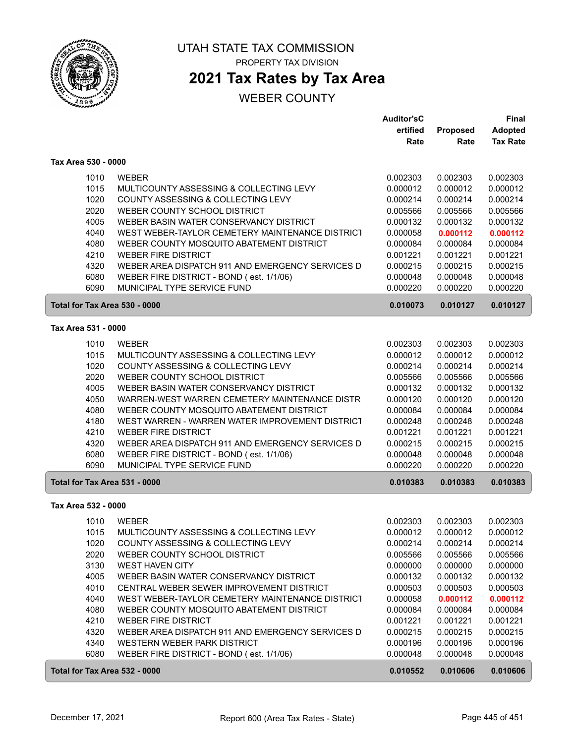# UTAH STATE TAX COMMISSION

PROPERTY TAX DIVISION

## 2021 Tax Rates by Tax Area

WEBER COUNTY

| | | Auditor's Certified Rate | Proposed Rate | Final Adopted Tax Rate |
|---|---|---|---|---|
| **Tax Area 530 - 0000** | | | | |
| 1010 | WEBER | 0.002303 | 0.002303 | 0.002303 |
| 1015 | MULTICOUNTY ASSESSING & COLLECTING LEVY | 0.000012 | 0.000012 | 0.000012 |
| 1020 | COUNTY ASSESSING & COLLECTING LEVY | 0.000214 | 0.000214 | 0.000214 |
| 2020 | WEBER COUNTY SCHOOL DISTRICT | 0.005566 | 0.005566 | 0.005566 |
| 4005 | WEBER BASIN WATER CONSERVANCY DISTRICT | 0.000132 | 0.000132 | 0.000132 |
| 4040 | WEST WEBER-TAYLOR CEMETERY MAINTENANCE DISTRICT | 0.000058 | **0.000112** | **0.000112** |
| 4080 | WEBER COUNTY MOSQUITO ABATEMENT DISTRICT | 0.000084 | 0.000084 | 0.000084 |
| 4210 | WEBER FIRE DISTRICT | 0.001221 | 0.001221 | 0.001221 |
| 4320 | WEBER AREA DISPATCH 911 AND EMERGENCY SERVICES D | 0.000215 | 0.000215 | 0.000215 |
| 6080 | WEBER FIRE DISTRICT - BOND ( est. 1/1/06) | 0.000048 | 0.000048 | 0.000048 |
| 6090 | MUNICIPAL TYPE SERVICE FUND | 0.000220 | 0.000220 | 0.000220 |
| **Total for Tax Area 530 - 0000** | | **0.010073** | **0.010127** | **0.010127** |
| **Tax Area 531 - 0000** | | | | |
| 1010 | WEBER | 0.002303 | 0.002303 | 0.002303 |
| 1015 | MULTICOUNTY ASSESSING & COLLECTING LEVY | 0.000012 | 0.000012 | 0.000012 |
| 1020 | COUNTY ASSESSING & COLLECTING LEVY | 0.000214 | 0.000214 | 0.000214 |
| 2020 | WEBER COUNTY SCHOOL DISTRICT | 0.005566 | 0.005566 | 0.005566 |
| 4005 | WEBER BASIN WATER CONSERVANCY DISTRICT | 0.000132 | 0.000132 | 0.000132 |
| 4050 | WARREN-WEST WARREN CEMETERY MAINTENANCE DISTR | 0.000120 | 0.000120 | 0.000120 |
| 4080 | WEBER COUNTY MOSQUITO ABATEMENT DISTRICT | 0.000084 | 0.000084 | 0.000084 |
| 4180 | WEST WARREN - WARREN WATER IMPROVEMENT DISTRICT | 0.000248 | 0.000248 | 0.000248 |
| 4210 | WEBER FIRE DISTRICT | 0.001221 | 0.001221 | 0.001221 |
| 4320 | WEBER AREA DISPATCH 911 AND EMERGENCY SERVICES D | 0.000215 | 0.000215 | 0.000215 |
| 6080 | WEBER FIRE DISTRICT - BOND ( est. 1/1/06) | 0.000048 | 0.000048 | 0.000048 |
| 6090 | MUNICIPAL TYPE SERVICE FUND | 0.000220 | 0.000220 | 0.000220 |
| **Total for Tax Area 531 - 0000** | | **0.010383** | **0.010383** | **0.010383** |
| **Tax Area 532 - 0000** | | | | |
| 1010 | WEBER | 0.002303 | 0.002303 | 0.002303 |
| 1015 | MULTICOUNTY ASSESSING & COLLECTING LEVY | 0.000012 | 0.000012 | 0.000012 |
| 1020 | COUNTY ASSESSING & COLLECTING LEVY | 0.000214 | 0.000214 | 0.000214 |
| 2020 | WEBER COUNTY SCHOOL DISTRICT | 0.005566 | 0.005566 | 0.005566 |
| 3130 | WEST HAVEN CITY | 0.000000 | 0.000000 | 0.000000 |
| 4005 | WEBER BASIN WATER CONSERVANCY DISTRICT | 0.000132 | 0.000132 | 0.000132 |
| 4010 | CENTRAL WEBER SEWER IMPROVEMENT DISTRICT | 0.000503 | 0.000503 | 0.000503 |
| 4040 | WEST WEBER-TAYLOR CEMETERY MAINTENANCE DISTRICT | 0.000058 | **0.000112** | **0.000112** |
| 4080 | WEBER COUNTY MOSQUITO ABATEMENT DISTRICT | 0.000084 | 0.000084 | 0.000084 |
| 4210 | WEBER FIRE DISTRICT | 0.001221 | 0.001221 | 0.001221 |
| 4320 | WEBER AREA DISPATCH 911 AND EMERGENCY SERVICES D | 0.000215 | 0.000215 | 0.000215 |
| 4340 | WESTERN WEBER PARK DISTRICT | 0.000196 | 0.000196 | 0.000196 |
| 6080 | WEBER FIRE DISTRICT - BOND ( est. 1/1/06) | 0.000048 | 0.000048 | 0.000048 |
| **Total for Tax Area 532 - 0000** | | **0.010552** | **0.010606** | **0.010606** |

December 17, 2021 — Report 600 (Area Tax Rates - State)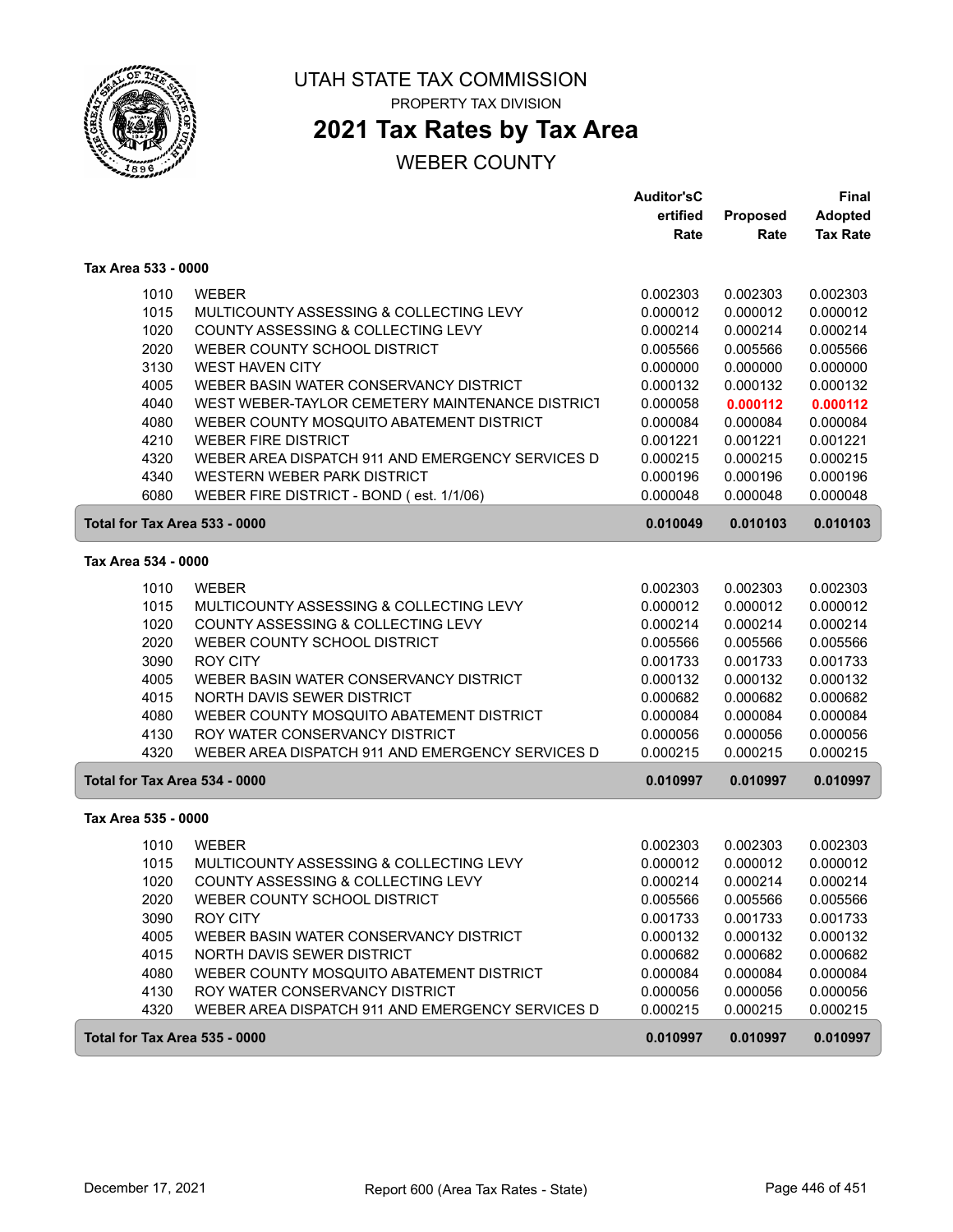# UTAH STATE TAX COMMISSION

PROPERTY TAX DIVISION

## 2021 Tax Rates by Tax Area

WEBER COUNTY

| | | Auditor'sCertified Rate | Proposed Rate | Final Adopted Tax Rate |
|---|---|---|---|---|
| **Tax Area 533 - 0000** | | | | |
| 1010 | WEBER | 0.002303 | 0.002303 | 0.002303 |
| 1015 | MULTICOUNTY ASSESSING & COLLECTING LEVY | 0.000012 | 0.000012 | 0.000012 |
| 1020 | COUNTY ASSESSING & COLLECTING LEVY | 0.000214 | 0.000214 | 0.000214 |
| 2020 | WEBER COUNTY SCHOOL DISTRICT | 0.005566 | 0.005566 | 0.005566 |
| 3130 | WEST HAVEN CITY | 0.000000 | 0.000000 | 0.000000 |
| 4005 | WEBER BASIN WATER CONSERVANCY DISTRICT | 0.000132 | 0.000132 | 0.000132 |
| 4040 | WEST WEBER-TAYLOR CEMETERY MAINTENANCE DISTRICT | 0.000058 | **0.000112** | **0.000112** |
| 4080 | WEBER COUNTY MOSQUITO ABATEMENT DISTRICT | 0.000084 | 0.000084 | 0.000084 |
| 4210 | WEBER FIRE DISTRICT | 0.001221 | 0.001221 | 0.001221 |
| 4320 | WEBER AREA DISPATCH 911 AND EMERGENCY SERVICES D | 0.000215 | 0.000215 | 0.000215 |
| 4340 | WESTERN WEBER PARK DISTRICT | 0.000196 | 0.000196 | 0.000196 |
| 6080 | WEBER FIRE DISTRICT - BOND ( est. 1/1/06) | 0.000048 | 0.000048 | 0.000048 |
| **Total for Tax Area 533 - 0000** | | **0.010049** | **0.010103** | **0.010103** |
| **Tax Area 534 - 0000** | | | | |
| 1010 | WEBER | 0.002303 | 0.002303 | 0.002303 |
| 1015 | MULTICOUNTY ASSESSING & COLLECTING LEVY | 0.000012 | 0.000012 | 0.000012 |
| 1020 | COUNTY ASSESSING & COLLECTING LEVY | 0.000214 | 0.000214 | 0.000214 |
| 2020 | WEBER COUNTY SCHOOL DISTRICT | 0.005566 | 0.005566 | 0.005566 |
| 3090 | ROY CITY | 0.001733 | 0.001733 | 0.001733 |
| 4005 | WEBER BASIN WATER CONSERVANCY DISTRICT | 0.000132 | 0.000132 | 0.000132 |
| 4015 | NORTH DAVIS SEWER DISTRICT | 0.000682 | 0.000682 | 0.000682 |
| 4080 | WEBER COUNTY MOSQUITO ABATEMENT DISTRICT | 0.000084 | 0.000084 | 0.000084 |
| 4130 | ROY WATER CONSERVANCY DISTRICT | 0.000056 | 0.000056 | 0.000056 |
| 4320 | WEBER AREA DISPATCH 911 AND EMERGENCY SERVICES D | 0.000215 | 0.000215 | 0.000215 |
| **Total for Tax Area 534 - 0000** | | **0.010997** | **0.010997** | **0.010997** |
| **Tax Area 535 - 0000** | | | | |
| 1010 | WEBER | 0.002303 | 0.002303 | 0.002303 |
| 1015 | MULTICOUNTY ASSESSING & COLLECTING LEVY | 0.000012 | 0.000012 | 0.000012 |
| 1020 | COUNTY ASSESSING & COLLECTING LEVY | 0.000214 | 0.000214 | 0.000214 |
| 2020 | WEBER COUNTY SCHOOL DISTRICT | 0.005566 | 0.005566 | 0.005566 |
| 3090 | ROY CITY | 0.001733 | 0.001733 | 0.001733 |
| 4005 | WEBER BASIN WATER CONSERVANCY DISTRICT | 0.000132 | 0.000132 | 0.000132 |
| 4015 | NORTH DAVIS SEWER DISTRICT | 0.000682 | 0.000682 | 0.000682 |
| 4080 | WEBER COUNTY MOSQUITO ABATEMENT DISTRICT | 0.000084 | 0.000084 | 0.000084 |
| 4130 | ROY WATER CONSERVANCY DISTRICT | 0.000056 | 0.000056 | 0.000056 |
| 4320 | WEBER AREA DISPATCH 911 AND EMERGENCY SERVICES D | 0.000215 | 0.000215 | 0.000215 |
| **Total for Tax Area 535 - 0000** | | **0.010997** | **0.010997** | **0.010997** |

December 17, 2021 — Report 600 (Area Tax Rates - State)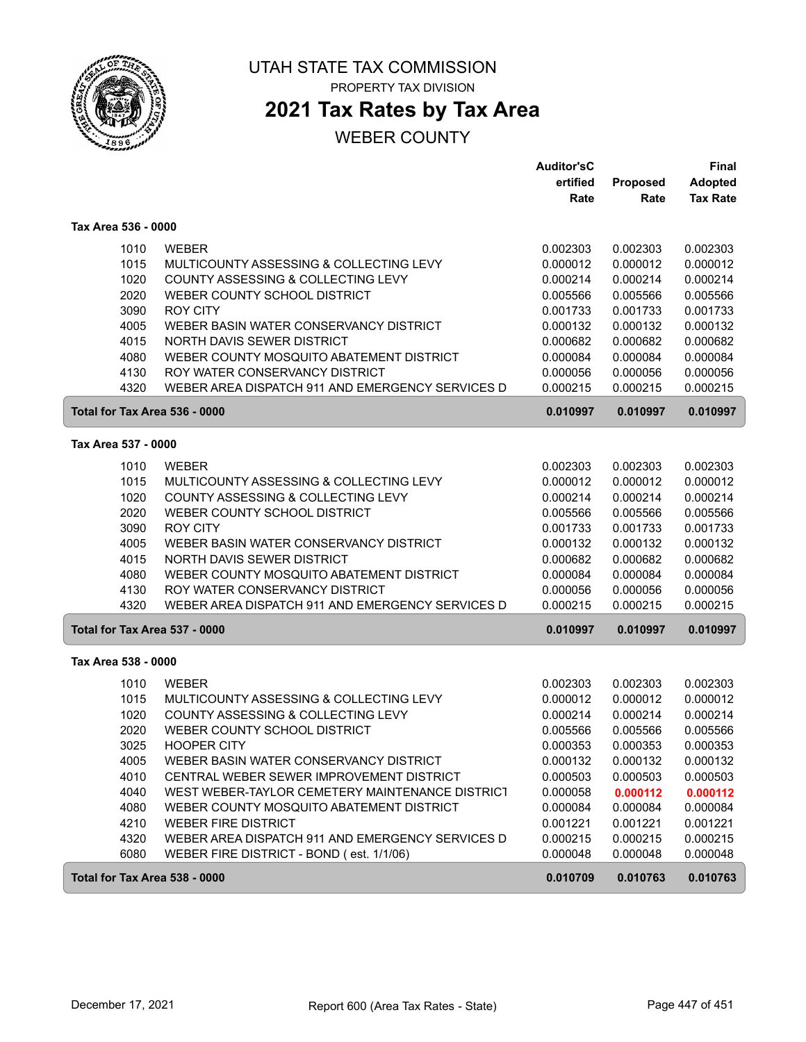# UTAH STATE TAX COMMISSION

PROPERTY TAX DIVISION

## 2021 Tax Rates by Tax Area

WEBER COUNTY

| | | Auditor'sCertified Rate | Proposed Rate | Final Adopted Tax Rate |
|---|---|---|---|---|
| **Tax Area 536 - 0000** | | | | |
| 1010 | WEBER | 0.002303 | 0.002303 | 0.002303 |
| 1015 | MULTICOUNTY ASSESSING & COLLECTING LEVY | 0.000012 | 0.000012 | 0.000012 |
| 1020 | COUNTY ASSESSING & COLLECTING LEVY | 0.000214 | 0.000214 | 0.000214 |
| 2020 | WEBER COUNTY SCHOOL DISTRICT | 0.005566 | 0.005566 | 0.005566 |
| 3090 | ROY CITY | 0.001733 | 0.001733 | 0.001733 |
| 4005 | WEBER BASIN WATER CONSERVANCY DISTRICT | 0.000132 | 0.000132 | 0.000132 |
| 4015 | NORTH DAVIS SEWER DISTRICT | 0.000682 | 0.000682 | 0.000682 |
| 4080 | WEBER COUNTY MOSQUITO ABATEMENT DISTRICT | 0.000084 | 0.000084 | 0.000084 |
| 4130 | ROY WATER CONSERVANCY DISTRICT | 0.000056 | 0.000056 | 0.000056 |
| 4320 | WEBER AREA DISPATCH 911 AND EMERGENCY SERVICES D | 0.000215 | 0.000215 | 0.000215 |
| **Total for Tax Area 536 - 0000** | | **0.010997** | **0.010997** | **0.010997** |
| **Tax Area 537 - 0000** | | | | |
| 1010 | WEBER | 0.002303 | 0.002303 | 0.002303 |
| 1015 | MULTICOUNTY ASSESSING & COLLECTING LEVY | 0.000012 | 0.000012 | 0.000012 |
| 1020 | COUNTY ASSESSING & COLLECTING LEVY | 0.000214 | 0.000214 | 0.000214 |
| 2020 | WEBER COUNTY SCHOOL DISTRICT | 0.005566 | 0.005566 | 0.005566 |
| 3090 | ROY CITY | 0.001733 | 0.001733 | 0.001733 |
| 4005 | WEBER BASIN WATER CONSERVANCY DISTRICT | 0.000132 | 0.000132 | 0.000132 |
| 4015 | NORTH DAVIS SEWER DISTRICT | 0.000682 | 0.000682 | 0.000682 |
| 4080 | WEBER COUNTY MOSQUITO ABATEMENT DISTRICT | 0.000084 | 0.000084 | 0.000084 |
| 4130 | ROY WATER CONSERVANCY DISTRICT | 0.000056 | 0.000056 | 0.000056 |
| 4320 | WEBER AREA DISPATCH 911 AND EMERGENCY SERVICES D | 0.000215 | 0.000215 | 0.000215 |
| **Total for Tax Area 537 - 0000** | | **0.010997** | **0.010997** | **0.010997** |
| **Tax Area 538 - 0000** | | | | |
| 1010 | WEBER | 0.002303 | 0.002303 | 0.002303 |
| 1015 | MULTICOUNTY ASSESSING & COLLECTING LEVY | 0.000012 | 0.000012 | 0.000012 |
| 1020 | COUNTY ASSESSING & COLLECTING LEVY | 0.000214 | 0.000214 | 0.000214 |
| 2020 | WEBER COUNTY SCHOOL DISTRICT | 0.005566 | 0.005566 | 0.005566 |
| 3025 | HOOPER CITY | 0.000353 | 0.000353 | 0.000353 |
| 4005 | WEBER BASIN WATER CONSERVANCY DISTRICT | 0.000132 | 0.000132 | 0.000132 |
| 4010 | CENTRAL WEBER SEWER IMPROVEMENT DISTRICT | 0.000503 | 0.000503 | 0.000503 |
| 4040 | WEST WEBER-TAYLOR CEMETERY MAINTENANCE DISTRICT | 0.000058 | 0.000112 | 0.000112 |
| 4080 | WEBER COUNTY MOSQUITO ABATEMENT DISTRICT | 0.000084 | 0.000084 | 0.000084 |
| 4210 | WEBER FIRE DISTRICT | 0.001221 | 0.001221 | 0.001221 |
| 4320 | WEBER AREA DISPATCH 911 AND EMERGENCY SERVICES D | 0.000215 | 0.000215 | 0.000215 |
| 6080 | WEBER FIRE DISTRICT - BOND ( est. 1/1/06) | 0.000048 | 0.000048 | 0.000048 |
| **Total for Tax Area 538 - 0000** | | **0.010709** | **0.010763** | **0.010763** |

December 17, 2021 | Report 600 (Area Tax Rates - State)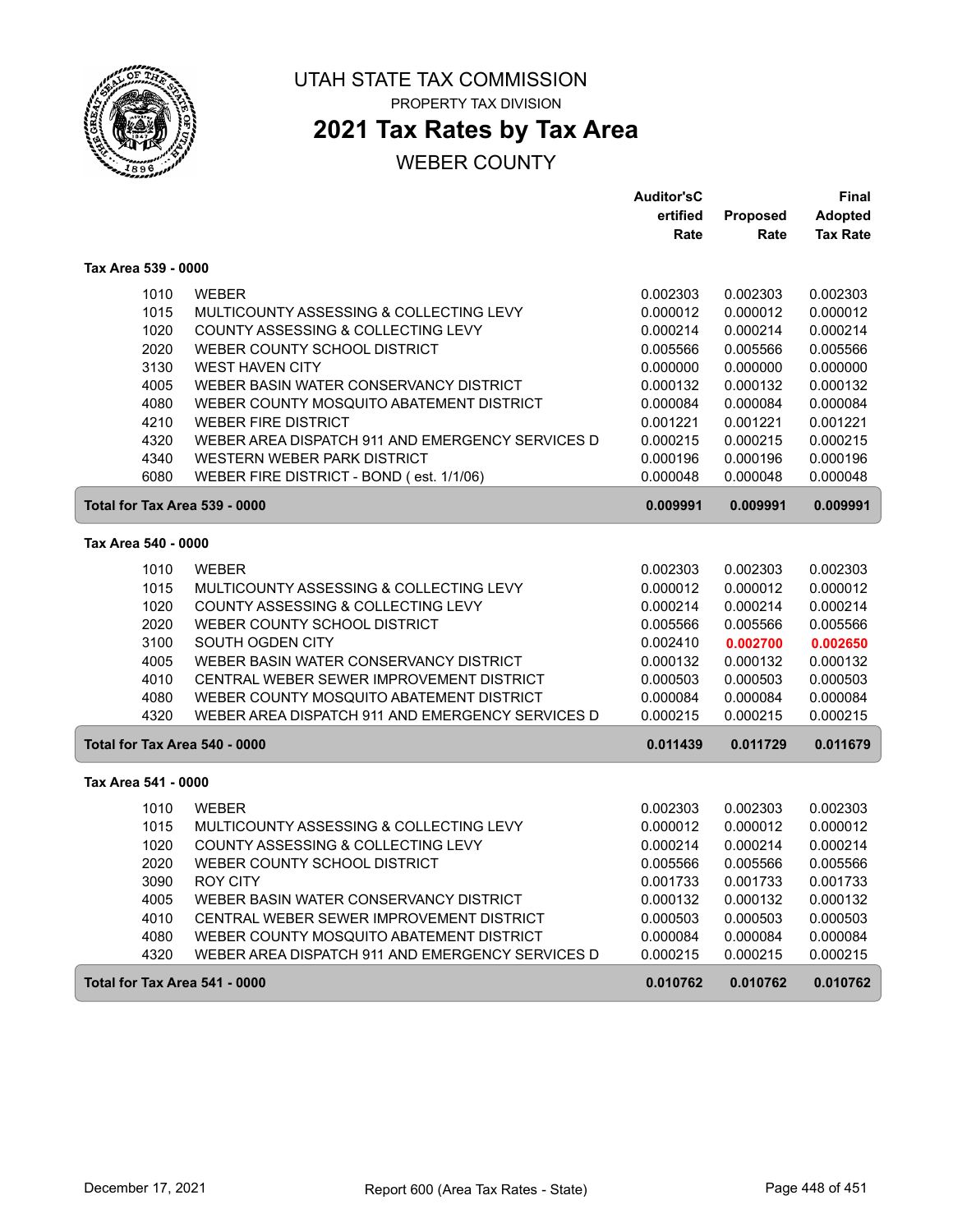# UTAH STATE TAX COMMISSION

PROPERTY TAX DIVISION

## 2021 Tax Rates by Tax Area

WEBER COUNTY

| | | Auditor's Certified Rate | Proposed Rate | Final Adopted Tax Rate |
|---|---|---|---|---|
| **Tax Area 539 - 0000** | | | | |
| 1010 | WEBER | 0.002303 | 0.002303 | 0.002303 |
| 1015 | MULTICOUNTY ASSESSING & COLLECTING LEVY | 0.000012 | 0.000012 | 0.000012 |
| 1020 | COUNTY ASSESSING & COLLECTING LEVY | 0.000214 | 0.000214 | 0.000214 |
| 2020 | WEBER COUNTY SCHOOL DISTRICT | 0.005566 | 0.005566 | 0.005566 |
| 3130 | WEST HAVEN CITY | 0.000000 | 0.000000 | 0.000000 |
| 4005 | WEBER BASIN WATER CONSERVANCY DISTRICT | 0.000132 | 0.000132 | 0.000132 |
| 4080 | WEBER COUNTY MOSQUITO ABATEMENT DISTRICT | 0.000084 | 0.000084 | 0.000084 |
| 4210 | WEBER FIRE DISTRICT | 0.001221 | 0.001221 | 0.001221 |
| 4320 | WEBER AREA DISPATCH 911 AND EMERGENCY SERVICES D | 0.000215 | 0.000215 | 0.000215 |
| 4340 | WESTERN WEBER PARK DISTRICT | 0.000196 | 0.000196 | 0.000196 |
| 6080 | WEBER FIRE DISTRICT - BOND ( est. 1/1/06) | 0.000048 | 0.000048 | 0.000048 |
| **Total for Tax Area 539 - 0000** | | **0.009991** | **0.009991** | **0.009991** |
| **Tax Area 540 - 0000** | | | | |
| 1010 | WEBER | 0.002303 | 0.002303 | 0.002303 |
| 1015 | MULTICOUNTY ASSESSING & COLLECTING LEVY | 0.000012 | 0.000012 | 0.000012 |
| 1020 | COUNTY ASSESSING & COLLECTING LEVY | 0.000214 | 0.000214 | 0.000214 |
| 2020 | WEBER COUNTY SCHOOL DISTRICT | 0.005566 | 0.005566 | 0.005566 |
| 3100 | SOUTH OGDEN CITY | 0.002410 | **0.002700** | **0.002650** |
| 4005 | WEBER BASIN WATER CONSERVANCY DISTRICT | 0.000132 | 0.000132 | 0.000132 |
| 4010 | CENTRAL WEBER SEWER IMPROVEMENT DISTRICT | 0.000503 | 0.000503 | 0.000503 |
| 4080 | WEBER COUNTY MOSQUITO ABATEMENT DISTRICT | 0.000084 | 0.000084 | 0.000084 |
| 4320 | WEBER AREA DISPATCH 911 AND EMERGENCY SERVICES D | 0.000215 | 0.000215 | 0.000215 |
| **Total for Tax Area 540 - 0000** | | **0.011439** | **0.011729** | **0.011679** |
| **Tax Area 541 - 0000** | | | | |
| 1010 | WEBER | 0.002303 | 0.002303 | 0.002303 |
| 1015 | MULTICOUNTY ASSESSING & COLLECTING LEVY | 0.000012 | 0.000012 | 0.000012 |
| 1020 | COUNTY ASSESSING & COLLECTING LEVY | 0.000214 | 0.000214 | 0.000214 |
| 2020 | WEBER COUNTY SCHOOL DISTRICT | 0.005566 | 0.005566 | 0.005566 |
| 3090 | ROY CITY | 0.001733 | 0.001733 | 0.001733 |
| 4005 | WEBER BASIN WATER CONSERVANCY DISTRICT | 0.000132 | 0.000132 | 0.000132 |
| 4010 | CENTRAL WEBER SEWER IMPROVEMENT DISTRICT | 0.000503 | 0.000503 | 0.000503 |
| 4080 | WEBER COUNTY MOSQUITO ABATEMENT DISTRICT | 0.000084 | 0.000084 | 0.000084 |
| 4320 | WEBER AREA DISPATCH 911 AND EMERGENCY SERVICES D | 0.000215 | 0.000215 | 0.000215 |
| **Total for Tax Area 541 - 0000** | | **0.010762** | **0.010762** | **0.010762** |

December 17, 2021 — Report 600 (Area Tax Rates - State)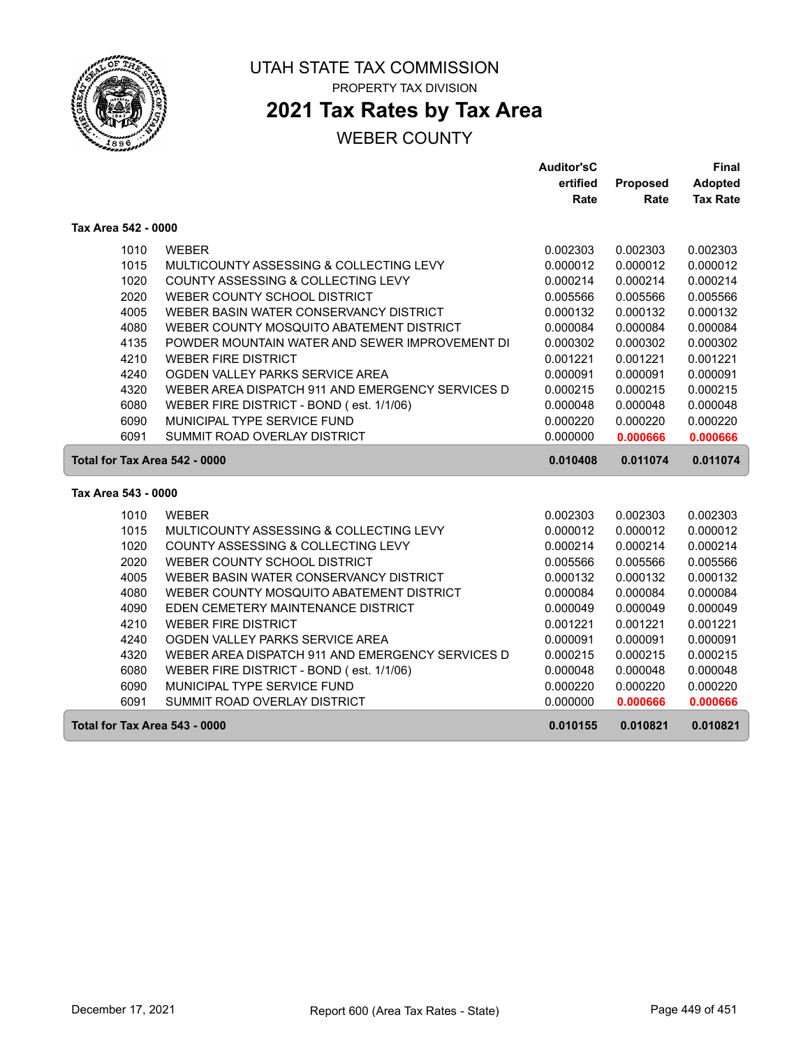UTAH STATE TAX COMMISSION

PROPERTY TAX DIVISION

# 2021 Tax Rates by Tax Area

## WEBER COUNTY

| | | Auditor'sCertified Rate | Proposed Rate | Final Adopted Tax Rate |
|---|---|---|---|---|
| **Tax Area 542 - 0000** | | | | |
| 1010 | WEBER | 0.002303 | 0.002303 | 0.002303 |
| 1015 | MULTICOUNTY ASSESSING & COLLECTING LEVY | 0.000012 | 0.000012 | 0.000012 |
| 1020 | COUNTY ASSESSING & COLLECTING LEVY | 0.000214 | 0.000214 | 0.000214 |
| 2020 | WEBER COUNTY SCHOOL DISTRICT | 0.005566 | 0.005566 | 0.005566 |
| 4005 | WEBER BASIN WATER CONSERVANCY DISTRICT | 0.000132 | 0.000132 | 0.000132 |
| 4080 | WEBER COUNTY MOSQUITO ABATEMENT DISTRICT | 0.000084 | 0.000084 | 0.000084 |
| 4135 | POWDER MOUNTAIN WATER AND SEWER IMPROVEMENT DI | 0.000302 | 0.000302 | 0.000302 |
| 4210 | WEBER FIRE DISTRICT | 0.001221 | 0.001221 | 0.001221 |
| 4240 | OGDEN VALLEY PARKS SERVICE AREA | 0.000091 | 0.000091 | 0.000091 |
| 4320 | WEBER AREA DISPATCH 911 AND EMERGENCY SERVICES D | 0.000215 | 0.000215 | 0.000215 |
| 6080 | WEBER FIRE DISTRICT - BOND ( est. 1/1/06) | 0.000048 | 0.000048 | 0.000048 |
| 6090 | MUNICIPAL TYPE SERVICE FUND | 0.000220 | 0.000220 | 0.000220 |
| 6091 | SUMMIT ROAD OVERLAY DISTRICT | 0.000000 | **0.000666** | **0.000666** |
| **Total for Tax Area 542 - 0000** | | **0.010408** | **0.011074** | **0.011074** |
| **Tax Area 543 - 0000** | | | | |
| 1010 | WEBER | 0.002303 | 0.002303 | 0.002303 |
| 1015 | MULTICOUNTY ASSESSING & COLLECTING LEVY | 0.000012 | 0.000012 | 0.000012 |
| 1020 | COUNTY ASSESSING & COLLECTING LEVY | 0.000214 | 0.000214 | 0.000214 |
| 2020 | WEBER COUNTY SCHOOL DISTRICT | 0.005566 | 0.005566 | 0.005566 |
| 4005 | WEBER BASIN WATER CONSERVANCY DISTRICT | 0.000132 | 0.000132 | 0.000132 |
| 4080 | WEBER COUNTY MOSQUITO ABATEMENT DISTRICT | 0.000084 | 0.000084 | 0.000084 |
| 4090 | EDEN CEMETERY MAINTENANCE DISTRICT | 0.000049 | 0.000049 | 0.000049 |
| 4210 | WEBER FIRE DISTRICT | 0.001221 | 0.001221 | 0.001221 |
| 4240 | OGDEN VALLEY PARKS SERVICE AREA | 0.000091 | 0.000091 | 0.000091 |
| 4320 | WEBER AREA DISPATCH 911 AND EMERGENCY SERVICES D | 0.000215 | 0.000215 | 0.000215 |
| 6080 | WEBER FIRE DISTRICT - BOND ( est. 1/1/06) | 0.000048 | 0.000048 | 0.000048 |
| 6090 | MUNICIPAL TYPE SERVICE FUND | 0.000220 | 0.000220 | 0.000220 |
| 6091 | SUMMIT ROAD OVERLAY DISTRICT | 0.000000 | **0.000666** | **0.000666** |
| **Total for Tax Area 543 - 0000** | | **0.010155** | **0.010821** | **0.010821** |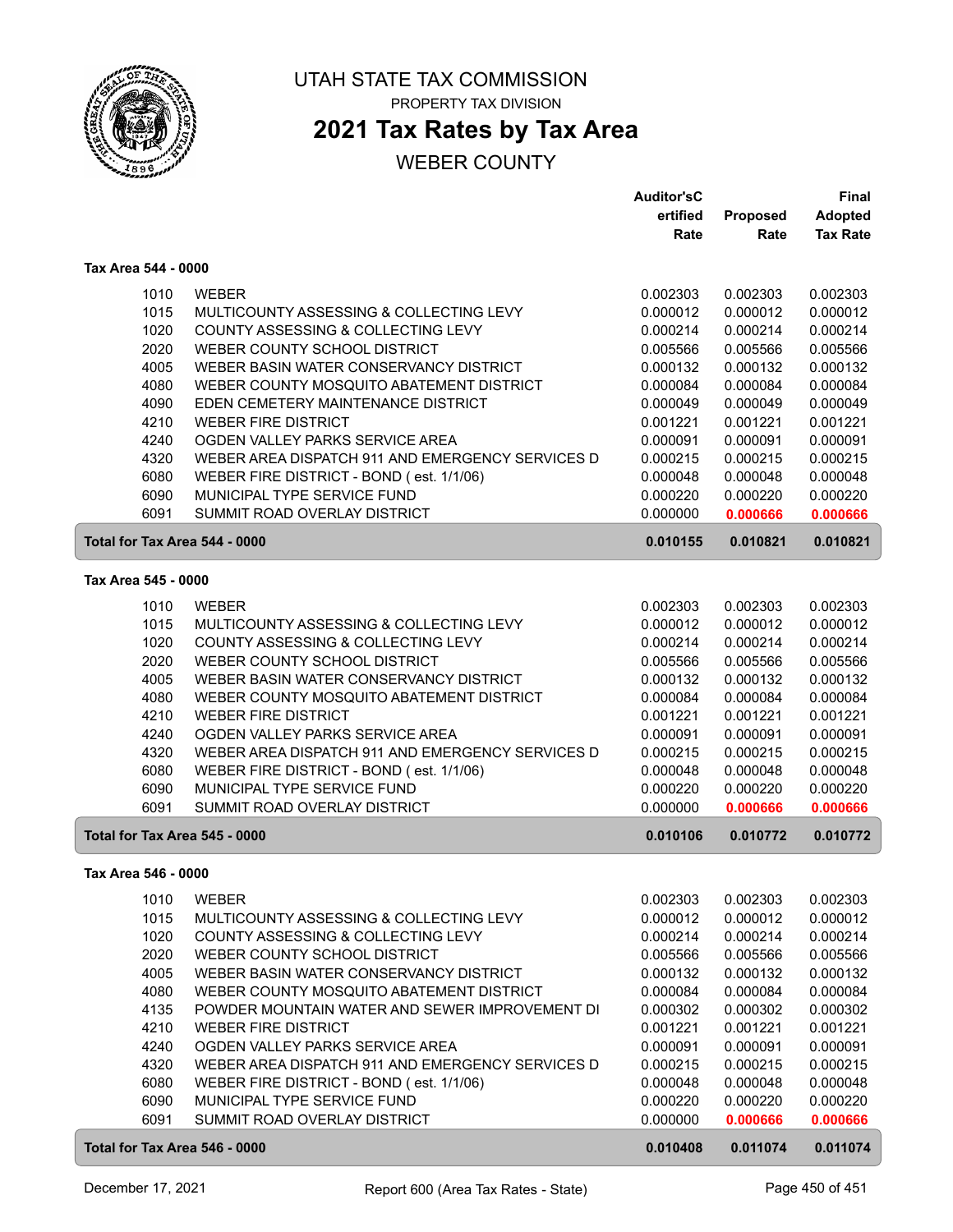# UTAH STATE TAX COMMISSION

PROPERTY TAX DIVISION

## 2021 Tax Rates by Tax Area

WEBER COUNTY

| | | Auditor'sCertified Rate | Proposed Rate | Final Adopted Tax Rate |
|---|---|---|---|---|
| **Tax Area 544 - 0000** | | | | |
| 1010 | WEBER | 0.002303 | 0.002303 | 0.002303 |
| 1015 | MULTICOUNTY ASSESSING & COLLECTING LEVY | 0.000012 | 0.000012 | 0.000012 |
| 1020 | COUNTY ASSESSING & COLLECTING LEVY | 0.000214 | 0.000214 | 0.000214 |
| 2020 | WEBER COUNTY SCHOOL DISTRICT | 0.005566 | 0.005566 | 0.005566 |
| 4005 | WEBER BASIN WATER CONSERVANCY DISTRICT | 0.000132 | 0.000132 | 0.000132 |
| 4080 | WEBER COUNTY MOSQUITO ABATEMENT DISTRICT | 0.000084 | 0.000084 | 0.000084 |
| 4090 | EDEN CEMETERY MAINTENANCE DISTRICT | 0.000049 | 0.000049 | 0.000049 |
| 4210 | WEBER FIRE DISTRICT | 0.001221 | 0.001221 | 0.001221 |
| 4240 | OGDEN VALLEY PARKS SERVICE AREA | 0.000091 | 0.000091 | 0.000091 |
| 4320 | WEBER AREA DISPATCH 911 AND EMERGENCY SERVICES D | 0.000215 | 0.000215 | 0.000215 |
| 6080 | WEBER FIRE DISTRICT - BOND ( est. 1/1/06) | 0.000048 | 0.000048 | 0.000048 |
| 6090 | MUNICIPAL TYPE SERVICE FUND | 0.000220 | 0.000220 | 0.000220 |
| 6091 | SUMMIT ROAD OVERLAY DISTRICT | 0.000000 | **0.000666** | **0.000666** |
| **Total for Tax Area 544 - 0000** | | **0.010155** | **0.010821** | **0.010821** |
| **Tax Area 545 - 0000** | | | | |
| 1010 | WEBER | 0.002303 | 0.002303 | 0.002303 |
| 1015 | MULTICOUNTY ASSESSING & COLLECTING LEVY | 0.000012 | 0.000012 | 0.000012 |
| 1020 | COUNTY ASSESSING & COLLECTING LEVY | 0.000214 | 0.000214 | 0.000214 |
| 2020 | WEBER COUNTY SCHOOL DISTRICT | 0.005566 | 0.005566 | 0.005566 |
| 4005 | WEBER BASIN WATER CONSERVANCY DISTRICT | 0.000132 | 0.000132 | 0.000132 |
| 4080 | WEBER COUNTY MOSQUITO ABATEMENT DISTRICT | 0.000084 | 0.000084 | 0.000084 |
| 4210 | WEBER FIRE DISTRICT | 0.001221 | 0.001221 | 0.001221 |
| 4240 | OGDEN VALLEY PARKS SERVICE AREA | 0.000091 | 0.000091 | 0.000091 |
| 4320 | WEBER AREA DISPATCH 911 AND EMERGENCY SERVICES D | 0.000215 | 0.000215 | 0.000215 |
| 6080 | WEBER FIRE DISTRICT - BOND ( est. 1/1/06) | 0.000048 | 0.000048 | 0.000048 |
| 6090 | MUNICIPAL TYPE SERVICE FUND | 0.000220 | 0.000220 | 0.000220 |
| 6091 | SUMMIT ROAD OVERLAY DISTRICT | 0.000000 | **0.000666** | **0.000666** |
| **Total for Tax Area 545 - 0000** | | **0.010106** | **0.010772** | **0.010772** |
| **Tax Area 546 - 0000** | | | | |
| 1010 | WEBER | 0.002303 | 0.002303 | 0.002303 |
| 1015 | MULTICOUNTY ASSESSING & COLLECTING LEVY | 0.000012 | 0.000012 | 0.000012 |
| 1020 | COUNTY ASSESSING & COLLECTING LEVY | 0.000214 | 0.000214 | 0.000214 |
| 2020 | WEBER COUNTY SCHOOL DISTRICT | 0.005566 | 0.005566 | 0.005566 |
| 4005 | WEBER BASIN WATER CONSERVANCY DISTRICT | 0.000132 | 0.000132 | 0.000132 |
| 4080 | WEBER COUNTY MOSQUITO ABATEMENT DISTRICT | 0.000084 | 0.000084 | 0.000084 |
| 4135 | POWDER MOUNTAIN WATER AND SEWER IMPROVEMENT DI | 0.000302 | 0.000302 | 0.000302 |
| 4210 | WEBER FIRE DISTRICT | 0.001221 | 0.001221 | 0.001221 |
| 4240 | OGDEN VALLEY PARKS SERVICE AREA | 0.000091 | 0.000091 | 0.000091 |
| 4320 | WEBER AREA DISPATCH 911 AND EMERGENCY SERVICES D | 0.000215 | 0.000215 | 0.000215 |
| 6080 | WEBER FIRE DISTRICT - BOND ( est. 1/1/06) | 0.000048 | 0.000048 | 0.000048 |
| 6090 | MUNICIPAL TYPE SERVICE FUND | 0.000220 | 0.000220 | 0.000220 |
| 6091 | SUMMIT ROAD OVERLAY DISTRICT | 0.000000 | **0.000666** | **0.000666** |
| **Total for Tax Area 546 - 0000** | | **0.010408** | **0.011074** | **0.011074** |

December 17, 2021 — Report 600 (Area Tax Rates - State)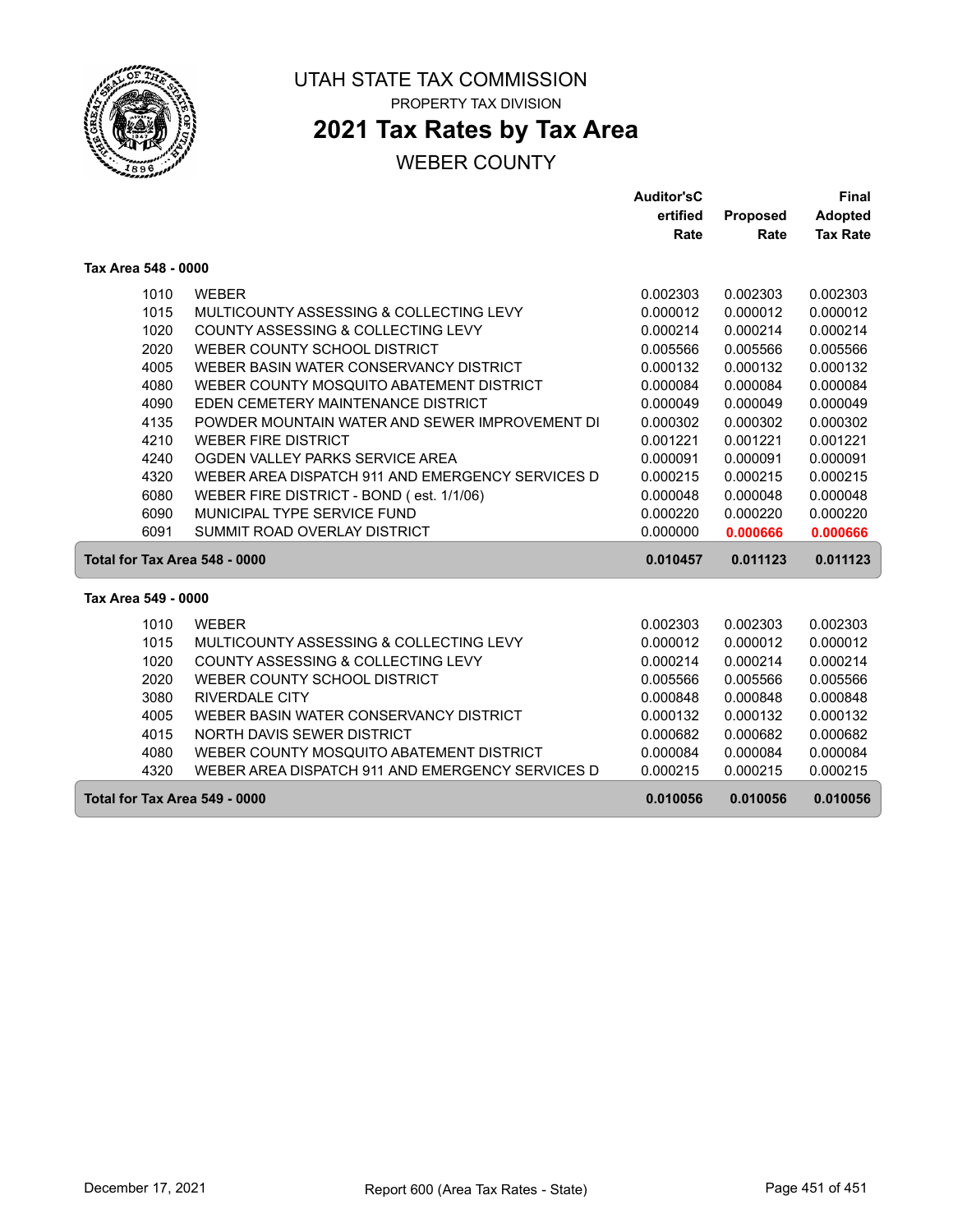UTAH STATE TAX COMMISSION

PROPERTY TAX DIVISION

# 2021 Tax Rates by Tax Area

## WEBER COUNTY

| | | Auditor'sCertified Rate | Proposed Rate | Final Adopted Tax Rate |
|---|---|---|---|---|
| **Tax Area 548 - 0000** | | | | |
| 1010 | WEBER | 0.002303 | 0.002303 | 0.002303 |
| 1015 | MULTICOUNTY ASSESSING & COLLECTING LEVY | 0.000012 | 0.000012 | 0.000012 |
| 1020 | COUNTY ASSESSING & COLLECTING LEVY | 0.000214 | 0.000214 | 0.000214 |
| 2020 | WEBER COUNTY SCHOOL DISTRICT | 0.005566 | 0.005566 | 0.005566 |
| 4005 | WEBER BASIN WATER CONSERVANCY DISTRICT | 0.000132 | 0.000132 | 0.000132 |
| 4080 | WEBER COUNTY MOSQUITO ABATEMENT DISTRICT | 0.000084 | 0.000084 | 0.000084 |
| 4090 | EDEN CEMETERY MAINTENANCE DISTRICT | 0.000049 | 0.000049 | 0.000049 |
| 4135 | POWDER MOUNTAIN WATER AND SEWER IMPROVEMENT DI | 0.000302 | 0.000302 | 0.000302 |
| 4210 | WEBER FIRE DISTRICT | 0.001221 | 0.001221 | 0.001221 |
| 4240 | OGDEN VALLEY PARKS SERVICE AREA | 0.000091 | 0.000091 | 0.000091 |
| 4320 | WEBER AREA DISPATCH 911 AND EMERGENCY SERVICES D | 0.000215 | 0.000215 | 0.000215 |
| 6080 | WEBER FIRE DISTRICT - BOND ( est. 1/1/06) | 0.000048 | 0.000048 | 0.000048 |
| 6090 | MUNICIPAL TYPE SERVICE FUND | 0.000220 | 0.000220 | 0.000220 |
| 6091 | SUMMIT ROAD OVERLAY DISTRICT | 0.000000 | **0.000666** | **0.000666** |
| **Total for Tax Area 548 - 0000** | | **0.010457** | **0.011123** | **0.011123** |
| **Tax Area 549 - 0000** | | | | |
| 1010 | WEBER | 0.002303 | 0.002303 | 0.002303 |
| 1015 | MULTICOUNTY ASSESSING & COLLECTING LEVY | 0.000012 | 0.000012 | 0.000012 |
| 1020 | COUNTY ASSESSING & COLLECTING LEVY | 0.000214 | 0.000214 | 0.000214 |
| 2020 | WEBER COUNTY SCHOOL DISTRICT | 0.005566 | 0.005566 | 0.005566 |
| 3080 | RIVERDALE CITY | 0.000848 | 0.000848 | 0.000848 |
| 4005 | WEBER BASIN WATER CONSERVANCY DISTRICT | 0.000132 | 0.000132 | 0.000132 |
| 4015 | NORTH DAVIS SEWER DISTRICT | 0.000682 | 0.000682 | 0.000682 |
| 4080 | WEBER COUNTY MOSQUITO ABATEMENT DISTRICT | 0.000084 | 0.000084 | 0.000084 |
| 4320 | WEBER AREA DISPATCH 911 AND EMERGENCY SERVICES D | 0.000215 | 0.000215 | 0.000215 |
| **Total for Tax Area 549 - 0000** | | **0.010056** | **0.010056** | **0.010056** |

December 17, 2021 — Report 600 (Area Tax Rates - State)